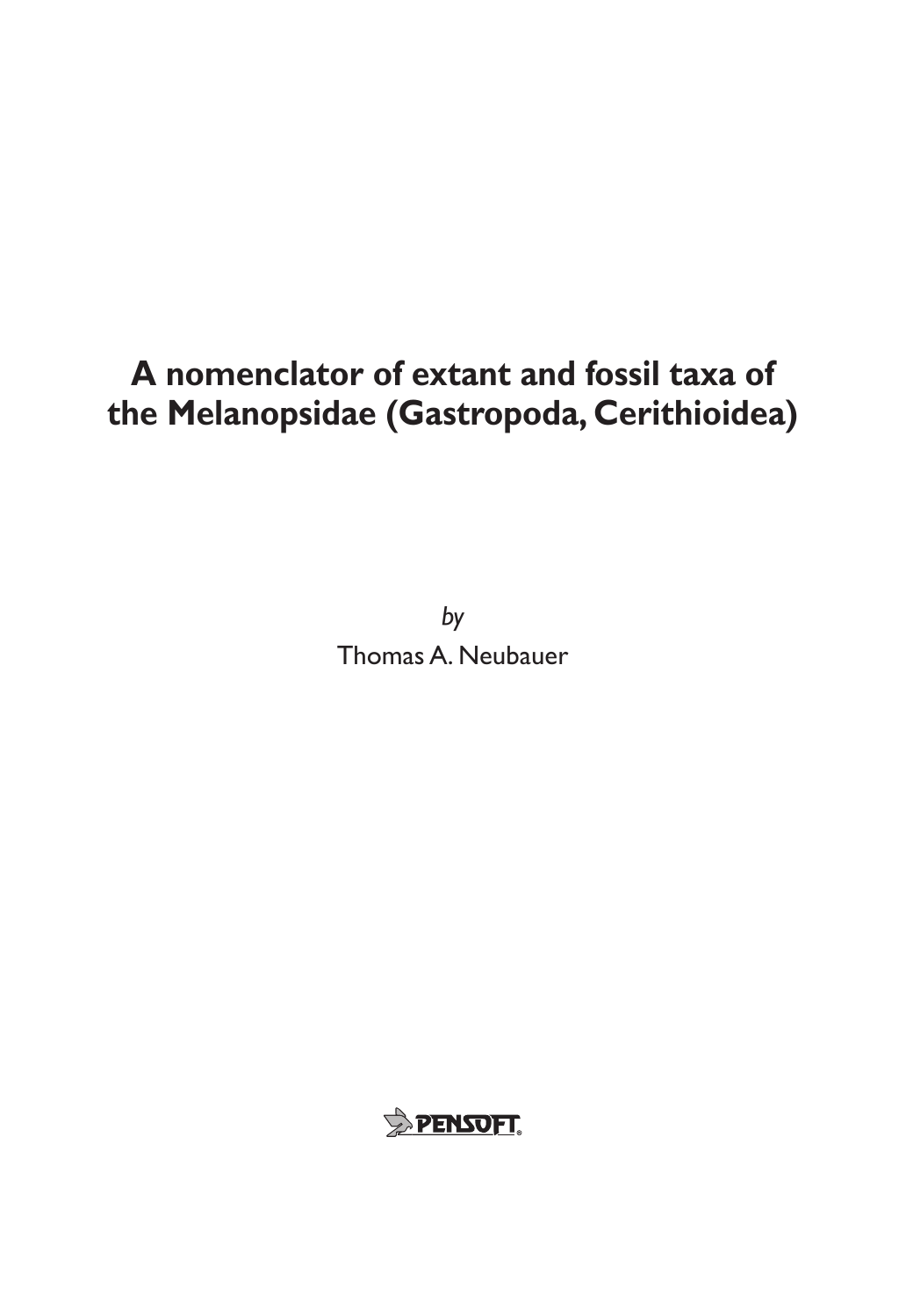# A nomenclator of extant and fossil taxa of the Melanopsidae (Gastropoda, Cerithioidea)

*by*

Thomas A. Neubauer

PENSOFT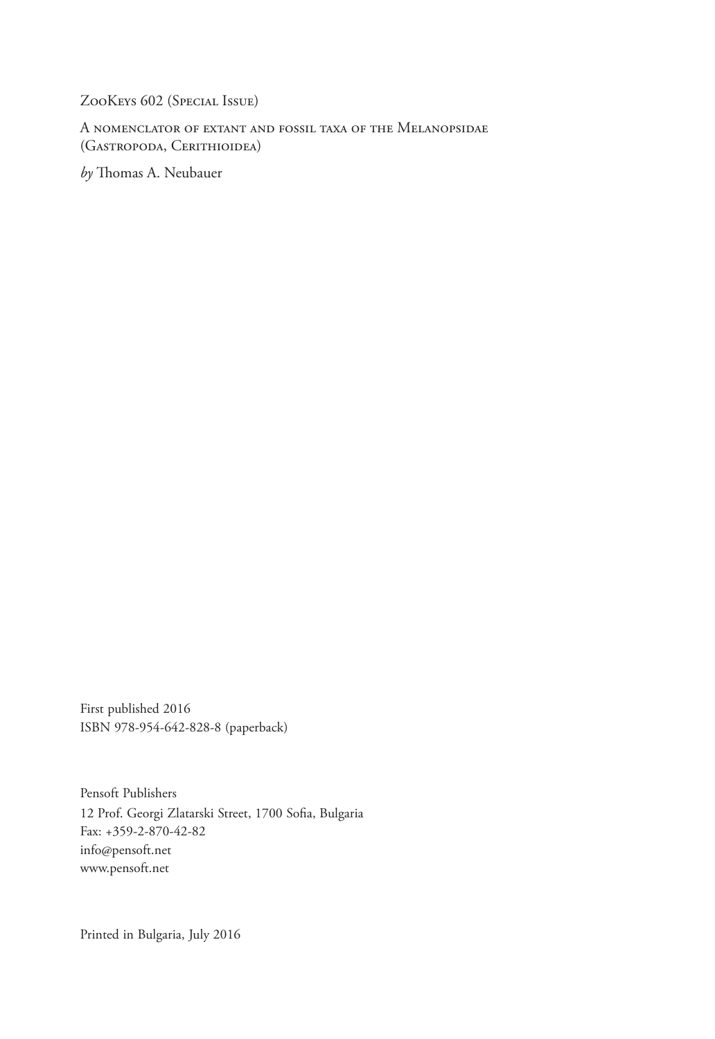ZooKeys 602 (Special Issue)

A nomenclator of extant and fossil taxa of the Melanopsidae (Gastropoda, Cerithioidea)

*by* Thomas A. Neubauer

First published 2016
ISBN 978-954-642-828-8 (paperback)

Pensoft Publishers
12 Prof. Georgi Zlatarski Street, 1700 Sofia, Bulgaria
Fax: +359-2-870-42-82
info@pensoft.net
www.pensoft.net

Printed in Bulgaria, July 2016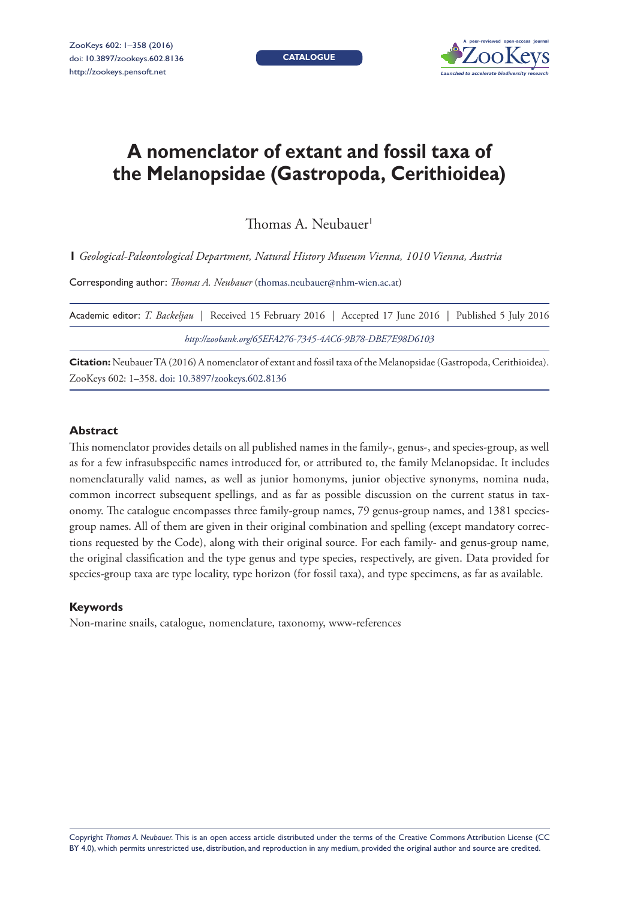CATALOGUE

# A nomenclator of extant and fossil taxa of the Melanopsidae (Gastropoda, Cerithioidea)

Thomas A. Neubauer[1]

**1** *Geological-Paleontological Department, Natural History Museum Vienna, 1010 Vienna, Austria*

Corresponding author: *Thomas A. Neubauer* (thomas.neubauer@nhm-wien.ac.at)

Academic editor: *T. Backeljau* | Received 15 February 2016 | Accepted 17 June 2016 | Published 5 July 2016

*http://zoobank.org/65EFA276-7345-4AC6-9B78-DBE7E98D6103*

**Citation:** Neubauer TA (2016) A nomenclator of extant and fossil taxa of the Melanopsidae (Gastropoda, Cerithioidea). ZooKeys 602: 1–358. doi: 10.3897/zookeys.602.8136

## Abstract

This nomenclator provides details on all published names in the family-, genus-, and species-group, as well as for a few infrasubspecific names introduced for, or attributed to, the family Melanopsidae. It includes nomenclaturally valid names, as well as junior homonyms, junior objective synonyms, nomina nuda, common incorrect subsequent spellings, and as far as possible discussion on the current status in taxonomy. The catalogue encompasses three family-group names, 79 genus-group names, and 1381 species-group names. All of them are given in their original combination and spelling (except mandatory corrections requested by the Code), along with their original source. For each family- and genus-group name, the original classification and the type genus and type species, respectively, are given. Data provided for species-group taxa are type locality, type horizon (for fossil taxa), and type specimens, as far as available.

## Keywords

Non-marine snails, catalogue, nomenclature, taxonomy, www-references

Copyright *Thomas A. Neubauer.* This is an open access article distributed under the terms of the Creative Commons Attribution License (CC BY 4.0), which permits unrestricted use, distribution, and reproduction in any medium, provided the original author and source are credited.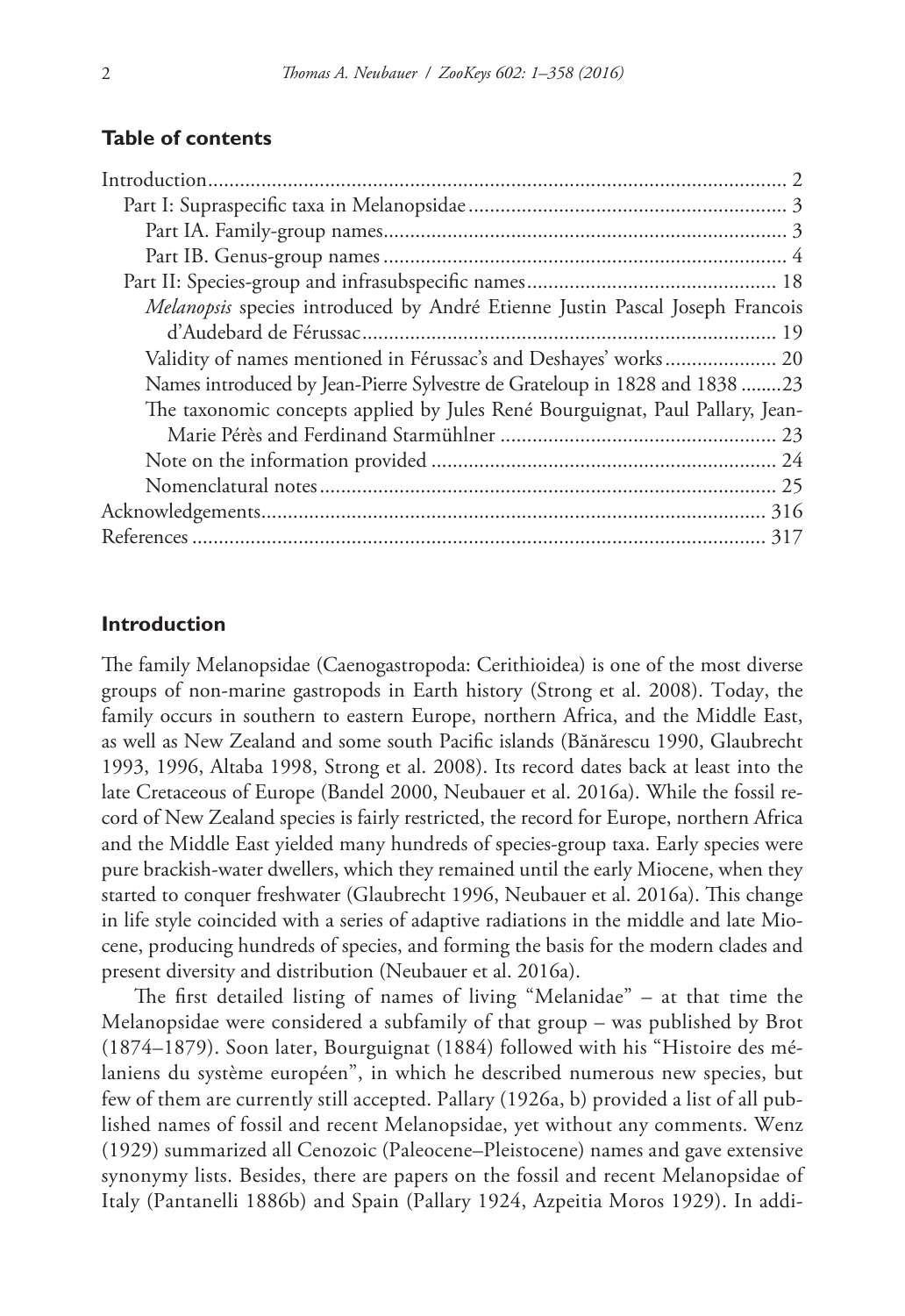## Table of contents

Introduction ... 2
  Part I: Supraspecific taxa in Melanopsidae ... 3
    Part IA. Family-group names ... 3
    Part IB. Genus-group names ... 4
  Part II: Species-group and infrasubspecific names ... 18
    *Melanopsis* species introduced by André Etienne Justin Pascal Joseph Francois d'Audebard de Férussac ... 19
    Validity of names mentioned in Férussac's and Deshayes' works ... 20
    Names introduced by Jean-Pierre Sylvestre de Grateloup in 1828 and 1838 ... 23
    The taxonomic concepts applied by Jules René Bourguignat, Paul Pallary, Jean-Marie Pérès and Ferdinand Starmühlner ... 23
    Note on the information provided ... 24
    Nomenclatural notes ... 25
Acknowledgements ... 316
References ... 317

## Introduction

The family Melanopsidae (Caenogastropoda: Cerithioidea) is one of the most diverse groups of non-marine gastropods in Earth history (Strong et al. 2008). Today, the family occurs in southern to eastern Europe, northern Africa, and the Middle East, as well as New Zealand and some south Pacific islands (Bănărescu 1990, Glaubrecht 1993, 1996, Altaba 1998, Strong et al. 2008). Its record dates back at least into the late Cretaceous of Europe (Bandel 2000, Neubauer et al. 2016a). While the fossil record of New Zealand species is fairly restricted, the record for Europe, northern Africa and the Middle East yielded many hundreds of species-group taxa. Early species were pure brackish-water dwellers, which they remained until the early Miocene, when they started to conquer freshwater (Glaubrecht 1996, Neubauer et al. 2016a). This change in life style coincided with a series of adaptive radiations in the middle and late Miocene, producing hundreds of species, and forming the basis for the modern clades and present diversity and distribution (Neubauer et al. 2016a).

The first detailed listing of names of living "Melanidae" – at that time the Melanopsidae were considered a subfamily of that group – was published by Brot (1874–1879). Soon later, Bourguignat (1884) followed with his "Histoire des mélaniens du système européen", in which he described numerous new species, but few of them are currently still accepted. Pallary (1926a, b) provided a list of all published names of fossil and recent Melanopsidae, yet without any comments. Wenz (1929) summarized all Cenozoic (Paleocene–Pleistocene) names and gave extensive synonymy lists. Besides, there are papers on the fossil and recent Melanopsidae of Italy (Pantanelli 1886b) and Spain (Pallary 1924, Azpeitia Moros 1929). In addi-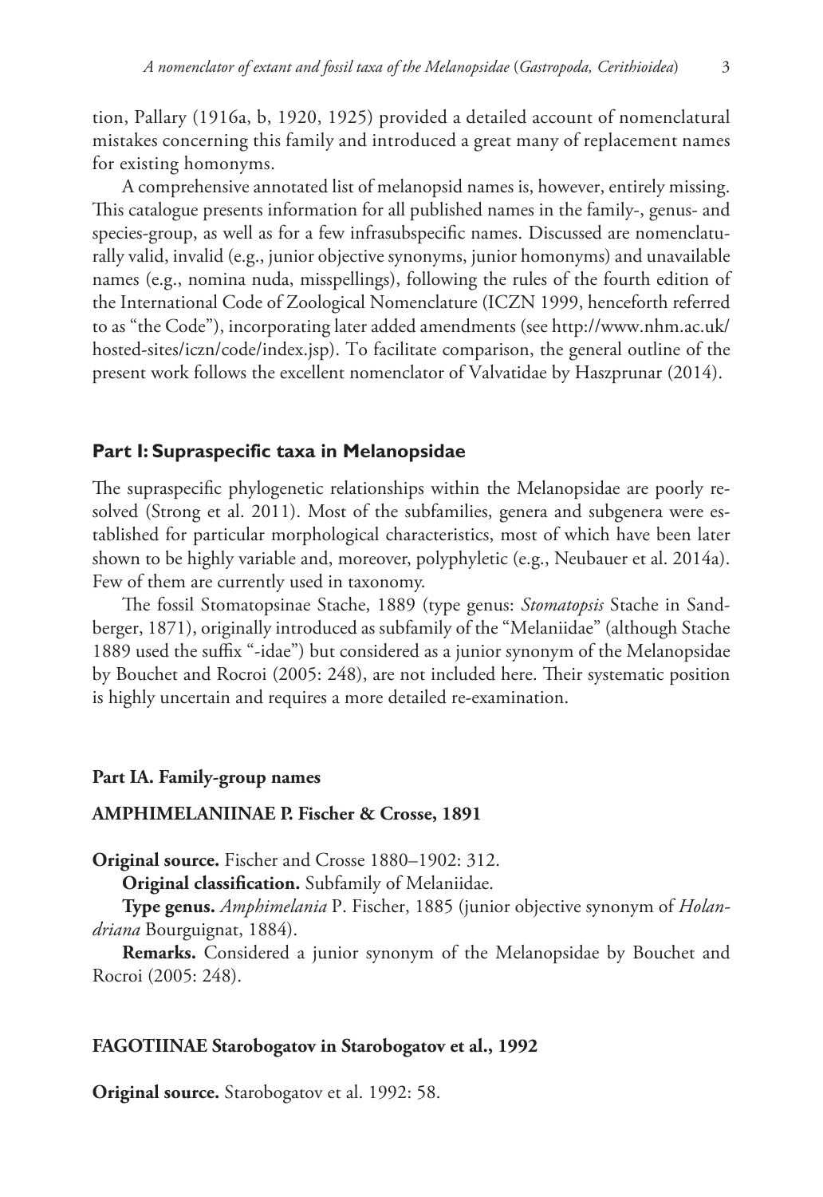tion, Pallary (1916a, b, 1920, 1925) provided a detailed account of nomenclatural mistakes concerning this family and introduced a great many of replacement names for existing homonyms.

A comprehensive annotated list of melanopsid names is, however, entirely missing. This catalogue presents information for all published names in the family-, genus- and species-group, as well as for a few infrasubspecific names. Discussed are nomenclaturally valid, invalid (e.g., junior objective synonyms, junior homonyms) and unavailable names (e.g., nomina nuda, misspellings), following the rules of the fourth edition of the International Code of Zoological Nomenclature (ICZN 1999, henceforth referred to as "the Code"), incorporating later added amendments (see http://www.nhm.ac.uk/hosted-sites/iczn/code/index.jsp). To facilitate comparison, the general outline of the present work follows the excellent nomenclator of Valvatidae by Haszprunar (2014).

## Part I: Supraspecific taxa in Melanopsidae

The supraspecific phylogenetic relationships within the Melanopsidae are poorly resolved (Strong et al. 2011). Most of the subfamilies, genera and subgenera were established for particular morphological characteristics, most of which have been later shown to be highly variable and, moreover, polyphyletic (e.g., Neubauer et al. 2014a). Few of them are currently used in taxonomy.

The fossil Stomatopsinae Stache, 1889 (type genus: *Stomatopsis* Stache in Sandberger, 1871), originally introduced as subfamily of the "Melaniidae" (although Stache 1889 used the suffix "-idae") but considered as a junior synonym of the Melanopsidae by Bouchet and Rocroi (2005: 248), are not included here. Their systematic position is highly uncertain and requires a more detailed re-examination.

### Part IA. Family-group names

#### AMPHIMELANIINAE P. Fischer & Crosse, 1891

**Original source.** Fischer and Crosse 1880–1902: 312.

**Original classification.** Subfamily of Melaniidae.

**Type genus.** *Amphimelania* P. Fischer, 1885 (junior objective synonym of *Holandriana* Bourguignat, 1884).

**Remarks.** Considered a junior synonym of the Melanopsidae by Bouchet and Rocroi (2005: 248).

#### FAGOTIINAE Starobogatov in Starobogatov et al., 1992

**Original source.** Starobogatov et al. 1992: 58.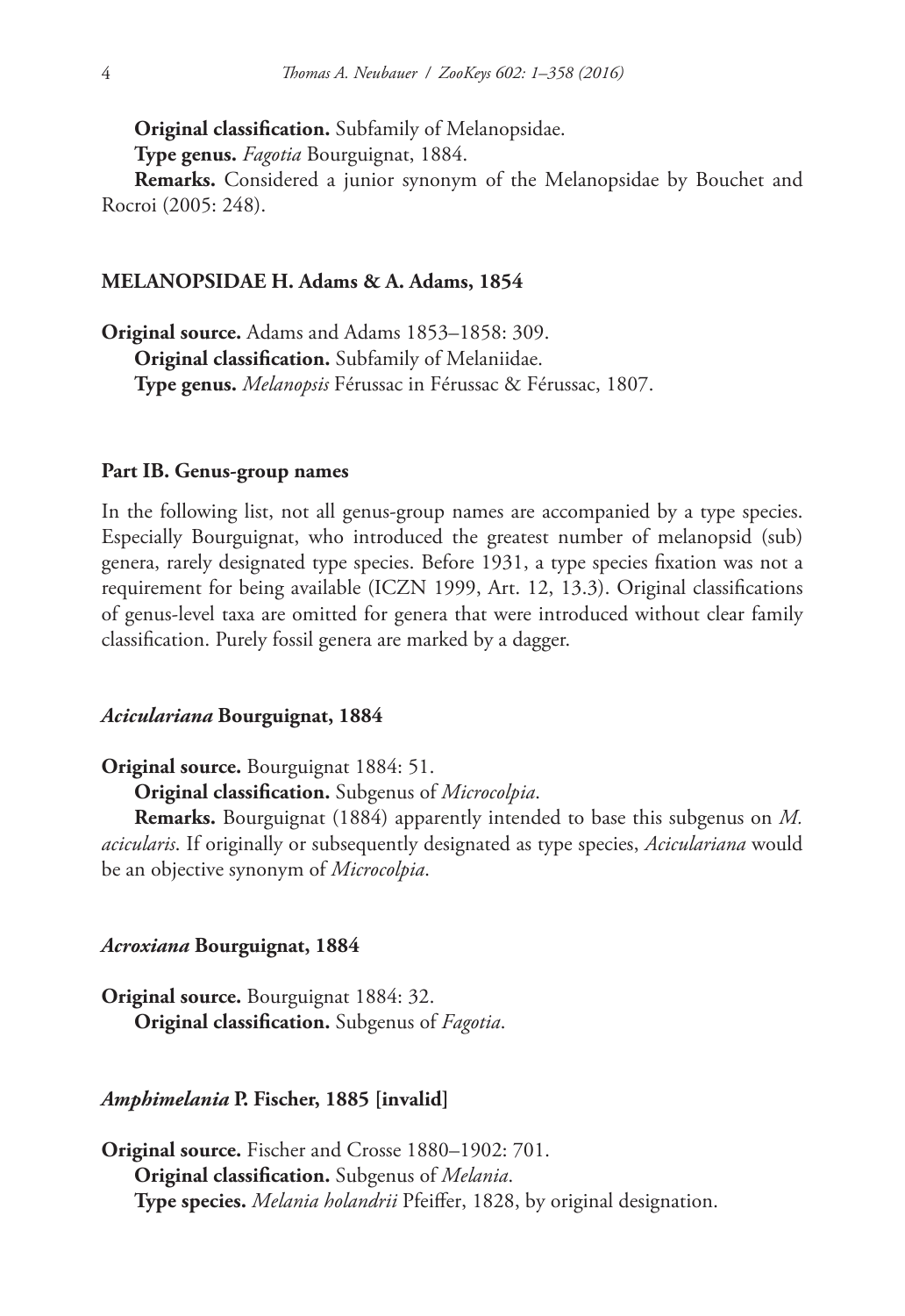**Original classification.** Subfamily of Melanopsidae.

**Type genus.** *Fagotia* Bourguignat, 1884.

**Remarks.** Considered a junior synonym of the Melanopsidae by Bouchet and Rocroi (2005: 248).

### MELANOPSIDAE H. Adams & A. Adams, 1854

**Original source.** Adams and Adams 1853–1858: 309.

**Original classification.** Subfamily of Melaniidae.

**Type genus.** *Melanopsis* Férussac in Férussac & Férussac, 1807.

## Part IB. Genus-group names

In the following list, not all genus-group names are accompanied by a type species. Especially Bourguignat, who introduced the greatest number of melanopsid (sub) genera, rarely designated type species. Before 1931, a type species fixation was not a requirement for being available (ICZN 1999, Art. 12, 13.3). Original classifications of genus-level taxa are omitted for genera that were introduced without clear family classification. Purely fossil genera are marked by a dagger.

### *Acicularianа* Bourguignat, 1884

**Original source.** Bourguignat 1884: 51.

**Original classification.** Subgenus of *Microcolpia*.

**Remarks.** Bourguignat (1884) apparently intended to base this subgenus on *M. acicularis*. If originally or subsequently designated as type species, *Aciculariana* would be an objective synonym of *Microcolpia*.

### *Acroxiana* Bourguignat, 1884

**Original source.** Bourguignat 1884: 32.

**Original classification.** Subgenus of *Fagotia*.

### *Amphimelania* P. Fischer, 1885 [invalid]

**Original source.** Fischer and Crosse 1880–1902: 701.

**Original classification.** Subgenus of *Melania*.

**Type species.** *Melania holandrii* Pfeiffer, 1828, by original designation.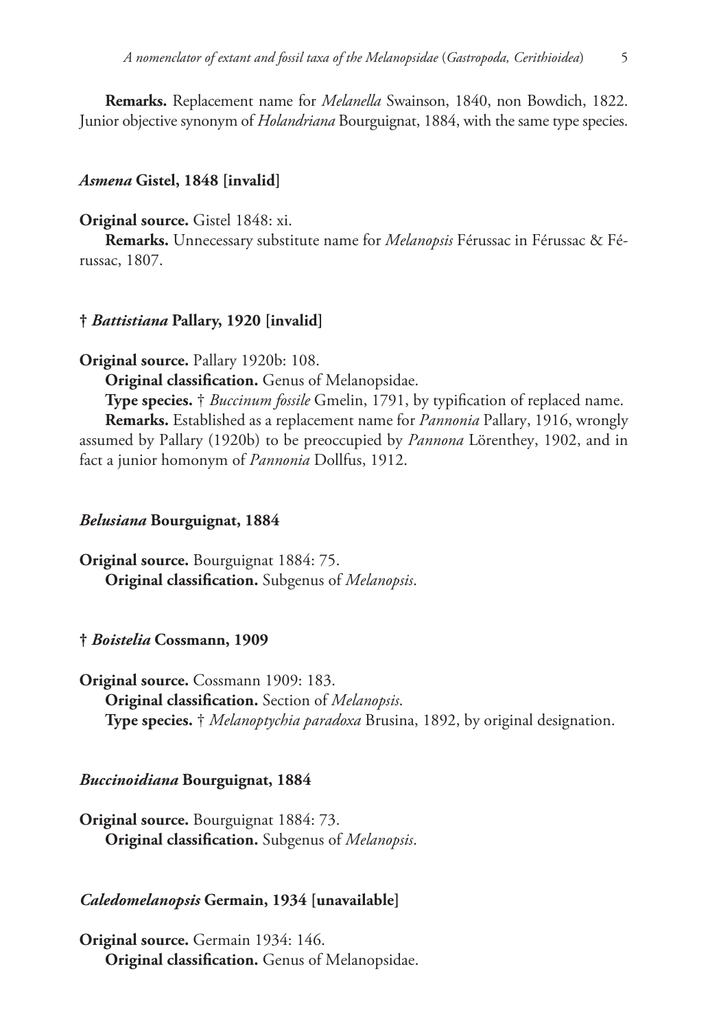**Remarks.** Replacement name for *Melanella* Swainson, 1840, non Bowdich, 1822. Junior objective synonym of *Holandriana* Bourguignat, 1884, with the same type species.

#### *Asmena* Gistel, 1848 [invalid]

**Original source.** Gistel 1848: xi.

**Remarks.** Unnecessary substitute name for *Melanopsis* Férussac in Férussac & Férussac, 1807.

#### † *Battistiana* Pallary, 1920 [invalid]

**Original source.** Pallary 1920b: 108.

**Original classification.** Genus of Melanopsidae.

**Type species.** † *Buccinum fossile* Gmelin, 1791, by typification of replaced name.

**Remarks.** Established as a replacement name for *Pannonia* Pallary, 1916, wrongly assumed by Pallary (1920b) to be preoccupied by *Pannona* Lörenthey, 1902, and in fact a junior homonym of *Pannonia* Dollfus, 1912.

#### *Belusiana* Bourguignat, 1884

**Original source.** Bourguignat 1884: 75.

**Original classification.** Subgenus of *Melanopsis*.

#### † *Boistelia* Cossmann, 1909

**Original source.** Cossmann 1909: 183.

**Original classification.** Section of *Melanopsis*.

**Type species.** † *Melanoptychia paradoxa* Brusina, 1892, by original designation.

#### *Buccinoidiana* Bourguignat, 1884

**Original source.** Bourguignat 1884: 73.

**Original classification.** Subgenus of *Melanopsis*.

#### *Caledomelanopsis* Germain, 1934 [unavailable]

**Original source.** Germain 1934: 146.

**Original classification.** Genus of Melanopsidae.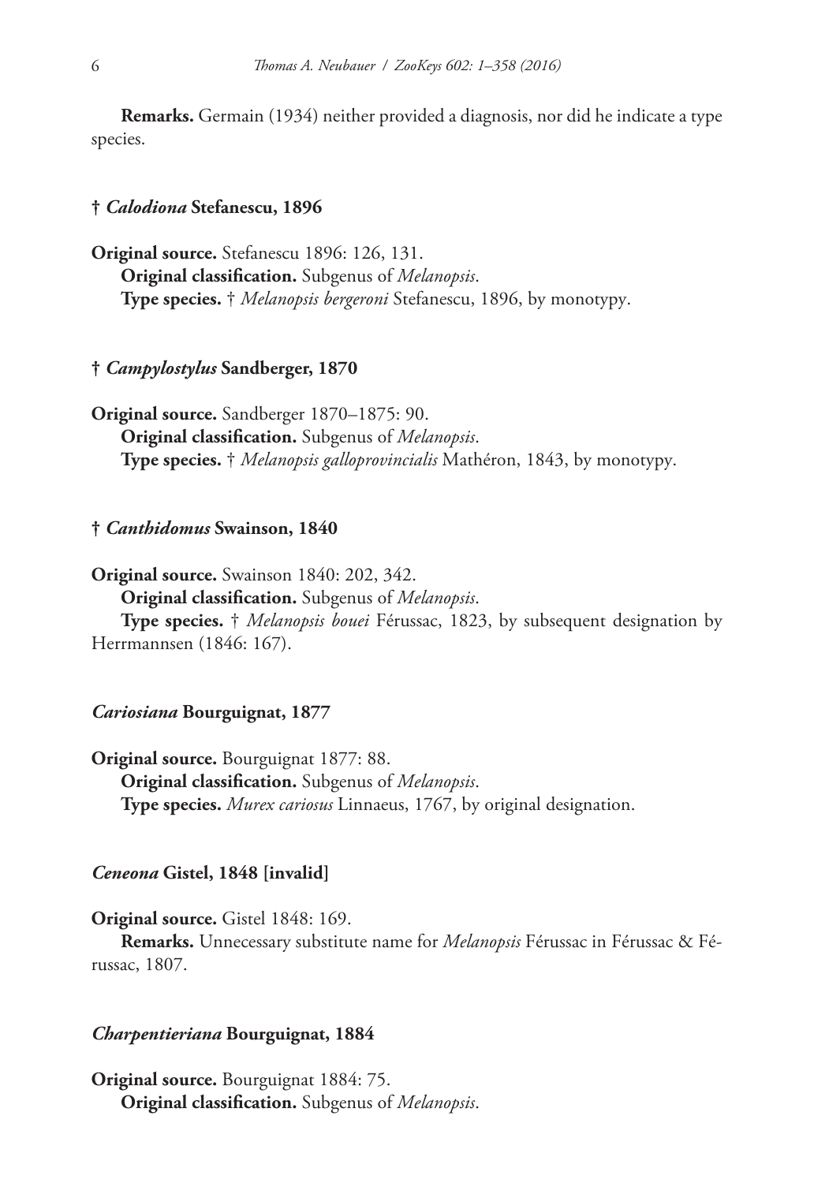**Remarks.** Germain (1934) neither provided a diagnosis, nor did he indicate a type species.

### † *Calodiona* Stefanescu, 1896

**Original source.** Stefanescu 1896: 126, 131.

**Original classification.** Subgenus of *Melanopsis*.

**Type species.** † *Melanopsis bergeroni* Stefanescu, 1896, by monotypy.

### † *Campylostylus* Sandberger, 1870

**Original source.** Sandberger 1870–1875: 90.

**Original classification.** Subgenus of *Melanopsis*.

**Type species.** † *Melanopsis galloprovincialis* Mathéron, 1843, by monotypy.

### † *Canthidomus* Swainson, 1840

**Original source.** Swainson 1840: 202, 342.

**Original classification.** Subgenus of *Melanopsis*.

**Type species.** † *Melanopsis bouei* Férussac, 1823, by subsequent designation by Herrmannsen (1846: 167).

### *Cariosiana* Bourguignat, 1877

**Original source.** Bourguignat 1877: 88.

**Original classification.** Subgenus of *Melanopsis*.

**Type species.** *Murex cariosus* Linnaeus, 1767, by original designation.

### *Ceneona* Gistel, 1848 [invalid]

**Original source.** Gistel 1848: 169.

**Remarks.** Unnecessary substitute name for *Melanopsis* Férussac in Férussac & Férussac, 1807.

### *Charpentieriana* Bourguignat, 1884

**Original source.** Bourguignat 1884: 75.

**Original classification.** Subgenus of *Melanopsis*.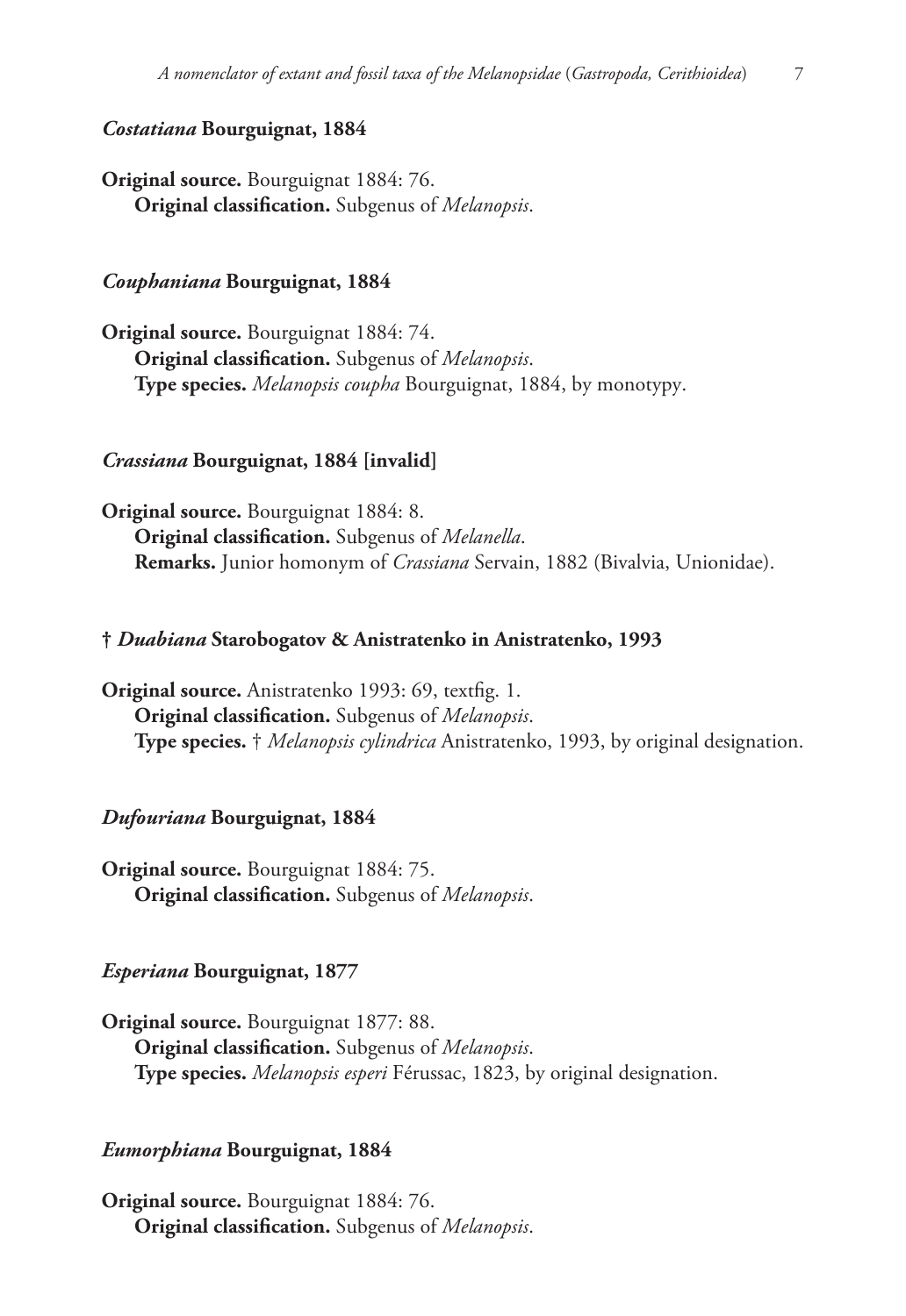### *Costatiana* Bourguignat, 1884

**Original source.** Bourguignat 1884: 76.
**Original classification.** Subgenus of *Melanopsis*.

### *Couphaniana* Bourguignat, 1884

**Original source.** Bourguignat 1884: 74.
**Original classification.** Subgenus of *Melanopsis*.
**Type species.** *Melanopsis coupha* Bourguignat, 1884, by monotypy.

### *Crassiana* Bourguignat, 1884 [invalid]

**Original source.** Bourguignat 1884: 8.
**Original classification.** Subgenus of *Melanella*.
**Remarks.** Junior homonym of *Crassiana* Servain, 1882 (Bivalvia, Unionidae).

### † *Duabiana* Starobogatov & Anistratenko in Anistratenko, 1993

**Original source.** Anistratenko 1993: 69, textfig. 1.
**Original classification.** Subgenus of *Melanopsis*.
**Type species.** † *Melanopsis cylindrica* Anistratenko, 1993, by original designation.

### *Dufouriana* Bourguignat, 1884

**Original source.** Bourguignat 1884: 75.
**Original classification.** Subgenus of *Melanopsis*.

### *Esperiana* Bourguignat, 1877

**Original source.** Bourguignat 1877: 88.
**Original classification.** Subgenus of *Melanopsis*.
**Type species.** *Melanopsis esperi* Férussac, 1823, by original designation.

### *Eumorphiana* Bourguignat, 1884

**Original source.** Bourguignat 1884: 76.
**Original classification.** Subgenus of *Melanopsis*.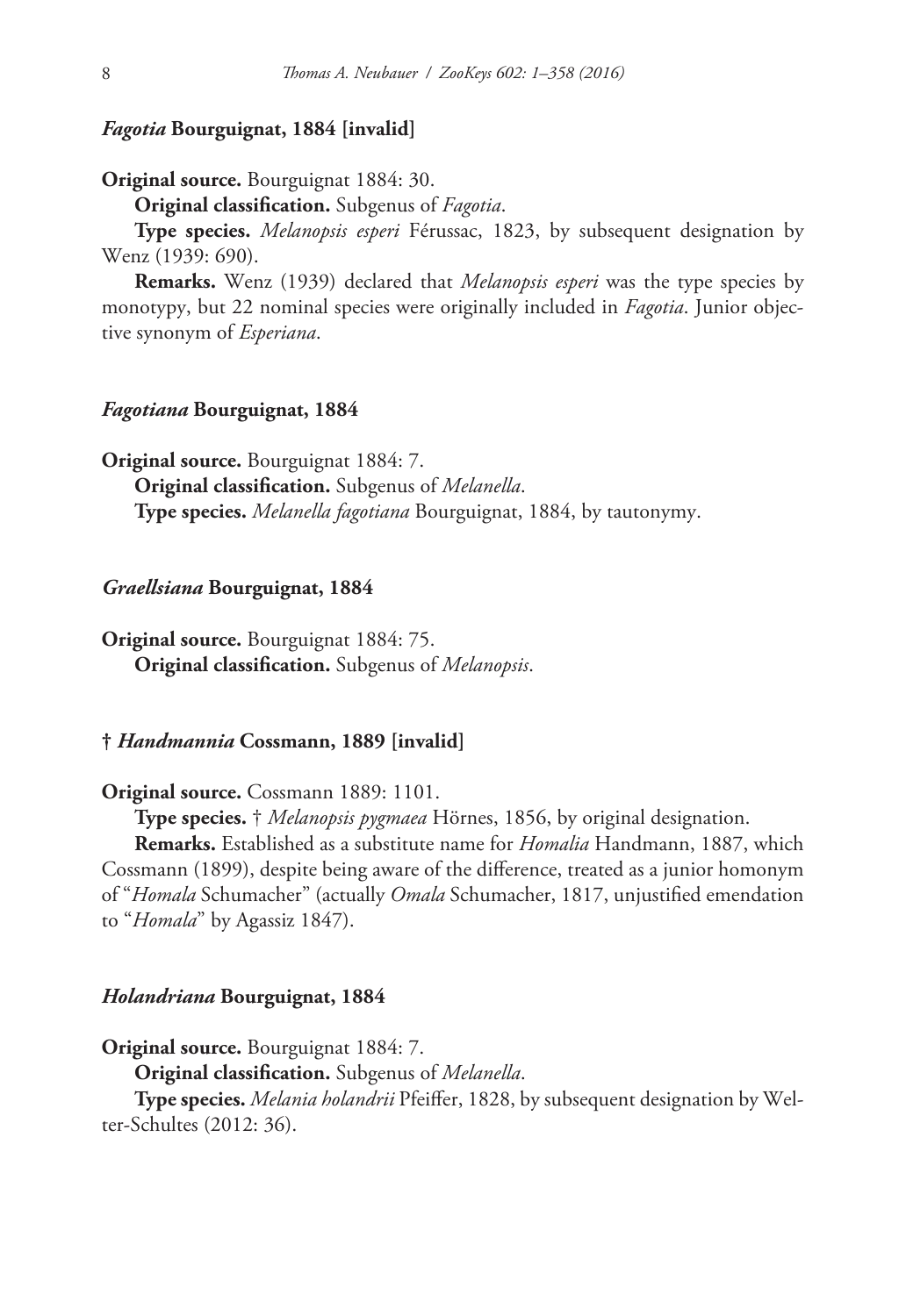### *Fagotia* Bourguignat, 1884 [invalid]

**Original source.** Bourguignat 1884: 30.

**Original classification.** Subgenus of *Fagotia*.

**Type species.** *Melanopsis esperi* Férussac, 1823, by subsequent designation by Wenz (1939: 690).

**Remarks.** Wenz (1939) declared that *Melanopsis esperi* was the type species by monotypy, but 22 nominal species were originally included in *Fagotia*. Junior objective synonym of *Esperiana*.

### *Fagotiana* Bourguignat, 1884

**Original source.** Bourguignat 1884: 7.

**Original classification.** Subgenus of *Melanella*.

**Type species.** *Melanella fagotiana* Bourguignat, 1884, by tautonymy.

### *Graellsiana* Bourguignat, 1884

**Original source.** Bourguignat 1884: 75.

**Original classification.** Subgenus of *Melanopsis*.

### † *Handmannia* Cossmann, 1889 [invalid]

**Original source.** Cossmann 1889: 1101.

**Type species.** † *Melanopsis pygmaea* Hörnes, 1856, by original designation.

**Remarks.** Established as a substitute name for *Homalia* Handmann, 1887, which Cossmann (1899), despite being aware of the difference, treated as a junior homonym of "*Homala* Schumacher" (actually *Omala* Schumacher, 1817, unjustified emendation to "*Homala*" by Agassiz 1847).

### *Holandriana* Bourguignat, 1884

**Original source.** Bourguignat 1884: 7.

**Original classification.** Subgenus of *Melanella*.

**Type species.** *Melania holandrii* Pfeiffer, 1828, by subsequent designation by Welter-Schultes (2012: 36).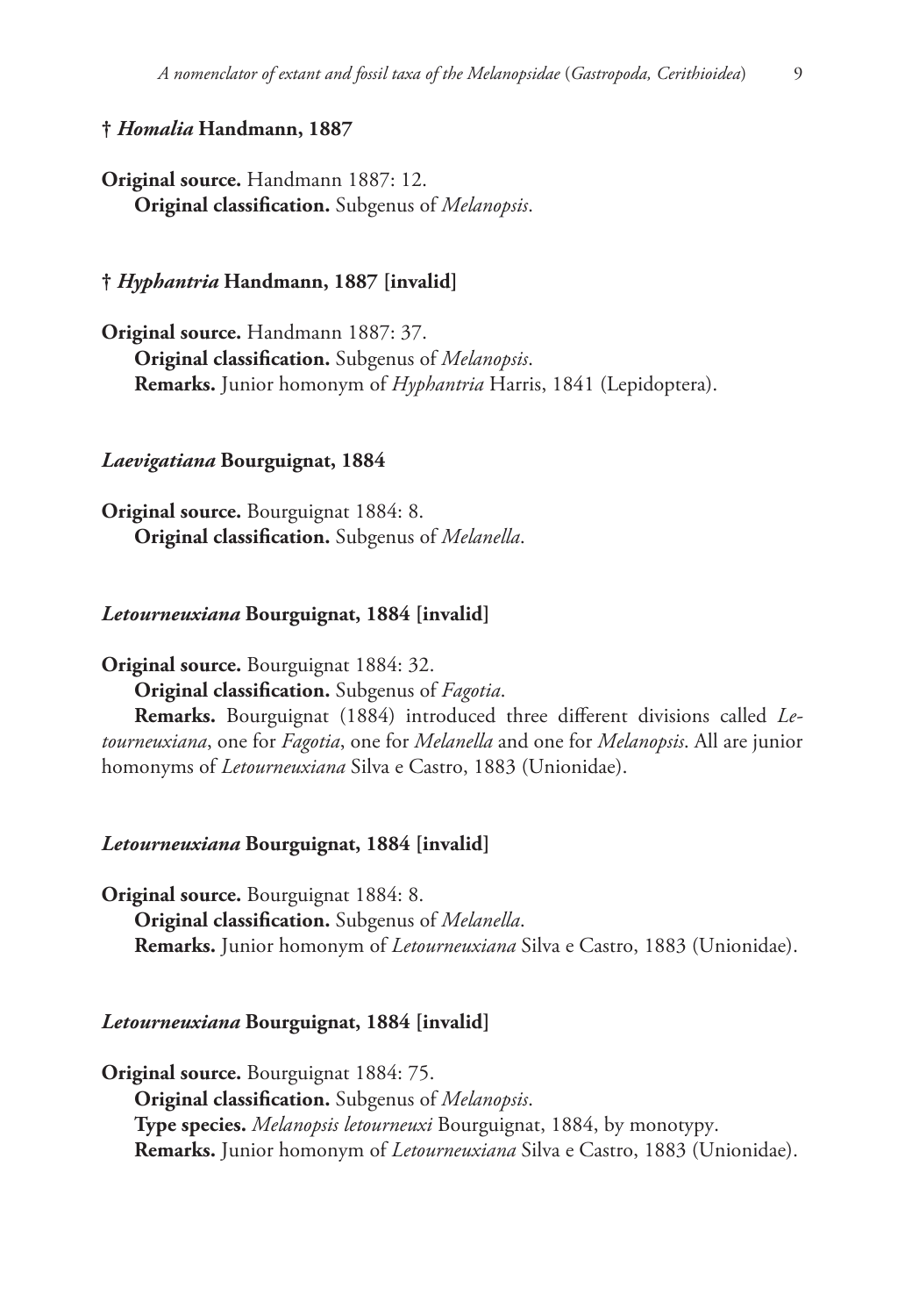### † *Homalia* Handmann, 1887

**Original source.** Handmann 1887: 12.
**Original classification.** Subgenus of *Melanopsis*.

### † *Hyphantria* Handmann, 1887 [invalid]

**Original source.** Handmann 1887: 37.
**Original classification.** Subgenus of *Melanopsis*.
**Remarks.** Junior homonym of *Hyphantria* Harris, 1841 (Lepidoptera).

### *Laevigatiana* Bourguignat, 1884

**Original source.** Bourguignat 1884: 8.
**Original classification.** Subgenus of *Melanella*.

### *Letourneuxiana* Bourguignat, 1884 [invalid]

**Original source.** Bourguignat 1884: 32.
**Original classification.** Subgenus of *Fagotia*.
**Remarks.** Bourguignat (1884) introduced three different divisions called *Letourneuxiana*, one for *Fagotia*, one for *Melanella* and one for *Melanopsis*. All are junior homonyms of *Letourneuxiana* Silva e Castro, 1883 (Unionidae).

### *Letourneuxiana* Bourguignat, 1884 [invalid]

**Original source.** Bourguignat 1884: 8.
**Original classification.** Subgenus of *Melanella*.
**Remarks.** Junior homonym of *Letourneuxiana* Silva e Castro, 1883 (Unionidae).

### *Letourneuxiana* Bourguignat, 1884 [invalid]

**Original source.** Bourguignat 1884: 75.
**Original classification.** Subgenus of *Melanopsis*.
**Type species.** *Melanopsis letourneuxi* Bourguignat, 1884, by monotypy.
**Remarks.** Junior homonym of *Letourneuxiana* Silva e Castro, 1883 (Unionidae).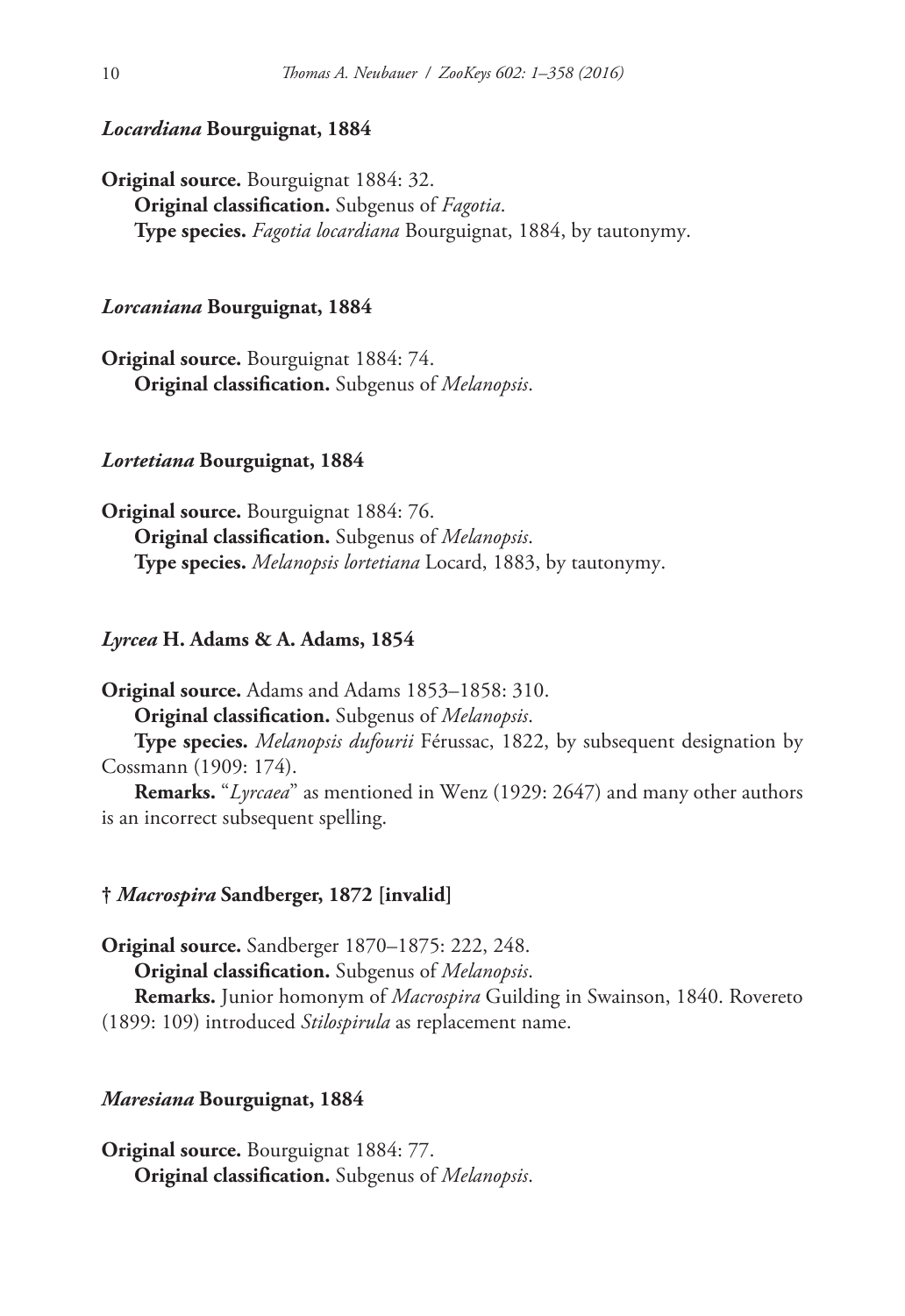### *Locardiana* Bourguignat, 1884

**Original source.** Bourguignat 1884: 32.

**Original classification.** Subgenus of *Fagotia*.

**Type species.** *Fagotia locardiana* Bourguignat, 1884, by tautonymy.

### *Lorcaniana* Bourguignat, 1884

**Original source.** Bourguignat 1884: 74.

**Original classification.** Subgenus of *Melanopsis*.

### *Lortetiana* Bourguignat, 1884

**Original source.** Bourguignat 1884: 76.

**Original classification.** Subgenus of *Melanopsis*.

**Type species.** *Melanopsis lortetiana* Locard, 1883, by tautonymy.

### *Lyrcea* H. Adams & A. Adams, 1854

**Original source.** Adams and Adams 1853–1858: 310.

**Original classification.** Subgenus of *Melanopsis*.

**Type species.** *Melanopsis dufourii* Férussac, 1822, by subsequent designation by Cossmann (1909: 174).

**Remarks.** "*Lyrcaea*" as mentioned in Wenz (1929: 2647) and many other authors is an incorrect subsequent spelling.

### † *Macrospira* Sandberger, 1872 [invalid]

**Original source.** Sandberger 1870–1875: 222, 248.

**Original classification.** Subgenus of *Melanopsis*.

**Remarks.** Junior homonym of *Macrospira* Guilding in Swainson, 1840. Rovereto (1899: 109) introduced *Stilospirula* as replacement name.

### *Maresiana* Bourguignat, 1884

**Original source.** Bourguignat 1884: 77.

**Original classification.** Subgenus of *Melanopsis*.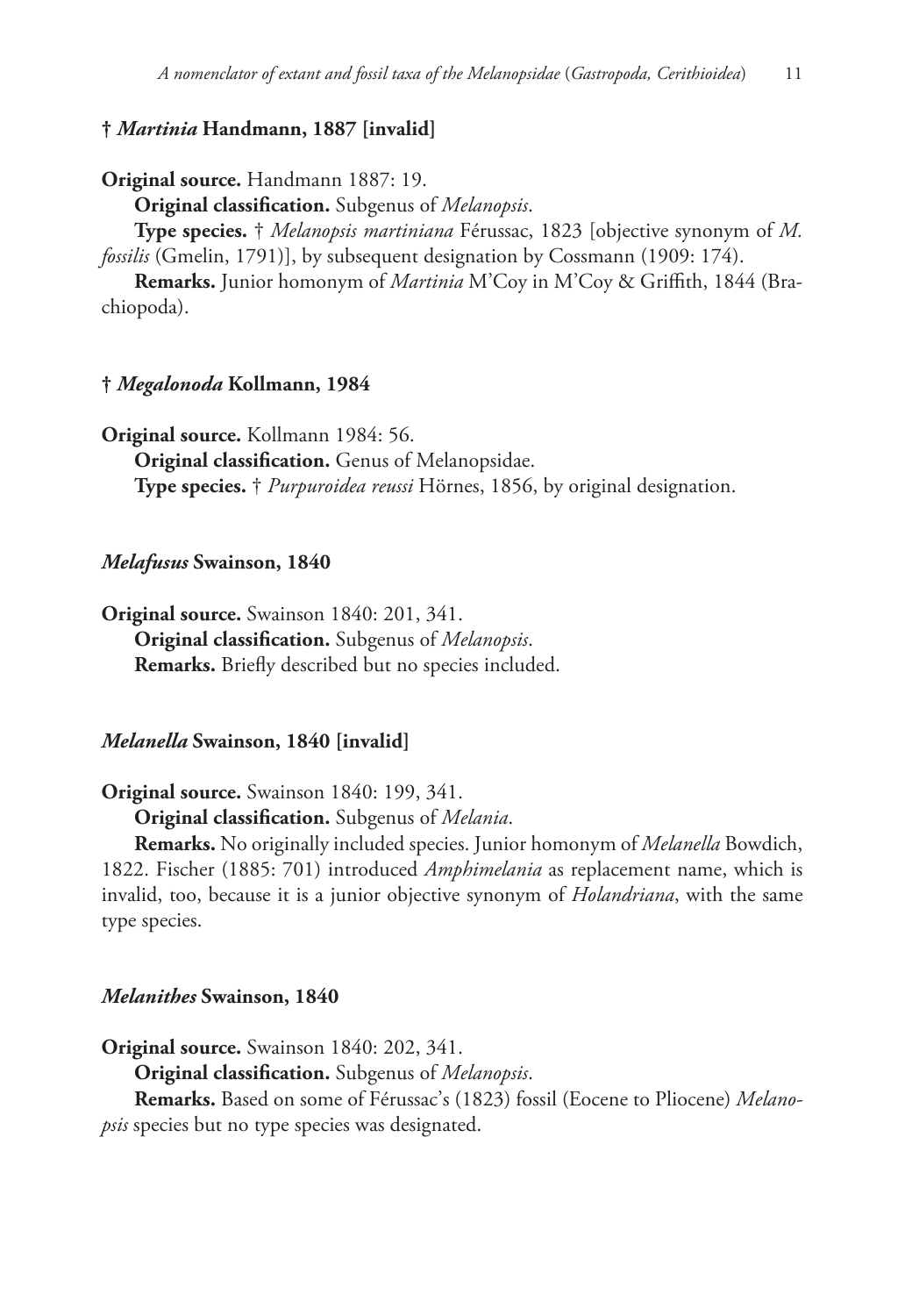### † *Martinia* Handmann, 1887 [invalid]

**Original source.** Handmann 1887: 19.

**Original classification.** Subgenus of *Melanopsis*.

**Type species.** † *Melanopsis martiniana* Férussac, 1823 [objective synonym of *M. fossilis* (Gmelin, 1791)], by subsequent designation by Cossmann (1909: 174).

**Remarks.** Junior homonym of *Martinia* M'Coy in M'Coy & Griffith, 1844 (Brachiopoda).

### † *Megalonoda* Kollmann, 1984

**Original source.** Kollmann 1984: 56.

**Original classification.** Genus of Melanopsidae.

**Type species.** † *Purpuroidea reussi* Hörnes, 1856, by original designation.

### *Melafusus* Swainson, 1840

**Original source.** Swainson 1840: 201, 341.

**Original classification.** Subgenus of *Melanopsis*.

**Remarks.** Briefly described but no species included.

### *Melanella* Swainson, 1840 [invalid]

**Original source.** Swainson 1840: 199, 341.

**Original classification.** Subgenus of *Melania*.

**Remarks.** No originally included species. Junior homonym of *Melanella* Bowdich, 1822. Fischer (1885: 701) introduced *Amphimelania* as replacement name, which is invalid, too, because it is a junior objective synonym of *Holandriana*, with the same type species.

### *Melanithes* Swainson, 1840

**Original source.** Swainson 1840: 202, 341.

**Original classification.** Subgenus of *Melanopsis*.

**Remarks.** Based on some of Férussac's (1823) fossil (Eocene to Pliocene) *Melanopsis* species but no type species was designated.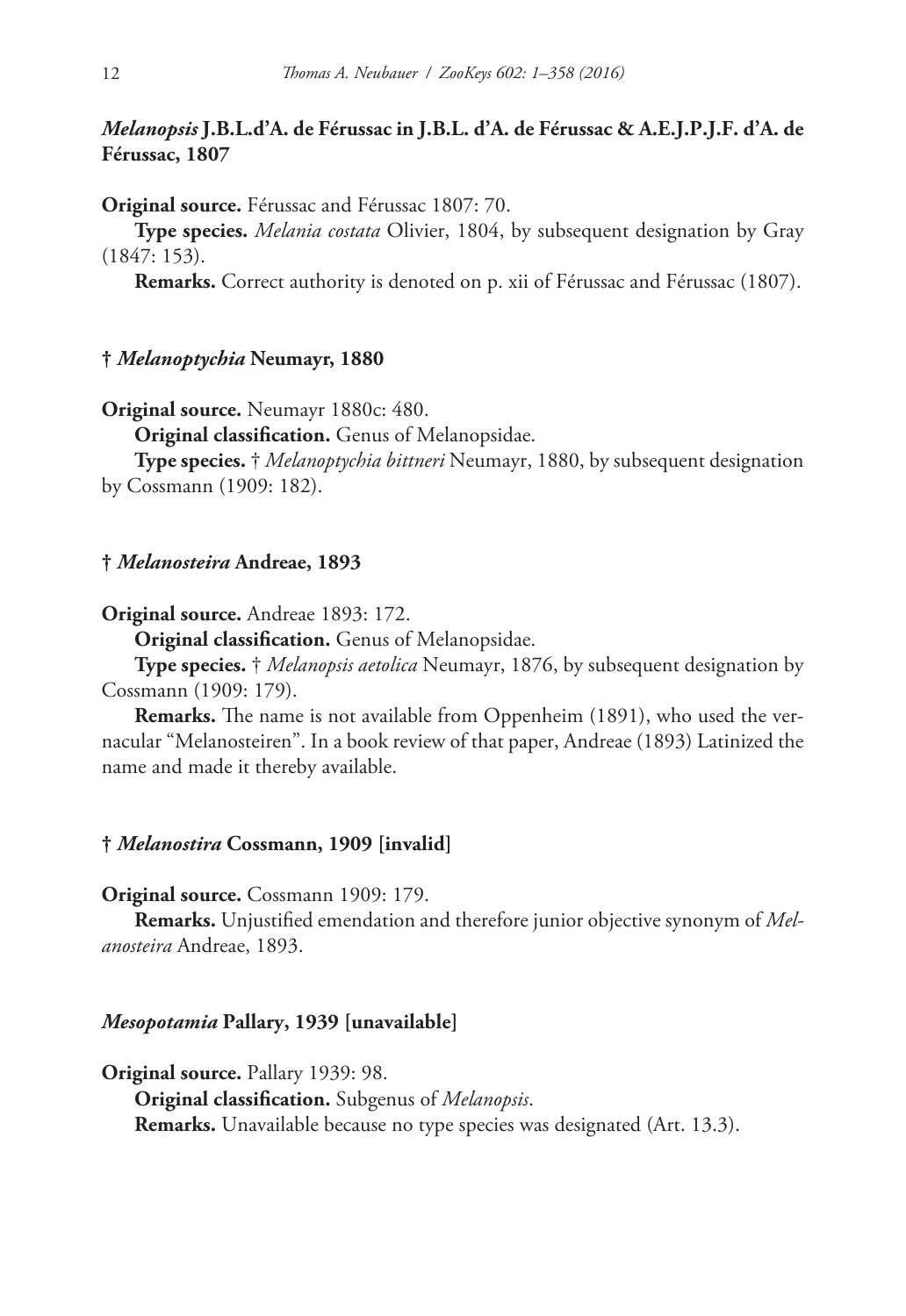### *Melanopsis* J.B.L.d'A. de Férussac in J.B.L. d'A. de Férussac & A.E.J.P.J.F. d'A. de Férussac, 1807

**Original source.** Férussac and Férussac 1807: 70.

**Type species.** *Melania costata* Olivier, 1804, by subsequent designation by Gray (1847: 153).

**Remarks.** Correct authority is denoted on p. xii of Férussac and Férussac (1807).

### † *Melanoptychia* Neumayr, 1880

**Original source.** Neumayr 1880c: 480.

**Original classification.** Genus of Melanopsidae.

**Type species.** † *Melanoptychia bittneri* Neumayr, 1880, by subsequent designation by Cossmann (1909: 182).

### † *Melanosteira* Andreae, 1893

**Original source.** Andreae 1893: 172.

**Original classification.** Genus of Melanopsidae.

**Type species.** † *Melanopsis aetolica* Neumayr, 1876, by subsequent designation by Cossmann (1909: 179).

**Remarks.** The name is not available from Oppenheim (1891), who used the vernacular "Melanosteiren". In a book review of that paper, Andreae (1893) Latinized the name and made it thereby available.

### † *Melanostira* Cossmann, 1909 [invalid]

**Original source.** Cossmann 1909: 179.

**Remarks.** Unjustified emendation and therefore junior objective synonym of *Melanosteira* Andreae, 1893.

### *Mesopotamia* Pallary, 1939 [unavailable]

**Original source.** Pallary 1939: 98.

**Original classification.** Subgenus of *Melanopsis*.

**Remarks.** Unavailable because no type species was designated (Art. 13.3).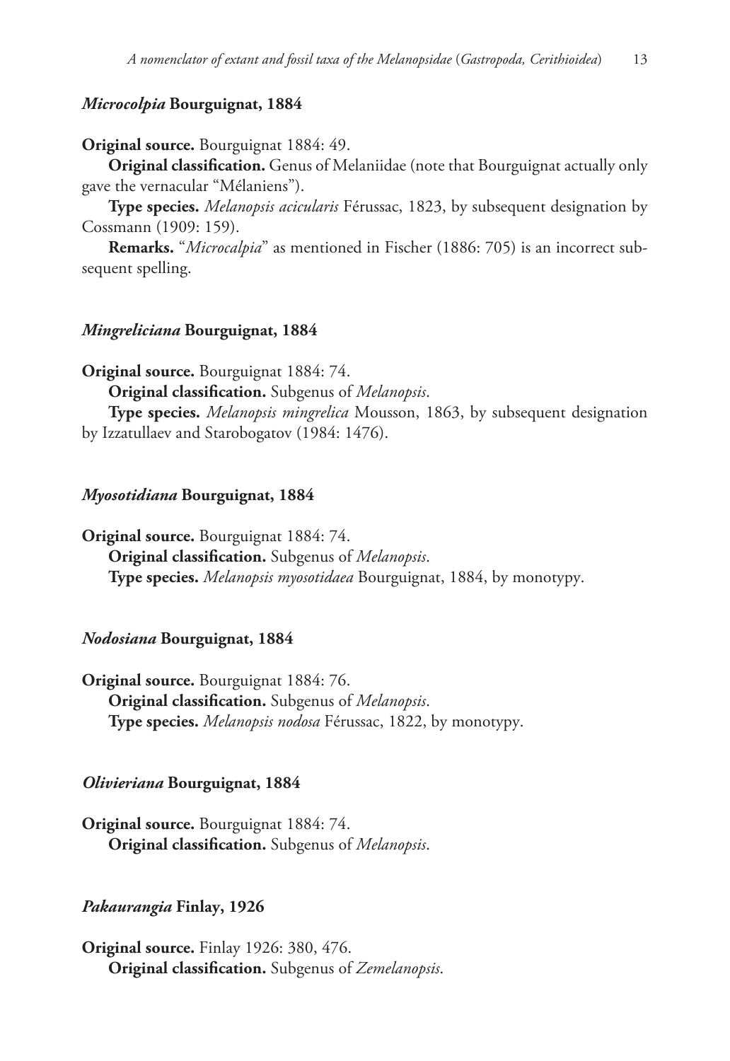### *Microcolpia* Bourguignat, 1884

**Original source.** Bourguignat 1884: 49.

**Original classification.** Genus of Melaniidae (note that Bourguignat actually only gave the vernacular "Mélaniens").

**Type species.** *Melanopsis acicularis* Férussac, 1823, by subsequent designation by Cossmann (1909: 159).

**Remarks.** "*Microcalpia*" as mentioned in Fischer (1886: 705) is an incorrect subsequent spelling.

### *Mingreliciana* Bourguignat, 1884

**Original source.** Bourguignat 1884: 74.

**Original classification.** Subgenus of *Melanopsis*.

**Type species.** *Melanopsis mingrelica* Mousson, 1863, by subsequent designation by Izzatullaev and Starobogatov (1984: 1476).

### *Myosotidiana* Bourguignat, 1884

**Original source.** Bourguignat 1884: 74.

**Original classification.** Subgenus of *Melanopsis*.

**Type species.** *Melanopsis myosotidaea* Bourguignat, 1884, by monotypy.

### *Nodosiana* Bourguignat, 1884

**Original source.** Bourguignat 1884: 76.

**Original classification.** Subgenus of *Melanopsis*.

**Type species.** *Melanopsis nodosa* Férussac, 1822, by monotypy.

### *Olivieriana* Bourguignat, 1884

**Original source.** Bourguignat 1884: 74.

**Original classification.** Subgenus of *Melanopsis*.

### *Pakaurangia* Finlay, 1926

**Original source.** Finlay 1926: 380, 476.

**Original classification.** Subgenus of *Zemelanopsis*.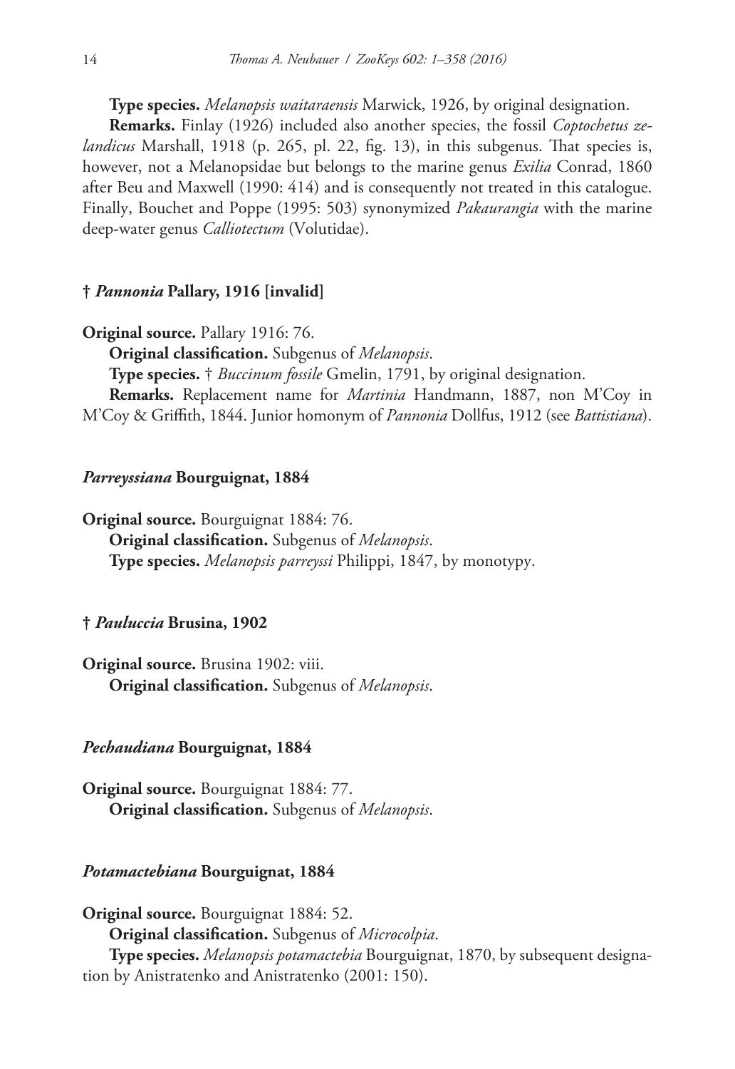**Type species.** *Melanopsis waitaraensis* Marwick, 1926, by original designation.

**Remarks.** Finlay (1926) included also another species, the fossil *Coptochetus zelandicus* Marshall, 1918 (p. 265, pl. 22, fig. 13), in this subgenus. That species is, however, not a Melanopsidae but belongs to the marine genus *Exilia* Conrad, 1860 after Beu and Maxwell (1990: 414) and is consequently not treated in this catalogue. Finally, Bouchet and Poppe (1995: 503) synonymized *Pakaurangia* with the marine deep-water genus *Calliotectum* (Volutidae).

#### † *Pannonia* Pallary, 1916 [invalid]

**Original source.** Pallary 1916: 76.

**Original classification.** Subgenus of *Melanopsis*.

**Type species.** † *Buccinum fossile* Gmelin, 1791, by original designation.

**Remarks.** Replacement name for *Martinia* Handmann, 1887, non M'Coy in M'Coy & Griffith, 1844. Junior homonym of *Pannonia* Dollfus, 1912 (see *Battistiana*).

#### *Parreyssiana* Bourguignat, 1884

**Original source.** Bourguignat 1884: 76.

**Original classification.** Subgenus of *Melanopsis*.

**Type species.** *Melanopsis parreyssi* Philippi, 1847, by monotypy.

#### † *Pauluccia* Brusina, 1902

**Original source.** Brusina 1902: viii.

**Original classification.** Subgenus of *Melanopsis*.

#### *Pechaudiana* Bourguignat, 1884

**Original source.** Bourguignat 1884: 77.

**Original classification.** Subgenus of *Melanopsis*.

#### *Potamactebiana* Bourguignat, 1884

**Original source.** Bourguignat 1884: 52.

**Original classification.** Subgenus of *Microcolpia*.

**Type species.** *Melanopsis potamactebia* Bourguignat, 1870, by subsequent designation by Anistratenko and Anistratenko (2001: 150).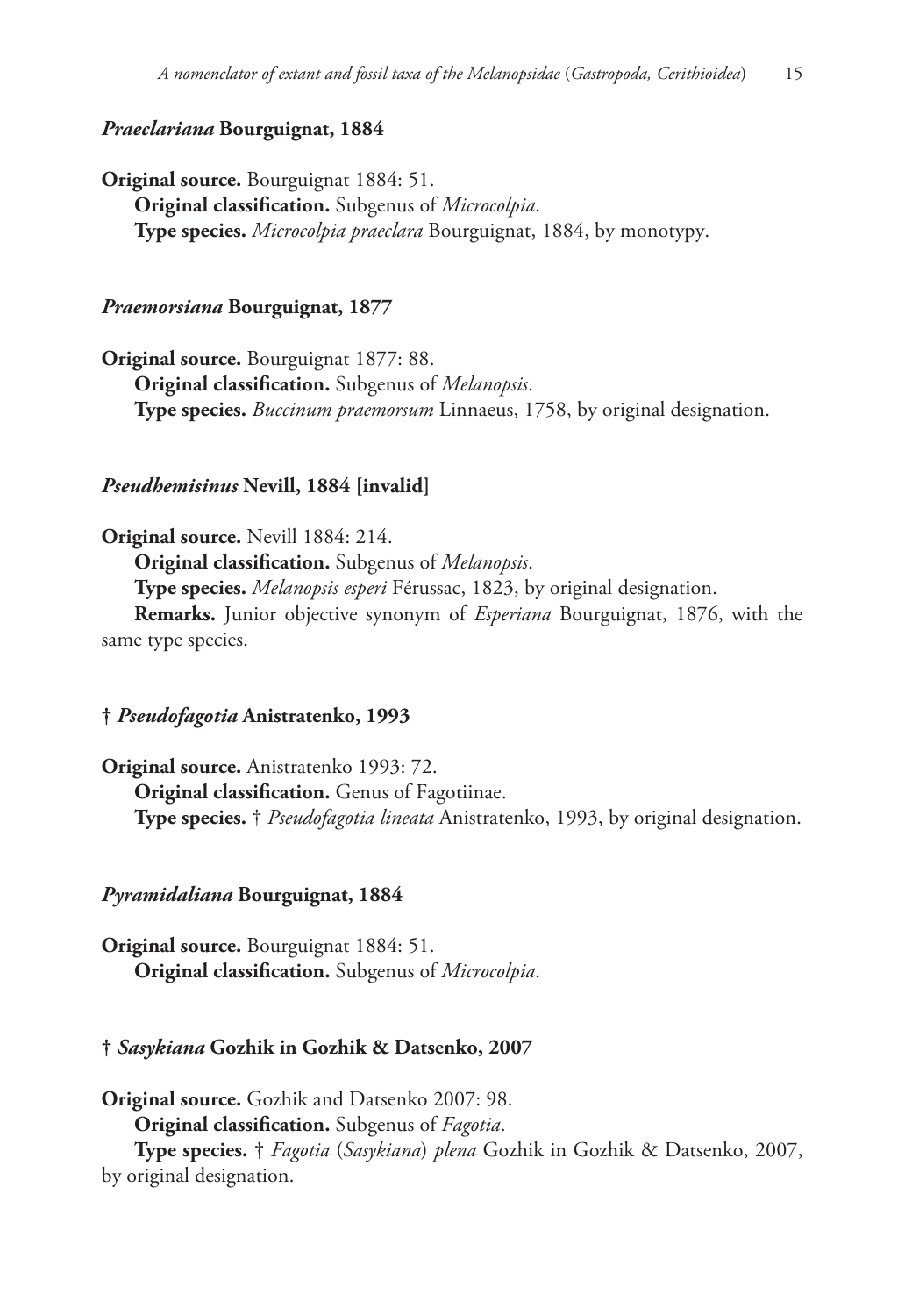### *Praeclariana* Bourguignat, 1884

**Original source.** Bourguignat 1884: 51.

**Original classification.** Subgenus of *Microcolpia*.

**Type species.** *Microcolpia praeclara* Bourguignat, 1884, by monotypy.

### *Praemorsiana* Bourguignat, 1877

**Original source.** Bourguignat 1877: 88.

**Original classification.** Subgenus of *Melanopsis*.

**Type species.** *Buccinum praemorsum* Linnaeus, 1758, by original designation.

### *Pseudhemisinus* Nevill, 1884 [invalid]

**Original source.** Nevill 1884: 214.

**Original classification.** Subgenus of *Melanopsis*.

**Type species.** *Melanopsis esperi* Férussac, 1823, by original designation.

**Remarks.** Junior objective synonym of *Esperiana* Bourguignat, 1876, with the same type species.

### † *Pseudofagotia* Anistratenko, 1993

**Original source.** Anistratenko 1993: 72.

**Original classification.** Genus of Fagotiinae.

**Type species.** † *Pseudofagotia lineata* Anistratenko, 1993, by original designation.

### *Pyramidaliana* Bourguignat, 1884

**Original source.** Bourguignat 1884: 51.

**Original classification.** Subgenus of *Microcolpia*.

### † *Sasykiana* Gozhik in Gozhik & Datsenko, 2007

**Original source.** Gozhik and Datsenko 2007: 98.

**Original classification.** Subgenus of *Fagotia*.

**Type species.** † *Fagotia* (*Sasykiana*) *plena* Gozhik in Gozhik & Datsenko, 2007, by original designation.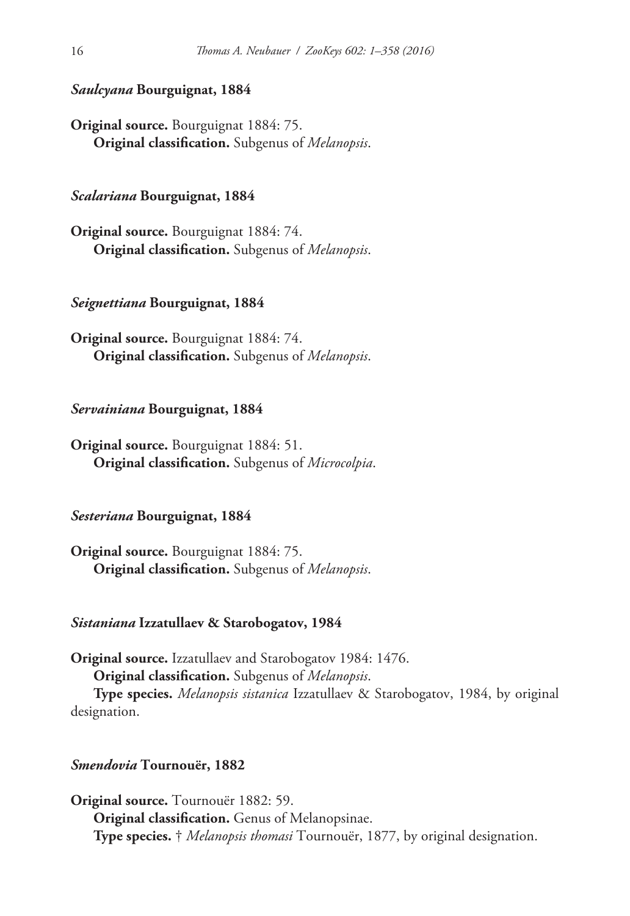### *Saulcyana* Bourguignat, 1884

**Original source.** Bourguignat 1884: 75.
**Original classification.** Subgenus of *Melanopsis*.

### *Scalariana* Bourguignat, 1884

**Original source.** Bourguignat 1884: 74.
**Original classification.** Subgenus of *Melanopsis*.

### *Seignettiana* Bourguignat, 1884

**Original source.** Bourguignat 1884: 74.
**Original classification.** Subgenus of *Melanopsis*.

### *Servainiana* Bourguignat, 1884

**Original source.** Bourguignat 1884: 51.
**Original classification.** Subgenus of *Microcolpia*.

### *Sesteriana* Bourguignat, 1884

**Original source.** Bourguignat 1884: 75.
**Original classification.** Subgenus of *Melanopsis*.

### *Sistaniana* Izzatullaev & Starobogatov, 1984

**Original source.** Izzatullaev and Starobogatov 1984: 1476.
**Original classification.** Subgenus of *Melanopsis*.
**Type species.** *Melanopsis sistanica* Izzatullaev & Starobogatov, 1984, by original designation.

### *Smendovia* Tournouër, 1882

**Original source.** Tournouër 1882: 59.
**Original classification.** Genus of Melanopsinae.
**Type species.** † *Melanopsis thomasi* Tournouër, 1877, by original designation.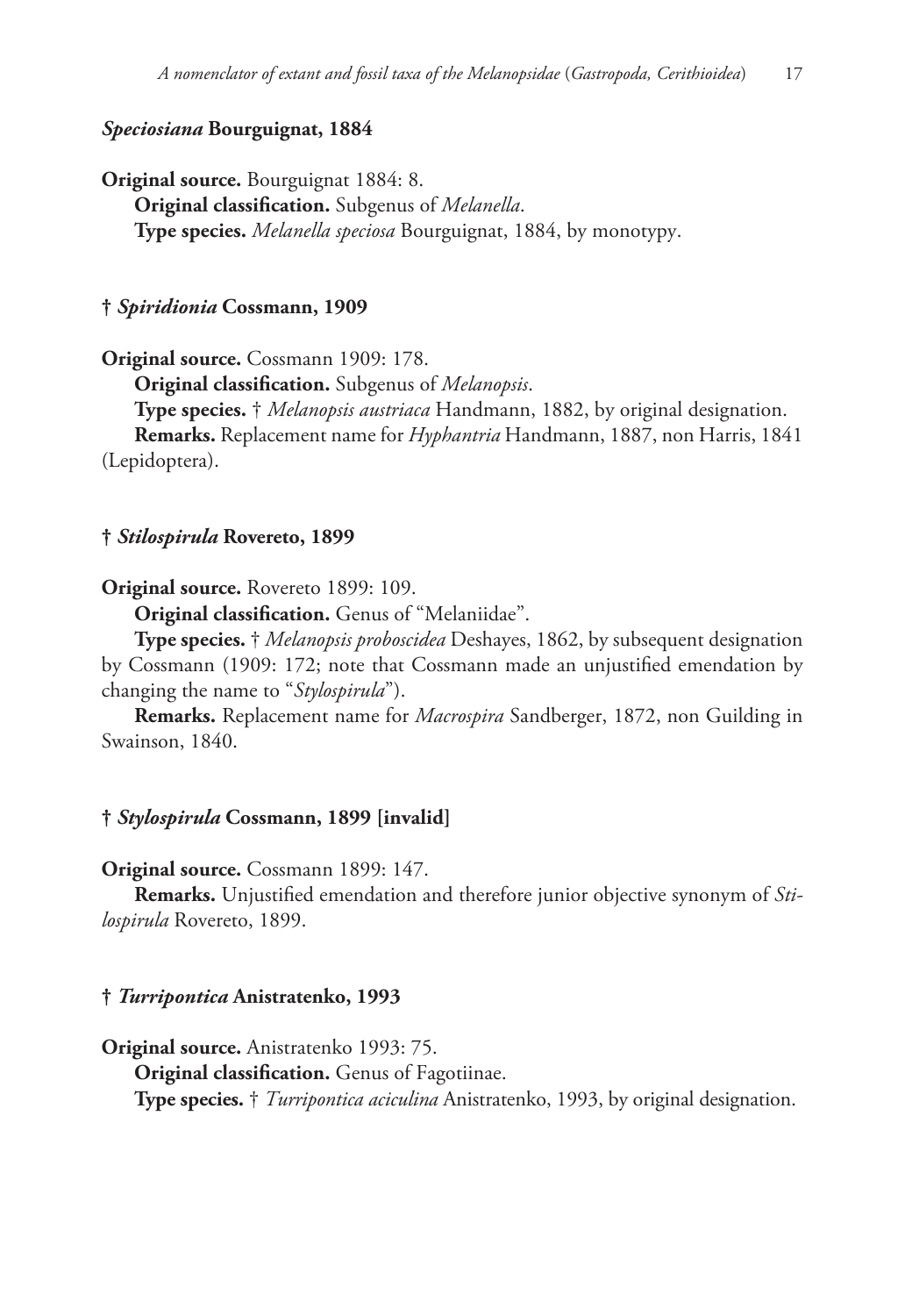#### ***Speciosiana* Bourguignat, 1884**

**Original source.** Bourguignat 1884: 8.

**Original classification.** Subgenus of *Melanella*.

**Type species.** *Melanella speciosa* Bourguignat, 1884, by monotypy.

#### **† *Spiridionia* Cossmann, 1909**

**Original source.** Cossmann 1909: 178.

**Original classification.** Subgenus of *Melanopsis*.

**Type species.** † *Melanopsis austriaca* Handmann, 1882, by original designation.

**Remarks.** Replacement name for *Hyphantria* Handmann, 1887, non Harris, 1841 (Lepidoptera).

#### **† *Stilospirula* Rovereto, 1899**

**Original source.** Rovereto 1899: 109.

**Original classification.** Genus of "Melaniidae".

**Type species.** † *Melanopsis proboscidea* Deshayes, 1862, by subsequent designation by Cossmann (1909: 172; note that Cossmann made an unjustified emendation by changing the name to "*Stylospirula*").

**Remarks.** Replacement name for *Macrospira* Sandberger, 1872, non Guilding in Swainson, 1840.

#### **† *Stylospirula* Cossmann, 1899 [invalid]**

**Original source.** Cossmann 1899: 147.

**Remarks.** Unjustified emendation and therefore junior objective synonym of *Stilospirula* Rovereto, 1899.

#### **† *Turripontica* Anistratenko, 1993**

**Original source.** Anistratenko 1993: 75.

**Original classification.** Genus of Fagotiinae.

**Type species.** † *Turripontica aciculina* Anistratenko, 1993, by original designation.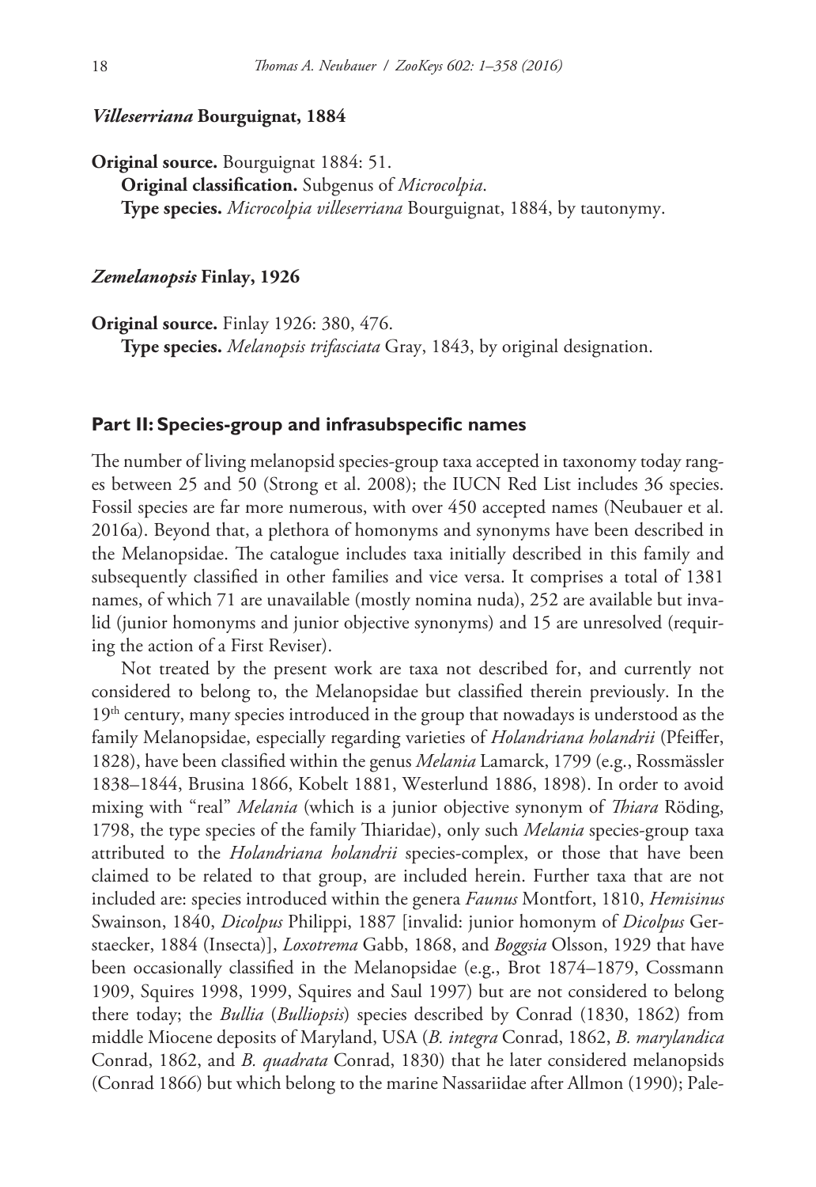### *Villeserriana* Bourguignat, 1884

**Original source.** Bourguignat 1884: 51.

**Original classification.** Subgenus of *Microcolpia*.

**Type species.** *Microcolpia villeserriana* Bourguignat, 1884, by tautonymy.

### *Zemelanopsis* Finlay, 1926

**Original source.** Finlay 1926: 380, 476.

**Type species.** *Melanopsis trifasciata* Gray, 1843, by original designation.

## Part II: Species-group and infrasubspecific names

The number of living melanopsid species-group taxa accepted in taxonomy today ranges between 25 and 50 (Strong et al. 2008); the IUCN Red List includes 36 species. Fossil species are far more numerous, with over 450 accepted names (Neubauer et al. 2016a). Beyond that, a plethora of homonyms and synonyms have been described in the Melanopsidae. The catalogue includes taxa initially described in this family and subsequently classified in other families and vice versa. It comprises a total of 1381 names, of which 71 are unavailable (mostly nomina nuda), 252 are available but invalid (junior homonyms and junior objective synonyms) and 15 are unresolved (requiring the action of a First Reviser).

Not treated by the present work are taxa not described for, and currently not considered to belong to, the Melanopsidae but classified therein previously. In the 19th century, many species introduced in the group that nowadays is understood as the family Melanopsidae, especially regarding varieties of *Holandriana holandrii* (Pfeiffer, 1828), have been classified within the genus *Melania* Lamarck, 1799 (e.g., Rossmässler 1838–1844, Brusina 1866, Kobelt 1881, Westerlund 1886, 1898). In order to avoid mixing with "real" *Melania* (which is a junior objective synonym of *Thiara* Röding, 1798, the type species of the family Thiaridae), only such *Melania* species-group taxa attributed to the *Holandriana holandrii* species-complex, or those that have been claimed to be related to that group, are included herein. Further taxa that are not included are: species introduced within the genera *Faunus* Montfort, 1810, *Hemisinus* Swainson, 1840, *Dicolpus* Philippi, 1887 [invalid: junior homonym of *Dicolpus* Gerstaecker, 1884 (Insecta)], *Loxotrema* Gabb, 1868, and *Boggsia* Olsson, 1929 that have been occasionally classified in the Melanopsidae (e.g., Brot 1874–1879, Cossmann 1909, Squires 1998, 1999, Squires and Saul 1997) but are not considered to belong there today; the *Bullia* (*Bulliopsis*) species described by Conrad (1830, 1862) from middle Miocene deposits of Maryland, USA (*B. integra* Conrad, 1862, *B. marylandica* Conrad, 1862, and *B. quadrata* Conrad, 1830) that he later considered melanopsids (Conrad 1866) but which belong to the marine Nassariidae after Allmon (1990); Pale-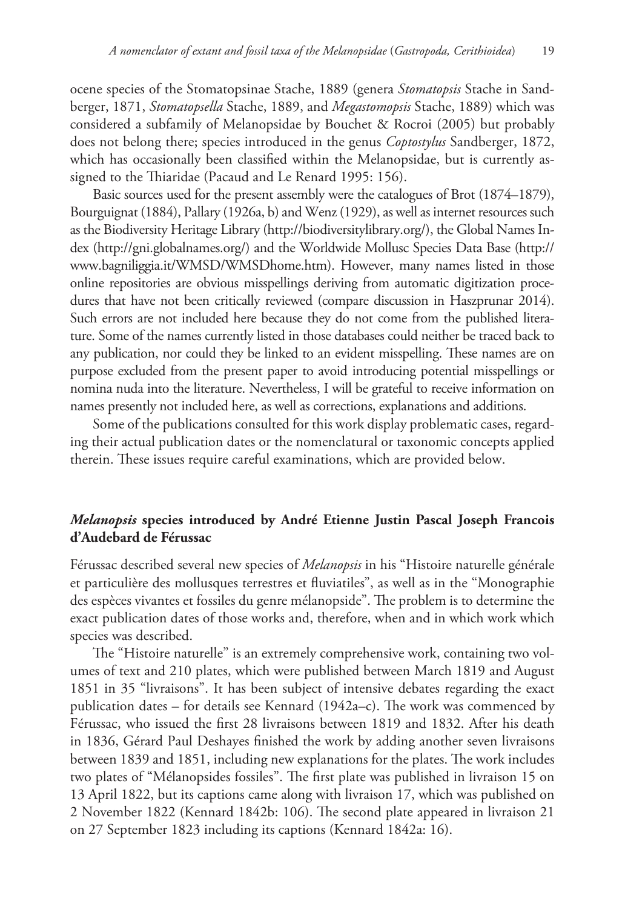ocene species of the Stomatopsinae Stache, 1889 (genera *Stomatopsis* Stache in Sandberger, 1871, *Stomatopsella* Stache, 1889, and *Megastomopsis* Stache, 1889) which was considered a subfamily of Melanopsidae by Bouchet & Rocroi (2005) but probably does not belong there; species introduced in the genus *Coptostylus* Sandberger, 1872, which has occasionally been classified within the Melanopsidae, but is currently assigned to the Thiaridae (Pacaud and Le Renard 1995: 156).

Basic sources used for the present assembly were the catalogues of Brot (1874–1879), Bourguignat (1884), Pallary (1926a, b) and Wenz (1929), as well as internet resources such as the Biodiversity Heritage Library (http://biodiversitylibrary.org/), the Global Names Index (http://gni.globalnames.org/) and the Worldwide Mollusc Species Data Base (http://www.bagniliggia.it/WMSD/WMSDhome.htm). However, many names listed in those online repositories are obvious misspellings deriving from automatic digitization procedures that have not been critically reviewed (compare discussion in Haszprunar 2014). Such errors are not included here because they do not come from the published literature. Some of the names currently listed in those databases could neither be traced back to any publication, nor could they be linked to an evident misspelling. These names are on purpose excluded from the present paper to avoid introducing potential misspellings or nomina nuda into the literature. Nevertheless, I will be grateful to receive information on names presently not included here, as well as corrections, explanations and additions.

Some of the publications consulted for this work display problematic cases, regarding their actual publication dates or the nomenclatural or taxonomic concepts applied therein. These issues require careful examinations, which are provided below.

## *Melanopsis* species introduced by André Etienne Justin Pascal Joseph Francois d'Audebard de Férussac

Férussac described several new species of *Melanopsis* in his "Histoire naturelle générale et particulière des mollusques terrestres et fluviatiles", as well as in the "Monographie des espèces vivantes et fossiles du genre mélanopside". The problem is to determine the exact publication dates of those works and, therefore, when and in which work which species was described.

The "Histoire naturelle" is an extremely comprehensive work, containing two volumes of text and 210 plates, which were published between March 1819 and August 1851 in 35 "livraisons". It has been subject of intensive debates regarding the exact publication dates – for details see Kennard (1942a–c). The work was commenced by Férussac, who issued the first 28 livraisons between 1819 and 1832. After his death in 1836, Gérard Paul Deshayes finished the work by adding another seven livraisons between 1839 and 1851, including new explanations for the plates. The work includes two plates of "Mélanopsides fossiles". The first plate was published in livraison 15 on 13 April 1822, but its captions came along with livraison 17, which was published on 2 November 1822 (Kennard 1842b: 106). The second plate appeared in livraison 21 on 27 September 1823 including its captions (Kennard 1842a: 16).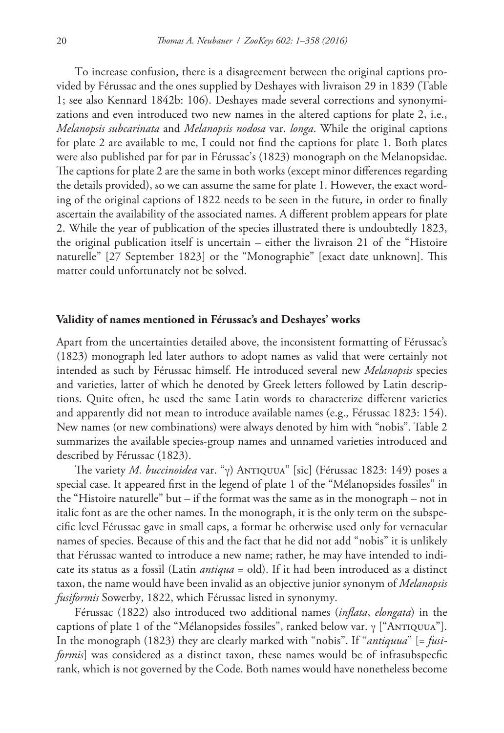To increase confusion, there is a disagreement between the original captions provided by Férussac and the ones supplied by Deshayes with livraison 29 in 1839 (Table 1; see also Kennard 1842b: 106). Deshayes made several corrections and synonymizations and even introduced two new names in the altered captions for plate 2, i.e., *Melanopsis subcarinata* and *Melanopsis nodosa* var. *longa*. While the original captions for plate 2 are available to me, I could not find the captions for plate 1. Both plates were also published par for par in Férussac's (1823) monograph on the Melanopsidae. The captions for plate 2 are the same in both works (except minor differences regarding the details provided), so we can assume the same for plate 1. However, the exact wording of the original captions of 1822 needs to be seen in the future, in order to finally ascertain the availability of the associated names. A different problem appears for plate 2. While the year of publication of the species illustrated there is undoubtedly 1823, the original publication itself is uncertain – either the livraison 21 of the "Histoire naturelle" [27 September 1823] or the "Monographie" [exact date unknown]. This matter could unfortunately not be solved.

### Validity of names mentioned in Férussac's and Deshayes' works

Apart from the uncertainties detailed above, the inconsistent formatting of Férussac's (1823) monograph led later authors to adopt names as valid that were certainly not intended as such by Férussac himself. He introduced several new *Melanopsis* species and varieties, latter of which he denoted by Greek letters followed by Latin descriptions. Quite often, he used the same Latin words to characterize different varieties and apparently did not mean to introduce available names (e.g., Férussac 1823: 154). New names (or new combinations) were always denoted by him with "nobis". Table 2 summarizes the available species-group names and unnamed varieties introduced and described by Férussac (1823).

The variety *M. buccinoidea* var. "γ) Antiquua" [sic] (Férussac 1823: 149) poses a special case. It appeared first in the legend of plate 1 of the "Mélanopsides fossiles" in the "Histoire naturelle" but – if the format was the same as in the monograph – not in italic font as are the other names. In the monograph, it is the only term on the subspecific level Férussac gave in small caps, a format he otherwise used only for vernacular names of species. Because of this and the fact that he did not add "nobis" it is unlikely that Férussac wanted to introduce a new name; rather, he may have intended to indicate its status as a fossil (Latin *antiqua* = old). If it had been introduced as a distinct taxon, the name would have been invalid as an objective junior synonym of *Melanopsis fusiformis* Sowerby, 1822, which Férussac listed in synonymy.

Férussac (1822) also introduced two additional names (*inflata*, *elongata*) in the captions of plate 1 of the "Mélanopsides fossiles", ranked below var. γ ["Antiquua"]. In the monograph (1823) they are clearly marked with "nobis". If "*antiquua*" [= *fusiformis*] was considered as a distinct taxon, these names would be of infrasubspecfic rank, which is not governed by the Code. Both names would have nonetheless become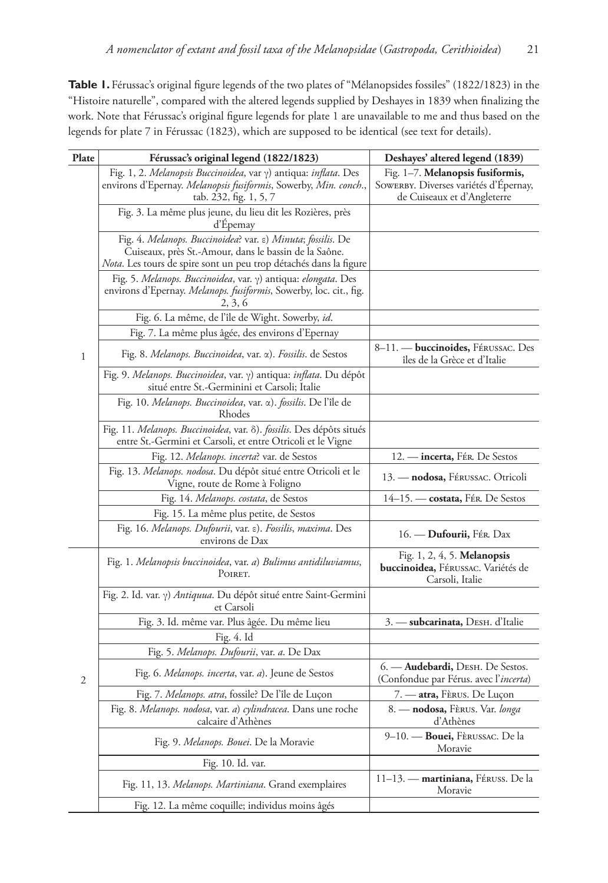**Table 1.** Férussac's original figure legends of the two plates of "Mélanopsides fossiles" (1822/1823) in the "Histoire naturelle", compared with the altered legends supplied by Deshayes in 1839 when finalizing the work. Note that Férussac's original figure legends for plate 1 are unavailable to me and thus based on the legends for plate 7 in Férussac (1823), which are supposed to be identical (see text for details).

| Plate | Férussac's original legend (1822/1823) | Deshayes' altered legend (1839) |
|---|---|---|
| 1 | Fig. 1, 2. *Melanopsis Buccinoidea*, var γ) antiqua: *inflata*. Des environs d'Epernay. *Melanopsis fusiformis*, Sowerby, *Min. conch*., tab. 232, fig. 1, 5, 7 | Fig. 1–7. **Melanopsis fusiformis,** Sowerby. Diverses variétés d'Épernay, de Cuiseaux et d'Angleterre |
| | Fig. 3. La même plus jeune, du lieu dit les Rozières, près d'Épemay | |
| | Fig. 4. *Melanops. Buccinoidea*? var. ε) *Minuta*; *fossilis*. De Cuiseaux, près St.-Amour, dans le bassin de la Saône. *Nota*. Les tours de spire sont un peu trop détachés dans la figure | |
| | Fig. 5. *Melanops. Buccinoidea*, var. γ) antiqua: *elongata*. Des environs d'Epernay. *Melanops. fusiformis*, Sowerby, loc. cit., fig. 2, 3, 6 | |
| | Fig. 6. La même, de l'île de Wight. Sowerby, *id*. | |
| | Fig. 7. La même plus âgée, des environs d'Epernay | |
| | Fig. 8. *Melanops. Buccinoidea*, var. α). *Fossilis*. de Sestos | 8–11. — **buccinoides,** Férussac. Des îles de la Grèce et d'Italie |
| | Fig. 9. *Melanops. Buccinoidea*, var. γ) antiqua: *inflata*. Du dépôt situé entre St.-Germinini et Carsoli; Italie | |
| | Fig. 10. *Melanops. Buccinoidea*, var. α). *fossilis*. De l'île de Rhodes | |
| | Fig. 11. *Melanops. Buccinoidea*, var. δ). *fossilis*. Des dépôts situés entre St.-Germini et Carsoli, et entre Otricoli et le Vigne | |
| | Fig. 12. *Melanops. incerta*? var. de Sestos | 12. — **incerta,** Fér. De Sestos |
| | Fig. 13. *Melanops. nodosa*. Du dépôt situé entre Otricoli et le Vigne, route de Rome à Foligno | 13. — **nodosa,** Férussac. Otricoli |
| | Fig. 14. *Melanops. costata*, de Sestos | 14–15. — **costata,** Fér. De Sestos |
| | Fig. 15. La même plus petite, de Sestos | |
| | Fig. 16. *Melanops. Dufourii*, var. ε). *Fossilis*, *maxima*. Des environs de Dax | 16. — **Dufourii,** Fér. Dax |
| 2 | Fig. 1. *Melanopsis buccinoidea*, var. *a*) *Bulimus antidiluviamus*, Poiret. | Fig. 1, 2, 4, 5. **Melanopsis buccinoidea,** Férussac. Variétés de Carsoli, Italie |
| | Fig. 2. Id. var. γ) *Antiquua*. Du dépôt situé entre Saint-Germini et Carsoli | |
| | Fig. 3. Id. même var. Plus âgée. Du même lieu | 3. — **subcarinata,** Desh. d'Italie |
| | Fig. 4. Id | |
| | Fig. 5. *Melanops. Dufourii*, var. *a*. De Dax | |
| | Fig. 6. *Melanops. incerta*, var. *a*). Jeune de Sestos | 6. — **Audebardi,** Desh. De Sestos. (Confondue par Férus. avec l'*incerta*) |
| | Fig. 7. *Melanops. atra*, fossile? De l'île de Luçon | 7. — **atra,** Fèrus. De Luçon |
| | Fig. 8. *Melanops. nodosa*, var. *a*) *cylindracea*. Dans une roche calcaire d'Athènes | 8. — **nodosa,** Fèrus. Var. *longa* d'Athènes |
| | Fig. 9. *Melanops. Bouei*. De la Moravie | 9–10. — **Bouei,** Fèrussac. De la Moravie |
| | Fig. 10. Id. var. | |
| | Fig. 11, 13. *Melanops. Martiniana*. Grand exemplaires | 11–13. — **martiniana,** Féruss. De la Moravie |
| | Fig. 12. La même coquille; individus moins âgés | |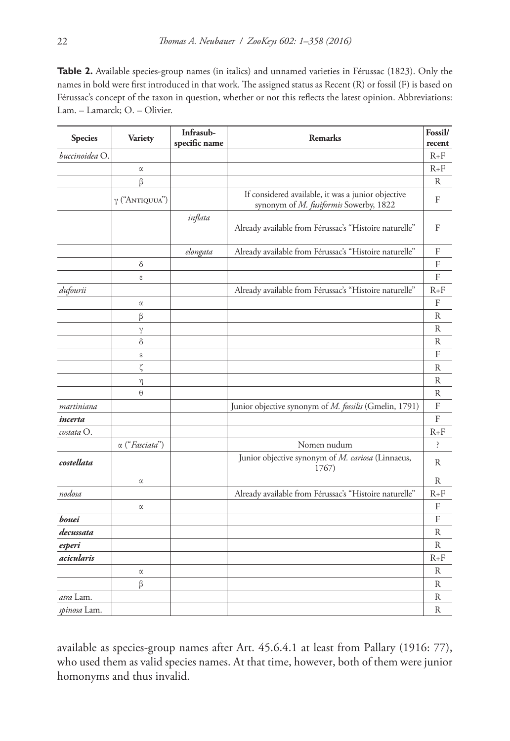**Table 2.** Available species-group names (in italics) and unnamed varieties in Férussac (1823). Only the names in bold were first introduced in that work. The assigned status as Recent (R) or fossil (F) is based on Férussac's concept of the taxon in question, whether or not this reflects the latest opinion. Abbreviations: Lam. – Lamarck; O. – Olivier.

| Species | Variety | Infrasub-specific name | Remarks | Fossil/recent |
|---|---|---|---|---|
| *buccinoidea* O. | | | | R+F |
| | α | | | R+F |
| | β | | | R |
| | γ ("Antiqua") | | If considered available, it was a junior objective synonym of *M. fusiformis* Sowerby, 1822 | F |
| | | *inflata* | Already available from Férussac's "Histoire naturelle" | F |
| | | *elongata* | Already available from Férussac's "Histoire naturelle" | F |
| | δ | | | F |
| | ε | | | F |
| *dufourii* | | | Already available from Férussac's "Histoire naturelle" | R+F |
| | α | | | F |
| | β | | | R |
| | γ | | | R |
| | δ | | | R |
| | ε | | | F |
| | ζ | | | R |
| | η | | | R |
| | θ | | | R |
| *martiniana* | | | Junior objective synonym of *M. fossilis* (Gmelin, 1791) | F |
| ***incerta*** | | | | F |
| *costata* O. | | | | R+F |
| | α ("*Fasciata*") | | Nomen nudum | ? |
| ***costellata*** | | | Junior objective synonym of *M. cariosa* (Linnaeus, 1767) | R |
| | α | | | R |
| *nodosa* | | | Already available from Férussac's "Histoire naturelle" | R+F |
| | α | | | F |
| ***bouei*** | | | | F |
| ***decussata*** | | | | R |
| ***esperi*** | | | | R |
| ***acicularis*** | | | | R+F |
| | α | | | R |
| | β | | | R |
| *atra* Lam. | | | | R |
| *spinosa* Lam. | | | | R |

available as species-group names after Art. 45.6.4.1 at least from Pallary (1916: 77), who used them as valid species names. At that time, however, both of them were junior homonyms and thus invalid.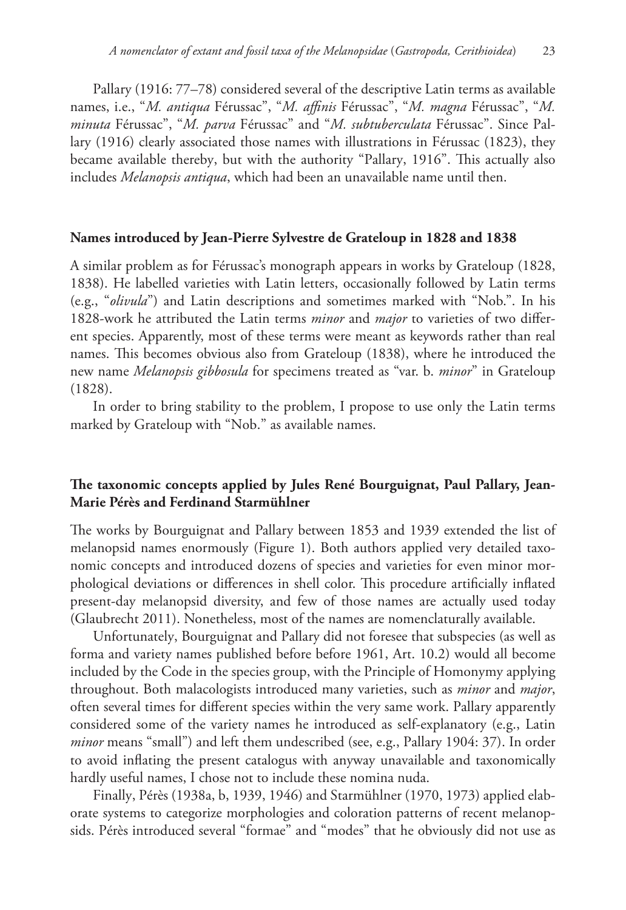Pallary (1916: 77–78) considered several of the descriptive Latin terms as available names, i.e., "*M. antiqua* Férussac", "*M. affinis* Férussac", "*M. magna* Férussac", "*M. minuta* Férussac", "*M. parva* Férussac" and "*M. subtuberculata* Férussac". Since Pallary (1916) clearly associated those names with illustrations in Férussac (1823), they became available thereby, but with the authority "Pallary, 1916". This actually also includes *Melanopsis antiqua*, which had been an unavailable name until then.

### Names introduced by Jean-Pierre Sylvestre de Grateloup in 1828 and 1838

A similar problem as for Férussac's monograph appears in works by Grateloup (1828, 1838). He labelled varieties with Latin letters, occasionally followed by Latin terms (e.g., "*olivula*") and Latin descriptions and sometimes marked with "Nob.". In his 1828-work he attributed the Latin terms *minor* and *major* to varieties of two different species. Apparently, most of these terms were meant as keywords rather than real names. This becomes obvious also from Grateloup (1838), where he introduced the new name *Melanopsis gibbosula* for specimens treated as "var. b. *minor*" in Grateloup (1828).

In order to bring stability to the problem, I propose to use only the Latin terms marked by Grateloup with "Nob." as available names.

### The taxonomic concepts applied by Jules René Bourguignat, Paul Pallary, Jean-Marie Pérès and Ferdinand Starmühlner

The works by Bourguignat and Pallary between 1853 and 1939 extended the list of melanopsid names enormously (Figure 1). Both authors applied very detailed taxonomic concepts and introduced dozens of species and varieties for even minor morphological deviations or differences in shell color. This procedure artificially inflated present-day melanopsid diversity, and few of those names are actually used today (Glaubrecht 2011). Nonetheless, most of the names are nomenclaturally available.

Unfortunately, Bourguignat and Pallary did not foresee that subspecies (as well as forma and variety names published before before 1961, Art. 10.2) would all become included by the Code in the species group, with the Principle of Homonymy applying throughout. Both malacologists introduced many varieties, such as *minor* and *major*, often several times for different species within the very same work. Pallary apparently considered some of the variety names he introduced as self-explanatory (e.g., Latin *minor* means "small") and left them undescribed (see, e.g., Pallary 1904: 37). In order to avoid inflating the present catalogus with anyway unavailable and taxonomically hardly useful names, I chose not to include these nomina nuda.

Finally, Pérès (1938a, b, 1939, 1946) and Starmühlner (1970, 1973) applied elaborate systems to categorize morphologies and coloration patterns of recent melanopsids. Pérès introduced several "formae" and "modes" that he obviously did not use as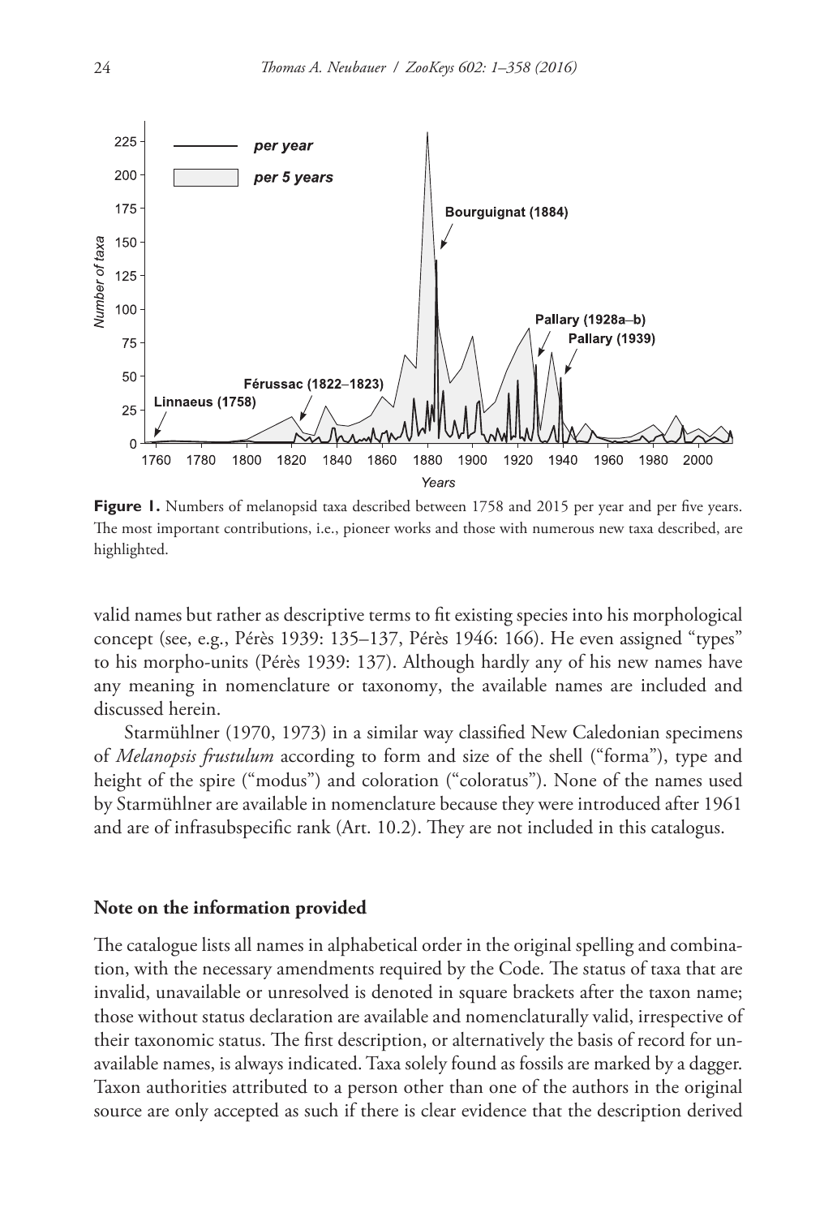**Figure 1.** Numbers of melanopsid taxa described between 1758 and 2015 per year and per five years. The most important contributions, i.e., pioneer works and those with numerous new taxa described, are highlighted.

valid names but rather as descriptive terms to fit existing species into his morphological concept (see, e.g., Pérès 1939: 135–137, Pérès 1946: 166). He even assigned "types" to his morpho-units (Pérès 1939: 137). Although hardly any of his new names have any meaning in nomenclature or taxonomy, the available names are included and discussed herein.

Starmühlner (1970, 1973) in a similar way classified New Caledonian specimens of *Melanopsis frustulum* according to form and size of the shell ("forma"), type and height of the spire ("modus") and coloration ("coloratus"). None of the names used by Starmühlner are available in nomenclature because they were introduced after 1961 and are of infrasubspecific rank (Art. 10.2). They are not included in this catalogus.

## Note on the information provided

The catalogue lists all names in alphabetical order in the original spelling and combination, with the necessary amendments required by the Code. The status of taxa that are invalid, unavailable or unresolved is denoted in square brackets after the taxon name; those without status declaration are available and nomenclaturally valid, irrespective of their taxonomic status. The first description, or alternatively the basis of record for unavailable names, is always indicated. Taxa solely found as fossils are marked by a dagger. Taxon authorities attributed to a person other than one of the authors in the original source are only accepted as such if there is clear evidence that the description derived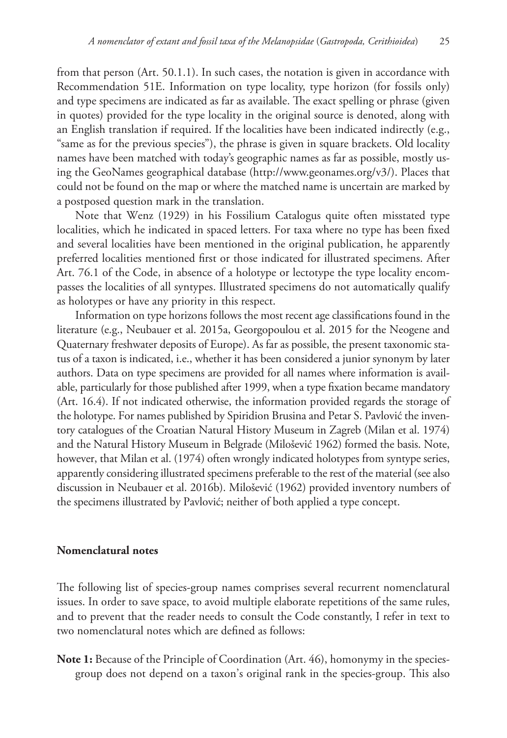from that person (Art. 50.1.1). In such cases, the notation is given in accordance with Recommendation 51E. Information on type locality, type horizon (for fossils only) and type specimens are indicated as far as available. The exact spelling or phrase (given in quotes) provided for the type locality in the original source is denoted, along with an English translation if required. If the localities have been indicated indirectly (e.g., "same as for the previous species"), the phrase is given in square brackets. Old locality names have been matched with today's geographic names as far as possible, mostly using the GeoNames geographical database (http://www.geonames.org/v3/). Places that could not be found on the map or where the matched name is uncertain are marked by a postposed question mark in the translation.

Note that Wenz (1929) in his Fossilium Catalogus quite often misstated type localities, which he indicated in spaced letters. For taxa where no type has been fixed and several localities have been mentioned in the original publication, he apparently preferred localities mentioned first or those indicated for illustrated specimens. After Art. 76.1 of the Code, in absence of a holotype or lectotype the type locality encompasses the localities of all syntypes. Illustrated specimens do not automatically qualify as holotypes or have any priority in this respect.

Information on type horizons follows the most recent age classifications found in the literature (e.g., Neubauer et al. 2015a, Georgopoulou et al. 2015 for the Neogene and Quaternary freshwater deposits of Europe). As far as possible, the present taxonomic status of a taxon is indicated, i.e., whether it has been considered a junior synonym by later authors. Data on type specimens are provided for all names where information is available, particularly for those published after 1999, when a type fixation became mandatory (Art. 16.4). If not indicated otherwise, the information provided regards the storage of the holotype. For names published by Spiridion Brusina and Petar S. Pavlović the inventory catalogues of the Croatian Natural History Museum in Zagreb (Milan et al. 1974) and the Natural History Museum in Belgrade (Milošević 1962) formed the basis. Note, however, that Milan et al. (1974) often wrongly indicated holotypes from syntype series, apparently considering illustrated specimens preferable to the rest of the material (see also discussion in Neubauer et al. 2016b). Milošević (1962) provided inventory numbers of the specimens illustrated by Pavlović; neither of both applied a type concept.

## Nomenclatural notes

The following list of species-group names comprises several recurrent nomenclatural issues. In order to save space, to avoid multiple elaborate repetitions of the same rules, and to prevent that the reader needs to consult the Code constantly, I refer in text to two nomenclatural notes which are defined as follows:

**Note 1:** Because of the Principle of Coordination (Art. 46), homonymy in the species-group does not depend on a taxon's original rank in the species-group. This also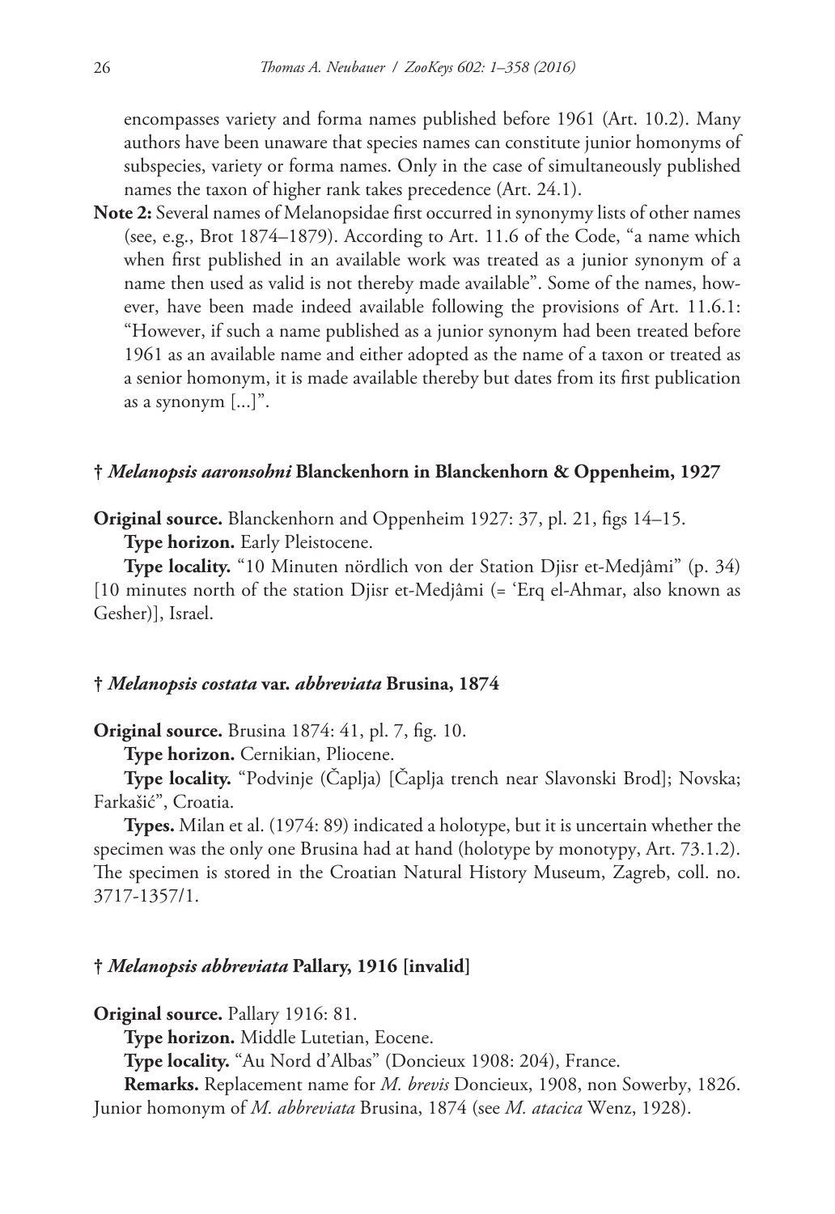encompasses variety and forma names published before 1961 (Art. 10.2). Many authors have been unaware that species names can constitute junior homonyms of subspecies, variety or forma names. Only in the case of simultaneously published names the taxon of higher rank takes precedence (Art. 24.1).

**Note 2:** Several names of Melanopsidae first occurred in synonymy lists of other names (see, e.g., Brot 1874–1879). According to Art. 11.6 of the Code, "a name which when first published in an available work was treated as a junior synonym of a name then used as valid is not thereby made available". Some of the names, however, have been made indeed available following the provisions of Art. 11.6.1: "However, if such a name published as a junior synonym had been treated before 1961 as an available name and either adopted as the name of a taxon or treated as a senior homonym, it is made available thereby but dates from its first publication as a synonym [...]".

#### † *Melanopsis aaronsohni* Blanckenhorn in Blanckenhorn & Oppenheim, 1927

**Original source.** Blanckenhorn and Oppenheim 1927: 37, pl. 21, figs 14–15.

**Type horizon.** Early Pleistocene.

**Type locality.** "10 Minuten nördlich von der Station Djisr et-Medjâmi" (p. 34) [10 minutes north of the station Djisr et-Medjâmi (= 'Erq el-Ahmar, also known as Gesher)], Israel.

#### † *Melanopsis costata* var. *abbreviata* Brusina, 1874

**Original source.** Brusina 1874: 41, pl. 7, fig. 10.

**Type horizon.** Cernikian, Pliocene.

**Type locality.** "Podvinje (Čaplja) [Čaplja trench near Slavonski Brod]; Novska; Farkašić", Croatia.

**Types.** Milan et al. (1974: 89) indicated a holotype, but it is uncertain whether the specimen was the only one Brusina had at hand (holotype by monotypy, Art. 73.1.2). The specimen is stored in the Croatian Natural History Museum, Zagreb, coll. no. 3717-1357/1.

#### † *Melanopsis abbreviata* Pallary, 1916 [invalid]

**Original source.** Pallary 1916: 81.

**Type horizon.** Middle Lutetian, Eocene.

**Type locality.** "Au Nord d'Albas" (Doncieux 1908: 204), France.

**Remarks.** Replacement name for *M. brevis* Doncieux, 1908, non Sowerby, 1826. Junior homonym of *M. abbreviata* Brusina, 1874 (see *M. atacica* Wenz, 1928).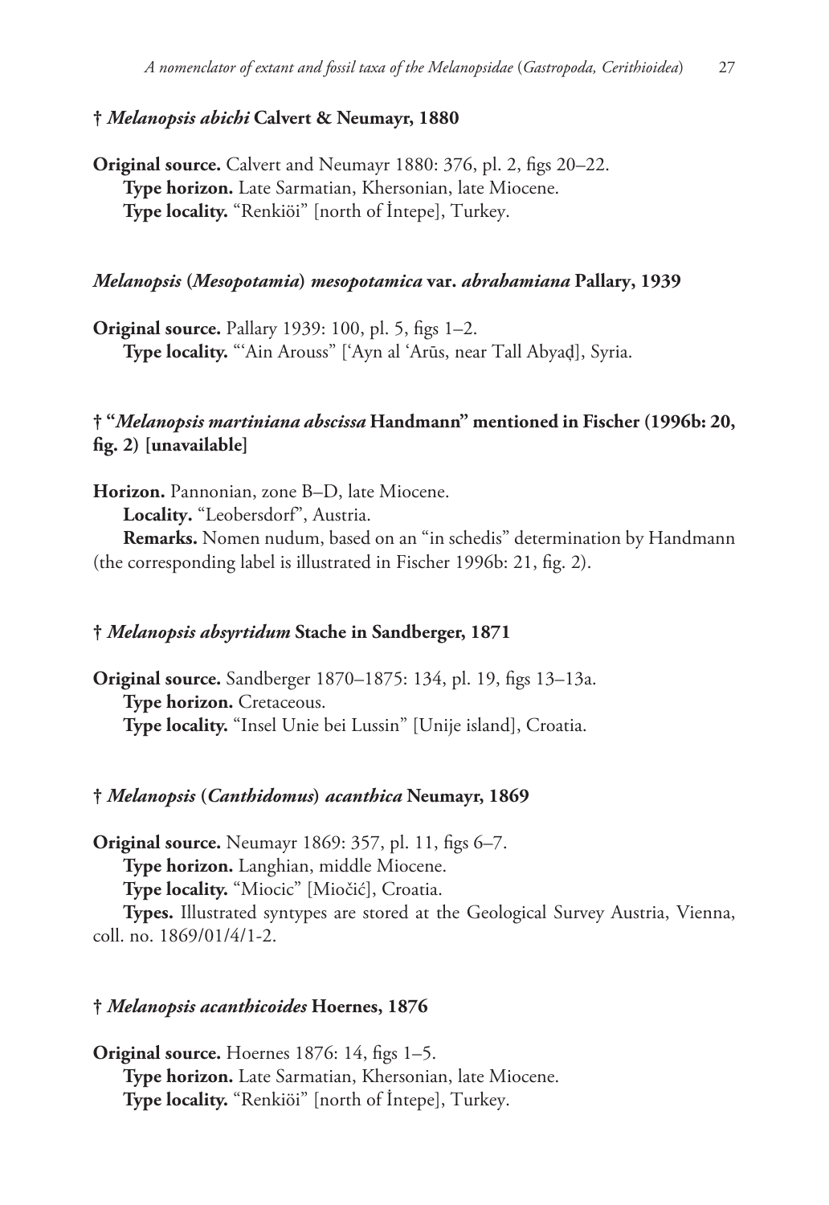### † *Melanopsis abichi* Calvert & Neumayr, 1880

**Original source.** Calvert and Neumayr 1880: 376, pl. 2, figs 20–22.
**Type horizon.** Late Sarmatian, Khersonian, late Miocene.
**Type locality.** "Renkiöi" [north of İntepe], Turkey.

### *Melanopsis* (*Mesopotamia*) *mesopotamica* var. *abrahamiana* Pallary, 1939

**Original source.** Pallary 1939: 100, pl. 5, figs 1–2.
**Type locality.** "'Ain Arouss" ['Ayn al 'Arūs, near Tall Abyaḍ], Syria.

### † "*Melanopsis martiniana abscissa* Handmann" mentioned in Fischer (1996b: 20, fig. 2) [unavailable]

**Horizon.** Pannonian, zone B–D, late Miocene.
**Locality.** "Leobersdorf", Austria.
**Remarks.** Nomen nudum, based on an "in schedis" determination by Handmann (the corresponding label is illustrated in Fischer 1996b: 21, fig. 2).

### † *Melanopsis absyrtidum* Stache in Sandberger, 1871

**Original source.** Sandberger 1870–1875: 134, pl. 19, figs 13–13a.
**Type horizon.** Cretaceous.
**Type locality.** "Insel Unie bei Lussin" [Unije island], Croatia.

### † *Melanopsis* (*Canthidomus*) *acanthica* Neumayr, 1869

**Original source.** Neumayr 1869: 357, pl. 11, figs 6–7.
**Type horizon.** Langhian, middle Miocene.
**Type locality.** "Miocic" [Miočić], Croatia.
**Types.** Illustrated syntypes are stored at the Geological Survey Austria, Vienna, coll. no. 1869/01/4/1-2.

### † *Melanopsis acanthicoides* Hoernes, 1876

**Original source.** Hoernes 1876: 14, figs 1–5.
**Type horizon.** Late Sarmatian, Khersonian, late Miocene.
**Type locality.** "Renkiöi" [north of İntepe], Turkey.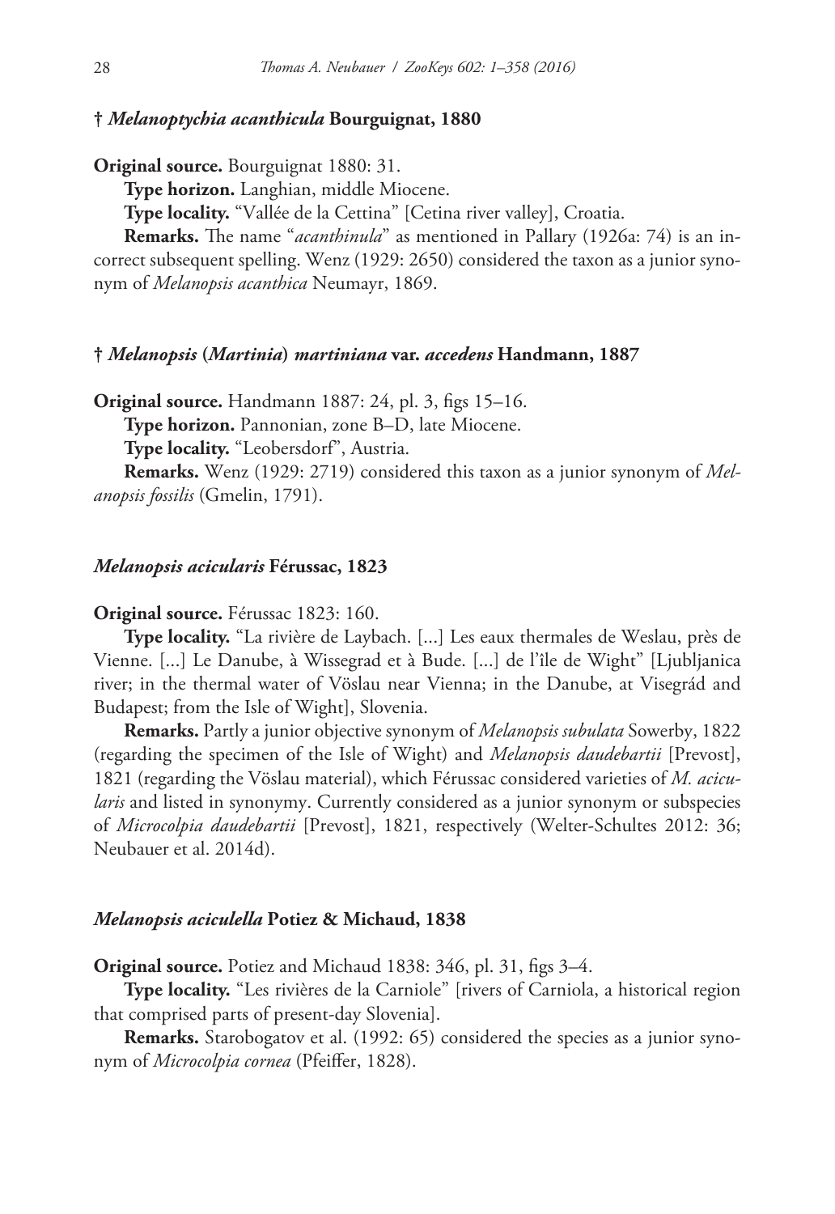### † *Melanoptychia acanthicula* Bourguignat, 1880

**Original source.** Bourguignat 1880: 31.

**Type horizon.** Langhian, middle Miocene.

**Type locality.** "Vallée de la Cettina" [Cetina river valley], Croatia.

**Remarks.** The name "*acanthinula*" as mentioned in Pallary (1926a: 74) is an incorrect subsequent spelling. Wenz (1929: 2650) considered the taxon as a junior synonym of *Melanopsis acanthica* Neumayr, 1869.

### † *Melanopsis* (*Martinia*) *martiniana* var. *accedens* Handmann, 1887

**Original source.** Handmann 1887: 24, pl. 3, figs 15–16.

**Type horizon.** Pannonian, zone B–D, late Miocene.

**Type locality.** "Leobersdorf", Austria.

**Remarks.** Wenz (1929: 2719) considered this taxon as a junior synonym of *Melanopsis fossilis* (Gmelin, 1791).

### *Melanopsis acicularis* Férussac, 1823

**Original source.** Férussac 1823: 160.

**Type locality.** "La rivière de Laybach. [...] Les eaux thermales de Weslau, près de Vienne. [...] Le Danube, à Wissegrad et à Bude. [...] de l'île de Wight" [Ljubljanica river; in the thermal water of Vöslau near Vienna; in the Danube, at Visegrád and Budapest; from the Isle of Wight], Slovenia.

**Remarks.** Partly a junior objective synonym of *Melanopsis subulata* Sowerby, 1822 (regarding the specimen of the Isle of Wight) and *Melanopsis daudebartii* [Prevost], 1821 (regarding the Vöslau material), which Férussac considered varieties of *M. acicularis* and listed in synonymy. Currently considered as a junior synonym or subspecies of *Microcolpia daudebartii* [Prevost], 1821, respectively (Welter-Schultes 2012: 36; Neubauer et al. 2014d).

### *Melanopsis aciculella* Potiez & Michaud, 1838

**Original source.** Potiez and Michaud 1838: 346, pl. 31, figs 3–4.

**Type locality.** "Les rivières de la Carniole" [rivers of Carniola, a historical region that comprised parts of present-day Slovenia].

**Remarks.** Starobogatov et al. (1992: 65) considered the species as a junior synonym of *Microcolpia cornea* (Pfeiffer, 1828).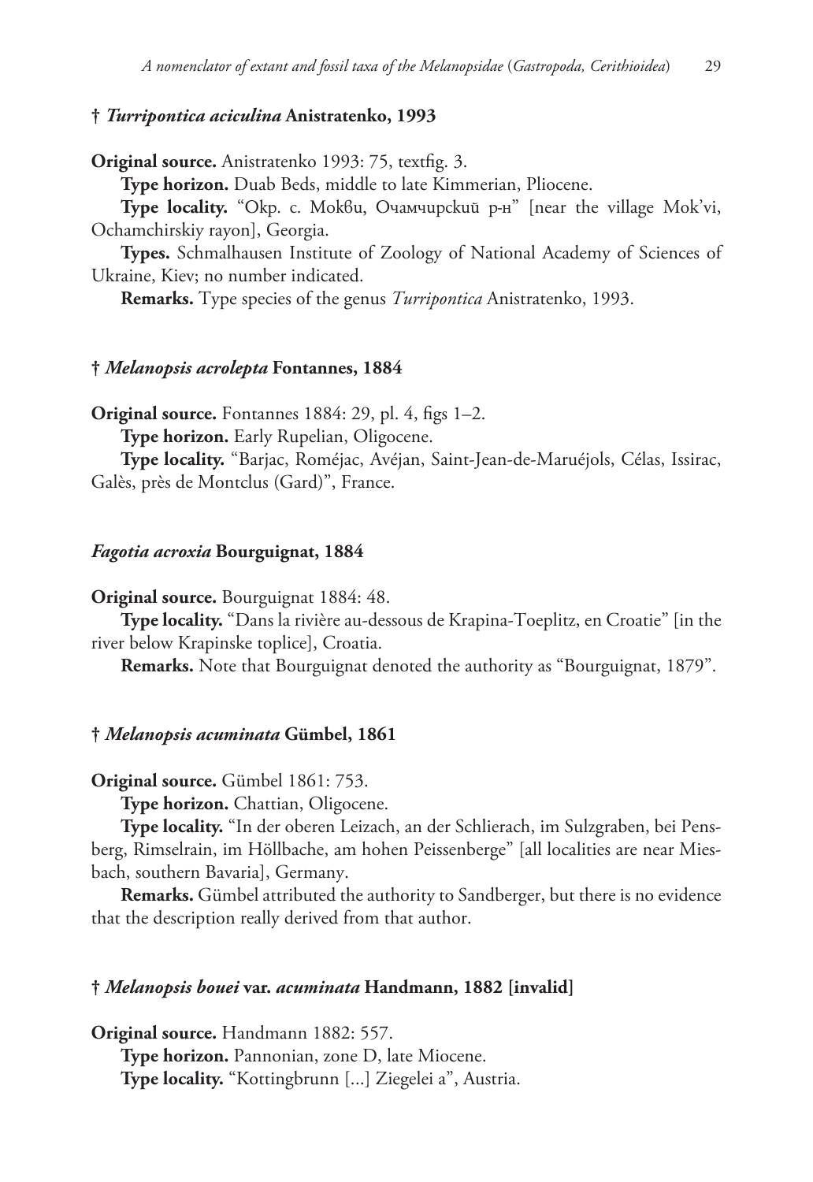### † *Turripontica aciculina* Anistratenko, 1993

**Original source.** Anistratenko 1993: 75, textfig. 3.

**Type horizon.** Duab Beds, middle to late Kimmerian, Pliocene.

**Type locality.** "Окр. с. Моквu, Очамчирскuй р-н" [near the village Mok'vi, Ochamchirskiy rayon], Georgia.

**Types.** Schmalhausen Institute of Zoology of National Academy of Sciences of Ukraine, Kiev; no number indicated.

**Remarks.** Type species of the genus *Turripontica* Anistratenko, 1993.

### † *Melanopsis acrolepta* Fontannes, 1884

**Original source.** Fontannes 1884: 29, pl. 4, figs 1–2.

**Type horizon.** Early Rupelian, Oligocene.

**Type locality.** "Barjac, Roméjac, Avéjan, Saint-Jean-de-Maruéjols, Célas, Issirac, Galès, près de Montclus (Gard)", France.

### *Fagotia acroxia* Bourguignat, 1884

**Original source.** Bourguignat 1884: 48.

**Type locality.** "Dans la rivière au-dessous de Krapina-Toeplitz, en Croatie" [in the river below Krapinske toplice], Croatia.

**Remarks.** Note that Bourguignat denoted the authority as "Bourguignat, 1879".

### † *Melanopsis acuminata* Gümbel, 1861

**Original source.** Gümbel 1861: 753.

**Type horizon.** Chattian, Oligocene.

**Type locality.** "In der oberen Leizach, an der Schlierach, im Sulzgraben, bei Pensberg, Rimselrain, im Höllbache, am hohen Peissenberge" [all localities are near Miesbach, southern Bavaria], Germany.

**Remarks.** Gümbel attributed the authority to Sandberger, but there is no evidence that the description really derived from that author.

### † *Melanopsis bouei* var. *acuminata* Handmann, 1882 [invalid]

**Original source.** Handmann 1882: 557.

**Type horizon.** Pannonian, zone D, late Miocene.

**Type locality.** "Kottingbrunn [...] Ziegelei a", Austria.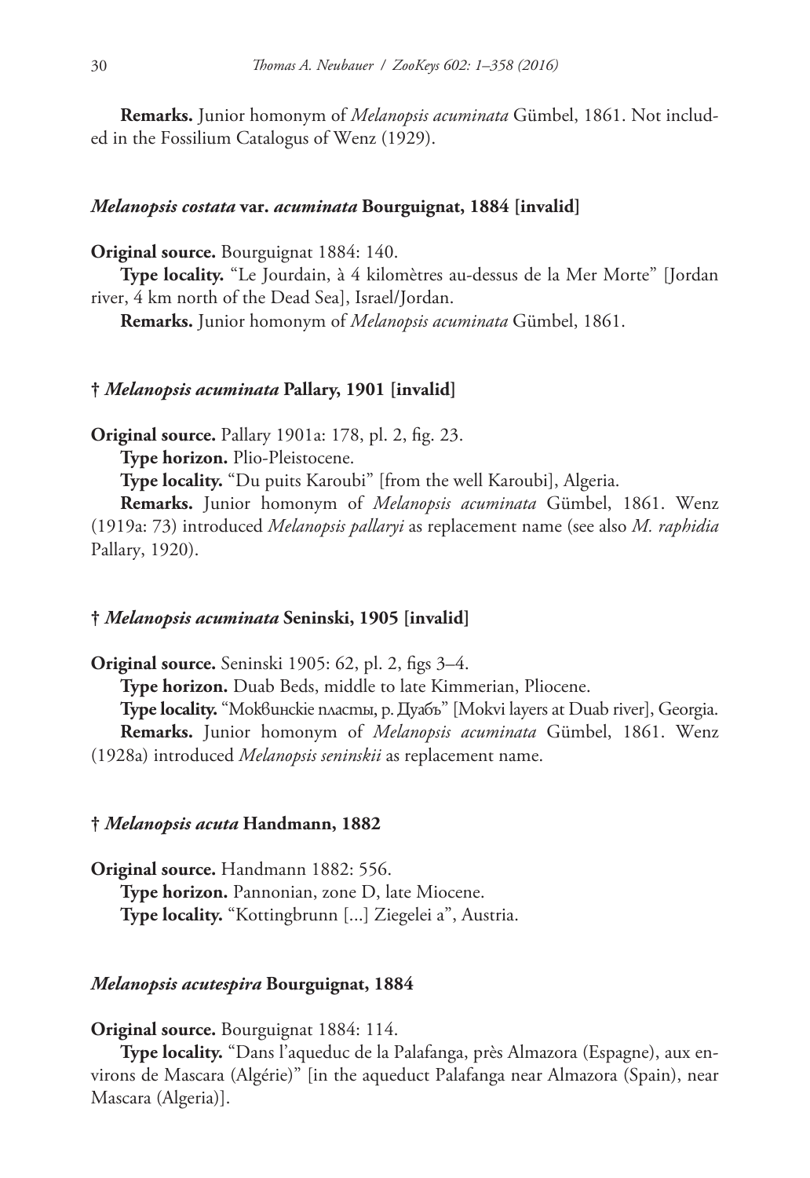**Remarks.** Junior homonym of *Melanopsis acuminata* Gümbel, 1861. Not included in the Fossilium Catalogus of Wenz (1929).

### *Melanopsis costata* var. *acuminata* Bourguignat, 1884 [invalid]

**Original source.** Bourguignat 1884: 140.

**Type locality.** "Le Jourdain, à 4 kilomètres au-dessus de la Mer Morte" [Jordan river, 4 km north of the Dead Sea], Israel/Jordan.

**Remarks.** Junior homonym of *Melanopsis acuminata* Gümbel, 1861.

### † *Melanopsis acuminata* Pallary, 1901 [invalid]

**Original source.** Pallary 1901a: 178, pl. 2, fig. 23.

**Type horizon.** Plio-Pleistocene.

**Type locality.** "Du puits Karoubi" [from the well Karoubi], Algeria.

**Remarks.** Junior homonym of *Melanopsis acuminata* Gümbel, 1861. Wenz (1919a: 73) introduced *Melanopsis pallaryi* as replacement name (see also *M. raphidia* Pallary, 1920).

### † *Melanopsis acuminata* Seninski, 1905 [invalid]

**Original source.** Seninski 1905: 62, pl. 2, figs 3–4.

**Type horizon.** Duab Beds, middle to late Kimmerian, Pliocene.

**Type locality.** "Моквинскіе пласты, р. Дуабъ" [Mokvi layers at Duab river], Georgia.

**Remarks.** Junior homonym of *Melanopsis acuminata* Gümbel, 1861. Wenz (1928a) introduced *Melanopsis seninskii* as replacement name.

### † *Melanopsis acuta* Handmann, 1882

**Original source.** Handmann 1882: 556.

**Type horizon.** Pannonian, zone D, late Miocene.

**Type locality.** "Kottingbrunn [...] Ziegelei a", Austria.

### *Melanopsis acutespira* Bourguignat, 1884

**Original source.** Bourguignat 1884: 114.

**Type locality.** "Dans l'aqueduc de la Palafanga, près Almazora (Espagne), aux environs de Mascara (Algérie)" [in the aqueduct Palafanga near Almazora (Spain), near Mascara (Algeria)].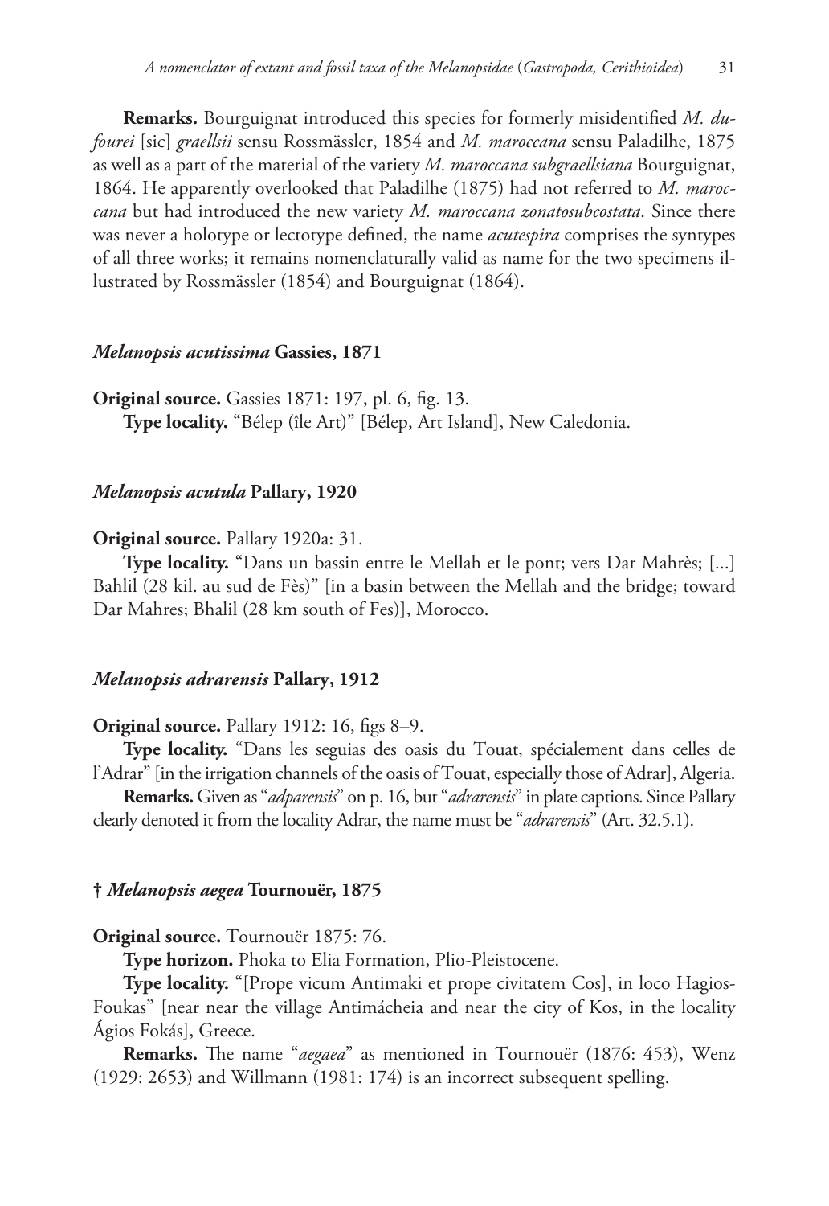**Remarks.** Bourguignat introduced this species for formerly misidentified *M. dufourei* [sic] *graellsii* sensu Rossmässler, 1854 and *M. maroccana* sensu Paladilhe, 1875 as well as a part of the material of the variety *M. maroccana subgraellsiana* Bourguignat, 1864. He apparently overlooked that Paladilhe (1875) had not referred to *M. maroccana* but had introduced the new variety *M. maroccana zonatosubcostata*. Since there was never a holotype or lectotype defined, the name *acutespira* comprises the syntypes of all three works; it remains nomenclaturally valid as name for the two specimens illustrated by Rossmässler (1854) and Bourguignat (1864).

### *Melanopsis acutissima* Gassies, 1871

**Original source.** Gassies 1871: 197, pl. 6, fig. 13.

**Type locality.** "Bélep (île Art)" [Bélep, Art Island], New Caledonia.

### *Melanopsis acutula* Pallary, 1920

**Original source.** Pallary 1920a: 31.

**Type locality.** "Dans un bassin entre le Mellah et le pont; vers Dar Mahrès; [...] Bahlil (28 kil. au sud de Fès)" [in a basin between the Mellah and the bridge; toward Dar Mahres; Bhalil (28 km south of Fes)], Morocco.

### *Melanopsis adrarensis* Pallary, 1912

**Original source.** Pallary 1912: 16, figs 8–9.

**Type locality.** "Dans les seguias des oasis du Touat, spécialement dans celles de l'Adrar" [in the irrigation channels of the oasis of Touat, especially those of Adrar], Algeria.

**Remarks.** Given as "*adparensis*" on p. 16, but "*adrarensis*" in plate captions. Since Pallary clearly denoted it from the locality Adrar, the name must be "*adrarensis*" (Art. 32.5.1).

### † *Melanopsis aegea* Tournouër, 1875

**Original source.** Tournouër 1875: 76.

**Type horizon.** Phoka to Elia Formation, Plio-Pleistocene.

**Type locality.** "[Prope vicum Antimaki et prope civitatem Cos], in loco Hagios-Foukas" [near near the village Antimácheia and near the city of Kos, in the locality Ágios Fokás], Greece.

**Remarks.** The name "*aegaea*" as mentioned in Tournouër (1876: 453), Wenz (1929: 2653) and Willmann (1981: 174) is an incorrect subsequent spelling.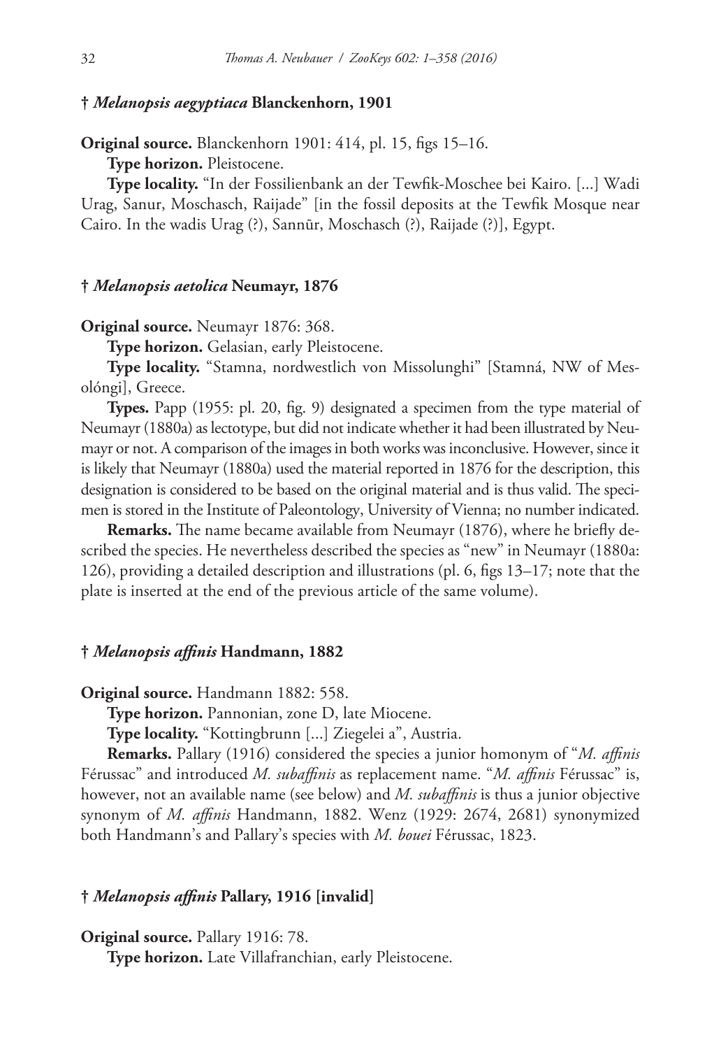### † *Melanopsis aegyptiaca* Blanckenhorn, 1901

**Original source.** Blanckenhorn 1901: 414, pl. 15, figs 15–16.

**Type horizon.** Pleistocene.

**Type locality.** "In der Fossilienbank an der Tewfik-Moschee bei Kairo. [...] Wadi Urag, Sanur, Moschasch, Raijade" [in the fossil deposits at the Tewfik Mosque near Cairo. In the wadis Urag (?), Sannūr, Moschasch (?), Raijade (?)], Egypt.

### † *Melanopsis aetolica* Neumayr, 1876

**Original source.** Neumayr 1876: 368.

**Type horizon.** Gelasian, early Pleistocene.

**Type locality.** "Stamna, nordwestlich von Missolunghi" [Stamná, NW of Mesolóngi], Greece.

**Types.** Papp (1955: pl. 20, fig. 9) designated a specimen from the type material of Neumayr (1880a) as lectotype, but did not indicate whether it had been illustrated by Neumayr or not. A comparison of the images in both works was inconclusive. However, since it is likely that Neumayr (1880a) used the material reported in 1876 for the description, this designation is considered to be based on the original material and is thus valid. The specimen is stored in the Institute of Paleontology, University of Vienna; no number indicated.

**Remarks.** The name became available from Neumayr (1876), where he briefly described the species. He nevertheless described the species as "new" in Neumayr (1880a: 126), providing a detailed description and illustrations (pl. 6, figs 13–17; note that the plate is inserted at the end of the previous article of the same volume).

### † *Melanopsis affinis* Handmann, 1882

**Original source.** Handmann 1882: 558.

**Type horizon.** Pannonian, zone D, late Miocene.

**Type locality.** "Kottingbrunn [...] Ziegelei a", Austria.

**Remarks.** Pallary (1916) considered the species a junior homonym of "*M. affinis* Férussac" and introduced *M. subaffinis* as replacement name. "*M. affinis* Férussac" is, however, not an available name (see below) and *M. subaffinis* is thus a junior objective synonym of *M. affinis* Handmann, 1882. Wenz (1929: 2674, 2681) synonymized both Handmann's and Pallary's species with *M. bouei* Férussac, 1823.

### † *Melanopsis affinis* Pallary, 1916 [invalid]

**Original source.** Pallary 1916: 78.

**Type horizon.** Late Villafranchian, early Pleistocene.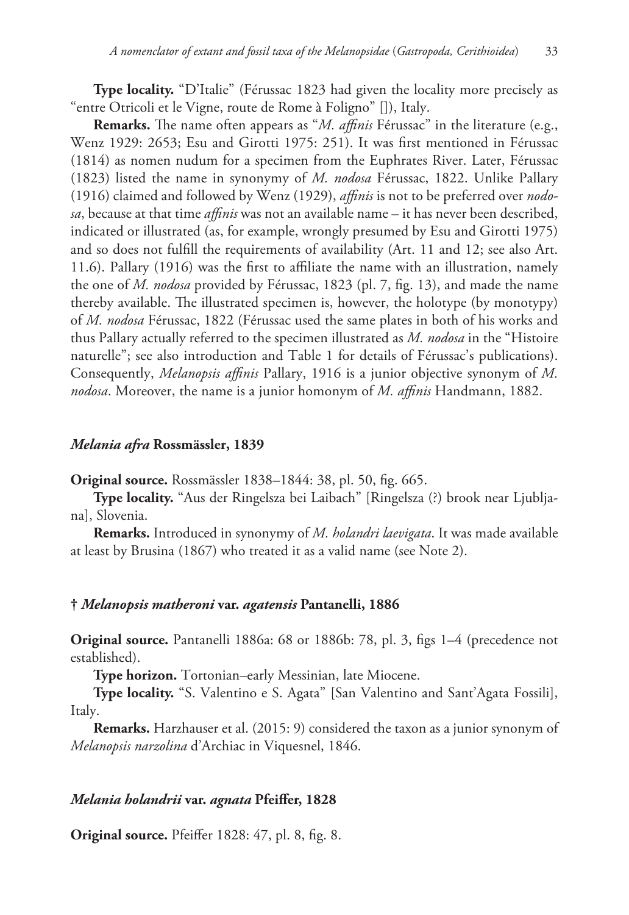**Type locality.** "D'Italie" (Férussac 1823 had given the locality more precisely as "entre Otricoli et le Vigne, route de Rome à Foligno" []), Italy.

**Remarks.** The name often appears as "*M. affinis* Férussac" in the literature (e.g., Wenz 1929: 2653; Esu and Girotti 1975: 251). It was first mentioned in Férussac (1814) as nomen nudum for a specimen from the Euphrates River. Later, Férussac (1823) listed the name in synonymy of *M. nodosa* Férussac, 1822. Unlike Pallary (1916) claimed and followed by Wenz (1929), *affinis* is not to be preferred over *nodosa*, because at that time *affinis* was not an available name – it has never been described, indicated or illustrated (as, for example, wrongly presumed by Esu and Girotti 1975) and so does not fulfill the requirements of availability (Art. 11 and 12; see also Art. 11.6). Pallary (1916) was the first to affiliate the name with an illustration, namely the one of *M. nodosa* provided by Férussac, 1823 (pl. 7, fig. 13), and made the name thereby available. The illustrated specimen is, however, the holotype (by monotypy) of *M. nodosa* Férussac, 1822 (Férussac used the same plates in both of his works and thus Pallary actually referred to the specimen illustrated as *M. nodosa* in the "Histoire naturelle"; see also introduction and Table 1 for details of Férussac's publications). Consequently, *Melanopsis affinis* Pallary, 1916 is a junior objective synonym of *M. nodosa*. Moreover, the name is a junior homonym of *M. affinis* Handmann, 1882.

### *Melania afra* Rossmässler, 1839

**Original source.** Rossmässler 1838–1844: 38, pl. 50, fig. 665.

**Type locality.** "Aus der Ringelsza bei Laibach" [Ringelsza (?) brook near Ljubljana], Slovenia.

**Remarks.** Introduced in synonymy of *M. holandri laevigata*. It was made available at least by Brusina (1867) who treated it as a valid name (see Note 2).

### † *Melanopsis matheroni* var. *agatensis* Pantanelli, 1886

**Original source.** Pantanelli 1886a: 68 or 1886b: 78, pl. 3, figs 1–4 (precedence not established).

**Type horizon.** Tortonian–early Messinian, late Miocene.

**Type locality.** "S. Valentino e S. Agata" [San Valentino and Sant'Agata Fossili], Italy.

**Remarks.** Harzhauser et al. (2015: 9) considered the taxon as a junior synonym of *Melanopsis narzolina* d'Archiac in Viquesnel, 1846.

### *Melania holandrii* var. *agnata* Pfeiffer, 1828

**Original source.** Pfeiffer 1828: 47, pl. 8, fig. 8.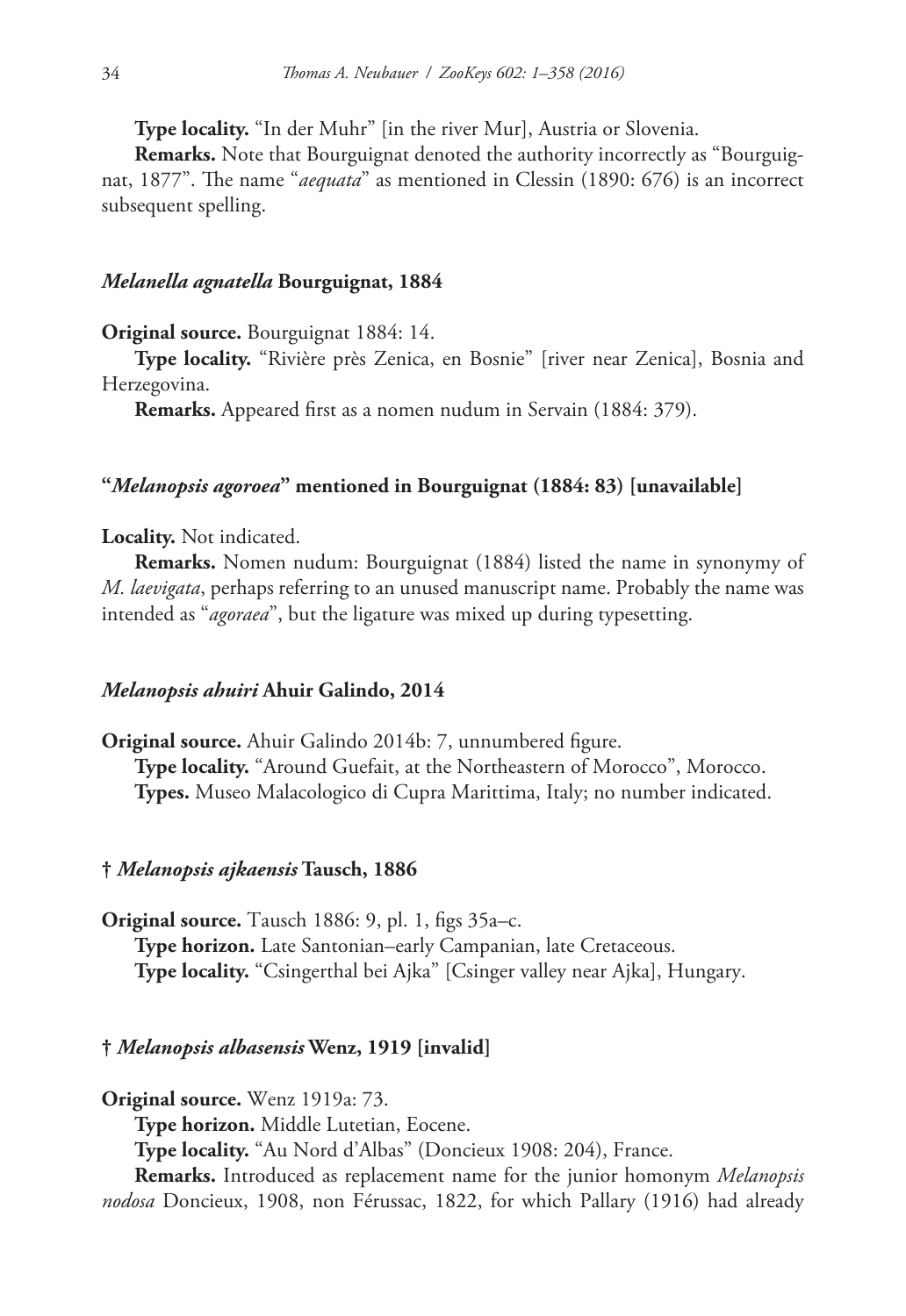**Type locality.** “In der Muhr” [in the river Mur], Austria or Slovenia.

**Remarks.** Note that Bourguignat denoted the authority incorrectly as “Bourguignat, 1877”. The name “*aequata*” as mentioned in Clessin (1890: 676) is an incorrect subsequent spelling.

### *Melanella agnatella* Bourguignat, 1884

**Original source.** Bourguignat 1884: 14.

**Type locality.** “Rivière près Zenica, en Bosnie” [river near Zenica], Bosnia and Herzegovina.

**Remarks.** Appeared first as a nomen nudum in Servain (1884: 379).

### “*Melanopsis agoroea*” mentioned in Bourguignat (1884: 83) [unavailable]

**Locality.** Not indicated.

**Remarks.** Nomen nudum: Bourguignat (1884) listed the name in synonymy of *M. laevigata*, perhaps referring to an unused manuscript name. Probably the name was intended as “*agoraea*”, but the ligature was mixed up during typesetting.

### *Melanopsis ahuiri* Ahuir Galindo, 2014

**Original source.** Ahuir Galindo 2014b: 7, unnumbered figure.

**Type locality.** “Around Guefait, at the Northeastern of Morocco”, Morocco.

**Types.** Museo Malacologico di Cupra Marittima, Italy; no number indicated.

### † *Melanopsis ajkaensis* Tausch, 1886

**Original source.** Tausch 1886: 9, pl. 1, figs 35a–c.

**Type horizon.** Late Santonian–early Campanian, late Cretaceous.

**Type locality.** “Csingerthal bei Ajka” [Csinger valley near Ajka], Hungary.

### † *Melanopsis albasensis* Wenz, 1919 [invalid]

**Original source.** Wenz 1919a: 73.

**Type horizon.** Middle Lutetian, Eocene.

**Type locality.** “Au Nord d’Albas” (Doncieux 1908: 204), France.

**Remarks.** Introduced as replacement name for the junior homonym *Melanopsis nodosa* Doncieux, 1908, non Férussac, 1822, for which Pallary (1916) had already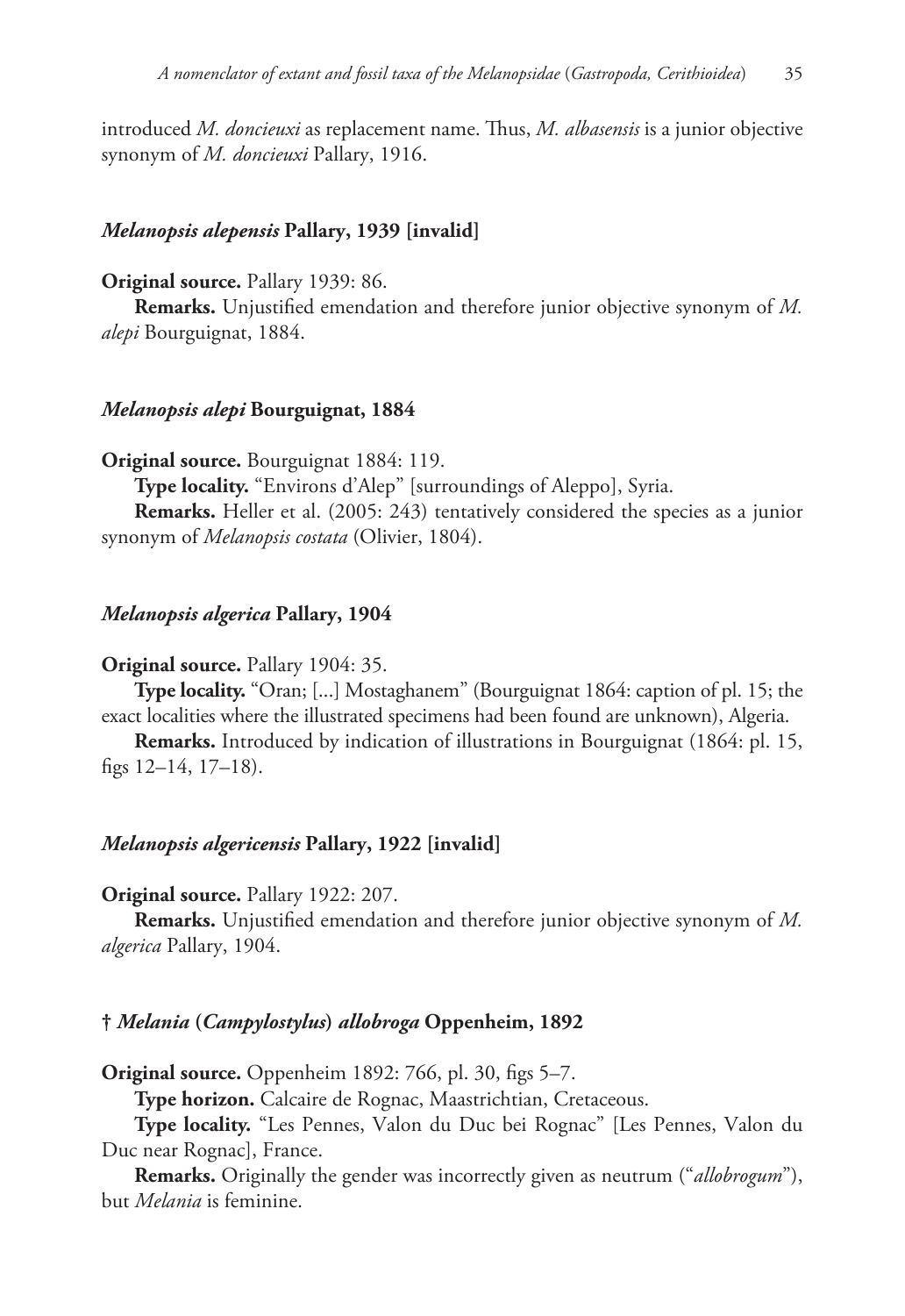introduced *M. doncieuxi* as replacement name. Thus, *M. albasensis* is a junior objective synonym of *M. doncieuxi* Pallary, 1916.

### *Melanopsis alepensis* Pallary, 1939 [invalid]

**Original source.** Pallary 1939: 86.

**Remarks.** Unjustified emendation and therefore junior objective synonym of *M. alepi* Bourguignat, 1884.

### *Melanopsis alepi* Bourguignat, 1884

**Original source.** Bourguignat 1884: 119.

**Type locality.** "Environs d'Alep" [surroundings of Aleppo], Syria.

**Remarks.** Heller et al. (2005: 243) tentatively considered the species as a junior synonym of *Melanopsis costata* (Olivier, 1804).

### *Melanopsis algerica* Pallary, 1904

**Original source.** Pallary 1904: 35.

**Type locality.** "Oran; [...] Mostaghanem" (Bourguignat 1864: caption of pl. 15; the exact localities where the illustrated specimens had been found are unknown), Algeria.

**Remarks.** Introduced by indication of illustrations in Bourguignat (1864: pl. 15, figs 12–14, 17–18).

### *Melanopsis algericensis* Pallary, 1922 [invalid]

**Original source.** Pallary 1922: 207.

**Remarks.** Unjustified emendation and therefore junior objective synonym of *M. algerica* Pallary, 1904.

### † *Melania* (*Campylostylus*) *allobroga* Oppenheim, 1892

**Original source.** Oppenheim 1892: 766, pl. 30, figs 5–7.

**Type horizon.** Calcaire de Rognac, Maastrichtian, Cretaceous.

**Type locality.** "Les Pennes, Valon du Duc bei Rognac" [Les Pennes, Valon du Duc near Rognac], France.

**Remarks.** Originally the gender was incorrectly given as neutrum ("*allobrogum*"), but *Melania* is feminine.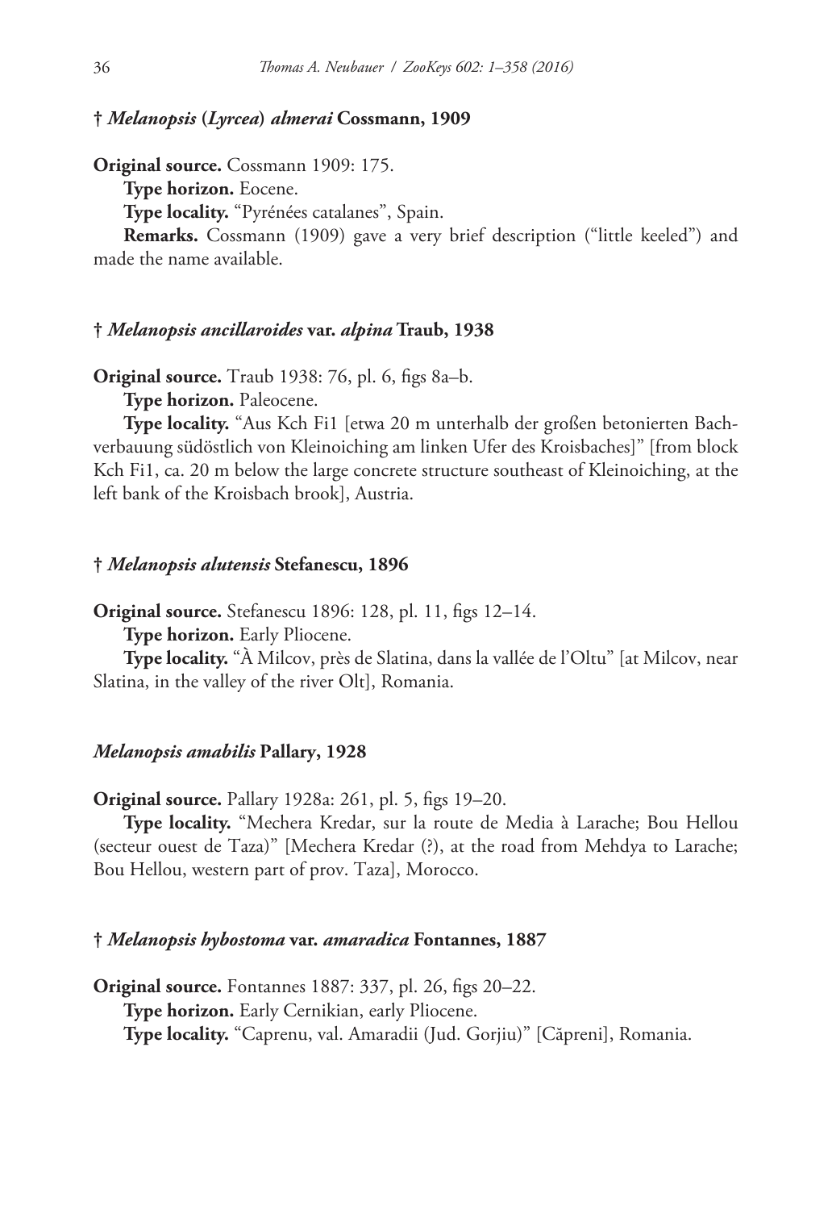**† *Melanopsis* (*Lyrcea*) *almerai* Cossmann, 1909**

**Original source.** Cossmann 1909: 175.

**Type horizon.** Eocene.

**Type locality.** "Pyrénées catalanes", Spain.

**Remarks.** Cossmann (1909) gave a very brief description ("little keeled") and made the name available.

**† *Melanopsis ancillaroides* var. *alpina* Traub, 1938**

**Original source.** Traub 1938: 76, pl. 6, figs 8a–b.

**Type horizon.** Paleocene.

**Type locality.** "Aus Kch Fi1 [etwa 20 m unterhalb der großen betonierten Bachverbauung südöstlich von Kleinoiching am linken Ufer des Kroisbaches]" [from block Kch Fi1, ca. 20 m below the large concrete structure southeast of Kleinoiching, at the left bank of the Kroisbach brook], Austria.

**† *Melanopsis alutensis* Stefanescu, 1896**

**Original source.** Stefanescu 1896: 128, pl. 11, figs 12–14.

**Type horizon.** Early Pliocene.

**Type locality.** "À Milcov, près de Slatina, dans la vallée de l'Oltu" [at Milcov, near Slatina, in the valley of the river Olt], Romania.

***Melanopsis amabilis* Pallary, 1928**

**Original source.** Pallary 1928a: 261, pl. 5, figs 19–20.

**Type locality.** "Mechera Kredar, sur la route de Media à Larache; Bou Hellou (secteur ouest de Taza)" [Mechera Kredar (?), at the road from Mehdya to Larache; Bou Hellou, western part of prov. Taza], Morocco.

**† *Melanopsis hybostoma* var. *amaradica* Fontannes, 1887**

**Original source.** Fontannes 1887: 337, pl. 26, figs 20–22.

**Type horizon.** Early Cernikian, early Pliocene.

**Type locality.** "Caprenu, val. Amaradii (Jud. Gorjiu)" [Căpreni], Romania.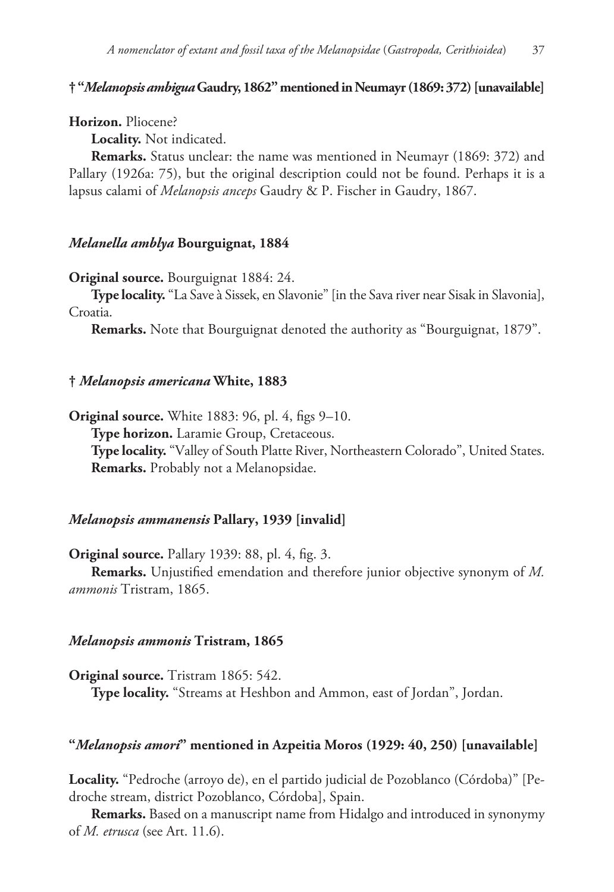### † "*Melanopsis ambigua* Gaudry, 1862" mentioned in Neumayr (1869: 372) [unavailable]

**Horizon.** Pliocene?

**Locality.** Not indicated.

**Remarks.** Status unclear: the name was mentioned in Neumayr (1869: 372) and Pallary (1926a: 75), but the original description could not be found. Perhaps it is a lapsus calami of *Melanopsis anceps* Gaudry & P. Fischer in Gaudry, 1867.

### *Melanella amblya* Bourguignat, 1884

**Original source.** Bourguignat 1884: 24.

**Type locality.** "La Save à Sissek, en Slavonie" [in the Sava river near Sisak in Slavonia], Croatia.

**Remarks.** Note that Bourguignat denoted the authority as "Bourguignat, 1879".

### † *Melanopsis americana* White, 1883

**Original source.** White 1883: 96, pl. 4, figs 9–10.

**Type horizon.** Laramie Group, Cretaceous.

**Type locality.** "Valley of South Platte River, Northeastern Colorado", United States.

**Remarks.** Probably not a Melanopsidae.

### *Melanopsis ammanensis* Pallary, 1939 [invalid]

**Original source.** Pallary 1939: 88, pl. 4, fig. 3.

**Remarks.** Unjustified emendation and therefore junior objective synonym of *M. ammonis* Tristram, 1865.

### *Melanopsis ammonis* Tristram, 1865

**Original source.** Tristram 1865: 542.

**Type locality.** "Streams at Heshbon and Ammon, east of Jordan", Jordan.

### "*Melanopsis amori*" mentioned in Azpeitia Moros (1929: 40, 250) [unavailable]

**Locality.** "Pedroche (arroyo de), en el partido judicial de Pozoblanco (Córdoba)" [Pedroche stream, district Pozoblanco, Córdoba], Spain.

**Remarks.** Based on a manuscript name from Hidalgo and introduced in synonymy of *M. etrusca* (see Art. 11.6).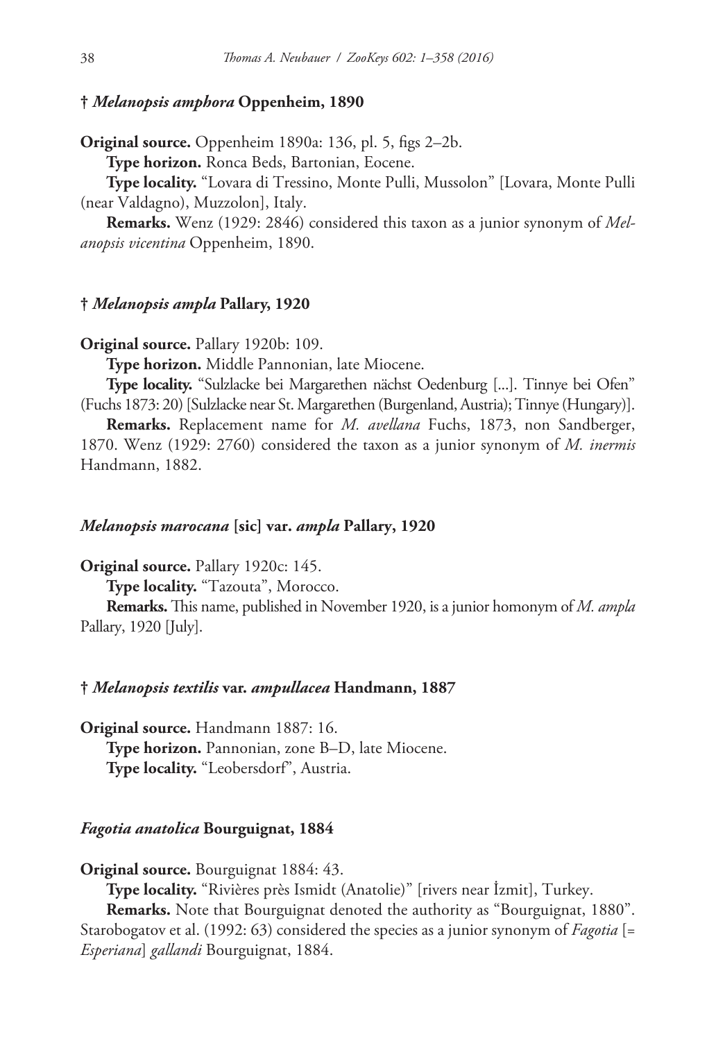### † *Melanopsis amphora* Oppenheim, 1890

**Original source.** Oppenheim 1890a: 136, pl. 5, figs 2–2b.

**Type horizon.** Ronca Beds, Bartonian, Eocene.

**Type locality.** "Lovara di Tressino, Monte Pulli, Mussolon" [Lovara, Monte Pulli (near Valdagno), Muzzolon], Italy.

**Remarks.** Wenz (1929: 2846) considered this taxon as a junior synonym of *Melanopsis vicentina* Oppenheim, 1890.

### † *Melanopsis ampla* Pallary, 1920

**Original source.** Pallary 1920b: 109.

**Type horizon.** Middle Pannonian, late Miocene.

**Type locality.** "Sulzlacke bei Margarethen nächst Oedenburg [...]. Tinnye bei Ofen" (Fuchs 1873: 20) [Sulzlacke near St. Margarethen (Burgenland, Austria); Tinnye (Hungary)].

**Remarks.** Replacement name for *M. avellana* Fuchs, 1873, non Sandberger, 1870. Wenz (1929: 2760) considered the taxon as a junior synonym of *M. inermis* Handmann, 1882.

### *Melanopsis marocana* [sic] var. *ampla* Pallary, 1920

**Original source.** Pallary 1920c: 145.

**Type locality.** "Tazouta", Morocco.

**Remarks.** This name, published in November 1920, is a junior homonym of *M. ampla* Pallary, 1920 [July].

### † *Melanopsis textilis* var. *ampullacea* Handmann, 1887

**Original source.** Handmann 1887: 16.

**Type horizon.** Pannonian, zone B–D, late Miocene.

**Type locality.** "Leobersdorf", Austria.

### *Fagotia anatolica* Bourguignat, 1884

**Original source.** Bourguignat 1884: 43.

**Type locality.** "Rivières près Ismidt (Anatolie)" [rivers near İzmit], Turkey.

**Remarks.** Note that Bourguignat denoted the authority as "Bourguignat, 1880". Starobogatov et al. (1992: 63) considered the species as a junior synonym of *Fagotia* [= *Esperiana*] *gallandi* Bourguignat, 1884.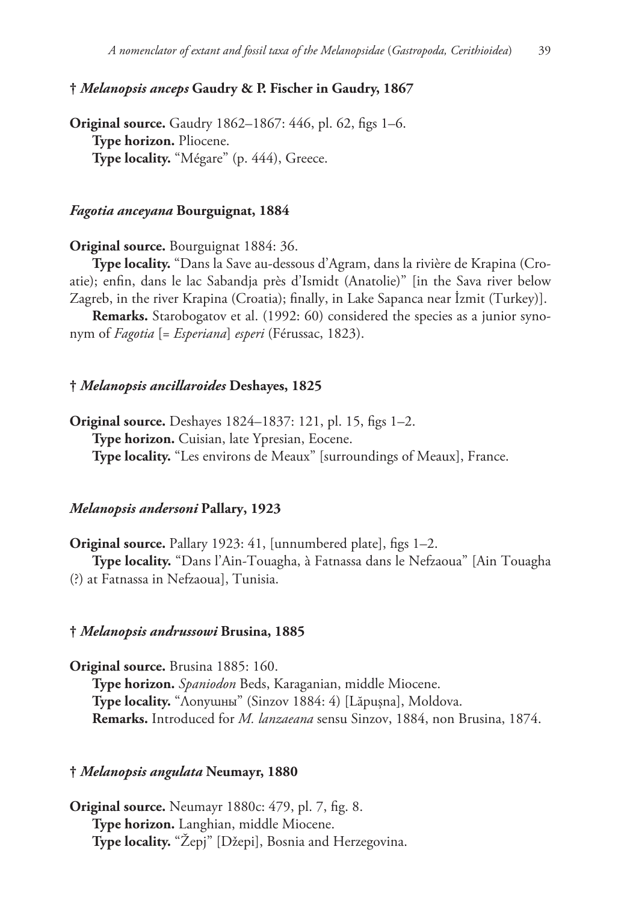### † *Melanopsis anceps* Gaudry & P. Fischer in Gaudry, 1867

**Original source.** Gaudry 1862–1867: 446, pl. 62, figs 1–6.

**Type horizon.** Pliocene.

**Type locality.** "Mégare" (p. 444), Greece.

### *Fagotia anceyana* Bourguignat, 1884

**Original source.** Bourguignat 1884: 36.

**Type locality.** "Dans la Save au-dessous d'Agram, dans la rivière de Krapina (Croatie); enfin, dans le lac Sabandja près d'Ismidt (Anatolie)" [in the Sava river below Zagreb, in the river Krapina (Croatia); finally, in Lake Sapanca near İzmit (Turkey)].

**Remarks.** Starobogatov et al. (1992: 60) considered the species as a junior synonym of *Fagotia* [= *Esperiana*] *esperi* (Férussac, 1823).

### † *Melanopsis ancillaroides* Deshayes, 1825

**Original source.** Deshayes 1824–1837: 121, pl. 15, figs 1–2.

**Type horizon.** Cuisian, late Ypresian, Eocene.

**Type locality.** "Les environs de Meaux" [surroundings of Meaux], France.

### *Melanopsis andersoni* Pallary, 1923

**Original source.** Pallary 1923: 41, [unnumbered plate], figs 1–2.

**Type locality.** "Dans l'Ain-Touagha, à Fatnassa dans le Nefzaoua" [Ain Touagha (?) at Fatnassa in Nefzaoua], Tunisia.

### † *Melanopsis andrussowi* Brusina, 1885

**Original source.** Brusina 1885: 160.

**Type horizon.** *Spaniodon* Beds, Karaganian, middle Miocene.

**Type locality.** "Лопушны" (Sinzov 1884: 4) [Lăpuşna], Moldova.

**Remarks.** Introduced for *M. lanzaeana* sensu Sinzov, 1884, non Brusina, 1874.

### † *Melanopsis angulata* Neumayr, 1880

**Original source.** Neumayr 1880c: 479, pl. 7, fig. 8.

**Type horizon.** Langhian, middle Miocene.

**Type locality.** "Žepj" [Džepi], Bosnia and Herzegovina.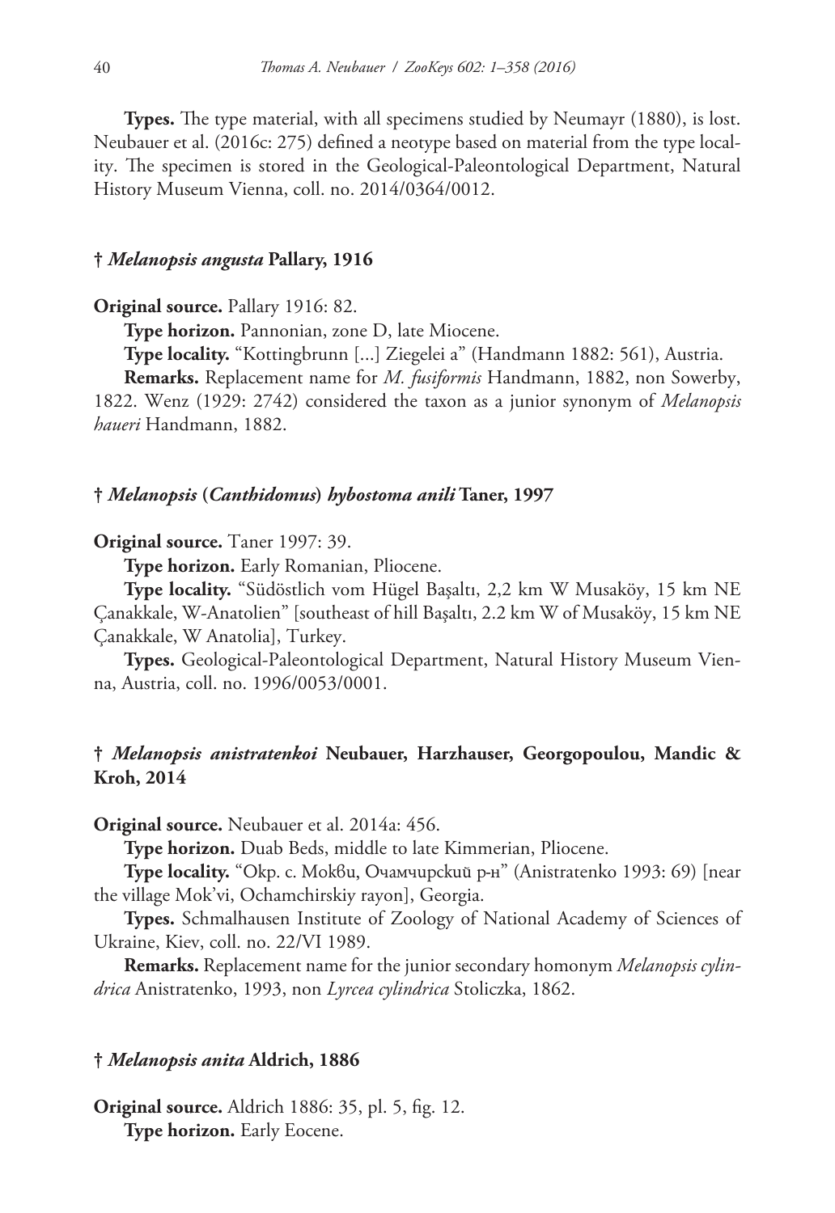**Types.** The type material, with all specimens studied by Neumayr (1880), is lost. Neubauer et al. (2016c: 275) defined a neotype based on material from the type locality. The specimen is stored in the Geological-Paleontological Department, Natural History Museum Vienna, coll. no. 2014/0364/0012.

#### † *Melanopsis angusta* Pallary, 1916

**Original source.** Pallary 1916: 82.

**Type horizon.** Pannonian, zone D, late Miocene.

**Type locality.** "Kottingbrunn [...] Ziegelei a" (Handmann 1882: 561), Austria.

**Remarks.** Replacement name for *M. fusiformis* Handmann, 1882, non Sowerby, 1822. Wenz (1929: 2742) considered the taxon as a junior synonym of *Melanopsis haueri* Handmann, 1882.

#### † *Melanopsis* (*Canthidomus*) *hybostoma anili* Taner, 1997

**Original source.** Taner 1997: 39.

**Type horizon.** Early Romanian, Pliocene.

**Type locality.** "Südöstlich vom Hügel Başaltı, 2,2 km W Musaköy, 15 km NE Çanakkale, W-Anatolien" [southeast of hill Başaltı, 2.2 km W of Musaköy, 15 km NE Çanakkale, W Anatolia], Turkey.

**Types.** Geological-Paleontological Department, Natural History Museum Vienna, Austria, coll. no. 1996/0053/0001.

#### † *Melanopsis anistratenkoi* Neubauer, Harzhauser, Georgopoulou, Mandic & Kroh, 2014

**Original source.** Neubauer et al. 2014a: 456.

**Type horizon.** Duab Beds, middle to late Kimmerian, Pliocene.

**Type locality.** "Окр. с. Моквu, Очамчирскuй р-н" (Anistratenko 1993: 69) [near the village Mok'vi, Ochamchirskiy rayon], Georgia.

**Types.** Schmalhausen Institute of Zoology of National Academy of Sciences of Ukraine, Kiev, coll. no. 22/VI 1989.

**Remarks.** Replacement name for the junior secondary homonym *Melanopsis cylindrica* Anistratenko, 1993, non *Lyrcea cylindrica* Stoliczka, 1862.

#### † *Melanopsis anita* Aldrich, 1886

**Original source.** Aldrich 1886: 35, pl. 5, fig. 12.

**Type horizon.** Early Eocene.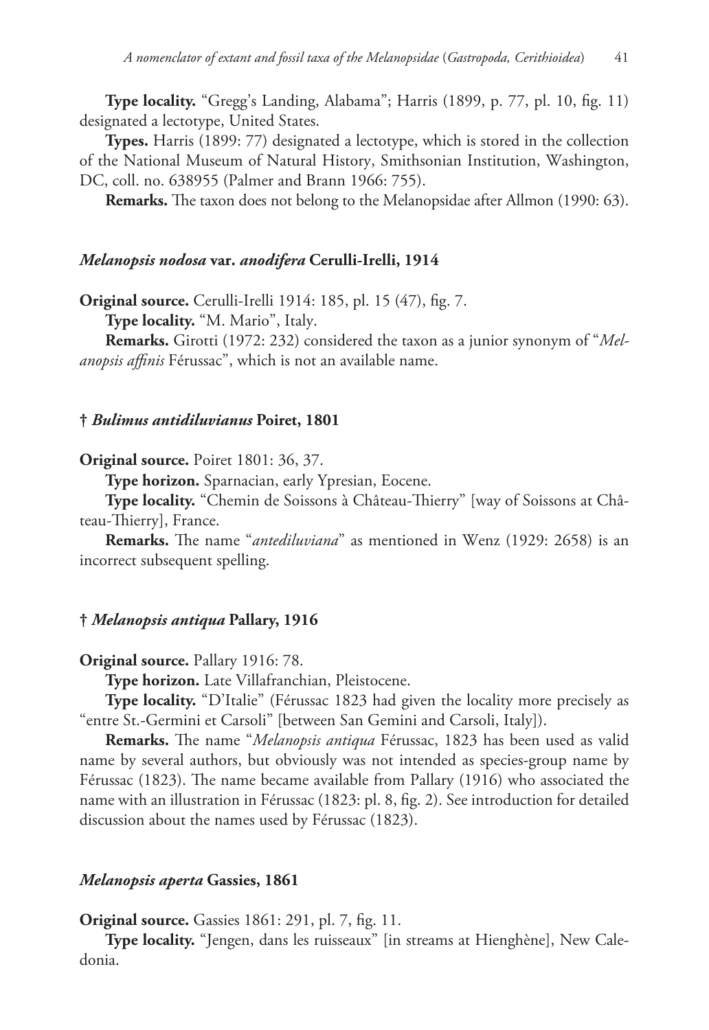**Type locality.** "Gregg's Landing, Alabama"; Harris (1899, p. 77, pl. 10, fig. 11) designated a lectotype, United States.

**Types.** Harris (1899: 77) designated a lectotype, which is stored in the collection of the National Museum of Natural History, Smithsonian Institution, Washington, DC, coll. no. 638955 (Palmer and Brann 1966: 755).

**Remarks.** The taxon does not belong to the Melanopsidae after Allmon (1990: 63).

### *Melanopsis nodosa* var. *anodifera* Cerulli-Irelli, 1914

**Original source.** Cerulli-Irelli 1914: 185, pl. 15 (47), fig. 7.

**Type locality.** "M. Mario", Italy.

**Remarks.** Girotti (1972: 232) considered the taxon as a junior synonym of "*Melanopsis affinis* Férussac", which is not an available name.

### † *Bulimus antidiluvianus* Poiret, 1801

**Original source.** Poiret 1801: 36, 37.

**Type horizon.** Sparnacian, early Ypresian, Eocene.

**Type locality.** "Chemin de Soissons à Château-Thierry" [way of Soissons at Château-Thierry], France.

**Remarks.** The name "*antediluviana*" as mentioned in Wenz (1929: 2658) is an incorrect subsequent spelling.

### † *Melanopsis antiqua* Pallary, 1916

**Original source.** Pallary 1916: 78.

**Type horizon.** Late Villafranchian, Pleistocene.

**Type locality.** "D'Italie" (Férussac 1823 had given the locality more precisely as "entre St.-Germini et Carsoli" [between San Gemini and Carsoli, Italy]).

**Remarks.** The name "*Melanopsis antiqua* Férussac, 1823 has been used as valid name by several authors, but obviously was not intended as species-group name by Férussac (1823). The name became available from Pallary (1916) who associated the name with an illustration in Férussac (1823: pl. 8, fig. 2). See introduction for detailed discussion about the names used by Férussac (1823).

### *Melanopsis aperta* Gassies, 1861

**Original source.** Gassies 1861: 291, pl. 7, fig. 11.

**Type locality.** "Jengen, dans les ruisseaux" [in streams at Hienghène], New Caledonia.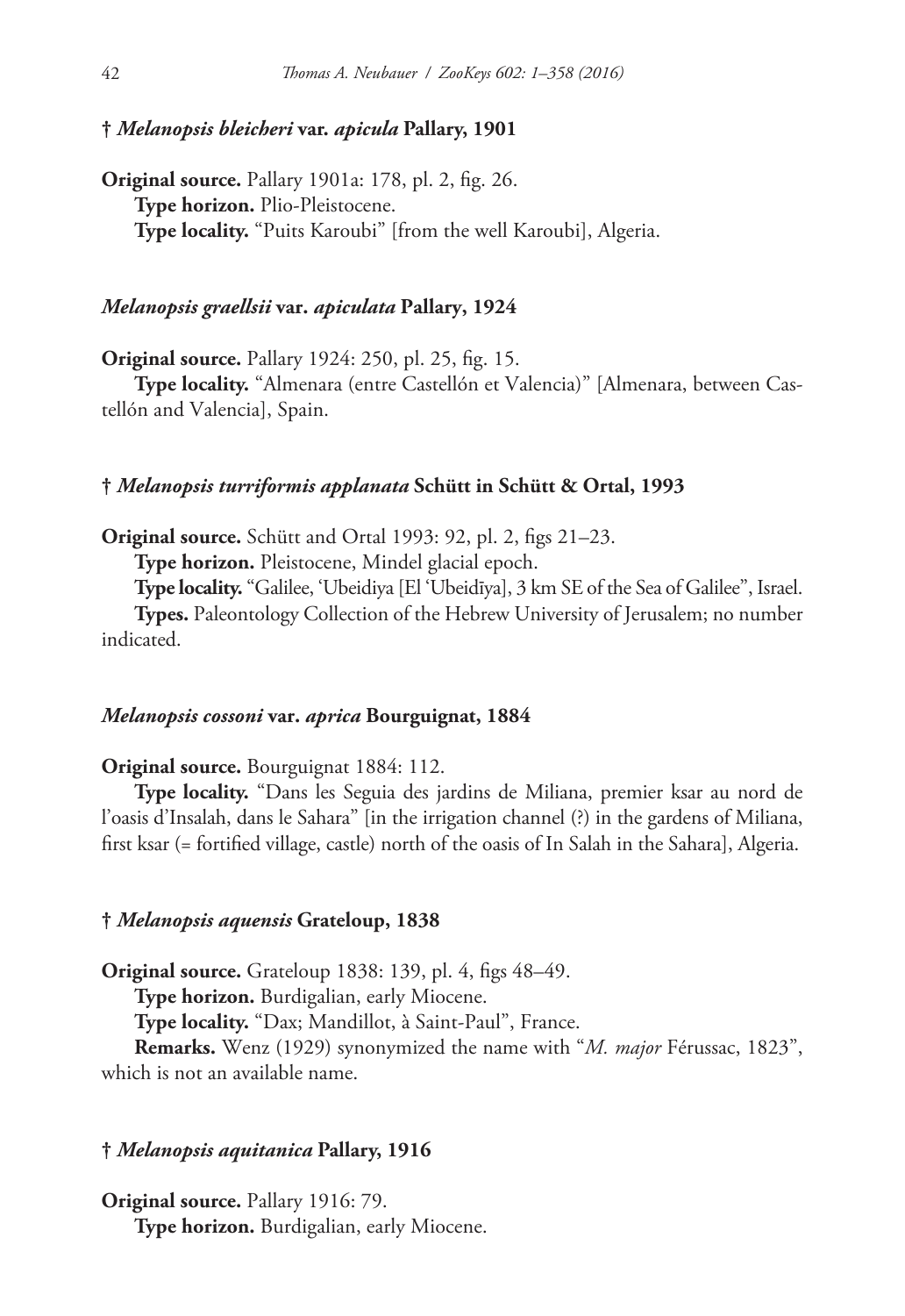### † *Melanopsis bleicheri* var. *apicula* Pallary, 1901

**Original source.** Pallary 1901a: 178, pl. 2, fig. 26.

**Type horizon.** Plio-Pleistocene.

**Type locality.** "Puits Karoubi" [from the well Karoubi], Algeria.

### *Melanopsis graellsii* var. *apiculata* Pallary, 1924

**Original source.** Pallary 1924: 250, pl. 25, fig. 15.

**Type locality.** "Almenara (entre Castellón et Valencia)" [Almenara, between Castellón and Valencia], Spain.

### † *Melanopsis turriformis applanata* Schütt in Schütt & Ortal, 1993

**Original source.** Schütt and Ortal 1993: 92, pl. 2, figs 21–23.

**Type horizon.** Pleistocene, Mindel glacial epoch.

**Type locality.** "Galilee, 'Ubeidiya [El 'Ubeidīya], 3 km SE of the Sea of Galilee", Israel.

**Types.** Paleontology Collection of the Hebrew University of Jerusalem; no number indicated.

### *Melanopsis cossoni* var. *aprica* Bourguignat, 1884

**Original source.** Bourguignat 1884: 112.

**Type locality.** "Dans les Seguia des jardins de Miliana, premier ksar au nord de l'oasis d'Insalah, dans le Sahara" [in the irrigation channel (?) in the gardens of Miliana, first ksar (= fortified village, castle) north of the oasis of In Salah in the Sahara], Algeria.

### † *Melanopsis aquensis* Grateloup, 1838

**Original source.** Grateloup 1838: 139, pl. 4, figs 48–49.

**Type horizon.** Burdigalian, early Miocene.

**Type locality.** "Dax; Mandillot, à Saint-Paul", France.

**Remarks.** Wenz (1929) synonymized the name with "*M. major* Férussac, 1823", which is not an available name.

### † *Melanopsis aquitanica* Pallary, 1916

**Original source.** Pallary 1916: 79.

**Type horizon.** Burdigalian, early Miocene.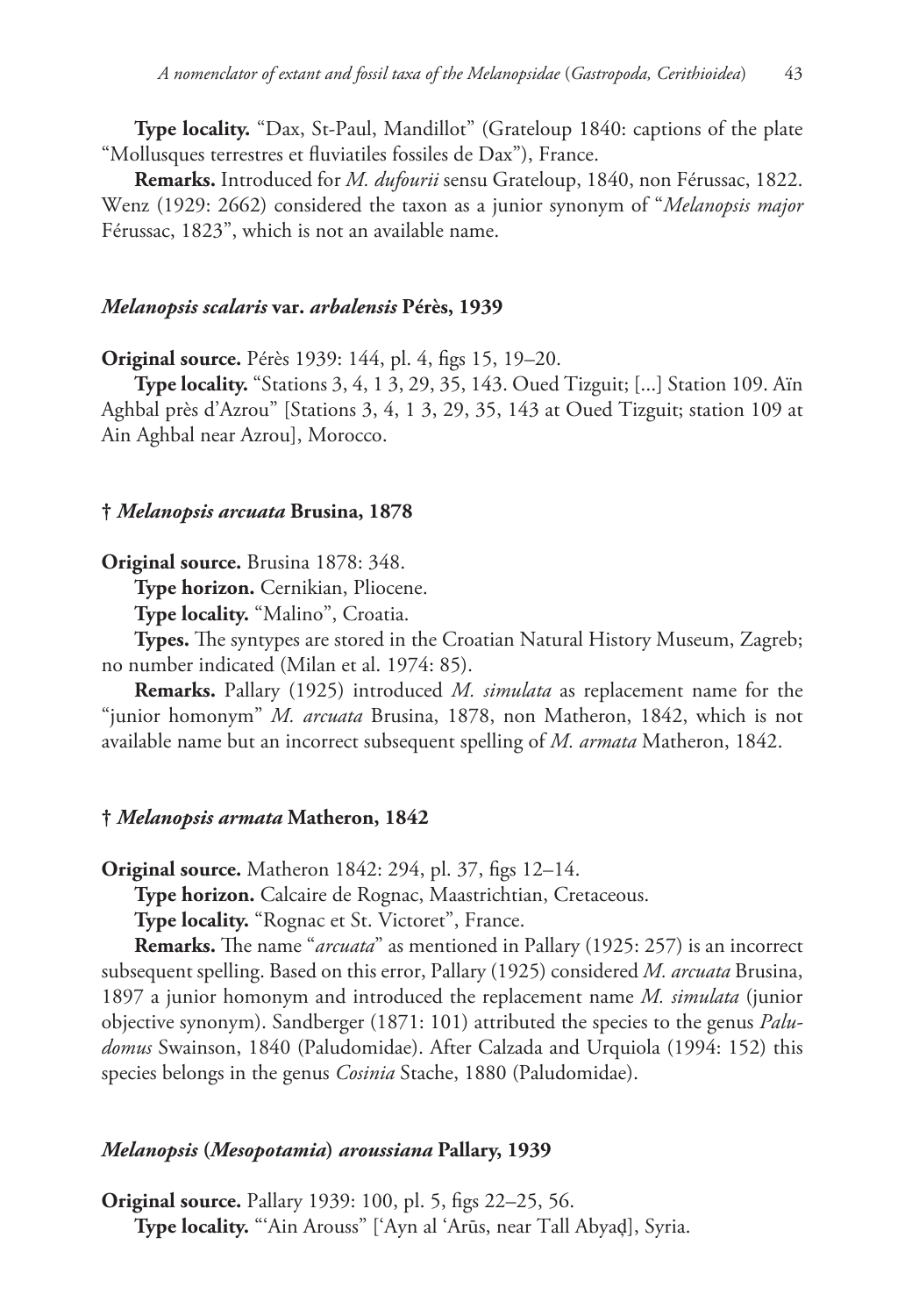**Type locality.** "Dax, St-Paul, Mandillot" (Grateloup 1840: captions of the plate "Mollusques terrestres et fluviatiles fossiles de Dax"), France.

**Remarks.** Introduced for *M. dufourii* sensu Grateloup, 1840, non Férussac, 1822. Wenz (1929: 2662) considered the taxon as a junior synonym of "*Melanopsis major* Férussac, 1823", which is not an available name.

### *Melanopsis scalaris* var. *arbalensis* Pérès, 1939

**Original source.** Pérès 1939: 144, pl. 4, figs 15, 19–20.

**Type locality.** "Stations 3, 4, 1 3, 29, 35, 143. Oued Tizguit; [...] Station 109. Aïn Aghbal près d'Azrou" [Stations 3, 4, 1 3, 29, 35, 143 at Oued Tizguit; station 109 at Ain Aghbal near Azrou], Morocco.

### † *Melanopsis arcuata* Brusina, 1878

**Original source.** Brusina 1878: 348.

**Type horizon.** Cernikian, Pliocene.

**Type locality.** "Malino", Croatia.

**Types.** The syntypes are stored in the Croatian Natural History Museum, Zagreb; no number indicated (Milan et al. 1974: 85).

**Remarks.** Pallary (1925) introduced *M. simulata* as replacement name for the "junior homonym" *M. arcuata* Brusina, 1878, non Matheron, 1842, which is not available name but an incorrect subsequent spelling of *M. armata* Matheron, 1842.

### † *Melanopsis armata* Matheron, 1842

**Original source.** Matheron 1842: 294, pl. 37, figs 12–14.

**Type horizon.** Calcaire de Rognac, Maastrichtian, Cretaceous.

**Type locality.** "Rognac et St. Victoret", France.

**Remarks.** The name "*arcuata*" as mentioned in Pallary (1925: 257) is an incorrect subsequent spelling. Based on this error, Pallary (1925) considered *M. arcuata* Brusina, 1897 a junior homonym and introduced the replacement name *M. simulata* (junior objective synonym). Sandberger (1871: 101) attributed the species to the genus *Paludomus* Swainson, 1840 (Paludomidae). After Calzada and Urquiola (1994: 152) this species belongs in the genus *Cosinia* Stache, 1880 (Paludomidae).

### *Melanopsis* (*Mesopotamia*) *aroussiana* Pallary, 1939

**Original source.** Pallary 1939: 100, pl. 5, figs 22–25, 56.

**Type locality.** "'Ain Arouss" [ʿAyn al ʿArūs, near Tall Abyaḍ], Syria.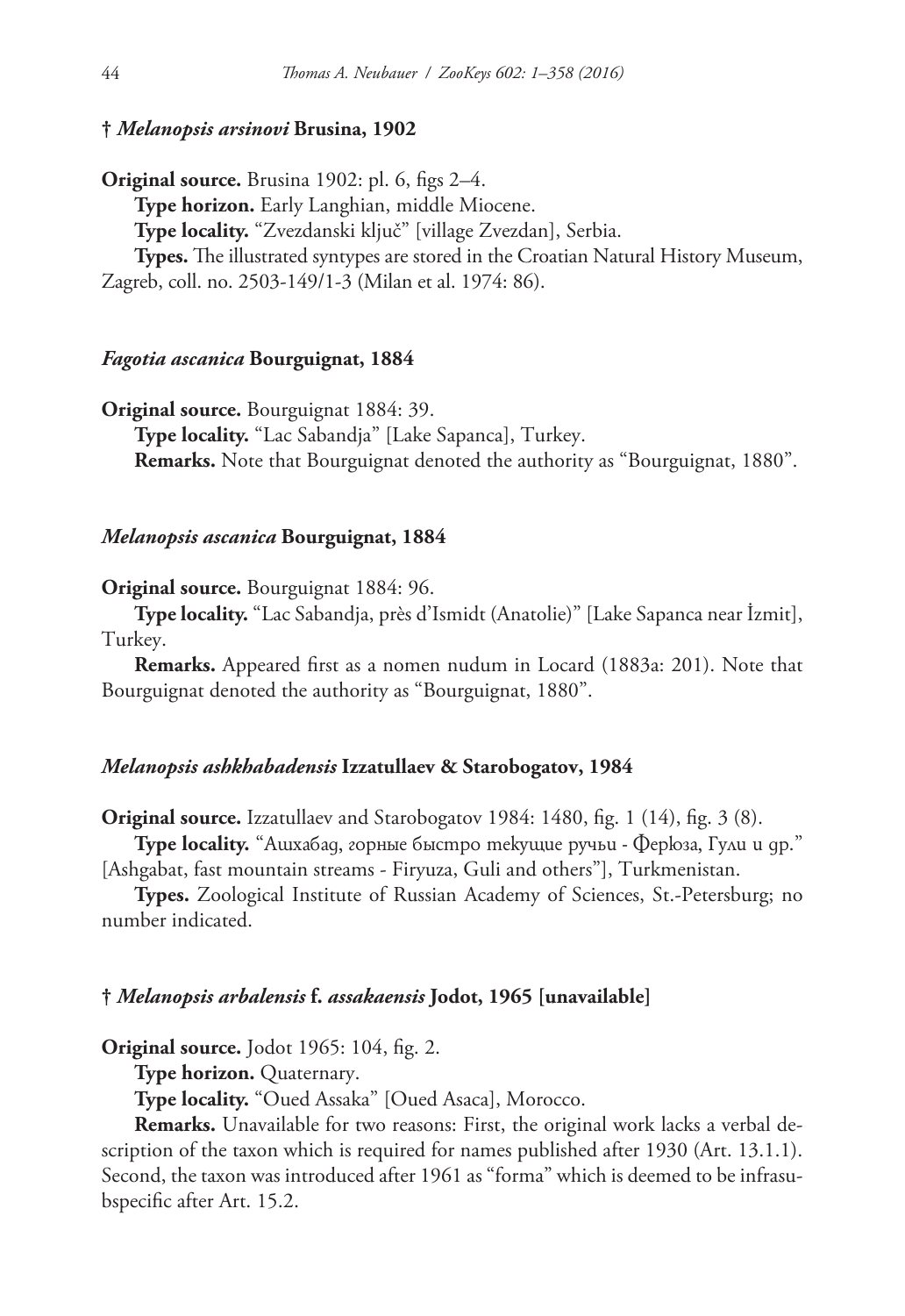### † *Melanopsis arsinovi* Brusina, 1902

**Original source.** Brusina 1902: pl. 6, figs 2–4.

**Type horizon.** Early Langhian, middle Miocene.

**Type locality.** "Zvezdanski ključ" [village Zvezdan], Serbia.

**Types.** The illustrated syntypes are stored in the Croatian Natural History Museum, Zagreb, coll. no. 2503-149/1-3 (Milan et al. 1974: 86).

### *Fagotia ascanica* Bourguignat, 1884

**Original source.** Bourguignat 1884: 39.

**Type locality.** "Lac Sabandja" [Lake Sapanca], Turkey.

**Remarks.** Note that Bourguignat denoted the authority as "Bourguignat, 1880".

### *Melanopsis ascanica* Bourguignat, 1884

**Original source.** Bourguignat 1884: 96.

**Type locality.** "Lac Sabandja, près d'Ismidt (Anatolie)" [Lake Sapanca near İzmit], Turkey.

**Remarks.** Appeared first as a nomen nudum in Locard (1883a: 201). Note that Bourguignat denoted the authority as "Bourguignat, 1880".

### *Melanopsis ashkhabadensis* Izzatullaev & Starobogatov, 1984

**Original source.** Izzatullaev and Starobogatov 1984: 1480, fig. 1 (14), fig. 3 (8).

**Type locality.** "Ашхабад, горные быстро текущие ручьи - Ферюза, Гули и др." [Ashgabat, fast mountain streams - Firyuza, Guli and others"], Turkmenistan.

**Types.** Zoological Institute of Russian Academy of Sciences, St.-Petersburg; no number indicated.

### † *Melanopsis arbalensis* f. *assakaensis* Jodot, 1965 [unavailable]

**Original source.** Jodot 1965: 104, fig. 2.

**Type horizon.** Quaternary.

**Type locality.** "Oued Assaka" [Oued Asaca], Morocco.

**Remarks.** Unavailable for two reasons: First, the original work lacks a verbal description of the taxon which is required for names published after 1930 (Art. 13.1.1). Second, the taxon was introduced after 1961 as "forma" which is deemed to be infrasubspecific after Art. 15.2.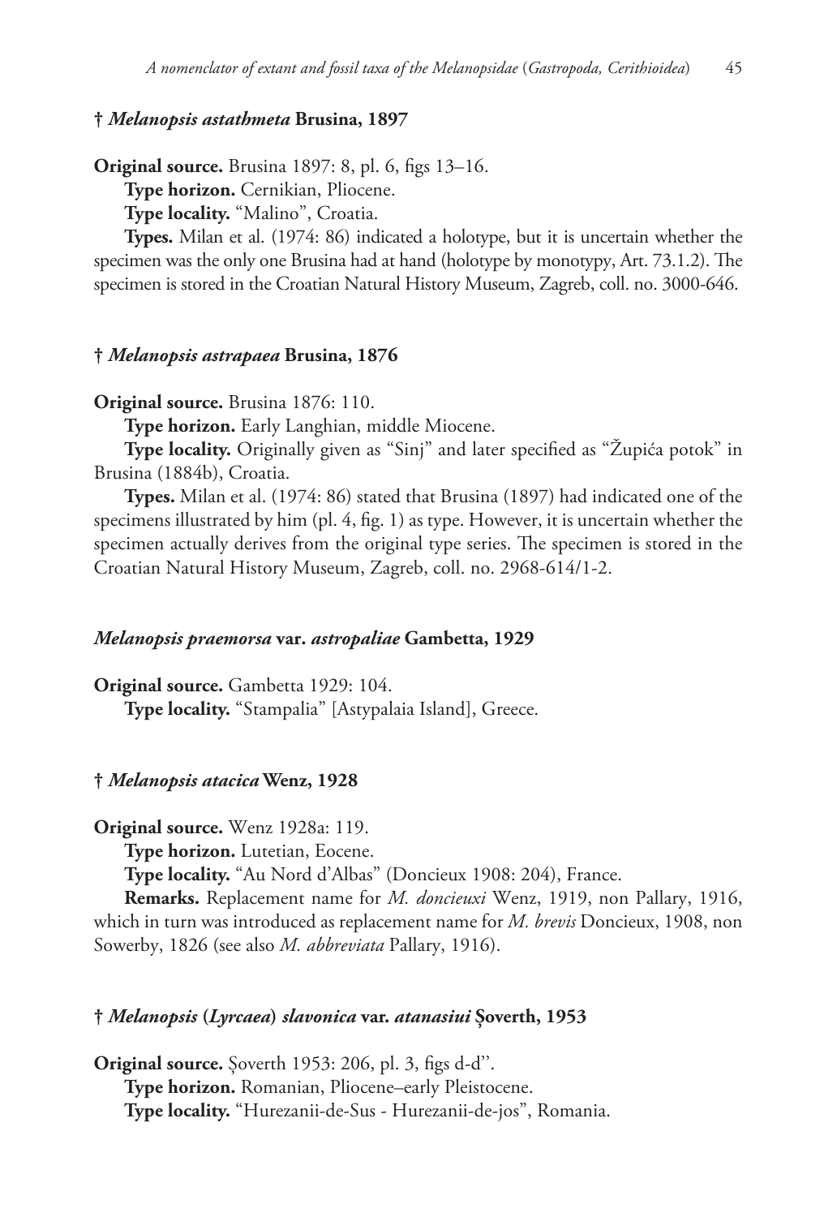**† *Melanopsis astathmeta* Brusina, 1897**

**Original source.** Brusina 1897: 8, pl. 6, figs 13–16.

**Type horizon.** Cernikian, Pliocene.

**Type locality.** "Malino", Croatia.

**Types.** Milan et al. (1974: 86) indicated a holotype, but it is uncertain whether the specimen was the only one Brusina had at hand (holotype by monotypy, Art. 73.1.2). The specimen is stored in the Croatian Natural History Museum, Zagreb, coll. no. 3000-646.

**† *Melanopsis astrapaea* Brusina, 1876**

**Original source.** Brusina 1876: 110.

**Type horizon.** Early Langhian, middle Miocene.

**Type locality.** Originally given as "Sinj" and later specified as "Župića potok" in Brusina (1884b), Croatia.

**Types.** Milan et al. (1974: 86) stated that Brusina (1897) had indicated one of the specimens illustrated by him (pl. 4, fig. 1) as type. However, it is uncertain whether the specimen actually derives from the original type series. The specimen is stored in the Croatian Natural History Museum, Zagreb, coll. no. 2968-614/1-2.

***Melanopsis praemorsa* var. *astropaliae* Gambetta, 1929**

**Original source.** Gambetta 1929: 104.

**Type locality.** "Stampalia" [Astypalaia Island], Greece.

**† *Melanopsis atacica* Wenz, 1928**

**Original source.** Wenz 1928a: 119.

**Type horizon.** Lutetian, Eocene.

**Type locality.** "Au Nord d'Albas" (Doncieux 1908: 204), France.

**Remarks.** Replacement name for *M. doncieuxi* Wenz, 1919, non Pallary, 1916, which in turn was introduced as replacement name for *M. brevis* Doncieux, 1908, non Sowerby, 1826 (see also *M. abbreviata* Pallary, 1916).

**† *Melanopsis* (*Lyrcaea*) *slavonica* var. *atanasiui* Şoverth, 1953**

**Original source.** Şoverth 1953: 206, pl. 3, figs d-d''.

**Type horizon.** Romanian, Pliocene–early Pleistocene.

**Type locality.** "Hurezanii-de-Sus - Hurezanii-de-jos", Romania.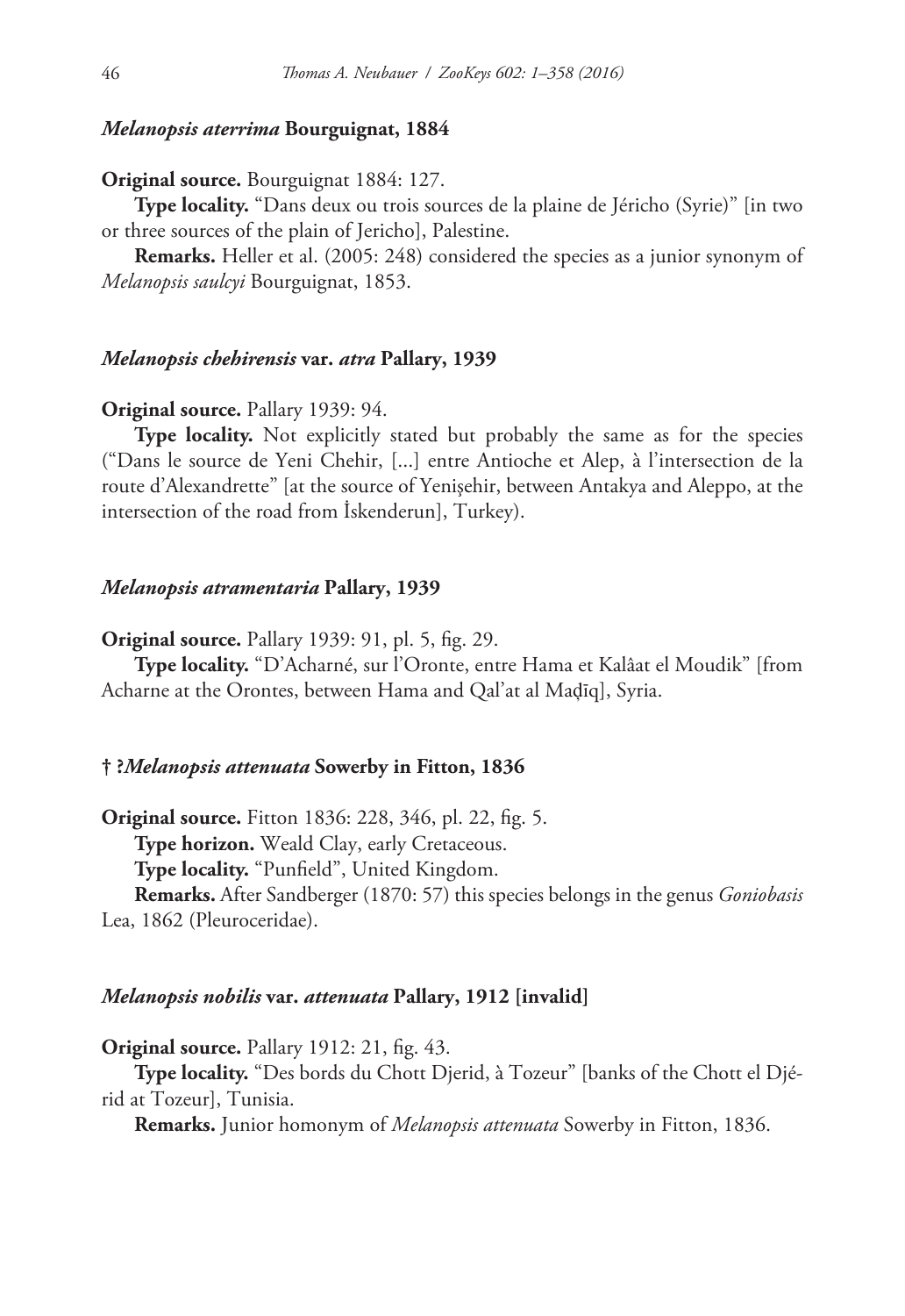### *Melanopsis aterrima* Bourguignat, 1884

**Original source.** Bourguignat 1884: 127.

**Type locality.** "Dans deux ou trois sources de la plaine de Jéricho (Syrie)" [in two or three sources of the plain of Jericho], Palestine.

**Remarks.** Heller et al. (2005: 248) considered the species as a junior synonym of *Melanopsis saulcyi* Bourguignat, 1853.

### *Melanopsis chehirensis* var. *atra* Pallary, 1939

**Original source.** Pallary 1939: 94.

**Type locality.** Not explicitly stated but probably the same as for the species ("Dans le source de Yeni Chehir, [...] entre Antioche et Alep, à l'intersection de la route d'Alexandrette" [at the source of Yenişehir, between Antakya and Aleppo, at the intersection of the road from İskenderun], Turkey).

### *Melanopsis atramentaria* Pallary, 1939

**Original source.** Pallary 1939: 91, pl. 5, fig. 29.

**Type locality.** "D'Acharné, sur l'Oronte, entre Hama et Kalâat el Moudik" [from Acharne at the Orontes, between Hama and Qal'at al Maḍīq], Syria.

### † ?*Melanopsis attenuata* Sowerby in Fitton, 1836

**Original source.** Fitton 1836: 228, 346, pl. 22, fig. 5.

**Type horizon.** Weald Clay, early Cretaceous.

**Type locality.** "Punfield", United Kingdom.

**Remarks.** After Sandberger (1870: 57) this species belongs in the genus *Goniobasis* Lea, 1862 (Pleuroceridae).

### *Melanopsis nobilis* var. *attenuata* Pallary, 1912 [invalid]

**Original source.** Pallary 1912: 21, fig. 43.

**Type locality.** "Des bords du Chott Djerid, à Tozeur" [banks of the Chott el Djérid at Tozeur], Tunisia.

**Remarks.** Junior homonym of *Melanopsis attenuata* Sowerby in Fitton, 1836.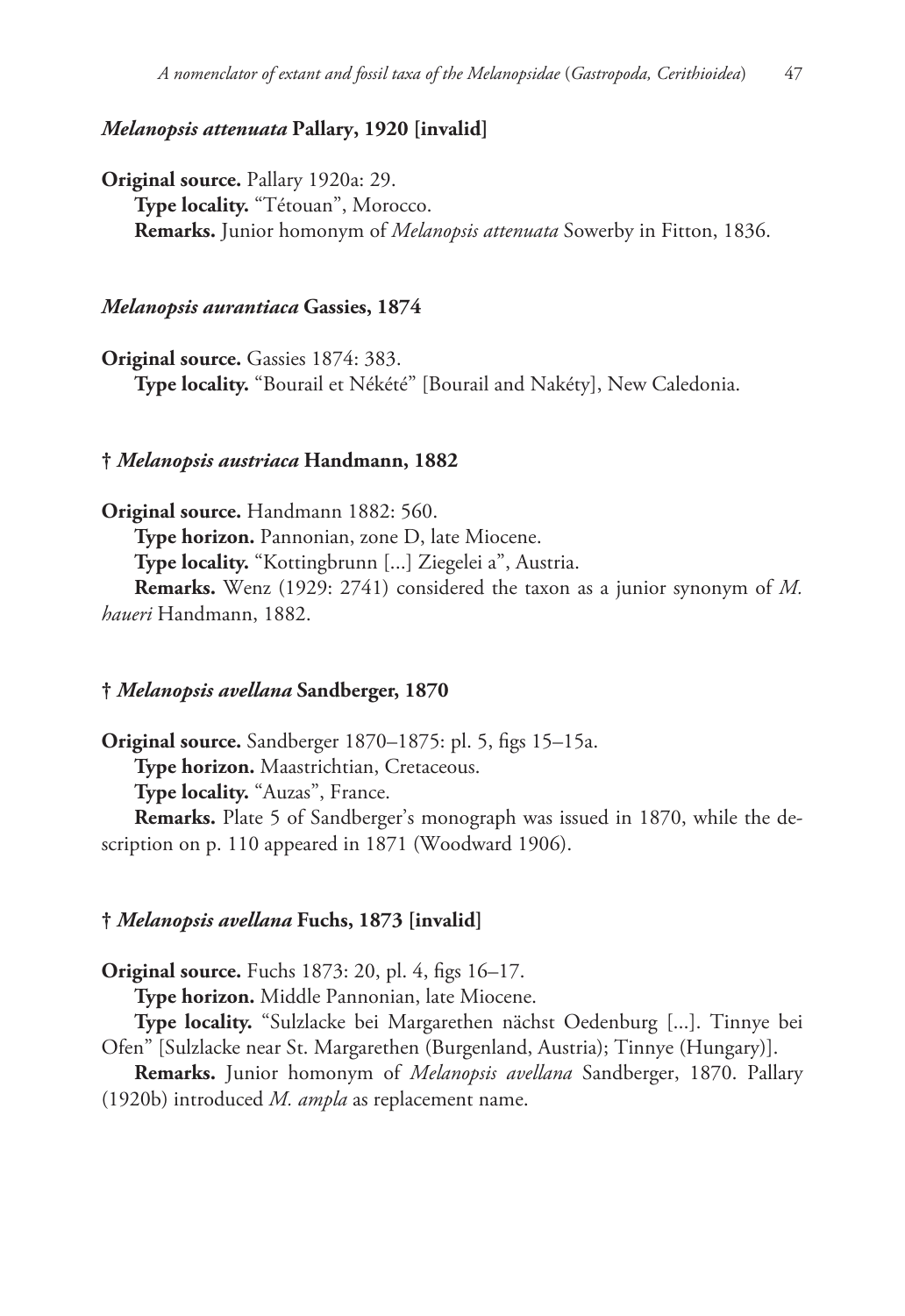### *Melanopsis attenuata* Pallary, 1920 [invalid]

**Original source.** Pallary 1920a: 29.

**Type locality.** "Tétouan", Morocco.

**Remarks.** Junior homonym of *Melanopsis attenuata* Sowerby in Fitton, 1836.

### *Melanopsis aurantiaca* Gassies, 1874

**Original source.** Gassies 1874: 383.

**Type locality.** "Bourail et Nékété" [Bourail and Nakéty], New Caledonia.

### † *Melanopsis austriaca* Handmann, 1882

**Original source.** Handmann 1882: 560.

**Type horizon.** Pannonian, zone D, late Miocene.

**Type locality.** "Kottingbrunn [...] Ziegelei a", Austria.

**Remarks.** Wenz (1929: 2741) considered the taxon as a junior synonym of *M. haueri* Handmann, 1882.

### † *Melanopsis avellana* Sandberger, 1870

**Original source.** Sandberger 1870–1875: pl. 5, figs 15–15a.

**Type horizon.** Maastrichtian, Cretaceous.

**Type locality.** "Auzas", France.

**Remarks.** Plate 5 of Sandberger's monograph was issued in 1870, while the description on p. 110 appeared in 1871 (Woodward 1906).

### † *Melanopsis avellana* Fuchs, 1873 [invalid]

**Original source.** Fuchs 1873: 20, pl. 4, figs 16–17.

**Type horizon.** Middle Pannonian, late Miocene.

**Type locality.** "Sulzlacke bei Margarethen nächst Oedenburg [...]. Tinnye bei Ofen" [Sulzlacke near St. Margarethen (Burgenland, Austria); Tinnye (Hungary)].

**Remarks.** Junior homonym of *Melanopsis avellana* Sandberger, 1870. Pallary (1920b) introduced *M. ampla* as replacement name.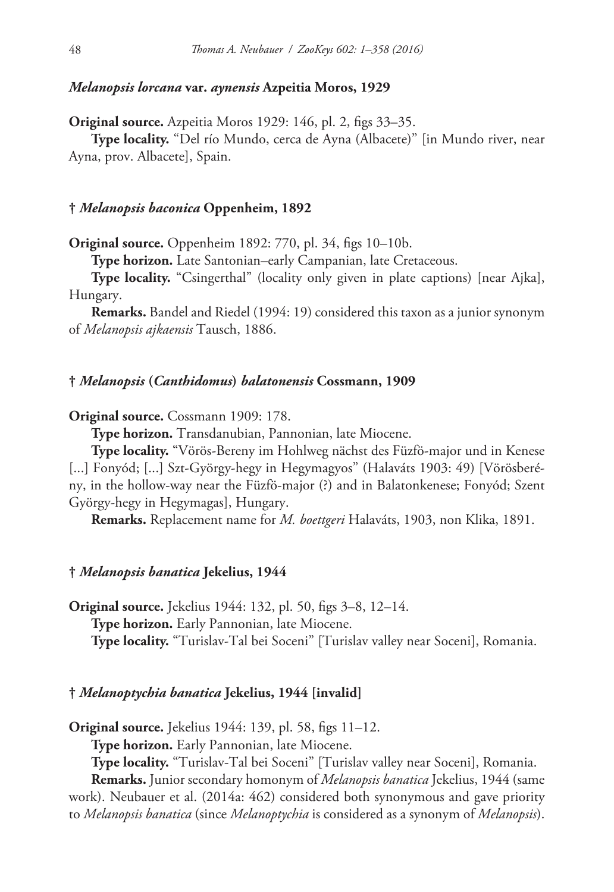#### *Melanopsis lorcana* var. *aynensis* Azpeitia Moros, 1929

**Original source.** Azpeitia Moros 1929: 146, pl. 2, figs 33–35.

**Type locality.** "Del río Mundo, cerca de Ayna (Albacete)" [in Mundo river, near Ayna, prov. Albacete], Spain.

#### † *Melanopsis baconica* Oppenheim, 1892

**Original source.** Oppenheim 1892: 770, pl. 34, figs 10–10b.

**Type horizon.** Late Santonian–early Campanian, late Cretaceous.

**Type locality.** "Csingerthal" (locality only given in plate captions) [near Ajka], Hungary.

**Remarks.** Bandel and Riedel (1994: 19) considered this taxon as a junior synonym of *Melanopsis ajkaensis* Tausch, 1886.

#### † *Melanopsis* (*Canthidomus*) *balatonensis* Cossmann, 1909

**Original source.** Cossmann 1909: 178.

**Type horizon.** Transdanubian, Pannonian, late Miocene.

**Type locality.** "Vörös-Bereny im Hohlweg nächst des Füzfö-major und in Kenese [...] Fonyód; [...] Szt-György-hegy in Hegymagyos" (Halaváts 1903: 49) [Vörösberény, in the hollow-way near the Füzfö-major (?) and in Balatonkenese; Fonyód; Szent György-hegy in Hegymagas], Hungary.

**Remarks.** Replacement name for *M. boettgeri* Halaváts, 1903, non Klika, 1891.

#### † *Melanopsis banatica* Jekelius, 1944

**Original source.** Jekelius 1944: 132, pl. 50, figs 3–8, 12–14.

**Type horizon.** Early Pannonian, late Miocene.

**Type locality.** "Turislav-Tal bei Soceni" [Turislav valley near Soceni], Romania.

#### † *Melanoptychia banatica* Jekelius, 1944 [invalid]

**Original source.** Jekelius 1944: 139, pl. 58, figs 11–12.

**Type horizon.** Early Pannonian, late Miocene.

**Type locality.** "Turislav-Tal bei Soceni" [Turislav valley near Soceni], Romania.

**Remarks.** Junior secondary homonym of *Melanopsis banatica* Jekelius, 1944 (same work). Neubauer et al. (2014a: 462) considered both synonymous and gave priority to *Melanopsis banatica* (since *Melanoptychia* is considered as a synonym of *Melanopsis*).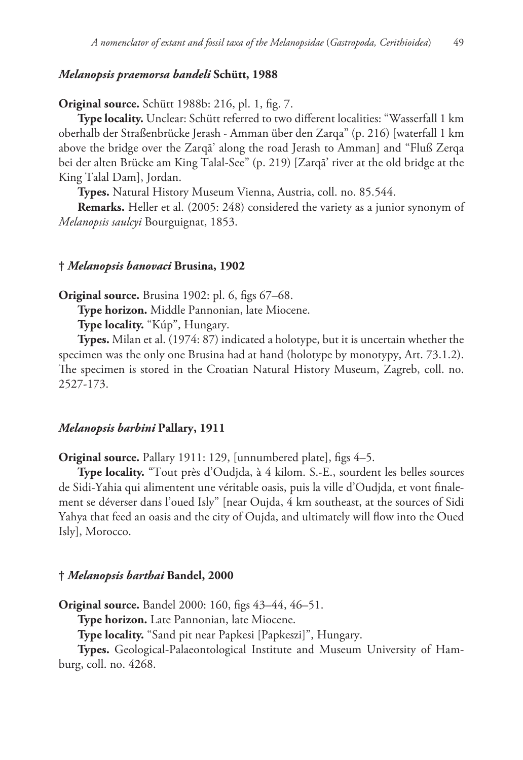### *Melanopsis praemorsa bandeli* Schütt, 1988

**Original source.** Schütt 1988b: 216, pl. 1, fig. 7.

**Type locality.** Unclear: Schütt referred to two different localities: "Wasserfall 1 km oberhalb der Straßenbrücke Jerash - Amman über den Zarqa" (p. 216) [waterfall 1 km above the bridge over the Zarqā' along the road Jerash to Amman] and "Fluß Zerqa bei der alten Brücke am King Talal-See" (p. 219) [Zarqā' river at the old bridge at the King Talal Dam], Jordan.

**Types.** Natural History Museum Vienna, Austria, coll. no. 85.544.

**Remarks.** Heller et al. (2005: 248) considered the variety as a junior synonym of *Melanopsis saulcyi* Bourguignat, 1853.

### † *Melanopsis banovaci* Brusina, 1902

**Original source.** Brusina 1902: pl. 6, figs 67–68.

**Type horizon.** Middle Pannonian, late Miocene.

**Type locality.** "Kúp", Hungary.

**Types.** Milan et al. (1974: 87) indicated a holotype, but it is uncertain whether the specimen was the only one Brusina had at hand (holotype by monotypy, Art. 73.1.2). The specimen is stored in the Croatian Natural History Museum, Zagreb, coll. no. 2527-173.

### *Melanopsis barbini* Pallary, 1911

**Original source.** Pallary 1911: 129, [unnumbered plate], figs 4–5.

**Type locality.** "Tout près d'Oudjda, à 4 kilom. S.-E., sourdent les belles sources de Sidi-Yahia qui alimentent une véritable oasis, puis la ville d'Oudjda, et vont finalement se déverser dans l'oued Isly" [near Oujda, 4 km southeast, at the sources of Sidi Yahya that feed an oasis and the city of Oujda, and ultimately will flow into the Oued Isly], Morocco.

### † *Melanopsis barthai* Bandel, 2000

**Original source.** Bandel 2000: 160, figs 43–44, 46–51.

**Type horizon.** Late Pannonian, late Miocene.

**Type locality.** "Sand pit near Papkesi [Papkeszi]", Hungary.

**Types.** Geological-Palaeontological Institute and Museum University of Hamburg, coll. no. 4268.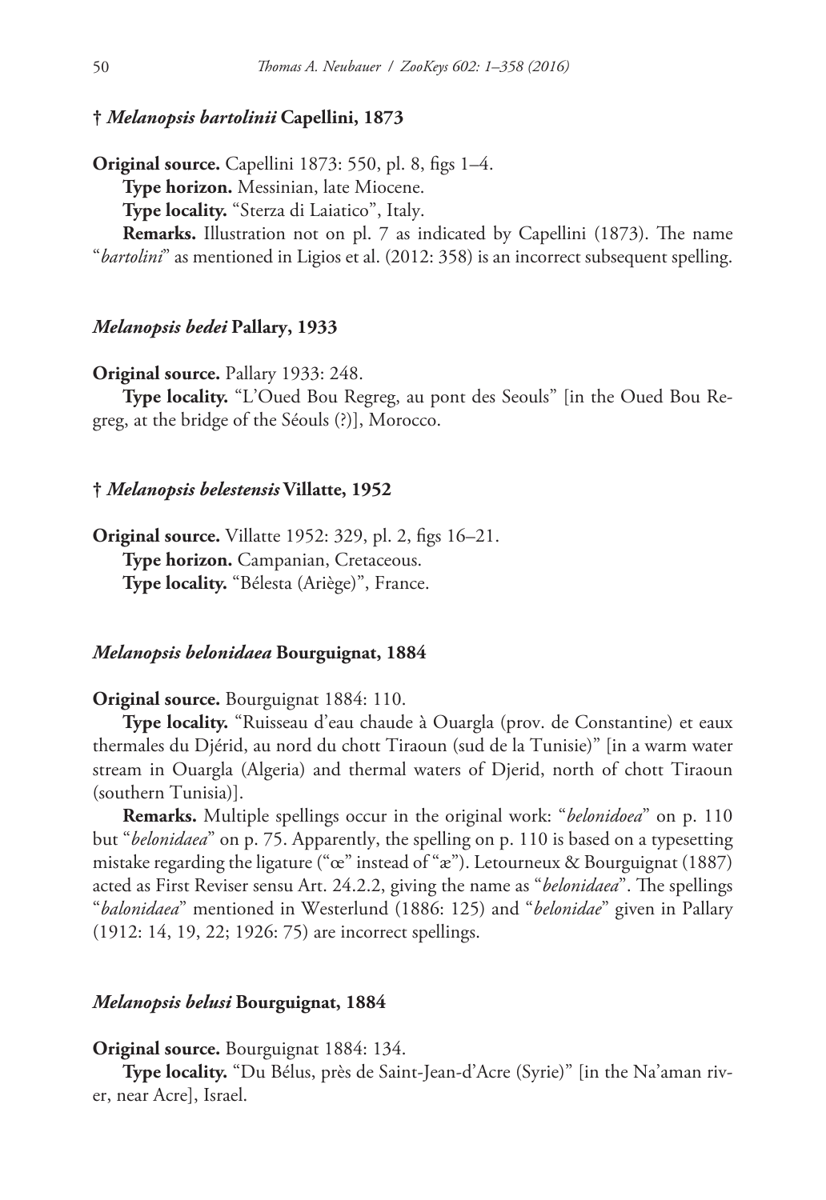### † *Melanopsis bartolinii* Capellini, 1873

**Original source.** Capellini 1873: 550, pl. 8, figs 1–4.

**Type horizon.** Messinian, late Miocene.

**Type locality.** "Sterza di Laiatico", Italy.

**Remarks.** Illustration not on pl. 7 as indicated by Capellini (1873). The name "*bartolini*" as mentioned in Ligios et al. (2012: 358) is an incorrect subsequent spelling.

### *Melanopsis bedei* Pallary, 1933

**Original source.** Pallary 1933: 248.

**Type locality.** "L'Oued Bou Regreg, au pont des Seouls" [in the Oued Bou Regreg, at the bridge of the Séouls (?)], Morocco.

### † *Melanopsis belestensis* Villatte, 1952

**Original source.** Villatte 1952: 329, pl. 2, figs 16–21.

**Type horizon.** Campanian, Cretaceous.

**Type locality.** "Bélesta (Ariège)", France.

### *Melanopsis belonidaea* Bourguignat, 1884

**Original source.** Bourguignat 1884: 110.

**Type locality.** "Ruisseau d'eau chaude à Ouargla (prov. de Constantine) et eaux thermales du Djérid, au nord du chott Tiraoun (sud de la Tunisie)" [in a warm water stream in Ouargla (Algeria) and thermal waters of Djerid, north of chott Tiraoun (southern Tunisia)].

**Remarks.** Multiple spellings occur in the original work: "*belonidoea*" on p. 110 but "*belonidaea*" on p. 75. Apparently, the spelling on p. 110 is based on a typesetting mistake regarding the ligature ("œ" instead of "æ"). Letourneux & Bourguignat (1887) acted as First Reviser sensu Art. 24.2.2, giving the name as "*belonidaea*". The spellings "*balonidaea*" mentioned in Westerlund (1886: 125) and "*belonidae*" given in Pallary (1912: 14, 19, 22; 1926: 75) are incorrect spellings.

### *Melanopsis belusi* Bourguignat, 1884

**Original source.** Bourguignat 1884: 134.

**Type locality.** "Du Bélus, près de Saint-Jean-d'Acre (Syrie)" [in the Na'aman river, near Acre], Israel.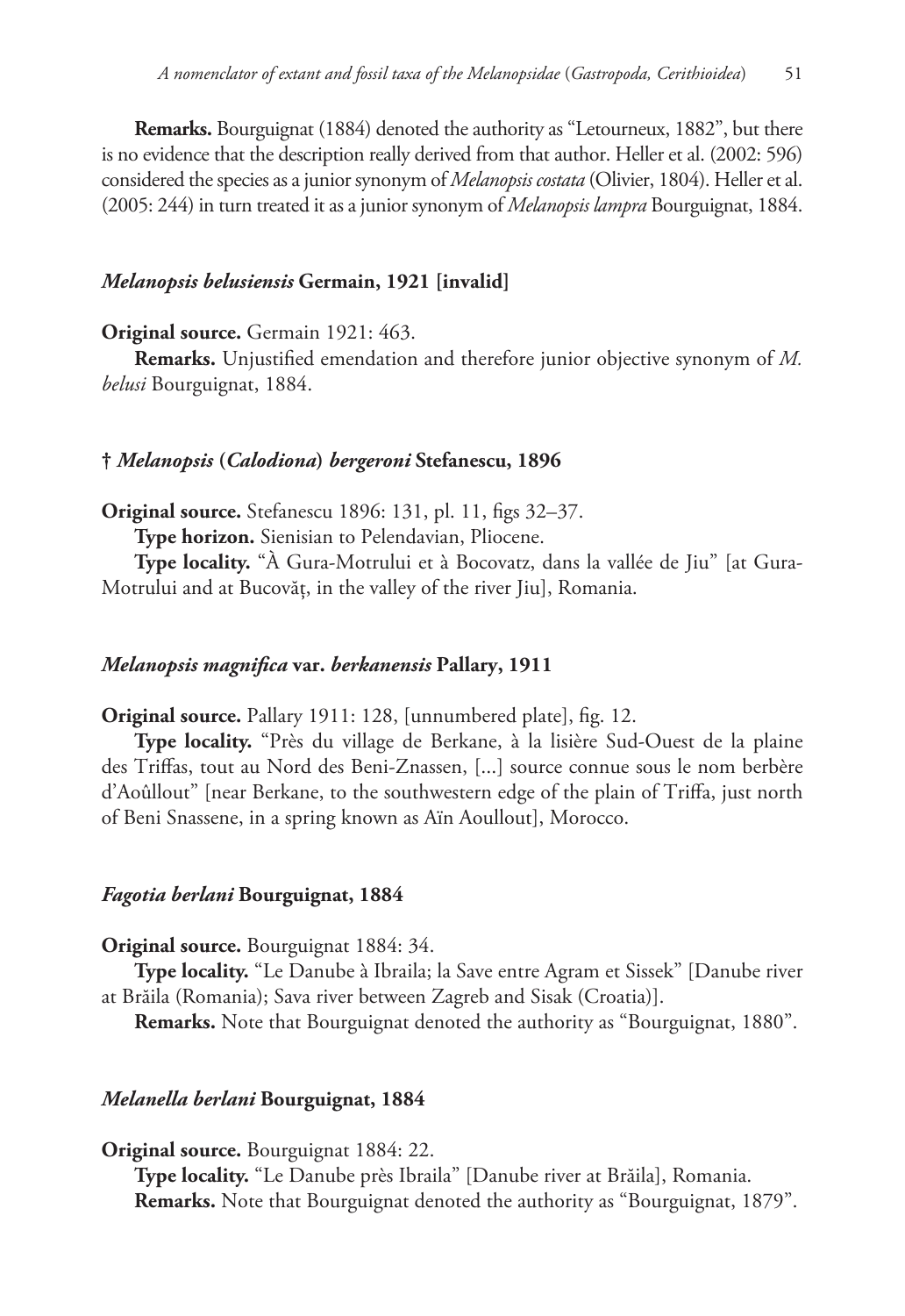**Remarks.** Bourguignat (1884) denoted the authority as "Letourneux, 1882", but there is no evidence that the description really derived from that author. Heller et al. (2002: 596) considered the species as a junior synonym of *Melanopsis costata* (Olivier, 1804). Heller et al. (2005: 244) in turn treated it as a junior synonym of *Melanopsis lampra* Bourguignat, 1884.

### *Melanopsis belusiensis* Germain, 1921 [invalid]

**Original source.** Germain 1921: 463.

**Remarks.** Unjustified emendation and therefore junior objective synonym of *M. belusi* Bourguignat, 1884.

### † *Melanopsis* (*Calodiona*) *bergeroni* Stefanescu, 1896

**Original source.** Stefanescu 1896: 131, pl. 11, figs 32–37.

**Type horizon.** Sienisian to Pelendavian, Pliocene.

**Type locality.** "À Gura-Motrului et à Bocovatz, dans la vallée de Jiu" [at Gura-Motrului and at Bucovăţ, in the valley of the river Jiu], Romania.

### *Melanopsis magnifica* var. *berkanensis* Pallary, 1911

**Original source.** Pallary 1911: 128, [unnumbered plate], fig. 12.

**Type locality.** "Près du village de Berkane, à la lisière Sud-Ouest de la plaine des Triffas, tout au Nord des Beni-Znassen, [...] source connue sous le nom berbère d'Aoûllout" [near Berkane, to the southwestern edge of the plain of Triffa, just north of Beni Snassene, in a spring known as Aïn Aoullout], Morocco.

### *Fagotia berlani* Bourguignat, 1884

**Original source.** Bourguignat 1884: 34.

**Type locality.** "Le Danube à Ibraila; la Save entre Agram et Sissek" [Danube river at Brăila (Romania); Sava river between Zagreb and Sisak (Croatia)].

**Remarks.** Note that Bourguignat denoted the authority as "Bourguignat, 1880".

### *Melanella berlani* Bourguignat, 1884

**Original source.** Bourguignat 1884: 22.

**Type locality.** "Le Danube près Ibraila" [Danube river at Brăila], Romania.

**Remarks.** Note that Bourguignat denoted the authority as "Bourguignat, 1879".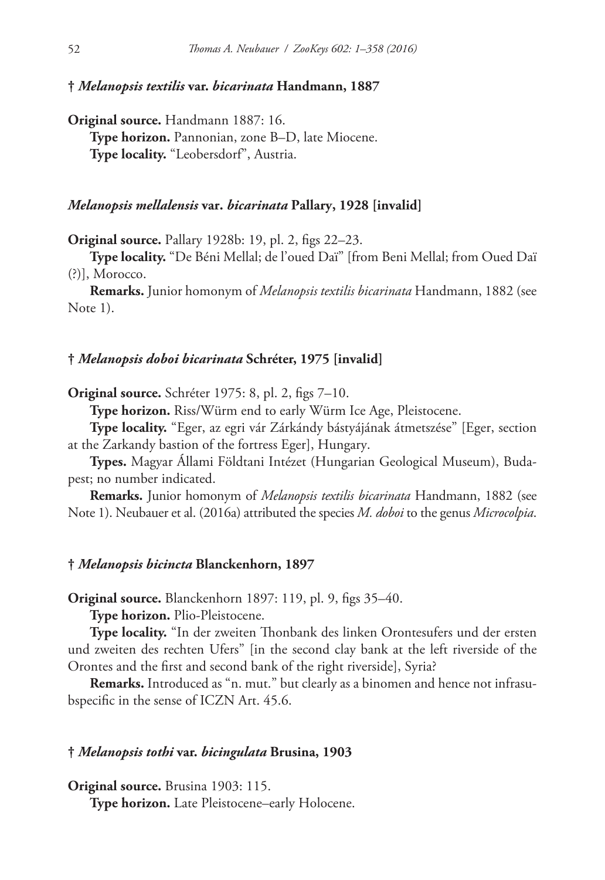### † *Melanopsis textilis* var. *bicarinata* Handmann, 1887

**Original source.** Handmann 1887: 16.

**Type horizon.** Pannonian, zone B–D, late Miocene.

**Type locality.** "Leobersdorf", Austria.

### *Melanopsis mellalensis* var. *bicarinata* Pallary, 1928 [invalid]

**Original source.** Pallary 1928b: 19, pl. 2, figs 22–23.

**Type locality.** "De Béni Mellal; de l'oued Daï" [from Beni Mellal; from Oued Daï (?)], Morocco.

**Remarks.** Junior homonym of *Melanopsis textilis bicarinata* Handmann, 1882 (see Note 1).

### † *Melanopsis doboi bicarinata* Schréter, 1975 [invalid]

**Original source.** Schréter 1975: 8, pl. 2, figs 7–10.

**Type horizon.** Riss/Würm end to early Würm Ice Age, Pleistocene.

**Type locality.** "Eger, az egri vár Zárkándy bástyájának átmetszése" [Eger, section at the Zarkandy bastion of the fortress Eger], Hungary.

**Types.** Magyar Állami Földtani Intézet (Hungarian Geological Museum), Budapest; no number indicated.

**Remarks.** Junior homonym of *Melanopsis textilis bicarinata* Handmann, 1882 (see Note 1). Neubauer et al. (2016a) attributed the species *M. doboi* to the genus *Microcolpia*.

### † *Melanopsis bicincta* Blanckenhorn, 1897

**Original source.** Blanckenhorn 1897: 119, pl. 9, figs 35–40.

**Type horizon.** Plio-Pleistocene.

**Type locality.** "In der zweiten Thonbank des linken Orontesufers und der ersten und zweiten des rechten Ufers" [in the second clay bank at the left riverside of the Orontes and the first and second bank of the right riverside], Syria?

**Remarks.** Introduced as "n. mut." but clearly as a binomen and hence not infrasubspecific in the sense of ICZN Art. 45.6.

### † *Melanopsis tothi* var. *bicingulata* Brusina, 1903

**Original source.** Brusina 1903: 115.

**Type horizon.** Late Pleistocene–early Holocene.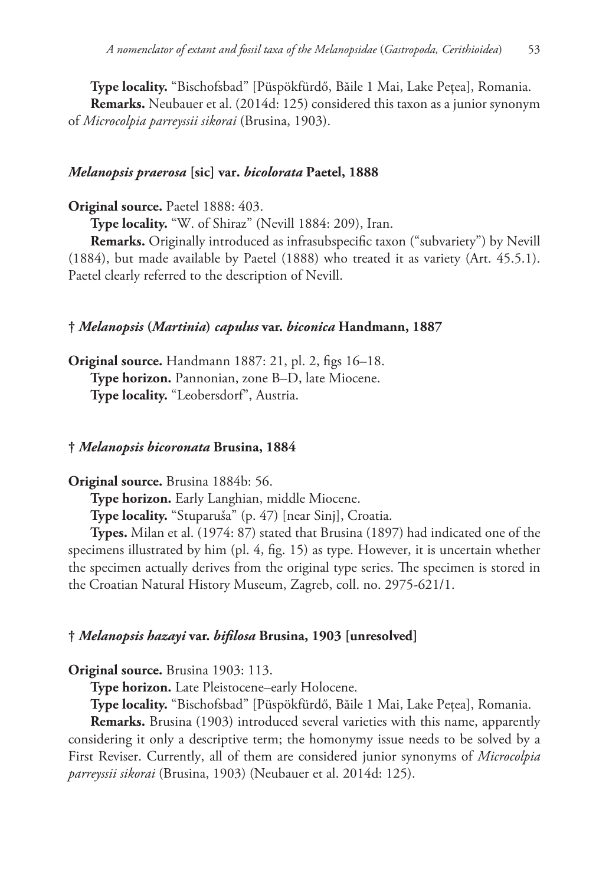**Type locality.** “Bischofsbad” [Püspökfürdő, Băile 1 Mai, Lake Pețea], Romania.

**Remarks.** Neubauer et al. (2014d: 125) considered this taxon as a junior synonym of *Microcolpia parreyssii sikorai* (Brusina, 1903).

### *Melanopsis praerosa* [sic] var. *bicolorata* Paetel, 1888

**Original source.** Paetel 1888: 403.

**Type locality.** “W. of Shiraz” (Nevill 1884: 209), Iran.

**Remarks.** Originally introduced as infrasubspecific taxon (“subvariety”) by Nevill (1884), but made available by Paetel (1888) who treated it as variety (Art. 45.5.1). Paetel clearly referred to the description of Nevill.

### † *Melanopsis* (*Martinia*) *capulus* var. *biconica* Handmann, 1887

**Original source.** Handmann 1887: 21, pl. 2, figs 16–18.

**Type horizon.** Pannonian, zone B–D, late Miocene.

**Type locality.** “Leobersdorf”, Austria.

### † *Melanopsis bicoronata* Brusina, 1884

**Original source.** Brusina 1884b: 56.

**Type horizon.** Early Langhian, middle Miocene.

**Type locality.** “Stuparuša” (p. 47) [near Sinj], Croatia.

**Types.** Milan et al. (1974: 87) stated that Brusina (1897) had indicated one of the specimens illustrated by him (pl. 4, fig. 15) as type. However, it is uncertain whether the specimen actually derives from the original type series. The specimen is stored in the Croatian Natural History Museum, Zagreb, coll. no. 2975-621/1.

### † *Melanopsis hazayi* var. *bifilosa* Brusina, 1903 [unresolved]

**Original source.** Brusina 1903: 113.

**Type horizon.** Late Pleistocene–early Holocene.

**Type locality.** “Bischofsbad” [Püspökfürdő, Băile 1 Mai, Lake Pețea], Romania.

**Remarks.** Brusina (1903) introduced several varieties with this name, apparently considering it only a descriptive term; the homonymy issue needs to be solved by a First Reviser. Currently, all of them are considered junior synonyms of *Microcolpia parreyssii sikorai* (Brusina, 1903) (Neubauer et al. 2014d: 125).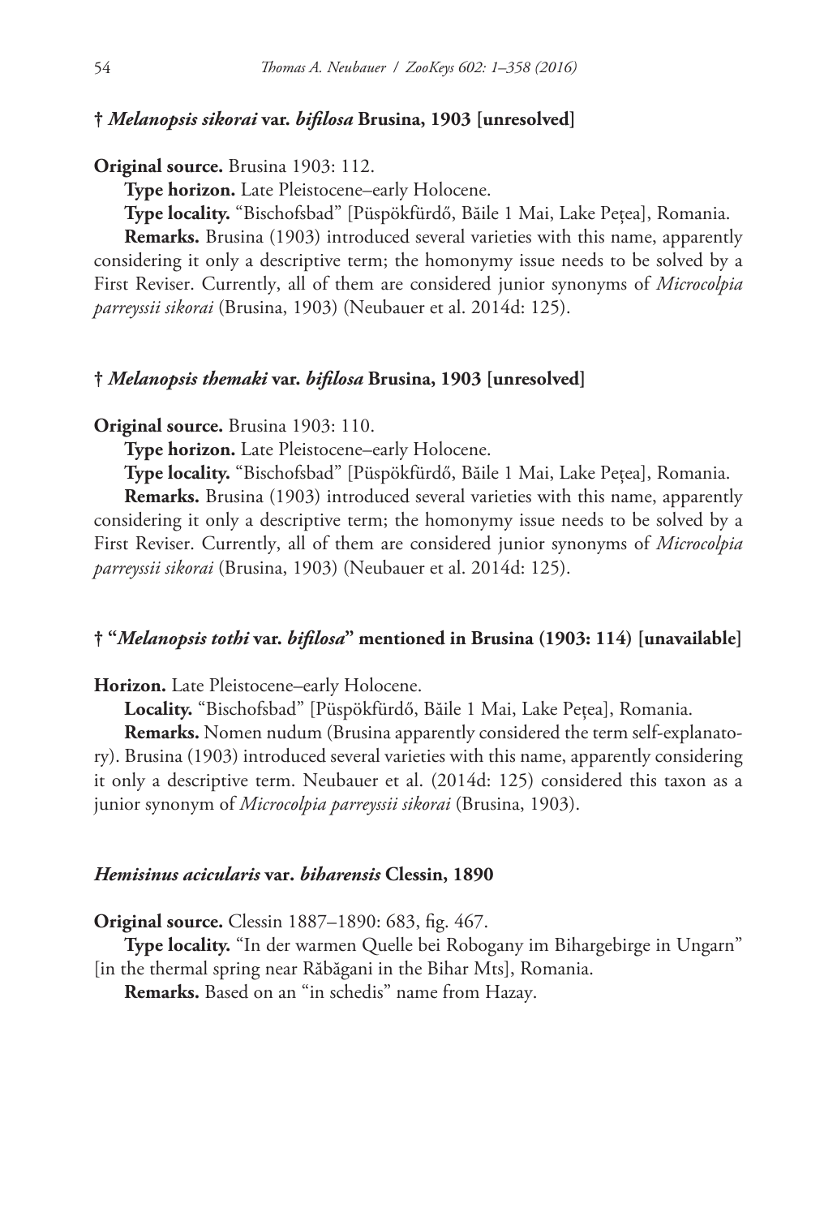### † *Melanopsis sikorai* var. *bifilosa* Brusina, 1903 [unresolved]

**Original source.** Brusina 1903: 112.

**Type horizon.** Late Pleistocene–early Holocene.

**Type locality.** "Bischofsbad" [Püspökfürdő, Băile 1 Mai, Lake Pețea], Romania.

**Remarks.** Brusina (1903) introduced several varieties with this name, apparently considering it only a descriptive term; the homonymy issue needs to be solved by a First Reviser. Currently, all of them are considered junior synonyms of *Microcolpia parreyssii sikorai* (Brusina, 1903) (Neubauer et al. 2014d: 125).

### † *Melanopsis themaki* var. *bifilosa* Brusina, 1903 [unresolved]

**Original source.** Brusina 1903: 110.

**Type horizon.** Late Pleistocene–early Holocene.

**Type locality.** "Bischofsbad" [Püspökfürdő, Băile 1 Mai, Lake Pețea], Romania.

**Remarks.** Brusina (1903) introduced several varieties with this name, apparently considering it only a descriptive term; the homonymy issue needs to be solved by a First Reviser. Currently, all of them are considered junior synonyms of *Microcolpia parreyssii sikorai* (Brusina, 1903) (Neubauer et al. 2014d: 125).

### † "*Melanopsis tothi* var. *bifilosa*" mentioned in Brusina (1903: 114) [unavailable]

**Horizon.** Late Pleistocene–early Holocene.

**Locality.** "Bischofsbad" [Püspökfürdő, Băile 1 Mai, Lake Pețea], Romania.

**Remarks.** Nomen nudum (Brusina apparently considered the term self-explanatory). Brusina (1903) introduced several varieties with this name, apparently considering it only a descriptive term. Neubauer et al. (2014d: 125) considered this taxon as a junior synonym of *Microcolpia parreyssii sikorai* (Brusina, 1903).

### *Hemisinus acicularis* var. *biharensis* Clessin, 1890

**Original source.** Clessin 1887–1890: 683, fig. 467.

**Type locality.** "In der warmen Quelle bei Robogany im Bihargebirge in Ungarn" [in the thermal spring near Răbăgani in the Bihar Mts], Romania.

**Remarks.** Based on an "in schedis" name from Hazay.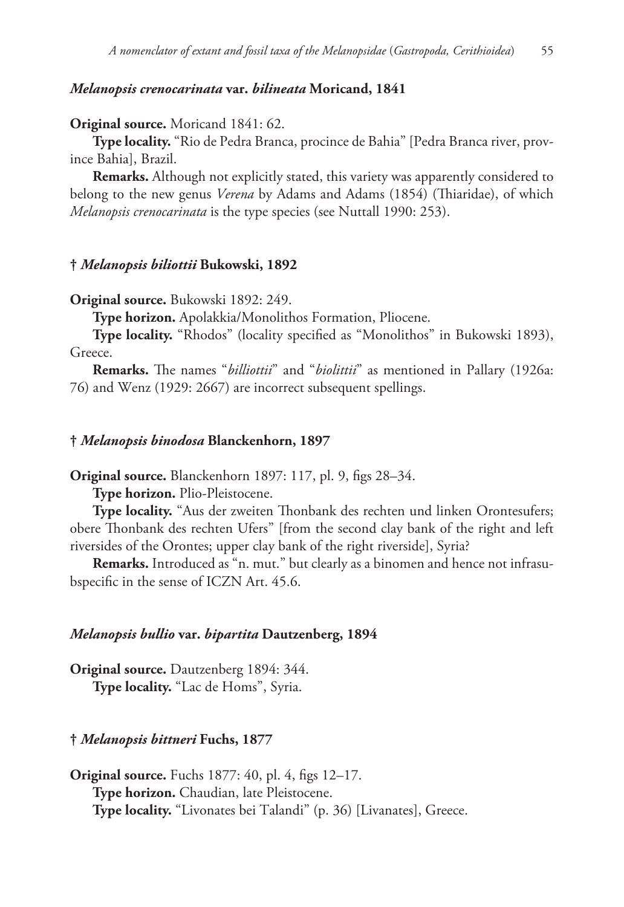### *Melanopsis crenocarinata* var. *bilineata* Moricand, 1841

**Original source.** Moricand 1841: 62.

**Type locality.** "Rio de Pedra Branca, procince de Bahia" [Pedra Branca river, province Bahia], Brazil.

**Remarks.** Although not explicitly stated, this variety was apparently considered to belong to the new genus *Verena* by Adams and Adams (1854) (Thiaridae), of which *Melanopsis crenocarinata* is the type species (see Nuttall 1990: 253).

### † *Melanopsis biliottii* Bukowski, 1892

**Original source.** Bukowski 1892: 249.

**Type horizon.** Apolakkia/Monolithos Formation, Pliocene.

**Type locality.** "Rhodos" (locality specified as "Monolithos" in Bukowski 1893), Greece.

**Remarks.** The names "*billiottii*" and "*biolittii*" as mentioned in Pallary (1926a: 76) and Wenz (1929: 2667) are incorrect subsequent spellings.

### † *Melanopsis binodosa* Blanckenhorn, 1897

**Original source.** Blanckenhorn 1897: 117, pl. 9, figs 28–34.

**Type horizon.** Plio-Pleistocene.

**Type locality.** "Aus der zweiten Thonbank des rechten und linken Orontesufers; obere Thonbank des rechten Ufers" [from the second clay bank of the right and left riversides of the Orontes; upper clay bank of the right riverside], Syria?

**Remarks.** Introduced as "n. mut." but clearly as a binomen and hence not infrasubspecific in the sense of ICZN Art. 45.6.

### *Melanopsis bullio* var. *bipartita* Dautzenberg, 1894

**Original source.** Dautzenberg 1894: 344.

**Type locality.** "Lac de Homs", Syria.

### † *Melanopsis bittneri* Fuchs, 1877

**Original source.** Fuchs 1877: 40, pl. 4, figs 12–17.

**Type horizon.** Chaudian, late Pleistocene.

**Type locality.** "Livonates bei Talandi" (p. 36) [Livanates], Greece.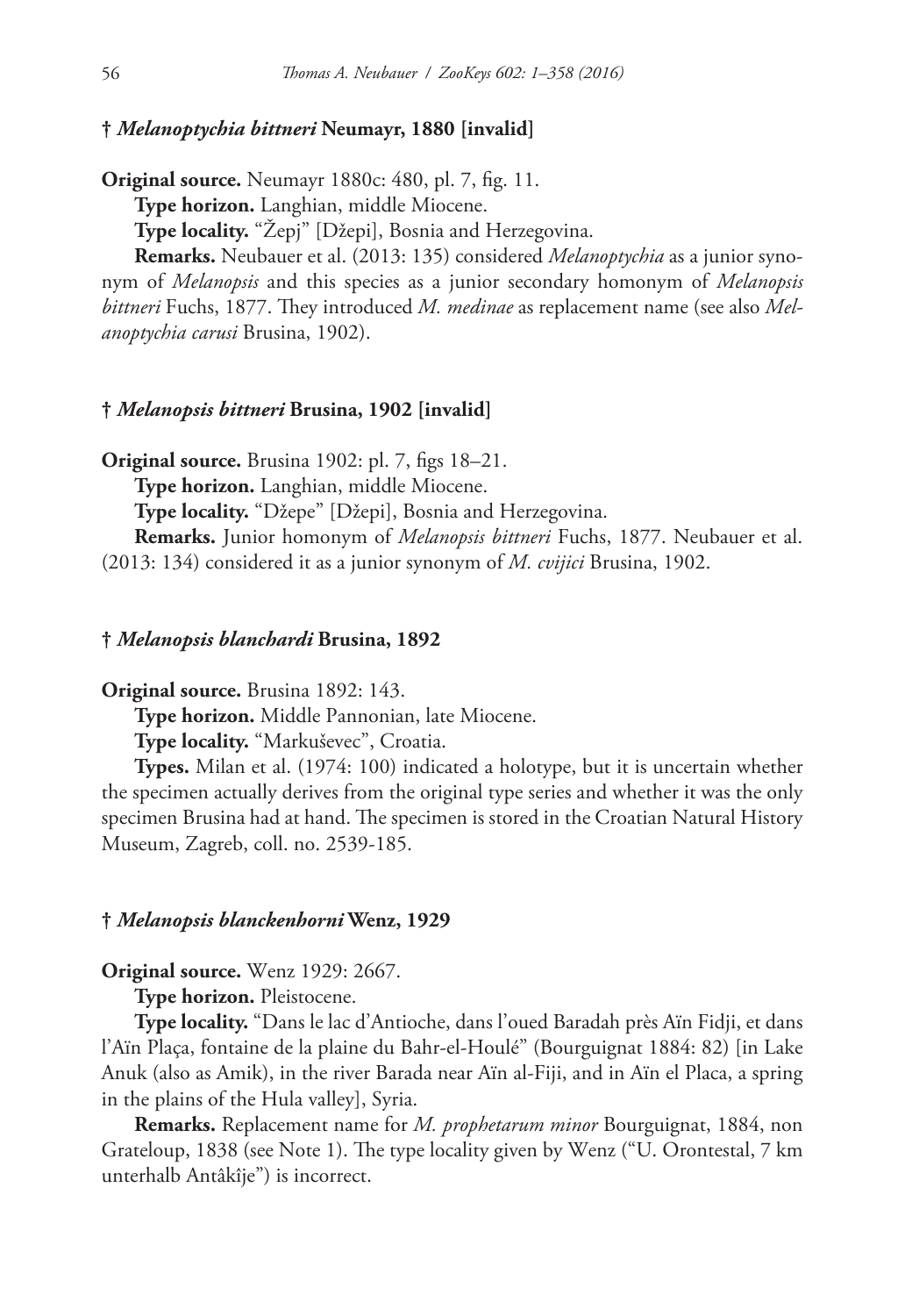### † *Melanoptychia bittneri* Neumayr, 1880 [invalid]

**Original source.** Neumayr 1880c: 480, pl. 7, fig. 11.

**Type horizon.** Langhian, middle Miocene.

**Type locality.** "Žepj" [Džepi], Bosnia and Herzegovina.

**Remarks.** Neubauer et al. (2013: 135) considered *Melanoptychia* as a junior synonym of *Melanopsis* and this species as a junior secondary homonym of *Melanopsis bittneri* Fuchs, 1877. They introduced *M. medinae* as replacement name (see also *Melanoptychia carusi* Brusina, 1902).

### † *Melanopsis bittneri* Brusina, 1902 [invalid]

**Original source.** Brusina 1902: pl. 7, figs 18–21.

**Type horizon.** Langhian, middle Miocene.

**Type locality.** "Džepe" [Džepi], Bosnia and Herzegovina.

**Remarks.** Junior homonym of *Melanopsis bittneri* Fuchs, 1877. Neubauer et al. (2013: 134) considered it as a junior synonym of *M. cvijici* Brusina, 1902.

### † *Melanopsis blanchardi* Brusina, 1892

**Original source.** Brusina 1892: 143.

**Type horizon.** Middle Pannonian, late Miocene.

**Type locality.** "Markuševec", Croatia.

**Types.** Milan et al. (1974: 100) indicated a holotype, but it is uncertain whether the specimen actually derives from the original type series and whether it was the only specimen Brusina had at hand. The specimen is stored in the Croatian Natural History Museum, Zagreb, coll. no. 2539-185.

### † *Melanopsis blanckenhorni* Wenz, 1929

**Original source.** Wenz 1929: 2667.

**Type horizon.** Pleistocene.

**Type locality.** "Dans le lac d'Antioche, dans l'oued Baradah près Aïn Fidji, et dans l'Aïn Plaça, fontaine de la plaine du Bahr-el-Houlé" (Bourguignat 1884: 82) [in Lake Anuk (also as Amik), in the river Barada near Aïn al-Fiji, and in Aïn el Placa, a spring in the plains of the Hula valley], Syria.

**Remarks.** Replacement name for *M. prophetarum minor* Bourguignat, 1884, non Grateloup, 1838 (see Note 1). The type locality given by Wenz ("U. Orontestal, 7 km unterhalb Antâkîje") is incorrect.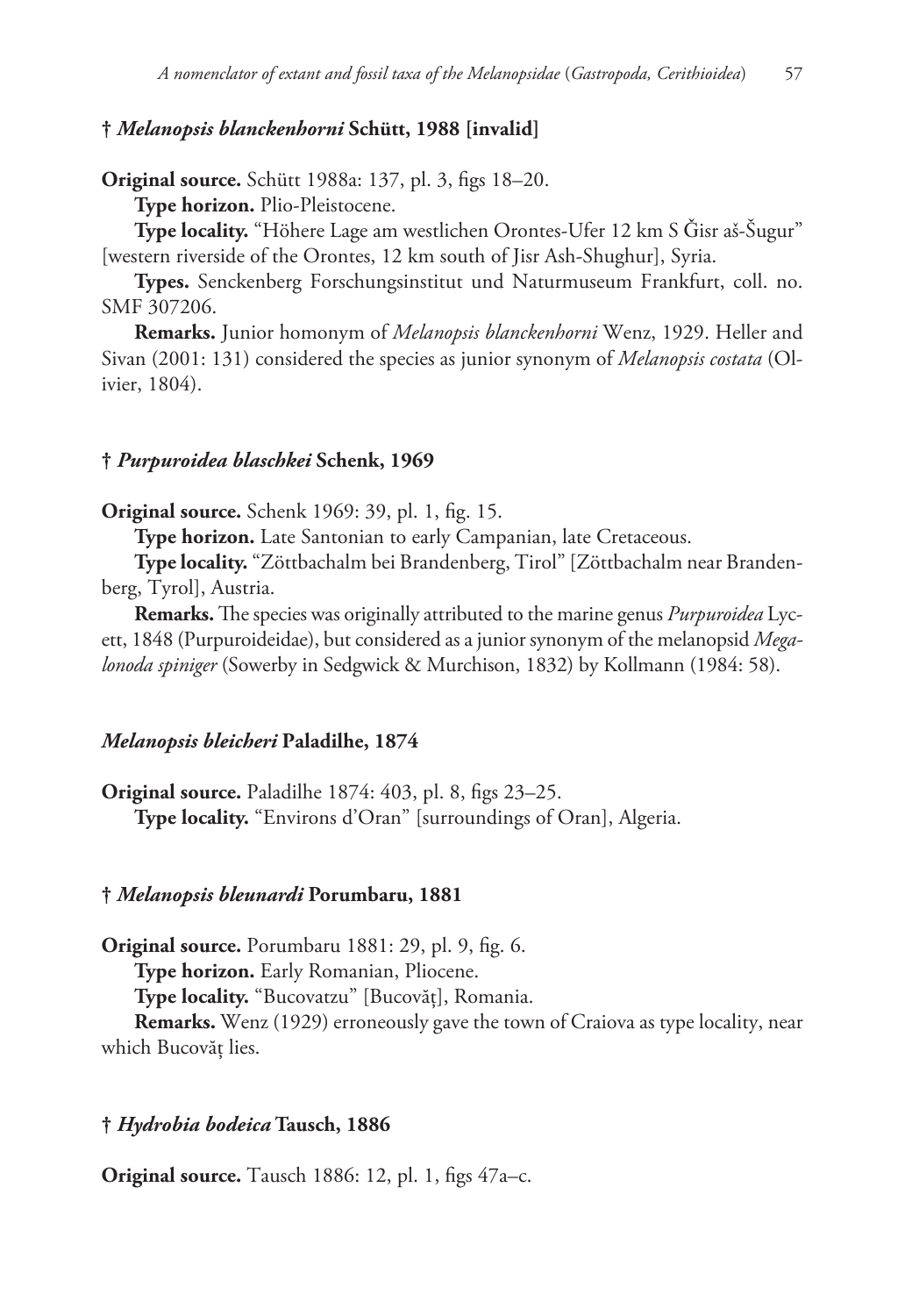### † *Melanopsis blanckenhorni* Schütt, 1988 [invalid]

**Original source.** Schütt 1988a: 137, pl. 3, figs 18–20.

**Type horizon.** Plio-Pleistocene.

**Type locality.** "Höhere Lage am westlichen Orontes-Ufer 12 km S Ǧisr aš-Šugur" [western riverside of the Orontes, 12 km south of Jisr Ash-Shughur], Syria.

**Types.** Senckenberg Forschungsinstitut und Naturmuseum Frankfurt, coll. no. SMF 307206.

**Remarks.** Junior homonym of *Melanopsis blanckenhorni* Wenz, 1929. Heller and Sivan (2001: 131) considered the species as junior synonym of *Melanopsis costata* (Olivier, 1804).

### † *Purpuroidea blaschkei* Schenk, 1969

**Original source.** Schenk 1969: 39, pl. 1, fig. 15.

**Type horizon.** Late Santonian to early Campanian, late Cretaceous.

**Type locality.** "Zöttbachalm bei Brandenberg, Tirol" [Zöttbachalm near Brandenberg, Tyrol], Austria.

**Remarks.** The species was originally attributed to the marine genus *Purpuroidea* Lycett, 1848 (Purpuroideidae), but considered as a junior synonym of the melanopsid *Megalonoda spiniger* (Sowerby in Sedgwick & Murchison, 1832) by Kollmann (1984: 58).

### *Melanopsis bleicheri* Paladilhe, 1874

**Original source.** Paladilhe 1874: 403, pl. 8, figs 23–25.

**Type locality.** "Environs d'Oran" [surroundings of Oran], Algeria.

### † *Melanopsis bleunardi* Porumbaru, 1881

**Original source.** Porumbaru 1881: 29, pl. 9, fig. 6.

**Type horizon.** Early Romanian, Pliocene.

**Type locality.** "Bucovatzu" [Bucovăţ], Romania.

**Remarks.** Wenz (1929) erroneously gave the town of Craiova as type locality, near which Bucovăț lies.

### † *Hydrobia bodeica* Tausch, 1886

**Original source.** Tausch 1886: 12, pl. 1, figs 47a–c.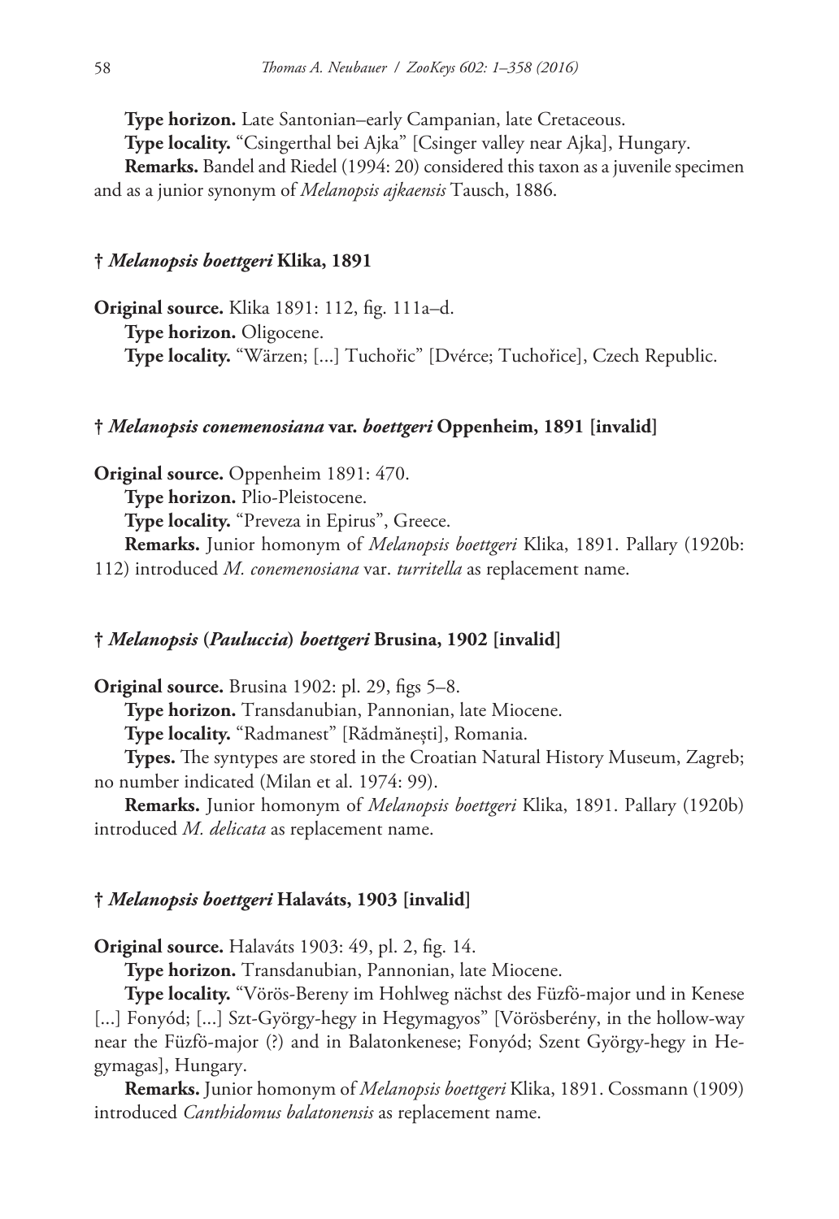**Type horizon.** Late Santonian–early Campanian, late Cretaceous.

**Type locality.** "Csingerthal bei Ajka" [Csinger valley near Ajka], Hungary.

**Remarks.** Bandel and Riedel (1994: 20) considered this taxon as a juvenile specimen and as a junior synonym of *Melanopsis ajkaensis* Tausch, 1886.

### † *Melanopsis boettgeri* Klika, 1891

**Original source.** Klika 1891: 112, fig. 111a–d.

**Type horizon.** Oligocene.

**Type locality.** "Wärzen; [...] Tuchořic" [Dvérce; Tuchořice], Czech Republic.

### † *Melanopsis conemenosiana* var. *boettgeri* Oppenheim, 1891 [invalid]

**Original source.** Oppenheim 1891: 470.

**Type horizon.** Plio-Pleistocene.

**Type locality.** "Preveza in Epirus", Greece.

**Remarks.** Junior homonym of *Melanopsis boettgeri* Klika, 1891. Pallary (1920b: 112) introduced *M. conemenosiana* var. *turritella* as replacement name.

### † *Melanopsis* (*Pauluccia*) *boettgeri* Brusina, 1902 [invalid]

**Original source.** Brusina 1902: pl. 29, figs 5–8.

**Type horizon.** Transdanubian, Pannonian, late Miocene.

**Type locality.** "Radmanest" [Rădmănești], Romania.

**Types.** The syntypes are stored in the Croatian Natural History Museum, Zagreb; no number indicated (Milan et al. 1974: 99).

**Remarks.** Junior homonym of *Melanopsis boettgeri* Klika, 1891. Pallary (1920b) introduced *M. delicata* as replacement name.

### † *Melanopsis boettgeri* Halaváts, 1903 [invalid]

**Original source.** Halaváts 1903: 49, pl. 2, fig. 14.

**Type horizon.** Transdanubian, Pannonian, late Miocene.

**Type locality.** "Vörös-Bereny im Hohlweg nächst des Füzfö-major und in Kenese [...] Fonyód; [...] Szt-György-hegy in Hegymagyos" [Vörösberény, in the hollow-way near the Füzfö-major (?) and in Balatonkenese; Fonyód; Szent György-hegy in Hegymagas], Hungary.

**Remarks.** Junior homonym of *Melanopsis boettgeri* Klika, 1891. Cossmann (1909) introduced *Canthidomus balatonensis* as replacement name.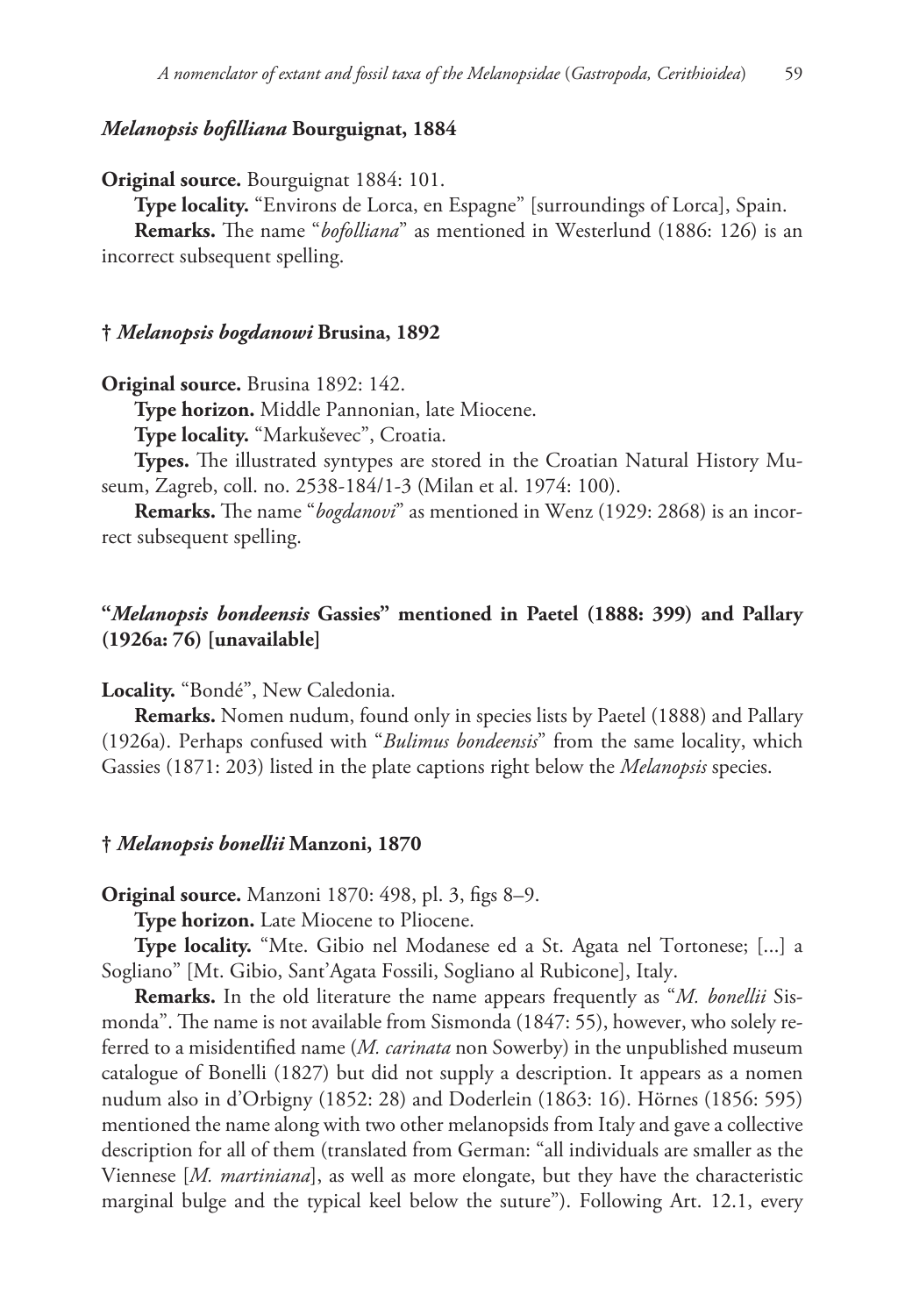### *Melanopsis bofilliana* Bourguignat, 1884

**Original source.** Bourguignat 1884: 101.

**Type locality.** "Environs de Lorca, en Espagne" [surroundings of Lorca], Spain.

**Remarks.** The name "*bofolliana*" as mentioned in Westerlund (1886: 126) is an incorrect subsequent spelling.

### † *Melanopsis bogdanowi* Brusina, 1892

**Original source.** Brusina 1892: 142.

**Type horizon.** Middle Pannonian, late Miocene.

**Type locality.** "Markuševec", Croatia.

**Types.** The illustrated syntypes are stored in the Croatian Natural History Museum, Zagreb, coll. no. 2538-184/1-3 (Milan et al. 1974: 100).

**Remarks.** The name "*bogdanovi*" as mentioned in Wenz (1929: 2868) is an incorrect subsequent spelling.

### "*Melanopsis bondeensis* Gassies" mentioned in Paetel (1888: 399) and Pallary (1926a: 76) [unavailable]

**Locality.** "Bondé", New Caledonia.

**Remarks.** Nomen nudum, found only in species lists by Paetel (1888) and Pallary (1926a). Perhaps confused with "*Bulimus bondeensis*" from the same locality, which Gassies (1871: 203) listed in the plate captions right below the *Melanopsis* species.

### † *Melanopsis bonellii* Manzoni, 1870

**Original source.** Manzoni 1870: 498, pl. 3, figs 8–9.

**Type horizon.** Late Miocene to Pliocene.

**Type locality.** "Mte. Gibio nel Modanese ed a St. Agata nel Tortonese; [...] a Sogliano" [Mt. Gibio, Sant'Agata Fossili, Sogliano al Rubicone], Italy.

**Remarks.** In the old literature the name appears frequently as "*M. bonellii* Sismonda". The name is not available from Sismonda (1847: 55), however, who solely referred to a misidentified name (*M. carinata* non Sowerby) in the unpublished museum catalogue of Bonelli (1827) but did not supply a description. It appears as a nomen nudum also in d'Orbigny (1852: 28) and Doderlein (1863: 16). Hörnes (1856: 595) mentioned the name along with two other melanopsids from Italy and gave a collective description for all of them (translated from German: "all individuals are smaller as the Viennese [*M. martiniana*], as well as more elongate, but they have the characteristic marginal bulge and the typical keel below the suture"). Following Art. 12.1, every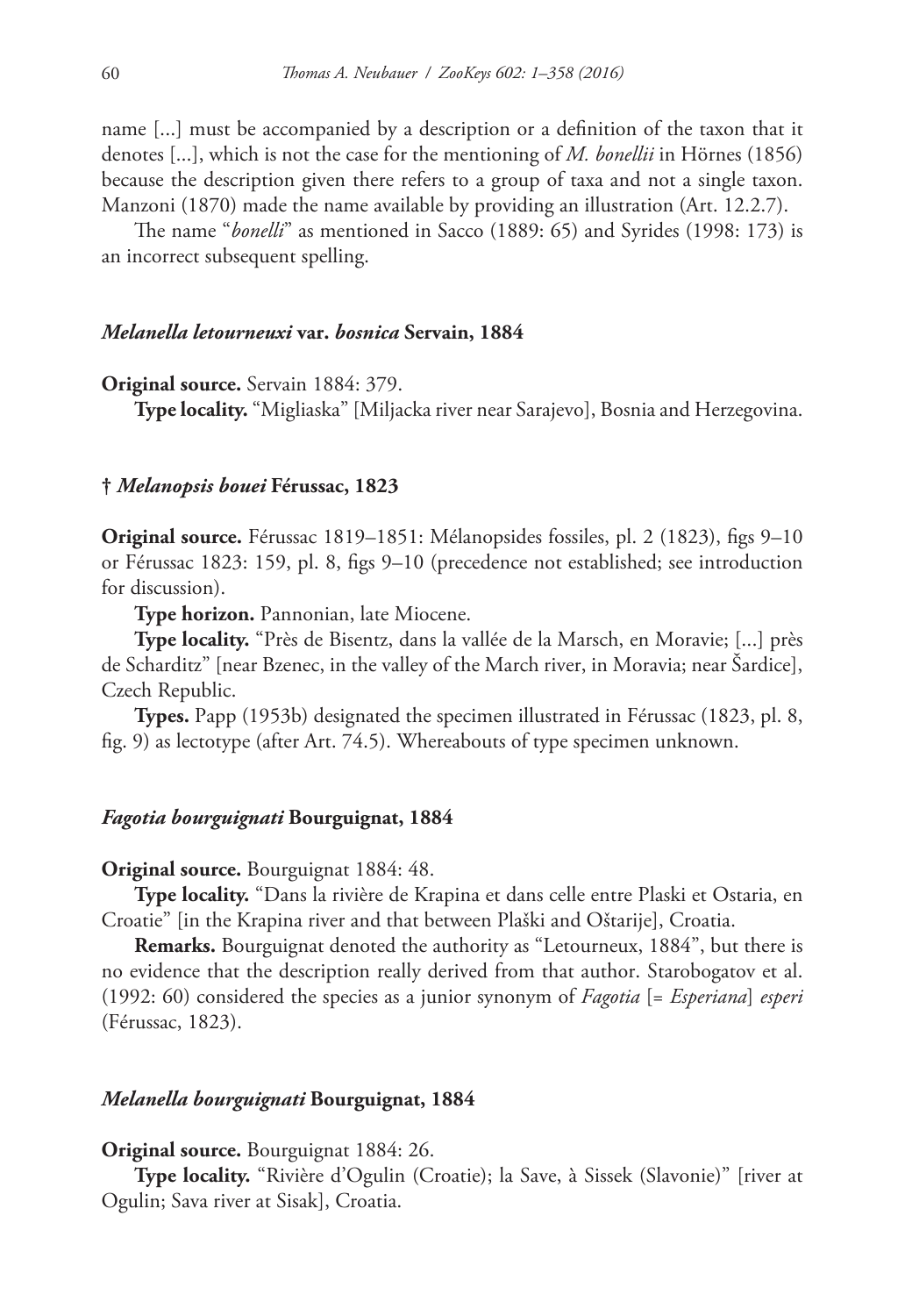name [...] must be accompanied by a description or a definition of the taxon that it denotes [...], which is not the case for the mentioning of *M. bonellii* in Hörnes (1856) because the description given there refers to a group of taxa and not a single taxon. Manzoni (1870) made the name available by providing an illustration (Art. 12.2.7).

The name "*bonelli*" as mentioned in Sacco (1889: 65) and Syrides (1998: 173) is an incorrect subsequent spelling.

### *Melanella letourneuxi* var. *bosnica* Servain, 1884

**Original source.** Servain 1884: 379.

**Type locality.** "Migliaska" [Miljacka river near Sarajevo], Bosnia and Herzegovina.

### † *Melanopsis bouei* Férussac, 1823

**Original source.** Férussac 1819–1851: Mélanopsides fossiles, pl. 2 (1823), figs 9–10 or Férussac 1823: 159, pl. 8, figs 9–10 (precedence not established; see introduction for discussion).

**Type horizon.** Pannonian, late Miocene.

**Type locality.** "Près de Bisentz, dans la vallée de la Marsch, en Moravie; [...] près de Scharditz" [near Bzenec, in the valley of the March river, in Moravia; near Šardice], Czech Republic.

**Types.** Papp (1953b) designated the specimen illustrated in Férussac (1823, pl. 8, fig. 9) as lectotype (after Art. 74.5). Whereabouts of type specimen unknown.

### *Fagotia bourguignati* Bourguignat, 1884

**Original source.** Bourguignat 1884: 48.

**Type locality.** "Dans la rivière de Krapina et dans celle entre Plaski et Ostaria, en Croatie" [in the Krapina river and that between Plaški and Oštarije], Croatia.

**Remarks.** Bourguignat denoted the authority as "Letourneux, 1884", but there is no evidence that the description really derived from that author. Starobogatov et al. (1992: 60) considered the species as a junior synonym of *Fagotia* [= *Esperiana*] *esperi* (Férussac, 1823).

### *Melanella bourguignati* Bourguignat, 1884

**Original source.** Bourguignat 1884: 26.

**Type locality.** "Rivière d'Ogulin (Croatie); la Save, à Sissek (Slavonie)" [river at Ogulin; Sava river at Sisak], Croatia.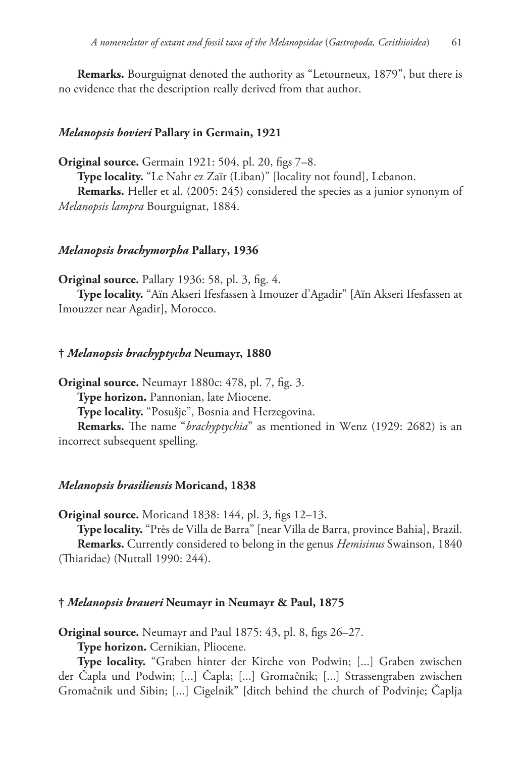**Remarks.** Bourguignat denoted the authority as "Letourneux, 1879", but there is no evidence that the description really derived from that author.

### *Melanopsis bovieri* Pallary in Germain, 1921

**Original source.** Germain 1921: 504, pl. 20, figs 7–8.

**Type locality.** "Le Nahr ez Zaïr (Liban)" [locality not found], Lebanon.

**Remarks.** Heller et al. (2005: 245) considered the species as a junior synonym of *Melanopsis lampra* Bourguignat, 1884.

### *Melanopsis brachymorpha* Pallary, 1936

**Original source.** Pallary 1936: 58, pl. 3, fig. 4.

**Type locality.** "Aïn Akseri Ifesfassen à Imouzer d'Agadir" [Aïn Akseri Ifesfassen at Imouzzer near Agadir], Morocco.

### † *Melanopsis brachyptycha* Neumayr, 1880

**Original source.** Neumayr 1880c: 478, pl. 7, fig. 3.

**Type horizon.** Pannonian, late Miocene.

**Type locality.** "Posušje", Bosnia and Herzegovina.

**Remarks.** The name "*brachyptychia*" as mentioned in Wenz (1929: 2682) is an incorrect subsequent spelling.

### *Melanopsis brasiliensis* Moricand, 1838

**Original source.** Moricand 1838: 144, pl. 3, figs 12–13.

**Type locality.** "Près de Villa de Barra" [near Villa de Barra, province Bahia], Brazil.

**Remarks.** Currently considered to belong in the genus *Hemisinus* Swainson, 1840 (Thiaridae) (Nuttall 1990: 244).

### † *Melanopsis braueri* Neumayr in Neumayr & Paul, 1875

**Original source.** Neumayr and Paul 1875: 43, pl. 8, figs 26–27.

**Type horizon.** Cernikian, Pliocene.

**Type locality.** "Graben hinter der Kirche von Podwin; [...] Graben zwischen der Čapla und Podwin; [...] Čapla; [...] Gromačnik; [...] Strassengraben zwischen Gromačnik und Sibin; [...] Cigelnik" [ditch behind the church of Podvinje; Čaplja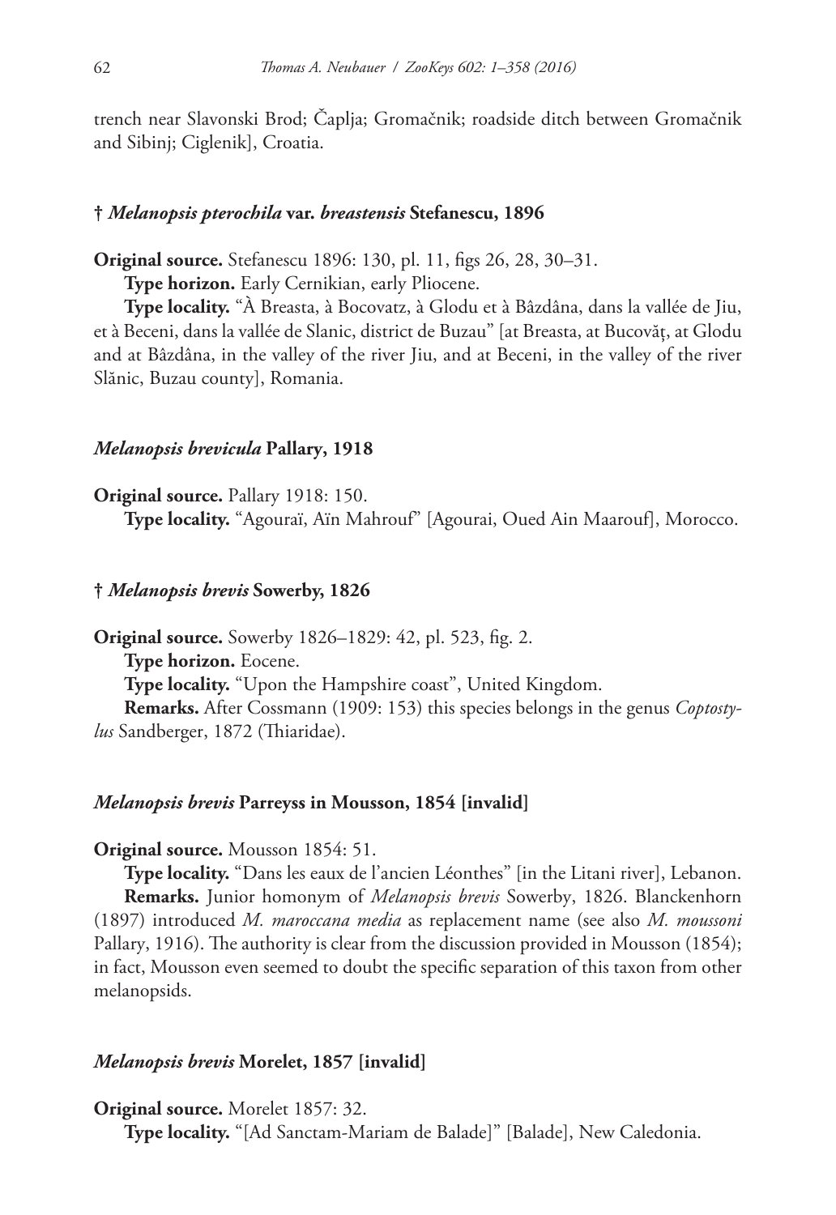trench near Slavonski Brod; Čaplja; Gromačnik; roadside ditch between Gromačnik and Sibinj; Ciglenik], Croatia.

#### † *Melanopsis pterochila* var. *breastensis* Stefanescu, 1896

**Original source.** Stefanescu 1896: 130, pl. 11, figs 26, 28, 30–31.

**Type horizon.** Early Cernikian, early Pliocene.

**Type locality.** "À Breasta, à Bocovatz, à Glodu et à Bâzdâna, dans la vallée de Jiu, et à Beceni, dans la vallée de Slanic, district de Buzau" [at Breasta, at Bucovăţ, at Glodu and at Bâzdâna, in the valley of the river Jiu, and at Beceni, in the valley of the river Slănic, Buzau county], Romania.

#### *Melanopsis brevicula* Pallary, 1918

**Original source.** Pallary 1918: 150.

**Type locality.** "Agouraï, Aïn Mahrouf" [Agourai, Oued Ain Maarouf], Morocco.

#### † *Melanopsis brevis* Sowerby, 1826

**Original source.** Sowerby 1826–1829: 42, pl. 523, fig. 2.

**Type horizon.** Eocene.

**Type locality.** "Upon the Hampshire coast", United Kingdom.

**Remarks.** After Cossmann (1909: 153) this species belongs in the genus *Coptostylus* Sandberger, 1872 (Thiaridae).

#### *Melanopsis brevis* Parreyss in Mousson, 1854 [invalid]

**Original source.** Mousson 1854: 51.

**Type locality.** "Dans les eaux de l'ancien Léonthes" [in the Litani river], Lebanon.

**Remarks.** Junior homonym of *Melanopsis brevis* Sowerby, 1826. Blanckenhorn (1897) introduced *M. maroccana media* as replacement name (see also *M. moussoni* Pallary, 1916). The authority is clear from the discussion provided in Mousson (1854); in fact, Mousson even seemed to doubt the specific separation of this taxon from other melanopsids.

#### *Melanopsis brevis* Morelet, 1857 [invalid]

**Original source.** Morelet 1857: 32.

**Type locality.** "[Ad Sanctam-Mariam de Balade]" [Balade], New Caledonia.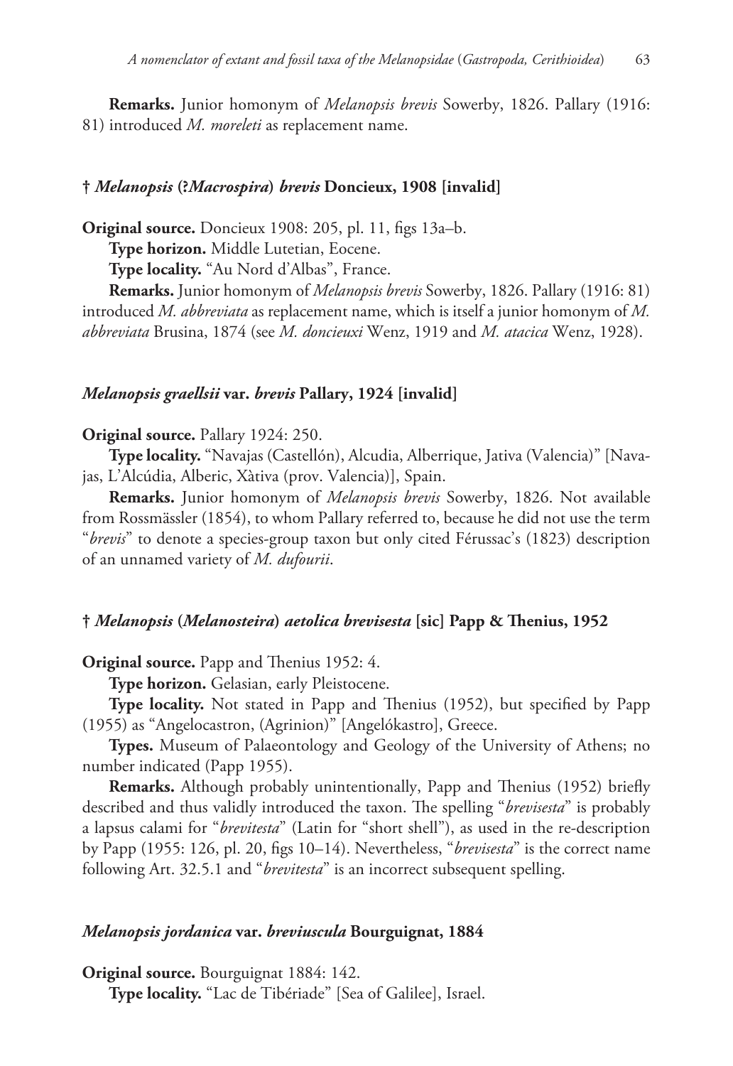**Remarks.** Junior homonym of *Melanopsis brevis* Sowerby, 1826. Pallary (1916: 81) introduced *M. moreleti* as replacement name.

### † *Melanopsis* (?*Macrospira*) *brevis* Doncieux, 1908 [invalid]

**Original source.** Doncieux 1908: 205, pl. 11, figs 13a–b.

**Type horizon.** Middle Lutetian, Eocene.

**Type locality.** "Au Nord d'Albas", France.

**Remarks.** Junior homonym of *Melanopsis brevis* Sowerby, 1826. Pallary (1916: 81) introduced *M. abbreviata* as replacement name, which is itself a junior homonym of *M. abbreviata* Brusina, 1874 (see *M. doncieuxi* Wenz, 1919 and *M. atacica* Wenz, 1928).

### *Melanopsis graellsii* var. *brevis* Pallary, 1924 [invalid]

**Original source.** Pallary 1924: 250.

**Type locality.** "Navajas (Castellón), Alcudia, Alberrique, Jativa (Valencia)" [Navajas, L'Alcúdia, Alberic, Xàtiva (prov. Valencia)], Spain.

**Remarks.** Junior homonym of *Melanopsis brevis* Sowerby, 1826. Not available from Rossmässler (1854), to whom Pallary referred to, because he did not use the term "*brevis*" to denote a species-group taxon but only cited Férussac's (1823) description of an unnamed variety of *M. dufourii*.

### † *Melanopsis* (*Melanosteira*) *aetolica brevisesta* [sic] Papp & Thenius, 1952

**Original source.** Papp and Thenius 1952: 4.

**Type horizon.** Gelasian, early Pleistocene.

**Type locality.** Not stated in Papp and Thenius (1952), but specified by Papp (1955) as "Angelocastron, (Agrinion)" [Angelókastro], Greece.

**Types.** Museum of Palaeontology and Geology of the University of Athens; no number indicated (Papp 1955).

**Remarks.** Although probably unintentionally, Papp and Thenius (1952) briefly described and thus validly introduced the taxon. The spelling "*brevisesta*" is probably a lapsus calami for "*brevitesta*" (Latin for "short shell"), as used in the re-description by Papp (1955: 126, pl. 20, figs 10–14). Nevertheless, "*brevisesta*" is the correct name following Art. 32.5.1 and "*brevitesta*" is an incorrect subsequent spelling.

### *Melanopsis jordanica* var. *breviuscula* Bourguignat, 1884

**Original source.** Bourguignat 1884: 142.

**Type locality.** "Lac de Tibériade" [Sea of Galilee], Israel.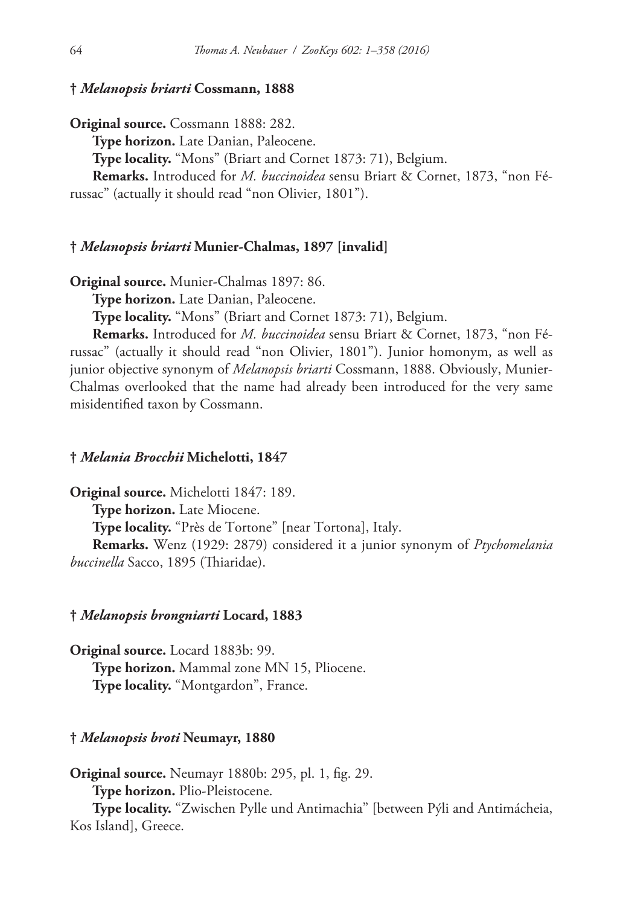### † *Melanopsis briarti* Cossmann, 1888

**Original source.** Cossmann 1888: 282.

**Type horizon.** Late Danian, Paleocene.

**Type locality.** "Mons" (Briart and Cornet 1873: 71), Belgium.

**Remarks.** Introduced for *M. buccinoidea* sensu Briart & Cornet, 1873, "non Férussac" (actually it should read "non Olivier, 1801").

### † *Melanopsis briarti* Munier-Chalmas, 1897 [invalid]

**Original source.** Munier-Chalmas 1897: 86.

**Type horizon.** Late Danian, Paleocene.

**Type locality.** "Mons" (Briart and Cornet 1873: 71), Belgium.

**Remarks.** Introduced for *M. buccinoidea* sensu Briart & Cornet, 1873, "non Férussac" (actually it should read "non Olivier, 1801"). Junior homonym, as well as junior objective synonym of *Melanopsis briarti* Cossmann, 1888. Obviously, Munier-Chalmas overlooked that the name had already been introduced for the very same misidentified taxon by Cossmann.

### † *Melania Brocchii* Michelotti, 1847

**Original source.** Michelotti 1847: 189.

**Type horizon.** Late Miocene.

**Type locality.** "Près de Tortone" [near Tortona], Italy.

**Remarks.** Wenz (1929: 2879) considered it a junior synonym of *Ptychomelania buccinella* Sacco, 1895 (Thiaridae).

### † *Melanopsis brongniarti* Locard, 1883

**Original source.** Locard 1883b: 99.

**Type horizon.** Mammal zone MN 15, Pliocene.

**Type locality.** "Montgardon", France.

### † *Melanopsis broti* Neumayr, 1880

**Original source.** Neumayr 1880b: 295, pl. 1, fig. 29.

**Type horizon.** Plio-Pleistocene.

**Type locality.** "Zwischen Pylle und Antimachia" [between Pýli and Antimácheia, Kos Island], Greece.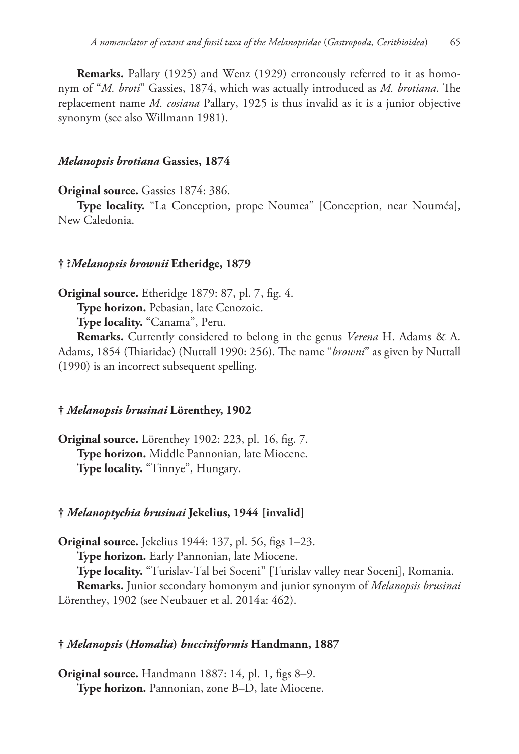**Remarks.** Pallary (1925) and Wenz (1929) erroneously referred to it as homonym of "*M. broti*" Gassies, 1874, which was actually introduced as *M. brotiana*. The replacement name *M. cosiana* Pallary, 1925 is thus invalid as it is a junior objective synonym (see also Willmann 1981).

### *Melanopsis brotiana* Gassies, 1874

**Original source.** Gassies 1874: 386.

**Type locality.** "La Conception, prope Noumea" [Conception, near Nouméa], New Caledonia.

### † ?*Melanopsis brownii* Etheridge, 1879

**Original source.** Etheridge 1879: 87, pl. 7, fig. 4.

**Type horizon.** Pebasian, late Cenozoic.

**Type locality.** "Canama", Peru.

**Remarks.** Currently considered to belong in the genus *Verena* H. Adams & A. Adams, 1854 (Thiaridae) (Nuttall 1990: 256). The name "*browni*" as given by Nuttall (1990) is an incorrect subsequent spelling.

### † *Melanopsis brusinai* Lörenthey, 1902

**Original source.** Lörenthey 1902: 223, pl. 16, fig. 7.

**Type horizon.** Middle Pannonian, late Miocene.

**Type locality.** "Tinnye", Hungary.

### † *Melanoptychia brusinai* Jekelius, 1944 [invalid]

**Original source.** Jekelius 1944: 137, pl. 56, figs 1–23.

**Type horizon.** Early Pannonian, late Miocene.

**Type locality.** "Turislav-Tal bei Soceni" [Turislav valley near Soceni], Romania.

**Remarks.** Junior secondary homonym and junior synonym of *Melanopsis brusinai* Lörenthey, 1902 (see Neubauer et al. 2014a: 462).

### † *Melanopsis* (*Homalia*) *bucciniformis* Handmann, 1887

**Original source.** Handmann 1887: 14, pl. 1, figs 8–9.

**Type horizon.** Pannonian, zone B–D, late Miocene.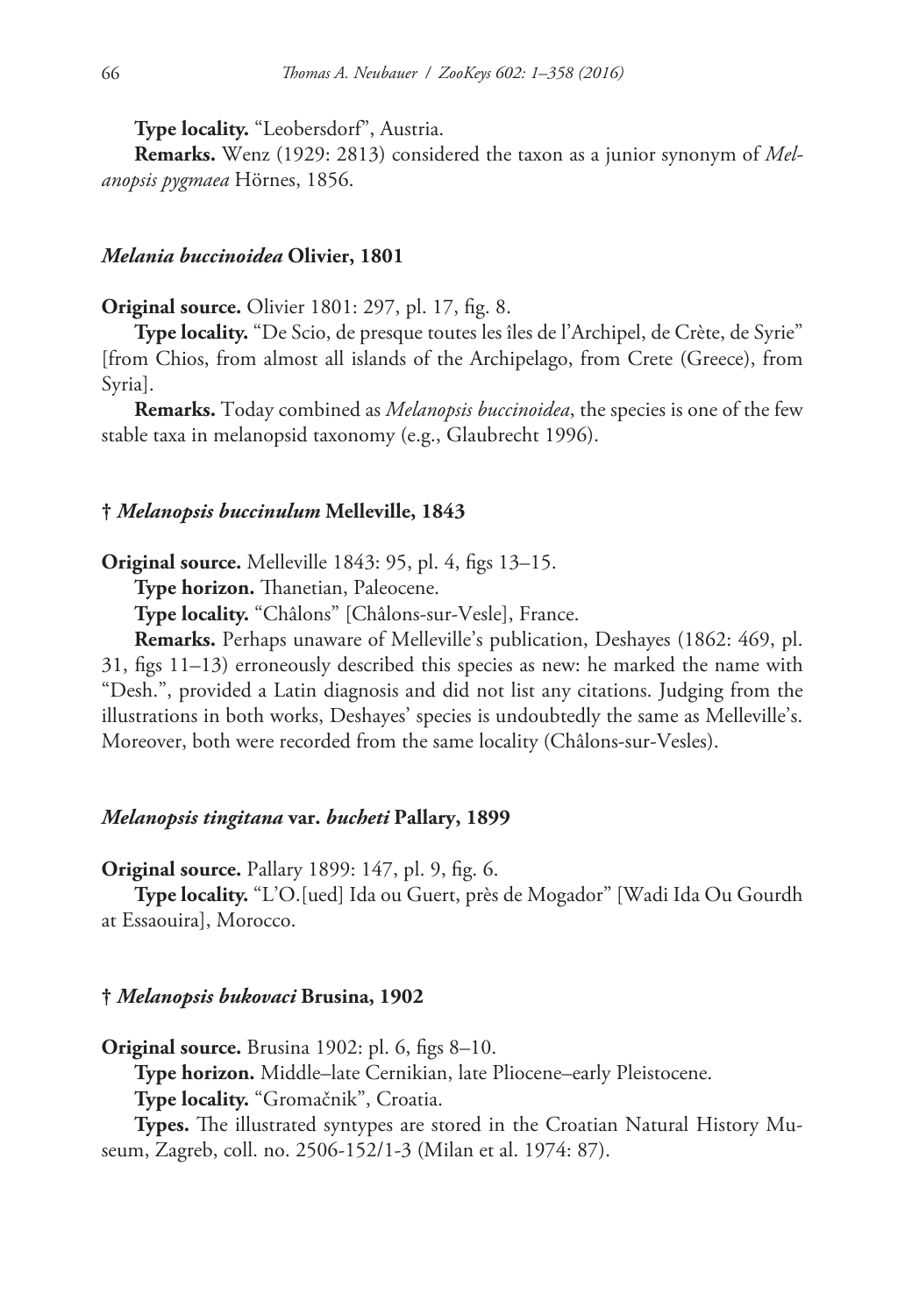**Type locality.** “Leobersdorf”, Austria.

**Remarks.** Wenz (1929: 2813) considered the taxon as a junior synonym of *Melanopsis pygmaea* Hörnes, 1856.

### *Melania buccinoidea* Olivier, 1801

**Original source.** Olivier 1801: 297, pl. 17, fig. 8.

**Type locality.** “De Scio, de presque toutes les îles de l’Archipel, de Crète, de Syrie” [from Chios, from almost all islands of the Archipelago, from Crete (Greece), from Syria].

**Remarks.** Today combined as *Melanopsis buccinoidea*, the species is one of the few stable taxa in melanopsid taxonomy (e.g., Glaubrecht 1996).

### † *Melanopsis buccinulum* Melleville, 1843

**Original source.** Melleville 1843: 95, pl. 4, figs 13–15.

**Type horizon.** Thanetian, Paleocene.

**Type locality.** “Châlons” [Châlons-sur-Vesle], France.

**Remarks.** Perhaps unaware of Melleville’s publication, Deshayes (1862: 469, pl. 31, figs 11–13) erroneously described this species as new: he marked the name with “Desh.”, provided a Latin diagnosis and did not list any citations. Judging from the illustrations in both works, Deshayes’ species is undoubtedly the same as Melleville’s. Moreover, both were recorded from the same locality (Châlons-sur-Vesles).

### *Melanopsis tingitana* var. *bucheti* Pallary, 1899

**Original source.** Pallary 1899: 147, pl. 9, fig. 6.

**Type locality.** “L’O.[ued] Ida ou Guert, près de Mogador” [Wadi Ida Ou Gourdh at Essaouira], Morocco.

### † *Melanopsis bukovaci* Brusina, 1902

**Original source.** Brusina 1902: pl. 6, figs 8–10.

**Type horizon.** Middle–late Cernikian, late Pliocene–early Pleistocene.

**Type locality.** “Gromačnik”, Croatia.

**Types.** The illustrated syntypes are stored in the Croatian Natural History Museum, Zagreb, coll. no. 2506-152/1-3 (Milan et al. 1974: 87).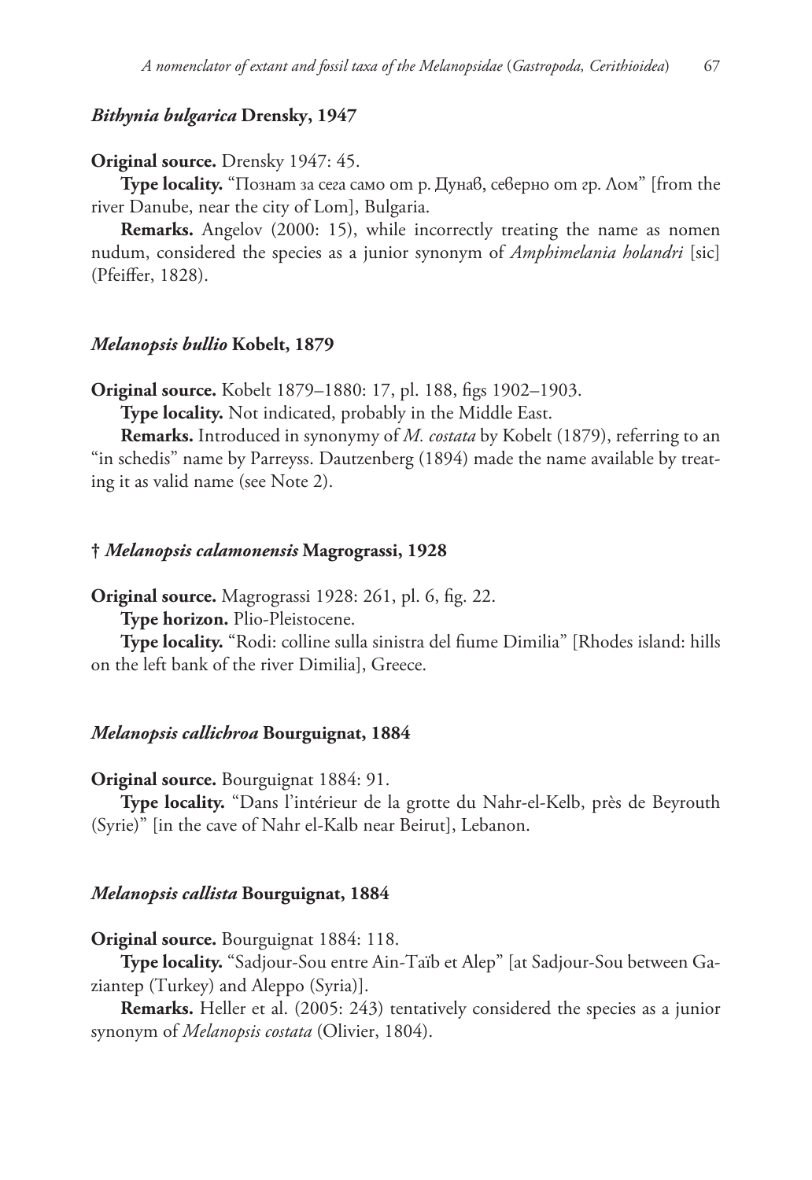### *Bithynia bulgarica* Drensky, 1947

**Original source.** Drensky 1947: 45.

**Type locality.** "Познат за сега само от р. Дунав, северно от гр. Лом" [from the river Danube, near the city of Lom], Bulgaria.

**Remarks.** Angelov (2000: 15), while incorrectly treating the name as nomen nudum, considered the species as a junior synonym of *Amphimelania holandri* [sic] (Pfeiffer, 1828).

### *Melanopsis bullio* Kobelt, 1879

**Original source.** Kobelt 1879–1880: 17, pl. 188, figs 1902–1903.

**Type locality.** Not indicated, probably in the Middle East.

**Remarks.** Introduced in synonymy of *M. costata* by Kobelt (1879), referring to an "in schedis" name by Parreyss. Dautzenberg (1894) made the name available by treating it as valid name (see Note 2).

### † *Melanopsis calamonensis* Magrograssi, 1928

**Original source.** Magrograssi 1928: 261, pl. 6, fig. 22.

**Type horizon.** Plio-Pleistocene.

**Type locality.** "Rodi: colline sulla sinistra del fiume Dimilia" [Rhodes island: hills on the left bank of the river Dimilia], Greece.

### *Melanopsis callichroa* Bourguignat, 1884

**Original source.** Bourguignat 1884: 91.

**Type locality.** "Dans l'intérieur de la grotte du Nahr-el-Kelb, près de Beyrouth (Syrie)" [in the cave of Nahr el-Kalb near Beirut], Lebanon.

### *Melanopsis callista* Bourguignat, 1884

**Original source.** Bourguignat 1884: 118.

**Type locality.** "Sadjour-Sou entre Ain-Taïb et Alep" [at Sadjour-Sou between Gaziantep (Turkey) and Aleppo (Syria)].

**Remarks.** Heller et al. (2005: 243) tentatively considered the species as a junior synonym of *Melanopsis costata* (Olivier, 1804).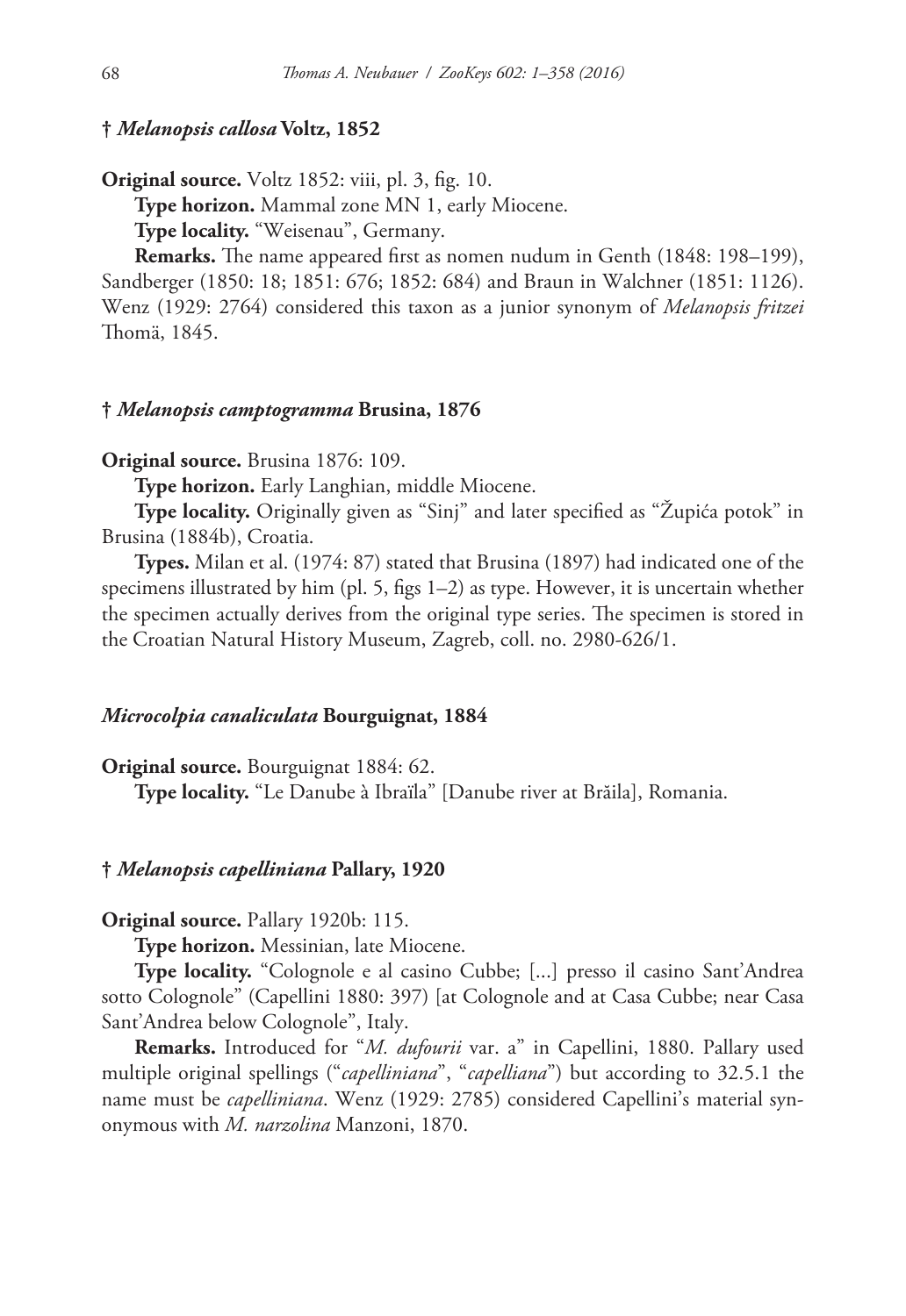### † *Melanopsis callosa* Voltz, 1852

**Original source.** Voltz 1852: viii, pl. 3, fig. 10.

**Type horizon.** Mammal zone MN 1, early Miocene.

**Type locality.** “Weisenau”, Germany.

**Remarks.** The name appeared first as nomen nudum in Genth (1848: 198–199), Sandberger (1850: 18; 1851: 676; 1852: 684) and Braun in Walchner (1851: 1126). Wenz (1929: 2764) considered this taxon as a junior synonym of *Melanopsis fritzei* Thomä, 1845.

### † *Melanopsis camptogramma* Brusina, 1876

**Original source.** Brusina 1876: 109.

**Type horizon.** Early Langhian, middle Miocene.

**Type locality.** Originally given as “Sinj” and later specified as “Župića potok” in Brusina (1884b), Croatia.

**Types.** Milan et al. (1974: 87) stated that Brusina (1897) had indicated one of the specimens illustrated by him (pl. 5, figs 1–2) as type. However, it is uncertain whether the specimen actually derives from the original type series. The specimen is stored in the Croatian Natural History Museum, Zagreb, coll. no. 2980-626/1.

### *Microcolpia canaliculata* Bourguignat, 1884

**Original source.** Bourguignat 1884: 62.

**Type locality.** “Le Danube à Ibraïla” [Danube river at Brăila], Romania.

### † *Melanopsis capelliniana* Pallary, 1920

**Original source.** Pallary 1920b: 115.

**Type horizon.** Messinian, late Miocene.

**Type locality.** “Colognole e al casino Cubbe; [...] presso il casino Sant’Andrea sotto Colognole” (Capellini 1880: 397) [at Colognole and at Casa Cubbe; near Casa Sant’Andrea below Colognole”, Italy.

**Remarks.** Introduced for “*M. dufourii* var. a” in Capellini, 1880. Pallary used multiple original spellings (“*capelliniana*”, “*capelliana*”) but according to 32.5.1 the name must be *capelliniana*. Wenz (1929: 2785) considered Capellini’s material synonymous with *M. narzolina* Manzoni, 1870.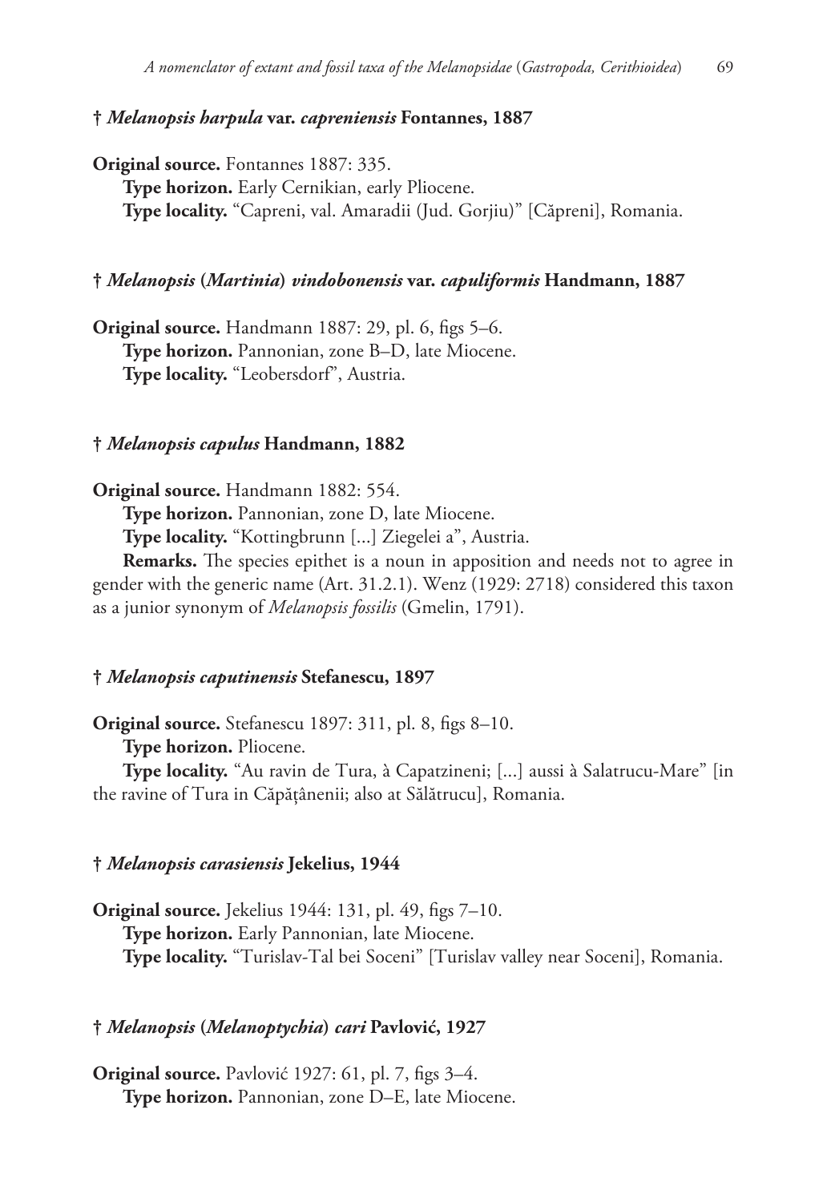**† *Melanopsis harpula* var. *capreniensis* Fontannes, 1887**

**Original source.** Fontannes 1887: 335.

**Type horizon.** Early Cernikian, early Pliocene.

**Type locality.** "Capreni, val. Amaradii (Jud. Gorjiu)" [Căpreni], Romania.

**† *Melanopsis* (*Martinia*) *vindobonensis* var. *capuliformis* Handmann, 1887**

**Original source.** Handmann 1887: 29, pl. 6, figs 5–6.

**Type horizon.** Pannonian, zone B–D, late Miocene.

**Type locality.** "Leobersdorf", Austria.

**† *Melanopsis capulus* Handmann, 1882**

**Original source.** Handmann 1882: 554.

**Type horizon.** Pannonian, zone D, late Miocene.

**Type locality.** "Kottingbrunn [...] Ziegelei a", Austria.

**Remarks.** The species epithet is a noun in apposition and needs not to agree in gender with the generic name (Art. 31.2.1). Wenz (1929: 2718) considered this taxon as a junior synonym of *Melanopsis fossilis* (Gmelin, 1791).

**† *Melanopsis caputinensis* Stefanescu, 1897**

**Original source.** Stefanescu 1897: 311, pl. 8, figs 8–10.

**Type horizon.** Pliocene.

**Type locality.** "Au ravin de Tura, à Capatzineni; [...] aussi à Salatrucu-Mare" [in the ravine of Tura in Căpăţânenii; also at Sălătrucu], Romania.

**† *Melanopsis carasiensis* Jekelius, 1944**

**Original source.** Jekelius 1944: 131, pl. 49, figs 7–10.

**Type horizon.** Early Pannonian, late Miocene.

**Type locality.** "Turislav-Tal bei Soceni" [Turislav valley near Soceni], Romania.

**† *Melanopsis* (*Melanoptychia*) *cari* Pavlović, 1927**

**Original source.** Pavlović 1927: 61, pl. 7, figs 3–4.

**Type horizon.** Pannonian, zone D–E, late Miocene.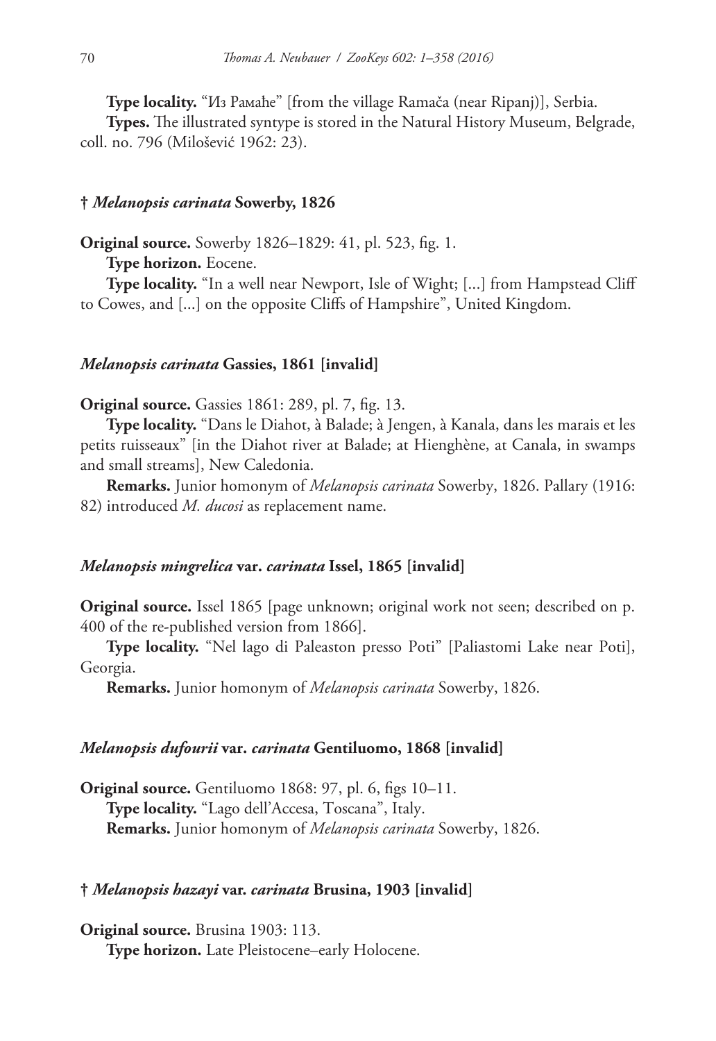**Type locality.** "Из Рамаће" [from the village Ramača (near Ripanj)], Serbia.

**Types.** The illustrated syntype is stored in the Natural History Museum, Belgrade, coll. no. 796 (Milošević 1962: 23).

### † *Melanopsis carinata* Sowerby, 1826

**Original source.** Sowerby 1826–1829: 41, pl. 523, fig. 1.

**Type horizon.** Eocene.

**Type locality.** "In a well near Newport, Isle of Wight; [...] from Hampstead Cliff to Cowes, and [...] on the opposite Cliffs of Hampshire", United Kingdom.

### *Melanopsis carinata* Gassies, 1861 [invalid]

**Original source.** Gassies 1861: 289, pl. 7, fig. 13.

**Type locality.** "Dans le Diahot, à Balade; à Jengen, à Kanala, dans les marais et les petits ruisseaux" [in the Diahot river at Balade; at Hienghène, at Canala, in swamps and small streams], New Caledonia.

**Remarks.** Junior homonym of *Melanopsis carinata* Sowerby, 1826. Pallary (1916: 82) introduced *M. ducosi* as replacement name.

### *Melanopsis mingrelica* var. *carinata* Issel, 1865 [invalid]

**Original source.** Issel 1865 [page unknown; original work not seen; described on p. 400 of the re-published version from 1866].

**Type locality.** "Nel lago di Paleaston presso Poti" [Paliastomi Lake near Poti], Georgia.

**Remarks.** Junior homonym of *Melanopsis carinata* Sowerby, 1826.

### *Melanopsis dufourii* var. *carinata* Gentiluomo, 1868 [invalid]

**Original source.** Gentiluomo 1868: 97, pl. 6, figs 10–11.

**Type locality.** "Lago dell'Accesa, Toscana", Italy.

**Remarks.** Junior homonym of *Melanopsis carinata* Sowerby, 1826.

### † *Melanopsis hazayi* var. *carinata* Brusina, 1903 [invalid]

**Original source.** Brusina 1903: 113.

**Type horizon.** Late Pleistocene–early Holocene.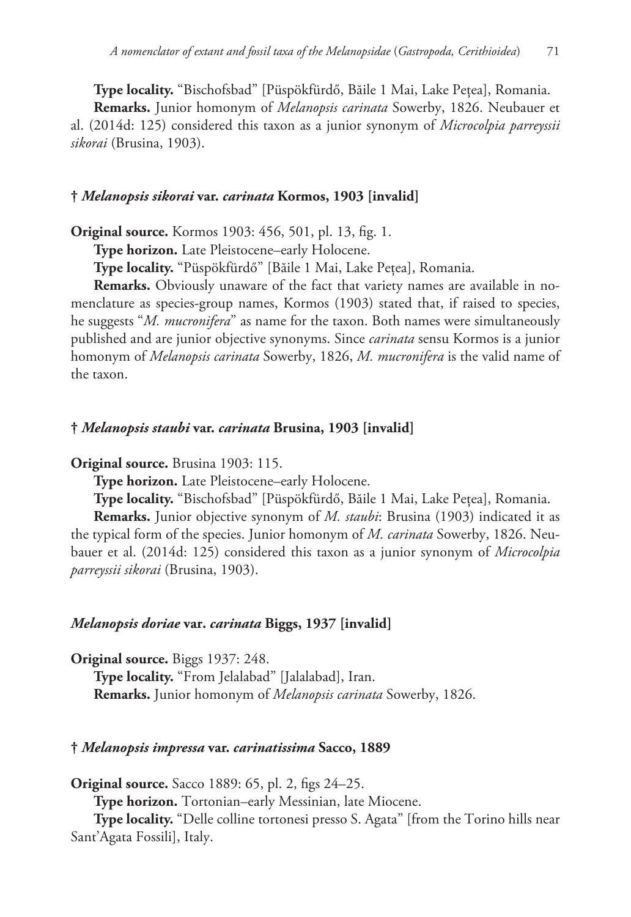**Type locality.** "Bischofsbad" [Püspökfürdő, Băile 1 Mai, Lake Peţea], Romania.

**Remarks.** Junior homonym of *Melanopsis carinata* Sowerby, 1826. Neubauer et al. (2014d: 125) considered this taxon as a junior synonym of *Microcolpia parreyssii sikorai* (Brusina, 1903).

### † *Melanopsis sikorai* var. *carinata* Kormos, 1903 [invalid]

**Original source.** Kormos 1903: 456, 501, pl. 13, fig. 1.

**Type horizon.** Late Pleistocene–early Holocene.

**Type locality.** "Püspökfürdő" [Băile 1 Mai, Lake Peţea], Romania.

**Remarks.** Obviously unaware of the fact that variety names are available in nomenclature as species-group names, Kormos (1903) stated that, if raised to species, he suggests "*M. mucronifera*" as name for the taxon. Both names were simultaneously published and are junior objective synonyms. Since *carinata* sensu Kormos is a junior homonym of *Melanopsis carinata* Sowerby, 1826, *M. mucronifera* is the valid name of the taxon.

### † *Melanopsis staubi* var. *carinata* Brusina, 1903 [invalid]

**Original source.** Brusina 1903: 115.

**Type horizon.** Late Pleistocene–early Holocene.

**Type locality.** "Bischofsbad" [Püspökfürdő, Băile 1 Mai, Lake Peţea], Romania.

**Remarks.** Junior objective synonym of *M. staubi*: Brusina (1903) indicated it as the typical form of the species. Junior homonym of *M. carinata* Sowerby, 1826. Neubauer et al. (2014d: 125) considered this taxon as a junior synonym of *Microcolpia parreyssii sikorai* (Brusina, 1903).

### *Melanopsis doriae* var. *carinata* Biggs, 1937 [invalid]

**Original source.** Biggs 1937: 248.

**Type locality.** "From Jelalabad" [Jalalabad], Iran.

**Remarks.** Junior homonym of *Melanopsis carinata* Sowerby, 1826.

### † *Melanopsis impressa* var. *carinatissima* Sacco, 1889

**Original source.** Sacco 1889: 65, pl. 2, figs 24–25.

**Type horizon.** Tortonian–early Messinian, late Miocene.

**Type locality.** "Delle colline tortonesi presso S. Agata" [from the Torino hills near Sant'Agata Fossili], Italy.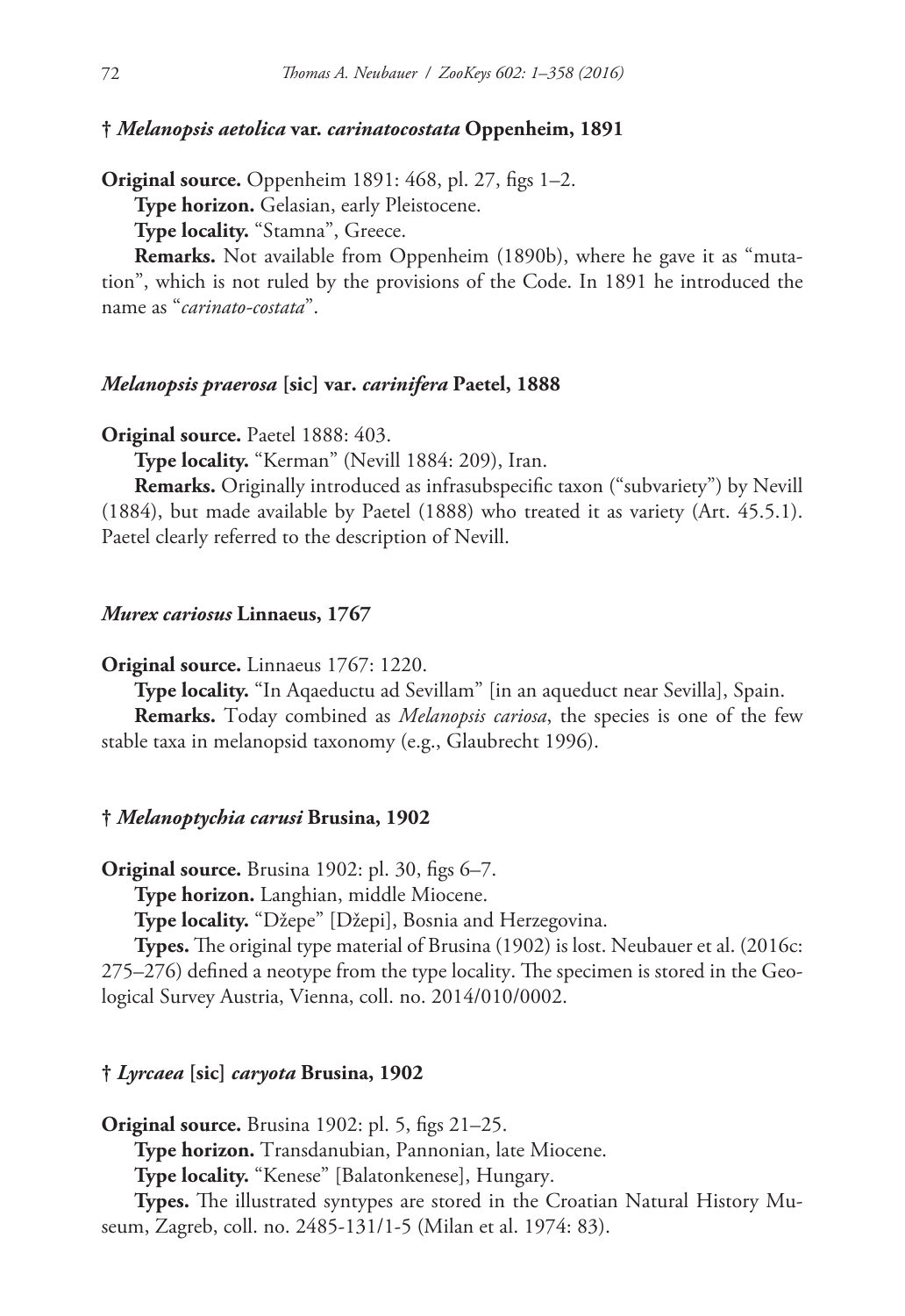### † *Melanopsis aetolica* var. *carinatocostata* Oppenheim, 1891

**Original source.** Oppenheim 1891: 468, pl. 27, figs 1–2.

**Type horizon.** Gelasian, early Pleistocene.

**Type locality.** “Stamna”, Greece.

**Remarks.** Not available from Oppenheim (1890b), where he gave it as “mutation”, which is not ruled by the provisions of the Code. In 1891 he introduced the name as “*carinato-costata*”.

### *Melanopsis praerosa* [sic] var. *carinifera* Paetel, 1888

**Original source.** Paetel 1888: 403.

**Type locality.** “Kerman” (Nevill 1884: 209), Iran.

**Remarks.** Originally introduced as infrasubspecific taxon (“subvariety”) by Nevill (1884), but made available by Paetel (1888) who treated it as variety (Art. 45.5.1). Paetel clearly referred to the description of Nevill.

### *Murex cariosus* Linnaeus, 1767

**Original source.** Linnaeus 1767: 1220.

**Type locality.** “In Aqaeductu ad Sevillam” [in an aqueduct near Sevilla], Spain.

**Remarks.** Today combined as *Melanopsis cariosa*, the species is one of the few stable taxa in melanopsid taxonomy (e.g., Glaubrecht 1996).

### † *Melanoptychia carusi* Brusina, 1902

**Original source.** Brusina 1902: pl. 30, figs 6–7.

**Type horizon.** Langhian, middle Miocene.

**Type locality.** “Džepe” [Džepi], Bosnia and Herzegovina.

**Types.** The original type material of Brusina (1902) is lost. Neubauer et al. (2016c: 275–276) defined a neotype from the type locality. The specimen is stored in the Geological Survey Austria, Vienna, coll. no. 2014/010/0002.

### † *Lyrcaea* [sic] *caryota* Brusina, 1902

**Original source.** Brusina 1902: pl. 5, figs 21–25.

**Type horizon.** Transdanubian, Pannonian, late Miocene.

**Type locality.** “Kenese” [Balatonkenese], Hungary.

**Types.** The illustrated syntypes are stored in the Croatian Natural History Museum, Zagreb, coll. no. 2485-131/1-5 (Milan et al. 1974: 83).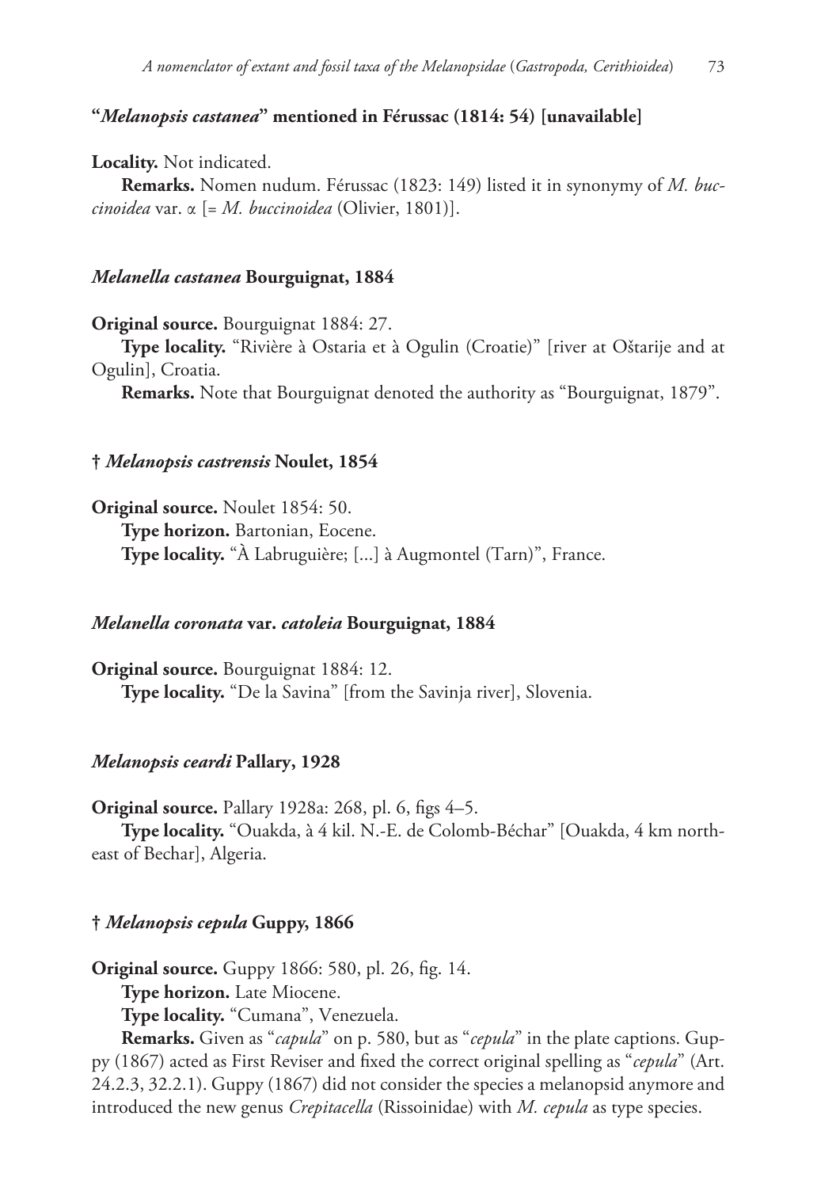### "*Melanopsis castanea*" mentioned in Férussac (1814: 54) [unavailable]

**Locality.** Not indicated.

**Remarks.** Nomen nudum. Férussac (1823: 149) listed it in synonymy of *M. buccinoidea* var. α [= *M. buccinoidea* (Olivier, 1801)].

### *Melanella castanea* Bourguignat, 1884

**Original source.** Bourguignat 1884: 27.

**Type locality.** "Rivière à Ostaria et à Ogulin (Croatie)" [river at Oštarije and at Ogulin], Croatia.

**Remarks.** Note that Bourguignat denoted the authority as "Bourguignat, 1879".

### † *Melanopsis castrensis* Noulet, 1854

**Original source.** Noulet 1854: 50.

**Type horizon.** Bartonian, Eocene.

**Type locality.** "À Labruguière; [...] à Augmontel (Tarn)", France.

### *Melanella coronata* var. *catoleia* Bourguignat, 1884

**Original source.** Bourguignat 1884: 12.

**Type locality.** "De la Savina" [from the Savinja river], Slovenia.

### *Melanopsis ceardi* Pallary, 1928

**Original source.** Pallary 1928a: 268, pl. 6, figs 4–5.

**Type locality.** "Ouakda, à 4 kil. N.-E. de Colomb-Béchar" [Ouakda, 4 km northeast of Bechar], Algeria.

### † *Melanopsis cepula* Guppy, 1866

**Original source.** Guppy 1866: 580, pl. 26, fig. 14.

**Type horizon.** Late Miocene.

**Type locality.** "Cumana", Venezuela.

**Remarks.** Given as "*capula*" on p. 580, but as "*cepula*" in the plate captions. Guppy (1867) acted as First Reviser and fixed the correct original spelling as "*cepula*" (Art. 24.2.3, 32.2.1). Guppy (1867) did not consider the species a melanopsid anymore and introduced the new genus *Crepitacella* (Rissoinidae) with *M. cepula* as type species.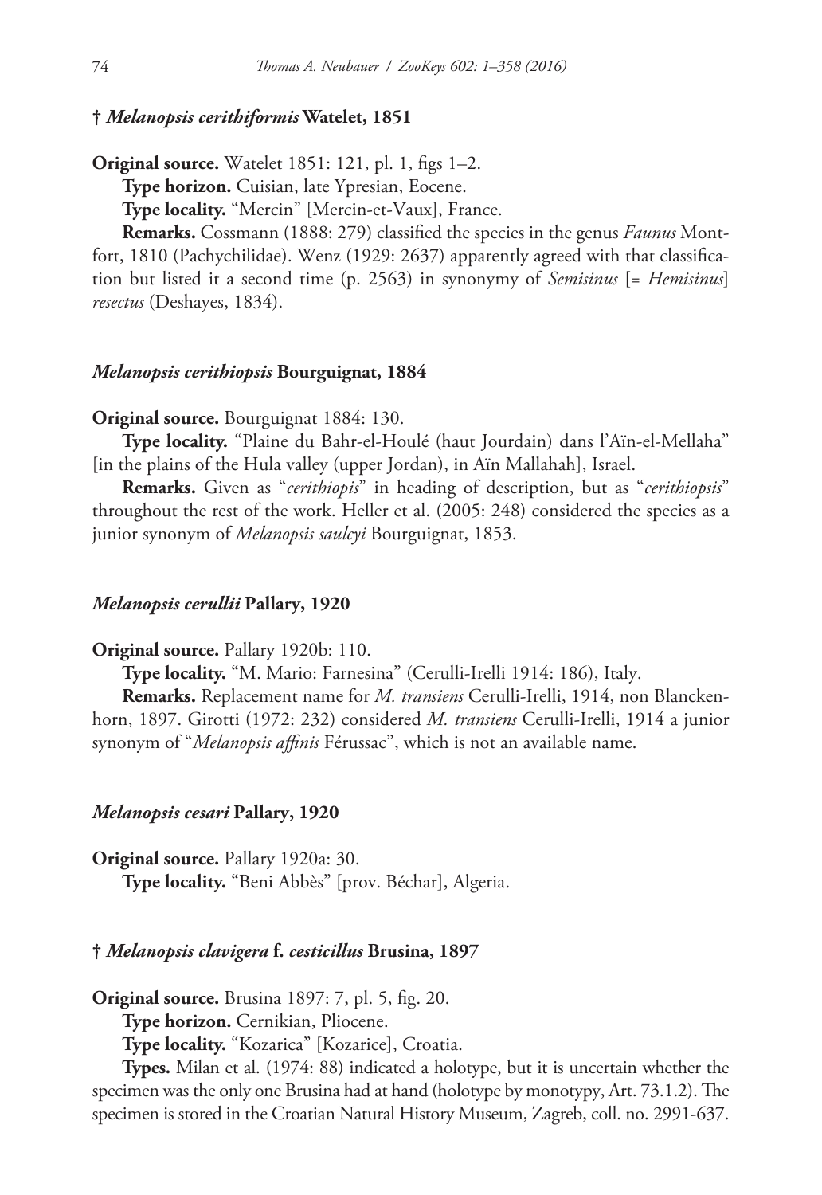### † *Melanopsis cerithiformis* Watelet, 1851

**Original source.** Watelet 1851: 121, pl. 1, figs 1–2.

**Type horizon.** Cuisian, late Ypresian, Eocene.

**Type locality.** "Mercin" [Mercin-et-Vaux], France.

**Remarks.** Cossmann (1888: 279) classified the species in the genus *Faunus* Montfort, 1810 (Pachychilidae). Wenz (1929: 2637) apparently agreed with that classification but listed it a second time (p. 2563) in synonymy of *Semisinus* [= *Hemisinus*] *resectus* (Deshayes, 1834).

### *Melanopsis cerithiopsis* Bourguignat, 1884

**Original source.** Bourguignat 1884: 130.

**Type locality.** "Plaine du Bahr-el-Houlé (haut Jourdain) dans l'Aïn-el-Mellaha" [in the plains of the Hula valley (upper Jordan), in Aïn Mallahah], Israel.

**Remarks.** Given as "*cerithiopis*" in heading of description, but as "*cerithiopsis*" throughout the rest of the work. Heller et al. (2005: 248) considered the species as a junior synonym of *Melanopsis saulcyi* Bourguignat, 1853.

### *Melanopsis cerullii* Pallary, 1920

**Original source.** Pallary 1920b: 110.

**Type locality.** "M. Mario: Farnesina" (Cerulli-Irelli 1914: 186), Italy.

**Remarks.** Replacement name for *M. transiens* Cerulli-Irelli, 1914, non Blanckenhorn, 1897. Girotti (1972: 232) considered *M. transiens* Cerulli-Irelli, 1914 a junior synonym of "*Melanopsis affinis* Férussac", which is not an available name.

### *Melanopsis cesari* Pallary, 1920

**Original source.** Pallary 1920a: 30.

**Type locality.** "Beni Abbès" [prov. Béchar], Algeria.

### † *Melanopsis clavigera* f. *cesticillus* Brusina, 1897

**Original source.** Brusina 1897: 7, pl. 5, fig. 20.

**Type horizon.** Cernikian, Pliocene.

**Type locality.** "Kozarica" [Kozarice], Croatia.

**Types.** Milan et al. (1974: 88) indicated a holotype, but it is uncertain whether the specimen was the only one Brusina had at hand (holotype by monotypy, Art. 73.1.2). The specimen is stored in the Croatian Natural History Museum, Zagreb, coll. no. 2991-637.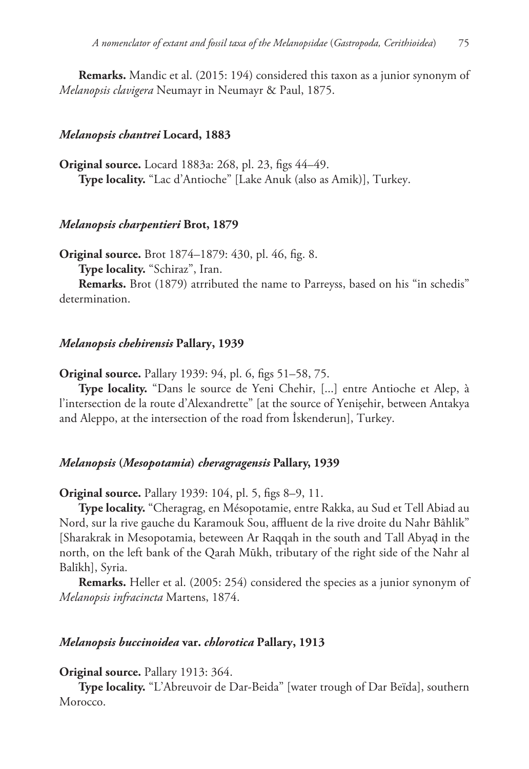**Remarks.** Mandic et al. (2015: 194) considered this taxon as a junior synonym of *Melanopsis clavigera* Neumayr in Neumayr & Paul, 1875.

### *Melanopsis chantrei* Locard, 1883

**Original source.** Locard 1883a: 268, pl. 23, figs 44–49.

**Type locality.** "Lac d'Antioche" [Lake Anuk (also as Amik)], Turkey.

### *Melanopsis charpentieri* Brot, 1879

**Original source.** Brot 1874–1879: 430, pl. 46, fig. 8.

**Type locality.** "Schiraz", Iran.

**Remarks.** Brot (1879) atrributed the name to Parreyss, based on his "in schedis" determination.

### *Melanopsis chehirensis* Pallary, 1939

**Original source.** Pallary 1939: 94, pl. 6, figs 51–58, 75.

**Type locality.** "Dans le source de Yeni Chehir, [...] entre Antioche et Alep, à l'intersection de la route d'Alexandrette" [at the source of Yenişehir, between Antakya and Aleppo, at the intersection of the road from İskenderun], Turkey.

### *Melanopsis* (*Mesopotamia*) *cheragragensis* Pallary, 1939

**Original source.** Pallary 1939: 104, pl. 5, figs 8–9, 11.

**Type locality.** "Cheragrag, en Mésopotamie, entre Rakka, au Sud et Tell Abiad au Nord, sur la rive gauche du Karamouk Sou, affluent de la rive droite du Nahr Bâhlik" [Sharakrak in Mesopotamia, beteween Ar Raqqah in the south and Tall Abyaḍ in the north, on the left bank of the Qarah Mūkh, tributary of the right side of the Nahr al Balīkh], Syria.

**Remarks.** Heller et al. (2005: 254) considered the species as a junior synonym of *Melanopsis infracincta* Martens, 1874.

### *Melanopsis buccinoidea* var. *chlorotica* Pallary, 1913

**Original source.** Pallary 1913: 364.

**Type locality.** "L'Abreuvoir de Dar-Beida" [water trough of Dar Beïda], southern Morocco.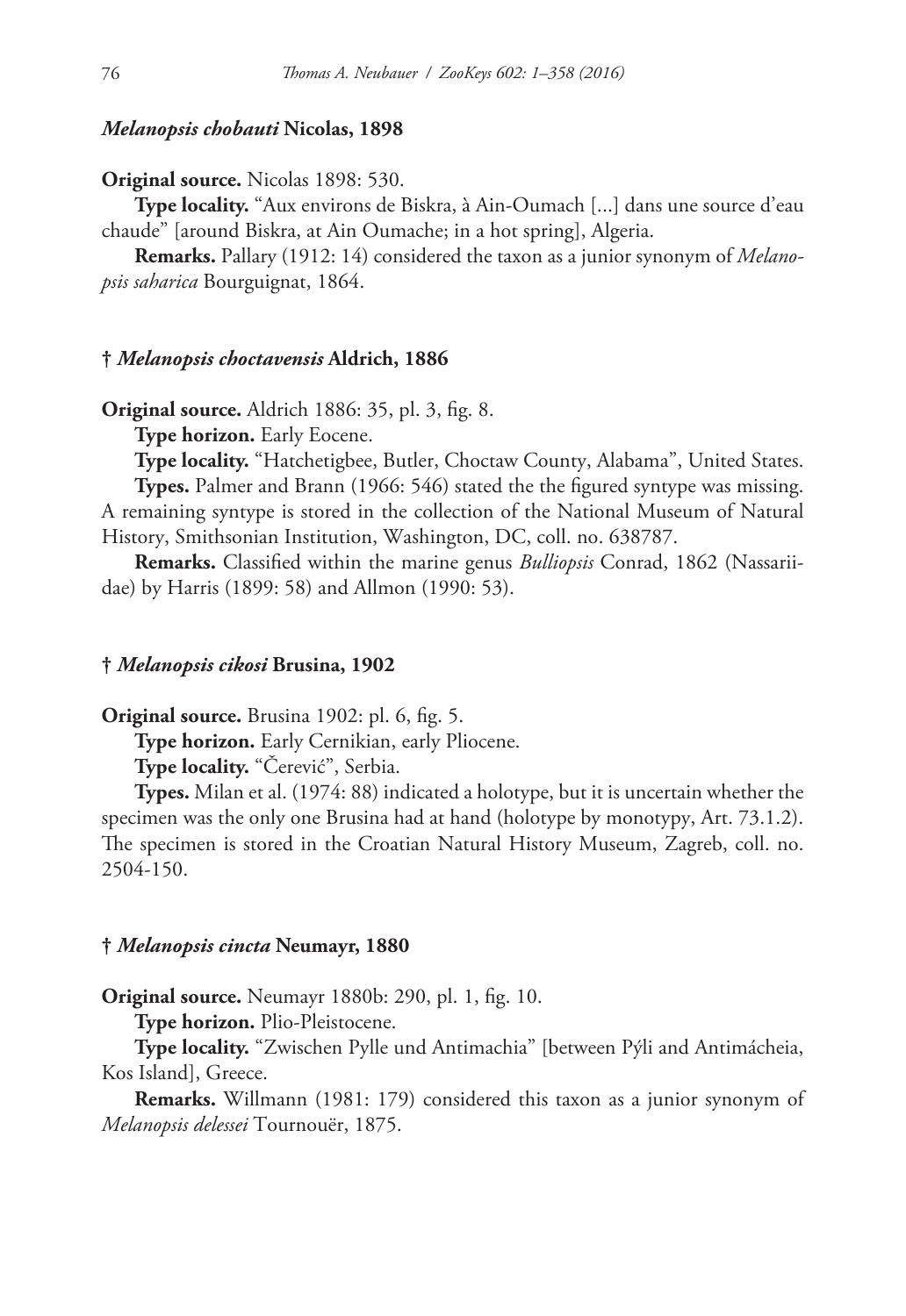### *Melanopsis chobauti* Nicolas, 1898

**Original source.** Nicolas 1898: 530.

**Type locality.** "Aux environs de Biskra, à Ain-Oumach [...] dans une source d'eau chaude" [around Biskra, at Ain Oumache; in a hot spring], Algeria.

**Remarks.** Pallary (1912: 14) considered the taxon as a junior synonym of *Melanopsis saharica* Bourguignat, 1864.

### † *Melanopsis choctavensis* Aldrich, 1886

**Original source.** Aldrich 1886: 35, pl. 3, fig. 8.

**Type horizon.** Early Eocene.

**Type locality.** "Hatchetigbee, Butler, Choctaw County, Alabama", United States.

**Types.** Palmer and Brann (1966: 546) stated the the figured syntype was missing. A remaining syntype is stored in the collection of the National Museum of Natural History, Smithsonian Institution, Washington, DC, coll. no. 638787.

**Remarks.** Classified within the marine genus *Bulliopsis* Conrad, 1862 (Nassariidae) by Harris (1899: 58) and Allmon (1990: 53).

### † *Melanopsis cikosi* Brusina, 1902

**Original source.** Brusina 1902: pl. 6, fig. 5.

**Type horizon.** Early Cernikian, early Pliocene.

**Type locality.** "Čerević", Serbia.

**Types.** Milan et al. (1974: 88) indicated a holotype, but it is uncertain whether the specimen was the only one Brusina had at hand (holotype by monotypy, Art. 73.1.2). The specimen is stored in the Croatian Natural History Museum, Zagreb, coll. no. 2504-150.

### † *Melanopsis cincta* Neumayr, 1880

**Original source.** Neumayr 1880b: 290, pl. 1, fig. 10.

**Type horizon.** Plio-Pleistocene.

**Type locality.** "Zwischen Pylle und Antimachia" [between Pýli and Antimácheia, Kos Island], Greece.

**Remarks.** Willmann (1981: 179) considered this taxon as a junior synonym of *Melanopsis delessei* Tournouër, 1875.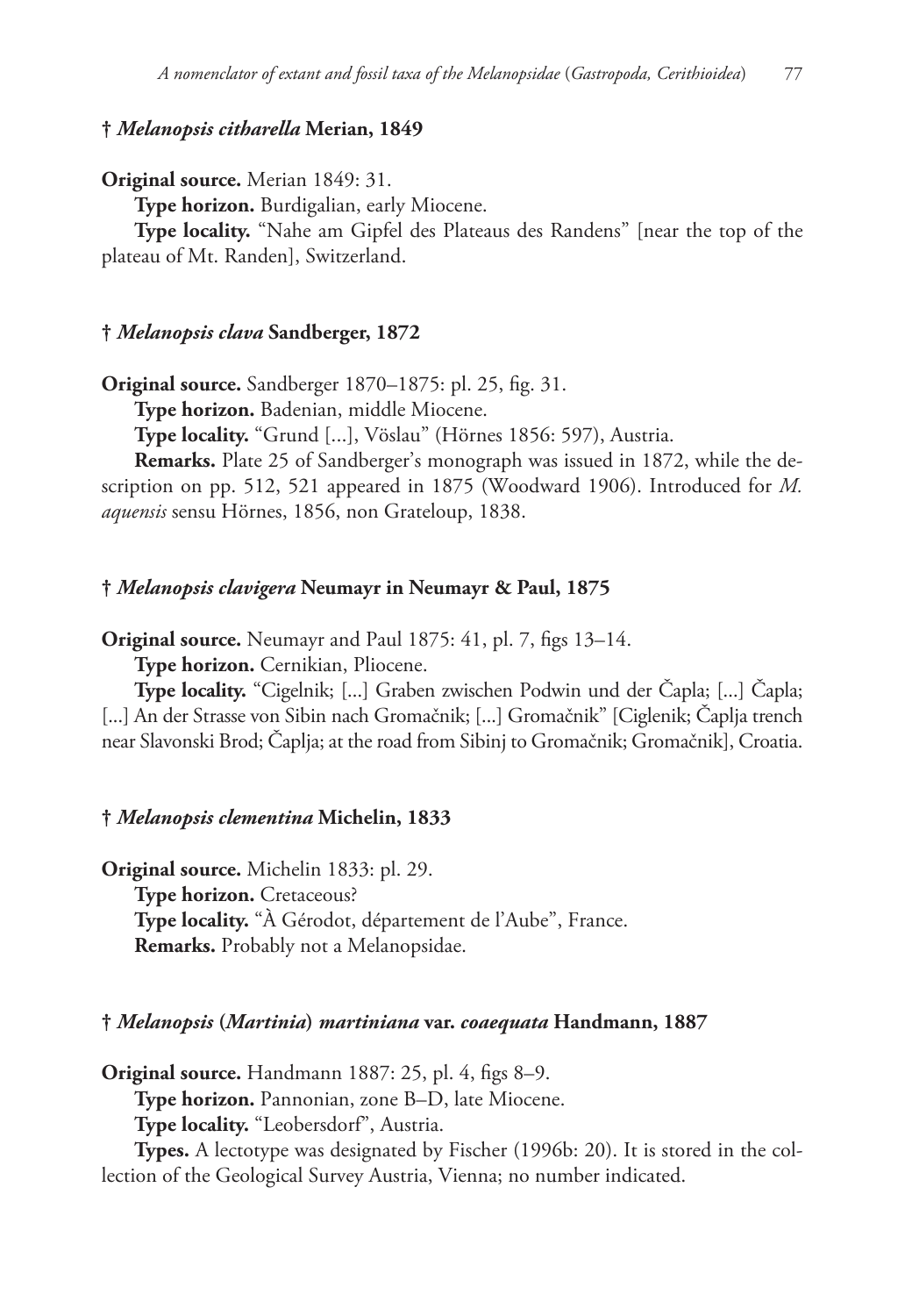### † *Melanopsis citharella* Merian, 1849

**Original source.** Merian 1849: 31.

**Type horizon.** Burdigalian, early Miocene.

**Type locality.** "Nahe am Gipfel des Plateaus des Randens" [near the top of the plateau of Mt. Randen], Switzerland.

### † *Melanopsis clava* Sandberger, 1872

**Original source.** Sandberger 1870–1875: pl. 25, fig. 31.

**Type horizon.** Badenian, middle Miocene.

**Type locality.** "Grund [...], Vöslau" (Hörnes 1856: 597), Austria.

**Remarks.** Plate 25 of Sandberger's monograph was issued in 1872, while the description on pp. 512, 521 appeared in 1875 (Woodward 1906). Introduced for *M. aquensis* sensu Hörnes, 1856, non Grateloup, 1838.

### † *Melanopsis clavigera* Neumayr in Neumayr & Paul, 1875

**Original source.** Neumayr and Paul 1875: 41, pl. 7, figs 13–14.

**Type horizon.** Cernikian, Pliocene.

**Type locality.** "Cigelnik; [...] Graben zwischen Podwin und der Čapla; [...] Čapla; [...] An der Strasse von Sibin nach Gromačnik; [...] Gromačnik" [Ciglenik; Čaplja trench near Slavonski Brod; Čaplja; at the road from Sibinj to Gromačnik; Gromačnik], Croatia.

### † *Melanopsis clementina* Michelin, 1833

**Original source.** Michelin 1833: pl. 29.

**Type horizon.** Cretaceous?

**Type locality.** "À Gérodot, département de l'Aube", France.

**Remarks.** Probably not a Melanopsidae.

### † *Melanopsis* (*Martinia*) *martiniana* var. *coaequata* Handmann, 1887

**Original source.** Handmann 1887: 25, pl. 4, figs 8–9.

**Type horizon.** Pannonian, zone B–D, late Miocene.

**Type locality.** "Leobersdorf", Austria.

**Types.** A lectotype was designated by Fischer (1996b: 20). It is stored in the collection of the Geological Survey Austria, Vienna; no number indicated.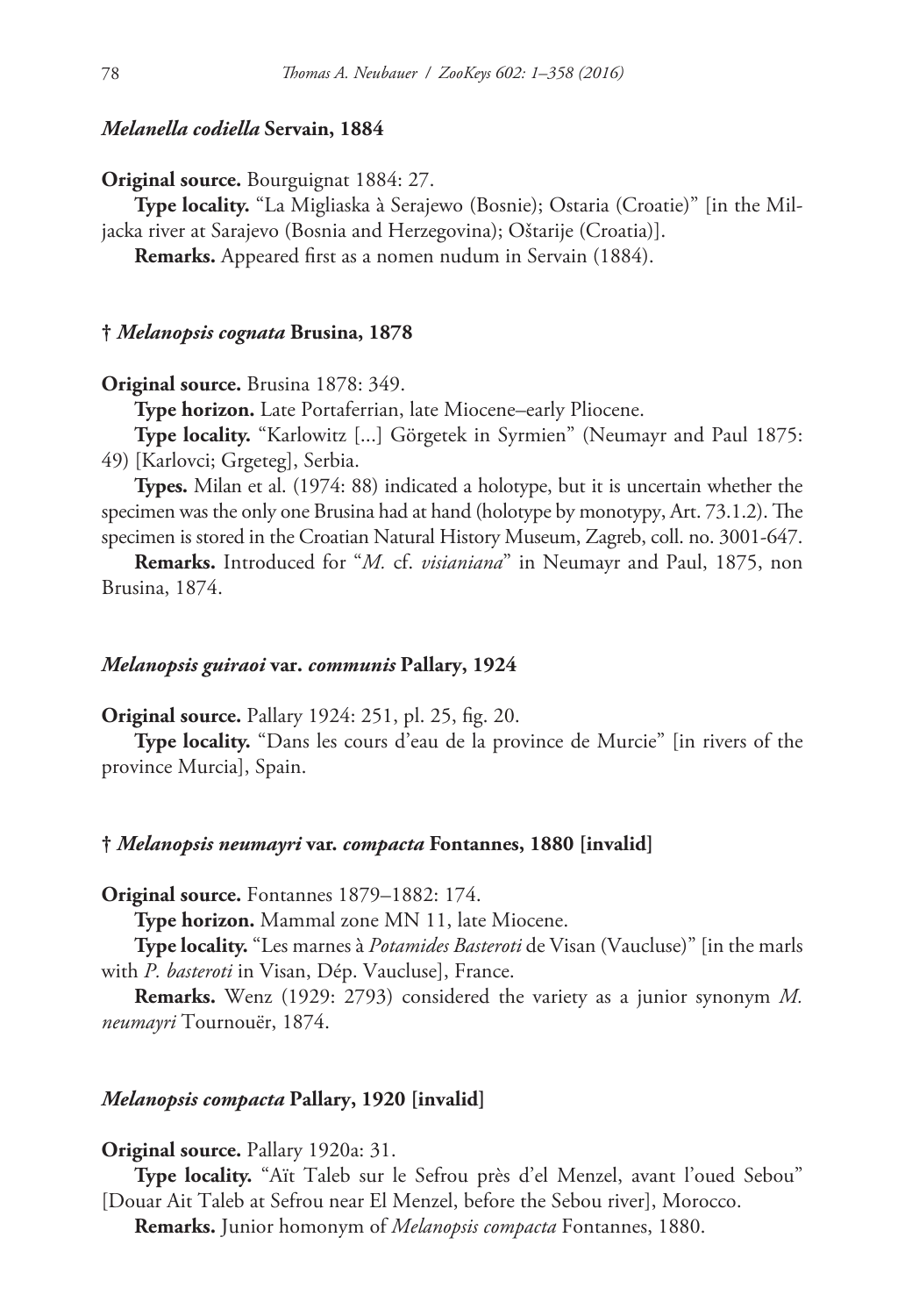### *Melanella codiella* Servain, 1884

**Original source.** Bourguignat 1884: 27.

**Type locality.** "La Migliaska à Serajewo (Bosnie); Ostaria (Croatie)" [in the Miljacka river at Sarajevo (Bosnia and Herzegovina); Oštarije (Croatia)].

**Remarks.** Appeared first as a nomen nudum in Servain (1884).

### † *Melanopsis cognata* Brusina, 1878

**Original source.** Brusina 1878: 349.

**Type horizon.** Late Portaferrian, late Miocene–early Pliocene.

**Type locality.** "Karlowitz [...] Görgetek in Syrmien" (Neumayr and Paul 1875: 49) [Karlovci; Grgeteg], Serbia.

**Types.** Milan et al. (1974: 88) indicated a holotype, but it is uncertain whether the specimen was the only one Brusina had at hand (holotype by monotypy, Art. 73.1.2). The specimen is stored in the Croatian Natural History Museum, Zagreb, coll. no. 3001-647.

**Remarks.** Introduced for "*M.* cf. *visianiana*" in Neumayr and Paul, 1875, non Brusina, 1874.

### *Melanopsis guiraoi* var. *communis* Pallary, 1924

**Original source.** Pallary 1924: 251, pl. 25, fig. 20.

**Type locality.** "Dans les cours d'eau de la province de Murcie" [in rivers of the province Murcia], Spain.

### † *Melanopsis neumayri* var. *compacta* Fontannes, 1880 [invalid]

**Original source.** Fontannes 1879–1882: 174.

**Type horizon.** Mammal zone MN 11, late Miocene.

**Type locality.** "Les marnes à *Potamides Basteroti* de Visan (Vaucluse)" [in the marls with *P. basteroti* in Visan, Dép. Vaucluse], France.

**Remarks.** Wenz (1929: 2793) considered the variety as a junior synonym *M. neumayri* Tournouër, 1874.

### *Melanopsis compacta* Pallary, 1920 [invalid]

**Original source.** Pallary 1920a: 31.

**Type locality.** "Aït Taleb sur le Sefrou près d'el Menzel, avant l'oued Sebou" [Douar Ait Taleb at Sefrou near El Menzel, before the Sebou river], Morocco.

**Remarks.** Junior homonym of *Melanopsis compacta* Fontannes, 1880.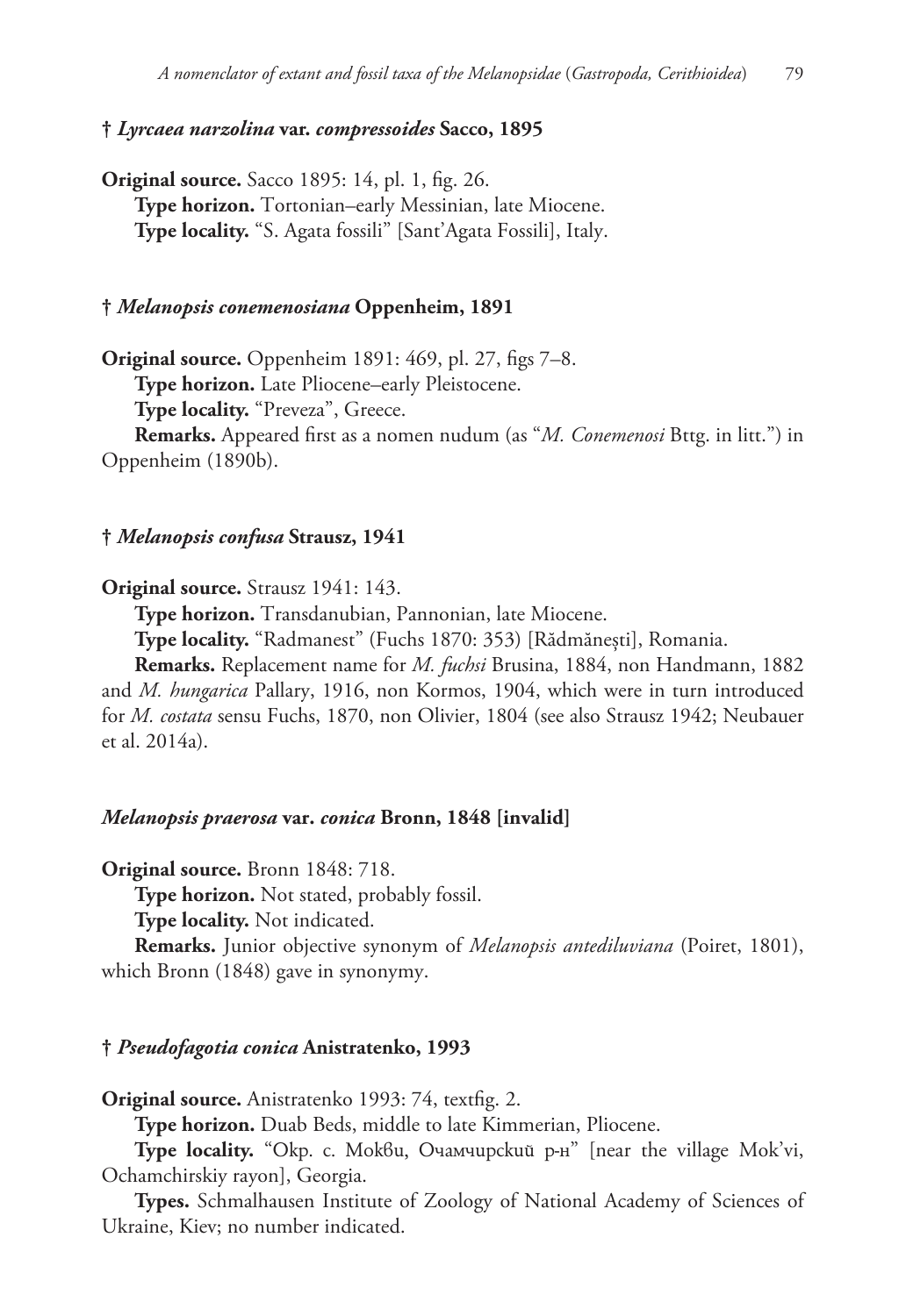### † *Lyrcaea narzolina* var. *compressoides* Sacco, 1895

**Original source.** Sacco 1895: 14, pl. 1, fig. 26.

**Type horizon.** Tortonian–early Messinian, late Miocene.

**Type locality.** "S. Agata fossili" [Sant'Agata Fossili], Italy.

### † *Melanopsis conemenosiana* Oppenheim, 1891

**Original source.** Oppenheim 1891: 469, pl. 27, figs 7–8.

**Type horizon.** Late Pliocene–early Pleistocene.

**Type locality.** "Preveza", Greece.

**Remarks.** Appeared first as a nomen nudum (as "*M. Conemenosi* Bttg. in litt.") in Oppenheim (1890b).

### † *Melanopsis confusa* Strausz, 1941

**Original source.** Strausz 1941: 143.

**Type horizon.** Transdanubian, Pannonian, late Miocene.

**Type locality.** "Radmanest" (Fuchs 1870: 353) [Rădmănești], Romania.

**Remarks.** Replacement name for *M. fuchsi* Brusina, 1884, non Handmann, 1882 and *M. hungarica* Pallary, 1916, non Kormos, 1904, which were in turn introduced for *M. costata* sensu Fuchs, 1870, non Olivier, 1804 (see also Strausz 1942; Neubauer et al. 2014a).

### *Melanopsis praerosa* var. *conica* Bronn, 1848 [invalid]

**Original source.** Bronn 1848: 718.

**Type horizon.** Not stated, probably fossil.

**Type locality.** Not indicated.

**Remarks.** Junior objective synonym of *Melanopsis antediluviana* (Poiret, 1801), which Bronn (1848) gave in synonymy.

### † *Pseudofagotia conica* Anistratenko, 1993

**Original source.** Anistratenko 1993: 74, textfig. 2.

**Type horizon.** Duab Beds, middle to late Kimmerian, Pliocene.

**Type locality.** "Окр. с. Мокви, Очамчирский р-н" [near the village Mok'vi, Ochamchirskiy rayon], Georgia.

**Types.** Schmalhausen Institute of Zoology of National Academy of Sciences of Ukraine, Kiev; no number indicated.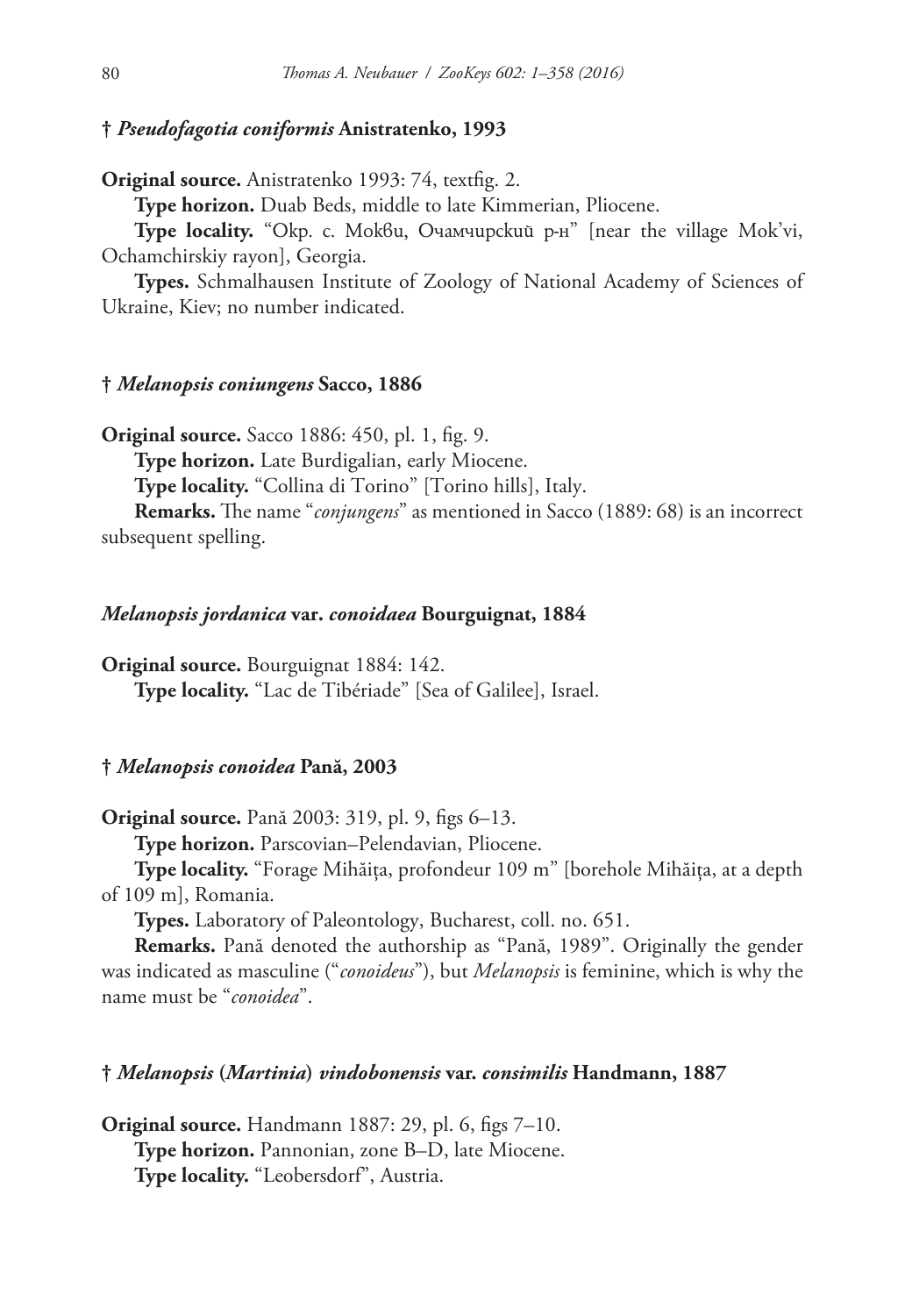### † *Pseudofagotia coniformis* Anistratenko, 1993

**Original source.** Anistratenko 1993: 74, textfig. 2.

**Type horizon.** Duab Beds, middle to late Kimmerian, Pliocene.

**Type locality.** “Окр. с. Моkви, Очамчирский р-н” [near the village Mok’vi, Ochamchirskiy rayon], Georgia.

**Types.** Schmalhausen Institute of Zoology of National Academy of Sciences of Ukraine, Kiev; no number indicated.

### † *Melanopsis coniungens* Sacco, 1886

**Original source.** Sacco 1886: 450, pl. 1, fig. 9.

**Type horizon.** Late Burdigalian, early Miocene.

**Type locality.** “Collina di Torino” [Torino hills], Italy.

**Remarks.** The name “*conjungens*” as mentioned in Sacco (1889: 68) is an incorrect subsequent spelling.

### *Melanopsis jordanica* var. *conoidaea* Bourguignat, 1884

**Original source.** Bourguignat 1884: 142.

**Type locality.** “Lac de Tibériade” [Sea of Galilee], Israel.

### † *Melanopsis conoidea* Pană, 2003

**Original source.** Pană 2003: 319, pl. 9, figs 6–13.

**Type horizon.** Parscovian–Pelendavian, Pliocene.

**Type locality.** “Forage Mihăiţa, profondeur 109 m” [borehole Mihăiţa, at a depth of 109 m], Romania.

**Types.** Laboratory of Paleontology, Bucharest, coll. no. 651.

**Remarks.** Pană denoted the authorship as “Pană, 1989”. Originally the gender was indicated as masculine (“*conoideus*”), but *Melanopsis* is feminine, which is why the name must be “*conoidea*”.

### † *Melanopsis* (*Martinia*) *vindobonensis* var. *consimilis* Handmann, 1887

**Original source.** Handmann 1887: 29, pl. 6, figs 7–10.

**Type horizon.** Pannonian, zone B–D, late Miocene.

**Type locality.** “Leobersdorf”, Austria.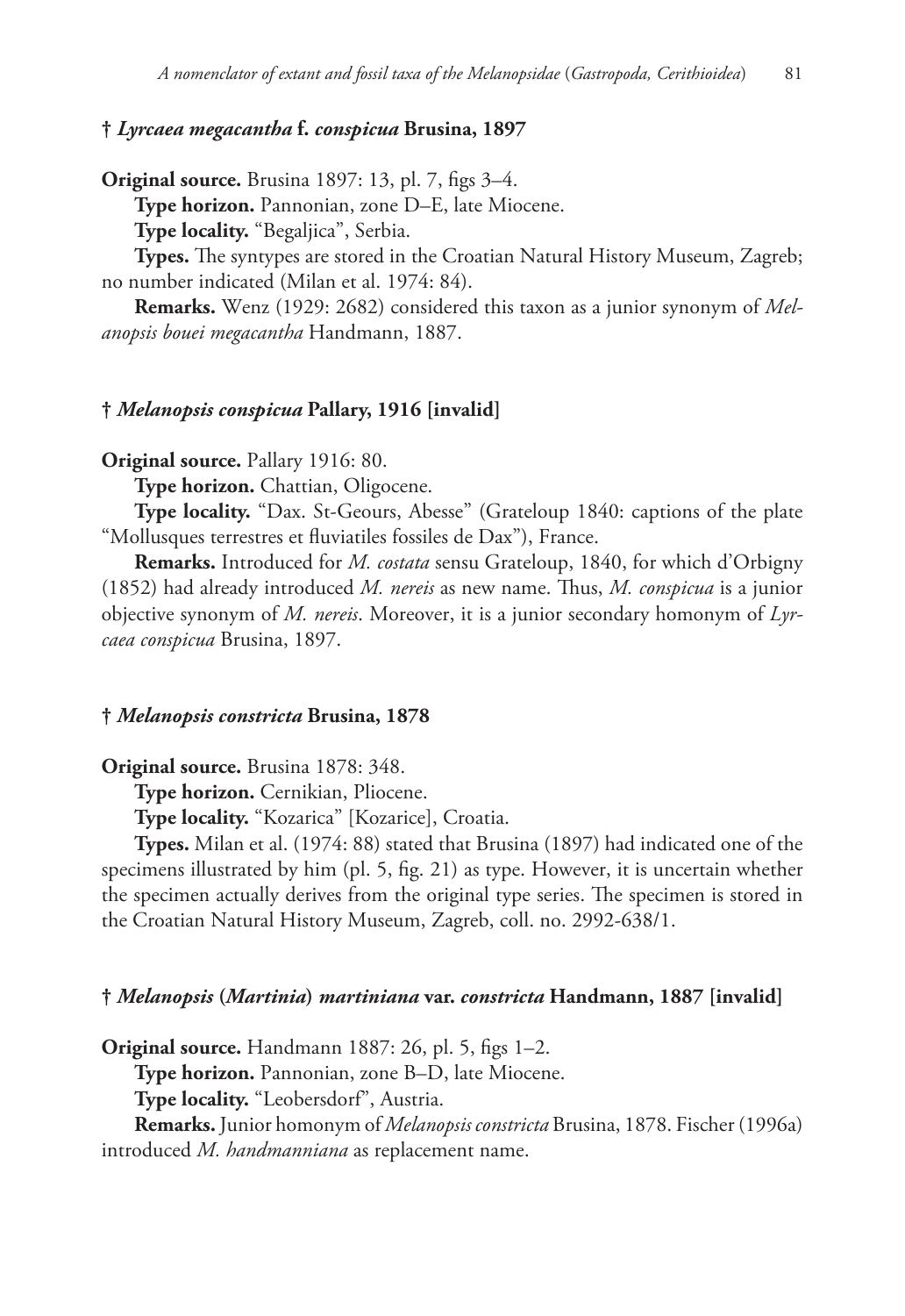**† *Lyrcaea megacantha* f. *conspicua* Brusina, 1897**

**Original source.** Brusina 1897: 13, pl. 7, figs 3–4.

**Type horizon.** Pannonian, zone D–E, late Miocene.

**Type locality.** "Begaljica", Serbia.

**Types.** The syntypes are stored in the Croatian Natural History Museum, Zagreb; no number indicated (Milan et al. 1974: 84).

**Remarks.** Wenz (1929: 2682) considered this taxon as a junior synonym of *Melanopsis bouei megacantha* Handmann, 1887.

**† *Melanopsis conspicua* Pallary, 1916 [invalid]**

**Original source.** Pallary 1916: 80.

**Type horizon.** Chattian, Oligocene.

**Type locality.** "Dax. St-Geours, Abesse" (Grateloup 1840: captions of the plate "Mollusques terrestres et fluviatiles fossiles de Dax"), France.

**Remarks.** Introduced for *M. costata* sensu Grateloup, 1840, for which d'Orbigny (1852) had already introduced *M. nereis* as new name. Thus, *M. conspicua* is a junior objective synonym of *M. nereis*. Moreover, it is a junior secondary homonym of *Lyrcaea conspicua* Brusina, 1897.

**† *Melanopsis constricta* Brusina, 1878**

**Original source.** Brusina 1878: 348.

**Type horizon.** Cernikian, Pliocene.

**Type locality.** "Kozarica" [Kozarice], Croatia.

**Types.** Milan et al. (1974: 88) stated that Brusina (1897) had indicated one of the specimens illustrated by him (pl. 5, fig. 21) as type. However, it is uncertain whether the specimen actually derives from the original type series. The specimen is stored in the Croatian Natural History Museum, Zagreb, coll. no. 2992-638/1.

**† *Melanopsis* (*Martinia*) *martiniana* var. *constricta* Handmann, 1887 [invalid]**

**Original source.** Handmann 1887: 26, pl. 5, figs 1–2.

**Type horizon.** Pannonian, zone B–D, late Miocene.

**Type locality.** "Leobersdorf", Austria.

**Remarks.** Junior homonym of *Melanopsis constricta* Brusina, 1878. Fischer (1996a) introduced *M. handmanniana* as replacement name.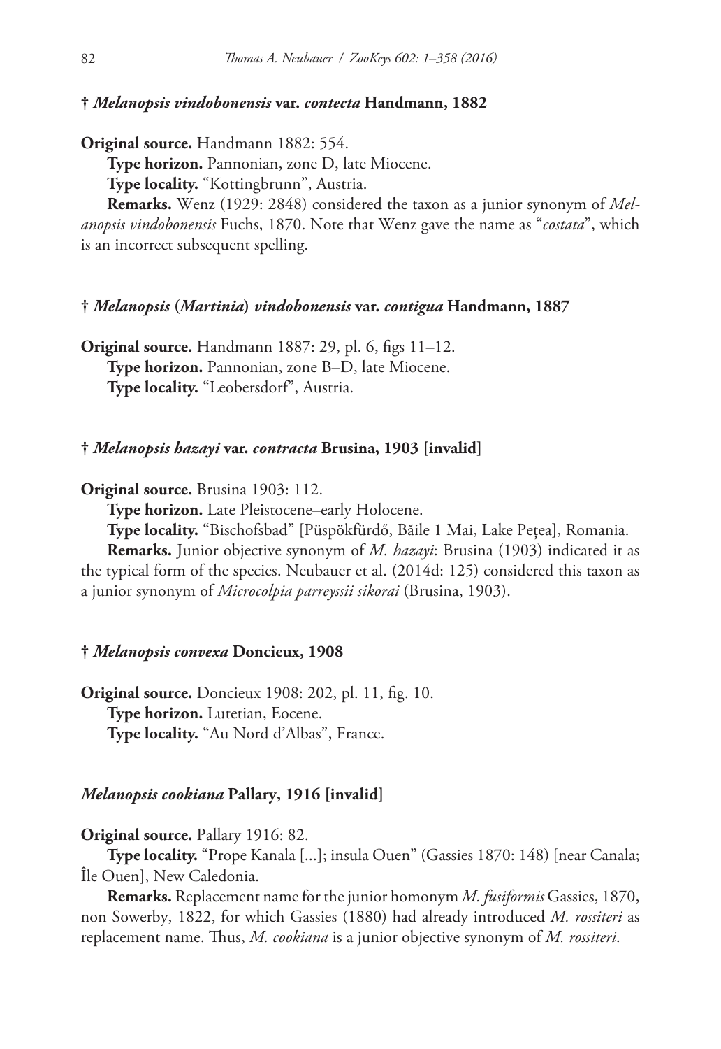### † *Melanopsis vindobonensis* var. *contecta* Handmann, 1882

**Original source.** Handmann 1882: 554.

**Type horizon.** Pannonian, zone D, late Miocene.

**Type locality.** "Kottingbrunn", Austria.

**Remarks.** Wenz (1929: 2848) considered the taxon as a junior synonym of *Melanopsis vindobonensis* Fuchs, 1870. Note that Wenz gave the name as "*costata*", which is an incorrect subsequent spelling.

### † *Melanopsis* (*Martinia*) *vindobonensis* var. *contigua* Handmann, 1887

**Original source.** Handmann 1887: 29, pl. 6, figs 11–12.

**Type horizon.** Pannonian, zone B–D, late Miocene.

**Type locality.** "Leobersdorf", Austria.

### † *Melanopsis hazayi* var. *contracta* Brusina, 1903 [invalid]

**Original source.** Brusina 1903: 112.

**Type horizon.** Late Pleistocene–early Holocene.

**Type locality.** "Bischofsbad" [Püspökfürdő, Băile 1 Mai, Lake Pețea], Romania.

**Remarks.** Junior objective synonym of *M. hazayi*: Brusina (1903) indicated it as the typical form of the species. Neubauer et al. (2014d: 125) considered this taxon as a junior synonym of *Microcolpia parreyssii sikorai* (Brusina, 1903).

### † *Melanopsis convexa* Doncieux, 1908

**Original source.** Doncieux 1908: 202, pl. 11, fig. 10.

**Type horizon.** Lutetian, Eocene.

**Type locality.** "Au Nord d'Albas", France.

### *Melanopsis cookiana* Pallary, 1916 [invalid]

**Original source.** Pallary 1916: 82.

**Type locality.** "Prope Kanala [...]; insula Ouen" (Gassies 1870: 148) [near Canala; Île Ouen], New Caledonia.

**Remarks.** Replacement name for the junior homonym *M. fusiformis* Gassies, 1870, non Sowerby, 1822, for which Gassies (1880) had already introduced *M. rossiteri* as replacement name. Thus, *M. cookiana* is a junior objective synonym of *M. rossiteri*.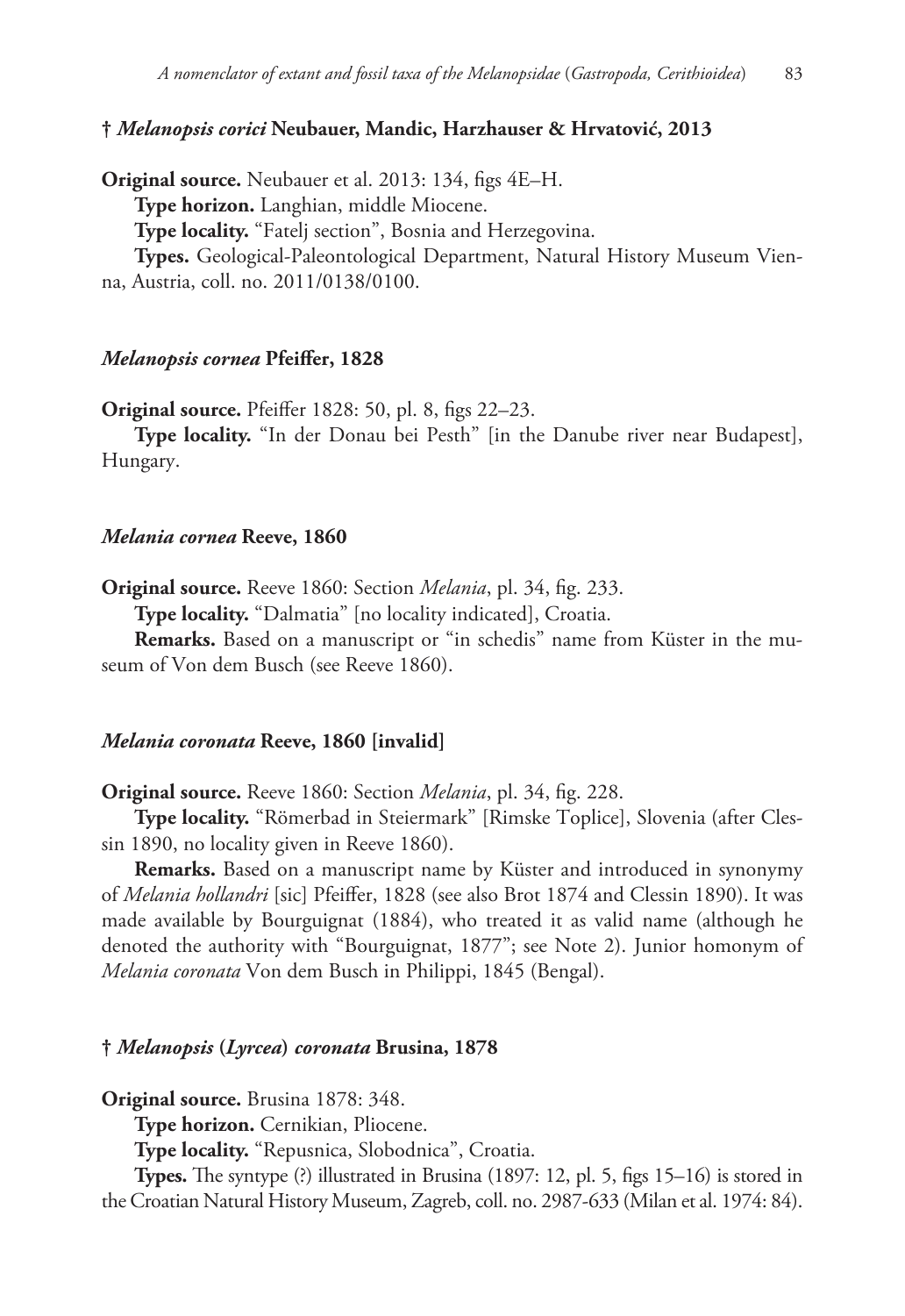### † *Melanopsis corici* Neubauer, Mandic, Harzhauser & Hrvatović, 2013

**Original source.** Neubauer et al. 2013: 134, figs 4E–H.

**Type horizon.** Langhian, middle Miocene.

**Type locality.** "Fatelj section", Bosnia and Herzegovina.

**Types.** Geological-Paleontological Department, Natural History Museum Vienna, Austria, coll. no. 2011/0138/0100.

### *Melanopsis cornea* Pfeiffer, 1828

**Original source.** Pfeiffer 1828: 50, pl. 8, figs 22–23.

**Type locality.** "In der Donau bei Pesth" [in the Danube river near Budapest], Hungary.

### *Melania cornea* Reeve, 1860

**Original source.** Reeve 1860: Section *Melania*, pl. 34, fig. 233.

**Type locality.** "Dalmatia" [no locality indicated], Croatia.

**Remarks.** Based on a manuscript or "in schedis" name from Küster in the museum of Von dem Busch (see Reeve 1860).

### *Melania coronata* Reeve, 1860 [invalid]

**Original source.** Reeve 1860: Section *Melania*, pl. 34, fig. 228.

**Type locality.** "Römerbad in Steiermark" [Rimske Toplice], Slovenia (after Clessin 1890, no locality given in Reeve 1860).

**Remarks.** Based on a manuscript name by Küster and introduced in synonymy of *Melania hollandri* [sic] Pfeiffer, 1828 (see also Brot 1874 and Clessin 1890). It was made available by Bourguignat (1884), who treated it as valid name (although he denoted the authority with "Bourguignat, 1877"; see Note 2). Junior homonym of *Melania coronata* Von dem Busch in Philippi, 1845 (Bengal).

### † *Melanopsis* (*Lyrcea*) *coronata* Brusina, 1878

**Original source.** Brusina 1878: 348.

**Type horizon.** Cernikian, Pliocene.

**Type locality.** "Repusnica, Slobodnica", Croatia.

**Types.** The syntype (?) illustrated in Brusina (1897: 12, pl. 5, figs 15–16) is stored in the Croatian Natural History Museum, Zagreb, coll. no. 2987-633 (Milan et al. 1974: 84).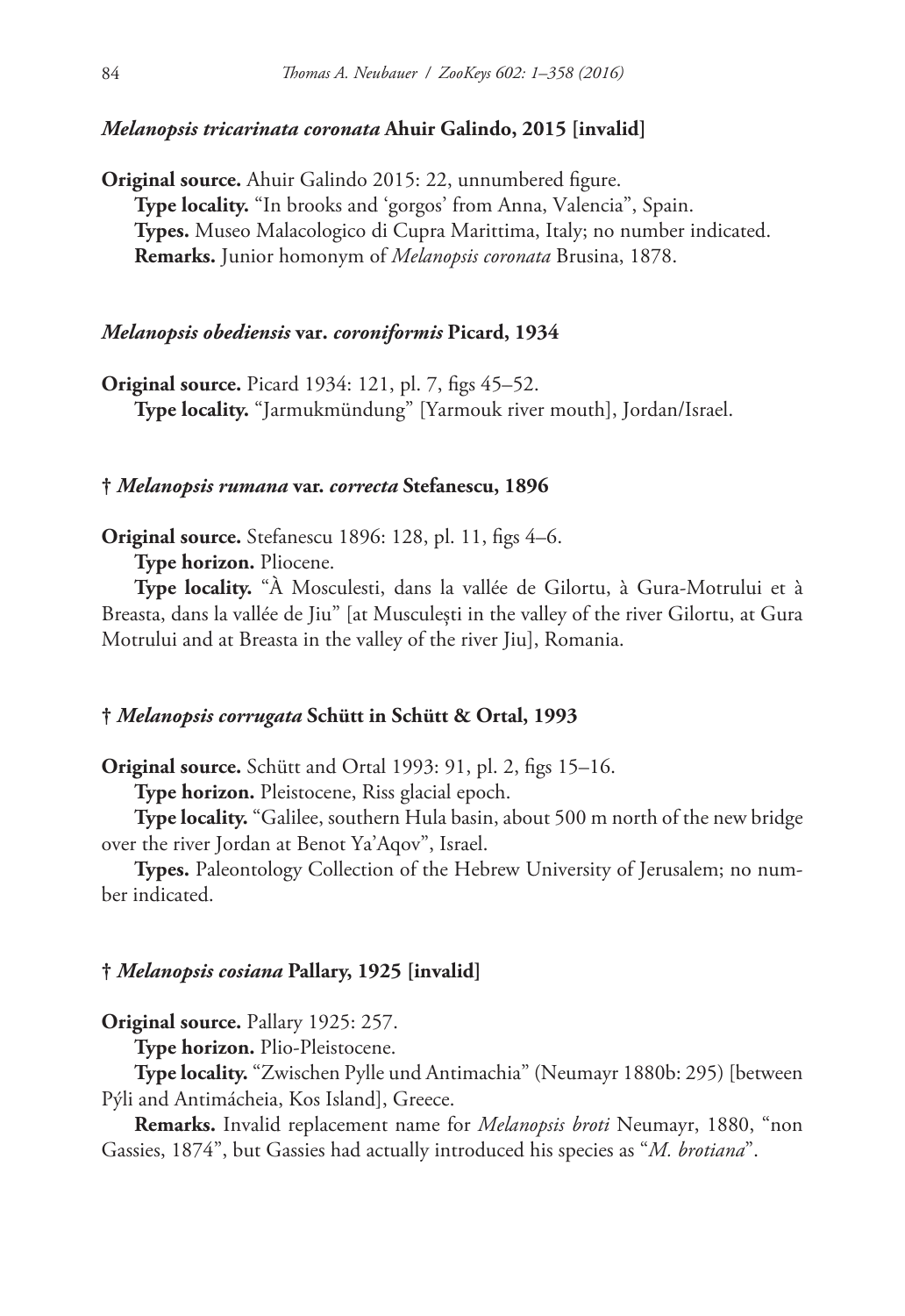### *Melanopsis tricarinata coronata* Ahuir Galindo, 2015 [invalid]

**Original source.** Ahuir Galindo 2015: 22, unnumbered figure.

**Type locality.** "In brooks and 'gorgos' from Anna, Valencia", Spain.

**Types.** Museo Malacologico di Cupra Marittima, Italy; no number indicated.

**Remarks.** Junior homonym of *Melanopsis coronata* Brusina, 1878.

### *Melanopsis obediensis* var. *coroniformis* Picard, 1934

**Original source.** Picard 1934: 121, pl. 7, figs 45–52.

**Type locality.** "Jarmukmündung" [Yarmouk river mouth], Jordan/Israel.

### † *Melanopsis rumana* var. *correcta* Stefanescu, 1896

**Original source.** Stefanescu 1896: 128, pl. 11, figs 4–6.

**Type horizon.** Pliocene.

**Type locality.** "À Mosculesti, dans la vallée de Gilortu, à Gura-Motrului et à Breasta, dans la vallée de Jiu" [at Musculeşti in the valley of the river Gilortu, at Gura Motrului and at Breasta in the valley of the river Jiu], Romania.

### † *Melanopsis corrugata* Schütt in Schütt & Ortal, 1993

**Original source.** Schütt and Ortal 1993: 91, pl. 2, figs 15–16.

**Type horizon.** Pleistocene, Riss glacial epoch.

**Type locality.** "Galilee, southern Hula basin, about 500 m north of the new bridge over the river Jordan at Benot Ya'Aqov", Israel.

**Types.** Paleontology Collection of the Hebrew University of Jerusalem; no number indicated.

### † *Melanopsis cosiana* Pallary, 1925 [invalid]

**Original source.** Pallary 1925: 257.

**Type horizon.** Plio-Pleistocene.

**Type locality.** "Zwischen Pylle und Antimachia" (Neumayr 1880b: 295) [between Pýli and Antimácheia, Kos Island], Greece.

**Remarks.** Invalid replacement name for *Melanopsis broti* Neumayr, 1880, "non Gassies, 1874", but Gassies had actually introduced his species as "*M. brotiana*".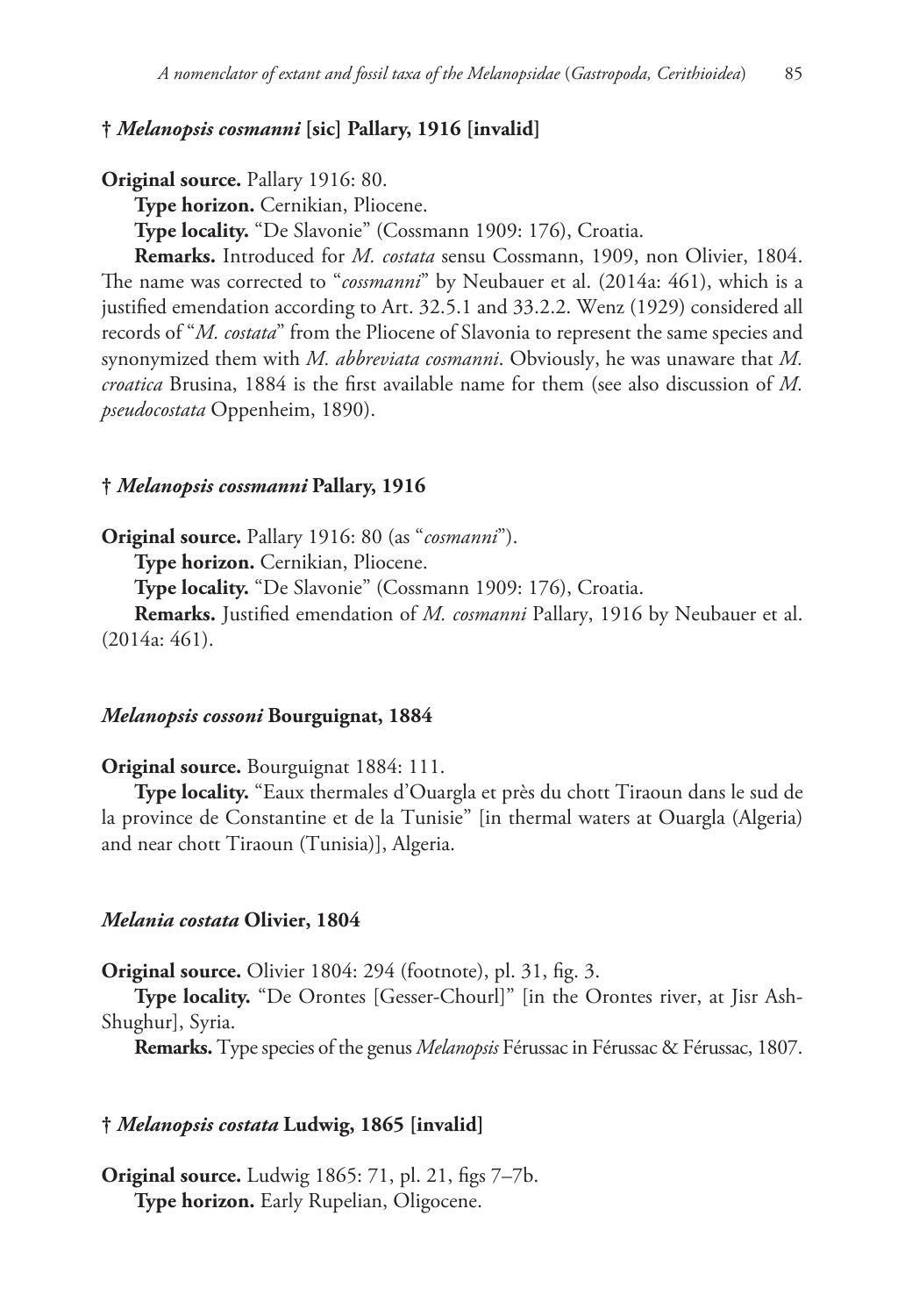### † *Melanopsis cosmanni* [sic] Pallary, 1916 [invalid]

**Original source.** Pallary 1916: 80.

**Type horizon.** Cernikian, Pliocene.

**Type locality.** "De Slavonie" (Cossmann 1909: 176), Croatia.

**Remarks.** Introduced for *M. costata* sensu Cossmann, 1909, non Olivier, 1804. The name was corrected to "*cossmanni*" by Neubauer et al. (2014a: 461), which is a justified emendation according to Art. 32.5.1 and 33.2.2. Wenz (1929) considered all records of "*M. costata*" from the Pliocene of Slavonia to represent the same species and synonymized them with *M. abbreviata cosmanni*. Obviously, he was unaware that *M. croatica* Brusina, 1884 is the first available name for them (see also discussion of *M. pseudocostata* Oppenheim, 1890).

### † *Melanopsis cossmanni* Pallary, 1916

**Original source.** Pallary 1916: 80 (as "*cosmanni*").

**Type horizon.** Cernikian, Pliocene.

**Type locality.** "De Slavonie" (Cossmann 1909: 176), Croatia.

**Remarks.** Justified emendation of *M. cosmanni* Pallary, 1916 by Neubauer et al. (2014a: 461).

### *Melanopsis cossoni* Bourguignat, 1884

**Original source.** Bourguignat 1884: 111.

**Type locality.** "Eaux thermales d'Ouargla et près du chott Tiraoun dans le sud de la province de Constantine et de la Tunisie" [in thermal waters at Ouargla (Algeria) and near chott Tiraoun (Tunisia)], Algeria.

### *Melania costata* Olivier, 1804

**Original source.** Olivier 1804: 294 (footnote), pl. 31, fig. 3.

**Type locality.** "De Orontes [Gesser-Chourl]" [in the Orontes river, at Jisr Ash-Shughur], Syria.

**Remarks.** Type species of the genus *Melanopsis* Férussac in Férussac & Férussac, 1807.

### † *Melanopsis costata* Ludwig, 1865 [invalid]

**Original source.** Ludwig 1865: 71, pl. 21, figs 7–7b.

**Type horizon.** Early Rupelian, Oligocene.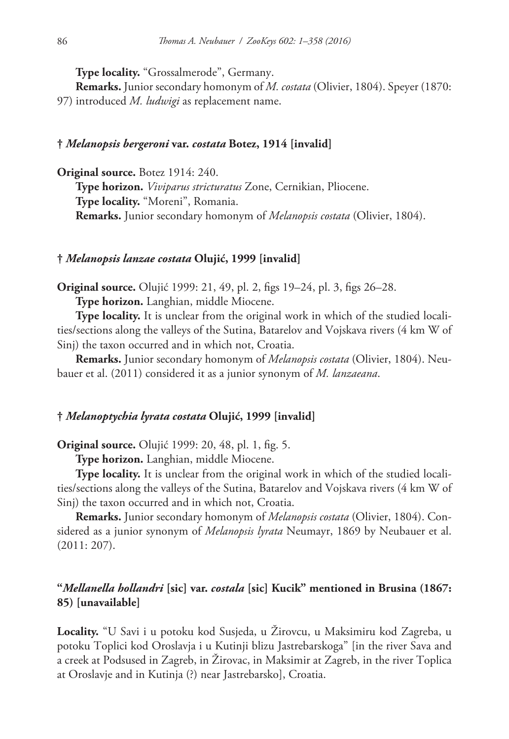**Type locality.** "Grossalmerode", Germany.

**Remarks.** Junior secondary homonym of *M. costata* (Olivier, 1804). Speyer (1870: 97) introduced *M. ludwigi* as replacement name.

### † *Melanopsis bergeroni* var. *costata* Botez, 1914 [invalid]

**Original source.** Botez 1914: 240.

**Type horizon.** *Viviparus stricturatus* Zone, Cernikian, Pliocene.

**Type locality.** "Moreni", Romania.

**Remarks.** Junior secondary homonym of *Melanopsis costata* (Olivier, 1804).

### † *Melanopsis lanzae costata* Olujić, 1999 [invalid]

**Original source.** Olujić 1999: 21, 49, pl. 2, figs 19–24, pl. 3, figs 26–28.

**Type horizon.** Langhian, middle Miocene.

**Type locality.** It is unclear from the original work in which of the studied localities/sections along the valleys of the Sutina, Batarelov and Vojskava rivers (4 km W of Sinj) the taxon occurred and in which not, Croatia.

**Remarks.** Junior secondary homonym of *Melanopsis costata* (Olivier, 1804). Neubauer et al. (2011) considered it as a junior synonym of *M. lanzaeana*.

### † *Melanoptychia lyrata costata* Olujić, 1999 [invalid]

**Original source.** Olujić 1999: 20, 48, pl. 1, fig. 5.

**Type horizon.** Langhian, middle Miocene.

**Type locality.** It is unclear from the original work in which of the studied localities/sections along the valleys of the Sutina, Batarelov and Vojskava rivers (4 km W of Sinj) the taxon occurred and in which not, Croatia.

**Remarks.** Junior secondary homonym of *Melanopsis costata* (Olivier, 1804). Considered as a junior synonym of *Melanopsis lyrata* Neumayr, 1869 by Neubauer et al. (2011: 207).

### "*Mellanella hollandri* [sic] var. *costala* [sic] Kucik" mentioned in Brusina (1867: 85) [unavailable]

**Locality.** "U Savi i u potoku kod Susjeda, u Žirovcu, u Maksimiru kod Zagreba, u potoku Toplici kod Oroslavja i u Kutinji blizu Jastrebarskoga" [in the river Sava and a creek at Podsused in Zagreb, in Žirovac, in Maksimir at Zagreb, in the river Toplica at Oroslavje and in Kutinja (?) near Jastrebarsko], Croatia.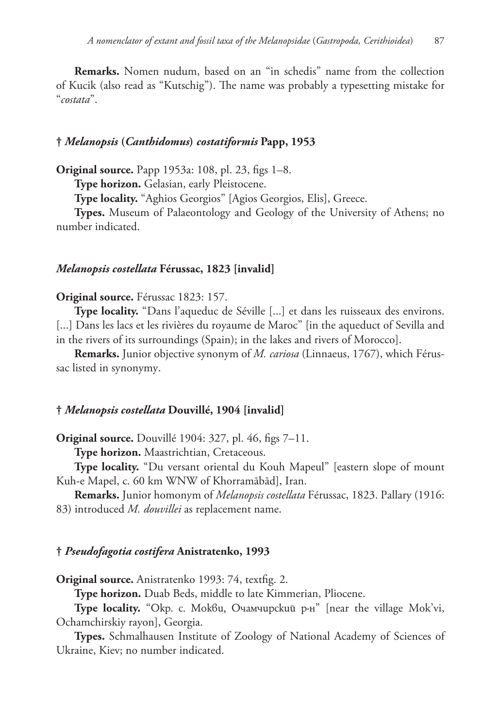**Remarks.** Nomen nudum, based on an "in schedis" name from the collection of Kucik (also read as "Kutschig"). The name was probably a typesetting mistake for "*costata*".

### † *Melanopsis* (*Canthidomus*) *costatiformis* Papp, 1953

**Original source.** Papp 1953a: 108, pl. 23, figs 1–8.

**Type horizon.** Gelasian, early Pleistocene.

**Type locality.** "Aghios Georgios" [Agios Georgios, Elis], Greece.

**Types.** Museum of Palaeontology and Geology of the University of Athens; no number indicated.

### *Melanopsis costellata* Férussac, 1823 [invalid]

**Original source.** Férussac 1823: 157.

**Type locality.** "Dans l'aqueduc de Séville [...] et dans les ruisseaux des environs. [...] Dans les lacs et les rivières du royaume de Maroc" [in the aqueduct of Sevilla and in the rivers of its surroundings (Spain); in the lakes and rivers of Morocco].

**Remarks.** Junior objective synonym of *M. cariosa* (Linnaeus, 1767), which Férussac listed in synonymy.

### † *Melanopsis costellata* Douvillé, 1904 [invalid]

**Original source.** Douvillé 1904: 327, pl. 46, figs 7–11.

**Type horizon.** Maastrichtian, Cretaceous.

**Type locality.** "Du versant oriental du Kouh Mapeul" [eastern slope of mount Kuh-e Mapel, c. 60 km WNW of Khorramābād], Iran.

**Remarks.** Junior homonym of *Melanopsis costellata* Férussac, 1823. Pallary (1916: 83) introduced *M. douvillei* as replacement name.

### † *Pseudofagotia costifera* Anistratenko, 1993

**Original source.** Anistratenko 1993: 74, textfig. 2.

**Type horizon.** Duab Beds, middle to late Kimmerian, Pliocene.

**Type locality.** "Окр. с. Моквu, Очамчирскuй р-н" [near the village Mok'vi, Ochamchirskiy rayon], Georgia.

**Types.** Schmalhausen Institute of Zoology of National Academy of Sciences of Ukraine, Kiev; no number indicated.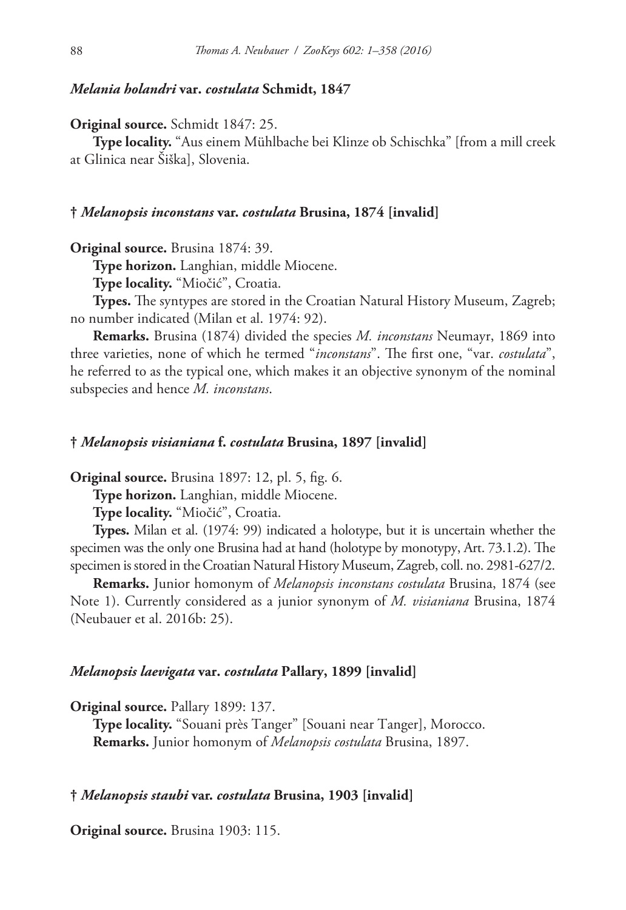### *Melania holandri* var. *costulata* Schmidt, 1847

**Original source.** Schmidt 1847: 25.

**Type locality.** "Aus einem Mühlbache bei Klinze ob Schischka" [from a mill creek at Glinica near Šiška], Slovenia.

### † *Melanopsis inconstans* var. *costulata* Brusina, 1874 [invalid]

**Original source.** Brusina 1874: 39.

**Type horizon.** Langhian, middle Miocene.

**Type locality.** "Miočić", Croatia.

**Types.** The syntypes are stored in the Croatian Natural History Museum, Zagreb; no number indicated (Milan et al. 1974: 92).

**Remarks.** Brusina (1874) divided the species *M. inconstans* Neumayr, 1869 into three varieties, none of which he termed "*inconstans*". The first one, "var. *costulata*", he referred to as the typical one, which makes it an objective synonym of the nominal subspecies and hence *M. inconstans*.

### † *Melanopsis visianiana* f. *costulata* Brusina, 1897 [invalid]

**Original source.** Brusina 1897: 12, pl. 5, fig. 6.

**Type horizon.** Langhian, middle Miocene.

**Type locality.** "Miočić", Croatia.

**Types.** Milan et al. (1974: 99) indicated a holotype, but it is uncertain whether the specimen was the only one Brusina had at hand (holotype by monotypy, Art. 73.1.2). The specimen is stored in the Croatian Natural History Museum, Zagreb, coll. no. 2981-627/2.

**Remarks.** Junior homonym of *Melanopsis inconstans costulata* Brusina, 1874 (see Note 1). Currently considered as a junior synonym of *M. visianiana* Brusina, 1874 (Neubauer et al. 2016b: 25).

### *Melanopsis laevigata* var. *costulata* Pallary, 1899 [invalid]

**Original source.** Pallary 1899: 137.

**Type locality.** "Souani près Tanger" [Souani near Tanger], Morocco.

**Remarks.** Junior homonym of *Melanopsis costulata* Brusina, 1897.

### † *Melanopsis staubi* var. *costulata* Brusina, 1903 [invalid]

**Original source.** Brusina 1903: 115.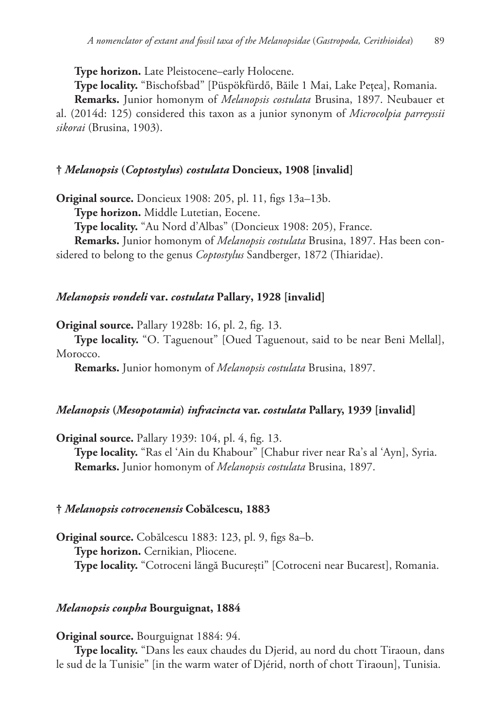**Type horizon.** Late Pleistocene–early Holocene.

**Type locality.** "Bischofsbad" [Püspökfürdő, Băile 1 Mai, Lake Pețea], Romania.

**Remarks.** Junior homonym of *Melanopsis costulata* Brusina, 1897. Neubauer et al. (2014d: 125) considered this taxon as a junior synonym of *Microcolpia parreyssii sikorai* (Brusina, 1903).

### † *Melanopsis* (*Coptostylus*) *costulata* Doncieux, 1908 [invalid]

**Original source.** Doncieux 1908: 205, pl. 11, figs 13a–13b.

**Type horizon.** Middle Lutetian, Eocene.

**Type locality.** "Au Nord d'Albas" (Doncieux 1908: 205), France.

**Remarks.** Junior homonym of *Melanopsis costulata* Brusina, 1897. Has been considered to belong to the genus *Coptostylus* Sandberger, 1872 (Thiaridae).

### *Melanopsis vondeli* var. *costulata* Pallary, 1928 [invalid]

**Original source.** Pallary 1928b: 16, pl. 2, fig. 13.

**Type locality.** "O. Taguenout" [Oued Taguenout, said to be near Beni Mellal], Morocco.

**Remarks.** Junior homonym of *Melanopsis costulata* Brusina, 1897.

### *Melanopsis* (*Mesopotamia*) *infracincta* var. *costulata* Pallary, 1939 [invalid]

**Original source.** Pallary 1939: 104, pl. 4, fig. 13.

**Type locality.** "Ras el 'Ain du Khabour" [Chabur river near Ra's al 'Ayn], Syria.

**Remarks.** Junior homonym of *Melanopsis costulata* Brusina, 1897.

### † *Melanopsis cotrocenensis* Cobălcescu, 1883

**Original source.** Cobălcescu 1883: 123, pl. 9, figs 8a–b.

**Type horizon.** Cernikian, Pliocene.

**Type locality.** "Cotroceni lăngă București" [Cotroceni near Bucarest], Romania.

### *Melanopsis coupha* Bourguignat, 1884

**Original source.** Bourguignat 1884: 94.

**Type locality.** "Dans les eaux chaudes du Djerid, au nord du chott Tiraoun, dans le sud de la Tunisie" [in the warm water of Djérid, north of chott Tiraoun], Tunisia.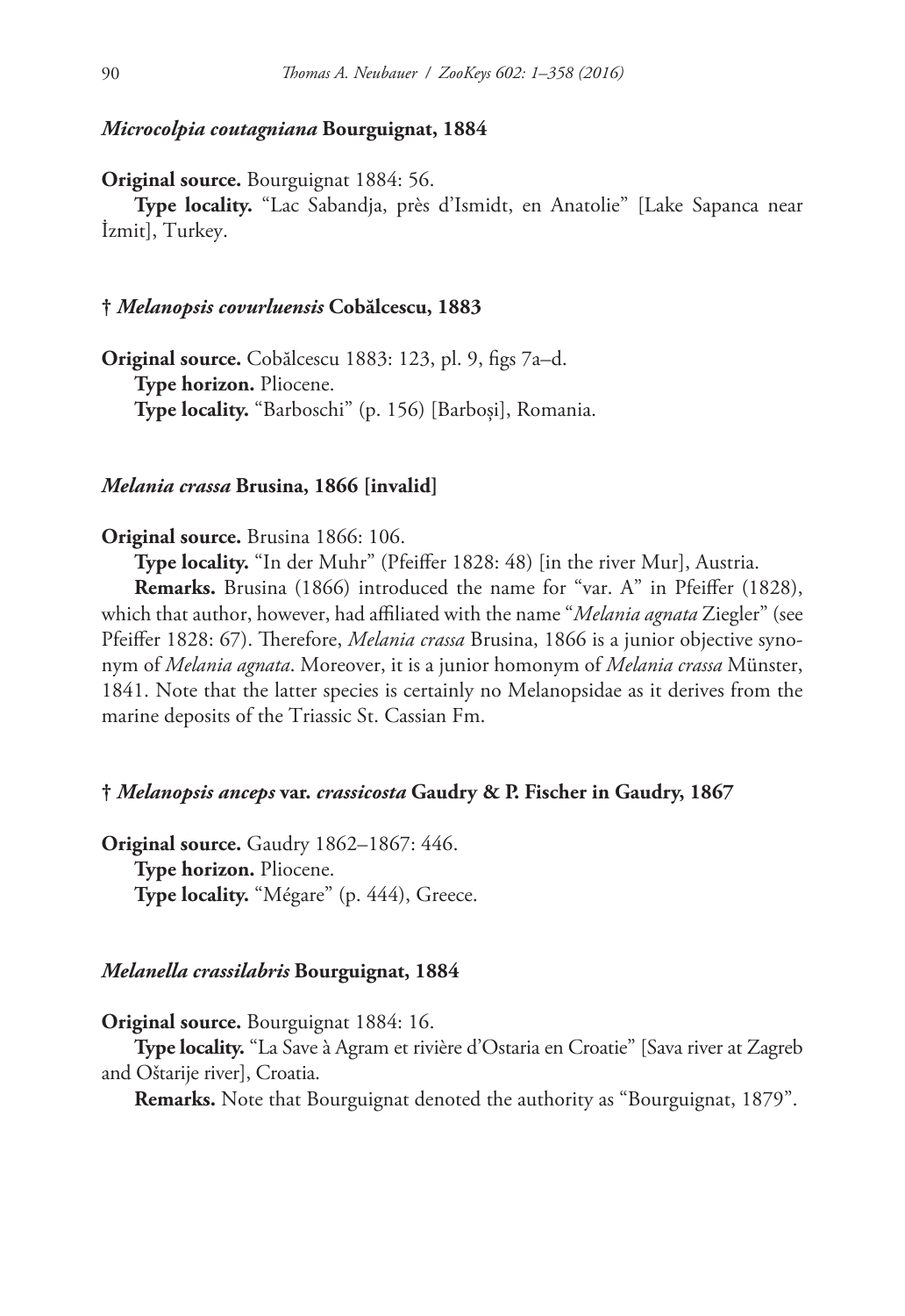### *Microcolpia coutagniana* Bourguignat, 1884

**Original source.** Bourguignat 1884: 56.

**Type locality.** "Lac Sabandja, près d'Ismidt, en Anatolie" [Lake Sapanca near İzmit], Turkey.

### † *Melanopsis covurluensis* Cobălcescu, 1883

**Original source.** Cobălcescu 1883: 123, pl. 9, figs 7a–d.

**Type horizon.** Pliocene.

**Type locality.** "Barboschi" (p. 156) [Barboşi], Romania.

### *Melania crassa* Brusina, 1866 [invalid]

**Original source.** Brusina 1866: 106.

**Type locality.** "In der Muhr" (Pfeiffer 1828: 48) [in the river Mur], Austria.

**Remarks.** Brusina (1866) introduced the name for "var. A" in Pfeiffer (1828), which that author, however, had affiliated with the name "*Melania agnata* Ziegler" (see Pfeiffer 1828: 67). Therefore, *Melania crassa* Brusina, 1866 is a junior objective synonym of *Melania agnata*. Moreover, it is a junior homonym of *Melania crassa* Münster, 1841. Note that the latter species is certainly no Melanopsidae as it derives from the marine deposits of the Triassic St. Cassian Fm.

### † *Melanopsis anceps* var. *crassicosta* Gaudry & P. Fischer in Gaudry, 1867

**Original source.** Gaudry 1862–1867: 446.

**Type horizon.** Pliocene.

**Type locality.** "Mégare" (p. 444), Greece.

### *Melanella crassilabris* Bourguignat, 1884

**Original source.** Bourguignat 1884: 16.

**Type locality.** "La Save à Agram et rivière d'Ostaria en Croatie" [Sava river at Zagreb and Oštarije river], Croatia.

**Remarks.** Note that Bourguignat denoted the authority as "Bourguignat, 1879".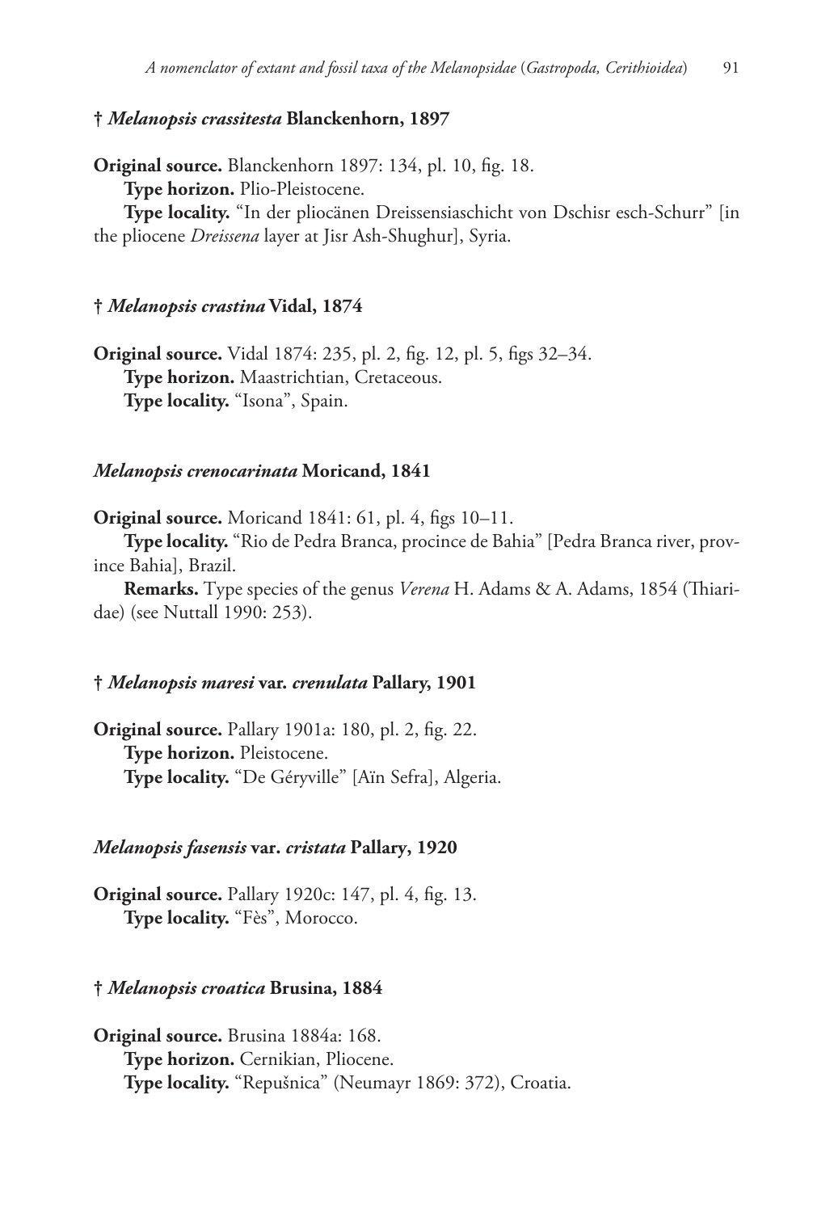### † *Melanopsis crassitesta* Blanckenhorn, 1897

**Original source.** Blanckenhorn 1897: 134, pl. 10, fig. 18.

**Type horizon.** Plio-Pleistocene.

**Type locality.** "In der pliocänen Dreissensiaschicht von Dschisr esch-Schurr" [in the pliocene *Dreissena* layer at Jisr Ash-Shughur], Syria.

### † *Melanopsis crastina* Vidal, 1874

**Original source.** Vidal 1874: 235, pl. 2, fig. 12, pl. 5, figs 32–34.

**Type horizon.** Maastrichtian, Cretaceous.

**Type locality.** "Isona", Spain.

### *Melanopsis crenocarinata* Moricand, 1841

**Original source.** Moricand 1841: 61, pl. 4, figs 10–11.

**Type locality.** "Rio de Pedra Branca, procince de Bahia" [Pedra Branca river, province Bahia], Brazil.

**Remarks.** Type species of the genus *Verena* H. Adams & A. Adams, 1854 (Thiaridae) (see Nuttall 1990: 253).

### † *Melanopsis maresi* var. *crenulata* Pallary, 1901

**Original source.** Pallary 1901a: 180, pl. 2, fig. 22.

**Type horizon.** Pleistocene.

**Type locality.** "De Géryville" [Aïn Sefra], Algeria.

### *Melanopsis fasensis* var. *cristata* Pallary, 1920

**Original source.** Pallary 1920c: 147, pl. 4, fig. 13.

**Type locality.** "Fès", Morocco.

### † *Melanopsis croatica* Brusina, 1884

**Original source.** Brusina 1884a: 168.

**Type horizon.** Cernikian, Pliocene.

**Type locality.** "Repušnica" (Neumayr 1869: 372), Croatia.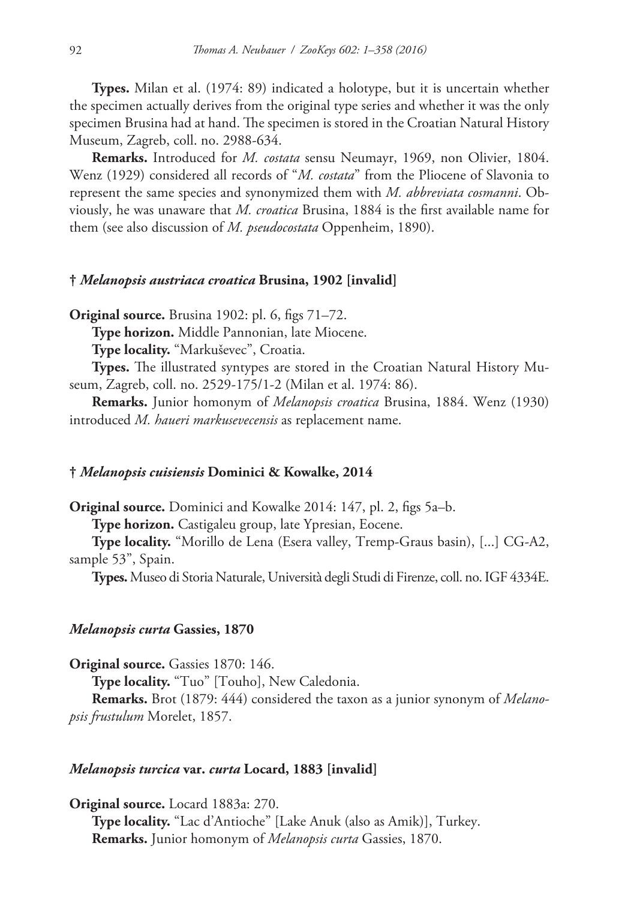**Types.** Milan et al. (1974: 89) indicated a holotype, but it is uncertain whether the specimen actually derives from the original type series and whether it was the only specimen Brusina had at hand. The specimen is stored in the Croatian Natural History Museum, Zagreb, coll. no. 2988-634.

**Remarks.** Introduced for *M. costata* sensu Neumayr, 1969, non Olivier, 1804. Wenz (1929) considered all records of "*M. costata*" from the Pliocene of Slavonia to represent the same species and synonymized them with *M. abbreviata cosmanni*. Obviously, he was unaware that *M. croatica* Brusina, 1884 is the first available name for them (see also discussion of *M. pseudocostata* Oppenheim, 1890).

### † *Melanopsis austriaca croatica* Brusina, 1902 [invalid]

**Original source.** Brusina 1902: pl. 6, figs 71–72.

**Type horizon.** Middle Pannonian, late Miocene.

**Type locality.** "Markuševec", Croatia.

**Types.** The illustrated syntypes are stored in the Croatian Natural History Museum, Zagreb, coll. no. 2529-175/1-2 (Milan et al. 1974: 86).

**Remarks.** Junior homonym of *Melanopsis croatica* Brusina, 1884. Wenz (1930) introduced *M. haueri markusevecensis* as replacement name.

### † *Melanopsis cuisiensis* Dominici & Kowalke, 2014

**Original source.** Dominici and Kowalke 2014: 147, pl. 2, figs 5a–b.

**Type horizon.** Castigaleu group, late Ypresian, Eocene.

**Type locality.** "Morillo de Lena (Esera valley, Tremp-Graus basin), [...] CG-A2, sample 53", Spain.

**Types.** Museo di Storia Naturale, Università degli Studi di Firenze, coll. no. IGF 4334E.

### *Melanopsis curta* Gassies, 1870

**Original source.** Gassies 1870: 146.

**Type locality.** "Tuo" [Touho], New Caledonia.

**Remarks.** Brot (1879: 444) considered the taxon as a junior synonym of *Melanopsis frustulum* Morelet, 1857.

### *Melanopsis turcica* var. *curta* Locard, 1883 [invalid]

**Original source.** Locard 1883a: 270.

**Type locality.** "Lac d'Antioche" [Lake Anuk (also as Amik)], Turkey.

**Remarks.** Junior homonym of *Melanopsis curta* Gassies, 1870.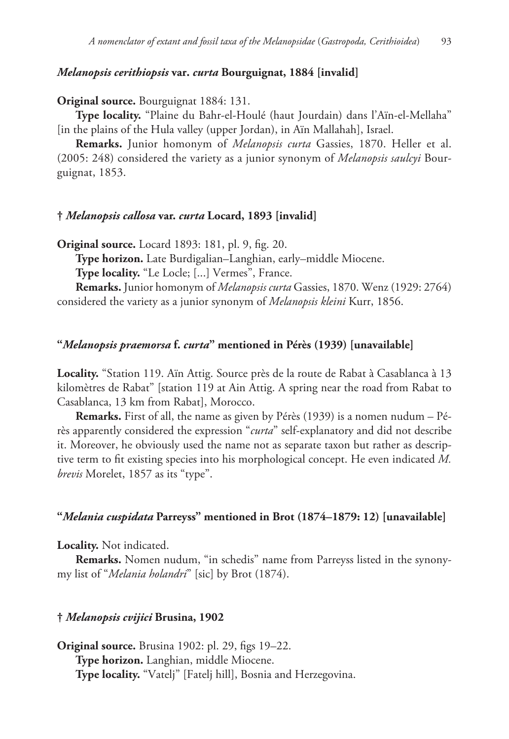### *Melanopsis cerithiopsis* var. *curta* Bourguignat, 1884 [invalid]

**Original source.** Bourguignat 1884: 131.

**Type locality.** "Plaine du Bahr-el-Houlé (haut Jourdain) dans l'Aïn-el-Mellaha" [in the plains of the Hula valley (upper Jordan), in Aïn Mallahah], Israel.

**Remarks.** Junior homonym of *Melanopsis curta* Gassies, 1870. Heller et al. (2005: 248) considered the variety as a junior synonym of *Melanopsis saulcyi* Bourguignat, 1853.

### † *Melanopsis callosa* var. *curta* Locard, 1893 [invalid]

**Original source.** Locard 1893: 181, pl. 9, fig. 20.

**Type horizon.** Late Burdigalian–Langhian, early–middle Miocene.

**Type locality.** "Le Locle; [...] Vermes", France.

**Remarks.** Junior homonym of *Melanopsis curta* Gassies, 1870. Wenz (1929: 2764) considered the variety as a junior synonym of *Melanopsis kleini* Kurr, 1856.

### "*Melanopsis praemorsa* f. *curta*" mentioned in Pérès (1939) [unavailable]

**Locality.** "Station 119. Aïn Attig. Source près de la route de Rabat à Casablanca à 13 kilomètres de Rabat" [station 119 at Ain Attig. A spring near the road from Rabat to Casablanca, 13 km from Rabat], Morocco.

**Remarks.** First of all, the name as given by Pérès (1939) is a nomen nudum – Pérès apparently considered the expression "*curta*" self-explanatory and did not describe it. Moreover, he obviously used the name not as separate taxon but rather as descriptive term to fit existing species into his morphological concept. He even indicated *M. brevis* Morelet, 1857 as its "type".

### "*Melania cuspidata* Parreyss" mentioned in Brot (1874–1879: 12) [unavailable]

**Locality.** Not indicated.

**Remarks.** Nomen nudum, "in schedis" name from Parreyss listed in the synonymy list of "*Melania holandri*" [sic] by Brot (1874).

### † *Melanopsis cvijici* Brusina, 1902

**Original source.** Brusina 1902: pl. 29, figs 19–22.

**Type horizon.** Langhian, middle Miocene.

**Type locality.** "Vatelj" [Fatelj hill], Bosnia and Herzegovina.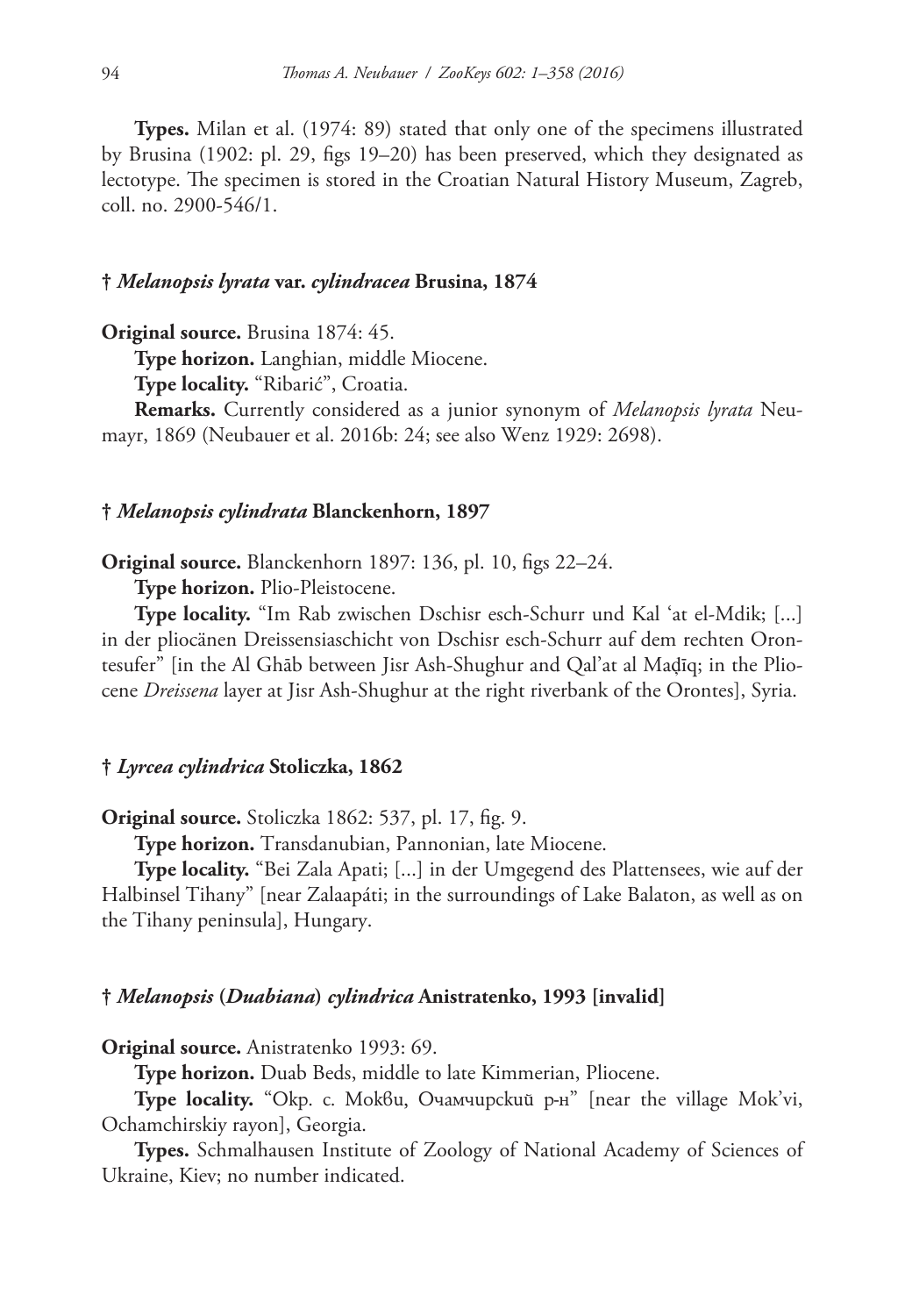**Types.** Milan et al. (1974: 89) stated that only one of the specimens illustrated by Brusina (1902: pl. 29, figs 19–20) has been preserved, which they designated as lectotype. The specimen is stored in the Croatian Natural History Museum, Zagreb, coll. no. 2900-546/1.

### † *Melanopsis lyrata* var. *cylindracea* Brusina, 1874

**Original source.** Brusina 1874: 45.

**Type horizon.** Langhian, middle Miocene.

**Type locality.** "Ribarić", Croatia.

**Remarks.** Currently considered as a junior synonym of *Melanopsis lyrata* Neumayr, 1869 (Neubauer et al. 2016b: 24; see also Wenz 1929: 2698).

### † *Melanopsis cylindrata* Blanckenhorn, 1897

**Original source.** Blanckenhorn 1897: 136, pl. 10, figs 22–24.

**Type horizon.** Plio-Pleistocene.

**Type locality.** "Im Rab zwischen Dschisr esch-Schurr und Kal 'at el-Mdik; [...] in der pliocänen Dreissensiaschicht von Dschisr esch-Schurr auf dem rechten Orontesufer" [in the Al Ghāb between Jisr Ash-Shughur and Qal'at al Maḑīq; in the Pliocene *Dreissena* layer at Jisr Ash-Shughur at the right riverbank of the Orontes], Syria.

### † *Lyrcea cylindrica* Stoliczka, 1862

**Original source.** Stoliczka 1862: 537, pl. 17, fig. 9.

**Type horizon.** Transdanubian, Pannonian, late Miocene.

**Type locality.** "Bei Zala Apati; [...] in der Umgegend des Plattensees, wie auf der Halbinsel Tihany" [near Zalaapáti; in the surroundings of Lake Balaton, as well as on the Tihany peninsula], Hungary.

### † *Melanopsis* (*Duabiana*) *cylindrica* Anistratenko, 1993 [invalid]

**Original source.** Anistratenko 1993: 69.

**Type horizon.** Duab Beds, middle to late Kimmerian, Pliocene.

**Type locality.** "Окр. с. Моквu, Очамчирский р-н" [near the village Mok'vi, Ochamchirskiy rayon], Georgia.

**Types.** Schmalhausen Institute of Zoology of National Academy of Sciences of Ukraine, Kiev; no number indicated.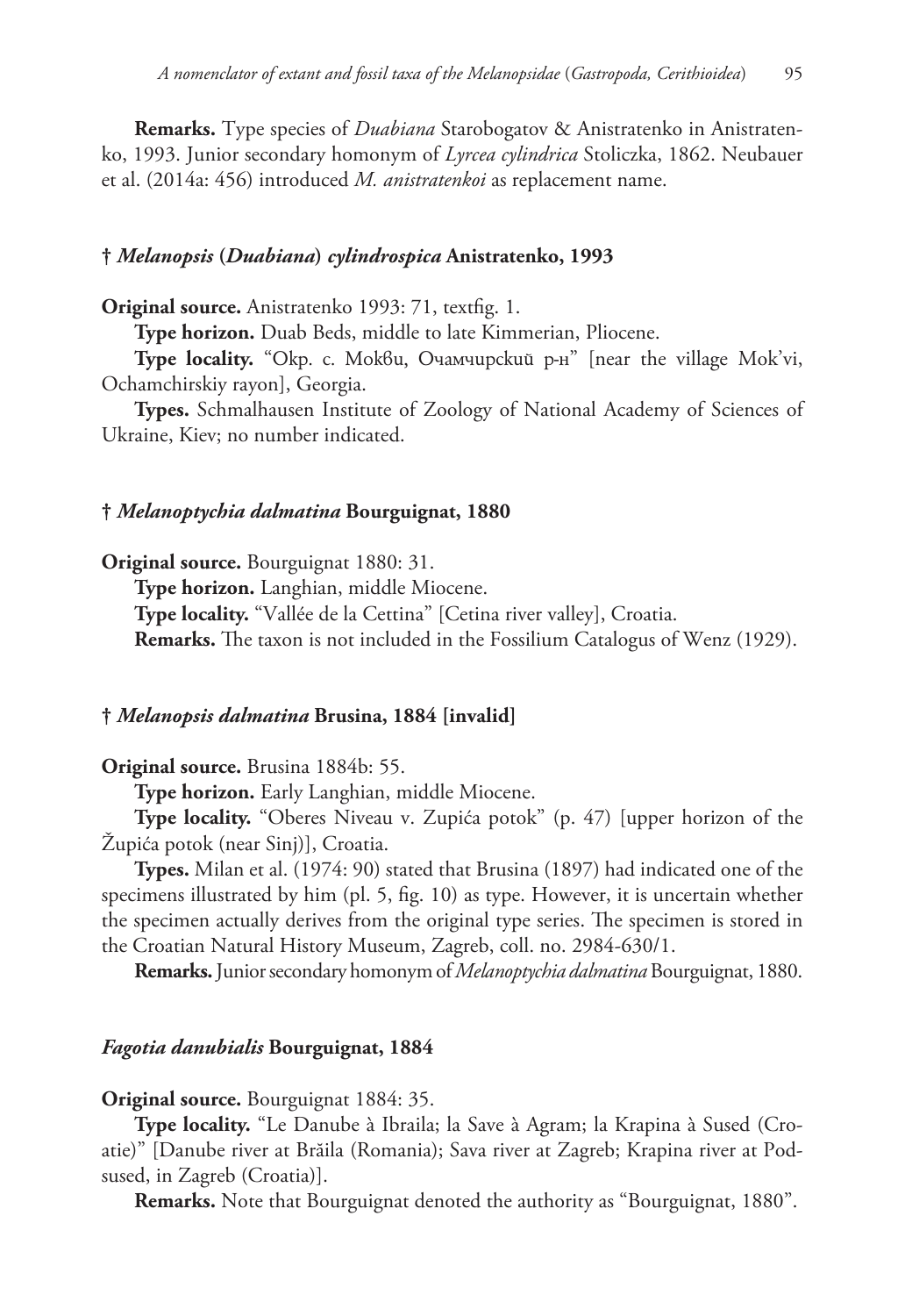**Remarks.** Type species of *Duabiana* Starobogatov & Anistratenko in Anistratenko, 1993. Junior secondary homonym of *Lyrcea cylindrica* Stoliczka, 1862. Neubauer et al. (2014a: 456) introduced *M. anistratenkoi* as replacement name.

### † *Melanopsis* (*Duabiana*) *cylindrospica* Anistratenko, 1993

**Original source.** Anistratenko 1993: 71, textfig. 1.

**Type horizon.** Duab Beds, middle to late Kimmerian, Pliocene.

**Type locality.** "Окр. с. Мокви, Очамчирский р-н" [near the village Mok'vi, Ochamchirskiy rayon], Georgia.

**Types.** Schmalhausen Institute of Zoology of National Academy of Sciences of Ukraine, Kiev; no number indicated.

### † *Melanoptychia dalmatina* Bourguignat, 1880

**Original source.** Bourguignat 1880: 31.

**Type horizon.** Langhian, middle Miocene.

**Type locality.** "Vallée de la Cettina" [Cetina river valley], Croatia.

**Remarks.** The taxon is not included in the Fossilium Catalogus of Wenz (1929).

### † *Melanopsis dalmatina* Brusina, 1884 [invalid]

**Original source.** Brusina 1884b: 55.

**Type horizon.** Early Langhian, middle Miocene.

**Type locality.** "Oberes Niveau v. Zupića potok" (p. 47) [upper horizon of the Župića potok (near Sinj)], Croatia.

**Types.** Milan et al. (1974: 90) stated that Brusina (1897) had indicated one of the specimens illustrated by him (pl. 5, fig. 10) as type. However, it is uncertain whether the specimen actually derives from the original type series. The specimen is stored in the Croatian Natural History Museum, Zagreb, coll. no. 2984-630/1.

**Remarks.** Junior secondary homonym of *Melanoptychia dalmatina* Bourguignat, 1880.

### *Fagotia danubialis* Bourguignat, 1884

**Original source.** Bourguignat 1884: 35.

**Type locality.** "Le Danube à Ibraila; la Save à Agram; la Krapina à Sused (Croatie)" [Danube river at Brăila (Romania); Sava river at Zagreb; Krapina river at Podsused, in Zagreb (Croatia)].

**Remarks.** Note that Bourguignat denoted the authority as "Bourguignat, 1880".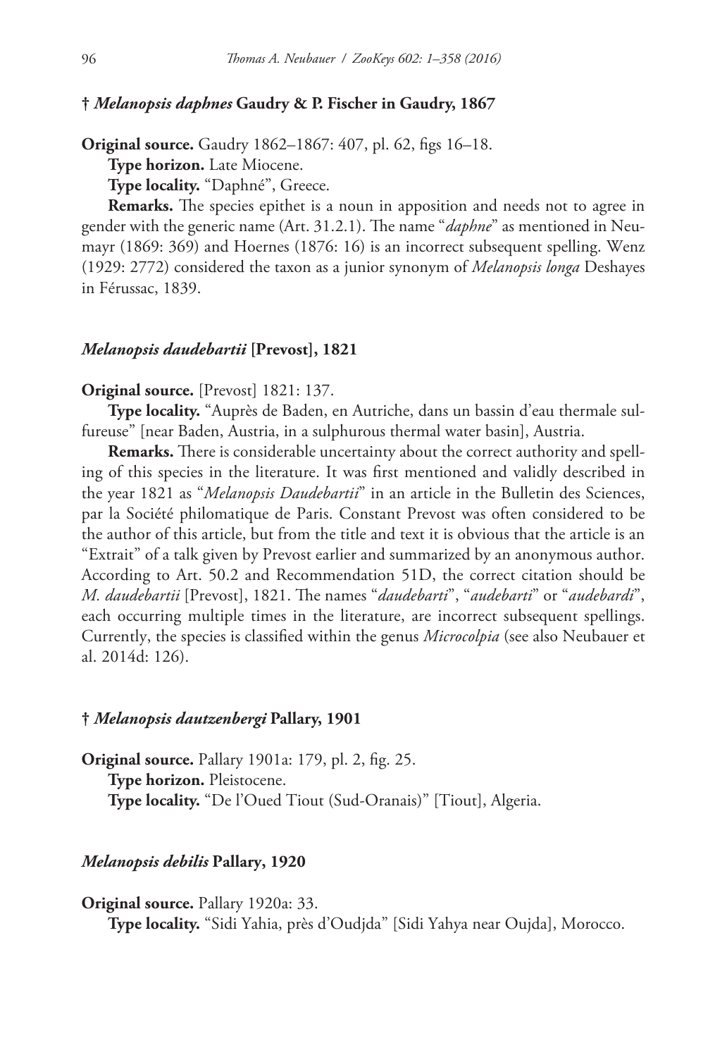### † *Melanopsis daphnes* Gaudry & P. Fischer in Gaudry, 1867

**Original source.** Gaudry 1862–1867: 407, pl. 62, figs 16–18.

**Type horizon.** Late Miocene.

**Type locality.** "Daphné", Greece.

**Remarks.** The species epithet is a noun in apposition and needs not to agree in gender with the generic name (Art. 31.2.1). The name "*daphne*" as mentioned in Neumayr (1869: 369) and Hoernes (1876: 16) is an incorrect subsequent spelling. Wenz (1929: 2772) considered the taxon as a junior synonym of *Melanopsis longa* Deshayes in Férussac, 1839.

### *Melanopsis daudebartii* [Prevost], 1821

**Original source.** [Prevost] 1821: 137.

**Type locality.** "Auprès de Baden, en Autriche, dans un bassin d'eau thermale sulfureuse" [near Baden, Austria, in a sulphurous thermal water basin], Austria.

**Remarks.** There is considerable uncertainty about the correct authority and spelling of this species in the literature. It was first mentioned and validly described in the year 1821 as "*Melanopsis Daudebartii*" in an article in the Bulletin des Sciences, par la Société philomatique de Paris. Constant Prevost was often considered to be the author of this article, but from the title and text it is obvious that the article is an "Extrait" of a talk given by Prevost earlier and summarized by an anonymous author. According to Art. 50.2 and Recommendation 51D, the correct citation should be *M. daudebartii* [Prevost], 1821. The names "*daudebarti*", "*audebarti*" or "*audebardi*", each occurring multiple times in the literature, are incorrect subsequent spellings. Currently, the species is classified within the genus *Microcolpia* (see also Neubauer et al. 2014d: 126).

### † *Melanopsis dautzenbergi* Pallary, 1901

**Original source.** Pallary 1901a: 179, pl. 2, fig. 25.

**Type horizon.** Pleistocene.

**Type locality.** "De l'Oued Tiout (Sud-Oranais)" [Tiout], Algeria.

### *Melanopsis debilis* Pallary, 1920

**Original source.** Pallary 1920a: 33.

**Type locality.** "Sidi Yahia, près d'Oudjda" [Sidi Yahya near Oujda], Morocco.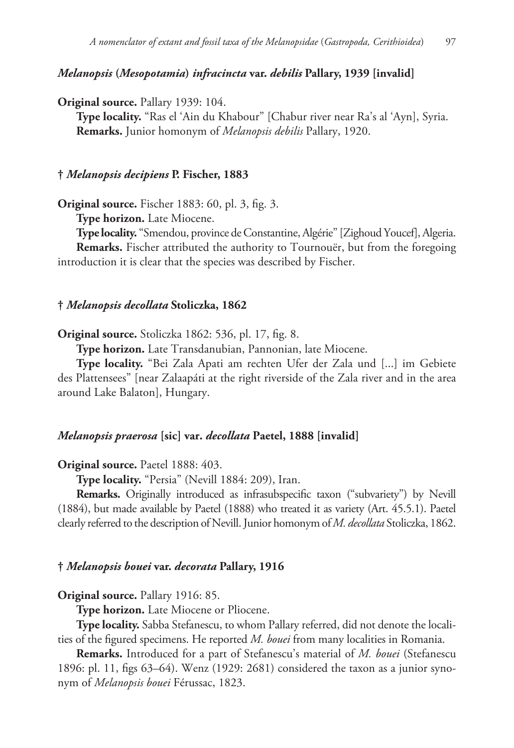#### *Melanopsis* (*Mesopotamia*) *infracincta* var. *debilis* Pallary, 1939 [invalid]

**Original source.** Pallary 1939: 104.

**Type locality.** "Ras el 'Ain du Khabour" [Chabur river near Ra's al 'Ayn], Syria.

**Remarks.** Junior homonym of *Melanopsis debilis* Pallary, 1920.

#### † *Melanopsis decipiens* P. Fischer, 1883

**Original source.** Fischer 1883: 60, pl. 3, fig. 3.

**Type horizon.** Late Miocene.

**Type locality.** "Smendou, province de Constantine, Algérie" [Zighoud Youcef], Algeria.

**Remarks.** Fischer attributed the authority to Tournouër, but from the foregoing introduction it is clear that the species was described by Fischer.

#### † *Melanopsis decollata* Stoliczka, 1862

**Original source.** Stoliczka 1862: 536, pl. 17, fig. 8.

**Type horizon.** Late Transdanubian, Pannonian, late Miocene.

**Type locality.** "Bei Zala Apati am rechten Ufer der Zala und [...] im Gebiete des Plattensees" [near Zalaapáti at the right riverside of the Zala river and in the area around Lake Balaton], Hungary.

#### *Melanopsis praerosa* [sic] var. *decollata* Paetel, 1888 [invalid]

**Original source.** Paetel 1888: 403.

**Type locality.** "Persia" (Nevill 1884: 209), Iran.

**Remarks.** Originally introduced as infrasubspecific taxon ("subvariety") by Nevill (1884), but made available by Paetel (1888) who treated it as variety (Art. 45.5.1). Paetel clearly referred to the description of Nevill. Junior homonym of *M. decollata* Stoliczka, 1862.

#### † *Melanopsis bouei* var. *decorata* Pallary, 1916

**Original source.** Pallary 1916: 85.

**Type horizon.** Late Miocene or Pliocene.

**Type locality.** Sabba Stefanescu, to whom Pallary referred, did not denote the localities of the figured specimens. He reported *M. bouei* from many localities in Romania.

**Remarks.** Introduced for a part of Stefanescu's material of *M. bouei* (Stefanescu 1896: pl. 11, figs 63–64). Wenz (1929: 2681) considered the taxon as a junior synonym of *Melanopsis bouei* Férussac, 1823.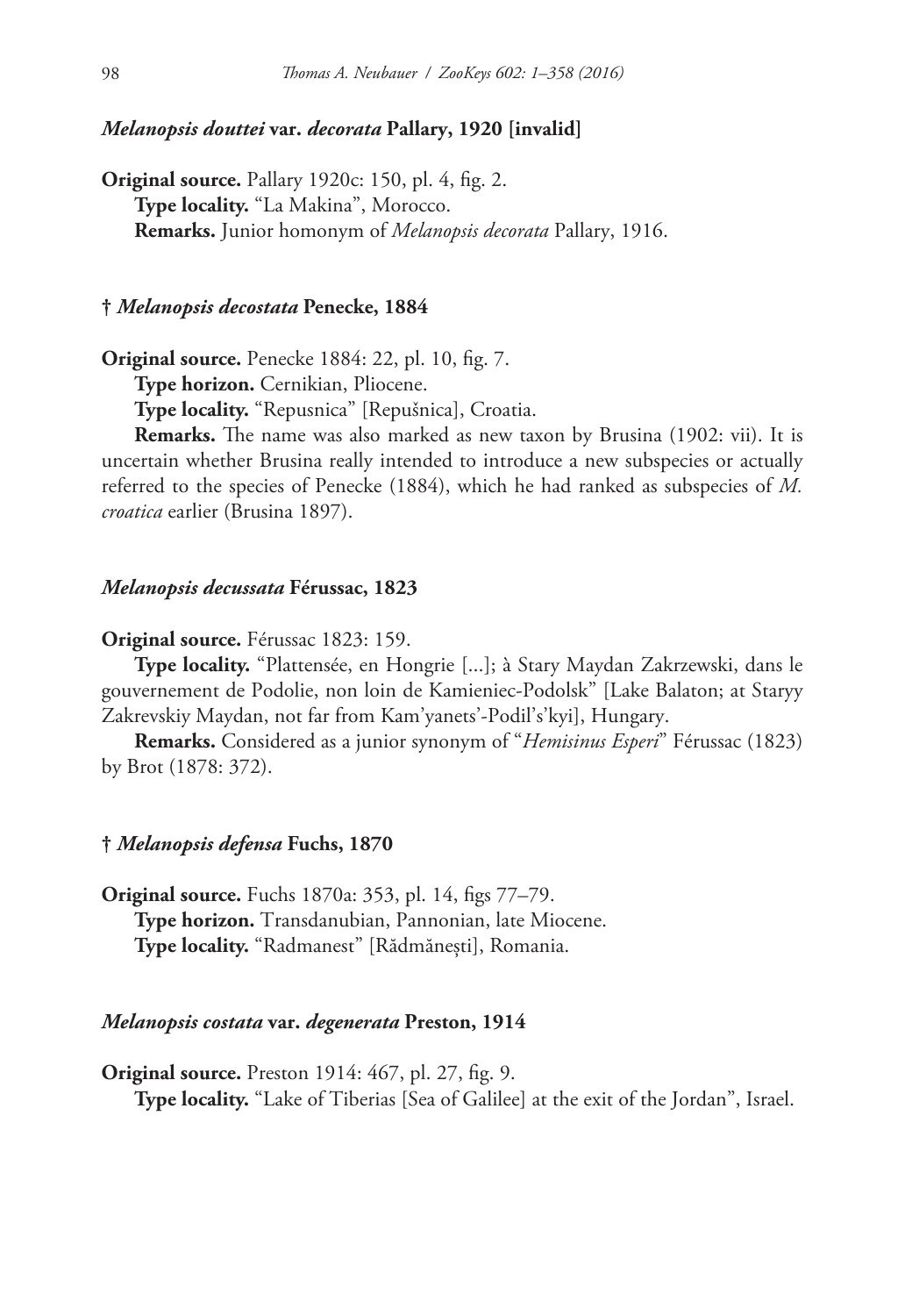#### *Melanopsis douttei* var. *decorata* Pallary, 1920 [invalid]

**Original source.** Pallary 1920c: 150, pl. 4, fig. 2.

**Type locality.** "La Makina", Morocco.

**Remarks.** Junior homonym of *Melanopsis decorata* Pallary, 1916.

#### † *Melanopsis decostata* Penecke, 1884

**Original source.** Penecke 1884: 22, pl. 10, fig. 7.

**Type horizon.** Cernikian, Pliocene.

**Type locality.** "Repusnica" [Repušnica], Croatia.

**Remarks.** The name was also marked as new taxon by Brusina (1902: vii). It is uncertain whether Brusina really intended to introduce a new subspecies or actually referred to the species of Penecke (1884), which he had ranked as subspecies of *M. croatica* earlier (Brusina 1897).

#### *Melanopsis decussata* Férussac, 1823

**Original source.** Férussac 1823: 159.

**Type locality.** "Plattensée, en Hongrie [...]; à Stary Maydan Zakrzewski, dans le gouvernement de Podolie, non loin de Kamieniec-Podolsk" [Lake Balaton; at Staryy Zakrevskiy Maydan, not far from Kam'yanets'-Podil's'kyi], Hungary.

**Remarks.** Considered as a junior synonym of "*Hemisinus Esperi*" Férussac (1823) by Brot (1878: 372).

#### † *Melanopsis defensa* Fuchs, 1870

**Original source.** Fuchs 1870a: 353, pl. 14, figs 77–79.

**Type horizon.** Transdanubian, Pannonian, late Miocene.

**Type locality.** "Radmanest" [Rădmănești], Romania.

#### *Melanopsis costata* var. *degenerata* Preston, 1914

**Original source.** Preston 1914: 467, pl. 27, fig. 9.

**Type locality.** "Lake of Tiberias [Sea of Galilee] at the exit of the Jordan", Israel.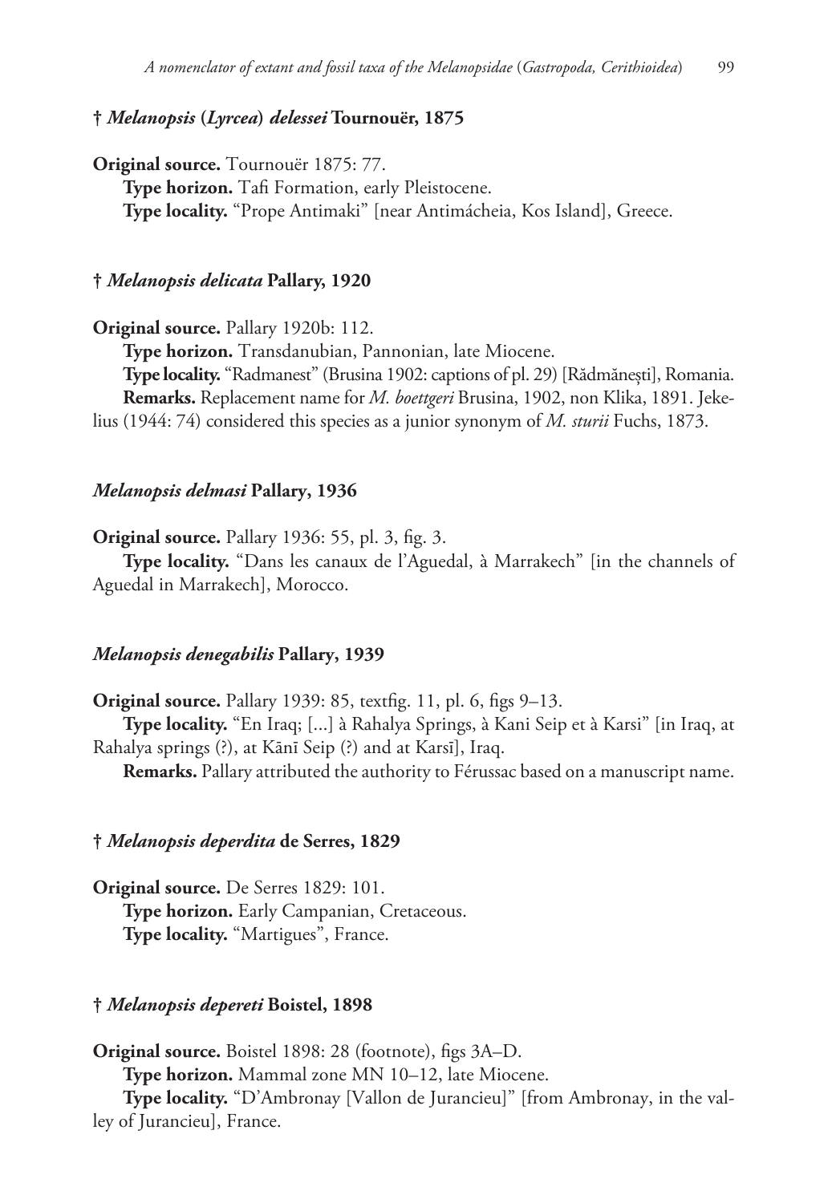### † *Melanopsis* (*Lyrcea*) *delessei* Tournouër, 1875

**Original source.** Tournouër 1875: 77.

**Type horizon.** Tafi Formation, early Pleistocene.

**Type locality.** "Prope Antimaki" [near Antimácheia, Kos Island], Greece.

### † *Melanopsis delicata* Pallary, 1920

**Original source.** Pallary 1920b: 112.

**Type horizon.** Transdanubian, Pannonian, late Miocene.

**Type locality.** "Radmanest" (Brusina 1902: captions of pl. 29) [Rădmănești], Romania.

**Remarks.** Replacement name for *M. boettgeri* Brusina, 1902, non Klika, 1891. Jekelius (1944: 74) considered this species as a junior synonym of *M. sturii* Fuchs, 1873.

### *Melanopsis delmasi* Pallary, 1936

**Original source.** Pallary 1936: 55, pl. 3, fig. 3.

**Type locality.** "Dans les canaux de l'Aguedal, à Marrakech" [in the channels of Aguedal in Marrakech], Morocco.

### *Melanopsis denegabilis* Pallary, 1939

**Original source.** Pallary 1939: 85, textfig. 11, pl. 6, figs 9–13.

**Type locality.** "En Iraq; [...] à Rahalya Springs, à Kani Seip et à Karsi" [in Iraq, at Rahalya springs (?), at Kānī Seip (?) and at Karsī], Iraq.

**Remarks.** Pallary attributed the authority to Férussac based on a manuscript name.

### † *Melanopsis deperdita* de Serres, 1829

**Original source.** De Serres 1829: 101.

**Type horizon.** Early Campanian, Cretaceous.

**Type locality.** "Martigues", France.

### † *Melanopsis depereti* Boistel, 1898

**Original source.** Boistel 1898: 28 (footnote), figs 3A–D.

**Type horizon.** Mammal zone MN 10–12, late Miocene.

**Type locality.** "D'Ambronay [Vallon de Jurancieu]" [from Ambronay, in the valley of Jurancieu], France.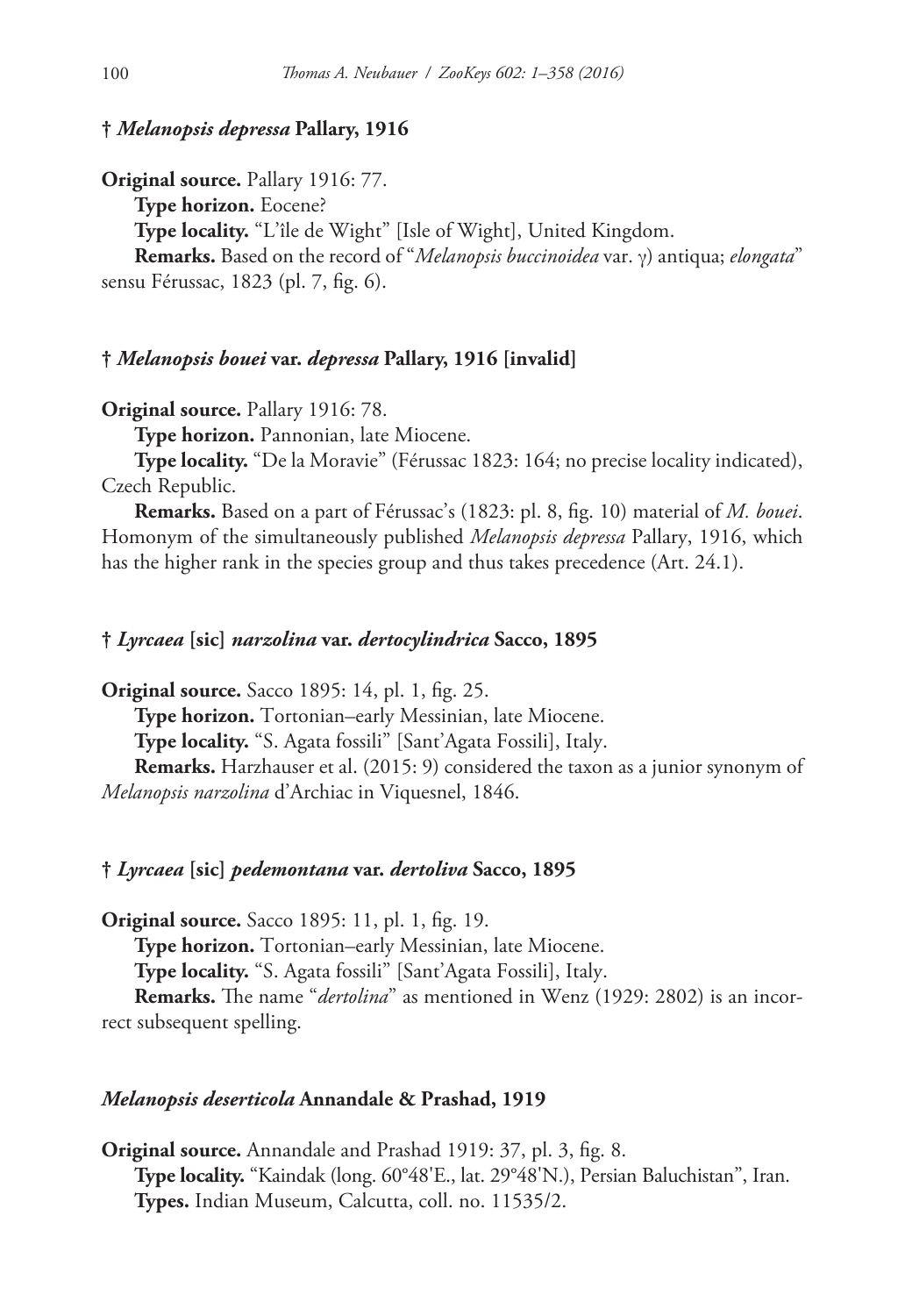### † *Melanopsis depressa* Pallary, 1916

**Original source.** Pallary 1916: 77.

**Type horizon.** Eocene?

**Type locality.** "L'île de Wight" [Isle of Wight], United Kingdom.

**Remarks.** Based on the record of "*Melanopsis buccinoidea* var. γ) antiqua; *elongata*" sensu Férussac, 1823 (pl. 7, fig. 6).

### † *Melanopsis bouei* var. *depressa* Pallary, 1916 [invalid]

**Original source.** Pallary 1916: 78.

**Type horizon.** Pannonian, late Miocene.

**Type locality.** "De la Moravie" (Férussac 1823: 164; no precise locality indicated), Czech Republic.

**Remarks.** Based on a part of Férussac's (1823: pl. 8, fig. 10) material of *M. bouei*. Homonym of the simultaneously published *Melanopsis depressa* Pallary, 1916, which has the higher rank in the species group and thus takes precedence (Art. 24.1).

### † *Lyrcaea* [sic] *narzolina* var. *dertocylindrica* Sacco, 1895

**Original source.** Sacco 1895: 14, pl. 1, fig. 25.

**Type horizon.** Tortonian–early Messinian, late Miocene.

**Type locality.** "S. Agata fossili" [Sant'Agata Fossili], Italy.

**Remarks.** Harzhauser et al. (2015: 9) considered the taxon as a junior synonym of *Melanopsis narzolina* d'Archiac in Viquesnel, 1846.

### † *Lyrcaea* [sic] *pedemontana* var. *dertoliva* Sacco, 1895

**Original source.** Sacco 1895: 11, pl. 1, fig. 19.

**Type horizon.** Tortonian–early Messinian, late Miocene.

**Type locality.** "S. Agata fossili" [Sant'Agata Fossili], Italy.

**Remarks.** The name "*dertolina*" as mentioned in Wenz (1929: 2802) is an incorrect subsequent spelling.

### *Melanopsis deserticola* Annandale & Prashad, 1919

**Original source.** Annandale and Prashad 1919: 37, pl. 3, fig. 8.

**Type locality.** "Kaindak (long. 60°48'E., lat. 29°48'N.), Persian Baluchistan", Iran.

**Types.** Indian Museum, Calcutta, coll. no. 11535/2.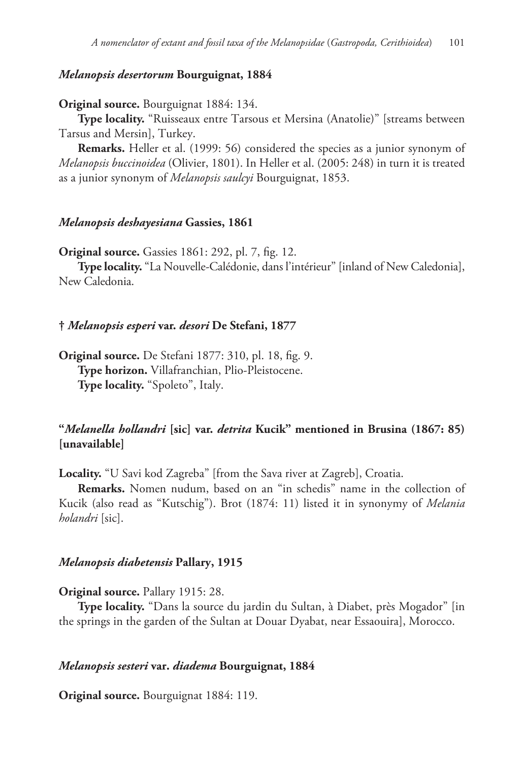#### *Melanopsis desertorum* Bourguignat, 1884

**Original source.** Bourguignat 1884: 134.

**Type locality.** "Ruisseaux entre Tarsous et Mersina (Anatolie)" [streams between Tarsus and Mersin], Turkey.

**Remarks.** Heller et al. (1999: 56) considered the species as a junior synonym of *Melanopsis buccinoidea* (Olivier, 1801). In Heller et al. (2005: 248) in turn it is treated as a junior synonym of *Melanopsis saulcyi* Bourguignat, 1853.

#### *Melanopsis deshayesiana* Gassies, 1861

**Original source.** Gassies 1861: 292, pl. 7, fig. 12.

**Type locality.** "La Nouvelle-Calédonie, dans l'intérieur" [inland of New Caledonia], New Caledonia.

#### † *Melanopsis esperi* var. *desori* De Stefani, 1877

**Original source.** De Stefani 1877: 310, pl. 18, fig. 9.

**Type horizon.** Villafranchian, Plio-Pleistocene.

**Type locality.** "Spoleto", Italy.

#### "*Melanella hollandri* [sic] var. *detrita* Kucik" mentioned in Brusina (1867: 85) [unavailable]

**Locality.** "U Savi kod Zagreba" [from the Sava river at Zagreb], Croatia.

**Remarks.** Nomen nudum, based on an "in schedis" name in the collection of Kucik (also read as "Kutschig"). Brot (1874: 11) listed it in synonymy of *Melania holandri* [sic].

#### *Melanopsis diabetensis* Pallary, 1915

**Original source.** Pallary 1915: 28.

**Type locality.** "Dans la source du jardin du Sultan, à Diabet, près Mogador" [in the springs in the garden of the Sultan at Douar Dyabat, near Essaouira], Morocco.

#### *Melanopsis sesteri* var. *diadema* Bourguignat, 1884

**Original source.** Bourguignat 1884: 119.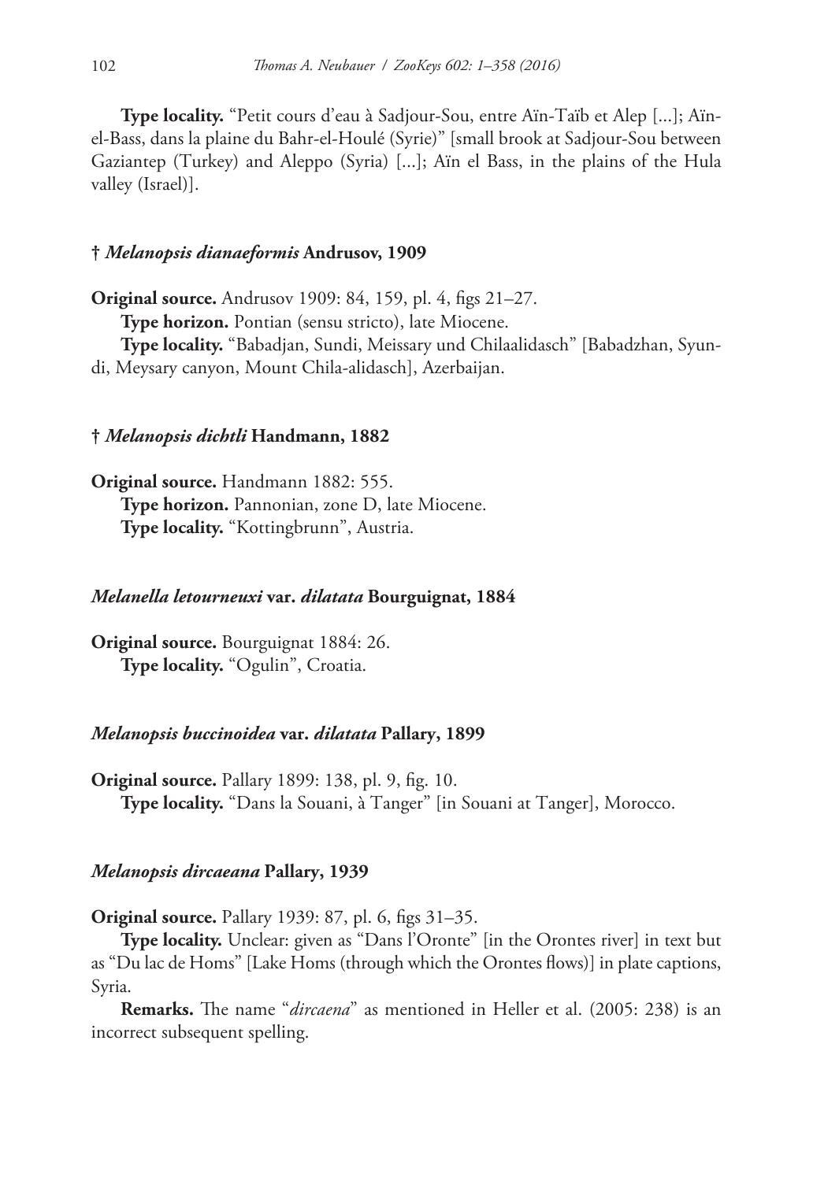**Type locality.** "Petit cours d'eau à Sadjour-Sou, entre Aïn-Taïb et Alep [...]; Aïn-el-Bass, dans la plaine du Bahr-el-Houlé (Syrie)" [small brook at Sadjour-Sou between Gaziantep (Turkey) and Aleppo (Syria) [...]; Aïn el Bass, in the plains of the Hula valley (Israel)].

### † *Melanopsis dianaeformis* Andrusov, 1909

**Original source.** Andrusov 1909: 84, 159, pl. 4, figs 21–27.

**Type horizon.** Pontian (sensu stricto), late Miocene.

**Type locality.** "Babadjan, Sundi, Meissary und Chilaalidasch" [Babadzhan, Syundi, Meysary canyon, Mount Chila-alidasch], Azerbaijan.

### † *Melanopsis dichtli* Handmann, 1882

**Original source.** Handmann 1882: 555.

**Type horizon.** Pannonian, zone D, late Miocene.

**Type locality.** "Kottingbrunn", Austria.

### *Melanella letourneuxi* var. *dilatata* Bourguignat, 1884

**Original source.** Bourguignat 1884: 26.

**Type locality.** "Ogulin", Croatia.

### *Melanopsis buccinoidea* var. *dilatata* Pallary, 1899

**Original source.** Pallary 1899: 138, pl. 9, fig. 10.

**Type locality.** "Dans la Souani, à Tanger" [in Souani at Tanger], Morocco.

### *Melanopsis dircaeana* Pallary, 1939

**Original source.** Pallary 1939: 87, pl. 6, figs 31–35.

**Type locality.** Unclear: given as "Dans l'Oronte" [in the Orontes river] in text but as "Du lac de Homs" [Lake Homs (through which the Orontes flows)] in plate captions, Syria.

**Remarks.** The name "*dircaena*" as mentioned in Heller et al. (2005: 238) is an incorrect subsequent spelling.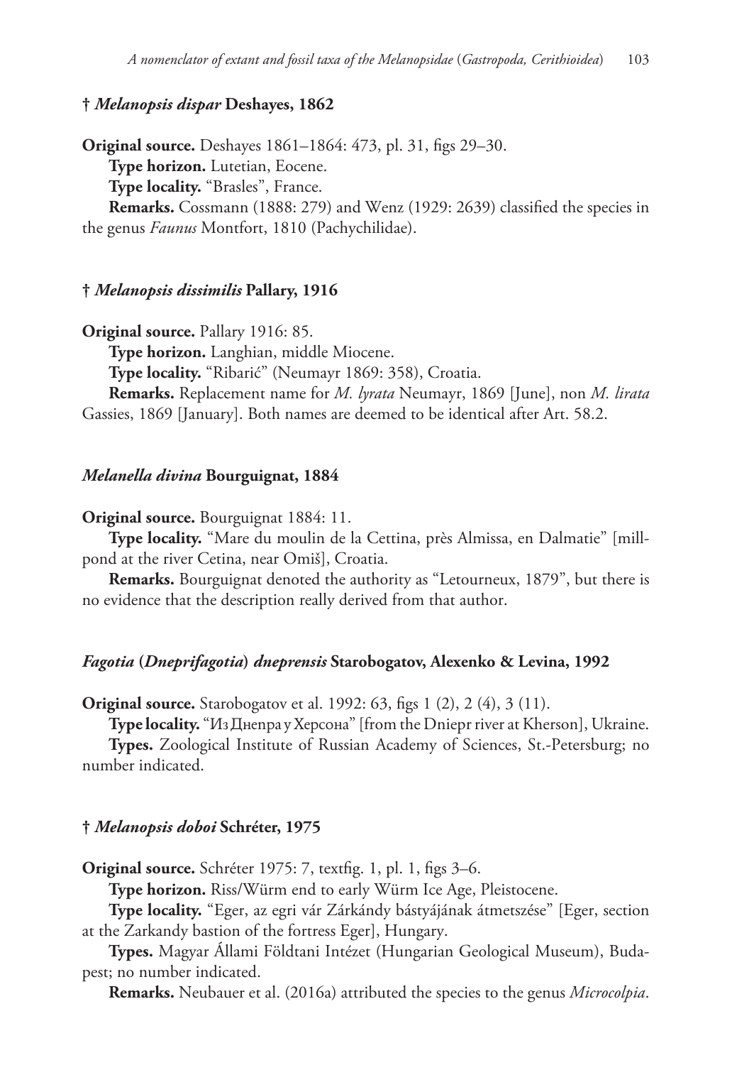### † *Melanopsis dispar* Deshayes, 1862

**Original source.** Deshayes 1861–1864: 473, pl. 31, figs 29–30.

**Type horizon.** Lutetian, Eocene.

**Type locality.** "Brasles", France.

**Remarks.** Cossmann (1888: 279) and Wenz (1929: 2639) classified the species in the genus *Faunus* Montfort, 1810 (Pachychilidae).

### † *Melanopsis dissimilis* Pallary, 1916

**Original source.** Pallary 1916: 85.

**Type horizon.** Langhian, middle Miocene.

**Type locality.** "Ribarić" (Neumayr 1869: 358), Croatia.

**Remarks.** Replacement name for *M. lyrata* Neumayr, 1869 [June], non *M. lirata* Gassies, 1869 [January]. Both names are deemed to be identical after Art. 58.2.

### *Melanella divina* Bourguignat, 1884

**Original source.** Bourguignat 1884: 11.

**Type locality.** "Mare du moulin de la Cettina, près Almissa, en Dalmatie" [mill-pond at the river Cetina, near Omiš], Croatia.

**Remarks.** Bourguignat denoted the authority as "Letourneux, 1879", but there is no evidence that the description really derived from that author.

### *Fagotia* (*Dneprifagotia*) *dneprensis* Starobogatov, Alexenko & Levina, 1992

**Original source.** Starobogatov et al. 1992: 63, figs 1 (2), 2 (4), 3 (11).

**Type locality.** "Из Днепра у Херсона" [from the Dniepr river at Kherson], Ukraine.

**Types.** Zoological Institute of Russian Academy of Sciences, St.-Petersburg; no number indicated.

### † *Melanopsis doboi* Schréter, 1975

**Original source.** Schréter 1975: 7, textfig. 1, pl. 1, figs 3–6.

**Type horizon.** Riss/Würm end to early Würm Ice Age, Pleistocene.

**Type locality.** "Eger, az egri vár Zárkándy bástyájának átmetszése" [Eger, section at the Zarkandy bastion of the fortress Eger], Hungary.

**Types.** Magyar Állami Földtani Intézet (Hungarian Geological Museum), Budapest; no number indicated.

**Remarks.** Neubauer et al. (2016a) attributed the species to the genus *Microcolpia*.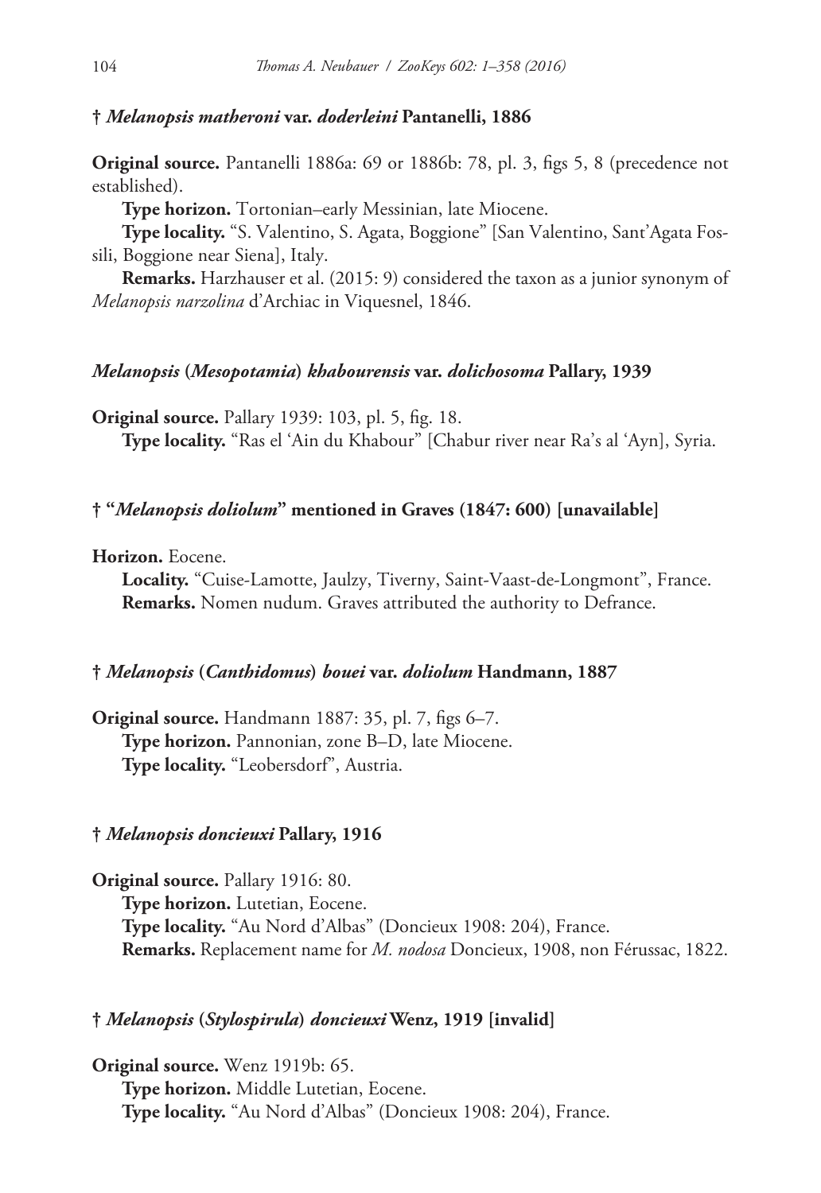### † *Melanopsis matheroni* var. *doderleini* Pantanelli, 1886

**Original source.** Pantanelli 1886a: 69 or 1886b: 78, pl. 3, figs 5, 8 (precedence not established).

**Type horizon.** Tortonian–early Messinian, late Miocene.

**Type locality.** "S. Valentino, S. Agata, Boggione" [San Valentino, Sant'Agata Fossili, Boggione near Siena], Italy.

**Remarks.** Harzhauser et al. (2015: 9) considered the taxon as a junior synonym of *Melanopsis narzolina* d'Archiac in Viquesnel, 1846.

### *Melanopsis* (*Mesopotamia*) *khabourensis* var. *dolichosoma* Pallary, 1939

**Original source.** Pallary 1939: 103, pl. 5, fig. 18.

**Type locality.** "Ras el 'Ain du Khabour" [Chabur river near Ra's al 'Ayn], Syria.

### † "*Melanopsis doliolum*" mentioned in Graves (1847: 600) [unavailable]

**Horizon.** Eocene.

**Locality.** "Cuise-Lamotte, Jaulzy, Tiverny, Saint-Vaast-de-Longmont", France.

**Remarks.** Nomen nudum. Graves attributed the authority to Defrance.

### † *Melanopsis* (*Canthidomus*) *bouei* var. *doliolum* Handmann, 1887

**Original source.** Handmann 1887: 35, pl. 7, figs 6–7.

**Type horizon.** Pannonian, zone B–D, late Miocene.

**Type locality.** "Leobersdorf", Austria.

### † *Melanopsis doncieuxi* Pallary, 1916

**Original source.** Pallary 1916: 80.

**Type horizon.** Lutetian, Eocene.

**Type locality.** "Au Nord d'Albas" (Doncieux 1908: 204), France.

**Remarks.** Replacement name for *M. nodosa* Doncieux, 1908, non Férussac, 1822.

### † *Melanopsis* (*Stylospirula*) *doncieuxi* Wenz, 1919 [invalid]

**Original source.** Wenz 1919b: 65.

**Type horizon.** Middle Lutetian, Eocene.

**Type locality.** "Au Nord d'Albas" (Doncieux 1908: 204), France.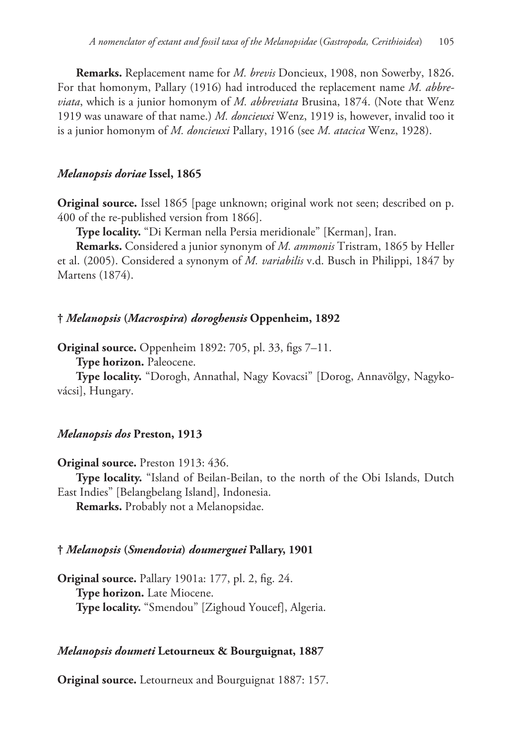**Remarks.** Replacement name for *M. brevis* Doncieux, 1908, non Sowerby, 1826. For that homonym, Pallary (1916) had introduced the replacement name *M. abbreviata*, which is a junior homonym of *M. abbreviata* Brusina, 1874. (Note that Wenz 1919 was unaware of that name.) *M. doncieuxi* Wenz, 1919 is, however, invalid too it is a junior homonym of *M. doncieuxi* Pallary, 1916 (see *M. atacica* Wenz, 1928).

### *Melanopsis doriae* Issel, 1865

**Original source.** Issel 1865 [page unknown; original work not seen; described on p. 400 of the re-published version from 1866].

**Type locality.** "Di Kerman nella Persia meridionale" [Kerman], Iran.

**Remarks.** Considered a junior synonym of *M. ammonis* Tristram, 1865 by Heller et al. (2005). Considered a synonym of *M. variabilis* v.d. Busch in Philippi, 1847 by Martens (1874).

### † *Melanopsis* (*Macrospira*) *doroghensis* Oppenheim, 1892

**Original source.** Oppenheim 1892: 705, pl. 33, figs 7–11.

**Type horizon.** Paleocene.

**Type locality.** "Dorogh, Annathal, Nagy Kovacsi" [Dorog, Annavölgy, Nagykovácsi], Hungary.

### *Melanopsis dos* Preston, 1913

**Original source.** Preston 1913: 436.

**Type locality.** "Island of Beilan-Beilan, to the north of the Obi Islands, Dutch East Indies" [Belangbelang Island], Indonesia.

**Remarks.** Probably not a Melanopsidae.

### † *Melanopsis* (*Smendovia*) *doumerguei* Pallary, 1901

**Original source.** Pallary 1901a: 177, pl. 2, fig. 24.

**Type horizon.** Late Miocene.

**Type locality.** "Smendou" [Zighoud Youcef], Algeria.

### *Melanopsis doumeti* Letourneux & Bourguignat, 1887

**Original source.** Letourneux and Bourguignat 1887: 157.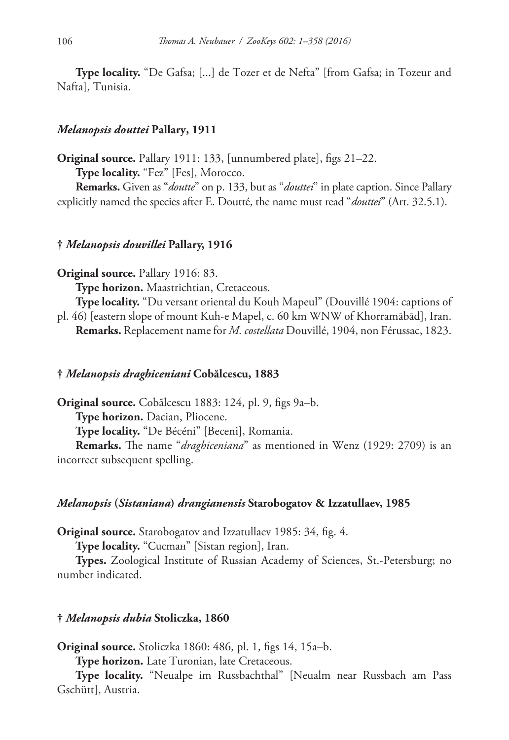**Type locality.** "De Gafsa; [...] de Tozer et de Nefta" [from Gafsa; in Tozeur and Nafta], Tunisia.

### *Melanopsis douttei* Pallary, 1911

**Original source.** Pallary 1911: 133, [unnumbered plate], figs 21–22.

**Type locality.** "Fez" [Fes], Morocco.

**Remarks.** Given as "*doutte*" on p. 133, but as "*douttei*" in plate caption. Since Pallary explicitly named the species after E. Doutté, the name must read "*douttei*" (Art. 32.5.1).

### † *Melanopsis douvillei* Pallary, 1916

**Original source.** Pallary 1916: 83.

**Type horizon.** Maastrichtian, Cretaceous.

**Type locality.** "Du versant oriental du Kouh Mapeul" (Douvillé 1904: captions of pl. 46) [eastern slope of mount Kuh-e Mapel, c. 60 km WNW of Khorramābād], Iran.

**Remarks.** Replacement name for *M. costellata* Douvillé, 1904, non Férussac, 1823.

### † *Melanopsis draghiceniani* Cobălcescu, 1883

**Original source.** Cobălcescu 1883: 124, pl. 9, figs 9a–b.

**Type horizon.** Dacian, Pliocene.

**Type locality.** "De Bécéni" [Beceni], Romania.

**Remarks.** The name "*draghiceniana*" as mentioned in Wenz (1929: 2709) is an incorrect subsequent spelling.

### *Melanopsis* (*Sistaniana*) *drangianensis* Starobogatov & Izzatullaev, 1985

**Original source.** Starobogatov and Izzatullaev 1985: 34, fig. 4.

**Type locality.** "Сисман" [Sistan region], Iran.

**Types.** Zoological Institute of Russian Academy of Sciences, St.-Petersburg; no number indicated.

### † *Melanopsis dubia* Stoliczka, 1860

**Original source.** Stoliczka 1860: 486, pl. 1, figs 14, 15a–b.

**Type horizon.** Late Turonian, late Cretaceous.

**Type locality.** "Neualpe im Russbachthal" [Neualm near Russbach am Pass Gschütt], Austria.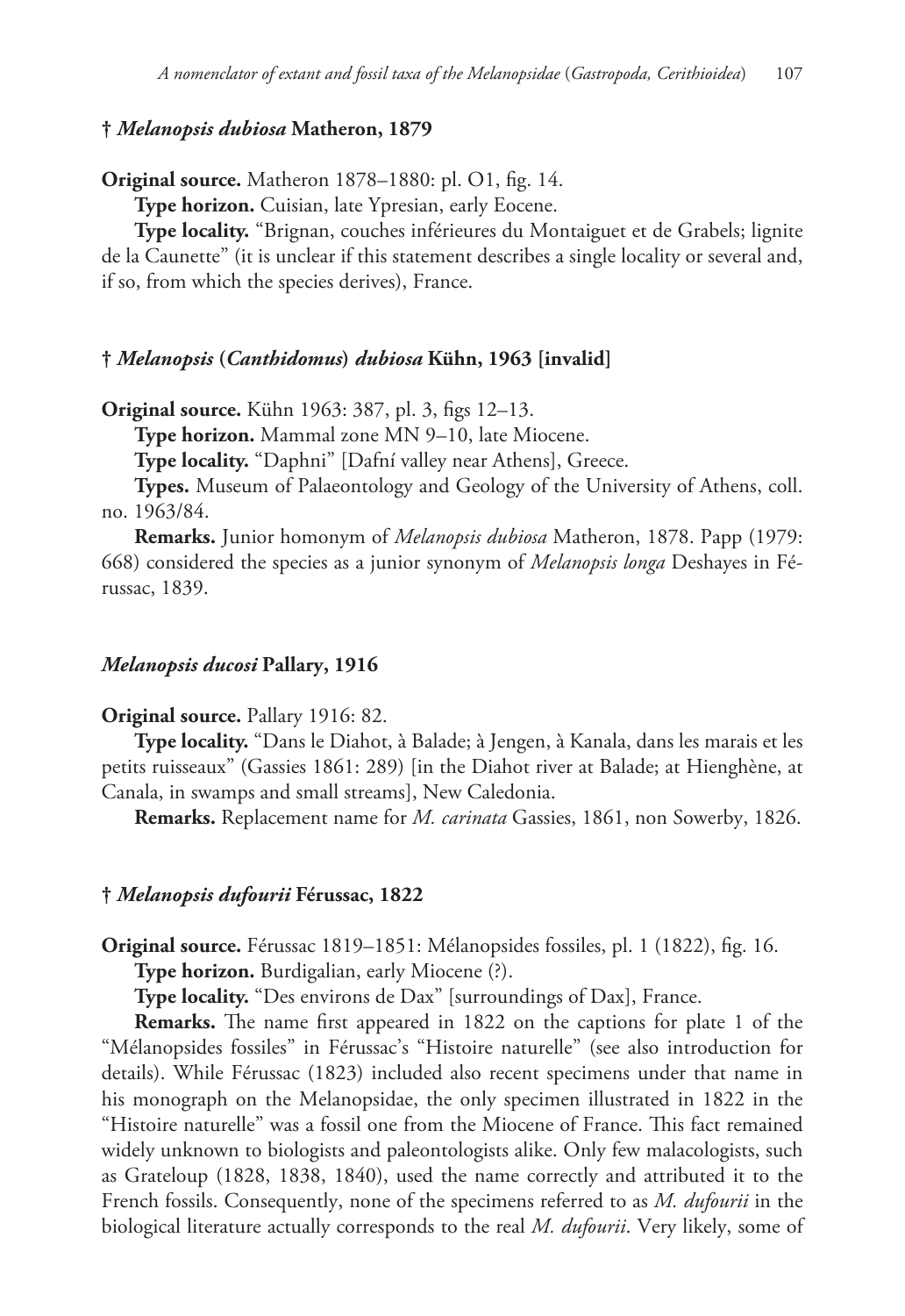### † *Melanopsis dubiosa* Matheron, 1879

**Original source.** Matheron 1878–1880: pl. O1, fig. 14.

**Type horizon.** Cuisian, late Ypresian, early Eocene.

**Type locality.** "Brignan, couches inférieures du Montaiguet et de Grabels; lignite de la Caunette" (it is unclear if this statement describes a single locality or several and, if so, from which the species derives), France.

### † *Melanopsis* (*Canthidomus*) *dubiosa* Kühn, 1963 [invalid]

**Original source.** Kühn 1963: 387, pl. 3, figs 12–13.

**Type horizon.** Mammal zone MN 9–10, late Miocene.

**Type locality.** "Daphni" [Dafní valley near Athens], Greece.

**Types.** Museum of Palaeontology and Geology of the University of Athens, coll. no. 1963/84.

**Remarks.** Junior homonym of *Melanopsis dubiosa* Matheron, 1878. Papp (1979: 668) considered the species as a junior synonym of *Melanopsis longa* Deshayes in Férussac, 1839.

### *Melanopsis ducosi* Pallary, 1916

**Original source.** Pallary 1916: 82.

**Type locality.** "Dans le Diahot, à Balade; à Jengen, à Kanala, dans les marais et les petits ruisseaux" (Gassies 1861: 289) [in the Diahot river at Balade; at Hienghène, at Canala, in swamps and small streams], New Caledonia.

**Remarks.** Replacement name for *M. carinata* Gassies, 1861, non Sowerby, 1826.

### † *Melanopsis dufourii* Férussac, 1822

**Original source.** Férussac 1819–1851: Mélanopsides fossiles, pl. 1 (1822), fig. 16.

**Type horizon.** Burdigalian, early Miocene (?).

**Type locality.** "Des environs de Dax" [surroundings of Dax], France.

**Remarks.** The name first appeared in 1822 on the captions for plate 1 of the "Mélanopsides fossiles" in Férussac's "Histoire naturelle" (see also introduction for details). While Férussac (1823) included also recent specimens under that name in his monograph on the Melanopsidae, the only specimen illustrated in 1822 in the "Histoire naturelle" was a fossil one from the Miocene of France. This fact remained widely unknown to biologists and paleontologists alike. Only few malacologists, such as Grateloup (1828, 1838, 1840), used the name correctly and attributed it to the French fossils. Consequently, none of the specimens referred to as *M. dufourii* in the biological literature actually corresponds to the real *M. dufourii*. Very likely, some of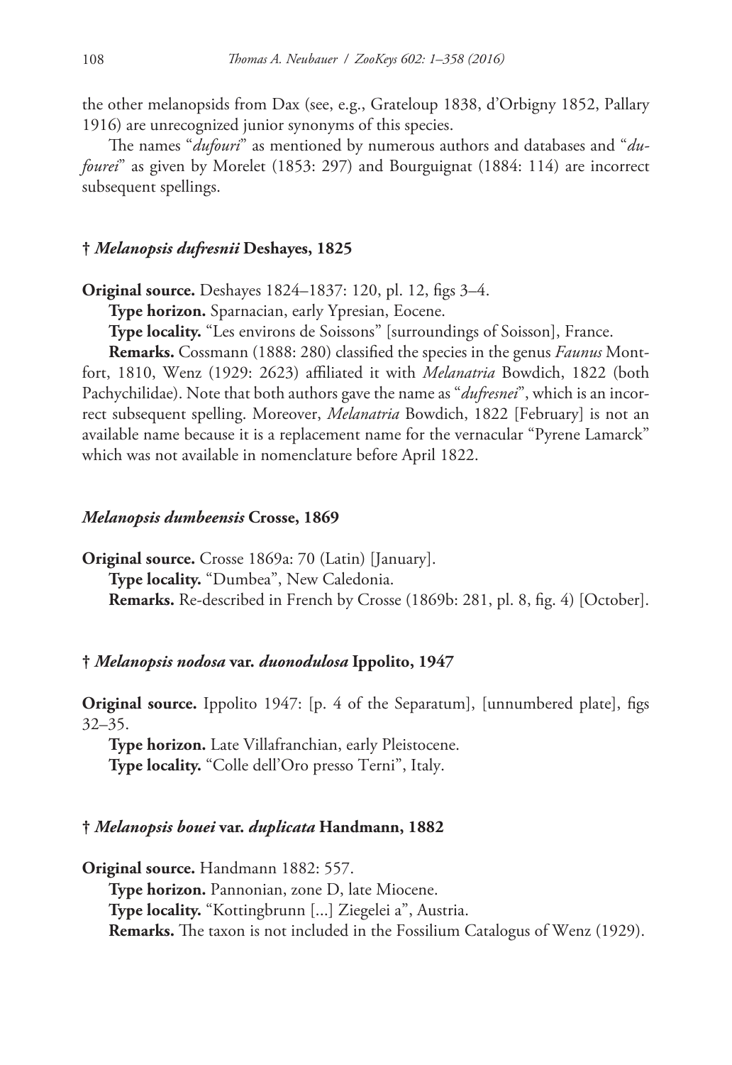the other melanopsids from Dax (see, e.g., Grateloup 1838, d'Orbigny 1852, Pallary 1916) are unrecognized junior synonyms of this species.

The names "*dufouri*" as mentioned by numerous authors and databases and "*dufourei*" as given by Morelet (1853: 297) and Bourguignat (1884: 114) are incorrect subsequent spellings.

### † *Melanopsis dufresnii* Deshayes, 1825

**Original source.** Deshayes 1824–1837: 120, pl. 12, figs 3–4.

**Type horizon.** Sparnacian, early Ypresian, Eocene.

**Type locality.** "Les environs de Soissons" [surroundings of Soisson], France.

**Remarks.** Cossmann (1888: 280) classified the species in the genus *Faunus* Montfort, 1810, Wenz (1929: 2623) affiliated it with *Melanatria* Bowdich, 1822 (both Pachychilidae). Note that both authors gave the name as "*dufresnei*", which is an incorrect subsequent spelling. Moreover, *Melanatria* Bowdich, 1822 [February] is not an available name because it is a replacement name for the vernacular "Pyrene Lamarck" which was not available in nomenclature before April 1822.

### *Melanopsis dumbeensis* Crosse, 1869

**Original source.** Crosse 1869a: 70 (Latin) [January].

**Type locality.** "Dumbea", New Caledonia.

**Remarks.** Re-described in French by Crosse (1869b: 281, pl. 8, fig. 4) [October].

### † *Melanopsis nodosa* var. *duonodulosa* Ippolito, 1947

**Original source.** Ippolito 1947: [p. 4 of the Separatum], [unnumbered plate], figs 32–35.

**Type horizon.** Late Villafranchian, early Pleistocene.

**Type locality.** "Colle dell'Oro presso Terni", Italy.

### † *Melanopsis bouei* var. *duplicata* Handmann, 1882

**Original source.** Handmann 1882: 557.

**Type horizon.** Pannonian, zone D, late Miocene.

**Type locality.** "Kottingbrunn [...] Ziegelei a", Austria.

**Remarks.** The taxon is not included in the Fossilium Catalogus of Wenz (1929).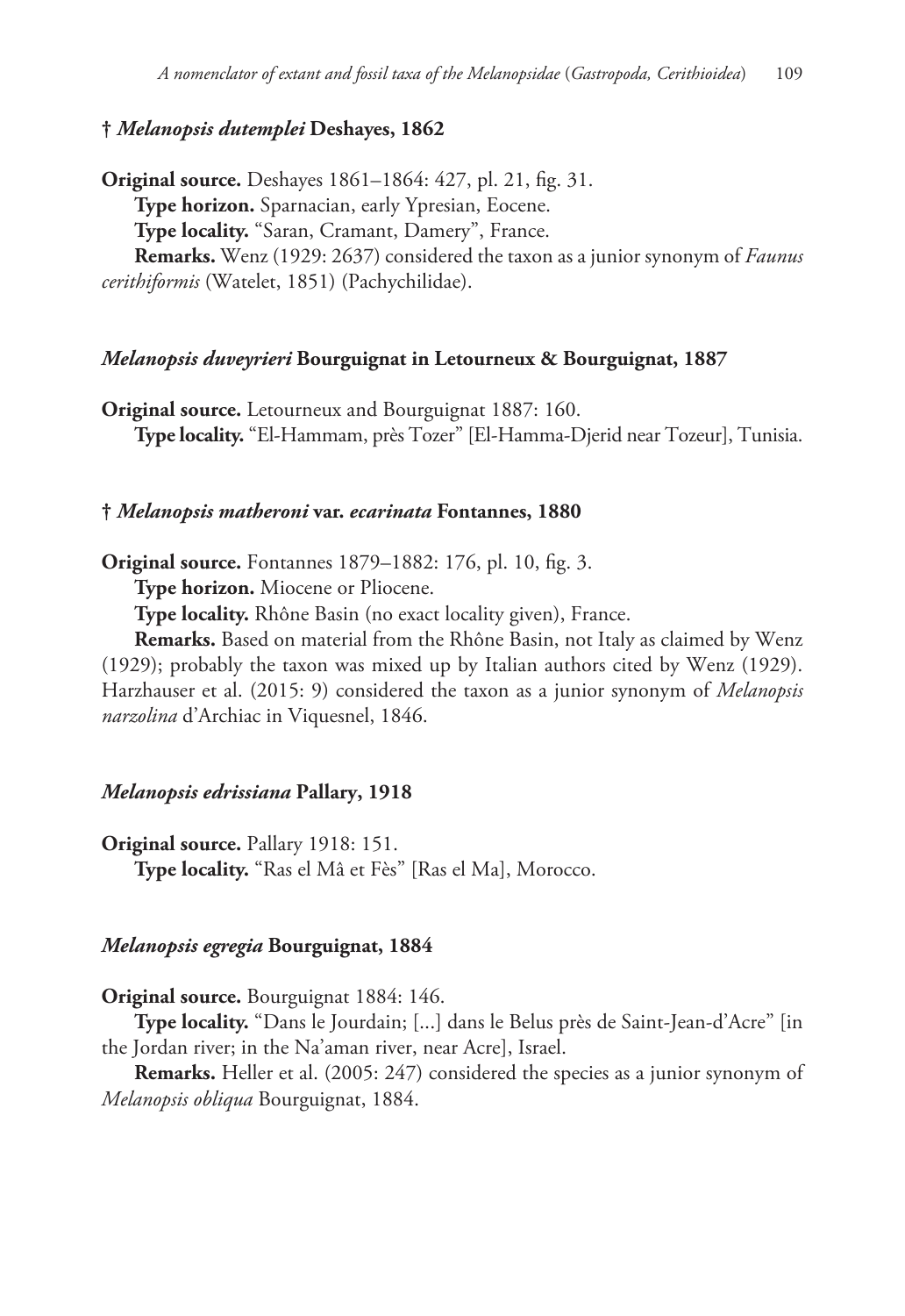### † *Melanopsis dutemplei* Deshayes, 1862

**Original source.** Deshayes 1861–1864: 427, pl. 21, fig. 31.

**Type horizon.** Sparnacian, early Ypresian, Eocene.

**Type locality.** “Saran, Cramant, Damery”, France.

**Remarks.** Wenz (1929: 2637) considered the taxon as a junior synonym of *Faunus cerithiformis* (Watelet, 1851) (Pachychilidae).

### *Melanopsis duveyrieri* Bourguignat in Letourneux & Bourguignat, 1887

**Original source.** Letourneux and Bourguignat 1887: 160.

**Type locality.** “El-Hammam, près Tozer” [El-Hamma-Djerid near Tozeur], Tunisia.

### † *Melanopsis matheroni* var. *ecarinata* Fontannes, 1880

**Original source.** Fontannes 1879–1882: 176, pl. 10, fig. 3.

**Type horizon.** Miocene or Pliocene.

**Type locality.** Rhône Basin (no exact locality given), France.

**Remarks.** Based on material from the Rhône Basin, not Italy as claimed by Wenz (1929); probably the taxon was mixed up by Italian authors cited by Wenz (1929). Harzhauser et al. (2015: 9) considered the taxon as a junior synonym of *Melanopsis narzolina* d’Archiac in Viquesnel, 1846.

### *Melanopsis edrissiana* Pallary, 1918

**Original source.** Pallary 1918: 151.

**Type locality.** “Ras el Mâ et Fès” [Ras el Ma], Morocco.

### *Melanopsis egregia* Bourguignat, 1884

**Original source.** Bourguignat 1884: 146.

**Type locality.** “Dans le Jourdain; [...] dans le Belus près de Saint-Jean-d’Acre” [in the Jordan river; in the Na’aman river, near Acre], Israel.

**Remarks.** Heller et al. (2005: 247) considered the species as a junior synonym of *Melanopsis obliqua* Bourguignat, 1884.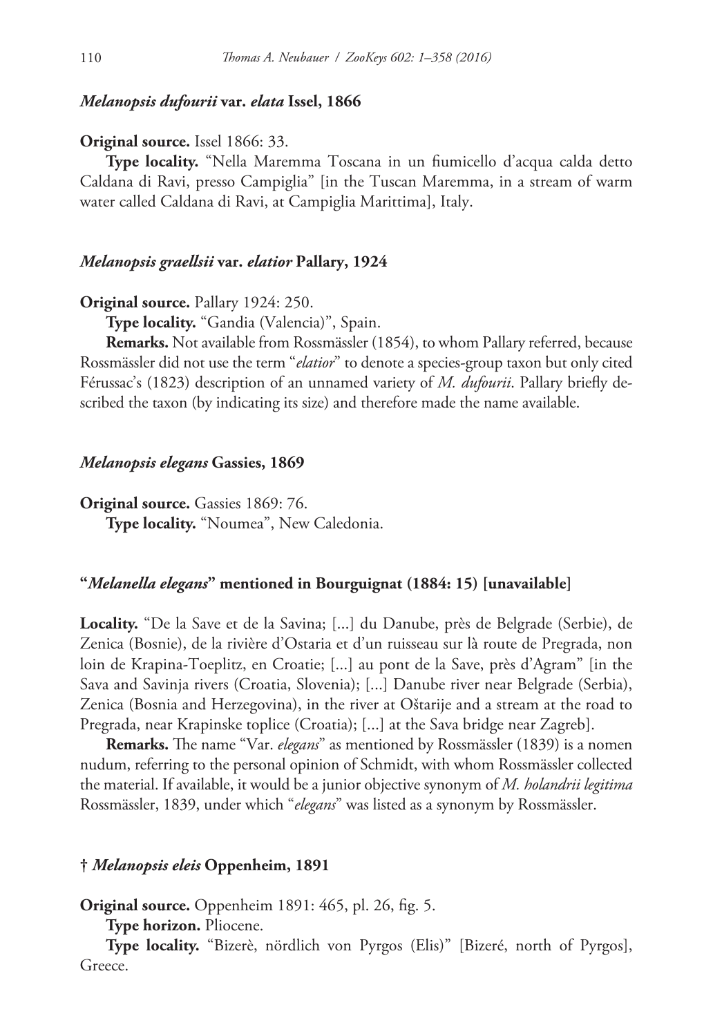### *Melanopsis dufourii* var. *elata* Issel, 1866

**Original source.** Issel 1866: 33.

**Type locality.** "Nella Maremma Toscana in un fiumicello d'acqua calda detto Caldana di Ravi, presso Campiglia" [in the Tuscan Maremma, in a stream of warm water called Caldana di Ravi, at Campiglia Marittima], Italy.

### *Melanopsis graellsii* var. *elatior* Pallary, 1924

**Original source.** Pallary 1924: 250.

**Type locality.** "Gandia (Valencia)", Spain.

**Remarks.** Not available from Rossmässler (1854), to whom Pallary referred, because Rossmässler did not use the term "*elatior*" to denote a species-group taxon but only cited Férussac's (1823) description of an unnamed variety of *M. dufourii*. Pallary briefly described the taxon (by indicating its size) and therefore made the name available.

### *Melanopsis elegans* Gassies, 1869

**Original source.** Gassies 1869: 76.

**Type locality.** "Noumea", New Caledonia.

### "*Melanella elegans*" mentioned in Bourguignat (1884: 15) [unavailable]

**Locality.** "De la Save et de la Savina; [...] du Danube, près de Belgrade (Serbie), de Zenica (Bosnie), de la rivière d'Ostaria et d'un ruisseau sur là route de Pregrada, non loin de Krapina-Toeplitz, en Croatie; [...] au pont de la Save, près d'Agram" [in the Sava and Savinja rivers (Croatia, Slovenia); [...] Danube river near Belgrade (Serbia), Zenica (Bosnia and Herzegovina), in the river at Oštarije and a stream at the road to Pregrada, near Krapinske toplice (Croatia); [...] at the Sava bridge near Zagreb].

**Remarks.** The name "Var. *elegans*" as mentioned by Rossmässler (1839) is a nomen nudum, referring to the personal opinion of Schmidt, with whom Rossmässler collected the material. If available, it would be a junior objective synonym of *M. holandrii legitima* Rossmässler, 1839, under which "*elegans*" was listed as a synonym by Rossmässler.

### † *Melanopsis eleis* Oppenheim, 1891

**Original source.** Oppenheim 1891: 465, pl. 26, fig. 5.

**Type horizon.** Pliocene.

**Type locality.** "Bizerè, nördlich von Pyrgos (Elis)" [Bizeré, north of Pyrgos], Greece.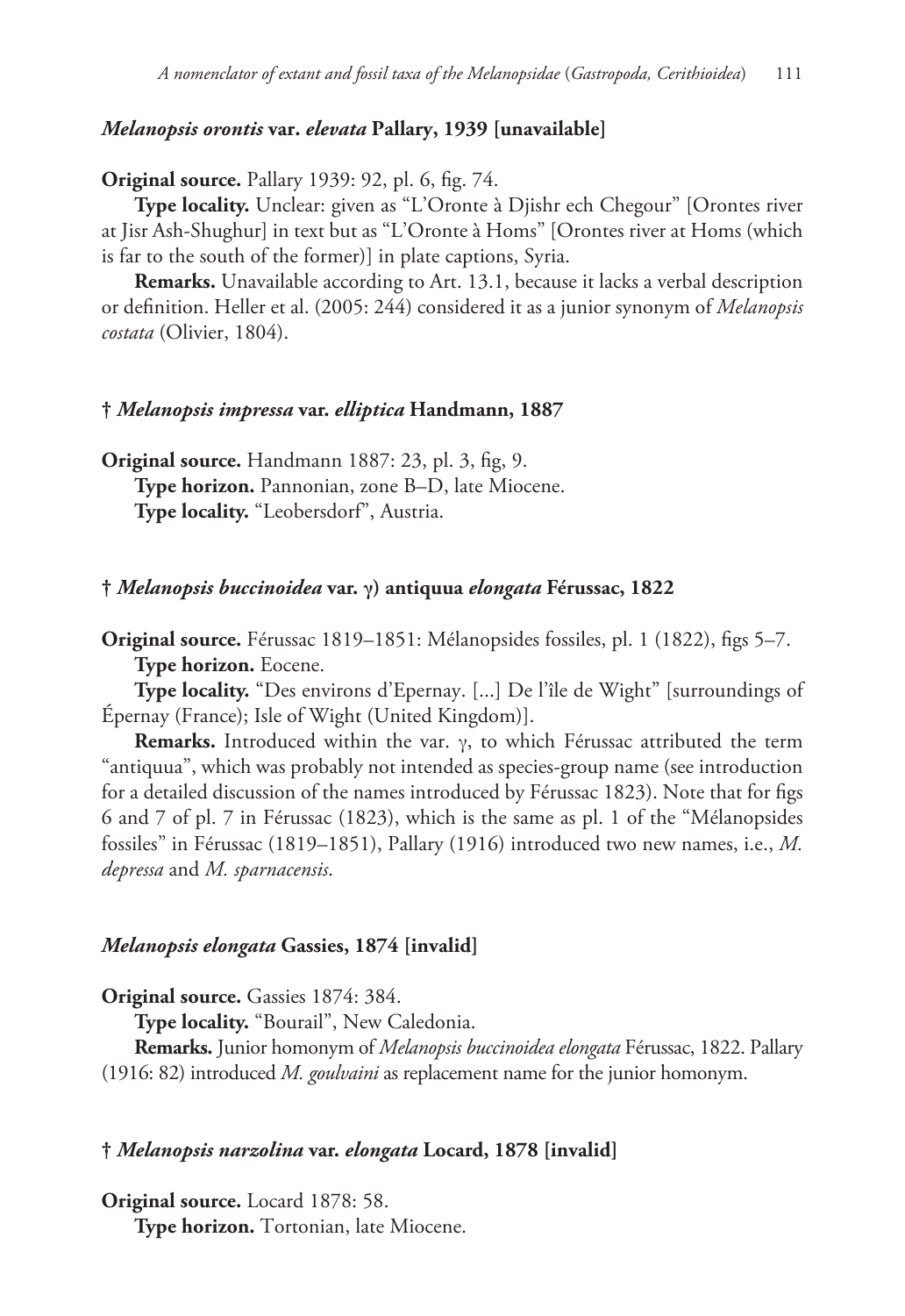### *Melanopsis orontis* var. *elevata* Pallary, 1939 [unavailable]

**Original source.** Pallary 1939: 92, pl. 6, fig. 74.

**Type locality.** Unclear: given as "L'Oronte à Djishr ech Chegour" [Orontes river at Jisr Ash-Shughur] in text but as "L'Oronte à Homs" [Orontes river at Homs (which is far to the south of the former)] in plate captions, Syria.

**Remarks.** Unavailable according to Art. 13.1, because it lacks a verbal description or definition. Heller et al. (2005: 244) considered it as a junior synonym of *Melanopsis costata* (Olivier, 1804).

### † *Melanopsis impressa* var. *elliptica* Handmann, 1887

**Original source.** Handmann 1887: 23, pl. 3, fig, 9.

**Type horizon.** Pannonian, zone B–D, late Miocene.

**Type locality.** "Leobersdorf", Austria.

### † *Melanopsis buccinoidea* var. γ) antiquua *elongata* Férussac, 1822

**Original source.** Férussac 1819–1851: Mélanopsides fossiles, pl. 1 (1822), figs 5–7.

**Type horizon.** Eocene.

**Type locality.** "Des environs d'Epernay. [...] De l'île de Wight" [surroundings of Épernay (France); Isle of Wight (United Kingdom)].

**Remarks.** Introduced within the var. γ, to which Férussac attributed the term "antiquua", which was probably not intended as species-group name (see introduction for a detailed discussion of the names introduced by Férussac 1823). Note that for figs 6 and 7 of pl. 7 in Férussac (1823), which is the same as pl. 1 of the "Mélanopsides fossiles" in Férussac (1819–1851), Pallary (1916) introduced two new names, i.e., *M. depressa* and *M. sparnacensis*.

### *Melanopsis elongata* Gassies, 1874 [invalid]

**Original source.** Gassies 1874: 384.

**Type locality.** "Bourail", New Caledonia.

**Remarks.** Junior homonym of *Melanopsis buccinoidea elongata* Férussac, 1822. Pallary (1916: 82) introduced *M. goulvaini* as replacement name for the junior homonym.

### † *Melanopsis narzolina* var. *elongata* Locard, 1878 [invalid]

**Original source.** Locard 1878: 58.

**Type horizon.** Tortonian, late Miocene.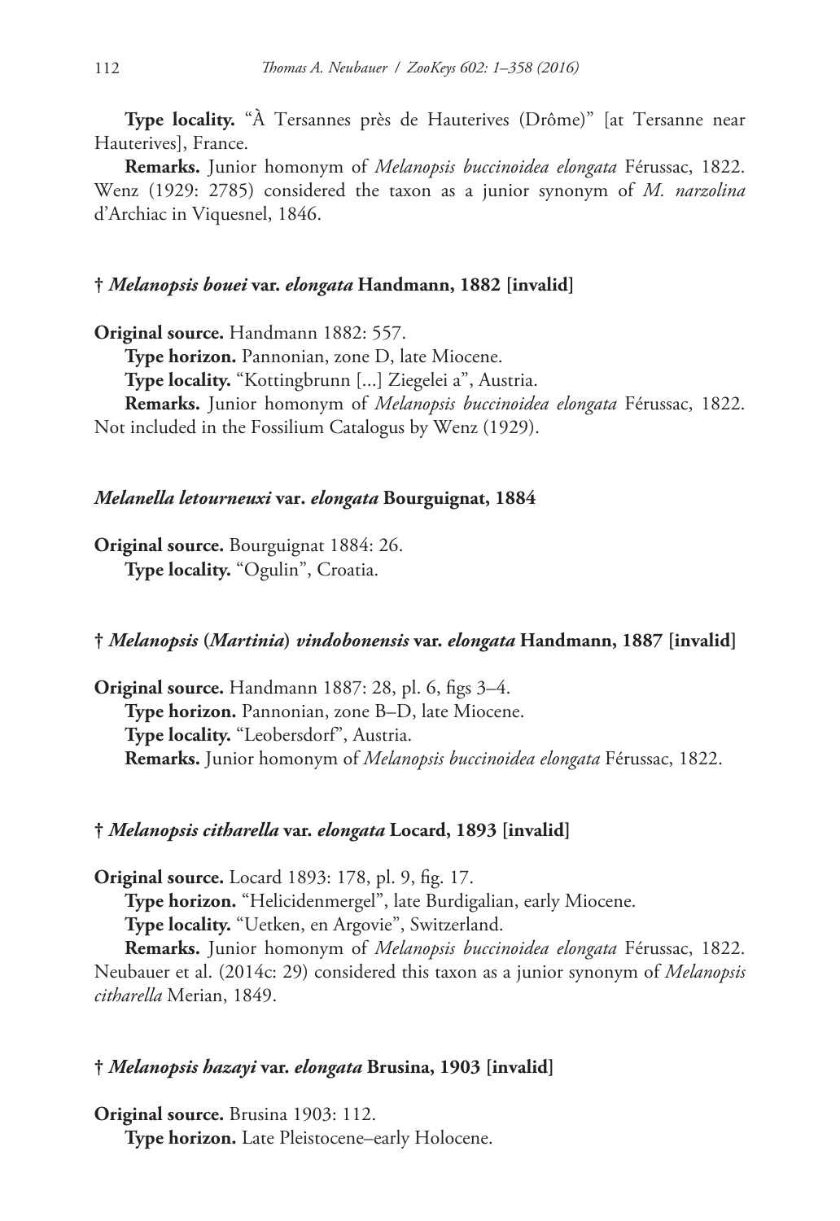**Type locality.** "À Tersannes près de Hauterives (Drôme)" [at Tersanne near Hauterives], France.

**Remarks.** Junior homonym of *Melanopsis buccinoidea elongata* Férussac, 1822. Wenz (1929: 2785) considered the taxon as a junior synonym of *M. narzolina* d'Archiac in Viquesnel, 1846.

#### † *Melanopsis bouei* var. *elongata* Handmann, 1882 [invalid]

**Original source.** Handmann 1882: 557.

**Type horizon.** Pannonian, zone D, late Miocene.

**Type locality.** "Kottingbrunn [...] Ziegelei a", Austria.

**Remarks.** Junior homonym of *Melanopsis buccinoidea elongata* Férussac, 1822. Not included in the Fossilium Catalogus by Wenz (1929).

#### *Melanella letourneuxi* var. *elongata* Bourguignat, 1884

**Original source.** Bourguignat 1884: 26.

**Type locality.** "Ogulin", Croatia.

#### † *Melanopsis* (*Martinia*) *vindobonensis* var. *elongata* Handmann, 1887 [invalid]

**Original source.** Handmann 1887: 28, pl. 6, figs 3–4.

**Type horizon.** Pannonian, zone B–D, late Miocene.

**Type locality.** "Leobersdorf", Austria.

**Remarks.** Junior homonym of *Melanopsis buccinoidea elongata* Férussac, 1822.

#### † *Melanopsis citharella* var. *elongata* Locard, 1893 [invalid]

**Original source.** Locard 1893: 178, pl. 9, fig. 17.

**Type horizon.** "Helicidenmergel", late Burdigalian, early Miocene.

**Type locality.** "Uetken, en Argovie", Switzerland.

**Remarks.** Junior homonym of *Melanopsis buccinoidea elongata* Férussac, 1822. Neubauer et al. (2014c: 29) considered this taxon as a junior synonym of *Melanopsis citharella* Merian, 1849.

#### † *Melanopsis hazayi* var. *elongata* Brusina, 1903 [invalid]

**Original source.** Brusina 1903: 112.

**Type horizon.** Late Pleistocene–early Holocene.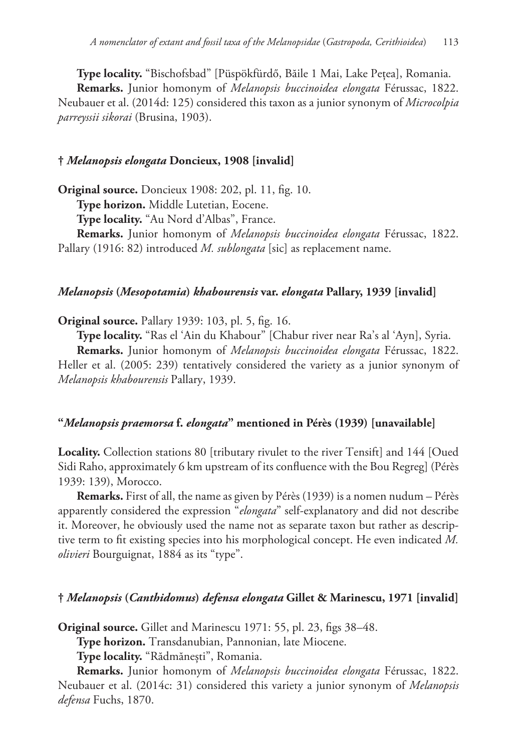**Type locality.** "Bischofsbad" [Püspökfürdő, Băile 1 Mai, Lake Pețea], Romania.

**Remarks.** Junior homonym of *Melanopsis buccinoidea elongata* Férussac, 1822. Neubauer et al. (2014d: 125) considered this taxon as a junior synonym of *Microcolpia parreyssii sikorai* (Brusina, 1903).

### † *Melanopsis elongata* Doncieux, 1908 [invalid]

**Original source.** Doncieux 1908: 202, pl. 11, fig. 10.

**Type horizon.** Middle Lutetian, Eocene.

**Type locality.** "Au Nord d'Albas", France.

**Remarks.** Junior homonym of *Melanopsis buccinoidea elongata* Férussac, 1822. Pallary (1916: 82) introduced *M. sublongata* [sic] as replacement name.

### *Melanopsis* (*Mesopotamia*) *khabourensis* var. *elongata* Pallary, 1939 [invalid]

**Original source.** Pallary 1939: 103, pl. 5, fig. 16.

**Type locality.** "Ras el 'Ain du Khabour" [Chabur river near Ra's al 'Ayn], Syria.

**Remarks.** Junior homonym of *Melanopsis buccinoidea elongata* Férussac, 1822. Heller et al. (2005: 239) tentatively considered the variety as a junior synonym of *Melanopsis khabourensis* Pallary, 1939.

### "*Melanopsis praemorsa* f. *elongata*" mentioned in Pérès (1939) [unavailable]

**Locality.** Collection stations 80 [tributary rivulet to the river Tensift] and 144 [Oued Sidi Raho, approximately 6 km upstream of its confluence with the Bou Regreg] (Pérès 1939: 139), Morocco.

**Remarks.** First of all, the name as given by Pérès (1939) is a nomen nudum – Pérès apparently considered the expression "*elongata*" self-explanatory and did not describe it. Moreover, he obviously used the name not as separate taxon but rather as descriptive term to fit existing species into his morphological concept. He even indicated *M. olivieri* Bourguignat, 1884 as its "type".

### † *Melanopsis* (*Canthidomus*) *defensa elongata* Gillet & Marinescu, 1971 [invalid]

**Original source.** Gillet and Marinescu 1971: 55, pl. 23, figs 38–48.

**Type horizon.** Transdanubian, Pannonian, late Miocene.

**Type locality.** "Rădmănești", Romania.

**Remarks.** Junior homonym of *Melanopsis buccinoidea elongata* Férussac, 1822. Neubauer et al. (2014c: 31) considered this variety a junior synonym of *Melanopsis defensa* Fuchs, 1870.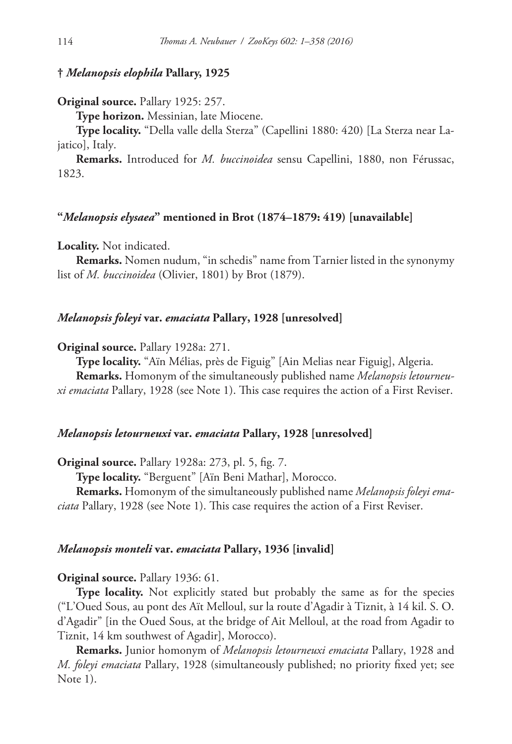### † *Melanopsis elophila* Pallary, 1925

**Original source.** Pallary 1925: 257.

**Type horizon.** Messinian, late Miocene.

**Type locality.** "Della valle della Sterza" (Capellini 1880: 420) [La Sterza near Lajatico], Italy.

**Remarks.** Introduced for *M. buccinoidea* sensu Capellini, 1880, non Férussac, 1823.

### "*Melanopsis elysaea*" mentioned in Brot (1874–1879: 419) [unavailable]

**Locality.** Not indicated.

**Remarks.** Nomen nudum, "in schedis" name from Tarnier listed in the synonymy list of *M. buccinoidea* (Olivier, 1801) by Brot (1879).

### *Melanopsis foleyi* var. *emaciata* Pallary, 1928 [unresolved]

**Original source.** Pallary 1928a: 271.

**Type locality.** "Aïn Mélias, près de Figuig" [Ain Melias near Figuig], Algeria.

**Remarks.** Homonym of the simultaneously published name *Melanopsis letourneuxi emaciata* Pallary, 1928 (see Note 1). This case requires the action of a First Reviser.

### *Melanopsis letourneuxi* var. *emaciata* Pallary, 1928 [unresolved]

**Original source.** Pallary 1928a: 273, pl. 5, fig. 7.

**Type locality.** "Berguent" [Aïn Beni Mathar], Morocco.

**Remarks.** Homonym of the simultaneously published name *Melanopsis foleyi emaciata* Pallary, 1928 (see Note 1). This case requires the action of a First Reviser.

### *Melanopsis monteli* var. *emaciata* Pallary, 1936 [invalid]

**Original source.** Pallary 1936: 61.

**Type locality.** Not explicitly stated but probably the same as for the species ("L'Oued Sous, au pont des Aït Melloul, sur la route d'Agadir à Tiznit, à 14 kil. S. O. d'Agadir" [in the Oued Sous, at the bridge of Ait Melloul, at the road from Agadir to Tiznit, 14 km southwest of Agadir], Morocco).

**Remarks.** Junior homonym of *Melanopsis letourneuxi emaciata* Pallary, 1928 and *M. foleyi emaciata* Pallary, 1928 (simultaneously published; no priority fixed yet; see Note 1).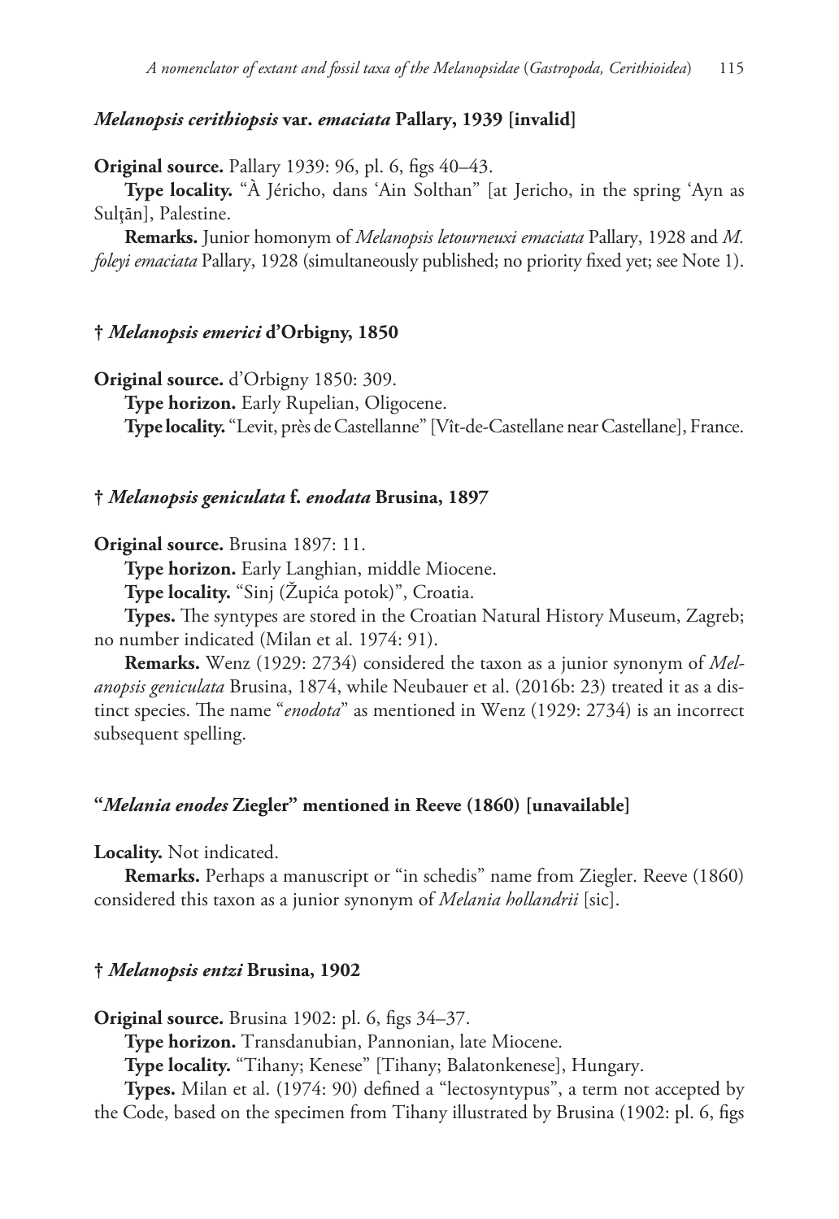### *Melanopsis cerithiopsis* var. *emaciata* Pallary, 1939 [invalid]

**Original source.** Pallary 1939: 96, pl. 6, figs 40–43.

**Type locality.** “À Jéricho, dans ‘Ain Solthan” [at Jericho, in the spring ‘Ayn as Sulţān], Palestine.

**Remarks.** Junior homonym of *Melanopsis letourneuxi emaciata* Pallary, 1928 and *M. foleyi emaciata* Pallary, 1928 (simultaneously published; no priority fixed yet; see Note 1).

### † *Melanopsis emerici* d’Orbigny, 1850

**Original source.** d’Orbigny 1850: 309.

**Type horizon.** Early Rupelian, Oligocene.

**Type locality.** “Levit, près de Castellanne” [Vît-de-Castellane near Castellane], France.

### † *Melanopsis geniculata* f. *enodata* Brusina, 1897

**Original source.** Brusina 1897: 11.

**Type horizon.** Early Langhian, middle Miocene.

**Type locality.** “Sinj (Župića potok)”, Croatia.

**Types.** The syntypes are stored in the Croatian Natural History Museum, Zagreb; no number indicated (Milan et al. 1974: 91).

**Remarks.** Wenz (1929: 2734) considered the taxon as a junior synonym of *Melanopsis geniculata* Brusina, 1874, while Neubauer et al. (2016b: 23) treated it as a distinct species. The name “*enodota*” as mentioned in Wenz (1929: 2734) is an incorrect subsequent spelling.

### “*Melania enodes* Ziegler” mentioned in Reeve (1860) [unavailable]

**Locality.** Not indicated.

**Remarks.** Perhaps a manuscript or “in schedis” name from Ziegler. Reeve (1860) considered this taxon as a junior synonym of *Melania hollandrii* [sic].

### † *Melanopsis entzi* Brusina, 1902

**Original source.** Brusina 1902: pl. 6, figs 34–37.

**Type horizon.** Transdanubian, Pannonian, late Miocene.

**Type locality.** “Tihany; Kenese” [Tihany; Balatonkenese], Hungary.

**Types.** Milan et al. (1974: 90) defined a “lectosyntypus”, a term not accepted by the Code, based on the specimen from Tihany illustrated by Brusina (1902: pl. 6, figs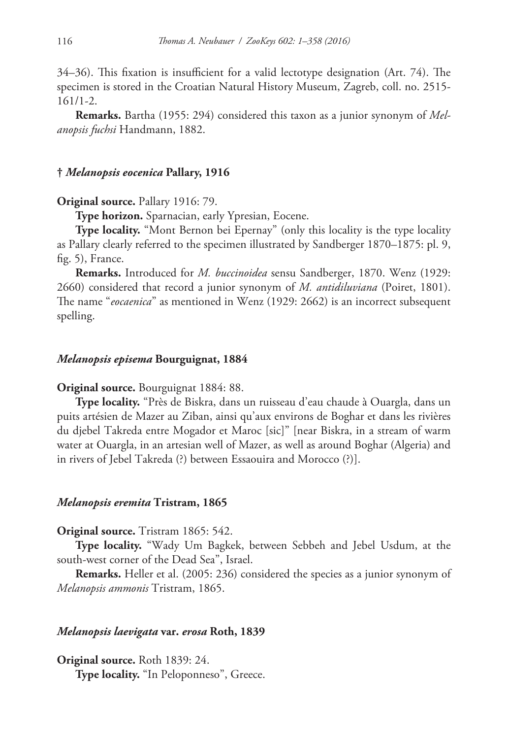34–36). This fixation is insufficient for a valid lectotype designation (Art. 74). The specimen is stored in the Croatian Natural History Museum, Zagreb, coll. no. 2515-161/1-2.

**Remarks.** Bartha (1955: 294) considered this taxon as a junior synonym of *Melanopsis fuchsi* Handmann, 1882.

#### † *Melanopsis eocenica* Pallary, 1916

**Original source.** Pallary 1916: 79.

**Type horizon.** Sparnacian, early Ypresian, Eocene.

**Type locality.** "Mont Bernon bei Epernay" (only this locality is the type locality as Pallary clearly referred to the specimen illustrated by Sandberger 1870–1875: pl. 9, fig. 5), France.

**Remarks.** Introduced for *M. buccinoidea* sensu Sandberger, 1870. Wenz (1929: 2660) considered that record a junior synonym of *M. antidiluviana* (Poiret, 1801). The name "*eocaenica*" as mentioned in Wenz (1929: 2662) is an incorrect subsequent spelling.

#### *Melanopsis episema* Bourguignat, 1884

**Original source.** Bourguignat 1884: 88.

**Type locality.** "Près de Biskra, dans un ruisseau d'eau chaude à Ouargla, dans un puits artésien de Mazer au Ziban, ainsi qu'aux environs de Boghar et dans les rivières du djebel Takreda entre Mogador et Maroc [sic]" [near Biskra, in a stream of warm water at Ouargla, in an artesian well of Mazer, as well as around Boghar (Algeria) and in rivers of Jebel Takreda (?) between Essaouira and Morocco (?)].

#### *Melanopsis eremita* Tristram, 1865

**Original source.** Tristram 1865: 542.

**Type locality.** "Wady Um Bagkek, between Sebbeh and Jebel Usdum, at the south-west corner of the Dead Sea", Israel.

**Remarks.** Heller et al. (2005: 236) considered the species as a junior synonym of *Melanopsis ammonis* Tristram, 1865.

#### *Melanopsis laevigata* var. *erosa* Roth, 1839

**Original source.** Roth 1839: 24.

**Type locality.** "In Peloponneso", Greece.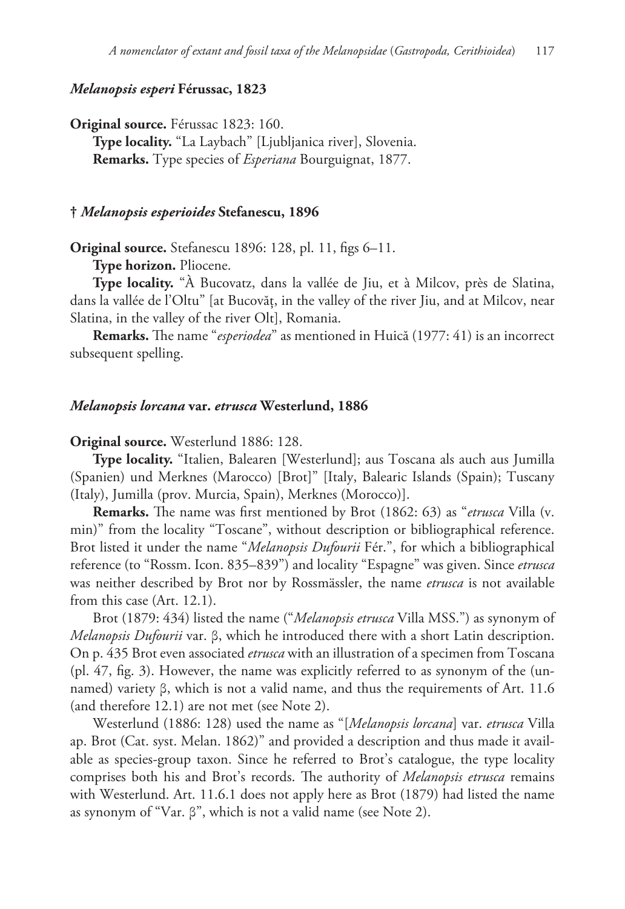### *Melanopsis esperi* Férussac, 1823

**Original source.** Férussac 1823: 160.

**Type locality.** "La Laybach" [Ljubljanica river], Slovenia.

**Remarks.** Type species of *Esperiana* Bourguignat, 1877.

### † *Melanopsis esperioides* Stefanescu, 1896

**Original source.** Stefanescu 1896: 128, pl. 11, figs 6–11.

**Type horizon.** Pliocene.

**Type locality.** "À Bucovatz, dans la vallée de Jiu, et à Milcov, près de Slatina, dans la vallée de l'Oltu" [at Bucovăţ, in the valley of the river Jiu, and at Milcov, near Slatina, in the valley of the river Olt], Romania.

**Remarks.** The name "*esperiodea*" as mentioned in Huică (1977: 41) is an incorrect subsequent spelling.

### *Melanopsis lorcana* var. *etrusca* Westerlund, 1886

**Original source.** Westerlund 1886: 128.

**Type locality.** "Italien, Balearen [Westerlund]; aus Toscana als auch aus Jumilla (Spanien) und Merknes (Marocco) [Brot]" [Italy, Balearic Islands (Spain); Tuscany (Italy), Jumilla (prov. Murcia, Spain), Merknes (Morocco)].

**Remarks.** The name was first mentioned by Brot (1862: 63) as "*etrusca* Villa (v. min)" from the locality "Toscane", without description or bibliographical reference. Brot listed it under the name "*Melanopsis Dufourii* Fér.", for which a bibliographical reference (to "Rossm. Icon. 835–839") and locality "Espagne" was given. Since *etrusca* was neither described by Brot nor by Rossmässler, the name *etrusca* is not available from this case (Art. 12.1).

Brot (1879: 434) listed the name ("*Melanopsis etrusca* Villa MSS.") as synonym of *Melanopsis Dufourii* var. β, which he introduced there with a short Latin description. On p. 435 Brot even associated *etrusca* with an illustration of a specimen from Toscana (pl. 47, fig. 3). However, the name was explicitly referred to as synonym of the (unnamed) variety β, which is not a valid name, and thus the requirements of Art. 11.6 (and therefore 12.1) are not met (see Note 2).

Westerlund (1886: 128) used the name as "[*Melanopsis lorcana*] var. *etrusca* Villa ap. Brot (Cat. syst. Melan. 1862)" and provided a description and thus made it available as species-group taxon. Since he referred to Brot's catalogue, the type locality comprises both his and Brot's records. The authority of *Melanopsis etrusca* remains with Westerlund. Art. 11.6.1 does not apply here as Brot (1879) had listed the name as synonym of "Var. β", which is not a valid name (see Note 2).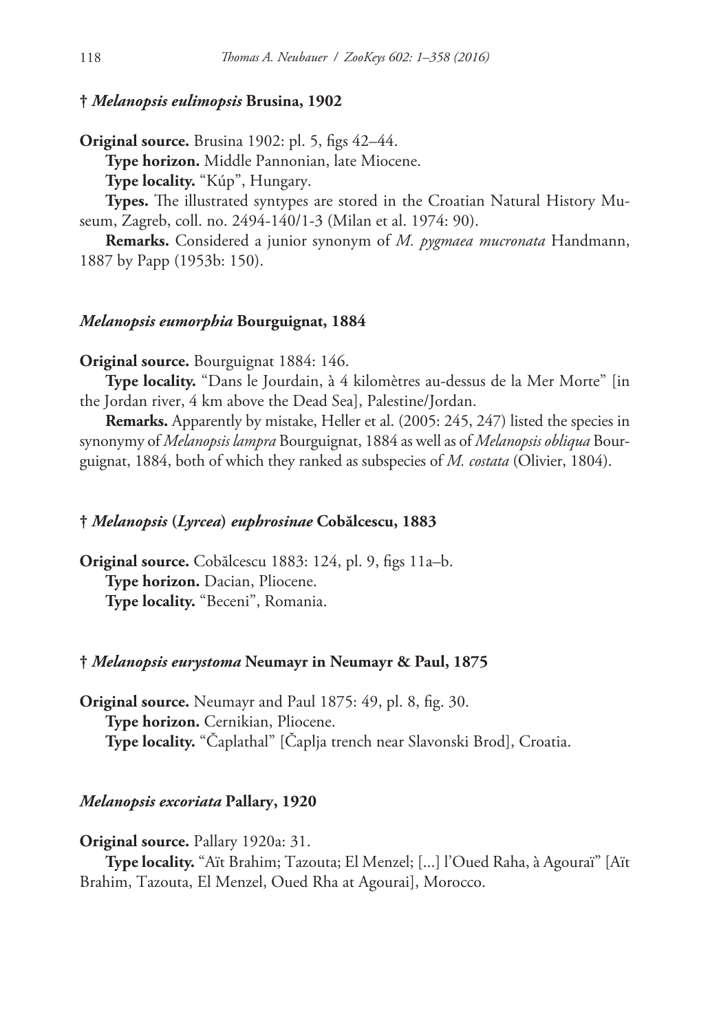### † *Melanopsis eulimopsis* Brusina, 1902

**Original source.** Brusina 1902: pl. 5, figs 42–44.

**Type horizon.** Middle Pannonian, late Miocene.

**Type locality.** “Kúp”, Hungary.

**Types.** The illustrated syntypes are stored in the Croatian Natural History Museum, Zagreb, coll. no. 2494-140/1-3 (Milan et al. 1974: 90).

**Remarks.** Considered a junior synonym of *M. pygmaea mucronata* Handmann, 1887 by Papp (1953b: 150).

### *Melanopsis eumorphia* Bourguignat, 1884

**Original source.** Bourguignat 1884: 146.

**Type locality.** “Dans le Jourdain, à 4 kilomètres au-dessus de la Mer Morte” [in the Jordan river, 4 km above the Dead Sea], Palestine/Jordan.

**Remarks.** Apparently by mistake, Heller et al. (2005: 245, 247) listed the species in synonymy of *Melanopsis lampra* Bourguignat, 1884 as well as of *Melanopsis obliqua* Bourguignat, 1884, both of which they ranked as subspecies of *M. costata* (Olivier, 1804).

### † *Melanopsis* (*Lyrcea*) *euphrosinae* Cobălcescu, 1883

**Original source.** Cobălcescu 1883: 124, pl. 9, figs 11a–b.

**Type horizon.** Dacian, Pliocene.

**Type locality.** “Beceni”, Romania.

### † *Melanopsis eurystoma* Neumayr in Neumayr & Paul, 1875

**Original source.** Neumayr and Paul 1875: 49, pl. 8, fig. 30.

**Type horizon.** Cernikian, Pliocene.

**Type locality.** “Čaplathal” [Čaplja trench near Slavonski Brod], Croatia.

### *Melanopsis excoriata* Pallary, 1920

**Original source.** Pallary 1920a: 31.

**Type locality.** “Aït Brahim; Tazouta; El Menzel; [...] l’Oued Raha, à Agouraï” [Aït Brahim, Tazouta, El Menzel, Oued Rha at Agourai], Morocco.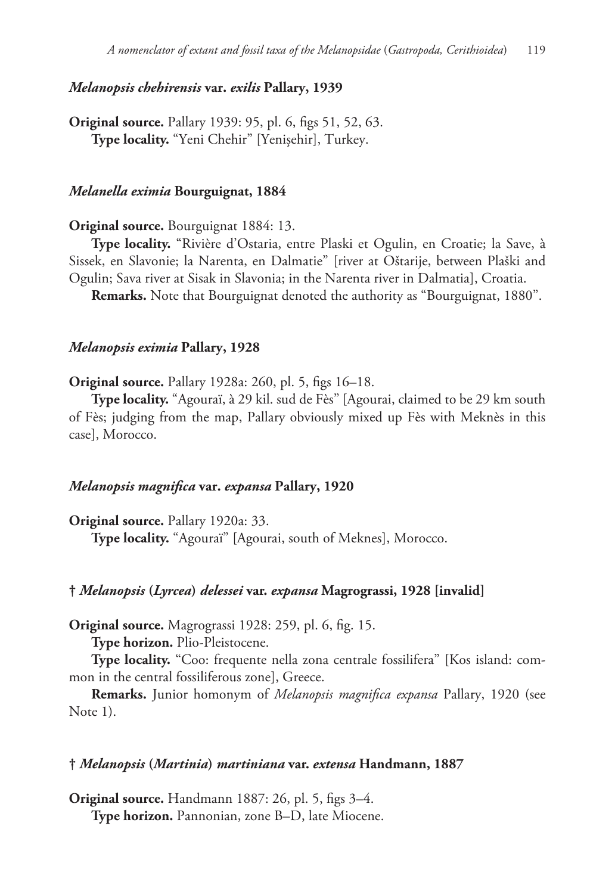### *Melanopsis chehirensis* var. *exilis* Pallary, 1939

**Original source.** Pallary 1939: 95, pl. 6, figs 51, 52, 63.

**Type locality.** "Yeni Chehir" [Yenişehir], Turkey.

### *Melanella eximia* Bourguignat, 1884

**Original source.** Bourguignat 1884: 13.

**Type locality.** "Rivière d'Ostaria, entre Plaski et Ogulin, en Croatie; la Save, à Sissek, en Slavonie; la Narenta, en Dalmatie" [river at Oštarije, between Plaški and Ogulin; Sava river at Sisak in Slavonia; in the Narenta river in Dalmatia], Croatia.

**Remarks.** Note that Bourguignat denoted the authority as "Bourguignat, 1880".

### *Melanopsis eximia* Pallary, 1928

**Original source.** Pallary 1928a: 260, pl. 5, figs 16–18.

**Type locality.** "Agouraï, à 29 kil. sud de Fès" [Agourai, claimed to be 29 km south of Fès; judging from the map, Pallary obviously mixed up Fès with Meknès in this case], Morocco.

### *Melanopsis magnifica* var. *expansa* Pallary, 1920

**Original source.** Pallary 1920a: 33.

**Type locality.** "Agouraï" [Agourai, south of Meknes], Morocco.

### † *Melanopsis* (*Lyrcea*) *delessei* var. *expansa* Magrograssi, 1928 [invalid]

**Original source.** Magrograssi 1928: 259, pl. 6, fig. 15.

**Type horizon.** Plio-Pleistocene.

**Type locality.** "Coo: frequente nella zona centrale fossilifera" [Kos island: common in the central fossiliferous zone], Greece.

**Remarks.** Junior homonym of *Melanopsis magnifica expansa* Pallary, 1920 (see Note 1).

### † *Melanopsis* (*Martinia*) *martiniana* var. *extensa* Handmann, 1887

**Original source.** Handmann 1887: 26, pl. 5, figs 3–4.

**Type horizon.** Pannonian, zone B–D, late Miocene.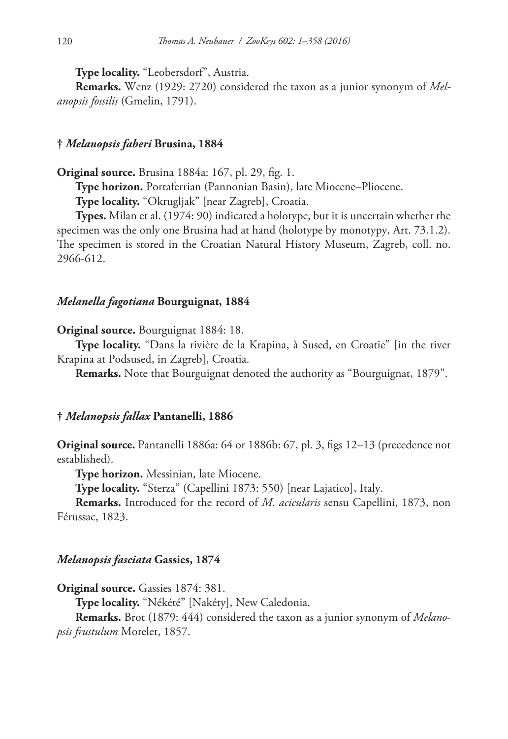**Type locality.** “Leobersdorf”, Austria.

**Remarks.** Wenz (1929: 2720) considered the taxon as a junior synonym of *Melanopsis fossilis* (Gmelin, 1791).

### † *Melanopsis faberi* Brusina, 1884

**Original source.** Brusina 1884a: 167, pl. 29, fig. 1.

**Type horizon.** Portaferrian (Pannonian Basin), late Miocene–Pliocene.

**Type locality.** “Okrugljak” [near Zagreb], Croatia.

**Types.** Milan et al. (1974: 90) indicated a holotype, but it is uncertain whether the specimen was the only one Brusina had at hand (holotype by monotypy, Art. 73.1.2). The specimen is stored in the Croatian Natural History Museum, Zagreb, coll. no. 2966-612.

### *Melanella fagotiana* Bourguignat, 1884

**Original source.** Bourguignat 1884: 18.

**Type locality.** “Dans la rivière de la Krapina, à Sused, en Croatie” [in the river Krapina at Podsused, in Zagreb], Croatia.

**Remarks.** Note that Bourguignat denoted the authority as “Bourguignat, 1879”.

### † *Melanopsis fallax* Pantanelli, 1886

**Original source.** Pantanelli 1886a: 64 or 1886b: 67, pl. 3, figs 12–13 (precedence not established).

**Type horizon.** Messinian, late Miocene.

**Type locality.** “Sterza” (Capellini 1873: 550) [near Lajatico], Italy.

**Remarks.** Introduced for the record of *M. acicularis* sensu Capellini, 1873, non Férussac, 1823.

### *Melanopsis fasciata* Gassies, 1874

**Original source.** Gassies 1874: 381.

**Type locality.** “Nékété” [Nakéty], New Caledonia.

**Remarks.** Brot (1879: 444) considered the taxon as a junior synonym of *Melanopsis frustulum* Morelet, 1857.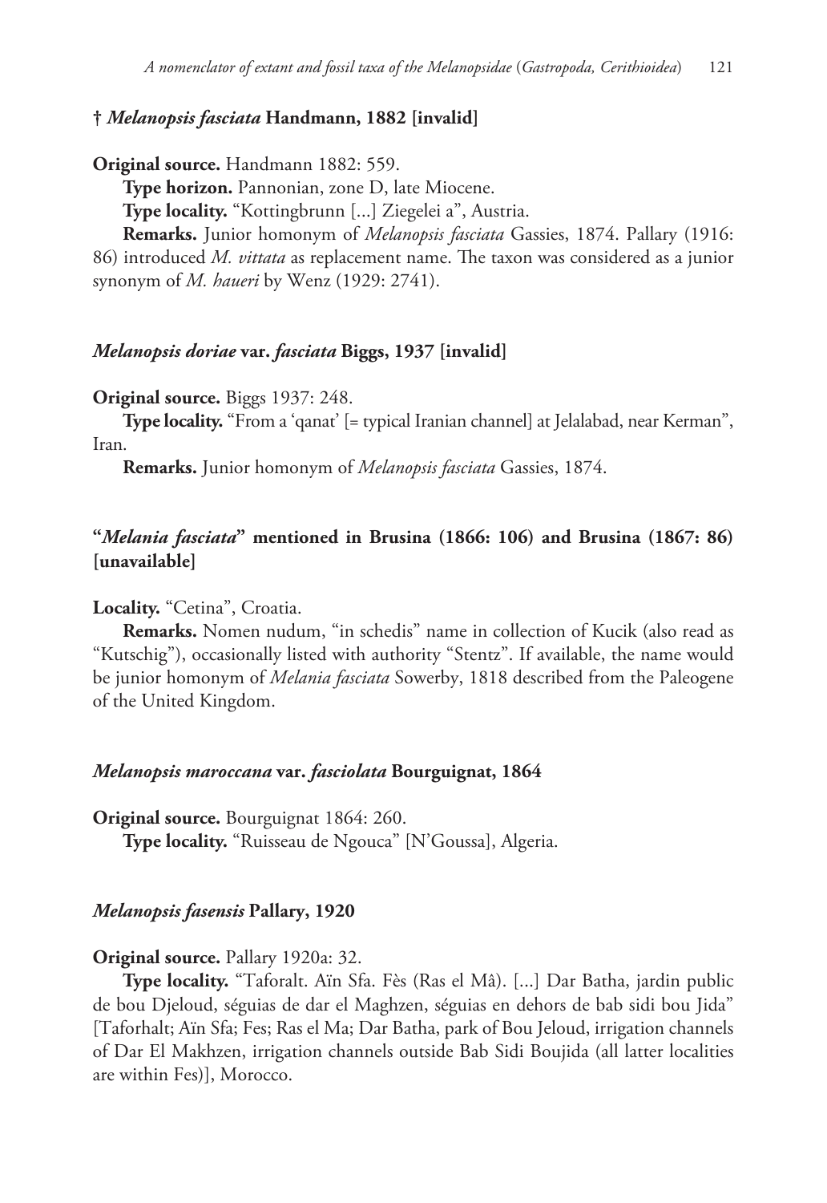### † *Melanopsis fasciata* Handmann, 1882 [invalid]

**Original source.** Handmann 1882: 559.

**Type horizon.** Pannonian, zone D, late Miocene.

**Type locality.** "Kottingbrunn [...] Ziegelei a", Austria.

**Remarks.** Junior homonym of *Melanopsis fasciata* Gassies, 1874. Pallary (1916: 86) introduced *M. vittata* as replacement name. The taxon was considered as a junior synonym of *M. haueri* by Wenz (1929: 2741).

### *Melanopsis doriae* var. *fasciata* Biggs, 1937 [invalid]

**Original source.** Biggs 1937: 248.

**Type locality.** "From a 'qanat' [= typical Iranian channel] at Jelalabad, near Kerman", Iran.

**Remarks.** Junior homonym of *Melanopsis fasciata* Gassies, 1874.

### "*Melania fasciata*" mentioned in Brusina (1866: 106) and Brusina (1867: 86) [unavailable]

**Locality.** "Cetina", Croatia.

**Remarks.** Nomen nudum, "in schedis" name in collection of Kucik (also read as "Kutschig"), occasionally listed with authority "Stentz". If available, the name would be junior homonym of *Melania fasciata* Sowerby, 1818 described from the Paleogene of the United Kingdom.

### *Melanopsis maroccana* var. *fasciolata* Bourguignat, 1864

**Original source.** Bourguignat 1864: 260.

**Type locality.** "Ruisseau de Ngouca" [N'Goussa], Algeria.

### *Melanopsis fasensis* Pallary, 1920

**Original source.** Pallary 1920a: 32.

**Type locality.** "Taforalt. Aïn Sfa. Fès (Ras el Mâ). [...] Dar Batha, jardin public de bou Djeloud, séguias de dar el Maghzen, séguias en dehors de bab sidi bou Jida" [Taforhalt; Aïn Sfa; Fes; Ras el Ma; Dar Batha, park of Bou Jeloud, irrigation channels of Dar El Makhzen, irrigation channels outside Bab Sidi Boujida (all latter localities are within Fes)], Morocco.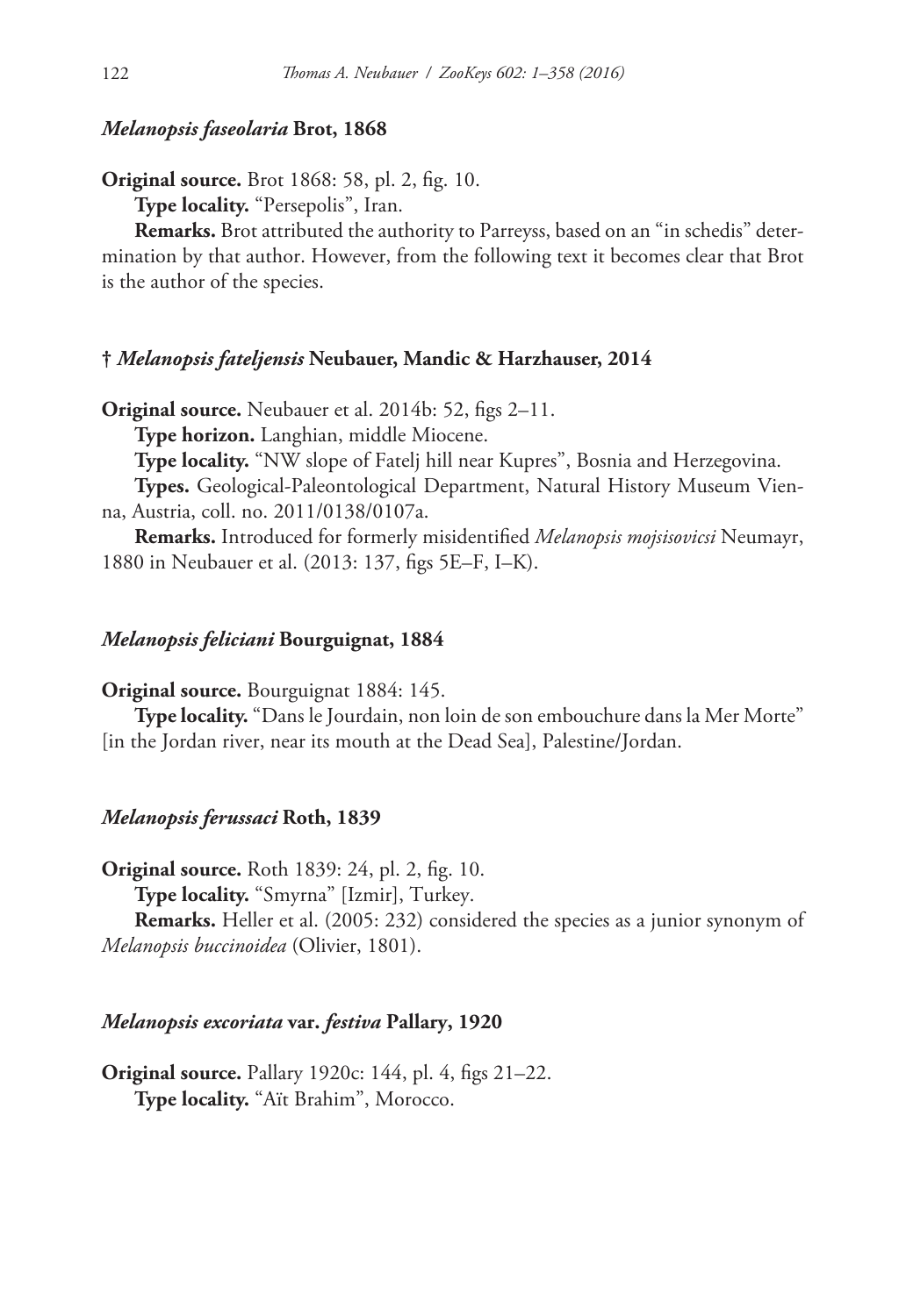### *Melanopsis faseolaria* Brot, 1868

**Original source.** Brot 1868: 58, pl. 2, fig. 10.

**Type locality.** "Persepolis", Iran.

**Remarks.** Brot attributed the authority to Parreyss, based on an "in schedis" determination by that author. However, from the following text it becomes clear that Brot is the author of the species.

### † *Melanopsis fateljensis* Neubauer, Mandic & Harzhauser, 2014

**Original source.** Neubauer et al. 2014b: 52, figs 2–11.

**Type horizon.** Langhian, middle Miocene.

**Type locality.** "NW slope of Fatelj hill near Kupres", Bosnia and Herzegovina.

**Types.** Geological-Paleontological Department, Natural History Museum Vienna, Austria, coll. no. 2011/0138/0107a.

**Remarks.** Introduced for formerly misidentified *Melanopsis mojsisovicsi* Neumayr, 1880 in Neubauer et al. (2013: 137, figs 5E–F, I–K).

### *Melanopsis feliciani* Bourguignat, 1884

**Original source.** Bourguignat 1884: 145.

**Type locality.** "Dans le Jourdain, non loin de son embouchure dans la Mer Morte" [in the Jordan river, near its mouth at the Dead Sea], Palestine/Jordan.

### *Melanopsis ferussaci* Roth, 1839

**Original source.** Roth 1839: 24, pl. 2, fig. 10.

**Type locality.** "Smyrna" [Izmir], Turkey.

**Remarks.** Heller et al. (2005: 232) considered the species as a junior synonym of *Melanopsis buccinoidea* (Olivier, 1801).

### *Melanopsis excoriata* var. *festiva* Pallary, 1920

**Original source.** Pallary 1920c: 144, pl. 4, figs 21–22.

**Type locality.** "Aït Brahim", Morocco.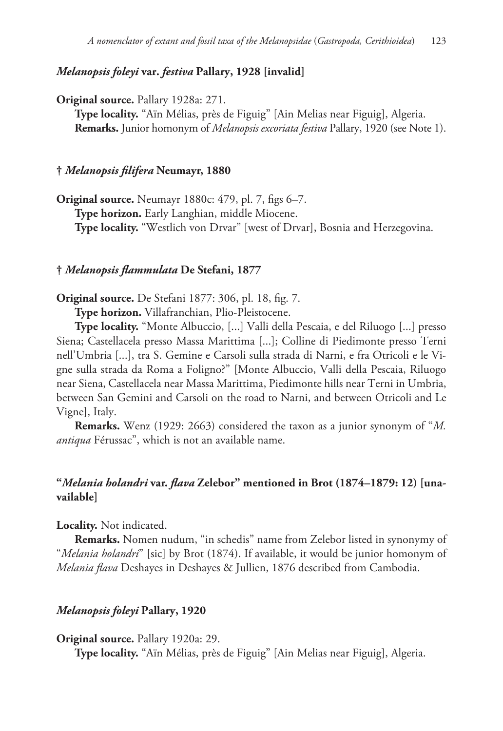### *Melanopsis foleyi* var. *festiva* Pallary, 1928 [invalid]

**Original source.** Pallary 1928a: 271.

**Type locality.** "Aïn Mélias, près de Figuig" [Ain Melias near Figuig], Algeria.

**Remarks.** Junior homonym of *Melanopsis excoriata festiva* Pallary, 1920 (see Note 1).

### † *Melanopsis filifera* Neumayr, 1880

**Original source.** Neumayr 1880c: 479, pl. 7, figs 6–7.

**Type horizon.** Early Langhian, middle Miocene.

**Type locality.** "Westlich von Drvar" [west of Drvar], Bosnia and Herzegovina.

### † *Melanopsis flammulata* De Stefani, 1877

**Original source.** De Stefani 1877: 306, pl. 18, fig. 7.

**Type horizon.** Villafranchian, Plio-Pleistocene.

**Type locality.** "Monte Albuccio, [...] Valli della Pescaia, e del Riluogo [...] presso Siena; Castellacela presso Massa Marittima [...]; Colline di Piedimonte presso Terni nell'Umbria [...], tra S. Gemine e Carsoli sulla strada di Narni, e fra Otricoli e le Vigne sulla strada da Roma a Foligno?" [Monte Albuccio, Valli della Pescaia, Riluogo near Siena, Castellacela near Massa Marittima, Piedimonte hills near Terni in Umbria, between San Gemini and Carsoli on the road to Narni, and between Otricoli and Le Vigne], Italy.

**Remarks.** Wenz (1929: 2663) considered the taxon as a junior synonym of "*M. antiqua* Férussac", which is not an available name.

### "*Melania holandri* var. *flava* Zelebor" mentioned in Brot (1874–1879: 12) [unavailable]

**Locality.** Not indicated.

**Remarks.** Nomen nudum, "in schedis" name from Zelebor listed in synonymy of "*Melania holandri*" [sic] by Brot (1874). If available, it would be junior homonym of *Melania flava* Deshayes in Deshayes & Jullien, 1876 described from Cambodia.

### *Melanopsis foleyi* Pallary, 1920

**Original source.** Pallary 1920a: 29.

**Type locality.** "Aïn Mélias, près de Figuig" [Ain Melias near Figuig], Algeria.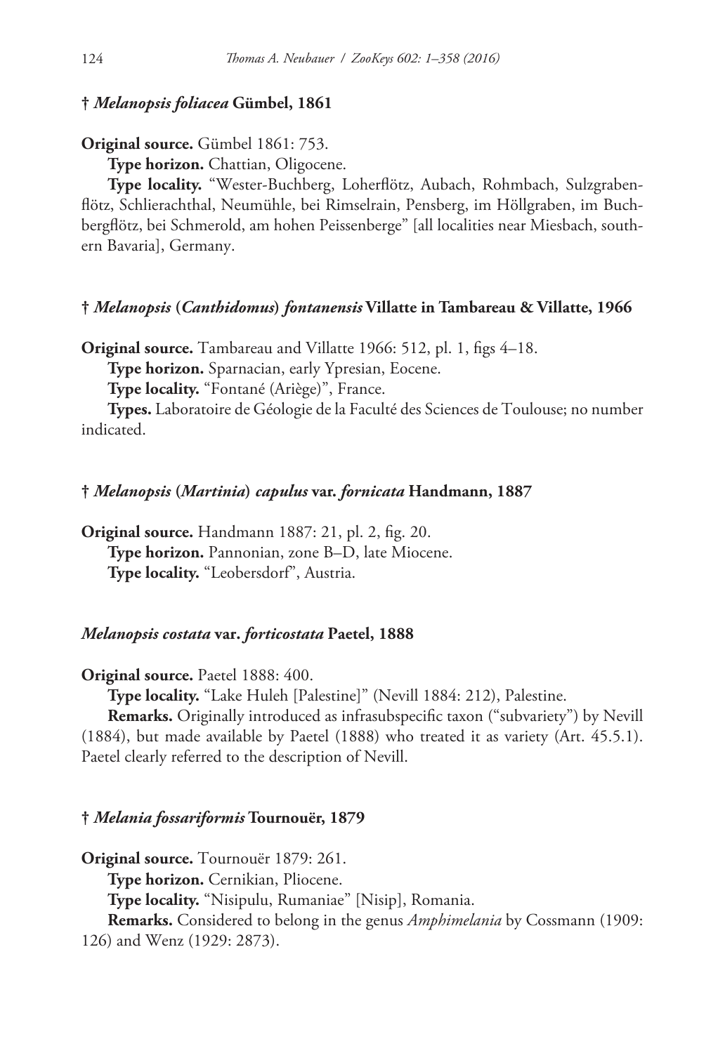### † *Melanopsis foliacea* Gümbel, 1861

**Original source.** Gümbel 1861: 753.

**Type horizon.** Chattian, Oligocene.

**Type locality.** "Wester-Buchberg, Loherflötz, Aubach, Rohmbach, Sulzgrabenflötz, Schlierachthal, Neumühle, bei Rimselrain, Pensberg, im Höllgraben, im Buchbergflötz, bei Schmerold, am hohen Peissenberge" [all localities near Miesbach, southern Bavaria], Germany.

### † *Melanopsis* (*Canthidomus*) *fontanensis* Villatte in Tambareau & Villatte, 1966

**Original source.** Tambareau and Villatte 1966: 512, pl. 1, figs 4–18.

**Type horizon.** Sparnacian, early Ypresian, Eocene.

**Type locality.** "Fontané (Ariège)", France.

**Types.** Laboratoire de Géologie de la Faculté des Sciences de Toulouse; no number indicated.

### † *Melanopsis* (*Martinia*) *capulus* var. *fornicata* Handmann, 1887

**Original source.** Handmann 1887: 21, pl. 2, fig. 20.

**Type horizon.** Pannonian, zone B–D, late Miocene.

**Type locality.** "Leobersdorf", Austria.

### *Melanopsis costata* var. *forticostata* Paetel, 1888

**Original source.** Paetel 1888: 400.

**Type locality.** "Lake Huleh [Palestine]" (Nevill 1884: 212), Palestine.

**Remarks.** Originally introduced as infrasubspecific taxon ("subvariety") by Nevill (1884), but made available by Paetel (1888) who treated it as variety (Art. 45.5.1). Paetel clearly referred to the description of Nevill.

### † *Melania fossariformis* Tournouër, 1879

**Original source.** Tournouër 1879: 261.

**Type horizon.** Cernikian, Pliocene.

**Type locality.** "Nisipulu, Rumaniae" [Nisip], Romania.

**Remarks.** Considered to belong in the genus *Amphimelania* by Cossmann (1909: 126) and Wenz (1929: 2873).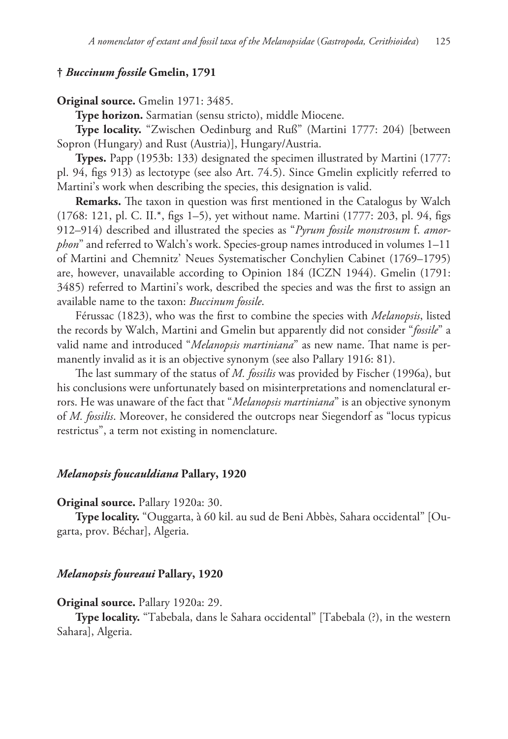### † *Buccinum fossile* Gmelin, 1791

**Original source.** Gmelin 1971: 3485.

**Type horizon.** Sarmatian (sensu stricto), middle Miocene.

**Type locality.** “Zwischen Oedinburg and Ruß” (Martini 1777: 204) [between Sopron (Hungary) and Rust (Austria)], Hungary/Austria.

**Types.** Papp (1953b: 133) designated the specimen illustrated by Martini (1777: pl. 94, figs 913) as lectotype (see also Art. 74.5). Since Gmelin explicitly referred to Martini’s work when describing the species, this designation is valid.

**Remarks.** The taxon in question was first mentioned in the Catalogus by Walch (1768: 121, pl. C. II.*, figs 1–5), yet without name. Martini (1777: 203, pl. 94, figs 912–914) described and illustrated the species as “*Pyrum fossile monstrosum* f. *amorphon*” and referred to Walch’s work. Species-group names introduced in volumes 1–11 of Martini and Chemnitz’ Neues Systematischer Conchylien Cabinet (1769–1795) are, however, unavailable according to Opinion 184 (ICZN 1944). Gmelin (1791: 3485) referred to Martini’s work, described the species and was the first to assign an available name to the taxon: *Buccinum fossile*.

Férussac (1823), who was the first to combine the species with *Melanopsis*, listed the records by Walch, Martini and Gmelin but apparently did not consider “*fossile*” a valid name and introduced “*Melanopsis martiniana*” as new name. That name is permanently invalid as it is an objective synonym (see also Pallary 1916: 81).

The last summary of the status of *M. fossilis* was provided by Fischer (1996a), but his conclusions were unfortunately based on misinterpretations and nomenclatural errors. He was unaware of the fact that “*Melanopsis martiniana*” is an objective synonym of *M. fossilis*. Moreover, he considered the outcrops near Siegendorf as “locus typicus restrictus”, a term not existing in nomenclature.

### *Melanopsis foucauldiana* Pallary, 1920

**Original source.** Pallary 1920a: 30.

**Type locality.** “Ouggarta, à 60 kil. au sud de Beni Abbès, Sahara occidental” [Ougarta, prov. Béchar], Algeria.

### *Melanopsis foureaui* Pallary, 1920

**Original source.** Pallary 1920a: 29.

**Type locality.** “Tabebala, dans le Sahara occidental” [Tabebala (?), in the western Sahara], Algeria.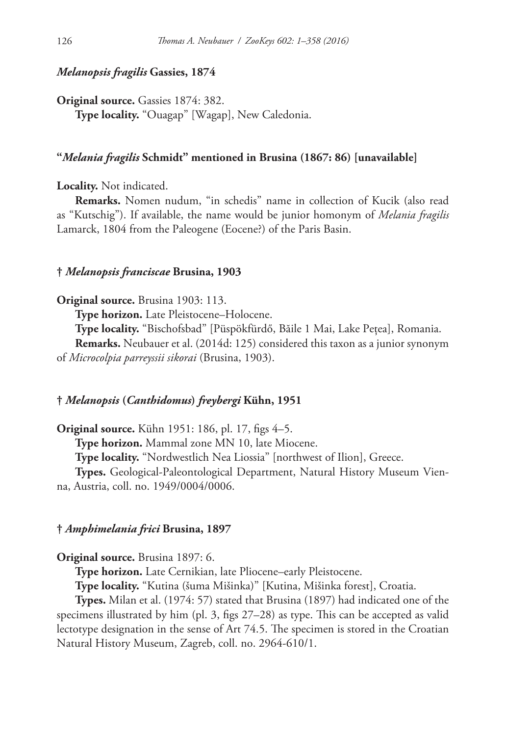### *Melanopsis fragilis* Gassies, 1874

**Original source.** Gassies 1874: 382.

**Type locality.** "Ouagap" [Wagap], New Caledonia.

### "*Melania fragilis* Schmidt" mentioned in Brusina (1867: 86) [unavailable]

**Locality.** Not indicated.

**Remarks.** Nomen nudum, "in schedis" name in collection of Kucik (also read as "Kutschig"). If available, the name would be junior homonym of *Melania fragilis* Lamarck, 1804 from the Paleogene (Eocene?) of the Paris Basin.

### † *Melanopsis franciscae* Brusina, 1903

**Original source.** Brusina 1903: 113.

**Type horizon.** Late Pleistocene–Holocene.

**Type locality.** "Bischofsbad" [Püspökfürdő, Băile 1 Mai, Lake Pețea], Romania.

**Remarks.** Neubauer et al. (2014d: 125) considered this taxon as a junior synonym of *Microcolpia parreyssii sikorai* (Brusina, 1903).

### † *Melanopsis* (*Canthidomus*) *freybergi* Kühn, 1951

**Original source.** Kühn 1951: 186, pl. 17, figs 4–5.

**Type horizon.** Mammal zone MN 10, late Miocene.

**Type locality.** "Nordwestlich Nea Liossia" [northwest of Ilion], Greece.

**Types.** Geological-Paleontological Department, Natural History Museum Vienna, Austria, coll. no. 1949/0004/0006.

### † *Amphimelania frici* Brusina, 1897

**Original source.** Brusina 1897: 6.

**Type horizon.** Late Cernikian, late Pliocene–early Pleistocene.

**Type locality.** "Kutina (šuma Mišinka)" [Kutina, Mišinka forest], Croatia.

**Types.** Milan et al. (1974: 57) stated that Brusina (1897) had indicated one of the specimens illustrated by him (pl. 3, figs 27–28) as type. This can be accepted as valid lectotype designation in the sense of Art 74.5. The specimen is stored in the Croatian Natural History Museum, Zagreb, coll. no. 2964-610/1.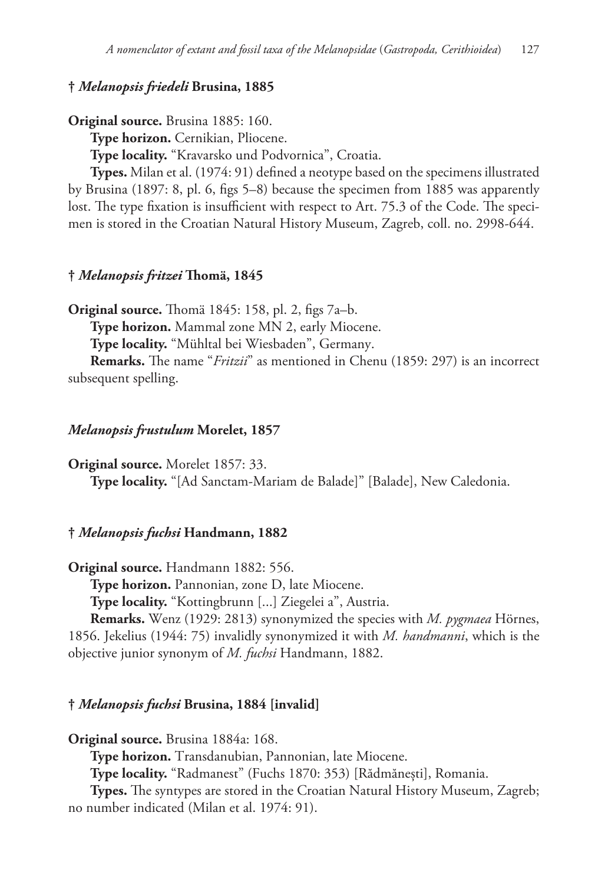### † *Melanopsis friedeli* Brusina, 1885

**Original source.** Brusina 1885: 160.

**Type horizon.** Cernikian, Pliocene.

**Type locality.** "Kravarsko und Podvornica", Croatia.

**Types.** Milan et al. (1974: 91) defined a neotype based on the specimens illustrated by Brusina (1897: 8, pl. 6, figs 5–8) because the specimen from 1885 was apparently lost. The type fixation is insufficient with respect to Art. 75.3 of the Code. The specimen is stored in the Croatian Natural History Museum, Zagreb, coll. no. 2998-644.

### † *Melanopsis fritzei* Thomä, 1845

**Original source.** Thomä 1845: 158, pl. 2, figs 7a–b.

**Type horizon.** Mammal zone MN 2, early Miocene.

**Type locality.** "Mühltal bei Wiesbaden", Germany.

**Remarks.** The name "*Fritzii*" as mentioned in Chenu (1859: 297) is an incorrect subsequent spelling.

### *Melanopsis frustulum* Morelet, 1857

**Original source.** Morelet 1857: 33.

**Type locality.** "[Ad Sanctam-Mariam de Balade]" [Balade], New Caledonia.

### † *Melanopsis fuchsi* Handmann, 1882

**Original source.** Handmann 1882: 556.

**Type horizon.** Pannonian, zone D, late Miocene.

**Type locality.** "Kottingbrunn [...] Ziegelei a", Austria.

**Remarks.** Wenz (1929: 2813) synonymized the species with *M. pygmaea* Hörnes, 1856. Jekelius (1944: 75) invalidly synonymized it with *M. handmanni*, which is the objective junior synonym of *M. fuchsi* Handmann, 1882.

### † *Melanopsis fuchsi* Brusina, 1884 [invalid]

**Original source.** Brusina 1884a: 168.

**Type horizon.** Transdanubian, Pannonian, late Miocene.

**Type locality.** "Radmanest" (Fuchs 1870: 353) [Rădmănești], Romania.

**Types.** The syntypes are stored in the Croatian Natural History Museum, Zagreb; no number indicated (Milan et al. 1974: 91).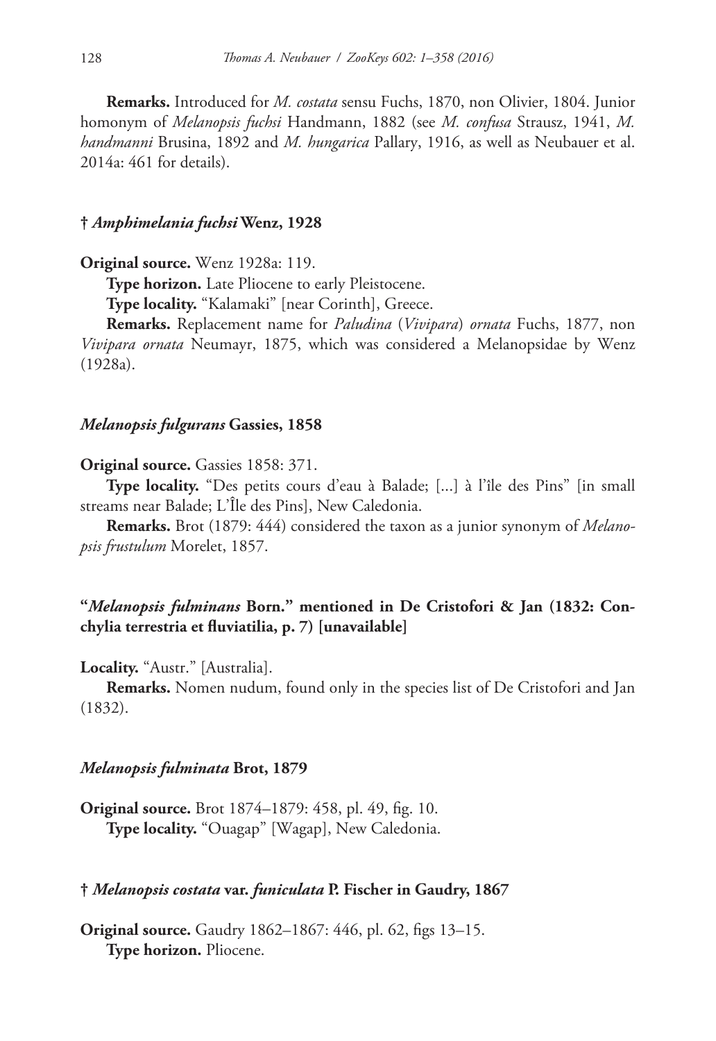**Remarks.** Introduced for *M. costata* sensu Fuchs, 1870, non Olivier, 1804. Junior homonym of *Melanopsis fuchsi* Handmann, 1882 (see *M. confusa* Strausz, 1941, *M. handmanni* Brusina, 1892 and *M. hungarica* Pallary, 1916, as well as Neubauer et al. 2014a: 461 for details).

### † *Amphimelania fuchsi* Wenz, 1928

**Original source.** Wenz 1928a: 119.

**Type horizon.** Late Pliocene to early Pleistocene.

**Type locality.** "Kalamaki" [near Corinth], Greece.

**Remarks.** Replacement name for *Paludina* (*Vivipara*) *ornata* Fuchs, 1877, non *Vivipara ornata* Neumayr, 1875, which was considered a Melanopsidae by Wenz (1928a).

### *Melanopsis fulgurans* Gassies, 1858

**Original source.** Gassies 1858: 371.

**Type locality.** "Des petits cours d'eau à Balade; [...] à l'île des Pins" [in small streams near Balade; L'Île des Pins], New Caledonia.

**Remarks.** Brot (1879: 444) considered the taxon as a junior synonym of *Melanopsis frustulum* Morelet, 1857.

### "*Melanopsis fulminans* Born." mentioned in De Cristofori & Jan (1832: Conchylia terrestria et fluviatilia, p. 7) [unavailable]

**Locality.** "Austr." [Australia].

**Remarks.** Nomen nudum, found only in the species list of De Cristofori and Jan (1832).

### *Melanopsis fulminata* Brot, 1879

**Original source.** Brot 1874–1879: 458, pl. 49, fig. 10.

**Type locality.** "Ouagap" [Wagap], New Caledonia.

### † *Melanopsis costata* var. *funiculata* P. Fischer in Gaudry, 1867

**Original source.** Gaudry 1862–1867: 446, pl. 62, figs 13–15.

**Type horizon.** Pliocene.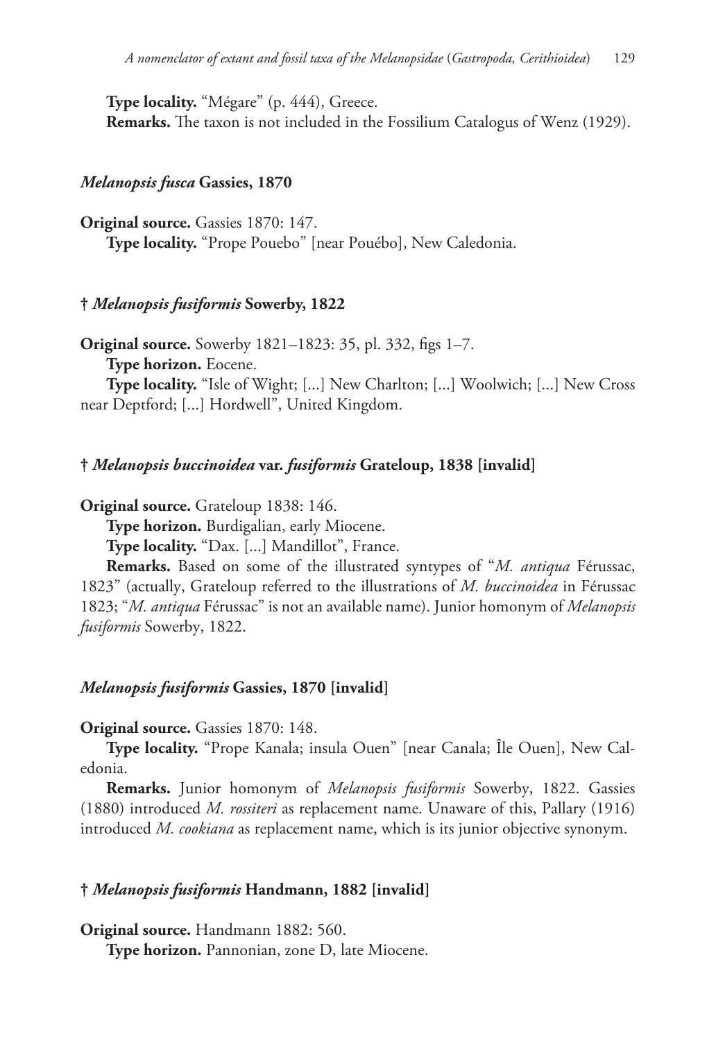**Type locality.** "Mégare" (p. 444), Greece.

**Remarks.** The taxon is not included in the Fossilium Catalogus of Wenz (1929).

### *Melanopsis fusca* Gassies, 1870

**Original source.** Gassies 1870: 147.

**Type locality.** "Prope Pouebo" [near Pouébo], New Caledonia.

### † *Melanopsis fusiformis* Sowerby, 1822

**Original source.** Sowerby 1821–1823: 35, pl. 332, figs 1–7.

**Type horizon.** Eocene.

**Type locality.** "Isle of Wight; [...] New Charlton; [...] Woolwich; [...] New Cross near Deptford; [...] Hordwell", United Kingdom.

### † *Melanopsis buccinoidea* var. *fusiformis* Grateloup, 1838 [invalid]

**Original source.** Grateloup 1838: 146.

**Type horizon.** Burdigalian, early Miocene.

**Type locality.** "Dax. [...] Mandillot", France.

**Remarks.** Based on some of the illustrated syntypes of "*M. antiqua* Férussac, 1823" (actually, Grateloup referred to the illustrations of *M. buccinoidea* in Férussac 1823; "*M. antiqua* Férussac" is not an available name). Junior homonym of *Melanopsis fusiformis* Sowerby, 1822.

### *Melanopsis fusiformis* Gassies, 1870 [invalid]

**Original source.** Gassies 1870: 148.

**Type locality.** "Prope Kanala; insula Ouen" [near Canala; Île Ouen], New Caledonia.

**Remarks.** Junior homonym of *Melanopsis fusiformis* Sowerby, 1822. Gassies (1880) introduced *M. rossiteri* as replacement name. Unaware of this, Pallary (1916) introduced *M. cookiana* as replacement name, which is its junior objective synonym.

### † *Melanopsis fusiformis* Handmann, 1882 [invalid]

**Original source.** Handmann 1882: 560.

**Type horizon.** Pannonian, zone D, late Miocene.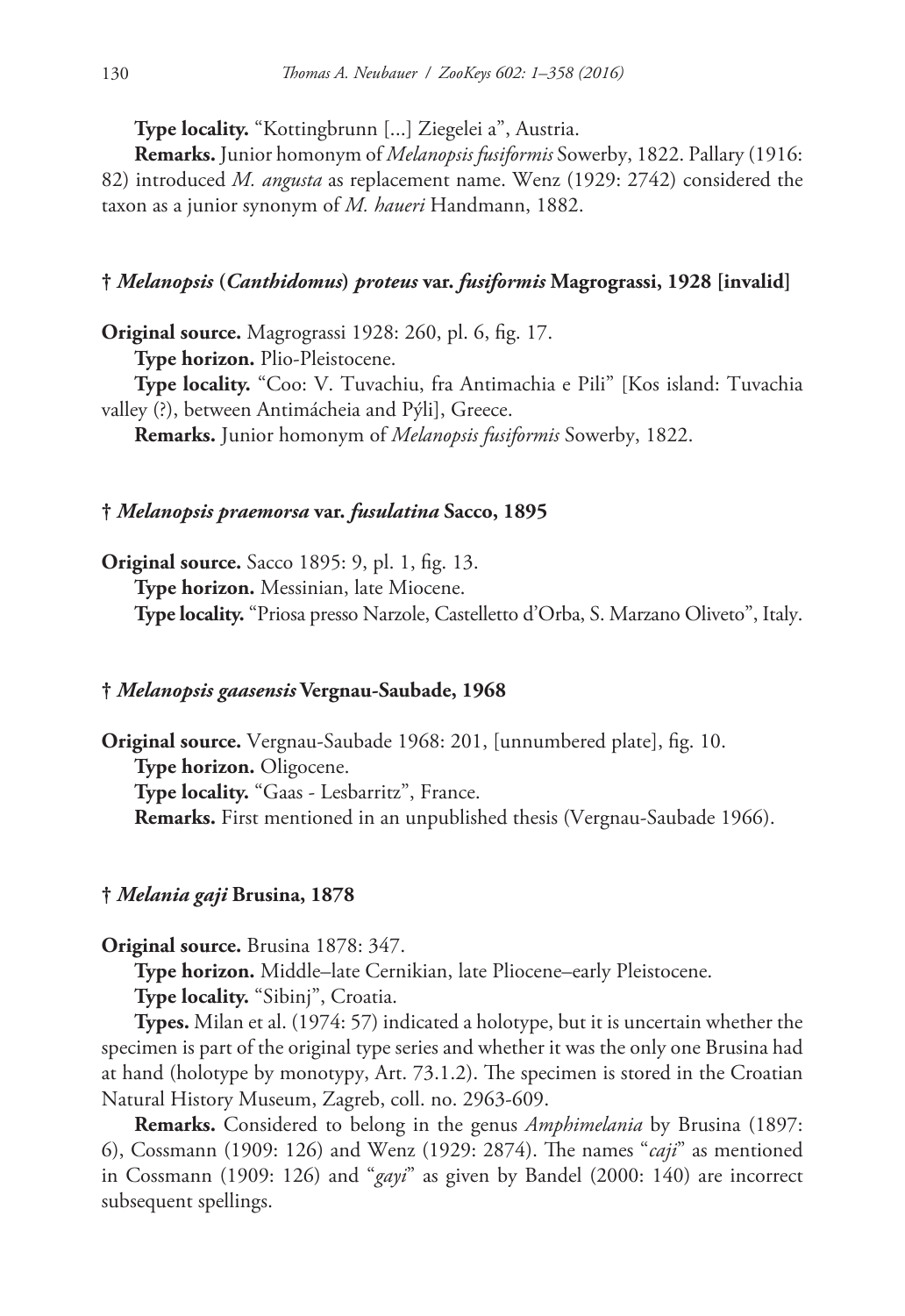**Type locality.** "Kottingbrunn [...] Ziegelei a", Austria.

**Remarks.** Junior homonym of *Melanopsis fusiformis* Sowerby, 1822. Pallary (1916: 82) introduced *M. angusta* as replacement name. Wenz (1929: 2742) considered the taxon as a junior synonym of *M. haueri* Handmann, 1882.

### † *Melanopsis* (*Canthidomus*) *proteus* var. *fusiformis* Magrograssi, 1928 [invalid]

**Original source.** Magrograssi 1928: 260, pl. 6, fig. 17.

**Type horizon.** Plio-Pleistocene.

**Type locality.** "Coo: V. Tuvachiu, fra Antimachia e Pili" [Kos island: Tuvachia valley (?), between Antimácheia and Pýli], Greece.

**Remarks.** Junior homonym of *Melanopsis fusiformis* Sowerby, 1822.

### † *Melanopsis praemorsa* var. *fusulatina* Sacco, 1895

**Original source.** Sacco 1895: 9, pl. 1, fig. 13.

**Type horizon.** Messinian, late Miocene.

**Type locality.** "Priosa presso Narzole, Castelletto d'Orba, S. Marzano Oliveto", Italy.

### † *Melanopsis gaasensis* Vergnau-Saubade, 1968

**Original source.** Vergnau-Saubade 1968: 201, [unnumbered plate], fig. 10.

**Type horizon.** Oligocene.

**Type locality.** "Gaas - Lesbarritz", France.

**Remarks.** First mentioned in an unpublished thesis (Vergnau-Saubade 1966).

### † *Melania gaji* Brusina, 1878

**Original source.** Brusina 1878: 347.

**Type horizon.** Middle–late Cernikian, late Pliocene–early Pleistocene.

**Type locality.** "Sibinj", Croatia.

**Types.** Milan et al. (1974: 57) indicated a holotype, but it is uncertain whether the specimen is part of the original type series and whether it was the only one Brusina had at hand (holotype by monotypy, Art. 73.1.2). The specimen is stored in the Croatian Natural History Museum, Zagreb, coll. no. 2963-609.

**Remarks.** Considered to belong in the genus *Amphimelania* by Brusina (1897: 6), Cossmann (1909: 126) and Wenz (1929: 2874). The names "*caji*" as mentioned in Cossmann (1909: 126) and "*gayi*" as given by Bandel (2000: 140) are incorrect subsequent spellings.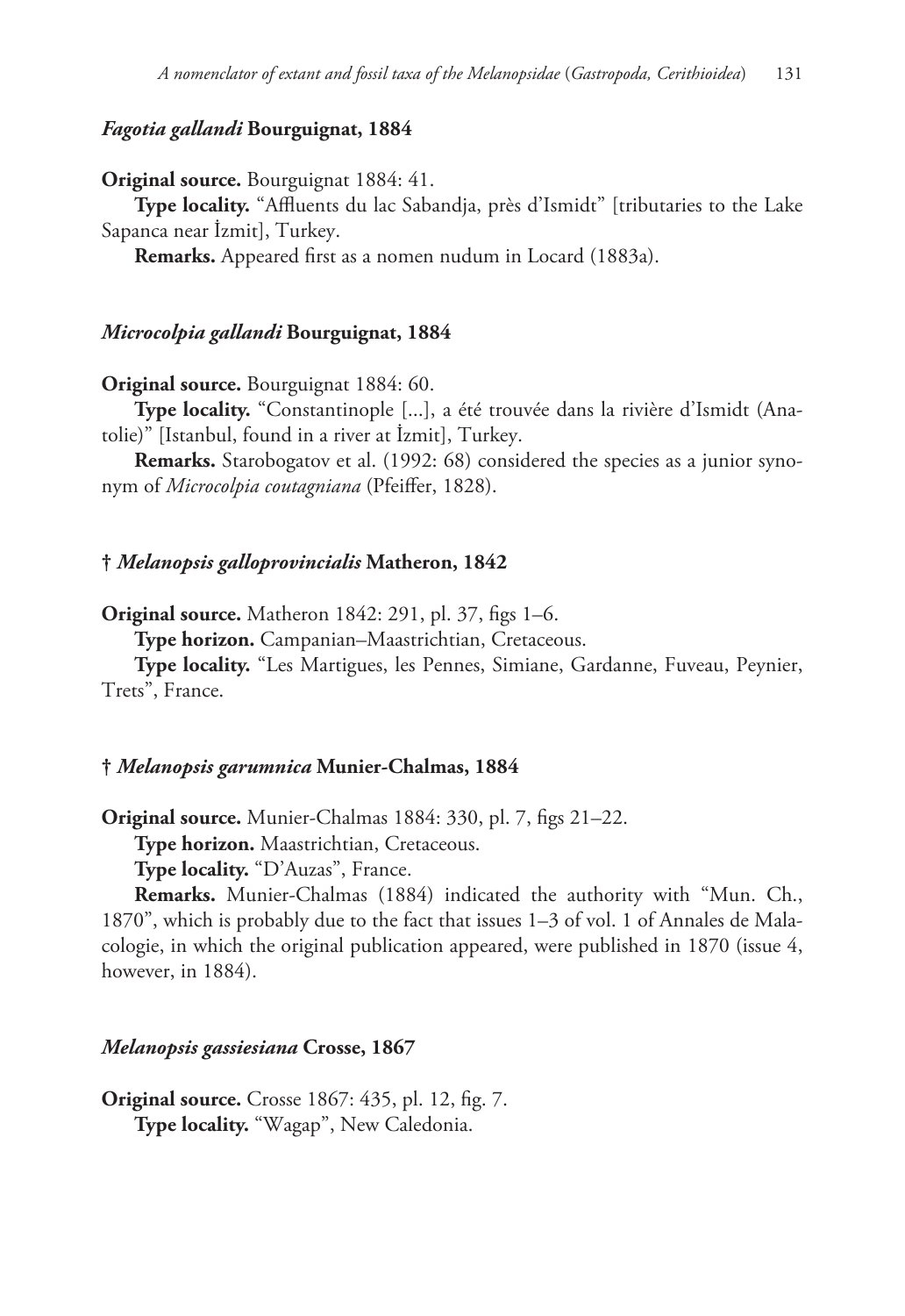### *Fagotia gallandi* Bourguignat, 1884

**Original source.** Bourguignat 1884: 41.

**Type locality.** "Affluents du lac Sabandja, près d'Ismidt" [tributaries to the Lake Sapanca near İzmit], Turkey.

**Remarks.** Appeared first as a nomen nudum in Locard (1883a).

### *Microcolpia gallandi* Bourguignat, 1884

**Original source.** Bourguignat 1884: 60.

**Type locality.** "Constantinople [...], a été trouvée dans la rivière d'Ismidt (Anatolie)" [Istanbul, found in a river at İzmit], Turkey.

**Remarks.** Starobogatov et al. (1992: 68) considered the species as a junior synonym of *Microcolpia coutagniana* (Pfeiffer, 1828).

### † *Melanopsis galloprovincialis* Matheron, 1842

**Original source.** Matheron 1842: 291, pl. 37, figs 1–6.

**Type horizon.** Campanian–Maastrichtian, Cretaceous.

**Type locality.** "Les Martigues, les Pennes, Simiane, Gardanne, Fuveau, Peynier, Trets", France.

### † *Melanopsis garumnica* Munier-Chalmas, 1884

**Original source.** Munier-Chalmas 1884: 330, pl. 7, figs 21–22.

**Type horizon.** Maastrichtian, Cretaceous.

**Type locality.** "D'Auzas", France.

**Remarks.** Munier-Chalmas (1884) indicated the authority with "Mun. Ch., 1870", which is probably due to the fact that issues 1–3 of vol. 1 of Annales de Malacologie, in which the original publication appeared, were published in 1870 (issue 4, however, in 1884).

### *Melanopsis gassiesiana* Crosse, 1867

**Original source.** Crosse 1867: 435, pl. 12, fig. 7.

**Type locality.** "Wagap", New Caledonia.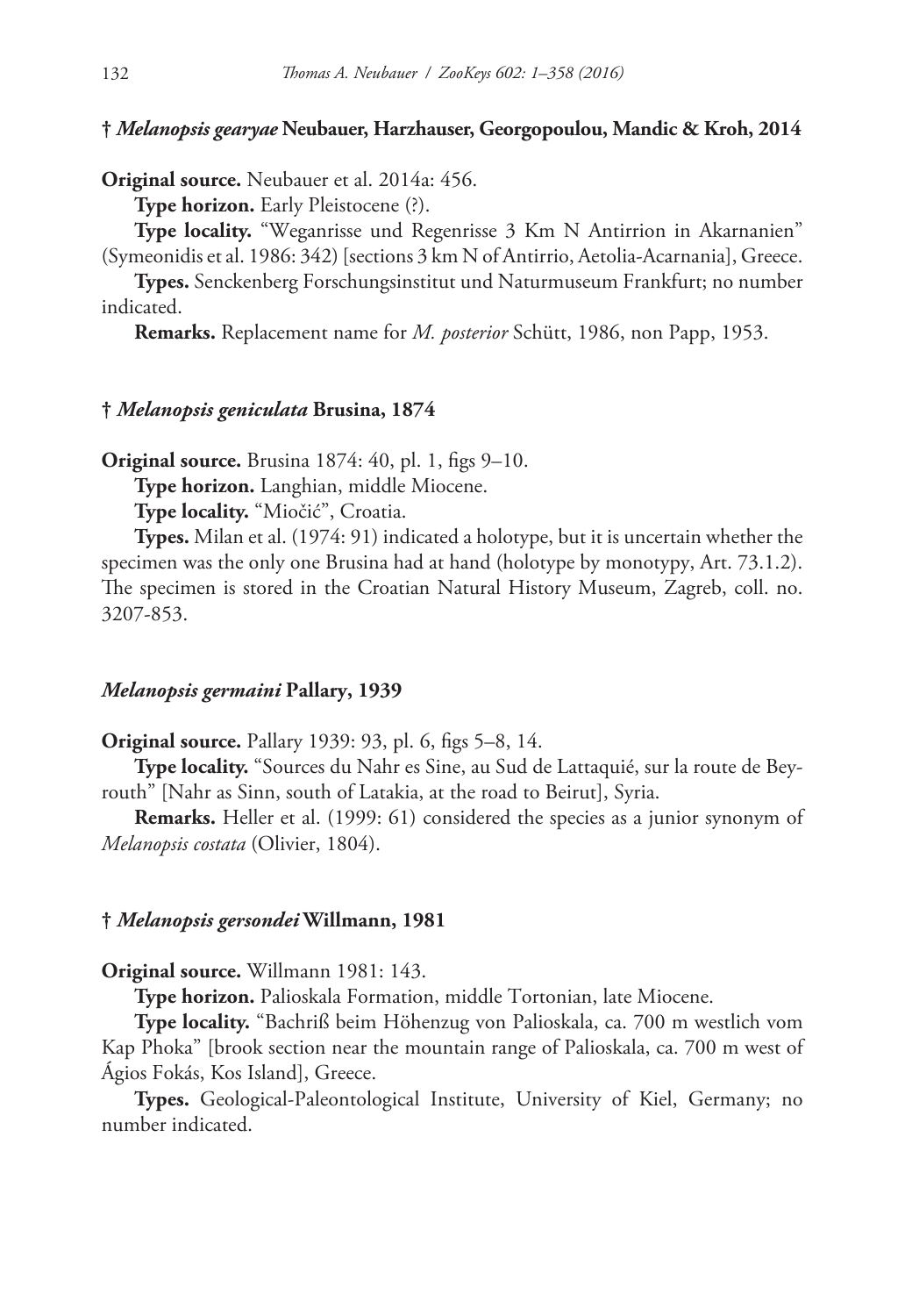### † *Melanopsis gearyae* Neubauer, Harzhauser, Georgopoulou, Mandic & Kroh, 2014

**Original source.** Neubauer et al. 2014a: 456.

**Type horizon.** Early Pleistocene (?).

**Type locality.** "Weganrisse und Regenrisse 3 Km N Antirrion in Akarnanien" (Symeonidis et al. 1986: 342) [sections 3 km N of Antirrio, Aetolia-Acarnania], Greece.

**Types.** Senckenberg Forschungsinstitut und Naturmuseum Frankfurt; no number indicated.

**Remarks.** Replacement name for *M. posterior* Schütt, 1986, non Papp, 1953.

### † *Melanopsis geniculata* Brusina, 1874

**Original source.** Brusina 1874: 40, pl. 1, figs 9–10.

**Type horizon.** Langhian, middle Miocene.

**Type locality.** "Miočić", Croatia.

**Types.** Milan et al. (1974: 91) indicated a holotype, but it is uncertain whether the specimen was the only one Brusina had at hand (holotype by monotypy, Art. 73.1.2). The specimen is stored in the Croatian Natural History Museum, Zagreb, coll. no. 3207-853.

### *Melanopsis germaini* Pallary, 1939

**Original source.** Pallary 1939: 93, pl. 6, figs 5–8, 14.

**Type locality.** "Sources du Nahr es Sine, au Sud de Lattaquié, sur la route de Beyrouth" [Nahr as Sinn, south of Latakia, at the road to Beirut], Syria.

**Remarks.** Heller et al. (1999: 61) considered the species as a junior synonym of *Melanopsis costata* (Olivier, 1804).

### † *Melanopsis gersondei* Willmann, 1981

**Original source.** Willmann 1981: 143.

**Type horizon.** Palioskala Formation, middle Tortonian, late Miocene.

**Type locality.** "Bachriß beim Höhenzug von Palioskala, ca. 700 m westlich vom Kap Phoka" [brook section near the mountain range of Palioskala, ca. 700 m west of Ágios Fokás, Kos Island], Greece.

**Types.** Geological-Paleontological Institute, University of Kiel, Germany; no number indicated.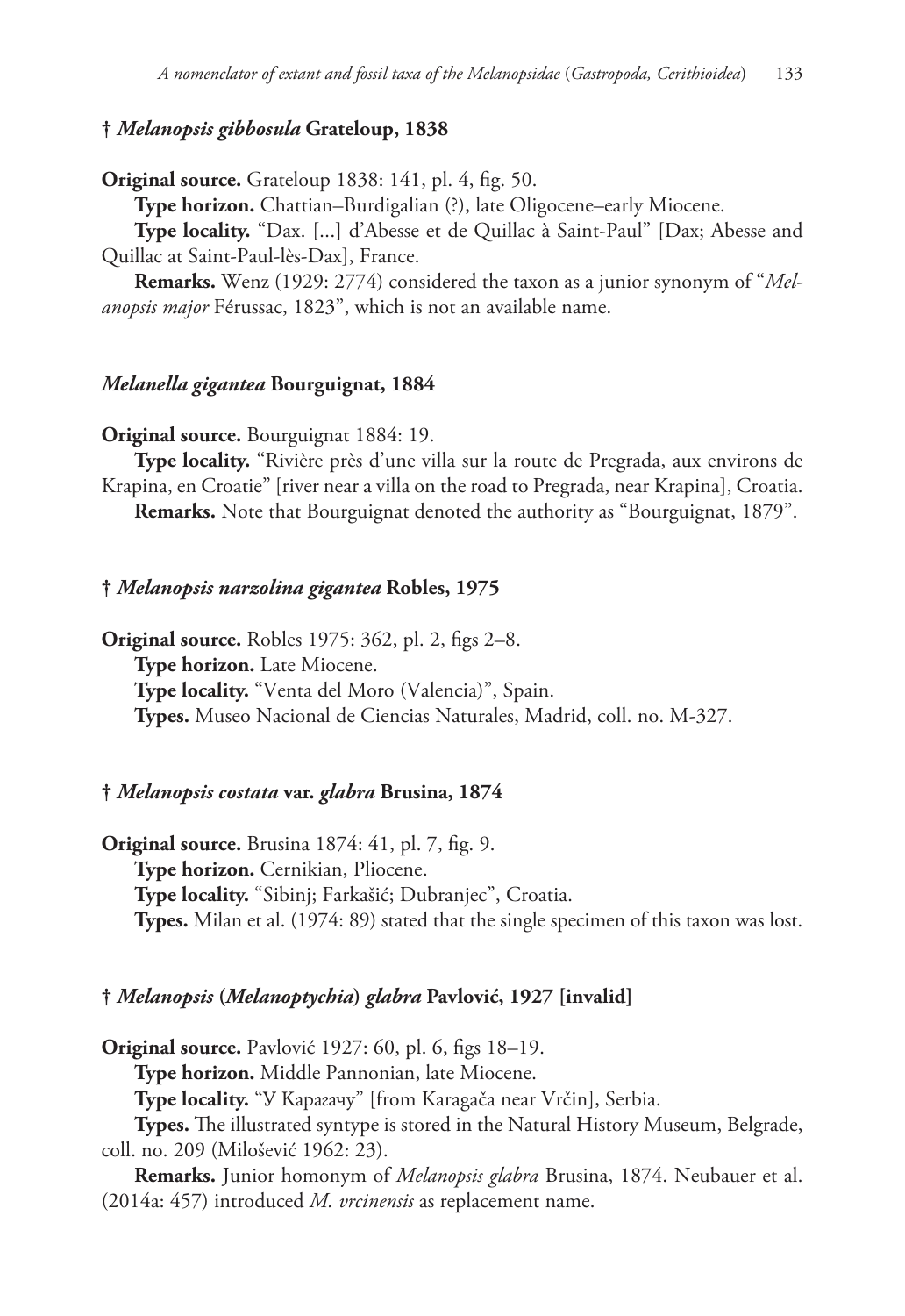### † *Melanopsis gibbosula* Grateloup, 1838

**Original source.** Grateloup 1838: 141, pl. 4, fig. 50.

**Type horizon.** Chattian–Burdigalian (?), late Oligocene–early Miocene.

**Type locality.** "Dax. [...] d'Abesse et de Quillac à Saint-Paul" [Dax; Abesse and Quillac at Saint-Paul-lès-Dax], France.

**Remarks.** Wenz (1929: 2774) considered the taxon as a junior synonym of "*Melanopsis major* Férussac, 1823", which is not an available name.

### *Melanella gigantea* Bourguignat, 1884

**Original source.** Bourguignat 1884: 19.

**Type locality.** "Rivière près d'une villa sur la route de Pregrada, aux environs de Krapina, en Croatie" [river near a villa on the road to Pregrada, near Krapina], Croatia.

**Remarks.** Note that Bourguignat denoted the authority as "Bourguignat, 1879".

### † *Melanopsis narzolina gigantea* Robles, 1975

**Original source.** Robles 1975: 362, pl. 2, figs 2–8.

**Type horizon.** Late Miocene.

**Type locality.** "Venta del Moro (Valencia)", Spain.

**Types.** Museo Nacional de Ciencias Naturales, Madrid, coll. no. M-327.

### † *Melanopsis costata* var. *glabra* Brusina, 1874

**Original source.** Brusina 1874: 41, pl. 7, fig. 9.

**Type horizon.** Cernikian, Pliocene.

**Type locality.** "Sibinj; Farkašić; Dubranjec", Croatia.

**Types.** Milan et al. (1974: 89) stated that the single specimen of this taxon was lost.

### † *Melanopsis* (*Melanoptychia*) *glabra* Pavlović, 1927 [invalid]

**Original source.** Pavlović 1927: 60, pl. 6, figs 18–19.

**Type horizon.** Middle Pannonian, late Miocene.

**Type locality.** "У Карагачу" [from Karagača near Vrčin], Serbia.

**Types.** The illustrated syntype is stored in the Natural History Museum, Belgrade, coll. no. 209 (Milošević 1962: 23).

**Remarks.** Junior homonym of *Melanopsis glabra* Brusina, 1874. Neubauer et al. (2014a: 457) introduced *M. vrcinensis* as replacement name.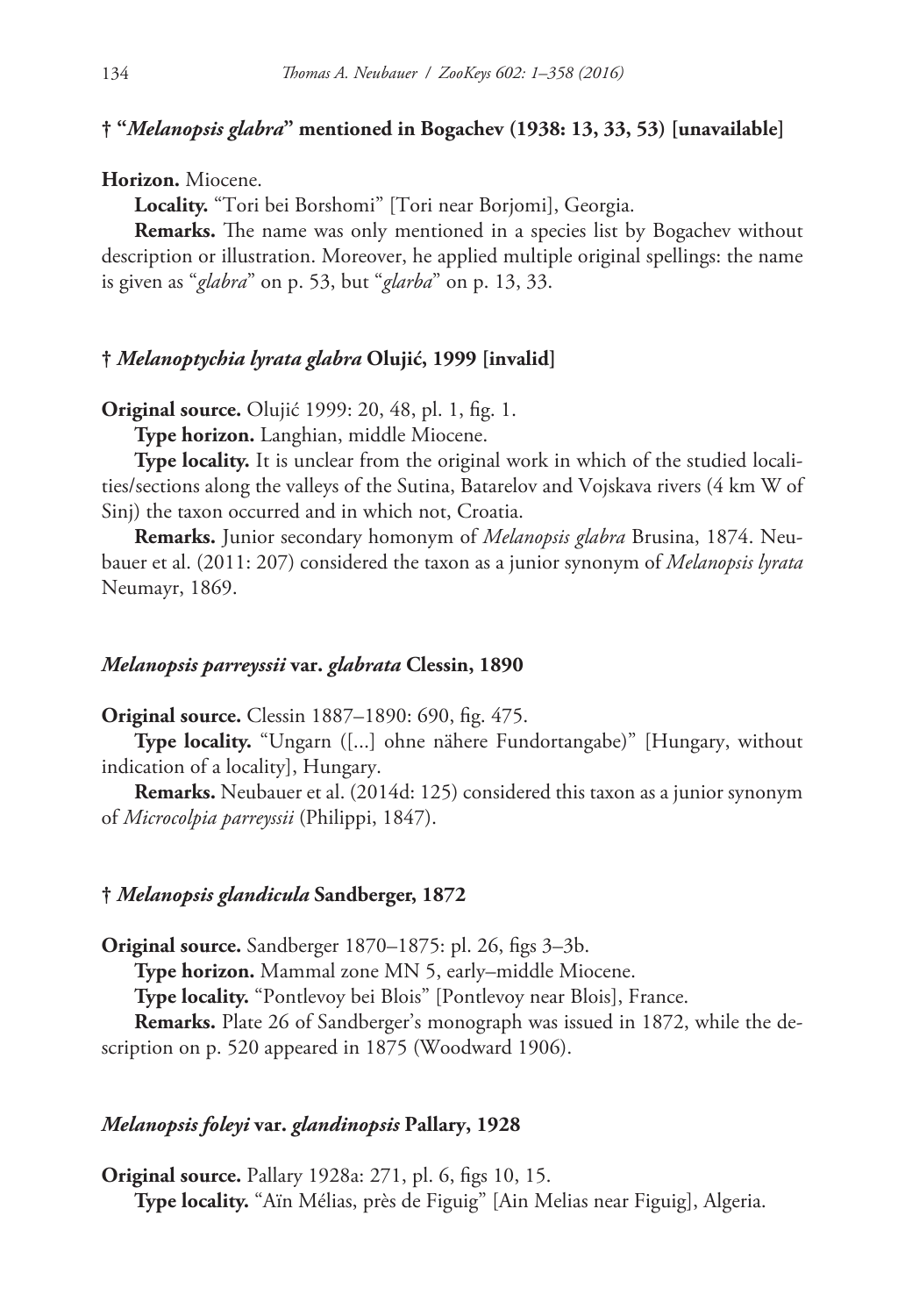### † “*Melanopsis glabra*” mentioned in Bogachev (1938: 13, 33, 53) [unavailable]

**Horizon.** Miocene.

**Locality.** “Tori bei Borshomi” [Tori near Borjomi], Georgia.

**Remarks.** The name was only mentioned in a species list by Bogachev without description or illustration. Moreover, he applied multiple original spellings: the name is given as “*glabra*” on p. 53, but “*glarba*” on p. 13, 33.

### † *Melanoptychia lyrata glabra* Olujić, 1999 [invalid]

**Original source.** Olujić 1999: 20, 48, pl. 1, fig. 1.

**Type horizon.** Langhian, middle Miocene.

**Type locality.** It is unclear from the original work in which of the studied localities/sections along the valleys of the Sutina, Batarelov and Vojskava rivers (4 km W of Sinj) the taxon occurred and in which not, Croatia.

**Remarks.** Junior secondary homonym of *Melanopsis glabra* Brusina, 1874. Neubauer et al. (2011: 207) considered the taxon as a junior synonym of *Melanopsis lyrata* Neumayr, 1869.

### *Melanopsis parreyssii* var. *glabrata* Clessin, 1890

**Original source.** Clessin 1887–1890: 690, fig. 475.

**Type locality.** “Ungarn ([...] ohne nähere Fundortangabe)” [Hungary, without indication of a locality], Hungary.

**Remarks.** Neubauer et al. (2014d: 125) considered this taxon as a junior synonym of *Microcolpia parreyssii* (Philippi, 1847).

### † *Melanopsis glandicula* Sandberger, 1872

**Original source.** Sandberger 1870–1875: pl. 26, figs 3–3b.

**Type horizon.** Mammal zone MN 5, early–middle Miocene.

**Type locality.** “Pontlevoy bei Blois” [Pontlevoy near Blois], France.

**Remarks.** Plate 26 of Sandberger’s monograph was issued in 1872, while the description on p. 520 appeared in 1875 (Woodward 1906).

### *Melanopsis foleyi* var. *glandinopsis* Pallary, 1928

**Original source.** Pallary 1928a: 271, pl. 6, figs 10, 15.

**Type locality.** “Aïn Mélias, près de Figuig” [Ain Melias near Figuig], Algeria.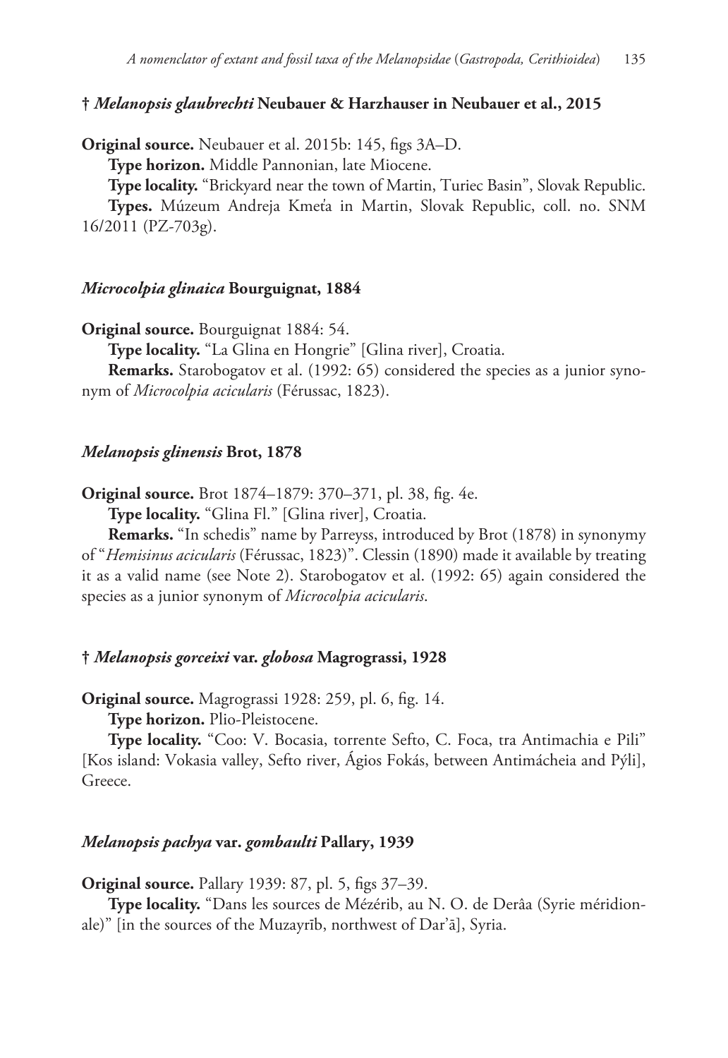### † *Melanopsis glaubrechti* Neubauer & Harzhauser in Neubauer et al., 2015

**Original source.** Neubauer et al. 2015b: 145, figs 3A–D.

**Type horizon.** Middle Pannonian, late Miocene.

**Type locality.** "Brickyard near the town of Martin, Turiec Basin", Slovak Republic.

**Types.** Múzeum Andreja Kmeťa in Martin, Slovak Republic, coll. no. SNM 16/2011 (PZ-703g).

### *Microcolpia glinaica* Bourguignat, 1884

**Original source.** Bourguignat 1884: 54.

**Type locality.** "La Glina en Hongrie" [Glina river], Croatia.

**Remarks.** Starobogatov et al. (1992: 65) considered the species as a junior synonym of *Microcolpia acicularis* (Férussac, 1823).

### *Melanopsis glinensis* Brot, 1878

**Original source.** Brot 1874–1879: 370–371, pl. 38, fig. 4e.

**Type locality.** "Glina Fl." [Glina river], Croatia.

**Remarks.** "In schedis" name by Parreyss, introduced by Brot (1878) in synonymy of "*Hemisinus acicularis* (Férussac, 1823)". Clessin (1890) made it available by treating it as a valid name (see Note 2). Starobogatov et al. (1992: 65) again considered the species as a junior synonym of *Microcolpia acicularis*.

### † *Melanopsis gorceixi* var. *globosa* Magrograssi, 1928

**Original source.** Magrograssi 1928: 259, pl. 6, fig. 14.

**Type horizon.** Plio-Pleistocene.

**Type locality.** "Coo: V. Bocasia, torrente Sefto, C. Foca, tra Antimachia e Pili" [Kos island: Vokasia valley, Sefto river, Ágios Fokás, between Antimácheia and Pýli], Greece.

### *Melanopsis pachya* var. *gombaulti* Pallary, 1939

**Original source.** Pallary 1939: 87, pl. 5, figs 37–39.

**Type locality.** "Dans les sources de Mézérib, au N. O. de Derâa (Syrie méridionale)" [in the sources of the Muzayrīb, northwest of Dar'ā], Syria.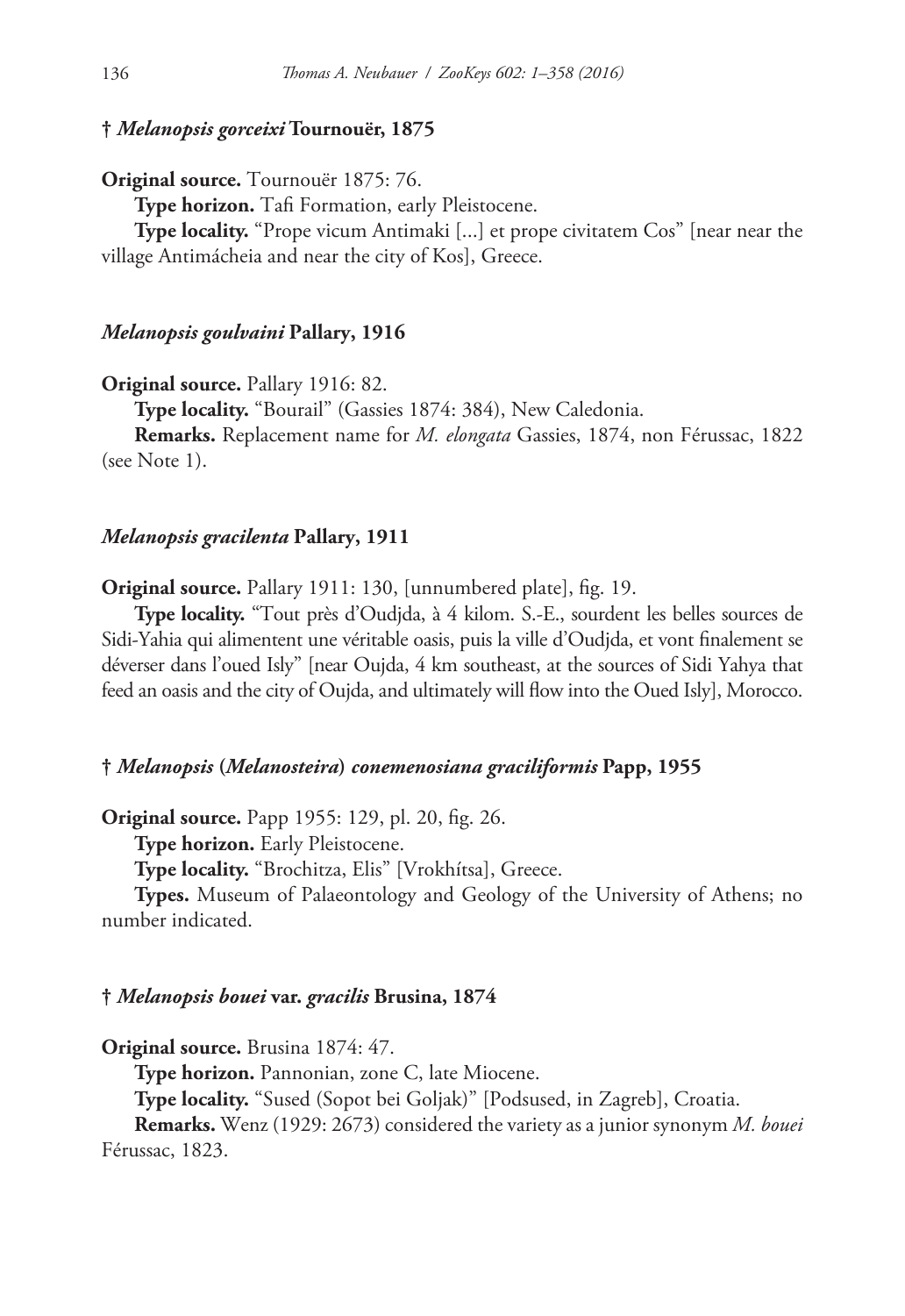### † *Melanopsis gorceixi* Tournouër, 1875

**Original source.** Tournouër 1875: 76.

**Type horizon.** Tafi Formation, early Pleistocene.

**Type locality.** "Prope vicum Antimaki [...] et prope civitatem Cos" [near near the village Antimácheia and near the city of Kos], Greece.

### *Melanopsis goulvaini* Pallary, 1916

**Original source.** Pallary 1916: 82.

**Type locality.** "Bourail" (Gassies 1874: 384), New Caledonia.

**Remarks.** Replacement name for *M. elongata* Gassies, 1874, non Férussac, 1822 (see Note 1).

### *Melanopsis gracilenta* Pallary, 1911

**Original source.** Pallary 1911: 130, [unnumbered plate], fig. 19.

**Type locality.** "Tout près d'Oudjda, à 4 kilom. S.-E., sourdent les belles sources de Sidi-Yahia qui alimentent une véritable oasis, puis la ville d'Oudjda, et vont finalement se déverser dans l'oued Isly" [near Oujda, 4 km southeast, at the sources of Sidi Yahya that feed an oasis and the city of Oujda, and ultimately will flow into the Oued Isly], Morocco.

### † *Melanopsis* (*Melanosteira*) *conemenosiana graciliformis* Papp, 1955

**Original source.** Papp 1955: 129, pl. 20, fig. 26.

**Type horizon.** Early Pleistocene.

**Type locality.** "Brochitza, Elis" [Vrokhítsa], Greece.

**Types.** Museum of Palaeontology and Geology of the University of Athens; no number indicated.

### † *Melanopsis bouei* var. *gracilis* Brusina, 1874

**Original source.** Brusina 1874: 47.

**Type horizon.** Pannonian, zone C, late Miocene.

**Type locality.** "Sused (Sopot bei Goljak)" [Podsused, in Zagreb], Croatia.

**Remarks.** Wenz (1929: 2673) considered the variety as a junior synonym *M. bouei* Férussac, 1823.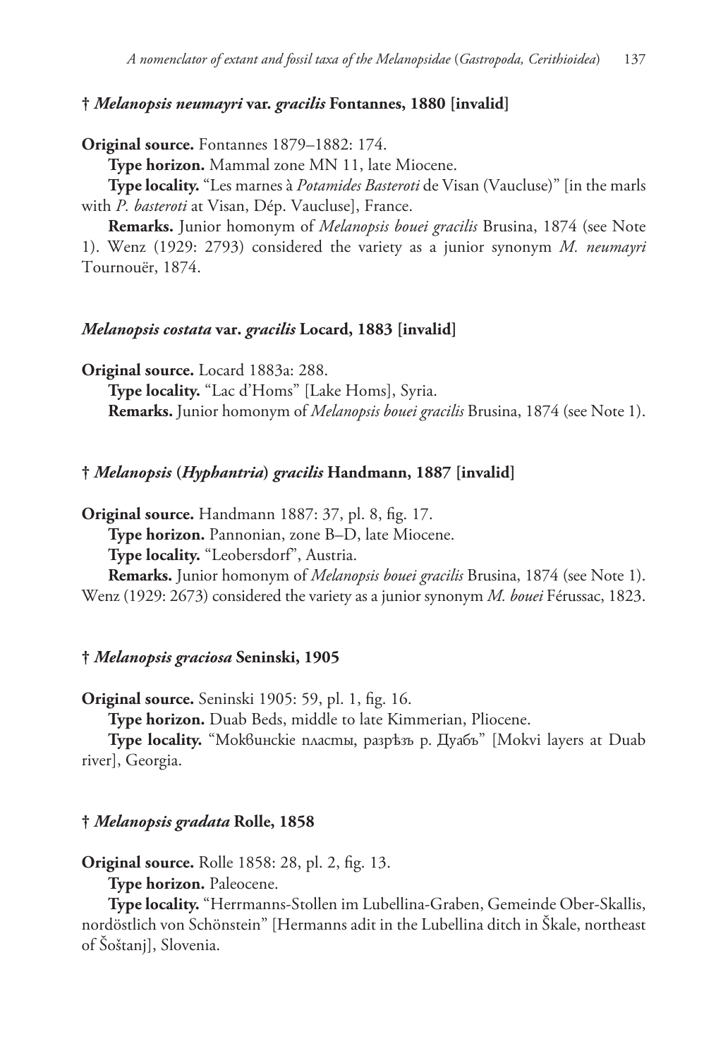### † *Melanopsis neumayri* var. *gracilis* Fontannes, 1880 [invalid]

**Original source.** Fontannes 1879–1882: 174.

**Type horizon.** Mammal zone MN 11, late Miocene.

**Type locality.** "Les marnes à *Potamides Basteroti* de Visan (Vaucluse)" [in the marls with *P. basteroti* at Visan, Dép. Vaucluse], France.

**Remarks.** Junior homonym of *Melanopsis bouei gracilis* Brusina, 1874 (see Note 1). Wenz (1929: 2793) considered the variety as a junior synonym *M. neumayri* Tournouër, 1874.

### *Melanopsis costata* var. *gracilis* Locard, 1883 [invalid]

**Original source.** Locard 1883a: 288.

**Type locality.** "Lac d'Homs" [Lake Homs], Syria.

**Remarks.** Junior homonym of *Melanopsis bouei gracilis* Brusina, 1874 (see Note 1).

### † *Melanopsis* (*Hyphantria*) *gracilis* Handmann, 1887 [invalid]

**Original source.** Handmann 1887: 37, pl. 8, fig. 17.

**Type horizon.** Pannonian, zone B–D, late Miocene.

**Type locality.** "Leobersdorf", Austria.

**Remarks.** Junior homonym of *Melanopsis bouei gracilis* Brusina, 1874 (see Note 1). Wenz (1929: 2673) considered the variety as a junior synonym *M. bouei* Férussac, 1823.

### † *Melanopsis graciosa* Seninski, 1905

**Original source.** Seninski 1905: 59, pl. 1, fig. 16.

**Type horizon.** Duab Beds, middle to late Kimmerian, Pliocene.

**Type locality.** "Моквинскіе пласты, разрѣзъ р. Дуабъ" [Mokvi layers at Duab river], Georgia.

### † *Melanopsis gradata* Rolle, 1858

**Original source.** Rolle 1858: 28, pl. 2, fig. 13.

**Type horizon.** Paleocene.

**Type locality.** "Herrmanns-Stollen im Lubellina-Graben, Gemeinde Ober-Skallis, nordöstlich von Schönstein" [Hermanns adit in the Lubellina ditch in Škale, northeast of Šoštanj], Slovenia.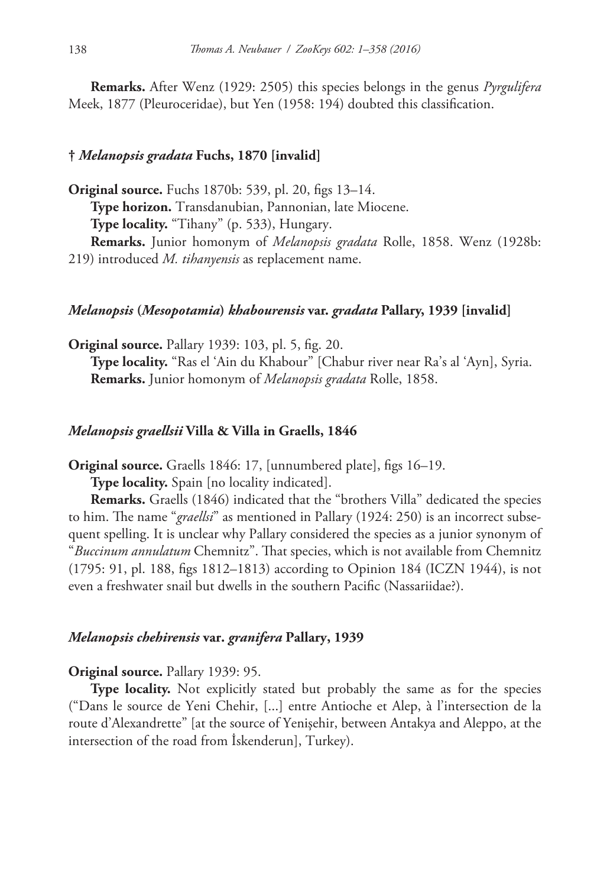**Remarks.** After Wenz (1929: 2505) this species belongs in the genus *Pyrgulifera* Meek, 1877 (Pleuroceridae), but Yen (1958: 194) doubted this classification.

### † *Melanopsis gradata* Fuchs, 1870 [invalid]

**Original source.** Fuchs 1870b: 539, pl. 20, figs 13–14.

**Type horizon.** Transdanubian, Pannonian, late Miocene.

**Type locality.** "Tihany" (p. 533), Hungary.

**Remarks.** Junior homonym of *Melanopsis gradata* Rolle, 1858. Wenz (1928b: 219) introduced *M. tihanyensis* as replacement name.

### *Melanopsis* (*Mesopotamia*) *khabourensis* var. *gradata* Pallary, 1939 [invalid]

**Original source.** Pallary 1939: 103, pl. 5, fig. 20.

**Type locality.** "Ras el 'Ain du Khabour" [Chabur river near Ra's al 'Ayn], Syria.

**Remarks.** Junior homonym of *Melanopsis gradata* Rolle, 1858.

### *Melanopsis graellsii* Villa & Villa in Graells, 1846

**Original source.** Graells 1846: 17, [unnumbered plate], figs 16–19.

**Type locality.** Spain [no locality indicated].

**Remarks.** Graells (1846) indicated that the "brothers Villa" dedicated the species to him. The name "*graellsi*" as mentioned in Pallary (1924: 250) is an incorrect subsequent spelling. It is unclear why Pallary considered the species as a junior synonym of "*Buccinum annulatum* Chemnitz". That species, which is not available from Chemnitz (1795: 91, pl. 188, figs 1812–1813) according to Opinion 184 (ICZN 1944), is not even a freshwater snail but dwells in the southern Pacific (Nassariidae?).

### *Melanopsis chehirensis* var. *granifera* Pallary, 1939

**Original source.** Pallary 1939: 95.

**Type locality.** Not explicitly stated but probably the same as for the species ("Dans le source de Yeni Chehir, [...] entre Antioche et Alep, à l'intersection de la route d'Alexandrette" [at the source of Yenişehir, between Antakya and Aleppo, at the intersection of the road from İskenderun], Turkey).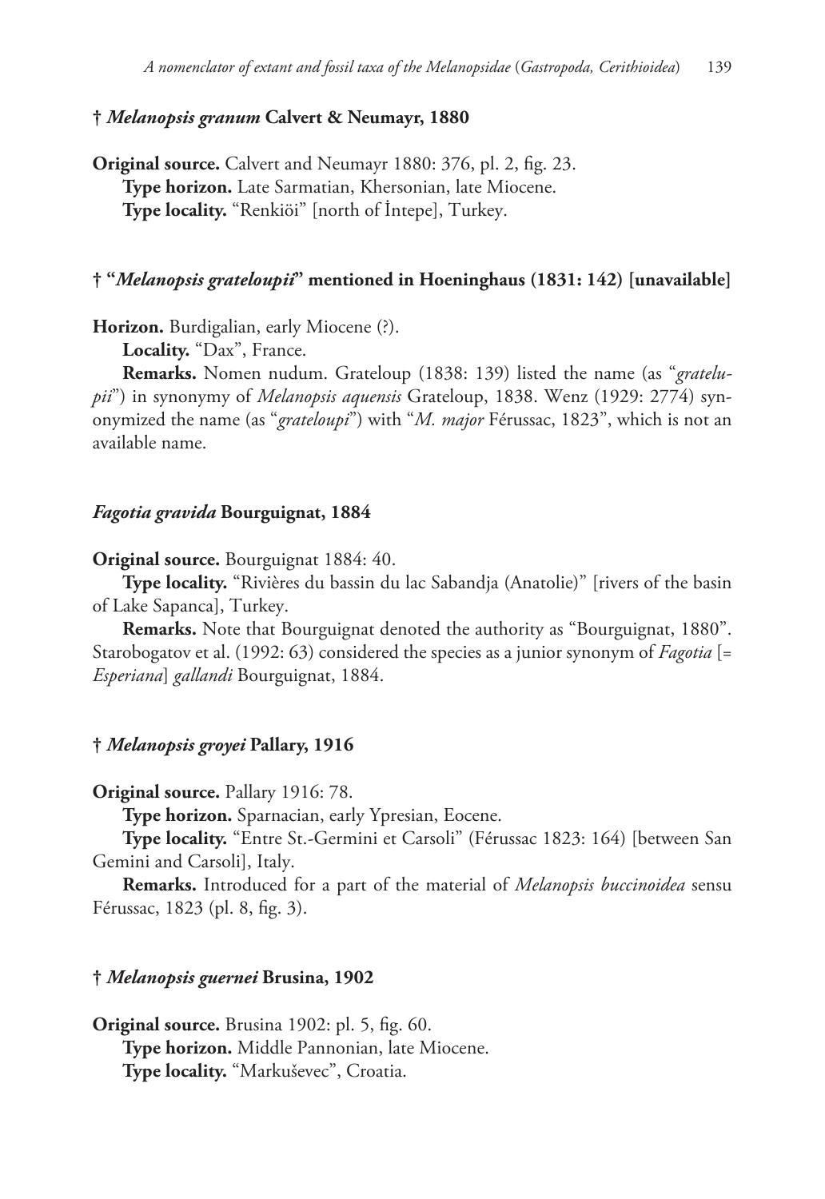### † *Melanopsis granum* Calvert & Neumayr, 1880

**Original source.** Calvert and Neumayr 1880: 376, pl. 2, fig. 23.
**Type horizon.** Late Sarmatian, Khersonian, late Miocene.
**Type locality.** “Renkiöi” [north of İntepe], Turkey.

### † “*Melanopsis grateloupii*” mentioned in Hoeninghaus (1831: 142) [unavailable]

**Horizon.** Burdigalian, early Miocene (?).
**Locality.** “Dax”, France.
**Remarks.** Nomen nudum. Grateloup (1838: 139) listed the name (as “*gratelupii*”) in synonymy of *Melanopsis aquensis* Grateloup, 1838. Wenz (1929: 2774) synonymized the name (as “*grateloupi*”) with “*M. major* Férussac, 1823”, which is not an available name.

### *Fagotia gravida* Bourguignat, 1884

**Original source.** Bourguignat 1884: 40.
**Type locality.** “Rivières du bassin du lac Sabandja (Anatolie)” [rivers of the basin of Lake Sapanca], Turkey.
**Remarks.** Note that Bourguignat denoted the authority as “Bourguignat, 1880”. Starobogatov et al. (1992: 63) considered the species as a junior synonym of *Fagotia* [= *Esperiana*] *gallandi* Bourguignat, 1884.

### † *Melanopsis groyei* Pallary, 1916

**Original source.** Pallary 1916: 78.
**Type horizon.** Sparnacian, early Ypresian, Eocene.
**Type locality.** “Entre St.-Germini et Carsoli” (Férussac 1823: 164) [between San Gemini and Carsoli], Italy.
**Remarks.** Introduced for a part of the material of *Melanopsis buccinoidea* sensu Férussac, 1823 (pl. 8, fig. 3).

### † *Melanopsis guernei* Brusina, 1902

**Original source.** Brusina 1902: pl. 5, fig. 60.
**Type horizon.** Middle Pannonian, late Miocene.
**Type locality.** “Markuševec”, Croatia.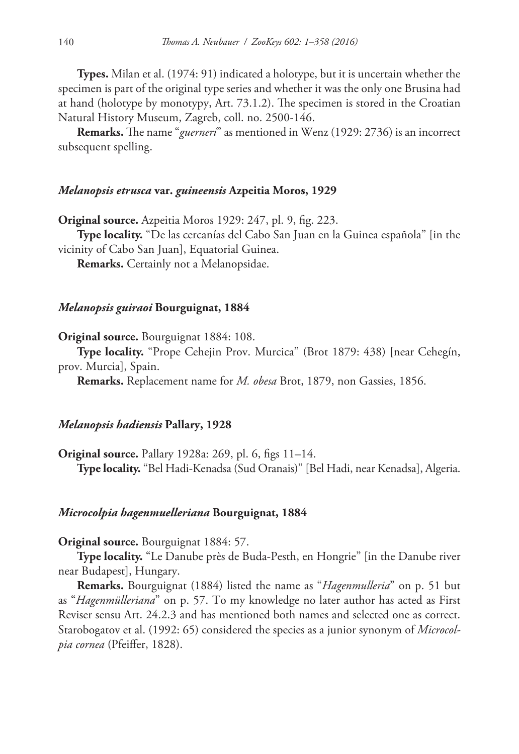**Types.** Milan et al. (1974: 91) indicated a holotype, but it is uncertain whether the specimen is part of the original type series and whether it was the only one Brusina had at hand (holotype by monotypy, Art. 73.1.2). The specimen is stored in the Croatian Natural History Museum, Zagreb, coll. no. 2500-146.

**Remarks.** The name "*guerneri*" as mentioned in Wenz (1929: 2736) is an incorrect subsequent spelling.

### *Melanopsis etrusca* var. *guineensis* Azpeitia Moros, 1929

**Original source.** Azpeitia Moros 1929: 247, pl. 9, fig. 223.

**Type locality.** "De las cercanías del Cabo San Juan en la Guinea española" [in the vicinity of Cabo San Juan], Equatorial Guinea.

**Remarks.** Certainly not a Melanopsidae.

### *Melanopsis guiraoi* Bourguignat, 1884

**Original source.** Bourguignat 1884: 108.

**Type locality.** "Prope Cehejin Prov. Murcica" (Brot 1879: 438) [near Cehegín, prov. Murcia], Spain.

**Remarks.** Replacement name for *M. obesa* Brot, 1879, non Gassies, 1856.

### *Melanopsis hadiensis* Pallary, 1928

**Original source.** Pallary 1928a: 269, pl. 6, figs 11–14.

**Type locality.** "Bel Hadi-Kenadsa (Sud Oranais)" [Bel Hadi, near Kenadsa], Algeria.

### *Microcolpia hagenmuelleriana* Bourguignat, 1884

**Original source.** Bourguignat 1884: 57.

**Type locality.** "Le Danube près de Buda-Pesth, en Hongrie" [in the Danube river near Budapest], Hungary.

**Remarks.** Bourguignat (1884) listed the name as "*Hagenmulleria*" on p. 51 but as "*Hagenmülleriana*" on p. 57. To my knowledge no later author has acted as First Reviser sensu Art. 24.2.3 and has mentioned both names and selected one as correct. Starobogatov et al. (1992: 65) considered the species as a junior synonym of *Microcolpia cornea* (Pfeiffer, 1828).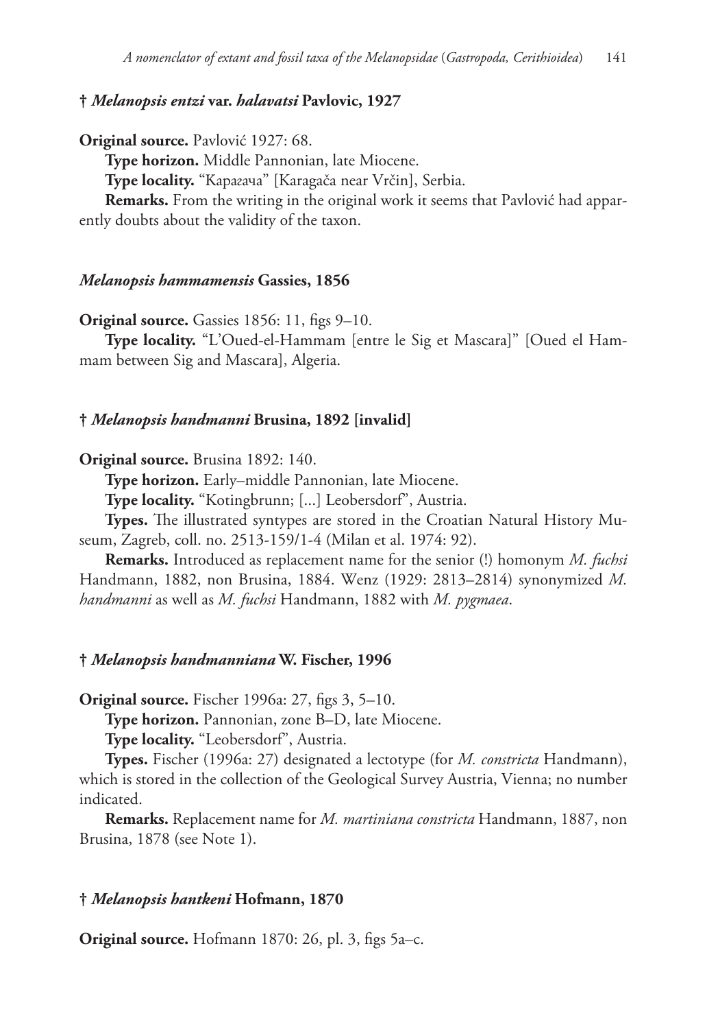### † *Melanopsis entzi* var. *halavatsi* Pavlovic, 1927

**Original source.** Pavlović 1927: 68.

**Type horizon.** Middle Pannonian, late Miocene.

**Type locality.** "Карагача" [Karagača near Vrčin], Serbia.

**Remarks.** From the writing in the original work it seems that Pavlović had apparently doubts about the validity of the taxon.

### *Melanopsis hammamensis* Gassies, 1856

**Original source.** Gassies 1856: 11, figs 9–10.

**Type locality.** "L'Oued-el-Hammam [entre le Sig et Mascara]" [Oued el Hammam between Sig and Mascara], Algeria.

### † *Melanopsis handmanni* Brusina, 1892 [invalid]

**Original source.** Brusina 1892: 140.

**Type horizon.** Early–middle Pannonian, late Miocene.

**Type locality.** "Kotingbrunn; [...] Leobersdorf", Austria.

**Types.** The illustrated syntypes are stored in the Croatian Natural History Museum, Zagreb, coll. no. 2513-159/1-4 (Milan et al. 1974: 92).

**Remarks.** Introduced as replacement name for the senior (!) homonym *M. fuchsi* Handmann, 1882, non Brusina, 1884. Wenz (1929: 2813–2814) synonymized *M. handmanni* as well as *M. fuchsi* Handmann, 1882 with *M. pygmaea*.

### † *Melanopsis handmanniana* W. Fischer, 1996

**Original source.** Fischer 1996a: 27, figs 3, 5–10.

**Type horizon.** Pannonian, zone B–D, late Miocene.

**Type locality.** "Leobersdorf", Austria.

**Types.** Fischer (1996a: 27) designated a lectotype (for *M. constricta* Handmann), which is stored in the collection of the Geological Survey Austria, Vienna; no number indicated.

**Remarks.** Replacement name for *M. martiniana constricta* Handmann, 1887, non Brusina, 1878 (see Note 1).

### † *Melanopsis hantkeni* Hofmann, 1870

**Original source.** Hofmann 1870: 26, pl. 3, figs 5a–c.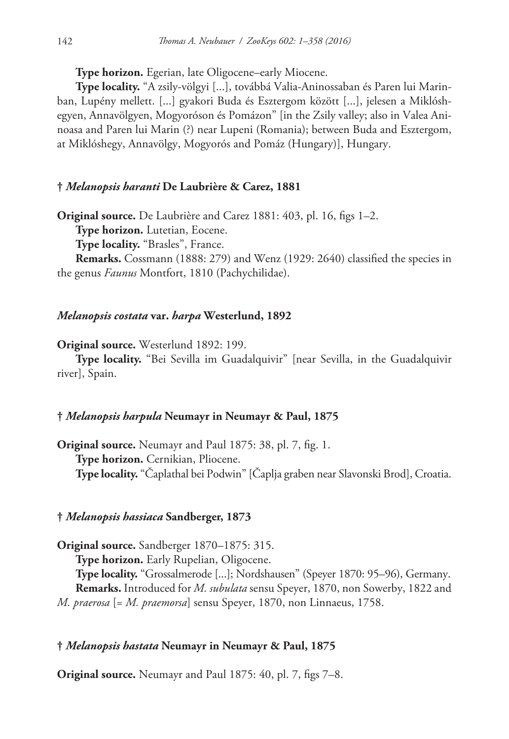**Type horizon.** Egerian, late Oligocene–early Miocene.

**Type locality.** "A zsily-völgyi [...], továbbá Valia-Aninossaban és Paren lui Marinban, Lupény mellett. [...] gyakori Buda és Esztergom között [...], jelesen a Miklóshegyen, Annavölgyen, Mogyoróson és Pomázon" [in the Zsily valley; also in Valea Aninoasa and Paren lui Marin (?) near Lupeni (Romania); between Buda and Esztergom, at Miklóshegy, Annavölgy, Mogyorós and Pomáz (Hungary)], Hungary.

#### † *Melanopsis haranti* De Laubrière & Carez, 1881

**Original source.** De Laubrière and Carez 1881: 403, pl. 16, figs 1–2.

**Type horizon.** Lutetian, Eocene.

**Type locality.** "Brasles", France.

**Remarks.** Cossmann (1888: 279) and Wenz (1929: 2640) classified the species in the genus *Faunus* Montfort, 1810 (Pachychilidae).

#### *Melanopsis costata* var. *harpa* Westerlund, 1892

**Original source.** Westerlund 1892: 199.

**Type locality.** "Bei Sevilla im Guadalquivir" [near Sevilla, in the Guadalquivir river], Spain.

#### † *Melanopsis harpula* Neumayr in Neumayr & Paul, 1875

**Original source.** Neumayr and Paul 1875: 38, pl. 7, fig. 1.

**Type horizon.** Cernikian, Pliocene.

**Type locality.** "Čaplathal bei Podwin" [Čaplja graben near Slavonski Brod], Croatia.

#### † *Melanopsis hassiaca* Sandberger, 1873

**Original source.** Sandberger 1870–1875: 315.

**Type horizon.** Early Rupelian, Oligocene.

**Type locality.** "Grossalmerode [...]; Nordshausen" (Speyer 1870: 95–96), Germany.

**Remarks.** Introduced for *M. subulata* sensu Speyer, 1870, non Sowerby, 1822 and *M. praerosa* [= *M. praemorsa*] sensu Speyer, 1870, non Linnaeus, 1758.

#### † *Melanopsis hastata* Neumayr in Neumayr & Paul, 1875

**Original source.** Neumayr and Paul 1875: 40, pl. 7, figs 7–8.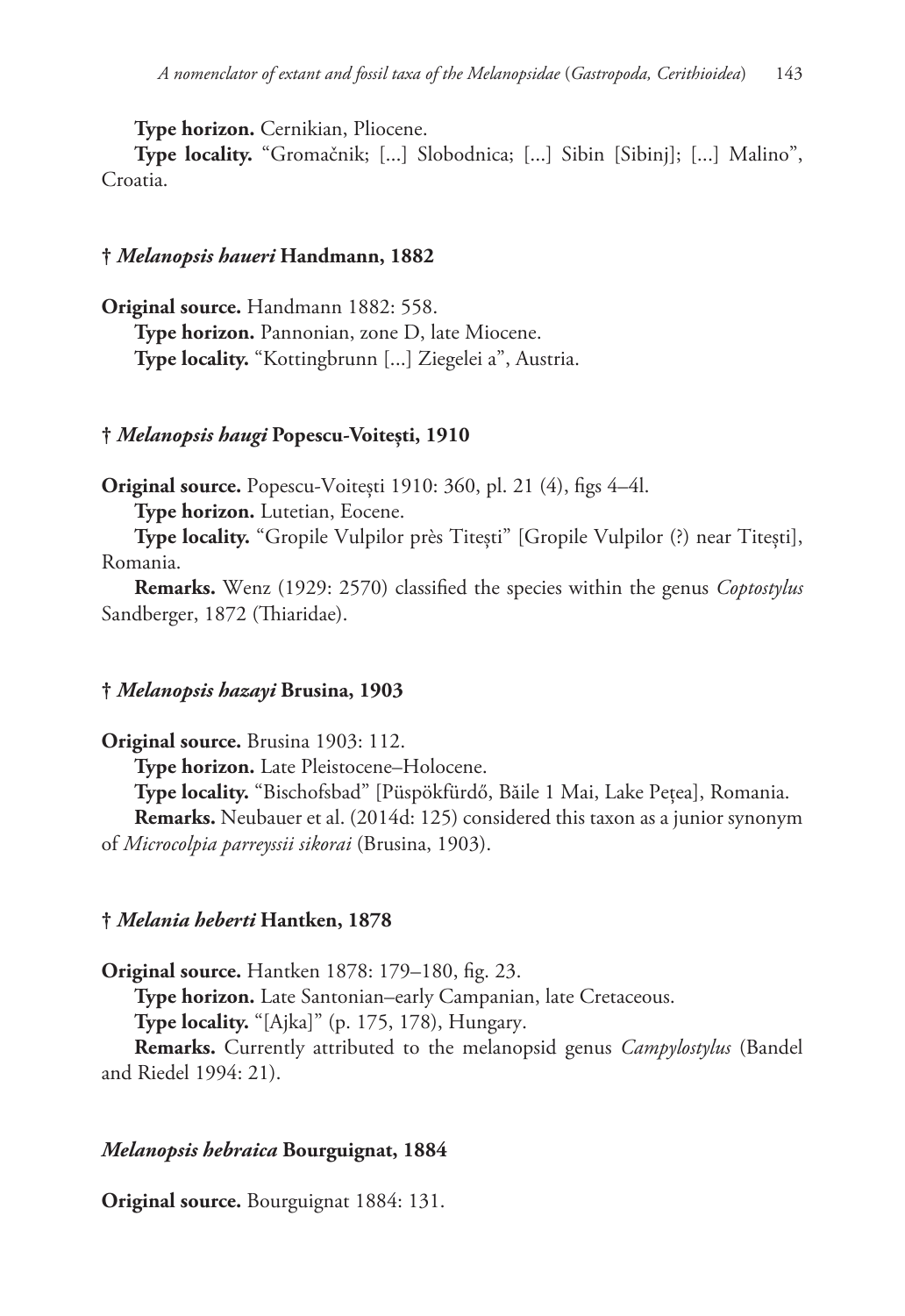**Type horizon.** Cernikian, Pliocene.

**Type locality.** "Gromačnik; [...] Slobodnica; [...] Sibin [Sibinj]; [...] Malino", Croatia.

### † *Melanopsis haueri* Handmann, 1882

**Original source.** Handmann 1882: 558.

**Type horizon.** Pannonian, zone D, late Miocene.

**Type locality.** "Kottingbrunn [...] Ziegelei a", Austria.

### † *Melanopsis haugi* Popescu-Voitești, 1910

**Original source.** Popescu-Voitești 1910: 360, pl. 21 (4), figs 4–4l.

**Type horizon.** Lutetian, Eocene.

**Type locality.** "Gropile Vulpilor près Titești" [Gropile Vulpilor (?) near Titești], Romania.

**Remarks.** Wenz (1929: 2570) classified the species within the genus *Coptostylus* Sandberger, 1872 (Thiaridae).

### † *Melanopsis hazayi* Brusina, 1903

**Original source.** Brusina 1903: 112.

**Type horizon.** Late Pleistocene–Holocene.

**Type locality.** "Bischofsbad" [Püspökfürdő, Băile 1 Mai, Lake Pețea], Romania.

**Remarks.** Neubauer et al. (2014d: 125) considered this taxon as a junior synonym of *Microcolpia parreyssii sikorai* (Brusina, 1903).

### † *Melania heberti* Hantken, 1878

**Original source.** Hantken 1878: 179–180, fig. 23.

**Type horizon.** Late Santonian–early Campanian, late Cretaceous.

**Type locality.** "[Ajka]" (p. 175, 178), Hungary.

**Remarks.** Currently attributed to the melanopsid genus *Campylostylus* (Bandel and Riedel 1994: 21).

### *Melanopsis hebraica* Bourguignat, 1884

**Original source.** Bourguignat 1884: 131.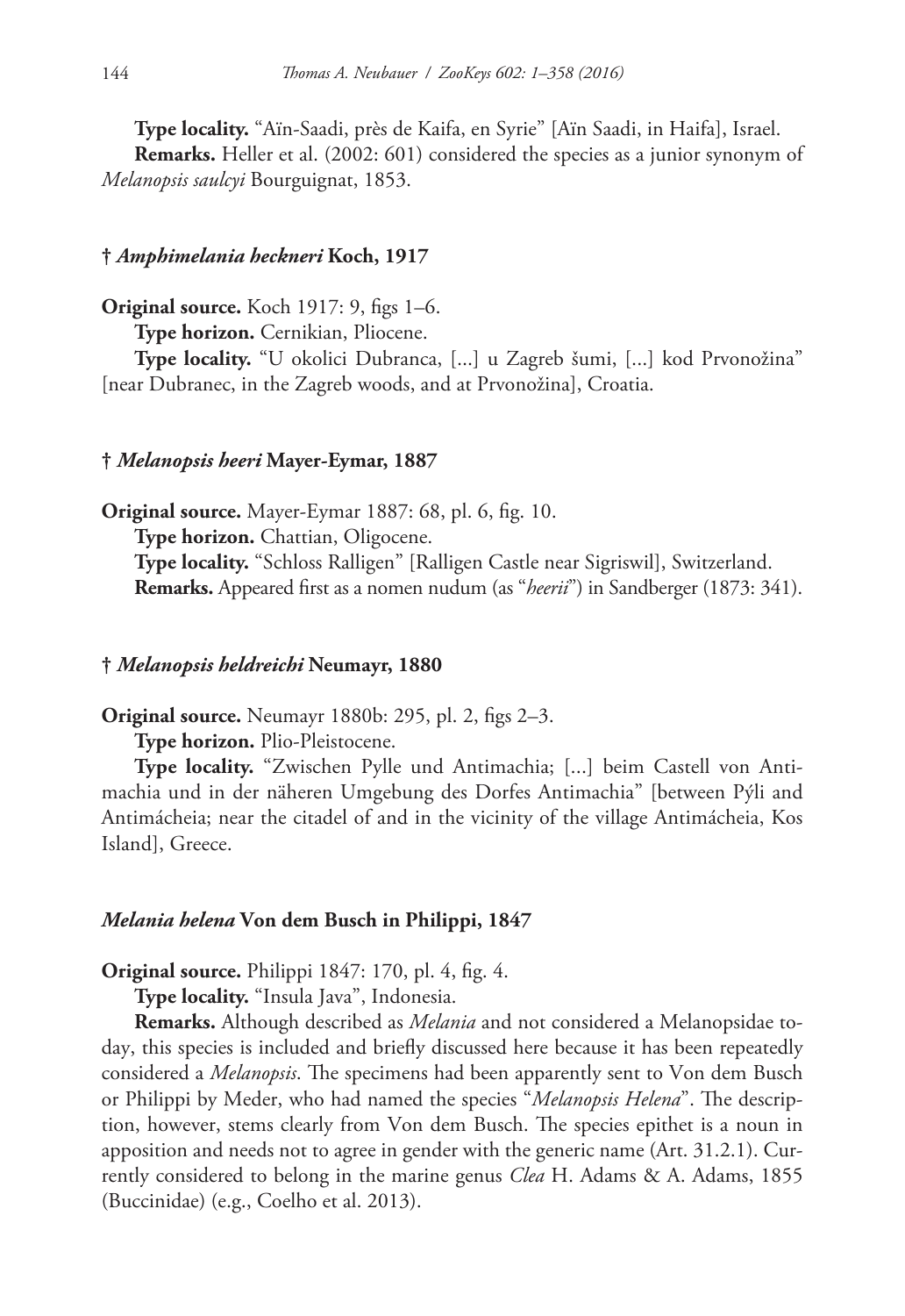**Type locality.** “Aïn-Saadi, près de Kaifa, en Syrie” [Aïn Saadi, in Haifa], Israel.

**Remarks.** Heller et al. (2002: 601) considered the species as a junior synonym of *Melanopsis saulcyi* Bourguignat, 1853.

### † *Amphimelania heckneri* Koch, 1917

**Original source.** Koch 1917: 9, figs 1–6.

**Type horizon.** Cernikian, Pliocene.

**Type locality.** “U okolici Dubranca, [...] u Zagreb šumi, [...] kod Prvonožina” [near Dubranec, in the Zagreb woods, and at Prvonožina], Croatia.

### † *Melanopsis heeri* Mayer-Eymar, 1887

**Original source.** Mayer-Eymar 1887: 68, pl. 6, fig. 10.

**Type horizon.** Chattian, Oligocene.

**Type locality.** “Schloss Ralligen” [Ralligen Castle near Sigriswil], Switzerland.

**Remarks.** Appeared first as a nomen nudum (as “*heerii*”) in Sandberger (1873: 341).

### † *Melanopsis heldreichi* Neumayr, 1880

**Original source.** Neumayr 1880b: 295, pl. 2, figs 2–3.

**Type horizon.** Plio-Pleistocene.

**Type locality.** “Zwischen Pylle und Antimachia; [...] beim Castell von Antimachia und in der näheren Umgebung des Dorfes Antimachia” [between Pýli and Antimácheia; near the citadel of and in the vicinity of the village Antimácheia, Kos Island], Greece.

### *Melania helena* Von dem Busch in Philippi, 1847

**Original source.** Philippi 1847: 170, pl. 4, fig. 4.

**Type locality.** “Insula Java”, Indonesia.

**Remarks.** Although described as *Melania* and not considered a Melanopsidae today, this species is included and briefly discussed here because it has been repeatedly considered a *Melanopsis*. The specimens had been apparently sent to Von dem Busch or Philippi by Meder, who had named the species “*Melanopsis Helena*”. The description, however, stems clearly from Von dem Busch. The species epithet is a noun in apposition and needs not to agree in gender with the generic name (Art. 31.2.1). Currently considered to belong in the marine genus *Clea* H. Adams & A. Adams, 1855 (Buccinidae) (e.g., Coelho et al. 2013).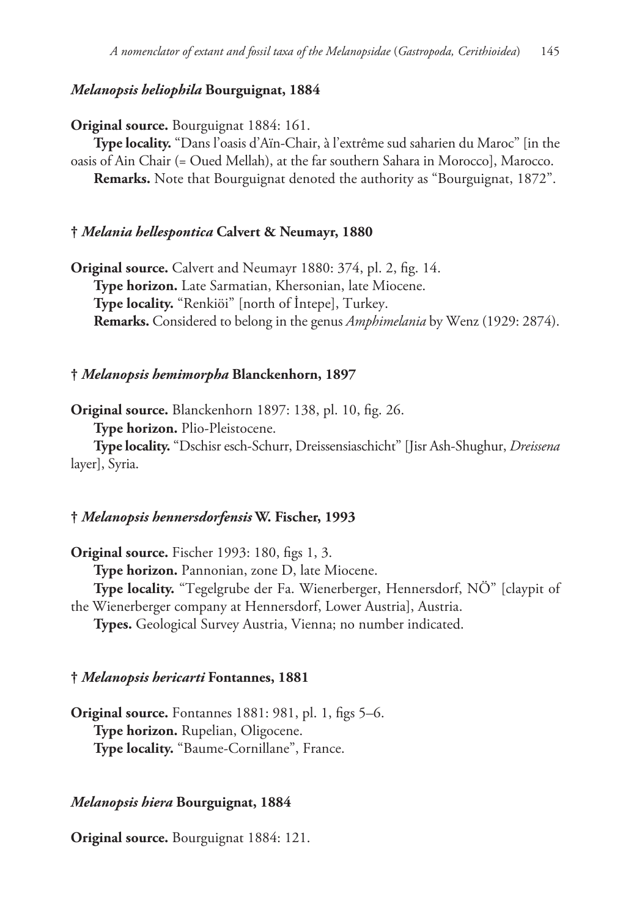### *Melanopsis heliophila* Bourguignat, 1884

**Original source.** Bourguignat 1884: 161.

**Type locality.** "Dans l'oasis d'Aïn-Chair, à l'extrême sud saharien du Maroc" [in the oasis of Ain Chair (= Oued Mellah), at the far southern Sahara in Morocco], Marocco.

**Remarks.** Note that Bourguignat denoted the authority as "Bourguignat, 1872".

### † *Melania hellespontica* Calvert & Neumayr, 1880

**Original source.** Calvert and Neumayr 1880: 374, pl. 2, fig. 14.

**Type horizon.** Late Sarmatian, Khersonian, late Miocene.

**Type locality.** "Renkiöi" [north of İntepe], Turkey.

**Remarks.** Considered to belong in the genus *Amphimelania* by Wenz (1929: 2874).

### † *Melanopsis hemimorpha* Blanckenhorn, 1897

**Original source.** Blanckenhorn 1897: 138, pl. 10, fig. 26.

**Type horizon.** Plio-Pleistocene.

**Type locality.** "Dschisr esch-Schurr, Dreissensiaschicht" [Jisr Ash-Shughur, *Dreissena* layer], Syria.

### † *Melanopsis hennersdorfensis* W. Fischer, 1993

**Original source.** Fischer 1993: 180, figs 1, 3.

**Type horizon.** Pannonian, zone D, late Miocene.

**Type locality.** "Tegelgrube der Fa. Wienerberger, Hennersdorf, NÖ" [claypit of the Wienerberger company at Hennersdorf, Lower Austria], Austria.

**Types.** Geological Survey Austria, Vienna; no number indicated.

### † *Melanopsis hericarti* Fontannes, 1881

**Original source.** Fontannes 1881: 981, pl. 1, figs 5–6.

**Type horizon.** Rupelian, Oligocene.

**Type locality.** "Baume-Cornillane", France.

### *Melanopsis hiera* Bourguignat, 1884

**Original source.** Bourguignat 1884: 121.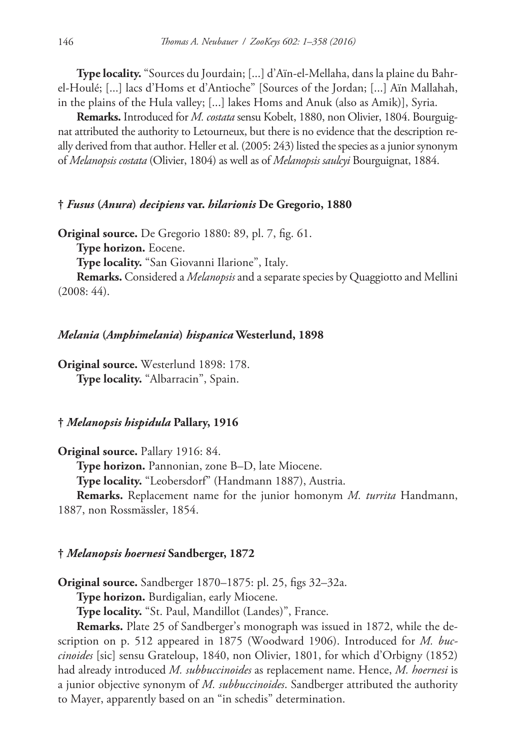**Type locality.** "Sources du Jourdain; [...] d'Aïn-el-Mellaha, dans la plaine du Bahr-el-Houlé; [...] lacs d'Homs et d'Antioche" [Sources of the Jordan; [...] Aïn Mallahah, in the plains of the Hula valley; [...] lakes Homs and Anuk (also as Amik)], Syria.

**Remarks.** Introduced for *M. costata* sensu Kobelt, 1880, non Olivier, 1804. Bourguignat attributed the authority to Letourneux, but there is no evidence that the description really derived from that author. Heller et al. (2005: 243) listed the species as a junior synonym of *Melanopsis costata* (Olivier, 1804) as well as of *Melanopsis saulcyi* Bourguignat, 1884.

### † *Fusus* (*Anura*) *decipiens* var. *hilarionis* De Gregorio, 1880

**Original source.** De Gregorio 1880: 89, pl. 7, fig. 61.

**Type horizon.** Eocene.

**Type locality.** "San Giovanni Ilarione", Italy.

**Remarks.** Considered a *Melanopsis* and a separate species by Quaggiotto and Mellini (2008: 44).

### *Melania* (*Amphimelania*) *hispanica* Westerlund, 1898

**Original source.** Westerlund 1898: 178.

**Type locality.** "Albarracin", Spain.

### † *Melanopsis hispidula* Pallary, 1916

**Original source.** Pallary 1916: 84.

**Type horizon.** Pannonian, zone B–D, late Miocene.

**Type locality.** "Leobersdorf" (Handmann 1887), Austria.

**Remarks.** Replacement name for the junior homonym *M. turrita* Handmann, 1887, non Rossmässler, 1854.

### † *Melanopsis hoernesi* Sandberger, 1872

**Original source.** Sandberger 1870–1875: pl. 25, figs 32–32a.

**Type horizon.** Burdigalian, early Miocene.

**Type locality.** "St. Paul, Mandillot (Landes)", France.

**Remarks.** Plate 25 of Sandberger's monograph was issued in 1872, while the description on p. 512 appeared in 1875 (Woodward 1906). Introduced for *M. buccinoides* [sic] sensu Grateloup, 1840, non Olivier, 1801, for which d'Orbigny (1852) had already introduced *M. subbuccinoides* as replacement name. Hence, *M. hoernesi* is a junior objective synonym of *M. subbuccinoides*. Sandberger attributed the authority to Mayer, apparently based on an "in schedis" determination.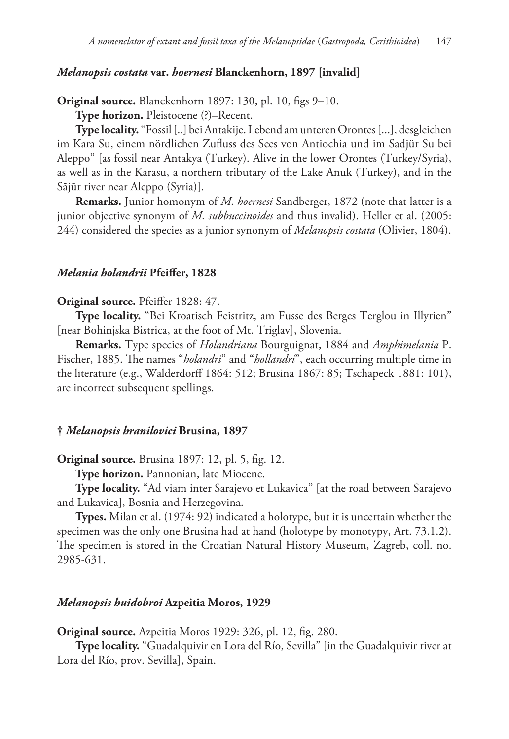### *Melanopsis costata* var. *hoernesi* Blanckenhorn, 1897 [invalid]

**Original source.** Blanckenhorn 1897: 130, pl. 10, figs 9–10.

**Type horizon.** Pleistocene (?)–Recent.

**Type locality.** "Fossil [..] bei Antakije. Lebend am unteren Orontes [...], desgleichen im Kara Su, einem nördlichen Zufluss des Sees von Antiochia und im Sadjür Su bei Aleppo" [as fossil near Antakya (Turkey). Alive in the lower Orontes (Turkey/Syria), as well as in the Karasu, a northern tributary of the Lake Anuk (Turkey), and in the Sājūr river near Aleppo (Syria)].

**Remarks.** Junior homonym of *M. hoernesi* Sandberger, 1872 (note that latter is a junior objective synonym of *M. subbuccinoides* and thus invalid). Heller et al. (2005: 244) considered the species as a junior synonym of *Melanopsis costata* (Olivier, 1804).

### *Melania holandrii* Pfeiffer, 1828

**Original source.** Pfeiffer 1828: 47.

**Type locality.** "Bei Kroatisch Feistritz, am Fusse des Berges Terglou in Illyrien" [near Bohinjska Bistrica, at the foot of Mt. Triglav], Slovenia.

**Remarks.** Type species of *Holandriana* Bourguignat, 1884 and *Amphimelania* P. Fischer, 1885. The names "*holandri*" and "*hollandri*", each occurring multiple time in the literature (e.g., Walderdorff 1864: 512; Brusina 1867: 85; Tschapeck 1881: 101), are incorrect subsequent spellings.

### † *Melanopsis hranilovici* Brusina, 1897

**Original source.** Brusina 1897: 12, pl. 5, fig. 12.

**Type horizon.** Pannonian, late Miocene.

**Type locality.** "Ad viam inter Sarajevo et Lukavica" [at the road between Sarajevo and Lukavica], Bosnia and Herzegovina.

**Types.** Milan et al. (1974: 92) indicated a holotype, but it is uncertain whether the specimen was the only one Brusina had at hand (holotype by monotypy, Art. 73.1.2). The specimen is stored in the Croatian Natural History Museum, Zagreb, coll. no. 2985-631.

### *Melanopsis huidobroi* Azpeitia Moros, 1929

**Original source.** Azpeitia Moros 1929: 326, pl. 12, fig. 280.

**Type locality.** "Guadalquivir en Lora del Río, Sevilla" [in the Guadalquivir river at Lora del Río, prov. Sevilla], Spain.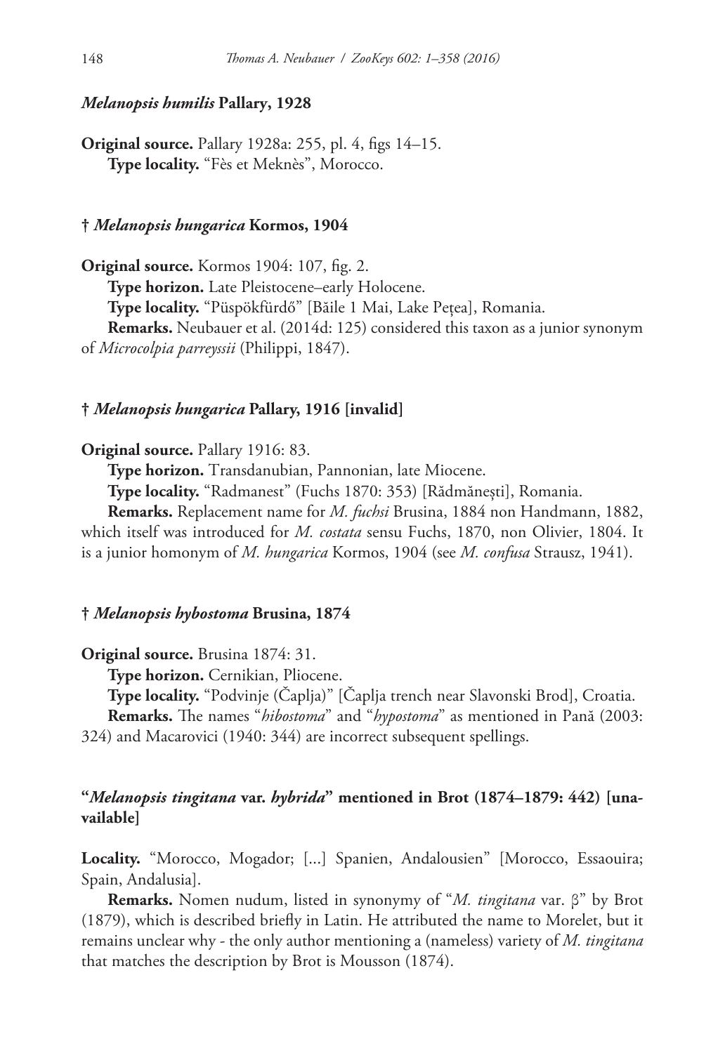### *Melanopsis humilis* Pallary, 1928

**Original source.** Pallary 1928a: 255, pl. 4, figs 14–15.

**Type locality.** "Fès et Meknès", Morocco.

### † *Melanopsis hungarica* Kormos, 1904

**Original source.** Kormos 1904: 107, fig. 2.

**Type horizon.** Late Pleistocene–early Holocene.

**Type locality.** "Püspökfürdő" [Băile 1 Mai, Lake Peţea], Romania.

**Remarks.** Neubauer et al. (2014d: 125) considered this taxon as a junior synonym of *Microcolpia parreyssii* (Philippi, 1847).

### † *Melanopsis hungarica* Pallary, 1916 [invalid]

**Original source.** Pallary 1916: 83.

**Type horizon.** Transdanubian, Pannonian, late Miocene.

**Type locality.** "Radmanest" (Fuchs 1870: 353) [Rădmăneşti], Romania.

**Remarks.** Replacement name for *M. fuchsi* Brusina, 1884 non Handmann, 1882, which itself was introduced for *M. costata* sensu Fuchs, 1870, non Olivier, 1804. It is a junior homonym of *M. hungarica* Kormos, 1904 (see *M. confusa* Strausz, 1941).

### † *Melanopsis hybostoma* Brusina, 1874

**Original source.** Brusina 1874: 31.

**Type horizon.** Cernikian, Pliocene.

**Type locality.** "Podvinje (Čaplja)" [Čaplja trench near Slavonski Brod], Croatia.

**Remarks.** The names "*hibostoma*" and "*hypostoma*" as mentioned in Pană (2003: 324) and Macarovici (1940: 344) are incorrect subsequent spellings.

### "*Melanopsis tingitana* var. *hybrida*" mentioned in Brot (1874–1879: 442) [unavailable]

**Locality.** "Morocco, Mogador; [...] Spanien, Andalousien" [Morocco, Essaouira; Spain, Andalusia].

**Remarks.** Nomen nudum, listed in synonymy of "*M. tingitana* var. β" by Brot (1879), which is described briefly in Latin. He attributed the name to Morelet, but it remains unclear why - the only author mentioning a (nameless) variety of *M. tingitana* that matches the description by Brot is Mousson (1874).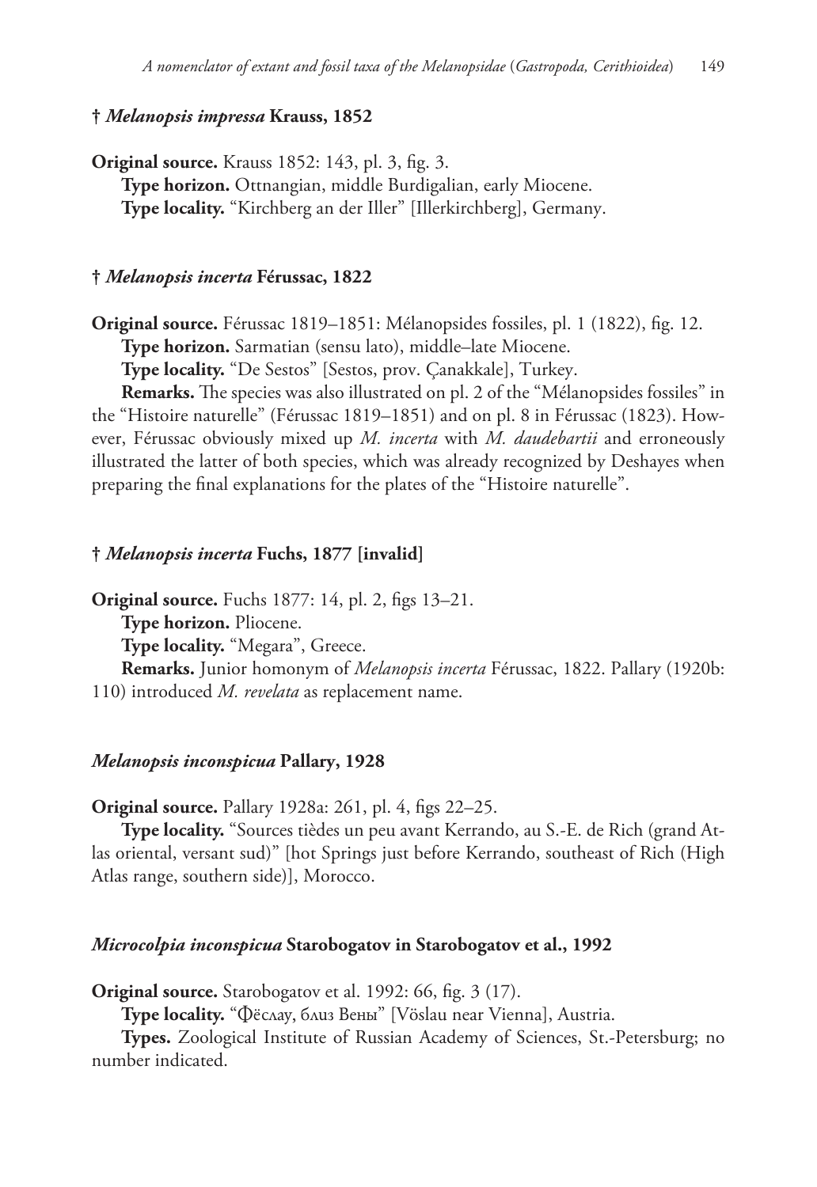### † *Melanopsis impressa* Krauss, 1852

**Original source.** Krauss 1852: 143, pl. 3, fig. 3.

**Type horizon.** Ottnangian, middle Burdigalian, early Miocene.

**Type locality.** "Kirchberg an der Iller" [Illerkirchberg], Germany.

### † *Melanopsis incerta* Férussac, 1822

**Original source.** Férussac 1819–1851: Mélanopsides fossiles, pl. 1 (1822), fig. 12.

**Type horizon.** Sarmatian (sensu lato), middle–late Miocene.

**Type locality.** "De Sestos" [Sestos, prov. Çanakkale], Turkey.

**Remarks.** The species was also illustrated on pl. 2 of the "Mélanopsides fossiles" in the "Histoire naturelle" (Férussac 1819–1851) and on pl. 8 in Férussac (1823). However, Férussac obviously mixed up *M. incerta* with *M. daudebartii* and erroneously illustrated the latter of both species, which was already recognized by Deshayes when preparing the final explanations for the plates of the "Histoire naturelle".

### † *Melanopsis incerta* Fuchs, 1877 [invalid]

**Original source.** Fuchs 1877: 14, pl. 2, figs 13–21.

**Type horizon.** Pliocene.

**Type locality.** "Megara", Greece.

**Remarks.** Junior homonym of *Melanopsis incerta* Férussac, 1822. Pallary (1920b: 110) introduced *M. revelata* as replacement name.

### *Melanopsis inconspicua* Pallary, 1928

**Original source.** Pallary 1928a: 261, pl. 4, figs 22–25.

**Type locality.** "Sources tièdes un peu avant Kerrando, au S.-E. de Rich (grand Atlas oriental, versant sud)" [hot Springs just before Kerrando, southeast of Rich (High Atlas range, southern side)], Morocco.

### *Microcolpia inconspicua* Starobogatov in Starobogatov et al., 1992

**Original source.** Starobogatov et al. 1992: 66, fig. 3 (17).

**Type locality.** "Фёслау, близ Вены" [Vöslau near Vienna], Austria.

**Types.** Zoological Institute of Russian Academy of Sciences, St.-Petersburg; no number indicated.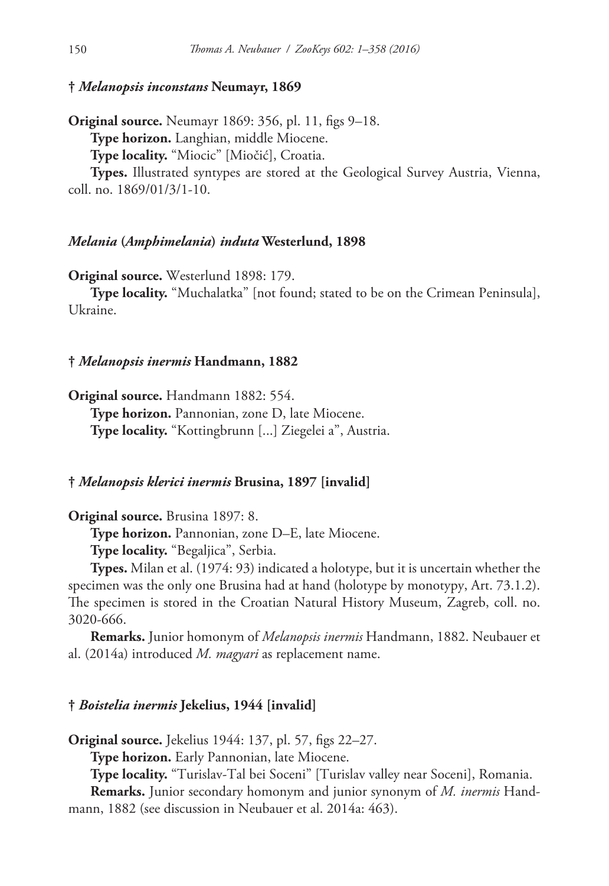### † *Melanopsis inconstans* Neumayr, 1869

**Original source.** Neumayr 1869: 356, pl. 11, figs 9–18.

**Type horizon.** Langhian, middle Miocene.

**Type locality.** "Miocic" [Miočić], Croatia.

**Types.** Illustrated syntypes are stored at the Geological Survey Austria, Vienna, coll. no. 1869/01/3/1-10.

### *Melania* (*Amphimelania*) *induta* Westerlund, 1898

**Original source.** Westerlund 1898: 179.

**Type locality.** "Muchalatka" [not found; stated to be on the Crimean Peninsula], Ukraine.

### † *Melanopsis inermis* Handmann, 1882

**Original source.** Handmann 1882: 554.

**Type horizon.** Pannonian, zone D, late Miocene.

**Type locality.** "Kottingbrunn [...] Ziegelei a", Austria.

### † *Melanopsis klerici inermis* Brusina, 1897 [invalid]

**Original source.** Brusina 1897: 8.

**Type horizon.** Pannonian, zone D–E, late Miocene.

**Type locality.** "Begaljica", Serbia.

**Types.** Milan et al. (1974: 93) indicated a holotype, but it is uncertain whether the specimen was the only one Brusina had at hand (holotype by monotypy, Art. 73.1.2). The specimen is stored in the Croatian Natural History Museum, Zagreb, coll. no. 3020-666.

**Remarks.** Junior homonym of *Melanopsis inermis* Handmann, 1882. Neubauer et al. (2014a) introduced *M. magyari* as replacement name.

### † *Boistelia inermis* Jekelius, 1944 [invalid]

**Original source.** Jekelius 1944: 137, pl. 57, figs 22–27.

**Type horizon.** Early Pannonian, late Miocene.

**Type locality.** "Turislav-Tal bei Soceni" [Turislav valley near Soceni], Romania.

**Remarks.** Junior secondary homonym and junior synonym of *M. inermis* Handmann, 1882 (see discussion in Neubauer et al. 2014a: 463).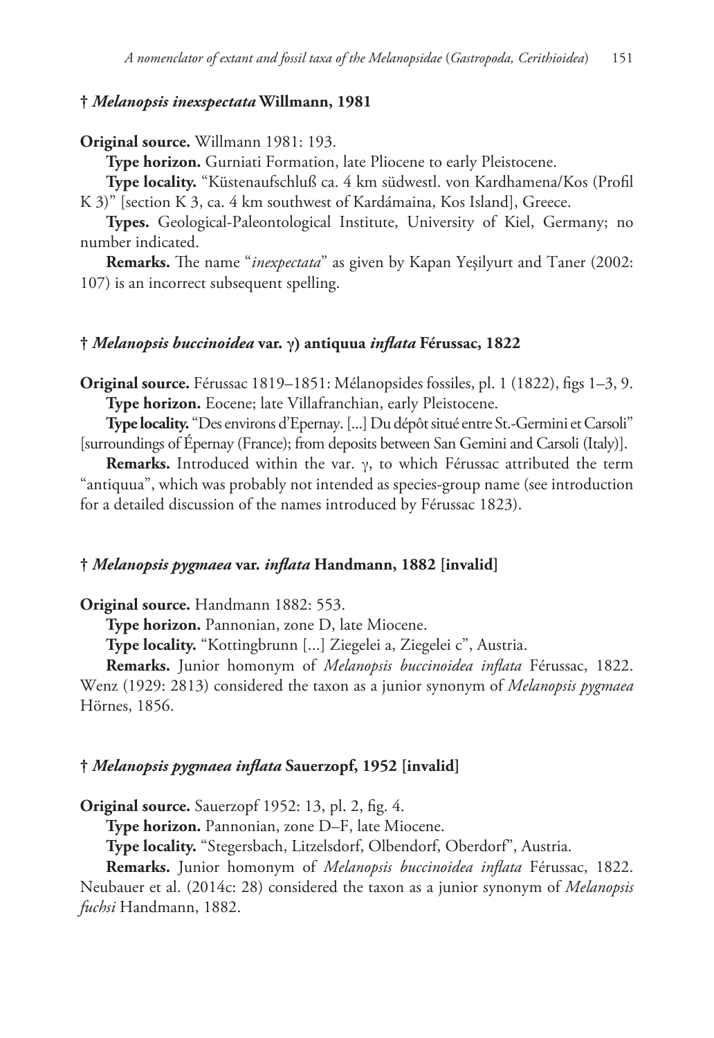### † *Melanopsis inexspectata* Willmann, 1981

**Original source.** Willmann 1981: 193.

**Type horizon.** Gurniati Formation, late Pliocene to early Pleistocene.

**Type locality.** "Küstenaufschluß ca. 4 km südwestl. von Kardhamena/Kos (Profil K 3)" [section K 3, ca. 4 km southwest of Kardámaina, Kos Island], Greece.

**Types.** Geological-Paleontological Institute, University of Kiel, Germany; no number indicated.

**Remarks.** The name "*inexpectata*" as given by Kapan Yeşilyurt and Taner (2002: 107) is an incorrect subsequent spelling.

### † *Melanopsis buccinoidea* var. γ) antiquua *inflata* Férussac, 1822

**Original source.** Férussac 1819–1851: Mélanopsides fossiles, pl. 1 (1822), figs 1–3, 9.

**Type horizon.** Eocene; late Villafranchian, early Pleistocene.

**Type locality.** "Des environs d'Epernay. [...] Du dépôt situé entre St.-Germini et Carsoli" [surroundings of Épernay (France); from deposits between San Gemini and Carsoli (Italy)].

**Remarks.** Introduced within the var. γ, to which Férussac attributed the term "antiquua", which was probably not intended as species-group name (see introduction for a detailed discussion of the names introduced by Férussac 1823).

### † *Melanopsis pygmaea* var. *inflata* Handmann, 1882 [invalid]

**Original source.** Handmann 1882: 553.

**Type horizon.** Pannonian, zone D, late Miocene.

**Type locality.** "Kottingbrunn [...] Ziegelei a, Ziegelei c", Austria.

**Remarks.** Junior homonym of *Melanopsis buccinoidea inflata* Férussac, 1822. Wenz (1929: 2813) considered the taxon as a junior synonym of *Melanopsis pygmaea* Hörnes, 1856.

### † *Melanopsis pygmaea inflata* Sauerzopf, 1952 [invalid]

**Original source.** Sauerzopf 1952: 13, pl. 2, fig. 4.

**Type horizon.** Pannonian, zone D–F, late Miocene.

**Type locality.** "Stegersbach, Litzelsdorf, Olbendorf, Oberdorf", Austria.

**Remarks.** Junior homonym of *Melanopsis buccinoidea inflata* Férussac, 1822. Neubauer et al. (2014c: 28) considered the taxon as a junior synonym of *Melanopsis fuchsi* Handmann, 1882.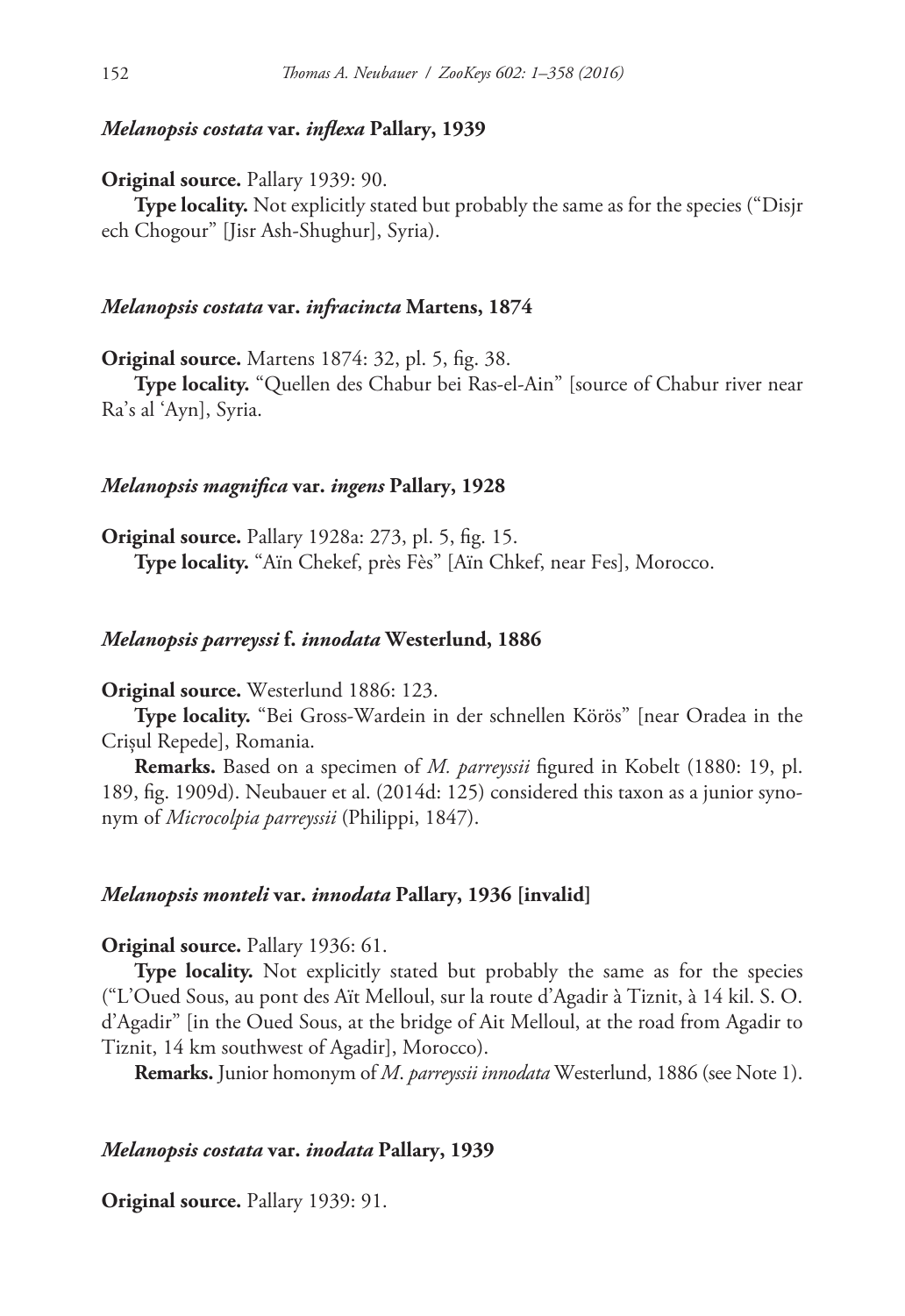#### *Melanopsis costata* var. *inflexa* Pallary, 1939

**Original source.** Pallary 1939: 90.

**Type locality.** Not explicitly stated but probably the same as for the species ("Disjr ech Chogour" [Jisr Ash-Shughur], Syria).

#### *Melanopsis costata* var. *infracincta* Martens, 1874

**Original source.** Martens 1874: 32, pl. 5, fig. 38.

**Type locality.** "Quellen des Chabur bei Ras-el-Ain" [source of Chabur river near Ra's al 'Ayn], Syria.

#### *Melanopsis magnifica* var. *ingens* Pallary, 1928

**Original source.** Pallary 1928a: 273, pl. 5, fig. 15.

**Type locality.** "Aïn Chekef, près Fès" [Aïn Chkef, near Fes], Morocco.

#### *Melanopsis parreyssi* f. *innodata* Westerlund, 1886

**Original source.** Westerlund 1886: 123.

**Type locality.** "Bei Gross-Wardein in der schnellen Körös" [near Oradea in the Crișul Repede], Romania.

**Remarks.** Based on a specimen of *M. parreyssii* figured in Kobelt (1880: 19, pl. 189, fig. 1909d). Neubauer et al. (2014d: 125) considered this taxon as a junior synonym of *Microcolpia parreyssii* (Philippi, 1847).

#### *Melanopsis monteli* var. *innodata* Pallary, 1936 [invalid]

**Original source.** Pallary 1936: 61.

**Type locality.** Not explicitly stated but probably the same as for the species ("L'Oued Sous, au pont des Aït Melloul, sur la route d'Agadir à Tiznit, à 14 kil. S. O. d'Agadir" [in the Oued Sous, at the bridge of Ait Melloul, at the road from Agadir to Tiznit, 14 km southwest of Agadir], Morocco).

**Remarks.** Junior homonym of *M. parreyssii innodata* Westerlund, 1886 (see Note 1).

#### *Melanopsis costata* var. *inodata* Pallary, 1939

**Original source.** Pallary 1939: 91.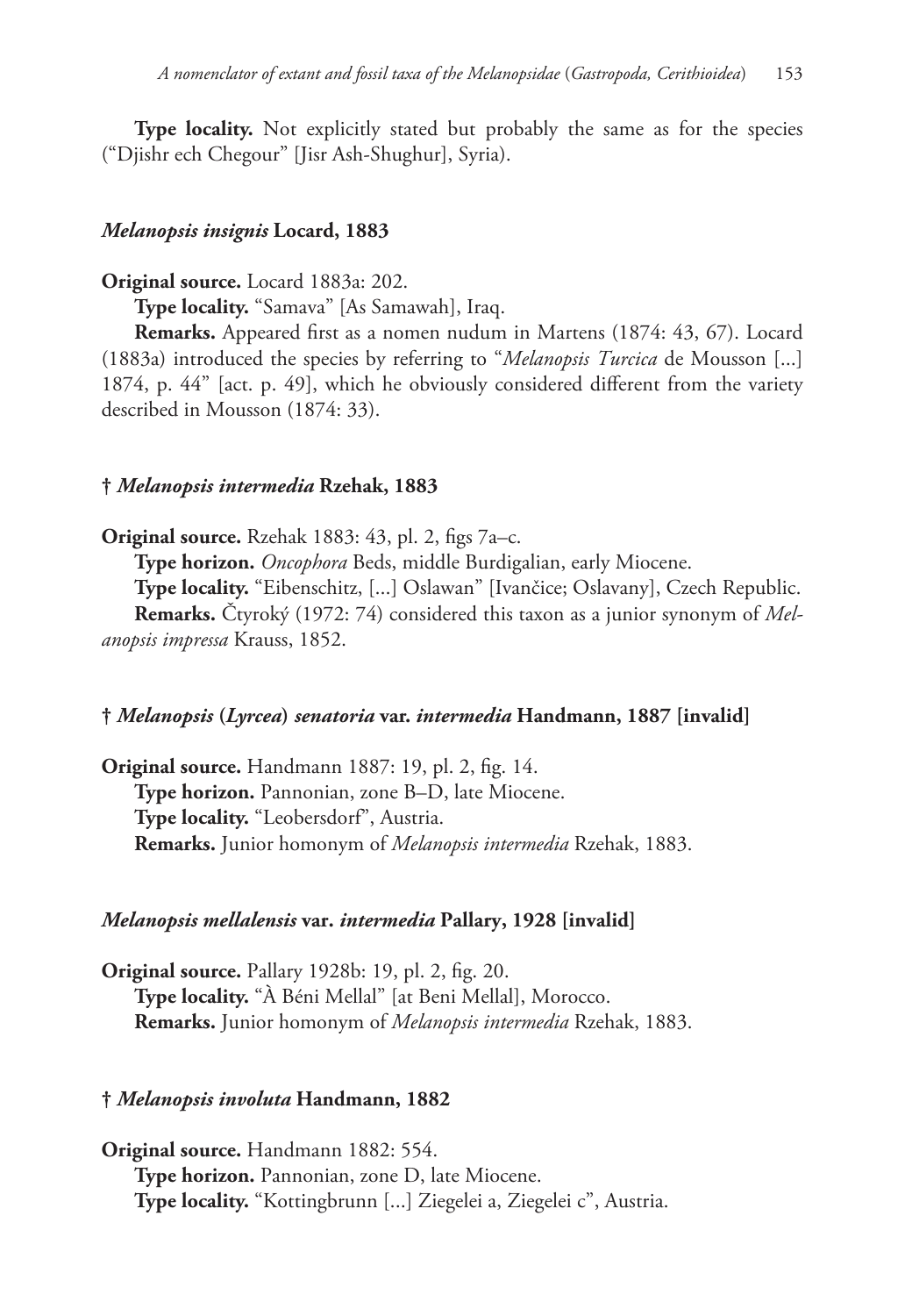**Type locality.** Not explicitly stated but probably the same as for the species ("Djishr ech Chegour" [Jisr Ash-Shughur], Syria).

### *Melanopsis insignis* Locard, 1883

**Original source.** Locard 1883a: 202.

**Type locality.** "Samava" [As Samawah], Iraq.

**Remarks.** Appeared first as a nomen nudum in Martens (1874: 43, 67). Locard (1883a) introduced the species by referring to "*Melanopsis Turcica* de Mousson [...] 1874, p. 44" [act. p. 49], which he obviously considered different from the variety described in Mousson (1874: 33).

### † *Melanopsis intermedia* Rzehak, 1883

**Original source.** Rzehak 1883: 43, pl. 2, figs 7a–c.

**Type horizon.** *Oncophora* Beds, middle Burdigalian, early Miocene.

**Type locality.** "Eibenschitz, [...] Oslawan" [Ivančice; Oslavany], Czech Republic.

**Remarks.** Čtyroký (1972: 74) considered this taxon as a junior synonym of *Melanopsis impressa* Krauss, 1852.

### † *Melanopsis* (*Lyrcea*) *senatoria* var. *intermedia* Handmann, 1887 [invalid]

**Original source.** Handmann 1887: 19, pl. 2, fig. 14.

**Type horizon.** Pannonian, zone B–D, late Miocene.

**Type locality.** "Leobersdorf", Austria.

**Remarks.** Junior homonym of *Melanopsis intermedia* Rzehak, 1883.

### *Melanopsis mellalensis* var. *intermedia* Pallary, 1928 [invalid]

**Original source.** Pallary 1928b: 19, pl. 2, fig. 20.

**Type locality.** "À Béni Mellal" [at Beni Mellal], Morocco.

**Remarks.** Junior homonym of *Melanopsis intermedia* Rzehak, 1883.

### † *Melanopsis involuta* Handmann, 1882

**Original source.** Handmann 1882: 554.

**Type horizon.** Pannonian, zone D, late Miocene.

**Type locality.** "Kottingbrunn [...] Ziegelei a, Ziegelei c", Austria.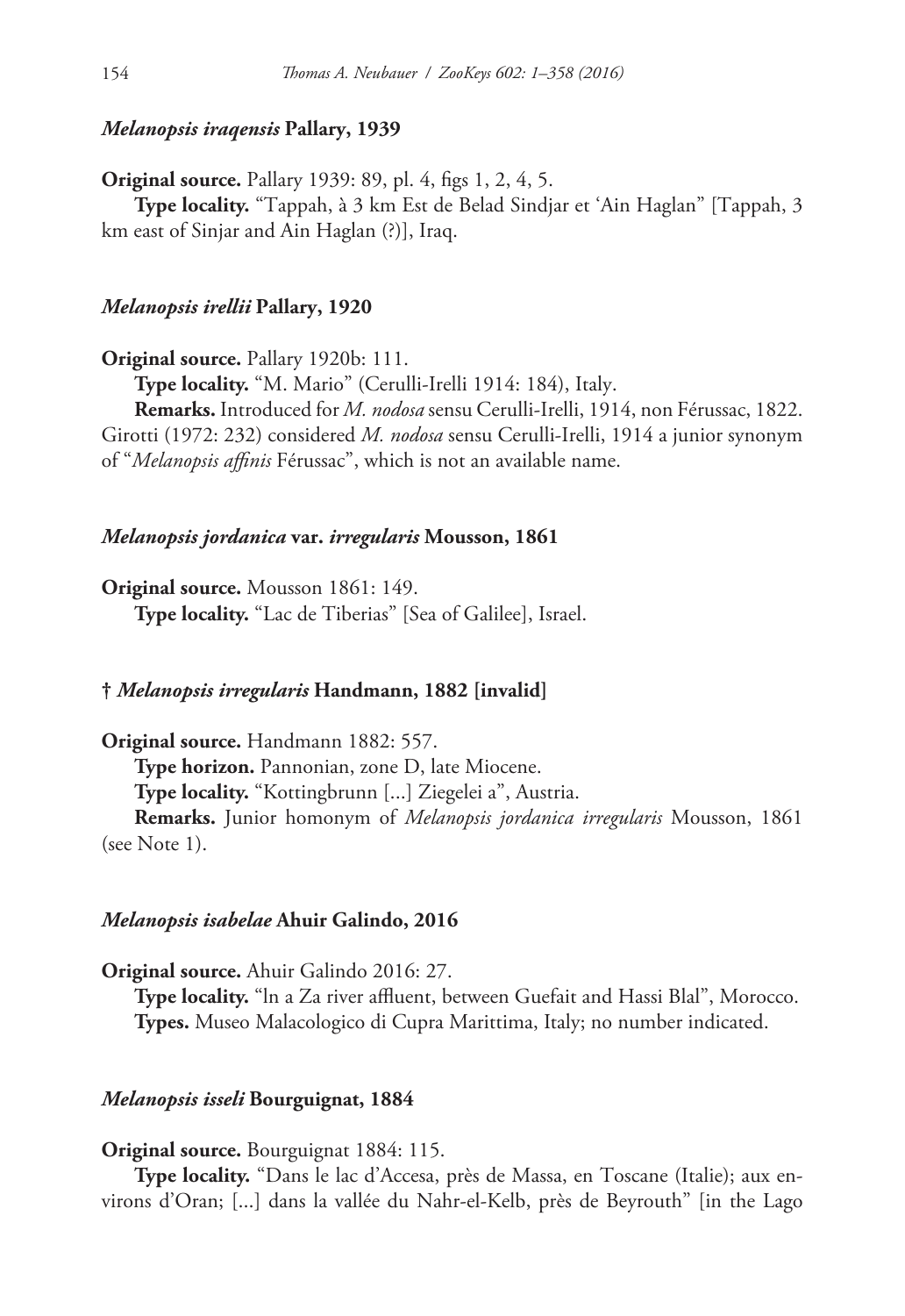### *Melanopsis iraqensis* Pallary, 1939

**Original source.** Pallary 1939: 89, pl. 4, figs 1, 2, 4, 5.

**Type locality.** "Tappah, à 3 km Est de Belad Sindjar et 'Ain Haglan" [Tappah, 3 km east of Sinjar and Ain Haglan (?)], Iraq.

### *Melanopsis irellii* Pallary, 1920

**Original source.** Pallary 1920b: 111.

**Type locality.** "M. Mario" (Cerulli-Irelli 1914: 184), Italy.

**Remarks.** Introduced for *M. nodosa* sensu Cerulli-Irelli, 1914, non Férussac, 1822. Girotti (1972: 232) considered *M. nodosa* sensu Cerulli-Irelli, 1914 a junior synonym of "*Melanopsis affinis* Férussac", which is not an available name.

### *Melanopsis jordanica* var. *irregularis* Mousson, 1861

**Original source.** Mousson 1861: 149.

**Type locality.** "Lac de Tiberias" [Sea of Galilee], Israel.

### † *Melanopsis irregularis* Handmann, 1882 [invalid]

**Original source.** Handmann 1882: 557.

**Type horizon.** Pannonian, zone D, late Miocene.

**Type locality.** "Kottingbrunn [...] Ziegelei a", Austria.

**Remarks.** Junior homonym of *Melanopsis jordanica irregularis* Mousson, 1861 (see Note 1).

### *Melanopsis isabelae* Ahuir Galindo, 2016

**Original source.** Ahuir Galindo 2016: 27.

**Type locality.** "ln a Za river affluent, between Guefait and Hassi Blal", Morocco.

**Types.** Museo Malacologico di Cupra Marittima, Italy; no number indicated.

### *Melanopsis isseli* Bourguignat, 1884

**Original source.** Bourguignat 1884: 115.

**Type locality.** "Dans le lac d'Accesa, près de Massa, en Toscane (Italie); aux environs d'Oran; [...] dans la vallée du Nahr-el-Kelb, près de Beyrouth" [in the Lago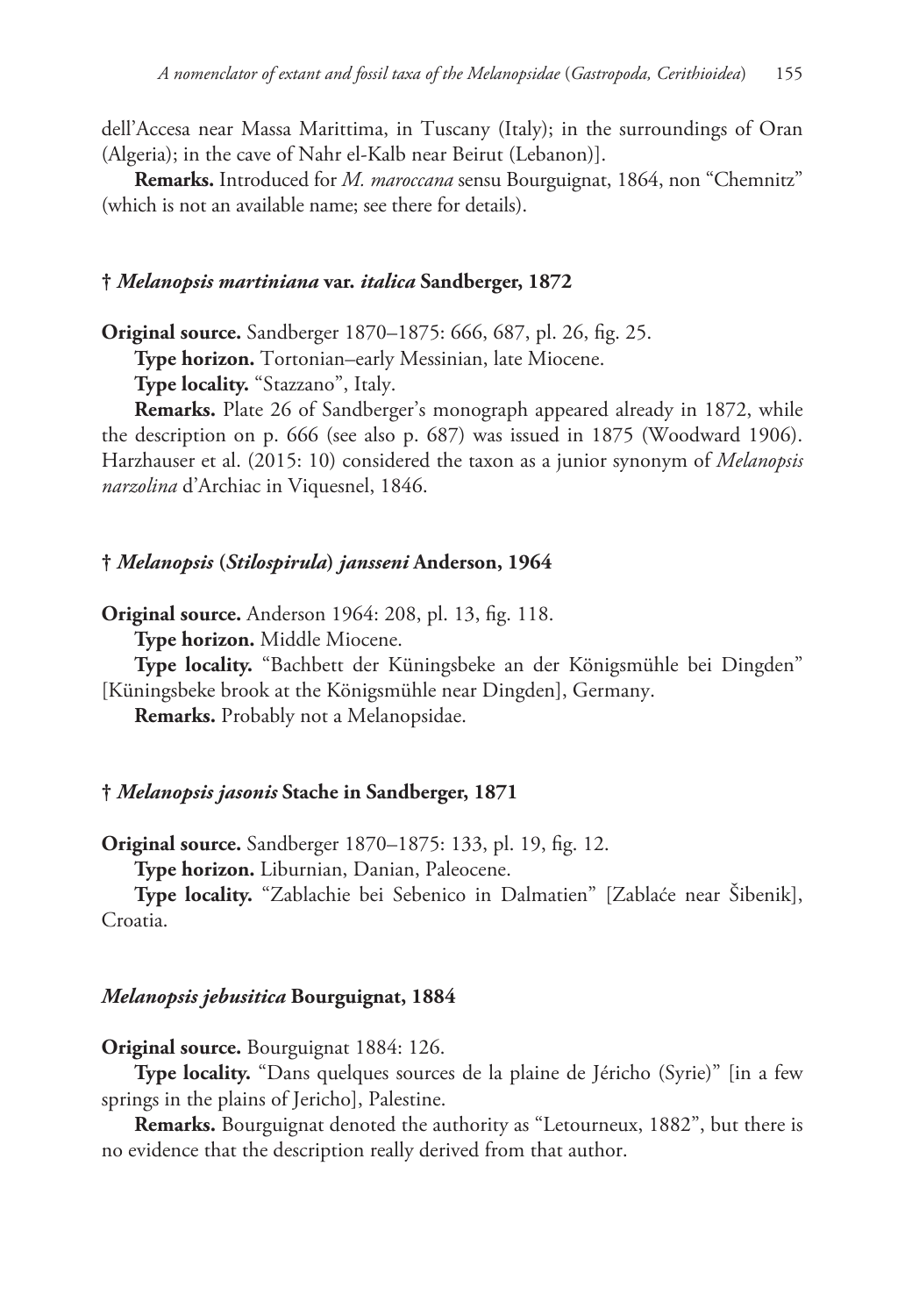dell'Accesa near Massa Marittima, in Tuscany (Italy); in the surroundings of Oran (Algeria); in the cave of Nahr el-Kalb near Beirut (Lebanon)].

**Remarks.** Introduced for *M. maroccana* sensu Bourguignat, 1864, non "Chemnitz" (which is not an available name; see there for details).

### † *Melanopsis martiniana* var. *italica* Sandberger, 1872

**Original source.** Sandberger 1870–1875: 666, 687, pl. 26, fig. 25.

**Type horizon.** Tortonian–early Messinian, late Miocene.

**Type locality.** "Stazzano", Italy.

**Remarks.** Plate 26 of Sandberger's monograph appeared already in 1872, while the description on p. 666 (see also p. 687) was issued in 1875 (Woodward 1906). Harzhauser et al. (2015: 10) considered the taxon as a junior synonym of *Melanopsis narzolina* d'Archiac in Viquesnel, 1846.

### † *Melanopsis* (*Stilospirula*) *jansseni* Anderson, 1964

**Original source.** Anderson 1964: 208, pl. 13, fig. 118.

**Type horizon.** Middle Miocene.

**Type locality.** "Bachbett der Küningsbeke an der Königsmühle bei Dingden" [Küningsbeke brook at the Königsmühle near Dingden], Germany.

**Remarks.** Probably not a Melanopsidae.

### † *Melanopsis jasonis* Stache in Sandberger, 1871

**Original source.** Sandberger 1870–1875: 133, pl. 19, fig. 12.

**Type horizon.** Liburnian, Danian, Paleocene.

**Type locality.** "Zablachie bei Sebenico in Dalmatien" [Zablaće near Šibenik], Croatia.

### *Melanopsis jebusitica* Bourguignat, 1884

**Original source.** Bourguignat 1884: 126.

**Type locality.** "Dans quelques sources de la plaine de Jéricho (Syrie)" [in a few springs in the plains of Jericho], Palestine.

**Remarks.** Bourguignat denoted the authority as "Letourneux, 1882", but there is no evidence that the description really derived from that author.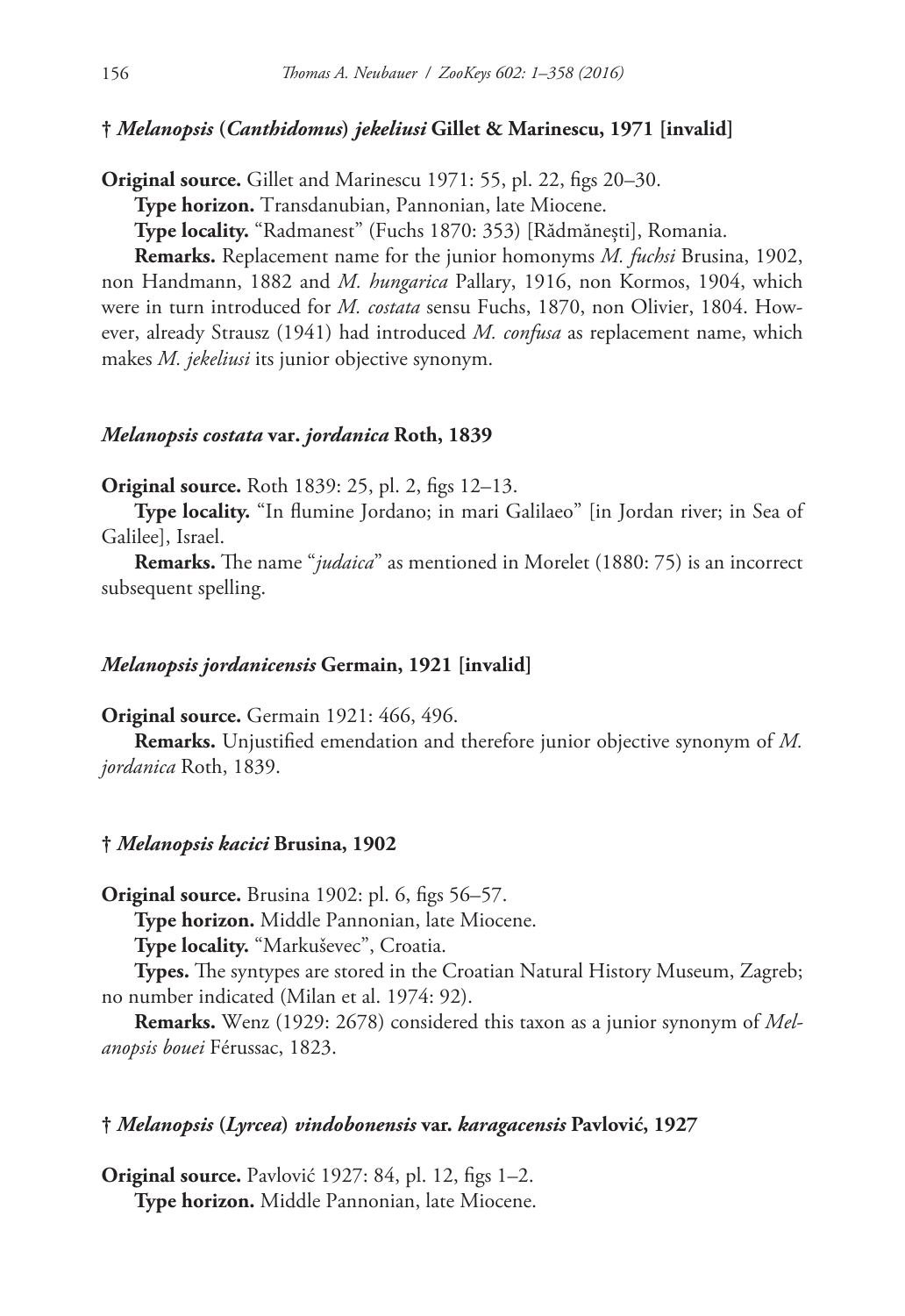### † *Melanopsis* (*Canthidomus*) *jekeliusi* Gillet & Marinescu, 1971 [invalid]

**Original source.** Gillet and Marinescu 1971: 55, pl. 22, figs 20–30.

**Type horizon.** Transdanubian, Pannonian, late Miocene.

**Type locality.** "Radmanest" (Fuchs 1870: 353) [Rădmăneşti], Romania.

**Remarks.** Replacement name for the junior homonyms *M. fuchsi* Brusina, 1902, non Handmann, 1882 and *M. hungarica* Pallary, 1916, non Kormos, 1904, which were in turn introduced for *M. costata* sensu Fuchs, 1870, non Olivier, 1804. However, already Strausz (1941) had introduced *M. confusa* as replacement name, which makes *M. jekeliusi* its junior objective synonym.

### *Melanopsis costata* var. *jordanica* Roth, 1839

**Original source.** Roth 1839: 25, pl. 2, figs 12–13.

**Type locality.** "In flumine Jordano; in mari Galilaeo" [in Jordan river; in Sea of Galilee], Israel.

**Remarks.** The name "*judaica*" as mentioned in Morelet (1880: 75) is an incorrect subsequent spelling.

### *Melanopsis jordanicensis* Germain, 1921 [invalid]

**Original source.** Germain 1921: 466, 496.

**Remarks.** Unjustified emendation and therefore junior objective synonym of *M. jordanica* Roth, 1839.

### † *Melanopsis kacici* Brusina, 1902

**Original source.** Brusina 1902: pl. 6, figs 56–57.

**Type horizon.** Middle Pannonian, late Miocene.

**Type locality.** "Markuševec", Croatia.

**Types.** The syntypes are stored in the Croatian Natural History Museum, Zagreb; no number indicated (Milan et al. 1974: 92).

**Remarks.** Wenz (1929: 2678) considered this taxon as a junior synonym of *Melanopsis bouei* Férussac, 1823.

### † *Melanopsis* (*Lyrcea*) *vindobonensis* var. *karagacensis* Pavlović, 1927

**Original source.** Pavlović 1927: 84, pl. 12, figs 1–2.

**Type horizon.** Middle Pannonian, late Miocene.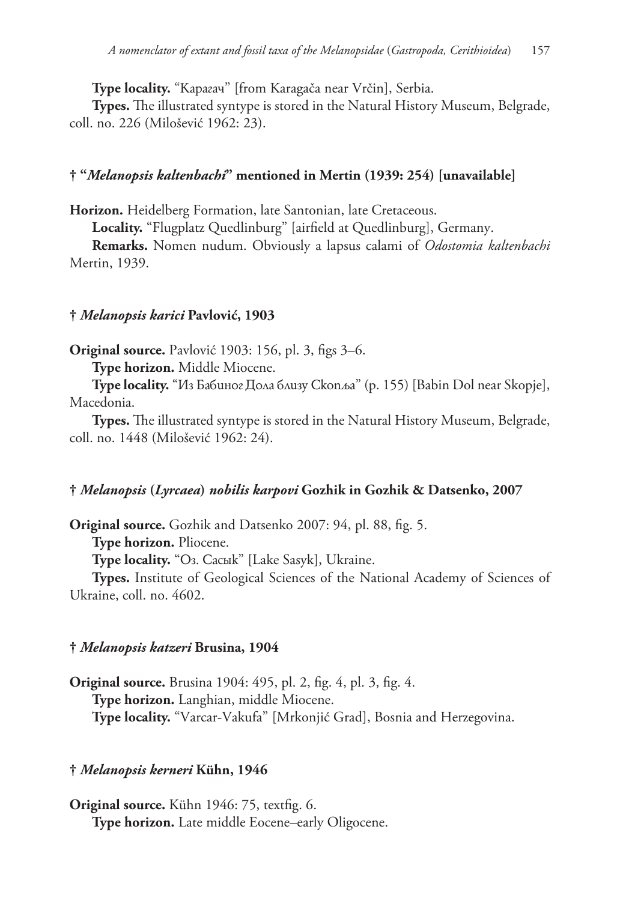**Type locality.** “Карагач” [from Karagača near Vrčin], Serbia.

**Types.** The illustrated syntype is stored in the Natural History Museum, Belgrade, coll. no. 226 (Milošević 1962: 23).

### † “*Melanopsis kaltenbachi*” mentioned in Mertin (1939: 254) [unavailable]

**Horizon.** Heidelberg Formation, late Santonian, late Cretaceous.

**Locality.** “Flugplatz Quedlinburg” [airfield at Quedlinburg], Germany.

**Remarks.** Nomen nudum. Obviously a lapsus calami of *Odostomia kaltenbachi* Mertin, 1939.

### † *Melanopsis karici* Pavlović, 1903

**Original source.** Pavlović 1903: 156, pl. 3, figs 3–6.

**Type horizon.** Middle Miocene.

**Type locality.** “Из Бабиног Дола близу Скопља” (p. 155) [Babin Dol near Skopje], Macedonia.

**Types.** The illustrated syntype is stored in the Natural History Museum, Belgrade, coll. no. 1448 (Milošević 1962: 24).

### † *Melanopsis* (*Lyrcaea*) *nobilis karpovi* Gozhik in Gozhik & Datsenko, 2007

**Original source.** Gozhik and Datsenko 2007: 94, pl. 88, fig. 5.

**Type horizon.** Pliocene.

**Type locality.** “Оз. Сасык” [Lake Sasyk], Ukraine.

**Types.** Institute of Geological Sciences of the National Academy of Sciences of Ukraine, coll. no. 4602.

### † *Melanopsis katzeri* Brusina, 1904

**Original source.** Brusina 1904: 495, pl. 2, fig. 4, pl. 3, fig. 4.

**Type horizon.** Langhian, middle Miocene.

**Type locality.** “Varcar-Vakufa” [Mrkonjić Grad], Bosnia and Herzegovina.

### † *Melanopsis kerneri* Kühn, 1946

**Original source.** Kühn 1946: 75, textfig. 6.

**Type horizon.** Late middle Eocene–early Oligocene.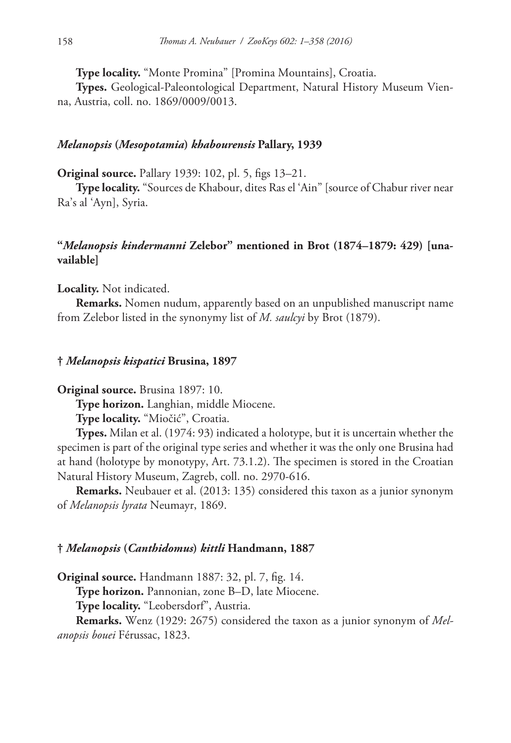**Type locality.** "Monte Promina" [Promina Mountains], Croatia.

**Types.** Geological-Paleontological Department, Natural History Museum Vienna, Austria, coll. no. 1869/0009/0013.

### *Melanopsis* (*Mesopotamia*) *khabourensis* Pallary, 1939

**Original source.** Pallary 1939: 102, pl. 5, figs 13–21.

**Type locality.** "Sources de Khabour, dites Ras el 'Ain" [source of Chabur river near Ra's al 'Ayn], Syria.

### "*Melanopsis kindermanni* Zelebor" mentioned in Brot (1874–1879: 429) [unavailable]

**Locality.** Not indicated.

**Remarks.** Nomen nudum, apparently based on an unpublished manuscript name from Zelebor listed in the synonymy list of *M. saulcyi* by Brot (1879).

### † *Melanopsis kispatici* Brusina, 1897

**Original source.** Brusina 1897: 10.

**Type horizon.** Langhian, middle Miocene.

**Type locality.** "Miočić", Croatia.

**Types.** Milan et al. (1974: 93) indicated a holotype, but it is uncertain whether the specimen is part of the original type series and whether it was the only one Brusina had at hand (holotype by monotypy, Art. 73.1.2). The specimen is stored in the Croatian Natural History Museum, Zagreb, coll. no. 2970-616.

**Remarks.** Neubauer et al. (2013: 135) considered this taxon as a junior synonym of *Melanopsis lyrata* Neumayr, 1869.

### † *Melanopsis* (*Canthidomus*) *kittli* Handmann, 1887

**Original source.** Handmann 1887: 32, pl. 7, fig. 14.

**Type horizon.** Pannonian, zone B–D, late Miocene.

**Type locality.** "Leobersdorf", Austria.

**Remarks.** Wenz (1929: 2675) considered the taxon as a junior synonym of *Melanopsis bouei* Férussac, 1823.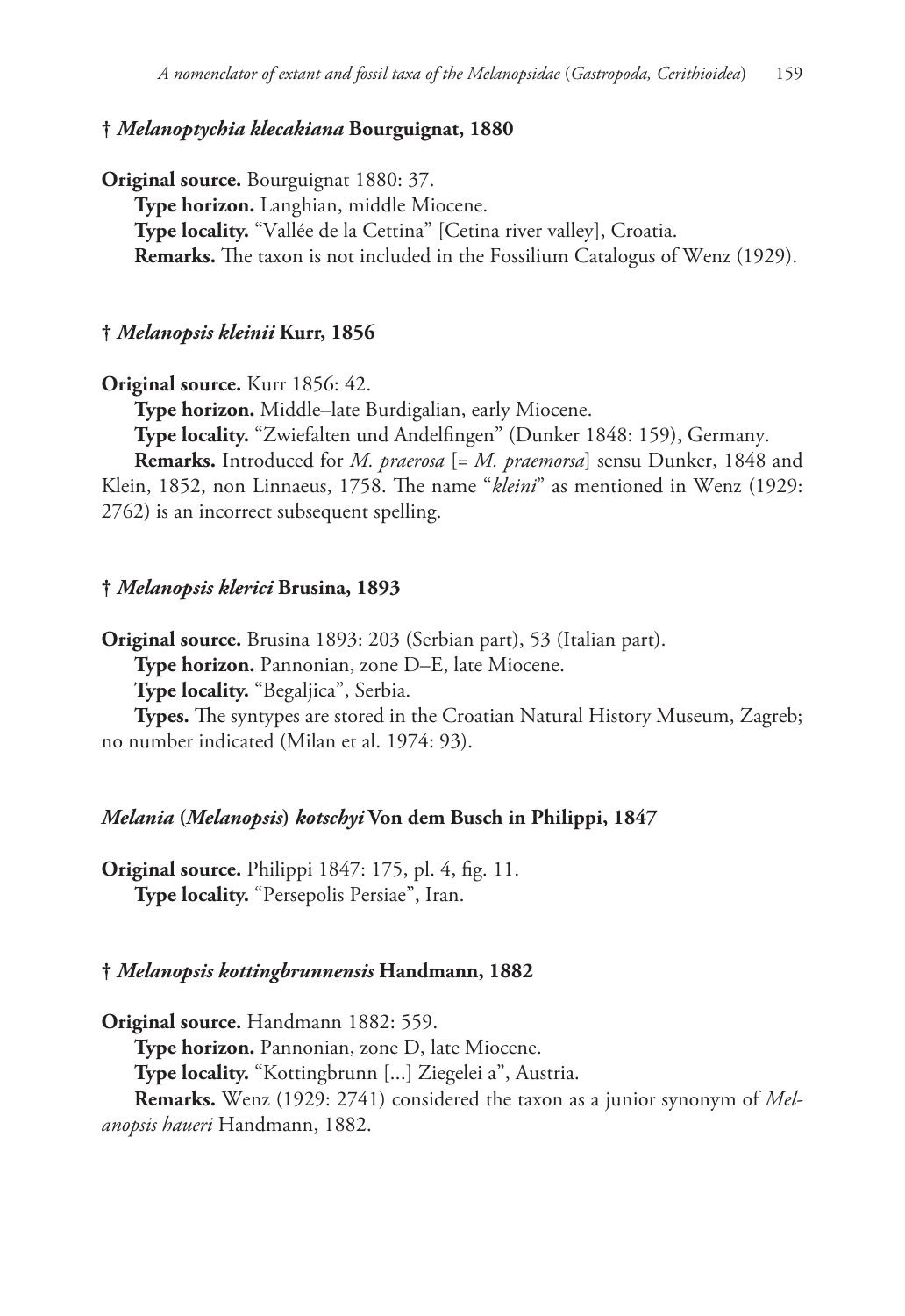### † *Melanoptychia klecakiana* Bourguignat, 1880

**Original source.** Bourguignat 1880: 37.

**Type horizon.** Langhian, middle Miocene.

**Type locality.** "Vallée de la Cettina" [Cetina river valley], Croatia.

**Remarks.** The taxon is not included in the Fossilium Catalogus of Wenz (1929).

### † *Melanopsis kleinii* Kurr, 1856

**Original source.** Kurr 1856: 42.

**Type horizon.** Middle–late Burdigalian, early Miocene.

**Type locality.** "Zwiefalten und Andelfingen" (Dunker 1848: 159), Germany.

**Remarks.** Introduced for *M. praerosa* [= *M. praemorsa*] sensu Dunker, 1848 and Klein, 1852, non Linnaeus, 1758. The name "*kleini*" as mentioned in Wenz (1929: 2762) is an incorrect subsequent spelling.

### † *Melanopsis klerici* Brusina, 1893

**Original source.** Brusina 1893: 203 (Serbian part), 53 (Italian part).

**Type horizon.** Pannonian, zone D–E, late Miocene.

**Type locality.** "Begaljica", Serbia.

**Types.** The syntypes are stored in the Croatian Natural History Museum, Zagreb; no number indicated (Milan et al. 1974: 93).

### *Melania* (*Melanopsis*) *kotschyi* Von dem Busch in Philippi, 1847

**Original source.** Philippi 1847: 175, pl. 4, fig. 11.

**Type locality.** "Persepolis Persiae", Iran.

### † *Melanopsis kottingbrunnensis* Handmann, 1882

**Original source.** Handmann 1882: 559.

**Type horizon.** Pannonian, zone D, late Miocene.

**Type locality.** "Kottingbrunn [...] Ziegelei a", Austria.

**Remarks.** Wenz (1929: 2741) considered the taxon as a junior synonym of *Melanopsis haueri* Handmann, 1882.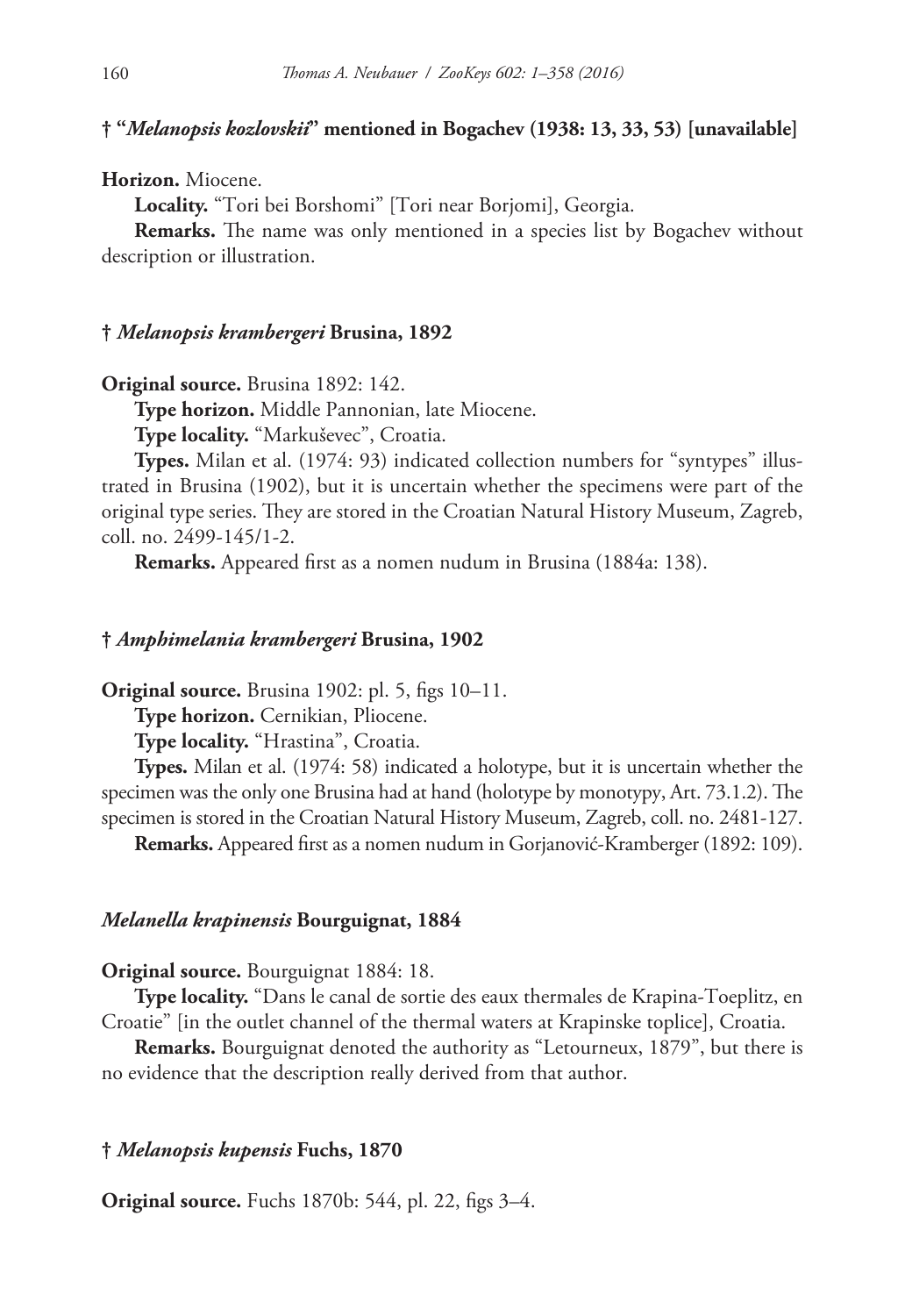### † "*Melanopsis kozlovskii*" mentioned in Bogachev (1938: 13, 33, 53) [unavailable]

**Horizon.** Miocene.

**Locality.** "Tori bei Borshomi" [Tori near Borjomi], Georgia.

**Remarks.** The name was only mentioned in a species list by Bogachev without description or illustration.

### † *Melanopsis krambergeri* Brusina, 1892

**Original source.** Brusina 1892: 142.

**Type horizon.** Middle Pannonian, late Miocene.

**Type locality.** "Markuševec", Croatia.

**Types.** Milan et al. (1974: 93) indicated collection numbers for "syntypes" illustrated in Brusina (1902), but it is uncertain whether the specimens were part of the original type series. They are stored in the Croatian Natural History Museum, Zagreb, coll. no. 2499-145/1-2.

**Remarks.** Appeared first as a nomen nudum in Brusina (1884a: 138).

### † *Amphimelania krambergeri* Brusina, 1902

**Original source.** Brusina 1902: pl. 5, figs 10–11.

**Type horizon.** Cernikian, Pliocene.

**Type locality.** "Hrastina", Croatia.

**Types.** Milan et al. (1974: 58) indicated a holotype, but it is uncertain whether the specimen was the only one Brusina had at hand (holotype by monotypy, Art. 73.1.2). The specimen is stored in the Croatian Natural History Museum, Zagreb, coll. no. 2481-127.

**Remarks.** Appeared first as a nomen nudum in Gorjanović-Kramberger (1892: 109).

### *Melanella krapinensis* Bourguignat, 1884

**Original source.** Bourguignat 1884: 18.

**Type locality.** "Dans le canal de sortie des eaux thermales de Krapina-Toeplitz, en Croatie" [in the outlet channel of the thermal waters at Krapinske toplice], Croatia.

**Remarks.** Bourguignat denoted the authority as "Letourneux, 1879", but there is no evidence that the description really derived from that author.

### † *Melanopsis kupensis* Fuchs, 1870

**Original source.** Fuchs 1870b: 544, pl. 22, figs 3–4.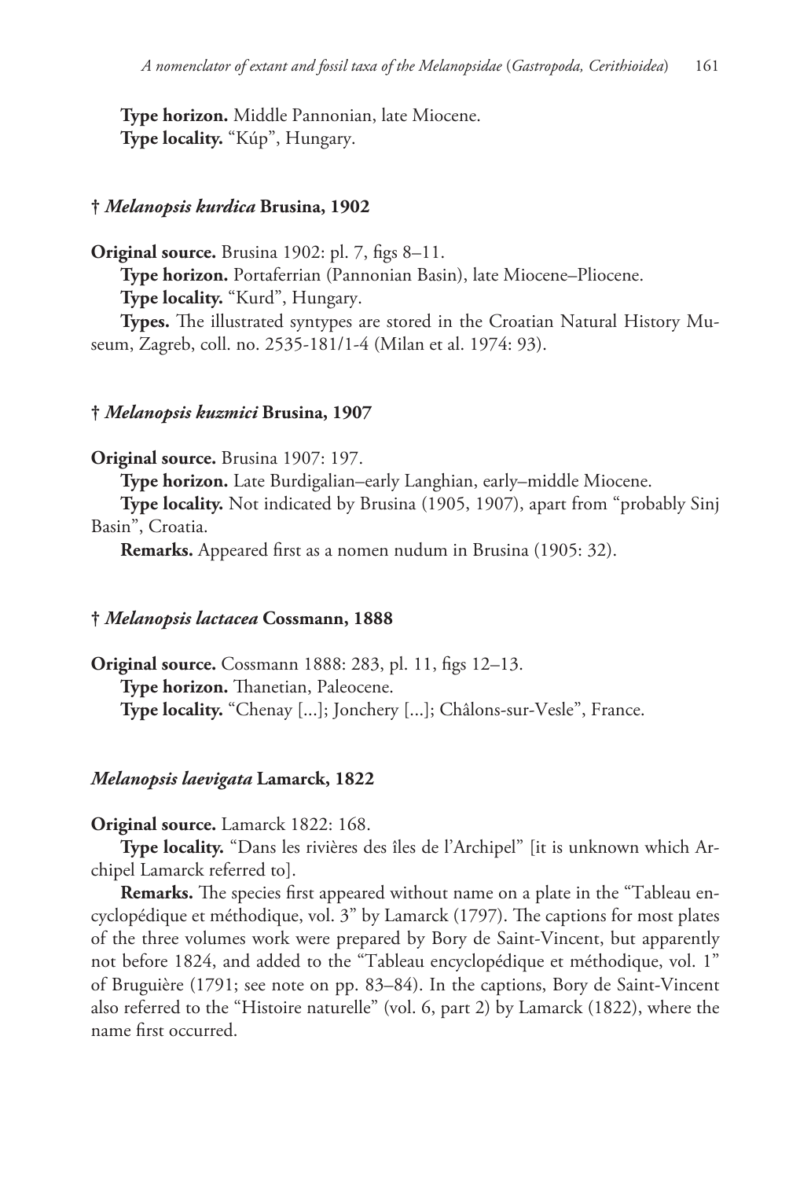**Type horizon.** Middle Pannonian, late Miocene.
**Type locality.** "Kúp", Hungary.

### † *Melanopsis kurdica* Brusina, 1902

**Original source.** Brusina 1902: pl. 7, figs 8–11.
**Type horizon.** Portaferrian (Pannonian Basin), late Miocene–Pliocene.
**Type locality.** "Kurd", Hungary.
**Types.** The illustrated syntypes are stored in the Croatian Natural History Museum, Zagreb, coll. no. 2535-181/1-4 (Milan et al. 1974: 93).

### † *Melanopsis kuzmici* Brusina, 1907

**Original source.** Brusina 1907: 197.
**Type horizon.** Late Burdigalian–early Langhian, early–middle Miocene.
**Type locality.** Not indicated by Brusina (1905, 1907), apart from "probably Sinj Basin", Croatia.
**Remarks.** Appeared first as a nomen nudum in Brusina (1905: 32).

### † *Melanopsis lactacea* Cossmann, 1888

**Original source.** Cossmann 1888: 283, pl. 11, figs 12–13.
**Type horizon.** Thanetian, Paleocene.
**Type locality.** "Chenay [...]; Jonchery [...]; Châlons-sur-Vesle", France.

### *Melanopsis laevigata* Lamarck, 1822

**Original source.** Lamarck 1822: 168.
**Type locality.** "Dans les rivières des îles de l'Archipel" [it is unknown which Archipel Lamarck referred to].
**Remarks.** The species first appeared without name on a plate in the "Tableau encyclopédique et méthodique, vol. 3" by Lamarck (1797). The captions for most plates of the three volumes work were prepared by Bory de Saint-Vincent, but apparently not before 1824, and added to the "Tableau encyclopédique et méthodique, vol. 1" of Bruguière (1791; see note on pp. 83–84). In the captions, Bory de Saint-Vincent also referred to the "Histoire naturelle" (vol. 6, part 2) by Lamarck (1822), where the name first occurred.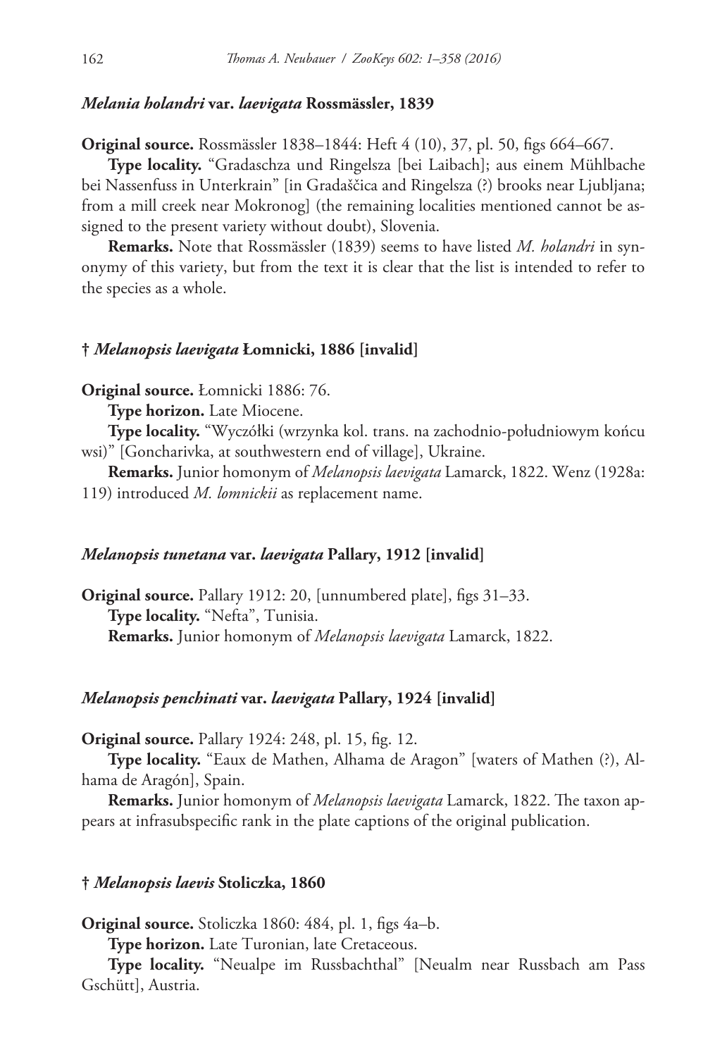### *Melania holandri* var. *laevigata* Rossmässler, 1839

**Original source.** Rossmässler 1838–1844: Heft 4 (10), 37, pl. 50, figs 664–667.

**Type locality.** "Gradaschza und Ringelsza [bei Laibach]; aus einem Mühlbache bei Nassenfuss in Unterkrain" [in Gradaščica and Ringelsza (?) brooks near Ljubljana; from a mill creek near Mokronog] (the remaining localities mentioned cannot be assigned to the present variety without doubt), Slovenia.

**Remarks.** Note that Rossmässler (1839) seems to have listed *M. holandri* in synonymy of this variety, but from the text it is clear that the list is intended to refer to the species as a whole.

### † *Melanopsis laevigata* Łomnicki, 1886 [invalid]

**Original source.** Łomnicki 1886: 76.

**Type horizon.** Late Miocene.

**Type locality.** "Wyczółki (wrzynka kol. trans. na zachodnio-południowym końcu wsi)" [Goncharivka, at southwestern end of village], Ukraine.

**Remarks.** Junior homonym of *Melanopsis laevigata* Lamarck, 1822. Wenz (1928a: 119) introduced *M. lomnickii* as replacement name.

### *Melanopsis tunetana* var. *laevigata* Pallary, 1912 [invalid]

**Original source.** Pallary 1912: 20, [unnumbered plate], figs 31–33.

**Type locality.** "Nefta", Tunisia.

**Remarks.** Junior homonym of *Melanopsis laevigata* Lamarck, 1822.

### *Melanopsis penchinati* var. *laevigata* Pallary, 1924 [invalid]

**Original source.** Pallary 1924: 248, pl. 15, fig. 12.

**Type locality.** "Eaux de Mathen, Alhama de Aragon" [waters of Mathen (?), Alhama de Aragón], Spain.

**Remarks.** Junior homonym of *Melanopsis laevigata* Lamarck, 1822. The taxon appears at infrasubspecific rank in the plate captions of the original publication.

### † *Melanopsis laevis* Stoliczka, 1860

**Original source.** Stoliczka 1860: 484, pl. 1, figs 4a–b.

**Type horizon.** Late Turonian, late Cretaceous.

**Type locality.** "Neualpe im Russbachthal" [Neualm near Russbach am Pass Gschütt], Austria.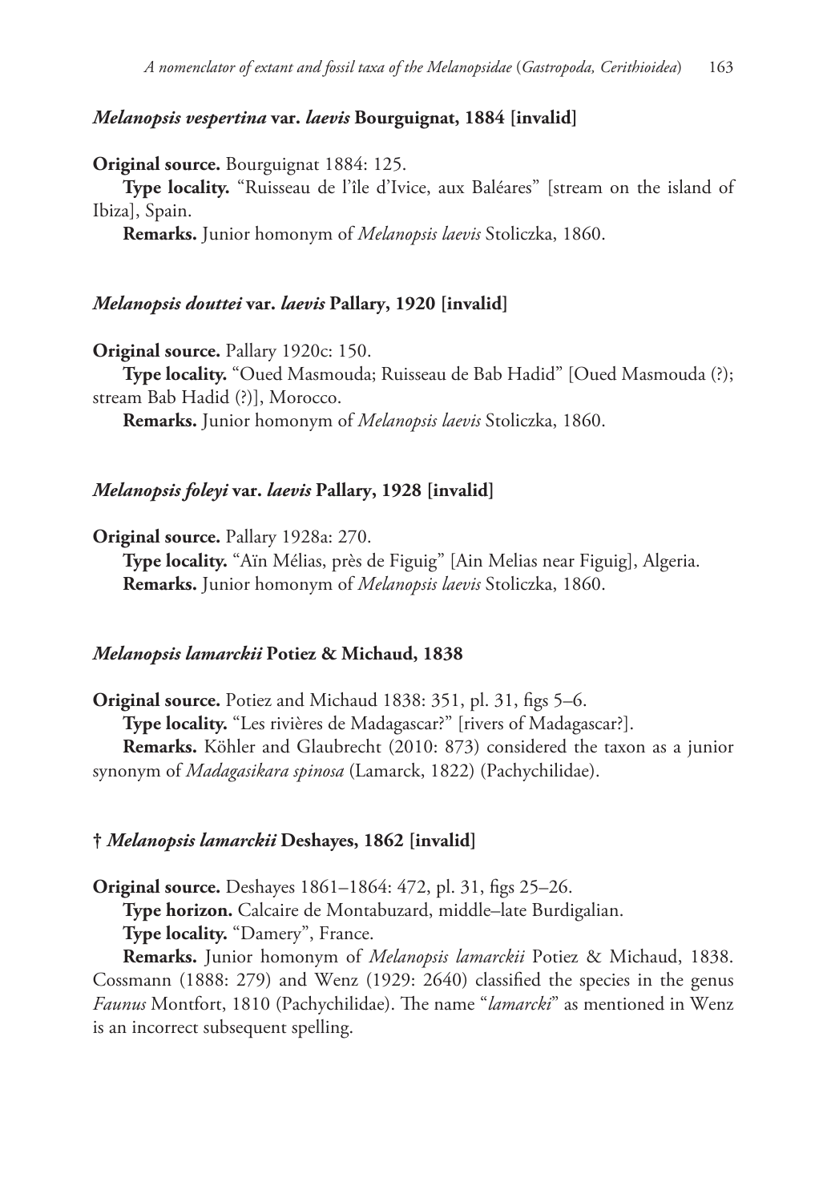### *Melanopsis vespertina* var. *laevis* Bourguignat, 1884 [invalid]

**Original source.** Bourguignat 1884: 125.

**Type locality.** "Ruisseau de l'île d'Ivice, aux Baléares" [stream on the island of Ibiza], Spain.

**Remarks.** Junior homonym of *Melanopsis laevis* Stoliczka, 1860.

### *Melanopsis douttei* var. *laevis* Pallary, 1920 [invalid]

**Original source.** Pallary 1920c: 150.

**Type locality.** "Oued Masmouda; Ruisseau de Bab Hadid" [Oued Masmouda (?); stream Bab Hadid (?)], Morocco.

**Remarks.** Junior homonym of *Melanopsis laevis* Stoliczka, 1860.

### *Melanopsis foleyi* var. *laevis* Pallary, 1928 [invalid]

**Original source.** Pallary 1928a: 270.

**Type locality.** "Aïn Mélias, près de Figuig" [Ain Melias near Figuig], Algeria.

**Remarks.** Junior homonym of *Melanopsis laevis* Stoliczka, 1860.

### *Melanopsis lamarckii* Potiez & Michaud, 1838

**Original source.** Potiez and Michaud 1838: 351, pl. 31, figs 5–6.

**Type locality.** "Les rivières de Madagascar?" [rivers of Madagascar?].

**Remarks.** Köhler and Glaubrecht (2010: 873) considered the taxon as a junior synonym of *Madagasikara spinosa* (Lamarck, 1822) (Pachychilidae).

### † *Melanopsis lamarckii* Deshayes, 1862 [invalid]

**Original source.** Deshayes 1861–1864: 472, pl. 31, figs 25–26.

**Type horizon.** Calcaire de Montabuzard, middle–late Burdigalian.

**Type locality.** "Damery", France.

**Remarks.** Junior homonym of *Melanopsis lamarckii* Potiez & Michaud, 1838. Cossmann (1888: 279) and Wenz (1929: 2640) classified the species in the genus *Faunus* Montfort, 1810 (Pachychilidae). The name "*lamarcki*" as mentioned in Wenz is an incorrect subsequent spelling.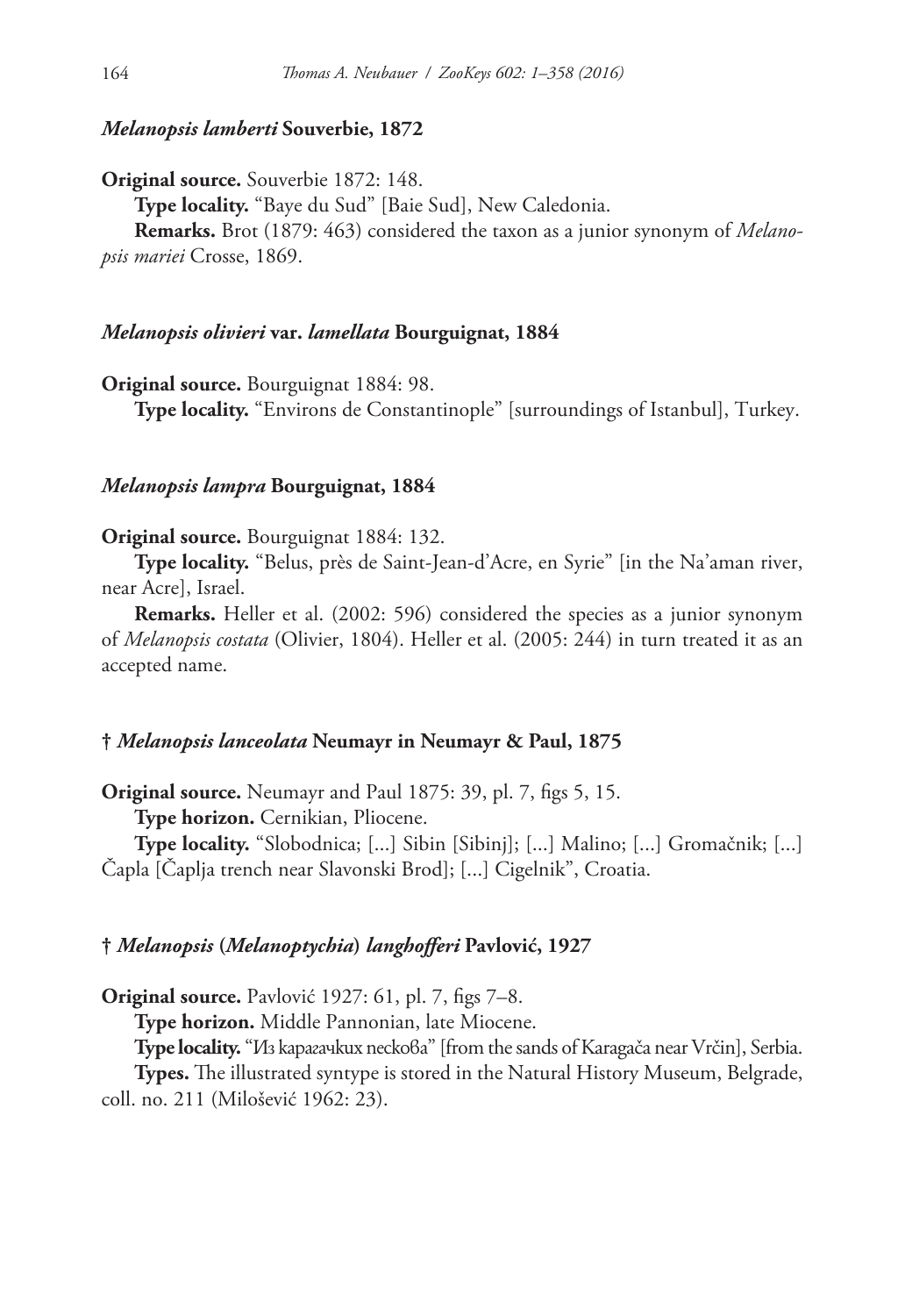### *Melanopsis lamberti* Souverbie, 1872

**Original source.** Souverbie 1872: 148.

**Type locality.** "Baye du Sud" [Baie Sud], New Caledonia.

**Remarks.** Brot (1879: 463) considered the taxon as a junior synonym of *Melanopsis mariei* Crosse, 1869.

### *Melanopsis olivieri* var. *lamellata* Bourguignat, 1884

**Original source.** Bourguignat 1884: 98.

**Type locality.** "Environs de Constantinople" [surroundings of Istanbul], Turkey.

### *Melanopsis lampra* Bourguignat, 1884

**Original source.** Bourguignat 1884: 132.

**Type locality.** "Belus, près de Saint-Jean-d'Acre, en Syrie" [in the Na'aman river, near Acre], Israel.

**Remarks.** Heller et al. (2002: 596) considered the species as a junior synonym of *Melanopsis costata* (Olivier, 1804). Heller et al. (2005: 244) in turn treated it as an accepted name.

### † *Melanopsis lanceolata* Neumayr in Neumayr & Paul, 1875

**Original source.** Neumayr and Paul 1875: 39, pl. 7, figs 5, 15.

**Type horizon.** Cernikian, Pliocene.

**Type locality.** "Slobodnica; [...] Sibin [Sibinj]; [...] Malino; [...] Gromačnik; [...] Čapla [Čaplja trench near Slavonski Brod]; [...] Cigelnik", Croatia.

### † *Melanopsis* (*Melanoptychia*) *langhofferi* Pavlović, 1927

**Original source.** Pavlović 1927: 61, pl. 7, figs 7–8.

**Type horizon.** Middle Pannonian, late Miocene.

**Type locality.** "Из карагачких пескова" [from the sands of Karagača near Vrčin], Serbia.

**Types.** The illustrated syntype is stored in the Natural History Museum, Belgrade, coll. no. 211 (Milošević 1962: 23).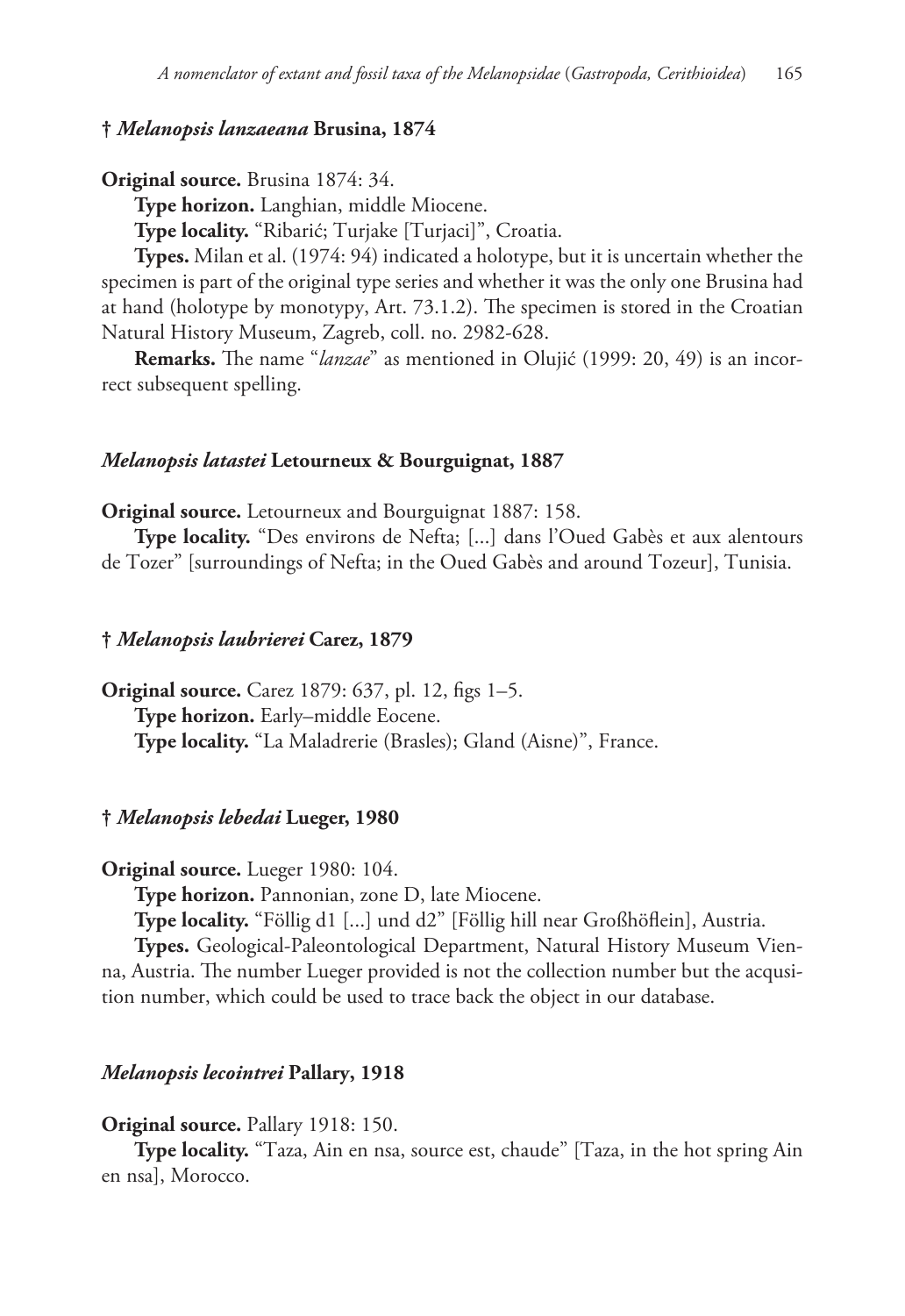### † *Melanopsis lanzaeana* Brusina, 1874

**Original source.** Brusina 1874: 34.

**Type horizon.** Langhian, middle Miocene.

**Type locality.** "Ribarić; Turjake [Turjaci]", Croatia.

**Types.** Milan et al. (1974: 94) indicated a holotype, but it is uncertain whether the specimen is part of the original type series and whether it was the only one Brusina had at hand (holotype by monotypy, Art. 73.1.2). The specimen is stored in the Croatian Natural History Museum, Zagreb, coll. no. 2982-628.

**Remarks.** The name "*lanzae*" as mentioned in Olujić (1999: 20, 49) is an incorrect subsequent spelling.

### *Melanopsis latastei* Letourneux & Bourguignat, 1887

**Original source.** Letourneux and Bourguignat 1887: 158.

**Type locality.** "Des environs de Nefta; [...] dans l'Oued Gabès et aux alentours de Tozer" [surroundings of Nefta; in the Oued Gabès and around Tozeur], Tunisia.

### † *Melanopsis laubrierei* Carez, 1879

**Original source.** Carez 1879: 637, pl. 12, figs 1–5.

**Type horizon.** Early–middle Eocene.

**Type locality.** "La Maladrerie (Brasles); Gland (Aisne)", France.

### † *Melanopsis lebedai* Lueger, 1980

**Original source.** Lueger 1980: 104.

**Type horizon.** Pannonian, zone D, late Miocene.

**Type locality.** "Föllig d1 [...] und d2" [Föllig hill near Großhöflein], Austria.

**Types.** Geological-Paleontological Department, Natural History Museum Vienna, Austria. The number Lueger provided is not the collection number but the acqusition number, which could be used to trace back the object in our database.

### *Melanopsis lecointrei* Pallary, 1918

**Original source.** Pallary 1918: 150.

**Type locality.** "Taza, Ain en nsa, source est, chaude" [Taza, in the hot spring Ain en nsa], Morocco.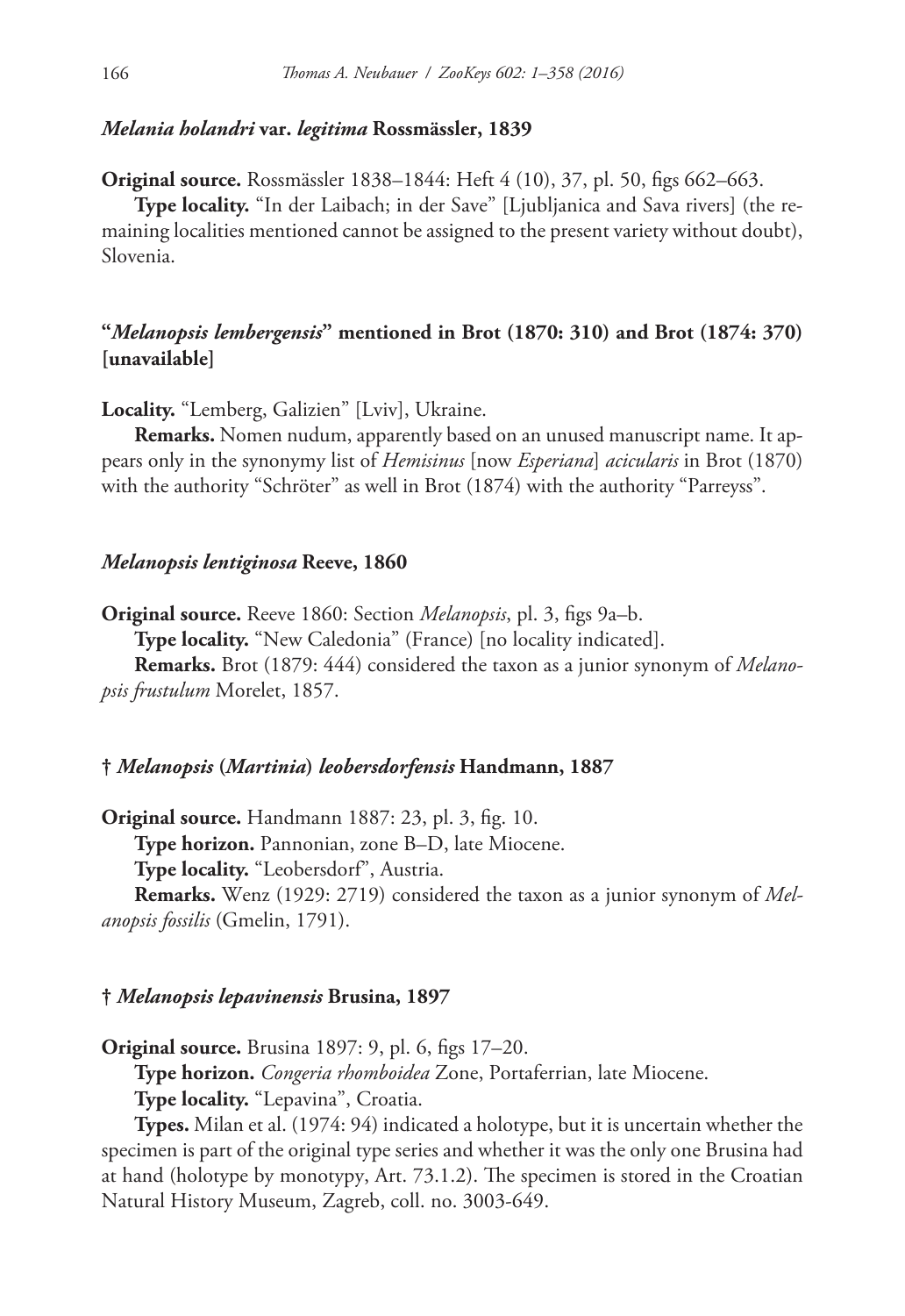### *Melania holandri* var. *legitima* Rossmässler, 1839

**Original source.** Rossmässler 1838–1844: Heft 4 (10), 37, pl. 50, figs 662–663.

**Type locality.** "In der Laibach; in der Save" [Ljubljanica and Sava rivers] (the remaining localities mentioned cannot be assigned to the present variety without doubt), Slovenia.

### "*Melanopsis lembergensis*" mentioned in Brot (1870: 310) and Brot (1874: 370) [unavailable]

**Locality.** "Lemberg, Galizien" [Lviv], Ukraine.

**Remarks.** Nomen nudum, apparently based on an unused manuscript name. It appears only in the synonymy list of *Hemisinus* [now *Esperiana*] *acicularis* in Brot (1870) with the authority "Schröter" as well in Brot (1874) with the authority "Parreyss".

### *Melanopsis lentiginosa* Reeve, 1860

**Original source.** Reeve 1860: Section *Melanopsis*, pl. 3, figs 9a–b.

**Type locality.** "New Caledonia" (France) [no locality indicated].

**Remarks.** Brot (1879: 444) considered the taxon as a junior synonym of *Melanopsis frustulum* Morelet, 1857.

### † *Melanopsis* (*Martinia*) *leobersdorfensis* Handmann, 1887

**Original source.** Handmann 1887: 23, pl. 3, fig. 10.

**Type horizon.** Pannonian, zone B–D, late Miocene.

**Type locality.** "Leobersdorf", Austria.

**Remarks.** Wenz (1929: 2719) considered the taxon as a junior synonym of *Melanopsis fossilis* (Gmelin, 1791).

### † *Melanopsis lepavinensis* Brusina, 1897

**Original source.** Brusina 1897: 9, pl. 6, figs 17–20.

**Type horizon.** *Congeria rhomboidea* Zone, Portaferrian, late Miocene.

**Type locality.** "Lepavina", Croatia.

**Types.** Milan et al. (1974: 94) indicated a holotype, but it is uncertain whether the specimen is part of the original type series and whether it was the only one Brusina had at hand (holotype by monotypy, Art. 73.1.2). The specimen is stored in the Croatian Natural History Museum, Zagreb, coll. no. 3003-649.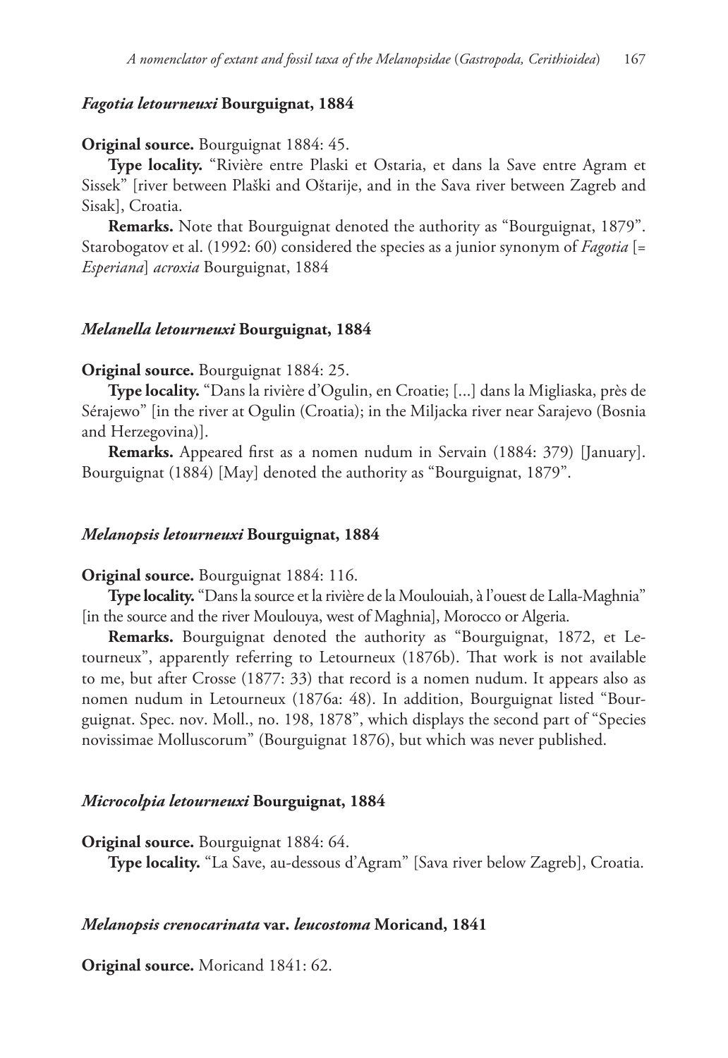### *Fagotia letourneuxi* Bourguignat, 1884

**Original source.** Bourguignat 1884: 45.

**Type locality.** "Rivière entre Plaski et Ostaria, et dans la Save entre Agram et Sissek" [river between Plaški and Oštarije, and in the Sava river between Zagreb and Sisak], Croatia.

**Remarks.** Note that Bourguignat denoted the authority as "Bourguignat, 1879". Starobogatov et al. (1992: 60) considered the species as a junior synonym of *Fagotia* [= *Esperiana*] *acroxia* Bourguignat, 1884

### *Melanella letourneuxi* Bourguignat, 1884

**Original source.** Bourguignat 1884: 25.

**Type locality.** "Dans la rivière d'Ogulin, en Croatie; [...] dans la Migliaska, près de Sérajewo" [in the river at Ogulin (Croatia); in the Miljacka river near Sarajevo (Bosnia and Herzegovina)].

**Remarks.** Appeared first as a nomen nudum in Servain (1884: 379) [January]. Bourguignat (1884) [May] denoted the authority as "Bourguignat, 1879".

### *Melanopsis letourneuxi* Bourguignat, 1884

**Original source.** Bourguignat 1884: 116.

**Type locality.** "Dans la source et la rivière de la Moulouiah, à l'ouest de Lalla-Maghnia" [in the source and the river Moulouya, west of Maghnia], Morocco or Algeria.

**Remarks.** Bourguignat denoted the authority as "Bourguignat, 1872, et Letourneux", apparently referring to Letourneux (1876b). That work is not available to me, but after Crosse (1877: 33) that record is a nomen nudum. It appears also as nomen nudum in Letourneux (1876a: 48). In addition, Bourguignat listed "Bourguignat. Spec. nov. Moll., no. 198, 1878", which displays the second part of "Species novissimae Molluscorum" (Bourguignat 1876), but which was never published.

### *Microcolpia letourneuxi* Bourguignat, 1884

**Original source.** Bourguignat 1884: 64.

**Type locality.** "La Save, au-dessous d'Agram" [Sava river below Zagreb], Croatia.

### *Melanopsis crenocarinata* var. *leucostoma* Moricand, 1841

**Original source.** Moricand 1841: 62.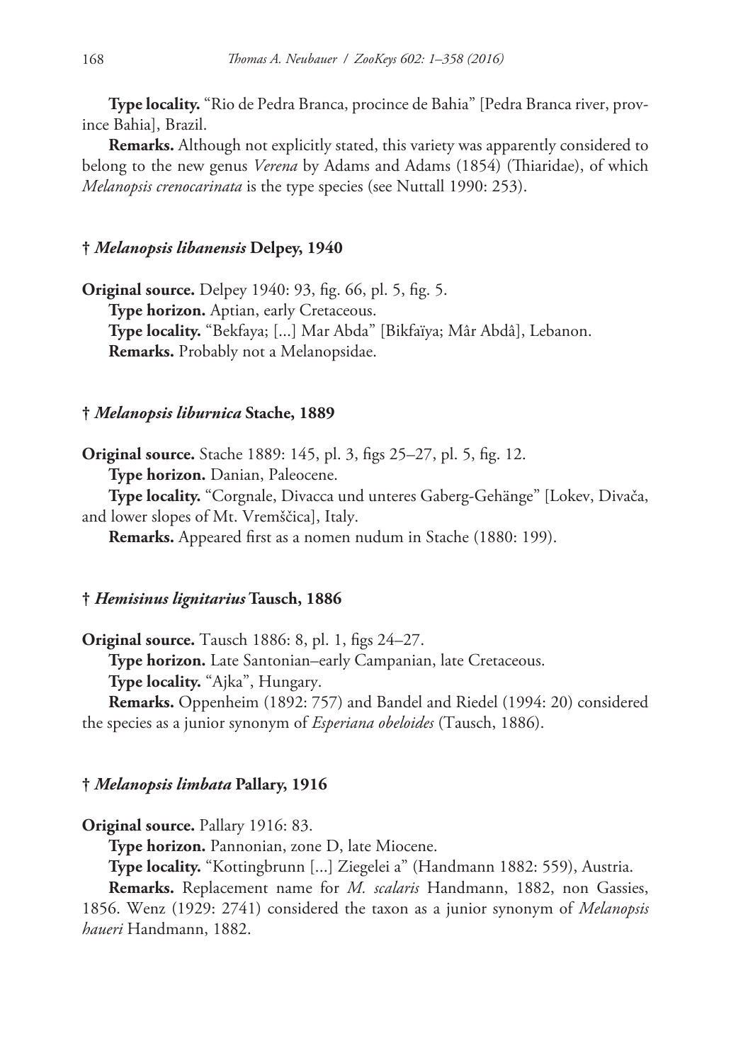**Type locality.** "Rio de Pedra Branca, procince de Bahia" [Pedra Branca river, province Bahia], Brazil.

**Remarks.** Although not explicitly stated, this variety was apparently considered to belong to the new genus *Verena* by Adams and Adams (1854) (Thiaridae), of which *Melanopsis crenocarinata* is the type species (see Nuttall 1990: 253).

### † *Melanopsis libanensis* Delpey, 1940

**Original source.** Delpey 1940: 93, fig. 66, pl. 5, fig. 5.

**Type horizon.** Aptian, early Cretaceous.

**Type locality.** "Bekfaya; [...] Mar Abda" [Bikfaïya; Mâr Abdâ], Lebanon.

**Remarks.** Probably not a Melanopsidae.

### † *Melanopsis liburnica* Stache, 1889

**Original source.** Stache 1889: 145, pl. 3, figs 25–27, pl. 5, fig. 12.

**Type horizon.** Danian, Paleocene.

**Type locality.** "Corgnale, Divacca und unteres Gaberg-Gehänge" [Lokev, Divača, and lower slopes of Mt. Vremščica], Italy.

**Remarks.** Appeared first as a nomen nudum in Stache (1880: 199).

### † *Hemisinus lignitarius* Tausch, 1886

**Original source.** Tausch 1886: 8, pl. 1, figs 24–27.

**Type horizon.** Late Santonian–early Campanian, late Cretaceous.

**Type locality.** "Ajka", Hungary.

**Remarks.** Oppenheim (1892: 757) and Bandel and Riedel (1994: 20) considered the species as a junior synonym of *Esperiana obeloides* (Tausch, 1886).

### † *Melanopsis limbata* Pallary, 1916

**Original source.** Pallary 1916: 83.

**Type horizon.** Pannonian, zone D, late Miocene.

**Type locality.** "Kottingbrunn [...] Ziegelei a" (Handmann 1882: 559), Austria.

**Remarks.** Replacement name for *M. scalaris* Handmann, 1882, non Gassies, 1856. Wenz (1929: 2741) considered the taxon as a junior synonym of *Melanopsis haueri* Handmann, 1882.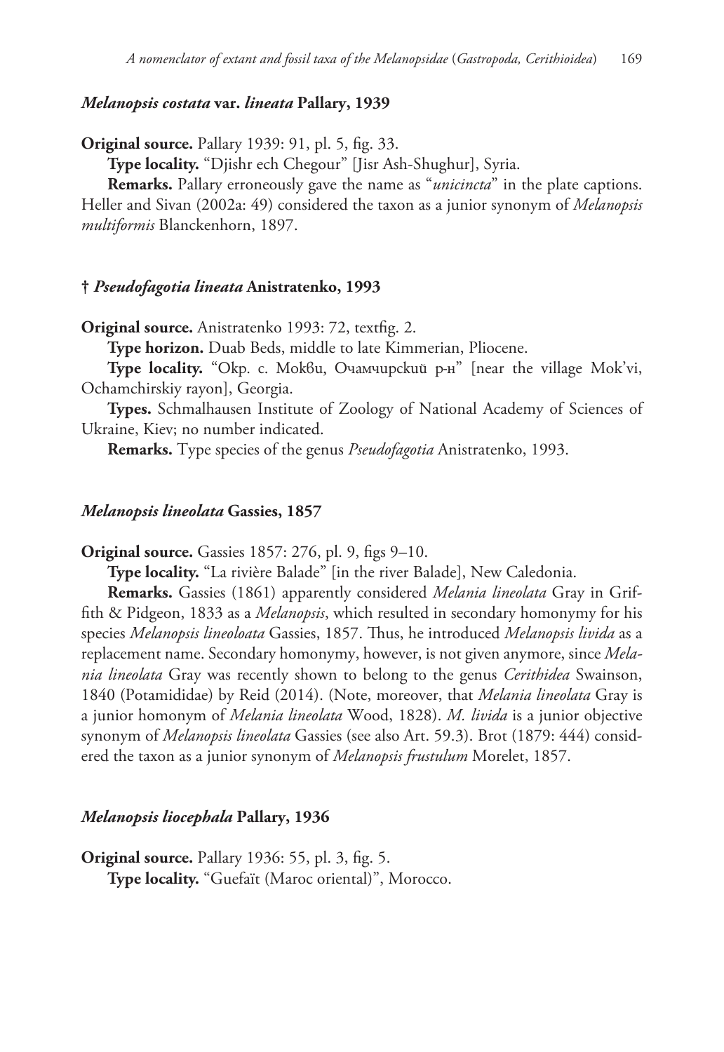### *Melanopsis costata* var. *lineata* Pallary, 1939

**Original source.** Pallary 1939: 91, pl. 5, fig. 33.

**Type locality.** “Djishr ech Chegour” [Jisr Ash-Shughur], Syria.

**Remarks.** Pallary erroneously gave the name as “*unicincta*” in the plate captions. Heller and Sivan (2002a: 49) considered the taxon as a junior synonym of *Melanopsis multiformis* Blanckenhorn, 1897.

### † *Pseudofagotia lineata* Anistratenko, 1993

**Original source.** Anistratenko 1993: 72, textfig. 2.

**Type horizon.** Duab Beds, middle to late Kimmerian, Pliocene.

**Type locality.** “Окр. с. Моквu, Очамчирскuй р-н” [near the village Mok’vi, Ochamchirskiy rayon], Georgia.

**Types.** Schmalhausen Institute of Zoology of National Academy of Sciences of Ukraine, Kiev; no number indicated.

**Remarks.** Type species of the genus *Pseudofagotia* Anistratenko, 1993.

### *Melanopsis lineolata* Gassies, 1857

**Original source.** Gassies 1857: 276, pl. 9, figs 9–10.

**Type locality.** “La rivière Balade” [in the river Balade], New Caledonia.

**Remarks.** Gassies (1861) apparently considered *Melania lineolata* Gray in Griffith & Pidgeon, 1833 as a *Melanopsis*, which resulted in secondary homonymy for his species *Melanopsis lineoloata* Gassies, 1857. Thus, he introduced *Melanopsis livida* as a replacement name. Secondary homonymy, however, is not given anymore, since *Melania lineolata* Gray was recently shown to belong to the genus *Cerithidea* Swainson, 1840 (Potamididae) by Reid (2014). (Note, moreover, that *Melania lineolata* Gray is a junior homonym of *Melania lineolata* Wood, 1828). *M. livida* is a junior objective synonym of *Melanopsis lineolata* Gassies (see also Art. 59.3). Brot (1879: 444) considered the taxon as a junior synonym of *Melanopsis frustulum* Morelet, 1857.

### *Melanopsis liocephala* Pallary, 1936

**Original source.** Pallary 1936: 55, pl. 3, fig. 5.

**Type locality.** “Guefaït (Maroc oriental)”, Morocco.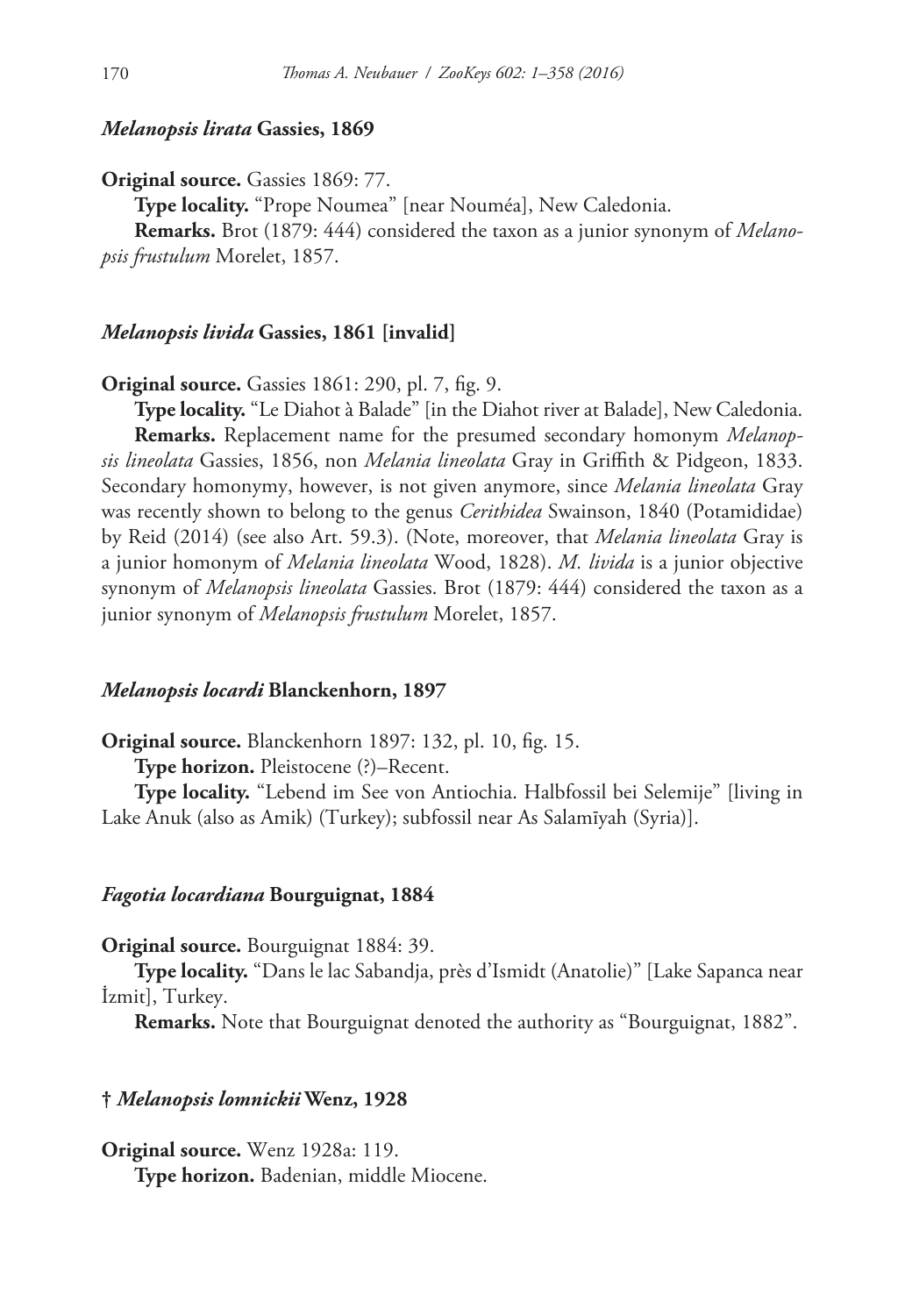### *Melanopsis lirata* Gassies, 1869

**Original source.** Gassies 1869: 77.

**Type locality.** "Prope Noumea" [near Nouméa], New Caledonia.

**Remarks.** Brot (1879: 444) considered the taxon as a junior synonym of *Melanopsis frustulum* Morelet, 1857.

### *Melanopsis livida* Gassies, 1861 [invalid]

**Original source.** Gassies 1861: 290, pl. 7, fig. 9.

**Type locality.** "Le Diahot à Balade" [in the Diahot river at Balade], New Caledonia.

**Remarks.** Replacement name for the presumed secondary homonym *Melanopsis lineolata* Gassies, 1856, non *Melania lineolata* Gray in Griffith & Pidgeon, 1833. Secondary homonymy, however, is not given anymore, since *Melania lineolata* Gray was recently shown to belong to the genus *Cerithidea* Swainson, 1840 (Potamididae) by Reid (2014) (see also Art. 59.3). (Note, moreover, that *Melania lineolata* Gray is a junior homonym of *Melania lineolata* Wood, 1828). *M. livida* is a junior objective synonym of *Melanopsis lineolata* Gassies. Brot (1879: 444) considered the taxon as a junior synonym of *Melanopsis frustulum* Morelet, 1857.

### *Melanopsis locardi* Blanckenhorn, 1897

**Original source.** Blanckenhorn 1897: 132, pl. 10, fig. 15.

**Type horizon.** Pleistocene (?)–Recent.

**Type locality.** "Lebend im See von Antiochia. Halbfossil bei Selemije" [living in Lake Anuk (also as Amik) (Turkey); subfossil near As Salamīyah (Syria)].

### *Fagotia locardiana* Bourguignat, 1884

**Original source.** Bourguignat 1884: 39.

**Type locality.** "Dans le lac Sabandja, près d'Ismidt (Anatolie)" [Lake Sapanca near İzmit], Turkey.

**Remarks.** Note that Bourguignat denoted the authority as "Bourguignat, 1882".

### † *Melanopsis lomnickii* Wenz, 1928

**Original source.** Wenz 1928a: 119.

**Type horizon.** Badenian, middle Miocene.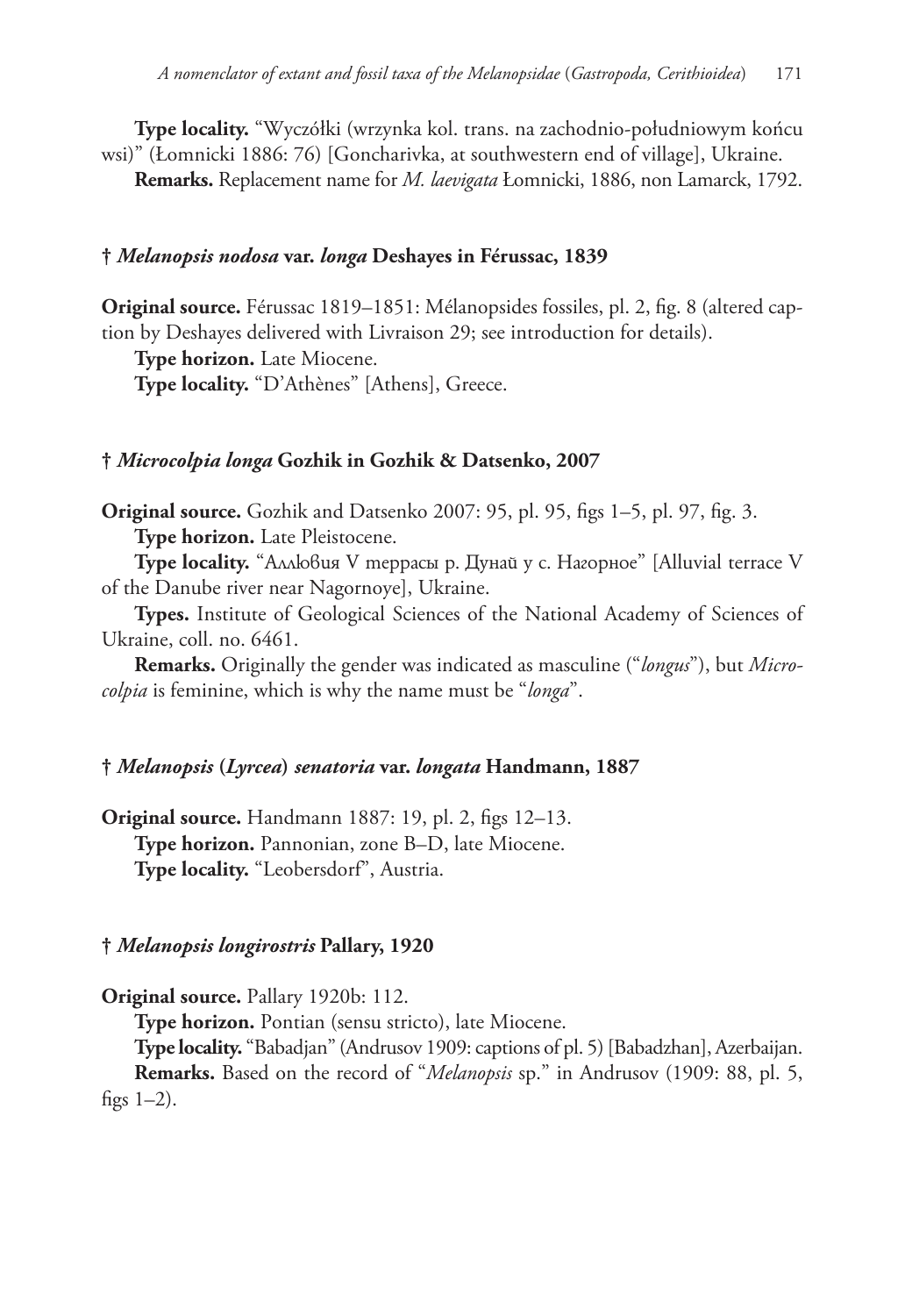**Type locality.** "Wyczółki (wrzynka kol. trans. na zachodnio-południowym końcu wsi)" (Łomnicki 1886: 76) [Goncharivka, at southwestern end of village], Ukraine.

**Remarks.** Replacement name for *M. laevigata* Łomnicki, 1886, non Lamarck, 1792.

### † *Melanopsis nodosa* var. *longa* Deshayes in Férussac, 1839

**Original source.** Férussac 1819–1851: Mélanopsides fossiles, pl. 2, fig. 8 (altered caption by Deshayes delivered with Livraison 29; see introduction for details).

**Type horizon.** Late Miocene.

**Type locality.** "D'Athènes" [Athens], Greece.

### † *Microcolpia longa* Gozhik in Gozhik & Datsenko, 2007

**Original source.** Gozhik and Datsenko 2007: 95, pl. 95, figs 1–5, pl. 97, fig. 3.

**Type horizon.** Late Pleistocene.

**Type locality.** "Аллювия V террасы р. Дунай у с. Нагорное" [Alluvial terrace V of the Danube river near Nagornoye], Ukraine.

**Types.** Institute of Geological Sciences of the National Academy of Sciences of Ukraine, coll. no. 6461.

**Remarks.** Originally the gender was indicated as masculine ("*longus*"), but *Microcolpia* is feminine, which is why the name must be "*longa*".

### † *Melanopsis* (*Lyrcea*) *senatoria* var. *longata* Handmann, 1887

**Original source.** Handmann 1887: 19, pl. 2, figs 12–13.

**Type horizon.** Pannonian, zone B–D, late Miocene.

**Type locality.** "Leobersdorf", Austria.

### † *Melanopsis longirostris* Pallary, 1920

**Original source.** Pallary 1920b: 112.

**Type horizon.** Pontian (sensu stricto), late Miocene.

**Type locality.** "Babadjan" (Andrusov 1909: captions of pl. 5) [Babadzhan], Azerbaijan.

**Remarks.** Based on the record of "*Melanopsis* sp." in Andrusov (1909: 88, pl. 5, figs 1–2).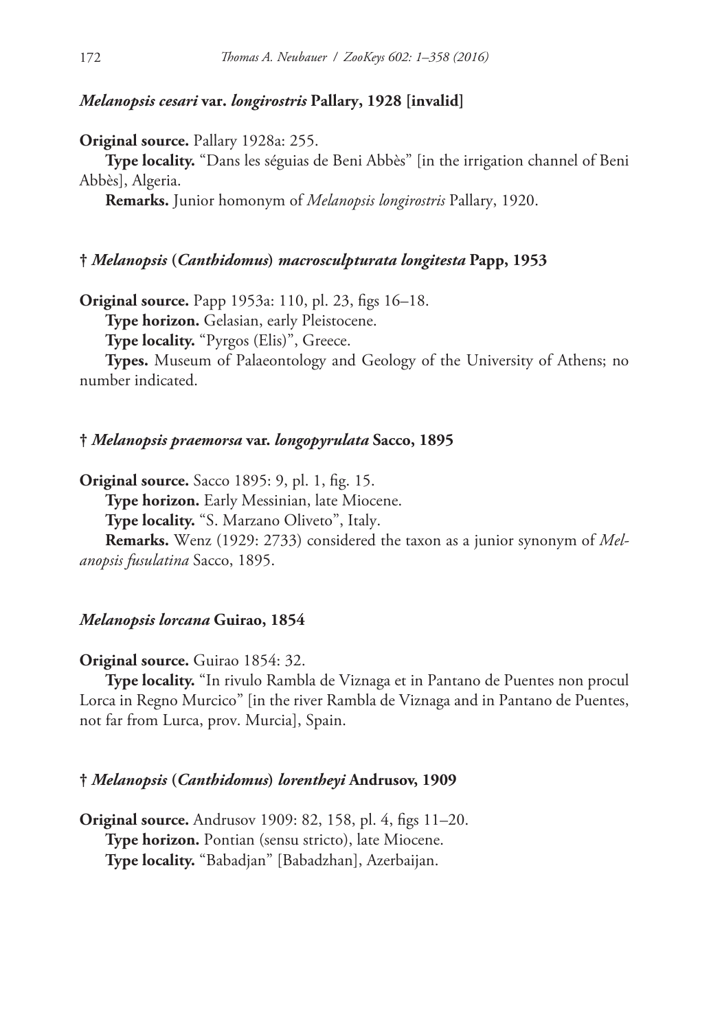### *Melanopsis cesari* var. *longirostris* Pallary, 1928 [invalid]

**Original source.** Pallary 1928a: 255.

**Type locality.** "Dans les séguias de Beni Abbès" [in the irrigation channel of Beni Abbès], Algeria.

**Remarks.** Junior homonym of *Melanopsis longirostris* Pallary, 1920.

### † *Melanopsis* (*Canthidomus*) *macrosculpturata longitesta* Papp, 1953

**Original source.** Papp 1953a: 110, pl. 23, figs 16–18.

**Type horizon.** Gelasian, early Pleistocene.

**Type locality.** "Pyrgos (Elis)", Greece.

**Types.** Museum of Palaeontology and Geology of the University of Athens; no number indicated.

### † *Melanopsis praemorsa* var. *longopyrulata* Sacco, 1895

**Original source.** Sacco 1895: 9, pl. 1, fig. 15.

**Type horizon.** Early Messinian, late Miocene.

**Type locality.** "S. Marzano Oliveto", Italy.

**Remarks.** Wenz (1929: 2733) considered the taxon as a junior synonym of *Melanopsis fusulatina* Sacco, 1895.

### *Melanopsis lorcana* Guirao, 1854

**Original source.** Guirao 1854: 32.

**Type locality.** "In rivulo Rambla de Viznaga et in Pantano de Puentes non procul Lorca in Regno Murcico" [in the river Rambla de Viznaga and in Pantano de Puentes, not far from Lurca, prov. Murcia], Spain.

### † *Melanopsis* (*Canthidomus*) *lorentheyi* Andrusov, 1909

**Original source.** Andrusov 1909: 82, 158, pl. 4, figs 11–20.

**Type horizon.** Pontian (sensu stricto), late Miocene.

**Type locality.** "Babadjan" [Babadzhan], Azerbaijan.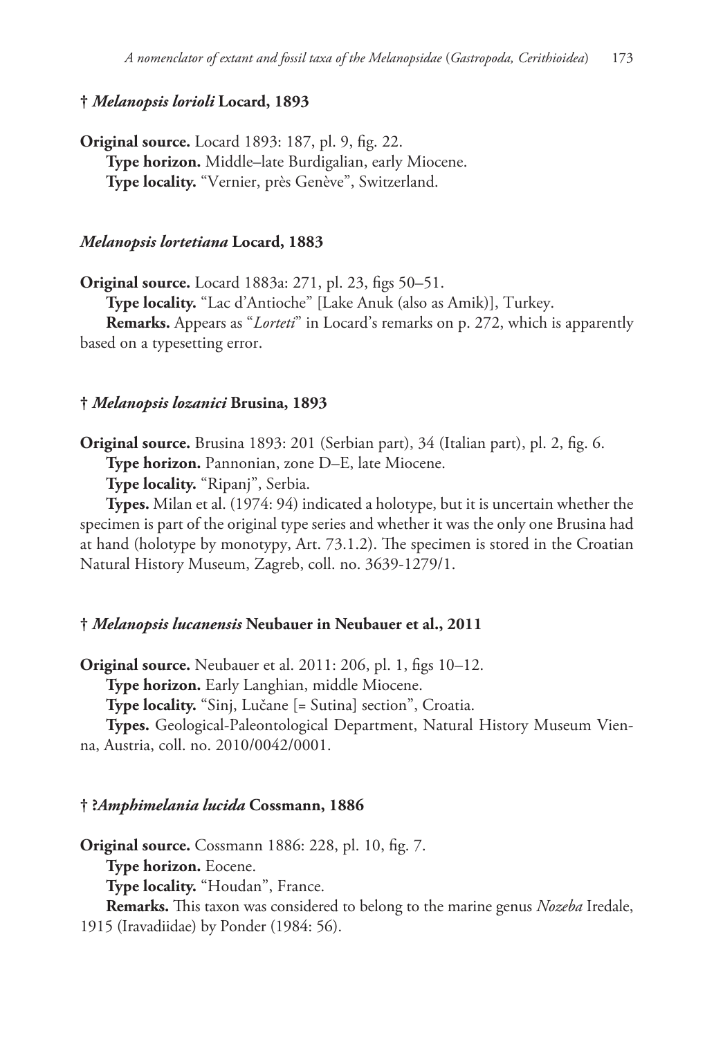### † *Melanopsis lorioli* Locard, 1893

**Original source.** Locard 1893: 187, pl. 9, fig. 22.

**Type horizon.** Middle–late Burdigalian, early Miocene.

**Type locality.** “Vernier, près Genève”, Switzerland.

### *Melanopsis lortetiana* Locard, 1883

**Original source.** Locard 1883a: 271, pl. 23, figs 50–51.

**Type locality.** “Lac d’Antioche” [Lake Anuk (also as Amik)], Turkey.

**Remarks.** Appears as “*Lorteti*” in Locard’s remarks on p. 272, which is apparently based on a typesetting error.

### † *Melanopsis lozanici* Brusina, 1893

**Original source.** Brusina 1893: 201 (Serbian part), 34 (Italian part), pl. 2, fig. 6.

**Type horizon.** Pannonian, zone D–E, late Miocene.

**Type locality.** “Ripanj”, Serbia.

**Types.** Milan et al. (1974: 94) indicated a holotype, but it is uncertain whether the specimen is part of the original type series and whether it was the only one Brusina had at hand (holotype by monotypy, Art. 73.1.2). The specimen is stored in the Croatian Natural History Museum, Zagreb, coll. no. 3639-1279/1.

### † *Melanopsis lucanensis* Neubauer in Neubauer et al., 2011

**Original source.** Neubauer et al. 2011: 206, pl. 1, figs 10–12.

**Type horizon.** Early Langhian, middle Miocene.

**Type locality.** “Sinj, Lučane [= Sutina] section”, Croatia.

**Types.** Geological-Paleontological Department, Natural History Museum Vienna, Austria, coll. no. 2010/0042/0001.

### † ?*Amphimelania lucida* Cossmann, 1886

**Original source.** Cossmann 1886: 228, pl. 10, fig. 7.

**Type horizon.** Eocene.

**Type locality.** “Houdan”, France.

**Remarks.** This taxon was considered to belong to the marine genus *Nozeba* Iredale, 1915 (Iravadiidae) by Ponder (1984: 56).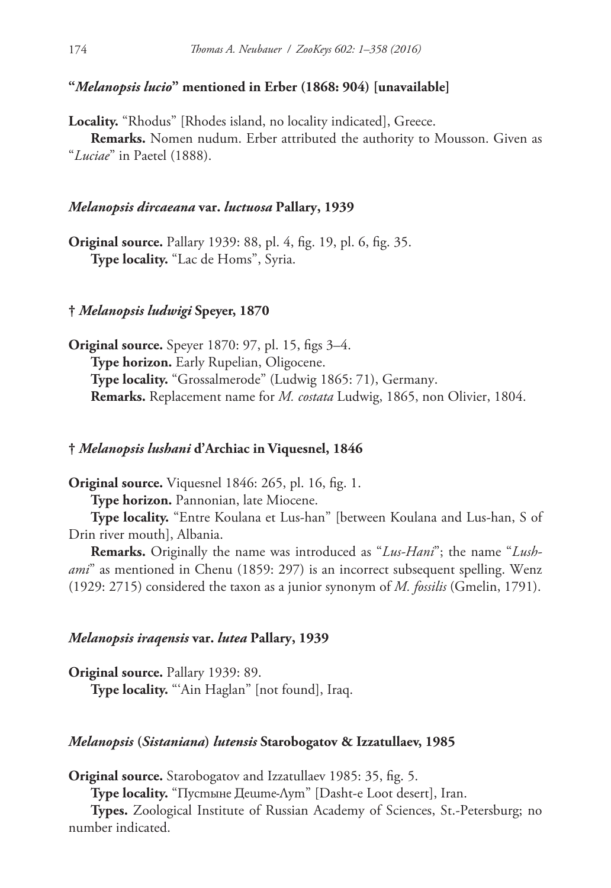### "*Melanopsis lucio*" mentioned in Erber (1868: 904) [unavailable]

**Locality.** "Rhodus" [Rhodes island, no locality indicated], Greece.

**Remarks.** Nomen nudum. Erber attributed the authority to Mousson. Given as "*Luciae*" in Paetel (1888).

### *Melanopsis dircaeana* var. *luctuosa* Pallary, 1939

**Original source.** Pallary 1939: 88, pl. 4, fig. 19, pl. 6, fig. 35.

**Type locality.** "Lac de Homs", Syria.

### † *Melanopsis ludwigi* Speyer, 1870

**Original source.** Speyer 1870: 97, pl. 15, figs 3–4.

**Type horizon.** Early Rupelian, Oligocene.

**Type locality.** "Grossalmerode" (Ludwig 1865: 71), Germany.

**Remarks.** Replacement name for *M. costata* Ludwig, 1865, non Olivier, 1804.

### † *Melanopsis lushani* d'Archiac in Viquesnel, 1846

**Original source.** Viquesnel 1846: 265, pl. 16, fig. 1.

**Type horizon.** Pannonian, late Miocene.

**Type locality.** "Entre Koulana et Lus-han" [between Koulana and Lus-han, S of Drin river mouth], Albania.

**Remarks.** Originally the name was introduced as "*Lus-Hani*"; the name "*Lushami*" as mentioned in Chenu (1859: 297) is an incorrect subsequent spelling. Wenz (1929: 2715) considered the taxon as a junior synonym of *M. fossilis* (Gmelin, 1791).

### *Melanopsis iraqensis* var. *lutea* Pallary, 1939

**Original source.** Pallary 1939: 89.

**Type locality.** "'Ain Haglan" [not found], Iraq.

### *Melanopsis* (*Sistaniana*) *lutensis* Starobogatov & Izzatullaev, 1985

**Original source.** Starobogatov and Izzatullaev 1985: 35, fig. 5.

**Type locality.** "Пустыне Деште-Лут" [Dasht-e Loot desert], Iran.

**Types.** Zoological Institute of Russian Academy of Sciences, St.-Petersburg; no number indicated.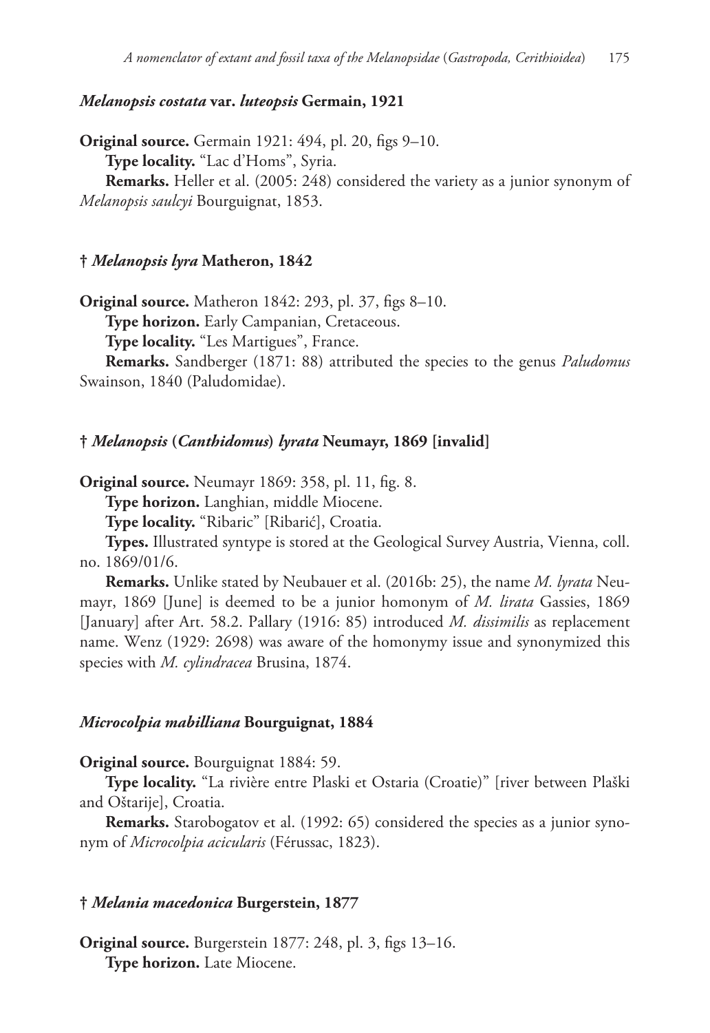#### *Melanopsis costata* var. *luteopsis* Germain, 1921

**Original source.** Germain 1921: 494, pl. 20, figs 9–10.

**Type locality.** "Lac d'Homs", Syria.

**Remarks.** Heller et al. (2005: 248) considered the variety as a junior synonym of *Melanopsis saulcyi* Bourguignat, 1853.

#### † *Melanopsis lyra* Matheron, 1842

**Original source.** Matheron 1842: 293, pl. 37, figs 8–10.

**Type horizon.** Early Campanian, Cretaceous.

**Type locality.** "Les Martigues", France.

**Remarks.** Sandberger (1871: 88) attributed the species to the genus *Paludomus* Swainson, 1840 (Paludomidae).

#### † *Melanopsis* (*Canthidomus*) *lyrata* Neumayr, 1869 [invalid]

**Original source.** Neumayr 1869: 358, pl. 11, fig. 8.

**Type horizon.** Langhian, middle Miocene.

**Type locality.** "Ribaric" [Ribarić], Croatia.

**Types.** Illustrated syntype is stored at the Geological Survey Austria, Vienna, coll. no. 1869/01/6.

**Remarks.** Unlike stated by Neubauer et al. (2016b: 25), the name *M. lyrata* Neumayr, 1869 [June] is deemed to be a junior homonym of *M. lirata* Gassies, 1869 [January] after Art. 58.2. Pallary (1916: 85) introduced *M. dissimilis* as replacement name. Wenz (1929: 2698) was aware of the homonymy issue and synonymized this species with *M. cylindracea* Brusina, 1874.

#### *Microcolpia mabilliana* Bourguignat, 1884

**Original source.** Bourguignat 1884: 59.

**Type locality.** "La rivière entre Plaski et Ostaria (Croatie)" [river between Plaški and Oštarije], Croatia.

**Remarks.** Starobogatov et al. (1992: 65) considered the species as a junior synonym of *Microcolpia acicularis* (Férussac, 1823).

#### † *Melania macedonica* Burgerstein, 1877

**Original source.** Burgerstein 1877: 248, pl. 3, figs 13–16.

**Type horizon.** Late Miocene.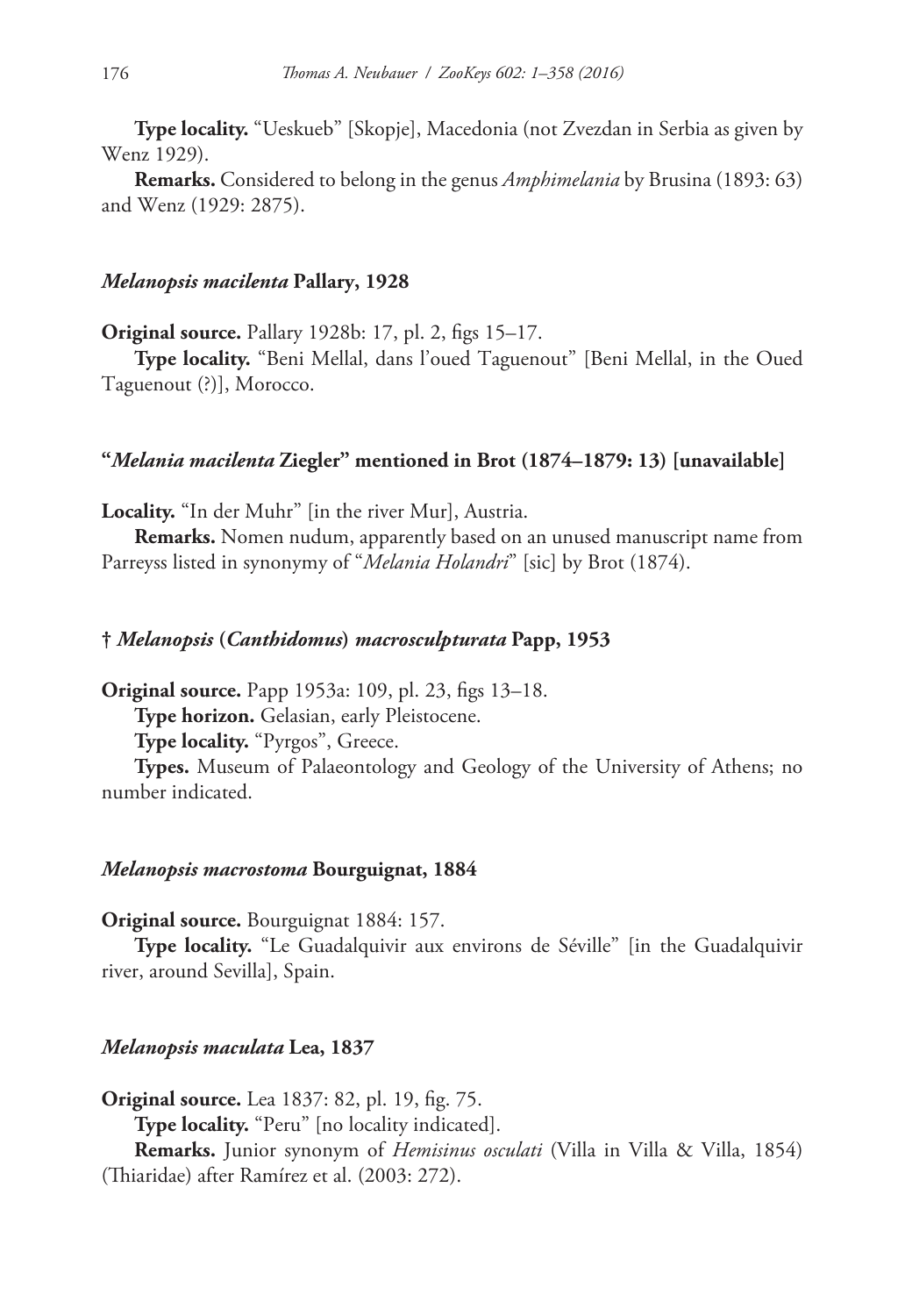**Type locality.** "Ueskueb" [Skopje], Macedonia (not Zvezdan in Serbia as given by Wenz 1929).

**Remarks.** Considered to belong in the genus *Amphimelania* by Brusina (1893: 63) and Wenz (1929: 2875).

### *Melanopsis macilenta* Pallary, 1928

**Original source.** Pallary 1928b: 17, pl. 2, figs 15–17.

**Type locality.** "Beni Mellal, dans l'oued Taguenout" [Beni Mellal, in the Oued Taguenout (?)], Morocco.

### "*Melania macilenta* Ziegler" mentioned in Brot (1874–1879: 13) [unavailable]

**Locality.** "In der Muhr" [in the river Mur], Austria.

**Remarks.** Nomen nudum, apparently based on an unused manuscript name from Parreyss listed in synonymy of "*Melania Holandri*" [sic] by Brot (1874).

### † *Melanopsis* (*Canthidomus*) *macrosculpturata* Papp, 1953

**Original source.** Papp 1953a: 109, pl. 23, figs 13–18.

**Type horizon.** Gelasian, early Pleistocene.

**Type locality.** "Pyrgos", Greece.

**Types.** Museum of Palaeontology and Geology of the University of Athens; no number indicated.

### *Melanopsis macrostoma* Bourguignat, 1884

**Original source.** Bourguignat 1884: 157.

**Type locality.** "Le Guadalquivir aux environs de Séville" [in the Guadalquivir river, around Sevilla], Spain.

### *Melanopsis maculata* Lea, 1837

**Original source.** Lea 1837: 82, pl. 19, fig. 75.

**Type locality.** "Peru" [no locality indicated].

**Remarks.** Junior synonym of *Hemisinus osculati* (Villa in Villa & Villa, 1854) (Thiaridae) after Ramírez et al. (2003: 272).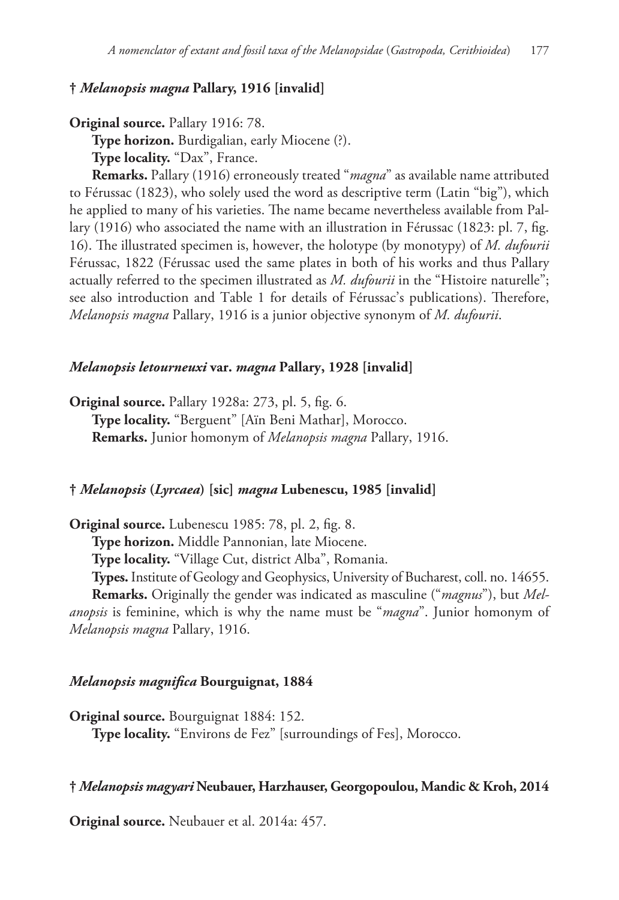### † *Melanopsis magna* Pallary, 1916 [invalid]

**Original source.** Pallary 1916: 78.

**Type horizon.** Burdigalian, early Miocene (?).

**Type locality.** "Dax", France.

**Remarks.** Pallary (1916) erroneously treated "*magna*" as available name attributed to Férussac (1823), who solely used the word as descriptive term (Latin "big"), which he applied to many of his varieties. The name became nevertheless available from Pallary (1916) who associated the name with an illustration in Férussac (1823: pl. 7, fig. 16). The illustrated specimen is, however, the holotype (by monotypy) of *M. dufourii* Férussac, 1822 (Férussac used the same plates in both of his works and thus Pallary actually referred to the specimen illustrated as *M. dufourii* in the "Histoire naturelle"; see also introduction and Table 1 for details of Férussac's publications). Therefore, *Melanopsis magna* Pallary, 1916 is a junior objective synonym of *M. dufourii*.

### *Melanopsis letourneuxi* var. *magna* Pallary, 1928 [invalid]

**Original source.** Pallary 1928a: 273, pl. 5, fig. 6.

**Type locality.** "Berguent" [Aïn Beni Mathar], Morocco.

**Remarks.** Junior homonym of *Melanopsis magna* Pallary, 1916.

### † *Melanopsis* (*Lyrcaea*) [sic] *magna* Lubenescu, 1985 [invalid]

**Original source.** Lubenescu 1985: 78, pl. 2, fig. 8.

**Type horizon.** Middle Pannonian, late Miocene.

**Type locality.** "Village Cut, district Alba", Romania.

**Types.** Institute of Geology and Geophysics, University of Bucharest, coll. no. 14655.

**Remarks.** Originally the gender was indicated as masculine ("*magnus*"), but *Melanopsis* is feminine, which is why the name must be "*magna*". Junior homonym of *Melanopsis magna* Pallary, 1916.

### *Melanopsis magnifica* Bourguignat, 1884

**Original source.** Bourguignat 1884: 152.

**Type locality.** "Environs de Fez" [surroundings of Fes], Morocco.

### † *Melanopsis magyari* Neubauer, Harzhauser, Georgopoulou, Mandic & Kroh, 2014

**Original source.** Neubauer et al. 2014a: 457.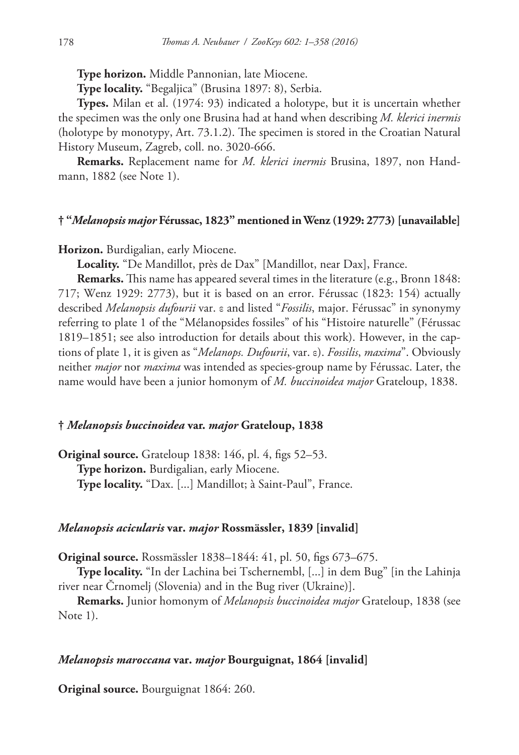**Type horizon.** Middle Pannonian, late Miocene.

**Type locality.** "Begaljica" (Brusina 1897: 8), Serbia.

**Types.** Milan et al. (1974: 93) indicated a holotype, but it is uncertain whether the specimen was the only one Brusina had at hand when describing *M. klerici inermis* (holotype by monotypy, Art. 73.1.2). The specimen is stored in the Croatian Natural History Museum, Zagreb, coll. no. 3020-666.

**Remarks.** Replacement name for *M. klerici inermis* Brusina, 1897, non Handmann, 1882 (see Note 1).

### † "*Melanopsis major* Férussac, 1823" mentioned in Wenz (1929: 2773) [unavailable]

**Horizon.** Burdigalian, early Miocene.

**Locality.** "De Mandillot, près de Dax" [Mandillot, near Dax], France.

**Remarks.** This name has appeared several times in the literature (e.g., Bronn 1848: 717; Wenz 1929: 2773), but it is based on an error. Férussac (1823: 154) actually described *Melanopsis dufourii* var. ε and listed "*Fossilis*, major. Férussac" in synonymy referring to plate 1 of the "Mélanopsides fossiles" of his "Histoire naturelle" (Férussac 1819–1851; see also introduction for details about this work). However, in the captions of plate 1, it is given as "*Melanops. Dufourii*, var. ε). *Fossilis*, *maxima*". Obviously neither *major* nor *maxima* was intended as species-group name by Férussac. Later, the name would have been a junior homonym of *M. buccinoidea major* Grateloup, 1838.

### † *Melanopsis buccinoidea* var. *major* Grateloup, 1838

**Original source.** Grateloup 1838: 146, pl. 4, figs 52–53.

**Type horizon.** Burdigalian, early Miocene.

**Type locality.** "Dax. [...] Mandillot; à Saint-Paul", France.

### *Melanopsis acicularis* var. *major* Rossmässler, 1839 [invalid]

**Original source.** Rossmässler 1838–1844: 41, pl. 50, figs 673–675.

**Type locality.** "In der Lachina bei Tschernembl, [...] in dem Bug" [in the Lahinja river near Črnomelj (Slovenia) and in the Bug river (Ukraine)].

**Remarks.** Junior homonym of *Melanopsis buccinoidea major* Grateloup, 1838 (see Note 1).

### *Melanopsis maroccana* var. *major* Bourguignat, 1864 [invalid]

**Original source.** Bourguignat 1864: 260.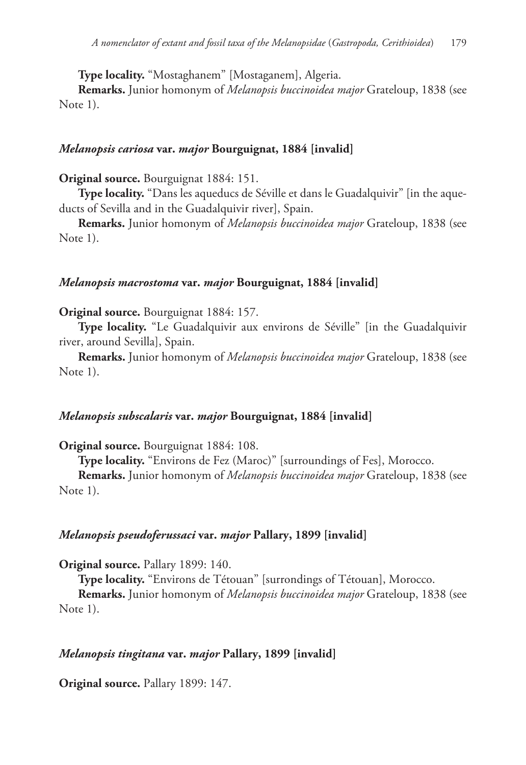**Type locality.** “Mostaghanem” [Mostaganem], Algeria.

**Remarks.** Junior homonym of *Melanopsis buccinoidea major* Grateloup, 1838 (see Note 1).

#### *Melanopsis cariosa* var. *major* Bourguignat, 1884 [invalid]

**Original source.** Bourguignat 1884: 151.

**Type locality.** “Dans les aqueducs de Séville et dans le Guadalquivir” [in the aqueducts of Sevilla and in the Guadalquivir river], Spain.

**Remarks.** Junior homonym of *Melanopsis buccinoidea major* Grateloup, 1838 (see Note 1).

#### *Melanopsis macrostoma* var. *major* Bourguignat, 1884 [invalid]

**Original source.** Bourguignat 1884: 157.

**Type locality.** “Le Guadalquivir aux environs de Séville” [in the Guadalquivir river, around Sevilla], Spain.

**Remarks.** Junior homonym of *Melanopsis buccinoidea major* Grateloup, 1838 (see Note 1).

#### *Melanopsis subscalaris* var. *major* Bourguignat, 1884 [invalid]

**Original source.** Bourguignat 1884: 108.

**Type locality.** “Environs de Fez (Maroc)” [surroundings of Fes], Morocco.

**Remarks.** Junior homonym of *Melanopsis buccinoidea major* Grateloup, 1838 (see Note 1).

#### *Melanopsis pseudoferussaci* var. *major* Pallary, 1899 [invalid]

**Original source.** Pallary 1899: 140.

**Type locality.** “Environs de Tétouan” [surrondings of Tétouan], Morocco.

**Remarks.** Junior homonym of *Melanopsis buccinoidea major* Grateloup, 1838 (see Note 1).

#### *Melanopsis tingitana* var. *major* Pallary, 1899 [invalid]

**Original source.** Pallary 1899: 147.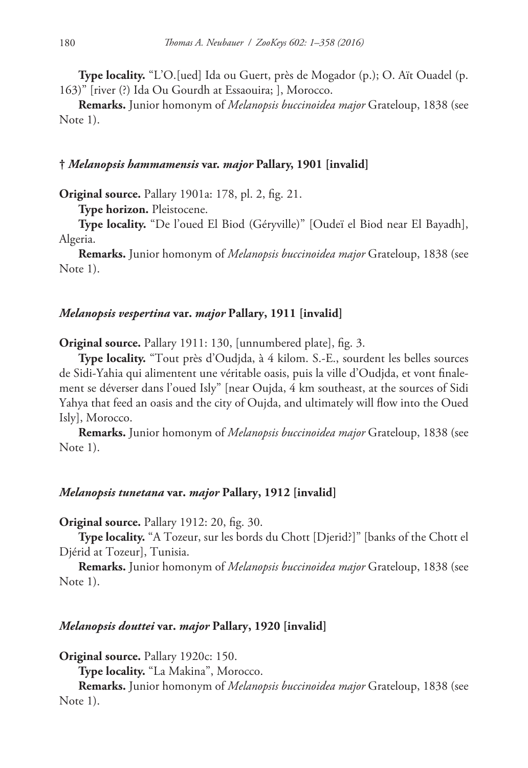**Type locality.** "L'O.[ued] Ida ou Guert, près de Mogador (p.); O. Aït Ouadel (p. 163)" [river (?) Ida Ou Gourdh at Essaouira; ], Morocco.

**Remarks.** Junior homonym of *Melanopsis buccinoidea major* Grateloup, 1838 (see Note 1).

### † *Melanopsis hammamensis* var. *major* Pallary, 1901 [invalid]

**Original source.** Pallary 1901a: 178, pl. 2, fig. 21.

**Type horizon.** Pleistocene.

**Type locality.** "De l'oued El Biod (Géryville)" [Oudeï el Biod near El Bayadh], Algeria.

**Remarks.** Junior homonym of *Melanopsis buccinoidea major* Grateloup, 1838 (see Note 1).

### *Melanopsis vespertina* var. *major* Pallary, 1911 [invalid]

**Original source.** Pallary 1911: 130, [unnumbered plate], fig. 3.

**Type locality.** "Tout près d'Oudjda, à 4 kilom. S.-E., sourdent les belles sources de Sidi-Yahia qui alimentent une véritable oasis, puis la ville d'Oudjda, et vont finalement se déverser dans l'oued Isly" [near Oujda, 4 km southeast, at the sources of Sidi Yahya that feed an oasis and the city of Oujda, and ultimately will flow into the Oued Isly], Morocco.

**Remarks.** Junior homonym of *Melanopsis buccinoidea major* Grateloup, 1838 (see Note 1).

### *Melanopsis tunetana* var. *major* Pallary, 1912 [invalid]

**Original source.** Pallary 1912: 20, fig. 30.

**Type locality.** "A Tozeur, sur les bords du Chott [Djerid?]" [banks of the Chott el Djérid at Tozeur], Tunisia.

**Remarks.** Junior homonym of *Melanopsis buccinoidea major* Grateloup, 1838 (see Note 1).

### *Melanopsis douttei* var. *major* Pallary, 1920 [invalid]

**Original source.** Pallary 1920c: 150.

**Type locality.** "La Makina", Morocco.

**Remarks.** Junior homonym of *Melanopsis buccinoidea major* Grateloup, 1838 (see Note 1).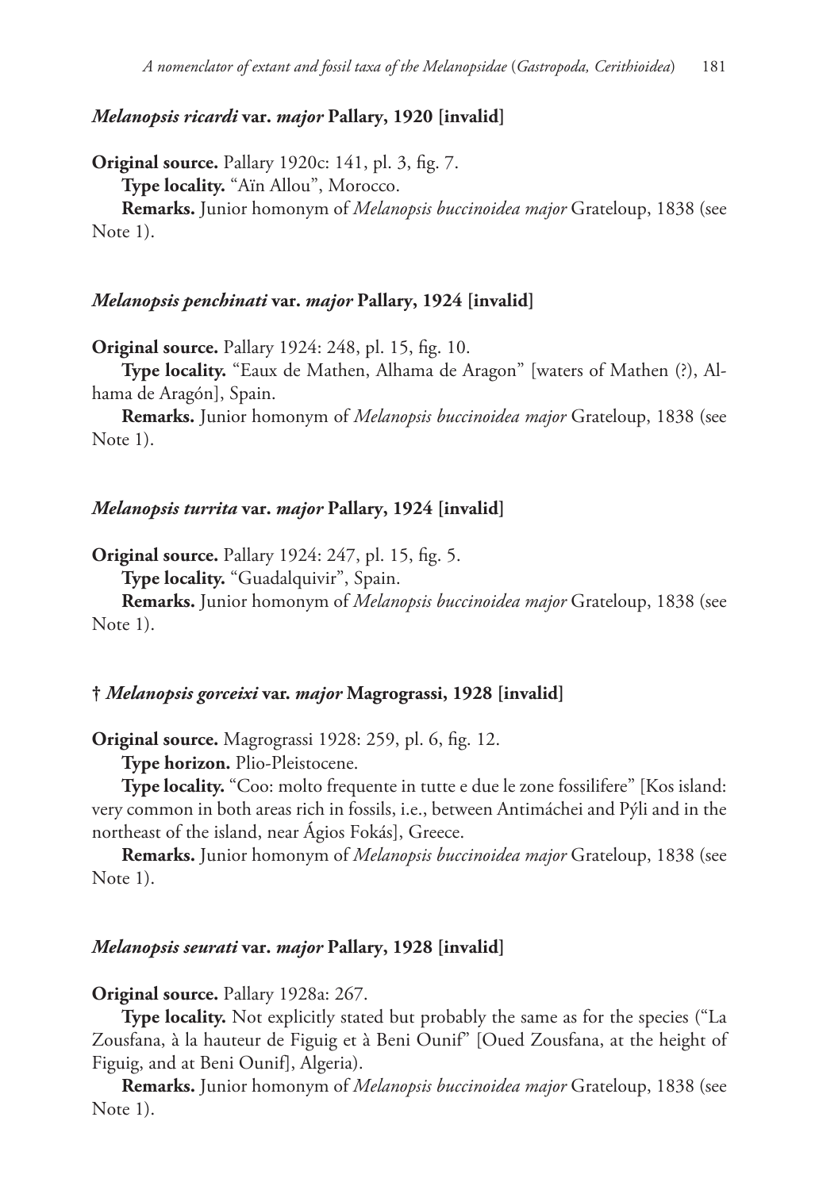#### *Melanopsis ricardi* var. *major* Pallary, 1920 [invalid]

**Original source.** Pallary 1920c: 141, pl. 3, fig. 7.

**Type locality.** "Aïn Allou", Morocco.

**Remarks.** Junior homonym of *Melanopsis buccinoidea major* Grateloup, 1838 (see Note 1).

#### *Melanopsis penchinati* var. *major* Pallary, 1924 [invalid]

**Original source.** Pallary 1924: 248, pl. 15, fig. 10.

**Type locality.** "Eaux de Mathen, Alhama de Aragon" [waters of Mathen (?), Alhama de Aragón], Spain.

**Remarks.** Junior homonym of *Melanopsis buccinoidea major* Grateloup, 1838 (see Note 1).

#### *Melanopsis turrita* var. *major* Pallary, 1924 [invalid]

**Original source.** Pallary 1924: 247, pl. 15, fig. 5.

**Type locality.** "Guadalquivir", Spain.

**Remarks.** Junior homonym of *Melanopsis buccinoidea major* Grateloup, 1838 (see Note 1).

#### † *Melanopsis gorceixi* var. *major* Magrograssi, 1928 [invalid]

**Original source.** Magrograssi 1928: 259, pl. 6, fig. 12.

**Type horizon.** Plio-Pleistocene.

**Type locality.** "Coo: molto frequente in tutte e due le zone fossilifere" [Kos island: very common in both areas rich in fossils, i.e., between Antimáchei and Pýli and in the northeast of the island, near Ágios Fokás], Greece.

**Remarks.** Junior homonym of *Melanopsis buccinoidea major* Grateloup, 1838 (see Note 1).

#### *Melanopsis seurati* var. *major* Pallary, 1928 [invalid]

**Original source.** Pallary 1928a: 267.

**Type locality.** Not explicitly stated but probably the same as for the species ("La Zousfana, à la hauteur de Figuig et à Beni Ounif" [Oued Zousfana, at the height of Figuig, and at Beni Ounif], Algeria).

**Remarks.** Junior homonym of *Melanopsis buccinoidea major* Grateloup, 1838 (see Note 1).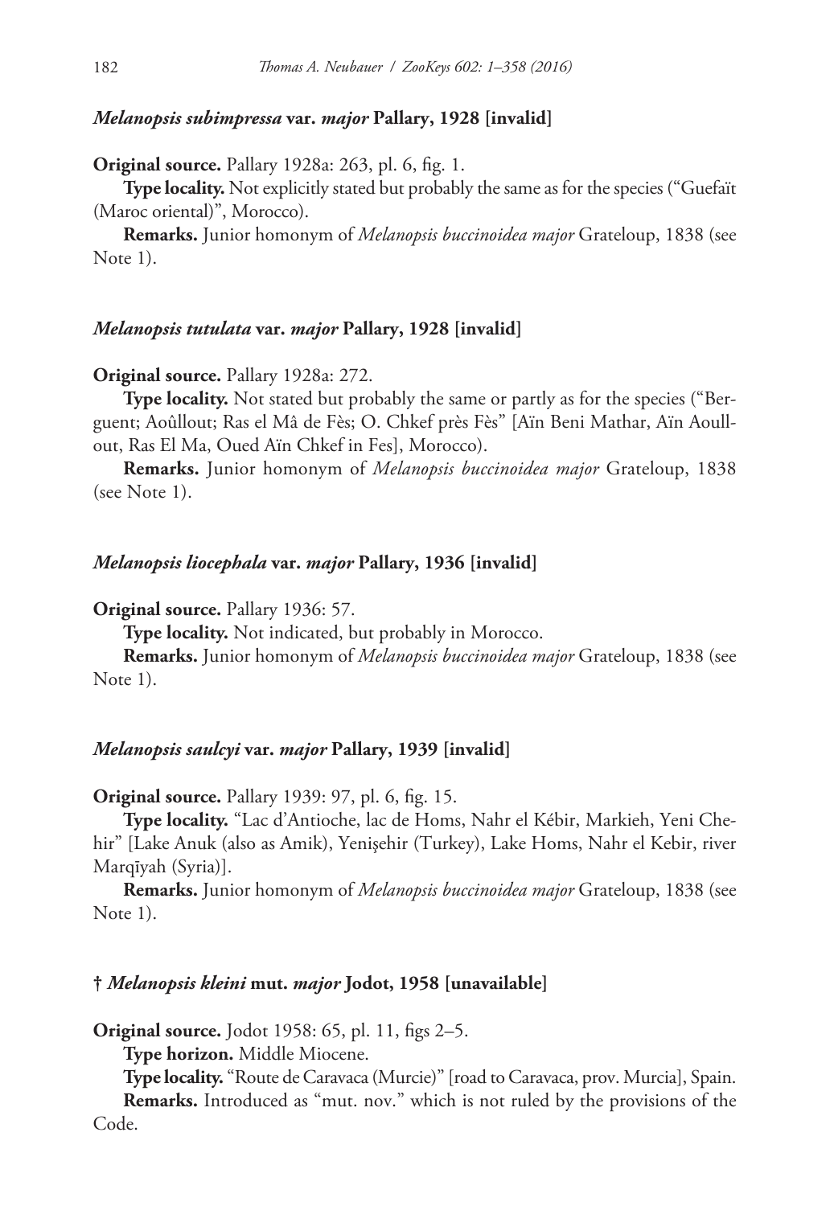### *Melanopsis subimpressa* var. *major* Pallary, 1928 [invalid]

**Original source.** Pallary 1928a: 263, pl. 6, fig. 1.

**Type locality.** Not explicitly stated but probably the same as for the species ("Guefaït (Maroc oriental)", Morocco).

**Remarks.** Junior homonym of *Melanopsis buccinoidea major* Grateloup, 1838 (see Note 1).

### *Melanopsis tutulata* var. *major* Pallary, 1928 [invalid]

**Original source.** Pallary 1928a: 272.

**Type locality.** Not stated but probably the same or partly as for the species ("Berguent; Aoûllout; Ras el Mâ de Fès; O. Chkef près Fès" [Aïn Beni Mathar, Aïn Aoullout, Ras El Ma, Oued Aïn Chkef in Fes], Morocco).

**Remarks.** Junior homonym of *Melanopsis buccinoidea major* Grateloup, 1838 (see Note 1).

### *Melanopsis liocephala* var. *major* Pallary, 1936 [invalid]

**Original source.** Pallary 1936: 57.

**Type locality.** Not indicated, but probably in Morocco.

**Remarks.** Junior homonym of *Melanopsis buccinoidea major* Grateloup, 1838 (see Note 1).

### *Melanopsis saulcyi* var. *major* Pallary, 1939 [invalid]

**Original source.** Pallary 1939: 97, pl. 6, fig. 15.

**Type locality.** "Lac d'Antioche, lac de Homs, Nahr el Kébir, Markieh, Yeni Chehir" [Lake Anuk (also as Amik), Yenişehir (Turkey), Lake Homs, Nahr el Kebir, river Marqīyah (Syria)].

**Remarks.** Junior homonym of *Melanopsis buccinoidea major* Grateloup, 1838 (see Note 1).

### † *Melanopsis kleini* mut. *major* Jodot, 1958 [unavailable]

**Original source.** Jodot 1958: 65, pl. 11, figs 2–5.

**Type horizon.** Middle Miocene.

**Type locality.** "Route de Caravaca (Murcie)" [road to Caravaca, prov. Murcia], Spain.

**Remarks.** Introduced as "mut. nov." which is not ruled by the provisions of the Code.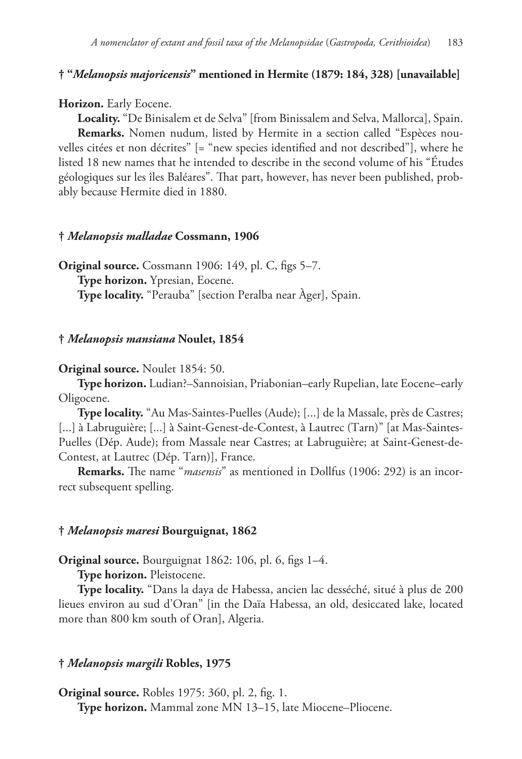### † "*Melanopsis majoricensis*" mentioned in Hermite (1879: 184, 328) [unavailable]

**Horizon.** Early Eocene.

**Locality.** "De Binisalem et de Selva" [from Binissalem and Selva, Mallorca], Spain.

**Remarks.** Nomen nudum, listed by Hermite in a section called "Espèces nouvelles citées et non décrites" [= "new species identified and not described"], where he listed 18 new names that he intended to describe in the second volume of his "Études géologiques sur les îles Baléares". That part, however, has never been published, probably because Hermite died in 1880.

### † *Melanopsis malladae* Cossmann, 1906

**Original source.** Cossmann 1906: 149, pl. C, figs 5–7.

**Type horizon.** Ypresian, Eocene.

**Type locality.** "Perauba" [section Peralba near Àger], Spain.

### † *Melanopsis mansiana* Noulet, 1854

**Original source.** Noulet 1854: 50.

**Type horizon.** Ludian?–Sannoisian, Priabonian–early Rupelian, late Eocene–early Oligocene.

**Type locality.** "Au Mas-Saintes-Puelles (Aude); [...] de la Massale, près de Castres; [...] à Labruguière; [...] à Saint-Genest-de-Contest, à Lautrec (Tarn)" [at Mas-Saintes-Puelles (Dép. Aude); from Massale near Castres; at Labruguière; at Saint-Genest-de-Contest, at Lautrec (Dép. Tarn)], France.

**Remarks.** The name "*masensis*" as mentioned in Dollfus (1906: 292) is an incorrect subsequent spelling.

### † *Melanopsis maresi* Bourguignat, 1862

**Original source.** Bourguignat 1862: 106, pl. 6, figs 1–4.

**Type horizon.** Pleistocene.

**Type locality.** "Dans la daya de Habessa, ancien lac desséché, situé à plus de 200 lieues environ au sud d'Oran" [in the Daïa Habessa, an old, desiccated lake, located more than 800 km south of Oran], Algeria.

### † *Melanopsis margili* Robles, 1975

**Original source.** Robles 1975: 360, pl. 2, fig. 1.

**Type horizon.** Mammal zone MN 13–15, late Miocene–Pliocene.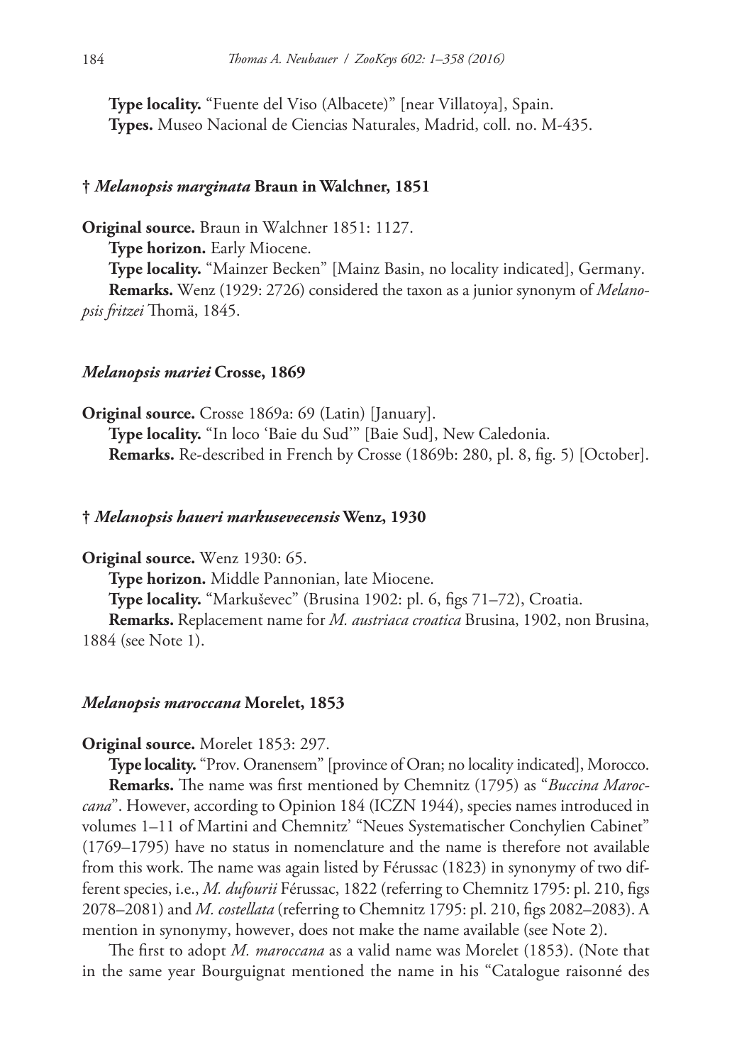**Type locality.** “Fuente del Viso (Albacete)” [near Villatoya], Spain.

**Types.** Museo Nacional de Ciencias Naturales, Madrid, coll. no. M-435.

### † *Melanopsis marginata* Braun in Walchner, 1851

**Original source.** Braun in Walchner 1851: 1127.

**Type horizon.** Early Miocene.

**Type locality.** “Mainzer Becken” [Mainz Basin, no locality indicated], Germany.

**Remarks.** Wenz (1929: 2726) considered the taxon as a junior synonym of *Melanopsis fritzei* Thomä, 1845.

### *Melanopsis mariei* Crosse, 1869

**Original source.** Crosse 1869a: 69 (Latin) [January].

**Type locality.** “In loco ‘Baie du Sud’” [Baie Sud], New Caledonia.

**Remarks.** Re-described in French by Crosse (1869b: 280, pl. 8, fig. 5) [October].

### † *Melanopsis haueri markusevecensis* Wenz, 1930

**Original source.** Wenz 1930: 65.

**Type horizon.** Middle Pannonian, late Miocene.

**Type locality.** “Markuševec” (Brusina 1902: pl. 6, figs 71–72), Croatia.

**Remarks.** Replacement name for *M. austriaca croatica* Brusina, 1902, non Brusina, 1884 (see Note 1).

### *Melanopsis maroccana* Morelet, 1853

**Original source.** Morelet 1853: 297.

**Type locality.** “Prov. Oranensem” [province of Oran; no locality indicated], Morocco.

**Remarks.** The name was first mentioned by Chemnitz (1795) as “*Buccina Maroccana*”. However, according to Opinion 184 (ICZN 1944), species names introduced in volumes 1–11 of Martini and Chemnitz’ “Neues Systematischer Conchylien Cabinet” (1769–1795) have no status in nomenclature and the name is therefore not available from this work. The name was again listed by Férussac (1823) in synonymy of two different species, i.e., *M. dufourii* Férussac, 1822 (referring to Chemnitz 1795: pl. 210, figs 2078–2081) and *M. costellata* (referring to Chemnitz 1795: pl. 210, figs 2082–2083). A mention in synonymy, however, does not make the name available (see Note 2).

The first to adopt *M. maroccana* as a valid name was Morelet (1853). (Note that in the same year Bourguignat mentioned the name in his “Catalogue raisonné des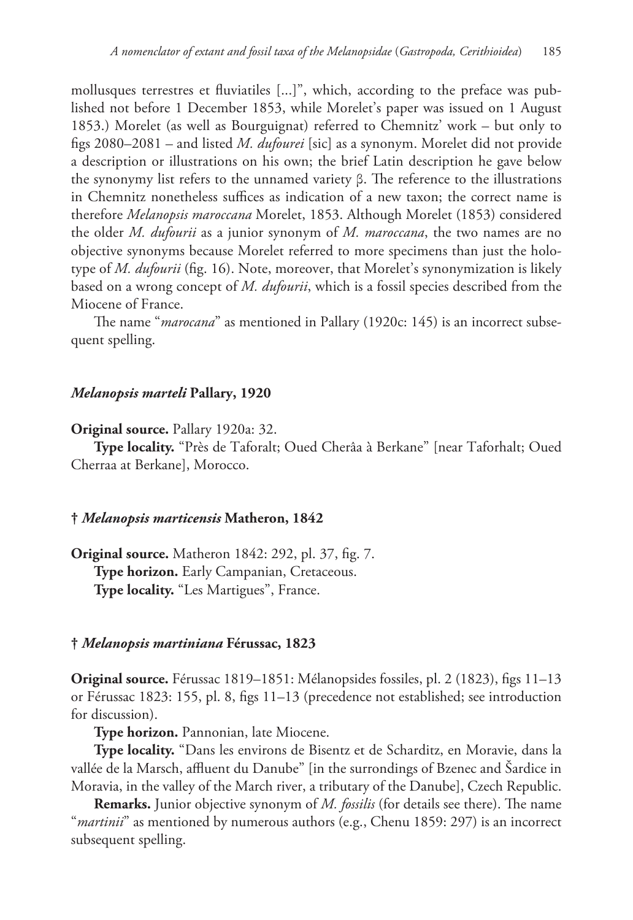mollusques terrestres et fluviatiles [...]", which, according to the preface was published not before 1 December 1853, while Morelet's paper was issued on 1 August 1853.) Morelet (as well as Bourguignat) referred to Chemnitz' work – but only to figs 2080–2081 – and listed *M. dufourei* [sic] as a synonym. Morelet did not provide a description or illustrations on his own; the brief Latin description he gave below the synonymy list refers to the unnamed variety β. The reference to the illustrations in Chemnitz nonetheless suffices as indication of a new taxon; the correct name is therefore *Melanopsis maroccana* Morelet, 1853. Although Morelet (1853) considered the older *M. dufourii* as a junior synonym of *M. maroccana*, the two names are no objective synonyms because Morelet referred to more specimens than just the holotype of *M. dufourii* (fig. 16). Note, moreover, that Morelet's synonymization is likely based on a wrong concept of *M. dufourii*, which is a fossil species described from the Miocene of France.

The name "*marocana*" as mentioned in Pallary (1920c: 145) is an incorrect subsequent spelling.

### *Melanopsis marteli* Pallary, 1920

**Original source.** Pallary 1920a: 32.

**Type locality.** "Près de Taforalt; Oued Cherâa à Berkane" [near Taforhalt; Oued Cherraa at Berkane], Morocco.

### † *Melanopsis marticensis* Matheron, 1842

**Original source.** Matheron 1842: 292, pl. 37, fig. 7.

**Type horizon.** Early Campanian, Cretaceous.

**Type locality.** "Les Martigues", France.

### † *Melanopsis martiniana* Férussac, 1823

**Original source.** Férussac 1819–1851: Mélanopsides fossiles, pl. 2 (1823), figs 11–13 or Férussac 1823: 155, pl. 8, figs 11–13 (precedence not established; see introduction for discussion).

**Type horizon.** Pannonian, late Miocene.

**Type locality.** "Dans les environs de Bisentz et de Scharditz, en Moravie, dans la vallée de la Marsch, affluent du Danube" [in the surrondings of Bzenec and Šardice in Moravia, in the valley of the March river, a tributary of the Danube], Czech Republic.

**Remarks.** Junior objective synonym of *M. fossilis* (for details see there). The name "*martinii*" as mentioned by numerous authors (e.g., Chenu 1859: 297) is an incorrect subsequent spelling.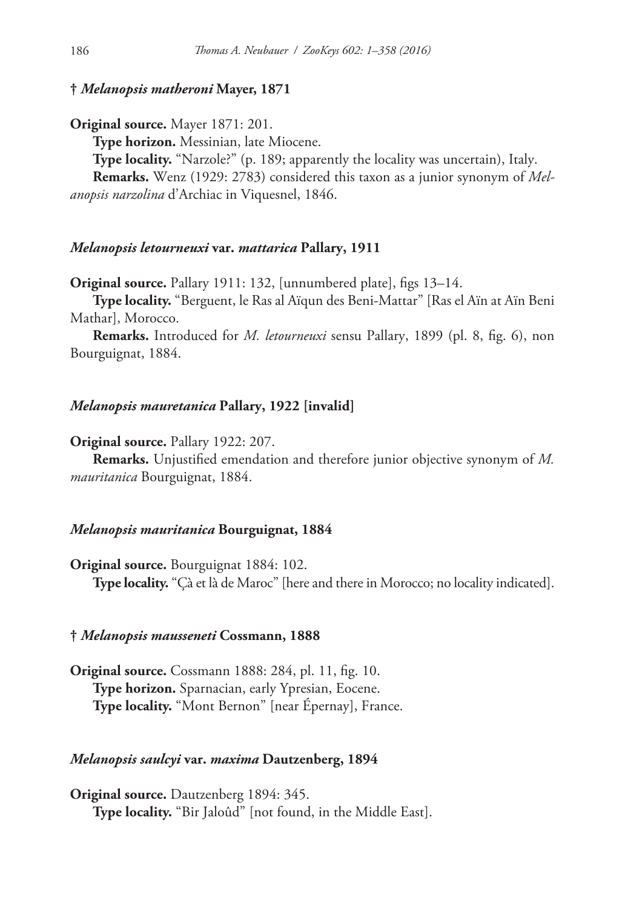**† *Melanopsis matheroni* Mayer, 1871**

**Original source.** Mayer 1871: 201.

**Type horizon.** Messinian, late Miocene.

**Type locality.** "Narzole?" (p. 189; apparently the locality was uncertain), Italy.

**Remarks.** Wenz (1929: 2783) considered this taxon as a junior synonym of *Melanopsis narzolina* d'Archiac in Viquesnel, 1846.

***Melanopsis letourneuxi* var. *mattarica* Pallary, 1911**

**Original source.** Pallary 1911: 132, [unnumbered plate], figs 13–14.

**Type locality.** "Berguent, le Ras al Aïqun des Beni-Mattar" [Ras el Aïn at Aïn Beni Mathar], Morocco.

**Remarks.** Introduced for *M. letourneuxi* sensu Pallary, 1899 (pl. 8, fig. 6), non Bourguignat, 1884.

***Melanopsis mauretanica* Pallary, 1922 [invalid]**

**Original source.** Pallary 1922: 207.

**Remarks.** Unjustified emendation and therefore junior objective synonym of *M. mauritanica* Bourguignat, 1884.

***Melanopsis mauritanica* Bourguignat, 1884**

**Original source.** Bourguignat 1884: 102.

**Type locality.** "Çà et là de Maroc" [here and there in Morocco; no locality indicated].

**† *Melanopsis mausseneti* Cossmann, 1888**

**Original source.** Cossmann 1888: 284, pl. 11, fig. 10.

**Type horizon.** Sparnacian, early Ypresian, Eocene.

**Type locality.** "Mont Bernon" [near Épernay], France.

***Melanopsis saulcyi* var. *maxima* Dautzenberg, 1894**

**Original source.** Dautzenberg 1894: 345.

**Type locality.** "Bir Jaloûd" [not found, in the Middle East].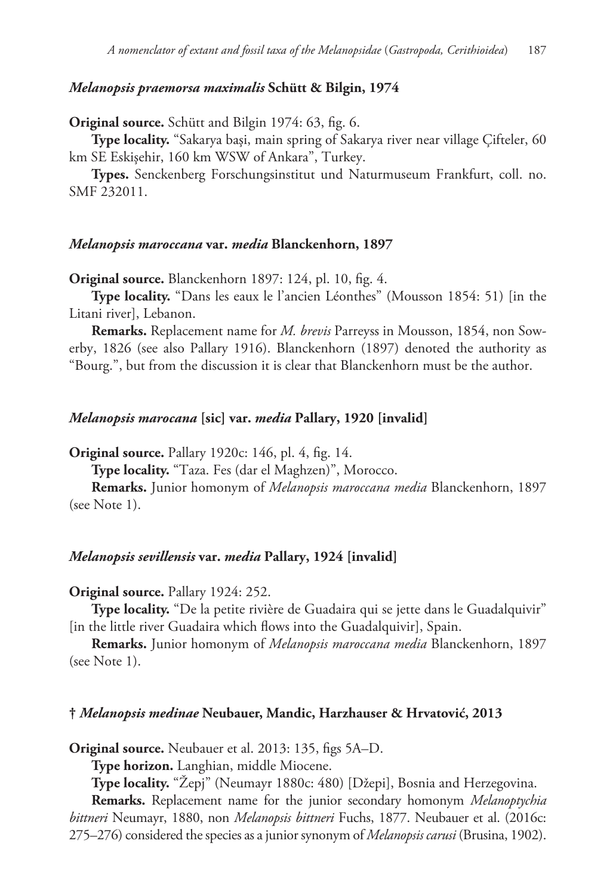#### *Melanopsis praemorsa maximalis* Schütt & Bilgin, 1974

**Original source.** Schütt and Bilgin 1974: 63, fig. 6.

**Type locality.** "Sakarya başi, main spring of Sakarya river near village Çifteler, 60 km SE Eskişehir, 160 km WSW of Ankara", Turkey.

**Types.** Senckenberg Forschungsinstitut und Naturmuseum Frankfurt, coll. no. SMF 232011.

#### *Melanopsis maroccana* var. *media* Blanckenhorn, 1897

**Original source.** Blanckenhorn 1897: 124, pl. 10, fig. 4.

**Type locality.** "Dans les eaux le l'ancien Léonthes" (Mousson 1854: 51) [in the Litani river], Lebanon.

**Remarks.** Replacement name for *M. brevis* Parreyss in Mousson, 1854, non Sowerby, 1826 (see also Pallary 1916). Blanckenhorn (1897) denoted the authority as "Bourg.", but from the discussion it is clear that Blanckenhorn must be the author.

#### *Melanopsis marocana* [sic] var. *media* Pallary, 1920 [invalid]

**Original source.** Pallary 1920c: 146, pl. 4, fig. 14.

**Type locality.** "Taza. Fes (dar el Maghzen)", Morocco.

**Remarks.** Junior homonym of *Melanopsis maroccana media* Blanckenhorn, 1897 (see Note 1).

#### *Melanopsis sevillensis* var. *media* Pallary, 1924 [invalid]

**Original source.** Pallary 1924: 252.

**Type locality.** "De la petite rivière de Guadaira qui se jette dans le Guadalquivir" [in the little river Guadaira which flows into the Guadalquivir], Spain.

**Remarks.** Junior homonym of *Melanopsis maroccana media* Blanckenhorn, 1897 (see Note 1).

#### † *Melanopsis medinae* Neubauer, Mandic, Harzhauser & Hrvatović, 2013

**Original source.** Neubauer et al. 2013: 135, figs 5A–D.

**Type horizon.** Langhian, middle Miocene.

**Type locality.** "Žepj" (Neumayr 1880c: 480) [Džepi], Bosnia and Herzegovina.

**Remarks.** Replacement name for the junior secondary homonym *Melanoptychia bittneri* Neumayr, 1880, non *Melanopsis bittneri* Fuchs, 1877. Neubauer et al. (2016c: 275–276) considered the species as a junior synonym of *Melanopsis carusi* (Brusina, 1902).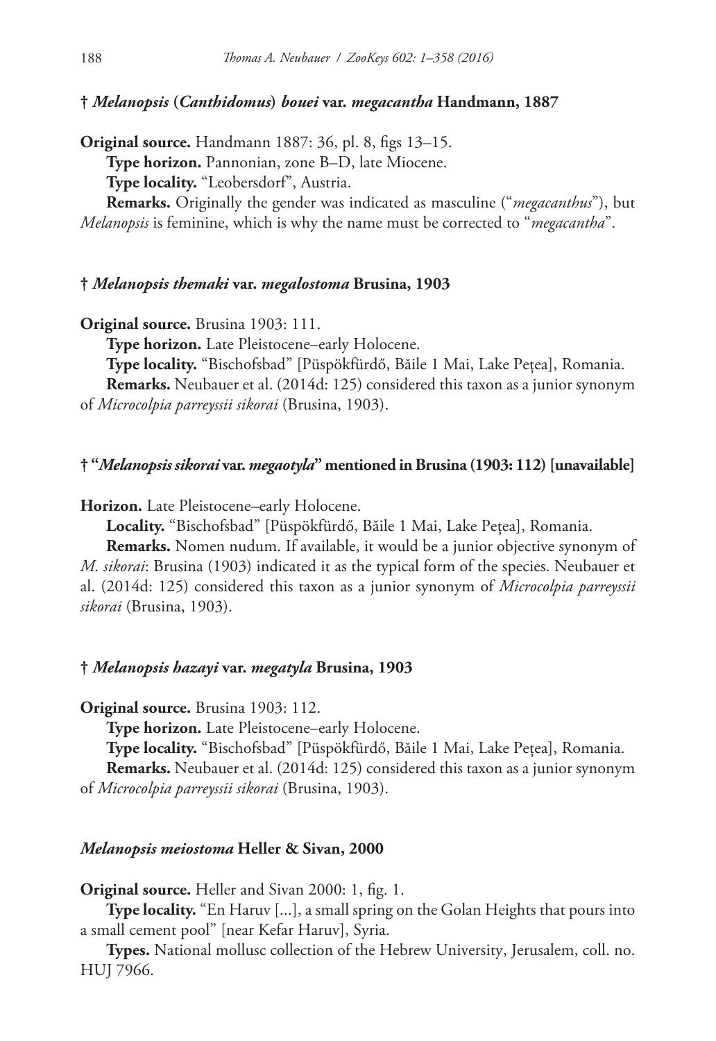### † *Melanopsis* (*Canthidomus*) *bouei* var. *megacantha* Handmann, 1887

**Original source.** Handmann 1887: 36, pl. 8, figs 13–15.

**Type horizon.** Pannonian, zone B–D, late Miocene.

**Type locality.** "Leobersdorf", Austria.

**Remarks.** Originally the gender was indicated as masculine ("*megacanthus*"), but *Melanopsis* is feminine, which is why the name must be corrected to "*megacantha*".

### † *Melanopsis themaki* var. *megalostoma* Brusina, 1903

**Original source.** Brusina 1903: 111.

**Type horizon.** Late Pleistocene–early Holocene.

**Type locality.** "Bischofsbad" [Püspökfürdő, Băile 1 Mai, Lake Peţea], Romania.

**Remarks.** Neubauer et al. (2014d: 125) considered this taxon as a junior synonym of *Microcolpia parreyssii sikorai* (Brusina, 1903).

### † "*Melanopsis sikorai* var. *megaotyla*" mentioned in Brusina (1903: 112) [unavailable]

**Horizon.** Late Pleistocene–early Holocene.

**Locality.** "Bischofsbad" [Püspökfürdő, Băile 1 Mai, Lake Peţea], Romania.

**Remarks.** Nomen nudum. If available, it would be a junior objective synonym of *M. sikorai*: Brusina (1903) indicated it as the typical form of the species. Neubauer et al. (2014d: 125) considered this taxon as a junior synonym of *Microcolpia parreyssii sikorai* (Brusina, 1903).

### † *Melanopsis hazayi* var. *megatyla* Brusina, 1903

**Original source.** Brusina 1903: 112.

**Type horizon.** Late Pleistocene–early Holocene.

**Type locality.** "Bischofsbad" [Püspökfürdő, Băile 1 Mai, Lake Peţea], Romania.

**Remarks.** Neubauer et al. (2014d: 125) considered this taxon as a junior synonym of *Microcolpia parreyssii sikorai* (Brusina, 1903).

### *Melanopsis meiostoma* Heller & Sivan, 2000

**Original source.** Heller and Sivan 2000: 1, fig. 1.

**Type locality.** "En Haruv [...], a small spring on the Golan Heights that pours into a small cement pool" [near Kefar Haruv], Syria.

**Types.** National mollusc collection of the Hebrew University, Jerusalem, coll. no. HUJ 7966.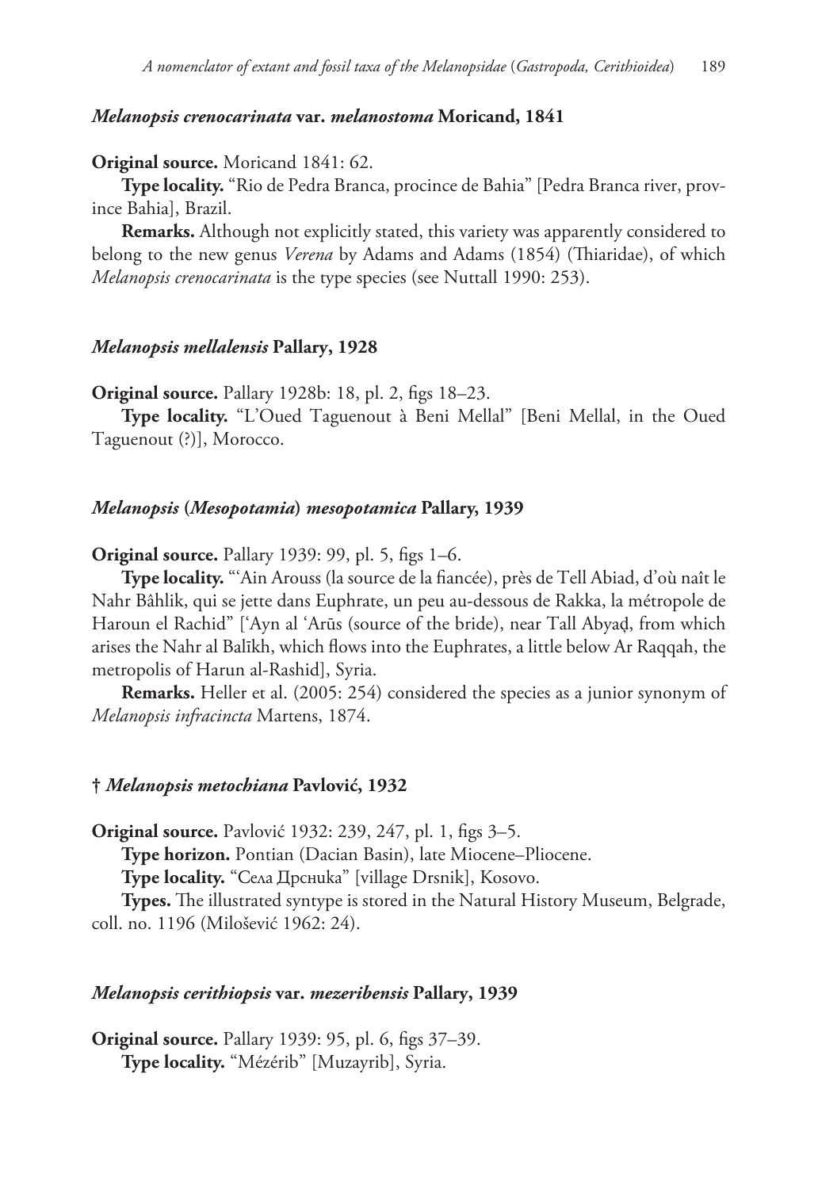### *Melanopsis crenocarinata* var. *melanostoma* Moricand, 1841

**Original source.** Moricand 1841: 62.

**Type locality.** "Rio de Pedra Branca, procince de Bahia" [Pedra Branca river, province Bahia], Brazil.

**Remarks.** Although not explicitly stated, this variety was apparently considered to belong to the new genus *Verena* by Adams and Adams (1854) (Thiaridae), of which *Melanopsis crenocarinata* is the type species (see Nuttall 1990: 253).

### *Melanopsis mellalensis* Pallary, 1928

**Original source.** Pallary 1928b: 18, pl. 2, figs 18–23.

**Type locality.** "L'Oued Taguenout à Beni Mellal" [Beni Mellal, in the Oued Taguenout (?)], Morocco.

### *Melanopsis* (*Mesopotamia*) *mesopotamica* Pallary, 1939

**Original source.** Pallary 1939: 99, pl. 5, figs 1–6.

**Type locality.** "'Ain Arouss (la source de la fiancée), près de Tell Abiad, d'où naît le Nahr Bâhlik, qui se jette dans Euphrate, un peu au-dessous de Rakka, la métropole de Haroun el Rachid" ['Ayn al 'Arūs (source of the bride), near Tall Abyaḑ, from which arises the Nahr al Balīkh, which flows into the Euphrates, a little below Ar Raqqah, the metropolis of Harun al-Rashid], Syria.

**Remarks.** Heller et al. (2005: 254) considered the species as a junior synonym of *Melanopsis infracincta* Martens, 1874.

### † *Melanopsis metochiana* Pavlović, 1932

**Original source.** Pavlović 1932: 239, 247, pl. 1, figs 3–5.

**Type horizon.** Pontian (Dacian Basin), late Miocene–Pliocene.

**Type locality.** "Села Дрсника" [village Drsnik], Kosovo.

**Types.** The illustrated syntype is stored in the Natural History Museum, Belgrade, coll. no. 1196 (Milošević 1962: 24).

### *Melanopsis cerithiopsis* var. *mezeribensis* Pallary, 1939

**Original source.** Pallary 1939: 95, pl. 6, figs 37–39.

**Type locality.** "Mézérib" [Muzayrib], Syria.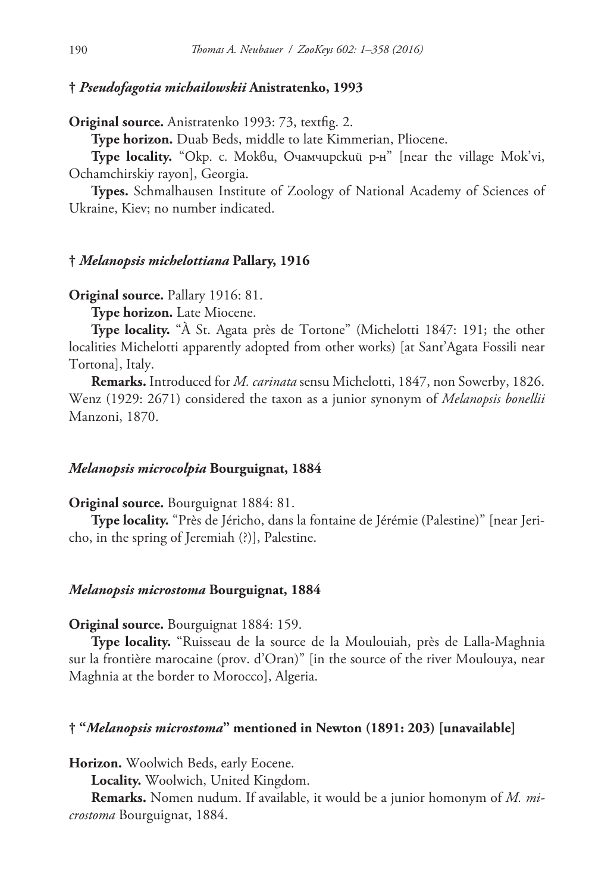### † *Pseudofagotia michailowskii* Anistratenko, 1993

**Original source.** Anistratenko 1993: 73, textfig. 2.

**Type horizon.** Duab Beds, middle to late Kimmerian, Pliocene.

**Type locality.** "Окр. с. Моквu, Очамчирский р-н" [near the village Mok'vi, Ochamchirskiy rayon], Georgia.

**Types.** Schmalhausen Institute of Zoology of National Academy of Sciences of Ukraine, Kiev; no number indicated.

### † *Melanopsis michelottiana* Pallary, 1916

**Original source.** Pallary 1916: 81.

**Type horizon.** Late Miocene.

**Type locality.** "À St. Agata près de Tortone" (Michelotti 1847: 191; the other localities Michelotti apparently adopted from other works) [at Sant'Agata Fossili near Tortona], Italy.

**Remarks.** Introduced for *M. carinata* sensu Michelotti, 1847, non Sowerby, 1826. Wenz (1929: 2671) considered the taxon as a junior synonym of *Melanopsis bonellii* Manzoni, 1870.

### *Melanopsis microcolpia* Bourguignat, 1884

**Original source.** Bourguignat 1884: 81.

**Type locality.** "Près de Jéricho, dans la fontaine de Jérémie (Palestine)" [near Jericho, in the spring of Jeremiah (?)], Palestine.

### *Melanopsis microstoma* Bourguignat, 1884

**Original source.** Bourguignat 1884: 159.

**Type locality.** "Ruisseau de la source de la Moulouiah, près de Lalla-Maghnia sur la frontière marocaine (prov. d'Oran)" [in the source of the river Moulouya, near Maghnia at the border to Morocco], Algeria.

### † "*Melanopsis microstoma*" mentioned in Newton (1891: 203) [unavailable]

**Horizon.** Woolwich Beds, early Eocene.

**Locality.** Woolwich, United Kingdom.

**Remarks.** Nomen nudum. If available, it would be a junior homonym of *M. microstoma* Bourguignat, 1884.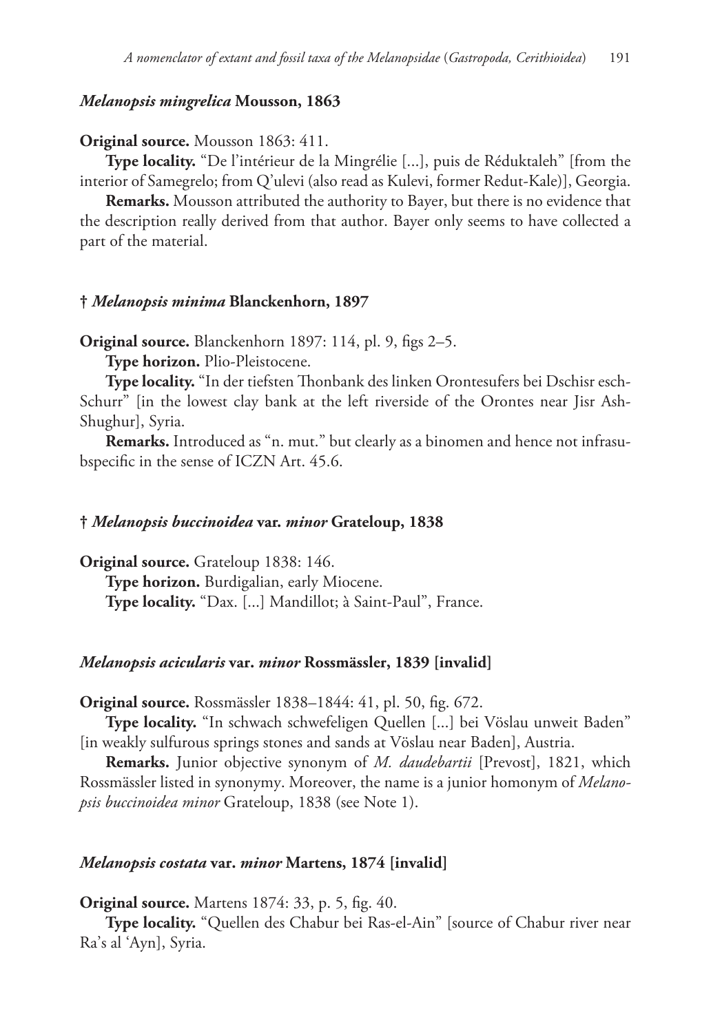### *Melanopsis mingrelica* Mousson, 1863

**Original source.** Mousson 1863: 411.

**Type locality.** "De l'intérieur de la Mingrélie [...], puis de Réduktaleh" [from the interior of Samegrelo; from Q'ulevi (also read as Kulevi, former Redut-Kale)], Georgia.

**Remarks.** Mousson attributed the authority to Bayer, but there is no evidence that the description really derived from that author. Bayer only seems to have collected a part of the material.

### † *Melanopsis minima* Blanckenhorn, 1897

**Original source.** Blanckenhorn 1897: 114, pl. 9, figs 2–5.

**Type horizon.** Plio-Pleistocene.

**Type locality.** "In der tiefsten Thonbank des linken Orontesufers bei Dschisr esch-Schurr" [in the lowest clay bank at the left riverside of the Orontes near Jisr Ash-Shughur], Syria.

**Remarks.** Introduced as "n. mut." but clearly as a binomen and hence not infrasubspecific in the sense of ICZN Art. 45.6.

### † *Melanopsis buccinoidea* var. *minor* Grateloup, 1838

**Original source.** Grateloup 1838: 146.

**Type horizon.** Burdigalian, early Miocene.

**Type locality.** "Dax. [...] Mandillot; à Saint-Paul", France.

### *Melanopsis acicularis* var. *minor* Rossmässler, 1839 [invalid]

**Original source.** Rossmässler 1838–1844: 41, pl. 50, fig. 672.

**Type locality.** "In schwach schwefeligen Quellen [...] bei Vöslau unweit Baden" [in weakly sulfurous springs stones and sands at Vöslau near Baden], Austria.

**Remarks.** Junior objective synonym of *M. daudebartii* [Prevost], 1821, which Rossmässler listed in synonymy. Moreover, the name is a junior homonym of *Melanopsis buccinoidea minor* Grateloup, 1838 (see Note 1).

### *Melanopsis costata* var. *minor* Martens, 1874 [invalid]

**Original source.** Martens 1874: 33, p. 5, fig. 40.

**Type locality.** "Quellen des Chabur bei Ras-el-Ain" [source of Chabur river near Ra's al 'Ayn], Syria.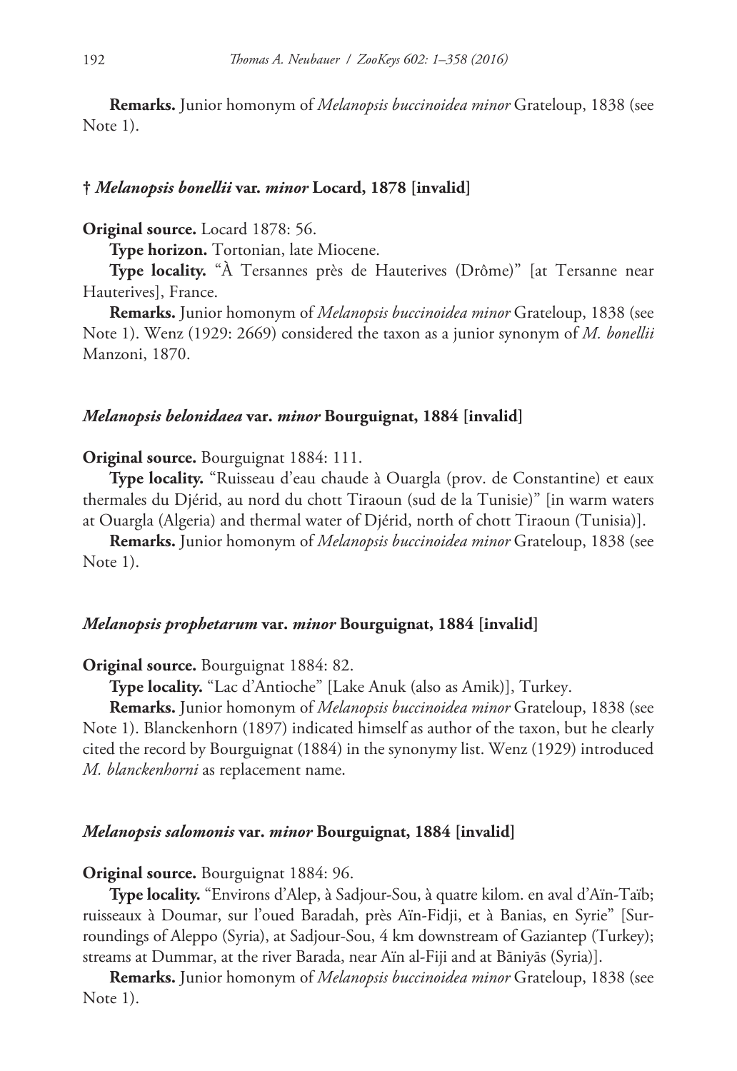**Remarks.** Junior homonym of *Melanopsis buccinoidea minor* Grateloup, 1838 (see Note 1).

### † *Melanopsis bonellii* var. *minor* Locard, 1878 [invalid]

**Original source.** Locard 1878: 56.

**Type horizon.** Tortonian, late Miocene.

**Type locality.** "À Tersannes près de Hauterives (Drôme)" [at Tersanne near Hauterives], France.

**Remarks.** Junior homonym of *Melanopsis buccinoidea minor* Grateloup, 1838 (see Note 1). Wenz (1929: 2669) considered the taxon as a junior synonym of *M. bonellii* Manzoni, 1870.

### *Melanopsis belonidaea* var. *minor* Bourguignat, 1884 [invalid]

**Original source.** Bourguignat 1884: 111.

**Type locality.** "Ruisseau d'eau chaude à Ouargla (prov. de Constantine) et eaux thermales du Djérid, au nord du chott Tiraoun (sud de la Tunisie)" [in warm waters at Ouargla (Algeria) and thermal water of Djérid, north of chott Tiraoun (Tunisia)].

**Remarks.** Junior homonym of *Melanopsis buccinoidea minor* Grateloup, 1838 (see Note 1).

### *Melanopsis prophetarum* var. *minor* Bourguignat, 1884 [invalid]

**Original source.** Bourguignat 1884: 82.

**Type locality.** "Lac d'Antioche" [Lake Anuk (also as Amik)], Turkey.

**Remarks.** Junior homonym of *Melanopsis buccinoidea minor* Grateloup, 1838 (see Note 1). Blanckenhorn (1897) indicated himself as author of the taxon, but he clearly cited the record by Bourguignat (1884) in the synonymy list. Wenz (1929) introduced *M. blanckenhorni* as replacement name.

### *Melanopsis salomonis* var. *minor* Bourguignat, 1884 [invalid]

**Original source.** Bourguignat 1884: 96.

**Type locality.** "Environs d'Alep, à Sadjour-Sou, à quatre kilom. en aval d'Aïn-Taïb; ruisseaux à Doumar, sur l'oued Baradah, près Aïn-Fidji, et à Banias, en Syrie" [Surroundings of Aleppo (Syria), at Sadjour-Sou, 4 km downstream of Gaziantep (Turkey); streams at Dummar, at the river Barada, near Aïn al-Fiji and at Bāniyās (Syria)].

**Remarks.** Junior homonym of *Melanopsis buccinoidea minor* Grateloup, 1838 (see Note 1).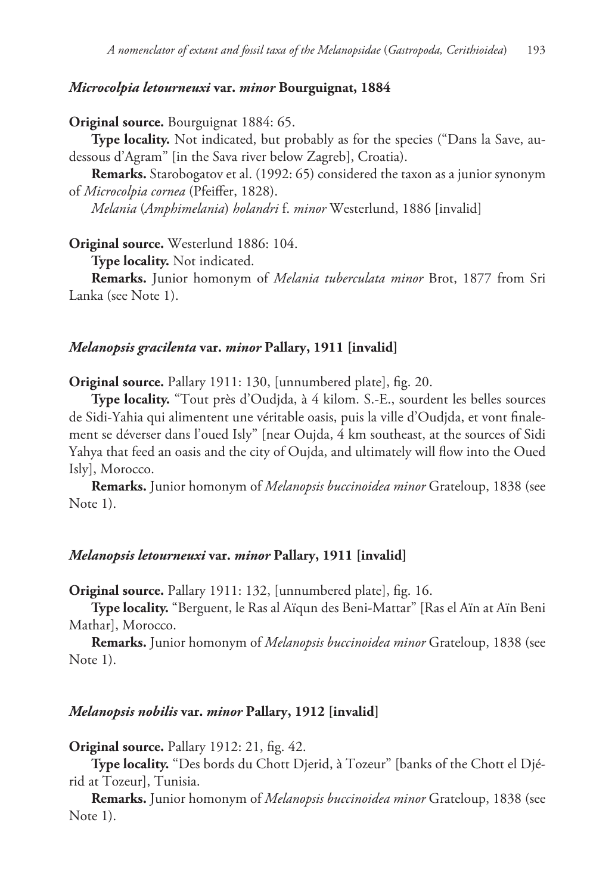### *Microcolpia letourneuxi* var. *minor* Bourguignat, 1884

**Original source.** Bourguignat 1884: 65.

**Type locality.** Not indicated, but probably as for the species ("Dans la Save, au-dessous d'Agram" [in the Sava river below Zagreb], Croatia).

**Remarks.** Starobogatov et al. (1992: 65) considered the taxon as a junior synonym of *Microcolpia cornea* (Pfeiffer, 1828).

*Melania* (*Amphimelania*) *holandri* f. *minor* Westerlund, 1886 [invalid]

**Original source.** Westerlund 1886: 104.

**Type locality.** Not indicated.

**Remarks.** Junior homonym of *Melania tuberculata minor* Brot, 1877 from Sri Lanka (see Note 1).

### *Melanopsis gracilenta* var. *minor* Pallary, 1911 [invalid]

**Original source.** Pallary 1911: 130, [unnumbered plate], fig. 20.

**Type locality.** "Tout près d'Oudjda, à 4 kilom. S.-E., sourdent les belles sources de Sidi-Yahia qui alimentent une véritable oasis, puis la ville d'Oudjda, et vont finalement se déverser dans l'oued Isly" [near Oujda, 4 km southeast, at the sources of Sidi Yahya that feed an oasis and the city of Oujda, and ultimately will flow into the Oued Isly], Morocco.

**Remarks.** Junior homonym of *Melanopsis buccinoidea minor* Grateloup, 1838 (see Note 1).

### *Melanopsis letourneuxi* var. *minor* Pallary, 1911 [invalid]

**Original source.** Pallary 1911: 132, [unnumbered plate], fig. 16.

**Type locality.** "Berguent, le Ras al Aïqun des Beni-Mattar" [Ras el Aïn at Aïn Beni Mathar], Morocco.

**Remarks.** Junior homonym of *Melanopsis buccinoidea minor* Grateloup, 1838 (see Note 1).

### *Melanopsis nobilis* var. *minor* Pallary, 1912 [invalid]

**Original source.** Pallary 1912: 21, fig. 42.

**Type locality.** "Des bords du Chott Djerid, à Tozeur" [banks of the Chott el Djérid at Tozeur], Tunisia.

**Remarks.** Junior homonym of *Melanopsis buccinoidea minor* Grateloup, 1838 (see Note 1).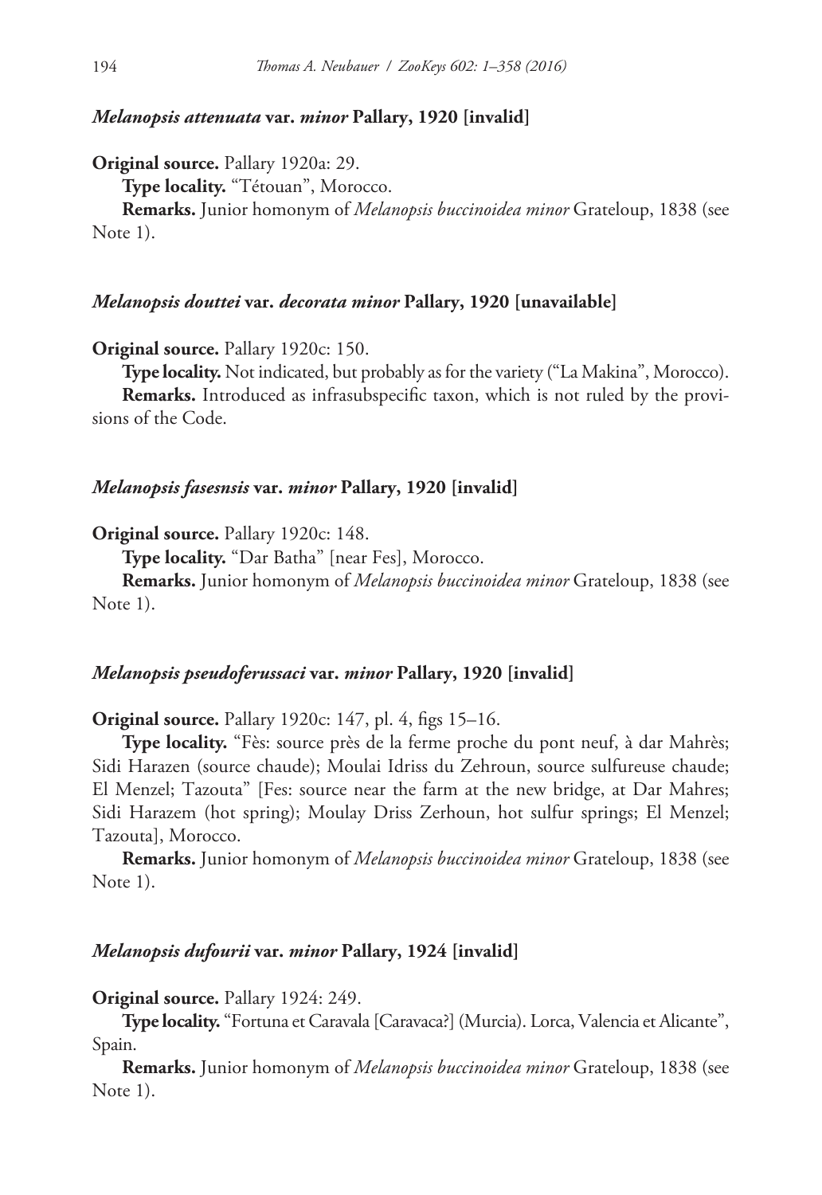### *Melanopsis attenuata* var. *minor* Pallary, 1920 [invalid]

**Original source.** Pallary 1920a: 29.

**Type locality.** "Tétouan", Morocco.

**Remarks.** Junior homonym of *Melanopsis buccinoidea minor* Grateloup, 1838 (see Note 1).

### *Melanopsis douttei* var. *decorata minor* Pallary, 1920 [unavailable]

**Original source.** Pallary 1920c: 150.

**Type locality.** Not indicated, but probably as for the variety ("La Makina", Morocco).

**Remarks.** Introduced as infrasubspecific taxon, which is not ruled by the provisions of the Code.

### *Melanopsis fasesnsis* var. *minor* Pallary, 1920 [invalid]

**Original source.** Pallary 1920c: 148.

**Type locality.** "Dar Batha" [near Fes], Morocco.

**Remarks.** Junior homonym of *Melanopsis buccinoidea minor* Grateloup, 1838 (see Note 1).

### *Melanopsis pseudoferussaci* var. *minor* Pallary, 1920 [invalid]

**Original source.** Pallary 1920c: 147, pl. 4, figs 15–16.

**Type locality.** "Fès: source près de la ferme proche du pont neuf, à dar Mahrès; Sidi Harazen (source chaude); Moulai Idriss du Zehroun, source sulfureuse chaude; El Menzel; Tazouta" [Fes: source near the farm at the new bridge, at Dar Mahres; Sidi Harazem (hot spring); Moulay Driss Zerhoun, hot sulfur springs; El Menzel; Tazouta], Morocco.

**Remarks.** Junior homonym of *Melanopsis buccinoidea minor* Grateloup, 1838 (see Note 1).

### *Melanopsis dufourii* var. *minor* Pallary, 1924 [invalid]

**Original source.** Pallary 1924: 249.

**Type locality.** "Fortuna et Caravala [Caravaca?] (Murcia). Lorca, Valencia et Alicante", Spain.

**Remarks.** Junior homonym of *Melanopsis buccinoidea minor* Grateloup, 1838 (see Note 1).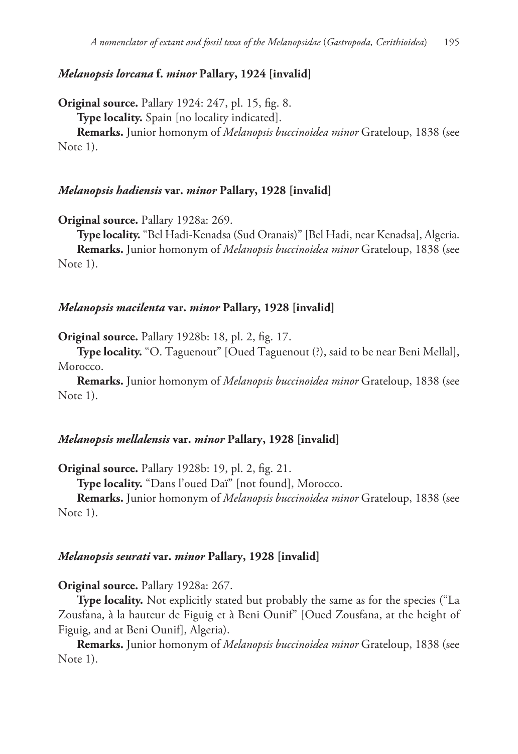### *Melanopsis lorcana* f. *minor* Pallary, 1924 [invalid]

**Original source.** Pallary 1924: 247, pl. 15, fig. 8.

**Type locality.** Spain [no locality indicated].

**Remarks.** Junior homonym of *Melanopsis buccinoidea minor* Grateloup, 1838 (see Note 1).

### *Melanopsis hadiensis* var. *minor* Pallary, 1928 [invalid]

**Original source.** Pallary 1928a: 269.

**Type locality.** "Bel Hadi-Kenadsa (Sud Oranais)" [Bel Hadi, near Kenadsa], Algeria.

**Remarks.** Junior homonym of *Melanopsis buccinoidea minor* Grateloup, 1838 (see Note 1).

### *Melanopsis macilenta* var. *minor* Pallary, 1928 [invalid]

**Original source.** Pallary 1928b: 18, pl. 2, fig. 17.

**Type locality.** "O. Taguenout" [Oued Taguenout (?), said to be near Beni Mellal], Morocco.

**Remarks.** Junior homonym of *Melanopsis buccinoidea minor* Grateloup, 1838 (see Note 1).

### *Melanopsis mellalensis* var. *minor* Pallary, 1928 [invalid]

**Original source.** Pallary 1928b: 19, pl. 2, fig. 21.

**Type locality.** "Dans l'oued Daï" [not found], Morocco.

**Remarks.** Junior homonym of *Melanopsis buccinoidea minor* Grateloup, 1838 (see Note 1).

### *Melanopsis seurati* var. *minor* Pallary, 1928 [invalid]

**Original source.** Pallary 1928a: 267.

**Type locality.** Not explicitly stated but probably the same as for the species ("La Zousfana, à la hauteur de Figuig et à Beni Ounif" [Oued Zousfana, at the height of Figuig, and at Beni Ounif], Algeria).

**Remarks.** Junior homonym of *Melanopsis buccinoidea minor* Grateloup, 1838 (see Note 1).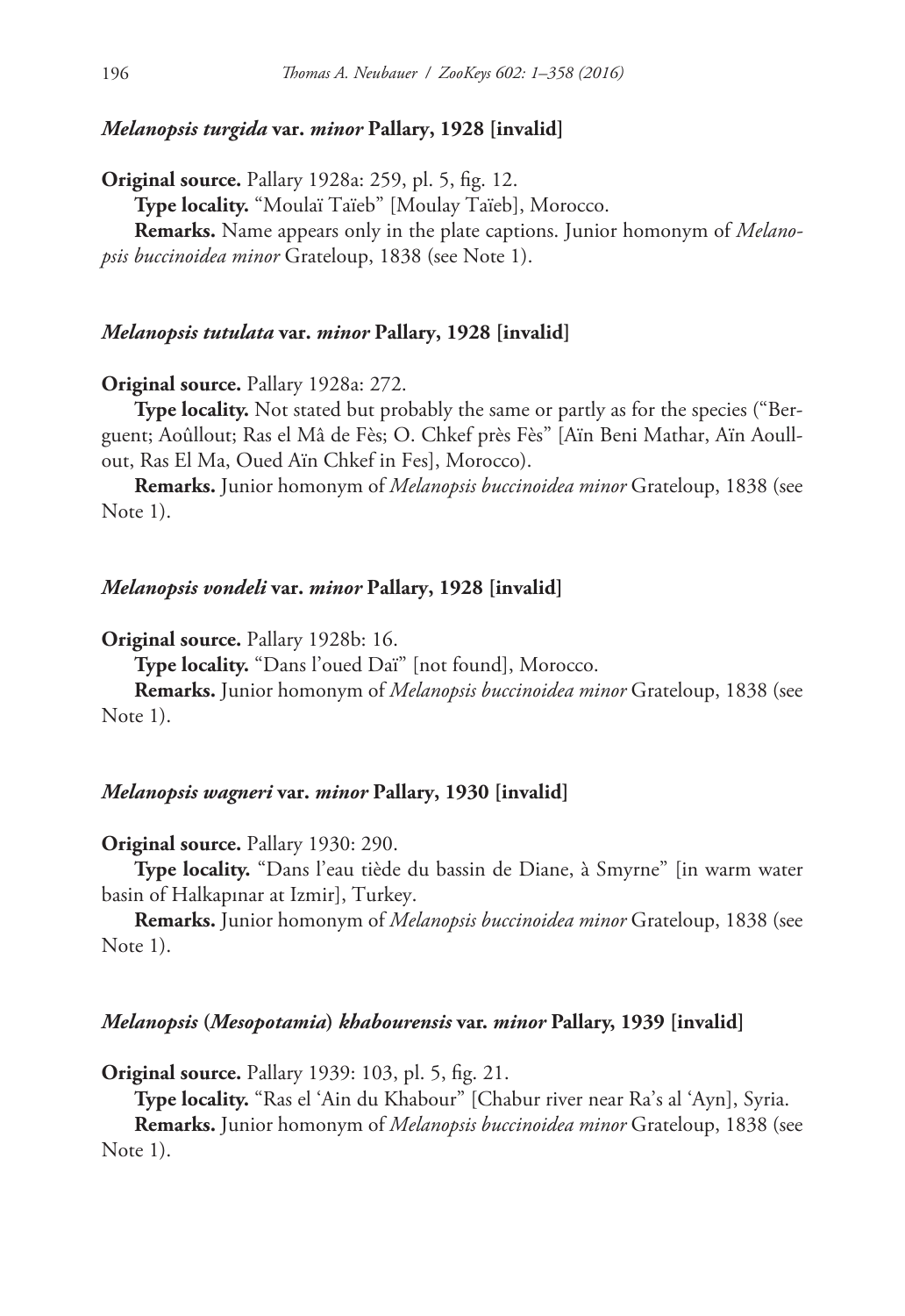#### *Melanopsis turgida* var. *minor* Pallary, 1928 [invalid]

**Original source.** Pallary 1928a: 259, pl. 5, fig. 12.

**Type locality.** "Moulaï Taïeb" [Moulay Taïeb], Morocco.

**Remarks.** Name appears only in the plate captions. Junior homonym of *Melanopsis buccinoidea minor* Grateloup, 1838 (see Note 1).

#### *Melanopsis tutulata* var. *minor* Pallary, 1928 [invalid]

**Original source.** Pallary 1928a: 272.

**Type locality.** Not stated but probably the same or partly as for the species ("Berguent; Aoûllout; Ras el Mâ de Fès; O. Chkef près Fès" [Aïn Beni Mathar, Aïn Aoullout, Ras El Ma, Oued Aïn Chkef in Fes], Morocco).

**Remarks.** Junior homonym of *Melanopsis buccinoidea minor* Grateloup, 1838 (see Note 1).

#### *Melanopsis vondeli* var. *minor* Pallary, 1928 [invalid]

**Original source.** Pallary 1928b: 16.

**Type locality.** "Dans l'oued Daï" [not found], Morocco.

**Remarks.** Junior homonym of *Melanopsis buccinoidea minor* Grateloup, 1838 (see Note 1).

#### *Melanopsis wagneri* var. *minor* Pallary, 1930 [invalid]

**Original source.** Pallary 1930: 290.

**Type locality.** "Dans l'eau tiède du bassin de Diane, à Smyrne" [in warm water basin of Halkapınar at Izmir], Turkey.

**Remarks.** Junior homonym of *Melanopsis buccinoidea minor* Grateloup, 1838 (see Note 1).

#### *Melanopsis* (*Mesopotamia*) *khabourensis* var. *minor* Pallary, 1939 [invalid]

**Original source.** Pallary 1939: 103, pl. 5, fig. 21.

**Type locality.** "Ras el 'Ain du Khabour" [Chabur river near Ra's al 'Ayn], Syria.

**Remarks.** Junior homonym of *Melanopsis buccinoidea minor* Grateloup, 1838 (see Note 1).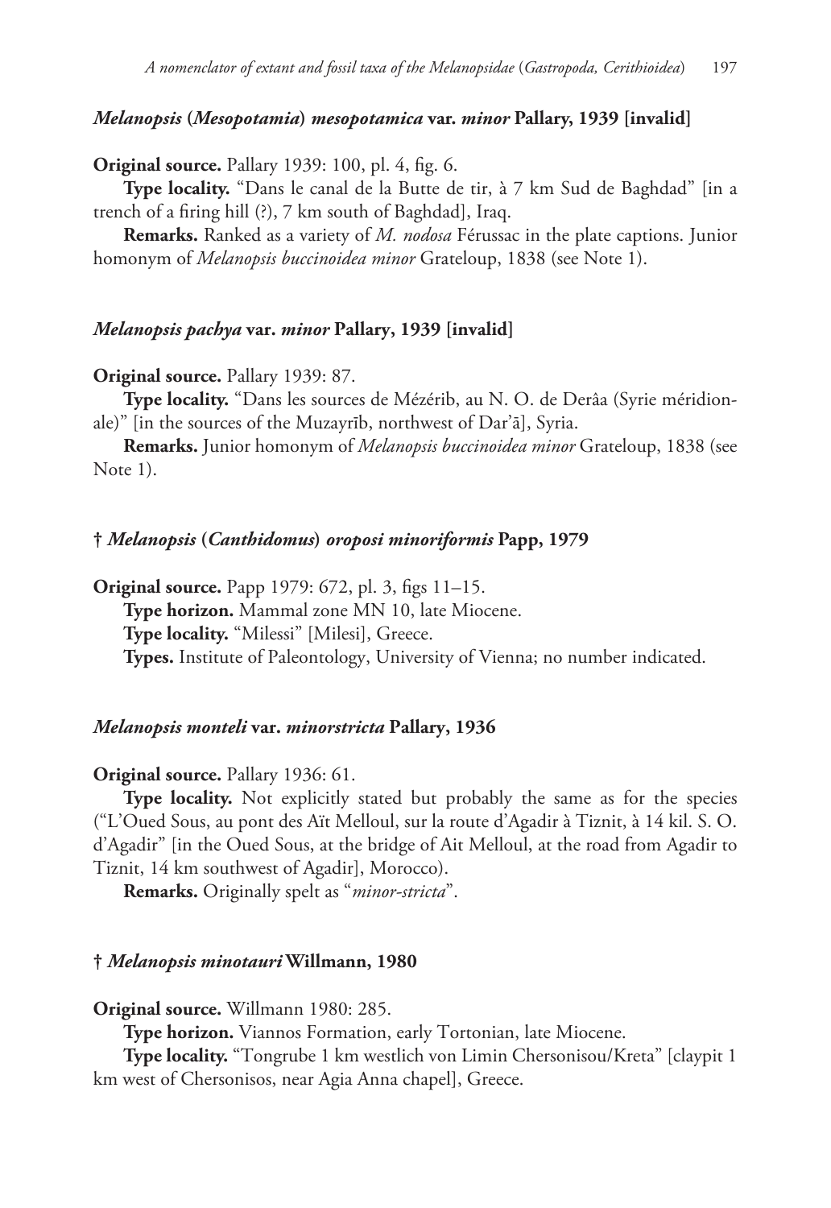### *Melanopsis* (*Mesopotamia*) *mesopotamica* var. *minor* Pallary, 1939 [invalid]

**Original source.** Pallary 1939: 100, pl. 4, fig. 6.

**Type locality.** "Dans le canal de la Butte de tir, à 7 km Sud de Baghdad" [in a trench of a firing hill (?), 7 km south of Baghdad], Iraq.

**Remarks.** Ranked as a variety of *M. nodosa* Férussac in the plate captions. Junior homonym of *Melanopsis buccinoidea minor* Grateloup, 1838 (see Note 1).

### *Melanopsis pachya* var. *minor* Pallary, 1939 [invalid]

**Original source.** Pallary 1939: 87.

**Type locality.** "Dans les sources de Mézérib, au N. O. de Derâa (Syrie méridionale)" [in the sources of the Muzayrīb, northwest of Dar'ā], Syria.

**Remarks.** Junior homonym of *Melanopsis buccinoidea minor* Grateloup, 1838 (see Note 1).

### † *Melanopsis* (*Canthidomus*) *oroposi minoriformis* Papp, 1979

**Original source.** Papp 1979: 672, pl. 3, figs 11–15.

**Type horizon.** Mammal zone MN 10, late Miocene.

**Type locality.** "Milessi" [Milesi], Greece.

**Types.** Institute of Paleontology, University of Vienna; no number indicated.

### *Melanopsis monteli* var. *minorstricta* Pallary, 1936

**Original source.** Pallary 1936: 61.

**Type locality.** Not explicitly stated but probably the same as for the species ("L'Oued Sous, au pont des Aït Melloul, sur la route d'Agadir à Tiznit, à 14 kil. S. O. d'Agadir" [in the Oued Sous, at the bridge of Ait Melloul, at the road from Agadir to Tiznit, 14 km southwest of Agadir], Morocco).

**Remarks.** Originally spelt as "*minor-stricta*".

### † *Melanopsis minotauri* Willmann, 1980

**Original source.** Willmann 1980: 285.

**Type horizon.** Viannos Formation, early Tortonian, late Miocene.

**Type locality.** "Tongrube 1 km westlich von Limin Chersonisou/Kreta" [claypit 1 km west of Chersonisos, near Agia Anna chapel], Greece.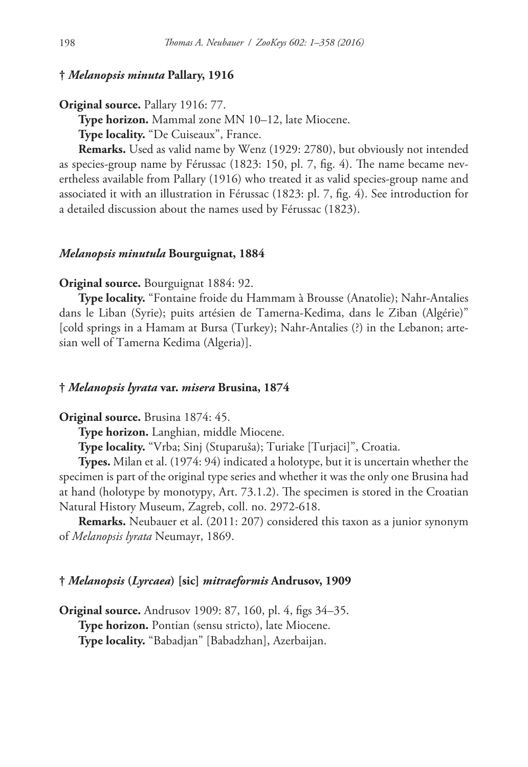### † *Melanopsis minuta* Pallary, 1916

**Original source.** Pallary 1916: 77.

**Type horizon.** Mammal zone MN 10–12, late Miocene.

**Type locality.** "De Cuiseaux", France.

**Remarks.** Used as valid name by Wenz (1929: 2780), but obviously not intended as species-group name by Férussac (1823: 150, pl. 7, fig. 4). The name became nevertheless available from Pallary (1916) who treated it as valid species-group name and associated it with an illustration in Férussac (1823: pl. 7, fig. 4). See introduction for a detailed discussion about the names used by Férussac (1823).

### *Melanopsis minutula* Bourguignat, 1884

**Original source.** Bourguignat 1884: 92.

**Type locality.** "Fontaine froide du Hammam à Brousse (Anatolie); Nahr-Antalies dans le Liban (Syrie); puits artésien de Tamerna-Kedima, dans le Ziban (Algérie)" [cold springs in a Hamam at Bursa (Turkey); Nahr-Antalies (?) in the Lebanon; artesian well of Tamerna Kedima (Algeria)].

### † *Melanopsis lyrata* var. *misera* Brusina, 1874

**Original source.** Brusina 1874: 45.

**Type horizon.** Langhian, middle Miocene.

**Type locality.** "Vrba; Sinj (Stuparuša); Turiake [Turjaci]", Croatia.

**Types.** Milan et al. (1974: 94) indicated a holotype, but it is uncertain whether the specimen is part of the original type series and whether it was the only one Brusina had at hand (holotype by monotypy, Art. 73.1.2). The specimen is stored in the Croatian Natural History Museum, Zagreb, coll. no. 2972-618.

**Remarks.** Neubauer et al. (2011: 207) considered this taxon as a junior synonym of *Melanopsis lyrata* Neumayr, 1869.

### † *Melanopsis* (*Lyrcaea*) [sic] *mitraeformis* Andrusov, 1909

**Original source.** Andrusov 1909: 87, 160, pl. 4, figs 34–35.

**Type horizon.** Pontian (sensu stricto), late Miocene.

**Type locality.** "Babadjan" [Babadzhan], Azerbaijan.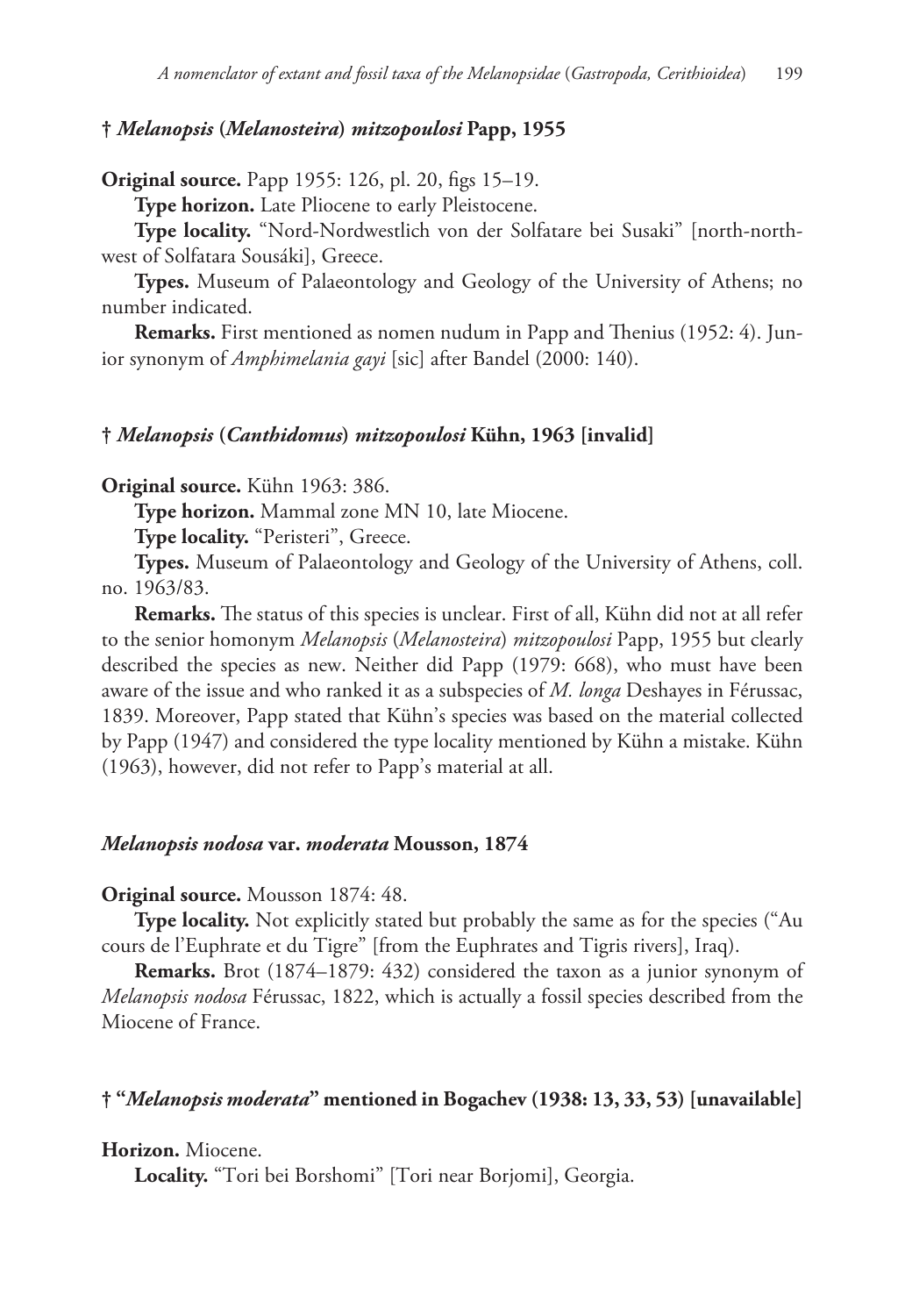### † *Melanopsis* (*Melanosteira*) *mitzopoulosi* Papp, 1955

**Original source.** Papp 1955: 126, pl. 20, figs 15–19.

**Type horizon.** Late Pliocene to early Pleistocene.

**Type locality.** "Nord-Nordwestlich von der Solfatare bei Susaki" [north-northwest of Solfatara Sousáki], Greece.

**Types.** Museum of Palaeontology and Geology of the University of Athens; no number indicated.

**Remarks.** First mentioned as nomen nudum in Papp and Thenius (1952: 4). Junior synonym of *Amphimelania gayi* [sic] after Bandel (2000: 140).

### † *Melanopsis* (*Canthidomus*) *mitzopoulosi* Kühn, 1963 [invalid]

**Original source.** Kühn 1963: 386.

**Type horizon.** Mammal zone MN 10, late Miocene.

**Type locality.** "Peristeri", Greece.

**Types.** Museum of Palaeontology and Geology of the University of Athens, coll. no. 1963/83.

**Remarks.** The status of this species is unclear. First of all, Kühn did not at all refer to the senior homonym *Melanopsis* (*Melanosteira*) *mitzopoulosi* Papp, 1955 but clearly described the species as new. Neither did Papp (1979: 668), who must have been aware of the issue and who ranked it as a subspecies of *M. longa* Deshayes in Férussac, 1839. Moreover, Papp stated that Kühn's species was based on the material collected by Papp (1947) and considered the type locality mentioned by Kühn a mistake. Kühn (1963), however, did not refer to Papp's material at all.

### *Melanopsis nodosa* var. *moderata* Mousson, 1874

**Original source.** Mousson 1874: 48.

**Type locality.** Not explicitly stated but probably the same as for the species ("Au cours de l'Euphrate et du Tigre" [from the Euphrates and Tigris rivers], Iraq).

**Remarks.** Brot (1874–1879: 432) considered the taxon as a junior synonym of *Melanopsis nodosa* Férussac, 1822, which is actually a fossil species described from the Miocene of France.

### † "*Melanopsis moderata*" mentioned in Bogachev (1938: 13, 33, 53) [unavailable]

**Horizon.** Miocene.

**Locality.** "Tori bei Borshomi" [Tori near Borjomi], Georgia.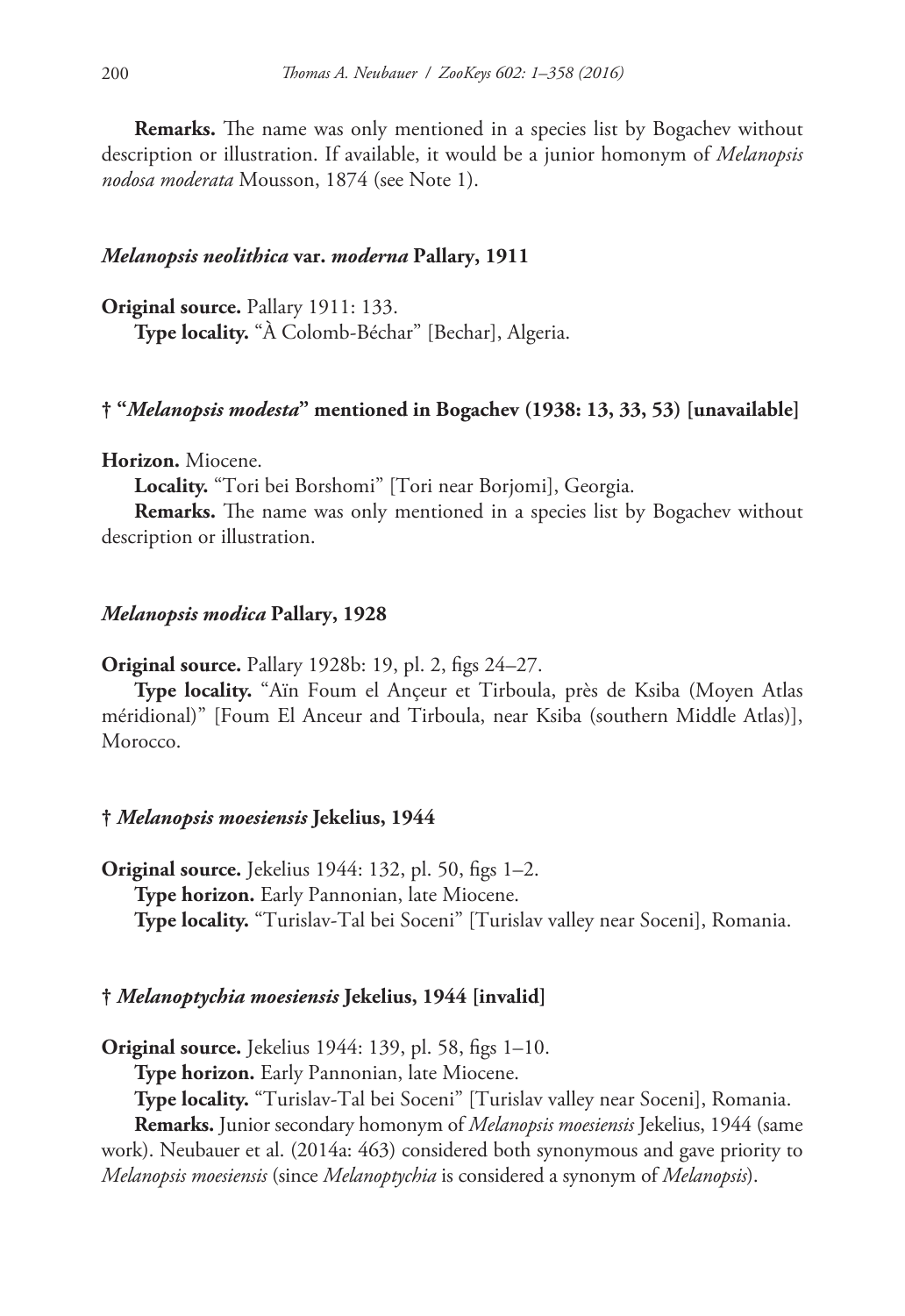**Remarks.** The name was only mentioned in a species list by Bogachev without description or illustration. If available, it would be a junior homonym of *Melanopsis nodosa moderata* Mousson, 1874 (see Note 1).

### *Melanopsis neolithica* var. *moderna* Pallary, 1911

**Original source.** Pallary 1911: 133.

**Type locality.** "À Colomb-Béchar" [Bechar], Algeria.

### † "*Melanopsis modesta*" mentioned in Bogachev (1938: 13, 33, 53) [unavailable]

**Horizon.** Miocene.

**Locality.** "Tori bei Borshomi" [Tori near Borjomi], Georgia.

**Remarks.** The name was only mentioned in a species list by Bogachev without description or illustration.

### *Melanopsis modica* Pallary, 1928

**Original source.** Pallary 1928b: 19, pl. 2, figs 24–27.

**Type locality.** "Aïn Foum el Ançeur et Tirboula, près de Ksiba (Moyen Atlas méridional)" [Foum El Anceur and Tirboula, near Ksiba (southern Middle Atlas)], Morocco.

### † *Melanopsis moesiensis* Jekelius, 1944

**Original source.** Jekelius 1944: 132, pl. 50, figs 1–2.

**Type horizon.** Early Pannonian, late Miocene.

**Type locality.** "Turislav-Tal bei Soceni" [Turislav valley near Soceni], Romania.

### † *Melanoptychia moesiensis* Jekelius, 1944 [invalid]

**Original source.** Jekelius 1944: 139, pl. 58, figs 1–10.

**Type horizon.** Early Pannonian, late Miocene.

**Type locality.** "Turislav-Tal bei Soceni" [Turislav valley near Soceni], Romania.

**Remarks.** Junior secondary homonym of *Melanopsis moesiensis* Jekelius, 1944 (same work). Neubauer et al. (2014a: 463) considered both synonymous and gave priority to *Melanopsis moesiensis* (since *Melanoptychia* is considered a synonym of *Melanopsis*).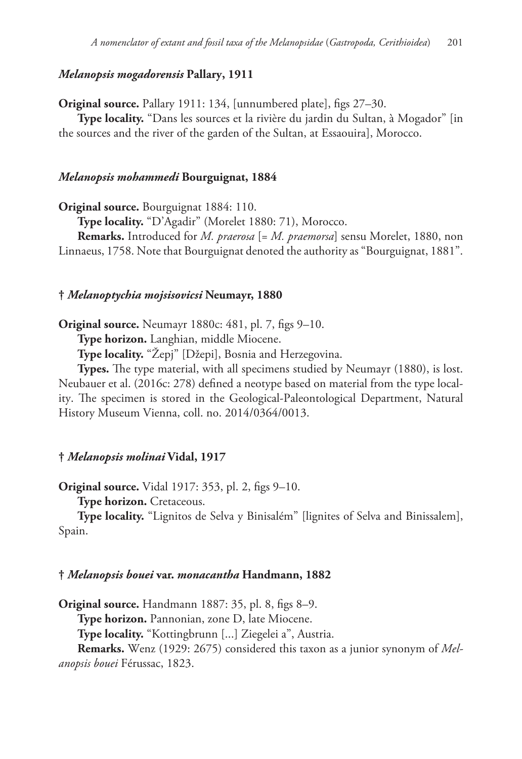### *Melanopsis mogadorensis* Pallary, 1911

**Original source.** Pallary 1911: 134, [unnumbered plate], figs 27–30.

**Type locality.** "Dans les sources et la rivière du jardin du Sultan, à Mogador" [in the sources and the river of the garden of the Sultan, at Essaouira], Morocco.

### *Melanopsis mohammedi* Bourguignat, 1884

**Original source.** Bourguignat 1884: 110.

**Type locality.** "D'Agadir" (Morelet 1880: 71), Morocco.

**Remarks.** Introduced for *M. praerosa* [= *M. praemorsa*] sensu Morelet, 1880, non Linnaeus, 1758. Note that Bourguignat denoted the authority as "Bourguignat, 1881".

### † *Melanoptychia mojsisovicsi* Neumayr, 1880

**Original source.** Neumayr 1880c: 481, pl. 7, figs 9–10.

**Type horizon.** Langhian, middle Miocene.

**Type locality.** "Žepj" [Džepi], Bosnia and Herzegovina.

**Types.** The type material, with all specimens studied by Neumayr (1880), is lost. Neubauer et al. (2016c: 278) defined a neotype based on material from the type locality. The specimen is stored in the Geological-Paleontological Department, Natural History Museum Vienna, coll. no. 2014/0364/0013.

### † *Melanopsis molinai* Vidal, 1917

**Original source.** Vidal 1917: 353, pl. 2, figs 9–10.

**Type horizon.** Cretaceous.

**Type locality.** "Lignitos de Selva y Binisalém" [lignites of Selva and Binissalem], Spain.

### † *Melanopsis bouei* var. *monacantha* Handmann, 1882

**Original source.** Handmann 1887: 35, pl. 8, figs 8–9.

**Type horizon.** Pannonian, zone D, late Miocene.

**Type locality.** "Kottingbrunn [...] Ziegelei a", Austria.

**Remarks.** Wenz (1929: 2675) considered this taxon as a junior synonym of *Melanopsis bouei* Férussac, 1823.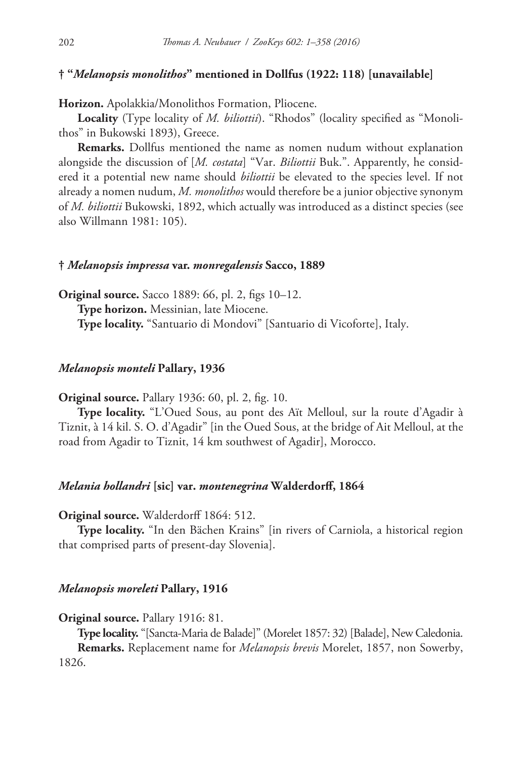### † “*Melanopsis monolithos*” mentioned in Dollfus (1922: 118) [unavailable]

**Horizon.** Apolakkia/Monolithos Formation, Pliocene.

**Locality** (Type locality of *M. biliottii*). “Rhodos” (locality specified as “Monolithos” in Bukowski 1893), Greece.

**Remarks.** Dollfus mentioned the name as nomen nudum without explanation alongside the discussion of [*M. costata*] “Var. *Biliottii* Buk.”. Apparently, he considered it a potential new name should *biliottii* be elevated to the species level. If not already a nomen nudum, *M. monolithos* would therefore be a junior objective synonym of *M. biliottii* Bukowski, 1892, which actually was introduced as a distinct species (see also Willmann 1981: 105).

### † *Melanopsis impressa* var. *monregalensis* Sacco, 1889

**Original source.** Sacco 1889: 66, pl. 2, figs 10–12.

**Type horizon.** Messinian, late Miocene.

**Type locality.** “Santuario di Mondovi” [Santuario di Vicoforte], Italy.

### *Melanopsis monteli* Pallary, 1936

**Original source.** Pallary 1936: 60, pl. 2, fig. 10.

**Type locality.** “L’Oued Sous, au pont des Aït Melloul, sur la route d’Agadir à Tiznit, à 14 kil. S. O. d’Agadir” [in the Oued Sous, at the bridge of Ait Melloul, at the road from Agadir to Tiznit, 14 km southwest of Agadir], Morocco.

### *Melania hollandri* [sic] var. *montenegrina* Walderdorff, 1864

**Original source.** Walderdorff 1864: 512.

**Type locality.** “In den Bächen Krains” [in rivers of Carniola, a historical region that comprised parts of present-day Slovenia].

### *Melanopsis moreleti* Pallary, 1916

**Original source.** Pallary 1916: 81.

**Type locality.** “[Sancta-Maria de Balade]” (Morelet 1857: 32) [Balade], New Caledonia.

**Remarks.** Replacement name for *Melanopsis brevis* Morelet, 1857, non Sowerby, 1826.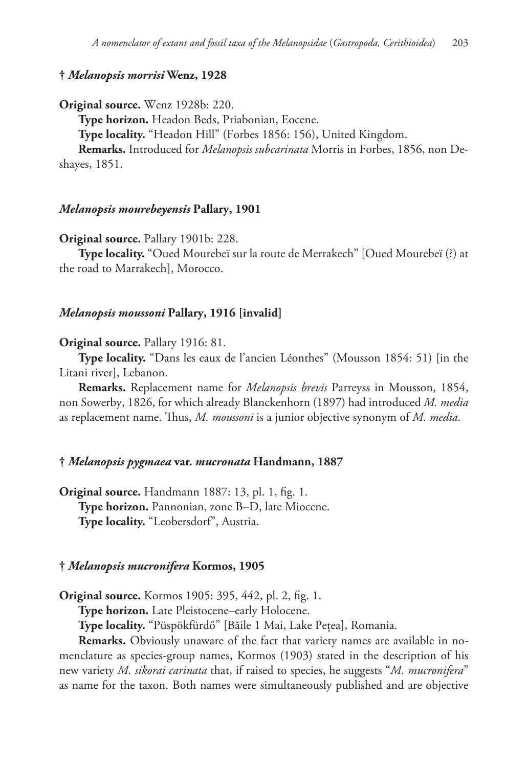### † *Melanopsis morrisi* Wenz, 1928

**Original source.** Wenz 1928b: 220.

**Type horizon.** Headon Beds, Priabonian, Eocene.

**Type locality.** "Headon Hill" (Forbes 1856: 156), United Kingdom.

**Remarks.** Introduced for *Melanopsis subcarinata* Morris in Forbes, 1856, non Deshayes, 1851.

### *Melanopsis mourebeyensis* Pallary, 1901

**Original source.** Pallary 1901b: 228.

**Type locality.** "Oued Mourebeï sur la route de Merrakech" [Oued Mourebeï (?) at the road to Marrakech], Morocco.

### *Melanopsis moussoni* Pallary, 1916 [invalid]

**Original source.** Pallary 1916: 81.

**Type locality.** "Dans les eaux de l'ancien Léonthes" (Mousson 1854: 51) [in the Litani river], Lebanon.

**Remarks.** Replacement name for *Melanopsis brevis* Parreyss in Mousson, 1854, non Sowerby, 1826, for which already Blanckenhorn (1897) had introduced *M. media* as replacement name. Thus, *M. moussoni* is a junior objective synonym of *M. media*.

### † *Melanopsis pygmaea* var. *mucronata* Handmann, 1887

**Original source.** Handmann 1887: 13, pl. 1, fig. 1.

**Type horizon.** Pannonian, zone B–D, late Miocene.

**Type locality.** "Leobersdorf", Austria.

### † *Melanopsis mucronifera* Kormos, 1905

**Original source.** Kormos 1905: 395, 442, pl. 2, fig. 1.

**Type horizon.** Late Pleistocene–early Holocene.

**Type locality.** "Püspökfürdő" [Băile 1 Mai, Lake Pețea], Romania.

**Remarks.** Obviously unaware of the fact that variety names are available in nomenclature as species-group names, Kormos (1903) stated in the description of his new variety *M. sikorai carinata* that, if raised to species, he suggests "*M. mucronifera*" as name for the taxon. Both names were simultaneously published and are objective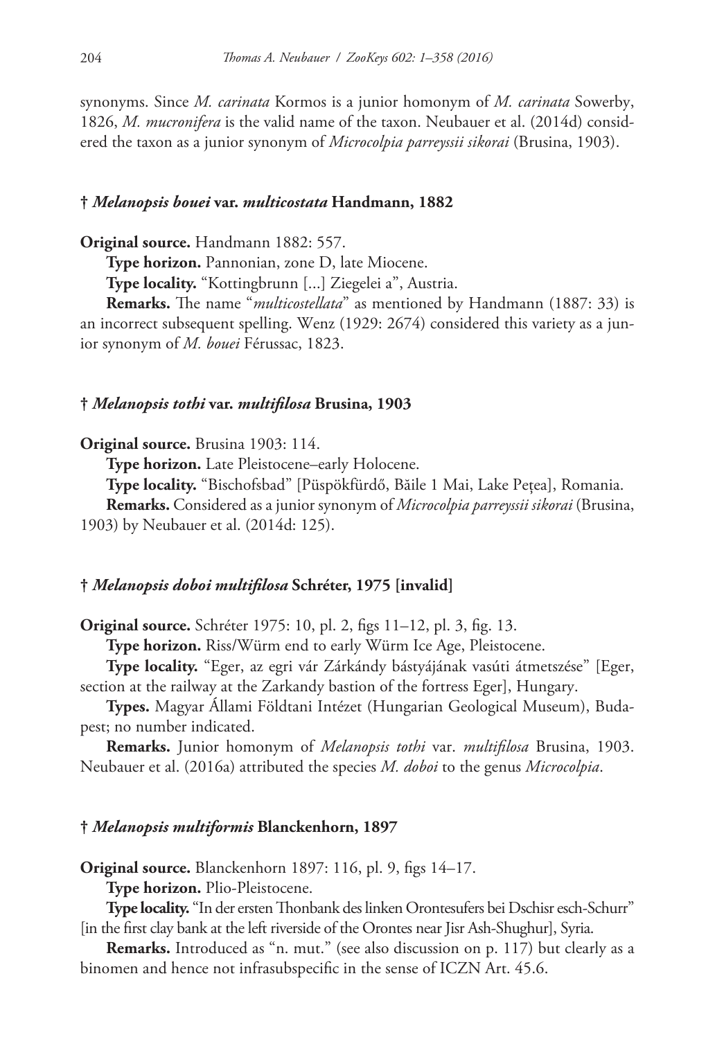synonyms. Since *M. carinata* Kormos is a junior homonym of *M. carinata* Sowerby, 1826, *M. mucronifera* is the valid name of the taxon. Neubauer et al. (2014d) considered the taxon as a junior synonym of *Microcolpia parreyssii sikorai* (Brusina, 1903).

### † *Melanopsis bouei* var. *multicostata* Handmann, 1882

**Original source.** Handmann 1882: 557.

**Type horizon.** Pannonian, zone D, late Miocene.

**Type locality.** "Kottingbrunn [...] Ziegelei a", Austria.

**Remarks.** The name "*multicostellata*" as mentioned by Handmann (1887: 33) is an incorrect subsequent spelling. Wenz (1929: 2674) considered this variety as a junior synonym of *M. bouei* Férussac, 1823.

### † *Melanopsis tothi* var. *multifilosa* Brusina, 1903

**Original source.** Brusina 1903: 114.

**Type horizon.** Late Pleistocene–early Holocene.

**Type locality.** "Bischofsbad" [Püspökfürdő, Băile 1 Mai, Lake Pețea], Romania.

**Remarks.** Considered as a junior synonym of *Microcolpia parreyssii sikorai* (Brusina, 1903) by Neubauer et al. (2014d: 125).

### † *Melanopsis doboi multifilosa* Schréter, 1975 [invalid]

**Original source.** Schréter 1975: 10, pl. 2, figs 11–12, pl. 3, fig. 13.

**Type horizon.** Riss/Würm end to early Würm Ice Age, Pleistocene.

**Type locality.** "Eger, az egri vár Zárkándy bástyájának vasúti átmetszése" [Eger, section at the railway at the Zarkandy bastion of the fortress Eger], Hungary.

**Types.** Magyar Állami Földtani Intézet (Hungarian Geological Museum), Budapest; no number indicated.

**Remarks.** Junior homonym of *Melanopsis tothi* var. *multifilosa* Brusina, 1903. Neubauer et al. (2016a) attributed the species *M. doboi* to the genus *Microcolpia*.

### † *Melanopsis multiformis* Blanckenhorn, 1897

**Original source.** Blanckenhorn 1897: 116, pl. 9, figs 14–17.

**Type horizon.** Plio-Pleistocene.

**Type locality.** "In der ersten Thonbank des linken Orontesufers bei Dschisr esch-Schurr" [in the first clay bank at the left riverside of the Orontes near Jisr Ash-Shughur], Syria.

**Remarks.** Introduced as "n. mut." (see also discussion on p. 117) but clearly as a binomen and hence not infrasubspecific in the sense of ICZN Art. 45.6.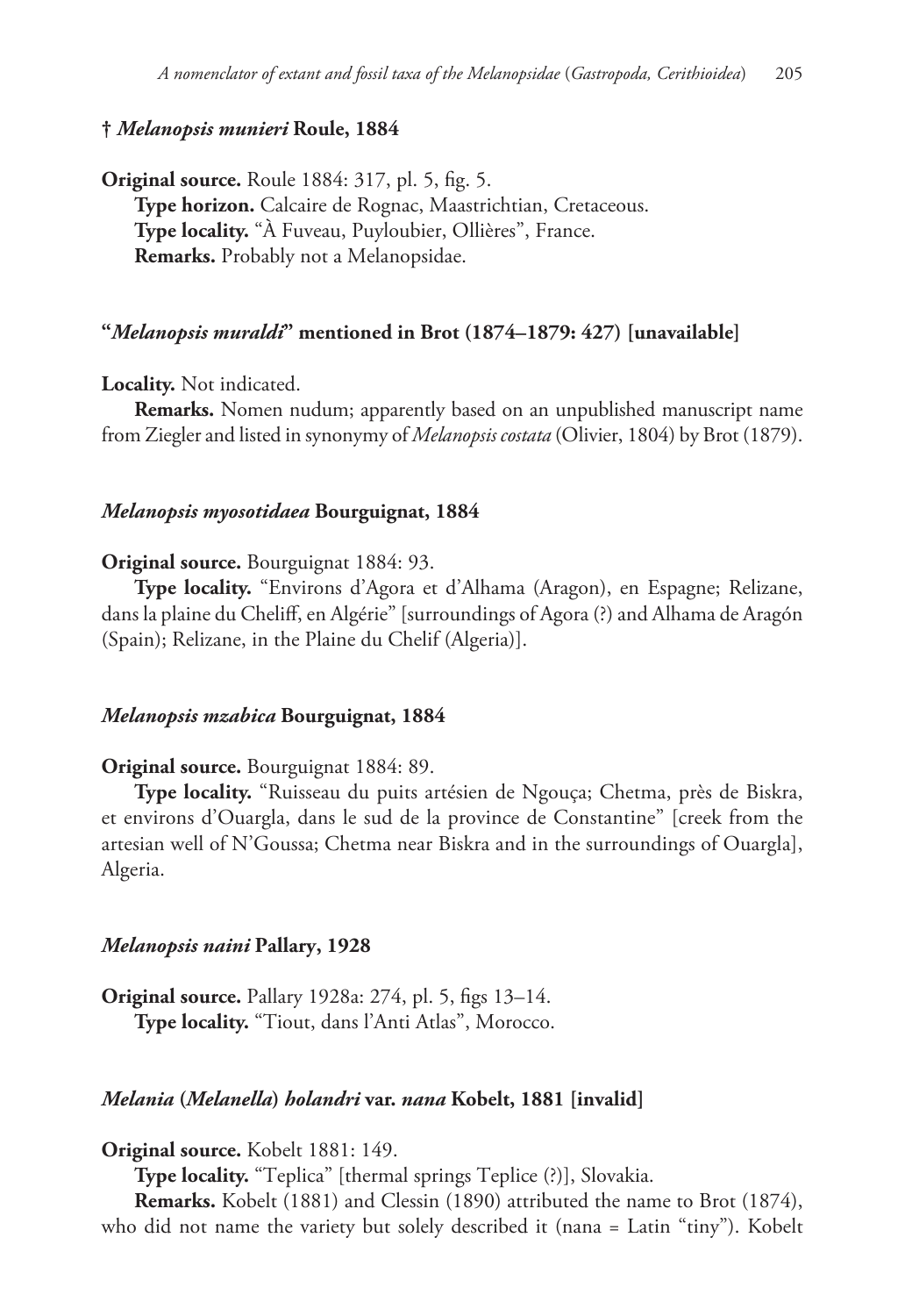### † *Melanopsis munieri* Roule, 1884

**Original source.** Roule 1884: 317, pl. 5, fig. 5.

**Type horizon.** Calcaire de Rognac, Maastrichtian, Cretaceous.

**Type locality.** "À Fuveau, Puyloubier, Ollières", France.

**Remarks.** Probably not a Melanopsidae.

### "*Melanopsis muraldi*" mentioned in Brot (1874–1879: 427) [unavailable]

**Locality.** Not indicated.

**Remarks.** Nomen nudum; apparently based on an unpublished manuscript name from Ziegler and listed in synonymy of *Melanopsis costata* (Olivier, 1804) by Brot (1879).

### *Melanopsis myosotidaea* Bourguignat, 1884

**Original source.** Bourguignat 1884: 93.

**Type locality.** "Environs d'Agora et d'Alhama (Aragon), en Espagne; Relizane, dans la plaine du Cheliff, en Algérie" [surroundings of Agora (?) and Alhama de Aragón (Spain); Relizane, in the Plaine du Chelif (Algeria)].

### *Melanopsis mzabica* Bourguignat, 1884

**Original source.** Bourguignat 1884: 89.

**Type locality.** "Ruisseau du puits artésien de Ngouça; Chetma, près de Biskra, et environs d'Ouargla, dans le sud de la province de Constantine" [creek from the artesian well of N'Goussa; Chetma near Biskra and in the surroundings of Ouargla], Algeria.

### *Melanopsis naini* Pallary, 1928

**Original source.** Pallary 1928a: 274, pl. 5, figs 13–14.

**Type locality.** "Tiout, dans l'Anti Atlas", Morocco.

### *Melania* (*Melanella*) *holandri* var. *nana* Kobelt, 1881 [invalid]

**Original source.** Kobelt 1881: 149.

**Type locality.** "Teplica" [thermal springs Teplice (?)], Slovakia.

**Remarks.** Kobelt (1881) and Clessin (1890) attributed the name to Brot (1874), who did not name the variety but solely described it (nana = Latin "tiny"). Kobelt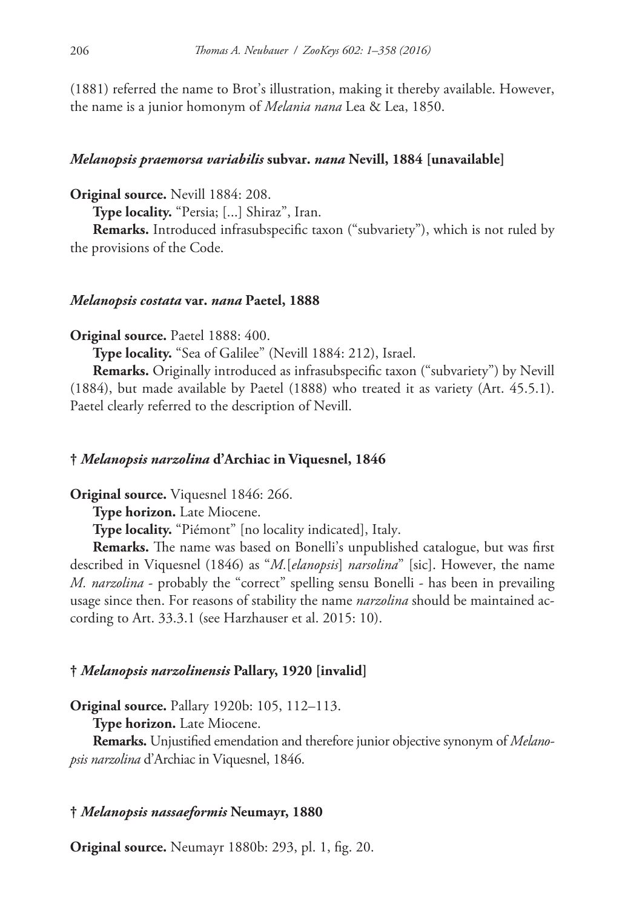(1881) referred the name to Brot's illustration, making it thereby available. However, the name is a junior homonym of *Melania nana* Lea & Lea, 1850.

### *Melanopsis praemorsa variabilis* subvar. *nana* Nevill, 1884 [unavailable]

**Original source.** Nevill 1884: 208.

**Type locality.** "Persia; [...] Shiraz", Iran.

**Remarks.** Introduced infrasubspecific taxon ("subvariety"), which is not ruled by the provisions of the Code.

### *Melanopsis costata* var. *nana* Paetel, 1888

**Original source.** Paetel 1888: 400.

**Type locality.** "Sea of Galilee" (Nevill 1884: 212), Israel.

**Remarks.** Originally introduced as infrasubspecific taxon ("subvariety") by Nevill (1884), but made available by Paetel (1888) who treated it as variety (Art. 45.5.1). Paetel clearly referred to the description of Nevill.

### † *Melanopsis narzolina* d'Archiac in Viquesnel, 1846

**Original source.** Viquesnel 1846: 266.

**Type horizon.** Late Miocene.

**Type locality.** "Piémont" [no locality indicated], Italy.

**Remarks.** The name was based on Bonelli's unpublished catalogue, but was first described in Viquesnel (1846) as "*M.*[*elanopsis*] *narsolina*" [sic]. However, the name *M. narzolina* - probably the "correct" spelling sensu Bonelli - has been in prevailing usage since then. For reasons of stability the name *narzolina* should be maintained according to Art. 33.3.1 (see Harzhauser et al. 2015: 10).

### † *Melanopsis narzolinensis* Pallary, 1920 [invalid]

**Original source.** Pallary 1920b: 105, 112–113.

**Type horizon.** Late Miocene.

**Remarks.** Unjustified emendation and therefore junior objective synonym of *Melanopsis narzolina* d'Archiac in Viquesnel, 1846.

### † *Melanopsis nassaeformis* Neumayr, 1880

**Original source.** Neumayr 1880b: 293, pl. 1, fig. 20.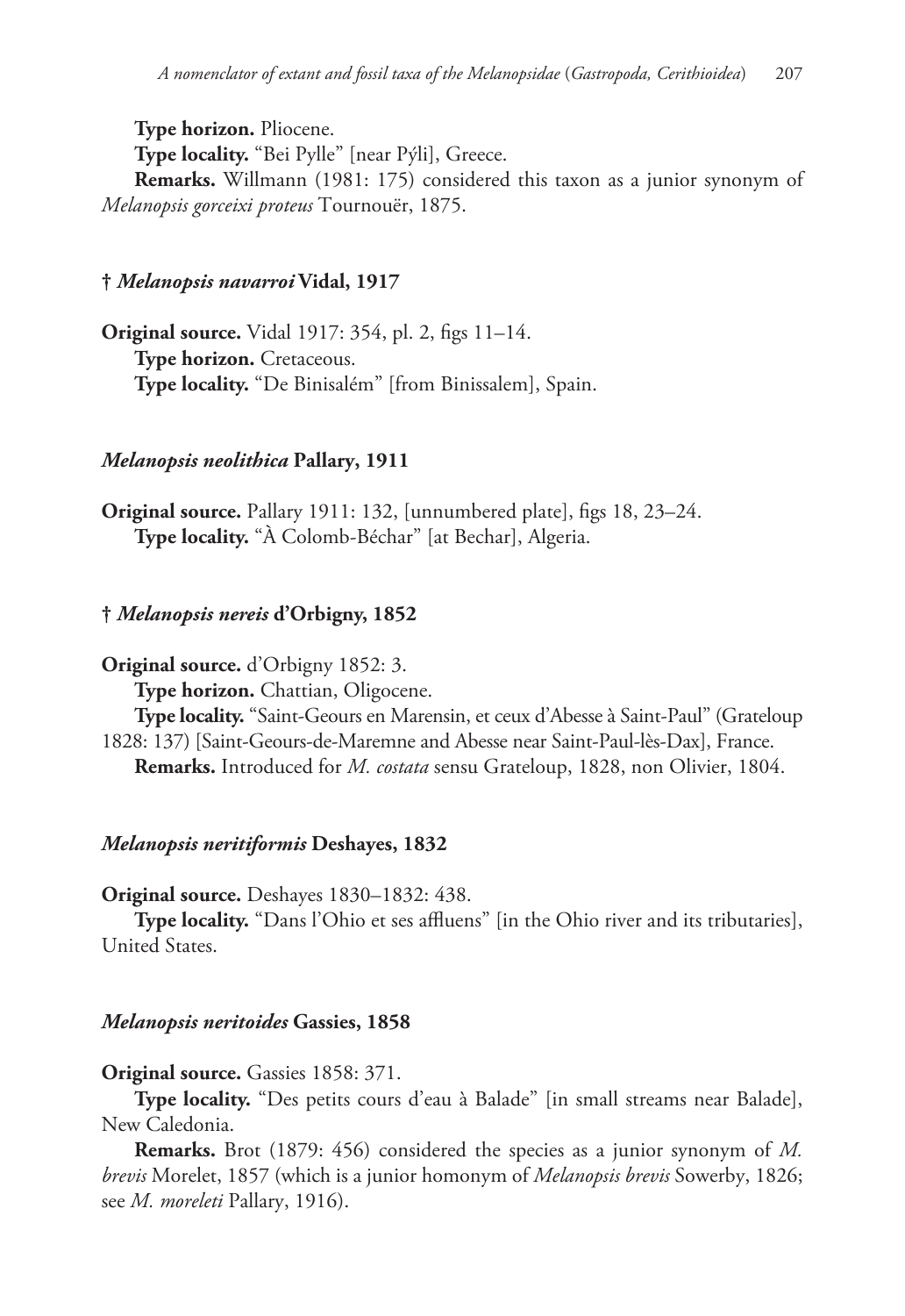**Type horizon.** Pliocene.

**Type locality.** "Bei Pylle" [near Pýli], Greece.

**Remarks.** Willmann (1981: 175) considered this taxon as a junior synonym of *Melanopsis gorceixi proteus* Tournouër, 1875.

### † *Melanopsis navarroi* Vidal, 1917

**Original source.** Vidal 1917: 354, pl. 2, figs 11–14.

**Type horizon.** Cretaceous.

**Type locality.** "De Binisalém" [from Binissalem], Spain.

### *Melanopsis neolithica* Pallary, 1911

**Original source.** Pallary 1911: 132, [unnumbered plate], figs 18, 23–24.

**Type locality.** "À Colomb-Béchar" [at Bechar], Algeria.

### † *Melanopsis nereis* d'Orbigny, 1852

**Original source.** d'Orbigny 1852: 3.

**Type horizon.** Chattian, Oligocene.

**Type locality.** "Saint-Geours en Marensin, et ceux d'Abesse à Saint-Paul" (Grateloup 1828: 137) [Saint-Geours-de-Maremne and Abesse near Saint-Paul-lès-Dax], France.

**Remarks.** Introduced for *M. costata* sensu Grateloup, 1828, non Olivier, 1804.

### *Melanopsis neritiformis* Deshayes, 1832

**Original source.** Deshayes 1830–1832: 438.

**Type locality.** "Dans l'Ohio et ses affluens" [in the Ohio river and its tributaries], United States.

### *Melanopsis neritoides* Gassies, 1858

**Original source.** Gassies 1858: 371.

**Type locality.** "Des petits cours d'eau à Balade" [in small streams near Balade], New Caledonia.

**Remarks.** Brot (1879: 456) considered the species as a junior synonym of *M. brevis* Morelet, 1857 (which is a junior homonym of *Melanopsis brevis* Sowerby, 1826; see *M. moreleti* Pallary, 1916).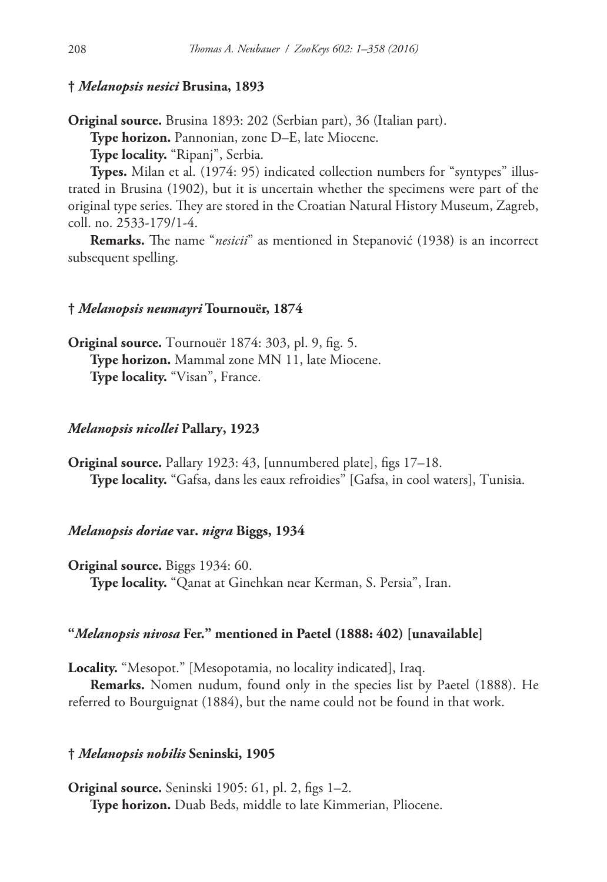### † *Melanopsis nesici* Brusina, 1893

**Original source.** Brusina 1893: 202 (Serbian part), 36 (Italian part).

**Type horizon.** Pannonian, zone D–E, late Miocene.

**Type locality.** "Ripanj", Serbia.

**Types.** Milan et al. (1974: 95) indicated collection numbers for "syntypes" illustrated in Brusina (1902), but it is uncertain whether the specimens were part of the original type series. They are stored in the Croatian Natural History Museum, Zagreb, coll. no. 2533-179/1-4.

**Remarks.** The name "*nesicii*" as mentioned in Stepanović (1938) is an incorrect subsequent spelling.

### † *Melanopsis neumayri* Tournouër, 1874

**Original source.** Tournouër 1874: 303, pl. 9, fig. 5.

**Type horizon.** Mammal zone MN 11, late Miocene.

**Type locality.** "Visan", France.

### *Melanopsis nicollei* Pallary, 1923

**Original source.** Pallary 1923: 43, [unnumbered plate], figs 17–18.

**Type locality.** "Gafsa, dans les eaux refroidies" [Gafsa, in cool waters], Tunisia.

### *Melanopsis doriae* var. *nigra* Biggs, 1934

**Original source.** Biggs 1934: 60.

**Type locality.** "Qanat at Ginehkan near Kerman, S. Persia", Iran.

### "*Melanopsis nivosa* Fer." mentioned in Paetel (1888: 402) [unavailable]

**Locality.** "Mesopot." [Mesopotamia, no locality indicated], Iraq.

**Remarks.** Nomen nudum, found only in the species list by Paetel (1888). He referred to Bourguignat (1884), but the name could not be found in that work.

### † *Melanopsis nobilis* Seninski, 1905

**Original source.** Seninski 1905: 61, pl. 2, figs 1–2.

**Type horizon.** Duab Beds, middle to late Kimmerian, Pliocene.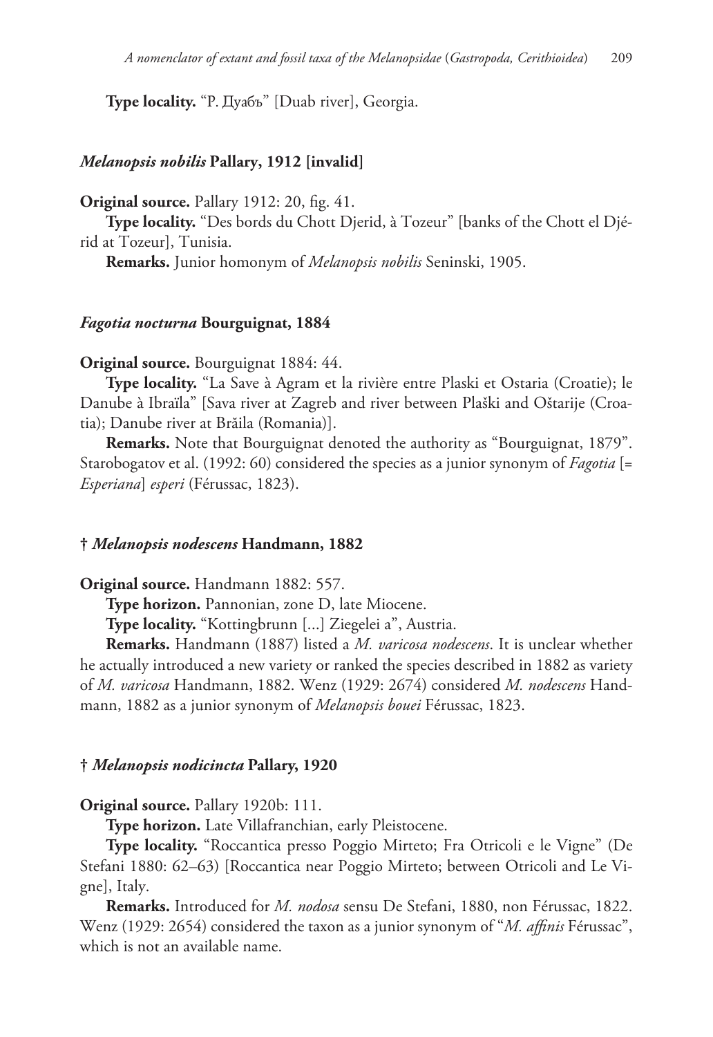**Type locality.** "Р. Дуабъ" [Duab river], Georgia.

### *Melanopsis nobilis* Pallary, 1912 [invalid]

**Original source.** Pallary 1912: 20, fig. 41.

**Type locality.** "Des bords du Chott Djerid, à Tozeur" [banks of the Chott el Djérid at Tozeur], Tunisia.

**Remarks.** Junior homonym of *Melanopsis nobilis* Seninski, 1905.

### *Fagotia nocturna* Bourguignat, 1884

**Original source.** Bourguignat 1884: 44.

**Type locality.** "La Save à Agram et la rivière entre Plaski et Ostaria (Croatie); le Danube à Ibraïla" [Sava river at Zagreb and river between Plaški and Oštarije (Croatia); Danube river at Brăila (Romania)].

**Remarks.** Note that Bourguignat denoted the authority as "Bourguignat, 1879". Starobogatov et al. (1992: 60) considered the species as a junior synonym of *Fagotia* [= *Esperiana*] *esperi* (Férussac, 1823).

### † *Melanopsis nodescens* Handmann, 1882

**Original source.** Handmann 1882: 557.

**Type horizon.** Pannonian, zone D, late Miocene.

**Type locality.** "Kottingbrunn [...] Ziegelei a", Austria.

**Remarks.** Handmann (1887) listed a *M. varicosa nodescens*. It is unclear whether he actually introduced a new variety or ranked the species described in 1882 as variety of *M. varicosa* Handmann, 1882. Wenz (1929: 2674) considered *M. nodescens* Handmann, 1882 as a junior synonym of *Melanopsis bouei* Férussac, 1823.

### † *Melanopsis nodicincta* Pallary, 1920

**Original source.** Pallary 1920b: 111.

**Type horizon.** Late Villafranchian, early Pleistocene.

**Type locality.** "Roccantica presso Poggio Mirteto; Fra Otricoli e le Vigne" (De Stefani 1880: 62–63) [Roccantica near Poggio Mirteto; between Otricoli and Le Vigne], Italy.

**Remarks.** Introduced for *M. nodosa* sensu De Stefani, 1880, non Férussac, 1822. Wenz (1929: 2654) considered the taxon as a junior synonym of "*M. affinis* Férussac", which is not an available name.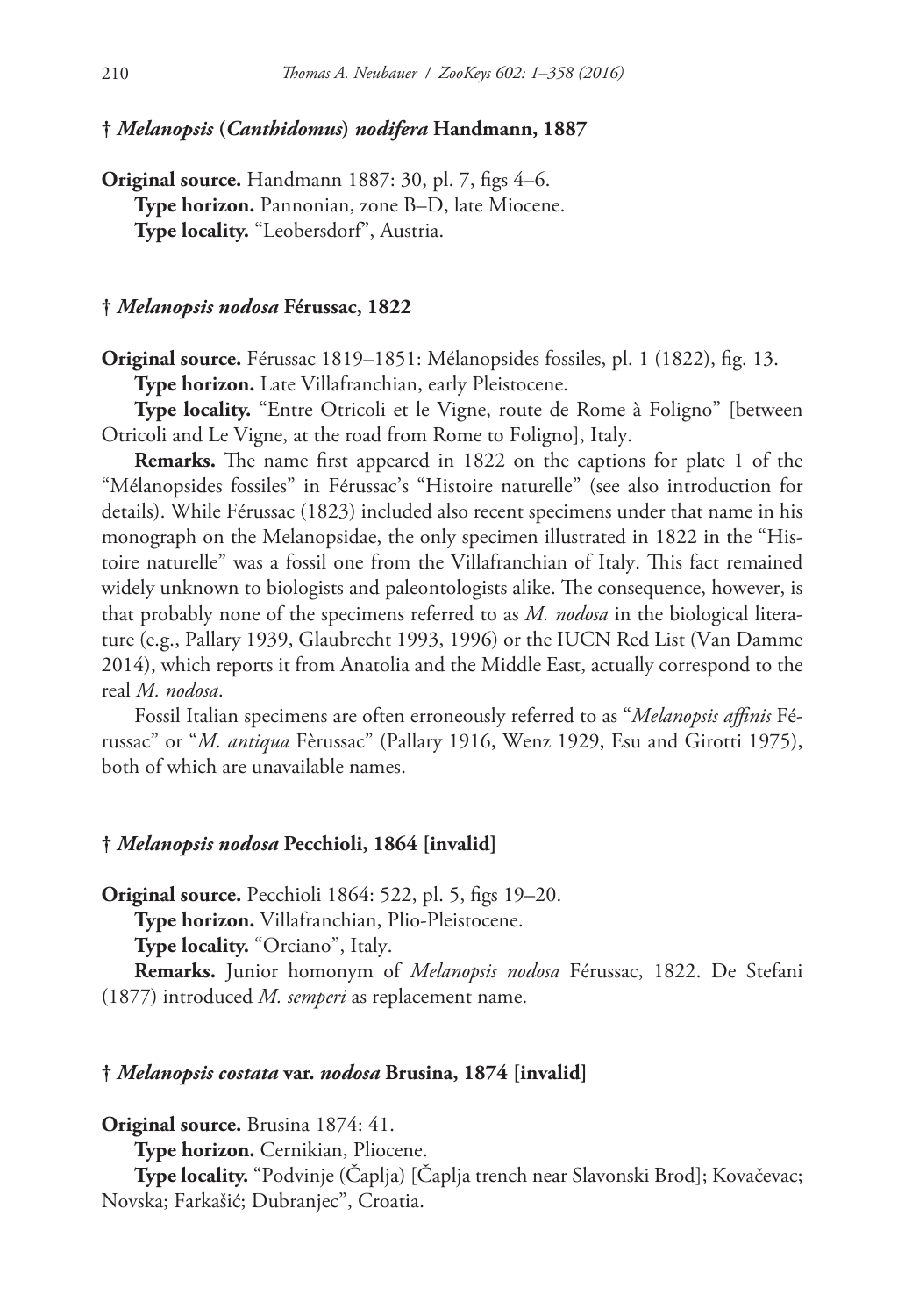### † *Melanopsis* (*Canthidomus*) *nodifera* Handmann, 1887

**Original source.** Handmann 1887: 30, pl. 7, figs 4–6.

**Type horizon.** Pannonian, zone B–D, late Miocene.

**Type locality.** "Leobersdorf", Austria.

### † *Melanopsis nodosa* Férussac, 1822

**Original source.** Férussac 1819–1851: Mélanopsides fossiles, pl. 1 (1822), fig. 13.

**Type horizon.** Late Villafranchian, early Pleistocene.

**Type locality.** "Entre Otricoli et le Vigne, route de Rome à Foligno" [between Otricoli and Le Vigne, at the road from Rome to Foligno], Italy.

**Remarks.** The name first appeared in 1822 on the captions for plate 1 of the "Mélanopsides fossiles" in Férussac's "Histoire naturelle" (see also introduction for details). While Férussac (1823) included also recent specimens under that name in his monograph on the Melanopsidae, the only specimen illustrated in 1822 in the "Histoire naturelle" was a fossil one from the Villafranchian of Italy. This fact remained widely unknown to biologists and paleontologists alike. The consequence, however, is that probably none of the specimens referred to as *M. nodosa* in the biological literature (e.g., Pallary 1939, Glaubrecht 1993, 1996) or the IUCN Red List (Van Damme 2014), which reports it from Anatolia and the Middle East, actually correspond to the real *M. nodosa*.

Fossil Italian specimens are often erroneously referred to as "*Melanopsis affinis* Férussac" or "*M. antiqua* Fèrussac" (Pallary 1916, Wenz 1929, Esu and Girotti 1975), both of which are unavailable names.

### † *Melanopsis nodosa* Pecchioli, 1864 [invalid]

**Original source.** Pecchioli 1864: 522, pl. 5, figs 19–20.

**Type horizon.** Villafranchian, Plio-Pleistocene.

**Type locality.** "Orciano", Italy.

**Remarks.** Junior homonym of *Melanopsis nodosa* Férussac, 1822. De Stefani (1877) introduced *M. semperi* as replacement name.

### † *Melanopsis costata* var. *nodosa* Brusina, 1874 [invalid]

**Original source.** Brusina 1874: 41.

**Type horizon.** Cernikian, Pliocene.

**Type locality.** "Podvinje (Čaplja) [Čaplja trench near Slavonski Brod]; Kovačevac; Novska; Farkašić; Dubranjec", Croatia.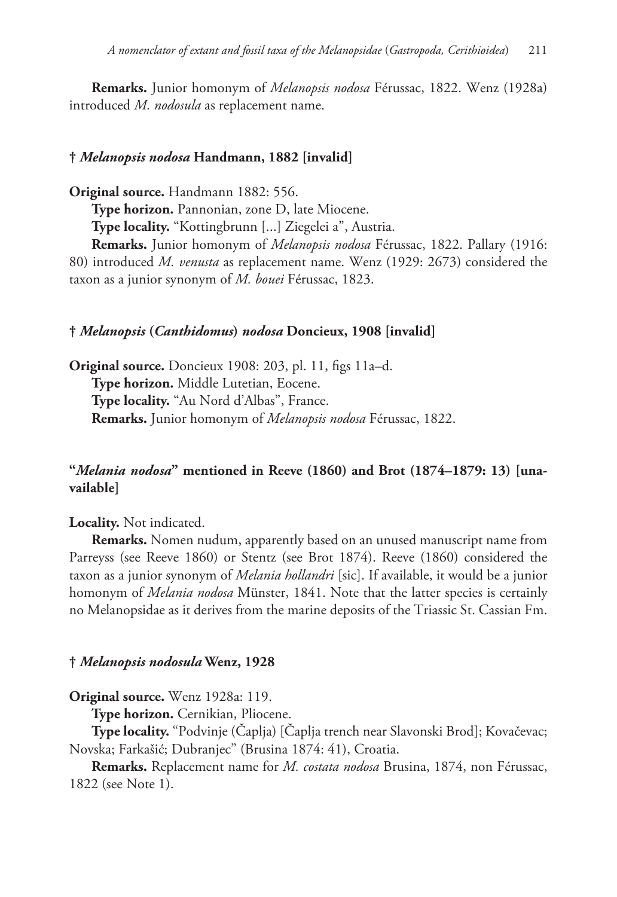**Remarks.** Junior homonym of *Melanopsis nodosa* Férussac, 1822. Wenz (1928a) introduced *M. nodosula* as replacement name.

### † *Melanopsis nodosa* Handmann, 1882 [invalid]

**Original source.** Handmann 1882: 556.

**Type horizon.** Pannonian, zone D, late Miocene.

**Type locality.** "Kottingbrunn [...] Ziegelei a", Austria.

**Remarks.** Junior homonym of *Melanopsis nodosa* Férussac, 1822. Pallary (1916: 80) introduced *M. venusta* as replacement name. Wenz (1929: 2673) considered the taxon as a junior synonym of *M. bouei* Férussac, 1823.

### † *Melanopsis* (*Canthidomus*) *nodosa* Doncieux, 1908 [invalid]

**Original source.** Doncieux 1908: 203, pl. 11, figs 11a–d.

**Type horizon.** Middle Lutetian, Eocene.

**Type locality.** "Au Nord d'Albas", France.

**Remarks.** Junior homonym of *Melanopsis nodosa* Férussac, 1822.

### "*Melania nodosa*" mentioned in Reeve (1860) and Brot (1874–1879: 13) [unavailable]

**Locality.** Not indicated.

**Remarks.** Nomen nudum, apparently based on an unused manuscript name from Parreyss (see Reeve 1860) or Stentz (see Brot 1874). Reeve (1860) considered the taxon as a junior synonym of *Melania hollandri* [sic]. If available, it would be a junior homonym of *Melania nodosa* Münster, 1841. Note that the latter species is certainly no Melanopsidae as it derives from the marine deposits of the Triassic St. Cassian Fm.

### † *Melanopsis nodosula* Wenz, 1928

**Original source.** Wenz 1928a: 119.

**Type horizon.** Cernikian, Pliocene.

**Type locality.** "Podvinje (Čaplja) [Čaplja trench near Slavonski Brod]; Kovačevac; Novska; Farkašić; Dubranjec" (Brusina 1874: 41), Croatia.

**Remarks.** Replacement name for *M. costata nodosa* Brusina, 1874, non Férussac, 1822 (see Note 1).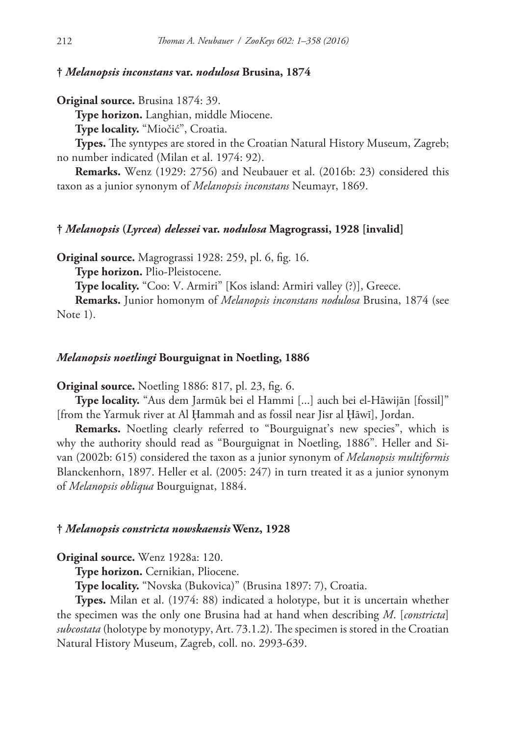#### † *Melanopsis inconstans* var. *nodulosa* Brusina, 1874

**Original source.** Brusina 1874: 39.

**Type horizon.** Langhian, middle Miocene.

**Type locality.** "Miočić", Croatia.

**Types.** The syntypes are stored in the Croatian Natural History Museum, Zagreb; no number indicated (Milan et al. 1974: 92).

**Remarks.** Wenz (1929: 2756) and Neubauer et al. (2016b: 23) considered this taxon as a junior synonym of *Melanopsis inconstans* Neumayr, 1869.

#### † *Melanopsis* (*Lyrcea*) *delessei* var. *nodulosa* Magrograssi, 1928 [invalid]

**Original source.** Magrograssi 1928: 259, pl. 6, fig. 16.

**Type horizon.** Plio-Pleistocene.

**Type locality.** "Coo: V. Armiri" [Kos island: Armiri valley (?)], Greece.

**Remarks.** Junior homonym of *Melanopsis inconstans nodulosa* Brusina, 1874 (see Note 1).

#### *Melanopsis noetlingi* Bourguignat in Noetling, 1886

**Original source.** Noetling 1886: 817, pl. 23, fig. 6.

**Type locality.** "Aus dem Jarmūk bei el Hammi [...] auch bei el-Hāwijān [fossil]" [from the Yarmuk river at Al Ḩammah and as fossil near Jisr al Ḩāwī], Jordan.

**Remarks.** Noetling clearly referred to "Bourguignat's new species", which is why the authority should read as "Bourguignat in Noetling, 1886". Heller and Sivan (2002b: 615) considered the taxon as a junior synonym of *Melanopsis multiformis* Blanckenhorn, 1897. Heller et al. (2005: 247) in turn treated it as a junior synonym of *Melanopsis obliqua* Bourguignat, 1884.

#### † *Melanopsis constricta nowskaensis* Wenz, 1928

**Original source.** Wenz 1928a: 120.

**Type horizon.** Cernikian, Pliocene.

**Type locality.** "Novska (Bukovica)" (Brusina 1897: 7), Croatia.

**Types.** Milan et al. (1974: 88) indicated a holotype, but it is uncertain whether the specimen was the only one Brusina had at hand when describing *M.* [*constricta*] *subcostata* (holotype by monotypy, Art. 73.1.2). The specimen is stored in the Croatian Natural History Museum, Zagreb, coll. no. 2993-639.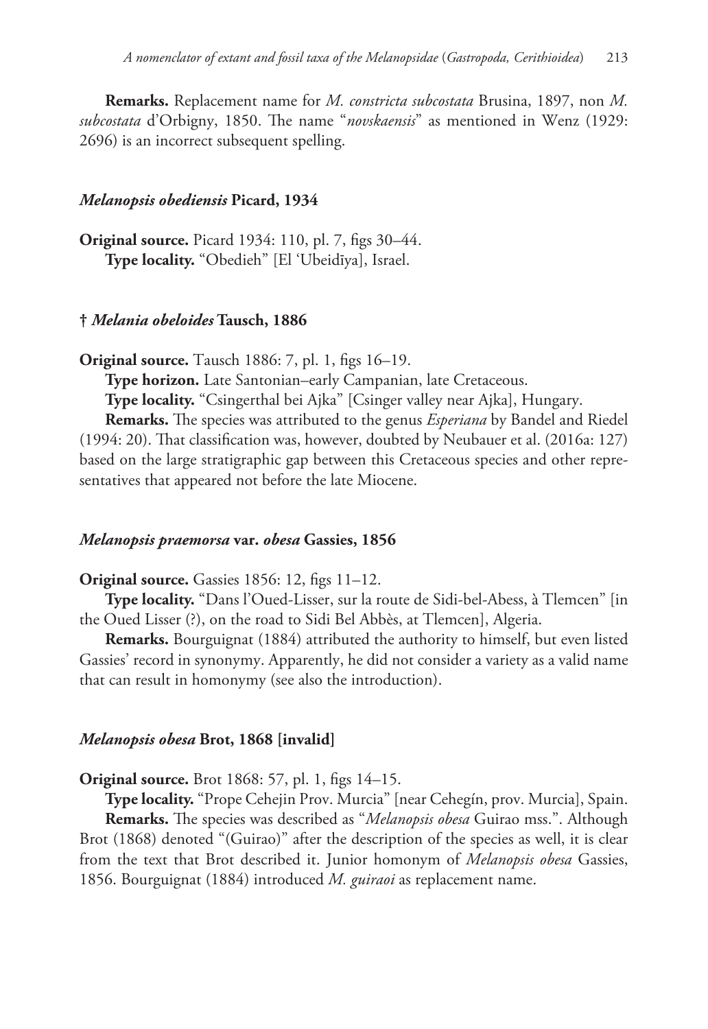**Remarks.** Replacement name for *M. constricta subcostata* Brusina, 1897, non *M. subcostata* d'Orbigny, 1850. The name "*novskaensis*" as mentioned in Wenz (1929: 2696) is an incorrect subsequent spelling.

### *Melanopsis obediensis* Picard, 1934

**Original source.** Picard 1934: 110, pl. 7, figs 30–44.

**Type locality.** "Obedieh" [El 'Ubeidīya], Israel.

### † *Melania obeloides* Tausch, 1886

**Original source.** Tausch 1886: 7, pl. 1, figs 16–19.

**Type horizon.** Late Santonian–early Campanian, late Cretaceous.

**Type locality.** "Csingerthal bei Ajka" [Csinger valley near Ajka], Hungary.

**Remarks.** The species was attributed to the genus *Esperiana* by Bandel and Riedel (1994: 20). That classification was, however, doubted by Neubauer et al. (2016a: 127) based on the large stratigraphic gap between this Cretaceous species and other representatives that appeared not before the late Miocene.

### *Melanopsis praemorsa* var. *obesa* Gassies, 1856

**Original source.** Gassies 1856: 12, figs 11–12.

**Type locality.** "Dans l'Oued-Lisser, sur la route de Sidi-bel-Abess, à Tlemcen" [in the Oued Lisser (?), on the road to Sidi Bel Abbès, at Tlemcen], Algeria.

**Remarks.** Bourguignat (1884) attributed the authority to himself, but even listed Gassies' record in synonymy. Apparently, he did not consider a variety as a valid name that can result in homonymy (see also the introduction).

### *Melanopsis obesa* Brot, 1868 [invalid]

**Original source.** Brot 1868: 57, pl. 1, figs 14–15.

**Type locality.** "Prope Cehejin Prov. Murcia" [near Cehegín, prov. Murcia], Spain.

**Remarks.** The species was described as "*Melanopsis obesa* Guirao mss.". Although Brot (1868) denoted "(Guirao)" after the description of the species as well, it is clear from the text that Brot described it. Junior homonym of *Melanopsis obesa* Gassies, 1856. Bourguignat (1884) introduced *M. guiraoi* as replacement name.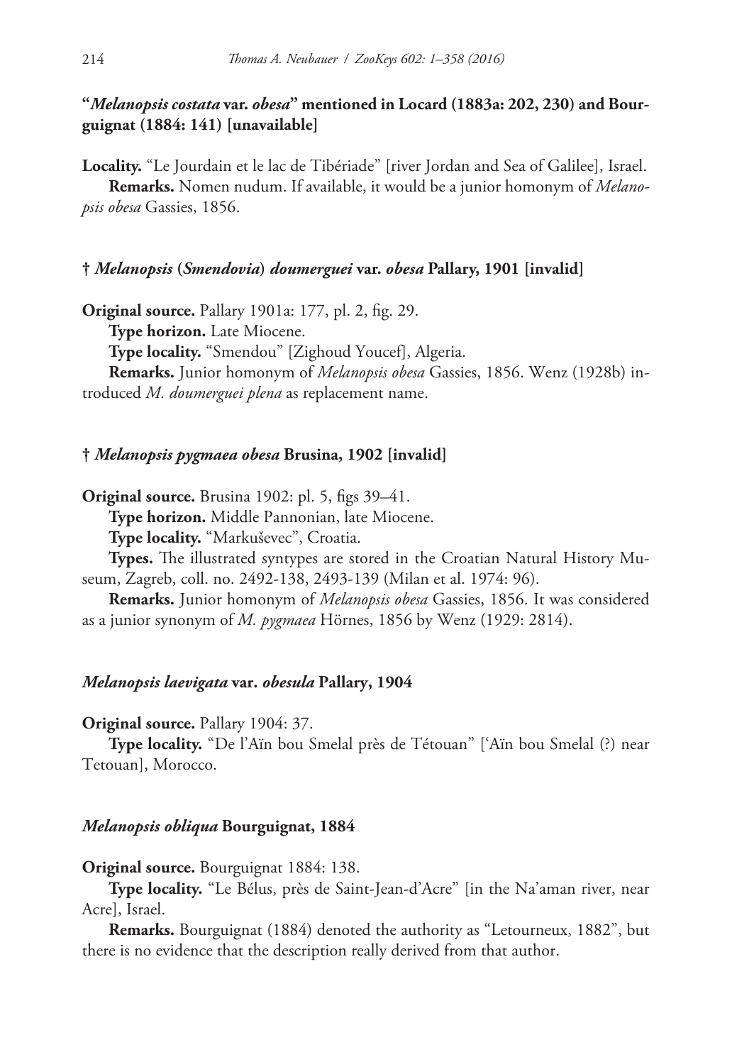### "*Melanopsis costata* var. *obesa*" mentioned in Locard (1883a: 202, 230) and Bourguignat (1884: 141) [unavailable]

**Locality.** "Le Jourdain et le lac de Tibériade" [river Jordan and Sea of Galilee], Israel.

**Remarks.** Nomen nudum. If available, it would be a junior homonym of *Melanopsis obesa* Gassies, 1856.

### † *Melanopsis* (*Smendovia*) *doumerguei* var. *obesa* Pallary, 1901 [invalid]

**Original source.** Pallary 1901a: 177, pl. 2, fig. 29.

**Type horizon.** Late Miocene.

**Type locality.** "Smendou" [Zighoud Youcef], Algeria.

**Remarks.** Junior homonym of *Melanopsis obesa* Gassies, 1856. Wenz (1928b) introduced *M. doumerguei plena* as replacement name.

### † *Melanopsis pygmaea obesa* Brusina, 1902 [invalid]

**Original source.** Brusina 1902: pl. 5, figs 39–41.

**Type horizon.** Middle Pannonian, late Miocene.

**Type locality.** "Markuševec", Croatia.

**Types.** The illustrated syntypes are stored in the Croatian Natural History Museum, Zagreb, coll. no. 2492-138, 2493-139 (Milan et al. 1974: 96).

**Remarks.** Junior homonym of *Melanopsis obesa* Gassies, 1856. It was considered as a junior synonym of *M. pygmaea* Hörnes, 1856 by Wenz (1929: 2814).

### *Melanopsis laevigata* var. *obesula* Pallary, 1904

**Original source.** Pallary 1904: 37.

**Type locality.** "De l'Aïn bou Smelal près de Tétouan" ['Aïn bou Smelal (?) near Tetouan], Morocco.

### *Melanopsis obliqua* Bourguignat, 1884

**Original source.** Bourguignat 1884: 138.

**Type locality.** "Le Bélus, près de Saint-Jean-d'Acre" [in the Na'aman river, near Acre], Israel.

**Remarks.** Bourguignat (1884) denoted the authority as "Letourneux, 1882", but there is no evidence that the description really derived from that author.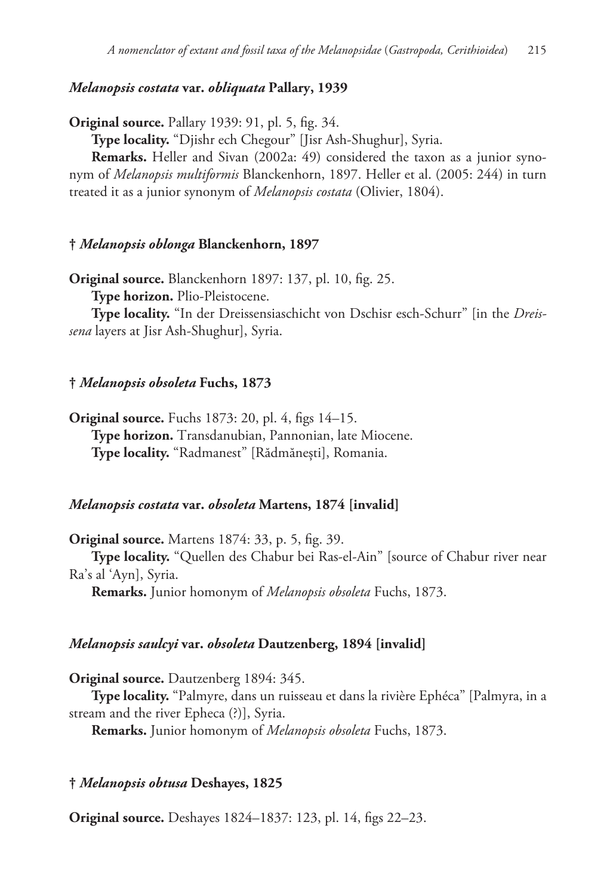### *Melanopsis costata* var. *obliquata* Pallary, 1939

**Original source.** Pallary 1939: 91, pl. 5, fig. 34.

**Type locality.** "Djishr ech Chegour" [Jisr Ash-Shughur], Syria.

**Remarks.** Heller and Sivan (2002a: 49) considered the taxon as a junior synonym of *Melanopsis multiformis* Blanckenhorn, 1897. Heller et al. (2005: 244) in turn treated it as a junior synonym of *Melanopsis costata* (Olivier, 1804).

### † *Melanopsis oblonga* Blanckenhorn, 1897

**Original source.** Blanckenhorn 1897: 137, pl. 10, fig. 25.

**Type horizon.** Plio-Pleistocene.

**Type locality.** "In der Dreissensiaschicht von Dschisr esch-Schurr" [in the *Dreissena* layers at Jisr Ash-Shughur], Syria.

### † *Melanopsis obsoleta* Fuchs, 1873

**Original source.** Fuchs 1873: 20, pl. 4, figs 14–15.

**Type horizon.** Transdanubian, Pannonian, late Miocene.

**Type locality.** "Radmanest" [Rădmănești], Romania.

### *Melanopsis costata* var. *obsoleta* Martens, 1874 [invalid]

**Original source.** Martens 1874: 33, p. 5, fig. 39.

**Type locality.** "Quellen des Chabur bei Ras-el-Ain" [source of Chabur river near Ra's al 'Ayn], Syria.

**Remarks.** Junior homonym of *Melanopsis obsoleta* Fuchs, 1873.

### *Melanopsis saulcyi* var. *obsoleta* Dautzenberg, 1894 [invalid]

**Original source.** Dautzenberg 1894: 345.

**Type locality.** "Palmyre, dans un ruisseau et dans la rivière Ephéca" [Palmyra, in a stream and the river Epheca (?)], Syria.

**Remarks.** Junior homonym of *Melanopsis obsoleta* Fuchs, 1873.

### † *Melanopsis obtusa* Deshayes, 1825

**Original source.** Deshayes 1824–1837: 123, pl. 14, figs 22–23.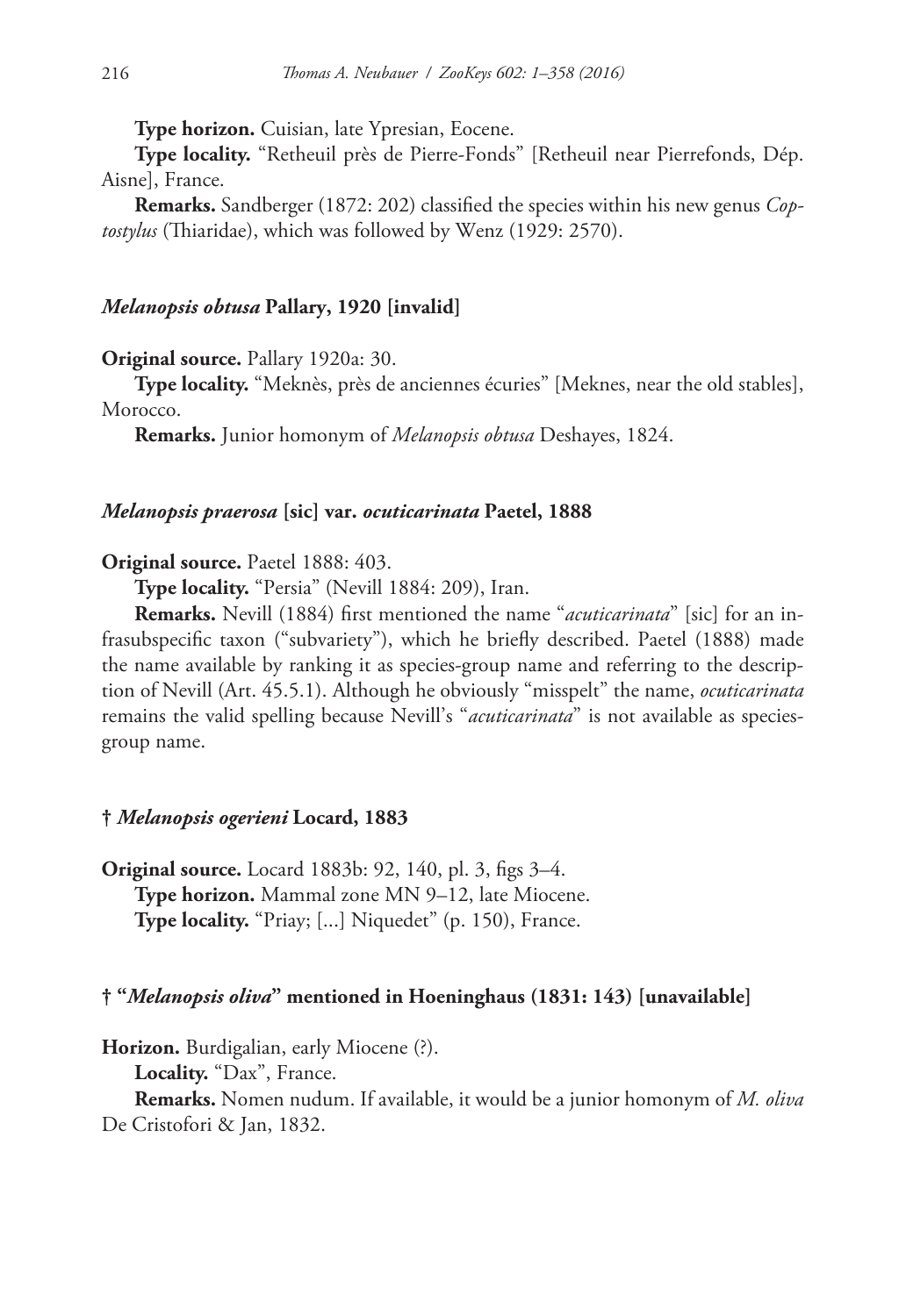**Type horizon.** Cuisian, late Ypresian, Eocene.

**Type locality.** "Retheuil près de Pierre-Fonds" [Retheuil near Pierrefonds, Dép. Aisne], France.

**Remarks.** Sandberger (1872: 202) classified the species within his new genus *Coptostylus* (Thiaridae), which was followed by Wenz (1929: 2570).

### *Melanopsis obtusa* Pallary, 1920 [invalid]

**Original source.** Pallary 1920a: 30.

**Type locality.** "Meknès, près de anciennes écuries" [Meknes, near the old stables], Morocco.

**Remarks.** Junior homonym of *Melanopsis obtusa* Deshayes, 1824.

### *Melanopsis praerosa* [sic] var. *ocuticarinata* Paetel, 1888

**Original source.** Paetel 1888: 403.

**Type locality.** "Persia" (Nevill 1884: 209), Iran.

**Remarks.** Nevill (1884) first mentioned the name "*acuticarinata*" [sic] for an infrasubspecific taxon ("subvariety"), which he briefly described. Paetel (1888) made the name available by ranking it as species-group name and referring to the description of Nevill (Art. 45.5.1). Although he obviously "misspelt" the name, *ocuticarinata* remains the valid spelling because Nevill's "*acuticarinata*" is not available as species-group name.

### † *Melanopsis ogerieni* Locard, 1883

**Original source.** Locard 1883b: 92, 140, pl. 3, figs 3–4.

**Type horizon.** Mammal zone MN 9–12, late Miocene.

**Type locality.** "Priay; [...] Niquedet" (p. 150), France.

### † "*Melanopsis oliva*" mentioned in Hoeninghaus (1831: 143) [unavailable]

**Horizon.** Burdigalian, early Miocene (?).

**Locality.** "Dax", France.

**Remarks.** Nomen nudum. If available, it would be a junior homonym of *M. oliva* De Cristofori & Jan, 1832.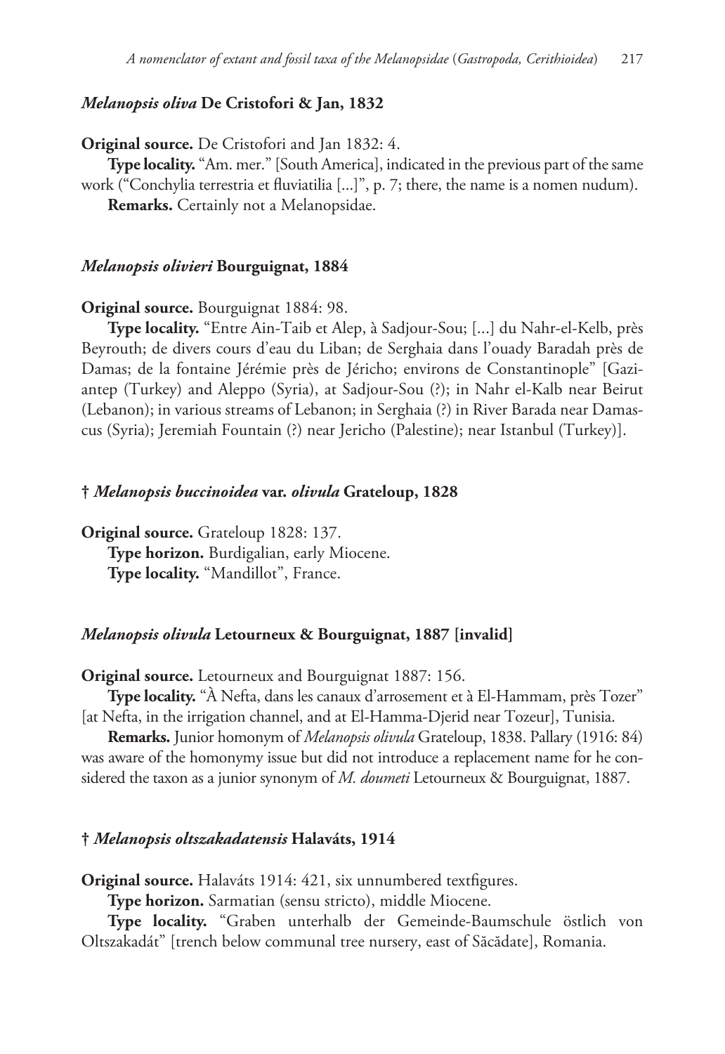### *Melanopsis oliva* De Cristofori & Jan, 1832

**Original source.** De Cristofori and Jan 1832: 4.

**Type locality.** "Am. mer." [South America], indicated in the previous part of the same work ("Conchylia terrestria et fluviatilia [...]", p. 7; there, the name is a nomen nudum).

**Remarks.** Certainly not a Melanopsidae.

### *Melanopsis olivieri* Bourguignat, 1884

**Original source.** Bourguignat 1884: 98.

**Type locality.** "Entre Ain-Taib et Alep, à Sadjour-Sou; [...] du Nahr-el-Kelb, près Beyrouth; de divers cours d'eau du Liban; de Serghaia dans l'ouady Baradah près de Damas; de la fontaine Jérémie près de Jéricho; environs de Constantinople" [Gaziantep (Turkey) and Aleppo (Syria), at Sadjour-Sou (?); in Nahr el-Kalb near Beirut (Lebanon); in various streams of Lebanon; in Serghaia (?) in River Barada near Damascus (Syria); Jeremiah Fountain (?) near Jericho (Palestine); near Istanbul (Turkey)].

### † *Melanopsis buccinoidea* var. *olivula* Grateloup, 1828

**Original source.** Grateloup 1828: 137.

**Type horizon.** Burdigalian, early Miocene.

**Type locality.** "Mandillot", France.

### *Melanopsis olivula* Letourneux & Bourguignat, 1887 [invalid]

**Original source.** Letourneux and Bourguignat 1887: 156.

**Type locality.** "À Nefta, dans les canaux d'arrosement et à El-Hammam, près Tozer" [at Nefta, in the irrigation channel, and at El-Hamma-Djerid near Tozeur], Tunisia.

**Remarks.** Junior homonym of *Melanopsis olivula* Grateloup, 1838. Pallary (1916: 84) was aware of the homonymy issue but did not introduce a replacement name for he considered the taxon as a junior synonym of *M. doumeti* Letourneux & Bourguignat, 1887.

### † *Melanopsis oltszakadatensis* Halaváts, 1914

**Original source.** Halaváts 1914: 421, six unnumbered textfigures.

**Type horizon.** Sarmatian (sensu stricto), middle Miocene.

**Type locality.** "Graben unterhalb der Gemeinde-Baumschule östlich von Oltszakadát" [trench below communal tree nursery, east of Săcădate], Romania.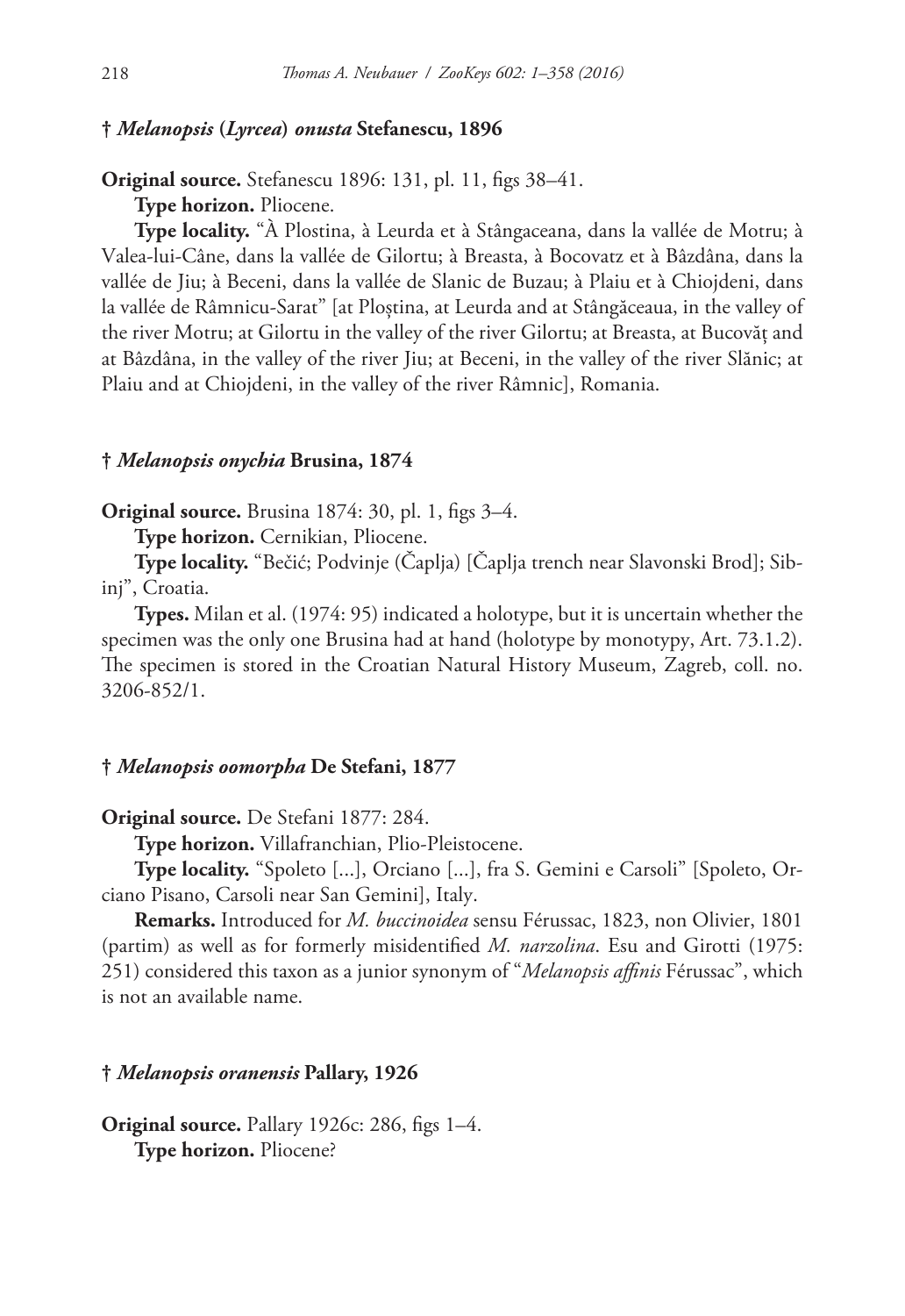### † *Melanopsis* (*Lyrcea*) *onusta* Stefanescu, 1896

**Original source.** Stefanescu 1896: 131, pl. 11, figs 38–41.

**Type horizon.** Pliocene.

**Type locality.** "À Plostina, à Leurda et à Stângaceana, dans la vallée de Motru; à Valea-lui-Câne, dans la vallée de Gilortu; à Breasta, à Bocovatz et à Bâzdâna, dans la vallée de Jiu; à Beceni, dans la vallée de Slanic de Buzau; à Plaiu et à Chiojdeni, dans la vallée de Râmnicu-Sarat" [at Ploștina, at Leurda and at Stângăceaua, in the valley of the river Motru; at Gilortu in the valley of the river Gilortu; at Breasta, at Bucovăț and at Bâzdâna, in the valley of the river Jiu; at Beceni, in the valley of the river Slănic; at Plaiu and at Chiojdeni, in the valley of the river Râmnic], Romania.

### † *Melanopsis onychia* Brusina, 1874

**Original source.** Brusina 1874: 30, pl. 1, figs 3–4.

**Type horizon.** Cernikian, Pliocene.

**Type locality.** "Bečić; Podvinje (Čaplja) [Čaplja trench near Slavonski Brod]; Sibinj", Croatia.

**Types.** Milan et al. (1974: 95) indicated a holotype, but it is uncertain whether the specimen was the only one Brusina had at hand (holotype by monotypy, Art. 73.1.2). The specimen is stored in the Croatian Natural History Museum, Zagreb, coll. no. 3206-852/1.

### † *Melanopsis oomorpha* De Stefani, 1877

**Original source.** De Stefani 1877: 284.

**Type horizon.** Villafranchian, Plio-Pleistocene.

**Type locality.** "Spoleto [...], Orciano [...], fra S. Gemini e Carsoli" [Spoleto, Orciano Pisano, Carsoli near San Gemini], Italy.

**Remarks.** Introduced for *M. buccinoidea* sensu Férussac, 1823, non Olivier, 1801 (partim) as well as for formerly misidentified *M. narzolina*. Esu and Girotti (1975: 251) considered this taxon as a junior synonym of "*Melanopsis affinis* Férussac", which is not an available name.

### † *Melanopsis oranensis* Pallary, 1926

**Original source.** Pallary 1926c: 286, figs 1–4.

**Type horizon.** Pliocene?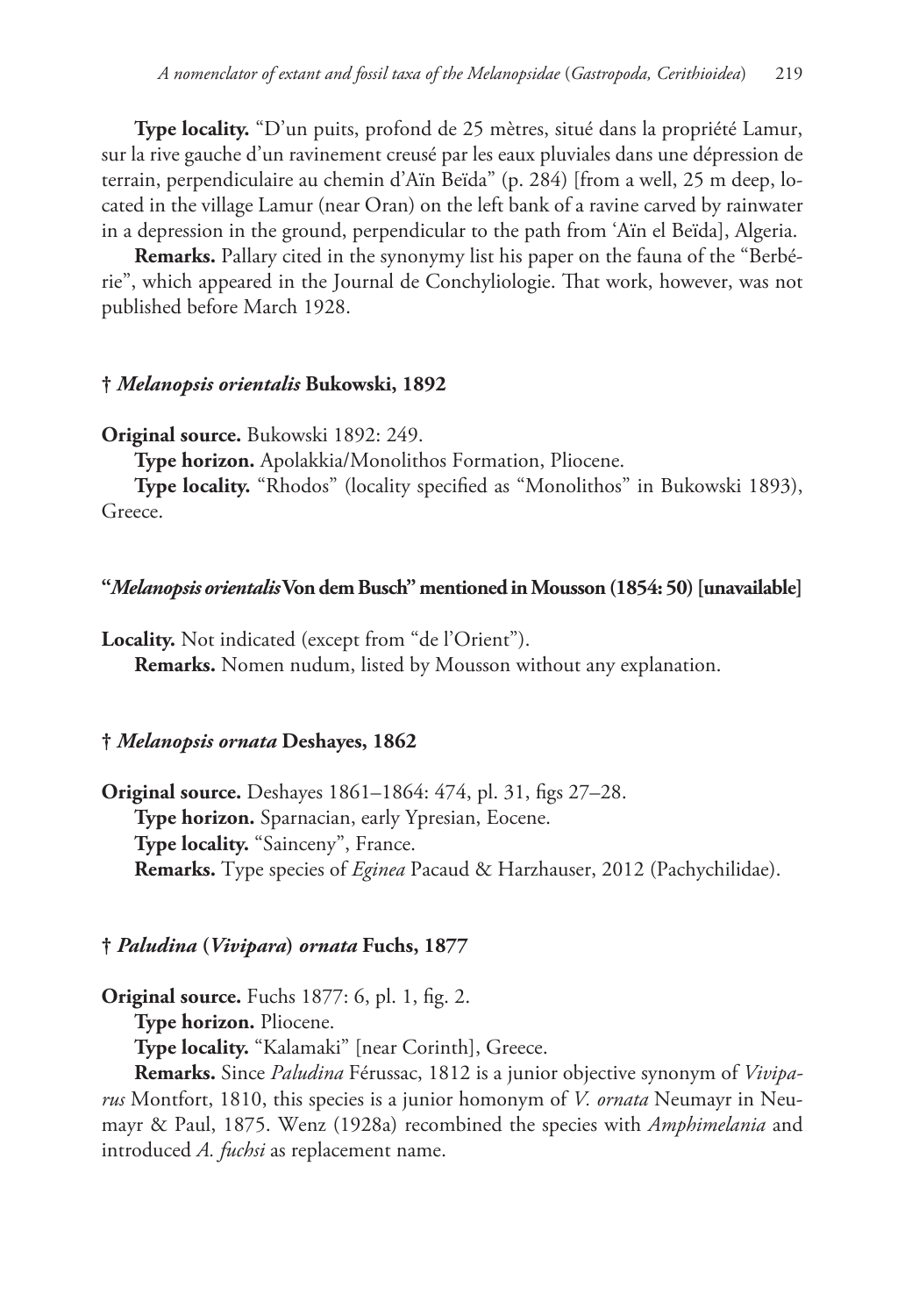**Type locality.** "D'un puits, profond de 25 mètres, situé dans la propriété Lamur, sur la rive gauche d'un ravinement creusé par les eaux pluviales dans une dépression de terrain, perpendiculaire au chemin d'Aïn Beïda" (p. 284) [from a well, 25 m deep, located in the village Lamur (near Oran) on the left bank of a ravine carved by rainwater in a depression in the ground, perpendicular to the path from 'Aïn el Beïda], Algeria.

**Remarks.** Pallary cited in the synonymy list his paper on the fauna of the "Berbérie", which appeared in the Journal de Conchyliologie. That work, however, was not published before March 1928.

### † *Melanopsis orientalis* Bukowski, 1892

**Original source.** Bukowski 1892: 249.

**Type horizon.** Apolakkia/Monolithos Formation, Pliocene.

**Type locality.** "Rhodos" (locality specified as "Monolithos" in Bukowski 1893), Greece.

### "*Melanopsis orientalis* Von dem Busch" mentioned in Mousson (1854: 50) [unavailable]

**Locality.** Not indicated (except from "de l'Orient").

**Remarks.** Nomen nudum, listed by Mousson without any explanation.

### † *Melanopsis ornata* Deshayes, 1862

**Original source.** Deshayes 1861–1864: 474, pl. 31, figs 27–28.

**Type horizon.** Sparnacian, early Ypresian, Eocene.

**Type locality.** "Sainceny", France.

**Remarks.** Type species of *Eginea* Pacaud & Harzhauser, 2012 (Pachychilidae).

### † *Paludina* (*Vivipara*) *ornata* Fuchs, 1877

**Original source.** Fuchs 1877: 6, pl. 1, fig. 2.

**Type horizon.** Pliocene.

**Type locality.** "Kalamaki" [near Corinth], Greece.

**Remarks.** Since *Paludina* Férussac, 1812 is a junior objective synonym of *Viviparus* Montfort, 1810, this species is a junior homonym of *V. ornata* Neumayr in Neumayr & Paul, 1875. Wenz (1928a) recombined the species with *Amphimelania* and introduced *A. fuchsi* as replacement name.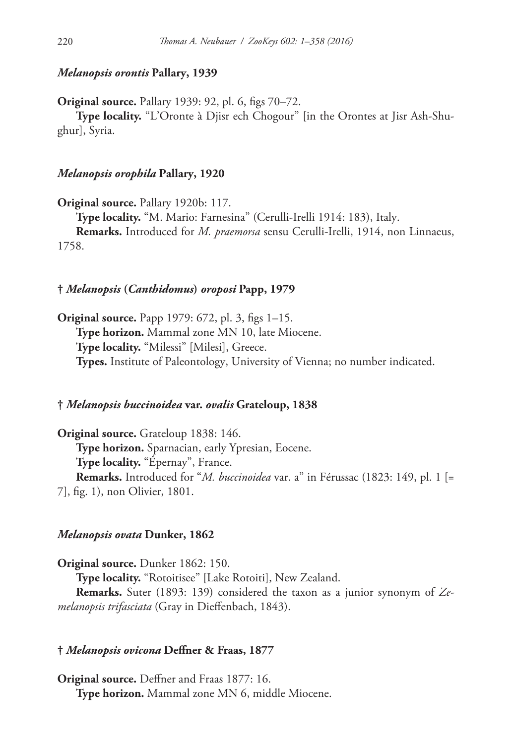### *Melanopsis orontis* Pallary, 1939

**Original source.** Pallary 1939: 92, pl. 6, figs 70–72.

**Type locality.** "L'Oronte à Djisr ech Chogour" [in the Orontes at Jisr Ash-Shughur], Syria.

### *Melanopsis orophila* Pallary, 1920

**Original source.** Pallary 1920b: 117.

**Type locality.** "M. Mario: Farnesina" (Cerulli-Irelli 1914: 183), Italy.

**Remarks.** Introduced for *M. praemorsa* sensu Cerulli-Irelli, 1914, non Linnaeus, 1758.

### † *Melanopsis* (*Canthidomus*) *oroposi* Papp, 1979

**Original source.** Papp 1979: 672, pl. 3, figs 1–15.

**Type horizon.** Mammal zone MN 10, late Miocene.

**Type locality.** "Milessi" [Milesi], Greece.

**Types.** Institute of Paleontology, University of Vienna; no number indicated.

### † *Melanopsis buccinoidea* var. *ovalis* Grateloup, 1838

**Original source.** Grateloup 1838: 146.

**Type horizon.** Sparnacian, early Ypresian, Eocene.

**Type locality.** "Épernay", France.

**Remarks.** Introduced for "*M. buccinoidea* var. a" in Férussac (1823: 149, pl. 1 [= 7], fig. 1), non Olivier, 1801.

### *Melanopsis ovata* Dunker, 1862

**Original source.** Dunker 1862: 150.

**Type locality.** "Rotoitisee" [Lake Rotoiti], New Zealand.

**Remarks.** Suter (1893: 139) considered the taxon as a junior synonym of *Zemelanopsis trifasciata* (Gray in Dieffenbach, 1843).

### † *Melanopsis ovicona* Deffner & Fraas, 1877

**Original source.** Deffner and Fraas 1877: 16.

**Type horizon.** Mammal zone MN 6, middle Miocene.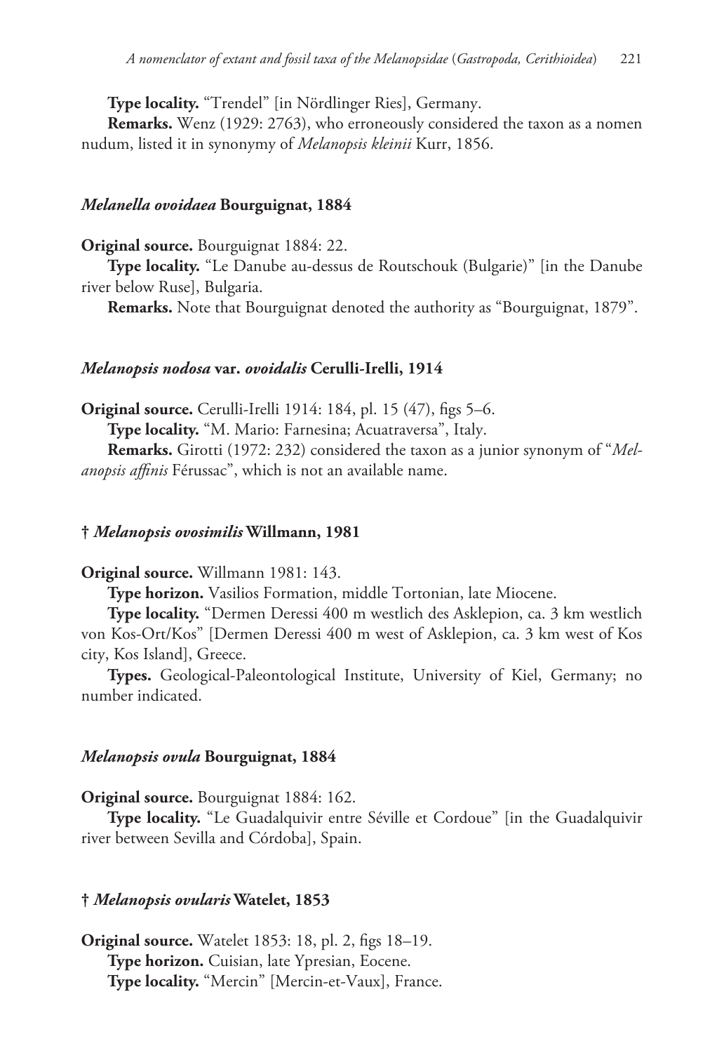**Type locality.** "Trendel" [in Nördlinger Ries], Germany.

**Remarks.** Wenz (1929: 2763), who erroneously considered the taxon as a nomen nudum, listed it in synonymy of *Melanopsis kleinii* Kurr, 1856.

### *Melanella ovoidaea* Bourguignat, 1884

**Original source.** Bourguignat 1884: 22.

**Type locality.** "Le Danube au-dessus de Routschouk (Bulgarie)" [in the Danube river below Ruse], Bulgaria.

**Remarks.** Note that Bourguignat denoted the authority as "Bourguignat, 1879".

### *Melanopsis nodosa* var. *ovoidalis* Cerulli-Irelli, 1914

**Original source.** Cerulli-Irelli 1914: 184, pl. 15 (47), figs 5–6.

**Type locality.** "M. Mario: Farnesina; Acuatraversa", Italy.

**Remarks.** Girotti (1972: 232) considered the taxon as a junior synonym of "*Melanopsis affinis* Férussac", which is not an available name.

### † *Melanopsis ovosimilis* Willmann, 1981

**Original source.** Willmann 1981: 143.

**Type horizon.** Vasilios Formation, middle Tortonian, late Miocene.

**Type locality.** "Dermen Deressi 400 m westlich des Asklepion, ca. 3 km westlich von Kos-Ort/Kos" [Dermen Deressi 400 m west of Asklepion, ca. 3 km west of Kos city, Kos Island], Greece.

**Types.** Geological-Paleontological Institute, University of Kiel, Germany; no number indicated.

### *Melanopsis ovula* Bourguignat, 1884

**Original source.** Bourguignat 1884: 162.

**Type locality.** "Le Guadalquivir entre Séville et Cordoue" [in the Guadalquivir river between Sevilla and Córdoba], Spain.

### † *Melanopsis ovularis* Watelet, 1853

**Original source.** Watelet 1853: 18, pl. 2, figs 18–19.

**Type horizon.** Cuisian, late Ypresian, Eocene.

**Type locality.** "Mercin" [Mercin-et-Vaux], France.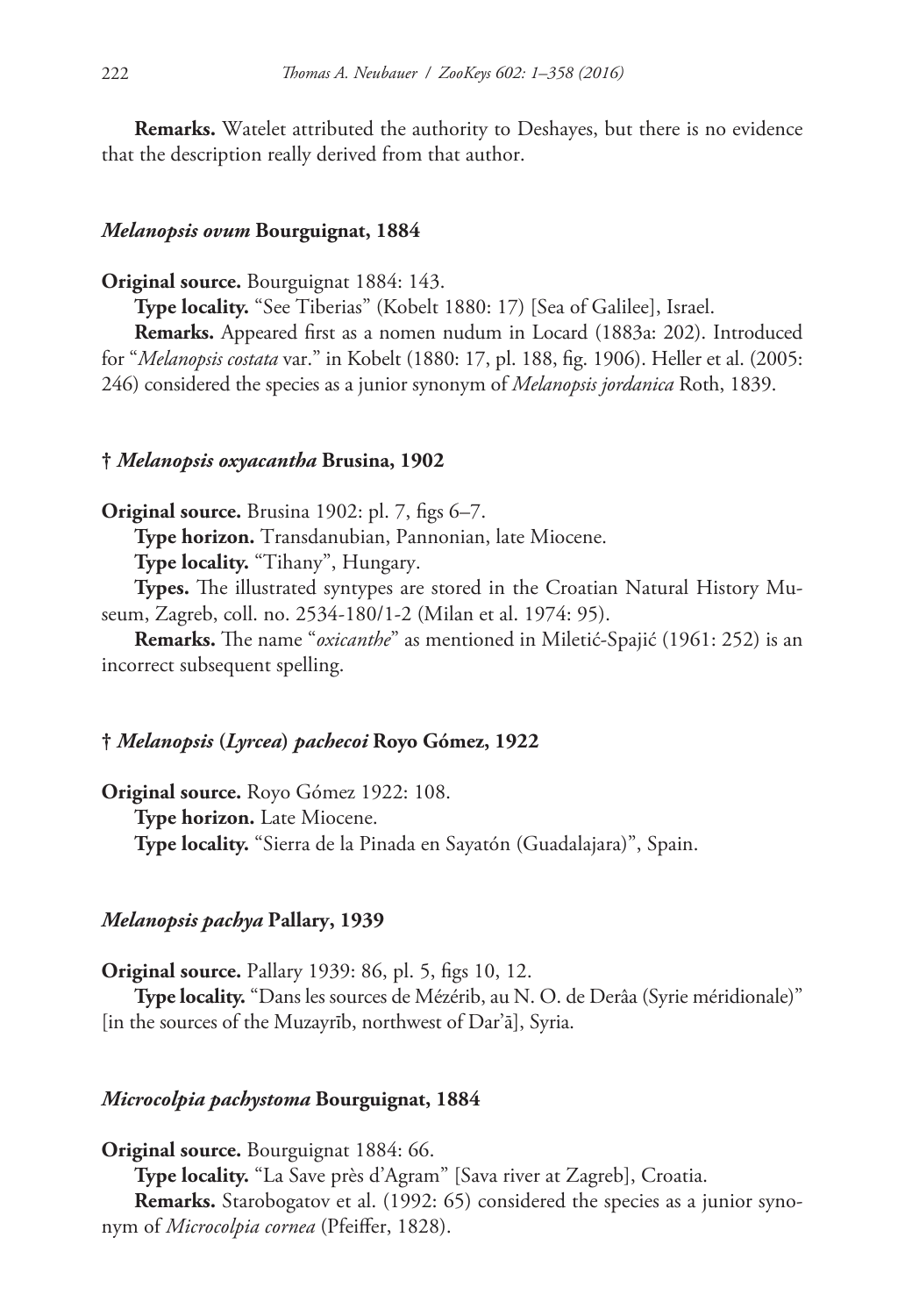**Remarks.** Watelet attributed the authority to Deshayes, but there is no evidence that the description really derived from that author.

#### *Melanopsis ovum* Bourguignat, 1884

**Original source.** Bourguignat 1884: 143.

**Type locality.** "See Tiberias" (Kobelt 1880: 17) [Sea of Galilee], Israel.

**Remarks.** Appeared first as a nomen nudum in Locard (1883a: 202). Introduced for "*Melanopsis costata* var." in Kobelt (1880: 17, pl. 188, fig. 1906). Heller et al. (2005: 246) considered the species as a junior synonym of *Melanopsis jordanica* Roth, 1839.

#### † *Melanopsis oxyacantha* Brusina, 1902

**Original source.** Brusina 1902: pl. 7, figs 6–7.

**Type horizon.** Transdanubian, Pannonian, late Miocene.

**Type locality.** "Tihany", Hungary.

**Types.** The illustrated syntypes are stored in the Croatian Natural History Museum, Zagreb, coll. no. 2534-180/1-2 (Milan et al. 1974: 95).

**Remarks.** The name "*oxicanthe*" as mentioned in Miletić-Spajić (1961: 252) is an incorrect subsequent spelling.

#### † *Melanopsis* (*Lyrcea*) *pachecoi* Royo Gómez, 1922

**Original source.** Royo Gómez 1922: 108.

**Type horizon.** Late Miocene.

**Type locality.** "Sierra de la Pinada en Sayatón (Guadalajara)", Spain.

#### *Melanopsis pachya* Pallary, 1939

**Original source.** Pallary 1939: 86, pl. 5, figs 10, 12.

**Type locality.** "Dans les sources de Mézérib, au N. O. de Derâa (Syrie méridionale)" [in the sources of the Muzayrīb, northwest of Dar'ā], Syria.

#### *Microcolpia pachystoma* Bourguignat, 1884

**Original source.** Bourguignat 1884: 66.

**Type locality.** "La Save près d'Agram" [Sava river at Zagreb], Croatia.

**Remarks.** Starobogatov et al. (1992: 65) considered the species as a junior synonym of *Microcolpia cornea* (Pfeiffer, 1828).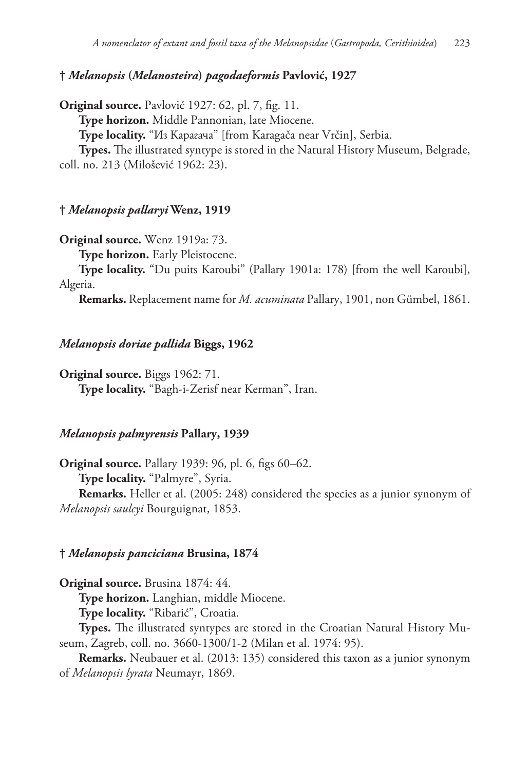### † *Melanopsis* (*Melanosteira*) *pagodaeformis* Pavlović, 1927

**Original source.** Pavlović 1927: 62, pl. 7, fig. 11.

**Type horizon.** Middle Pannonian, late Miocene.

**Type locality.** "Из Карагача" [from Karagača near Vrčin], Serbia.

**Types.** The illustrated syntype is stored in the Natural History Museum, Belgrade, coll. no. 213 (Milošević 1962: 23).

### † *Melanopsis pallaryi* Wenz, 1919

**Original source.** Wenz 1919a: 73.

**Type horizon.** Early Pleistocene.

**Type locality.** "Du puits Karoubi" (Pallary 1901a: 178) [from the well Karoubi], Algeria.

**Remarks.** Replacement name for *M. acuminata* Pallary, 1901, non Gümbel, 1861.

### *Melanopsis doriae pallida* Biggs, 1962

**Original source.** Biggs 1962: 71.

**Type locality.** "Bagh-i-Zerisf near Kerman", Iran.

### *Melanopsis palmyrensis* Pallary, 1939

**Original source.** Pallary 1939: 96, pl. 6, figs 60–62.

**Type locality.** "Palmyre", Syria.

**Remarks.** Heller et al. (2005: 248) considered the species as a junior synonym of *Melanopsis saulcyi* Bourguignat, 1853.

### † *Melanopsis panciciana* Brusina, 1874

**Original source.** Brusina 1874: 44.

**Type horizon.** Langhian, middle Miocene.

**Type locality.** "Ribarić", Croatia.

**Types.** The illustrated syntypes are stored in the Croatian Natural History Museum, Zagreb, coll. no. 3660-1300/1-2 (Milan et al. 1974: 95).

**Remarks.** Neubauer et al. (2013: 135) considered this taxon as a junior synonym of *Melanopsis lyrata* Neumayr, 1869.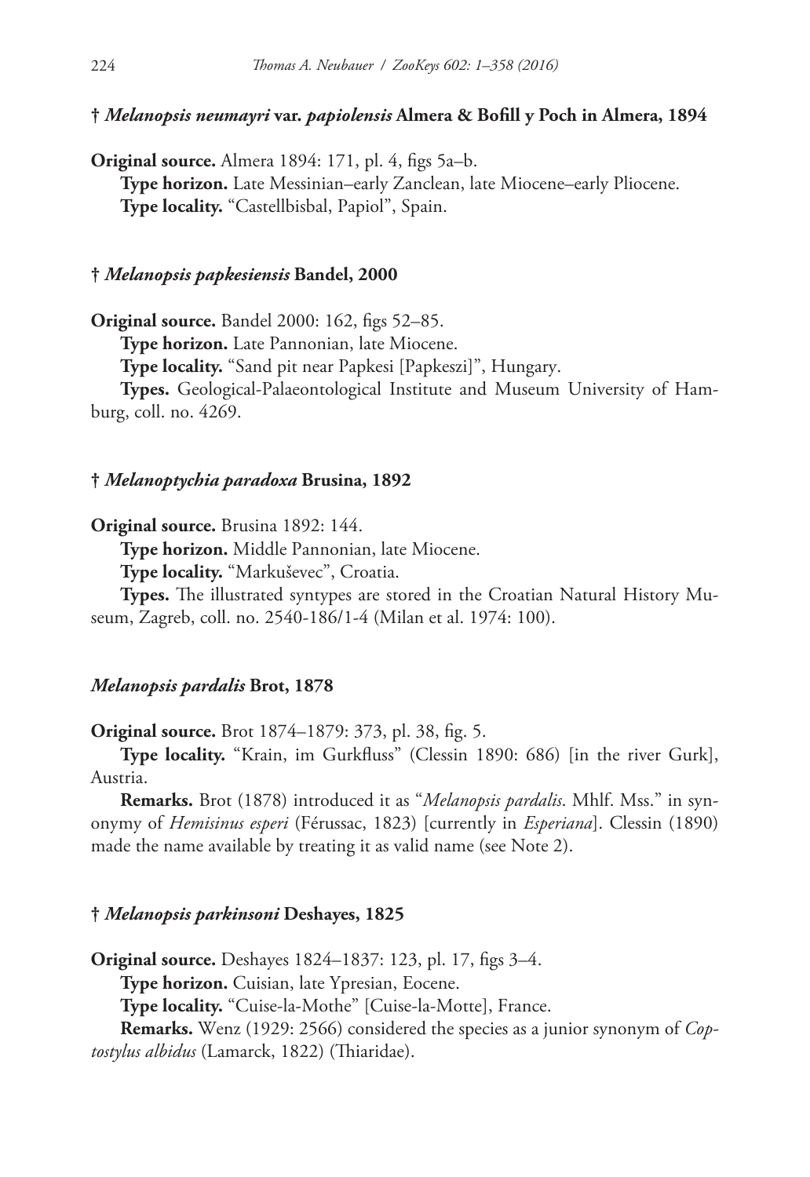### † *Melanopsis neumayri* var. *papiolensis* Almera & Bofill y Poch in Almera, 1894

**Original source.** Almera 1894: 171, pl. 4, figs 5a–b.

**Type horizon.** Late Messinian–early Zanclean, late Miocene–early Pliocene.

**Type locality.** "Castellbisbal, Papiol", Spain.

### † *Melanopsis papkesiensis* Bandel, 2000

**Original source.** Bandel 2000: 162, figs 52–85.

**Type horizon.** Late Pannonian, late Miocene.

**Type locality.** "Sand pit near Papkesi [Papkeszi]", Hungary.

**Types.** Geological-Palaeontological Institute and Museum University of Hamburg, coll. no. 4269.

### † *Melanoptychia paradoxa* Brusina, 1892

**Original source.** Brusina 1892: 144.

**Type horizon.** Middle Pannonian, late Miocene.

**Type locality.** "Markuševec", Croatia.

**Types.** The illustrated syntypes are stored in the Croatian Natural History Museum, Zagreb, coll. no. 2540-186/1-4 (Milan et al. 1974: 100).

### *Melanopsis pardalis* Brot, 1878

**Original source.** Brot 1874–1879: 373, pl. 38, fig. 5.

**Type locality.** "Krain, im Gurkfluss" (Clessin 1890: 686) [in the river Gurk], Austria.

**Remarks.** Brot (1878) introduced it as "*Melanopsis pardalis*. Mhlf. Mss." in synonymy of *Hemisinus esperi* (Férussac, 1823) [currently in *Esperiana*]. Clessin (1890) made the name available by treating it as valid name (see Note 2).

### † *Melanopsis parkinsoni* Deshayes, 1825

**Original source.** Deshayes 1824–1837: 123, pl. 17, figs 3–4.

**Type horizon.** Cuisian, late Ypresian, Eocene.

**Type locality.** "Cuise-la-Mothe" [Cuise-la-Motte], France.

**Remarks.** Wenz (1929: 2566) considered the species as a junior synonym of *Coptostylus albidus* (Lamarck, 1822) (Thiaridae).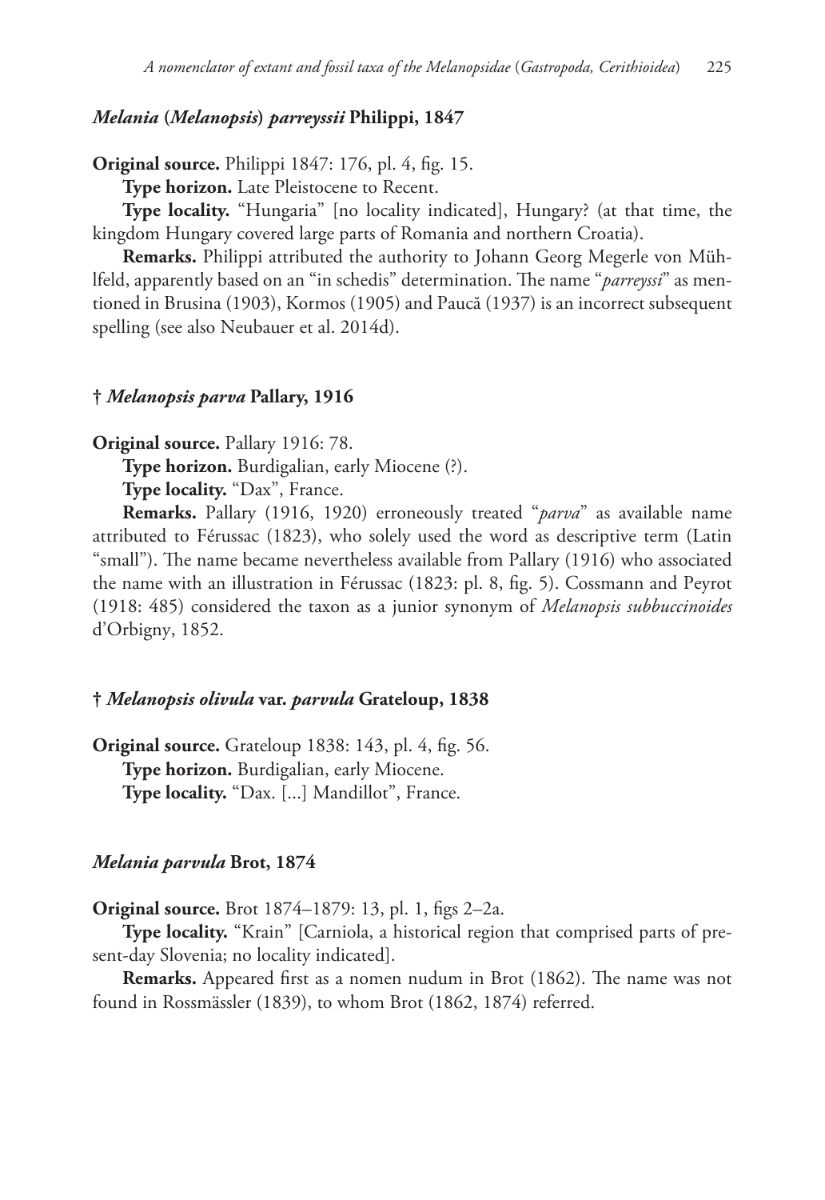### *Melania* (*Melanopsis*) *parreyssii* Philippi, 1847

**Original source.** Philippi 1847: 176, pl. 4, fig. 15.

**Type horizon.** Late Pleistocene to Recent.

**Type locality.** "Hungaria" [no locality indicated], Hungary? (at that time, the kingdom Hungary covered large parts of Romania and northern Croatia).

**Remarks.** Philippi attributed the authority to Johann Georg Megerle von Mühlfeld, apparently based on an "in schedis" determination. The name "*parreyssi*" as mentioned in Brusina (1903), Kormos (1905) and Paucă (1937) is an incorrect subsequent spelling (see also Neubauer et al. 2014d).

### † *Melanopsis parva* Pallary, 1916

**Original source.** Pallary 1916: 78.

**Type horizon.** Burdigalian, early Miocene (?).

**Type locality.** "Dax", France.

**Remarks.** Pallary (1916, 1920) erroneously treated "*parva*" as available name attributed to Férussac (1823), who solely used the word as descriptive term (Latin "small"). The name became nevertheless available from Pallary (1916) who associated the name with an illustration in Férussac (1823: pl. 8, fig. 5). Cossmann and Peyrot (1918: 485) considered the taxon as a junior synonym of *Melanopsis subbuccinoides* d'Orbigny, 1852.

### † *Melanopsis olivula* var. *parvula* Grateloup, 1838

**Original source.** Grateloup 1838: 143, pl. 4, fig. 56.

**Type horizon.** Burdigalian, early Miocene.

**Type locality.** "Dax. [...] Mandillot", France.

### *Melania parvula* Brot, 1874

**Original source.** Brot 1874–1879: 13, pl. 1, figs 2–2a.

**Type locality.** "Krain" [Carniola, a historical region that comprised parts of present-day Slovenia; no locality indicated].

**Remarks.** Appeared first as a nomen nudum in Brot (1862). The name was not found in Rossmässler (1839), to whom Brot (1862, 1874) referred.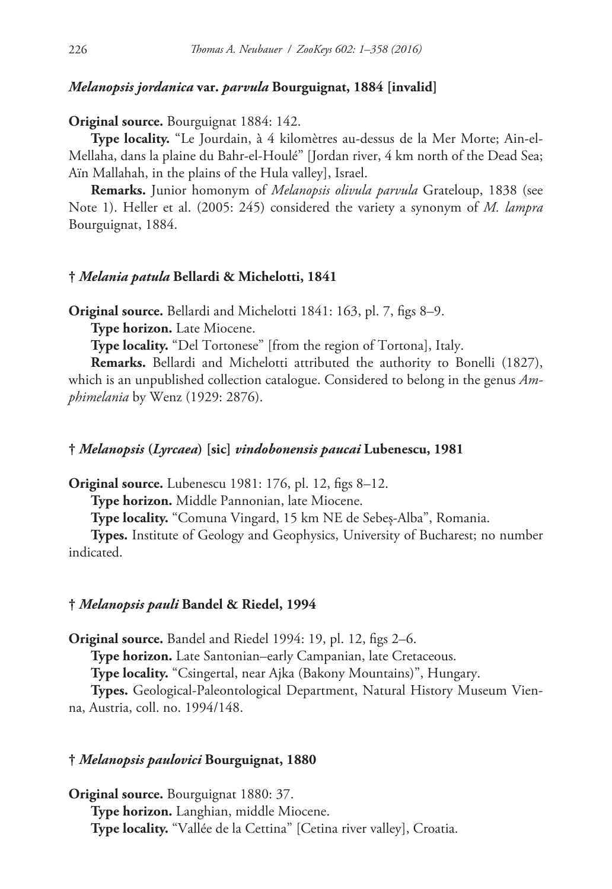### *Melanopsis jordanica* var. *parvula* Bourguignat, 1884 [invalid]

**Original source.** Bourguignat 1884: 142.

**Type locality.** "Le Jourdain, à 4 kilomètres au-dessus de la Mer Morte; Ain-el-Mellaha, dans la plaine du Bahr-el-Houlé" [Jordan river, 4 km north of the Dead Sea; Aïn Mallahah, in the plains of the Hula valley], Israel.

**Remarks.** Junior homonym of *Melanopsis olivula parvula* Grateloup, 1838 (see Note 1). Heller et al. (2005: 245) considered the variety a synonym of *M. lampra* Bourguignat, 1884.

### † *Melania patula* Bellardi & Michelotti, 1841

**Original source.** Bellardi and Michelotti 1841: 163, pl. 7, figs 8–9.

**Type horizon.** Late Miocene.

**Type locality.** "Del Tortonese" [from the region of Tortona], Italy.

**Remarks.** Bellardi and Michelotti attributed the authority to Bonelli (1827), which is an unpublished collection catalogue. Considered to belong in the genus *Amphimelania* by Wenz (1929: 2876).

### † *Melanopsis* (*Lyrcaea*) [sic] *vindobonensis paucai* Lubenescu, 1981

**Original source.** Lubenescu 1981: 176, pl. 12, figs 8–12.

**Type horizon.** Middle Pannonian, late Miocene.

**Type locality.** "Comuna Vingard, 15 km NE de Sebeş-Alba", Romania.

**Types.** Institute of Geology and Geophysics, University of Bucharest; no number indicated.

### † *Melanopsis pauli* Bandel & Riedel, 1994

**Original source.** Bandel and Riedel 1994: 19, pl. 12, figs 2–6.

**Type horizon.** Late Santonian–early Campanian, late Cretaceous.

**Type locality.** "Csingertal, near Ajka (Bakony Mountains)", Hungary.

**Types.** Geological-Paleontological Department, Natural History Museum Vienna, Austria, coll. no. 1994/148.

### † *Melanopsis paulovici* Bourguignat, 1880

**Original source.** Bourguignat 1880: 37.

**Type horizon.** Langhian, middle Miocene.

**Type locality.** "Vallée de la Cettina" [Cetina river valley], Croatia.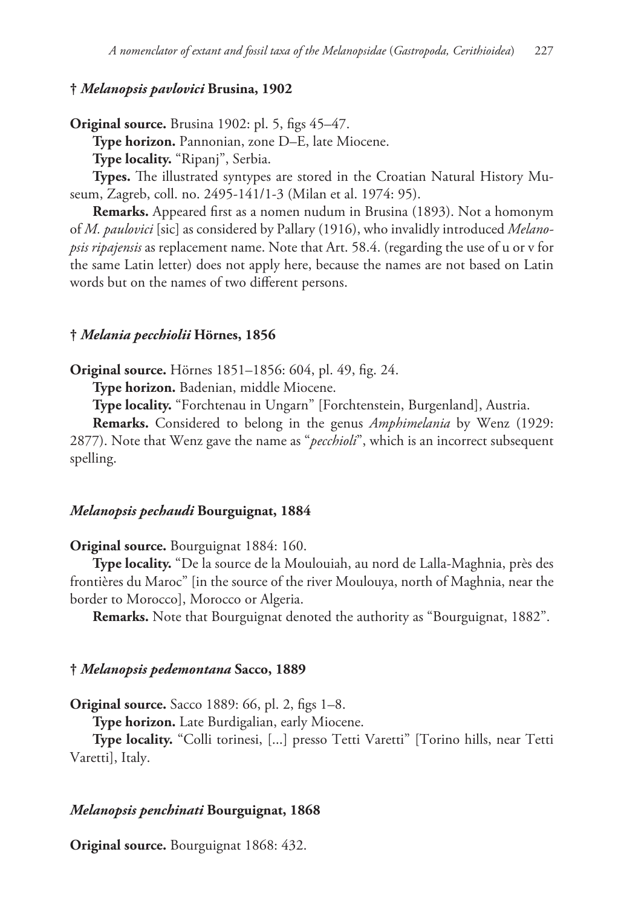### † *Melanopsis pavlovici* Brusina, 1902

**Original source.** Brusina 1902: pl. 5, figs 45–47.

**Type horizon.** Pannonian, zone D–E, late Miocene.

**Type locality.** "Ripanj", Serbia.

**Types.** The illustrated syntypes are stored in the Croatian Natural History Museum, Zagreb, coll. no. 2495-141/1-3 (Milan et al. 1974: 95).

**Remarks.** Appeared first as a nomen nudum in Brusina (1893). Not a homonym of *M. paulovici* [sic] as considered by Pallary (1916), who invalidly introduced *Melanopsis ripajensis* as replacement name. Note that Art. 58.4. (regarding the use of u or v for the same Latin letter) does not apply here, because the names are not based on Latin words but on the names of two different persons.

### † *Melania pecchiolii* Hörnes, 1856

**Original source.** Hörnes 1851–1856: 604, pl. 49, fig. 24.

**Type horizon.** Badenian, middle Miocene.

**Type locality.** "Forchtenau in Ungarn" [Forchtenstein, Burgenland], Austria.

**Remarks.** Considered to belong in the genus *Amphimelania* by Wenz (1929: 2877). Note that Wenz gave the name as "*pecchioli*", which is an incorrect subsequent spelling.

### *Melanopsis pechaudi* Bourguignat, 1884

**Original source.** Bourguignat 1884: 160.

**Type locality.** "De la source de la Moulouiah, au nord de Lalla-Maghnia, près des frontières du Maroc" [in the source of the river Moulouya, north of Maghnia, near the border to Morocco], Morocco or Algeria.

**Remarks.** Note that Bourguignat denoted the authority as "Bourguignat, 1882".

### † *Melanopsis pedemontana* Sacco, 1889

**Original source.** Sacco 1889: 66, pl. 2, figs 1–8.

**Type horizon.** Late Burdigalian, early Miocene.

**Type locality.** "Colli torinesi, [...] presso Tetti Varetti" [Torino hills, near Tetti Varetti], Italy.

### *Melanopsis penchinati* Bourguignat, 1868

**Original source.** Bourguignat 1868: 432.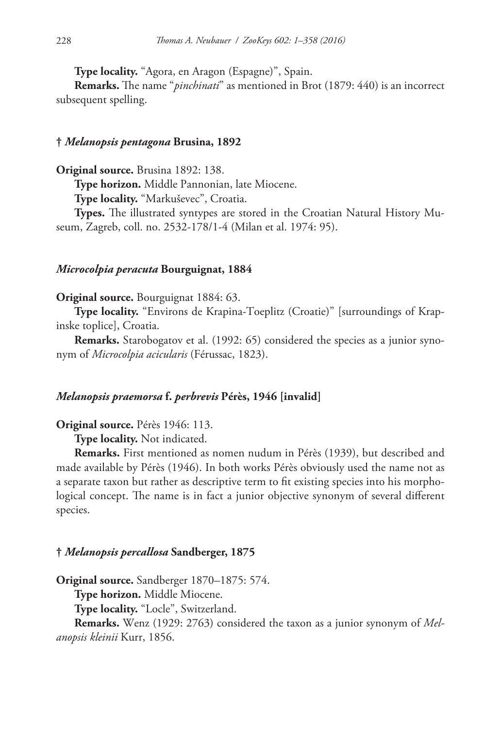**Type locality.** "Agora, en Aragon (Espagne)", Spain.

**Remarks.** The name "*pinchinati*" as mentioned in Brot (1879: 440) is an incorrect subsequent spelling.

### † *Melanopsis pentagona* Brusina, 1892

**Original source.** Brusina 1892: 138.

**Type horizon.** Middle Pannonian, late Miocene.

**Type locality.** "Markuševec", Croatia.

**Types.** The illustrated syntypes are stored in the Croatian Natural History Museum, Zagreb, coll. no. 2532-178/1-4 (Milan et al. 1974: 95).

### *Microcolpia peracuta* Bourguignat, 1884

**Original source.** Bourguignat 1884: 63.

**Type locality.** "Environs de Krapina-Toeplitz (Croatie)" [surroundings of Krapinske toplice], Croatia.

**Remarks.** Starobogatov et al. (1992: 65) considered the species as a junior synonym of *Microcolpia acicularis* (Férussac, 1823).

### *Melanopsis praemorsa* f. *perbrevis* Pérès, 1946 [invalid]

**Original source.** Pérès 1946: 113.

**Type locality.** Not indicated.

**Remarks.** First mentioned as nomen nudum in Pérès (1939), but described and made available by Pérès (1946). In both works Pérès obviously used the name not as a separate taxon but rather as descriptive term to fit existing species into his morphological concept. The name is in fact a junior objective synonym of several different species.

### † *Melanopsis percallosa* Sandberger, 1875

**Original source.** Sandberger 1870–1875: 574.

**Type horizon.** Middle Miocene.

**Type locality.** "Locle", Switzerland.

**Remarks.** Wenz (1929: 2763) considered the taxon as a junior synonym of *Melanopsis kleinii* Kurr, 1856.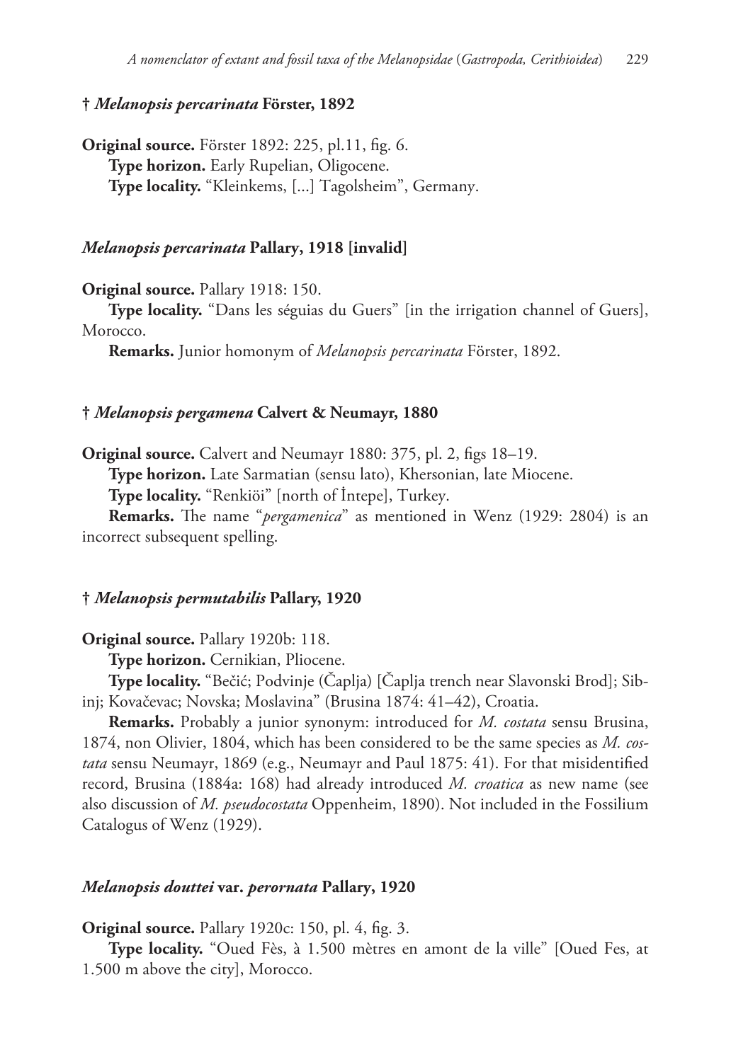### † *Melanopsis percarinata* Förster, 1892

**Original source.** Förster 1892: 225, pl.11, fig. 6.

**Type horizon.** Early Rupelian, Oligocene.

**Type locality.** "Kleinkems, [...] Tagolsheim", Germany.

### *Melanopsis percarinata* Pallary, 1918 [invalid]

**Original source.** Pallary 1918: 150.

**Type locality.** "Dans les séguias du Guers" [in the irrigation channel of Guers], Morocco.

**Remarks.** Junior homonym of *Melanopsis percarinata* Förster, 1892.

### † *Melanopsis pergamena* Calvert & Neumayr, 1880

**Original source.** Calvert and Neumayr 1880: 375, pl. 2, figs 18–19.

**Type horizon.** Late Sarmatian (sensu lato), Khersonian, late Miocene.

**Type locality.** "Renkiöi" [north of İntepe], Turkey.

**Remarks.** The name "*pergamenica*" as mentioned in Wenz (1929: 2804) is an incorrect subsequent spelling.

### † *Melanopsis permutabilis* Pallary, 1920

**Original source.** Pallary 1920b: 118.

**Type horizon.** Cernikian, Pliocene.

**Type locality.** "Bečić; Podvinje (Čaplja) [Čaplja trench near Slavonski Brod]; Sibinj; Kovačevac; Novska; Moslavina" (Brusina 1874: 41–42), Croatia.

**Remarks.** Probably a junior synonym: introduced for *M. costata* sensu Brusina, 1874, non Olivier, 1804, which has been considered to be the same species as *M. costata* sensu Neumayr, 1869 (e.g., Neumayr and Paul 1875: 41). For that misidentified record, Brusina (1884a: 168) had already introduced *M. croatica* as new name (see also discussion of *M. pseudocostata* Oppenheim, 1890). Not included in the Fossilium Catalogus of Wenz (1929).

### *Melanopsis douttei* var. *perornata* Pallary, 1920

**Original source.** Pallary 1920c: 150, pl. 4, fig. 3.

**Type locality.** "Oued Fès, à 1.500 mètres en amont de la ville" [Oued Fes, at 1.500 m above the city], Morocco.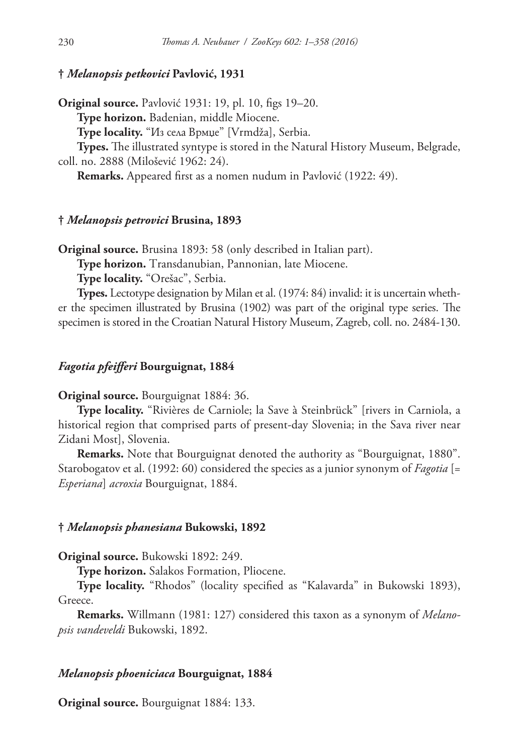### † *Melanopsis petkovici* Pavlović, 1931

**Original source.** Pavlović 1931: 19, pl. 10, figs 19–20.

**Type horizon.** Badenian, middle Miocene.

**Type locality.** "Из села Врмџе" [Vrmdža], Serbia.

**Types.** The illustrated syntype is stored in the Natural History Museum, Belgrade, coll. no. 2888 (Milošević 1962: 24).

**Remarks.** Appeared first as a nomen nudum in Pavlović (1922: 49).

### † *Melanopsis petrovici* Brusina, 1893

**Original source.** Brusina 1893: 58 (only described in Italian part).

**Type horizon.** Transdanubian, Pannonian, late Miocene.

**Type locality.** "Orešac", Serbia.

**Types.** Lectotype designation by Milan et al. (1974: 84) invalid: it is uncertain whether the specimen illustrated by Brusina (1902) was part of the original type series. The specimen is stored in the Croatian Natural History Museum, Zagreb, coll. no. 2484-130.

### *Fagotia pfeifferi* Bourguignat, 1884

**Original source.** Bourguignat 1884: 36.

**Type locality.** "Rivières de Carniole; la Save à Steinbrück" [rivers in Carniola, a historical region that comprised parts of present-day Slovenia; in the Sava river near Zidani Most], Slovenia.

**Remarks.** Note that Bourguignat denoted the authority as "Bourguignat, 1880". Starobogatov et al. (1992: 60) considered the species as a junior synonym of *Fagotia* [= *Esperiana*] *acroxia* Bourguignat, 1884.

### † *Melanopsis phanesiana* Bukowski, 1892

**Original source.** Bukowski 1892: 249.

**Type horizon.** Salakos Formation, Pliocene.

**Type locality.** "Rhodos" (locality specified as "Kalavarda" in Bukowski 1893), Greece.

**Remarks.** Willmann (1981: 127) considered this taxon as a synonym of *Melanopsis vandeveldi* Bukowski, 1892.

### *Melanopsis phoeniciaca* Bourguignat, 1884

**Original source.** Bourguignat 1884: 133.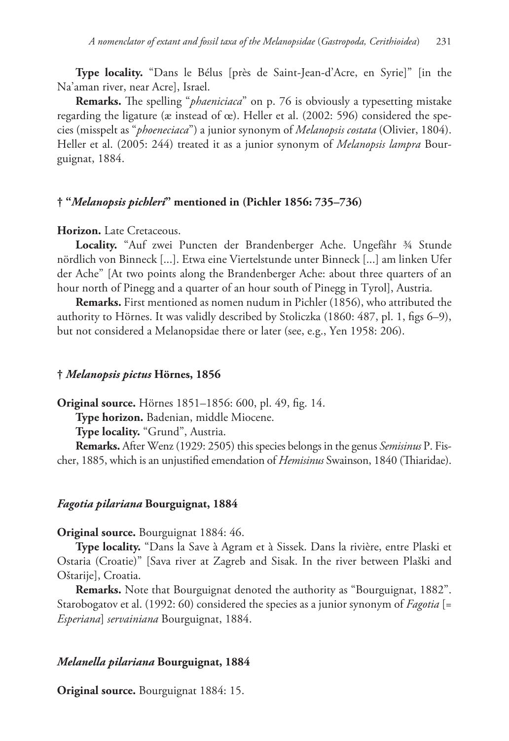**Type locality.** "Dans le Bélus [près de Saint-Jean-d'Acre, en Syrie]" [in the Na'aman river, near Acre], Israel.

**Remarks.** The spelling "*phaeniciaca*" on p. 76 is obviously a typesetting mistake regarding the ligature (æ instead of œ). Heller et al. (2002: 596) considered the species (misspelt as "*phoeneciaca*") a junior synonym of *Melanopsis costata* (Olivier, 1804). Heller et al. (2005: 244) treated it as a junior synonym of *Melanopsis lampra* Bourguignat, 1884.

### † "*Melanopsis pichleri*" mentioned in (Pichler 1856: 735–736)

**Horizon.** Late Cretaceous.

**Locality.** "Auf zwei Puncten der Brandenberger Ache. Ungefähr ¾ Stunde nördlich von Binneck [...]. Etwa eine Viertelstunde unter Binneck [...] am linken Ufer der Ache" [At two points along the Brandenberger Ache: about three quarters of an hour north of Pinegg and a quarter of an hour south of Pinegg in Tyrol], Austria.

**Remarks.** First mentioned as nomen nudum in Pichler (1856), who attributed the authority to Hörnes. It was validly described by Stoliczka (1860: 487, pl. 1, figs 6–9), but not considered a Melanopsidae there or later (see, e.g., Yen 1958: 206).

### † *Melanopsis pictus* Hörnes, 1856

**Original source.** Hörnes 1851–1856: 600, pl. 49, fig. 14.

**Type horizon.** Badenian, middle Miocene.

**Type locality.** "Grund", Austria.

**Remarks.** After Wenz (1929: 2505) this species belongs in the genus *Semisinus* P. Fischer, 1885, which is an unjustified emendation of *Hemisinus* Swainson, 1840 (Thiaridae).

### *Fagotia pilariana* Bourguignat, 1884

**Original source.** Bourguignat 1884: 46.

**Type locality.** "Dans la Save à Agram et à Sissek. Dans la rivière, entre Plaski et Ostaria (Croatie)" [Sava river at Zagreb and Sisak. In the river between Plaški and Oštarije], Croatia.

**Remarks.** Note that Bourguignat denoted the authority as "Bourguignat, 1882". Starobogatov et al. (1992: 60) considered the species as a junior synonym of *Fagotia* [= *Esperiana*] *servainiana* Bourguignat, 1884.

### *Melanella pilariana* Bourguignat, 1884

**Original source.** Bourguignat 1884: 15.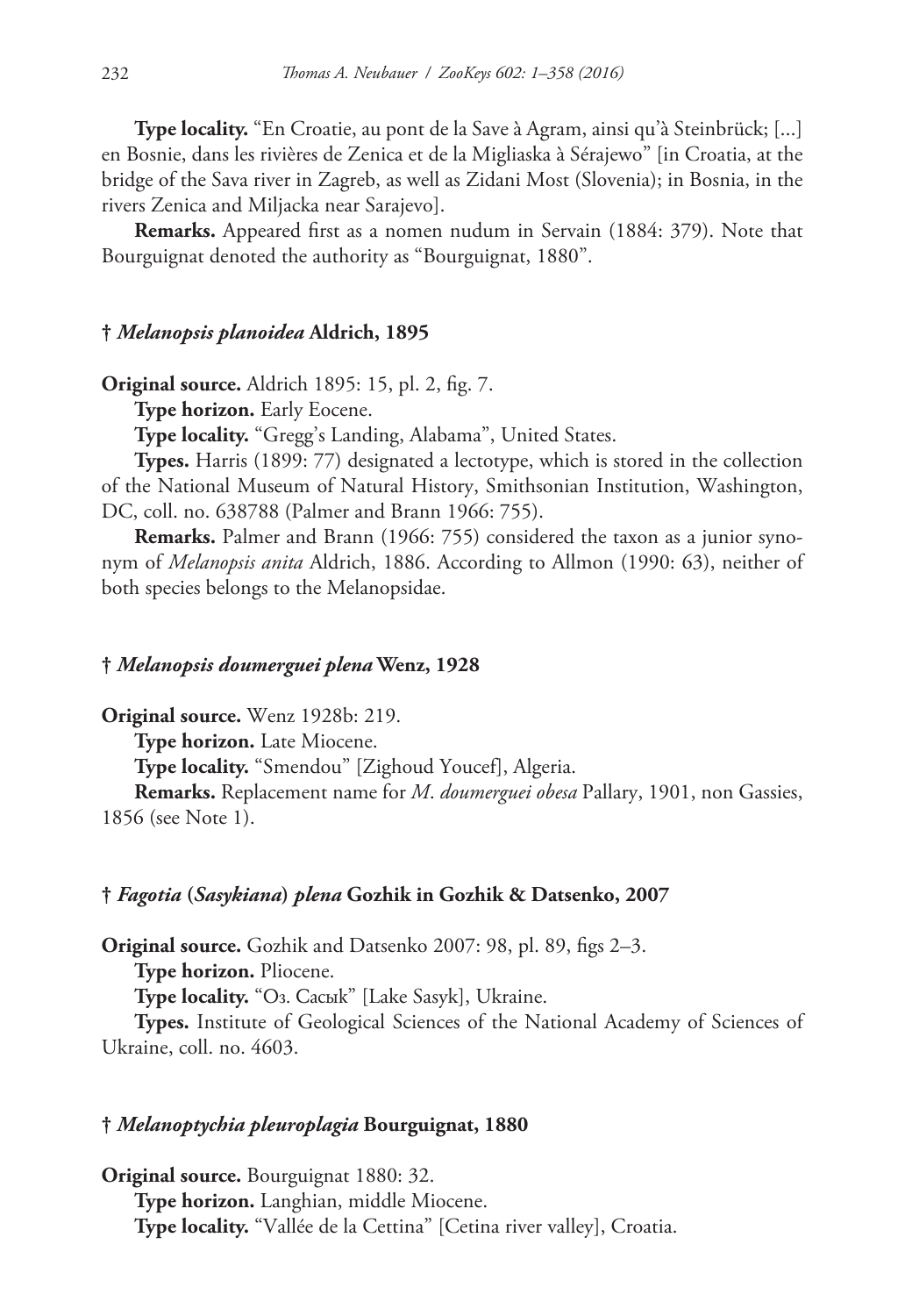**Type locality.** "En Croatie, au pont de la Save à Agram, ainsi qu'à Steinbrück; [...] en Bosnie, dans les rivières de Zenica et de la Migliaska à Sérajewo" [in Croatia, at the bridge of the Sava river in Zagreb, as well as Zidani Most (Slovenia); in Bosnia, in the rivers Zenica and Miljacka near Sarajevo].

**Remarks.** Appeared first as a nomen nudum in Servain (1884: 379). Note that Bourguignat denoted the authority as "Bourguignat, 1880".

### † *Melanopsis planoidea* Aldrich, 1895

**Original source.** Aldrich 1895: 15, pl. 2, fig. 7.

**Type horizon.** Early Eocene.

**Type locality.** "Gregg's Landing, Alabama", United States.

**Types.** Harris (1899: 77) designated a lectotype, which is stored in the collection of the National Museum of Natural History, Smithsonian Institution, Washington, DC, coll. no. 638788 (Palmer and Brann 1966: 755).

**Remarks.** Palmer and Brann (1966: 755) considered the taxon as a junior synonym of *Melanopsis anita* Aldrich, 1886. According to Allmon (1990: 63), neither of both species belongs to the Melanopsidae.

### † *Melanopsis doumerguei plena* Wenz, 1928

**Original source.** Wenz 1928b: 219.

**Type horizon.** Late Miocene.

**Type locality.** "Smendou" [Zighoud Youcef], Algeria.

**Remarks.** Replacement name for *M. doumerguei obesa* Pallary, 1901, non Gassies, 1856 (see Note 1).

### † *Fagotia* (*Sasykiana*) *plena* Gozhik in Gozhik & Datsenko, 2007

**Original source.** Gozhik and Datsenko 2007: 98, pl. 89, figs 2–3.

**Type horizon.** Pliocene.

**Type locality.** "Оз. Сасык" [Lake Sasyk], Ukraine.

**Types.** Institute of Geological Sciences of the National Academy of Sciences of Ukraine, coll. no. 4603.

### † *Melanoptychia pleuroplagia* Bourguignat, 1880

**Original source.** Bourguignat 1880: 32.

**Type horizon.** Langhian, middle Miocene.

**Type locality.** "Vallée de la Cettina" [Cetina river valley], Croatia.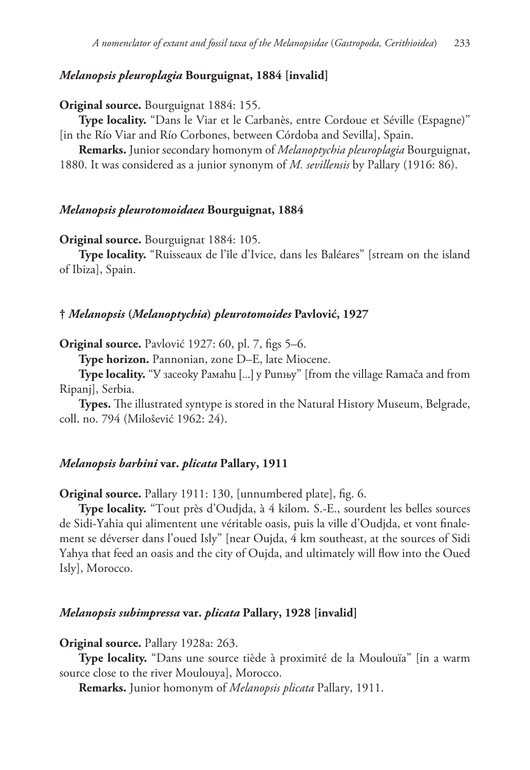### *Melanopsis pleuroplagia* Bourguignat, 1884 [invalid]

**Original source.** Bourguignat 1884: 155.

**Type locality.** "Dans le Viar et le Carbanès, entre Cordoue et Séville (Espagne)" [in the Río Viar and Río Corbones, between Córdoba and Sevilla], Spain.

**Remarks.** Junior secondary homonym of *Melanoptychia pleuroplagia* Bourguignat, 1880. It was considered as a junior synonym of *M. sevillensis* by Pallary (1916: 86).

### *Melanopsis pleurotomoidaea* Bourguignat, 1884

**Original source.** Bourguignat 1884: 105.

**Type locality.** "Ruisseaux de l'île d'Ivice, dans les Baléares" [stream on the island of Ibiza], Spain.

### † *Melanopsis* (*Melanoptychia*) *pleurotomoides* Pavlović, 1927

**Original source.** Pavlović 1927: 60, pl. 7, figs 5–6.

**Type horizon.** Pannonian, zone D–E, late Miocene.

**Type locality.** "У засеоку Рамаћи [...] у Рипњу" [from the village Ramača and from Ripanj], Serbia.

**Types.** The illustrated syntype is stored in the Natural History Museum, Belgrade, coll. no. 794 (Milošević 1962: 24).

### *Melanopsis barbini* var. *plicata* Pallary, 1911

**Original source.** Pallary 1911: 130, [unnumbered plate], fig. 6.

**Type locality.** "Tout près d'Oudjda, à 4 kilom. S.-E., sourdent les belles sources de Sidi-Yahia qui alimentent une véritable oasis, puis la ville d'Oudjda, et vont finalement se déverser dans l'oued Isly" [near Oujda, 4 km southeast, at the sources of Sidi Yahya that feed an oasis and the city of Oujda, and ultimately will flow into the Oued Isly], Morocco.

### *Melanopsis subimpressa* var. *plicata* Pallary, 1928 [invalid]

**Original source.** Pallary 1928a: 263.

**Type locality.** "Dans une source tiède à proximité de la Moulouïa" [in a warm source close to the river Moulouya], Morocco.

**Remarks.** Junior homonym of *Melanopsis plicata* Pallary, 1911.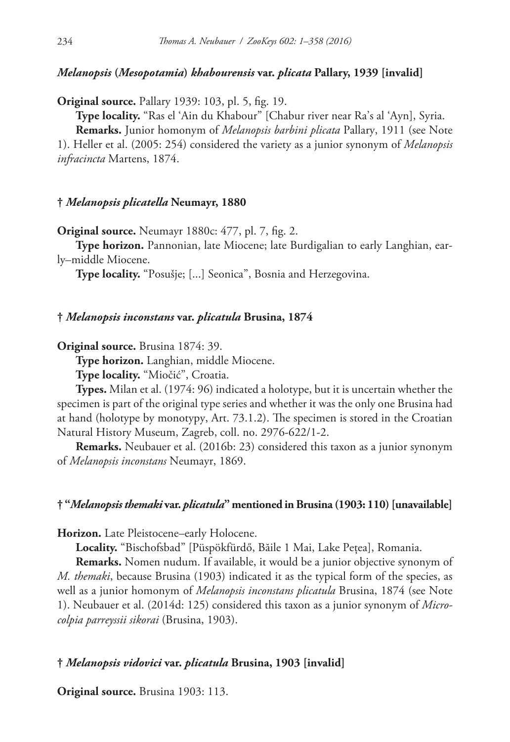#### *Melanopsis* (*Mesopotamia*) *khabourensis* var. *plicata* Pallary, 1939 [invalid]

**Original source.** Pallary 1939: 103, pl. 5, fig. 19.

**Type locality.** "Ras el 'Ain du Khabour" [Chabur river near Ra's al 'Ayn], Syria.

**Remarks.** Junior homonym of *Melanopsis barbini plicata* Pallary, 1911 (see Note 1). Heller et al. (2005: 254) considered the variety as a junior synonym of *Melanopsis infracincta* Martens, 1874.

#### † *Melanopsis plicatella* Neumayr, 1880

**Original source.** Neumayr 1880c: 477, pl. 7, fig. 2.

**Type horizon.** Pannonian, late Miocene; late Burdigalian to early Langhian, early–middle Miocene.

**Type locality.** "Posušje; [...] Seonica", Bosnia and Herzegovina.

#### † *Melanopsis inconstans* var. *plicatula* Brusina, 1874

**Original source.** Brusina 1874: 39.

**Type horizon.** Langhian, middle Miocene.

**Type locality.** "Miočić", Croatia.

**Types.** Milan et al. (1974: 96) indicated a holotype, but it is uncertain whether the specimen is part of the original type series and whether it was the only one Brusina had at hand (holotype by monotypy, Art. 73.1.2). The specimen is stored in the Croatian Natural History Museum, Zagreb, coll. no. 2976-622/1-2.

**Remarks.** Neubauer et al. (2016b: 23) considered this taxon as a junior synonym of *Melanopsis inconstans* Neumayr, 1869.

#### † "*Melanopsis themaki* var. *plicatula*" mentioned in Brusina (1903: 110) [unavailable]

**Horizon.** Late Pleistocene–early Holocene.

**Locality.** "Bischofsbad" [Püspökfürdő, Băile 1 Mai, Lake Peţea], Romania.

**Remarks.** Nomen nudum. If available, it would be a junior objective synonym of *M. themaki*, because Brusina (1903) indicated it as the typical form of the species, as well as a junior homonym of *Melanopsis inconstans plicatula* Brusina, 1874 (see Note 1). Neubauer et al. (2014d: 125) considered this taxon as a junior synonym of *Microcolpia parreyssii sikorai* (Brusina, 1903).

#### † *Melanopsis vidovici* var. *plicatula* Brusina, 1903 [invalid]

**Original source.** Brusina 1903: 113.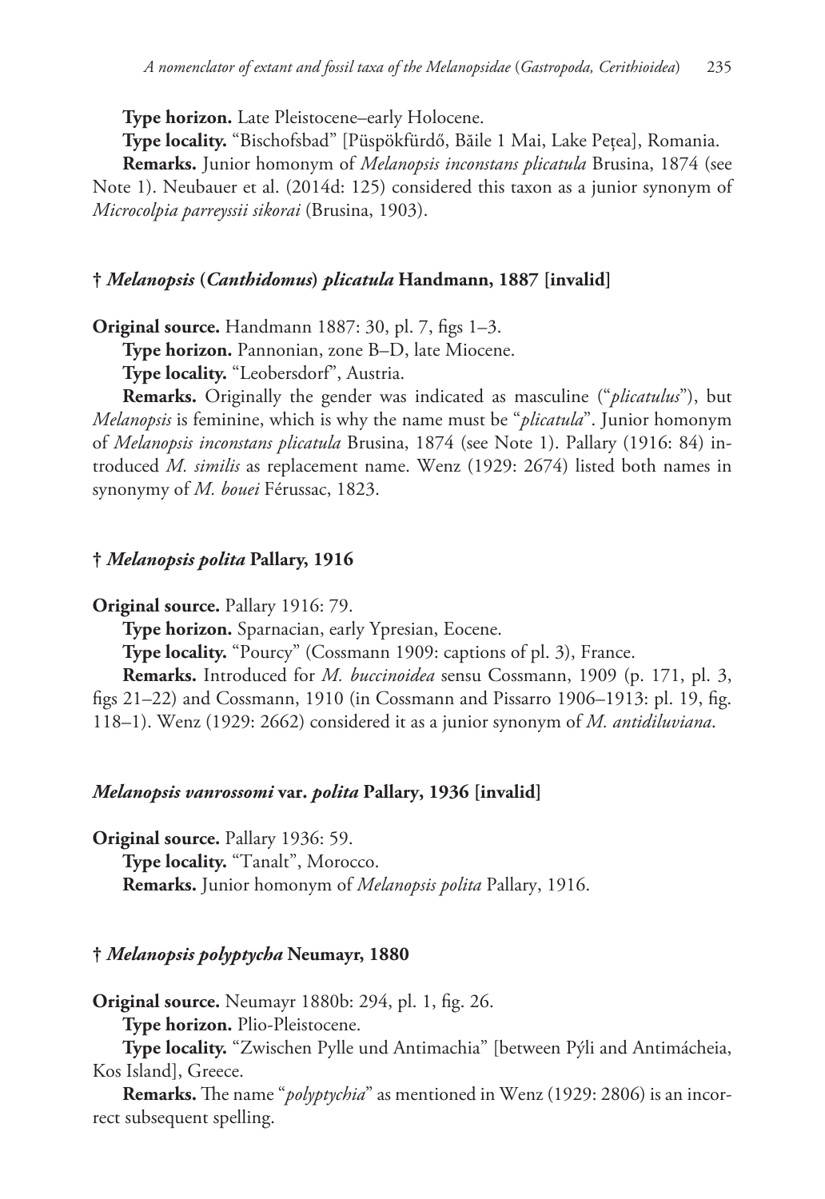**Type horizon.** Late Pleistocene–early Holocene.

**Type locality.** “Bischofsbad” [Püspökfürdő, Băile 1 Mai, Lake Pețea], Romania.

**Remarks.** Junior homonym of *Melanopsis inconstans plicatula* Brusina, 1874 (see Note 1). Neubauer et al. (2014d: 125) considered this taxon as a junior synonym of *Microcolpia parreyssii sikorai* (Brusina, 1903).

### † *Melanopsis* (*Canthidomus*) *plicatula* Handmann, 1887 [invalid]

**Original source.** Handmann 1887: 30, pl. 7, figs 1–3.

**Type horizon.** Pannonian, zone B–D, late Miocene.

**Type locality.** “Leobersdorf”, Austria.

**Remarks.** Originally the gender was indicated as masculine (“*plicatulus*”), but *Melanopsis* is feminine, which is why the name must be “*plicatula*”. Junior homonym of *Melanopsis inconstans plicatula* Brusina, 1874 (see Note 1). Pallary (1916: 84) introduced *M. similis* as replacement name. Wenz (1929: 2674) listed both names in synonymy of *M. bouei* Férussac, 1823.

### † *Melanopsis polita* Pallary, 1916

**Original source.** Pallary 1916: 79.

**Type horizon.** Sparnacian, early Ypresian, Eocene.

**Type locality.** “Pourcy” (Cossmann 1909: captions of pl. 3), France.

**Remarks.** Introduced for *M. buccinoidea* sensu Cossmann, 1909 (p. 171, pl. 3, figs 21–22) and Cossmann, 1910 (in Cossmann and Pissarro 1906–1913: pl. 19, fig. 118–1). Wenz (1929: 2662) considered it as a junior synonym of *M. antidiluviana*.

### *Melanopsis vanrossomi* var. *polita* Pallary, 1936 [invalid]

**Original source.** Pallary 1936: 59.

**Type locality.** “Tanalt”, Morocco.

**Remarks.** Junior homonym of *Melanopsis polita* Pallary, 1916.

### † *Melanopsis polyptycha* Neumayr, 1880

**Original source.** Neumayr 1880b: 294, pl. 1, fig. 26.

**Type horizon.** Plio-Pleistocene.

**Type locality.** “Zwischen Pylle und Antimachia” [between Pýli and Antimácheia, Kos Island], Greece.

**Remarks.** The name “*polyptychia*” as mentioned in Wenz (1929: 2806) is an incorrect subsequent spelling.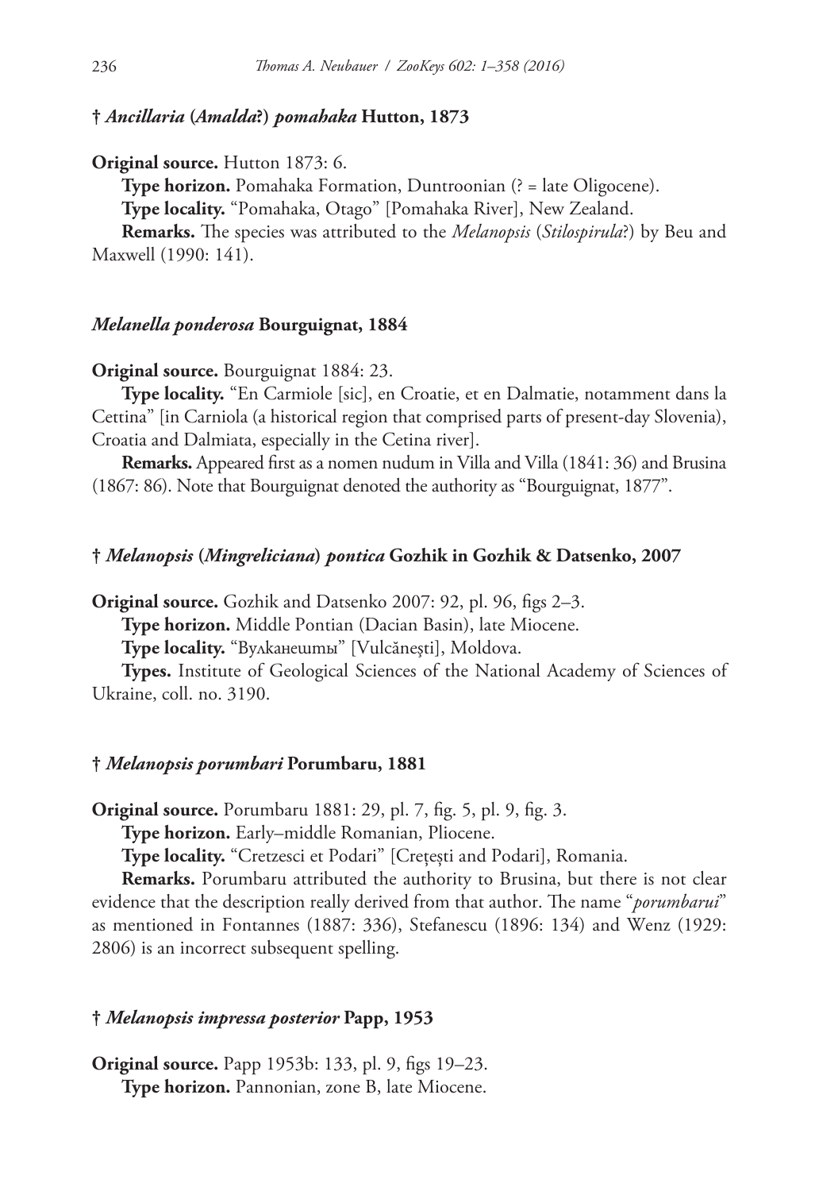### † *Ancillaria* (*Amalda*?) *pomahaka* Hutton, 1873

**Original source.** Hutton 1873: 6.

**Type horizon.** Pomahaka Formation, Duntroonian (? = late Oligocene).

**Type locality.** "Pomahaka, Otago" [Pomahaka River], New Zealand.

**Remarks.** The species was attributed to the *Melanopsis* (*Stilospirula*?) by Beu and Maxwell (1990: 141).

### *Melanella ponderosa* Bourguignat, 1884

**Original source.** Bourguignat 1884: 23.

**Type locality.** "En Carmiole [sic], en Croatie, et en Dalmatie, notamment dans la Cettina" [in Carniola (a historical region that comprised parts of present-day Slovenia), Croatia and Dalmiata, especially in the Cetina river].

**Remarks.** Appeared first as a nomen nudum in Villa and Villa (1841: 36) and Brusina (1867: 86). Note that Bourguignat denoted the authority as "Bourguignat, 1877".

### † *Melanopsis* (*Mingreliciana*) *pontica* Gozhik in Gozhik & Datsenko, 2007

**Original source.** Gozhik and Datsenko 2007: 92, pl. 96, figs 2–3.

**Type horizon.** Middle Pontian (Dacian Basin), late Miocene.

**Type locality.** "Вулканешты" [Vulcăneşti], Moldova.

**Types.** Institute of Geological Sciences of the National Academy of Sciences of Ukraine, coll. no. 3190.

### † *Melanopsis porumbari* Porumbaru, 1881

**Original source.** Porumbaru 1881: 29, pl. 7, fig. 5, pl. 9, fig. 3.

**Type horizon.** Early–middle Romanian, Pliocene.

**Type locality.** "Cretzesci et Podari" [Creţeşti and Podari], Romania.

**Remarks.** Porumbaru attributed the authority to Brusina, but there is not clear evidence that the description really derived from that author. The name "*porumbarui*" as mentioned in Fontannes (1887: 336), Stefanescu (1896: 134) and Wenz (1929: 2806) is an incorrect subsequent spelling.

### † *Melanopsis impressa posterior* Papp, 1953

**Original source.** Papp 1953b: 133, pl. 9, figs 19–23.

**Type horizon.** Pannonian, zone B, late Miocene.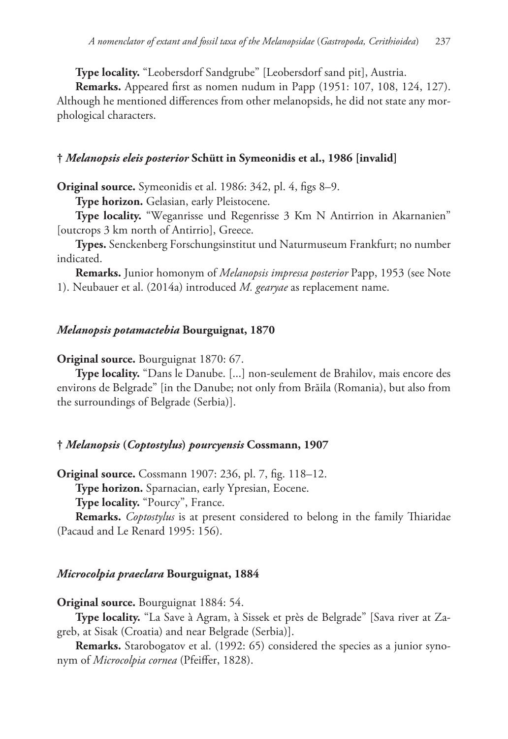**Type locality.** "Leobersdorf Sandgrube" [Leobersdorf sand pit], Austria.

**Remarks.** Appeared first as nomen nudum in Papp (1951: 107, 108, 124, 127). Although he mentioned differences from other melanopsids, he did not state any morphological characters.

### † *Melanopsis eleis posterior* Schütt in Symeonidis et al., 1986 [invalid]

**Original source.** Symeonidis et al. 1986: 342, pl. 4, figs 8–9.

**Type horizon.** Gelasian, early Pleistocene.

**Type locality.** "Weganrisse und Regenrisse 3 Km N Antirrion in Akarnanien" [outcrops 3 km north of Antirrio], Greece.

**Types.** Senckenberg Forschungsinstitut und Naturmuseum Frankfurt; no number indicated.

**Remarks.** Junior homonym of *Melanopsis impressa posterior* Papp, 1953 (see Note 1). Neubauer et al. (2014a) introduced *M. gearyae* as replacement name.

### *Melanopsis potamactebia* Bourguignat, 1870

**Original source.** Bourguignat 1870: 67.

**Type locality.** "Dans le Danube. [...] non-seulement de Brahilov, mais encore des environs de Belgrade" [in the Danube; not only from Brăila (Romania), but also from the surroundings of Belgrade (Serbia)].

### † *Melanopsis* (*Coptostylus*) *pourcyensis* Cossmann, 1907

**Original source.** Cossmann 1907: 236, pl. 7, fig. 118–12.

**Type horizon.** Sparnacian, early Ypresian, Eocene.

**Type locality.** "Pourcy", France.

**Remarks.** *Coptostylus* is at present considered to belong in the family Thiaridae (Pacaud and Le Renard 1995: 156).

### *Microcolpia praeclara* Bourguignat, 1884

**Original source.** Bourguignat 1884: 54.

**Type locality.** "La Save à Agram, à Sissek et près de Belgrade" [Sava river at Zagreb, at Sisak (Croatia) and near Belgrade (Serbia)].

**Remarks.** Starobogatov et al. (1992: 65) considered the species as a junior synonym of *Microcolpia cornea* (Pfeiffer, 1828).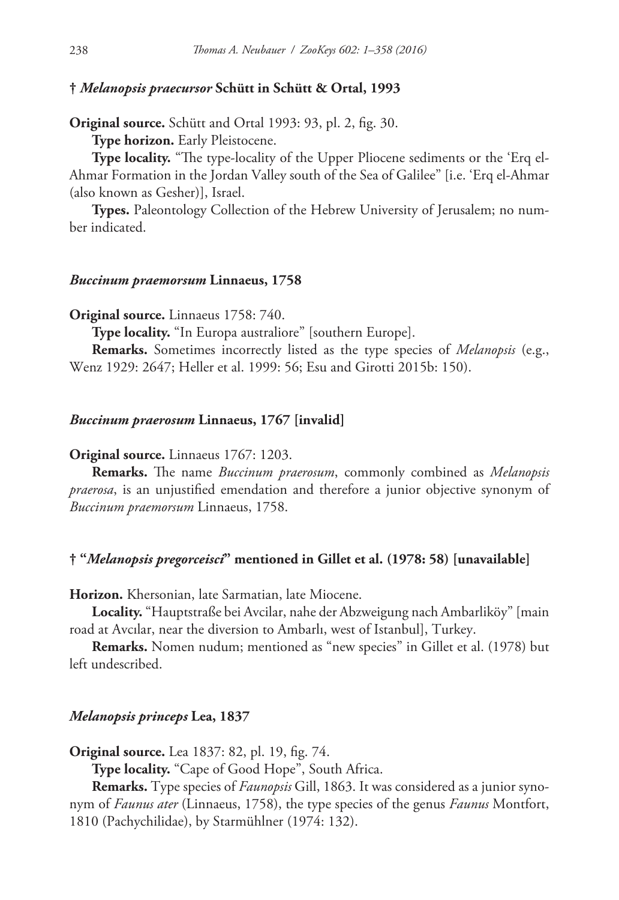### † *Melanopsis praecursor* Schütt in Schütt & Ortal, 1993

**Original source.** Schütt and Ortal 1993: 93, pl. 2, fig. 30.

**Type horizon.** Early Pleistocene.

**Type locality.** "The type-locality of the Upper Pliocene sediments or the 'Erq el-Ahmar Formation in the Jordan Valley south of the Sea of Galilee" [i.e. 'Erq el-Ahmar (also known as Gesher)], Israel.

**Types.** Paleontology Collection of the Hebrew University of Jerusalem; no number indicated.

### *Buccinum praemorsum* Linnaeus, 1758

**Original source.** Linnaeus 1758: 740.

**Type locality.** "In Europa australiore" [southern Europe].

**Remarks.** Sometimes incorrectly listed as the type species of *Melanopsis* (e.g., Wenz 1929: 2647; Heller et al. 1999: 56; Esu and Girotti 2015b: 150).

### *Buccinum praerosum* Linnaeus, 1767 [invalid]

**Original source.** Linnaeus 1767: 1203.

**Remarks.** The name *Buccinum praerosum*, commonly combined as *Melanopsis praerosa*, is an unjustified emendation and therefore a junior objective synonym of *Buccinum praemorsum* Linnaeus, 1758.

### † "*Melanopsis pregorceisci*" mentioned in Gillet et al. (1978: 58) [unavailable]

**Horizon.** Khersonian, late Sarmatian, late Miocene.

**Locality.** "Hauptstraße bei Avcilar, nahe der Abzweigung nach Ambarliköy" [main road at Avcılar, near the diversion to Ambarlı, west of Istanbul], Turkey.

**Remarks.** Nomen nudum; mentioned as "new species" in Gillet et al. (1978) but left undescribed.

### *Melanopsis princeps* Lea, 1837

**Original source.** Lea 1837: 82, pl. 19, fig. 74.

**Type locality.** "Cape of Good Hope", South Africa.

**Remarks.** Type species of *Faunopsis* Gill, 1863. It was considered as a junior synonym of *Faunus ater* (Linnaeus, 1758), the type species of the genus *Faunus* Montfort, 1810 (Pachychilidae), by Starmühlner (1974: 132).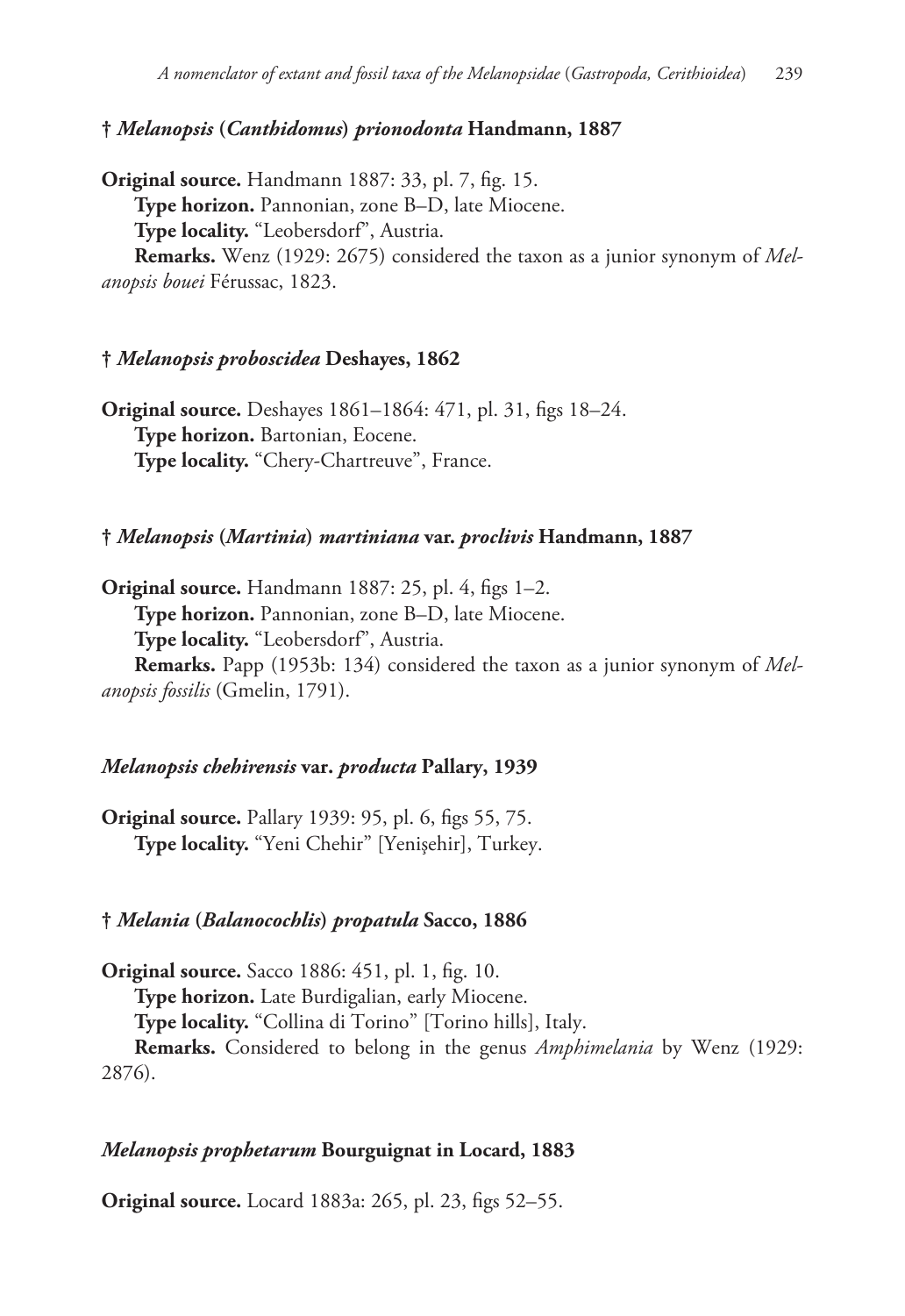### † *Melanopsis* (*Canthidomus*) *prionodonta* Handmann, 1887

**Original source.** Handmann 1887: 33, pl. 7, fig. 15.

**Type horizon.** Pannonian, zone B–D, late Miocene.

**Type locality.** "Leobersdorf", Austria.

**Remarks.** Wenz (1929: 2675) considered the taxon as a junior synonym of *Melanopsis bouei* Férussac, 1823.

### † *Melanopsis proboscidea* Deshayes, 1862

**Original source.** Deshayes 1861–1864: 471, pl. 31, figs 18–24.

**Type horizon.** Bartonian, Eocene.

**Type locality.** "Chery-Chartreuve", France.

### † *Melanopsis* (*Martinia*) *martiniana* var. *proclivis* Handmann, 1887

**Original source.** Handmann 1887: 25, pl. 4, figs 1–2.

**Type horizon.** Pannonian, zone B–D, late Miocene.

**Type locality.** "Leobersdorf", Austria.

**Remarks.** Papp (1953b: 134) considered the taxon as a junior synonym of *Melanopsis fossilis* (Gmelin, 1791).

### *Melanopsis chehirensis* var. *producta* Pallary, 1939

**Original source.** Pallary 1939: 95, pl. 6, figs 55, 75.

**Type locality.** "Yeni Chehir" [Yenişehir], Turkey.

### † *Melania* (*Balanocochlis*) *propatula* Sacco, 1886

**Original source.** Sacco 1886: 451, pl. 1, fig. 10.

**Type horizon.** Late Burdigalian, early Miocene.

**Type locality.** "Collina di Torino" [Torino hills], Italy.

**Remarks.** Considered to belong in the genus *Amphimelania* by Wenz (1929: 2876).

### *Melanopsis prophetarum* Bourguignat in Locard, 1883

**Original source.** Locard 1883a: 265, pl. 23, figs 52–55.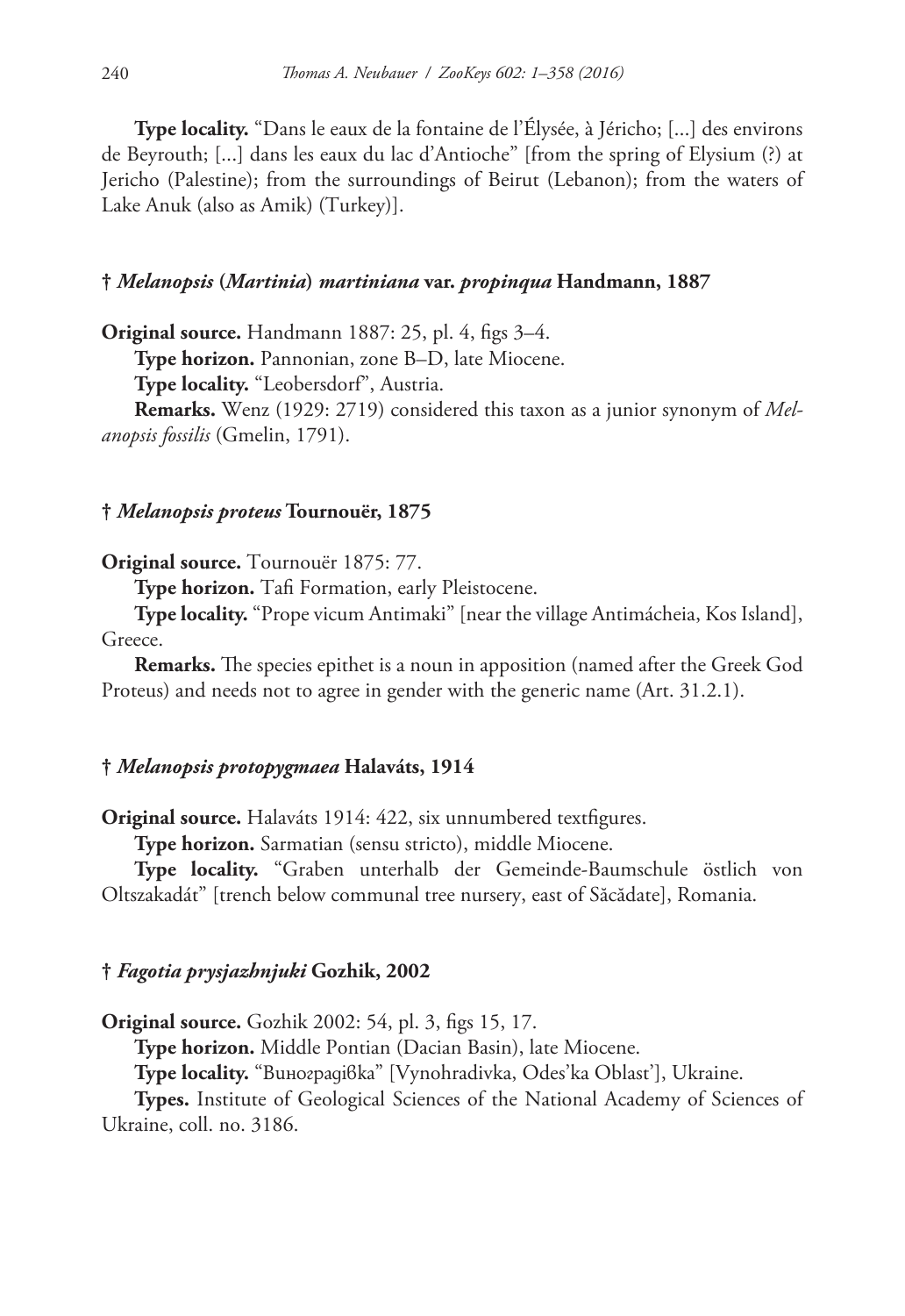**Type locality.** "Dans le eaux de la fontaine de l'Élysée, à Jéricho; [...] des environs de Beyrouth; [...] dans les eaux du lac d'Antioche" [from the spring of Elysium (?) at Jericho (Palestine); from the surroundings of Beirut (Lebanon); from the waters of Lake Anuk (also as Amik) (Turkey)].

### † *Melanopsis* (*Martinia*) *martiniana* var. *propinqua* Handmann, 1887

**Original source.** Handmann 1887: 25, pl. 4, figs 3–4.

**Type horizon.** Pannonian, zone B–D, late Miocene.

**Type locality.** "Leobersdorf", Austria.

**Remarks.** Wenz (1929: 2719) considered this taxon as a junior synonym of *Melanopsis fossilis* (Gmelin, 1791).

### † *Melanopsis proteus* Tournouër, 1875

**Original source.** Tournouër 1875: 77.

**Type horizon.** Tafi Formation, early Pleistocene.

**Type locality.** "Prope vicum Antimaki" [near the village Antimácheia, Kos Island], Greece.

**Remarks.** The species epithet is a noun in apposition (named after the Greek God Proteus) and needs not to agree in gender with the generic name (Art. 31.2.1).

### † *Melanopsis protopygmaea* Halaváts, 1914

**Original source.** Halaváts 1914: 422, six unnumbered textfigures.

**Type horizon.** Sarmatian (sensu stricto), middle Miocene.

**Type locality.** "Graben unterhalb der Gemeinde-Baumschule östlich von Oltszakadát" [trench below communal tree nursery, east of Săcădate], Romania.

### † *Fagotia prysjazhnjuki* Gozhik, 2002

**Original source.** Gozhik 2002: 54, pl. 3, figs 15, 17.

**Type horizon.** Middle Pontian (Dacian Basin), late Miocene.

**Type locality.** "Виноградівка" [Vynohradivka, Odes'ka Oblast'], Ukraine.

**Types.** Institute of Geological Sciences of the National Academy of Sciences of Ukraine, coll. no. 3186.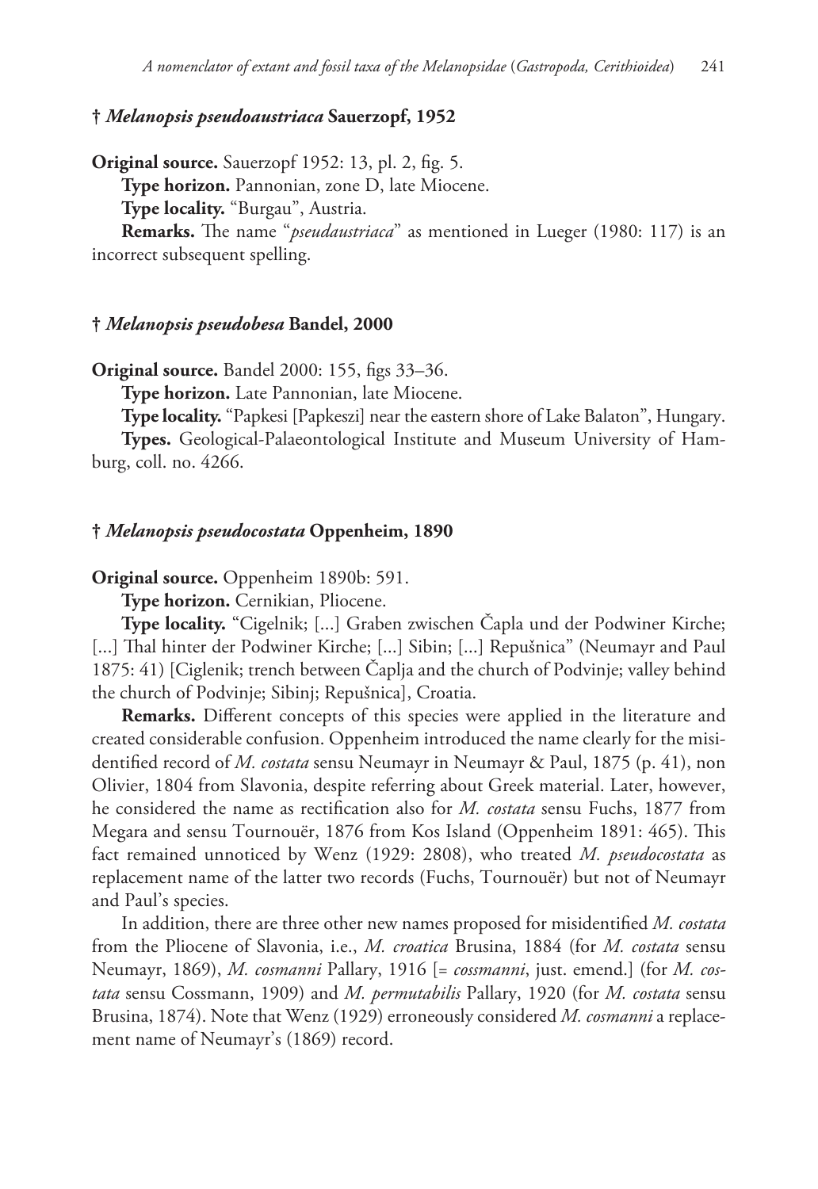### † *Melanopsis pseudoaustriaca* Sauerzopf, 1952

**Original source.** Sauerzopf 1952: 13, pl. 2, fig. 5.

**Type horizon.** Pannonian, zone D, late Miocene.

**Type locality.** "Burgau", Austria.

**Remarks.** The name "*pseudaustriaca*" as mentioned in Lueger (1980: 117) is an incorrect subsequent spelling.

### † *Melanopsis pseudobesa* Bandel, 2000

**Original source.** Bandel 2000: 155, figs 33–36.

**Type horizon.** Late Pannonian, late Miocene.

**Type locality.** "Papkesi [Papkeszi] near the eastern shore of Lake Balaton", Hungary.

**Types.** Geological-Palaeontological Institute and Museum University of Hamburg, coll. no. 4266.

### † *Melanopsis pseudocostata* Oppenheim, 1890

**Original source.** Oppenheim 1890b: 591.

**Type horizon.** Cernikian, Pliocene.

**Type locality.** "Cigelnik; [...] Graben zwischen Čapla und der Podwiner Kirche; [...] Thal hinter der Podwiner Kirche; [...] Sibin; [...] Repušnica" (Neumayr and Paul 1875: 41) [Ciglenik; trench between Čaplja and the church of Podvinje; valley behind the church of Podvinje; Sibinj; Repušnica], Croatia.

**Remarks.** Different concepts of this species were applied in the literature and created considerable confusion. Oppenheim introduced the name clearly for the misidentified record of *M. costata* sensu Neumayr in Neumayr & Paul, 1875 (p. 41), non Olivier, 1804 from Slavonia, despite referring about Greek material. Later, however, he considered the name as rectification also for *M. costata* sensu Fuchs, 1877 from Megara and sensu Tournouër, 1876 from Kos Island (Oppenheim 1891: 465). This fact remained unnoticed by Wenz (1929: 2808), who treated *M. pseudocostata* as replacement name of the latter two records (Fuchs, Tournouër) but not of Neumayr and Paul's species.

In addition, there are three other new names proposed for misidentified *M. costata* from the Pliocene of Slavonia, i.e., *M. croatica* Brusina, 1884 (for *M. costata* sensu Neumayr, 1869), *M. cosmanni* Pallary, 1916 [= *cossmanni*, just. emend.] (for *M. costata* sensu Cossmann, 1909) and *M. permutabilis* Pallary, 1920 (for *M. costata* sensu Brusina, 1874). Note that Wenz (1929) erroneously considered *M. cosmanni* a replacement name of Neumayr's (1869) record.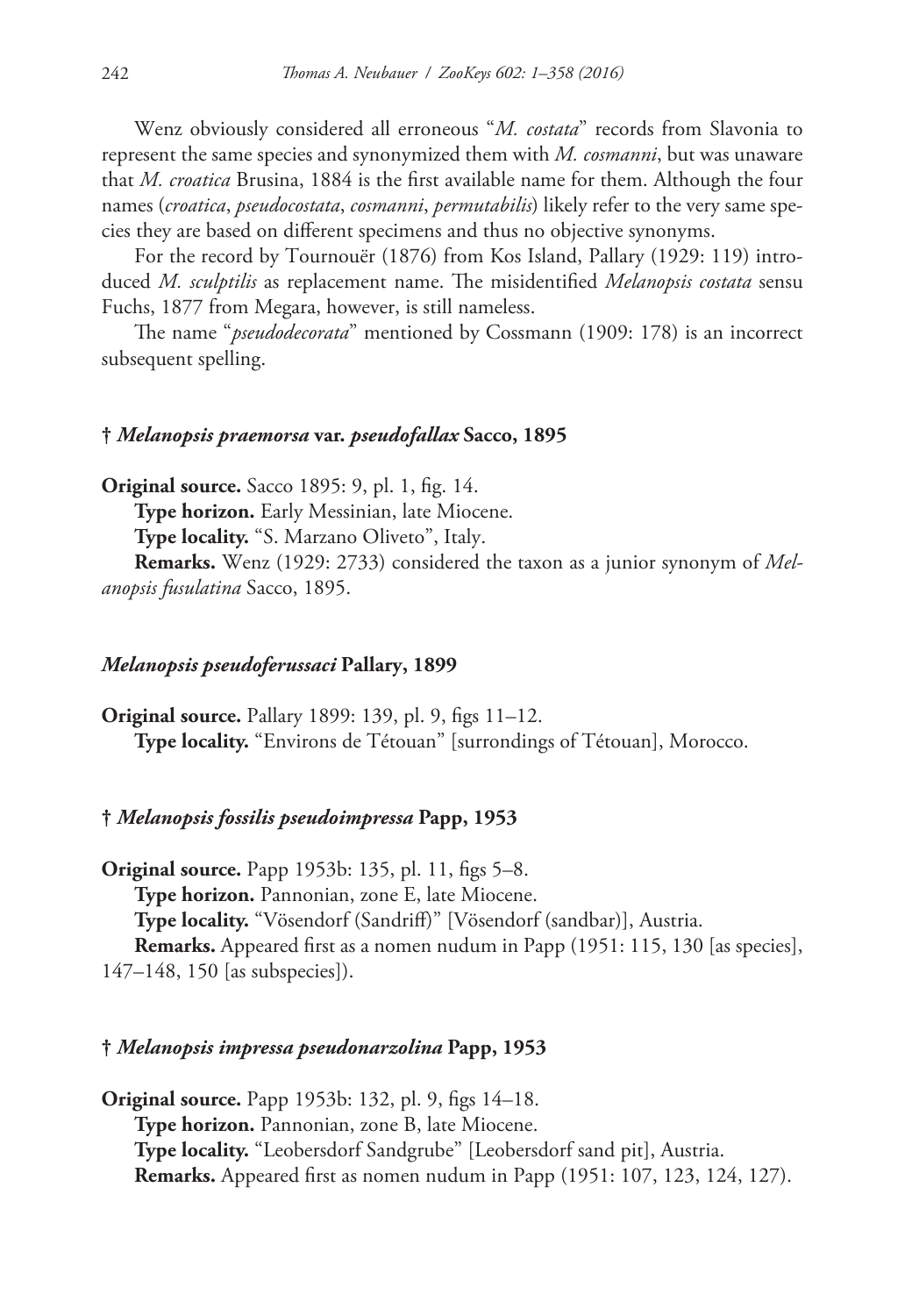Wenz obviously considered all erroneous "*M. costata*" records from Slavonia to represent the same species and synonymized them with *M. cosmanni*, but was unaware that *M. croatica* Brusina, 1884 is the first available name for them. Although the four names (*croatica*, *pseudocostata*, *cosmanni*, *permutabilis*) likely refer to the very same species they are based on different specimens and thus no objective synonyms.

For the record by Tournouër (1876) from Kos Island, Pallary (1929: 119) introduced *M. sculptilis* as replacement name. The misidentified *Melanopsis costata* sensu Fuchs, 1877 from Megara, however, is still nameless.

The name "*pseudodecorata*" mentioned by Cossmann (1909: 178) is an incorrect subsequent spelling.

### † *Melanopsis praemorsa* var. *pseudofallax* Sacco, 1895

**Original source.** Sacco 1895: 9, pl. 1, fig. 14.

**Type horizon.** Early Messinian, late Miocene.

**Type locality.** "S. Marzano Oliveto", Italy.

**Remarks.** Wenz (1929: 2733) considered the taxon as a junior synonym of *Melanopsis fusulatina* Sacco, 1895.

### *Melanopsis pseudoferussaci* Pallary, 1899

**Original source.** Pallary 1899: 139, pl. 9, figs 11–12.

**Type locality.** "Environs de Tétouan" [surrondings of Tétouan], Morocco.

### † *Melanopsis fossilis pseudoimpressa* Papp, 1953

**Original source.** Papp 1953b: 135, pl. 11, figs 5–8.

**Type horizon.** Pannonian, zone E, late Miocene.

**Type locality.** "Vösendorf (Sandriff)" [Vösendorf (sandbar)], Austria.

**Remarks.** Appeared first as a nomen nudum in Papp (1951: 115, 130 [as species], 147–148, 150 [as subspecies]).

### † *Melanopsis impressa pseudonarzolina* Papp, 1953

**Original source.** Papp 1953b: 132, pl. 9, figs 14–18.

**Type horizon.** Pannonian, zone B, late Miocene.

**Type locality.** "Leobersdorf Sandgrube" [Leobersdorf sand pit], Austria.

**Remarks.** Appeared first as nomen nudum in Papp (1951: 107, 123, 124, 127).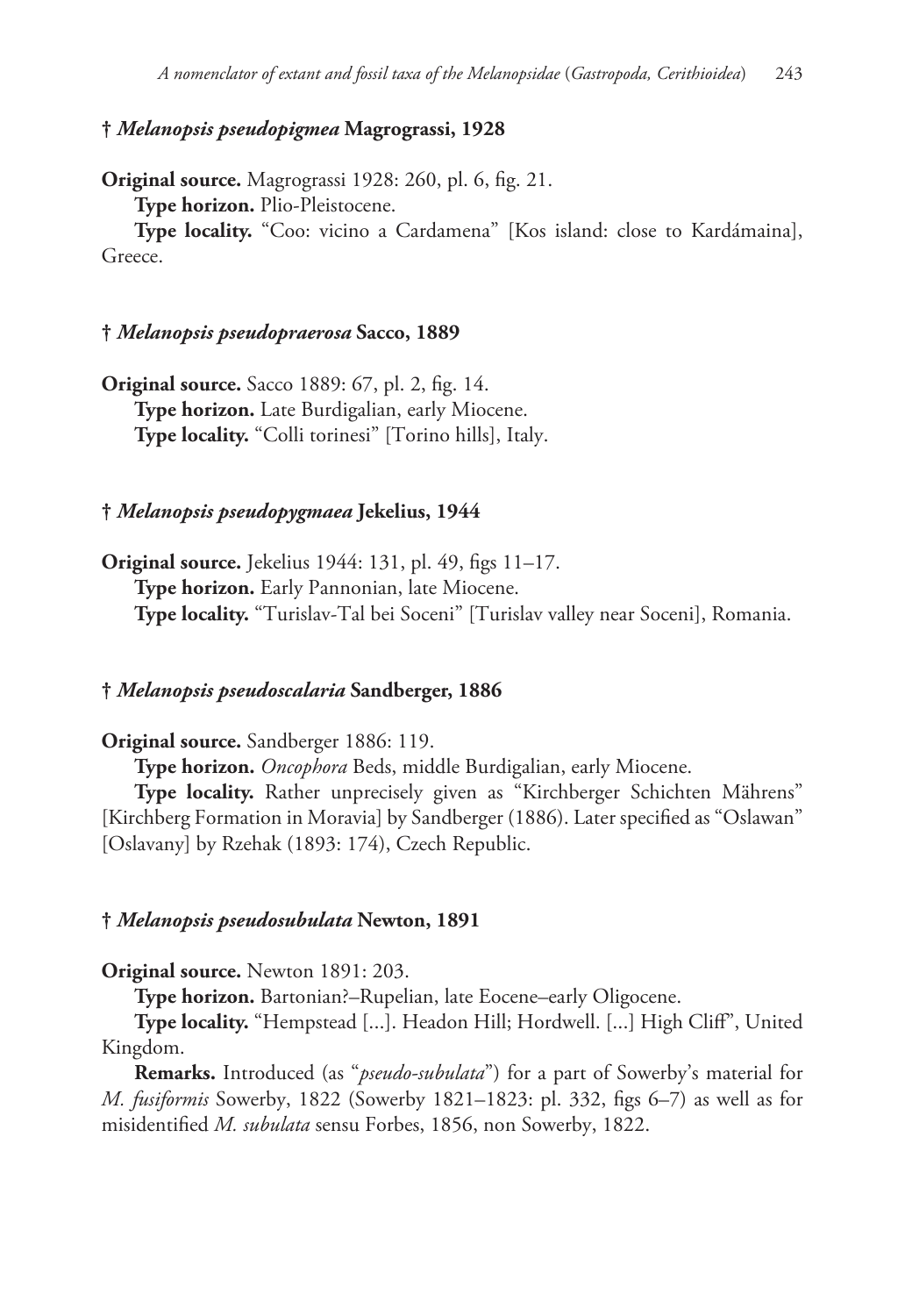### † *Melanopsis pseudopigmea* Magrograssi, 1928

**Original source.** Magrograssi 1928: 260, pl. 6, fig. 21.

**Type horizon.** Plio-Pleistocene.

**Type locality.** “Coo: vicino a Cardamena” [Kos island: close to Kardámaina], Greece.

### † *Melanopsis pseudopraerosa* Sacco, 1889

**Original source.** Sacco 1889: 67, pl. 2, fig. 14.

**Type horizon.** Late Burdigalian, early Miocene.

**Type locality.** “Colli torinesi” [Torino hills], Italy.

### † *Melanopsis pseudopygmaea* Jekelius, 1944

**Original source.** Jekelius 1944: 131, pl. 49, figs 11–17.

**Type horizon.** Early Pannonian, late Miocene.

**Type locality.** “Turislav-Tal bei Soceni” [Turislav valley near Soceni], Romania.

### † *Melanopsis pseudoscalaria* Sandberger, 1886

**Original source.** Sandberger 1886: 119.

**Type horizon.** *Oncophora* Beds, middle Burdigalian, early Miocene.

**Type locality.** Rather unprecisely given as “Kirchberger Schichten Mährens” [Kirchberg Formation in Moravia] by Sandberger (1886). Later specified as “Oslawan” [Oslavany] by Rzehak (1893: 174), Czech Republic.

### † *Melanopsis pseudosubulata* Newton, 1891

**Original source.** Newton 1891: 203.

**Type horizon.** Bartonian?–Rupelian, late Eocene–early Oligocene.

**Type locality.** “Hempstead [...]. Headon Hill; Hordwell. [...] High Cliff”, United Kingdom.

**Remarks.** Introduced (as “*pseudo-subulata*”) for a part of Sowerby’s material for *M. fusiformis* Sowerby, 1822 (Sowerby 1821–1823: pl. 332, figs 6–7) as well as for misidentified *M. subulata* sensu Forbes, 1856, non Sowerby, 1822.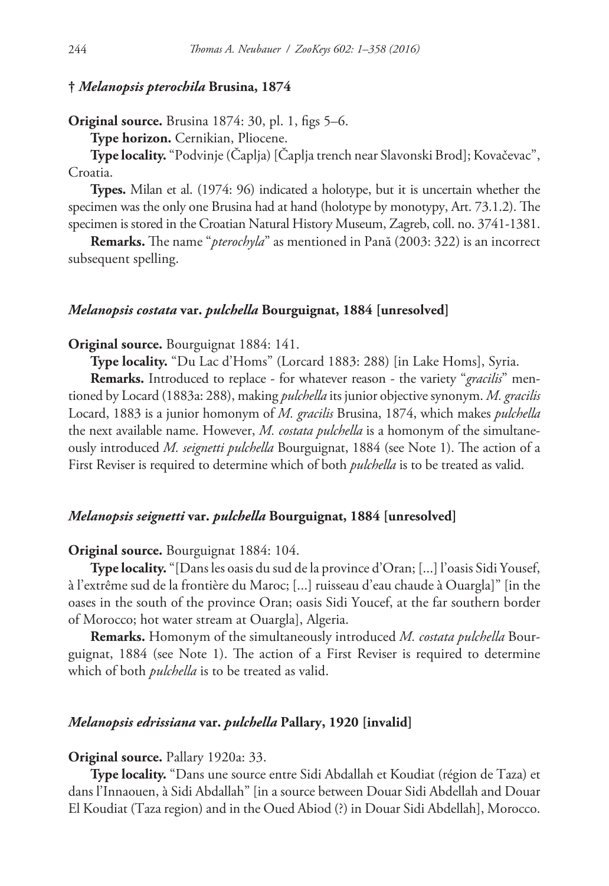### † *Melanopsis pterochila* Brusina, 1874

**Original source.** Brusina 1874: 30, pl. 1, figs 5–6.

**Type horizon.** Cernikian, Pliocene.

**Type locality.** "Podvinje (Čaplja) [Čaplja trench near Slavonski Brod]; Kovačevac", Croatia.

**Types.** Milan et al. (1974: 96) indicated a holotype, but it is uncertain whether the specimen was the only one Brusina had at hand (holotype by monotypy, Art. 73.1.2). The specimen is stored in the Croatian Natural History Museum, Zagreb, coll. no. 3741-1381.

**Remarks.** The name "*pterochyla*" as mentioned in Pană (2003: 322) is an incorrect subsequent spelling.

### *Melanopsis costata* var. *pulchella* Bourguignat, 1884 [unresolved]

**Original source.** Bourguignat 1884: 141.

**Type locality.** "Du Lac d'Homs" (Lorcard 1883: 288) [in Lake Homs], Syria.

**Remarks.** Introduced to replace - for whatever reason - the variety "*gracilis*" mentioned by Locard (1883a: 288), making *pulchella* its junior objective synonym. *M. gracilis* Locard, 1883 is a junior homonym of *M. gracilis* Brusina, 1874, which makes *pulchella* the next available name. However, *M. costata pulchella* is a homonym of the simultaneously introduced *M. seignetti pulchella* Bourguignat, 1884 (see Note 1). The action of a First Reviser is required to determine which of both *pulchella* is to be treated as valid.

### *Melanopsis seignetti* var. *pulchella* Bourguignat, 1884 [unresolved]

**Original source.** Bourguignat 1884: 104.

**Type locality.** "[Dans les oasis du sud de la province d'Oran; [...] l'oasis Sidi Yousef, à l'extrême sud de la frontière du Maroc; [...] ruisseau d'eau chaude à Ouargla]" [in the oases in the south of the province Oran; oasis Sidi Youcef, at the far southern border of Morocco; hot water stream at Ouargla], Algeria.

**Remarks.** Homonym of the simultaneously introduced *M. costata pulchella* Bourguignat, 1884 (see Note 1). The action of a First Reviser is required to determine which of both *pulchella* is to be treated as valid.

### *Melanopsis edrissiana* var. *pulchella* Pallary, 1920 [invalid]

**Original source.** Pallary 1920a: 33.

**Type locality.** "Dans une source entre Sidi Abdallah et Koudiat (région de Taza) et dans l'Innaouen, à Sidi Abdallah" [in a source between Douar Sidi Abdellah and Douar El Koudiat (Taza region) and in the Oued Abiod (?) in Douar Sidi Abdellah], Morocco.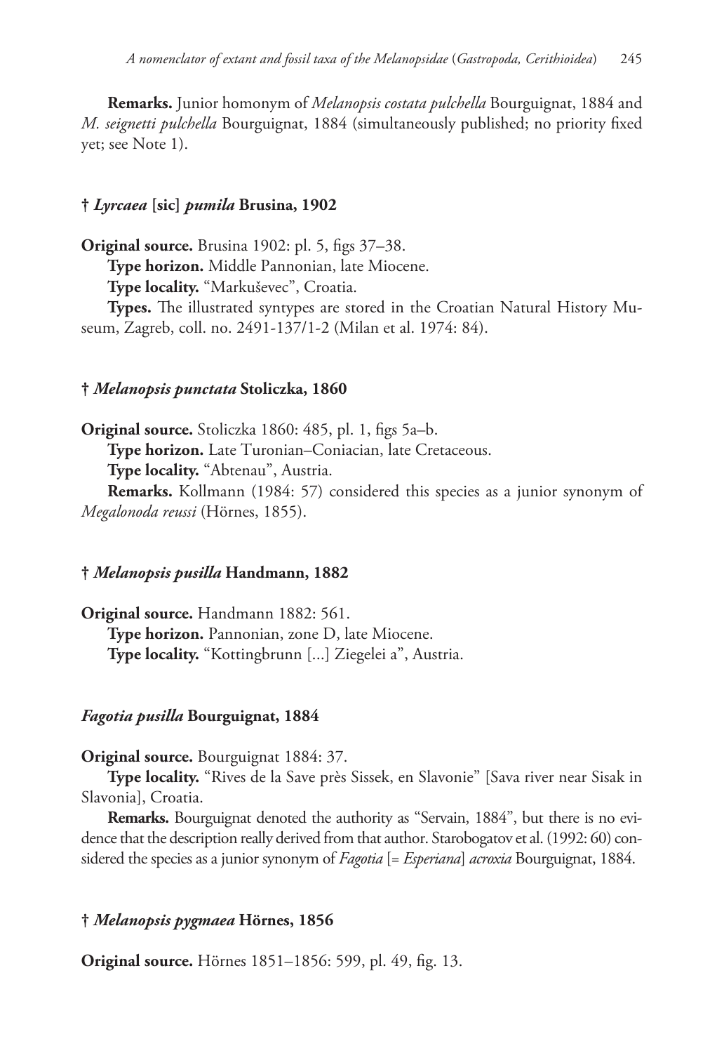**Remarks.** Junior homonym of *Melanopsis costata pulchella* Bourguignat, 1884 and *M. seignetti pulchella* Bourguignat, 1884 (simultaneously published; no priority fixed yet; see Note 1).

### † *Lyrcaea* [sic] *pumila* Brusina, 1902

**Original source.** Brusina 1902: pl. 5, figs 37–38.

**Type horizon.** Middle Pannonian, late Miocene.

**Type locality.** "Markuševec", Croatia.

**Types.** The illustrated syntypes are stored in the Croatian Natural History Museum, Zagreb, coll. no. 2491-137/1-2 (Milan et al. 1974: 84).

### † *Melanopsis punctata* Stoliczka, 1860

**Original source.** Stoliczka 1860: 485, pl. 1, figs 5a–b.

**Type horizon.** Late Turonian–Coniacian, late Cretaceous.

**Type locality.** "Abtenau", Austria.

**Remarks.** Kollmann (1984: 57) considered this species as a junior synonym of *Megalonoda reussi* (Hörnes, 1855).

### † *Melanopsis pusilla* Handmann, 1882

**Original source.** Handmann 1882: 561.

**Type horizon.** Pannonian, zone D, late Miocene.

**Type locality.** "Kottingbrunn [...] Ziegelei a", Austria.

### *Fagotia pusilla* Bourguignat, 1884

**Original source.** Bourguignat 1884: 37.

**Type locality.** "Rives de la Save près Sissek, en Slavonie" [Sava river near Sisak in Slavonia], Croatia.

**Remarks.** Bourguignat denoted the authority as "Servain, 1884", but there is no evidence that the description really derived from that author. Starobogatov et al. (1992: 60) considered the species as a junior synonym of *Fagotia* [= *Esperiana*] *acroxia* Bourguignat, 1884.

### † *Melanopsis pygmaea* Hörnes, 1856

**Original source.** Hörnes 1851–1856: 599, pl. 49, fig. 13.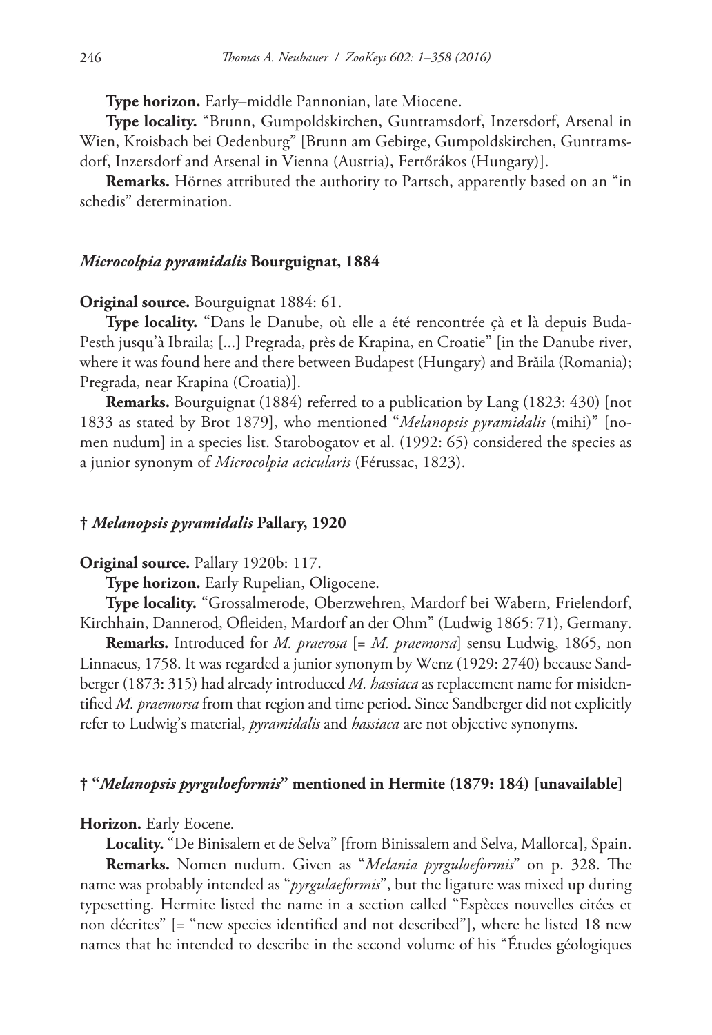**Type horizon.** Early–middle Pannonian, late Miocene.

**Type locality.** "Brunn, Gumpoldskirchen, Guntramsdorf, Inzersdorf, Arsenal in Wien, Kroisbach bei Oedenburg" [Brunn am Gebirge, Gumpoldskirchen, Guntramsdorf, Inzersdorf and Arsenal in Vienna (Austria), Fertőrákos (Hungary)].

**Remarks.** Hörnes attributed the authority to Partsch, apparently based on an "in schedis" determination.

### *Microcolpia pyramidalis* Bourguignat, 1884

**Original source.** Bourguignat 1884: 61.

**Type locality.** "Dans le Danube, où elle a été rencontrée çà et là depuis Buda-Pesth jusqu'à Ibraila; [...] Pregrada, près de Krapina, en Croatie" [in the Danube river, where it was found here and there between Budapest (Hungary) and Brăila (Romania); Pregrada, near Krapina (Croatia)].

**Remarks.** Bourguignat (1884) referred to a publication by Lang (1823: 430) [not 1833 as stated by Brot 1879], who mentioned "*Melanopsis pyramidalis* (mihi)" [nomen nudum] in a species list. Starobogatov et al. (1992: 65) considered the species as a junior synonym of *Microcolpia acicularis* (Férussac, 1823).

### † *Melanopsis pyramidalis* Pallary, 1920

**Original source.** Pallary 1920b: 117.

**Type horizon.** Early Rupelian, Oligocene.

**Type locality.** "Grossalmerode, Oberzwehren, Mardorf bei Wabern, Frielendorf, Kirchhain, Dannerod, Ofleiden, Mardorf an der Ohm" (Ludwig 1865: 71), Germany.

**Remarks.** Introduced for *M. praerosa* [= *M. praemorsa*] sensu Ludwig, 1865, non Linnaeus, 1758. It was regarded a junior synonym by Wenz (1929: 2740) because Sandberger (1873: 315) had already introduced *M. hassiaca* as replacement name for misidentified *M. praemorsa* from that region and time period. Since Sandberger did not explicitly refer to Ludwig's material, *pyramidalis* and *hassiaca* are not objective synonyms.

### † "*Melanopsis pyrguloeformis*" mentioned in Hermite (1879: 184) [unavailable]

**Horizon.** Early Eocene.

**Locality.** "De Binisalem et de Selva" [from Binissalem and Selva, Mallorca], Spain.

**Remarks.** Nomen nudum. Given as "*Melania pyrguloeformis*" on p. 328. The name was probably intended as "*pyrgulaeformis*", but the ligature was mixed up during typesetting. Hermite listed the name in a section called "Espèces nouvelles citées et non décrites" [= "new species identified and not described"], where he listed 18 new names that he intended to describe in the second volume of his "Études géologiques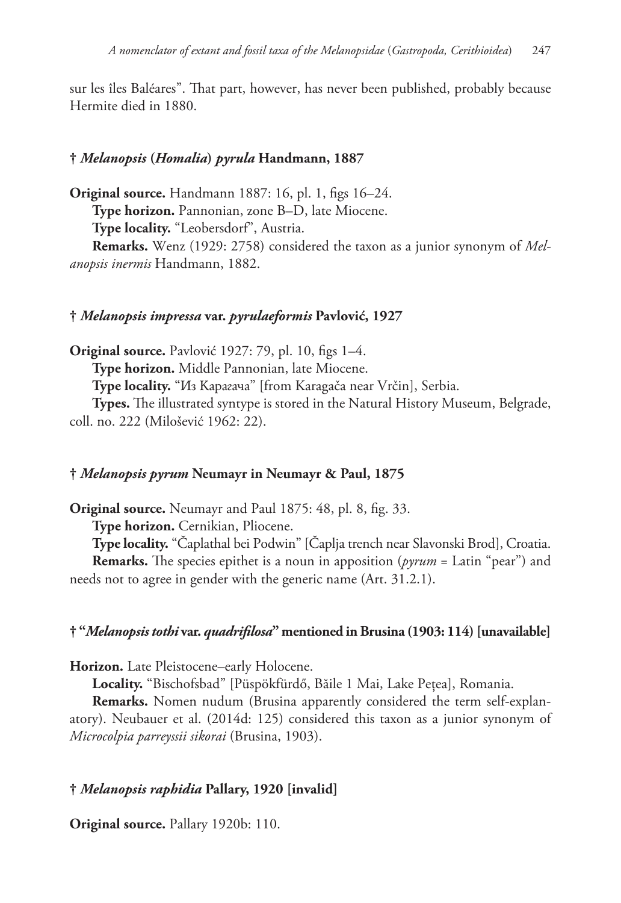sur les îles Baléares". That part, however, has never been published, probably because Hermite died in 1880.

#### † *Melanopsis* (*Homalia*) *pyrula* Handmann, 1887

**Original source.** Handmann 1887: 16, pl. 1, figs 16–24.

**Type horizon.** Pannonian, zone B–D, late Miocene.

**Type locality.** "Leobersdorf", Austria.

**Remarks.** Wenz (1929: 2758) considered the taxon as a junior synonym of *Melanopsis inermis* Handmann, 1882.

#### † *Melanopsis impressa* var. *pyrulaeformis* Pavlović, 1927

**Original source.** Pavlović 1927: 79, pl. 10, figs 1–4.

**Type horizon.** Middle Pannonian, late Miocene.

**Type locality.** "Из Карагача" [from Karagača near Vrčin], Serbia.

**Types.** The illustrated syntype is stored in the Natural History Museum, Belgrade, coll. no. 222 (Milošević 1962: 22).

#### † *Melanopsis pyrum* Neumayr in Neumayr & Paul, 1875

**Original source.** Neumayr and Paul 1875: 48, pl. 8, fig. 33.

**Type horizon.** Cernikian, Pliocene.

**Type locality.** "Čaplathal bei Podwin" [Čaplja trench near Slavonski Brod], Croatia.

**Remarks.** The species epithet is a noun in apposition (*pyrum* = Latin "pear") and needs not to agree in gender with the generic name (Art. 31.2.1).

#### † "*Melanopsis tothi* var. *quadrifilosa*" mentioned in Brusina (1903: 114) [unavailable]

**Horizon.** Late Pleistocene–early Holocene.

**Locality.** "Bischofsbad" [Püspökfürdő, Băile 1 Mai, Lake Peţea], Romania.

**Remarks.** Nomen nudum (Brusina apparently considered the term self-explanatory). Neubauer et al. (2014d: 125) considered this taxon as a junior synonym of *Microcolpia parreyssii sikorai* (Brusina, 1903).

#### † *Melanopsis raphidia* Pallary, 1920 [invalid]

**Original source.** Pallary 1920b: 110.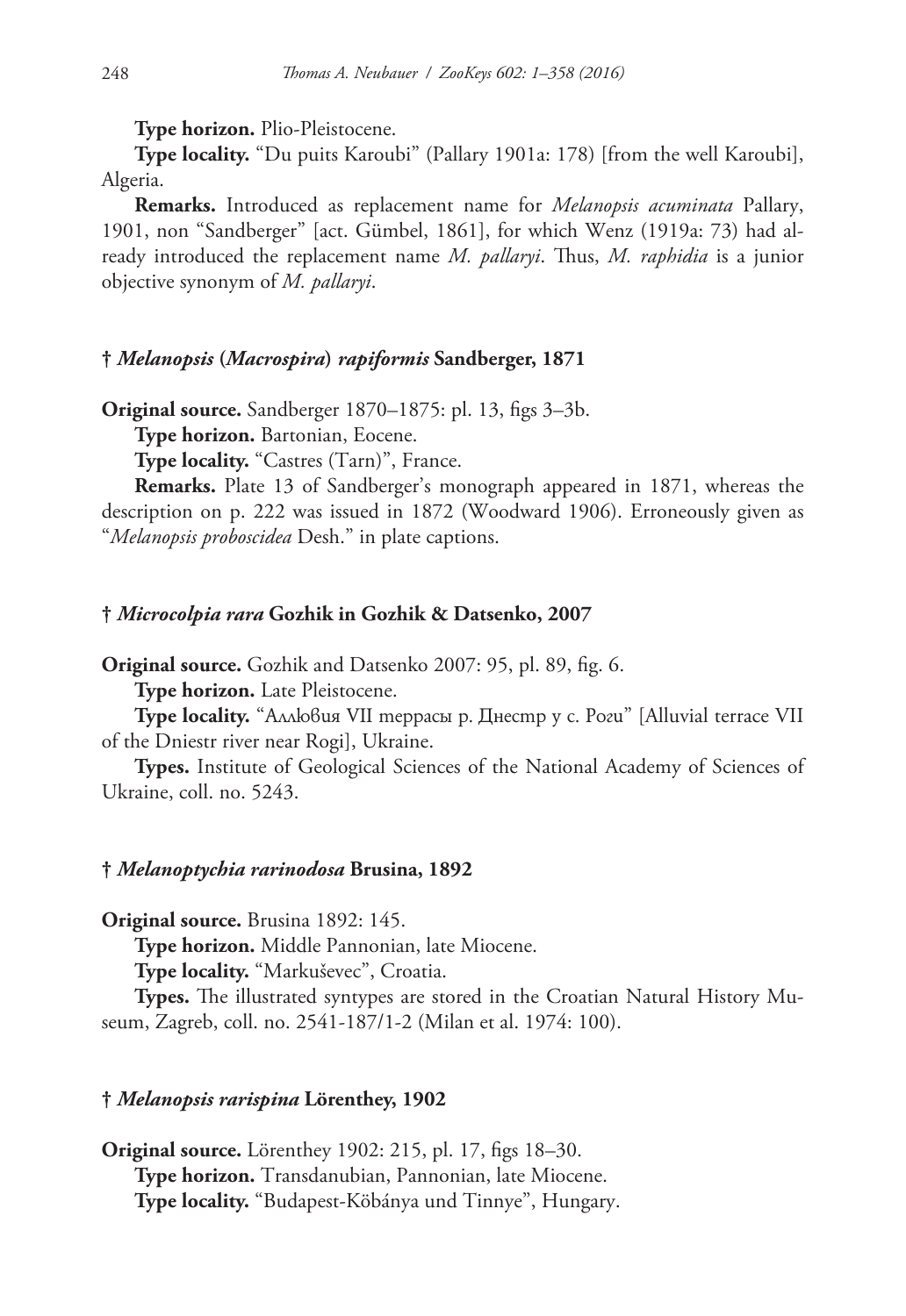**Type horizon.** Plio-Pleistocene.

**Type locality.** "Du puits Karoubi" (Pallary 1901a: 178) [from the well Karoubi], Algeria.

**Remarks.** Introduced as replacement name for *Melanopsis acuminata* Pallary, 1901, non "Sandberger" [act. Gümbel, 1861], for which Wenz (1919a: 73) had already introduced the replacement name *M. pallaryi*. Thus, *M. raphidia* is a junior objective synonym of *M. pallaryi*.

### † *Melanopsis* (*Macrospira*) *rapiformis* Sandberger, 1871

**Original source.** Sandberger 1870–1875: pl. 13, figs 3–3b.

**Type horizon.** Bartonian, Eocene.

**Type locality.** "Castres (Tarn)", France.

**Remarks.** Plate 13 of Sandberger's monograph appeared in 1871, whereas the description on p. 222 was issued in 1872 (Woodward 1906). Erroneously given as "*Melanopsis proboscidea* Desh." in plate captions.

### † *Microcolpia rara* Gozhik in Gozhik & Datsenko, 2007

**Original source.** Gozhik and Datsenko 2007: 95, pl. 89, fig. 6.

**Type horizon.** Late Pleistocene.

**Type locality.** "Аллювия VII террасы р. Днестр у с. Роги" [Alluvial terrace VII of the Dniestr river near Rogi], Ukraine.

**Types.** Institute of Geological Sciences of the National Academy of Sciences of Ukraine, coll. no. 5243.

### † *Melanoptychia rarinodosa* Brusina, 1892

**Original source.** Brusina 1892: 145.

**Type horizon.** Middle Pannonian, late Miocene.

**Type locality.** "Markuševec", Croatia.

**Types.** The illustrated syntypes are stored in the Croatian Natural History Museum, Zagreb, coll. no. 2541-187/1-2 (Milan et al. 1974: 100).

### † *Melanopsis rarispina* Lörenthey, 1902

**Original source.** Lörenthey 1902: 215, pl. 17, figs 18–30.

**Type horizon.** Transdanubian, Pannonian, late Miocene.

**Type locality.** "Budapest-Köbánya und Tinnye", Hungary.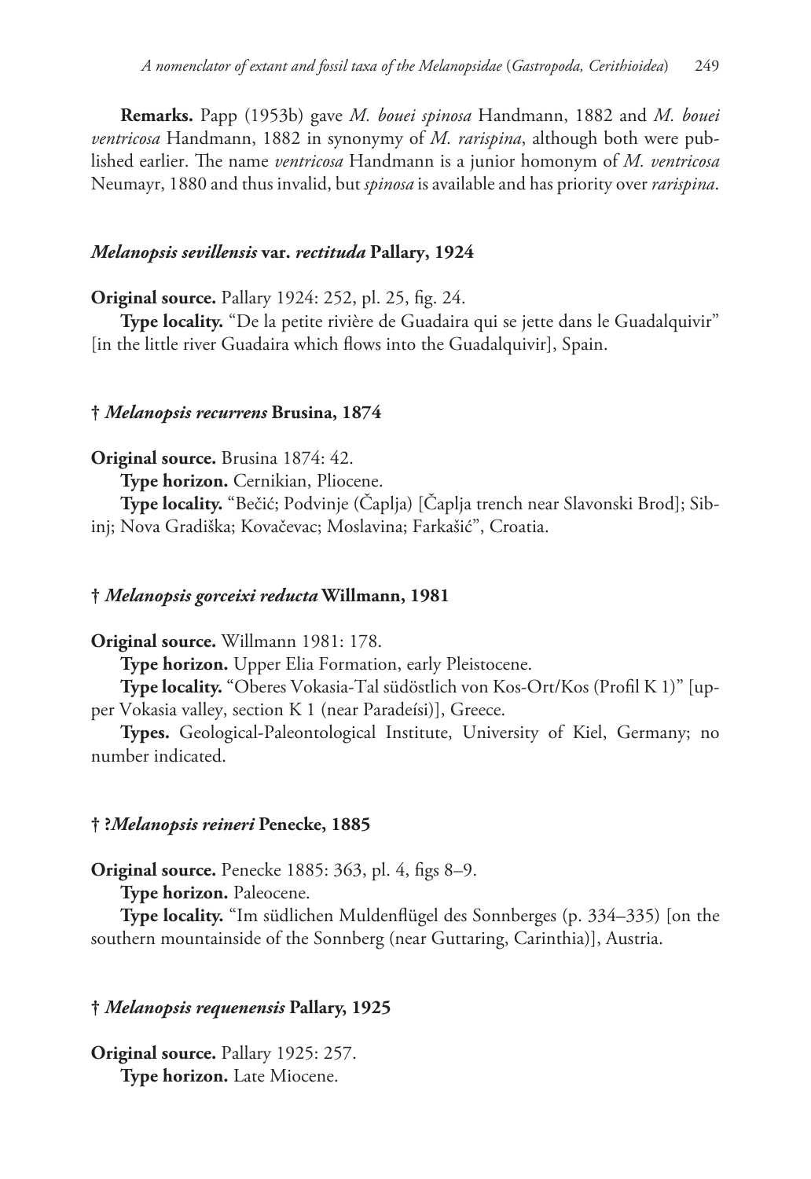**Remarks.** Papp (1953b) gave *M. bouei spinosa* Handmann, 1882 and *M. bouei ventricosa* Handmann, 1882 in synonymy of *M. rarispina*, although both were published earlier. The name *ventricosa* Handmann is a junior homonym of *M. ventricosa* Neumayr, 1880 and thus invalid, but *spinosa* is available and has priority over *rarispina*.

### *Melanopsis sevillensis* var. *rectituda* Pallary, 1924

**Original source.** Pallary 1924: 252, pl. 25, fig. 24.

**Type locality.** "De la petite rivière de Guadaira qui se jette dans le Guadalquivir" [in the little river Guadaira which flows into the Guadalquivir], Spain.

### † *Melanopsis recurrens* Brusina, 1874

**Original source.** Brusina 1874: 42.

**Type horizon.** Cernikian, Pliocene.

**Type locality.** "Bečić; Podvinje (Čaplja) [Čaplja trench near Slavonski Brod]; Sibinj; Nova Gradiška; Kovačevac; Moslavina; Farkašić", Croatia.

### † *Melanopsis gorceixi reducta* Willmann, 1981

**Original source.** Willmann 1981: 178.

**Type horizon.** Upper Elia Formation, early Pleistocene.

**Type locality.** "Oberes Vokasia-Tal südöstlich von Kos-Ort/Kos (Profil K 1)" [upper Vokasia valley, section K 1 (near Paradeísi)], Greece.

**Types.** Geological-Paleontological Institute, University of Kiel, Germany; no number indicated.

### † ?*Melanopsis reineri* Penecke, 1885

**Original source.** Penecke 1885: 363, pl. 4, figs 8–9.

**Type horizon.** Paleocene.

**Type locality.** "Im südlichen Muldenflügel des Sonnberges (p. 334–335) [on the southern mountainside of the Sonnberg (near Guttaring, Carinthia)], Austria.

### † *Melanopsis requenensis* Pallary, 1925

**Original source.** Pallary 1925: 257.

**Type horizon.** Late Miocene.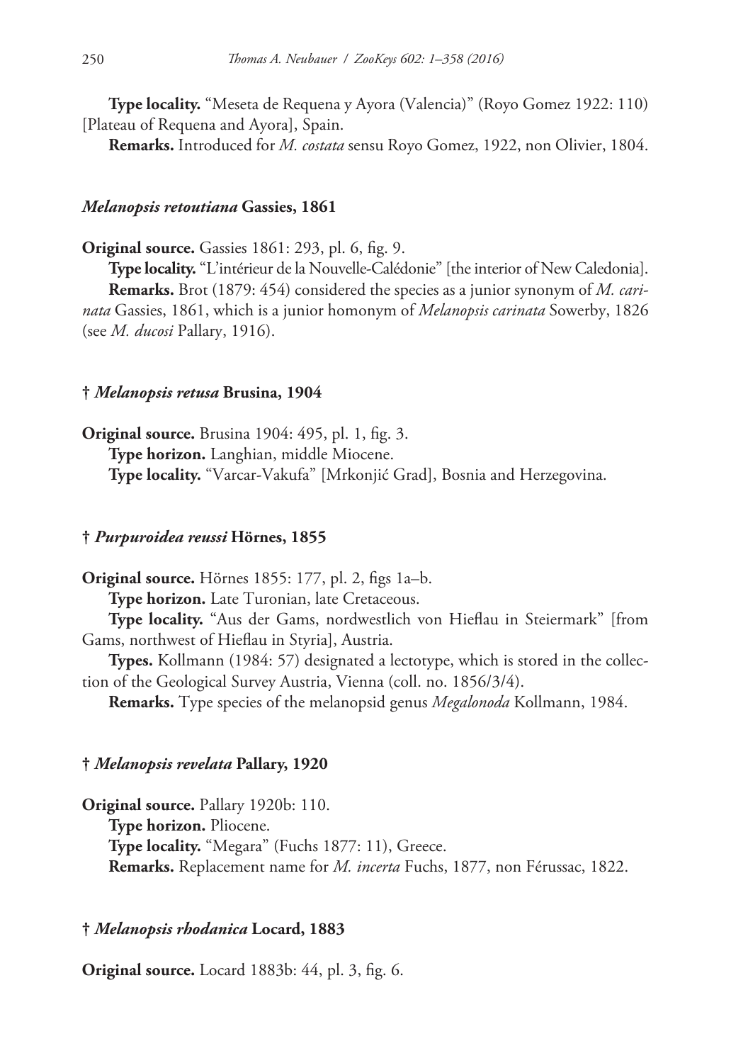**Type locality.** “Meseta de Requena y Ayora (Valencia)” (Royo Gomez 1922: 110) [Plateau of Requena and Ayora], Spain.

**Remarks.** Introduced for *M. costata* sensu Royo Gomez, 1922, non Olivier, 1804.

#### *Melanopsis retoutiana* Gassies, 1861

**Original source.** Gassies 1861: 293, pl. 6, fig. 9.

**Type locality.** “L’intérieur de la Nouvelle-Calédonie” [the interior of New Caledonia].

**Remarks.** Brot (1879: 454) considered the species as a junior synonym of *M. carinata* Gassies, 1861, which is a junior homonym of *Melanopsis carinata* Sowerby, 1826 (see *M. ducosi* Pallary, 1916).

#### † *Melanopsis retusa* Brusina, 1904

**Original source.** Brusina 1904: 495, pl. 1, fig. 3.

**Type horizon.** Langhian, middle Miocene.

**Type locality.** “Varcar-Vakufa” [Mrkonjić Grad], Bosnia and Herzegovina.

#### † *Purpuroidea reussi* Hörnes, 1855

**Original source.** Hörnes 1855: 177, pl. 2, figs 1a–b.

**Type horizon.** Late Turonian, late Cretaceous.

**Type locality.** “Aus der Gams, nordwestlich von Hieflau in Steiermark” [from Gams, northwest of Hieflau in Styria], Austria.

**Types.** Kollmann (1984: 57) designated a lectotype, which is stored in the collection of the Geological Survey Austria, Vienna (coll. no. 1856/3/4).

**Remarks.** Type species of the melanopsid genus *Megalonoda* Kollmann, 1984.

#### † *Melanopsis revelata* Pallary, 1920

**Original source.** Pallary 1920b: 110.

**Type horizon.** Pliocene.

**Type locality.** “Megara” (Fuchs 1877: 11), Greece.

**Remarks.** Replacement name for *M. incerta* Fuchs, 1877, non Férussac, 1822.

#### † *Melanopsis rhodanica* Locard, 1883

**Original source.** Locard 1883b: 44, pl. 3, fig. 6.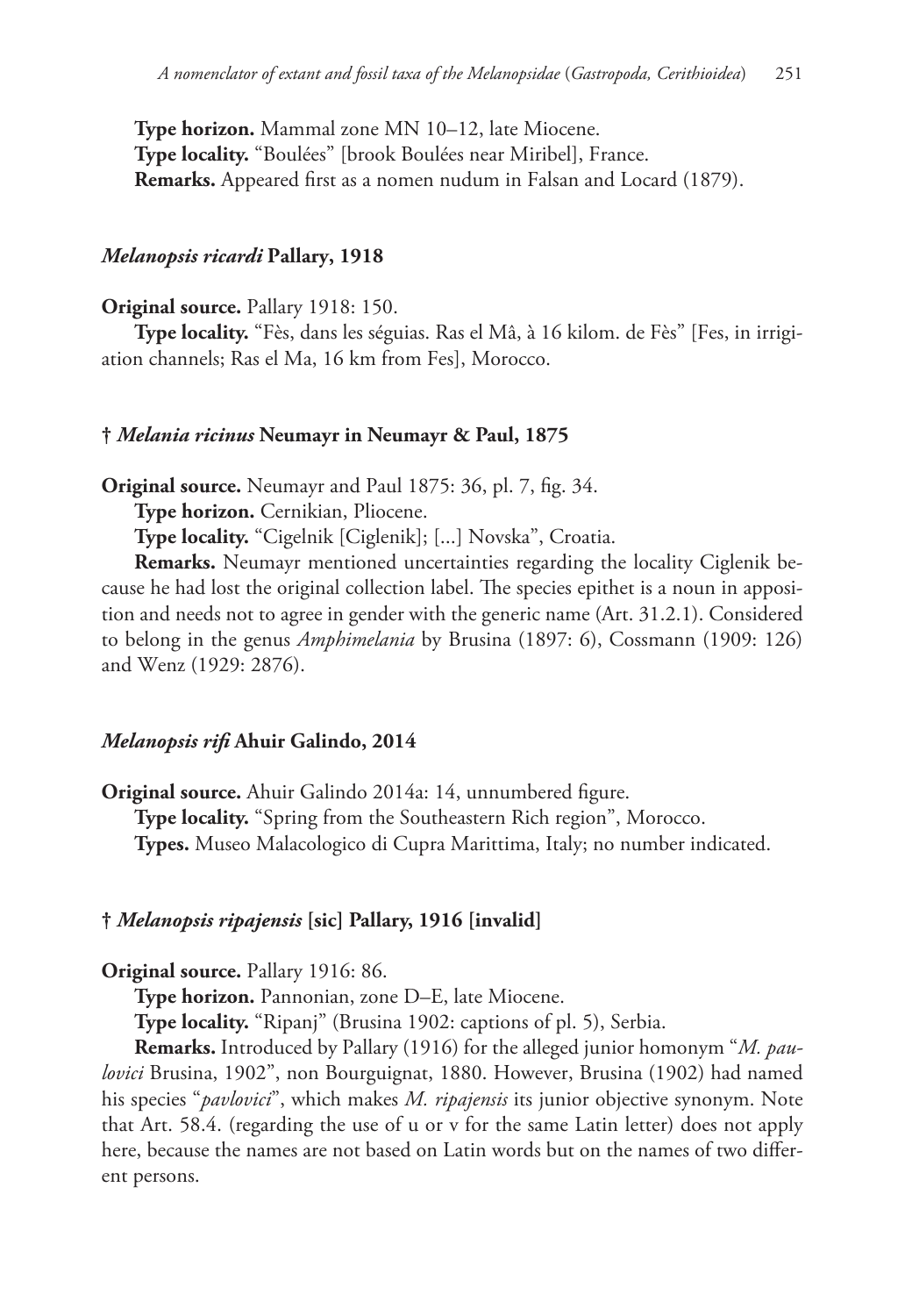**Type horizon.** Mammal zone MN 10–12, late Miocene.
**Type locality.** "Boulées" [brook Boulées near Miribel], France.
**Remarks.** Appeared first as a nomen nudum in Falsan and Locard (1879).

### *Melanopsis ricardi* Pallary, 1918

**Original source.** Pallary 1918: 150.
**Type locality.** "Fès, dans les séguias. Ras el Mâ, à 16 kilom. de Fès" [Fes, in irrigiation channels; Ras el Ma, 16 km from Fes], Morocco.

### † *Melania ricinus* Neumayr in Neumayr & Paul, 1875

**Original source.** Neumayr and Paul 1875: 36, pl. 7, fig. 34.
**Type horizon.** Cernikian, Pliocene.
**Type locality.** "Cigelnik [Ciglenik]; [...] Novska", Croatia.
**Remarks.** Neumayr mentioned uncertainties regarding the locality Ciglenik because he had lost the original collection label. The species epithet is a noun in apposition and needs not to agree in gender with the generic name (Art. 31.2.1). Considered to belong in the genus *Amphimelania* by Brusina (1897: 6), Cossmann (1909: 126) and Wenz (1929: 2876).

### *Melanopsis rifi* Ahuir Galindo, 2014

**Original source.** Ahuir Galindo 2014a: 14, unnumbered figure.
**Type locality.** "Spring from the Southeastern Rich region", Morocco.
**Types.** Museo Malacologico di Cupra Marittima, Italy; no number indicated.

### † *Melanopsis ripajensis* [sic] Pallary, 1916 [invalid]

**Original source.** Pallary 1916: 86.
**Type horizon.** Pannonian, zone D–E, late Miocene.
**Type locality.** "Ripanj" (Brusina 1902: captions of pl. 5), Serbia.
**Remarks.** Introduced by Pallary (1916) for the alleged junior homonym "*M. paulovici* Brusina, 1902", non Bourguignat, 1880. However, Brusina (1902) had named his species "*pavlovici*", which makes *M. ripajensis* its junior objective synonym. Note that Art. 58.4. (regarding the use of u or v for the same Latin letter) does not apply here, because the names are not based on Latin words but on the names of two different persons.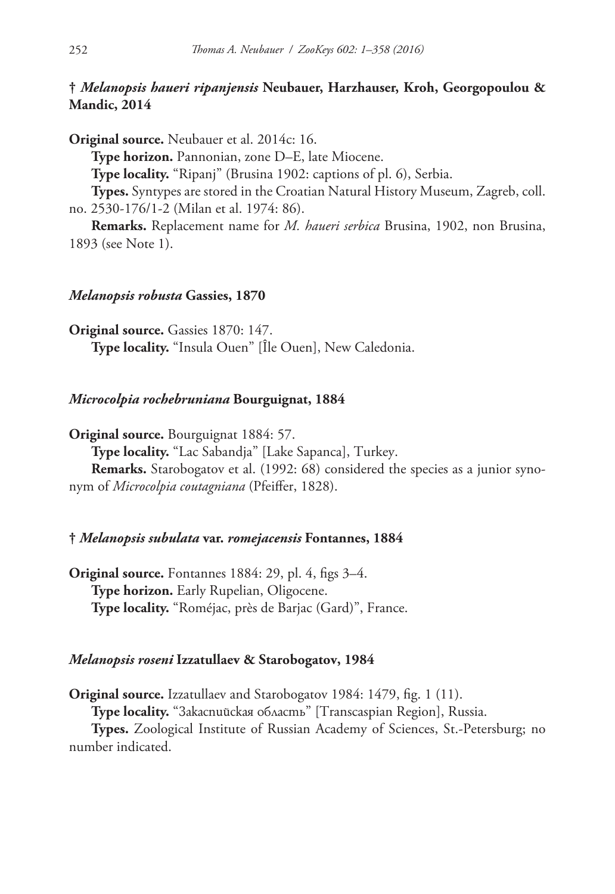### † *Melanopsis haueri ripanjensis* Neubauer, Harzhauser, Kroh, Georgopoulou & Mandic, 2014

**Original source.** Neubauer et al. 2014c: 16.

**Type horizon.** Pannonian, zone D–E, late Miocene.

**Type locality.** "Ripanj" (Brusina 1902: captions of pl. 6), Serbia.

**Types.** Syntypes are stored in the Croatian Natural History Museum, Zagreb, coll. no. 2530-176/1-2 (Milan et al. 1974: 86).

**Remarks.** Replacement name for *M. haueri serbica* Brusina, 1902, non Brusina, 1893 (see Note 1).

### *Melanopsis robusta* Gassies, 1870

**Original source.** Gassies 1870: 147.

**Type locality.** "Insula Ouen" [Île Ouen], New Caledonia.

### *Microcolpia rochebruniana* Bourguignat, 1884

**Original source.** Bourguignat 1884: 57.

**Type locality.** "Lac Sabandja" [Lake Sapanca], Turkey.

**Remarks.** Starobogatov et al. (1992: 68) considered the species as a junior synonym of *Microcolpia coutagniana* (Pfeiffer, 1828).

### † *Melanopsis subulata* var. *romejacensis* Fontannes, 1884

**Original source.** Fontannes 1884: 29, pl. 4, figs 3–4.

**Type horizon.** Early Rupelian, Oligocene.

**Type locality.** "Roméjac, près de Barjac (Gard)", France.

### *Melanopsis roseni* Izzatullaev & Starobogatov, 1984

**Original source.** Izzatullaev and Starobogatov 1984: 1479, fig. 1 (11).

**Type locality.** "Закаспийская областъ" [Transcaspian Region], Russia.

**Types.** Zoological Institute of Russian Academy of Sciences, St.-Petersburg; no number indicated.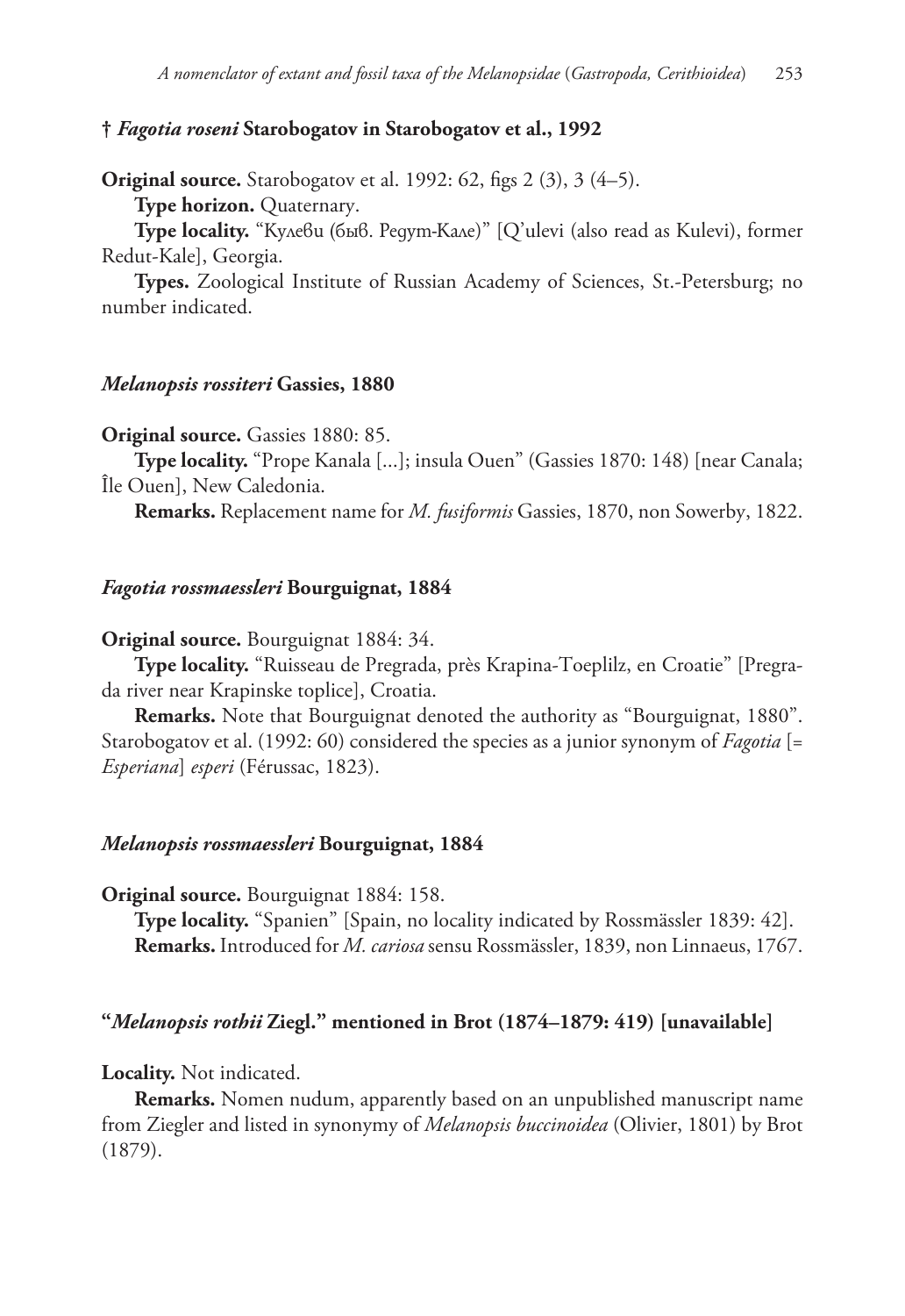### † *Fagotia roseni* Starobogatov in Starobogatov et al., 1992

**Original source.** Starobogatov et al. 1992: 62, figs 2 (3), 3 (4–5).

**Type horizon.** Quaternary.

**Type locality.** "Кулеви (быв. Редут-Кале)" [Q'ulevi (also read as Kulevi), former Redut-Kale], Georgia.

**Types.** Zoological Institute of Russian Academy of Sciences, St.-Petersburg; no number indicated.

### *Melanopsis rossiteri* Gassies, 1880

**Original source.** Gassies 1880: 85.

**Type locality.** "Prope Kanala [...]; insula Ouen" (Gassies 1870: 148) [near Canala; Île Ouen], New Caledonia.

**Remarks.** Replacement name for *M. fusiformis* Gassies, 1870, non Sowerby, 1822.

### *Fagotia rossmaessleri* Bourguignat, 1884

**Original source.** Bourguignat 1884: 34.

**Type locality.** "Ruisseau de Pregrada, près Krapina-Toeplilz, en Croatie" [Pregrada river near Krapinske toplice], Croatia.

**Remarks.** Note that Bourguignat denoted the authority as "Bourguignat, 1880". Starobogatov et al. (1992: 60) considered the species as a junior synonym of *Fagotia* [= *Esperiana*] *esperi* (Férussac, 1823).

### *Melanopsis rossmaessleri* Bourguignat, 1884

**Original source.** Bourguignat 1884: 158.

**Type locality.** "Spanien" [Spain, no locality indicated by Rossmässler 1839: 42].

**Remarks.** Introduced for *M. cariosa* sensu Rossmässler, 1839, non Linnaeus, 1767.

### "*Melanopsis rothii* Ziegl." mentioned in Brot (1874–1879: 419) [unavailable]

**Locality.** Not indicated.

**Remarks.** Nomen nudum, apparently based on an unpublished manuscript name from Ziegler and listed in synonymy of *Melanopsis buccinoidea* (Olivier, 1801) by Brot (1879).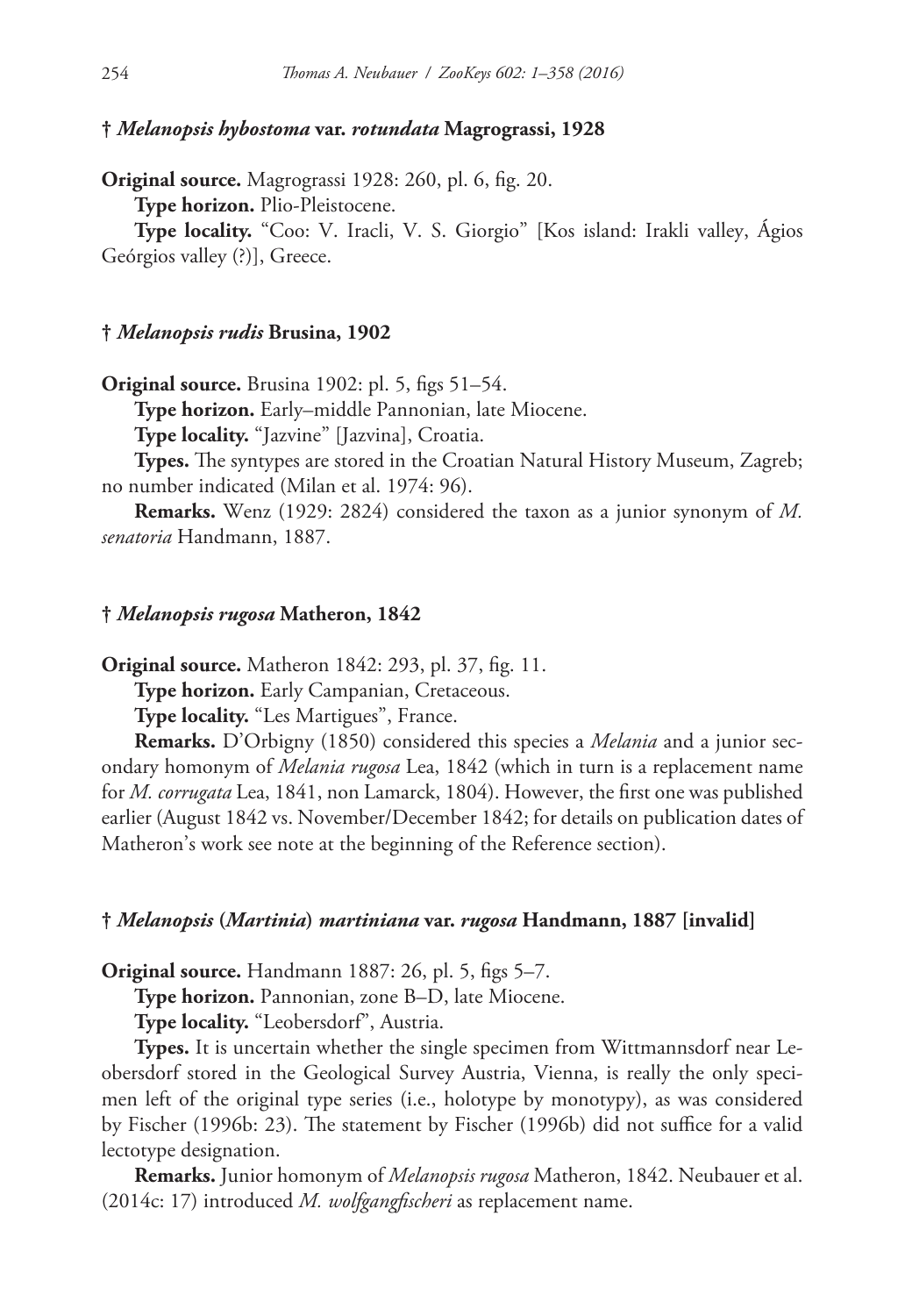### † *Melanopsis hybostoma* var. *rotundata* Magrograssi, 1928

**Original source.** Magrograssi 1928: 260, pl. 6, fig. 20.

**Type horizon.** Plio-Pleistocene.

**Type locality.** "Coo: V. Iracli, V. S. Giorgio" [Kos island: Irakli valley, Ágios Geórgios valley (?)], Greece.

### † *Melanopsis rudis* Brusina, 1902

**Original source.** Brusina 1902: pl. 5, figs 51–54.

**Type horizon.** Early–middle Pannonian, late Miocene.

**Type locality.** "Jazvine" [Jazvina], Croatia.

**Types.** The syntypes are stored in the Croatian Natural History Museum, Zagreb; no number indicated (Milan et al. 1974: 96).

**Remarks.** Wenz (1929: 2824) considered the taxon as a junior synonym of *M. senatoria* Handmann, 1887.

### † *Melanopsis rugosa* Matheron, 1842

**Original source.** Matheron 1842: 293, pl. 37, fig. 11.

**Type horizon.** Early Campanian, Cretaceous.

**Type locality.** "Les Martigues", France.

**Remarks.** D'Orbigny (1850) considered this species a *Melania* and a junior secondary homonym of *Melania rugosa* Lea, 1842 (which in turn is a replacement name for *M. corrugata* Lea, 1841, non Lamarck, 1804). However, the first one was published earlier (August 1842 vs. November/December 1842; for details on publication dates of Matheron's work see note at the beginning of the Reference section).

### † *Melanopsis* (*Martinia*) *martiniana* var. *rugosa* Handmann, 1887 [invalid]

**Original source.** Handmann 1887: 26, pl. 5, figs 5–7.

**Type horizon.** Pannonian, zone B–D, late Miocene.

**Type locality.** "Leobersdorf", Austria.

**Types.** It is uncertain whether the single specimen from Wittmannsdorf near Leobersdorf stored in the Geological Survey Austria, Vienna, is really the only specimen left of the original type series (i.e., holotype by monotypy), as was considered by Fischer (1996b: 23). The statement by Fischer (1996b) did not suffice for a valid lectotype designation.

**Remarks.** Junior homonym of *Melanopsis rugosa* Matheron, 1842. Neubauer et al. (2014c: 17) introduced *M. wolfgangfischeri* as replacement name.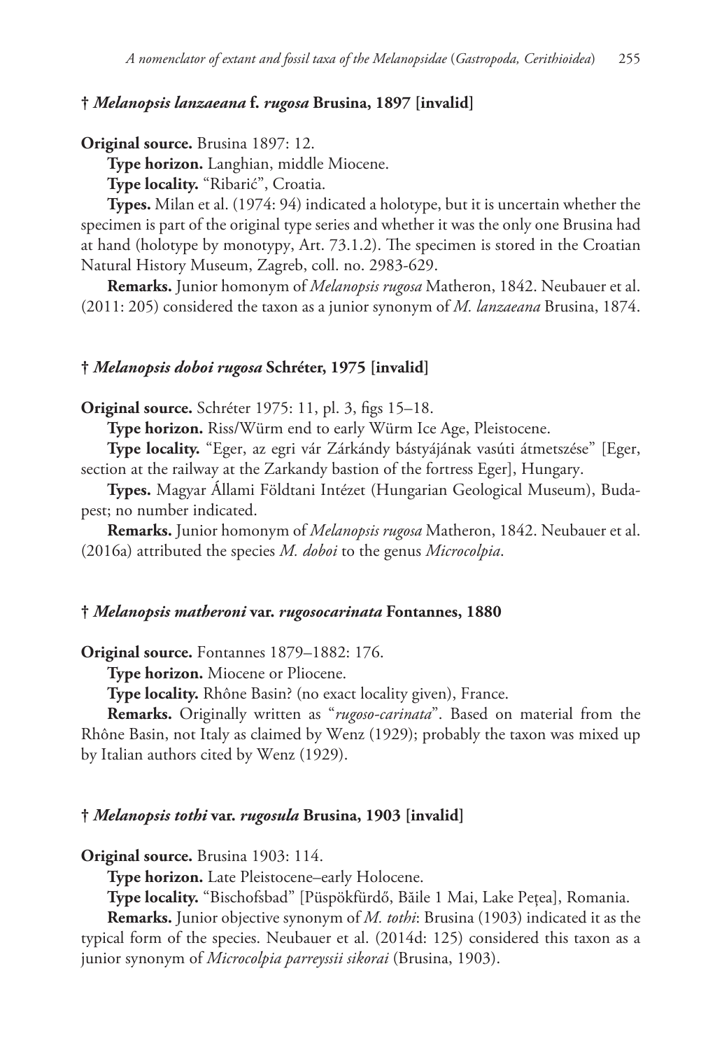### † *Melanopsis lanzaeana* f. *rugosa* Brusina, 1897 [invalid]

**Original source.** Brusina 1897: 12.

**Type horizon.** Langhian, middle Miocene.

**Type locality.** "Ribarić", Croatia.

**Types.** Milan et al. (1974: 94) indicated a holotype, but it is uncertain whether the specimen is part of the original type series and whether it was the only one Brusina had at hand (holotype by monotypy, Art. 73.1.2). The specimen is stored in the Croatian Natural History Museum, Zagreb, coll. no. 2983-629.

**Remarks.** Junior homonym of *Melanopsis rugosa* Matheron, 1842. Neubauer et al. (2011: 205) considered the taxon as a junior synonym of *M. lanzaeana* Brusina, 1874.

### † *Melanopsis doboi rugosa* Schréter, 1975 [invalid]

**Original source.** Schréter 1975: 11, pl. 3, figs 15–18.

**Type horizon.** Riss/Würm end to early Würm Ice Age, Pleistocene.

**Type locality.** "Eger, az egri vár Zárkándy bástyájának vasúti átmetszése" [Eger, section at the railway at the Zarkandy bastion of the fortress Eger], Hungary.

**Types.** Magyar Állami Földtani Intézet (Hungarian Geological Museum), Budapest; no number indicated.

**Remarks.** Junior homonym of *Melanopsis rugosa* Matheron, 1842. Neubauer et al. (2016a) attributed the species *M. doboi* to the genus *Microcolpia*.

### † *Melanopsis matheroni* var. *rugosocarinata* Fontannes, 1880

**Original source.** Fontannes 1879–1882: 176.

**Type horizon.** Miocene or Pliocene.

**Type locality.** Rhône Basin? (no exact locality given), France.

**Remarks.** Originally written as "*rugoso-carinata*". Based on material from the Rhône Basin, not Italy as claimed by Wenz (1929); probably the taxon was mixed up by Italian authors cited by Wenz (1929).

### † *Melanopsis tothi* var. *rugosula* Brusina, 1903 [invalid]

**Original source.** Brusina 1903: 114.

**Type horizon.** Late Pleistocene–early Holocene.

**Type locality.** "Bischofsbad" [Püspökfürdő, Băile 1 Mai, Lake Pețea], Romania.

**Remarks.** Junior objective synonym of *M. tothi*: Brusina (1903) indicated it as the typical form of the species. Neubauer et al. (2014d: 125) considered this taxon as a junior synonym of *Microcolpia parreyssii sikorai* (Brusina, 1903).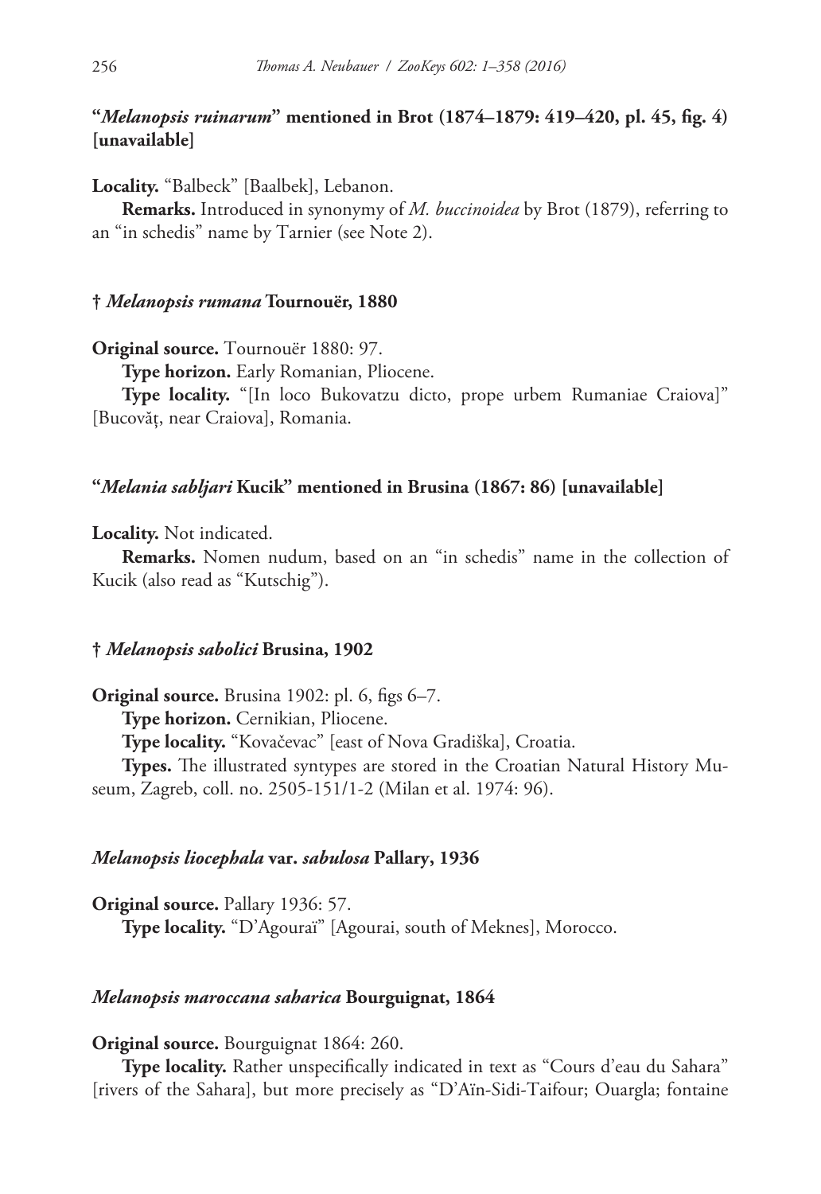### "*Melanopsis ruinarum*" mentioned in Brot (1874–1879: 419–420, pl. 45, fig. 4) [unavailable]

**Locality.** "Balbeck" [Baalbek], Lebanon.

**Remarks.** Introduced in synonymy of *M. buccinoidea* by Brot (1879), referring to an "in schedis" name by Tarnier (see Note 2).

### † *Melanopsis rumana* Tournouër, 1880

**Original source.** Tournouër 1880: 97.

**Type horizon.** Early Romanian, Pliocene.

**Type locality.** "[In loco Bukovatzu dicto, prope urbem Rumaniae Craiova]" [Bucovăţ, near Craiova], Romania.

### "*Melania sabljari* Kucik" mentioned in Brusina (1867: 86) [unavailable]

**Locality.** Not indicated.

**Remarks.** Nomen nudum, based on an "in schedis" name in the collection of Kucik (also read as "Kutschig").

### † *Melanopsis sabolici* Brusina, 1902

**Original source.** Brusina 1902: pl. 6, figs 6–7.

**Type horizon.** Cernikian, Pliocene.

**Type locality.** "Kovačevac" [east of Nova Gradiška], Croatia.

**Types.** The illustrated syntypes are stored in the Croatian Natural History Museum, Zagreb, coll. no. 2505-151/1-2 (Milan et al. 1974: 96).

### *Melanopsis liocephala* var. *sabulosa* Pallary, 1936

**Original source.** Pallary 1936: 57.

**Type locality.** "D'Agouraï" [Agourai, south of Meknes], Morocco.

### *Melanopsis maroccana saharica* Bourguignat, 1864

**Original source.** Bourguignat 1864: 260.

**Type locality.** Rather unspecifically indicated in text as "Cours d'eau du Sahara" [rivers of the Sahara], but more precisely as "D'Aïn-Sidi-Taifour; Ouargla; fontaine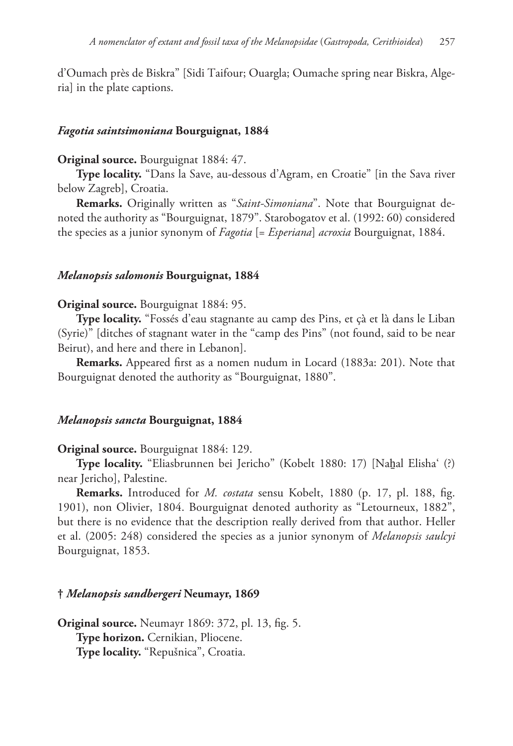d'Oumach près de Biskra" [Sidi Taifour; Ouargla; Oumache spring near Biskra, Algeria] in the plate captions.

### *Fagotia saintsimoniana* Bourguignat, 1884

**Original source.** Bourguignat 1884: 47.

**Type locality.** "Dans la Save, au-dessous d'Agram, en Croatie" [in the Sava river below Zagreb], Croatia.

**Remarks.** Originally written as "*Saint-Simoniana*". Note that Bourguignat denoted the authority as "Bourguignat, 1879". Starobogatov et al. (1992: 60) considered the species as a junior synonym of *Fagotia* [= *Esperiana*] *acroxia* Bourguignat, 1884.

### *Melanopsis salomonis* Bourguignat, 1884

**Original source.** Bourguignat 1884: 95.

**Type locality.** "Fossés d'eau stagnante au camp des Pins, et çà et là dans le Liban (Syrie)" [ditches of stagnant water in the "camp des Pins" (not found, said to be near Beirut), and here and there in Lebanon].

**Remarks.** Appeared first as a nomen nudum in Locard (1883a: 201). Note that Bourguignat denoted the authority as "Bourguignat, 1880".

### *Melanopsis sancta* Bourguignat, 1884

**Original source.** Bourguignat 1884: 129.

**Type locality.** "Eliasbrunnen bei Jericho" (Kobelt 1880: 17) [Naẖal Elisha' (?) near Jericho], Palestine.

**Remarks.** Introduced for *M. costata* sensu Kobelt, 1880 (p. 17, pl. 188, fig. 1901), non Olivier, 1804. Bourguignat denoted authority as "Letourneux, 1882", but there is no evidence that the description really derived from that author. Heller et al. (2005: 248) considered the species as a junior synonym of *Melanopsis saulcyi* Bourguignat, 1853.

### † *Melanopsis sandbergeri* Neumayr, 1869

**Original source.** Neumayr 1869: 372, pl. 13, fig. 5.

**Type horizon.** Cernikian, Pliocene.

**Type locality.** "Repušnica", Croatia.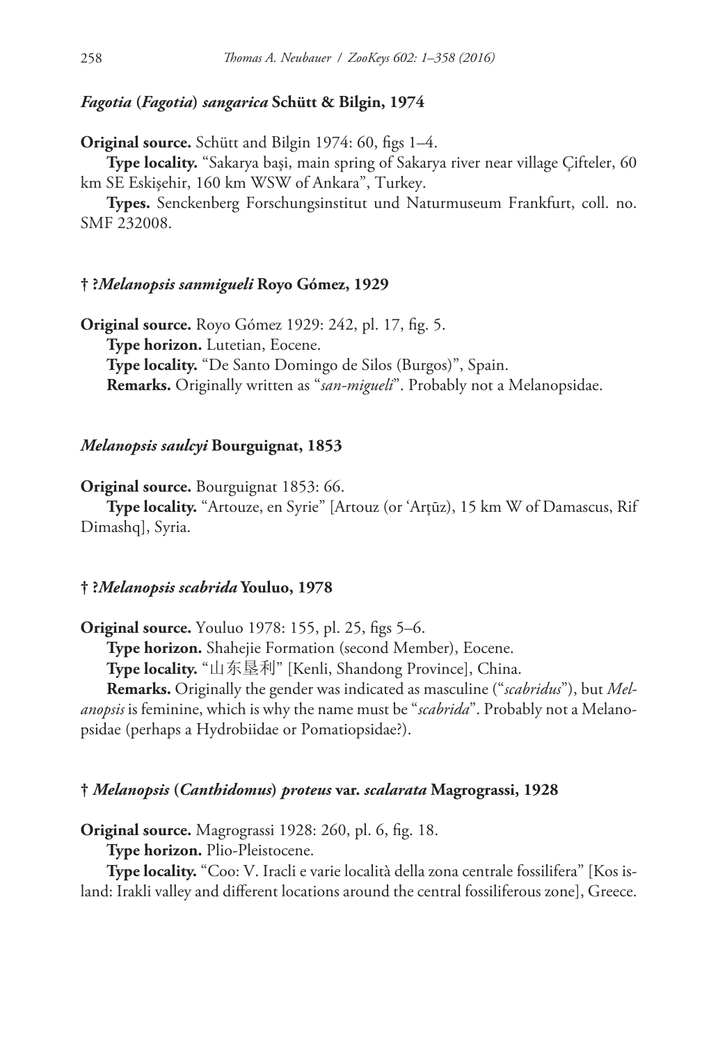### *Fagotia* (*Fagotia*) *sangarica* Schütt & Bilgin, 1974

**Original source.** Schütt and Bilgin 1974: 60, figs 1–4.

**Type locality.** "Sakarya başi, main spring of Sakarya river near village Çifteler, 60 km SE Eskişehir, 160 km WSW of Ankara", Turkey.

**Types.** Senckenberg Forschungsinstitut und Naturmuseum Frankfurt, coll. no. SMF 232008.

### † ?*Melanopsis sanmigueli* Royo Gómez, 1929

**Original source.** Royo Gómez 1929: 242, pl. 17, fig. 5.

**Type horizon.** Lutetian, Eocene.

**Type locality.** "De Santo Domingo de Silos (Burgos)", Spain.

**Remarks.** Originally written as "*san-migueli*". Probably not a Melanopsidae.

### *Melanopsis saulcyi* Bourguignat, 1853

**Original source.** Bourguignat 1853: 66.

**Type locality.** "Artouze, en Syrie" [Artouz (or ʿArţūz), 15 km W of Damascus, Rif Dimashq], Syria.

### † ?*Melanopsis scabrida* Youluo, 1978

**Original source.** Youluo 1978: 155, pl. 25, figs 5–6.

**Type horizon.** Shahejie Formation (second Member), Eocene.

**Type locality.** "山东垦利" [Kenli, Shandong Province], China.

**Remarks.** Originally the gender was indicated as masculine ("*scabridus*"), but *Melanopsis* is feminine, which is why the name must be "*scabrida*". Probably not a Melanopsidae (perhaps a Hydrobiidae or Pomatiopsidae?).

### † *Melanopsis* (*Canthidomus*) *proteus* var. *scalarata* Magrograssi, 1928

**Original source.** Magrograssi 1928: 260, pl. 6, fig. 18.

**Type horizon.** Plio-Pleistocene.

**Type locality.** "Coo: V. Iracli e varie località della zona centrale fossilifera" [Kos island: Irakli valley and different locations around the central fossiliferous zone], Greece.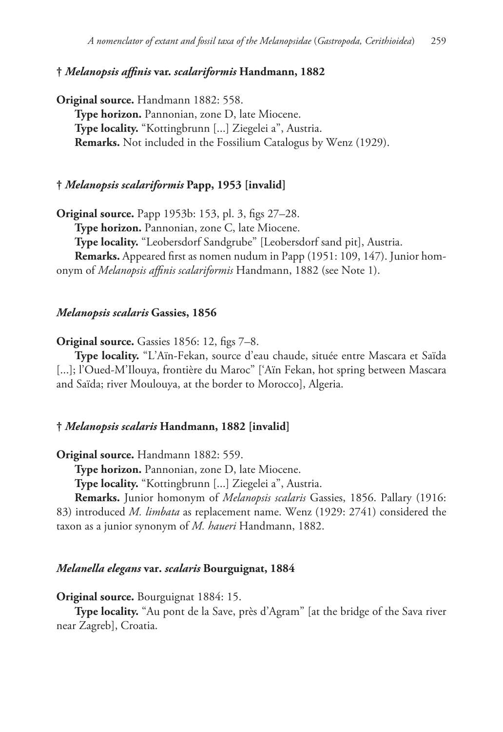### † *Melanopsis affinis* var. *scalariformis* Handmann, 1882

**Original source.** Handmann 1882: 558.

**Type horizon.** Pannonian, zone D, late Miocene.

**Type locality.** “Kottingbrunn [...] Ziegelei a”, Austria.

**Remarks.** Not included in the Fossilium Catalogus by Wenz (1929).

### † *Melanopsis scalariformis* Papp, 1953 [invalid]

**Original source.** Papp 1953b: 153, pl. 3, figs 27–28.

**Type horizon.** Pannonian, zone C, late Miocene.

**Type locality.** “Leobersdorf Sandgrube” [Leobersdorf sand pit], Austria.

**Remarks.** Appeared first as nomen nudum in Papp (1951: 109, 147). Junior homonym of *Melanopsis affinis scalariformis* Handmann, 1882 (see Note 1).

### *Melanopsis scalaris* Gassies, 1856

**Original source.** Gassies 1856: 12, figs 7–8.

**Type locality.** “L’Aïn-Fekan, source d’eau chaude, située entre Mascara et Saïda [...]; l’Oued-M’Ilouya, frontière du Maroc” [‘Aïn Fekan, hot spring between Mascara and Saïda; river Moulouya, at the border to Morocco], Algeria.

### † *Melanopsis scalaris* Handmann, 1882 [invalid]

**Original source.** Handmann 1882: 559.

**Type horizon.** Pannonian, zone D, late Miocene.

**Type locality.** “Kottingbrunn [...] Ziegelei a”, Austria.

**Remarks.** Junior homonym of *Melanopsis scalaris* Gassies, 1856. Pallary (1916: 83) introduced *M. limbata* as replacement name. Wenz (1929: 2741) considered the taxon as a junior synonym of *M. haueri* Handmann, 1882.

### *Melanella elegans* var. *scalaris* Bourguignat, 1884

**Original source.** Bourguignat 1884: 15.

**Type locality.** “Au pont de la Save, près d’Agram” [at the bridge of the Sava river near Zagreb], Croatia.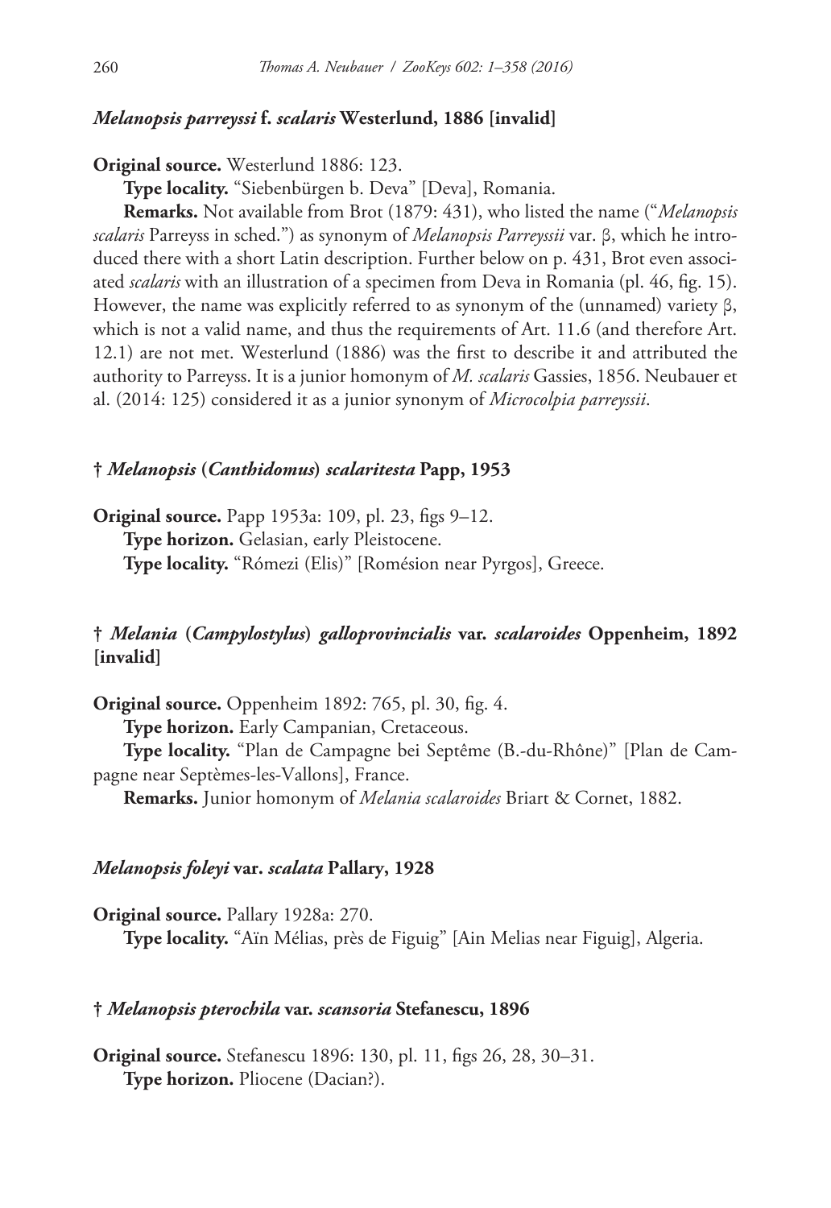### *Melanopsis parreyssi* f. *scalaris* Westerlund, 1886 [invalid]

**Original source.** Westerlund 1886: 123.

**Type locality.** "Siebenbürgen b. Deva" [Deva], Romania.

**Remarks.** Not available from Brot (1879: 431), who listed the name ("*Melanopsis scalaris* Parreyss in sched.") as synonym of *Melanopsis Parreyssii* var. β, which he introduced there with a short Latin description. Further below on p. 431, Brot even associated *scalaris* with an illustration of a specimen from Deva in Romania (pl. 46, fig. 15). However, the name was explicitly referred to as synonym of the (unnamed) variety β, which is not a valid name, and thus the requirements of Art. 11.6 (and therefore Art. 12.1) are not met. Westerlund (1886) was the first to describe it and attributed the authority to Parreyss. It is a junior homonym of *M. scalaris* Gassies, 1856. Neubauer et al. (2014: 125) considered it as a junior synonym of *Microcolpia parreyssii*.

### † *Melanopsis* (*Canthidomus*) *scalaritesta* Papp, 1953

**Original source.** Papp 1953a: 109, pl. 23, figs 9–12.

**Type horizon.** Gelasian, early Pleistocene.

**Type locality.** "Rómezi (Elis)" [Romésion near Pyrgos], Greece.

### † *Melania* (*Campylostylus*) *galloprovincialis* var. *scalaroides* Oppenheim, 1892 [invalid]

**Original source.** Oppenheim 1892: 765, pl. 30, fig. 4.

**Type horizon.** Early Campanian, Cretaceous.

**Type locality.** "Plan de Campagne bei Septême (B.-du-Rhône)" [Plan de Campagne near Septèmes-les-Vallons], France.

**Remarks.** Junior homonym of *Melania scalaroides* Briart & Cornet, 1882.

### *Melanopsis foleyi* var. *scalata* Pallary, 1928

**Original source.** Pallary 1928a: 270.

**Type locality.** "Aïn Mélias, près de Figuig" [Ain Melias near Figuig], Algeria.

### † *Melanopsis pterochila* var. *scansoria* Stefanescu, 1896

**Original source.** Stefanescu 1896: 130, pl. 11, figs 26, 28, 30–31.

**Type horizon.** Pliocene (Dacian?).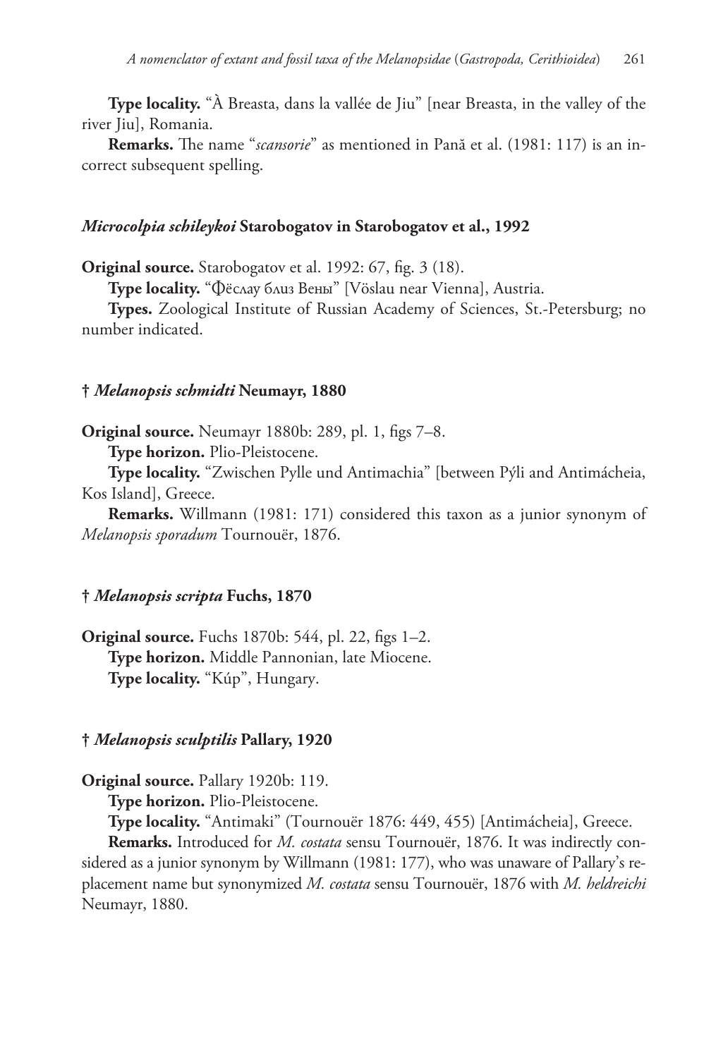**Type locality.** "À Breasta, dans la vallée de Jiu" [near Breasta, in the valley of the river Jiu], Romania.

**Remarks.** The name "*scansorie*" as mentioned in Pană et al. (1981: 117) is an incorrect subsequent spelling.

#### *Microcolpia schileykoi* Starobogatov in Starobogatov et al., 1992

**Original source.** Starobogatov et al. 1992: 67, fig. 3 (18).

**Type locality.** "Фёслау близ Вены" [Vöslau near Vienna], Austria.

**Types.** Zoological Institute of Russian Academy of Sciences, St.-Petersburg; no number indicated.

#### † *Melanopsis schmidti* Neumayr, 1880

**Original source.** Neumayr 1880b: 289, pl. 1, figs 7–8.

**Type horizon.** Plio-Pleistocene.

**Type locality.** "Zwischen Pylle und Antimachia" [between Pýli and Antimácheia, Kos Island], Greece.

**Remarks.** Willmann (1981: 171) considered this taxon as a junior synonym of *Melanopsis sporadum* Tournouër, 1876.

#### † *Melanopsis scripta* Fuchs, 1870

**Original source.** Fuchs 1870b: 544, pl. 22, figs 1–2.

**Type horizon.** Middle Pannonian, late Miocene.

**Type locality.** "Kúp", Hungary.

#### † *Melanopsis sculptilis* Pallary, 1920

**Original source.** Pallary 1920b: 119.

**Type horizon.** Plio-Pleistocene.

**Type locality.** "Antimaki" (Tournouër 1876: 449, 455) [Antimácheia], Greece.

**Remarks.** Introduced for *M. costata* sensu Tournouër, 1876. It was indirectly considered as a junior synonym by Willmann (1981: 177), who was unaware of Pallary's replacement name but synonymized *M. costata* sensu Tournouër, 1876 with *M. heldreichi* Neumayr, 1880.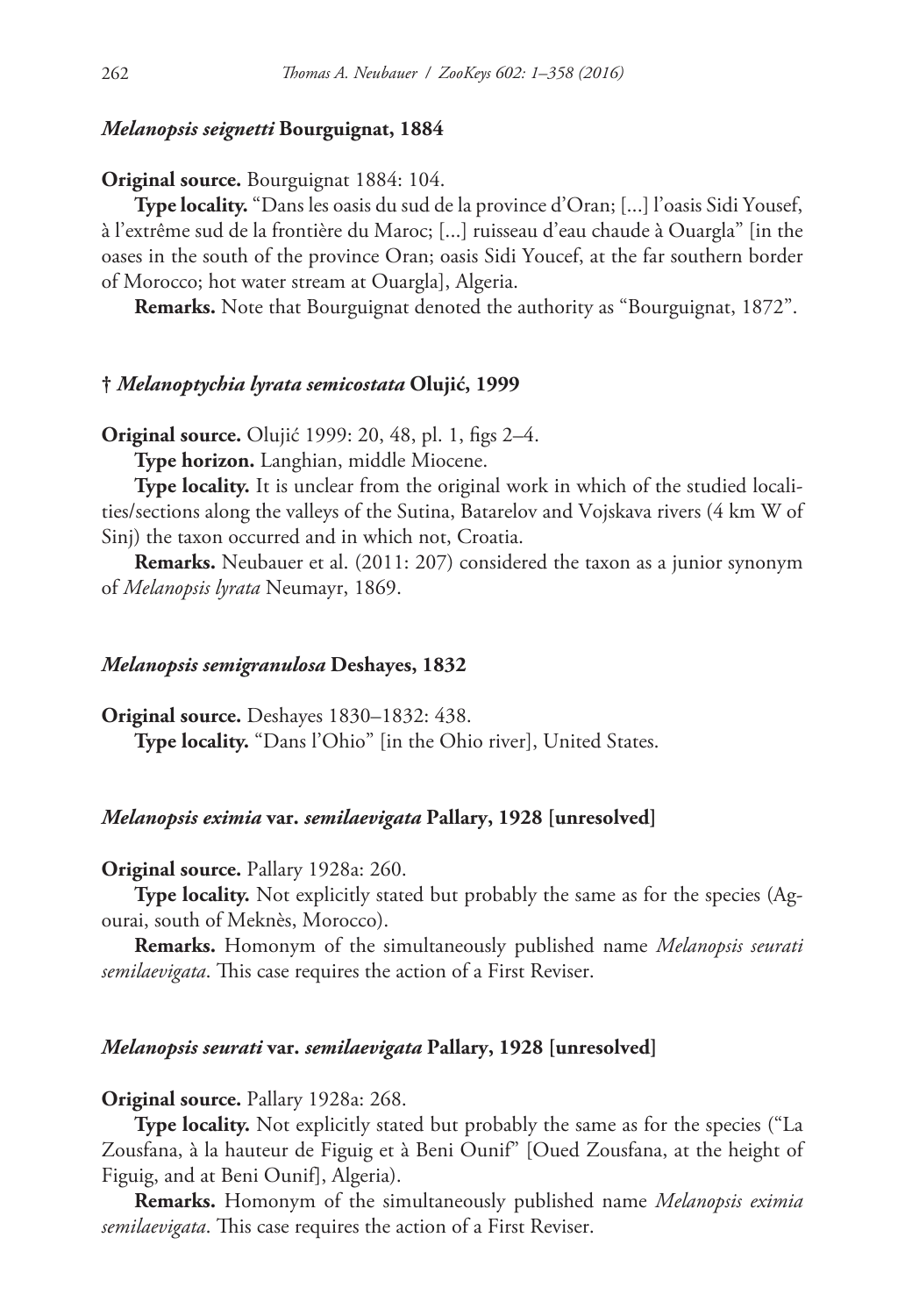### *Melanopsis seignetti* Bourguignat, 1884

**Original source.** Bourguignat 1884: 104.

**Type locality.** "Dans les oasis du sud de la province d'Oran; [...] l'oasis Sidi Yousef, à l'extrême sud de la frontière du Maroc; [...] ruisseau d'eau chaude à Ouargla" [in the oases in the south of the province Oran; oasis Sidi Youcef, at the far southern border of Morocco; hot water stream at Ouargla], Algeria.

**Remarks.** Note that Bourguignat denoted the authority as "Bourguignat, 1872".

### † *Melanoptychia lyrata semicostata* Olujić, 1999

**Original source.** Olujić 1999: 20, 48, pl. 1, figs 2–4.

**Type horizon.** Langhian, middle Miocene.

**Type locality.** It is unclear from the original work in which of the studied localities/sections along the valleys of the Sutina, Batarelov and Vojskava rivers (4 km W of Sinj) the taxon occurred and in which not, Croatia.

**Remarks.** Neubauer et al. (2011: 207) considered the taxon as a junior synonym of *Melanopsis lyrata* Neumayr, 1869.

### *Melanopsis semigranulosa* Deshayes, 1832

**Original source.** Deshayes 1830–1832: 438.

**Type locality.** "Dans l'Ohio" [in the Ohio river], United States.

### *Melanopsis eximia* var. *semilaevigata* Pallary, 1928 [unresolved]

**Original source.** Pallary 1928a: 260.

**Type locality.** Not explicitly stated but probably the same as for the species (Agourai, south of Meknès, Morocco).

**Remarks.** Homonym of the simultaneously published name *Melanopsis seurati semilaevigata*. This case requires the action of a First Reviser.

### *Melanopsis seurati* var. *semilaevigata* Pallary, 1928 [unresolved]

**Original source.** Pallary 1928a: 268.

**Type locality.** Not explicitly stated but probably the same as for the species ("La Zousfana, à la hauteur de Figuig et à Beni Ounif" [Oued Zousfana, at the height of Figuig, and at Beni Ounif], Algeria).

**Remarks.** Homonym of the simultaneously published name *Melanopsis eximia semilaevigata*. This case requires the action of a First Reviser.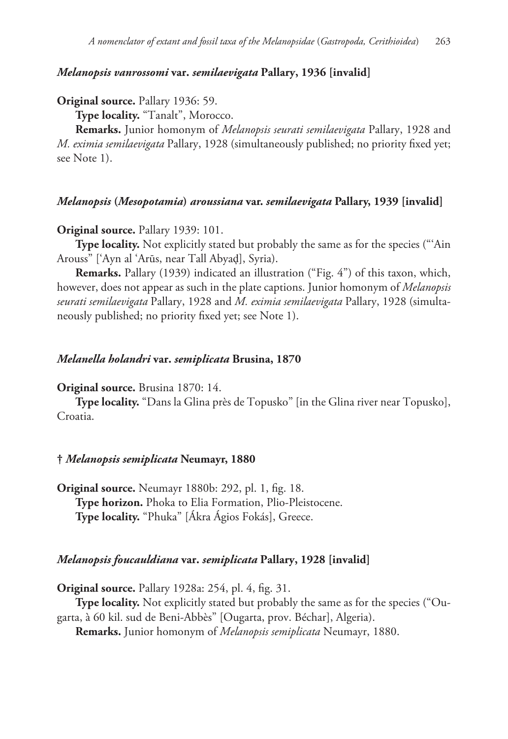### *Melanopsis vanrossomi* var. *semilaevigata* Pallary, 1936 [invalid]

**Original source.** Pallary 1936: 59.

**Type locality.** "Tanalt", Morocco.

**Remarks.** Junior homonym of *Melanopsis seurati semilaevigata* Pallary, 1928 and *M. eximia semilaevigata* Pallary, 1928 (simultaneously published; no priority fixed yet; see Note 1).

### *Melanopsis* (*Mesopotamia*) *aroussiana* var. *semilaevigata* Pallary, 1939 [invalid]

**Original source.** Pallary 1939: 101.

**Type locality.** Not explicitly stated but probably the same as for the species ("'Ain Arouss" ['Ayn al 'Arūs, near Tall Abyaḑ], Syria).

**Remarks.** Pallary (1939) indicated an illustration ("Fig. 4") of this taxon, which, however, does not appear as such in the plate captions. Junior homonym of *Melanopsis seurati semilaevigata* Pallary, 1928 and *M. eximia semilaevigata* Pallary, 1928 (simultaneously published; no priority fixed yet; see Note 1).

### *Melanella holandri* var. *semiplicata* Brusina, 1870

**Original source.** Brusina 1870: 14.

**Type locality.** "Dans la Glina près de Topusko" [in the Glina river near Topusko], Croatia.

### † *Melanopsis semiplicata* Neumayr, 1880

**Original source.** Neumayr 1880b: 292, pl. 1, fig. 18.

**Type horizon.** Phoka to Elia Formation, Plio-Pleistocene.

**Type locality.** "Phuka" [Ákra Ágios Fokás], Greece.

### *Melanopsis foucauldiana* var. *semiplicata* Pallary, 1928 [invalid]

**Original source.** Pallary 1928a: 254, pl. 4, fig. 31.

**Type locality.** Not explicitly stated but probably the same as for the species ("Ougarta, à 60 kil. sud de Beni-Abbès" [Ougarta, prov. Béchar], Algeria).

**Remarks.** Junior homonym of *Melanopsis semiplicata* Neumayr, 1880.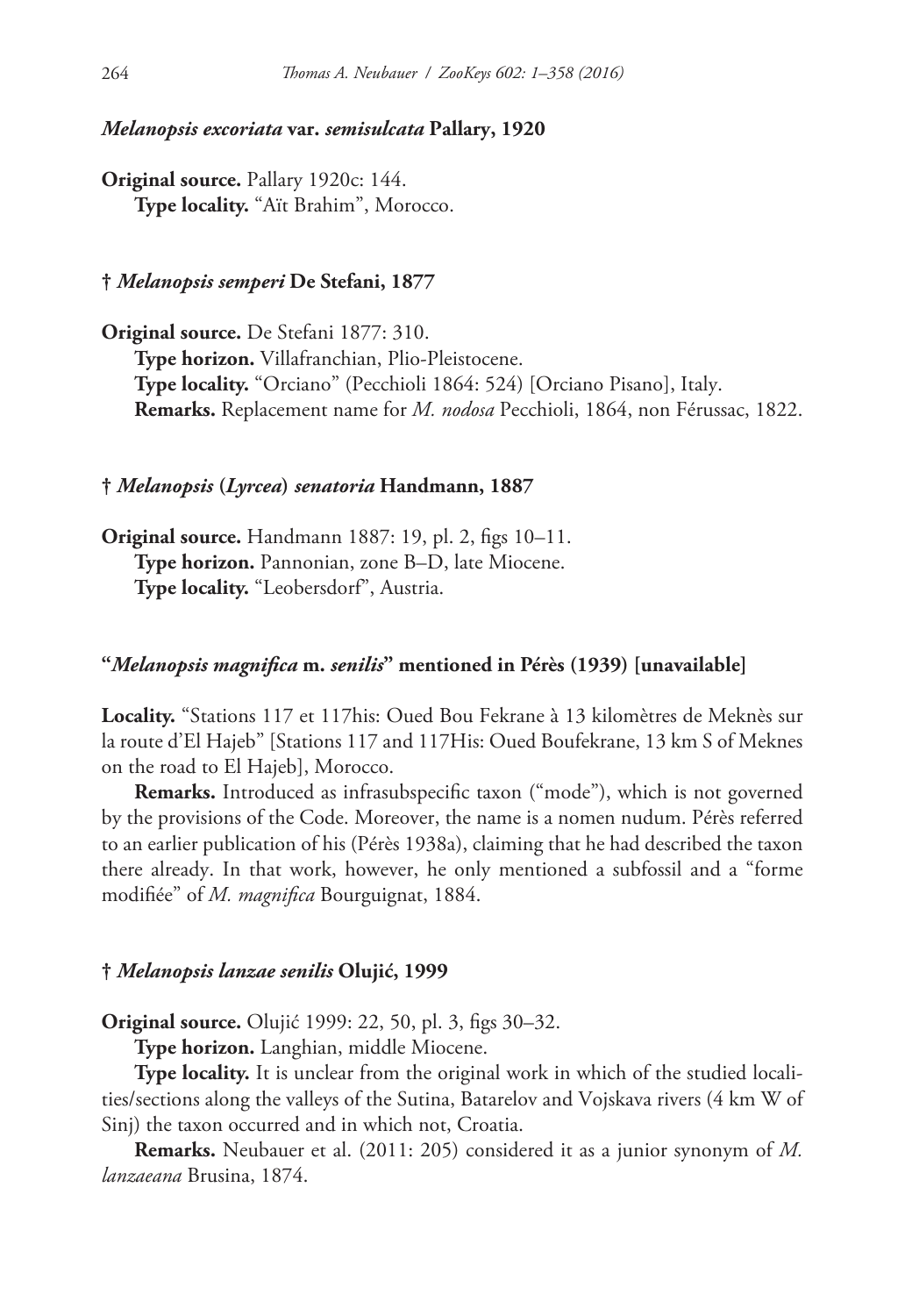#### *Melanopsis excoriata* var. *semisulcata* Pallary, 1920

**Original source.** Pallary 1920c: 144.

**Type locality.** "Aït Brahim", Morocco.

#### † *Melanopsis semperi* De Stefani, 1877

**Original source.** De Stefani 1877: 310.

**Type horizon.** Villafranchian, Plio-Pleistocene.

**Type locality.** "Orciano" (Pecchioli 1864: 524) [Orciano Pisano], Italy.

**Remarks.** Replacement name for *M. nodosa* Pecchioli, 1864, non Férussac, 1822.

#### † *Melanopsis* (*Lyrcea*) *senatoria* Handmann, 1887

**Original source.** Handmann 1887: 19, pl. 2, figs 10–11.

**Type horizon.** Pannonian, zone B–D, late Miocene.

**Type locality.** "Leobersdorf", Austria.

#### "*Melanopsis magnifica* m. *senilis*" mentioned in Pérès (1939) [unavailable]

**Locality.** "Stations 117 et 117bis: Oued Bou Fekrane à 13 kilomètres de Meknès sur la route d'El Hajeb" [Stations 117 and 117His: Oued Boufekrane, 13 km S of Meknes on the road to El Hajeb], Morocco.

**Remarks.** Introduced as infrasubspecific taxon ("mode"), which is not governed by the provisions of the Code. Moreover, the name is a nomen nudum. Pérès referred to an earlier publication of his (Pérès 1938a), claiming that he had described the taxon there already. In that work, however, he only mentioned a subfossil and a "forme modifiée" of *M. magnifica* Bourguignat, 1884.

#### † *Melanopsis lanzae senilis* Olujić, 1999

**Original source.** Olujić 1999: 22, 50, pl. 3, figs 30–32.

**Type horizon.** Langhian, middle Miocene.

**Type locality.** It is unclear from the original work in which of the studied localities/sections along the valleys of the Sutina, Batarelov and Vojskava rivers (4 km W of Sinj) the taxon occurred and in which not, Croatia.

**Remarks.** Neubauer et al. (2011: 205) considered it as a junior synonym of *M. lanzaeana* Brusina, 1874.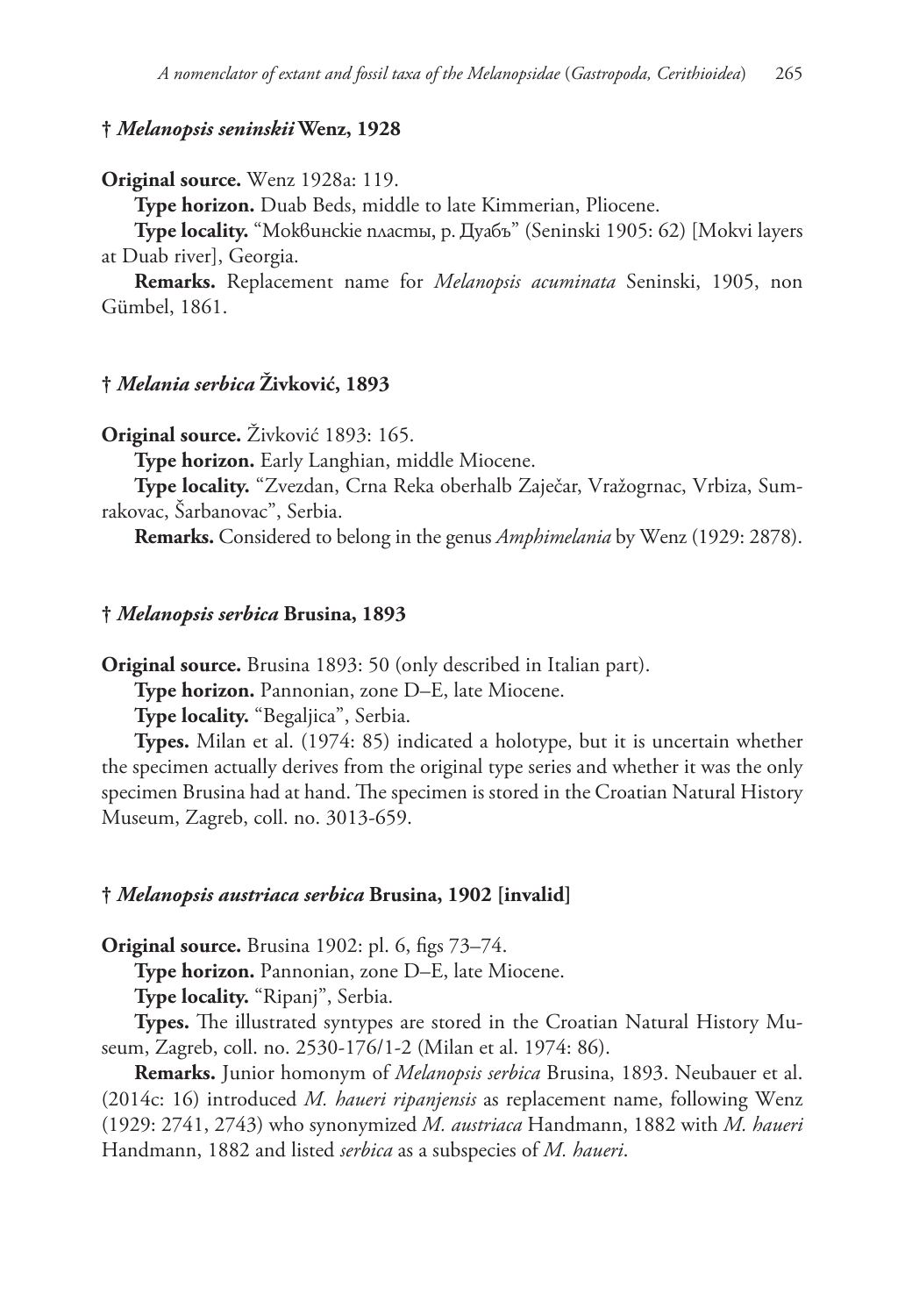### † *Melanopsis seninskii* Wenz, 1928

**Original source.** Wenz 1928a: 119.

**Type horizon.** Duab Beds, middle to late Kimmerian, Pliocene.

**Type locality.** "Моквинскіе пласты, р. Дуабъ" (Seninski 1905: 62) [Mokvi layers at Duab river], Georgia.

**Remarks.** Replacement name for *Melanopsis acuminata* Seninski, 1905, non Gümbel, 1861.

### † *Melania serbica* Živković, 1893

**Original source.** Živković 1893: 165.

**Type horizon.** Early Langhian, middle Miocene.

**Type locality.** "Zvezdan, Crna Reka oberhalb Zaječar, Vražogrnac, Vrbiza, Sumrakovac, Šarbanovac", Serbia.

**Remarks.** Considered to belong in the genus *Amphimelania* by Wenz (1929: 2878).

### † *Melanopsis serbica* Brusina, 1893

**Original source.** Brusina 1893: 50 (only described in Italian part).

**Type horizon.** Pannonian, zone D–E, late Miocene.

**Type locality.** "Begaljica", Serbia.

**Types.** Milan et al. (1974: 85) indicated a holotype, but it is uncertain whether the specimen actually derives from the original type series and whether it was the only specimen Brusina had at hand. The specimen is stored in the Croatian Natural History Museum, Zagreb, coll. no. 3013-659.

### † *Melanopsis austriaca serbica* Brusina, 1902 [invalid]

**Original source.** Brusina 1902: pl. 6, figs 73–74.

**Type horizon.** Pannonian, zone D–E, late Miocene.

**Type locality.** "Ripanj", Serbia.

**Types.** The illustrated syntypes are stored in the Croatian Natural History Museum, Zagreb, coll. no. 2530-176/1-2 (Milan et al. 1974: 86).

**Remarks.** Junior homonym of *Melanopsis serbica* Brusina, 1893. Neubauer et al. (2014c: 16) introduced *M. haueri ripanjensis* as replacement name, following Wenz (1929: 2741, 2743) who synonymized *M. austriaca* Handmann, 1882 with *M. haueri* Handmann, 1882 and listed *serbica* as a subspecies of *M. haueri*.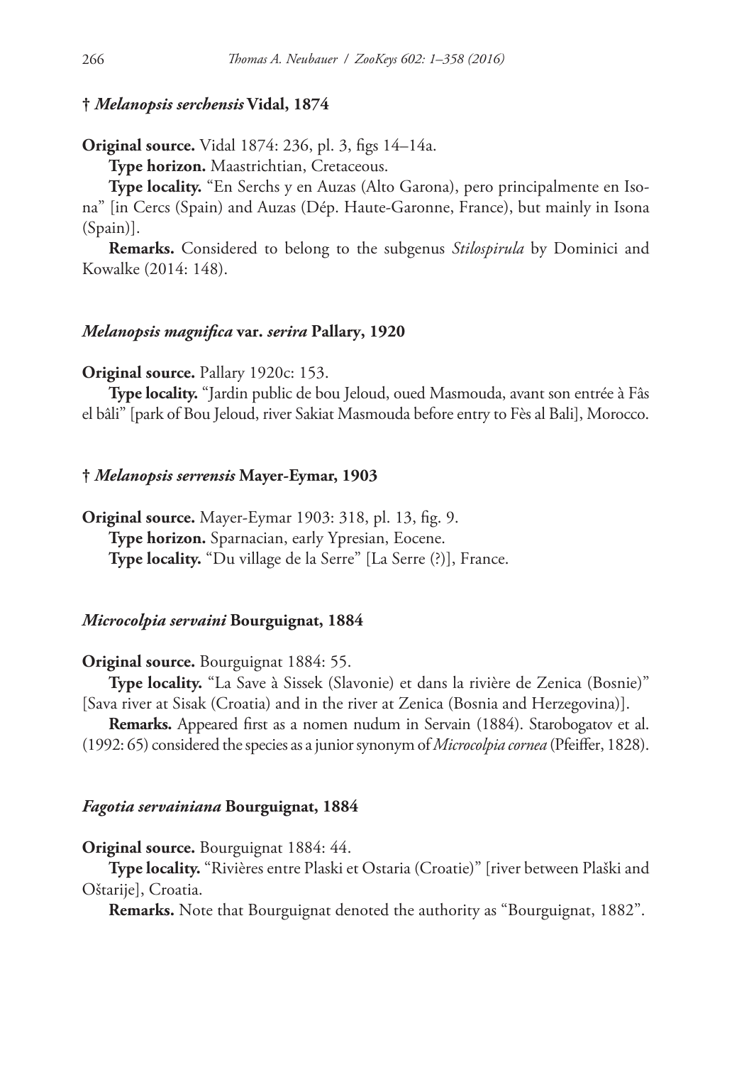### † *Melanopsis serchensis* Vidal, 1874

**Original source.** Vidal 1874: 236, pl. 3, figs 14–14a.

**Type horizon.** Maastrichtian, Cretaceous.

**Type locality.** "En Serchs y en Auzas (Alto Garona), pero principalmente en Isona" [in Cercs (Spain) and Auzas (Dép. Haute-Garonne, France), but mainly in Isona (Spain)].

**Remarks.** Considered to belong to the subgenus *Stilospirula* by Dominici and Kowalke (2014: 148).

### *Melanopsis magnifica* var. *serira* Pallary, 1920

**Original source.** Pallary 1920c: 153.

**Type locality.** "Jardin public de bou Jeloud, oued Masmouda, avant son entrée à Fâs el bâli" [park of Bou Jeloud, river Sakiat Masmouda before entry to Fès al Bali], Morocco.

### † *Melanopsis serrensis* Mayer-Eymar, 1903

**Original source.** Mayer-Eymar 1903: 318, pl. 13, fig. 9.

**Type horizon.** Sparnacian, early Ypresian, Eocene.

**Type locality.** "Du village de la Serre" [La Serre (?)], France.

### *Microcolpia servaini* Bourguignat, 1884

**Original source.** Bourguignat 1884: 55.

**Type locality.** "La Save à Sissek (Slavonie) et dans la rivière de Zenica (Bosnie)" [Sava river at Sisak (Croatia) and in the river at Zenica (Bosnia and Herzegovina)].

**Remarks.** Appeared first as a nomen nudum in Servain (1884). Starobogatov et al. (1992: 65) considered the species as a junior synonym of *Microcolpia cornea* (Pfeiffer, 1828).

### *Fagotia servainiana* Bourguignat, 1884

**Original source.** Bourguignat 1884: 44.

**Type locality.** "Rivières entre Plaski et Ostaria (Croatie)" [river between Plaški and Oštarije], Croatia.

**Remarks.** Note that Bourguignat denoted the authority as "Bourguignat, 1882".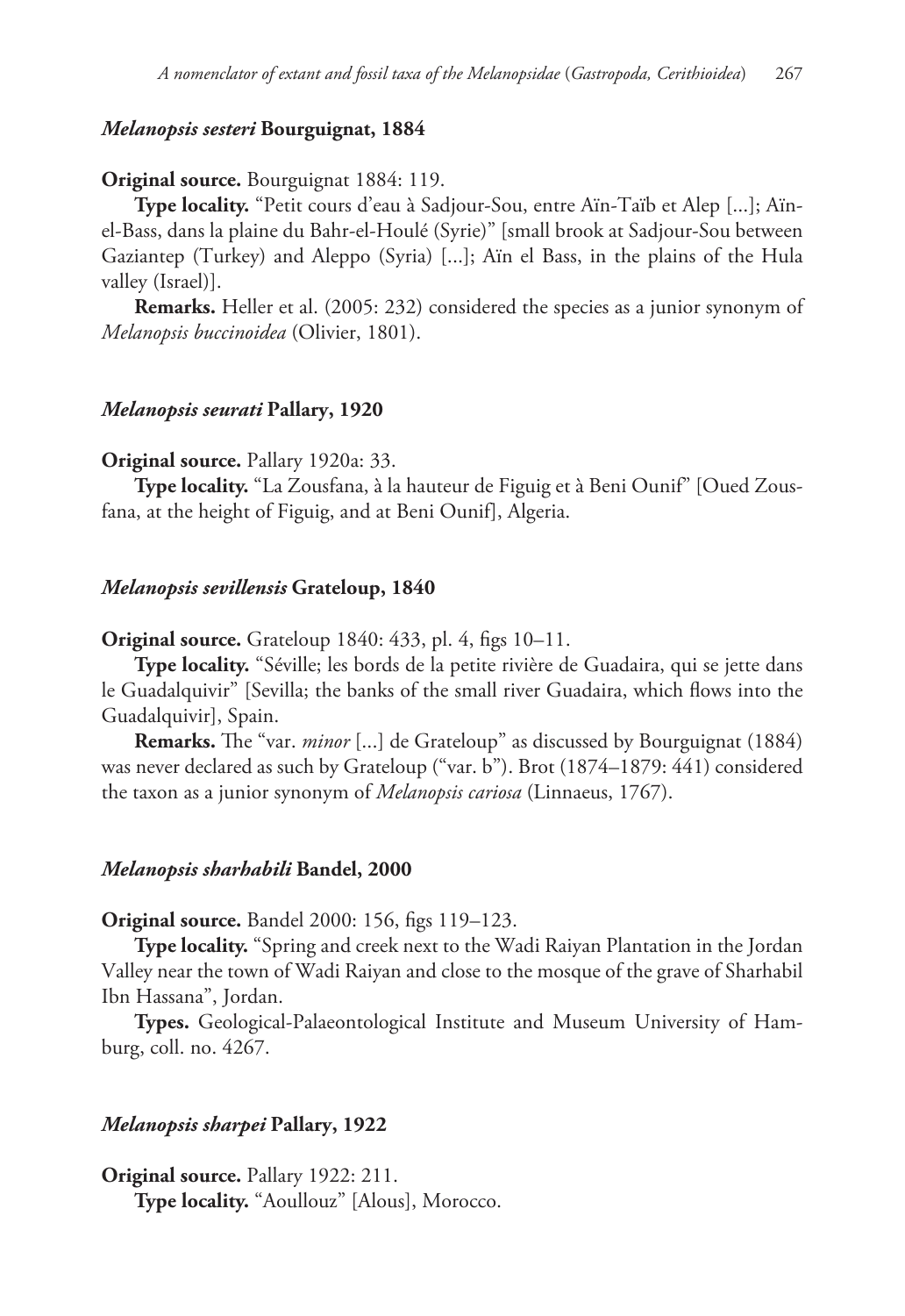### *Melanopsis sesteri* Bourguignat, 1884

**Original source.** Bourguignat 1884: 119.

**Type locality.** "Petit cours d'eau à Sadjour-Sou, entre Aïn-Taïb et Alep [...]; Aïn-el-Bass, dans la plaine du Bahr-el-Houlé (Syrie)" [small brook at Sadjour-Sou between Gaziantep (Turkey) and Aleppo (Syria) [...]; Aïn el Bass, in the plains of the Hula valley (Israel)].

**Remarks.** Heller et al. (2005: 232) considered the species as a junior synonym of *Melanopsis buccinoidea* (Olivier, 1801).

### *Melanopsis seurati* Pallary, 1920

**Original source.** Pallary 1920a: 33.

**Type locality.** "La Zousfana, à la hauteur de Figuig et à Beni Ounif" [Oued Zousfana, at the height of Figuig, and at Beni Ounif], Algeria.

### *Melanopsis sevillensis* Grateloup, 1840

**Original source.** Grateloup 1840: 433, pl. 4, figs 10–11.

**Type locality.** "Séville; les bords de la petite rivière de Guadaira, qui se jette dans le Guadalquivir" [Sevilla; the banks of the small river Guadaira, which flows into the Guadalquivir], Spain.

**Remarks.** The "var. *minor* [...] de Grateloup" as discussed by Bourguignat (1884) was never declared as such by Grateloup ("var. b"). Brot (1874–1879: 441) considered the taxon as a junior synonym of *Melanopsis cariosa* (Linnaeus, 1767).

### *Melanopsis sharhabili* Bandel, 2000

**Original source.** Bandel 2000: 156, figs 119–123.

**Type locality.** "Spring and creek next to the Wadi Raiyan Plantation in the Jordan Valley near the town of Wadi Raiyan and close to the mosque of the grave of Sharhabil Ibn Hassana", Jordan.

**Types.** Geological-Palaeontological Institute and Museum University of Hamburg, coll. no. 4267.

### *Melanopsis sharpei* Pallary, 1922

**Original source.** Pallary 1922: 211.

**Type locality.** "Aoullouz" [Alous], Morocco.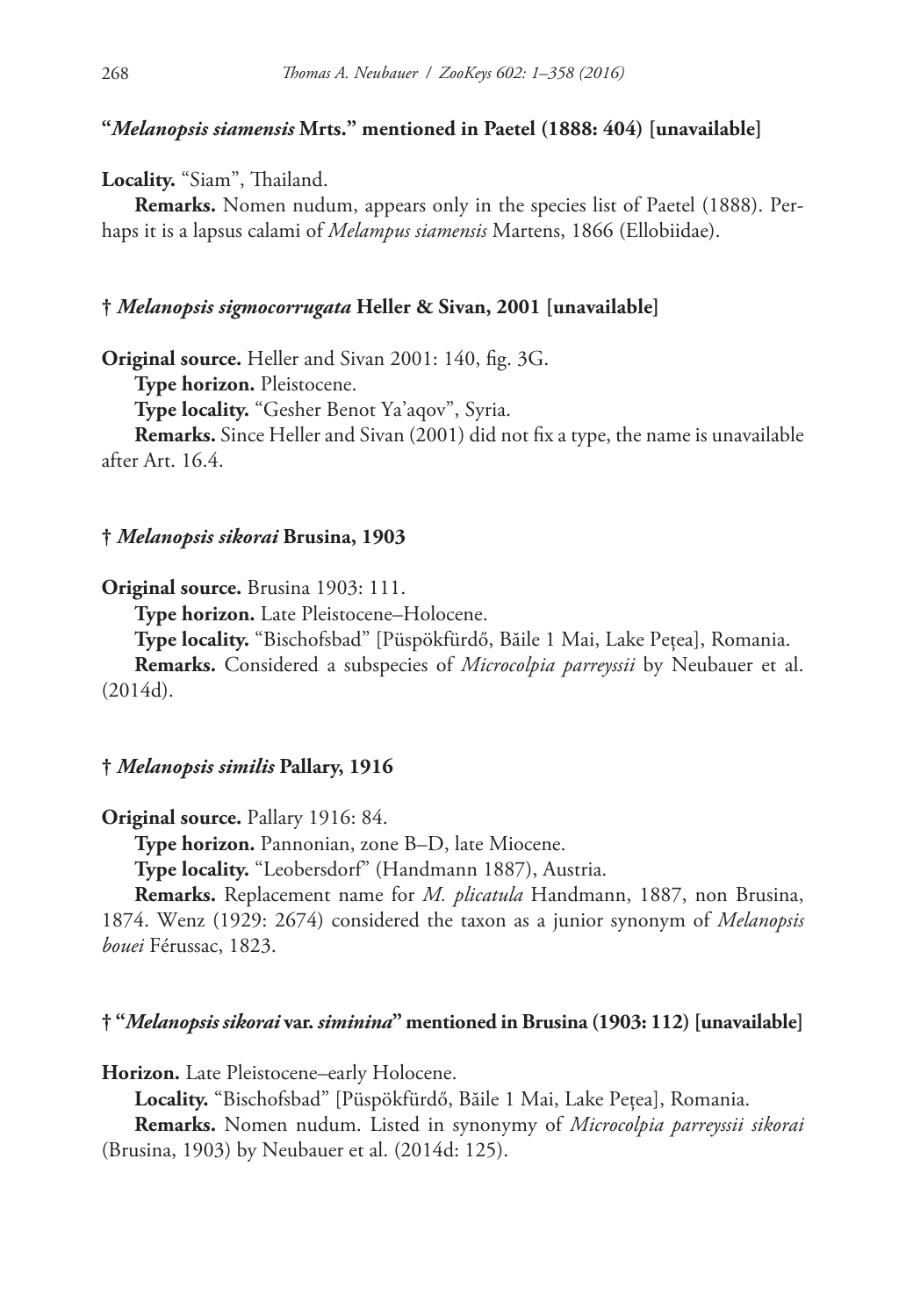### "*Melanopsis siamensis* Mrts." mentioned in Paetel (1888: 404) [unavailable]

**Locality.** "Siam", Thailand.

**Remarks.** Nomen nudum, appears only in the species list of Paetel (1888). Perhaps it is a lapsus calami of *Melampus siamensis* Martens, 1866 (Ellobiidae).

### † *Melanopsis sigmocorrugata* Heller & Sivan, 2001 [unavailable]

**Original source.** Heller and Sivan 2001: 140, fig. 3G.

**Type horizon.** Pleistocene.

**Type locality.** "Gesher Benot Ya'aqov", Syria.

**Remarks.** Since Heller and Sivan (2001) did not fix a type, the name is unavailable after Art. 16.4.

### † *Melanopsis sikorai* Brusina, 1903

**Original source.** Brusina 1903: 111.

**Type horizon.** Late Pleistocene–Holocene.

**Type locality.** "Bischofsbad" [Püspökfürdő, Băile 1 Mai, Lake Pețea], Romania.

**Remarks.** Considered a subspecies of *Microcolpia parreyssii* by Neubauer et al. (2014d).

### † *Melanopsis similis* Pallary, 1916

**Original source.** Pallary 1916: 84.

**Type horizon.** Pannonian, zone B–D, late Miocene.

**Type locality.** "Leobersdorf" (Handmann 1887), Austria.

**Remarks.** Replacement name for *M. plicatula* Handmann, 1887, non Brusina, 1874. Wenz (1929: 2674) considered the taxon as a junior synonym of *Melanopsis bouei* Férussac, 1823.

### † "*Melanopsis sikorai* var. *siminina*" mentioned in Brusina (1903: 112) [unavailable]

**Horizon.** Late Pleistocene–early Holocene.

**Locality.** "Bischofsbad" [Püspökfürdő, Băile 1 Mai, Lake Pețea], Romania.

**Remarks.** Nomen nudum. Listed in synonymy of *Microcolpia parreyssii sikorai* (Brusina, 1903) by Neubauer et al. (2014d: 125).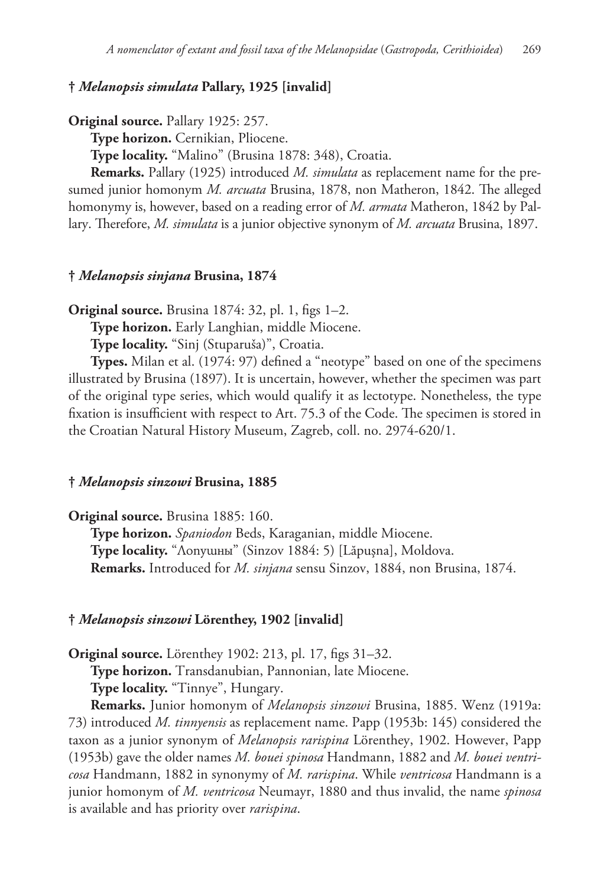### † *Melanopsis simulata* Pallary, 1925 [invalid]

**Original source.** Pallary 1925: 257.

**Type horizon.** Cernikian, Pliocene.

**Type locality.** "Malino" (Brusina 1878: 348), Croatia.

**Remarks.** Pallary (1925) introduced *M. simulata* as replacement name for the presumed junior homonym *M. arcuata* Brusina, 1878, non Matheron, 1842. The alleged homonymy is, however, based on a reading error of *M. armata* Matheron, 1842 by Pallary. Therefore, *M. simulata* is a junior objective synonym of *M. arcuata* Brusina, 1897.

### † *Melanopsis sinjana* Brusina, 1874

**Original source.** Brusina 1874: 32, pl. 1, figs 1–2.

**Type horizon.** Early Langhian, middle Miocene.

**Type locality.** "Sinj (Stuparuša)", Croatia.

**Types.** Milan et al. (1974: 97) defined a "neotype" based on one of the specimens illustrated by Brusina (1897). It is uncertain, however, whether the specimen was part of the original type series, which would qualify it as lectotype. Nonetheless, the type fixation is insufficient with respect to Art. 75.3 of the Code. The specimen is stored in the Croatian Natural History Museum, Zagreb, coll. no. 2974-620/1.

### † *Melanopsis sinzowi* Brusina, 1885

**Original source.** Brusina 1885: 160.

**Type horizon.** *Spaniodon* Beds, Karaganian, middle Miocene.

**Type locality.** "Лопушны" (Sinzov 1884: 5) [Lăpuşna], Moldova.

**Remarks.** Introduced for *M. sinjana* sensu Sinzov, 1884, non Brusina, 1874.

### † *Melanopsis sinzowi* Lörenthey, 1902 [invalid]

**Original source.** Lörenthey 1902: 213, pl. 17, figs 31–32.

**Type horizon.** Transdanubian, Pannonian, late Miocene.

**Type locality.** "Tinnye", Hungary.

**Remarks.** Junior homonym of *Melanopsis sinzowi* Brusina, 1885. Wenz (1919a: 73) introduced *M. tinnyensis* as replacement name. Papp (1953b: 145) considered the taxon as a junior synonym of *Melanopsis rarispina* Lörenthey, 1902. However, Papp (1953b) gave the older names *M. bouei spinosa* Handmann, 1882 and *M. bouei ventricosa* Handmann, 1882 in synonymy of *M. rarispina*. While *ventricosa* Handmann is a junior homonym of *M. ventricosa* Neumayr, 1880 and thus invalid, the name *spinosa* is available and has priority over *rarispina*.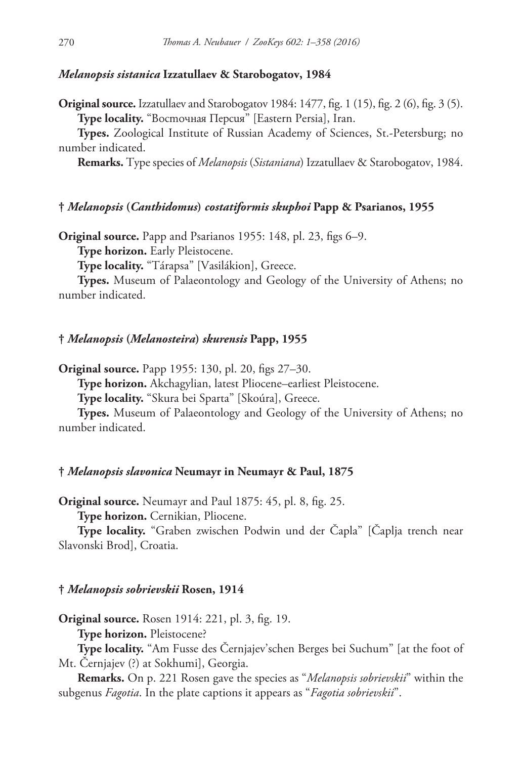### *Melanopsis sistanica* Izzatullaev & Starobogatov, 1984

**Original source.** Izzatullaev and Starobogatov 1984: 1477, fig. 1 (15), fig. 2 (6), fig. 3 (5).

**Type locality.** “Восточная Персия” [Eastern Persia], Iran.

**Types.** Zoological Institute of Russian Academy of Sciences, St.-Petersburg; no number indicated.

**Remarks.** Type species of *Melanopsis* (*Sistaniana*) Izzatullaev & Starobogatov, 1984.

### † *Melanopsis* (*Canthidomus*) *costatiformis skuphoi* Papp & Psarianos, 1955

**Original source.** Papp and Psarianos 1955: 148, pl. 23, figs 6–9.

**Type horizon.** Early Pleistocene.

**Type locality.** “Tárapsa” [Vasilákion], Greece.

**Types.** Museum of Palaeontology and Geology of the University of Athens; no number indicated.

### † *Melanopsis* (*Melanosteira*) *skurensis* Papp, 1955

**Original source.** Papp 1955: 130, pl. 20, figs 27–30.

**Type horizon.** Akchagylian, latest Pliocene–earliest Pleistocene.

**Type locality.** “Skura bei Sparta” [Skoúra], Greece.

**Types.** Museum of Palaeontology and Geology of the University of Athens; no number indicated.

### † *Melanopsis slavonica* Neumayr in Neumayr & Paul, 1875

**Original source.** Neumayr and Paul 1875: 45, pl. 8, fig. 25.

**Type horizon.** Cernikian, Pliocene.

**Type locality.** “Graben zwischen Podwin und der Čapla” [Čaplja trench near Slavonski Brod], Croatia.

### † *Melanopsis sobrievskii* Rosen, 1914

**Original source.** Rosen 1914: 221, pl. 3, fig. 19.

**Type horizon.** Pleistocene?

**Type locality.** “Am Fusse des Černjajev’schen Berges bei Suchum” [at the foot of Mt. Černjajev (?) at Sokhumi], Georgia.

**Remarks.** On p. 221 Rosen gave the species as “*Melanopsis sobrievskii*” within the subgenus *Fagotia*. In the plate captions it appears as “*Fagotia sobrievskii*”.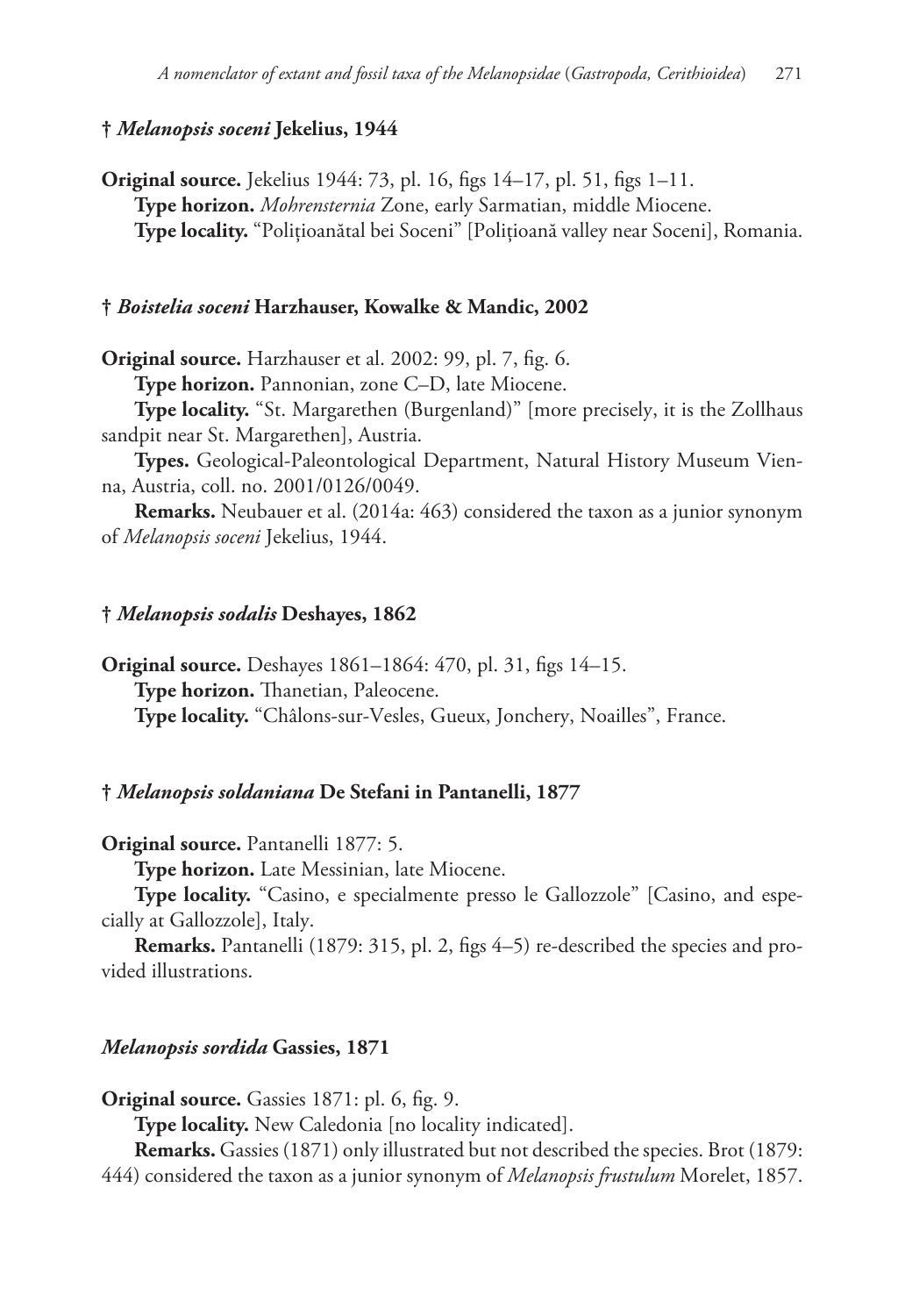### † *Melanopsis soceni* Jekelius, 1944

**Original source.** Jekelius 1944: 73, pl. 16, figs 14–17, pl. 51, figs 1–11.

**Type horizon.** *Mohrensternia* Zone, early Sarmatian, middle Miocene.

**Type locality.** "Polițioanătal bei Soceni" [Polițioană valley near Soceni], Romania.

### † *Boistelia soceni* Harzhauser, Kowalke & Mandic, 2002

**Original source.** Harzhauser et al. 2002: 99, pl. 7, fig. 6.

**Type horizon.** Pannonian, zone C–D, late Miocene.

**Type locality.** "St. Margarethen (Burgenland)" [more precisely, it is the Zollhaus sandpit near St. Margarethen], Austria.

**Types.** Geological-Paleontological Department, Natural History Museum Vienna, Austria, coll. no. 2001/0126/0049.

**Remarks.** Neubauer et al. (2014a: 463) considered the taxon as a junior synonym of *Melanopsis soceni* Jekelius, 1944.

### † *Melanopsis sodalis* Deshayes, 1862

**Original source.** Deshayes 1861–1864: 470, pl. 31, figs 14–15.

**Type horizon.** Thanetian, Paleocene.

**Type locality.** "Châlons-sur-Vesles, Gueux, Jonchery, Noailles", France.

### † *Melanopsis soldaniana* De Stefani in Pantanelli, 1877

**Original source.** Pantanelli 1877: 5.

**Type horizon.** Late Messinian, late Miocene.

**Type locality.** "Casino, e specialmente presso le Gallozzole" [Casino, and especially at Gallozzole], Italy.

**Remarks.** Pantanelli (1879: 315, pl. 2, figs 4–5) re-described the species and provided illustrations.

### *Melanopsis sordida* Gassies, 1871

**Original source.** Gassies 1871: pl. 6, fig. 9.

**Type locality.** New Caledonia [no locality indicated].

**Remarks.** Gassies (1871) only illustrated but not described the species. Brot (1879: 444) considered the taxon as a junior synonym of *Melanopsis frustulum* Morelet, 1857.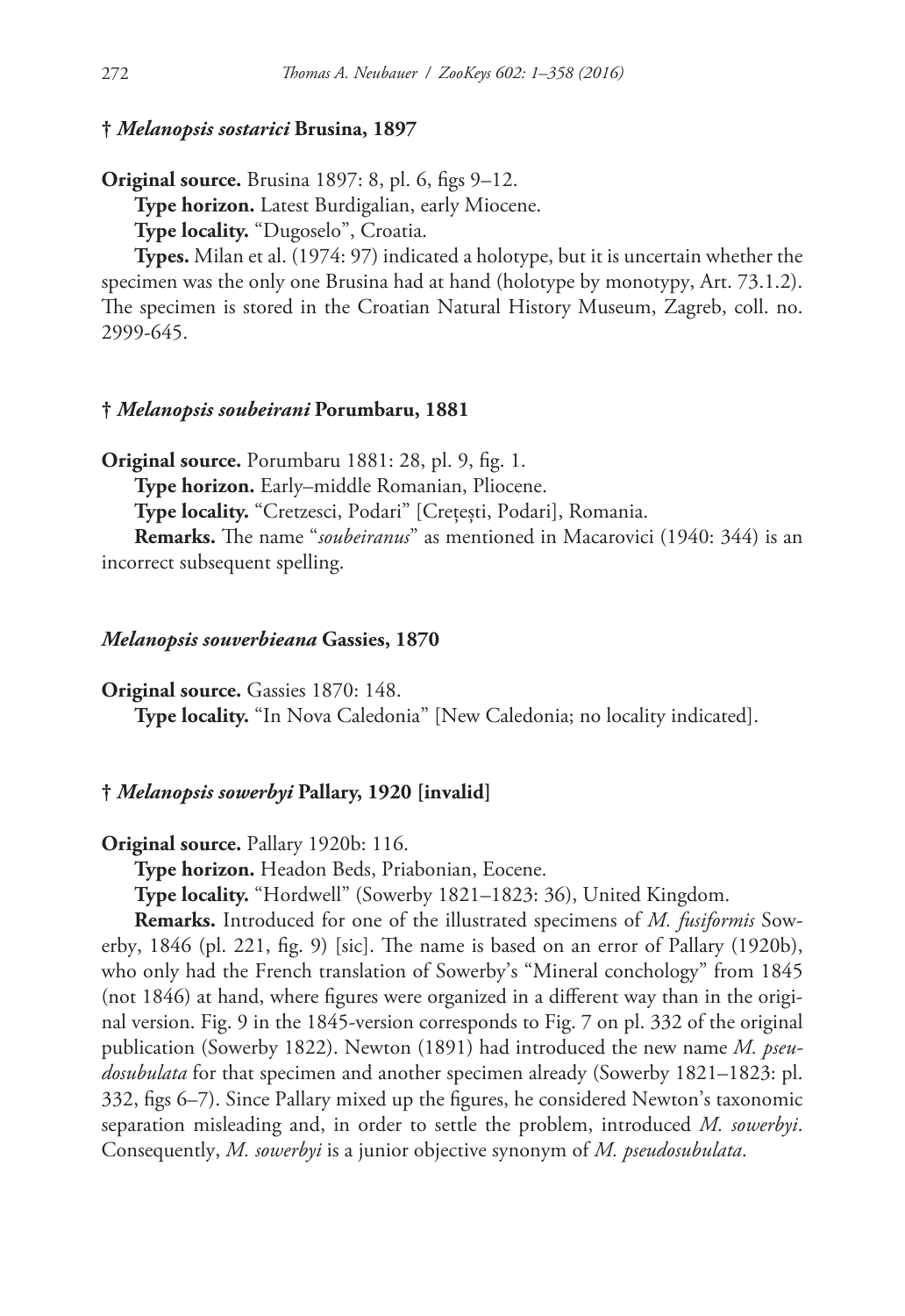### † *Melanopsis sostarici* Brusina, 1897

**Original source.** Brusina 1897: 8, pl. 6, figs 9–12.

**Type horizon.** Latest Burdigalian, early Miocene.

**Type locality.** "Dugoselo", Croatia.

**Types.** Milan et al. (1974: 97) indicated a holotype, but it is uncertain whether the specimen was the only one Brusina had at hand (holotype by monotypy, Art. 73.1.2). The specimen is stored in the Croatian Natural History Museum, Zagreb, coll. no. 2999-645.

### † *Melanopsis soubeirani* Porumbaru, 1881

**Original source.** Porumbaru 1881: 28, pl. 9, fig. 1.

**Type horizon.** Early–middle Romanian, Pliocene.

**Type locality.** "Cretzesci, Podari" [Crețești, Podari], Romania.

**Remarks.** The name "*soubeiranus*" as mentioned in Macarovici (1940: 344) is an incorrect subsequent spelling.

### *Melanopsis souverbieana* Gassies, 1870

**Original source.** Gassies 1870: 148.

**Type locality.** "In Nova Caledonia" [New Caledonia; no locality indicated].

### † *Melanopsis sowerbyi* Pallary, 1920 [invalid]

**Original source.** Pallary 1920b: 116.

**Type horizon.** Headon Beds, Priabonian, Eocene.

**Type locality.** "Hordwell" (Sowerby 1821–1823: 36), United Kingdom.

**Remarks.** Introduced for one of the illustrated specimens of *M. fusiformis* Sowerby, 1846 (pl. 221, fig. 9) [sic]. The name is based on an error of Pallary (1920b), who only had the French translation of Sowerby's "Mineral conchology" from 1845 (not 1846) at hand, where figures were organized in a different way than in the original version. Fig. 9 in the 1845-version corresponds to Fig. 7 on pl. 332 of the original publication (Sowerby 1822). Newton (1891) had introduced the new name *M. pseudosubulata* for that specimen and another specimen already (Sowerby 1821–1823: pl. 332, figs 6–7). Since Pallary mixed up the figures, he considered Newton's taxonomic separation misleading and, in order to settle the problem, introduced *M. sowerbyi*. Consequently, *M. sowerbyi* is a junior objective synonym of *M. pseudosubulata*.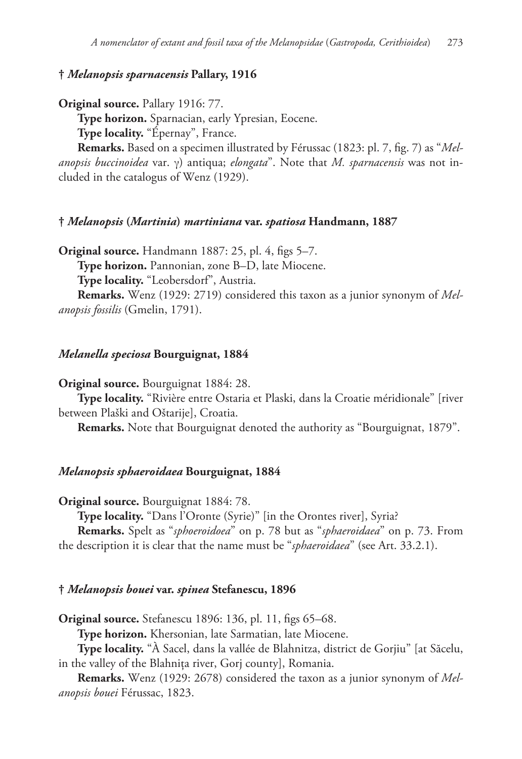### † *Melanopsis sparnacensis* Pallary, 1916

**Original source.** Pallary 1916: 77.

**Type horizon.** Sparnacian, early Ypresian, Eocene.

**Type locality.** “Épernay”, France.

**Remarks.** Based on a specimen illustrated by Férussac (1823: pl. 7, fig. 7) as “*Melanopsis buccinoidea* var. γ) antiqua; *elongata*”. Note that *M. sparnacensis* was not included in the catalogus of Wenz (1929).

### † *Melanopsis* (*Martinia*) *martiniana* var. *spatiosa* Handmann, 1887

**Original source.** Handmann 1887: 25, pl. 4, figs 5–7.

**Type horizon.** Pannonian, zone B–D, late Miocene.

**Type locality.** “Leobersdorf”, Austria.

**Remarks.** Wenz (1929: 2719) considered this taxon as a junior synonym of *Melanopsis fossilis* (Gmelin, 1791).

### *Melanella speciosa* Bourguignat, 1884

**Original source.** Bourguignat 1884: 28.

**Type locality.** “Rivière entre Ostaria et Plaski, dans la Croatie méridionale” [river between Plaški and Oštarije], Croatia.

**Remarks.** Note that Bourguignat denoted the authority as “Bourguignat, 1879”.

### *Melanopsis sphaeroidaea* Bourguignat, 1884

**Original source.** Bourguignat 1884: 78.

**Type locality.** “Dans l’Oronte (Syrie)” [in the Orontes river], Syria?

**Remarks.** Spelt as “*sphoeroidoea*” on p. 78 but as “*sphaeroidaea*” on p. 73. From the description it is clear that the name must be “*sphaeroidaea*” (see Art. 33.2.1).

### † *Melanopsis bouei* var. *spinea* Stefanescu, 1896

**Original source.** Stefanescu 1896: 136, pl. 11, figs 65–68.

**Type horizon.** Khersonian, late Sarmatian, late Miocene.

**Type locality.** “À Sacel, dans la vallée de Blahnitza, district de Gorjiu” [at Săcelu, in the valley of the Blahnița river, Gorj county], Romania.

**Remarks.** Wenz (1929: 2678) considered the taxon as a junior synonym of *Melanopsis bouei* Férussac, 1823.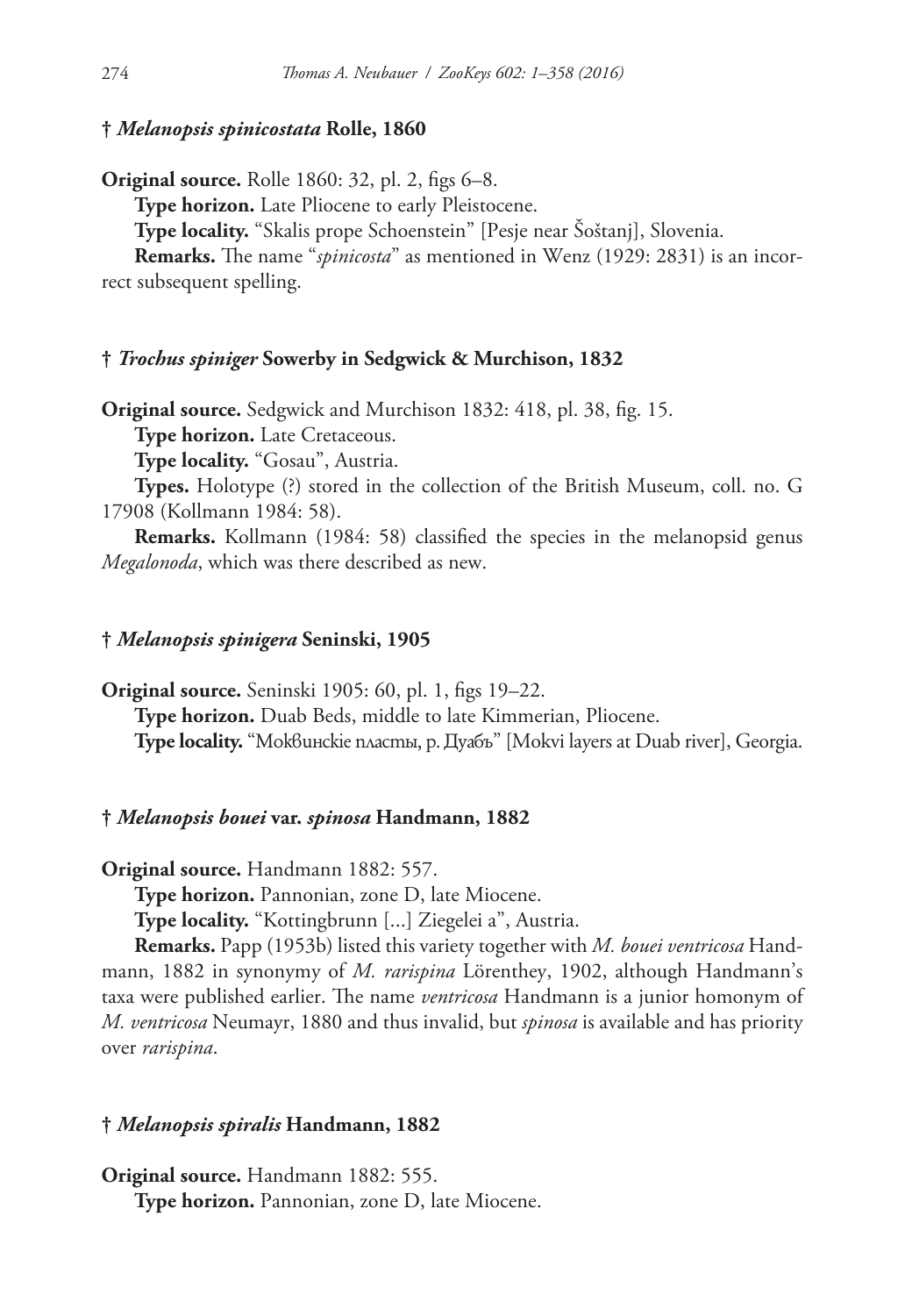**† *Melanopsis spinicostata* Rolle, 1860**

**Original source.** Rolle 1860: 32, pl. 2, figs 6–8.

**Type horizon.** Late Pliocene to early Pleistocene.

**Type locality.** "Skalis prope Schoenstein" [Pesje near Šoštanj], Slovenia.

**Remarks.** The name "*spinicosta*" as mentioned in Wenz (1929: 2831) is an incorrect subsequent spelling.

**† *Trochus spiniger* Sowerby in Sedgwick & Murchison, 1832**

**Original source.** Sedgwick and Murchison 1832: 418, pl. 38, fig. 15.

**Type horizon.** Late Cretaceous.

**Type locality.** "Gosau", Austria.

**Types.** Holotype (?) stored in the collection of the British Museum, coll. no. G 17908 (Kollmann 1984: 58).

**Remarks.** Kollmann (1984: 58) classified the species in the melanopsid genus *Megalonoda*, which was there described as new.

**† *Melanopsis spinigera* Seninski, 1905**

**Original source.** Seninski 1905: 60, pl. 1, figs 19–22.

**Type horizon.** Duab Beds, middle to late Kimmerian, Pliocene.

**Type locality.** "Моквинскіе пласты, р. Дуабъ" [Mokvi layers at Duab river], Georgia.

**† *Melanopsis bouei* var. *spinosa* Handmann, 1882**

**Original source.** Handmann 1882: 557.

**Type horizon.** Pannonian, zone D, late Miocene.

**Type locality.** "Kottingbrunn [...] Ziegelei a", Austria.

**Remarks.** Papp (1953b) listed this variety together with *M. bouei ventricosa* Handmann, 1882 in synonymy of *M. rarispina* Lörenthey, 1902, although Handmann's taxa were published earlier. The name *ventricosa* Handmann is a junior homonym of *M. ventricosa* Neumayr, 1880 and thus invalid, but *spinosa* is available and has priority over *rarispina*.

**† *Melanopsis spiralis* Handmann, 1882**

**Original source.** Handmann 1882: 555.

**Type horizon.** Pannonian, zone D, late Miocene.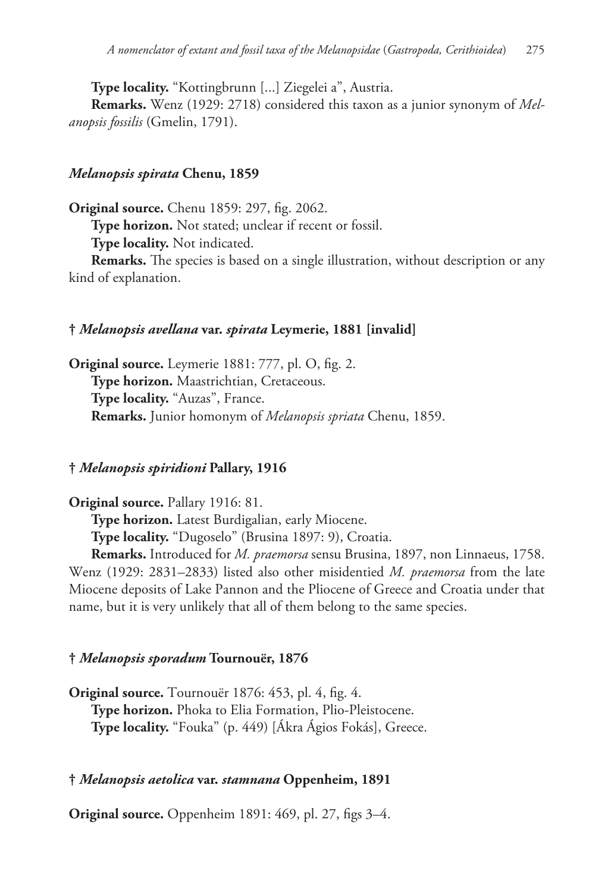**Type locality.** "Kottingbrunn [...] Ziegelei a", Austria.

**Remarks.** Wenz (1929: 2718) considered this taxon as a junior synonym of *Melanopsis fossilis* (Gmelin, 1791).

### *Melanopsis spirata* Chenu, 1859

**Original source.** Chenu 1859: 297, fig. 2062.

**Type horizon.** Not stated; unclear if recent or fossil.

**Type locality.** Not indicated.

**Remarks.** The species is based on a single illustration, without description or any kind of explanation.

### † *Melanopsis avellana* var. *spirata* Leymerie, 1881 [invalid]

**Original source.** Leymerie 1881: 777, pl. O, fig. 2.

**Type horizon.** Maastrichtian, Cretaceous.

**Type locality.** "Auzas", France.

**Remarks.** Junior homonym of *Melanopsis spriata* Chenu, 1859.

### † *Melanopsis spiridioni* Pallary, 1916

**Original source.** Pallary 1916: 81.

**Type horizon.** Latest Burdigalian, early Miocene.

**Type locality.** "Dugoselo" (Brusina 1897: 9), Croatia.

**Remarks.** Introduced for *M. praemorsa* sensu Brusina, 1897, non Linnaeus, 1758. Wenz (1929: 2831–2833) listed also other misidentied *M. praemorsa* from the late Miocene deposits of Lake Pannon and the Pliocene of Greece and Croatia under that name, but it is very unlikely that all of them belong to the same species.

### † *Melanopsis sporadum* Tournouër, 1876

**Original source.** Tournouër 1876: 453, pl. 4, fig. 4.

**Type horizon.** Phoka to Elia Formation, Plio-Pleistocene.

**Type locality.** "Fouka" (p. 449) [Ákra Ágios Fokás], Greece.

### † *Melanopsis aetolica* var. *stamnana* Oppenheim, 1891

**Original source.** Oppenheim 1891: 469, pl. 27, figs 3–4.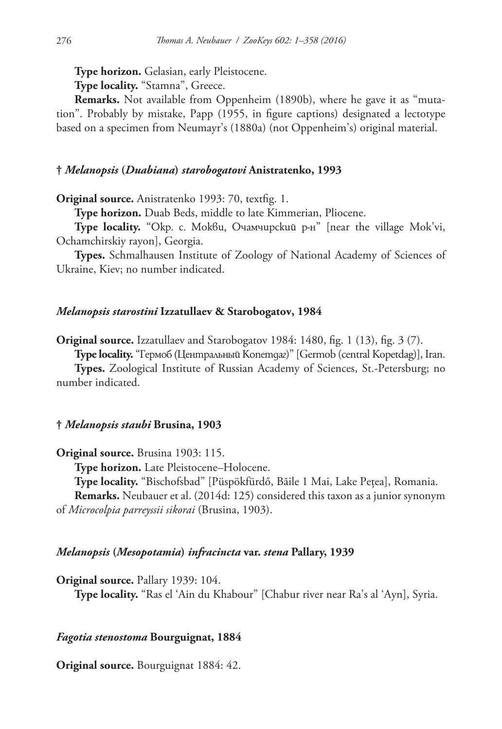**Type horizon.** Gelasian, early Pleistocene.

**Type locality.** “Stamna”, Greece.

**Remarks.** Not available from Oppenheim (1890b), where he gave it as “mutation”. Probably by mistake, Papp (1955, in figure captions) designated a lectotype based on a specimen from Neumayr’s (1880a) (not Oppenheim’s) original material.

### † *Melanopsis* (*Duabiana*) *starobogatovi* Anistratenko, 1993

**Original source.** Anistratenko 1993: 70, textfig. 1.

**Type horizon.** Duab Beds, middle to late Kimmerian, Pliocene.

**Type locality.** “Окр. с. Мокви, Очамчирский р-н” [near the village Mok’vi, Ochamchirskiy rayon], Georgia.

**Types.** Schmalhausen Institute of Zoology of National Academy of Sciences of Ukraine, Kiev; no number indicated.

### *Melanopsis starostini* Izzatullaev & Starobogatov, 1984

**Original source.** Izzatullaev and Starobogatov 1984: 1480, fig. 1 (13), fig. 3 (7).

**Type locality.** “Гермоб (Центральный Копетдаг)” [Germob (central Kopetdag)], Iran.

**Types.** Zoological Institute of Russian Academy of Sciences, St.-Petersburg; no number indicated.

### † *Melanopsis staubi* Brusina, 1903

**Original source.** Brusina 1903: 115.

**Type horizon.** Late Pleistocene–Holocene.

**Type locality.** “Bischofsbad” [Püspökfürdő, Băile 1 Mai, Lake Pețea], Romania.

**Remarks.** Neubauer et al. (2014d: 125) considered this taxon as a junior synonym of *Microcolpia parreyssii sikorai* (Brusina, 1903).

### *Melanopsis* (*Mesopotamia*) *infracincta* var. *stena* Pallary, 1939

**Original source.** Pallary 1939: 104.

**Type locality.** “Ras el ‘Ain du Khabour” [Chabur river near Ra’s al ‘Ayn], Syria.

### *Fagotia stenostoma* Bourguignat, 1884

**Original source.** Bourguignat 1884: 42.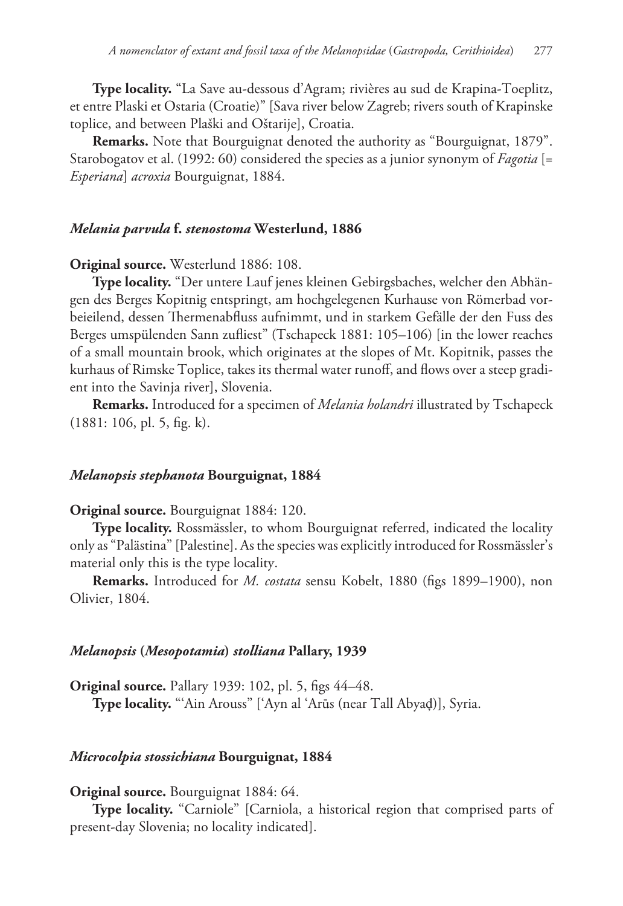**Type locality.** "La Save au-dessous d'Agram; rivières au sud de Krapina-Toeplitz, et entre Plaski et Ostaria (Croatie)" [Sava river below Zagreb; rivers south of Krapinske toplice, and between Plaški and Oštarije], Croatia.

**Remarks.** Note that Bourguignat denoted the authority as "Bourguignat, 1879". Starobogatov et al. (1992: 60) considered the species as a junior synonym of *Fagotia* [= *Esperiana*] *acroxia* Bourguignat, 1884.

### *Melania parvula* f. *stenostoma* Westerlund, 1886

**Original source.** Westerlund 1886: 108.

**Type locality.** "Der untere Lauf jenes kleinen Gebirgsbaches, welcher den Abhängen des Berges Kopitnig entspringt, am hochgelegenen Kurhause von Römerbad vorbeieilend, dessen Thermenabfluss aufnimmt, und in starkem Gefälle der den Fuss des Berges umspülenden Sann zufliest" (Tschapeck 1881: 105–106) [in the lower reaches of a small mountain brook, which originates at the slopes of Mt. Kopitnik, passes the kurhaus of Rimske Toplice, takes its thermal water runoff, and flows over a steep gradient into the Savinja river], Slovenia.

**Remarks.** Introduced for a specimen of *Melania holandri* illustrated by Tschapeck (1881: 106, pl. 5, fig. k).

### *Melanopsis stephanota* Bourguignat, 1884

**Original source.** Bourguignat 1884: 120.

**Type locality.** Rossmässler, to whom Bourguignat referred, indicated the locality only as "Palästina" [Palestine]. As the species was explicitly introduced for Rossmässler's material only this is the type locality.

**Remarks.** Introduced for *M. costata* sensu Kobelt, 1880 (figs 1899–1900), non Olivier, 1804.

### *Melanopsis* (*Mesopotamia*) *stolliana* Pallary, 1939

**Original source.** Pallary 1939: 102, pl. 5, figs 44–48.

**Type locality.** "'Ain Arouss" ['Ayn al 'Arūs (near Tall Abyaḍ)], Syria.

### *Microcolpia stossichiana* Bourguignat, 1884

**Original source.** Bourguignat 1884: 64.

**Type locality.** "Carniole" [Carniola, a historical region that comprised parts of present-day Slovenia; no locality indicated].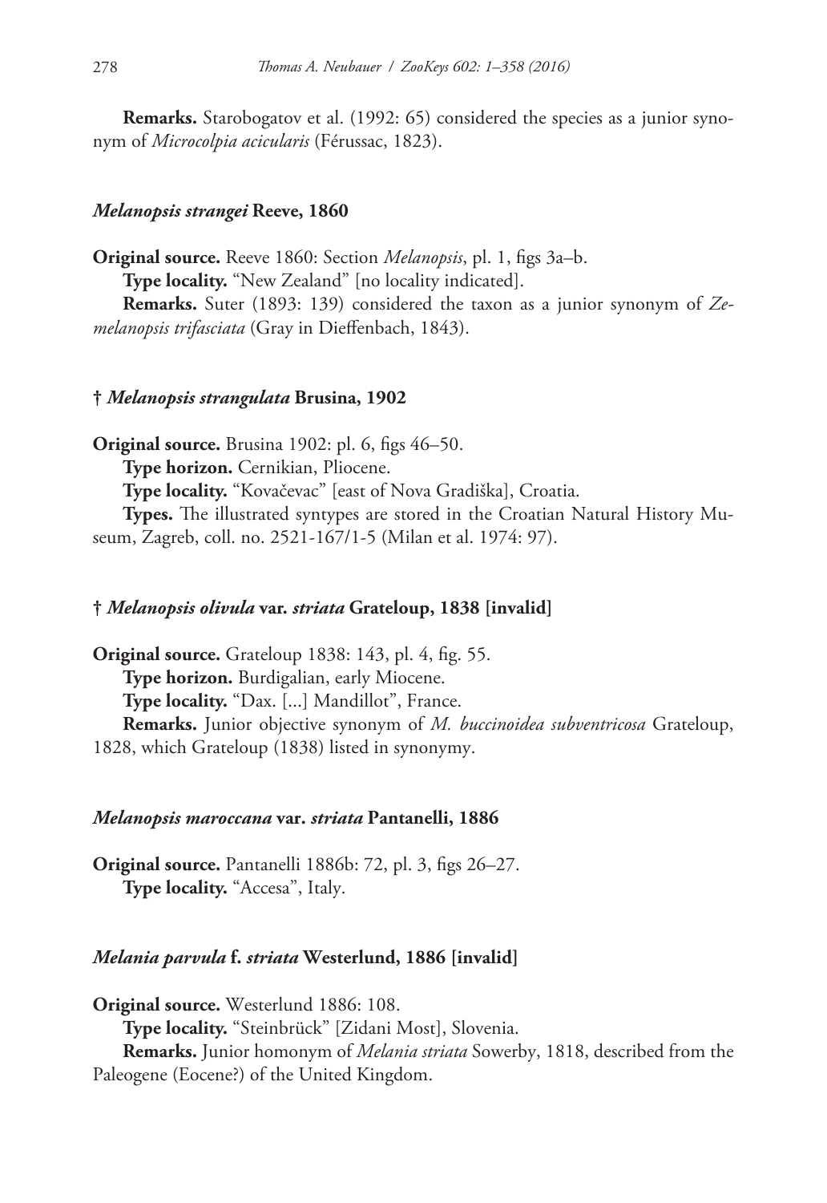**Remarks.** Starobogatov et al. (1992: 65) considered the species as a junior synonym of *Microcolpia acicularis* (Férussac, 1823).

### *Melanopsis strangei* Reeve, 1860

**Original source.** Reeve 1860: Section *Melanopsis*, pl. 1, figs 3a–b.

**Type locality.** "New Zealand" [no locality indicated].

**Remarks.** Suter (1893: 139) considered the taxon as a junior synonym of *Zemelanopsis trifasciata* (Gray in Dieffenbach, 1843).

### † *Melanopsis strangulata* Brusina, 1902

**Original source.** Brusina 1902: pl. 6, figs 46–50.

**Type horizon.** Cernikian, Pliocene.

**Type locality.** "Kovačevac" [east of Nova Gradiška], Croatia.

**Types.** The illustrated syntypes are stored in the Croatian Natural History Museum, Zagreb, coll. no. 2521-167/1-5 (Milan et al. 1974: 97).

### † *Melanopsis olivula* var. *striata* Grateloup, 1838 [invalid]

**Original source.** Grateloup 1838: 143, pl. 4, fig. 55.

**Type horizon.** Burdigalian, early Miocene.

**Type locality.** "Dax. [...] Mandillot", France.

**Remarks.** Junior objective synonym of *M. buccinoidea subventricosa* Grateloup, 1828, which Grateloup (1838) listed in synonymy.

### *Melanopsis maroccana* var. *striata* Pantanelli, 1886

**Original source.** Pantanelli 1886b: 72, pl. 3, figs 26–27.

**Type locality.** "Accesa", Italy.

### *Melania parvula* f. *striata* Westerlund, 1886 [invalid]

**Original source.** Westerlund 1886: 108.

**Type locality.** "Steinbrück" [Zidani Most], Slovenia.

**Remarks.** Junior homonym of *Melania striata* Sowerby, 1818, described from the Paleogene (Eocene?) of the United Kingdom.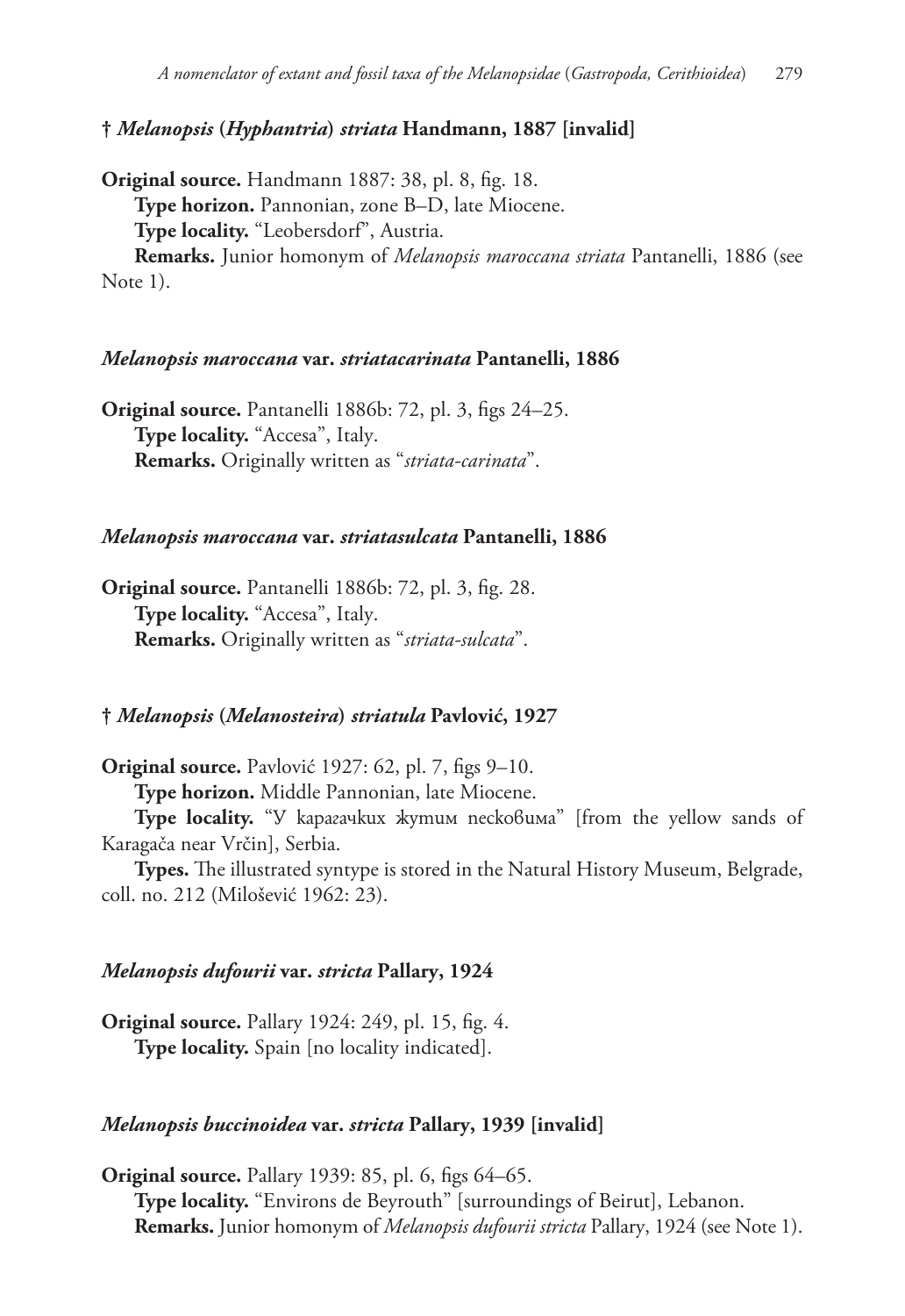### † *Melanopsis* (*Hyphantria*) *striata* Handmann, 1887 [invalid]

**Original source.** Handmann 1887: 38, pl. 8, fig. 18.

**Type horizon.** Pannonian, zone B–D, late Miocene.

**Type locality.** "Leobersdorf", Austria.

**Remarks.** Junior homonym of *Melanopsis maroccana striata* Pantanelli, 1886 (see Note 1).

### *Melanopsis maroccana* var. *striatacarinata* Pantanelli, 1886

**Original source.** Pantanelli 1886b: 72, pl. 3, figs 24–25.

**Type locality.** "Accesa", Italy.

**Remarks.** Originally written as "*striata-carinata*".

### *Melanopsis maroccana* var. *striatasulcata* Pantanelli, 1886

**Original source.** Pantanelli 1886b: 72, pl. 3, fig. 28.

**Type locality.** "Accesa", Italy.

**Remarks.** Originally written as "*striata-sulcata*".

### † *Melanopsis* (*Melanosteira*) *striatula* Pavlović, 1927

**Original source.** Pavlović 1927: 62, pl. 7, figs 9–10.

**Type horizon.** Middle Pannonian, late Miocene.

**Type locality.** "У карагачких жутим песковима" [from the yellow sands of Karagača near Vrčin], Serbia.

**Types.** The illustrated syntype is stored in the Natural History Museum, Belgrade, coll. no. 212 (Milošević 1962: 23).

### *Melanopsis dufourii* var. *stricta* Pallary, 1924

**Original source.** Pallary 1924: 249, pl. 15, fig. 4.

**Type locality.** Spain [no locality indicated].

### *Melanopsis buccinoidea* var. *stricta* Pallary, 1939 [invalid]

**Original source.** Pallary 1939: 85, pl. 6, figs 64–65.

**Type locality.** "Environs de Beyrouth" [surroundings of Beirut], Lebanon.

**Remarks.** Junior homonym of *Melanopsis dufourii stricta* Pallary, 1924 (see Note 1).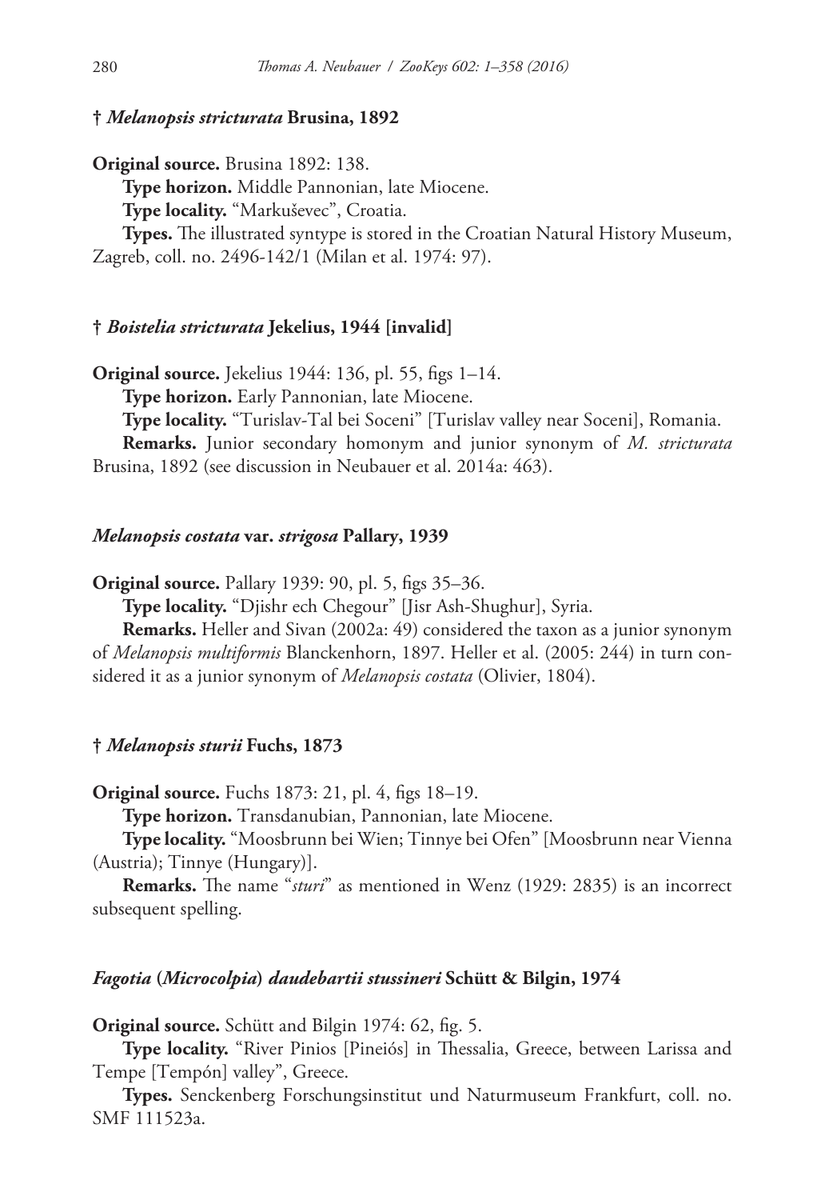### † *Melanopsis stricturata* Brusina, 1892

**Original source.** Brusina 1892: 138.

**Type horizon.** Middle Pannonian, late Miocene.

**Type locality.** "Markuševec", Croatia.

**Types.** The illustrated syntype is stored in the Croatian Natural History Museum, Zagreb, coll. no. 2496-142/1 (Milan et al. 1974: 97).

### † *Boistelia stricturata* Jekelius, 1944 [invalid]

**Original source.** Jekelius 1944: 136, pl. 55, figs 1–14.

**Type horizon.** Early Pannonian, late Miocene.

**Type locality.** "Turislav-Tal bei Soceni" [Turislav valley near Soceni], Romania.

**Remarks.** Junior secondary homonym and junior synonym of *M. stricturata* Brusina, 1892 (see discussion in Neubauer et al. 2014a: 463).

### *Melanopsis costata* var. *strigosa* Pallary, 1939

**Original source.** Pallary 1939: 90, pl. 5, figs 35–36.

**Type locality.** "Djishr ech Chegour" [Jisr Ash-Shughur], Syria.

**Remarks.** Heller and Sivan (2002a: 49) considered the taxon as a junior synonym of *Melanopsis multiformis* Blanckenhorn, 1897. Heller et al. (2005: 244) in turn considered it as a junior synonym of *Melanopsis costata* (Olivier, 1804).

### † *Melanopsis sturii* Fuchs, 1873

**Original source.** Fuchs 1873: 21, pl. 4, figs 18–19.

**Type horizon.** Transdanubian, Pannonian, late Miocene.

**Type locality.** "Moosbrunn bei Wien; Tinnye bei Ofen" [Moosbrunn near Vienna (Austria); Tinnye (Hungary)].

**Remarks.** The name "*sturi*" as mentioned in Wenz (1929: 2835) is an incorrect subsequent spelling.

### *Fagotia* (*Microcolpia*) *daudebartii stussineri* Schütt & Bilgin, 1974

**Original source.** Schütt and Bilgin 1974: 62, fig. 5.

**Type locality.** "River Pinios [Pineiós] in Thessalia, Greece, between Larissa and Tempe [Tempón] valley", Greece.

**Types.** Senckenberg Forschungsinstitut und Naturmuseum Frankfurt, coll. no. SMF 111523a.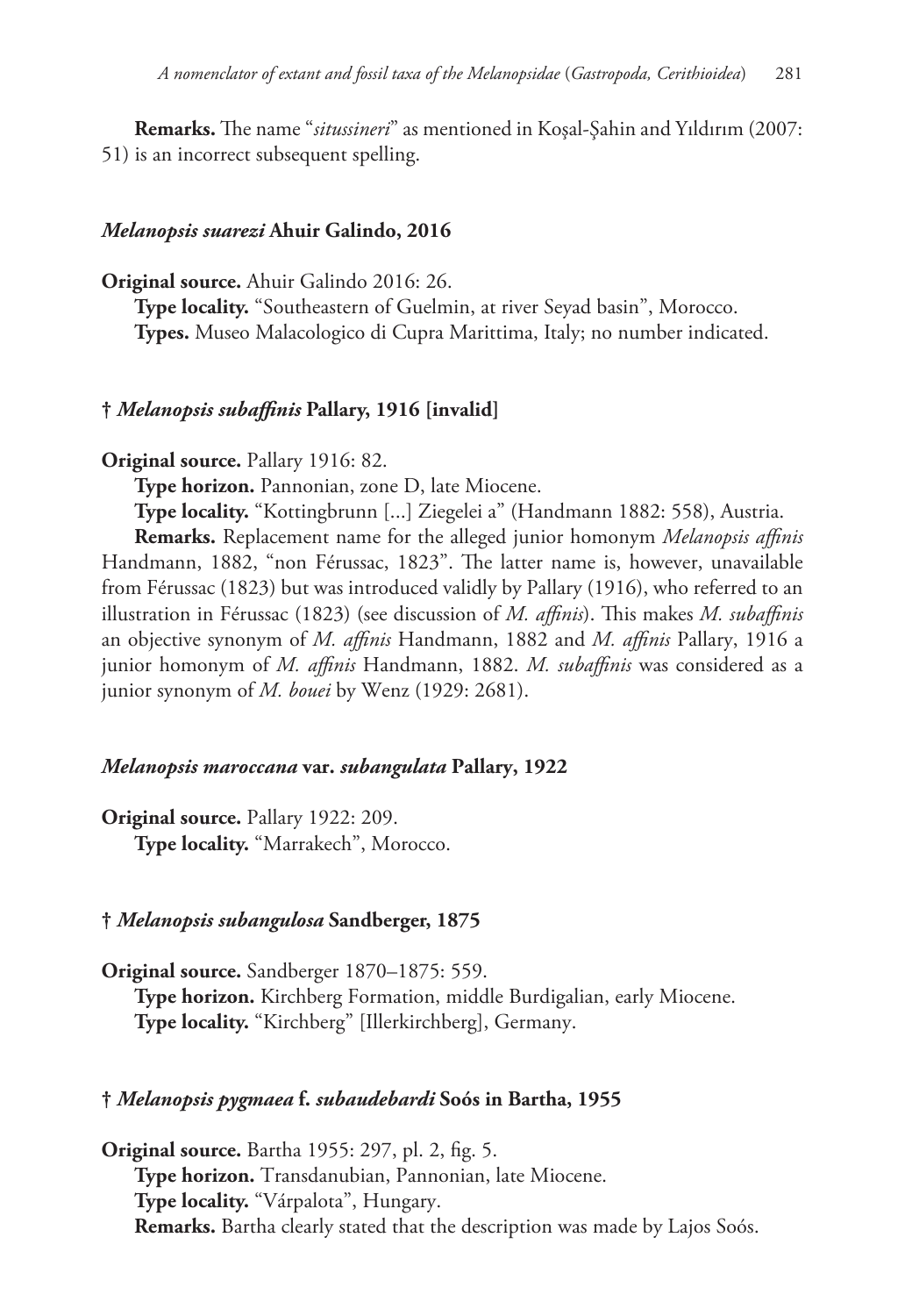**Remarks.** The name "*situssineri*" as mentioned in Koşal-Şahin and Yıldırım (2007: 51) is an incorrect subsequent spelling.

### *Melanopsis suarezi* Ahuir Galindo, 2016

**Original source.** Ahuir Galindo 2016: 26.

**Type locality.** "Southeastern of Guelmin, at river Seyad basin", Morocco.

**Types.** Museo Malacologico di Cupra Marittima, Italy; no number indicated.

### † *Melanopsis subaffinis* Pallary, 1916 [invalid]

**Original source.** Pallary 1916: 82.

**Type horizon.** Pannonian, zone D, late Miocene.

**Type locality.** "Kottingbrunn [...] Ziegelei a" (Handmann 1882: 558), Austria.

**Remarks.** Replacement name for the alleged junior homonym *Melanopsis affinis* Handmann, 1882, "non Férussac, 1823". The latter name is, however, unavailable from Férussac (1823) but was introduced validly by Pallary (1916), who referred to an illustration in Férussac (1823) (see discussion of *M. affinis*). This makes *M. subaffinis* an objective synonym of *M. affinis* Handmann, 1882 and *M. affinis* Pallary, 1916 a junior homonym of *M. affinis* Handmann, 1882. *M. subaffinis* was considered as a junior synonym of *M. bouei* by Wenz (1929: 2681).

### *Melanopsis maroccana* var. *subangulata* Pallary, 1922

**Original source.** Pallary 1922: 209.

**Type locality.** "Marrakech", Morocco.

### † *Melanopsis subangulosa* Sandberger, 1875

**Original source.** Sandberger 1870–1875: 559.

**Type horizon.** Kirchberg Formation, middle Burdigalian, early Miocene.

**Type locality.** "Kirchberg" [Illerkirchberg], Germany.

### † *Melanopsis pygmaea* f. *subaudebardi* Soós in Bartha, 1955

**Original source.** Bartha 1955: 297, pl. 2, fig. 5.

**Type horizon.** Transdanubian, Pannonian, late Miocene.

**Type locality.** "Várpalota", Hungary.

**Remarks.** Bartha clearly stated that the description was made by Lajos Soós.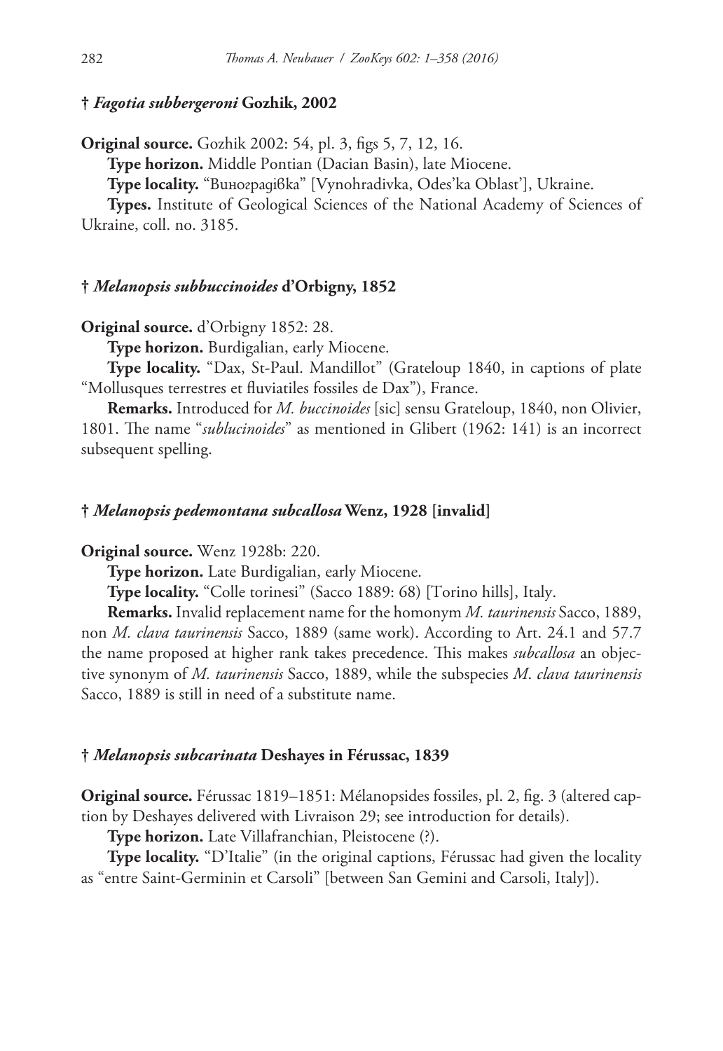### † *Fagotia subbergeroni* Gozhik, 2002

**Original source.** Gozhik 2002: 54, pl. 3, figs 5, 7, 12, 16.

**Type horizon.** Middle Pontian (Dacian Basin), late Miocene.

**Type locality.** "Виноградiвка" [Vynohradivka, Odes'ka Oblast'], Ukraine.

**Types.** Institute of Geological Sciences of the National Academy of Sciences of Ukraine, coll. no. 3185.

### † *Melanopsis subbuccinoides* d'Orbigny, 1852

**Original source.** d'Orbigny 1852: 28.

**Type horizon.** Burdigalian, early Miocene.

**Type locality.** "Dax, St-Paul. Mandillot" (Grateloup 1840, in captions of plate "Mollusques terrestres et fluviatiles fossiles de Dax"), France.

**Remarks.** Introduced for *M. buccinoides* [sic] sensu Grateloup, 1840, non Olivier, 1801. The name "*sublucinoides*" as mentioned in Glibert (1962: 141) is an incorrect subsequent spelling.

### † *Melanopsis pedemontana subcallosa* Wenz, 1928 [invalid]

**Original source.** Wenz 1928b: 220.

**Type horizon.** Late Burdigalian, early Miocene.

**Type locality.** "Colle torinesi" (Sacco 1889: 68) [Torino hills], Italy.

**Remarks.** Invalid replacement name for the homonym *M. taurinensis* Sacco, 1889, non *M. clava taurinensis* Sacco, 1889 (same work). According to Art. 24.1 and 57.7 the name proposed at higher rank takes precedence. This makes *subcallosa* an objective synonym of *M. taurinensis* Sacco, 1889, while the subspecies *M. clava taurinensis* Sacco, 1889 is still in need of a substitute name.

### † *Melanopsis subcarinata* Deshayes in Férussac, 1839

**Original source.** Férussac 1819–1851: Mélanopsides fossiles, pl. 2, fig. 3 (altered caption by Deshayes delivered with Livraison 29; see introduction for details).

**Type horizon.** Late Villafranchian, Pleistocene (?).

**Type locality.** "D'Italie" (in the original captions, Férussac had given the locality as "entre Saint-Germinin et Carsoli" [between San Gemini and Carsoli, Italy]).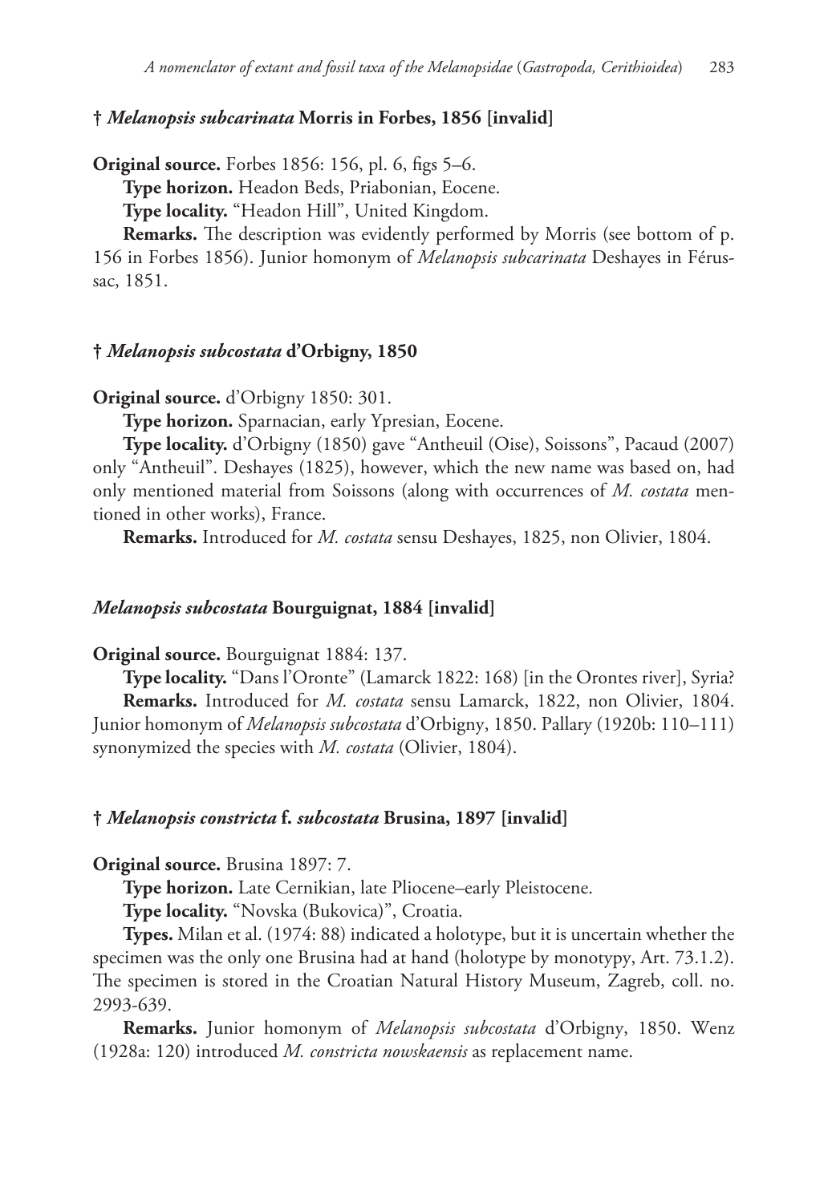### † *Melanopsis subcarinata* Morris in Forbes, 1856 [invalid]

**Original source.** Forbes 1856: 156, pl. 6, figs 5–6.

**Type horizon.** Headon Beds, Priabonian, Eocene.

**Type locality.** “Headon Hill”, United Kingdom.

**Remarks.** The description was evidently performed by Morris (see bottom of p. 156 in Forbes 1856). Junior homonym of *Melanopsis subcarinata* Deshayes in Férussac, 1851.

### † *Melanopsis subcostata* d’Orbigny, 1850

**Original source.** d’Orbigny 1850: 301.

**Type horizon.** Sparnacian, early Ypresian, Eocene.

**Type locality.** d’Orbigny (1850) gave “Antheuil (Oise), Soissons”, Pacaud (2007) only “Antheuil”. Deshayes (1825), however, which the new name was based on, had only mentioned material from Soissons (along with occurrences of *M. costata* mentioned in other works), France.

**Remarks.** Introduced for *M. costata* sensu Deshayes, 1825, non Olivier, 1804.

### *Melanopsis subcostata* Bourguignat, 1884 [invalid]

**Original source.** Bourguignat 1884: 137.

**Type locality.** “Dans l’Oronte” (Lamarck 1822: 168) [in the Orontes river], Syria?

**Remarks.** Introduced for *M. costata* sensu Lamarck, 1822, non Olivier, 1804. Junior homonym of *Melanopsis subcostata* d’Orbigny, 1850. Pallary (1920b: 110–111) synonymized the species with *M. costata* (Olivier, 1804).

### † *Melanopsis constricta* f. *subcostata* Brusina, 1897 [invalid]

**Original source.** Brusina 1897: 7.

**Type horizon.** Late Cernikian, late Pliocene–early Pleistocene.

**Type locality.** “Novska (Bukovica)”, Croatia.

**Types.** Milan et al. (1974: 88) indicated a holotype, but it is uncertain whether the specimen was the only one Brusina had at hand (holotype by monotypy, Art. 73.1.2). The specimen is stored in the Croatian Natural History Museum, Zagreb, coll. no. 2993-639.

**Remarks.** Junior homonym of *Melanopsis subcostata* d’Orbigny, 1850. Wenz (1928a: 120) introduced *M. constricta nowskaensis* as replacement name.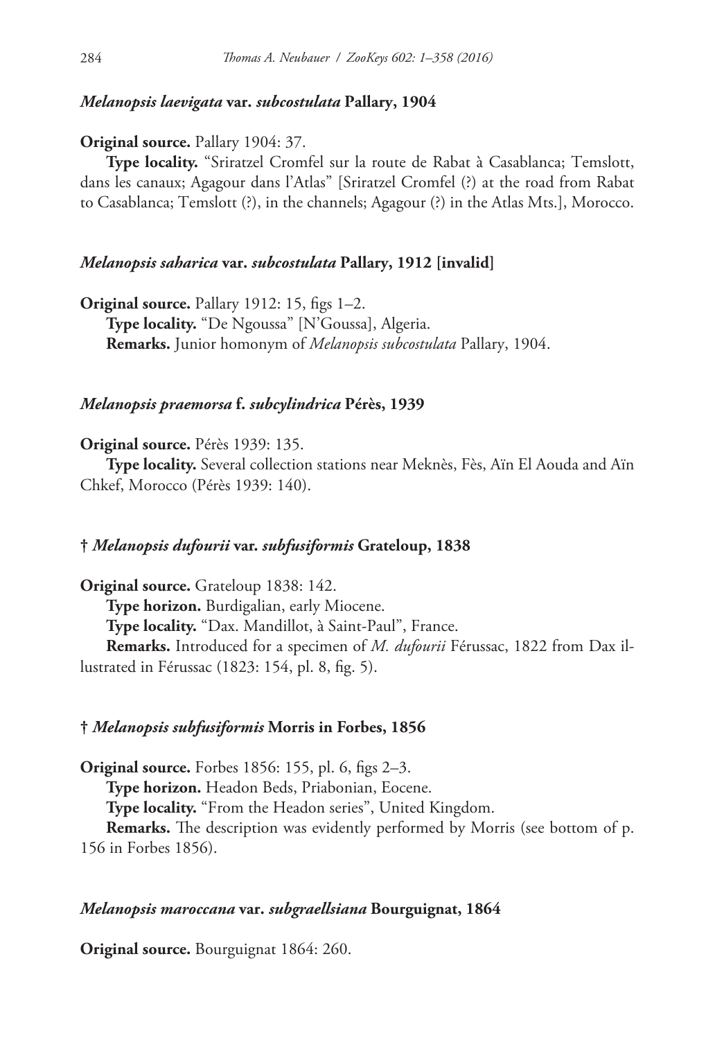### *Melanopsis laevigata* var. *subcostulata* Pallary, 1904

**Original source.** Pallary 1904: 37.

**Type locality.** "Sriratzel Cromfel sur la route de Rabat à Casablanca; Temslott, dans les canaux; Agagour dans l'Atlas" [Sriratzel Cromfel (?) at the road from Rabat to Casablanca; Temslott (?), in the channels; Agagour (?) in the Atlas Mts.], Morocco.

### *Melanopsis saharica* var. *subcostulata* Pallary, 1912 [invalid]

**Original source.** Pallary 1912: 15, figs 1–2.

**Type locality.** "De Ngoussa" [N'Goussa], Algeria.

**Remarks.** Junior homonym of *Melanopsis subcostulata* Pallary, 1904.

### *Melanopsis praemorsa* f. *subcylindrica* Pérès, 1939

**Original source.** Pérès 1939: 135.

**Type locality.** Several collection stations near Meknès, Fès, Aïn El Aouda and Aïn Chkef, Morocco (Pérès 1939: 140).

### † *Melanopsis dufourii* var. *subfusiformis* Grateloup, 1838

**Original source.** Grateloup 1838: 142.

**Type horizon.** Burdigalian, early Miocene.

**Type locality.** "Dax. Mandillot, à Saint-Paul", France.

**Remarks.** Introduced for a specimen of *M. dufourii* Férussac, 1822 from Dax illustrated in Férussac (1823: 154, pl. 8, fig. 5).

### † *Melanopsis subfusiformis* Morris in Forbes, 1856

**Original source.** Forbes 1856: 155, pl. 6, figs 2–3.

**Type horizon.** Headon Beds, Priabonian, Eocene.

**Type locality.** "From the Headon series", United Kingdom.

**Remarks.** The description was evidently performed by Morris (see bottom of p. 156 in Forbes 1856).

### *Melanopsis maroccana* var. *subgraellsiana* Bourguignat, 1864

**Original source.** Bourguignat 1864: 260.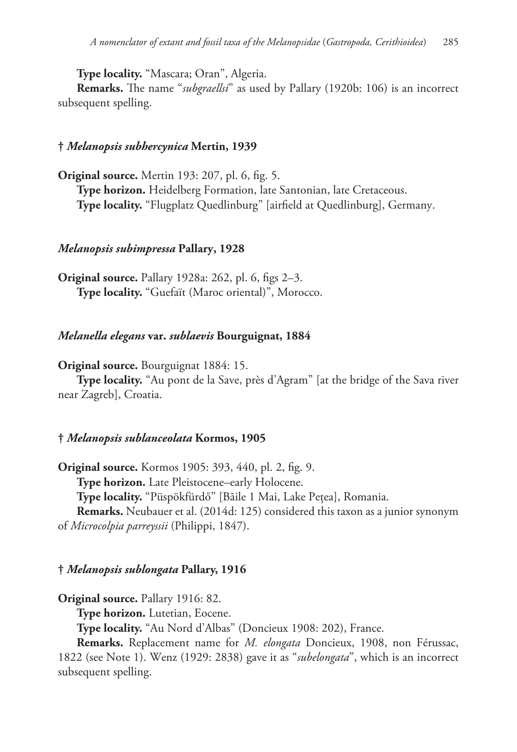**Type locality.** “Mascara; Oran”, Algeria.

**Remarks.** The name “*subgraellsi*” as used by Pallary (1920b: 106) is an incorrect subsequent spelling.

### † *Melanopsis subhercynica* Mertin, 1939

**Original source.** Mertin 193: 207, pl. 6, fig. 5.

**Type horizon.** Heidelberg Formation, late Santonian, late Cretaceous.

**Type locality.** “Flugplatz Quedlinburg” [airfield at Quedlinburg], Germany.

### *Melanopsis subimpressa* Pallary, 1928

**Original source.** Pallary 1928a: 262, pl. 6, figs 2–3.

**Type locality.** “Guefaït (Maroc oriental)”, Morocco.

### *Melanella elegans* var. *sublaevis* Bourguignat, 1884

**Original source.** Bourguignat 1884: 15.

**Type locality.** “Au pont de la Save, près d’Agram” [at the bridge of the Sava river near Zagreb], Croatia.

### † *Melanopsis sublanceolata* Kormos, 1905

**Original source.** Kormos 1905: 393, 440, pl. 2, fig. 9.

**Type horizon.** Late Pleistocene–early Holocene.

**Type locality.** “Püspökfürdő” [Băile 1 Mai, Lake Pețea], Romania.

**Remarks.** Neubauer et al. (2014d: 125) considered this taxon as a junior synonym of *Microcolpia parreyssii* (Philippi, 1847).

### † *Melanopsis sublongata* Pallary, 1916

**Original source.** Pallary 1916: 82.

**Type horizon.** Lutetian, Eocene.

**Type locality.** “Au Nord d’Albas” (Doncieux 1908: 202), France.

**Remarks.** Replacement name for *M. elongata* Doncieux, 1908, non Férussac, 1822 (see Note 1). Wenz (1929: 2838) gave it as “*subelongata*”, which is an incorrect subsequent spelling.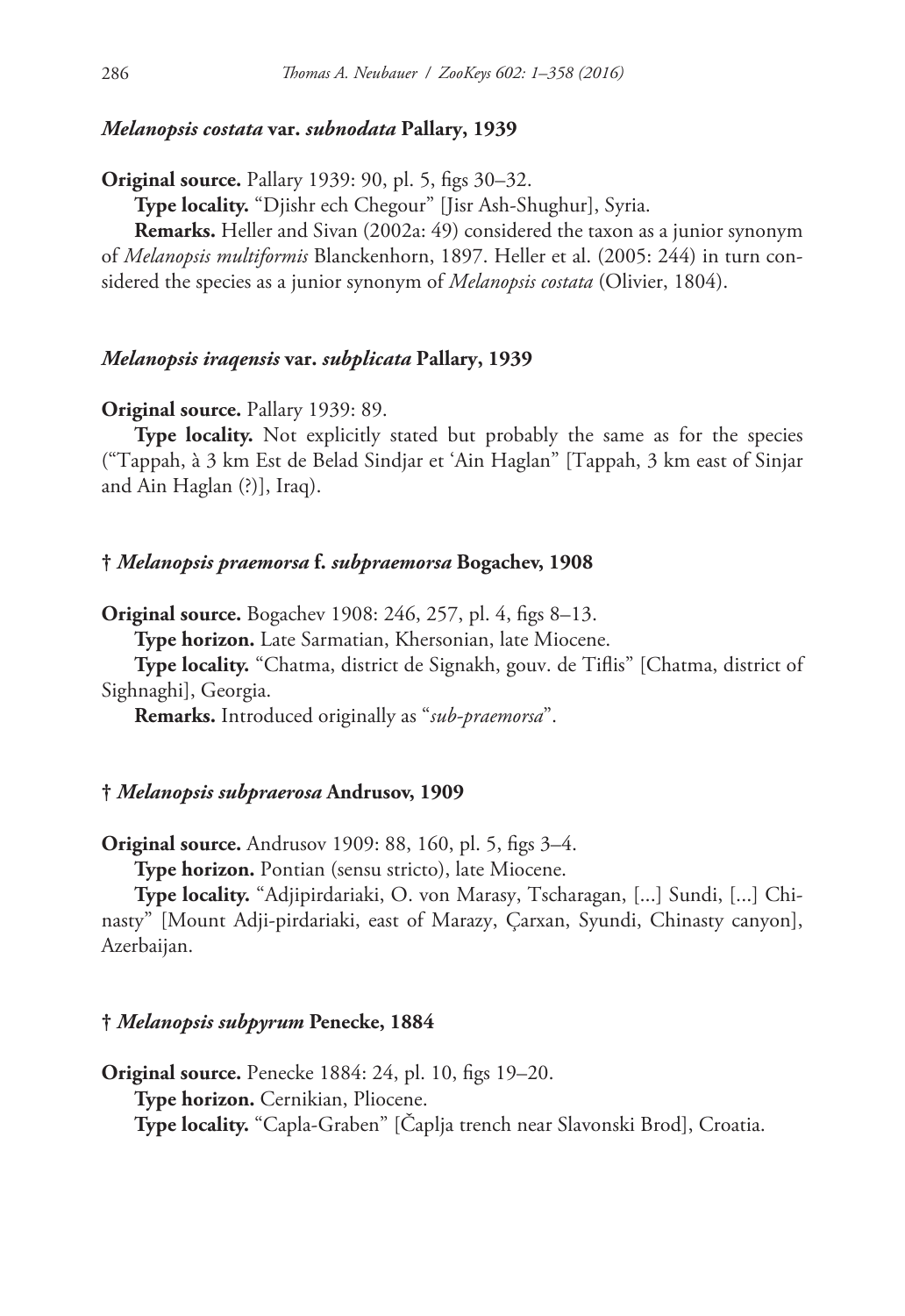### *Melanopsis costata* var. *subnodata* Pallary, 1939

**Original source.** Pallary 1939: 90, pl. 5, figs 30–32.

**Type locality.** "Djishr ech Chegour" [Jisr Ash-Shughur], Syria.

**Remarks.** Heller and Sivan (2002a: 49) considered the taxon as a junior synonym of *Melanopsis multiformis* Blanckenhorn, 1897. Heller et al. (2005: 244) in turn considered the species as a junior synonym of *Melanopsis costata* (Olivier, 1804).

### *Melanopsis iraqensis* var. *subplicata* Pallary, 1939

**Original source.** Pallary 1939: 89.

**Type locality.** Not explicitly stated but probably the same as for the species ("Tappah, à 3 km Est de Belad Sindjar et 'Ain Haglan" [Tappah, 3 km east of Sinjar and Ain Haglan (?)], Iraq).

### † *Melanopsis praemorsa* f. *subpraemorsa* Bogachev, 1908

**Original source.** Bogachev 1908: 246, 257, pl. 4, figs 8–13.

**Type horizon.** Late Sarmatian, Khersonian, late Miocene.

**Type locality.** "Chatma, district de Signakh, gouv. de Tiflis" [Chatma, district of Sighnaghi], Georgia.

**Remarks.** Introduced originally as "*sub-praemorsa*".

### † *Melanopsis subpraerosa* Andrusov, 1909

**Original source.** Andrusov 1909: 88, 160, pl. 5, figs 3–4.

**Type horizon.** Pontian (sensu stricto), late Miocene.

**Type locality.** "Adjipirdariaki, O. von Marasy, Tscharagan, [...] Sundi, [...] Chinasty" [Mount Adji-pirdariaki, east of Marazy, Çarxan, Syundi, Chinasty canyon], Azerbaijan.

### † *Melanopsis subpyrum* Penecke, 1884

**Original source.** Penecke 1884: 24, pl. 10, figs 19–20.

**Type horizon.** Cernikian, Pliocene.

**Type locality.** "Capla-Graben" [Čaplja trench near Slavonski Brod], Croatia.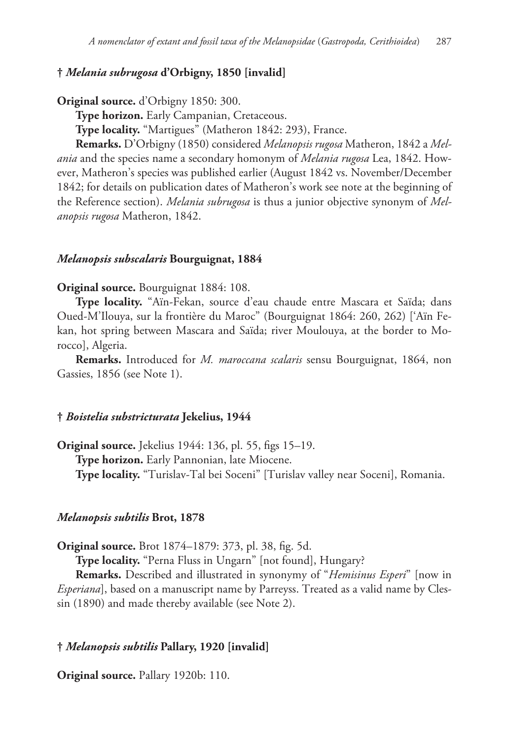### † *Melania subrugosa* d'Orbigny, 1850 [invalid]

**Original source.** d'Orbigny 1850: 300.

**Type horizon.** Early Campanian, Cretaceous.

**Type locality.** "Martigues" (Matheron 1842: 293), France.

**Remarks.** D'Orbigny (1850) considered *Melanopsis rugosa* Matheron, 1842 a *Melania* and the species name a secondary homonym of *Melania rugosa* Lea, 1842. However, Matheron's species was published earlier (August 1842 vs. November/December 1842; for details on publication dates of Matheron's work see note at the beginning of the Reference section). *Melania subrugosa* is thus a junior objective synonym of *Melanopsis rugosa* Matheron, 1842.

### *Melanopsis subscalaris* Bourguignat, 1884

**Original source.** Bourguignat 1884: 108.

**Type locality.** "Aïn-Fekan, source d'eau chaude entre Mascara et Saïda; dans Oued-M'Ilouya, sur la frontière du Maroc" (Bourguignat 1864: 260, 262) ['Aïn Fekan, hot spring between Mascara and Saïda; river Moulouya, at the border to Morocco], Algeria.

**Remarks.** Introduced for *M. maroccana scalaris* sensu Bourguignat, 1864, non Gassies, 1856 (see Note 1).

### † *Boistelia substricturata* Jekelius, 1944

**Original source.** Jekelius 1944: 136, pl. 55, figs 15–19.

**Type horizon.** Early Pannonian, late Miocene.

**Type locality.** "Turislav-Tal bei Soceni" [Turislav valley near Soceni], Romania.

### *Melanopsis subtilis* Brot, 1878

**Original source.** Brot 1874–1879: 373, pl. 38, fig. 5d.

**Type locality.** "Perna Fluss in Ungarn" [not found], Hungary?

**Remarks.** Described and illustrated in synonymy of "*Hemisinus Esperi*" [now in *Esperiana*], based on a manuscript name by Parreyss. Treated as a valid name by Clessin (1890) and made thereby available (see Note 2).

### † *Melanopsis subtilis* Pallary, 1920 [invalid]

**Original source.** Pallary 1920b: 110.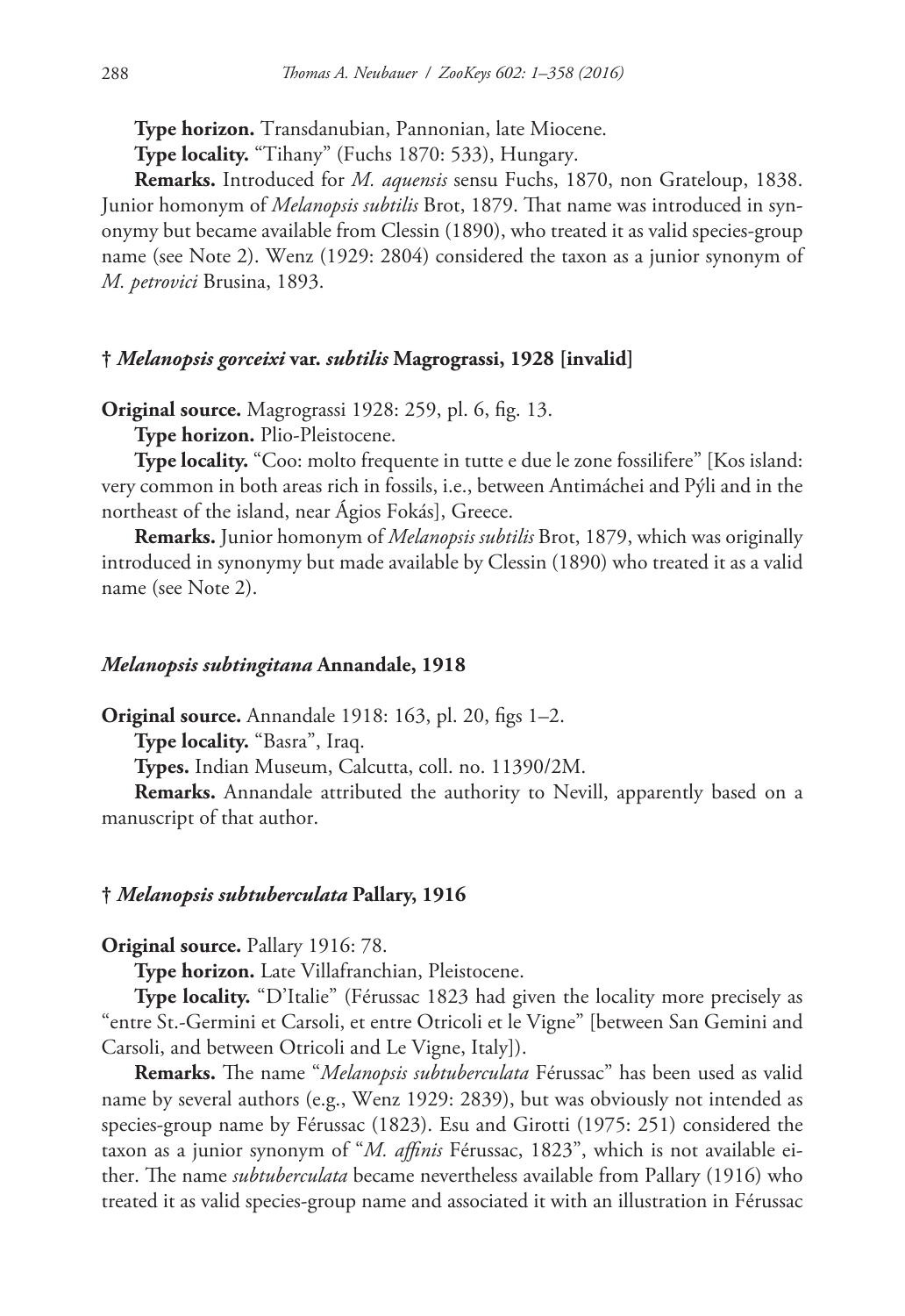**Type horizon.** Transdanubian, Pannonian, late Miocene.

**Type locality.** "Tihany" (Fuchs 1870: 533), Hungary.

**Remarks.** Introduced for *M. aquensis* sensu Fuchs, 1870, non Grateloup, 1838. Junior homonym of *Melanopsis subtilis* Brot, 1879. That name was introduced in synonymy but became available from Clessin (1890), who treated it as valid species-group name (see Note 2). Wenz (1929: 2804) considered the taxon as a junior synonym of *M. petrovici* Brusina, 1893.

### † *Melanopsis gorceixi* var. *subtilis* Magrograssi, 1928 [invalid]

**Original source.** Magrograssi 1928: 259, pl. 6, fig. 13.

**Type horizon.** Plio-Pleistocene.

**Type locality.** "Coo: molto frequente in tutte e due le zone fossilifere" [Kos island: very common in both areas rich in fossils, i.e., between Antimáchei and Pýli and in the northeast of the island, near Ágios Fokás], Greece.

**Remarks.** Junior homonym of *Melanopsis subtilis* Brot, 1879, which was originally introduced in synonymy but made available by Clessin (1890) who treated it as a valid name (see Note 2).

### *Melanopsis subtingitana* Annandale, 1918

**Original source.** Annandale 1918: 163, pl. 20, figs 1–2.

**Type locality.** "Basra", Iraq.

**Types.** Indian Museum, Calcutta, coll. no. 11390/2M.

**Remarks.** Annandale attributed the authority to Nevill, apparently based on a manuscript of that author.

### † *Melanopsis subtuberculata* Pallary, 1916

**Original source.** Pallary 1916: 78.

**Type horizon.** Late Villafranchian, Pleistocene.

**Type locality.** "D'Italie" (Férussac 1823 had given the locality more precisely as "entre St.-Germini et Carsoli, et entre Otricoli et le Vigne" [between San Gemini and Carsoli, and between Otricoli and Le Vigne, Italy]).

**Remarks.** The name "*Melanopsis subtuberculata* Férussac" has been used as valid name by several authors (e.g., Wenz 1929: 2839), but was obviously not intended as species-group name by Férussac (1823). Esu and Girotti (1975: 251) considered the taxon as a junior synonym of "*M. affinis* Férussac, 1823", which is not available either. The name *subtuberculata* became nevertheless available from Pallary (1916) who treated it as valid species-group name and associated it with an illustration in Férussac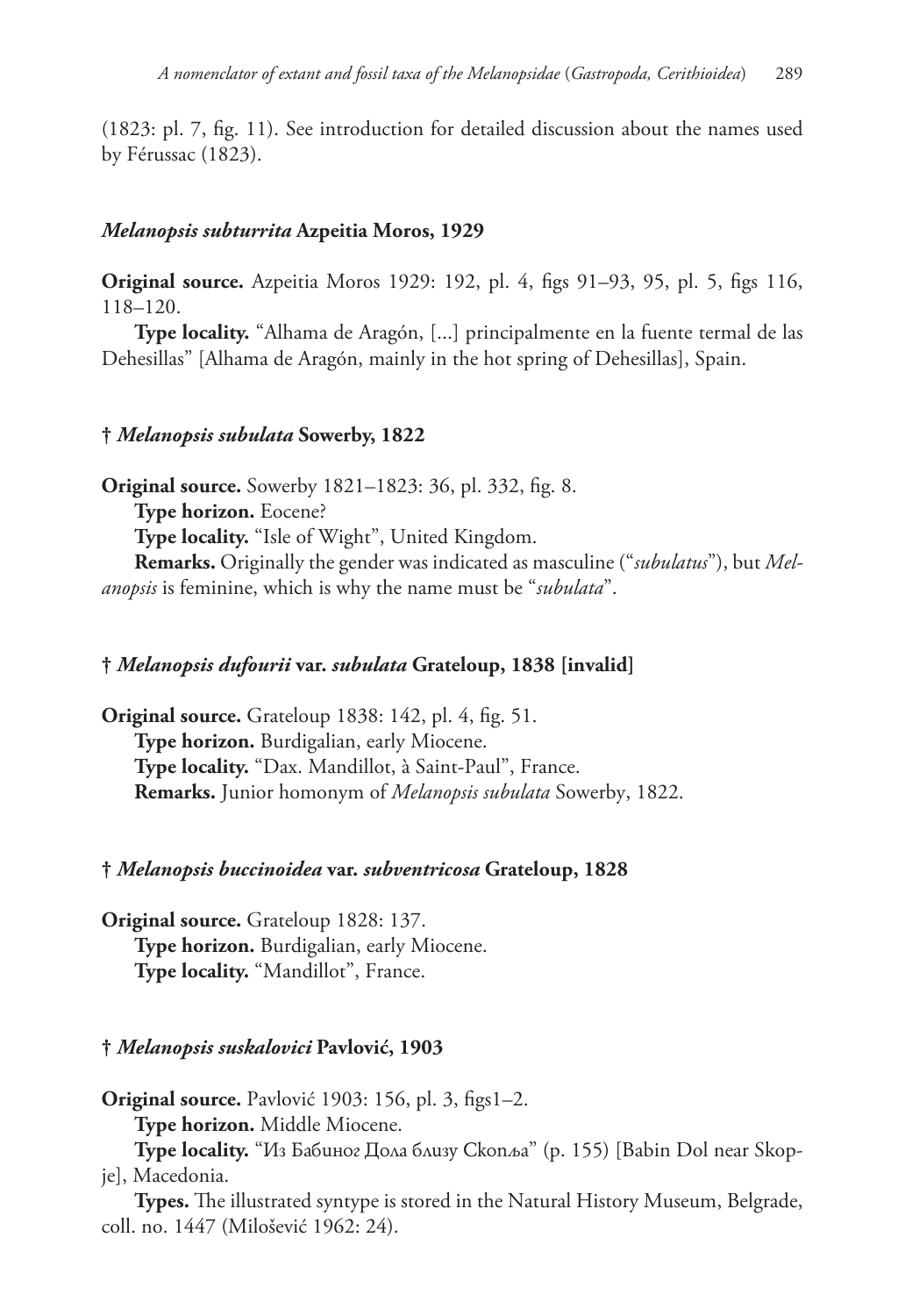(1823: pl. 7, fig. 11). See introduction for detailed discussion about the names used by Férussac (1823).

### *Melanopsis subturrita* Azpeitia Moros, 1929

**Original source.** Azpeitia Moros 1929: 192, pl. 4, figs 91–93, 95, pl. 5, figs 116, 118–120.

**Type locality.** "Alhama de Aragón, [...] principalmente en la fuente termal de las Dehesillas" [Alhama de Aragón, mainly in the hot spring of Dehesillas], Spain.

### † *Melanopsis subulata* Sowerby, 1822

**Original source.** Sowerby 1821–1823: 36, pl. 332, fig. 8.

**Type horizon.** Eocene?

**Type locality.** "Isle of Wight", United Kingdom.

**Remarks.** Originally the gender was indicated as masculine ("*subulatus*"), but *Melanopsis* is feminine, which is why the name must be "*subulata*".

### † *Melanopsis dufourii* var. *subulata* Grateloup, 1838 [invalid]

**Original source.** Grateloup 1838: 142, pl. 4, fig. 51.

**Type horizon.** Burdigalian, early Miocene.

**Type locality.** "Dax. Mandillot, à Saint-Paul", France.

**Remarks.** Junior homonym of *Melanopsis subulata* Sowerby, 1822.

### † *Melanopsis buccinoidea* var. *subventricosa* Grateloup, 1828

**Original source.** Grateloup 1828: 137.

**Type horizon.** Burdigalian, early Miocene.

**Type locality.** "Mandillot", France.

### † *Melanopsis suskalovici* Pavlović, 1903

**Original source.** Pavlović 1903: 156, pl. 3, figs1–2.

**Type horizon.** Middle Miocene.

**Type locality.** "Из Бабиног Дола близу Скопља" (p. 155) [Babin Dol near Skopje], Macedonia.

**Types.** The illustrated syntype is stored in the Natural History Museum, Belgrade, coll. no. 1447 (Milošević 1962: 24).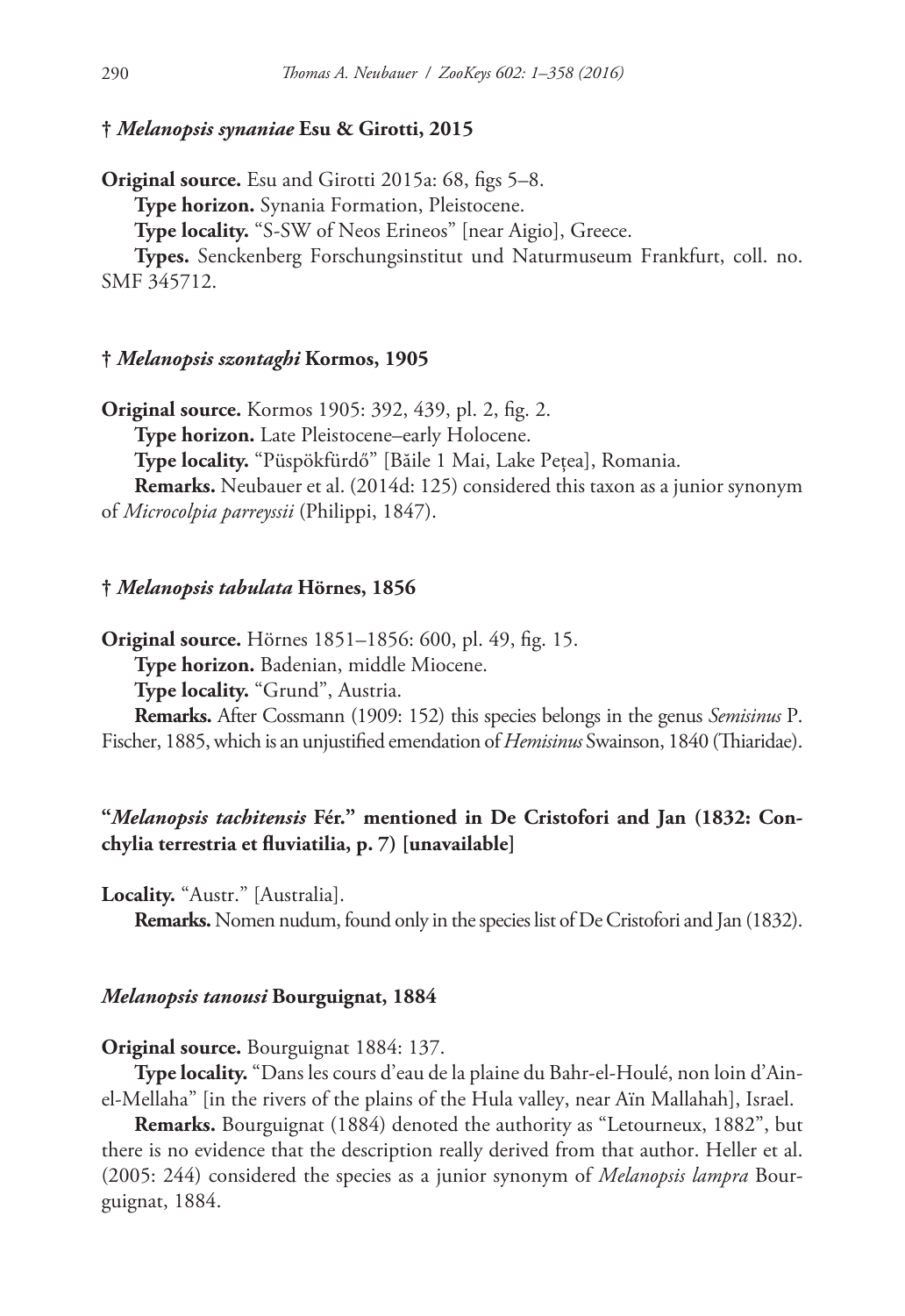### † *Melanopsis synaniae* Esu & Girotti, 2015

**Original source.** Esu and Girotti 2015a: 68, figs 5–8.

**Type horizon.** Synania Formation, Pleistocene.

**Type locality.** "S-SW of Neos Erineos" [near Aigio], Greece.

**Types.** Senckenberg Forschungsinstitut und Naturmuseum Frankfurt, coll. no. SMF 345712.

### † *Melanopsis szontaghi* Kormos, 1905

**Original source.** Kormos 1905: 392, 439, pl. 2, fig. 2.

**Type horizon.** Late Pleistocene–early Holocene.

**Type locality.** "Püspökfürdő" [Băile 1 Mai, Lake Pețea], Romania.

**Remarks.** Neubauer et al. (2014d: 125) considered this taxon as a junior synonym of *Microcolpia parreyssii* (Philippi, 1847).

### † *Melanopsis tabulata* Hörnes, 1856

**Original source.** Hörnes 1851–1856: 600, pl. 49, fig. 15.

**Type horizon.** Badenian, middle Miocene.

**Type locality.** "Grund", Austria.

**Remarks.** After Cossmann (1909: 152) this species belongs in the genus *Semisinus* P. Fischer, 1885, which is an unjustified emendation of *Hemisinus* Swainson, 1840 (Thiaridae).

### "*Melanopsis tachitensis* Fér." mentioned in De Cristofori and Jan (1832: Conchylia terrestria et fluviatilia, p. 7) [unavailable]

**Locality.** "Austr." [Australia].

**Remarks.** Nomen nudum, found only in the species list of De Cristofori and Jan (1832).

### *Melanopsis tanousi* Bourguignat, 1884

**Original source.** Bourguignat 1884: 137.

**Type locality.** "Dans les cours d'eau de la plaine du Bahr-el-Houlé, non loin d'Ain-el-Mellaha" [in the rivers of the plains of the Hula valley, near Aïn Mallahah], Israel.

**Remarks.** Bourguignat (1884) denoted the authority as "Letourneux, 1882", but there is no evidence that the description really derived from that author. Heller et al. (2005: 244) considered the species as a junior synonym of *Melanopsis lampra* Bourguignat, 1884.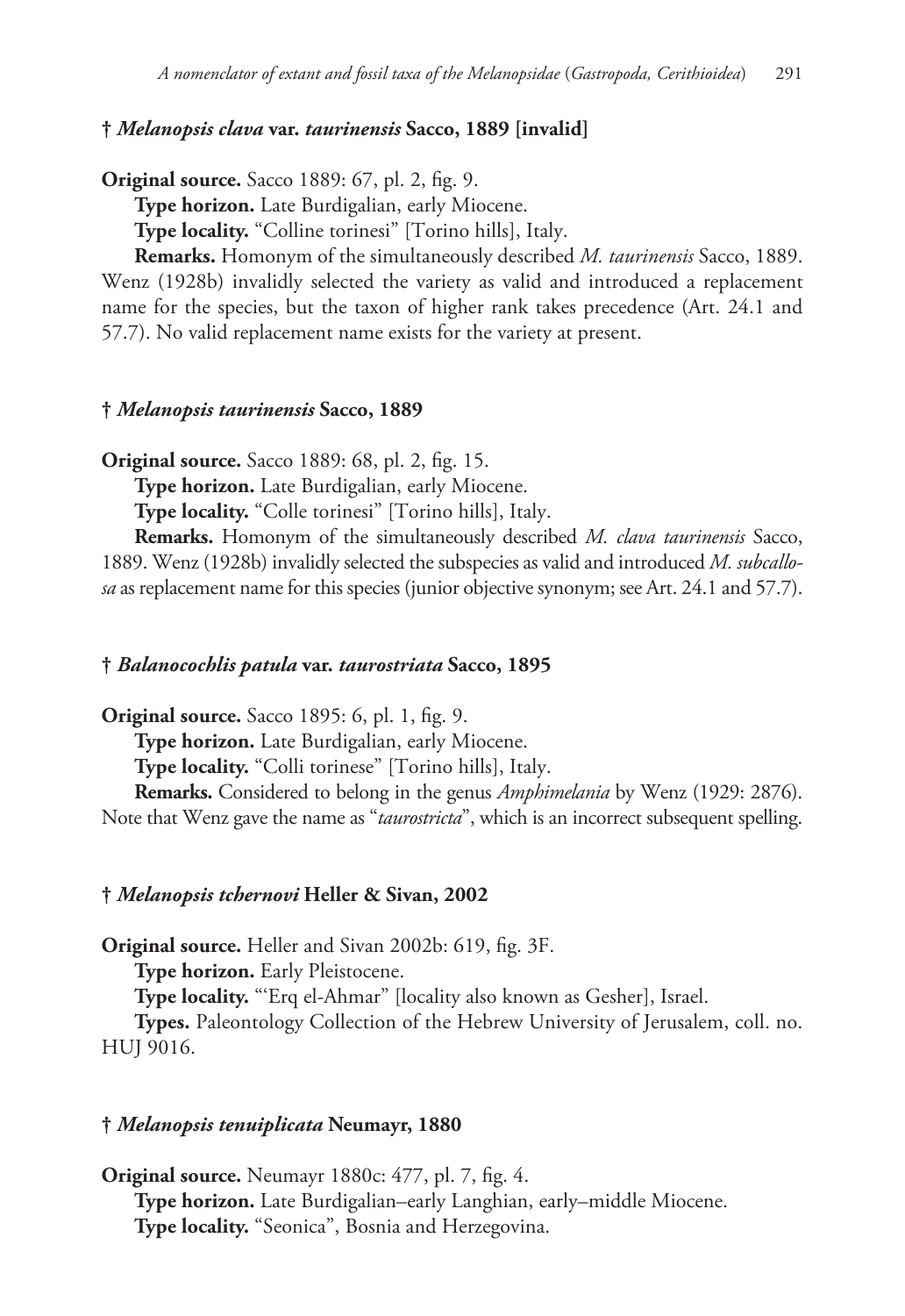### † *Melanopsis clava* var. *taurinensis* Sacco, 1889 [invalid]

**Original source.** Sacco 1889: 67, pl. 2, fig. 9.

**Type horizon.** Late Burdigalian, early Miocene.

**Type locality.** "Colline torinesi" [Torino hills], Italy.

**Remarks.** Homonym of the simultaneously described *M. taurinensis* Sacco, 1889. Wenz (1928b) invalidly selected the variety as valid and introduced a replacement name for the species, but the taxon of higher rank takes precedence (Art. 24.1 and 57.7). No valid replacement name exists for the variety at present.

### † *Melanopsis taurinensis* Sacco, 1889

**Original source.** Sacco 1889: 68, pl. 2, fig. 15.

**Type horizon.** Late Burdigalian, early Miocene.

**Type locality.** "Colle torinesi" [Torino hills], Italy.

**Remarks.** Homonym of the simultaneously described *M. clava taurinensis* Sacco, 1889. Wenz (1928b) invalidly selected the subspecies as valid and introduced *M. subcallosa* as replacement name for this species (junior objective synonym; see Art. 24.1 and 57.7).

### † *Balanocochlis patula* var. *taurostriata* Sacco, 1895

**Original source.** Sacco 1895: 6, pl. 1, fig. 9.

**Type horizon.** Late Burdigalian, early Miocene.

**Type locality.** "Colli torinese" [Torino hills], Italy.

**Remarks.** Considered to belong in the genus *Amphimelania* by Wenz (1929: 2876). Note that Wenz gave the name as "*taurostricta*", which is an incorrect subsequent spelling.

### † *Melanopsis tchernovi* Heller & Sivan, 2002

**Original source.** Heller and Sivan 2002b: 619, fig. 3F.

**Type horizon.** Early Pleistocene.

**Type locality.** "'Erq el-Ahmar" [locality also known as Gesher], Israel.

**Types.** Paleontology Collection of the Hebrew University of Jerusalem, coll. no. HUJ 9016.

### † *Melanopsis tenuiplicata* Neumayr, 1880

**Original source.** Neumayr 1880c: 477, pl. 7, fig. 4.

**Type horizon.** Late Burdigalian–early Langhian, early–middle Miocene.

**Type locality.** "Seonica", Bosnia and Herzegovina.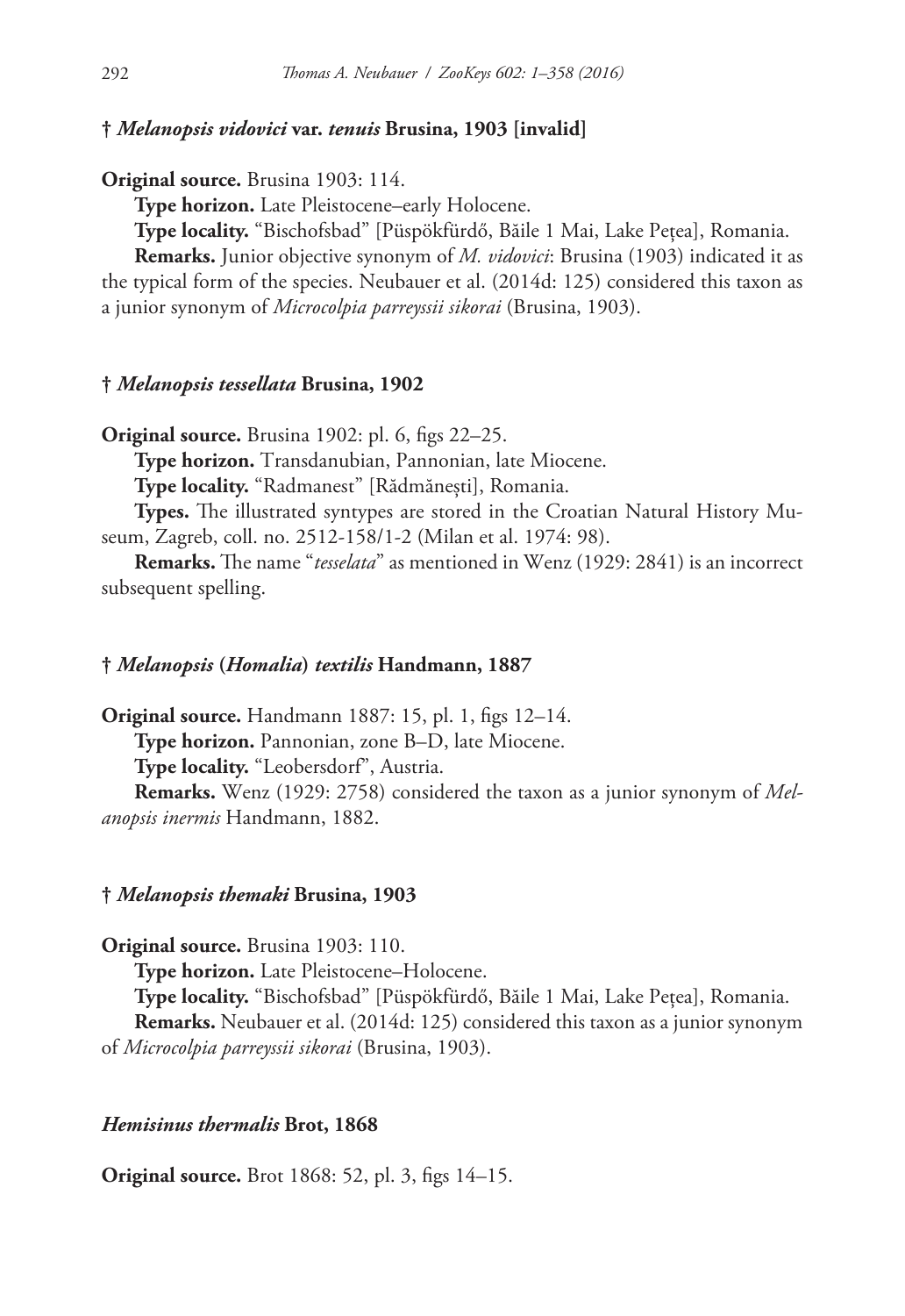### † *Melanopsis vidovici* var. *tenuis* Brusina, 1903 [invalid]

**Original source.** Brusina 1903: 114.

**Type horizon.** Late Pleistocene–early Holocene.

**Type locality.** "Bischofsbad" [Püspökfürdő, Băile 1 Mai, Lake Pețea], Romania.

**Remarks.** Junior objective synonym of *M. vidovici*: Brusina (1903) indicated it as the typical form of the species. Neubauer et al. (2014d: 125) considered this taxon as a junior synonym of *Microcolpia parreyssii sikorai* (Brusina, 1903).

### † *Melanopsis tessellata* Brusina, 1902

**Original source.** Brusina 1902: pl. 6, figs 22–25.

**Type horizon.** Transdanubian, Pannonian, late Miocene.

**Type locality.** "Radmanest" [Rădmănești], Romania.

**Types.** The illustrated syntypes are stored in the Croatian Natural History Museum, Zagreb, coll. no. 2512-158/1-2 (Milan et al. 1974: 98).

**Remarks.** The name "*tesselata*" as mentioned in Wenz (1929: 2841) is an incorrect subsequent spelling.

### † *Melanopsis* (*Homalia*) *textilis* Handmann, 1887

**Original source.** Handmann 1887: 15, pl. 1, figs 12–14.

**Type horizon.** Pannonian, zone B–D, late Miocene.

**Type locality.** "Leobersdorf", Austria.

**Remarks.** Wenz (1929: 2758) considered the taxon as a junior synonym of *Melanopsis inermis* Handmann, 1882.

### † *Melanopsis themaki* Brusina, 1903

**Original source.** Brusina 1903: 110.

**Type horizon.** Late Pleistocene–Holocene.

**Type locality.** "Bischofsbad" [Püspökfürdő, Băile 1 Mai, Lake Pețea], Romania.

**Remarks.** Neubauer et al. (2014d: 125) considered this taxon as a junior synonym of *Microcolpia parreyssii sikorai* (Brusina, 1903).

### *Hemisinus thermalis* Brot, 1868

**Original source.** Brot 1868: 52, pl. 3, figs 14–15.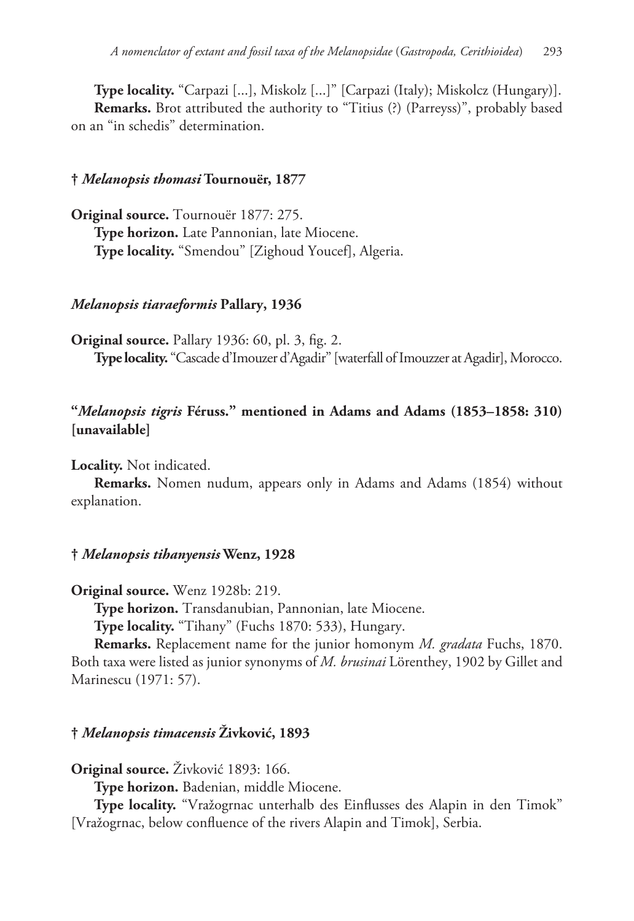**Type locality.** “Carpazi [...], Miskolz [...]” [Carpazi (Italy); Miskolcz (Hungary)].

**Remarks.** Brot attributed the authority to “Titius (?) (Parreyss)”, probably based on an “in schedis” determination.

### † *Melanopsis thomasi* Tournouër, 1877

**Original source.** Tournouër 1877: 275.

**Type horizon.** Late Pannonian, late Miocene.

**Type locality.** “Smendou” [Zighoud Youcef], Algeria.

### *Melanopsis tiaraeformis* Pallary, 1936

**Original source.** Pallary 1936: 60, pl. 3, fig. 2.

**Type locality.** “Cascade d’Imouzer d’Agadir” [waterfall of Imouzzer at Agadir], Morocco.

### “*Melanopsis tigris* Féruss.” mentioned in Adams and Adams (1853–1858: 310) [unavailable]

**Locality.** Not indicated.

**Remarks.** Nomen nudum, appears only in Adams and Adams (1854) without explanation.

### † *Melanopsis tihanyensis* Wenz, 1928

**Original source.** Wenz 1928b: 219.

**Type horizon.** Transdanubian, Pannonian, late Miocene.

**Type locality.** “Tihany” (Fuchs 1870: 533), Hungary.

**Remarks.** Replacement name for the junior homonym *M. gradata* Fuchs, 1870. Both taxa were listed as junior synonyms of *M. brusinai* Lörenthey, 1902 by Gillet and Marinescu (1971: 57).

### † *Melanopsis timacensis* Živković, 1893

**Original source.** Živković 1893: 166.

**Type horizon.** Badenian, middle Miocene.

**Type locality.** “Vražogrnac unterhalb des Einflusses des Alapin in den Timok” [Vražogrnac, below confluence of the rivers Alapin and Timok], Serbia.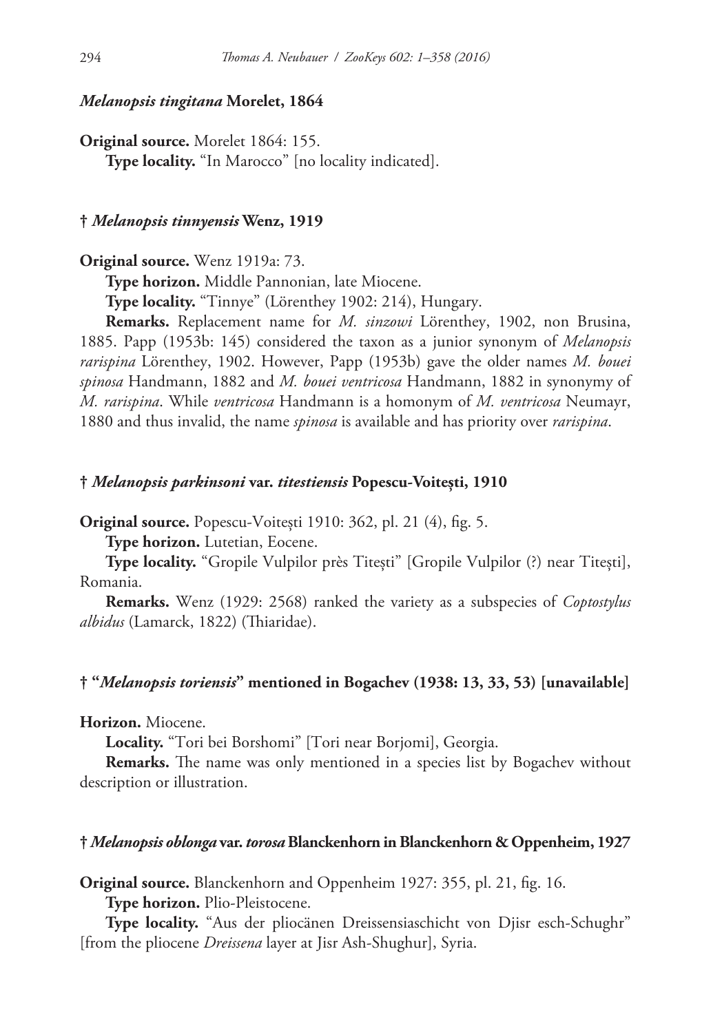***Melanopsis tingitana* Morelet, 1864**

**Original source.** Morelet 1864: 155.

**Type locality.** "In Marocco" [no locality indicated].

**† *Melanopsis tinnyensis* Wenz, 1919**

**Original source.** Wenz 1919a: 73.

**Type horizon.** Middle Pannonian, late Miocene.

**Type locality.** "Tinnye" (Lörenthey 1902: 214), Hungary.

**Remarks.** Replacement name for *M. sinzowi* Lörenthey, 1902, non Brusina, 1885. Papp (1953b: 145) considered the taxon as a junior synonym of *Melanopsis rarispina* Lörenthey, 1902. However, Papp (1953b) gave the older names *M. bouei spinosa* Handmann, 1882 and *M. bouei ventricosa* Handmann, 1882 in synonymy of *M. rarispina*. While *ventricosa* Handmann is a homonym of *M. ventricosa* Neumayr, 1880 and thus invalid, the name *spinosa* is available and has priority over *rarispina*.

**† *Melanopsis parkinsoni* var. *titestiensis* Popescu-Voitești, 1910**

**Original source.** Popescu-Voitești 1910: 362, pl. 21 (4), fig. 5.

**Type horizon.** Lutetian, Eocene.

**Type locality.** "Gropile Vulpilor près Titești" [Gropile Vulpilor (?) near Titești], Romania.

**Remarks.** Wenz (1929: 2568) ranked the variety as a subspecies of *Coptostylus albidus* (Lamarck, 1822) (Thiaridae).

**† "*Melanopsis toriensis*" mentioned in Bogachev (1938: 13, 33, 53) [unavailable]**

**Horizon.** Miocene.

**Locality.** "Tori bei Borshomi" [Tori near Borjomi], Georgia.

**Remarks.** The name was only mentioned in a species list by Bogachev without description or illustration.

**† *Melanopsis oblonga* var. *torosa* Blanckenhorn in Blanckenhorn & Oppenheim, 1927**

**Original source.** Blanckenhorn and Oppenheim 1927: 355, pl. 21, fig. 16.

**Type horizon.** Plio-Pleistocene.

**Type locality.** "Aus der pliocänen Dreissensiaschicht von Djisr esch-Schughr" [from the pliocene *Dreissena* layer at Jisr Ash-Shughur], Syria.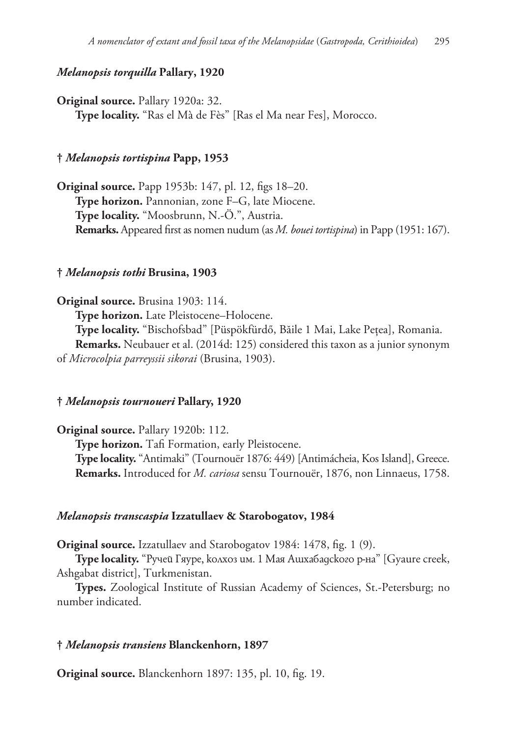### *Melanopsis torquilla* Pallary, 1920

**Original source.** Pallary 1920a: 32.

**Type locality.** "Ras el Mà de Fès" [Ras el Ma near Fes], Morocco.

### † *Melanopsis tortispina* Papp, 1953

**Original source.** Papp 1953b: 147, pl. 12, figs 18–20.

**Type horizon.** Pannonian, zone F–G, late Miocene.

**Type locality.** "Moosbrunn, N.-Ö.", Austria.

**Remarks.** Appeared first as nomen nudum (as *M. bouei tortispina*) in Papp (1951: 167).

### † *Melanopsis tothi* Brusina, 1903

**Original source.** Brusina 1903: 114.

**Type horizon.** Late Pleistocene–Holocene.

**Type locality.** "Bischofsbad" [Püspökfürdő, Băile 1 Mai, Lake Peţea], Romania.

**Remarks.** Neubauer et al. (2014d: 125) considered this taxon as a junior synonym of *Microcolpia parreyssii sikorai* (Brusina, 1903).

### † *Melanopsis tournoueri* Pallary, 1920

**Original source.** Pallary 1920b: 112.

**Type horizon.** Tafi Formation, early Pleistocene.

**Type locality.** "Antimaki" (Tournouër 1876: 449) [Antimácheia, Kos Island], Greece.

**Remarks.** Introduced for *M. cariosa* sensu Tournouër, 1876, non Linnaeus, 1758.

### *Melanopsis transcaspia* Izzatullaev & Starobogatov, 1984

**Original source.** Izzatullaev and Starobogatov 1984: 1478, fig. 1 (9).

**Type locality.** "Ручей Гяуре, колхоз им. 1 Мая Ашхабадского р-на" [Gyaure creek, Ashgabat district], Turkmenistan.

**Types.** Zoological Institute of Russian Academy of Sciences, St.-Petersburg; no number indicated.

### † *Melanopsis transiens* Blanckenhorn, 1897

**Original source.** Blanckenhorn 1897: 135, pl. 10, fig. 19.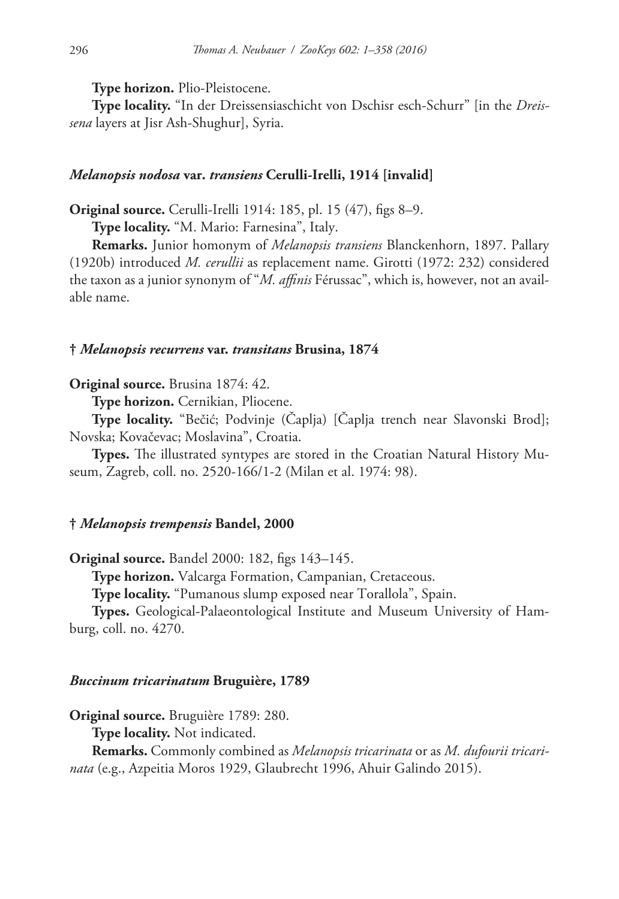**Type horizon.** Plio-Pleistocene.

**Type locality.** “In der Dreissensiaschicht von Dschisr esch-Schurr” [in the *Dreissena* layers at Jisr Ash-Shughur], Syria.

### *Melanopsis nodosa* var. *transiens* Cerulli-Irelli, 1914 [invalid]

**Original source.** Cerulli-Irelli 1914: 185, pl. 15 (47), figs 8–9.

**Type locality.** “M. Mario: Farnesina”, Italy.

**Remarks.** Junior homonym of *Melanopsis transiens* Blanckenhorn, 1897. Pallary (1920b) introduced *M. cerullii* as replacement name. Girotti (1972: 232) considered the taxon as a junior synonym of “*M. affinis* Férussac”, which is, however, not an available name.

### † *Melanopsis recurrens* var. *transitans* Brusina, 1874

**Original source.** Brusina 1874: 42.

**Type horizon.** Cernikian, Pliocene.

**Type locality.** “Bečić; Podvinje (Čaplja) [Čaplja trench near Slavonski Brod]; Novska; Kovačevac; Moslavina”, Croatia.

**Types.** The illustrated syntypes are stored in the Croatian Natural History Museum, Zagreb, coll. no. 2520-166/1-2 (Milan et al. 1974: 98).

### † *Melanopsis trempensis* Bandel, 2000

**Original source.** Bandel 2000: 182, figs 143–145.

**Type horizon.** Valcarga Formation, Campanian, Cretaceous.

**Type locality.** “Pumanous slump exposed near Torallola”, Spain.

**Types.** Geological-Palaeontological Institute and Museum University of Hamburg, coll. no. 4270.

### *Buccinum tricarinatum* Bruguière, 1789

**Original source.** Bruguière 1789: 280.

**Type locality.** Not indicated.

**Remarks.** Commonly combined as *Melanopsis tricarinata* or as *M. dufourii tricarinata* (e.g., Azpeitia Moros 1929, Glaubrecht 1996, Ahuir Galindo 2015).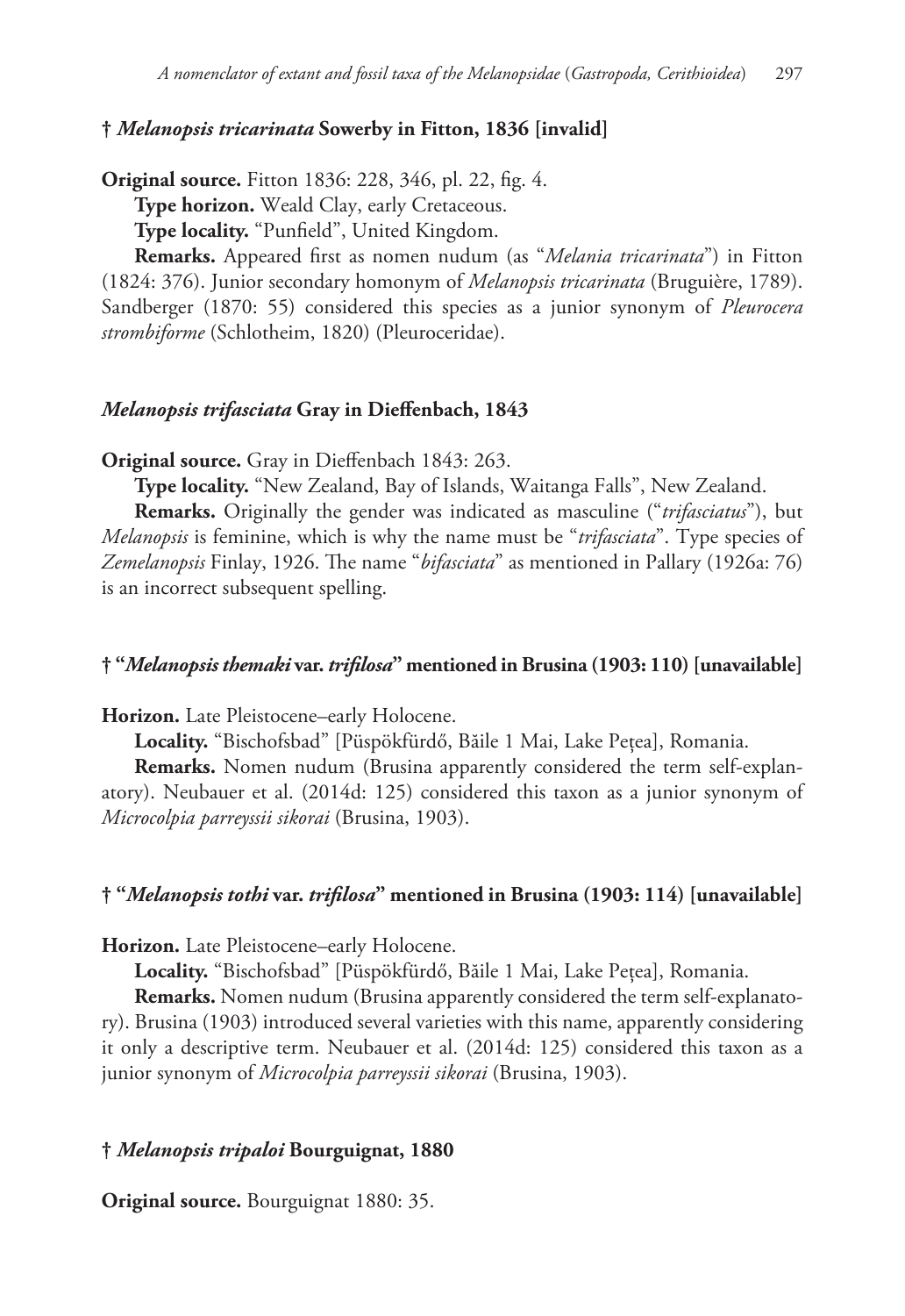### † *Melanopsis tricarinata* Sowerby in Fitton, 1836 [invalid]

**Original source.** Fitton 1836: 228, 346, pl. 22, fig. 4.

**Type horizon.** Weald Clay, early Cretaceous.

**Type locality.** "Punfield", United Kingdom.

**Remarks.** Appeared first as nomen nudum (as "*Melania tricarinata*") in Fitton (1824: 376). Junior secondary homonym of *Melanopsis tricarinata* (Bruguière, 1789). Sandberger (1870: 55) considered this species as a junior synonym of *Pleurocera strombiforme* (Schlotheim, 1820) (Pleuroceridae).

### *Melanopsis trifasciata* Gray in Dieffenbach, 1843

**Original source.** Gray in Dieffenbach 1843: 263.

**Type locality.** "New Zealand, Bay of Islands, Waitanga Falls", New Zealand.

**Remarks.** Originally the gender was indicated as masculine ("*trifasciatus*"), but *Melanopsis* is feminine, which is why the name must be "*trifasciata*". Type species of *Zemelanopsis* Finlay, 1926. The name "*bifasciata*" as mentioned in Pallary (1926a: 76) is an incorrect subsequent spelling.

### † "*Melanopsis themaki* var. *trifilosa*" mentioned in Brusina (1903: 110) [unavailable]

**Horizon.** Late Pleistocene–early Holocene.

**Locality.** "Bischofsbad" [Püspökfürdő, Băile 1 Mai, Lake Peţea], Romania.

**Remarks.** Nomen nudum (Brusina apparently considered the term self-explanatory). Neubauer et al. (2014d: 125) considered this taxon as a junior synonym of *Microcolpia parreyssii sikorai* (Brusina, 1903).

### † "*Melanopsis tothi* var. *trifilosa*" mentioned in Brusina (1903: 114) [unavailable]

**Horizon.** Late Pleistocene–early Holocene.

**Locality.** "Bischofsbad" [Püspökfürdő, Băile 1 Mai, Lake Peţea], Romania.

**Remarks.** Nomen nudum (Brusina apparently considered the term self-explanatory). Brusina (1903) introduced several varieties with this name, apparently considering it only a descriptive term. Neubauer et al. (2014d: 125) considered this taxon as a junior synonym of *Microcolpia parreyssii sikorai* (Brusina, 1903).

### † *Melanopsis tripaloi* Bourguignat, 1880

**Original source.** Bourguignat 1880: 35.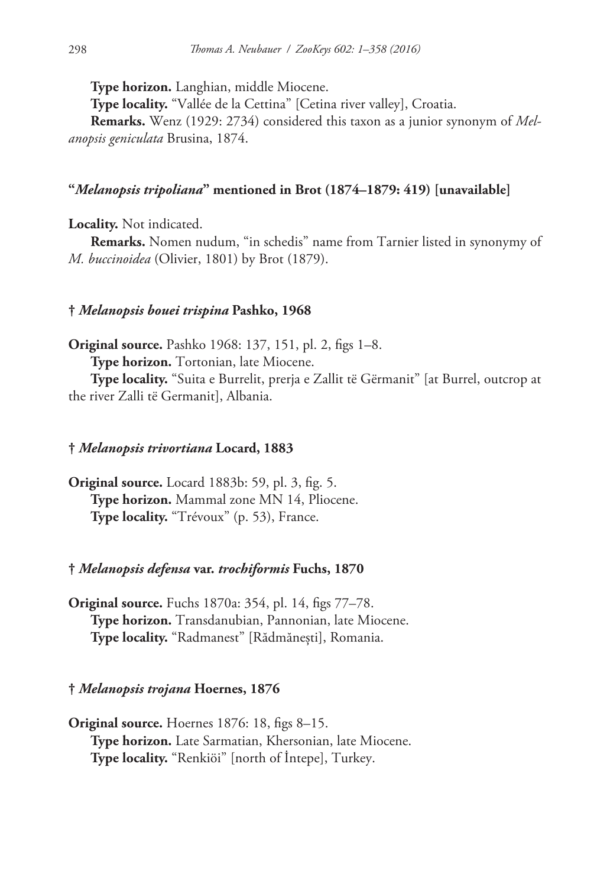**Type horizon.** Langhian, middle Miocene.

**Type locality.** "Vallée de la Cettina" [Cetina river valley], Croatia.

**Remarks.** Wenz (1929: 2734) considered this taxon as a junior synonym of *Melanopsis geniculata* Brusina, 1874.

### "*Melanopsis tripoliana*" mentioned in Brot (1874–1879: 419) [unavailable]

**Locality.** Not indicated.

**Remarks.** Nomen nudum, "in schedis" name from Tarnier listed in synonymy of *M. buccinoidea* (Olivier, 1801) by Brot (1879).

### † *Melanopsis bouei trispina* Pashko, 1968

**Original source.** Pashko 1968: 137, 151, pl. 2, figs 1–8.

**Type horizon.** Tortonian, late Miocene.

**Type locality.** "Suita e Burrelit, prerja e Zallit të Gërmanit" [at Burrel, outcrop at the river Zalli të Germanit], Albania.

### † *Melanopsis trivortiana* Locard, 1883

**Original source.** Locard 1883b: 59, pl. 3, fig. 5.

**Type horizon.** Mammal zone MN 14, Pliocene.

**Type locality.** "Trévoux" (p. 53), France.

### † *Melanopsis defensa* var. *trochiformis* Fuchs, 1870

**Original source.** Fuchs 1870a: 354, pl. 14, figs 77–78.

**Type horizon.** Transdanubian, Pannonian, late Miocene.

**Type locality.** "Radmanest" [Rădmăneşti], Romania.

### † *Melanopsis trojana* Hoernes, 1876

**Original source.** Hoernes 1876: 18, figs 8–15.

**Type horizon.** Late Sarmatian, Khersonian, late Miocene.

**Type locality.** "Renkiöi" [north of İntepe], Turkey.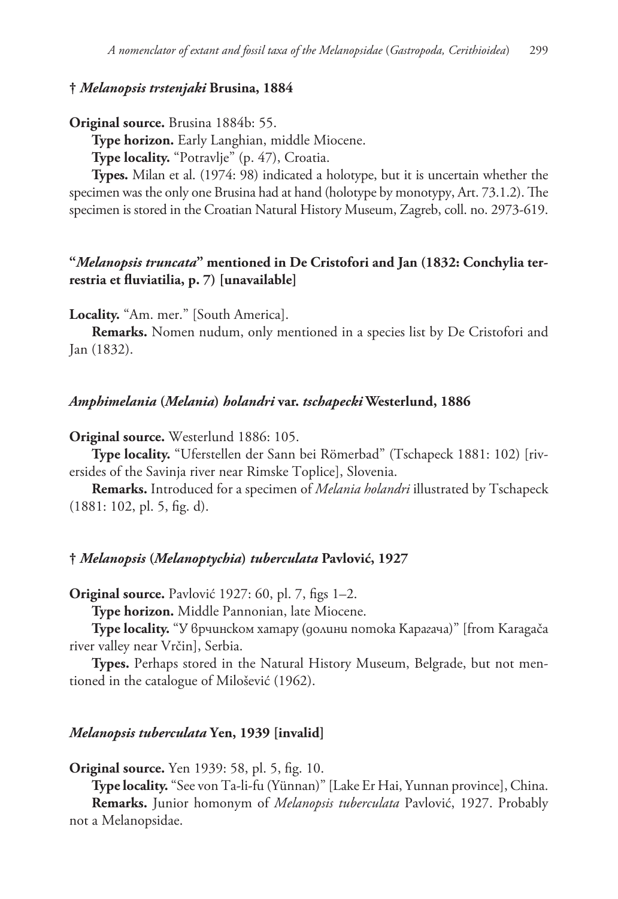### † *Melanopsis trstenjaki* Brusina, 1884

**Original source.** Brusina 1884b: 55.

**Type horizon.** Early Langhian, middle Miocene.

**Type locality.** "Potravlje" (p. 47), Croatia.

**Types.** Milan et al. (1974: 98) indicated a holotype, but it is uncertain whether the specimen was the only one Brusina had at hand (holotype by monotypy, Art. 73.1.2). The specimen is stored in the Croatian Natural History Museum, Zagreb, coll. no. 2973-619.

### "*Melanopsis truncata*" mentioned in De Cristofori and Jan (1832: Conchylia terrestria et fluviatilia, p. 7) [unavailable]

**Locality.** "Am. mer." [South America].

**Remarks.** Nomen nudum, only mentioned in a species list by De Cristofori and Jan (1832).

### *Amphimelania* (*Melania*) *holandri* var. *tschapecki* Westerlund, 1886

**Original source.** Westerlund 1886: 105.

**Type locality.** "Uferstellen der Sann bei Römerbad" (Tschapeck 1881: 102) [riversides of the Savinja river near Rimske Toplice], Slovenia.

**Remarks.** Introduced for a specimen of *Melania holandri* illustrated by Tschapeck (1881: 102, pl. 5, fig. d).

### † *Melanopsis* (*Melanoptychia*) *tuberculata* Pavlović, 1927

**Original source.** Pavlović 1927: 60, pl. 7, figs 1–2.

**Type horizon.** Middle Pannonian, late Miocene.

**Type locality.** "У врчинском хатару (долини потока Карагача)" [from Karagača river valley near Vrčin], Serbia.

**Types.** Perhaps stored in the Natural History Museum, Belgrade, but not mentioned in the catalogue of Milošević (1962).

### *Melanopsis tuberculata* Yen, 1939 [invalid]

**Original source.** Yen 1939: 58, pl. 5, fig. 10.

**Type locality.** "See von Ta-li-fu (Yünnan)" [Lake Er Hai, Yunnan province], China.

**Remarks.** Junior homonym of *Melanopsis tuberculata* Pavlović, 1927. Probably not a Melanopsidae.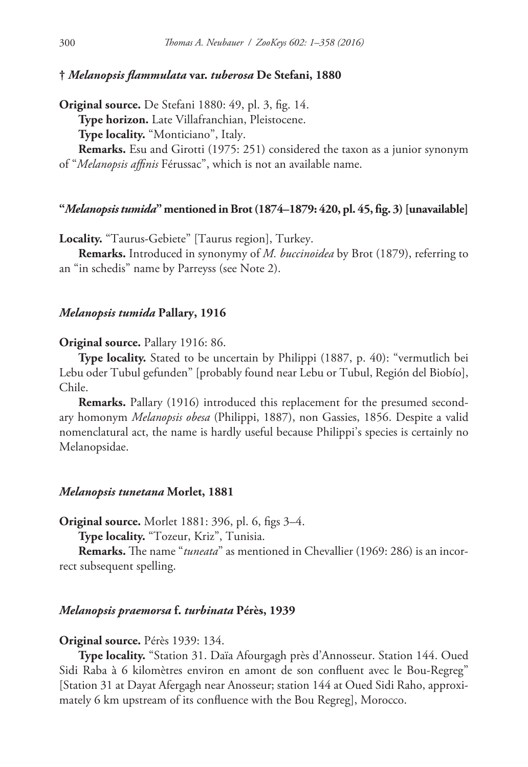### † *Melanopsis flammulata* var. *tuberosa* De Stefani, 1880

**Original source.** De Stefani 1880: 49, pl. 3, fig. 14.

**Type horizon.** Late Villafranchian, Pleistocene.

**Type locality.** "Monticiano", Italy.

**Remarks.** Esu and Girotti (1975: 251) considered the taxon as a junior synonym of "*Melanopsis affinis* Férussac", which is not an available name.

### "*Melanopsis tumida*" mentioned in Brot (1874–1879: 420, pl. 45, fig. 3) [unavailable]

**Locality.** "Taurus-Gebiete" [Taurus region], Turkey.

**Remarks.** Introduced in synonymy of *M. buccinoidea* by Brot (1879), referring to an "in schedis" name by Parreyss (see Note 2).

### *Melanopsis tumida* Pallary, 1916

**Original source.** Pallary 1916: 86.

**Type locality.** Stated to be uncertain by Philippi (1887, p. 40): "vermutlich bei Lebu oder Tubul gefunden" [probably found near Lebu or Tubul, Región del Biobío], Chile.

**Remarks.** Pallary (1916) introduced this replacement for the presumed secondary homonym *Melanopsis obesa* (Philippi, 1887), non Gassies, 1856. Despite a valid nomenclatural act, the name is hardly useful because Philippi's species is certainly no Melanopsidae.

### *Melanopsis tunetana* Morlet, 1881

**Original source.** Morlet 1881: 396, pl. 6, figs 3–4.

**Type locality.** "Tozeur, Kriz", Tunisia.

**Remarks.** The name "*tuneata*" as mentioned in Chevallier (1969: 286) is an incorrect subsequent spelling.

### *Melanopsis praemorsa* f. *turbinata* Pérès, 1939

**Original source.** Pérès 1939: 134.

**Type locality.** "Station 31. Daïa Afourgagh près d'Annosseur. Station 144. Oued Sidi Raba à 6 kilomètres environ en amont de son confluent avec le Bou-Regreg" [Station 31 at Dayat Afergagh near Anosseur; station 144 at Oued Sidi Raho, approximately 6 km upstream of its confluence with the Bou Regreg], Morocco.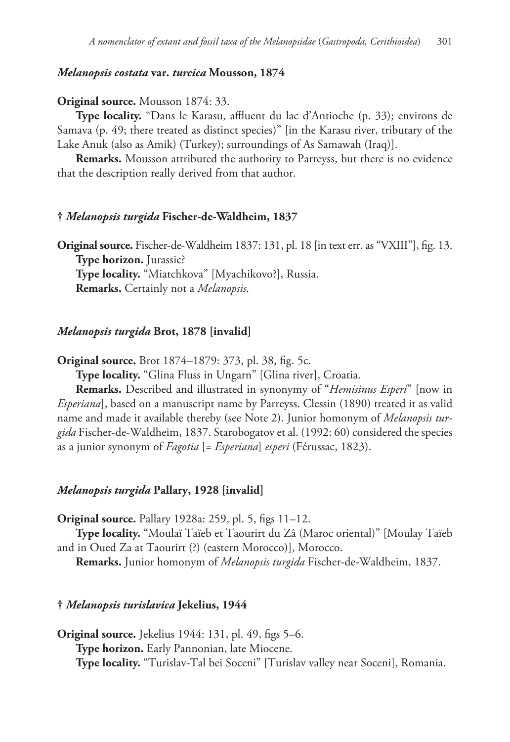### *Melanopsis costata* var. *turcica* Mousson, 1874

**Original source.** Mousson 1874: 33.

**Type locality.** "Dans le Karasu, affluent du lac d'Antioche (p. 33); environs de Samava (p. 49; there treated as distinct species)" [in the Karasu river, tributary of the Lake Anuk (also as Amik) (Turkey); surroundings of As Samawah (Iraq)].

**Remarks.** Mousson attributed the authority to Parreyss, but there is no evidence that the description really derived from that author.

### † *Melanopsis turgida* Fischer-de-Waldheim, 1837

**Original source.** Fischer-de-Waldheim 1837: 131, pl. 18 [in text err. as "VXIII"], fig. 13.

**Type horizon.** Jurassic?

**Type locality.** "Miatchkova" [Myachikovo?], Russia.

**Remarks.** Certainly not a *Melanopsis*.

### *Melanopsis turgida* Brot, 1878 [invalid]

**Original source.** Brot 1874–1879: 373, pl. 38, fig. 5c.

**Type locality.** "Glina Fluss in Ungarn" [Glina river], Croatia.

**Remarks.** Described and illustrated in synonymy of "*Hemisinus Esperi*" [now in *Esperiana*], based on a manuscript name by Parreyss. Clessin (1890) treated it as valid name and made it available thereby (see Note 2). Junior homonym of *Melanopsis turgida* Fischer-de-Waldheim, 1837. Starobogatov et al. (1992: 60) considered the species as a junior synonym of *Fagotia* [= *Esperiana*] *esperi* (Férussac, 1823).

### *Melanopsis turgida* Pallary, 1928 [invalid]

**Original source.** Pallary 1928a: 259, pl. 5, figs 11–12.

**Type locality.** "Moulaï Taïeb et Taourirt du Zâ (Maroc oriental)" [Moulay Taïeb and in Oued Za at Taourirt (?) (eastern Morocco)], Morocco.

**Remarks.** Junior homonym of *Melanopsis turgida* Fischer-de-Waldheim, 1837.

### † *Melanopsis turislavica* Jekelius, 1944

**Original source.** Jekelius 1944: 131, pl. 49, figs 5–6.

**Type horizon.** Early Pannonian, late Miocene.

**Type locality.** "Turislav-Tal bei Soceni" [Turislav valley near Soceni], Romania.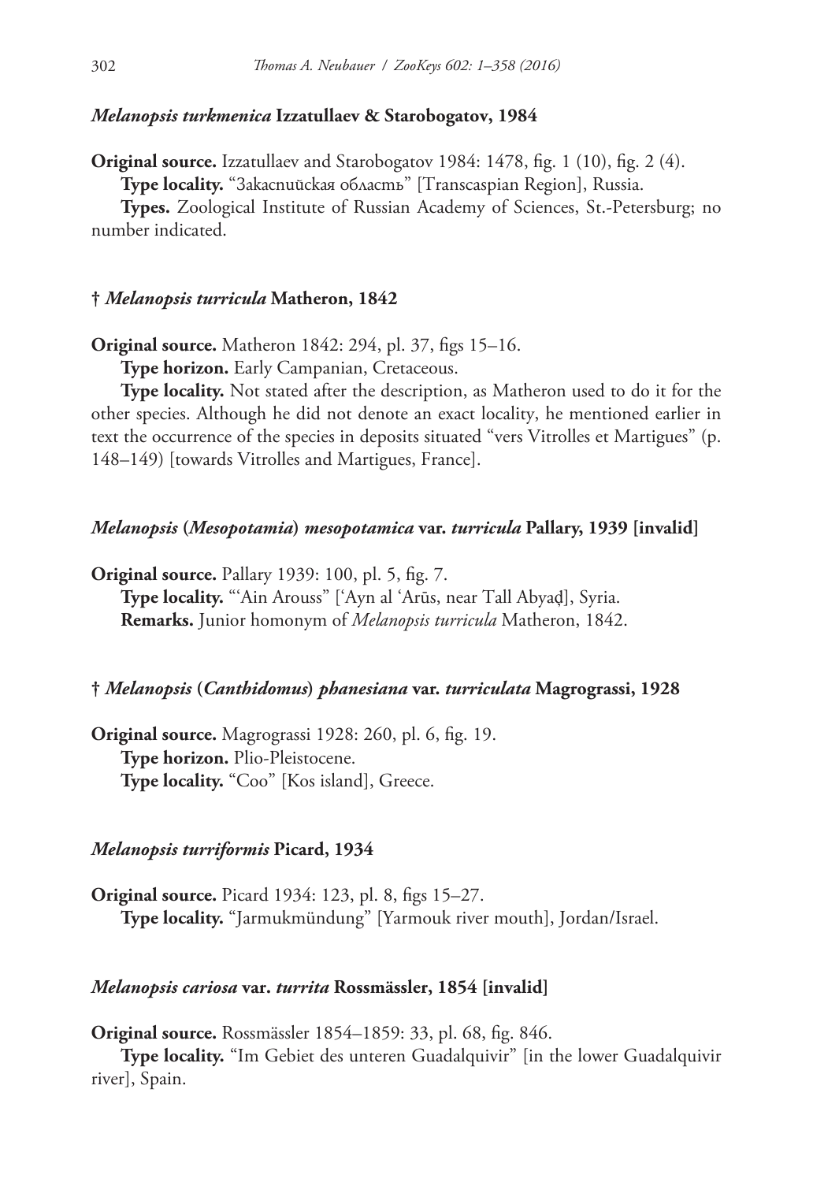### *Melanopsis turkmenica* Izzatullaev & Starobogatov, 1984

**Original source.** Izzatullaev and Starobogatov 1984: 1478, fig. 1 (10), fig. 2 (4).

**Type locality.** "Закаспийская область" [Transcaspian Region], Russia.

**Types.** Zoological Institute of Russian Academy of Sciences, St.-Petersburg; no number indicated.

### † *Melanopsis turricula* Matheron, 1842

**Original source.** Matheron 1842: 294, pl. 37, figs 15–16.

**Type horizon.** Early Campanian, Cretaceous.

**Type locality.** Not stated after the description, as Matheron used to do it for the other species. Although he did not denote an exact locality, he mentioned earlier in text the occurrence of the species in deposits situated "vers Vitrolles et Martigues" (p. 148–149) [towards Vitrolles and Martigues, France].

### *Melanopsis* (*Mesopotamia*) *mesopotamica* var. *turricula* Pallary, 1939 [invalid]

**Original source.** Pallary 1939: 100, pl. 5, fig. 7.

**Type locality.** "'Ain Arouss" ['Ayn al 'Arūs, near Tall Abyaḍ], Syria.

**Remarks.** Junior homonym of *Melanopsis turricula* Matheron, 1842.

### † *Melanopsis* (*Canthidomus*) *phanesiana* var. *turriculata* Magrograssi, 1928

**Original source.** Magrograssi 1928: 260, pl. 6, fig. 19.

**Type horizon.** Plio-Pleistocene.

**Type locality.** "Coo" [Kos island], Greece.

### *Melanopsis turriformis* Picard, 1934

**Original source.** Picard 1934: 123, pl. 8, figs 15–27.

**Type locality.** "Jarmukmündung" [Yarmouk river mouth], Jordan/Israel.

### *Melanopsis cariosa* var. *turrita* Rossmässler, 1854 [invalid]

**Original source.** Rossmässler 1854–1859: 33, pl. 68, fig. 846.

**Type locality.** "Im Gebiet des unteren Guadalquivir" [in the lower Guadalquivir river], Spain.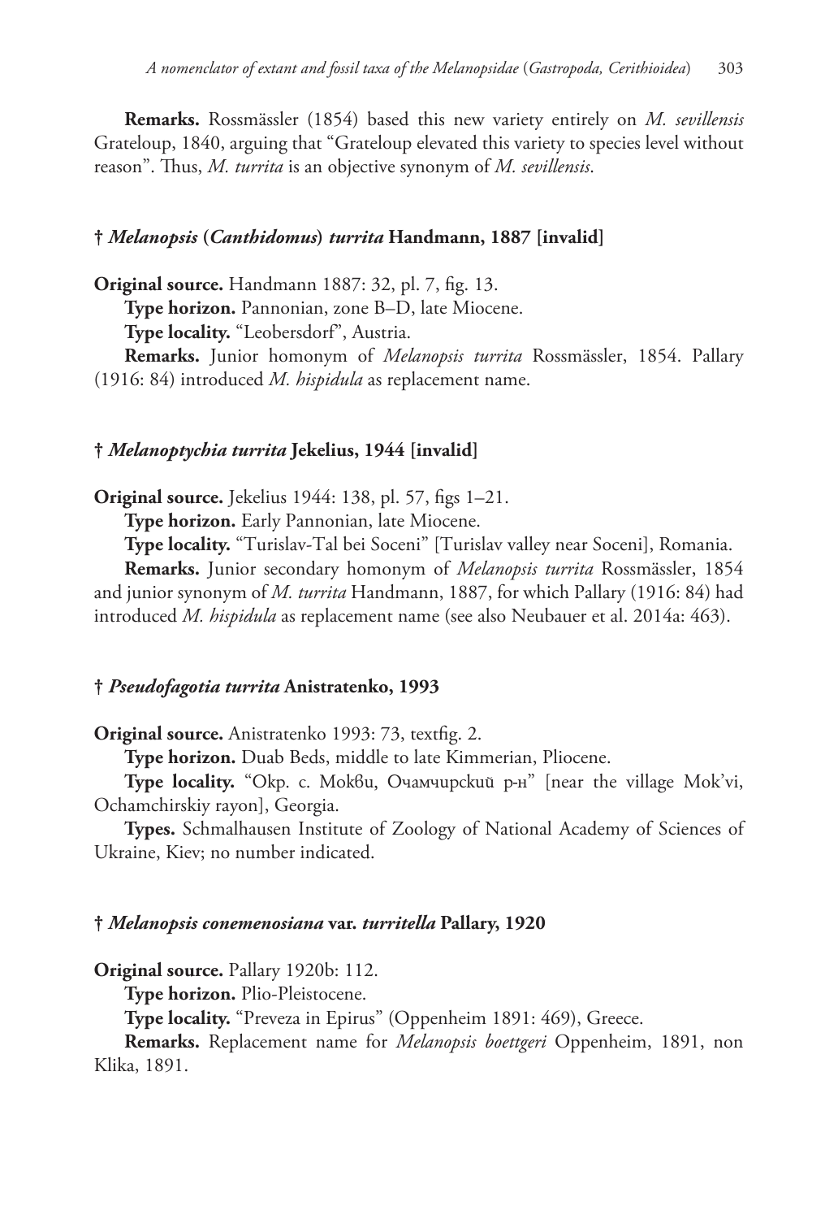**Remarks.** Rossmässler (1854) based this new variety entirely on *M. sevillensis* Grateloup, 1840, arguing that "Grateloup elevated this variety to species level without reason". Thus, *M. turrita* is an objective synonym of *M. sevillensis*.

### † *Melanopsis* (*Canthidomus*) *turrita* Handmann, 1887 [invalid]

**Original source.** Handmann 1887: 32, pl. 7, fig. 13.

**Type horizon.** Pannonian, zone B–D, late Miocene.

**Type locality.** "Leobersdorf", Austria.

**Remarks.** Junior homonym of *Melanopsis turrita* Rossmässler, 1854. Pallary (1916: 84) introduced *M. hispidula* as replacement name.

### † *Melanoptychia turrita* Jekelius, 1944 [invalid]

**Original source.** Jekelius 1944: 138, pl. 57, figs 1–21.

**Type horizon.** Early Pannonian, late Miocene.

**Type locality.** "Turislav-Tal bei Soceni" [Turislav valley near Soceni], Romania.

**Remarks.** Junior secondary homonym of *Melanopsis turrita* Rossmässler, 1854 and junior synonym of *M. turrita* Handmann, 1887, for which Pallary (1916: 84) had introduced *M. hispidula* as replacement name (see also Neubauer et al. 2014a: 463).

### † *Pseudofagotia turrita* Anistratenko, 1993

**Original source.** Anistratenko 1993: 73, textfig. 2.

**Type horizon.** Duab Beds, middle to late Kimmerian, Pliocene.

**Type locality.** "Окр. с. Мокви, Очамчирский р-н" [near the village Mok'vi, Ochamchirskiy rayon], Georgia.

**Types.** Schmalhausen Institute of Zoology of National Academy of Sciences of Ukraine, Kiev; no number indicated.

### † *Melanopsis conemenosiana* var. *turritella* Pallary, 1920

**Original source.** Pallary 1920b: 112.

**Type horizon.** Plio-Pleistocene.

**Type locality.** "Preveza in Epirus" (Oppenheim 1891: 469), Greece.

**Remarks.** Replacement name for *Melanopsis boettgeri* Oppenheim, 1891, non Klika, 1891.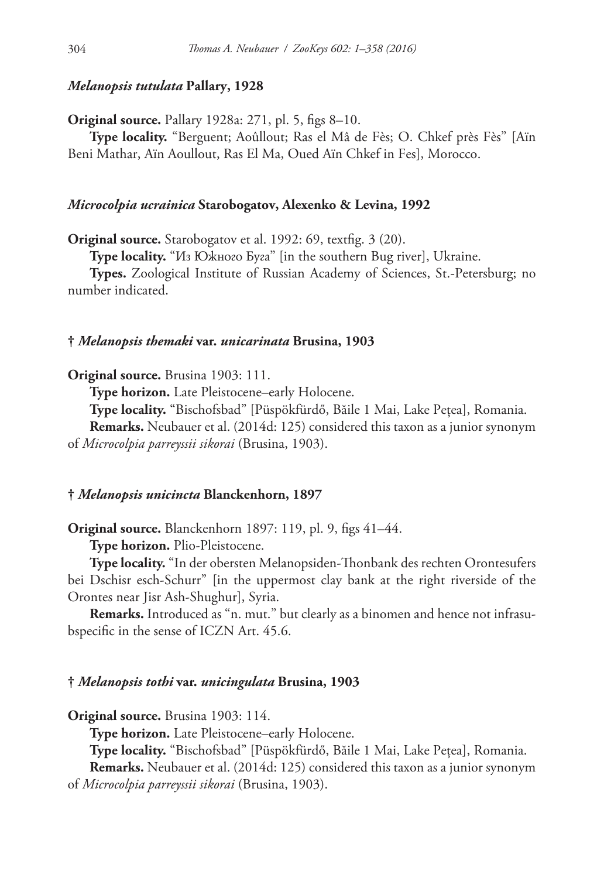### *Melanopsis tutulata* Pallary, 1928

**Original source.** Pallary 1928a: 271, pl. 5, figs 8–10.

**Type locality.** "Berguent; Aoûllout; Ras el Mâ de Fès; O. Chkef près Fès" [Aïn Beni Mathar, Aïn Aoullout, Ras El Ma, Oued Aïn Chkef in Fes], Morocco.

### *Microcolpia ucrainica* Starobogatov, Alexenko & Levina, 1992

**Original source.** Starobogatov et al. 1992: 69, textfig. 3 (20).

**Type locality.** "Из Южного Буга" [in the southern Bug river], Ukraine.

**Types.** Zoological Institute of Russian Academy of Sciences, St.-Petersburg; no number indicated.

### † *Melanopsis themaki* var. *unicarinata* Brusina, 1903

**Original source.** Brusina 1903: 111.

**Type horizon.** Late Pleistocene–early Holocene.

**Type locality.** "Bischofsbad" [Püspökfürdő, Băile 1 Mai, Lake Pețea], Romania.

**Remarks.** Neubauer et al. (2014d: 125) considered this taxon as a junior synonym of *Microcolpia parreyssii sikorai* (Brusina, 1903).

### † *Melanopsis unicincta* Blanckenhorn, 1897

**Original source.** Blanckenhorn 1897: 119, pl. 9, figs 41–44.

**Type horizon.** Plio-Pleistocene.

**Type locality.** "In der obersten Melanopsiden-Thonbank des rechten Orontesufers bei Dschisr esch-Schurr" [in the uppermost clay bank at the right riverside of the Orontes near Jisr Ash-Shughur], Syria.

**Remarks.** Introduced as "n. mut." but clearly as a binomen and hence not infrasubspecific in the sense of ICZN Art. 45.6.

### † *Melanopsis tothi* var. *unicingulata* Brusina, 1903

**Original source.** Brusina 1903: 114.

**Type horizon.** Late Pleistocene–early Holocene.

**Type locality.** "Bischofsbad" [Püspökfürdő, Băile 1 Mai, Lake Pețea], Romania.

**Remarks.** Neubauer et al. (2014d: 125) considered this taxon as a junior synonym of *Microcolpia parreyssii sikorai* (Brusina, 1903).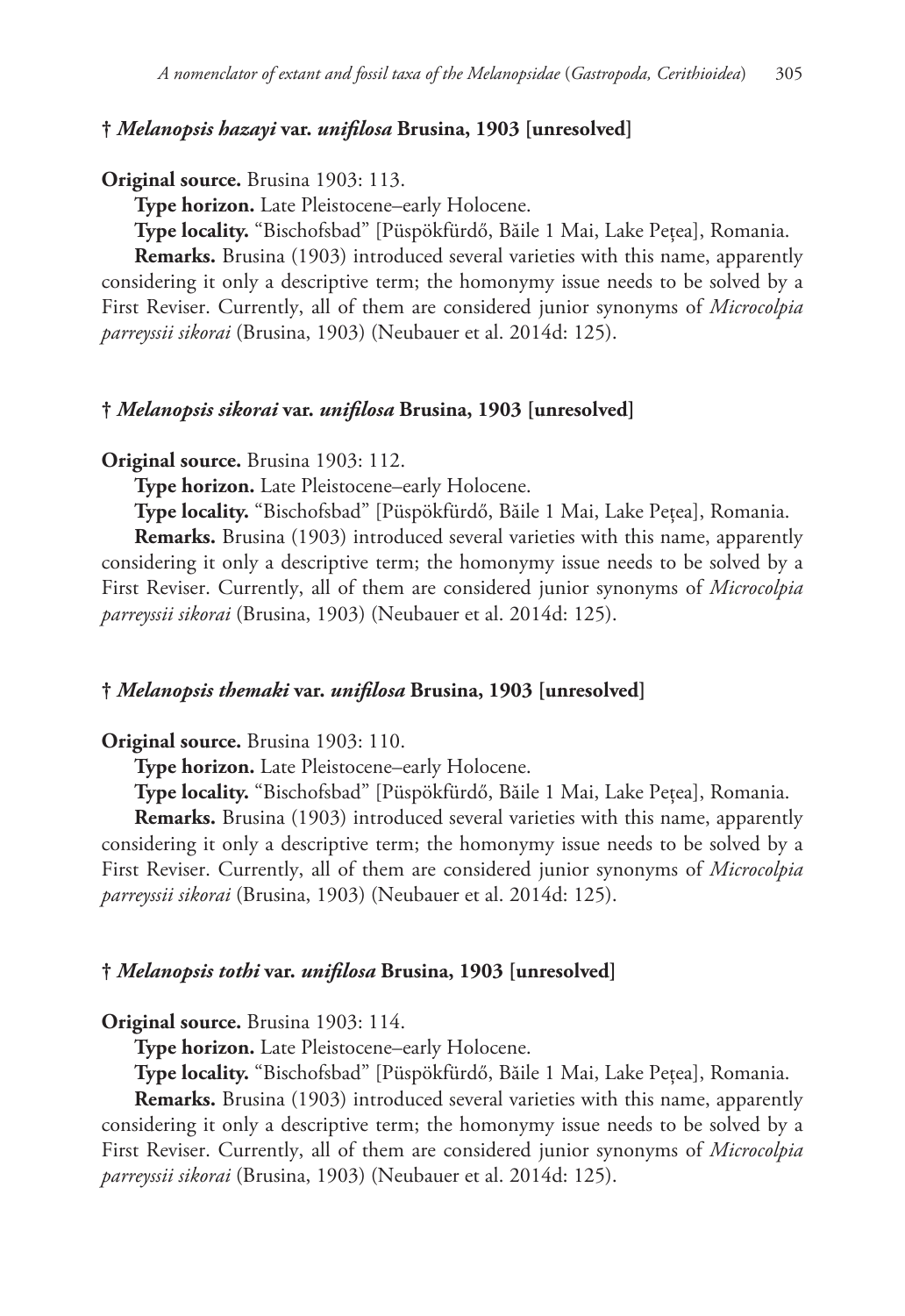### † *Melanopsis hazayi* var. *unifilosa* Brusina, 1903 [unresolved]

**Original source.** Brusina 1903: 113.

**Type horizon.** Late Pleistocene–early Holocene.

**Type locality.** "Bischofsbad" [Püspökfürdő, Băile 1 Mai, Lake Pețea], Romania.

**Remarks.** Brusina (1903) introduced several varieties with this name, apparently considering it only a descriptive term; the homonymy issue needs to be solved by a First Reviser. Currently, all of them are considered junior synonyms of *Microcolpia parreyssii sikorai* (Brusina, 1903) (Neubauer et al. 2014d: 125).

### † *Melanopsis sikorai* var. *unifilosa* Brusina, 1903 [unresolved]

**Original source.** Brusina 1903: 112.

**Type horizon.** Late Pleistocene–early Holocene.

**Type locality.** "Bischofsbad" [Püspökfürdő, Băile 1 Mai, Lake Pețea], Romania.

**Remarks.** Brusina (1903) introduced several varieties with this name, apparently considering it only a descriptive term; the homonymy issue needs to be solved by a First Reviser. Currently, all of them are considered junior synonyms of *Microcolpia parreyssii sikorai* (Brusina, 1903) (Neubauer et al. 2014d: 125).

### † *Melanopsis themaki* var. *unifilosa* Brusina, 1903 [unresolved]

**Original source.** Brusina 1903: 110.

**Type horizon.** Late Pleistocene–early Holocene.

**Type locality.** "Bischofsbad" [Püspökfürdő, Băile 1 Mai, Lake Pețea], Romania.

**Remarks.** Brusina (1903) introduced several varieties with this name, apparently considering it only a descriptive term; the homonymy issue needs to be solved by a First Reviser. Currently, all of them are considered junior synonyms of *Microcolpia parreyssii sikorai* (Brusina, 1903) (Neubauer et al. 2014d: 125).

### † *Melanopsis tothi* var. *unifilosa* Brusina, 1903 [unresolved]

**Original source.** Brusina 1903: 114.

**Type horizon.** Late Pleistocene–early Holocene.

**Type locality.** "Bischofsbad" [Püspökfürdő, Băile 1 Mai, Lake Pețea], Romania.

**Remarks.** Brusina (1903) introduced several varieties with this name, apparently considering it only a descriptive term; the homonymy issue needs to be solved by a First Reviser. Currently, all of them are considered junior synonyms of *Microcolpia parreyssii sikorai* (Brusina, 1903) (Neubauer et al. 2014d: 125).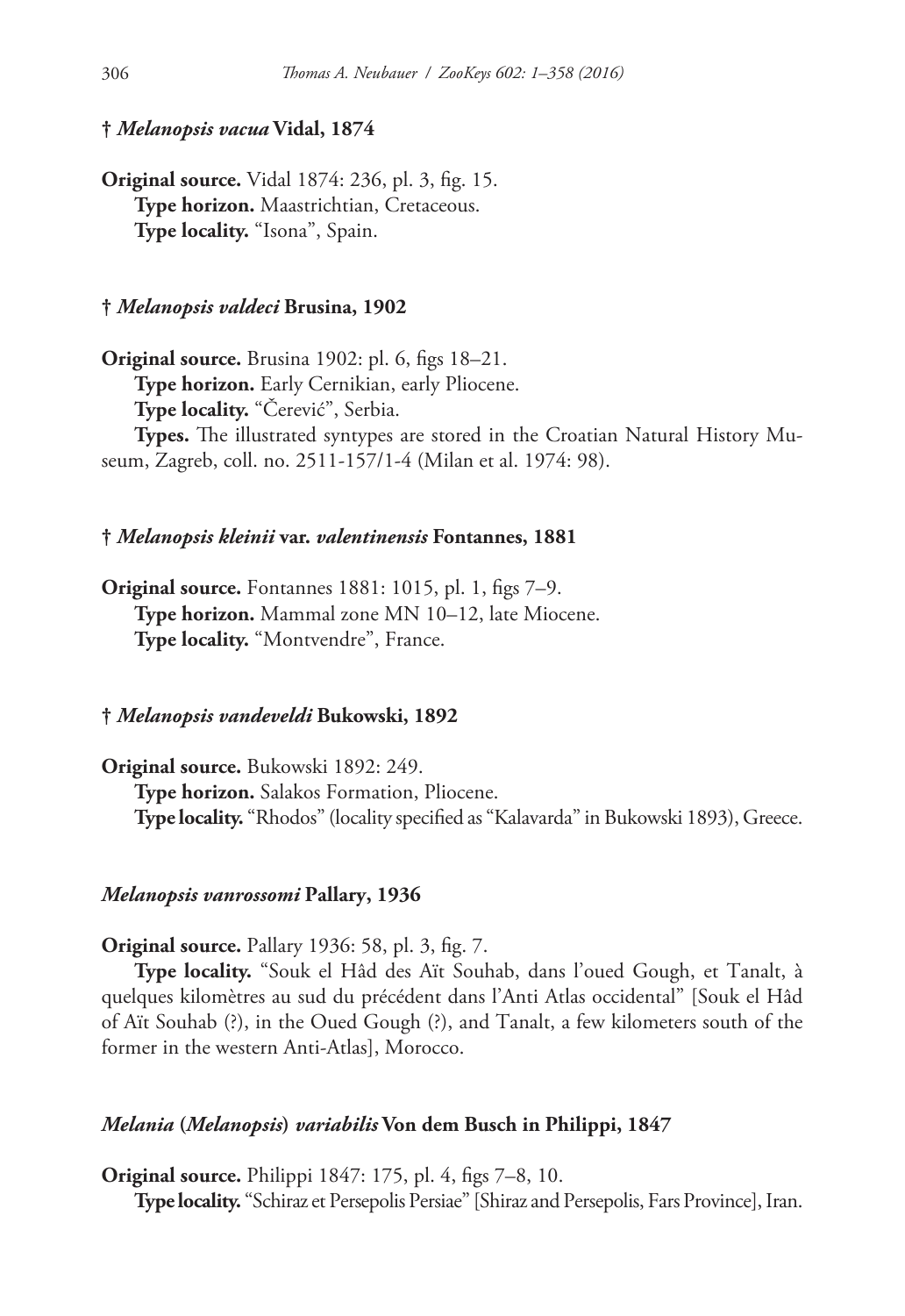### † *Melanopsis vacua* Vidal, 1874

**Original source.** Vidal 1874: 236, pl. 3, fig. 15.

**Type horizon.** Maastrichtian, Cretaceous.

**Type locality.** "Isona", Spain.

### † *Melanopsis valdeci* Brusina, 1902

**Original source.** Brusina 1902: pl. 6, figs 18–21.

**Type horizon.** Early Cernikian, early Pliocene.

**Type locality.** "Čerević", Serbia.

**Types.** The illustrated syntypes are stored in the Croatian Natural History Museum, Zagreb, coll. no. 2511-157/1-4 (Milan et al. 1974: 98).

### † *Melanopsis kleinii* var. *valentinensis* Fontannes, 1881

**Original source.** Fontannes 1881: 1015, pl. 1, figs 7–9.

**Type horizon.** Mammal zone MN 10–12, late Miocene.

**Type locality.** "Montvendre", France.

### † *Melanopsis vandeveldi* Bukowski, 1892

**Original source.** Bukowski 1892: 249.

**Type horizon.** Salakos Formation, Pliocene.

**Type locality.** "Rhodos" (locality specified as "Kalavarda" in Bukowski 1893), Greece.

### *Melanopsis vanrossomi* Pallary, 1936

**Original source.** Pallary 1936: 58, pl. 3, fig. 7.

**Type locality.** "Souk el Hâd des Aït Souhab, dans l'oued Gough, et Tanalt, à quelques kilomètres au sud du précédent dans l'Anti Atlas occidental" [Souk el Hâd of Aït Souhab (?), in the Oued Gough (?), and Tanalt, a few kilometers south of the former in the western Anti-Atlas], Morocco.

### *Melania* (*Melanopsis*) *variabilis* Von dem Busch in Philippi, 1847

**Original source.** Philippi 1847: 175, pl. 4, figs 7–8, 10.

**Type locality.** "Schiraz et Persepolis Persiae" [Shiraz and Persepolis, Fars Province], Iran.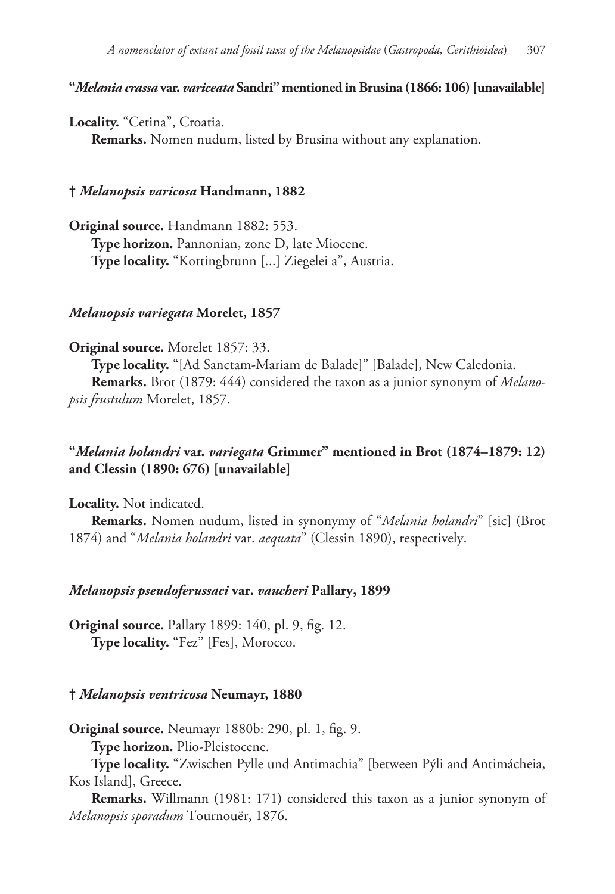### **"*Melania crassa* var. *variceata* Sandri" mentioned in Brusina (1866: 106) [unavailable]**

**Locality.** "Cetina", Croatia.

**Remarks.** Nomen nudum, listed by Brusina without any explanation.

### **† *Melanopsis varicosa* Handmann, 1882**

**Original source.** Handmann 1882: 553.

**Type horizon.** Pannonian, zone D, late Miocene.

**Type locality.** "Kottingbrunn [...] Ziegelei a", Austria.

### ***Melanopsis variegata* Morelet, 1857**

**Original source.** Morelet 1857: 33.

**Type locality.** "[Ad Sanctam-Mariam de Balade]" [Balade], New Caledonia.

**Remarks.** Brot (1879: 444) considered the taxon as a junior synonym of *Melanopsis frustulum* Morelet, 1857.

### **"*Melania holandri* var. *variegata* Grimmer" mentioned in Brot (1874–1879: 12) and Clessin (1890: 676) [unavailable]**

**Locality.** Not indicated.

**Remarks.** Nomen nudum, listed in synonymy of "*Melania holandri*" [sic] (Brot 1874) and "*Melania holandri* var. *aequata*" (Clessin 1890), respectively.

### ***Melanopsis pseudoferussaci* var. *vaucheri* Pallary, 1899**

**Original source.** Pallary 1899: 140, pl. 9, fig. 12.

**Type locality.** "Fez" [Fes], Morocco.

### **† *Melanopsis ventricosa* Neumayr, 1880**

**Original source.** Neumayr 1880b: 290, pl. 1, fig. 9.

**Type horizon.** Plio-Pleistocene.

**Type locality.** "Zwischen Pylle und Antimachia" [between Pýli and Antimácheia, Kos Island], Greece.

**Remarks.** Willmann (1981: 171) considered this taxon as a junior synonym of *Melanopsis sporadum* Tournouër, 1876.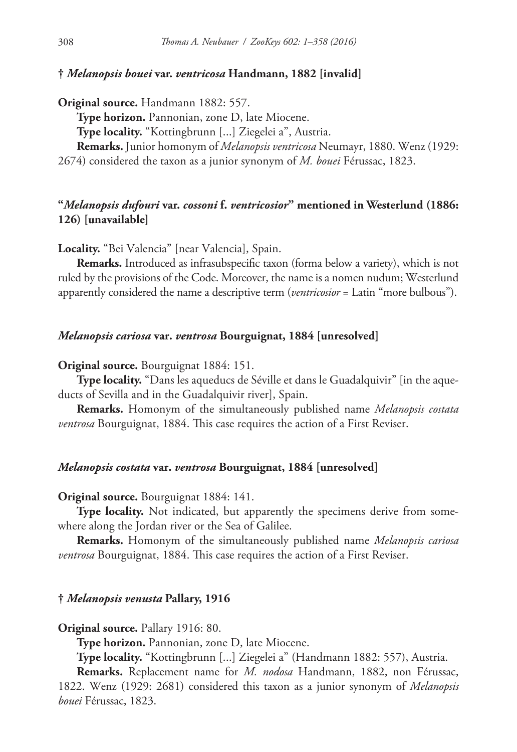### † *Melanopsis bouei* var. *ventricosa* Handmann, 1882 [invalid]

**Original source.** Handmann 1882: 557.

**Type horizon.** Pannonian, zone D, late Miocene.

**Type locality.** "Kottingbrunn [...] Ziegelei a", Austria.

**Remarks.** Junior homonym of *Melanopsis ventricosa* Neumayr, 1880. Wenz (1929: 2674) considered the taxon as a junior synonym of *M. bouei* Férussac, 1823.

### "*Melanopsis dufouri* var. *cossoni* f. *ventricosior*" mentioned in Westerlund (1886: 126) [unavailable]

**Locality.** "Bei Valencia" [near Valencia], Spain.

**Remarks.** Introduced as infrasubspecific taxon (forma below a variety), which is not ruled by the provisions of the Code. Moreover, the name is a nomen nudum; Westerlund apparently considered the name a descriptive term (*ventricosior* = Latin "more bulbous").

### *Melanopsis cariosa* var. *ventrosa* Bourguignat, 1884 [unresolved]

**Original source.** Bourguignat 1884: 151.

**Type locality.** "Dans les aqueducs de Séville et dans le Guadalquivir" [in the aqueducts of Sevilla and in the Guadalquivir river], Spain.

**Remarks.** Homonym of the simultaneously published name *Melanopsis costata ventrosa* Bourguignat, 1884. This case requires the action of a First Reviser.

### *Melanopsis costata* var. *ventrosa* Bourguignat, 1884 [unresolved]

**Original source.** Bourguignat 1884: 141.

**Type locality.** Not indicated, but apparently the specimens derive from somewhere along the Jordan river or the Sea of Galilee.

**Remarks.** Homonym of the simultaneously published name *Melanopsis cariosa ventrosa* Bourguignat, 1884. This case requires the action of a First Reviser.

### † *Melanopsis venusta* Pallary, 1916

**Original source.** Pallary 1916: 80.

**Type horizon.** Pannonian, zone D, late Miocene.

**Type locality.** "Kottingbrunn [...] Ziegelei a" (Handmann 1882: 557), Austria.

**Remarks.** Replacement name for *M. nodosa* Handmann, 1882, non Férussac, 1822. Wenz (1929: 2681) considered this taxon as a junior synonym of *Melanopsis bouei* Férussac, 1823.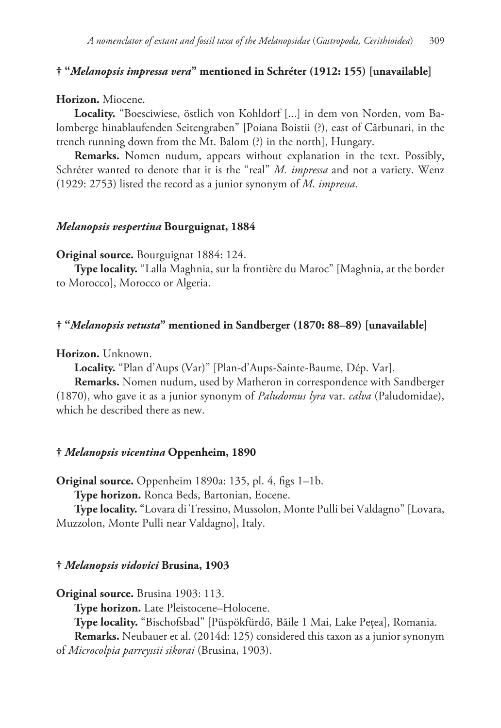### † "*Melanopsis impressa vera*" mentioned in Schréter (1912: 155) [unavailable]

**Horizon.** Miocene.

**Locality.** "Boesciwiese, östlich von Kohldorf [...] in dem von Norden, vom Balomberge hinablaufenden Seitengraben" [Poiana Boistii (?), east of Cărbunari, in the trench running down from the Mt. Balom (?) in the north], Hungary.

**Remarks.** Nomen nudum, appears without explanation in the text. Possibly, Schréter wanted to denote that it is the "real" *M. impressa* and not a variety. Wenz (1929: 2753) listed the record as a junior synonym of *M. impressa*.

### *Melanopsis vespertina* Bourguignat, 1884

**Original source.** Bourguignat 1884: 124.

**Type locality.** "Lalla Maghnia, sur la frontière du Maroc" [Maghnia, at the border to Morocco], Morocco or Algeria.

### † "*Melanopsis vetusta*" mentioned in Sandberger (1870: 88–89) [unavailable]

**Horizon.** Unknown.

**Locality.** "Plan d'Aups (Var)" [Plan-d'Aups-Sainte-Baume, Dép. Var].

**Remarks.** Nomen nudum, used by Matheron in correspondence with Sandberger (1870), who gave it as a junior synonym of *Paludomus lyra* var. *calva* (Paludomidae), which he described there as new.

### † *Melanopsis vicentina* Oppenheim, 1890

**Original source.** Oppenheim 1890a: 135, pl. 4, figs 1–1b.

**Type horizon.** Ronca Beds, Bartonian, Eocene.

**Type locality.** "Lovara di Tressino, Mussolon, Monte Pulli bei Valdagno" [Lovara, Muzzolon, Monte Pulli near Valdagno], Italy.

### † *Melanopsis vidovici* Brusina, 1903

**Original source.** Brusina 1903: 113.

**Type horizon.** Late Pleistocene–Holocene.

**Type locality.** "Bischofsbad" [Püspökfürdő, Băile 1 Mai, Lake Pețea], Romania.

**Remarks.** Neubauer et al. (2014d: 125) considered this taxon as a junior synonym of *Microcolpia parreyssii sikorai* (Brusina, 1903).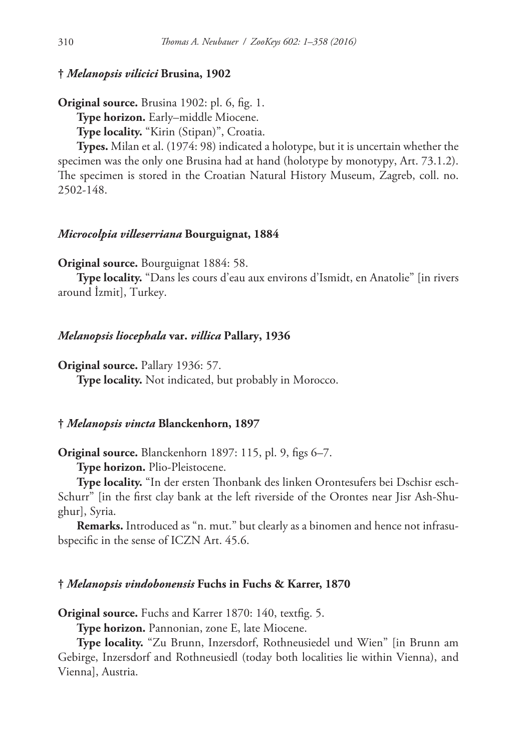### † *Melanopsis vilicici* Brusina, 1902

**Original source.** Brusina 1902: pl. 6, fig. 1.

**Type horizon.** Early–middle Miocene.

**Type locality.** "Kirin (Stipan)", Croatia.

**Types.** Milan et al. (1974: 98) indicated a holotype, but it is uncertain whether the specimen was the only one Brusina had at hand (holotype by monotypy, Art. 73.1.2). The specimen is stored in the Croatian Natural History Museum, Zagreb, coll. no. 2502-148.

### *Microcolpia villeserriana* Bourguignat, 1884

**Original source.** Bourguignat 1884: 58.

**Type locality.** "Dans les cours d'eau aux environs d'Ismidt, en Anatolie" [in rivers around İzmit], Turkey.

### *Melanopsis liocephala* var. *villica* Pallary, 1936

**Original source.** Pallary 1936: 57.

**Type locality.** Not indicated, but probably in Morocco.

### † *Melanopsis vincta* Blanckenhorn, 1897

**Original source.** Blanckenhorn 1897: 115, pl. 9, figs 6–7.

**Type horizon.** Plio-Pleistocene.

**Type locality.** "In der ersten Thonbank des linken Orontesufers bei Dschisr esch-Schurr" [in the first clay bank at the left riverside of the Orontes near Jisr Ash-Shughur], Syria.

**Remarks.** Introduced as "n. mut." but clearly as a binomen and hence not infrasubspecific in the sense of ICZN Art. 45.6.

### † *Melanopsis vindobonensis* Fuchs in Fuchs & Karrer, 1870

**Original source.** Fuchs and Karrer 1870: 140, textfig. 5.

**Type horizon.** Pannonian, zone E, late Miocene.

**Type locality.** "Zu Brunn, Inzersdorf, Rothneusiedel und Wien" [in Brunn am Gebirge, Inzersdorf and Rothneusiedl (today both localities lie within Vienna), and Vienna], Austria.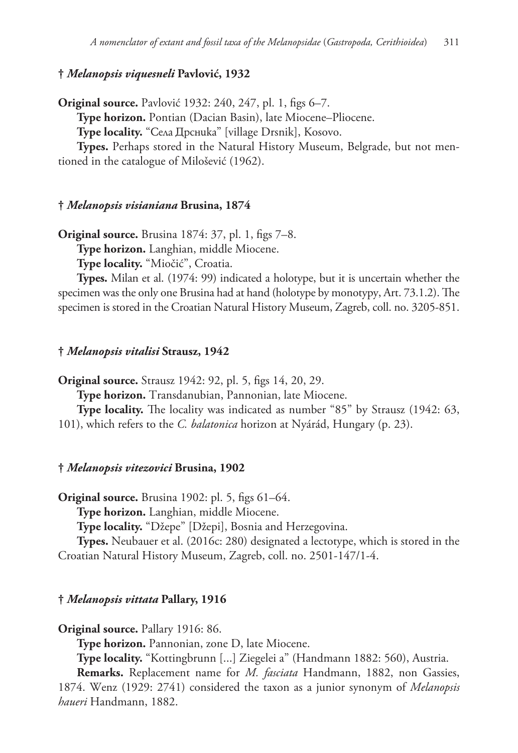### † *Melanopsis viquesneli* Pavlović, 1932

**Original source.** Pavlović 1932: 240, 247, pl. 1, figs 6–7.

**Type horizon.** Pontian (Dacian Basin), late Miocene–Pliocene.

**Type locality.** "Села Дрсника" [village Drsnik], Kosovo.

**Types.** Perhaps stored in the Natural History Museum, Belgrade, but not mentioned in the catalogue of Milošević (1962).

### † *Melanopsis visianiana* Brusina, 1874

**Original source.** Brusina 1874: 37, pl. 1, figs 7–8.

**Type horizon.** Langhian, middle Miocene.

**Type locality.** "Miočić", Croatia.

**Types.** Milan et al. (1974: 99) indicated a holotype, but it is uncertain whether the specimen was the only one Brusina had at hand (holotype by monotypy, Art. 73.1.2). The specimen is stored in the Croatian Natural History Museum, Zagreb, coll. no. 3205-851.

### † *Melanopsis vitalisi* Strausz, 1942

**Original source.** Strausz 1942: 92, pl. 5, figs 14, 20, 29.

**Type horizon.** Transdanubian, Pannonian, late Miocene.

**Type locality.** The locality was indicated as number "85" by Strausz (1942: 63, 101), which refers to the *C. balatonica* horizon at Nyárád, Hungary (p. 23).

### † *Melanopsis vitezovici* Brusina, 1902

**Original source.** Brusina 1902: pl. 5, figs 61–64.

**Type horizon.** Langhian, middle Miocene.

**Type locality.** "Džepe" [Džepi], Bosnia and Herzegovina.

**Types.** Neubauer et al. (2016c: 280) designated a lectotype, which is stored in the Croatian Natural History Museum, Zagreb, coll. no. 2501-147/1-4.

### † *Melanopsis vittata* Pallary, 1916

**Original source.** Pallary 1916: 86.

**Type horizon.** Pannonian, zone D, late Miocene.

**Type locality.** "Kottingbrunn [...] Ziegelei a" (Handmann 1882: 560), Austria.

**Remarks.** Replacement name for *M. fasciata* Handmann, 1882, non Gassies, 1874. Wenz (1929: 2741) considered the taxon as a junior synonym of *Melanopsis haueri* Handmann, 1882.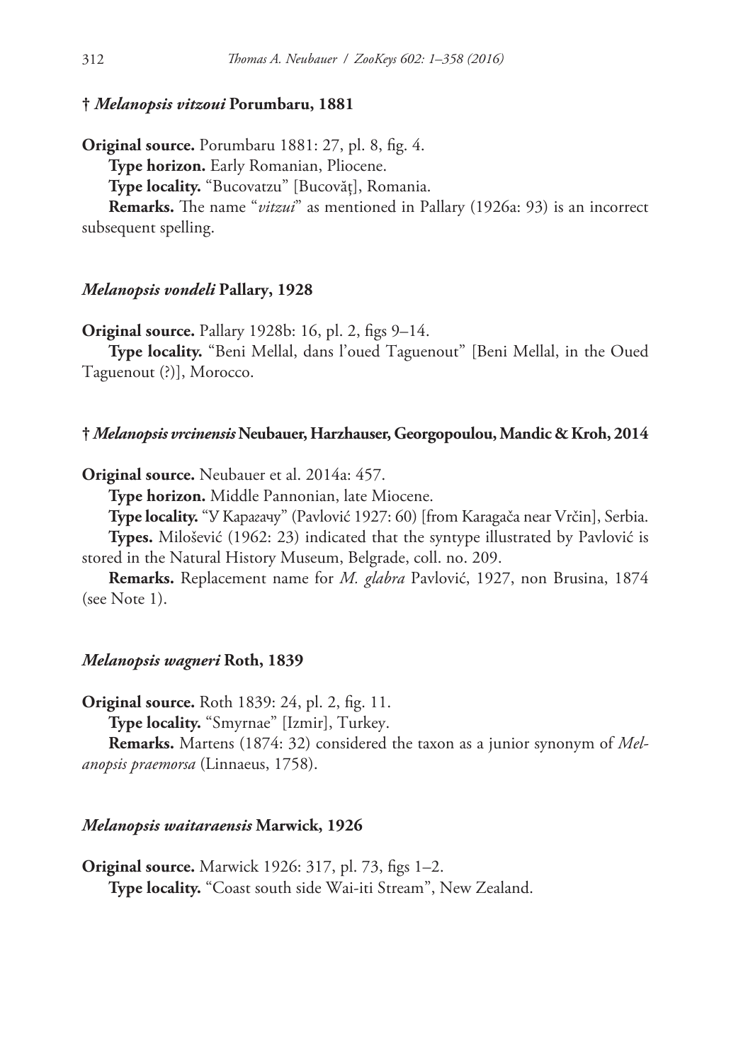### † *Melanopsis vitzoui* Porumbaru, 1881

**Original source.** Porumbaru 1881: 27, pl. 8, fig. 4.

**Type horizon.** Early Romanian, Pliocene.

**Type locality.** "Bucovatzu" [Bucovăţ], Romania.

**Remarks.** The name "*vitzui*" as mentioned in Pallary (1926a: 93) is an incorrect subsequent spelling.

### *Melanopsis vondeli* Pallary, 1928

**Original source.** Pallary 1928b: 16, pl. 2, figs 9–14.

**Type locality.** "Beni Mellal, dans l'oued Taguenout" [Beni Mellal, in the Oued Taguenout (?)], Morocco.

### † *Melanopsis vrcinensis* Neubauer, Harzhauser, Georgopoulou, Mandic & Kroh, 2014

**Original source.** Neubauer et al. 2014a: 457.

**Type horizon.** Middle Pannonian, late Miocene.

**Type locality.** "У Карагачу" (Pavlović 1927: 60) [from Karagača near Vrčin], Serbia.

**Types.** Milošević (1962: 23) indicated that the syntype illustrated by Pavlović is stored in the Natural History Museum, Belgrade, coll. no. 209.

**Remarks.** Replacement name for *M. glabra* Pavlović, 1927, non Brusina, 1874 (see Note 1).

### *Melanopsis wagneri* Roth, 1839

**Original source.** Roth 1839: 24, pl. 2, fig. 11.

**Type locality.** "Smyrnae" [Izmir], Turkey.

**Remarks.** Martens (1874: 32) considered the taxon as a junior synonym of *Melanopsis praemorsa* (Linnaeus, 1758).

### *Melanopsis waitaraensis* Marwick, 1926

**Original source.** Marwick 1926: 317, pl. 73, figs 1–2.

**Type locality.** "Coast south side Wai-iti Stream", New Zealand.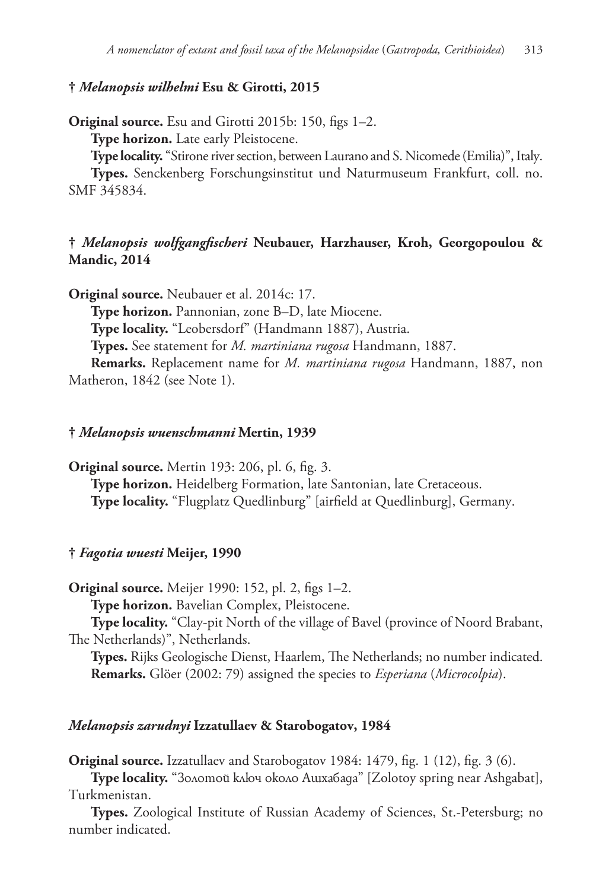### † *Melanopsis wilhelmi* Esu & Girotti, 2015

**Original source.** Esu and Girotti 2015b: 150, figs 1–2.

**Type horizon.** Late early Pleistocene.

**Type locality.** "Stirone river section, between Laurano and S. Nicomede (Emilia)", Italy.

**Types.** Senckenberg Forschungsinstitut und Naturmuseum Frankfurt, coll. no. SMF 345834.

### † *Melanopsis wolfgangfischeri* Neubauer, Harzhauser, Kroh, Georgopoulou & Mandic, 2014

**Original source.** Neubauer et al. 2014c: 17.

**Type horizon.** Pannonian, zone B–D, late Miocene.

**Type locality.** "Leobersdorf" (Handmann 1887), Austria.

**Types.** See statement for *M. martiniana rugosa* Handmann, 1887.

**Remarks.** Replacement name for *M. martiniana rugosa* Handmann, 1887, non Matheron, 1842 (see Note 1).

### † *Melanopsis wuenschmanni* Mertin, 1939

**Original source.** Mertin 193: 206, pl. 6, fig. 3.

**Type horizon.** Heidelberg Formation, late Santonian, late Cretaceous.

**Type locality.** "Flugplatz Quedlinburg" [airfield at Quedlinburg], Germany.

### † *Fagotia wuesti* Meijer, 1990

**Original source.** Meijer 1990: 152, pl. 2, figs 1–2.

**Type horizon.** Bavelian Complex, Pleistocene.

**Type locality.** "Clay-pit North of the village of Bavel (province of Noord Brabant, The Netherlands)", Netherlands.

**Types.** Rijks Geologische Dienst, Haarlem, The Netherlands; no number indicated.

**Remarks.** Glöer (2002: 79) assigned the species to *Esperiana* (*Microcolpia*).

### *Melanopsis zarudnyi* Izzatullaev & Starobogatov, 1984

**Original source.** Izzatullaev and Starobogatov 1984: 1479, fig. 1 (12), fig. 3 (6).

**Type locality.** "Золотой ключ около Ашхабада" [Zolotoy spring near Ashgabat], Turkmenistan.

**Types.** Zoological Institute of Russian Academy of Sciences, St.-Petersburg; no number indicated.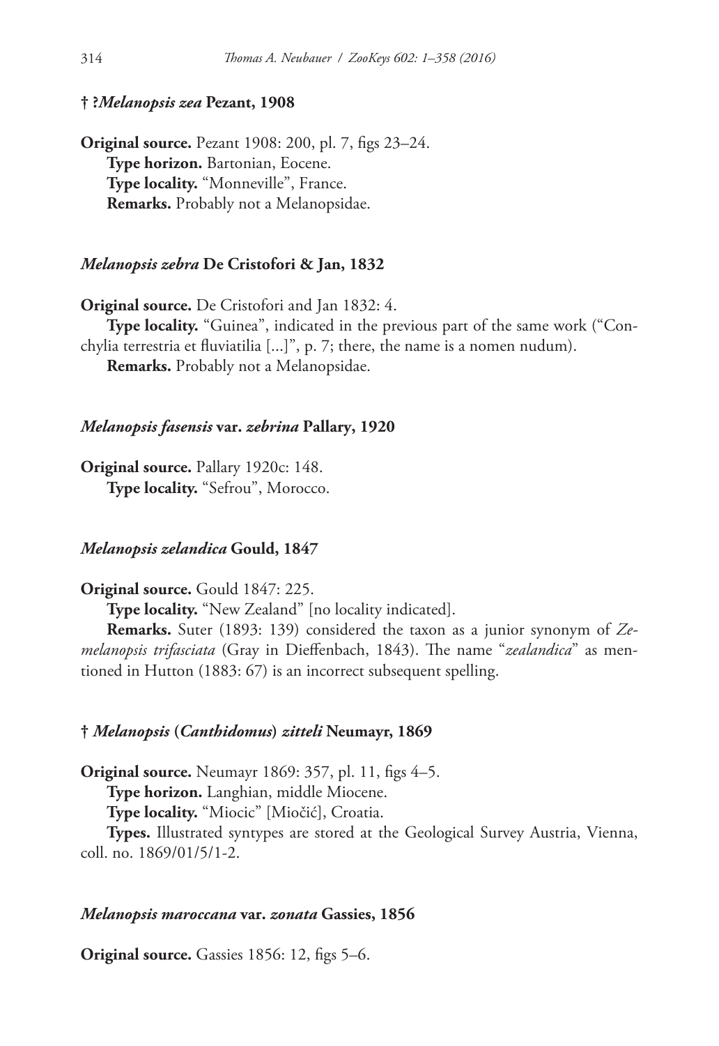### † ?*Melanopsis zea* Pezant, 1908

**Original source.** Pezant 1908: 200, pl. 7, figs 23–24.

**Type horizon.** Bartonian, Eocene.

**Type locality.** "Monneville", France.

**Remarks.** Probably not a Melanopsidae.

### *Melanopsis zebra* De Cristofori & Jan, 1832

**Original source.** De Cristofori and Jan 1832: 4.

**Type locality.** "Guinea", indicated in the previous part of the same work ("Conchylia terrestria et fluviatilia [...]", p. 7; there, the name is a nomen nudum).

**Remarks.** Probably not a Melanopsidae.

### *Melanopsis fasensis* var. *zebrina* Pallary, 1920

**Original source.** Pallary 1920c: 148.

**Type locality.** "Sefrou", Morocco.

### *Melanopsis zelandica* Gould, 1847

**Original source.** Gould 1847: 225.

**Type locality.** "New Zealand" [no locality indicated].

**Remarks.** Suter (1893: 139) considered the taxon as a junior synonym of *Zemelanopsis trifasciata* (Gray in Dieffenbach, 1843). The name "*zealandica*" as mentioned in Hutton (1883: 67) is an incorrect subsequent spelling.

### † *Melanopsis* (*Canthidomus*) *zitteli* Neumayr, 1869

**Original source.** Neumayr 1869: 357, pl. 11, figs 4–5.

**Type horizon.** Langhian, middle Miocene.

**Type locality.** "Miocic" [Miočić], Croatia.

**Types.** Illustrated syntypes are stored at the Geological Survey Austria, Vienna, coll. no. 1869/01/5/1-2.

### *Melanopsis maroccana* var. *zonata* Gassies, 1856

**Original source.** Gassies 1856: 12, figs 5–6.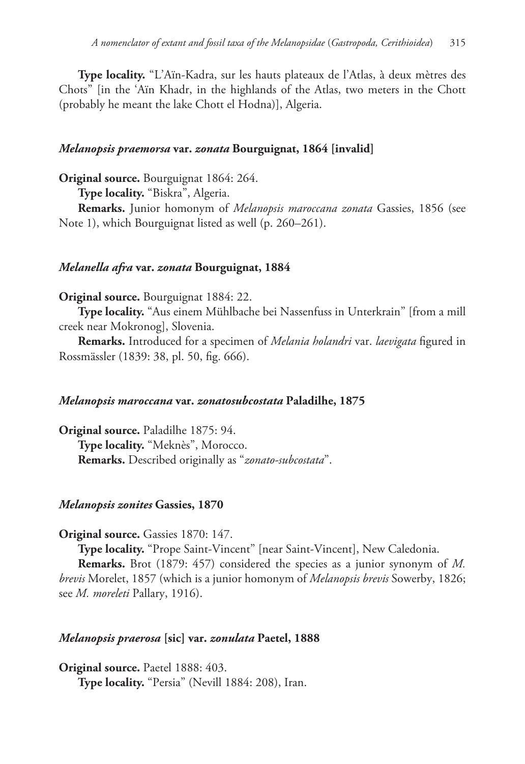**Type locality.** "L'Aïn-Kadra, sur les hauts plateaux de l'Atlas, à deux mètres des Chots" [in the 'Aïn Khadr, in the highlands of the Atlas, two meters in the Chott (probably he meant the lake Chott el Hodna)], Algeria.

### *Melanopsis praemorsa* var. *zonata* Bourguignat, 1864 [invalid]

**Original source.** Bourguignat 1864: 264.

**Type locality.** "Biskra", Algeria.

**Remarks.** Junior homonym of *Melanopsis maroccana zonata* Gassies, 1856 (see Note 1), which Bourguignat listed as well (p. 260–261).

### *Melanella afra* var. *zonata* Bourguignat, 1884

**Original source.** Bourguignat 1884: 22.

**Type locality.** "Aus einem Mühlbache bei Nassenfuss in Unterkrain" [from a mill creek near Mokronog], Slovenia.

**Remarks.** Introduced for a specimen of *Melania holandri* var. *laevigata* figured in Rossmässler (1839: 38, pl. 50, fig. 666).

### *Melanopsis maroccana* var. *zonatosubcostata* Paladilhe, 1875

**Original source.** Paladilhe 1875: 94.

**Type locality.** "Meknès", Morocco.

**Remarks.** Described originally as "*zonato-subcostata*".

### *Melanopsis zonites* Gassies, 1870

**Original source.** Gassies 1870: 147.

**Type locality.** "Prope Saint-Vincent" [near Saint-Vincent], New Caledonia.

**Remarks.** Brot (1879: 457) considered the species as a junior synonym of *M. brevis* Morelet, 1857 (which is a junior homonym of *Melanopsis brevis* Sowerby, 1826; see *M. moreleti* Pallary, 1916).

### *Melanopsis praerosa* [sic] var. *zonulata* Paetel, 1888

**Original source.** Paetel 1888: 403.

**Type locality.** "Persia" (Nevill 1884: 208), Iran.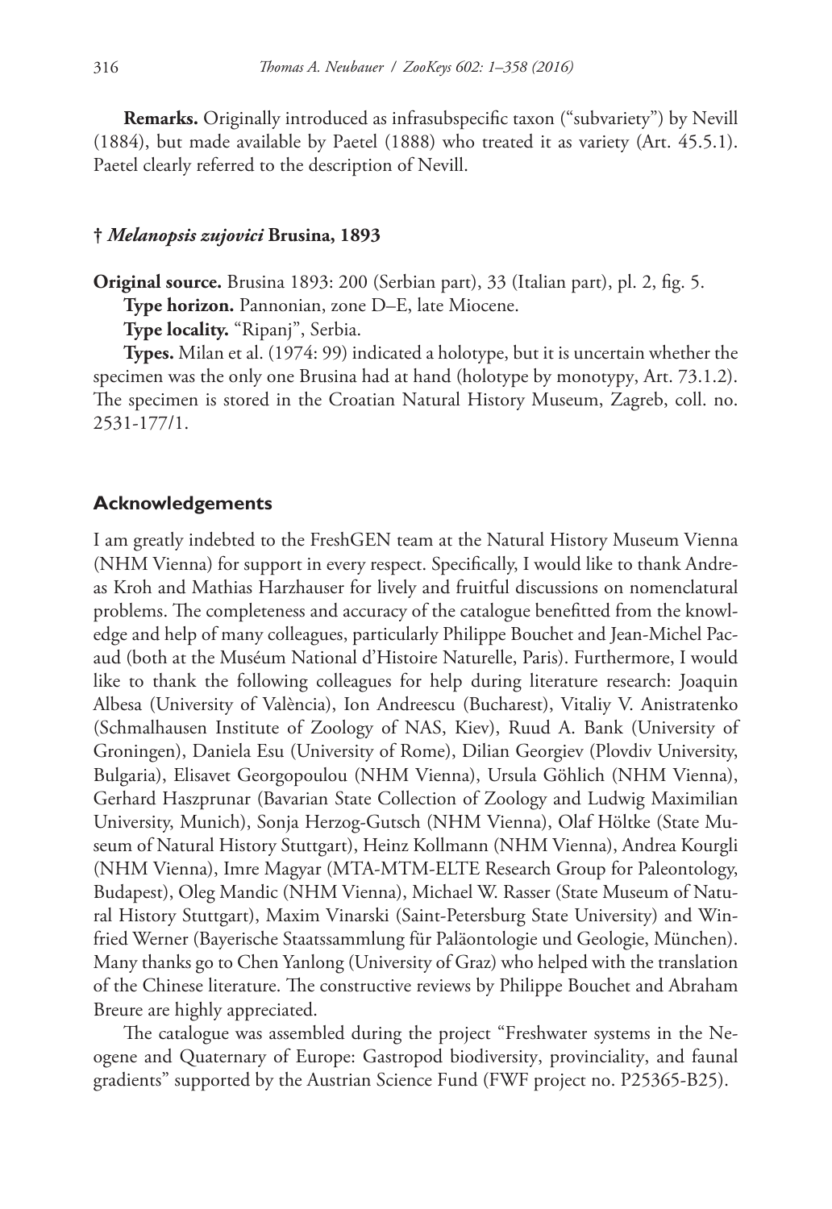**Remarks.** Originally introduced as infrasubspecific taxon ("subvariety") by Nevill (1884), but made available by Paetel (1888) who treated it as variety (Art. 45.5.1). Paetel clearly referred to the description of Nevill.

### † *Melanopsis zujovici* Brusina, 1893

**Original source.** Brusina 1893: 200 (Serbian part), 33 (Italian part), pl. 2, fig. 5.

**Type horizon.** Pannonian, zone D–E, late Miocene.

**Type locality.** "Ripanj", Serbia.

**Types.** Milan et al. (1974: 99) indicated a holotype, but it is uncertain whether the specimen was the only one Brusina had at hand (holotype by monotypy, Art. 73.1.2). The specimen is stored in the Croatian Natural History Museum, Zagreb, coll. no. 2531-177/1.

## Acknowledgements

I am greatly indebted to the FreshGEN team at the Natural History Museum Vienna (NHM Vienna) for support in every respect. Specifically, I would like to thank Andreas Kroh and Mathias Harzhauser for lively and fruitful discussions on nomenclatural problems. The completeness and accuracy of the catalogue benefitted from the knowledge and help of many colleagues, particularly Philippe Bouchet and Jean-Michel Pacaud (both at the Muséum National d'Histoire Naturelle, Paris). Furthermore, I would like to thank the following colleagues for help during literature research: Joaquin Albesa (University of València), Ion Andreescu (Bucharest), Vitaliy V. Anistratenko (Schmalhausen Institute of Zoology of NAS, Kiev), Ruud A. Bank (University of Groningen), Daniela Esu (University of Rome), Dilian Georgiev (Plovdiv University, Bulgaria), Elisavet Georgopoulou (NHM Vienna), Ursula Göhlich (NHM Vienna), Gerhard Haszprunar (Bavarian State Collection of Zoology and Ludwig Maximilian University, Munich), Sonja Herzog-Gutsch (NHM Vienna), Olaf Höltke (State Museum of Natural History Stuttgart), Heinz Kollmann (NHM Vienna), Andrea Kourgli (NHM Vienna), Imre Magyar (MTA-MTM-ELTE Research Group for Paleontology, Budapest), Oleg Mandic (NHM Vienna), Michael W. Rasser (State Museum of Natural History Stuttgart), Maxim Vinarski (Saint-Petersburg State University) and Winfried Werner (Bayerische Staatssammlung für Paläontologie und Geologie, München). Many thanks go to Chen Yanlong (University of Graz) who helped with the translation of the Chinese literature. The constructive reviews by Philippe Bouchet and Abraham Breure are highly appreciated.

The catalogue was assembled during the project "Freshwater systems in the Neogene and Quaternary of Europe: Gastropod biodiversity, provinciality, and faunal gradients" supported by the Austrian Science Fund (FWF project no. P25365-B25).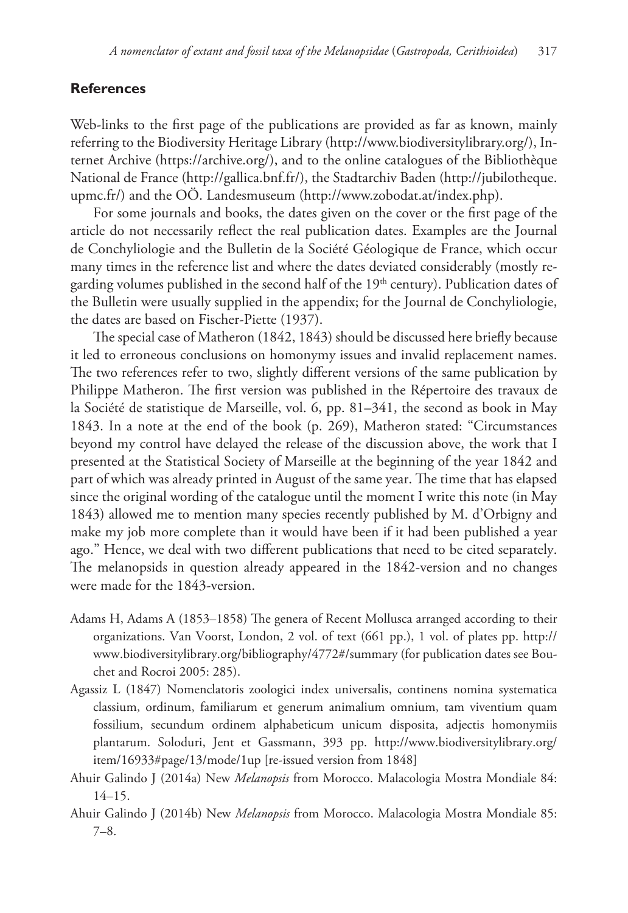## References

Web-links to the first page of the publications are provided as far as known, mainly referring to the Biodiversity Heritage Library (http://www.biodiversitylibrary.org/), Internet Archive (https://archive.org/), and to the online catalogues of the Bibliothèque National de France (http://gallica.bnf.fr/), the Stadtarchiv Baden (http://jubilotheque.upmc.fr/) and the OÖ. Landesmuseum (http://www.zobodat.at/index.php).

For some journals and books, the dates given on the cover or the first page of the article do not necessarily reflect the real publication dates. Examples are the Journal de Conchyliologie and the Bulletin de la Société Géologique de France, which occur many times in the reference list and where the dates deviated considerably (mostly regarding volumes published in the second half of the 19th century). Publication dates of the Bulletin were usually supplied in the appendix; for the Journal de Conchyliologie, the dates are based on Fischer-Piette (1937).

The special case of Matheron (1842, 1843) should be discussed here briefly because it led to erroneous conclusions on homonymy issues and invalid replacement names. The two references refer to two, slightly different versions of the same publication by Philippe Matheron. The first version was published in the Répertoire des travaux de la Société de statistique de Marseille, vol. 6, pp. 81–341, the second as book in May 1843. In a note at the end of the book (p. 269), Matheron stated: "Circumstances beyond my control have delayed the release of the discussion above, the work that I presented at the Statistical Society of Marseille at the beginning of the year 1842 and part of which was already printed in August of the same year. The time that has elapsed since the original wording of the catalogue until the moment I write this note (in May 1843) allowed me to mention many species recently published by M. d'Orbigny and make my job more complete than it would have been if it had been published a year ago." Hence, we deal with two different publications that need to be cited separately. The melanopsids in question already appeared in the 1842-version and no changes were made for the 1843-version.

Adams H, Adams A (1853–1858) The genera of Recent Mollusca arranged according to their organizations. Van Voorst, London, 2 vol. of text (661 pp.), 1 vol. of plates pp. http://www.biodiversitylibrary.org/bibliography/4772#/summary (for publication dates see Bouchet and Rocroi 2005: 285).

Agassiz L (1847) Nomenclatoris zoologici index universalis, continens nomina systematica classium, ordinum, familiarum et generum animalium omnium, tam viventium quam fossilium, secundum ordinem alphabeticum unicum disposita, adjectis homonymiis plantarum. Soloduri, Jent et Gassmann, 393 pp. http://www.biodiversitylibrary.org/item/16933#page/13/mode/1up [re-issued version from 1848]

Ahuir Galindo J (2014a) New *Melanopsis* from Morocco. Malacologia Mostra Mondiale 84: 14–15.

Ahuir Galindo J (2014b) New *Melanopsis* from Morocco. Malacologia Mostra Mondiale 85: 7–8.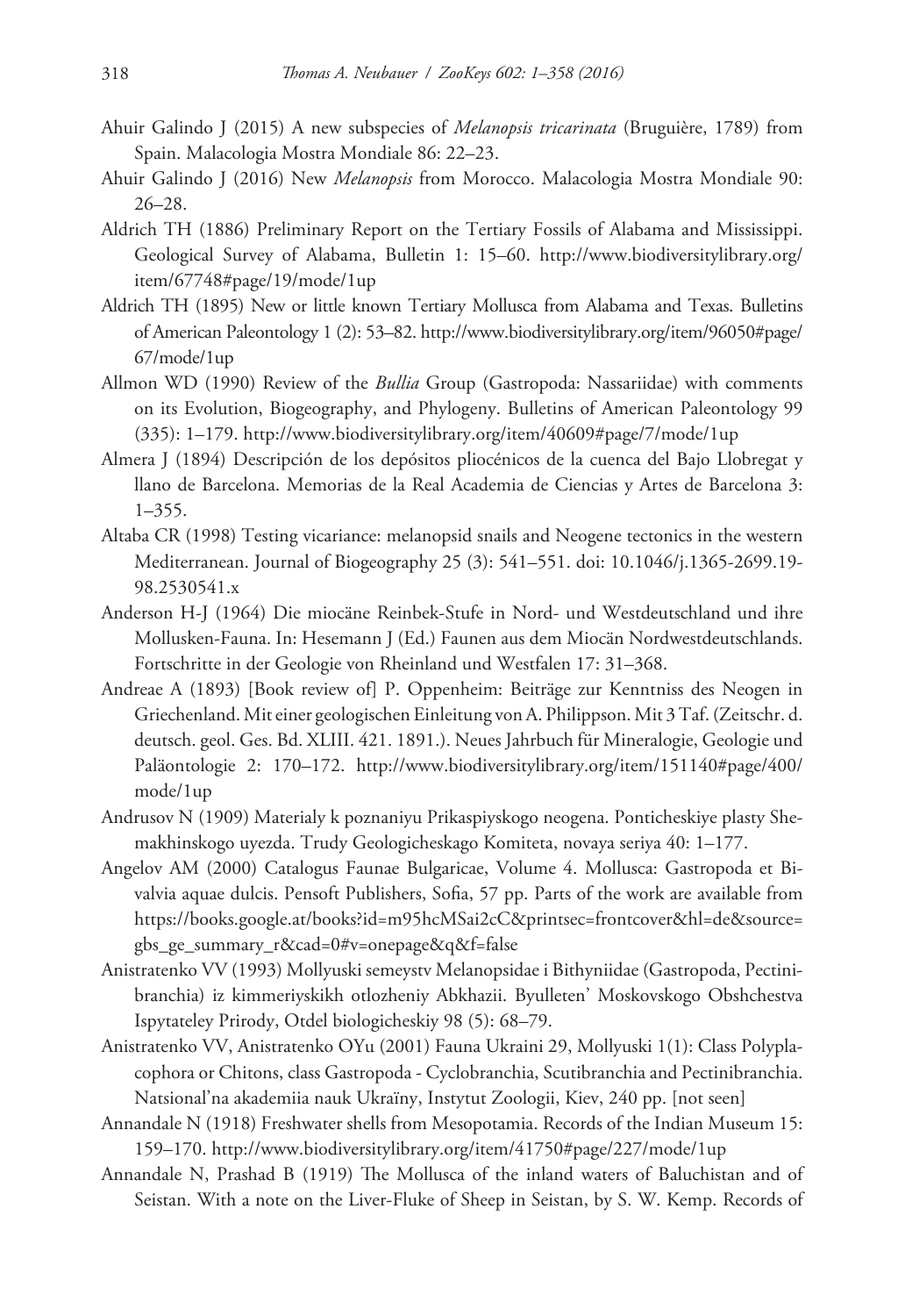Ahuir Galindo J (2015) A new subspecies of *Melanopsis tricarinata* (Bruguière, 1789) from Spain. Malacologia Mostra Mondiale 86: 22–23.

Ahuir Galindo J (2016) New *Melanopsis* from Morocco. Malacologia Mostra Mondiale 90: 26–28.

Aldrich TH (1886) Preliminary Report on the Tertiary Fossils of Alabama and Mississippi. Geological Survey of Alabama, Bulletin 1: 15–60. http://www.biodiversitylibrary.org/item/67748#page/19/mode/1up

Aldrich TH (1895) New or little known Tertiary Mollusca from Alabama and Texas. Bulletins of American Paleontology 1 (2): 53–82. http://www.biodiversitylibrary.org/item/96050#page/67/mode/1up

Allmon WD (1990) Review of the *Bullia* Group (Gastropoda: Nassariidae) with comments on its Evolution, Biogeography, and Phylogeny. Bulletins of American Paleontology 99 (335): 1–179. http://www.biodiversitylibrary.org/item/40609#page/7/mode/1up

Almera J (1894) Descripción de los depósitos pliocénicos de la cuenca del Bajo Llobregat y llano de Barcelona. Memorias de la Real Academia de Ciencias y Artes de Barcelona 3: 1–355.

Altaba CR (1998) Testing vicariance: melanopsid snails and Neogene tectonics in the western Mediterranean. Journal of Biogeography 25 (3): 541–551. doi: 10.1046/j.1365-2699.1998.2530541.x

Anderson H-J (1964) Die miocäne Reinbek-Stufe in Nord- und Westdeutschland und ihre Mollusken-Fauna. In: Hesemann J (Ed.) Faunen aus dem Miocän Nordwestdeutschlands. Fortschritte in der Geologie von Rheinland und Westfalen 17: 31–368.

Andreae A (1893) [Book review of] P. Oppenheim: Beiträge zur Kenntniss des Neogen in Griechenland. Mit einer geologischen Einleitung von A. Philippson. Mit 3 Taf. (Zeitschr. d. deutsch. geol. Ges. Bd. XLIII. 421. 1891.). Neues Jahrbuch für Mineralogie, Geologie und Paläontologie 2: 170–172. http://www.biodiversitylibrary.org/item/151140#page/400/mode/1up

Andrusov N (1909) Materialy k poznaniyu Prikaspiyskogo neogena. Ponticheskiye plasty Shemakhinskogo uyezda. Trudy Geologicheskago Komiteta, novaya seriya 40: 1–177.

Angelov AM (2000) Catalogus Faunae Bulgaricae, Volume 4. Mollusca: Gastropoda et Bivalvia aquae dulcis. Pensoft Publishers, Sofia, 57 pp. Parts of the work are available from https://books.google.at/books?id=m95hcMSai2cC&printsec=frontcover&hl=de&source=gbs_ge_summary_r&cad=0#v=onepage&q&f=false

Anistratenko VV (1993) Mollyuski semeystv Melanopsidae i Bithyniidae (Gastropoda, Pectinibranchia) iz kimmeriyskikh otlozheniy Abkhazii. Byulleten' Moskovskogo Obshchestva Ispytateley Prirody, Otdel biologicheskiy 98 (5): 68–79.

Anistratenko VV, Anistratenko OYu (2001) Fauna Ukraini 29, Mollyuski 1(1): Class Polyplacophora or Chitons, class Gastropoda - Cyclobranchia, Scutibranchia and Pectinibranchia. Natsional'na akademiia nauk Ukraïny, Instytut Zoologii, Kiev, 240 pp. [not seen]

Annandale N (1918) Freshwater shells from Mesopotamia. Records of the Indian Museum 15: 159–170. http://www.biodiversitylibrary.org/item/41750#page/227/mode/1up

Annandale N, Prashad B (1919) The Mollusca of the inland waters of Baluchistan and of Seistan. With a note on the Liver-Fluke of Sheep in Seistan, by S. W. Kemp. Records of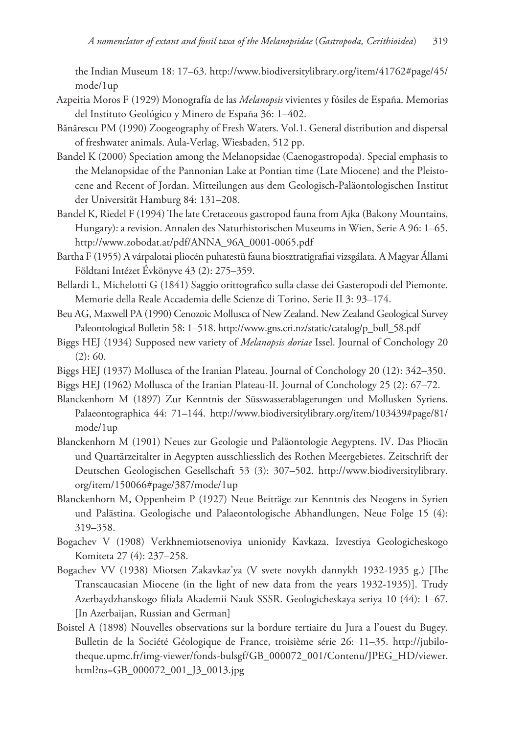the Indian Museum 18: 17–63. http://www.biodiversitylibrary.org/item/41762#page/45/mode/1up

Azpeitia Moros F (1929) Monografía de las *Melanopsis* vivientes y fósiles de España. Memorias del Instituto Geológico y Minero de España 36: 1–402.

Bănărescu PM (1990) Zoogeography of Fresh Waters. Vol.1. General distribution and dispersal of freshwater animals. Aula-Verlag, Wiesbaden, 512 pp.

Bandel K (2000) Speciation among the Melanopsidae (Caenogastropoda). Special emphasis to the Melanopsidae of the Pannonian Lake at Pontian time (Late Miocene) and the Pleistocene and Recent of Jordan. Mitteilungen aus dem Geologisch-Paläontologischen Institut der Universität Hamburg 84: 131–208.

Bandel K, Riedel F (1994) The late Cretaceous gastropod fauna from Ajka (Bakony Mountains, Hungary): a revision. Annalen des Naturhistorischen Museums in Wien, Serie A 96: 1–65. http://www.zobodat.at/pdf/ANNA_96A_0001-0065.pdf

Bartha F (1955) A várpalotai pliocén puhatestü fauna biosztratigrafiai vizsgálata. A Magyar Állami Földtani Intézet Évkönyve 43 (2): 275–359.

Bellardi L, Michelotti G (1841) Saggio orittografico sulla classe dei Gasteropodi del Piemonte. Memorie della Reale Accademia delle Scienze di Torino, Serie II 3: 93–174.

Beu AG, Maxwell PA (1990) Cenozoic Mollusca of New Zealand. New Zealand Geological Survey Paleontological Bulletin 58: 1–518. http://www.gns.cri.nz/static/catalog/p_bull_58.pdf

Biggs HEJ (1934) Supposed new variety of *Melanopsis doriae* Issel. Journal of Conchology 20 (2): 60.

Biggs HEJ (1937) Mollusca of the Iranian Plateau. Journal of Conchology 20 (12): 342–350.

Biggs HEJ (1962) Mollusca of the Iranian Plateau-II. Journal of Conchology 25 (2): 67–72.

Blanckenhorn M (1897) Zur Kenntnis der Süsswasserablagerungen und Mollusken Syriens. Palaeontographica 44: 71–144. http://www.biodiversitylibrary.org/item/103439#page/81/mode/1up

Blanckenhorn M (1901) Neues zur Geologie und Paläontologie Aegyptens. IV. Das Pliocän und Quartärzeitalter in Aegypten ausschliesslich des Rothen Meergebietes. Zeitschrift der Deutschen Geologischen Gesellschaft 53 (3): 307–502. http://www.biodiversitylibrary.org/item/150066#page/387/mode/1up

Blanckenhorn M, Oppenheim P (1927) Neue Beiträge zur Kenntnis des Neogens in Syrien und Palästina. Geologische und Palaeontologische Abhandlungen, Neue Folge 15 (4): 319–358.

Bogachev V (1908) Verkhnemiotsenoviya unionidy Kavkaza. Izvestiya Geologicheskogo Komiteta 27 (4): 237–258.

Bogachev VV (1938) Miotsen Zakavkaz'ya (V svete novykh dannykh 1932-1935 g.) [The Transcaucasian Miocene (in the light of new data from the years 1932-1935)]. Trudy Azerbaydzhanskogo filiala Akademii Nauk SSSR. Geologicheskaya seriya 10 (44): 1–67. [In Azerbaijan, Russian and German]

Boistel A (1898) Nouvelles observations sur la bordure tertiaire du Jura a l'ouest du Bugey. Bulletin de la Société Géologique de France, troisième série 26: 11–35. http://jubilotheque.upmc.fr/img-viewer/fonds-bulsgf/GB_000072_001/Contenu/JPEG_HD/viewer.html?ns=GB_000072_001_J3_0013.jpg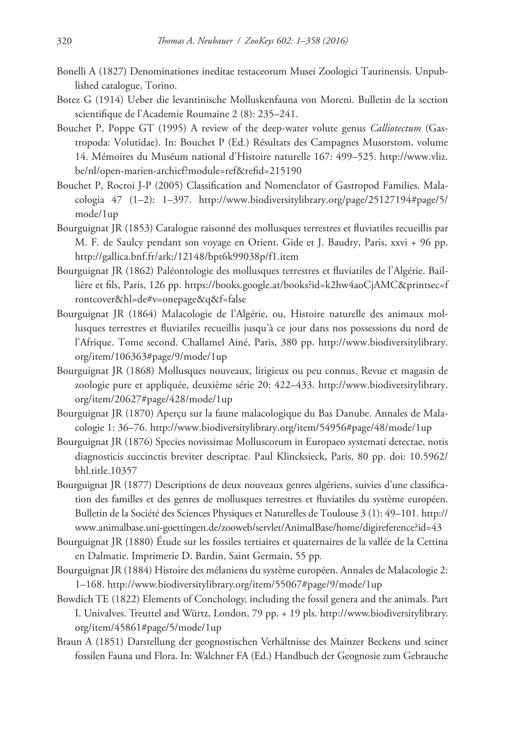Bonelli A (1827) Denominationes ineditae testaceorum Musei Zoologici Taurinensis. Unpublished catalogue, Torino.

Botez G (1914) Ueber die levantinische Molluskenfauna von Moreni. Bulletin de la section scientifique de l'Academie Roumaine 2 (8): 235–241.

Bouchet P, Poppe GT (1995) A review of the deep-water volute genus *Calliotectum* (Gastropoda: Volutidae). In: Bouchet P (Ed.) Résultats des Campagnes Musorstom, volume 14. Mémoires du Muséum national d'Histoire naturelle 167: 499–525. http://www.vliz.be/nl/open-marien-archief?module=ref&refid=215190

Bouchet P, Rocroi J-P (2005) Classification and Nomenclator of Gastropod Families. Malacologia 47 (1–2): 1–397. http://www.biodiversitylibrary.org/page/25127194#page/5/mode/1up

Bourguignat JR (1853) Catalogue raisonné des mollusques terrestres et fluviatiles recueillis par M. F. de Saulcy pendant son voyage en Orient. Gide et J. Baudry, Paris, xxvi + 96 pp. http://gallica.bnf.fr/ark:/12148/bpt6k99038p/f1.item

Bourguignat JR (1862) Paléontologie des mollusques terrestres et fluviatiles de l'Algérie. Baillière et fils, Paris, 126 pp. https://books.google.at/books?id=k2hw4aoCjAMC&printsec=frontcover&hl=de#v=onepage&q&f=false

Bourguignat JR (1864) Malacologie de l'Algérie, ou, Histoire naturelle des animaux mollusques terrestres et fluviatiles recueillis jusqu'à ce jour dans nos possessions du nord de l'Afrique. Tome second. Challamel Ainé, Paris, 380 pp. http://www.biodiversitylibrary.org/item/106363#page/9/mode/1up

Bourguignat JR (1868) Mollusques nouveaux, litigieux ou peu connus. Revue et magasin de zoologie pure et appliquée, deuxième série 20: 422–433. http://www.biodiversitylibrary.org/item/20627#page/428/mode/1up

Bourguignat JR (1870) Aperçu sur la faune malacologique du Bas Danube. Annales de Malacologie 1: 36–76. http://www.biodiversitylibrary.org/item/54956#page/48/mode/1up

Bourguignat JR (1876) Species novissimae Molluscorum in Europaeo systemati detectae, notis diagnosticis succinctis breviter descriptae. Paul Klincksieck, Paris, 80 pp. doi: 10.5962/bhl.title.10357

Bourguignat JR (1877) Descriptions de deux nouveaux genres algériens, suivies d'une classification des familles et des genres de mollusques terrestres et fluviatiles du système européen. Bulletin de la Société des Sciences Physiques et Naturelles de Toulouse 3 (1): 49–101. http://www.animalbase.uni-goettingen.de/zooweb/servlet/AnimalBase/home/digireference?id=43

Bourguignat JR (1880) Étude sur les fossiles tertiaires et quaternaires de la vallée de la Cettina en Dalmatie. Imprimerie D. Bardin, Saint Germain, 55 pp.

Bourguignat JR (1884) Histoire des mélaniens du système européen. Annales de Malacologie 2: 1–168. http://www.biodiversitylibrary.org/item/55067#page/9/mode/1up

Bowdich TE (1822) Elements of Conchology, including the fossil genera and the animals. Part I. Univalves. Treuttel and Würtz, London, 79 pp. + 19 pls. http://www.biodiversitylibrary.org/item/45861#page/5/mode/1up

Braun A (1851) Darstellung der geognostischen Verhältnisse des Mainzer Beckens und seiner fossilen Fauna und Flora. In: Walchner FA (Ed.) Handbuch der Geognosie zum Gebrauche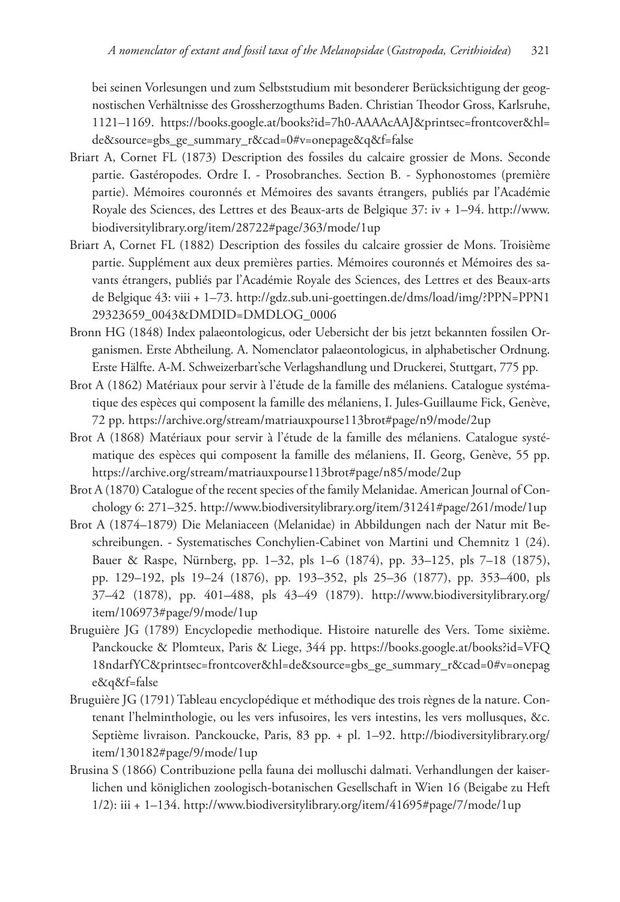bei seinen Vorlesungen und zum Selbststudium mit besonderer Berücksichtigung der geognostischen Verhältnisse des Grossherzogthums Baden. Christian Theodor Gross, Karlsruhe, 1121–1169. https://books.google.at/books?id=7h0-AAAAcAAJ&printsec=frontcover&hl=de&source=gbs_ge_summary_r&cad=0#v=onepage&q&f=false

Briart A, Cornet FL (1873) Description des fossiles du calcaire grossier de Mons. Seconde partie. Gastéropodes. Ordre I. - Prosobranches. Section B. - Syphonostomes (première partie). Mémoires couronnés et Mémoires des savants étrangers, publiés par l'Académie Royale des Sciences, des Lettres et des Beaux-arts de Belgique 37: iv + 1–94. http://www.biodiversitylibrary.org/item/28722#page/363/mode/1up

Briart A, Cornet FL (1882) Description des fossiles du calcaire grossier de Mons. Troisième partie. Supplément aux deux premières parties. Mémoires couronnés et Mémoires des savants étrangers, publiés par l'Académie Royale des Sciences, des Lettres et des Beaux-arts de Belgique 43: viii + 1–73. http://gdz.sub.uni-goettingen.de/dms/load/img/?PPN=PPN129323659_0043&DMDID=DMDLOG_0006

Bronn HG (1848) Index palaeontologicus, oder Uebersicht der bis jetzt bekannten fossilen Organismen. Erste Abtheilung. A. Nomenclator palaeontologicus, in alphabetischer Ordnung. Erste Hälfte. A-M. Schweizerbart'sche Verlagshandlung und Druckerei, Stuttgart, 775 pp.

Brot A (1862) Matériaux pour servir à l'étude de la famille des mélaniens. Catalogue systématique des espèces qui composent la famille des mélaniens, I. Jules-Guillaume Fick, Genève, 72 pp. https://archive.org/stream/matriauxpourse113brot#page/n9/mode/2up

Brot A (1868) Matériaux pour servir à l'étude de la famille des mélaniens. Catalogue systématique des espèces qui composent la famille des mélaniens, II. Georg, Genève, 55 pp. https://archive.org/stream/matriauxpourse113brot#page/n85/mode/2up

Brot A (1870) Catalogue of the recent species of the family Melanidae. American Journal of Conchology 6: 271–325. http://www.biodiversitylibrary.org/item/31241#page/261/mode/1up

Brot A (1874–1879) Die Melaniaceen (Melanidae) in Abbildungen nach der Natur mit Beschreibungen. - Systematisches Conchylien-Cabinet von Martini und Chemnitz 1 (24). Bauer & Raspe, Nürnberg, pp. 1–32, pls 1–6 (1874), pp. 33–125, pls 7–18 (1875), pp. 129–192, pls 19–24 (1876), pp. 193–352, pls 25–36 (1877), pp. 353–400, pls 37–42 (1878), pp. 401–488, pls 43–49 (1879). http://www.biodiversitylibrary.org/item/106973#page/9/mode/1up

Bruguière JG (1789) Encyclopedie methodique. Histoire naturelle des Vers. Tome sixième. Panckoucke & Plomteux, Paris & Liege, 344 pp. https://books.google.at/books?id=VFQ18ndarfYC&printsec=frontcover&hl=de&source=gbs_ge_summary_r&cad=0#v=onepage&q&f=false

Bruguière JG (1791) Tableau encyclopédique et méthodique des trois règnes de la nature. Contenant l'helminthologie, ou les vers infusoires, les vers intestins, les vers mollusques, &c. Septième livraison. Panckoucke, Paris, 83 pp. + pl. 1–92. http://biodiversitylibrary.org/item/130182#page/9/mode/1up

Brusina S (1866) Contribuzione pella fauna dei molluschi dalmati. Verhandlungen der kaiserlichen und königlichen zoologisch-botanischen Gesellschaft in Wien 16 (Beigabe zu Heft 1/2): iii + 1–134. http://www.biodiversitylibrary.org/item/41695#page/7/mode/1up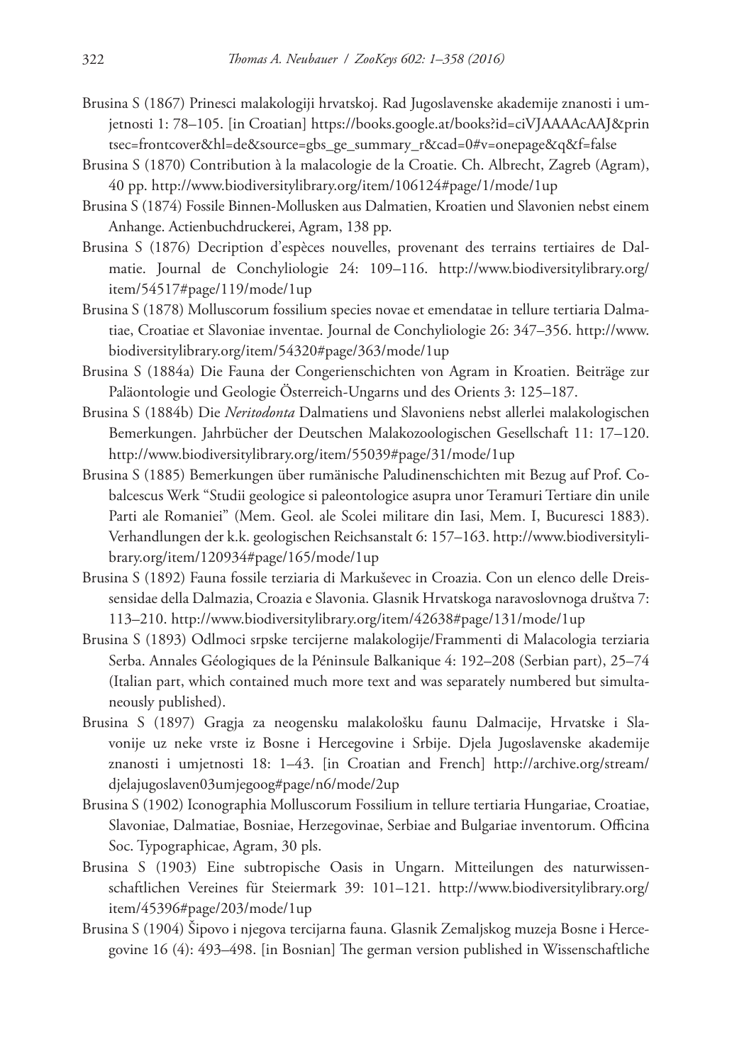Brusina S (1867) Prinesci malakologiji hrvatskoj. Rad Jugoslavenske akademije znanosti i umjetnosti 1: 78–105. [in Croatian] https://books.google.at/books?id=ciVJAAAAcAAJ&printsec=frontcover&hl=de&source=gbs_ge_summary_r&cad=0#v=onepage&q&f=false

Brusina S (1870) Contribution à la malacologie de la Croatie. Ch. Albrecht, Zagreb (Agram), 40 pp. http://www.biodiversitylibrary.org/item/106124#page/1/mode/1up

Brusina S (1874) Fossile Binnen-Mollusken aus Dalmatien, Kroatien und Slavonien nebst einem Anhange. Actienbuchdruckerei, Agram, 138 pp.

Brusina S (1876) Decription d'espèces nouvelles, provenant des terrains tertiaires de Dalmatie. Journal de Conchyliologie 24: 109–116. http://www.biodiversitylibrary.org/item/54517#page/119/mode/1up

Brusina S (1878) Molluscorum fossilium species novae et emendatae in tellure tertiaria Dalmatiae, Croatiae et Slavoniae inventae. Journal de Conchyliologie 26: 347–356. http://www.biodiversitylibrary.org/item/54320#page/363/mode/1up

Brusina S (1884a) Die Fauna der Congerienschichten von Agram in Kroatien. Beiträge zur Paläontologie und Geologie Österreich-Ungarns und des Orients 3: 125–187.

Brusina S (1884b) Die *Neritodonta* Dalmatiens und Slavoniens nebst allerlei malakologischen Bemerkungen. Jahrbücher der Deutschen Malakozoologischen Gesellschaft 11: 17–120. http://www.biodiversitylibrary.org/item/55039#page/31/mode/1up

Brusina S (1885) Bemerkungen über rumänische Paludinenschichten mit Bezug auf Prof. Cobalcescus Werk "Studii geologice si paleontologice asupra unor Teramuri Tertiare din unile Parti ale Romaniei" (Mem. Geol. ale Scolei militare din Iasi, Mem. I, Bucuresci 1883). Verhandlungen der k.k. geologischen Reichsanstalt 6: 157–163. http://www.biodiversitylibrary.org/item/120934#page/165/mode/1up

Brusina S (1892) Fauna fossile terziaria di Markuševec in Croazia. Con un elenco delle Dreissensidae della Dalmazia, Croazia e Slavonia. Glasnik Hrvatskoga naravoslovnoga družtva 7: 113–210. http://www.biodiversitylibrary.org/item/42638#page/131/mode/1up

Brusina S (1893) Odlmoci srpske tercijerne malakologije/Frammenti di Malacologia terziaria Serba. Annales Géologiques de la Péninsule Balkanique 4: 192–208 (Serbian part), 25–74 (Italian part, which contained much more text and was separately numbered but simultaneously published).

Brusina S (1897) Gragja za neogensku malakološku faunu Dalmacije, Hrvatske i Slavonije uz neke vrste iz Bosne i Hercegovine i Srbije. Djela Jugoslavenske akademije znanosti i umjetnosti 18: 1–43. [in Croatian and French] http://archive.org/stream/djelajugoslaven03umjegoog#page/n6/mode/2up

Brusina S (1902) Iconographia Molluscorum Fossilium in tellure tertiaria Hungariae, Croatiae, Slavoniae, Dalmatiae, Bosniae, Herzegovinae, Serbiae and Bulgariae inventorum. Officina Soc. Typographicae, Agram, 30 pls.

Brusina S (1903) Eine subtropische Oasis in Ungarn. Mitteilungen des naturwissenschaftlichen Vereines für Steiermark 39: 101–121. http://www.biodiversitylibrary.org/item/45396#page/203/mode/1up

Brusina S (1904) Šipovo i njegova tercijarna fauna. Glasnik Zemaljskog muzeja Bosne i Hercegovine 16 (4): 493–498. [in Bosnian] The german version published in Wissenschaftliche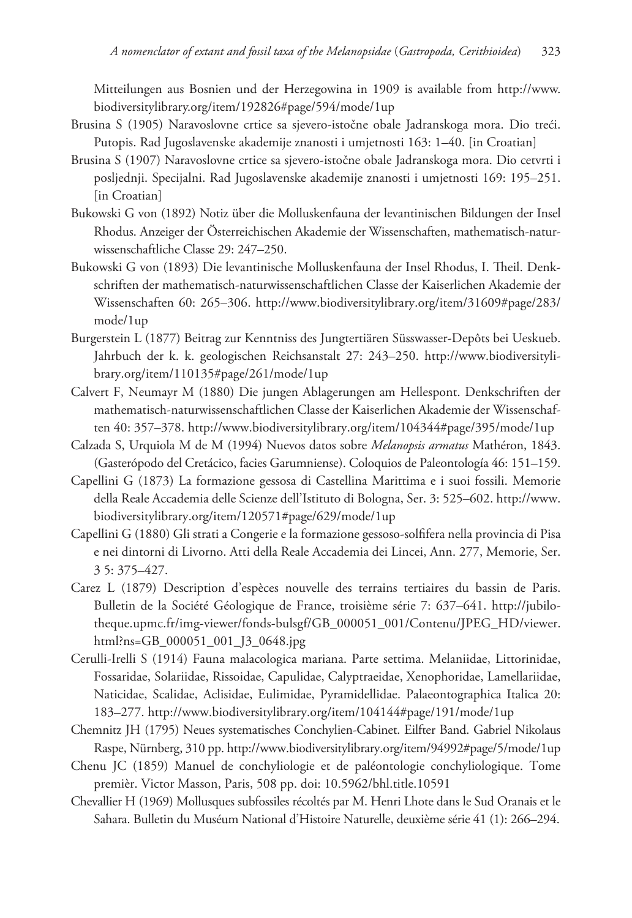Mitteilungen aus Bosnien und der Herzegowina in 1909 is available from http://www.biodiversitylibrary.org/item/192826#page/594/mode/1up

Brusina S (1905) Naravoslovne crtice sa sjevero-istočne obale Jadranskoga mora. Dio treći. Putopis. Rad Jugoslavenske akademije znanosti i umjetnosti 163: 1–40. [in Croatian]

Brusina S (1907) Naravoslovne crtice sa sjevero-istočne obale Jadranskoga mora. Dio cetvrti i posljednji. Specijalni. Rad Jugoslavenske akademije znanosti i umjetnosti 169: 195–251. [in Croatian]

Bukowski G von (1892) Notiz über die Molluskenfauna der levantinischen Bildungen der Insel Rhodus. Anzeiger der Österreichischen Akademie der Wissenschaften, mathematisch-naturwissenschaftliche Classe 29: 247–250.

Bukowski G von (1893) Die levantinische Molluskenfauna der Insel Rhodus, I. Theil. Denkschriften der mathematisch-naturwissenschaftlichen Classe der Kaiserlichen Akademie der Wissenschaften 60: 265–306. http://www.biodiversitylibrary.org/item/31609#page/283/mode/1up

Burgerstein L (1877) Beitrag zur Kenntniss des Jungtertiären Süsswasser-Depôts bei Ueskueb. Jahrbuch der k. k. geologischen Reichsanstalt 27: 243–250. http://www.biodiversitylibrary.org/item/110135#page/261/mode/1up

Calvert F, Neumayr M (1880) Die jungen Ablagerungen am Hellespont. Denkschriften der mathematisch-naturwissenschaftlichen Classe der Kaiserlichen Akademie der Wissenschaften 40: 357–378. http://www.biodiversitylibrary.org/item/104344#page/395/mode/1up

Calzada S, Urquiola M de M (1994) Nuevos datos sobre *Melanopsis armatus* Mathéron, 1843. (Gasterópodo del Cretácico, facies Garumniense). Coloquios de Paleontología 46: 151–159.

Capellini G (1873) La formazione gessosa di Castellina Marittima e i suoi fossili. Memorie della Reale Accademia delle Scienze dell'Istituto di Bologna, Ser. 3: 525–602. http://www.biodiversitylibrary.org/item/120571#page/629/mode/1up

Capellini G (1880) Gli strati a Congerie e la formazione gessoso-solfifera nella provincia di Pisa e nei dintorni di Livorno. Atti della Reale Accademia dei Lincei, Ann. 277, Memorie, Ser. 3 5: 375–427.

Carez L (1879) Description d'espèces nouvelle des terrains tertiaires du bassin de Paris. Bulletin de la Société Géologique de France, troisième série 7: 637–641. http://jubilotheque.upmc.fr/img-viewer/fonds-bulsgf/GB_000051_001/Contenu/JPEG_HD/viewer.html?ns=GB_000051_001_J3_0648.jpg

Cerulli-Irelli S (1914) Fauna malacologica mariana. Parte settima. Melaniidae, Littorinidae, Fossaridae, Solariidae, Rissoidae, Capulidae, Calyptraeidae, Xenophoridae, Lamellariidae, Naticidae, Scalidae, Aclisidae, Eulimidae, Pyramidellidae. Palaeontographica Italica 20: 183–277. http://www.biodiversitylibrary.org/item/104144#page/191/mode/1up

Chemnitz JH (1795) Neues systematisches Conchylien-Cabinet. Eilfter Band. Gabriel Nikolaus Raspe, Nürnberg, 310 pp. http://www.biodiversitylibrary.org/item/94992#page/5/mode/1up

Chenu JC (1859) Manuel de conchyliologie et de paléontologie conchyliologique. Tome premièr. Victor Masson, Paris, 508 pp. doi: 10.5962/bhl.title.10591

Chevallier H (1969) Mollusques subfossiles récoltés par M. Henri Lhote dans le Sud Oranais et le Sahara. Bulletin du Muséum National d'Histoire Naturelle, deuxième série 41 (1): 266–294.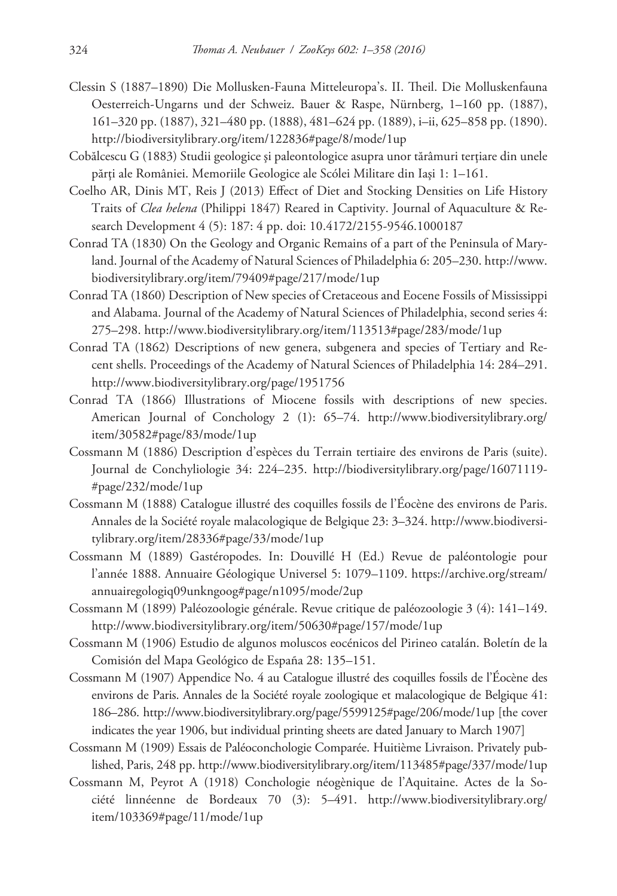Clessin S (1887–1890) Die Mollusken-Fauna Mitteleuropa's. II. Theil. Die Molluskenfauna Oesterreich-Ungarns und der Schweiz. Bauer & Raspe, Nürnberg, 1–160 pp. (1887), 161–320 pp. (1887), 321–480 pp. (1888), 481–624 pp. (1889), i–ii, 625–858 pp. (1890). http://biodiversitylibrary.org/item/122836#page/8/mode/1up

Cobălcescu G (1883) Studii geologice şi paleontologice asupra unor tărâmuri terțiare din unele părţi ale României. Memoriile Geologice ale Scólei Militare din Iaşi 1: 1–161.

Coelho AR, Dinis MT, Reis J (2013) Effect of Diet and Stocking Densities on Life History Traits of *Clea helena* (Philippi 1847) Reared in Captivity. Journal of Aquaculture & Research Development 4 (5): 187: 4 pp. doi: 10.4172/2155-9546.1000187

Conrad TA (1830) On the Geology and Organic Remains of a part of the Peninsula of Maryland. Journal of the Academy of Natural Sciences of Philadelphia 6: 205–230. http://www.biodiversitylibrary.org/item/79409#page/217/mode/1up

Conrad TA (1860) Description of New species of Cretaceous and Eocene Fossils of Mississippi and Alabama. Journal of the Academy of Natural Sciences of Philadelphia, second series 4: 275–298. http://www.biodiversitylibrary.org/item/113513#page/283/mode/1up

Conrad TA (1862) Descriptions of new genera, subgenera and species of Tertiary and Recent shells. Proceedings of the Academy of Natural Sciences of Philadelphia 14: 284–291. http://www.biodiversitylibrary.org/page/1951756

Conrad TA (1866) Illustrations of Miocene fossils with descriptions of new species. American Journal of Conchology 2 (1): 65–74. http://www.biodiversitylibrary.org/item/30582#page/83/mode/1up

Cossmann M (1886) Description d'espèces du Terrain tertiaire des environs de Paris (suite). Journal de Conchyliologie 34: 224–235. http://biodiversitylibrary.org/page/16071119#page/232/mode/1up

Cossmann M (1888) Catalogue illustré des coquilles fossils de l'Éocène des environs de Paris. Annales de la Société royale malacologique de Belgique 23: 3–324. http://www.biodiversitylibrary.org/item/28336#page/33/mode/1up

Cossmann M (1889) Gastéropodes. In: Douvillé H (Ed.) Revue de paléontologie pour l'année 1888. Annuaire Géologique Universel 5: 1079–1109. https://archive.org/stream/annuairegologiq09unkngoog#page/n1095/mode/2up

Cossmann M (1899) Paléozoologie générale. Revue critique de paléozoologie 3 (4): 141–149. http://www.biodiversitylibrary.org/item/50630#page/157/mode/1up

Cossmann M (1906) Estudio de algunos moluscos eocénicos del Pirineo catalán. Boletín de la Comisión del Mapa Geológico de España 28: 135–151.

Cossmann M (1907) Appendice No. 4 au Catalogue illustré des coquilles fossils de l'Éocène des environs de Paris. Annales de la Société royale zoologique et malacologique de Belgique 41: 186–286. http://www.biodiversitylibrary.org/page/5599125#page/206/mode/1up [the cover indicates the year 1906, but individual printing sheets are dated January to March 1907]

Cossmann M (1909) Essais de Paléoconchologie Comparée. Huitième Livraison. Privately published, Paris, 248 pp. http://www.biodiversitylibrary.org/item/113485#page/337/mode/1up

Cossmann M, Peyrot A (1918) Conchologie néogènique de l'Aquitaine. Actes de la Société linnéenne de Bordeaux 70 (3): 5–491. http://www.biodiversitylibrary.org/item/103369#page/11/mode/1up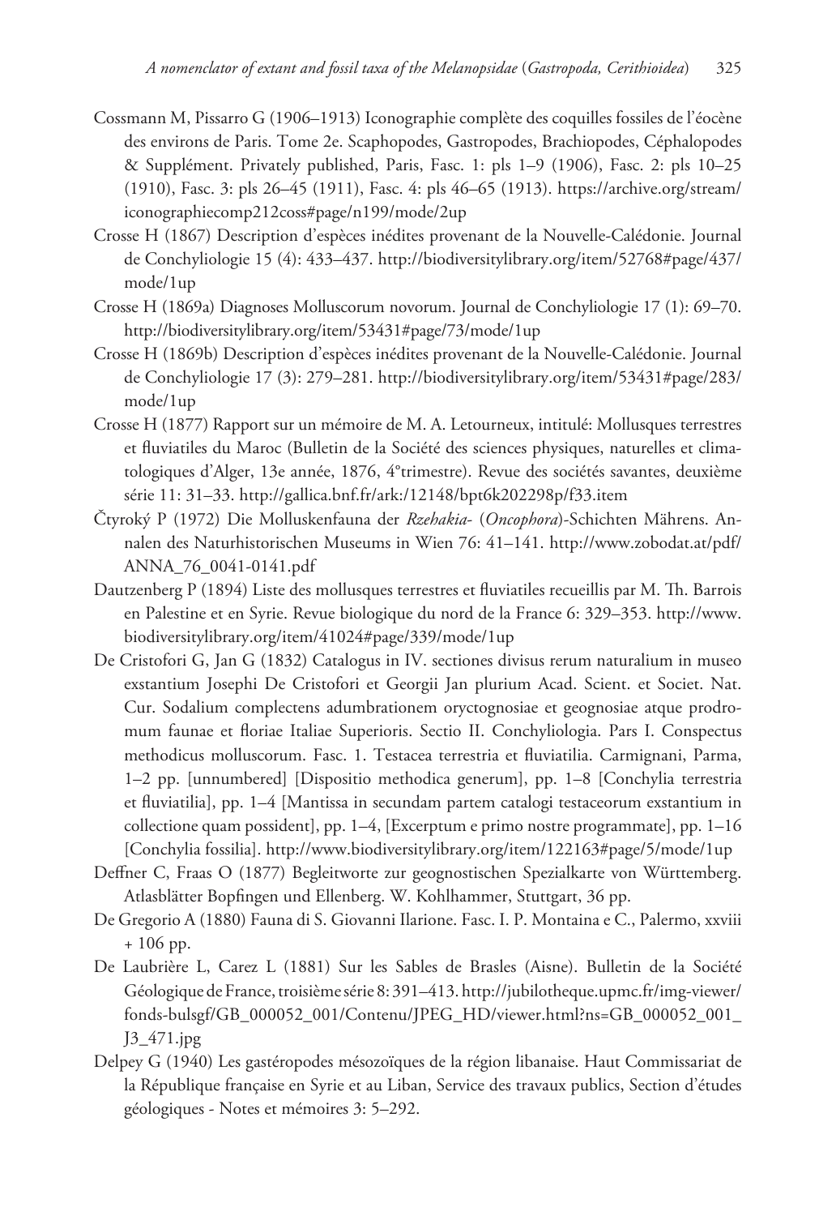Cossmann M, Pissarro G (1906–1913) Iconographie complète des coquilles fossiles de l'éocène des environs de Paris. Tome 2e. Scaphopodes, Gastropodes, Brachiopodes, Céphalopodes & Supplément. Privately published, Paris, Fasc. 1: pls 1–9 (1906), Fasc. 2: pls 10–25 (1910), Fasc. 3: pls 26–45 (1911), Fasc. 4: pls 46–65 (1913). https://archive.org/stream/iconographiecomp212coss#page/n199/mode/2up

Crosse H (1867) Description d'espèces inédites provenant de la Nouvelle-Calédonie. Journal de Conchyliologie 15 (4): 433–437. http://biodiversitylibrary.org/item/52768#page/437/mode/1up

Crosse H (1869a) Diagnoses Molluscorum novorum. Journal de Conchyliologie 17 (1): 69–70. http://biodiversitylibrary.org/item/53431#page/73/mode/1up

Crosse H (1869b) Description d'espèces inédites provenant de la Nouvelle-Calédonie. Journal de Conchyliologie 17 (3): 279–281. http://biodiversitylibrary.org/item/53431#page/283/mode/1up

Crosse H (1877) Rapport sur un mémoire de M. A. Letourneux, intitulé: Mollusques terrestres et fluviatiles du Maroc (Bulletin de la Société des sciences physiques, naturelles et climatologiques d'Alger, 13e année, 1876, 4°trimestre). Revue des sociétés savantes, deuxième série 11: 31–33. http://gallica.bnf.fr/ark:/12148/bpt6k202298p/f33.item

Čtyroký P (1972) Die Molluskenfauna der *Rzehakia-* (*Oncophora*)-Schichten Mährens. Annalen des Naturhistorischen Museums in Wien 76: 41–141. http://www.zobodat.at/pdf/ANNA_76_0041-0141.pdf

Dautzenberg P (1894) Liste des mollusques terrestres et fluviatiles recueillis par M. Th. Barrois en Palestine et en Syrie. Revue biologique du nord de la France 6: 329–353. http://www.biodiversitylibrary.org/item/41024#page/339/mode/1up

De Cristofori G, Jan G (1832) Catalogus in IV. sectiones divisus rerum naturalium in museo exstantium Josephi De Cristofori et Georgii Jan plurium Acad. Scient. et Societ. Nat. Cur. Sodalium complectens adumbrationem oryctognosiae et geognosiae atque prodromum faunae et floriae Italiae Superioris. Sectio II. Conchyliologia. Pars I. Conspectus methodicus molluscorum. Fasc. 1. Testacea terrestria et fluviatilia. Carmignani, Parma, 1–2 pp. [unnumbered] [Dispositio methodica generum], pp. 1–8 [Conchylia terrestria et fluviatilia], pp. 1–4 [Mantissa in secundam partem catalogi testaceorum exstantium in collectione quam possident], pp. 1–4, [Excerptum e primo nostre programmate], pp. 1–16 [Conchylia fossilia]. http://www.biodiversitylibrary.org/item/122163#page/5/mode/1up

Deffner C, Fraas O (1877) Begleitworte zur geognostischen Spezialkarte von Württemberg. Atlasblätter Bopfingen und Ellenberg. W. Kohlhammer, Stuttgart, 36 pp.

De Gregorio A (1880) Fauna di S. Giovanni Ilarione. Fasc. I. P. Montaina e C., Palermo, xxviii + 106 pp.

De Laubrière L, Carez L (1881) Sur les Sables de Brasles (Aisne). Bulletin de la Société Géologique de France, troisième série 8: 391–413. http://jubilotheque.upmc.fr/img-viewer/fonds-bulsgf/GB_000052_001/Contenu/JPEG_HD/viewer.html?ns=GB_000052_001_J3_471.jpg

Delpey G (1940) Les gastéropodes mésozoïques de la région libanaise. Haut Commissariat de la République française en Syrie et au Liban, Service des travaux publics, Section d'études géologiques - Notes et mémoires 3: 5–292.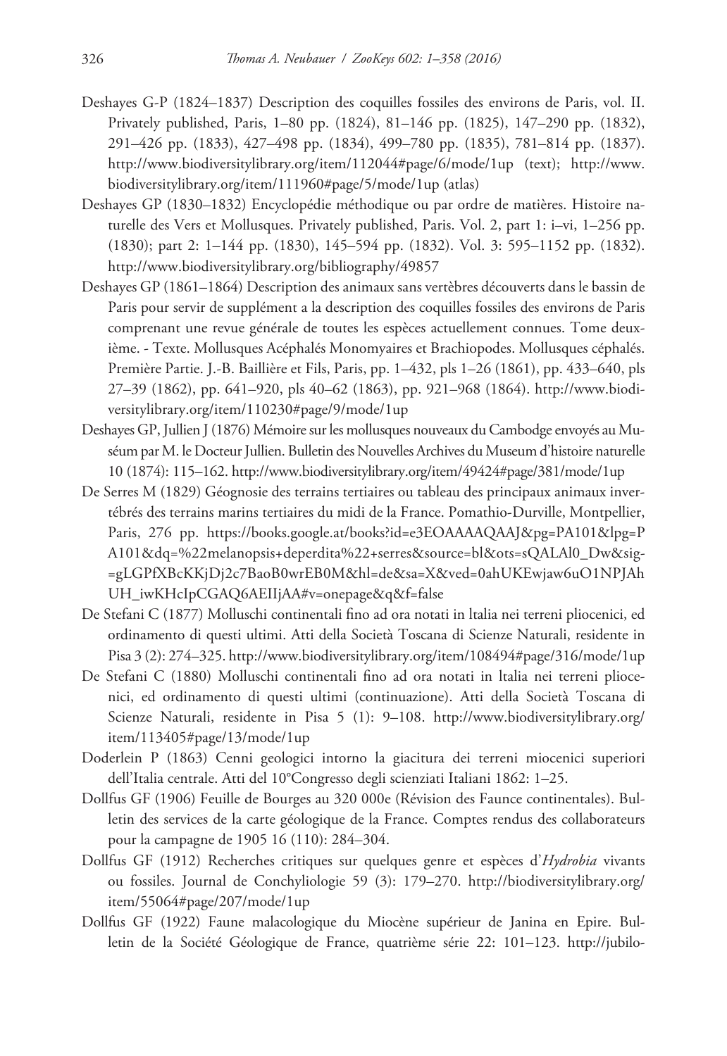Deshayes G-P (1824–1837) Description des coquilles fossiles des environs de Paris, vol. II. Privately published, Paris, 1–80 pp. (1824), 81–146 pp. (1825), 147–290 pp. (1832), 291–426 pp. (1833), 427–498 pp. (1834), 499–780 pp. (1835), 781–814 pp. (1837). http://www.biodiversitylibrary.org/item/112044#page/6/mode/1up (text); http://www.biodiversitylibrary.org/item/111960#page/5/mode/1up (atlas)

Deshayes GP (1830–1832) Encyclopédie méthodique ou par ordre de matières. Histoire naturelle des Vers et Mollusques. Privately published, Paris. Vol. 2, part 1: i–vi, 1–256 pp. (1830); part 2: 1–144 pp. (1830), 145–594 pp. (1832). Vol. 3: 595–1152 pp. (1832). http://www.biodiversitylibrary.org/bibliography/49857

Deshayes GP (1861–1864) Description des animaux sans vertèbres découverts dans le bassin de Paris pour servir de supplément a la description des coquilles fossiles des environs de Paris comprenant une revue générale de toutes les espèces actuellement connues. Tome deuxième. - Texte. Mollusques Acéphalés Monomyaires et Brachiopodes. Mollusques céphalés. Première Partie. J.-B. Baillière et Fils, Paris, pp. 1–432, pls 1–26 (1861), pp. 433–640, pls 27–39 (1862), pp. 641–920, pls 40–62 (1863), pp. 921–968 (1864). http://www.biodiversitylibrary.org/item/110230#page/9/mode/1up

Deshayes GP, Jullien J (1876) Mémoire sur les mollusques nouveaux du Cambodge envoyés au Muséum par M. le Docteur Jullien. Bulletin des Nouvelles Archives du Museum d'histoire naturelle 10 (1874): 115–162. http://www.biodiversitylibrary.org/item/49424#page/381/mode/1up

De Serres M (1829) Géognosie des terrains tertiaires ou tableau des principaux animaux invertébrés des terrains marins tertiaires du midi de la France. Pomathio-Durville, Montpellier, Paris, 276 pp. https://books.google.at/books?id=e3EOAAAAQAAJ&pg=PA101&lpg=PA101&dq=%22melanopsis+deperdita%22+serres&source=bl&ots=sQALAl0_Dw&sig=gLGPfXBcKKjDj2c7BaoB0wrEB0M&hl=de&sa=X&ved=0ahUKEwjaw6uO1NPJAhUH_iwKHcIpCGAQ6AEIIjAA#v=onepage&q&f=false

De Stefani C (1877) Molluschi continentali fino ad ora notati in ltalia nei terreni pliocenici, ed ordinamento di questi ultimi. Atti della Società Toscana di Scienze Naturali, residente in Pisa 3 (2): 274–325. http://www.biodiversitylibrary.org/item/108494#page/316/mode/1up

De Stefani C (1880) Molluschi continentali fino ad ora notati in ltalia nei terreni pliocenici, ed ordinamento di questi ultimi (continuazione). Atti della Società Toscana di Scienze Naturali, residente in Pisa 5 (1): 9–108. http://www.biodiversitylibrary.org/item/113405#page/13/mode/1up

Doderlein P (1863) Cenni geologici intorno la giacitura dei terreni miocenici superiori dell'Italia centrale. Atti del 10°Congresso degli scienziati Italiani 1862: 1–25.

Dollfus GF (1906) Feuille de Bourges au 320 000e (Révision des Faunce continentales). Bulletin des services de la carte géologique de la France. Comptes rendus des collaborateurs pour la campagne de 1905 16 (110): 284–304.

Dollfus GF (1912) Recherches critiques sur quelques genre et espèces d'*Hydrobia* vivants ou fossiles. Journal de Conchyliologie 59 (3): 179–270. http://biodiversitylibrary.org/item/55064#page/207/mode/1up

Dollfus GF (1922) Faune malacologique du Miocène supérieur de Janina en Epire. Bulletin de la Société Géologique de France, quatrième série 22: 101–123. http://jubilo-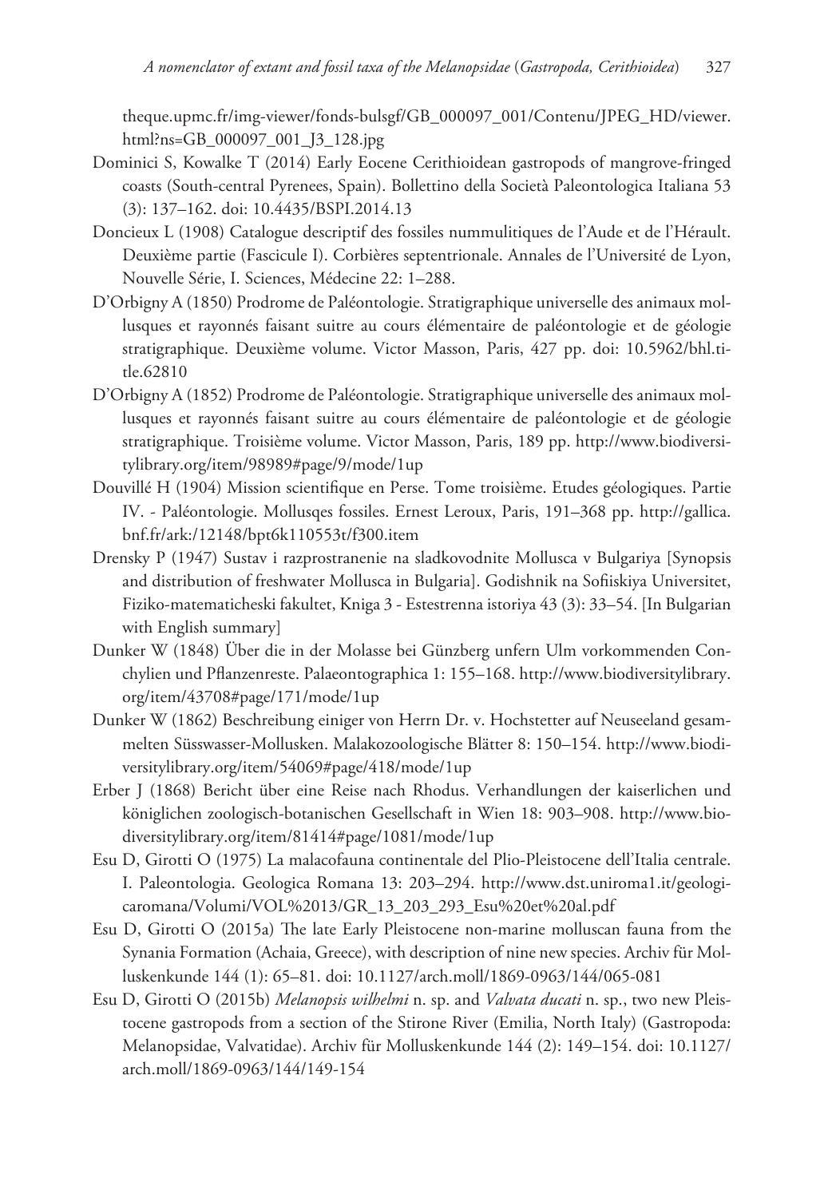theque.upmc.fr/img-viewer/fonds-bulsgf/GB_000097_001/Contenu/JPEG_HD/viewer.html?ns=GB_000097_001_J3_128.jpg

Dominici S, Kowalke T (2014) Early Eocene Cerithioidean gastropods of mangrove-fringed coasts (South-central Pyrenees, Spain). Bollettino della Società Paleontologica Italiana 53 (3): 137–162. doi: 10.4435/BSPI.2014.13

Doncieux L (1908) Catalogue descriptif des fossiles nummulitiques de l'Aude et de l'Hérault. Deuxième partie (Fascicule I). Corbières septentrionale. Annales de l'Université de Lyon, Nouvelle Série, I. Sciences, Médecine 22: 1–288.

D'Orbigny A (1850) Prodrome de Paléontologie. Stratigraphique universelle des animaux mollusques et rayonnés faisant suitre au cours élémentaire de paléontologie et de géologie stratigraphique. Deuxième volume. Victor Masson, Paris, 427 pp. doi: 10.5962/bhl.title.62810

D'Orbigny A (1852) Prodrome de Paléontologie. Stratigraphique universelle des animaux mollusques et rayonnés faisant suitre au cours élémentaire de paléontologie et de géologie stratigraphique. Troisième volume. Victor Masson, Paris, 189 pp. http://www.biodiversitylibrary.org/item/98989#page/9/mode/1up

Douvillé H (1904) Mission scientifique en Perse. Tome troisième. Etudes géologiques. Partie IV. - Paléontologie. Mollusqes fossiles. Ernest Leroux, Paris, 191–368 pp. http://gallica.bnf.fr/ark:/12148/bpt6k110553t/f300.item

Drensky P (1947) Sustav i razprostranenie na sladkovodnite Mollusca v Bulgariya [Synopsis and distribution of freshwater Mollusca in Bulgaria]. Godishnik na Sofiiskiya Universitet, Fiziko-matematicheski fakultet, Kniga 3 - Estestrenna istoriya 43 (3): 33–54. [In Bulgarian with English summary]

Dunker W (1848) Über die in der Molasse bei Günzberg unfern Ulm vorkommenden Conchylien und Pflanzenreste. Palaeontographica 1: 155–168. http://www.biodiversitylibrary.org/item/43708#page/171/mode/1up

Dunker W (1862) Beschreibung einiger von Herrn Dr. v. Hochstetter auf Neuseeland gesammelten Süsswasser-Mollusken. Malakozoologische Blätter 8: 150–154. http://www.biodiversitylibrary.org/item/54069#page/418/mode/1up

Erber J (1868) Bericht über eine Reise nach Rhodus. Verhandlungen der kaiserlichen und königlichen zoologisch-botanischen Gesellschaft in Wien 18: 903–908. http://www.biodiversitylibrary.org/item/81414#page/1081/mode/1up

Esu D, Girotti O (1975) La malacofauna continentale del Plio-Pleistocene dell'Italia centrale. I. Paleontologia. Geologica Romana 13: 203–294. http://www.dst.uniroma1.it/geologicaromana/Volumi/VOL%2013/GR_13_203_293_Esu%20et%20al.pdf

Esu D, Girotti O (2015a) The late Early Pleistocene non-marine molluscan fauna from the Synania Formation (Achaia, Greece), with description of nine new species. Archiv für Molluskenkunde 144 (1): 65–81. doi: 10.1127/arch.moll/1869-0963/144/065-081

Esu D, Girotti O (2015b) *Melanopsis wilhelmi* n. sp. and *Valvata ducati* n. sp., two new Pleistocene gastropods from a section of the Stirone River (Emilia, North Italy) (Gastropoda: Melanopsidae, Valvatidae). Archiv für Molluskenkunde 144 (2): 149–154. doi: 10.1127/arch.moll/1869-0963/144/149-154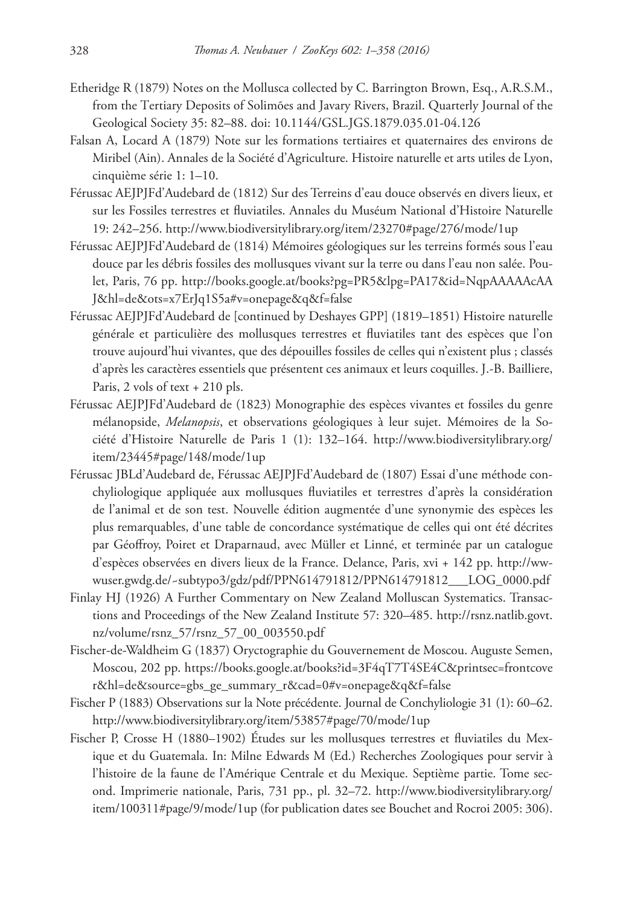Etheridge R (1879) Notes on the Mollusca collected by C. Barrington Brown, Esq., A.R.S.M., from the Tertiary Deposits of Solimões and Javary Rivers, Brazil. Quarterly Journal of the Geological Society 35: 82–88. doi: 10.1144/GSL.JGS.1879.035.01-04.126

Falsan A, Locard A (1879) Note sur les formations tertiaires et quaternaires des environs de Miribel (Ain). Annales de la Société d'Agriculture. Histoire naturelle et arts utiles de Lyon, cinquième série 1: 1–10.

Férussac AEJPJFd'Audebard de (1812) Sur des Terreins d'eau douce observés en divers lieux, et sur les Fossiles terrestres et fluviatiles. Annales du Muséum National d'Histoire Naturelle 19: 242–256. http://www.biodiversitylibrary.org/item/23270#page/276/mode/1up

Férussac AEJPJFd'Audebard de (1814) Mémoires géologiques sur les terreins formés sous l'eau douce par les débris fossiles des mollusques vivant sur la terre ou dans l'eau non salée. Poulet, Paris, 76 pp. http://books.google.at/books?pg=PR5&lpg=PA17&id=NqpAAAAAcAAJ&hl=de&ots=x7ErJq1S5a#v=onepage&q&f=false

Férussac AEJPJFd'Audebard de [continued by Deshayes GPP] (1819–1851) Histoire naturelle générale et particulière des mollusques terrestres et fluviatiles tant des espèces que l'on trouve aujourd'hui vivantes, que des dépouilles fossiles de celles qui n'existent plus ; classés d'après les caractères essentiels que présentent ces animaux et leurs coquilles. J.-B. Bailliere, Paris, 2 vols of text + 210 pls.

Férussac AEJPJFd'Audebard de (1823) Monographie des espèces vivantes et fossiles du genre mélanopside, *Melanopsis*, et observations géologiques à leur sujet. Mémoires de la Société d'Histoire Naturelle de Paris 1 (1): 132–164. http://www.biodiversitylibrary.org/item/23445#page/148/mode/1up

Férussac JBLd'Audebard de, Férussac AEJPJFd'Audebard de (1807) Essai d'une méthode conchyliologique appliquée aux mollusques fluviatiles et terrestres d'après la considération de l'animal et de son test. Nouvelle édition augmentée d'une synonymie des espèces les plus remarquables, d'une table de concordance systématique de celles qui ont été décrites par Géoffroy, Poiret et Draparnaud, avec Müller et Linné, et terminée par un catalogue d'espèces observées en divers lieux de la France. Delance, Paris, xvi + 142 pp. http://wwwuser.gwdg.de/~subtypo3/gdz/pdf/PPN614791812/PPN614791812___LOG_0000.pdf

Finlay HJ (1926) A Further Commentary on New Zealand Molluscan Systematics. Transactions and Proceedings of the New Zealand Institute 57: 320–485. http://rsnz.natlib.govt.nz/volume/rsnz_57/rsnz_57_00_003550.pdf

Fischer-de-Waldheim G (1837) Oryctographie du Gouvernement de Moscou. Auguste Semen, Moscou, 202 pp. https://books.google.at/books?id=3F4qT7T4SE4C&printsec=frontcover&hl=de&source=gbs_ge_summary_r&cad=0#v=onepage&q&f=false

Fischer P (1883) Observations sur la Note précédente. Journal de Conchyliologie 31 (1): 60–62. http://www.biodiversitylibrary.org/item/53857#page/70/mode/1up

Fischer P, Crosse H (1880–1902) Études sur les mollusques terrestres et fluviatiles du Mexique et du Guatemala. In: Milne Edwards M (Ed.) Recherches Zoologiques pour servir à l'histoire de la faune de l'Amérique Centrale et du Mexique. Septième partie. Tome second. Imprimerie nationale, Paris, 731 pp., pl. 32–72. http://www.biodiversitylibrary.org/item/100311#page/9/mode/1up (for publication dates see Bouchet and Rocroi 2005: 306).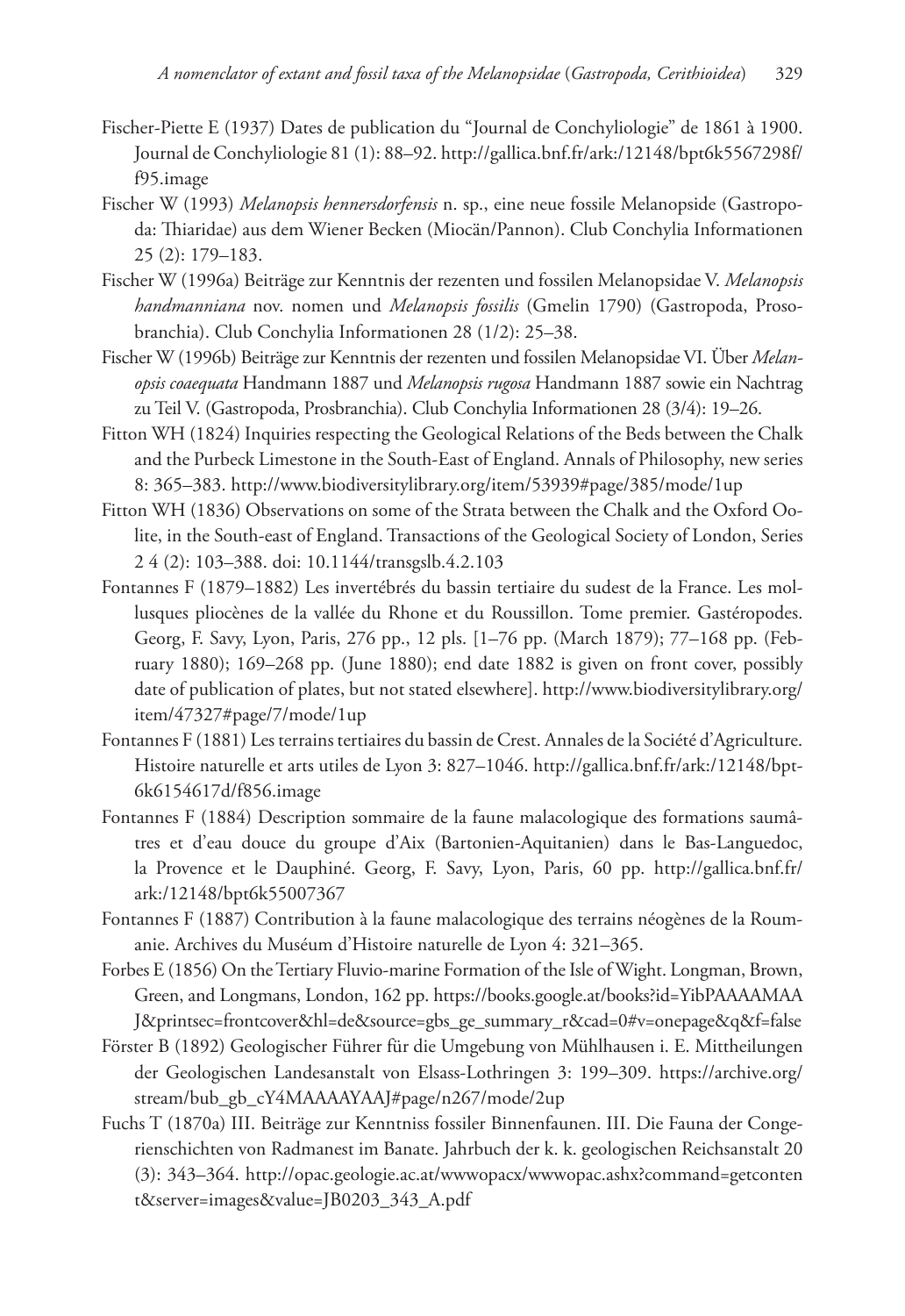Fischer-Piette E (1937) Dates de publication du "Journal de Conchyliologie" de 1861 à 1900. Journal de Conchyliologie 81 (1): 88–92. http://gallica.bnf.fr/ark:/12148/bpt6k5567298f/f95.image

Fischer W (1993) *Melanopsis hennersdorfensis* n. sp., eine neue fossile Melanopside (Gastropoda: Thiaridae) aus dem Wiener Becken (Miocän/Pannon). Club Conchylia Informationen 25 (2): 179–183.

Fischer W (1996a) Beiträge zur Kenntnis der rezenten und fossilen Melanopsidae V. *Melanopsis handmanniana* nov. nomen und *Melanopsis fossilis* (Gmelin 1790) (Gastropoda, Prosobranchia). Club Conchylia Informationen 28 (1/2): 25–38.

Fischer W (1996b) Beiträge zur Kenntnis der rezenten und fossilen Melanopsidae VI. Über *Melanopsis coaequata* Handmann 1887 und *Melanopsis rugosa* Handmann 1887 sowie ein Nachtrag zu Teil V. (Gastropoda, Prosbranchia). Club Conchylia Informationen 28 (3/4): 19–26.

Fitton WH (1824) Inquiries respecting the Geological Relations of the Beds between the Chalk and the Purbeck Limestone in the South-East of England. Annals of Philosophy, new series 8: 365–383. http://www.biodiversitylibrary.org/item/53939#page/385/mode/1up

Fitton WH (1836) Observations on some of the Strata between the Chalk and the Oxford Oolite, in the South-east of England. Transactions of the Geological Society of London, Series 2 4 (2): 103–388. doi: 10.1144/transgslb.4.2.103

Fontannes F (1879–1882) Les invertébrés du bassin tertiaire du sudest de la France. Les mollusques pliocènes de la vallée du Rhone et du Roussillon. Tome premier. Gastéropodes. Georg, F. Savy, Lyon, Paris, 276 pp., 12 pls. [1–76 pp. (March 1879); 77–168 pp. (February 1880); 169–268 pp. (June 1880); end date 1882 is given on front cover, possibly date of publication of plates, but not stated elsewhere]. http://www.biodiversitylibrary.org/item/47327#page/7/mode/1up

Fontannes F (1881) Les terrains tertiaires du bassin de Crest. Annales de la Société d'Agriculture. Histoire naturelle et arts utiles de Lyon 3: 827–1046. http://gallica.bnf.fr/ark:/12148/bpt6k6154617d/f856.image

Fontannes F (1884) Description sommaire de la faune malacologique des formations saumâtres et d'eau douce du groupe d'Aix (Bartonien-Aquitanien) dans le Bas-Languedoc, la Provence et le Dauphiné. Georg, F. Savy, Lyon, Paris, 60 pp. http://gallica.bnf.fr/ark:/12148/bpt6k55007367

Fontannes F (1887) Contribution à la faune malacologique des terrains néogènes de la Roumanie. Archives du Muséum d'Histoire naturelle de Lyon 4: 321–365.

Forbes E (1856) On the Tertiary Fluvio-marine Formation of the Isle of Wight. Longman, Brown, Green, and Longmans, London, 162 pp. https://books.google.at/books?id=YibPAAAAMAAJ&printsec=frontcover&hl=de&source=gbs_ge_summary_r&cad=0#v=onepage&q&f=false

Förster B (1892) Geologischer Führer für die Umgebung von Mühlhausen i. E. Mittheilungen der Geologischen Landesanstalt von Elsass-Lothringen 3: 199–309. https://archive.org/stream/bub_gb_cY4MAAAAYAAJ#page/n267/mode/2up

Fuchs T (1870a) III. Beiträge zur Kenntniss fossiler Binnenfaunen. III. Die Fauna der Congerienschichten von Radmanest im Banate. Jahrbuch der k. k. geologischen Reichsanstalt 20 (3): 343–364. http://opac.geologie.ac.at/wwwopacx/wwwopac.ashx?command=getcontent&server=images&value=JB0203_343_A.pdf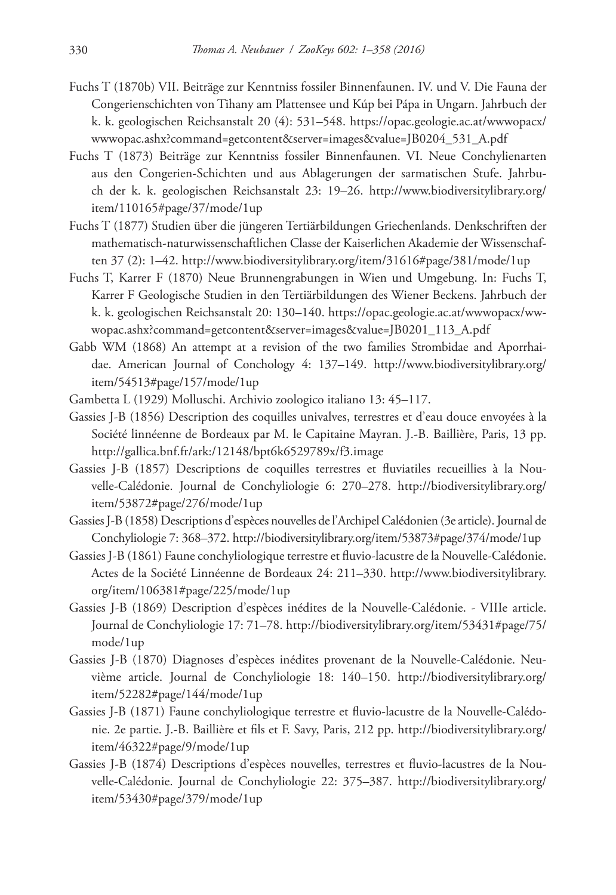Fuchs T (1870b) VII. Beiträge zur Kenntniss fossiler Binnenfaunen. IV. und V. Die Fauna der Congerienschichten von Tihany am Plattensee und Kúp bei Pápa in Ungarn. Jahrbuch der k. k. geologischen Reichsanstalt 20 (4): 531–548. https://opac.geologie.ac.at/wwwopacx/wwwopac.ashx?command=getcontent&server=images&value=JB0204_531_A.pdf

Fuchs T (1873) Beiträge zur Kenntniss fossiler Binnenfaunen. VI. Neue Conchylienarten aus den Congerien-Schichten und aus Ablagerungen der sarmatischen Stufe. Jahrbuch der k. k. geologischen Reichsanstalt 23: 19–26. http://www.biodiversitylibrary.org/item/110165#page/37/mode/1up

Fuchs T (1877) Studien über die jüngeren Tertiärbildungen Griechenlands. Denkschriften der mathematisch-naturwissenschaftlichen Classe der Kaiserlichen Akademie der Wissenschaften 37 (2): 1–42. http://www.biodiversitylibrary.org/item/31616#page/381/mode/1up

Fuchs T, Karrer F (1870) Neue Brunnengrabungen in Wien und Umgebung. In: Fuchs T, Karrer F Geologische Studien in den Tertiärbildungen des Wiener Beckens. Jahrbuch der k. k. geologischen Reichsanstalt 20: 130–140. https://opac.geologie.ac.at/wwwopacx/wwwopac.ashx?command=getcontent&server=images&value=JB0201_113_A.pdf

Gabb WM (1868) An attempt at a revision of the two families Strombidae and Aporrhaidae. American Journal of Conchology 4: 137–149. http://www.biodiversitylibrary.org/item/54513#page/157/mode/1up

Gambetta L (1929) Molluschi. Archivio zoologico italiano 13: 45–117.

Gassies J-B (1856) Description des coquilles univalves, terrestres et d'eau douce envoyées à la Société linnéenne de Bordeaux par M. le Capitaine Mayran. J.-B. Baillière, Paris, 13 pp. http://gallica.bnf.fr/ark:/12148/bpt6k6529789x/f3.image

Gassies J-B (1857) Descriptions de coquilles terrestres et fluviatiles recueillies à la Nouvelle-Calédonie. Journal de Conchyliologie 6: 270–278. http://biodiversitylibrary.org/item/53872#page/276/mode/1up

Gassies J-B (1858) Descriptions d'espèces nouvelles de l'Archipel Calédonien (3e article). Journal de Conchyliologie 7: 368–372. http://biodiversitylibrary.org/item/53873#page/374/mode/1up

Gassies J-B (1861) Faune conchyliologique terrestre et fluvio-lacustre de la Nouvelle-Calédonie. Actes de la Société Linnéenne de Bordeaux 24: 211–330. http://www.biodiversitylibrary.org/item/106381#page/225/mode/1up

Gassies J-B (1869) Description d'espèces inédites de la Nouvelle-Calédonie. - VIIIe article. Journal de Conchyliologie 17: 71–78. http://biodiversitylibrary.org/item/53431#page/75/mode/1up

Gassies J-B (1870) Diagnoses d'espèces inédites provenant de la Nouvelle-Calédonie. Neuvième article. Journal de Conchyliologie 18: 140–150. http://biodiversitylibrary.org/item/52282#page/144/mode/1up

Gassies J-B (1871) Faune conchyliologique terrestre et fluvio-lacustre de la Nouvelle-Calédonie. 2e partie. J.-B. Baillière et fils et F. Savy, Paris, 212 pp. http://biodiversitylibrary.org/item/46322#page/9/mode/1up

Gassies J-B (1874) Descriptions d'espèces nouvelles, terrestres et fluvio-lacustres de la Nouvelle-Calédonie. Journal de Conchyliologie 22: 375–387. http://biodiversitylibrary.org/item/53430#page/379/mode/1up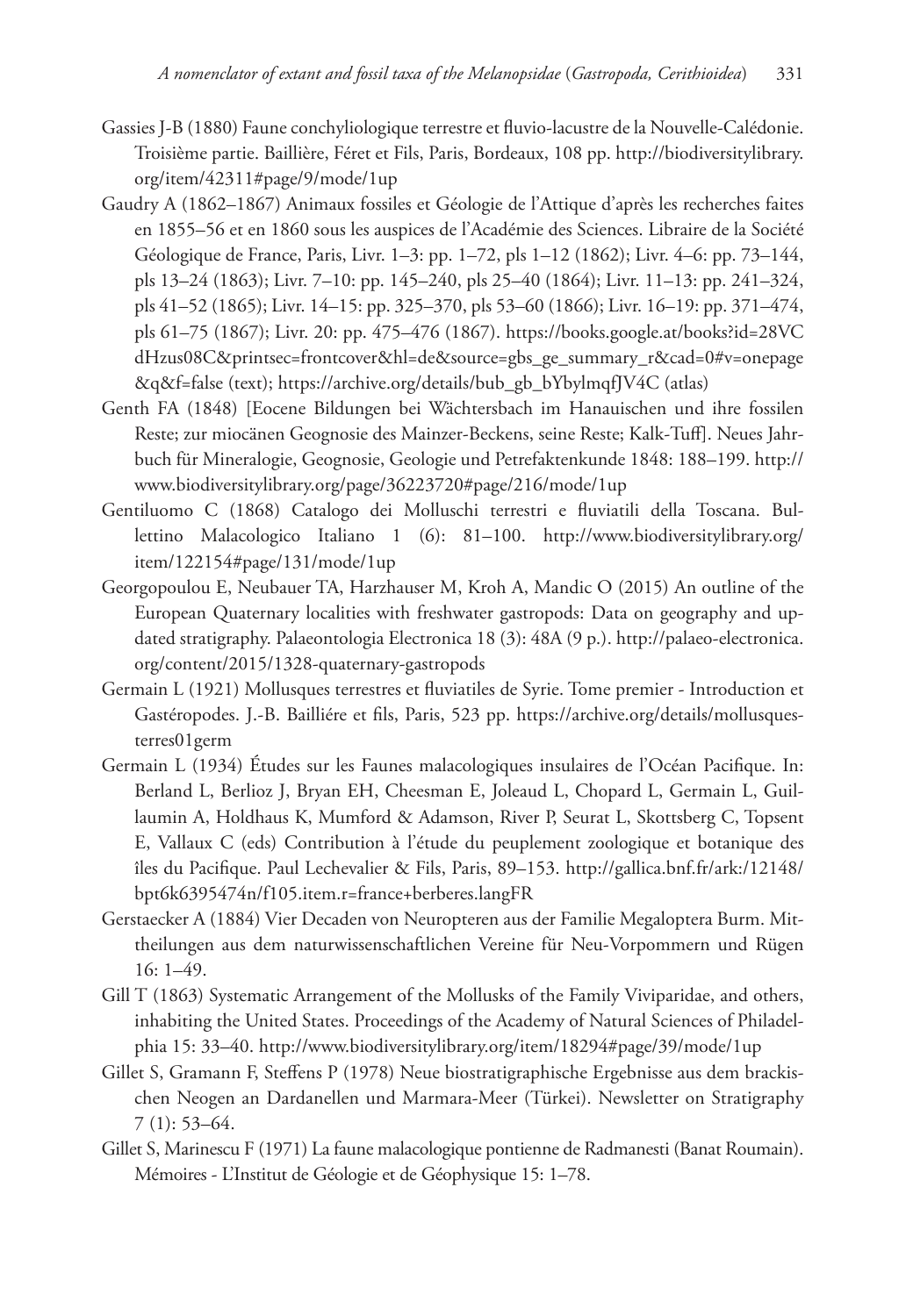Gassies J-B (1880) Faune conchyliologique terrestre et fluvio-lacustre de la Nouvelle-Calédonie. Troisième partie. Baillière, Féret et Fils, Paris, Bordeaux, 108 pp. http://biodiversitylibrary.org/item/42311#page/9/mode/1up

Gaudry A (1862–1867) Animaux fossiles et Géologie de l'Attique d'après les recherches faites en 1855–56 et en 1860 sous les auspices de l'Académie des Sciences. Libraire de la Société Géologique de France, Paris, Livr. 1–3: pp. 1–72, pls 1–12 (1862); Livr. 4–6: pp. 73–144, pls 13–24 (1863); Livr. 7–10: pp. 145–240, pls 25–40 (1864); Livr. 11–13: pp. 241–324, pls 41–52 (1865); Livr. 14–15: pp. 325–370, pls 53–60 (1866); Livr. 16–19: pp. 371–474, pls 61–75 (1867); Livr. 20: pp. 475–476 (1867). https://books.google.at/books?id=28VCdHzus08C&printsec=frontcover&hl=de&source=gbs_ge_summary_r&cad=0#v=onepage&q&f=false (text); https://archive.org/details/bub_gb_bYbylmqfJV4C (atlas)

Genth FA (1848) [Eocene Bildungen bei Wächtersbach im Hanauischen und ihre fossilen Reste; zur miocänen Geognosie des Mainzer-Beckens, seine Reste; Kalk-Tuff]. Neues Jahrbuch für Mineralogie, Geognosie, Geologie und Petrefaktenkunde 1848: 188–199. http://www.biodiversitylibrary.org/page/36223720#page/216/mode/1up

Gentiluomo C (1868) Catalogo dei Molluschi terrestri e fluviatili della Toscana. Bullettino Malacologico Italiano 1 (6): 81–100. http://www.biodiversitylibrary.org/item/122154#page/131/mode/1up

Georgopoulou E, Neubauer TA, Harzhauser M, Kroh A, Mandic O (2015) An outline of the European Quaternary localities with freshwater gastropods: Data on geography and updated stratigraphy. Palaeontologia Electronica 18 (3): 48A (9 p.). http://palaeo-electronica.org/content/2015/1328-quaternary-gastropods

Germain L (1921) Mollusques terrestres et fluviatiles de Syrie. Tome premier - Introduction et Gastéropodes. J.-B. Bailliére et fils, Paris, 523 pp. https://archive.org/details/mollusquesterres01germ

Germain L (1934) Études sur les Faunes malacologiques insulaires de l'Océan Pacifique. In: Berland L, Berlioz J, Bryan EH, Cheesman E, Joleaud L, Chopard L, Germain L, Guillaumin A, Holdhaus K, Mumford & Adamson, River P, Seurat L, Skottsberg C, Topsent E, Vallaux C (eds) Contribution à l'étude du peuplement zoologique et botanique des îles du Pacifique. Paul Lechevalier & Fils, Paris, 89–153. http://gallica.bnf.fr/ark:/12148/bpt6k6395474n/f105.item.r=france+berberes.langFR

Gerstaecker A (1884) Vier Decaden von Neuropteren aus der Familie Megaloptera Burm. Mittheilungen aus dem naturwissenschaftlichen Vereine für Neu-Vorpommern und Rügen 16: 1–49.

Gill T (1863) Systematic Arrangement of the Mollusks of the Family Viviparidae, and others, inhabiting the United States. Proceedings of the Academy of Natural Sciences of Philadelphia 15: 33–40. http://www.biodiversitylibrary.org/item/18294#page/39/mode/1up

Gillet S, Gramann F, Steffens P (1978) Neue biostratigraphische Ergebnisse aus dem brackischen Neogen an Dardanellen und Marmara-Meer (Türkei). Newsletter on Stratigraphy 7 (1): 53–64.

Gillet S, Marinescu F (1971) La faune malacologique pontienne de Radmanesti (Banat Roumain). Mémoires - L'Institut de Géologie et de Géophysique 15: 1–78.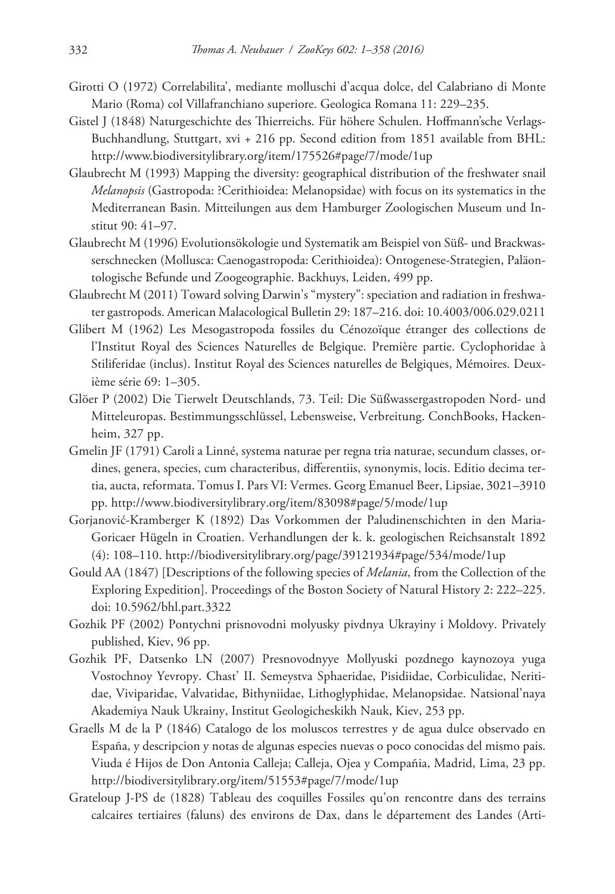Girotti O (1972) Correlabilita', mediante molluschi d'acqua dolce, del Calabriano di Monte Mario (Roma) col Villafranchiano superiore. Geologica Romana 11: 229–235.

Gistel J (1848) Naturgeschichte des Thierreichs. Für höhere Schulen. Hoffmann'sche Verlags-Buchhandlung, Stuttgart, xvi + 216 pp. Second edition from 1851 available from BHL: http://www.biodiversitylibrary.org/item/175526#page/7/mode/1up

Glaubrecht M (1993) Mapping the diversity: geographical distribution of the freshwater snail *Melanopsis* (Gastropoda: ?Cerithioidea: Melanopsidae) with focus on its systematics in the Mediterranean Basin. Mitteilungen aus dem Hamburger Zoologischen Museum und Institut 90: 41–97.

Glaubrecht M (1996) Evolutionsökologie und Systematik am Beispiel von Süß- und Brackwasserschnecken (Mollusca: Caenogastropoda: Cerithioidea): Ontogenese-Strategien, Paläontologische Befunde und Zoogeographie. Backhuys, Leiden, 499 pp.

Glaubrecht M (2011) Toward solving Darwin's "mystery": speciation and radiation in freshwater gastropods. American Malacological Bulletin 29: 187–216. doi: 10.4003/006.029.0211

Glibert M (1962) Les Mesogastropoda fossiles du Cénozoïque étranger des collections de l'Institut Royal des Sciences Naturelles de Belgique. Première partie. Cyclophoridae à Stiliferidae (inclus). Institut Royal des Sciences naturelles de Belgiques, Mémoires. Deuxième série 69: 1–305.

Glöer P (2002) Die Tierwelt Deutschlands, 73. Teil: Die Süßwassergastropoden Nord- und Mitteleuropas. Bestimmungsschlüssel, Lebensweise, Verbreitung. ConchBooks, Hackenheim, 327 pp.

Gmelin JF (1791) Caroli a Linné, systema naturae per regna tria naturae, secundum classes, ordines, genera, species, cum characteribus, differentiis, synonymis, locis. Editio decima tertia, aucta, reformata. Tomus I. Pars VI: Vermes. Georg Emanuel Beer, Lipsiae, 3021–3910 pp. http://www.biodiversitylibrary.org/item/83098#page/5/mode/1up

Gorjanović-Kramberger K (1892) Das Vorkommen der Paludinenschichten in den Maria-Goricaer Hügeln in Croatien. Verhandlungen der k. k. geologischen Reichsanstalt 1892 (4): 108–110. http://biodiversitylibrary.org/page/39121934#page/534/mode/1up

Gould AA (1847) [Descriptions of the following species of *Melania*, from the Collection of the Exploring Expedition]. Proceedings of the Boston Society of Natural History 2: 222–225. doi: 10.5962/bhl.part.3322

Gozhik PF (2002) Pontychni prisnovodni molyusky pivdnya Ukrayiny i Moldovy. Privately published, Kiev, 96 pp.

Gozhik PF, Datsenko LN (2007) Presnovodnyye Mollyuski pozdnego kaynozoya yuga Vostochnoy Yevropy. Chast' II. Semeystva Sphaeridae, Pisidiidae, Corbiculidae, Neritidae, Viviparidae, Valvatidae, Bithyniidae, Lithoglyphidae, Melanopsidae. Natsional'naya Akademiya Nauk Ukrainy, Institut Geologicheskikh Nauk, Kiev, 253 pp.

Graells M de la P (1846) Catalogo de los moluscos terrestres y de agua dulce observado en España, y descripcion y notas de algunas especies nuevas o poco conocidas del mismo pais. Viuda é Hijos de Don Antonia Calleja; Calleja, Ojea y Compañia, Madrid, Lima, 23 pp. http://biodiversitylibrary.org/item/51553#page/7/mode/1up

Grateloup J-PS de (1828) Tableau des coquilles Fossiles qu'on rencontre dans des terrains calcaires tertiaires (faluns) des environs de Dax, dans le département des Landes (Arti-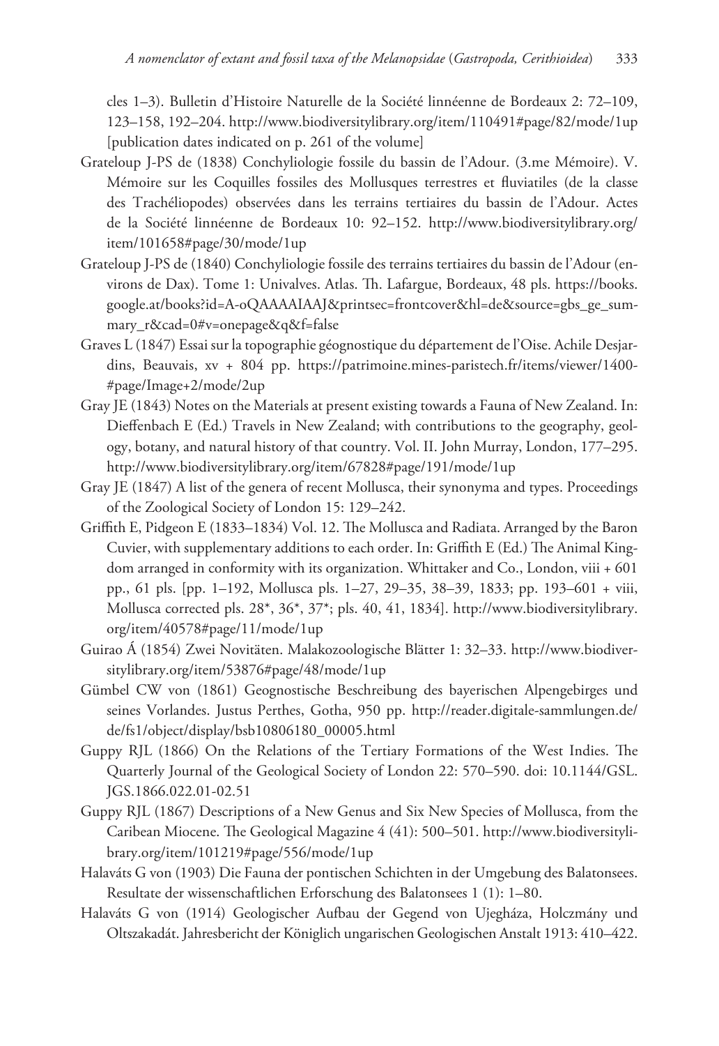cles 1–3). Bulletin d'Histoire Naturelle de la Société linnéenne de Bordeaux 2: 72–109, 123–158, 192–204. http://www.biodiversitylibrary.org/item/110491#page/82/mode/1up [publication dates indicated on p. 261 of the volume]

Grateloup J-PS de (1838) Conchyliologie fossile du bassin de l'Adour. (3.me Mémoire). V. Mémoire sur les Coquilles fossiles des Mollusques terrestres et fluviatiles (de la classe des Trachéliopodes) observées dans les terrains tertiaires du bassin de l'Adour. Actes de la Société linnéenne de Bordeaux 10: 92–152. http://www.biodiversitylibrary.org/item/101658#page/30/mode/1up

Grateloup J-PS de (1840) Conchyliologie fossile des terrains tertiaires du bassin de l'Adour (environs de Dax). Tome 1: Univalves. Atlas. Th. Lafargue, Bordeaux, 48 pls. https://books.google.at/books?id=A-oQAAAAIAAJ&printsec=frontcover&hl=de&source=gbs_ge_summary_r&cad=0#v=onepage&q&f=false

Graves L (1847) Essai sur la topographie géognostique du département de l'Oise. Achile Desjardins, Beauvais, xv + 804 pp. https://patrimoine.mines-paristech.fr/items/viewer/1400-#page/Image+2/mode/2up

Gray JE (1843) Notes on the Materials at present existing towards a Fauna of New Zealand. In: Dieffenbach E (Ed.) Travels in New Zealand; with contributions to the geography, geology, botany, and natural history of that country. Vol. II. John Murray, London, 177–295. http://www.biodiversitylibrary.org/item/67828#page/191/mode/1up

Gray JE (1847) A list of the genera of recent Mollusca, their synonyma and types. Proceedings of the Zoological Society of London 15: 129–242.

Griffith E, Pidgeon E (1833–1834) Vol. 12. The Mollusca and Radiata. Arranged by the Baron Cuvier, with supplementary additions to each order. In: Griffith E (Ed.) The Animal Kingdom arranged in conformity with its organization. Whittaker and Co., London, viii + 601 pp., 61 pls. [pp. 1–192, Mollusca pls. 1–27, 29–35, 38–39, 1833; pp. 193–601 + viii, Mollusca corrected pls. 28*, 36*, 37*; pls. 40, 41, 1834]. http://www.biodiversitylibrary.org/item/40578#page/11/mode/1up

Guirao Á (1854) Zwei Novitäten. Malakozoologische Blätter 1: 32–33. http://www.biodiversitylibrary.org/item/53876#page/48/mode/1up

Gümbel CW von (1861) Geognostische Beschreibung des bayerischen Alpengebirges und seines Vorlandes. Justus Perthes, Gotha, 950 pp. http://reader.digitale-sammlungen.de/de/fs1/object/display/bsb10806180_00005.html

Guppy RJL (1866) On the Relations of the Tertiary Formations of the West Indies. The Quarterly Journal of the Geological Society of London 22: 570–590. doi: 10.1144/GSL.JGS.1866.022.01-02.51

Guppy RJL (1867) Descriptions of a New Genus and Six New Species of Mollusca, from the Caribean Miocene. The Geological Magazine 4 (41): 500–501. http://www.biodiversitylibrary.org/item/101219#page/556/mode/1up

Halaváts G von (1903) Die Fauna der pontischen Schichten in der Umgebung des Balatonsees. Resultate der wissenschaftlichen Erforschung des Balatonsees 1 (1): 1–80.

Halaváts G von (1914) Geologischer Aufbau der Gegend von Ujegháza, Holczmány und Oltszakadát. Jahresbericht der Königlich ungarischen Geologischen Anstalt 1913: 410–422.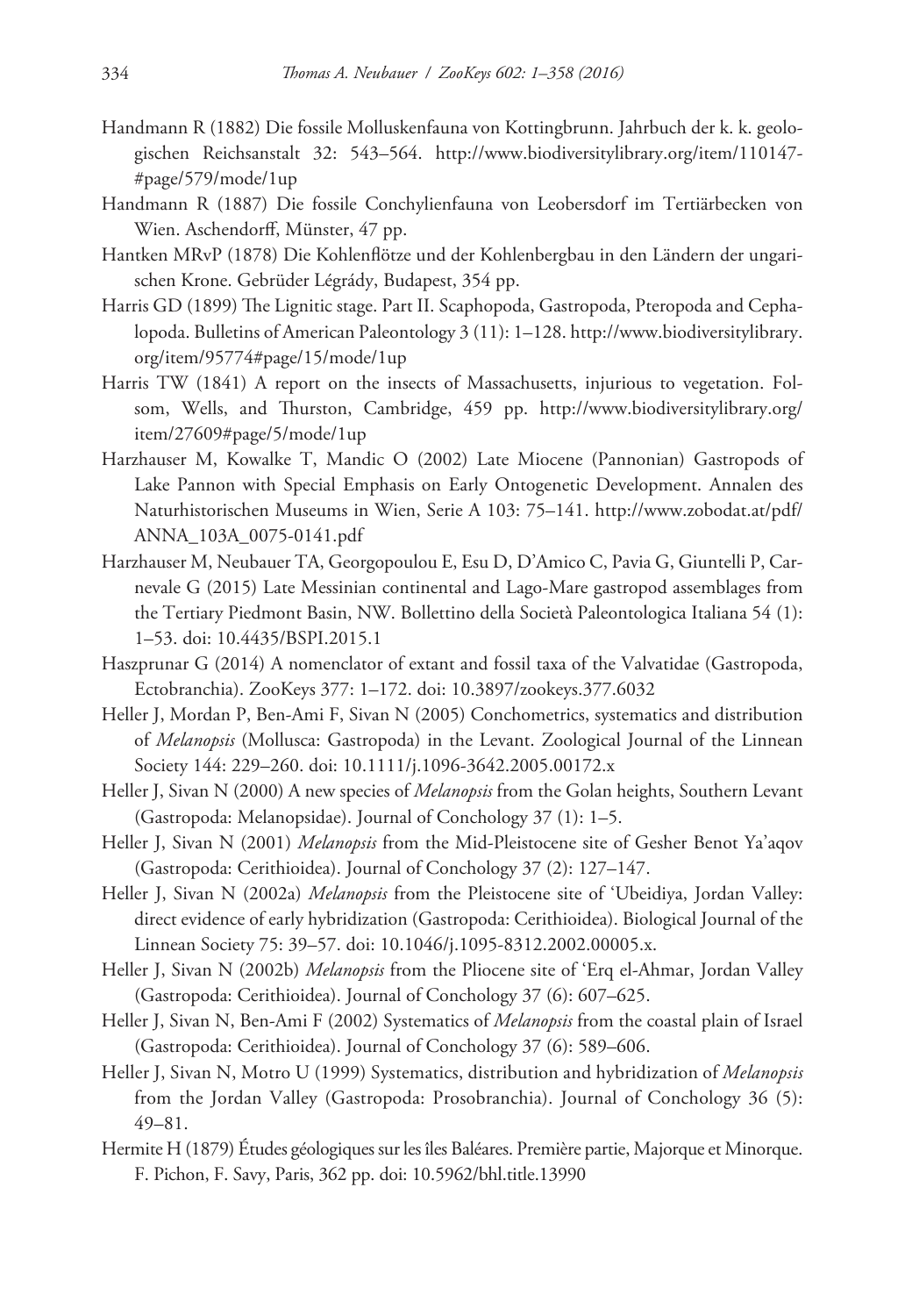Handmann R (1882) Die fossile Molluskenfauna von Kottingbrunn. Jahrbuch der k. k. geologischen Reichsanstalt 32: 543–564. http://www.biodiversitylibrary.org/item/110147-#page/579/mode/1up

Handmann R (1887) Die fossile Conchylienfauna von Leobersdorf im Tertiärbecken von Wien. Aschendorff, Münster, 47 pp.

Hantken MRvP (1878) Die Kohlenflötze und der Kohlenbergbau in den Ländern der ungarischen Krone. Gebrüder Légrády, Budapest, 354 pp.

Harris GD (1899) The Lignitic stage. Part II. Scaphopoda, Gastropoda, Pteropoda and Cephalopoda. Bulletins of American Paleontology 3 (11): 1–128. http://www.biodiversitylibrary.org/item/95774#page/15/mode/1up

Harris TW (1841) A report on the insects of Massachusetts, injurious to vegetation. Folsom, Wells, and Thurston, Cambridge, 459 pp. http://www.biodiversitylibrary.org/item/27609#page/5/mode/1up

Harzhauser M, Kowalke T, Mandic O (2002) Late Miocene (Pannonian) Gastropods of Lake Pannon with Special Emphasis on Early Ontogenetic Development. Annalen des Naturhistorischen Museums in Wien, Serie A 103: 75–141. http://www.zobodat.at/pdf/ANNA_103A_0075-0141.pdf

Harzhauser M, Neubauer TA, Georgopoulou E, Esu D, D'Amico C, Pavia G, Giuntelli P, Carnevale G (2015) Late Messinian continental and Lago-Mare gastropod assemblages from the Tertiary Piedmont Basin, NW. Bollettino della Società Paleontologica Italiana 54 (1): 1–53. doi: 10.4435/BSPI.2015.1

Haszprunar G (2014) A nomenclator of extant and fossil taxa of the Valvatidae (Gastropoda, Ectobranchia). ZooKeys 377: 1–172. doi: 10.3897/zookeys.377.6032

Heller J, Mordan P, Ben-Ami F, Sivan N (2005) Conchometrics, systematics and distribution of *Melanopsis* (Mollusca: Gastropoda) in the Levant. Zoological Journal of the Linnean Society 144: 229–260. doi: 10.1111/j.1096-3642.2005.00172.x

Heller J, Sivan N (2000) A new species of *Melanopsis* from the Golan heights, Southern Levant (Gastropoda: Melanopsidae). Journal of Conchology 37 (1): 1–5.

Heller J, Sivan N (2001) *Melanopsis* from the Mid-Pleistocene site of Gesher Benot Ya'aqov (Gastropoda: Cerithioidea). Journal of Conchology 37 (2): 127–147.

Heller J, Sivan N (2002a) *Melanopsis* from the Pleistocene site of 'Ubeidiya, Jordan Valley: direct evidence of early hybridization (Gastropoda: Cerithioidea). Biological Journal of the Linnean Society 75: 39–57. doi: 10.1046/j.1095-8312.2002.00005.x.

Heller J, Sivan N (2002b) *Melanopsis* from the Pliocene site of 'Erq el-Ahmar, Jordan Valley (Gastropoda: Cerithioidea). Journal of Conchology 37 (6): 607–625.

Heller J, Sivan N, Ben-Ami F (2002) Systematics of *Melanopsis* from the coastal plain of Israel (Gastropoda: Cerithioidea). Journal of Conchology 37 (6): 589–606.

Heller J, Sivan N, Motro U (1999) Systematics, distribution and hybridization of *Melanopsis* from the Jordan Valley (Gastropoda: Prosobranchia). Journal of Conchology 36 (5): 49–81.

Hermite H (1879) Études géologiques sur les îles Baléares. Première partie, Majorque et Minorque. F. Pichon, F. Savy, Paris, 362 pp. doi: 10.5962/bhl.title.13990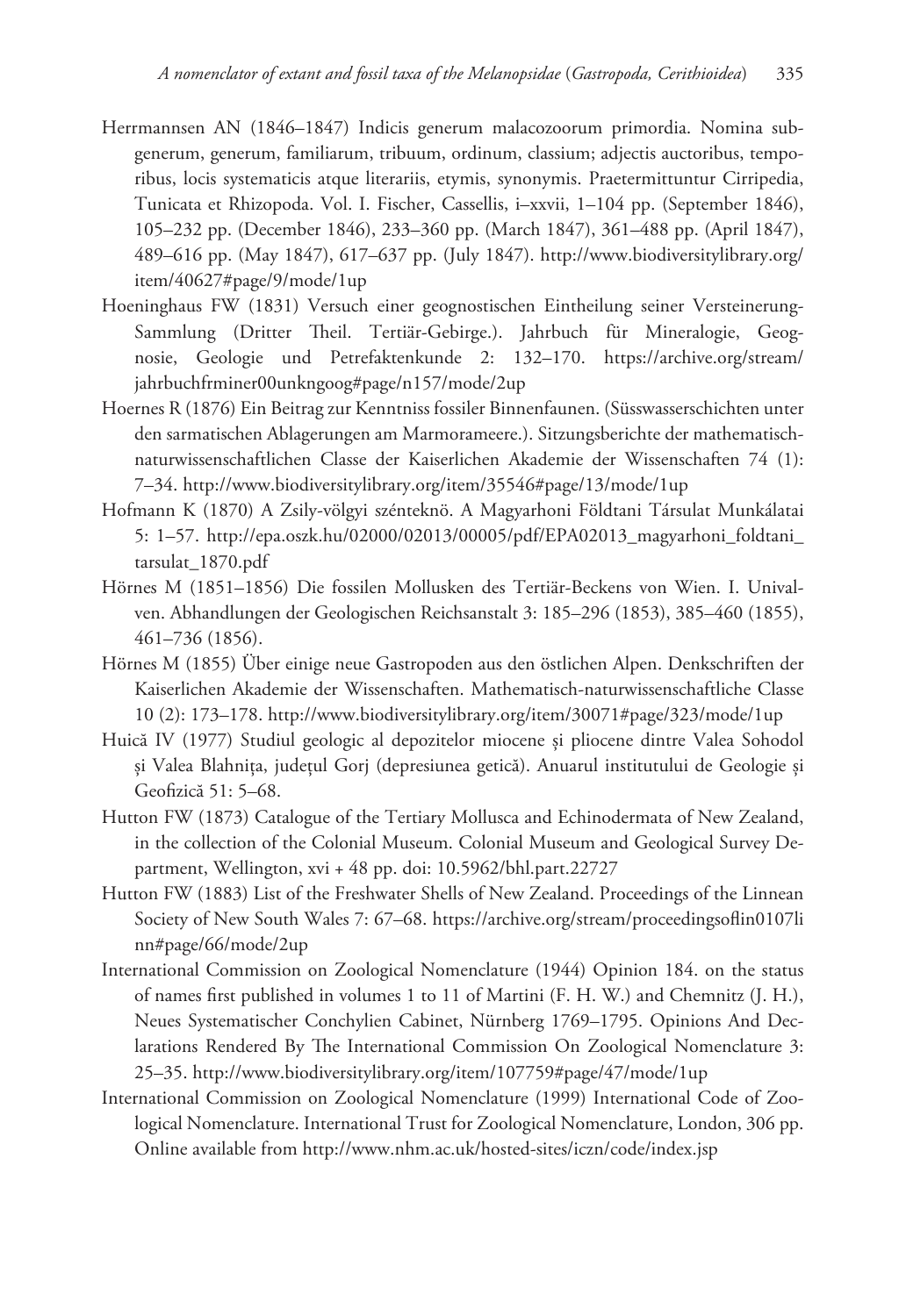Herrmannsen AN (1846–1847) Indicis generum malacozoorum primordia. Nomina subgenerum, generum, familiarum, tribuum, ordinum, classium; adjectis auctoribus, temporibus, locis systematicis atque literariis, etymis, synonymis. Praetermittuntur Cirripedia, Tunicata et Rhizopoda. Vol. I. Fischer, Cassellis, i–xxvii, 1–104 pp. (September 1846), 105–232 pp. (December 1846), 233–360 pp. (March 1847), 361–488 pp. (April 1847), 489–616 pp. (May 1847), 617–637 pp. (July 1847). http://www.biodiversitylibrary.org/item/40627#page/9/mode/1up

Hoeninghaus FW (1831) Versuch einer geognostischen Eintheilung seiner Versteinerung-Sammlung (Dritter Theil. Tertiär-Gebirge.). Jahrbuch für Mineralogie, Geognosie, Geologie und Petrefaktenkunde 2: 132–170. https://archive.org/stream/jahrbuchfrminer00unkngoog#page/n157/mode/2up

Hoernes R (1876) Ein Beitrag zur Kenntniss fossiler Binnenfaunen. (Süsswasserschichten unter den sarmatischen Ablagerungen am Marmorameere.). Sitzungsberichte der mathematisch-naturwissenschaftlichen Classe der Kaiserlichen Akademie der Wissenschaften 74 (1): 7–34. http://www.biodiversitylibrary.org/item/35546#page/13/mode/1up

Hofmann K (1870) A Zsily-völgyi szénteknö. A Magyarhoni Földtani Társulat Munkálatai 5: 1–57. http://epa.oszk.hu/02000/02013/00005/pdf/EPA02013_magyarhoni_foldtani_tarsulat_1870.pdf

Hörnes M (1851–1856) Die fossilen Mollusken des Tertiär-Beckens von Wien. I. Univalven. Abhandlungen der Geologischen Reichsanstalt 3: 185–296 (1853), 385–460 (1855), 461–736 (1856).

Hörnes M (1855) Über einige neue Gastropoden aus den östlichen Alpen. Denkschriften der Kaiserlichen Akademie der Wissenschaften. Mathematisch-naturwissenschaftliche Classe 10 (2): 173–178. http://www.biodiversitylibrary.org/item/30071#page/323/mode/1up

Huică IV (1977) Studiul geologic al depozitelor miocene și pliocene dintre Valea Sohodol și Valea Blahnița, județul Gorj (depresiunea getică). Anuarul institutului de Geologie și Geofizică 51: 5–68.

Hutton FW (1873) Catalogue of the Tertiary Mollusca and Echinodermata of New Zealand, in the collection of the Colonial Museum. Colonial Museum and Geological Survey Department, Wellington, xvi + 48 pp. doi: 10.5962/bhl.part.22727

Hutton FW (1883) List of the Freshwater Shells of New Zealand. Proceedings of the Linnean Society of New South Wales 7: 67–68. https://archive.org/stream/proceedingsoflin0107linn#page/66/mode/2up

International Commission on Zoological Nomenclature (1944) Opinion 184. on the status of names first published in volumes 1 to 11 of Martini (F. H. W.) and Chemnitz (J. H.), Neues Systematischer Conchylien Cabinet, Nürnberg 1769–1795. Opinions And Declarations Rendered By The International Commission On Zoological Nomenclature 3: 25–35. http://www.biodiversitylibrary.org/item/107759#page/47/mode/1up

International Commission on Zoological Nomenclature (1999) International Code of Zoological Nomenclature. International Trust for Zoological Nomenclature, London, 306 pp. Online available from http://www.nhm.ac.uk/hosted-sites/iczn/code/index.jsp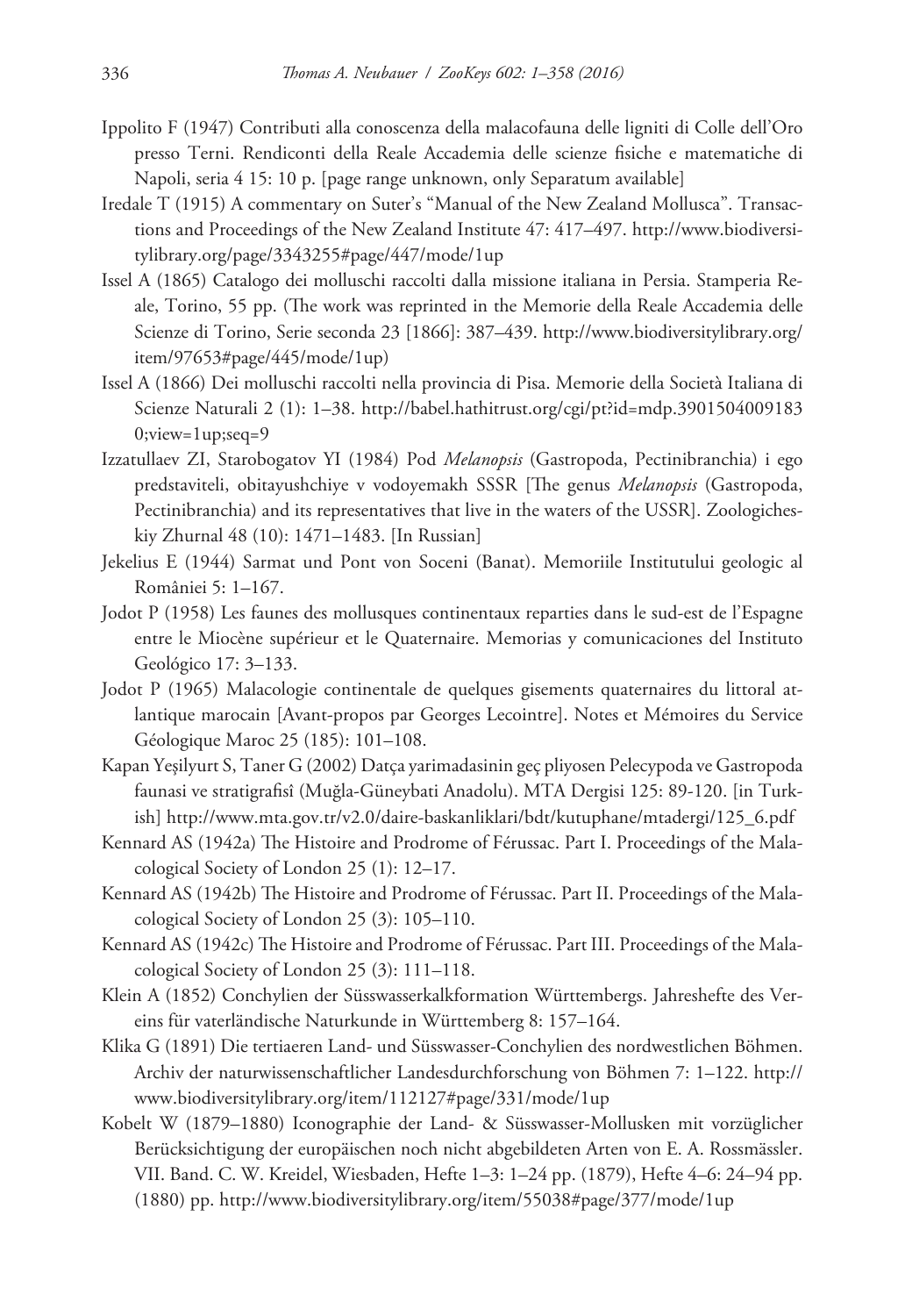Ippolito F (1947) Contributi alla conoscenza della malacofauna delle ligniti di Colle dell'Oro presso Terni. Rendiconti della Reale Accademia delle scienze fisiche e matematiche di Napoli, seria 4 15: 10 p. [page range unknown, only Separatum available]

Iredale T (1915) A commentary on Suter's "Manual of the New Zealand Mollusca". Transactions and Proceedings of the New Zealand Institute 47: 417–497. http://www.biodiversitylibrary.org/page/3343255#page/447/mode/1up

Issel A (1865) Catalogo dei molluschi raccolti dalla missione italiana in Persia. Stamperia Reale, Torino, 55 pp. (The work was reprinted in the Memorie della Reale Accademia delle Scienze di Torino, Serie seconda 23 [1866]: 387–439. http://www.biodiversitylibrary.org/item/97653#page/445/mode/1up)

Issel A (1866) Dei molluschi raccolti nella provincia di Pisa. Memorie della Società Italiana di Scienze Naturali 2 (1): 1–38. http://babel.hathitrust.org/cgi/pt?id=mdp.39015040091830;view=1up;seq=9

Izzatullaev ZI, Starobogatov YI (1984) Pod *Melanopsis* (Gastropoda, Pectinibranchia) i ego predstaviteli, obitayushchiye v vodoyemakh SSSR [The genus *Melanopsis* (Gastropoda, Pectinibranchia) and its representatives that live in the waters of the USSR]. Zoologicheskiy Zhurnal 48 (10): 1471–1483. [In Russian]

Jekelius E (1944) Sarmat und Pont von Soceni (Banat). Memoriile Institutului geologic al României 5: 1–167.

Jodot P (1958) Les faunes des mollusques continentaux reparties dans le sud-est de l'Espagne entre le Miocène supérieur et le Quaternaire. Memorias y comunicaciones del Instituto Geológico 17: 3–133.

Jodot P (1965) Malacologie continentale de quelques gisements quaternaires du littoral atlantique marocain [Avant-propos par Georges Lecointre]. Notes et Mémoires du Service Géologique Maroc 25 (185): 101–108.

Kapan Yeşilyurt S, Taner G (2002) Datça yarimadasinin geç pliyosen Pelecypoda ve Gastropoda faunasi ve stratigrafisî (Muğla-Güneybati Anadolu). MTA Dergisi 125: 89-120. [in Turkish] http://www.mta.gov.tr/v2.0/daire-baskanliklari/bdt/kutuphane/mtadergi/125_6.pdf

Kennard AS (1942a) The Histoire and Prodrome of Férussac. Part I. Proceedings of the Malacological Society of London 25 (1): 12–17.

Kennard AS (1942b) The Histoire and Prodrome of Férussac. Part II. Proceedings of the Malacological Society of London 25 (3): 105–110.

Kennard AS (1942c) The Histoire and Prodrome of Férussac. Part III. Proceedings of the Malacological Society of London 25 (3): 111–118.

Klein A (1852) Conchylien der Süsswasserkalkformation Württembergs. Jahreshefte des Vereins für vaterländische Naturkunde in Württemberg 8: 157–164.

Klika G (1891) Die tertiaeren Land- und Süsswasser-Conchylien des nordwestlichen Böhmen. Archiv der naturwissenschaftlicher Landesdurchforschung von Böhmen 7: 1–122. http://www.biodiversitylibrary.org/item/112127#page/331/mode/1up

Kobelt W (1879–1880) Iconographie der Land- & Süsswasser-Mollusken mit vorzüglicher Berücksichtigung der europäischen noch nicht abgebildeten Arten von E. A. Rossmässler. VII. Band. C. W. Kreidel, Wiesbaden, Hefte 1–3: 1–24 pp. (1879), Hefte 4–6: 24–94 pp. (1880) pp. http://www.biodiversitylibrary.org/item/55038#page/377/mode/1up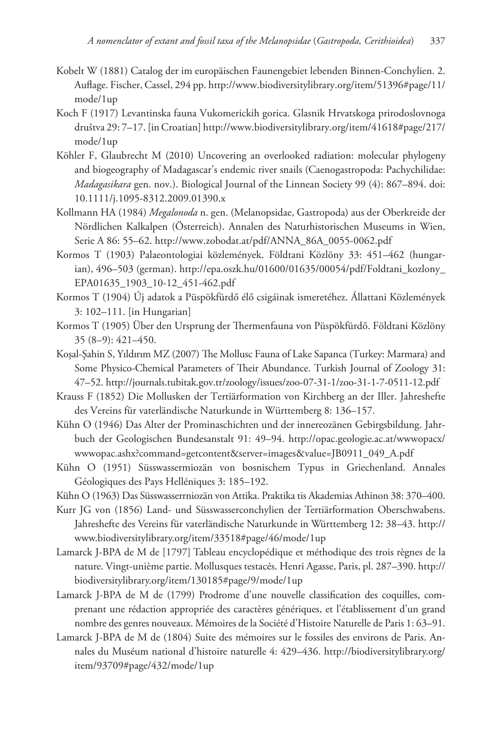Kobelt W (1881) Catalog der im europäischen Faunengebiet lebenden Binnen-Conchylien. 2. Auflage. Fischer, Cassel, 294 pp. http://www.biodiversitylibrary.org/item/51396#page/11/mode/1up

Koch F (1917) Levantinska fauna Vukomerickih gorica. Glasnik Hrvatskoga prirodoslovnoga društva 29: 7–17. [in Croatian] http://www.biodiversitylibrary.org/item/41618#page/217/mode/1up

Köhler F, Glaubrecht M (2010) Uncovering an overlooked radiation: molecular phylogeny and biogeography of Madagascar's endemic river snails (Caenogastropoda: Pachychilidae: *Madagasikara* gen. nov.). Biological Journal of the Linnean Society 99 (4): 867–894. doi: 10.1111/j.1095-8312.2009.01390.x

Kollmann HA (1984) *Megalonoda* n. gen. (Melanopsidae, Gastropoda) aus der Oberkreide der Nördlichen Kalkalpen (Österreich). Annalen des Naturhistorischen Museums in Wien, Serie A 86: 55–62. http://www.zobodat.at/pdf/ANNA_86A_0055-0062.pdf

Kormos T (1903) Palaeontologiai közlemények. Földtani Közlöny 33: 451–462 (hungarian), 496–503 (german). http://epa.oszk.hu/01600/01635/00054/pdf/Foldtani_kozlony_EPA01635_1903_10-12_451-462.pdf

Kormos T (1904) Új adatok a Püspökfürdő élő csigáinak ismeretéhez. Állattani Közlemények 3: 102–111. [in Hungarian]

Kormos T (1905) Über den Ursprung der Thermenfauna von Püspökfürdő. Földtani Közlöny 35 (8–9): 421–450.

Koşal-Şahin S, Yıldırım MZ (2007) The Mollusc Fauna of Lake Sapanca (Turkey: Marmara) and Some Physico-Chemical Parameters of Their Abundance. Turkish Journal of Zoology 31: 47–52. http://journals.tubitak.gov.tr/zoology/issues/zoo-07-31-1/zoo-31-1-7-0511-12.pdf

Krauss F (1852) Die Mollusken der Tertiärformation von Kirchberg an der Iller. Jahreshefte des Vereins für vaterländische Naturkunde in Württemberg 8: 136–157.

Kühn O (1946) Das Alter der Prominaschichten und der innereozänen Gebirgsbildung. Jahrbuch der Geologischen Bundesanstalt 91: 49–94. http://opac.geologie.ac.at/wwwopacx/wwwopac.ashx?command=getcontent&server=images&value=JB0911_049_A.pdf

Kühn O (1951) Süsswassermiozän von bosnischem Typus in Griechenland. Annales Géologiques des Pays Helléniques 3: 185–192.

Kühn O (1963) Das Süsswasserrniozän von Attika. Praktika tis Akademias Athinon 38: 370–400.

Kurr JG von (1856) Land- und Süsswasserconchylien der Tertiärformation Oberschwabens. Jahreshefte des Vereins für vaterländische Naturkunde in Württemberg 12: 38–43. http://www.biodiversitylibrary.org/item/33518#page/46/mode/1up

Lamarck J-BPA de M de [1797] Tableau encyclopédique et méthodique des trois règnes de la nature. Vingt-unième partie. Mollusques testacés. Henri Agasse, Paris, pl. 287–390. http://biodiversitylibrary.org/item/130185#page/9/mode/1up

Lamarck J-BPA de M de (1799) Prodrome d'une nouvelle classification des coquilles, comprenant une rédaction appropriée des caractères génériques, et l'établissement d'un grand nombre des genres nouveaux. Mémoires de la Société d'Histoire Naturelle de Paris 1: 63–91.

Lamarck J-BPA de M de (1804) Suite des mémoires sur le fossiles des environs de Paris. Annales du Muséum national d'histoire naturelle 4: 429–436. http://biodiversitylibrary.org/item/93709#page/432/mode/1up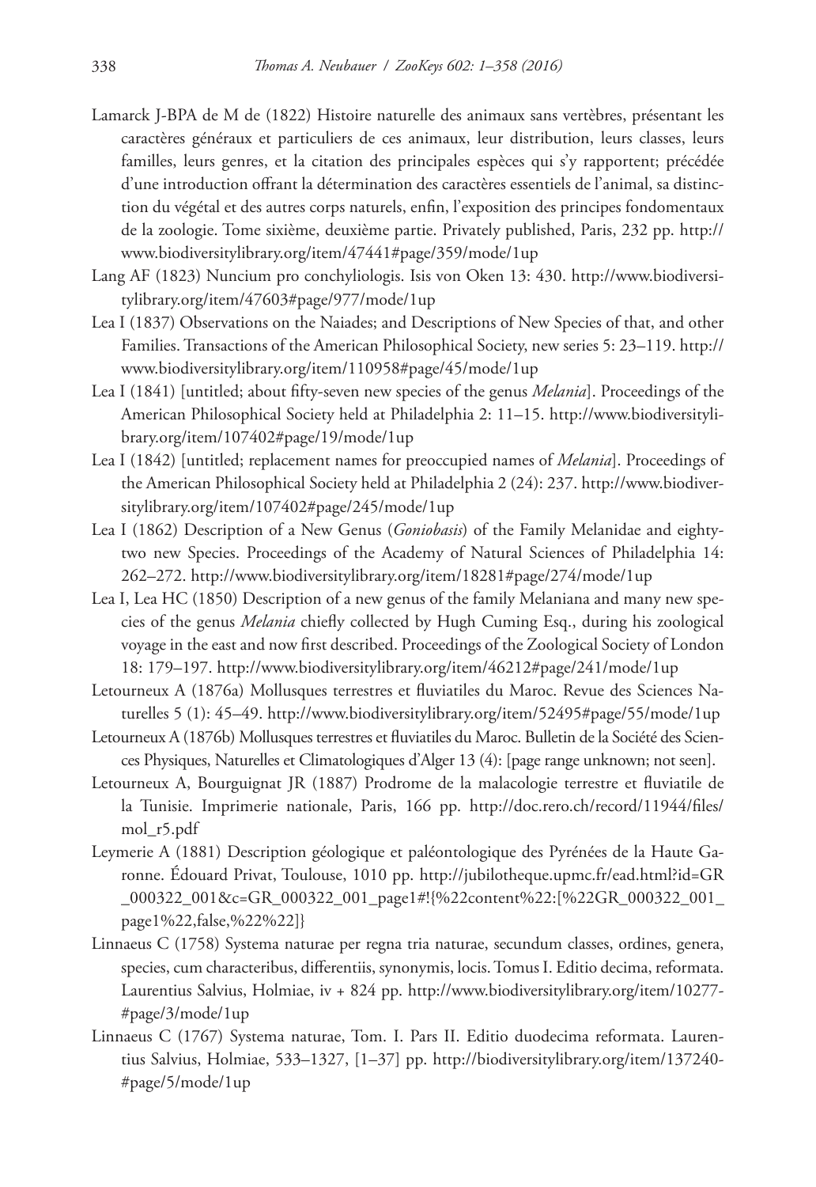Lamarck J-BPA de M de (1822) Histoire naturelle des animaux sans vertèbres, présentant les caractères généraux et particuliers de ces animaux, leur distribution, leurs classes, leurs familles, leurs genres, et la citation des principales espèces qui s'y rapportent; précédée d'une introduction offrant la détermination des caractères essentiels de l'animal, sa distinction du végétal et des autres corps naturels, enfin, l'exposition des principes fondomentaux de la zoologie. Tome sixième, deuxième partie. Privately published, Paris, 232 pp. http://www.biodiversitylibrary.org/item/47441#page/359/mode/1up

Lang AF (1823) Nuncium pro conchyliologis. Isis von Oken 13: 430. http://www.biodiversitylibrary.org/item/47603#page/977/mode/1up

Lea I (1837) Observations on the Naiades; and Descriptions of New Species of that, and other Families. Transactions of the American Philosophical Society, new series 5: 23–119. http://www.biodiversitylibrary.org/item/110958#page/45/mode/1up

Lea I (1841) [untitled; about fifty-seven new species of the genus *Melania*]. Proceedings of the American Philosophical Society held at Philadelphia 2: 11–15. http://www.biodiversitylibrary.org/item/107402#page/19/mode/1up

Lea I (1842) [untitled; replacement names for preoccupied names of *Melania*]. Proceedings of the American Philosophical Society held at Philadelphia 2 (24): 237. http://www.biodiversitylibrary.org/item/107402#page/245/mode/1up

Lea I (1862) Description of a New Genus (*Goniobasis*) of the Family Melanidae and eighty-two new Species. Proceedings of the Academy of Natural Sciences of Philadelphia 14: 262–272. http://www.biodiversitylibrary.org/item/18281#page/274/mode/1up

Lea I, Lea HC (1850) Description of a new genus of the family Melaniana and many new species of the genus *Melania* chiefly collected by Hugh Cuming Esq., during his zoological voyage in the east and now first described. Proceedings of the Zoological Society of London 18: 179–197. http://www.biodiversitylibrary.org/item/46212#page/241/mode/1up

Letourneux A (1876a) Mollusques terrestres et fluviatiles du Maroc. Revue des Sciences Naturelles 5 (1): 45–49. http://www.biodiversitylibrary.org/item/52495#page/55/mode/1up

Letourneux A (1876b) Mollusques terrestres et fluviatiles du Maroc. Bulletin de la Société des Sciences Physiques, Naturelles et Climatologiques d'Alger 13 (4): [page range unknown; not seen].

Letourneux A, Bourguignat JR (1887) Prodrome de la malacologie terrestre et fluviatile de la Tunisie. Imprimerie nationale, Paris, 166 pp. http://doc.rero.ch/record/11944/files/mol_r5.pdf

Leymerie A (1881) Description géologique et paléontologique des Pyrénées de la Haute Garonne. Édouard Privat, Toulouse, 1010 pp. http://jubilotheque.upmc.fr/ead.html?id=GR_000322_001&c=GR_000322_001_page1#!{%22content%22:[%22GR_000322_001_page1%22,false,%22%22]}

Linnaeus C (1758) Systema naturae per regna tria naturae, secundum classes, ordines, genera, species, cum characteribus, differentiis, synonymis, locis. Tomus I. Editio decima, reformata. Laurentius Salvius, Holmiae, iv + 824 pp. http://www.biodiversitylibrary.org/item/10277#page/3/mode/1up

Linnaeus C (1767) Systema naturae, Tom. I. Pars II. Editio duodecima reformata. Laurentius Salvius, Holmiae, 533–1327, [1–37] pp. http://biodiversitylibrary.org/item/137240#page/5/mode/1up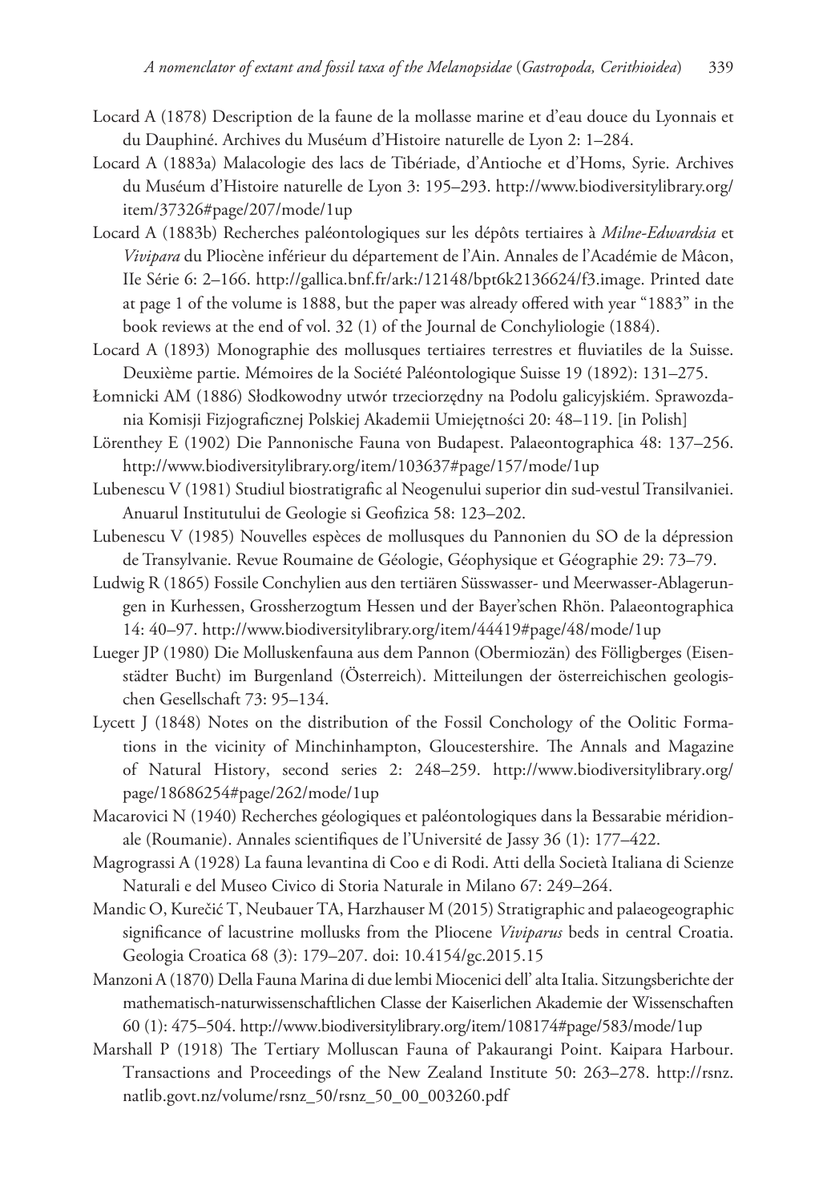Locard A (1878) Description de la faune de la mollasse marine et d'eau douce du Lyonnais et du Dauphiné. Archives du Muséum d'Histoire naturelle de Lyon 2: 1–284.

Locard A (1883a) Malacologie des lacs de Tibériade, d'Antioche et d'Homs, Syrie. Archives du Muséum d'Histoire naturelle de Lyon 3: 195–293. http://www.biodiversitylibrary.org/item/37326#page/207/mode/1up

Locard A (1883b) Recherches paléontologiques sur les dépôts tertiaires à *Milne-Edwardsia* et *Vivipara* du Pliocène inférieur du département de l'Ain. Annales de l'Académie de Mâcon, IIe Série 6: 2–166. http://gallica.bnf.fr/ark:/12148/bpt6k2136624/f3.image. Printed date at page 1 of the volume is 1888, but the paper was already offered with year "1883" in the book reviews at the end of vol. 32 (1) of the Journal de Conchyliologie (1884).

Locard A (1893) Monographie des mollusques tertiaires terrestres et fluviatiles de la Suisse. Deuxième partie. Mémoires de la Société Paléontologique Suisse 19 (1892): 131–275.

Łomnicki AM (1886) Słodkowodny utwór trzeciorzędny na Podolu galicyjskiém. Sprawozdania Komisji Fizjograficznej Polskiej Akademii Umiejętności 20: 48–119. [in Polish]

Lörenthey E (1902) Die Pannonische Fauna von Budapest. Palaeontographica 48: 137–256. http://www.biodiversitylibrary.org/item/103637#page/157/mode/1up

Lubenescu V (1981) Studiul biostratigrafic al Neogenului superior din sud-vestul Transilvaniei. Anuarul Institutului de Geologie si Geofizica 58: 123–202.

Lubenescu V (1985) Nouvelles espèces de mollusques du Pannonien du SO de la dépression de Transylvanie. Revue Roumaine de Géologie, Géophysique et Géographie 29: 73–79.

Ludwig R (1865) Fossile Conchylien aus den tertiären Süsswasser- und Meerwasser-Ablagerungen in Kurhessen, Grossherzogtum Hessen und der Bayer'schen Rhön. Palaeontographica 14: 40–97. http://www.biodiversitylibrary.org/item/44419#page/48/mode/1up

Lueger JP (1980) Die Molluskenfauna aus dem Pannon (Obermiozän) des Fölligberges (Eisenstädter Bucht) im Burgenland (Österreich). Mitteilungen der österreichischen geologischen Gesellschaft 73: 95–134.

Lycett J (1848) Notes on the distribution of the Fossil Conchology of the Oolitic Formations in the vicinity of Minchinhampton, Gloucestershire. The Annals and Magazine of Natural History, second series 2: 248–259. http://www.biodiversitylibrary.org/page/18686254#page/262/mode/1up

Macarovici N (1940) Recherches géologiques et paléontologiques dans la Bessarabie méridionale (Roumanie). Annales scientifiques de l'Université de Jassy 36 (1): 177–422.

Magrograssi A (1928) La fauna levantina di Coo e di Rodi. Atti della Società Italiana di Scienze Naturali e del Museo Civico di Storia Naturale in Milano 67: 249–264.

Mandic O, Kurečić T, Neubauer TA, Harzhauser M (2015) Stratigraphic and palaeogeographic significance of lacustrine mollusks from the Pliocene *Viviparus* beds in central Croatia. Geologia Croatica 68 (3): 179–207. doi: 10.4154/gc.2015.15

Manzoni A (1870) Della Fauna Marina di due lembi Miocenici dell' alta Italia. Sitzungsberichte der mathematisch-naturwissenschaftlichen Classe der Kaiserlichen Akademie der Wissenschaften 60 (1): 475–504. http://www.biodiversitylibrary.org/item/108174#page/583/mode/1up

Marshall P (1918) The Tertiary Molluscan Fauna of Pakaurangi Point. Kaipara Harbour. Transactions and Proceedings of the New Zealand Institute 50: 263–278. http://rsnz.natlib.govt.nz/volume/rsnz_50/rsnz_50_00_003260.pdf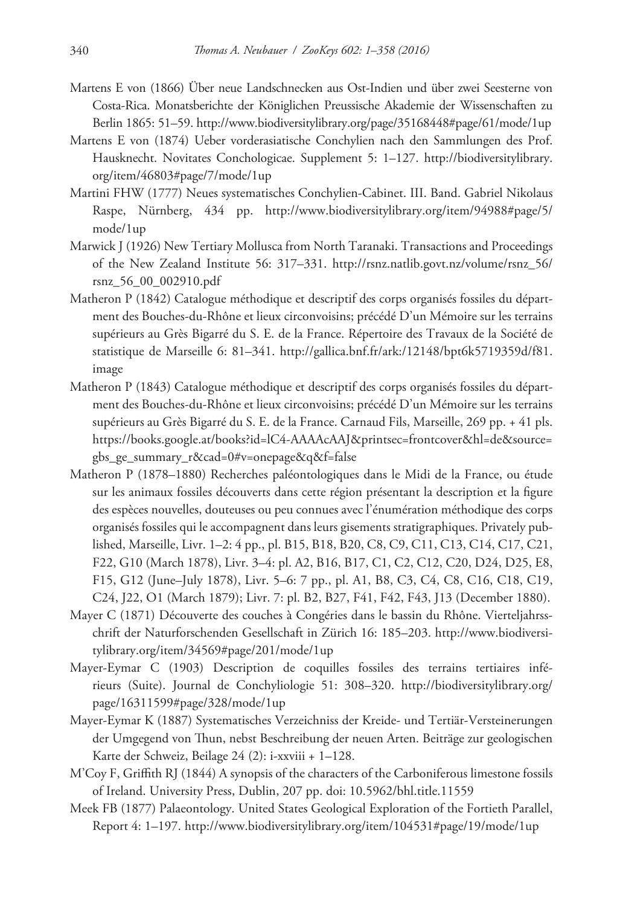Martens E von (1866) Über neue Landschnecken aus Ost-Indien und über zwei Seesterne von Costa-Rica. Monatsberichte der Königlichen Preussische Akademie der Wissenschaften zu Berlin 1865: 51–59. http://www.biodiversitylibrary.org/page/35168448#page/61/mode/1up

Martens E von (1874) Ueber vorderasiatische Conchylien nach den Sammlungen des Prof. Hausknecht. Novitates Conchologicae. Supplement 5: 1–127. http://biodiversitylibrary.org/item/46803#page/7/mode/1up

Martini FHW (1777) Neues systematisches Conchylien-Cabinet. III. Band. Gabriel Nikolaus Raspe, Nürnberg, 434 pp. http://www.biodiversitylibrary.org/item/94988#page/5/mode/1up

Marwick J (1926) New Tertiary Mollusca from North Taranaki. Transactions and Proceedings of the New Zealand Institute 56: 317–331. http://rsnz.natlib.govt.nz/volume/rsnz_56/rsnz_56_00_002910.pdf

Matheron P (1842) Catalogue méthodique et descriptif des corps organisés fossiles du département des Bouches-du-Rhône et lieux circonvoisins; précédé D'un Mémoire sur les terrains supérieurs au Grès Bigarré du S. E. de la France. Répertoire des Travaux de la Société de statistique de Marseille 6: 81–341. http://gallica.bnf.fr/ark:/12148/bpt6k5719359d/f81.image

Matheron P (1843) Catalogue méthodique et descriptif des corps organisés fossiles du département des Bouches-du-Rhône et lieux circonvoisins; précédé D'un Mémoire sur les terrains supérieurs au Grès Bigarré du S. E. de la France. Carnaud Fils, Marseille, 269 pp. + 41 pls. https://books.google.at/books?id=lC4-AAAAcAAJ&printsec=frontcover&hl=de&source=gbs_ge_summary_r&cad=0#v=onepage&q&f=false

Matheron P (1878–1880) Recherches paléontologiques dans le Midi de la France, ou étude sur les animaux fossiles découverts dans cette région présentant la description et la figure des espèces nouvelles, douteuses ou peu connues avec l'énumération méthodique des corps organisés fossiles qui le accompagnent dans leurs gisements stratigraphiques. Privately published, Marseille, Livr. 1–2: 4 pp., pl. B15, B18, B20, C8, C9, C11, C13, C14, C17, C21, F22, G10 (March 1878), Livr. 3–4: pl. A2, B16, B17, C1, C2, C12, C20, D24, D25, E8, F15, G12 (June–July 1878), Livr. 5–6: 7 pp., pl. A1, B8, C3, C4, C8, C16, C18, C19, C24, J22, O1 (March 1879); Livr. 7: pl. B2, B27, F41, F42, F43, J13 (December 1880).

Mayer C (1871) Découverte des couches à Congéries dans le bassin du Rhône. Vierteljahrsschrift der Naturforschenden Gesellschaft in Zürich 16: 185–203. http://www.biodiversitylibrary.org/item/34569#page/201/mode/1up

Mayer-Eymar C (1903) Description de coquilles fossiles des terrains tertiaires inférieurs (Suite). Journal de Conchyliologie 51: 308–320. http://biodiversitylibrary.org/page/16311599#page/328/mode/1up

Mayer-Eymar K (1887) Systematisches Verzeichniss der Kreide- und Tertiär-Versteinerungen der Umgegend von Thun, nebst Beschreibung der neuen Arten. Beiträge zur geologischen Karte der Schweiz, Beilage 24 (2): i-xxviii + 1–128.

M'Coy F, Griffith RJ (1844) A synopsis of the characters of the Carboniferous limestone fossils of Ireland. University Press, Dublin, 207 pp. doi: 10.5962/bhl.title.11559

Meek FB (1877) Palaeontology. United States Geological Exploration of the Fortieth Parallel, Report 4: 1–197. http://www.biodiversitylibrary.org/item/104531#page/19/mode/1up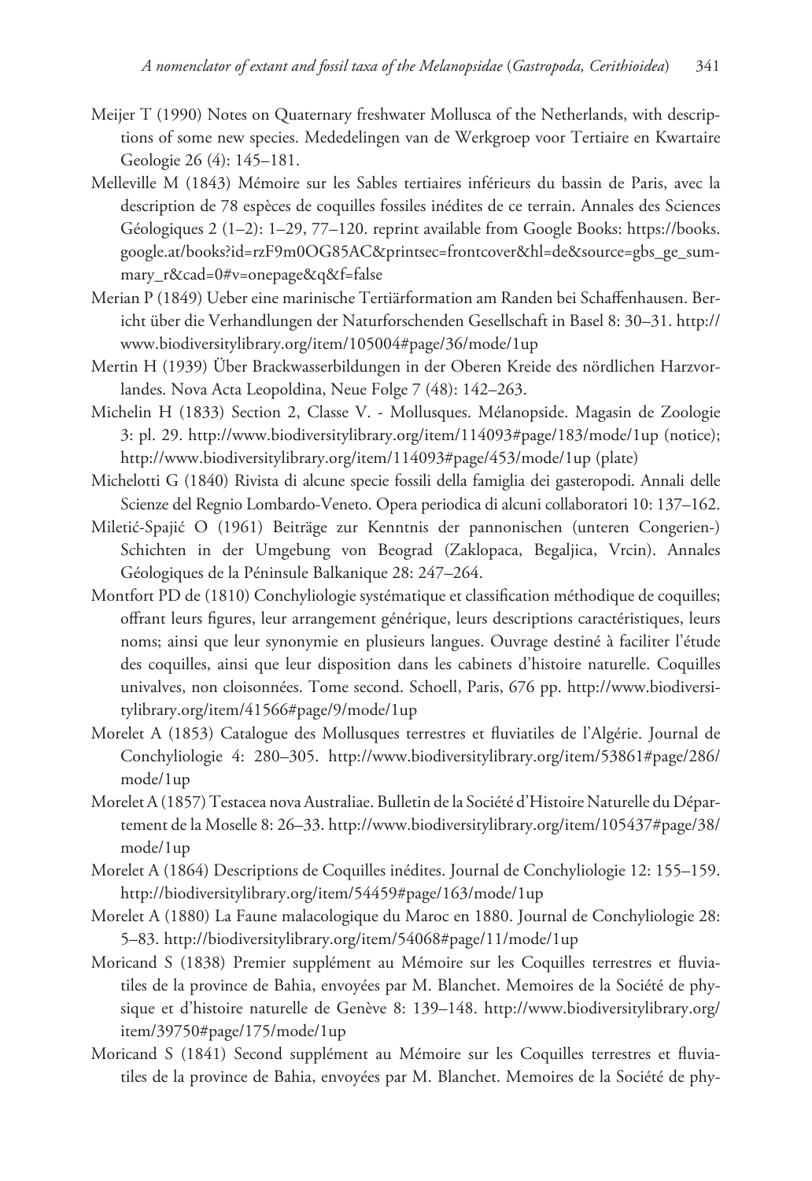Meijer T (1990) Notes on Quaternary freshwater Mollusca of the Netherlands, with descriptions of some new species. Mededelingen van de Werkgroep voor Tertiaire en Kwartaire Geologie 26 (4): 145–181.

Melleville M (1843) Mémoire sur les Sables tertiaires inférieurs du bassin de Paris, avec la description de 78 espèces de coquilles fossiles inédites de ce terrain. Annales des Sciences Géologiques 2 (1–2): 1–29, 77–120. reprint available from Google Books: https://books.google.at/books?id=rzF9m0OG85AC&printsec=frontcover&hl=de&source=gbs_ge_summary_r&cad=0#v=onepage&q&f=false

Merian P (1849) Ueber eine marinische Tertiärformation am Randen bei Schaffenhausen. Bericht über die Verhandlungen der Naturforschenden Gesellschaft in Basel 8: 30–31. http://www.biodiversitylibrary.org/item/105004#page/36/mode/1up

Mertin H (1939) Über Brackwasserbildungen in der Oberen Kreide des nördlichen Harzvorlandes. Nova Acta Leopoldina, Neue Folge 7 (48): 142–263.

Michelin H (1833) Section 2, Classe V. - Mollusques. Mélanopside. Magasin de Zoologie 3: pl. 29. http://www.biodiversitylibrary.org/item/114093#page/183/mode/1up (notice); http://www.biodiversitylibrary.org/item/114093#page/453/mode/1up (plate)

Michelotti G (1840) Rivista di alcune specie fossili della famiglia dei gasteropodi. Annali delle Scienze del Regnio Lombardo-Veneto. Opera periodica di alcuni collaboratori 10: 137–162.

Miletić-Spajić O (1961) Beiträge zur Kenntnis der pannonischen (unteren Congerien-) Schichten in der Umgebung von Beograd (Zaklopaca, Begaljica, Vrcin). Annales Géologiques de la Péninsule Balkanique 28: 247–264.

Montfort PD de (1810) Conchyliologie systématique et classification méthodique de coquilles; offrant leurs figures, leur arrangement générique, leurs descriptions caractéristiques, leurs noms; ainsi que leur synonymie en plusieurs langues. Ouvrage destiné à faciliter l'étude des coquilles, ainsi que leur disposition dans les cabinets d'histoire naturelle. Coquilles univalves, non cloisonnées. Tome second. Schoell, Paris, 676 pp. http://www.biodiversitylibrary.org/item/41566#page/9/mode/1up

Morelet A (1853) Catalogue des Mollusques terrestres et fluviatiles de l'Algérie. Journal de Conchyliologie 4: 280–305. http://www.biodiversitylibrary.org/item/53861#page/286/mode/1up

Morelet A (1857) Testacea nova Australiae. Bulletin de la Société d'Histoire Naturelle du Département de la Moselle 8: 26–33. http://www.biodiversitylibrary.org/item/105437#page/38/mode/1up

Morelet A (1864) Descriptions de Coquilles inédites. Journal de Conchyliologie 12: 155–159. http://biodiversitylibrary.org/item/54459#page/163/mode/1up

Morelet A (1880) La Faune malacologique du Maroc en 1880. Journal de Conchyliologie 28: 5–83. http://biodiversitylibrary.org/item/54068#page/11/mode/1up

Moricand S (1838) Premier supplément au Mémoire sur les Coquilles terrestres et fluviatiles de la province de Bahia, envoyées par M. Blanchet. Memoires de la Société de physique et d'histoire naturelle de Genève 8: 139–148. http://www.biodiversitylibrary.org/item/39750#page/175/mode/1up

Moricand S (1841) Second supplément au Mémoire sur les Coquilles terrestres et fluviatiles de la province de Bahia, envoyées par M. Blanchet. Memoires de la Société de phy-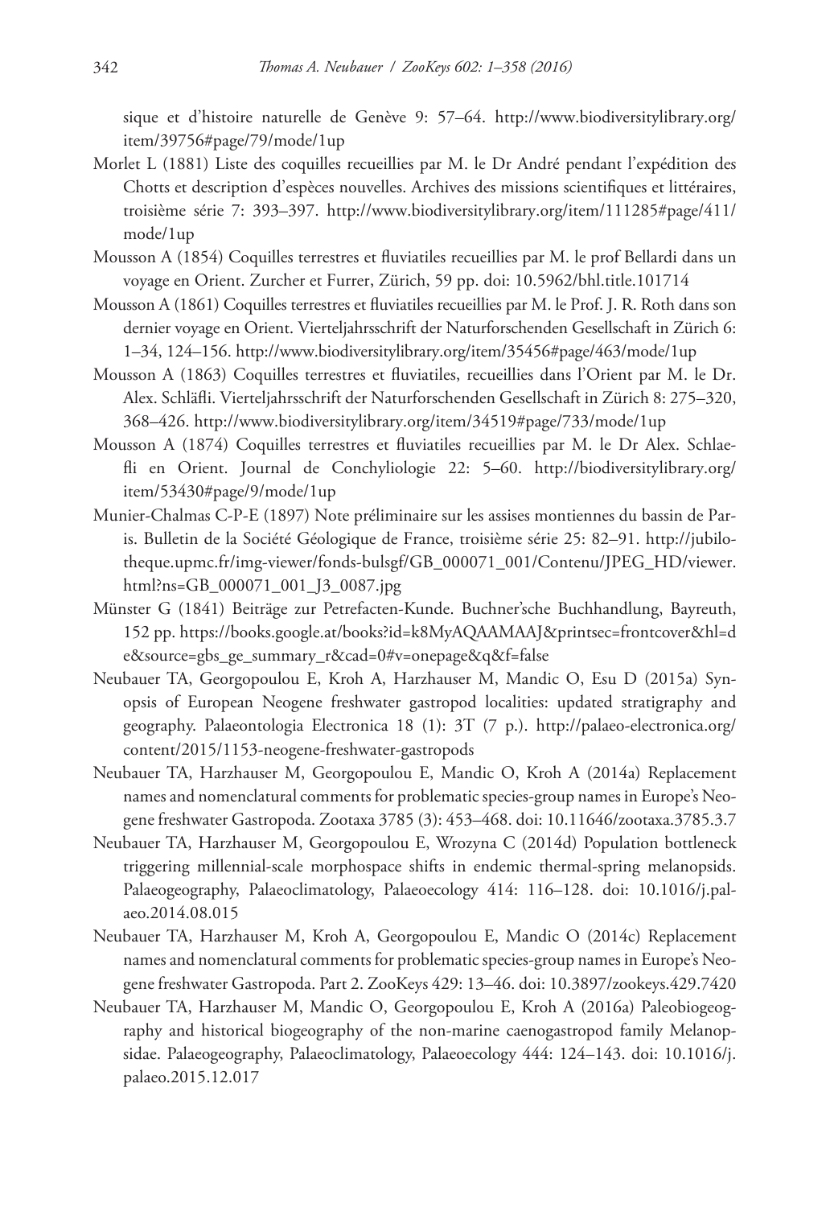sique et d'histoire naturelle de Genève 9: 57–64. http://www.biodiversitylibrary.org/item/39756#page/79/mode/1up

Morlet L (1881) Liste des coquilles recueillies par M. le Dr André pendant l'expédition des Chotts et description d'espèces nouvelles. Archives des missions scientifiques et littéraires, troisième série 7: 393–397. http://www.biodiversitylibrary.org/item/111285#page/411/mode/1up

Mousson A (1854) Coquilles terrestres et fluviatiles recueillies par M. le prof Bellardi dans un voyage en Orient. Zurcher et Furrer, Zürich, 59 pp. doi: 10.5962/bhl.title.101714

Mousson A (1861) Coquilles terrestres et fluviatiles recueillies par M. le Prof. J. R. Roth dans son dernier voyage en Orient. Vierteljahrsschrift der Naturforschenden Gesellschaft in Zürich 6: 1–34, 124–156. http://www.biodiversitylibrary.org/item/35456#page/463/mode/1up

Mousson A (1863) Coquilles terrestres et fluviatiles, recueillies dans l'Orient par M. le Dr. Alex. Schläfli. Vierteljahrsschrift der Naturforschenden Gesellschaft in Zürich 8: 275–320, 368–426. http://www.biodiversitylibrary.org/item/34519#page/733/mode/1up

Mousson A (1874) Coquilles terrestres et fluviatiles recueillies par M. le Dr Alex. Schlaefli en Orient. Journal de Conchyliologie 22: 5–60. http://biodiversitylibrary.org/item/53430#page/9/mode/1up

Munier-Chalmas C-P-E (1897) Note préliminaire sur les assises montiennes du bassin de Paris. Bulletin de la Société Géologique de France, troisième série 25: 82–91. http://jubilotheque.upmc.fr/img-viewer/fonds-bulsgf/GB_000071_001/Contenu/JPEG_HD/viewer.html?ns=GB_000071_001_J3_0087.jpg

Münster G (1841) Beiträge zur Petrefacten-Kunde. Buchner'sche Buchhandlung, Bayreuth, 152 pp. https://books.google.at/books?id=k8MyAQAAMAAJ&printsec=frontcover&hl=de&source=gbs_ge_summary_r&cad=0#v=onepage&q&f=false

Neubauer TA, Georgopoulou E, Kroh A, Harzhauser M, Mandic O, Esu D (2015a) Synopsis of European Neogene freshwater gastropod localities: updated stratigraphy and geography. Palaeontologia Electronica 18 (1): 3T (7 p.). http://palaeo-electronica.org/content/2015/1153-neogene-freshwater-gastropods

Neubauer TA, Harzhauser M, Georgopoulou E, Mandic O, Kroh A (2014a) Replacement names and nomenclatural comments for problematic species-group names in Europe's Neogene freshwater Gastropoda. Zootaxa 3785 (3): 453–468. doi: 10.11646/zootaxa.3785.3.7

Neubauer TA, Harzhauser M, Georgopoulou E, Wrozyna C (2014d) Population bottleneck triggering millennial-scale morphospace shifts in endemic thermal-spring melanopsids. Palaeogeography, Palaeoclimatology, Palaeoecology 414: 116–128. doi: 10.1016/j.palaeo.2014.08.015

Neubauer TA, Harzhauser M, Kroh A, Georgopoulou E, Mandic O (2014c) Replacement names and nomenclatural comments for problematic species-group names in Europe's Neogene freshwater Gastropoda. Part 2. ZooKeys 429: 13–46. doi: 10.3897/zookeys.429.7420

Neubauer TA, Harzhauser M, Mandic O, Georgopoulou E, Kroh A (2016a) Paleobiogeography and historical biogeography of the non-marine caenogastropod family Melanopsidae. Palaeogeography, Palaeoclimatology, Palaeoecology 444: 124–143. doi: 10.1016/j.palaeo.2015.12.017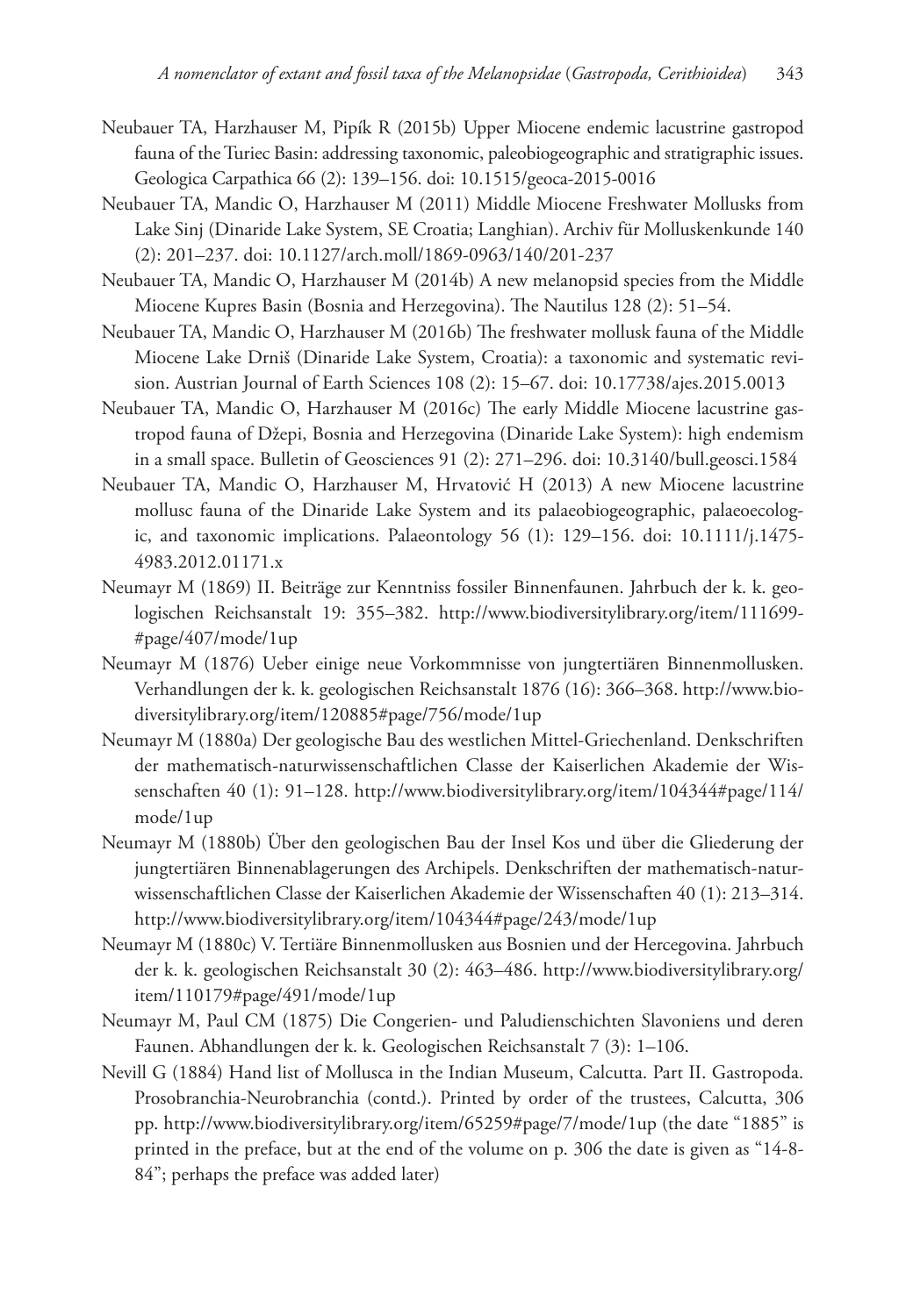Neubauer TA, Harzhauser M, Pipík R (2015b) Upper Miocene endemic lacustrine gastropod fauna of the Turiec Basin: addressing taxonomic, paleobiogeographic and stratigraphic issues. Geologica Carpathica 66 (2): 139–156. doi: 10.1515/geoca-2015-0016

Neubauer TA, Mandic O, Harzhauser M (2011) Middle Miocene Freshwater Mollusks from Lake Sinj (Dinaride Lake System, SE Croatia; Langhian). Archiv für Molluskenkunde 140 (2): 201–237. doi: 10.1127/arch.moll/1869-0963/140/201-237

Neubauer TA, Mandic O, Harzhauser M (2014b) A new melanopsid species from the Middle Miocene Kupres Basin (Bosnia and Herzegovina). The Nautilus 128 (2): 51–54.

Neubauer TA, Mandic O, Harzhauser M (2016b) The freshwater mollusk fauna of the Middle Miocene Lake Drniš (Dinaride Lake System, Croatia): a taxonomic and systematic revision. Austrian Journal of Earth Sciences 108 (2): 15–67. doi: 10.17738/ajes.2015.0013

Neubauer TA, Mandic O, Harzhauser M (2016c) The early Middle Miocene lacustrine gastropod fauna of Džepi, Bosnia and Herzegovina (Dinaride Lake System): high endemism in a small space. Bulletin of Geosciences 91 (2): 271–296. doi: 10.3140/bull.geosci.1584

Neubauer TA, Mandic O, Harzhauser M, Hrvatović H (2013) A new Miocene lacustrine mollusc fauna of the Dinaride Lake System and its palaeobiogeographic, palaeoecologic, and taxonomic implications. Palaeontology 56 (1): 129–156. doi: 10.1111/j.1475-4983.2012.01171.x

Neumayr M (1869) II. Beiträge zur Kenntniss fossiler Binnenfaunen. Jahrbuch der k. k. geologischen Reichsanstalt 19: 355–382. http://www.biodiversitylibrary.org/item/111699#page/407/mode/1up

Neumayr M (1876) Ueber einige neue Vorkommnisse von jungtertiären Binnenmollusken. Verhandlungen der k. k. geologischen Reichsanstalt 1876 (16): 366–368. http://www.biodiversitylibrary.org/item/120885#page/756/mode/1up

Neumayr M (1880a) Der geologische Bau des westlichen Mittel-Griechenland. Denkschriften der mathematisch-naturwissenschaftlichen Classe der Kaiserlichen Akademie der Wissenschaften 40 (1): 91–128. http://www.biodiversitylibrary.org/item/104344#page/114/mode/1up

Neumayr M (1880b) Über den geologischen Bau der Insel Kos und über die Gliederung der jungtertiären Binnenablagerungen des Archipels. Denkschriften der mathematisch-naturwissenschaftlichen Classe der Kaiserlichen Akademie der Wissenschaften 40 (1): 213–314. http://www.biodiversitylibrary.org/item/104344#page/243/mode/1up

Neumayr M (1880c) V. Tertiäre Binnenmollusken aus Bosnien und der Hercegovina. Jahrbuch der k. k. geologischen Reichsanstalt 30 (2): 463–486. http://www.biodiversitylibrary.org/item/110179#page/491/mode/1up

Neumayr M, Paul CM (1875) Die Congerien- und Paludienschichten Slavoniens und deren Faunen. Abhandlungen der k. k. Geologischen Reichsanstalt 7 (3): 1–106.

Nevill G (1884) Hand list of Mollusca in the Indian Museum, Calcutta. Part II. Gastropoda. Prosobranchia-Neurobranchia (contd.). Printed by order of the trustees, Calcutta, 306 pp. http://www.biodiversitylibrary.org/item/65259#page/7/mode/1up (the date "1885" is printed in the preface, but at the end of the volume on p. 306 the date is given as "14-8-84"; perhaps the preface was added later)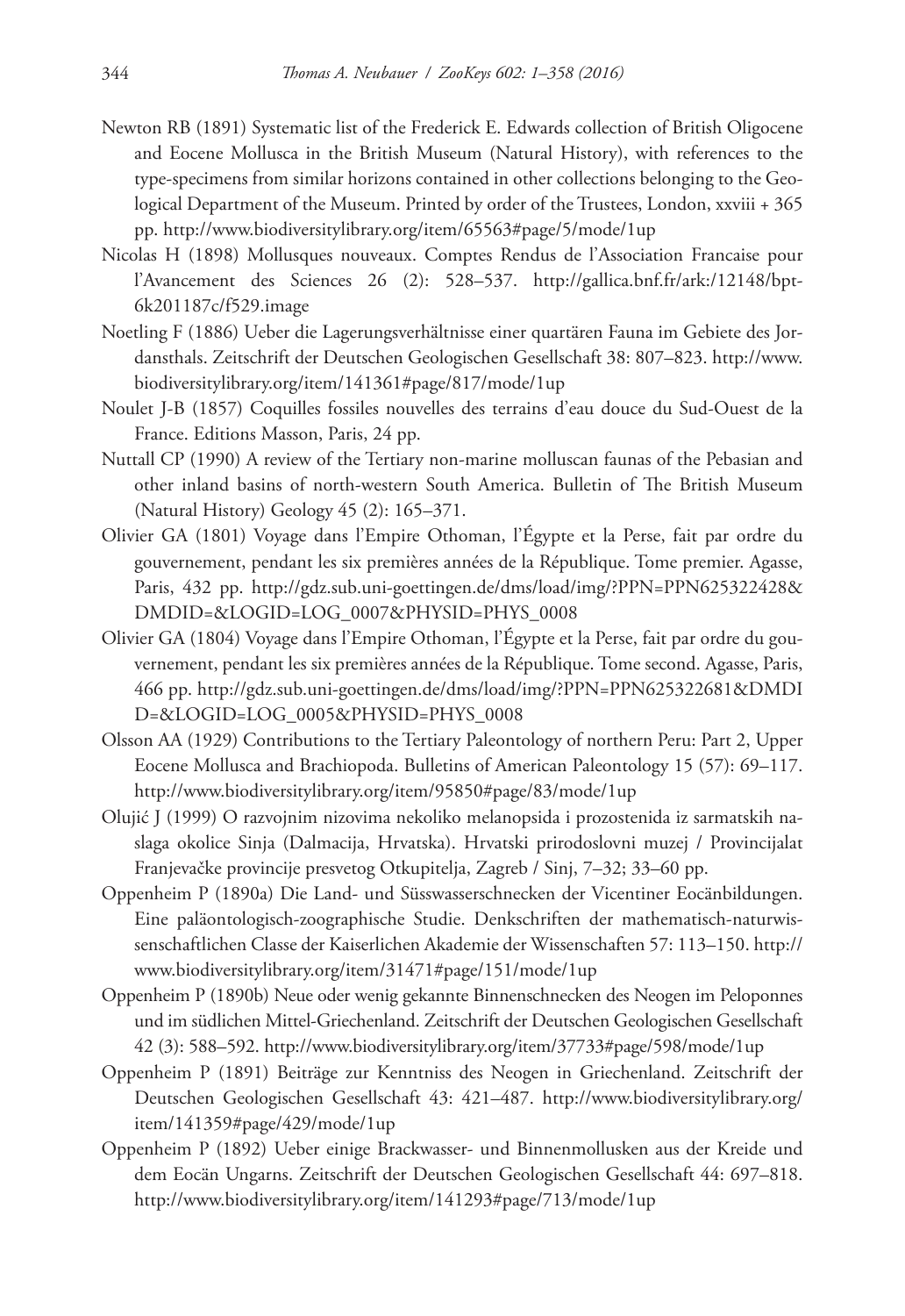Newton RB (1891) Systematic list of the Frederick E. Edwards collection of British Oligocene and Eocene Mollusca in the British Museum (Natural History), with references to the type-specimens from similar horizons contained in other collections belonging to the Geological Department of the Museum. Printed by order of the Trustees, London, xxviii + 365 pp. http://www.biodiversitylibrary.org/item/65563#page/5/mode/1up

Nicolas H (1898) Mollusques nouveaux. Comptes Rendus de l'Association Francaise pour l'Avancement des Sciences 26 (2): 528–537. http://gallica.bnf.fr/ark:/12148/bpt6k201187c/f529.image

Noetling F (1886) Ueber die Lagerungsverhältnisse einer quartären Fauna im Gebiete des Jordansthals. Zeitschrift der Deutschen Geologischen Gesellschaft 38: 807–823. http://www.biodiversitylibrary.org/item/141361#page/817/mode/1up

Noulet J-B (1857) Coquilles fossiles nouvelles des terrains d'eau douce du Sud-Ouest de la France. Editions Masson, Paris, 24 pp.

Nuttall CP (1990) A review of the Tertiary non-marine molluscan faunas of the Pebasian and other inland basins of north-western South America. Bulletin of The British Museum (Natural History) Geology 45 (2): 165–371.

Olivier GA (1801) Voyage dans l'Empire Othoman, l'Égypte et la Perse, fait par ordre du gouvernement, pendant les six premières années de la République. Tome premier. Agasse, Paris, 432 pp. http://gdz.sub.uni-goettingen.de/dms/load/img/?PPN=PPN625322428&DMDID=&LOGID=LOG_0007&PHYSID=PHYS_0008

Olivier GA (1804) Voyage dans l'Empire Othoman, l'Égypte et la Perse, fait par ordre du gouvernement, pendant les six premières années de la République. Tome second. Agasse, Paris, 466 pp. http://gdz.sub.uni-goettingen.de/dms/load/img/?PPN=PPN625322681&DMDID=&LOGID=LOG_0005&PHYSID=PHYS_0008

Olsson AA (1929) Contributions to the Tertiary Paleontology of northern Peru: Part 2, Upper Eocene Mollusca and Brachiopoda. Bulletins of American Paleontology 15 (57): 69–117. http://www.biodiversitylibrary.org/item/95850#page/83/mode/1up

Olujić J (1999) O razvojnim nizovima nekoliko melanopsida i prozostenida iz sarmatskih naslaga okolice Sinja (Dalmacija, Hrvatska). Hrvatski prirodoslovni muzej / Provincijalat Franjevačke provincije presvetog Otkupitelja, Zagreb / Sinj, 7–32; 33–60 pp.

Oppenheim P (1890a) Die Land- und Süsswasserschnecken der Vicentiner Eocänbildungen. Eine paläontologisch-zoographische Studie. Denkschriften der mathematisch-naturwissenschaftlichen Classe der Kaiserlichen Akademie der Wissenschaften 57: 113–150. http://www.biodiversitylibrary.org/item/31471#page/151/mode/1up

Oppenheim P (1890b) Neue oder wenig gekannte Binnenschnecken des Neogen im Peloponnes und im südlichen Mittel-Griechenland. Zeitschrift der Deutschen Geologischen Gesellschaft 42 (3): 588–592. http://www.biodiversitylibrary.org/item/37733#page/598/mode/1up

Oppenheim P (1891) Beiträge zur Kenntniss des Neogen in Griechenland. Zeitschrift der Deutschen Geologischen Gesellschaft 43: 421–487. http://www.biodiversitylibrary.org/item/141359#page/429/mode/1up

Oppenheim P (1892) Ueber einige Brackwasser- und Binnenmollusken aus der Kreide und dem Eocän Ungarns. Zeitschrift der Deutschen Geologischen Gesellschaft 44: 697–818. http://www.biodiversitylibrary.org/item/141293#page/713/mode/1up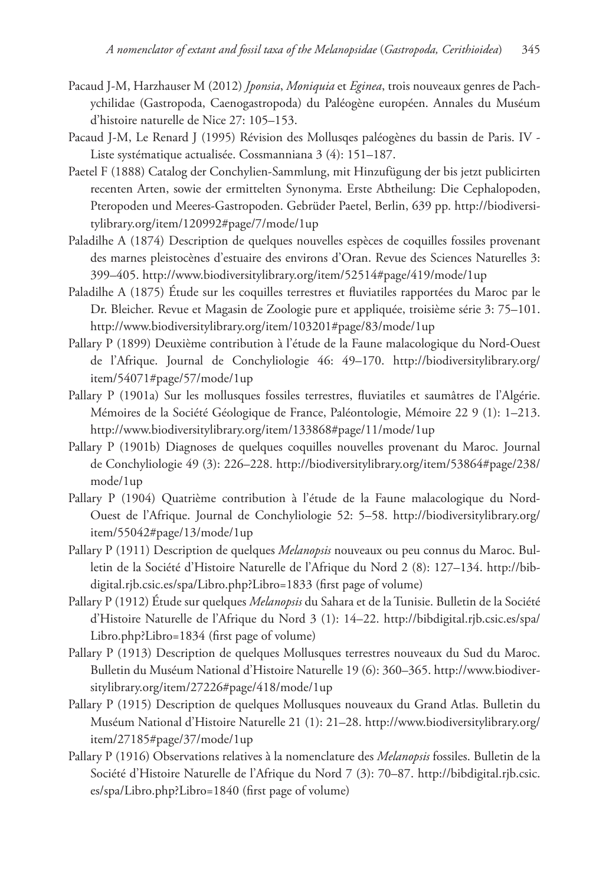Pacaud J-M, Harzhauser M (2012) *Jponsia*, *Moniquia* et *Eginea*, trois nouveaux genres de Pachychilidae (Gastropoda, Caenogastropoda) du Paléogène européen. Annales du Muséum d'histoire naturelle de Nice 27: 105–153.

Pacaud J-M, Le Renard J (1995) Révision des Mollusqes paléogènes du bassin de Paris. IV - Liste systématique actualisée. Cossmanniana 3 (4): 151–187.

Paetel F (1888) Catalog der Conchylien-Sammlung, mit Hinzufügung der bis jetzt publicirten recenten Arten, sowie der ermittelten Synonyma. Erste Abtheilung: Die Cephalopoden, Pteropoden und Meeres-Gastropoden. Gebrüder Paetel, Berlin, 639 pp. http://biodiversitylibrary.org/item/120992#page/7/mode/1up

Paladilhe A (1874) Description de quelques nouvelles espèces de coquilles fossiles provenant des marnes pleistocènes d'estuaire des environs d'Oran. Revue des Sciences Naturelles 3: 399–405. http://www.biodiversitylibrary.org/item/52514#page/419/mode/1up

Paladilhe A (1875) Étude sur les coquilles terrestres et fluviatiles rapportées du Maroc par le Dr. Bleicher. Revue et Magasin de Zoologie pure et appliquée, troisième série 3: 75–101. http://www.biodiversitylibrary.org/item/103201#page/83/mode/1up

Pallary P (1899) Deuxième contribution à l'étude de la Faune malacologique du Nord-Ouest de l'Afrique. Journal de Conchyliologie 46: 49–170. http://biodiversitylibrary.org/item/54071#page/57/mode/1up

Pallary P (1901a) Sur les mollusques fossiles terrestres, fluviatiles et saumâtres de l'Algérie. Mémoires de la Société Géologique de France, Paléontologie, Mémoire 22 9 (1): 1–213. http://www.biodiversitylibrary.org/item/133868#page/11/mode/1up

Pallary P (1901b) Diagnoses de quelques coquilles nouvelles provenant du Maroc. Journal de Conchyliologie 49 (3): 226–228. http://biodiversitylibrary.org/item/53864#page/238/mode/1up

Pallary P (1904) Quatrième contribution à l'étude de la Faune malacologique du Nord-Ouest de l'Afrique. Journal de Conchyliologie 52: 5–58. http://biodiversitylibrary.org/item/55042#page/13/mode/1up

Pallary P (1911) Description de quelques *Melanopsis* nouveaux ou peu connus du Maroc. Bulletin de la Société d'Histoire Naturelle de l'Afrique du Nord 2 (8): 127–134. http://bibdigital.rjb.csic.es/spa/Libro.php?Libro=1833 (first page of volume)

Pallary P (1912) Étude sur quelques *Melanopsis* du Sahara et de la Tunisie. Bulletin de la Société d'Histoire Naturelle de l'Afrique du Nord 3 (1): 14–22. http://bibdigital.rjb.csic.es/spa/Libro.php?Libro=1834 (first page of volume)

Pallary P (1913) Description de quelques Mollusques terrestres nouveaux du Sud du Maroc. Bulletin du Muséum National d'Histoire Naturelle 19 (6): 360–365. http://www.biodiversitylibrary.org/item/27226#page/418/mode/1up

Pallary P (1915) Description de quelques Mollusques nouveaux du Grand Atlas. Bulletin du Muséum National d'Histoire Naturelle 21 (1): 21–28. http://www.biodiversitylibrary.org/item/27185#page/37/mode/1up

Pallary P (1916) Observations relatives à la nomenclature des *Melanopsis* fossiles. Bulletin de la Société d'Histoire Naturelle de l'Afrique du Nord 7 (3): 70–87. http://bibdigital.rjb.csic.es/spa/Libro.php?Libro=1840 (first page of volume)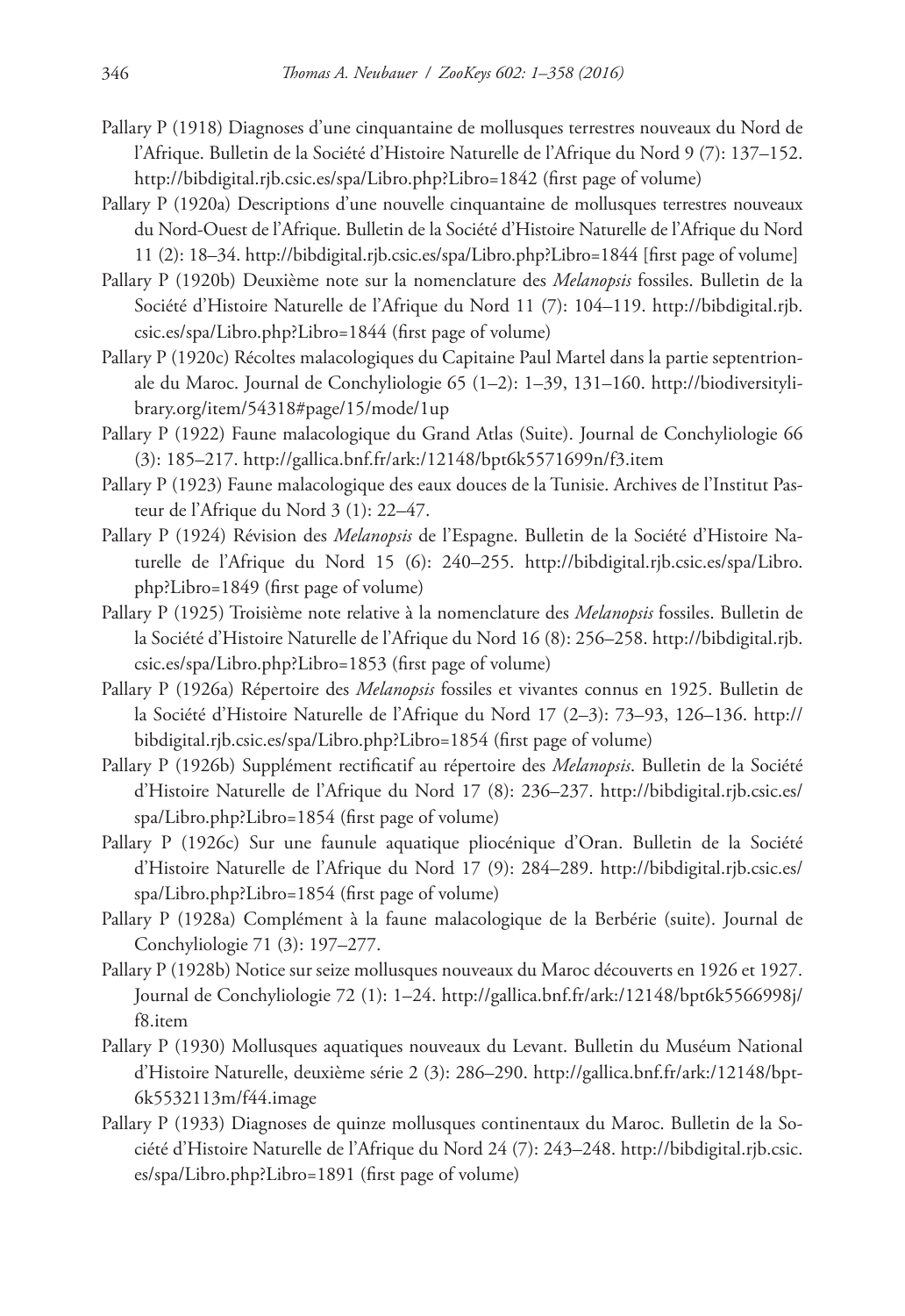Pallary P (1918) Diagnoses d'une cinquantaine de mollusques terrestres nouveaux du Nord de l'Afrique. Bulletin de la Société d'Histoire Naturelle de l'Afrique du Nord 9 (7): 137–152. http://bibdigital.rjb.csic.es/spa/Libro.php?Libro=1842 (first page of volume)

Pallary P (1920a) Descriptions d'une nouvelle cinquantaine de mollusques terrestres nouveaux du Nord-Ouest de l'Afrique. Bulletin de la Société d'Histoire Naturelle de l'Afrique du Nord 11 (2): 18–34. http://bibdigital.rjb.csic.es/spa/Libro.php?Libro=1844 [first page of volume]

Pallary P (1920b) Deuxième note sur la nomenclature des *Melanopsis* fossiles. Bulletin de la Société d'Histoire Naturelle de l'Afrique du Nord 11 (7): 104–119. http://bibdigital.rjb.csic.es/spa/Libro.php?Libro=1844 (first page of volume)

Pallary P (1920c) Récoltes malacologiques du Capitaine Paul Martel dans la partie septentrionale du Maroc. Journal de Conchyliologie 65 (1–2): 1–39, 131–160. http://biodiversitylibrary.org/item/54318#page/15/mode/1up

Pallary P (1922) Faune malacologique du Grand Atlas (Suite). Journal de Conchyliologie 66 (3): 185–217. http://gallica.bnf.fr/ark:/12148/bpt6k5571699n/f3.item

Pallary P (1923) Faune malacologique des eaux douces de la Tunisie. Archives de l'Institut Pasteur de l'Afrique du Nord 3 (1): 22–47.

Pallary P (1924) Révision des *Melanopsis* de l'Espagne. Bulletin de la Société d'Histoire Naturelle de l'Afrique du Nord 15 (6): 240–255. http://bibdigital.rjb.csic.es/spa/Libro.php?Libro=1849 (first page of volume)

Pallary P (1925) Troisième note relative à la nomenclature des *Melanopsis* fossiles. Bulletin de la Société d'Histoire Naturelle de l'Afrique du Nord 16 (8): 256–258. http://bibdigital.rjb.csic.es/spa/Libro.php?Libro=1853 (first page of volume)

Pallary P (1926a) Répertoire des *Melanopsis* fossiles et vivantes connus en 1925. Bulletin de la Société d'Histoire Naturelle de l'Afrique du Nord 17 (2–3): 73–93, 126–136. http://bibdigital.rjb.csic.es/spa/Libro.php?Libro=1854 (first page of volume)

Pallary P (1926b) Supplément rectificatif au répertoire des *Melanopsis*. Bulletin de la Société d'Histoire Naturelle de l'Afrique du Nord 17 (8): 236–237. http://bibdigital.rjb.csic.es/spa/Libro.php?Libro=1854 (first page of volume)

Pallary P (1926c) Sur une faunule aquatique pliocénique d'Oran. Bulletin de la Société d'Histoire Naturelle de l'Afrique du Nord 17 (9): 284–289. http://bibdigital.rjb.csic.es/spa/Libro.php?Libro=1854 (first page of volume)

Pallary P (1928a) Complément à la faune malacologique de la Berbérie (suite). Journal de Conchyliologie 71 (3): 197–277.

Pallary P (1928b) Notice sur seize mollusques nouveaux du Maroc découverts en 1926 et 1927. Journal de Conchyliologie 72 (1): 1–24. http://gallica.bnf.fr/ark:/12148/bpt6k5566998j/f8.item

Pallary P (1930) Mollusques aquatiques nouveaux du Levant. Bulletin du Muséum National d'Histoire Naturelle, deuxième série 2 (3): 286–290. http://gallica.bnf.fr/ark:/12148/bpt6k5532113m/f44.image

Pallary P (1933) Diagnoses de quinze mollusques continentaux du Maroc. Bulletin de la Société d'Histoire Naturelle de l'Afrique du Nord 24 (7): 243–248. http://bibdigital.rjb.csic.es/spa/Libro.php?Libro=1891 (first page of volume)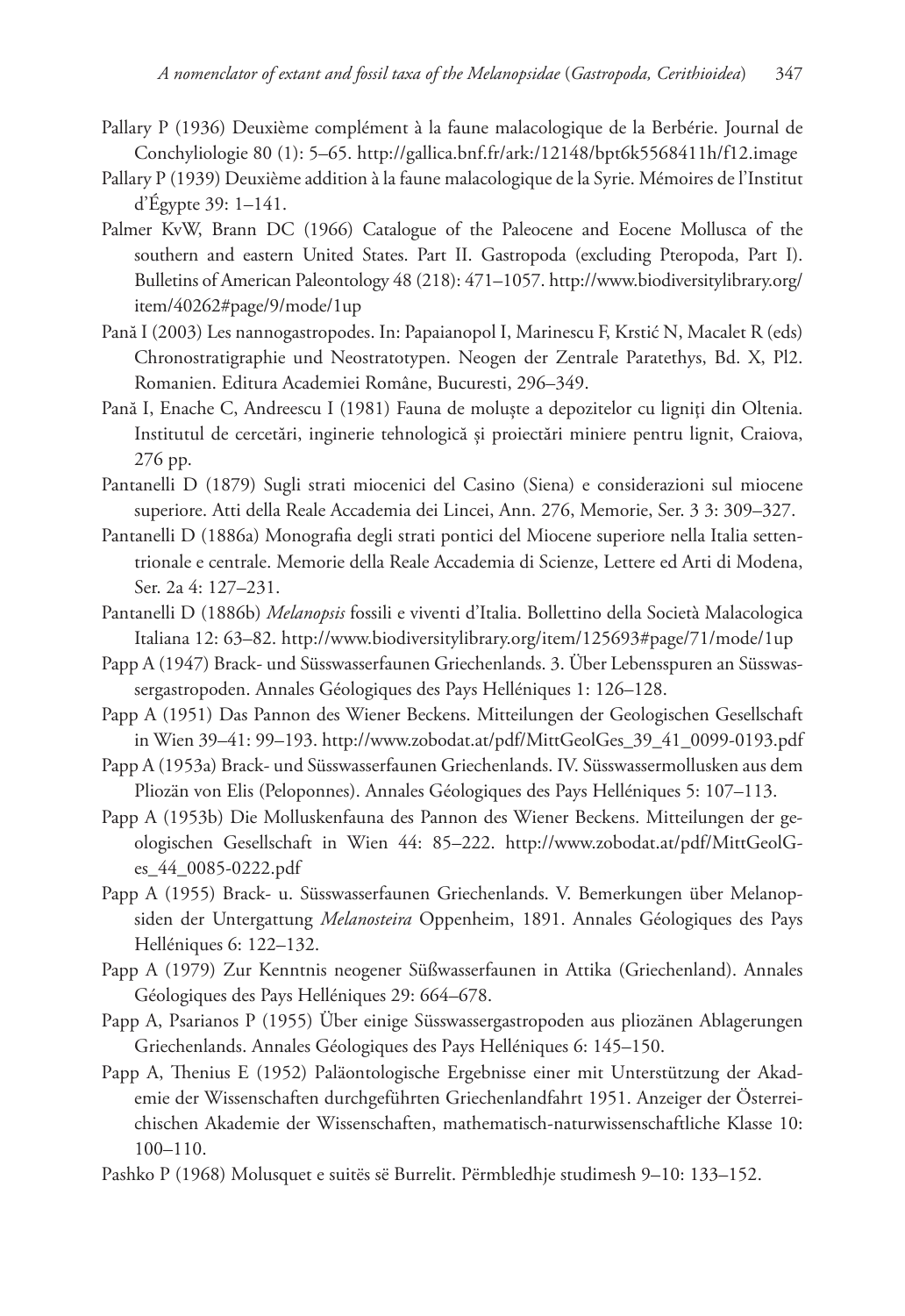Pallary P (1936) Deuxième complément à la faune malacologique de la Berbérie. Journal de Conchyliologie 80 (1): 5–65. http://gallica.bnf.fr/ark:/12148/bpt6k5568411h/f12.image

Pallary P (1939) Deuxième addition à la faune malacologique de la Syrie. Mémoires de l'Institut d'Égypte 39: 1–141.

Palmer KvW, Brann DC (1966) Catalogue of the Paleocene and Eocene Mollusca of the southern and eastern United States. Part II. Gastropoda (excluding Pteropoda, Part I). Bulletins of American Paleontology 48 (218): 471–1057. http://www.biodiversitylibrary.org/item/40262#page/9/mode/1up

Pană I (2003) Les nannogastropodes. In: Papaianopol I, Marinescu F, Krstić N, Macalet R (eds) Chronostratigraphie und Neostratotypen. Neogen der Zentrale Paratethys, Bd. X, Pl2. Romanien. Editura Academiei Române, Bucuresti, 296–349.

Pană I, Enache C, Andreescu I (1981) Fauna de moluște a depozitelor cu ligniți din Oltenia. Institutul de cercetări, inginerie tehnologică și proiectări miniere pentru lignit, Craiova, 276 pp.

Pantanelli D (1879) Sugli strati miocenici del Casino (Siena) e considerazioni sul miocene superiore. Atti della Reale Accademia dei Lincei, Ann. 276, Memorie, Ser. 3 3: 309–327.

Pantanelli D (1886a) Monografia degli strati pontici del Miocene superiore nella Italia settentrionale e centrale. Memorie della Reale Accademia di Scienze, Lettere ed Arti di Modena, Ser. 2a 4: 127–231.

Pantanelli D (1886b) *Melanopsis* fossili e viventi d'Italia. Bollettino della Società Malacologica Italiana 12: 63–82. http://www.biodiversitylibrary.org/item/125693#page/71/mode/1up

Papp A (1947) Brack- und Süsswasserfaunen Griechenlands. 3. Über Lebensspuren an Süsswassergastropoden. Annales Géologiques des Pays Helléniques 1: 126–128.

Papp A (1951) Das Pannon des Wiener Beckens. Mitteilungen der Geologischen Gesellschaft in Wien 39–41: 99–193. http://www.zobodat.at/pdf/MittGeolGes_39_41_0099-0193.pdf

Papp A (1953a) Brack- und Süsswasserfaunen Griechenlands. IV. Süsswassermollusken aus dem Pliozän von Elis (Peloponnes). Annales Géologiques des Pays Helléniques 5: 107–113.

Papp A (1953b) Die Molluskenfauna des Pannon des Wiener Beckens. Mitteilungen der geologischen Gesellschaft in Wien 44: 85–222. http://www.zobodat.at/pdf/MittGeolGes_44_0085-0222.pdf

Papp A (1955) Brack- u. Süsswasserfaunen Griechenlands. V. Bemerkungen über Melanopsiden der Untergattung *Melanosteira* Oppenheim, 1891. Annales Géologiques des Pays Helléniques 6: 122–132.

Papp A (1979) Zur Kenntnis neogener Süßwasserfaunen in Attika (Griechenland). Annales Géologiques des Pays Helléniques 29: 664–678.

Papp A, Psarianos P (1955) Über einige Süsswassergastropoden aus pliozänen Ablagerungen Griechenlands. Annales Géologiques des Pays Helléniques 6: 145–150.

Papp A, Thenius E (1952) Paläontologische Ergebnisse einer mit Unterstützung der Akademie der Wissenschaften durchgeführten Griechenlandfahrt 1951. Anzeiger der Österreichischen Akademie der Wissenschaften, mathematisch-naturwissenschaftliche Klasse 10: 100–110.

Pashko P (1968) Molusquet e suitës së Burrelit. Përmbledhje studimesh 9–10: 133–152.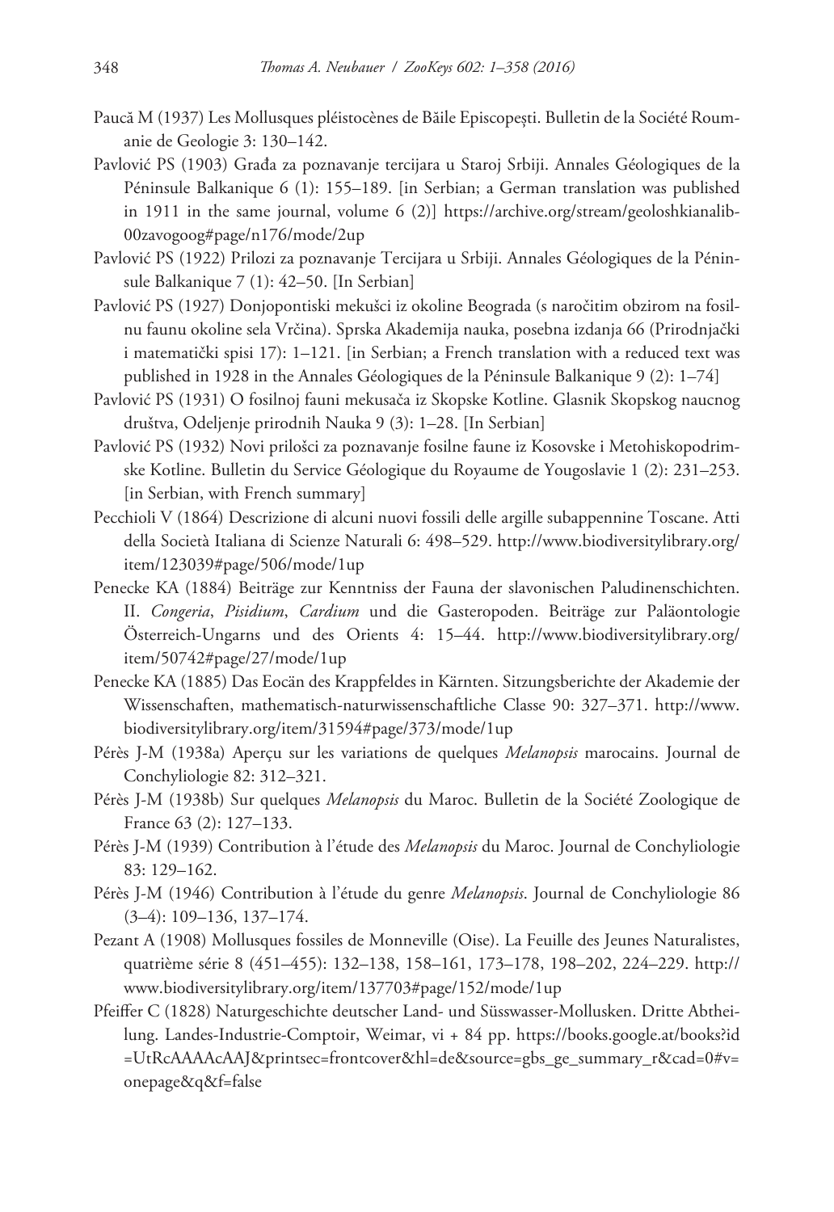Paucă M (1937) Les Mollusques pléistocènes de Băile Episcopești. Bulletin de la Société Roumanie de Geologie 3: 130–142.

Pavlović PS (1903) Građa za poznavanje tercijara u Staroj Srbiji. Annales Géologiques de la Péninsule Balkanique 6 (1): 155–189. [in Serbian; a German translation was published in 1911 in the same journal, volume 6 (2)] https://archive.org/stream/geoloshkianalib00zavogoog#page/n176/mode/2up

Pavlović PS (1922) Prilozi za poznavanje Tercijara u Srbiji. Annales Géologiques de la Péninsule Balkanique 7 (1): 42–50. [In Serbian]

Pavlović PS (1927) Donjopontiski mekušci iz okoline Beograda (s naročitim obzirom na fosilnu faunu okoline sela Vrčina). Sprska Akademija nauka, posebna izdanja 66 (Prirodnjački i matematički spisi 17): 1–121. [in Serbian; a French translation with a reduced text was published in 1928 in the Annales Géologiques de la Péninsule Balkanique 9 (2): 1–74]

Pavlović PS (1931) O fosilnoj fauni mekusača iz Skopske Kotline. Glasnik Skopskog naucnog društva, Odeljenje prirodnih Nauka 9 (3): 1–28. [In Serbian]

Pavlović PS (1932) Novi prilošci za poznavanje fosilne faune iz Kosovske i Metohiskopodrimske Kotline. Bulletin du Service Géologique du Royaume de Yougoslavie 1 (2): 231–253. [in Serbian, with French summary]

Pecchioli V (1864) Descrizione di alcuni nuovi fossili delle argille subappennine Toscane. Atti della Società Italiana di Scienze Naturali 6: 498–529. http://www.biodiversitylibrary.org/item/123039#page/506/mode/1up

Penecke KA (1884) Beiträge zur Kenntniss der Fauna der slavonischen Paludinenschichten. II. *Congeria*, *Pisidium*, *Cardium* und die Gasteropoden. Beiträge zur Paläontologie Österreich-Ungarns und des Orients 4: 15–44. http://www.biodiversitylibrary.org/item/50742#page/27/mode/1up

Penecke KA (1885) Das Eocän des Krappfeldes in Kärnten. Sitzungsberichte der Akademie der Wissenschaften, mathematisch-naturwissenschaftliche Classe 90: 327–371. http://www.biodiversitylibrary.org/item/31594#page/373/mode/1up

Pérès J-M (1938a) Aperçu sur les variations de quelques *Melanopsis* marocains. Journal de Conchyliologie 82: 312–321.

Pérès J-M (1938b) Sur quelques *Melanopsis* du Maroc. Bulletin de la Société Zoologique de France 63 (2): 127–133.

Pérès J-M (1939) Contribution à l'étude des *Melanopsis* du Maroc. Journal de Conchyliologie 83: 129–162.

Pérès J-M (1946) Contribution à l'étude du genre *Melanopsis*. Journal de Conchyliologie 86 (3–4): 109–136, 137–174.

Pezant A (1908) Mollusques fossiles de Monneville (Oise). La Feuille des Jeunes Naturalistes, quatrième série 8 (451–455): 132–138, 158–161, 173–178, 198–202, 224–229. http://www.biodiversitylibrary.org/item/137703#page/152/mode/1up

Pfeiffer C (1828) Naturgeschichte deutscher Land- und Süsswasser-Mollusken. Dritte Abtheilung. Landes-Industrie-Comptoir, Weimar, vi + 84 pp. https://books.google.at/books?id=UtRcAAAAcAAJ&printsec=frontcover&hl=de&source=gbs_ge_summary_r&cad=0#v=onepage&q&f=false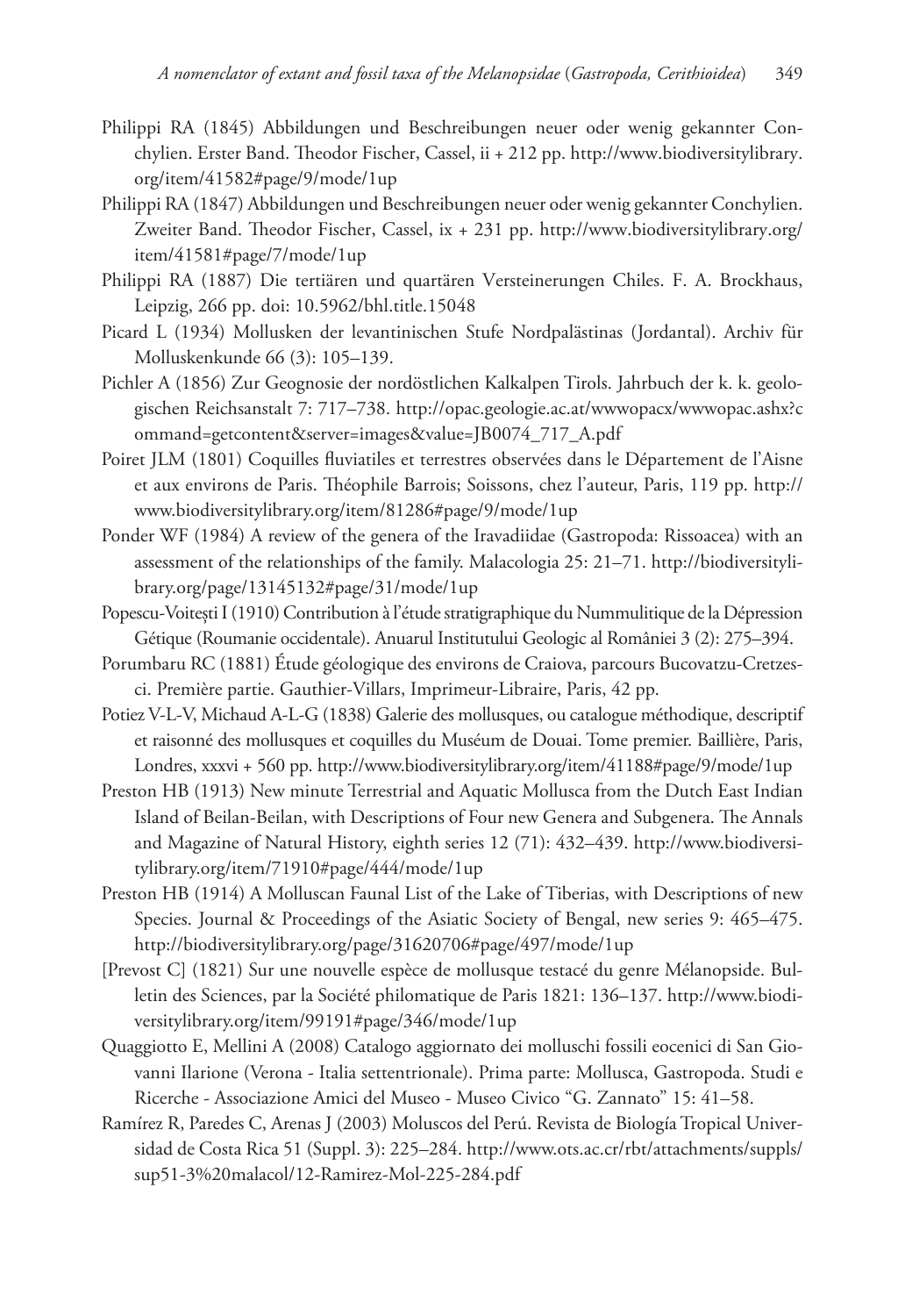Philippi RA (1845) Abbildungen und Beschreibungen neuer oder wenig gekannter Conchylien. Erster Band. Theodor Fischer, Cassel, ii + 212 pp. http://www.biodiversitylibrary.org/item/41582#page/9/mode/1up

Philippi RA (1847) Abbildungen und Beschreibungen neuer oder wenig gekannter Conchylien. Zweiter Band. Theodor Fischer, Cassel, ix + 231 pp. http://www.biodiversitylibrary.org/item/41581#page/7/mode/1up

Philippi RA (1887) Die tertiären und quartären Versteinerungen Chiles. F. A. Brockhaus, Leipzig, 266 pp. doi: 10.5962/bhl.title.15048

Picard L (1934) Mollusken der levantinischen Stufe Nordpalästinas (Jordantal). Archiv für Molluskenkunde 66 (3): 105–139.

Pichler A (1856) Zur Geognosie der nordöstlichen Kalkalpen Tirols. Jahrbuch der k. k. geologischen Reichsanstalt 7: 717–738. http://opac.geologie.ac.at/wwwopacx/wwwopac.ashx?command=getcontent&server=images&value=JB0074_717_A.pdf

Poiret JLM (1801) Coquilles fluviatiles et terrestres observées dans le Département de l'Aisne et aux environs de Paris. Théophile Barrois; Soissons, chez l'auteur, Paris, 119 pp. http://www.biodiversitylibrary.org/item/81286#page/9/mode/1up

Ponder WF (1984) A review of the genera of the Iravadiidae (Gastropoda: Rissoacea) with an assessment of the relationships of the family. Malacologia 25: 21–71. http://biodiversitylibrary.org/page/13145132#page/31/mode/1up

Popescu-Voitești I (1910) Contribution à l'étude stratigraphique du Nummulitique de la Dépression Gétique (Roumanie occidentale). Anuarul Institutului Geologic al României 3 (2): 275–394.

Porumbaru RC (1881) Étude géologique des environs de Craiova, parcours Bucovatzu-Cretzesci. Première partie. Gauthier-Villars, Imprimeur-Libraire, Paris, 42 pp.

Potiez V-L-V, Michaud A-L-G (1838) Galerie des mollusques, ou catalogue méthodique, descriptif et raisonné des mollusques et coquilles du Muséum de Douai. Tome premier. Baillière, Paris, Londres, xxxvi + 560 pp. http://www.biodiversitylibrary.org/item/41188#page/9/mode/1up

Preston HB (1913) New minute Terrestrial and Aquatic Mollusca from the Dutch East Indian Island of Beilan-Beilan, with Descriptions of Four new Genera and Subgenera. The Annals and Magazine of Natural History, eighth series 12 (71): 432–439. http://www.biodiversitylibrary.org/item/71910#page/444/mode/1up

Preston HB (1914) A Molluscan Faunal List of the Lake of Tiberias, with Descriptions of new Species. Journal & Proceedings of the Asiatic Society of Bengal, new series 9: 465–475. http://biodiversitylibrary.org/page/31620706#page/497/mode/1up

[Prevost C] (1821) Sur une nouvelle espèce de mollusque testacé du genre Mélanopside. Bulletin des Sciences, par la Société philomatique de Paris 1821: 136–137. http://www.biodiversitylibrary.org/item/99191#page/346/mode/1up

Quaggiotto E, Mellini A (2008) Catalogo aggiornato dei molluschi fossili eocenici di San Giovanni Ilarione (Verona - Italia settentrionale). Prima parte: Mollusca, Gastropoda. Studi e Ricerche - Associazione Amici del Museo - Museo Civico "G. Zannato" 15: 41–58.

Ramírez R, Paredes C, Arenas J (2003) Moluscos del Perú. Revista de Biología Tropical Universidad de Costa Rica 51 (Suppl. 3): 225–284. http://www.ots.ac.cr/rbt/attachments/suppls/sup51-3%20malacol/12-Ramirez-Mol-225-284.pdf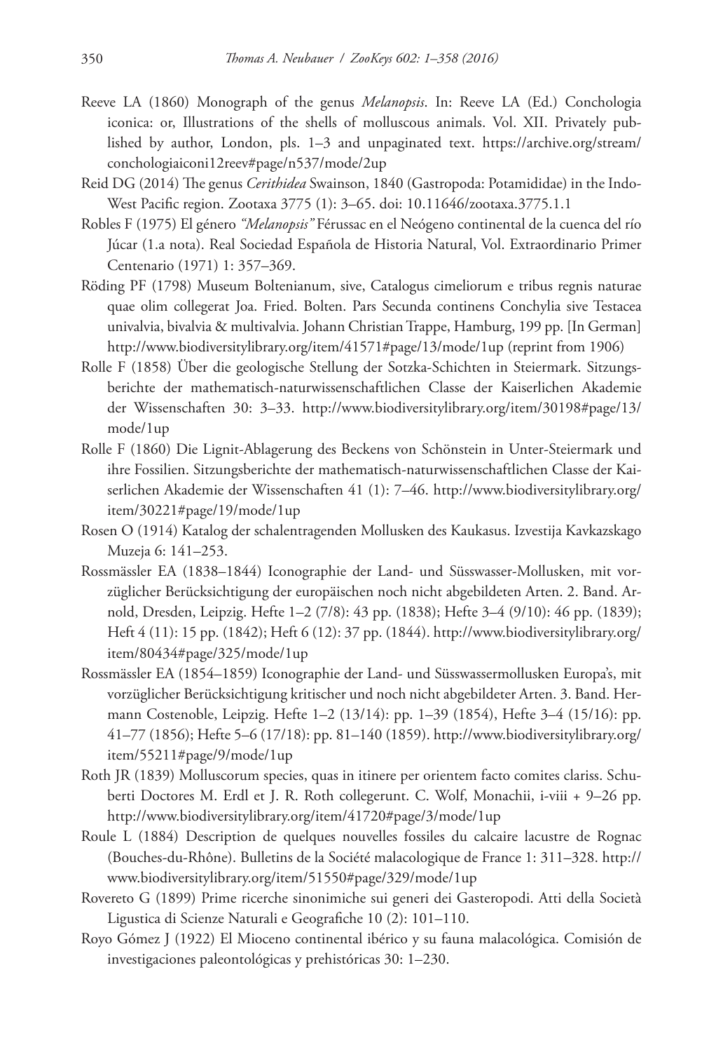Reeve LA (1860) Monograph of the genus *Melanopsis*. In: Reeve LA (Ed.) Conchologia iconica: or, Illustrations of the shells of molluscous animals. Vol. XII. Privately published by author, London, pls. 1–3 and unpaginated text. https://archive.org/stream/conchologiaiconi12reev#page/n537/mode/2up

Reid DG (2014) The genus *Cerithidea* Swainson, 1840 (Gastropoda: Potamididae) in the Indo-West Pacific region. Zootaxa 3775 (1): 3–65. doi: 10.11646/zootaxa.3775.1.1

Robles F (1975) El género *"Melanopsis"* Férussac en el Neógeno continental de la cuenca del río Júcar (1.a nota). Real Sociedad Española de Historia Natural, Vol. Extraordinario Primer Centenario (1971) 1: 357–369.

Röding PF (1798) Museum Boltenianum, sive, Catalogus cimeliorum e tribus regnis naturae quae olim collegerat Joa. Fried. Bolten. Pars Secunda continens Conchylia sive Testacea univalvia, bivalvia & multivalvia. Johann Christian Trappe, Hamburg, 199 pp. [In German] http://www.biodiversitylibrary.org/item/41571#page/13/mode/1up (reprint from 1906)

Rolle F (1858) Über die geologische Stellung der Sotzka-Schichten in Steiermark. Sitzungsberichte der mathematisch-naturwissenschaftlichen Classe der Kaiserlichen Akademie der Wissenschaften 30: 3–33. http://www.biodiversitylibrary.org/item/30198#page/13/mode/1up

Rolle F (1860) Die Lignit-Ablagerung des Beckens von Schönstein in Unter-Steiermark und ihre Fossilien. Sitzungsberichte der mathematisch-naturwissenschaftlichen Classe der Kaiserlichen Akademie der Wissenschaften 41 (1): 7–46. http://www.biodiversitylibrary.org/item/30221#page/19/mode/1up

Rosen O (1914) Katalog der schalentragenden Mollusken des Kaukasus. Izvestija Kavkazskago Muzeja 6: 141–253.

Rossmässler EA (1838–1844) Iconographie der Land- und Süsswasser-Mollusken, mit vorzüglicher Berücksichtigung der europäischen noch nicht abgebildeten Arten. 2. Band. Arnold, Dresden, Leipzig. Hefte 1–2 (7/8): 43 pp. (1838); Hefte 3–4 (9/10): 46 pp. (1839); Heft 4 (11): 15 pp. (1842); Heft 6 (12): 37 pp. (1844). http://www.biodiversitylibrary.org/item/80434#page/325/mode/1up

Rossmässler EA (1854–1859) Iconographie der Land- und Süsswassermollusken Europa's, mit vorzüglicher Berücksichtigung kritischer und noch nicht abgebildeter Arten. 3. Band. Hermann Costenoble, Leipzig. Hefte 1–2 (13/14): pp. 1–39 (1854), Hefte 3–4 (15/16): pp. 41–77 (1856); Hefte 5–6 (17/18): pp. 81–140 (1859). http://www.biodiversitylibrary.org/item/55211#page/9/mode/1up

Roth JR (1839) Molluscorum species, quas in itinere per orientem facto comites clariss. Schuberti Doctores M. Erdl et J. R. Roth collegerunt. C. Wolf, Monachii, i-viii + 9–26 pp. http://www.biodiversitylibrary.org/item/41720#page/3/mode/1up

Roule L (1884) Description de quelques nouvelles fossiles du calcaire lacustre de Rognac (Bouches-du-Rhône). Bulletins de la Société malacologique de France 1: 311–328. http://www.biodiversitylibrary.org/item/51550#page/329/mode/1up

Rovereto G (1899) Prime ricerche sinonimiche sui generi dei Gasteropodi. Atti della Società Ligustica di Scienze Naturali e Geografiche 10 (2): 101–110.

Royo Gómez J (1922) El Mioceno continental ibérico y su fauna malacológica. Comisión de investigaciones paleontológicas y prehistóricas 30: 1–230.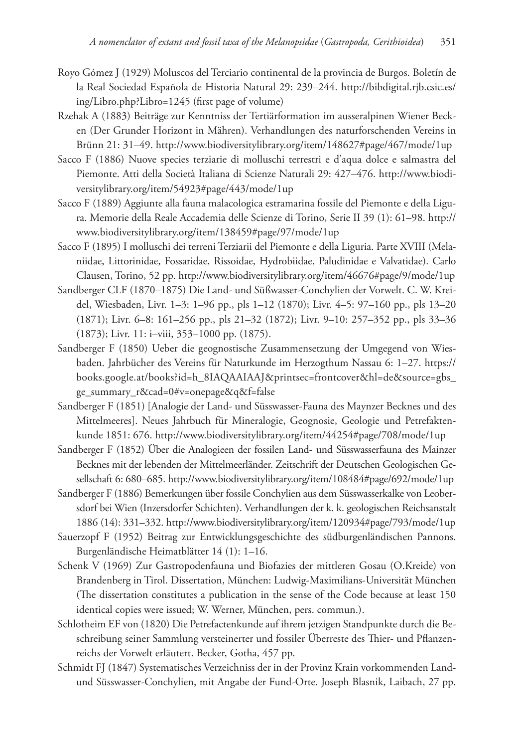Royo Gómez J (1929) Moluscos del Terciario continental de la provincia de Burgos. Boletín de la Real Sociedad Española de Historia Natural 29: 239–244. http://bibdigital.rjb.csic.es/ing/Libro.php?Libro=1245 (first page of volume)

Rzehak A (1883) Beiträge zur Kenntniss der Tertiärformation im ausseralpinen Wiener Becken (Der Grunder Horizont in Mähren). Verhandlungen des naturforschenden Vereins in Brünn 21: 31–49. http://www.biodiversitylibrary.org/item/148627#page/467/mode/1up

Sacco F (1886) Nuove species terziarie di molluschi terrestri e d'aqua dolce e salmastra del Piemonte. Atti della Società Italiana di Scienze Naturali 29: 427–476. http://www.biodiversitylibrary.org/item/54923#page/443/mode/1up

Sacco F (1889) Aggiunte alla fauna malacologica estramarina fossile del Piemonte e della Ligura. Memorie della Reale Accademia delle Scienze di Torino, Serie II 39 (1): 61–98. http://www.biodiversitylibrary.org/item/138459#page/97/mode/1up

Sacco F (1895) I molluschi dei terreni Terziarii del Piemonte e della Liguria. Parte XVIII (Melaniidae, Littorinidae, Fossaridae, Rissoidae, Hydrobiidae, Paludinidae e Valvatidae). Carlo Clausen, Torino, 52 pp. http://www.biodiversitylibrary.org/item/46676#page/9/mode/1up

Sandberger CLF (1870–1875) Die Land- und Süßwasser-Conchylien der Vorwelt. C. W. Kreidel, Wiesbaden, Livr. 1–3: 1–96 pp., pls 1–12 (1870); Livr. 4–5: 97–160 pp., pls 13–20 (1871); Livr. 6–8: 161–256 pp., pls 21–32 (1872); Livr. 9–10: 257–352 pp., pls 33–36 (1873); Livr. 11: i–viii, 353–1000 pp. (1875).

Sandberger F (1850) Ueber die geognostische Zusammensetzung der Umgegend von Wiesbaden. Jahrbücher des Vereins für Naturkunde im Herzogthum Nassau 6: 1–27. https://books.google.at/books?id=h_8IAQAAIAAJ&printsec=frontcover&hl=de&source=gbs_ge_summary_r&cad=0#v=onepage&q&f=false

Sandberger F (1851) [Analogie der Land- und Süsswasser-Fauna des Maynzer Becknes und des Mittelmeeres]. Neues Jahrbuch für Mineralogie, Geognosie, Geologie und Petrefaktenkunde 1851: 676. http://www.biodiversitylibrary.org/item/44254#page/708/mode/1up

Sandberger F (1852) Über die Analogieen der fossilen Land- und Süsswasserfauna des Mainzer Becknes mit der lebenden der Mittelmeerländer. Zeitschrift der Deutschen Geologischen Gesellschaft 6: 680–685. http://www.biodiversitylibrary.org/item/108484#page/692/mode/1up

Sandberger F (1886) Bemerkungen über fossile Conchylien aus dem Süsswasserkalke von Leobersdorf bei Wien (Inzersdorfer Schichten). Verhandlungen der k. k. geologischen Reichsanstalt 1886 (14): 331–332. http://www.biodiversitylibrary.org/item/120934#page/793/mode/1up

Sauerzopf F (1952) Beitrag zur Entwicklungsgeschichte des südburgenländischen Pannons. Burgenländische Heimatblätter 14 (1): 1–16.

Schenk V (1969) Zur Gastropodenfauna und Biofazies der mittleren Gosau (O.Kreide) von Brandenberg in Tirol. Dissertation, München: Ludwig-Maximilians-Universität München (The dissertation constitutes a publication in the sense of the Code because at least 150 identical copies were issued; W. Werner, München, pers. commun.).

Schlotheim EF von (1820) Die Petrefactenkunde auf ihrem jetzigen Standpunkte durch die Beschreibung seiner Sammlung versteinerter und fossiler Überreste des Thier- und Pflanzenreichs der Vorwelt erläutert. Becker, Gotha, 457 pp.

Schmidt FJ (1847) Systematisches Verzeichniss der in der Provinz Krain vorkommenden Land- und Süsswasser-Conchylien, mit Angabe der Fund-Orte. Joseph Blasnik, Laibach, 27 pp.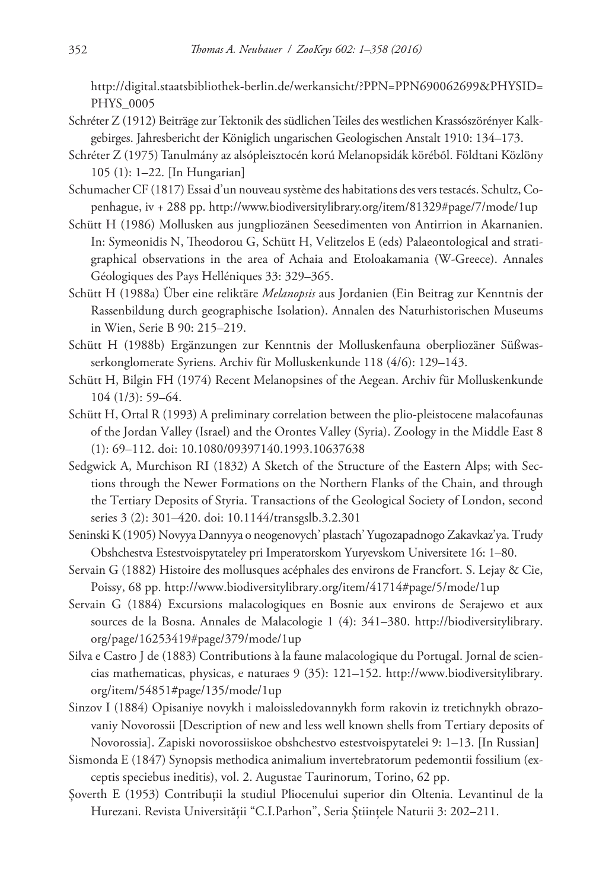http://digital.staatsbibliothek-berlin.de/werkansicht/?PPN=PPN690062699&PHYSID=PHYS_0005

Schréter Z (1912) Beiträge zur Tektonik des südlichen Teiles des westlichen Krassószörényer Kalkgebirges. Jahresbericht der Königlich ungarischen Geologischen Anstalt 1910: 134–173.

Schréter Z (1975) Tanulmány az alsópleisztocén korú Melanopsidák köréből. Földtani Közlöny 105 (1): 1–22. [In Hungarian]

Schumacher CF (1817) Essai d'un nouveau système des habitations des vers testacés. Schultz, Copenhague, iv + 288 pp. http://www.biodiversitylibrary.org/item/81329#page/7/mode/1up

Schütt H (1986) Mollusken aus jungpliozänen Seesedimenten von Antirrion in Akarnanien. In: Symeonidis N, Theodorou G, Schütt H, Velitzelos E (eds) Palaeontological and stratigraphical observations in the area of Achaia and Etoloakamania (W-Greece). Annales Géologiques des Pays Helléniques 33: 329–365.

Schütt H (1988a) Über eine reliktäre *Melanopsis* aus Jordanien (Ein Beitrag zur Kenntnis der Rassenbildung durch geographische Isolation). Annalen des Naturhistorischen Museums in Wien, Serie B 90: 215–219.

Schütt H (1988b) Ergänzungen zur Kenntnis der Molluskenfauna oberpliozäner Süßwasserkonglomerate Syriens. Archiv für Molluskenkunde 118 (4/6): 129–143.

Schütt H, Bilgin FH (1974) Recent Melanopsines of the Aegean. Archiv für Molluskenkunde 104 (1/3): 59–64.

Schütt H, Ortal R (1993) A preliminary correlation between the plio-pleistocene malacofaunas of the Jordan Valley (Israel) and the Orontes Valley (Syria). Zoology in the Middle East 8 (1): 69–112. doi: 10.1080/09397140.1993.10637638

Sedgwick A, Murchison RI (1832) A Sketch of the Structure of the Eastern Alps; with Sections through the Newer Formations on the Northern Flanks of the Chain, and through the Tertiary Deposits of Styria. Transactions of the Geological Society of London, second series 3 (2): 301–420. doi: 10.1144/transgslb.3.2.301

Seninski K (1905) Novyya Dannyya o neogenovych' plastach' Yugozapadnogo Zakavkaz'ya. Trudy Obshchestva Estestvoispytateley pri Imperatorskom Yuryevskom Universitete 16: 1–80.

Servain G (1882) Histoire des mollusques acéphales des environs de Francfort. S. Lejay & Cie, Poissy, 68 pp. http://www.biodiversitylibrary.org/item/41714#page/5/mode/1up

Servain G (1884) Excursions malacologiques en Bosnie aux environs de Serajewo et aux sources de la Bosna. Annales de Malacologie 1 (4): 341–380. http://biodiversitylibrary.org/page/16253419#page/379/mode/1up

Silva e Castro J de (1883) Contributions à la faune malacologique du Portugal. Jornal de sciencias mathematicas, physicas, e naturaes 9 (35): 121–152. http://www.biodiversitylibrary.org/item/54851#page/135/mode/1up

Sinzov I (1884) Opisaniye novykh i maloissledovannykh form rakovin iz tretichnykh obrazovaniy Novorossii [Description of new and less well known shells from Tertiary deposits of Novorossia]. Zapiski novorossiiskoe obshchestvo estestvoispytatelei 9: 1–13. [In Russian]

Sismonda E (1847) Synopsis methodica animalium invertebratorum pedemontii fossilium (exceptis speciebus ineditis), vol. 2. Augustae Taurinorum, Torino, 62 pp.

Şoverth E (1953) Contribuţii la studiul Pliocenului superior din Oltenia. Levantinul de la Hurezani. Revista Universităţii "C.I.Parhon", Seria Ştiinţele Naturii 3: 202–211.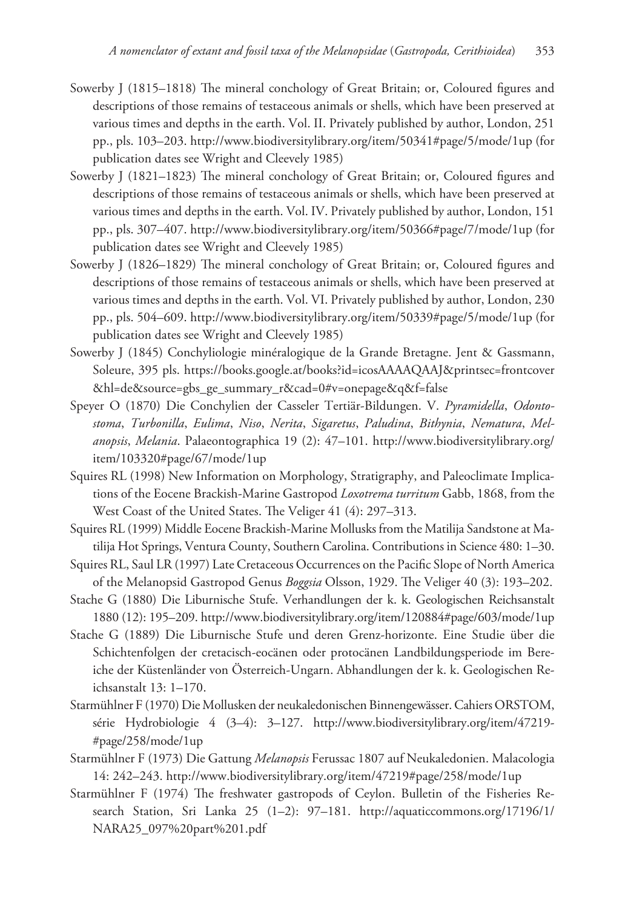Sowerby J (1815–1818) The mineral conchology of Great Britain; or, Coloured figures and descriptions of those remains of testaceous animals or shells, which have been preserved at various times and depths in the earth. Vol. II. Privately published by author, London, 251 pp., pls. 103–203. http://www.biodiversitylibrary.org/item/50341#page/5/mode/1up (for publication dates see Wright and Cleevely 1985)

Sowerby J (1821–1823) The mineral conchology of Great Britain; or, Coloured figures and descriptions of those remains of testaceous animals or shells, which have been preserved at various times and depths in the earth. Vol. IV. Privately published by author, London, 151 pp., pls. 307–407. http://www.biodiversitylibrary.org/item/50366#page/7/mode/1up (for publication dates see Wright and Cleevely 1985)

Sowerby J (1826–1829) The mineral conchology of Great Britain; or, Coloured figures and descriptions of those remains of testaceous animals or shells, which have been preserved at various times and depths in the earth. Vol. VI. Privately published by author, London, 230 pp., pls. 504–609. http://www.biodiversitylibrary.org/item/50339#page/5/mode/1up (for publication dates see Wright and Cleevely 1985)

Sowerby J (1845) Conchyliologie minéralogique de la Grande Bretagne. Jent & Gassmann, Soleure, 395 pls. https://books.google.at/books?id=icosAAAAQAAJ&printsec=frontcover&hl=de&source=gbs_ge_summary_r&cad=0#v=onepage&q&f=false

Speyer O (1870) Die Conchylien der Casseler Tertiär-Bildungen. V. *Pyramidella*, *Odontostoma*, *Turbonilla*, *Eulima*, *Niso*, *Nerita*, *Sigaretus*, *Paludina*, *Bithynia*, *Nematura*, *Melanopsis*, *Melania*. Palaeontographica 19 (2): 47–101. http://www.biodiversitylibrary.org/item/103320#page/67/mode/1up

Squires RL (1998) New Information on Morphology, Stratigraphy, and Paleoclimate Implications of the Eocene Brackish-Marine Gastropod *Loxotrema turritum* Gabb, 1868, from the West Coast of the United States. The Veliger 41 (4): 297–313.

Squires RL (1999) Middle Eocene Brackish-Marine Mollusks from the Matilija Sandstone at Matilija Hot Springs, Ventura County, Southern Carolina. Contributions in Science 480: 1–30.

Squires RL, Saul LR (1997) Late Cretaceous Occurrences on the Pacific Slope of North America of the Melanopsid Gastropod Genus *Boggsia* Olsson, 1929. The Veliger 40 (3): 193–202.

Stache G (1880) Die Liburnische Stufe. Verhandlungen der k. k. Geologischen Reichsanstalt 1880 (12): 195–209. http://www.biodiversitylibrary.org/item/120884#page/603/mode/1up

Stache G (1889) Die Liburnische Stufe und deren Grenz-horizonte. Eine Studie über die Schichtenfolgen der cretacisch-eocänen oder protocänen Landbildungsperiode im Bereiche der Küstenländer von Österreich-Ungarn. Abhandlungen der k. k. Geologischen Reichsanstalt 13: 1–170.

Starmühlner F (1970) Die Mollusken der neukaledonischen Binnengewässer. Cahiers ORSTOM, série Hydrobiologie 4 (3–4): 3–127. http://www.biodiversitylibrary.org/item/47219#page/258/mode/1up

Starmühlner F (1973) Die Gattung *Melanopsis* Ferussac 1807 auf Neukaledonien. Malacologia 14: 242–243. http://www.biodiversitylibrary.org/item/47219#page/258/mode/1up

Starmühlner F (1974) The freshwater gastropods of Ceylon. Bulletin of the Fisheries Research Station, Sri Lanka 25 (1–2): 97–181. http://aquaticcommons.org/17196/1/NARA25_097%20part%201.pdf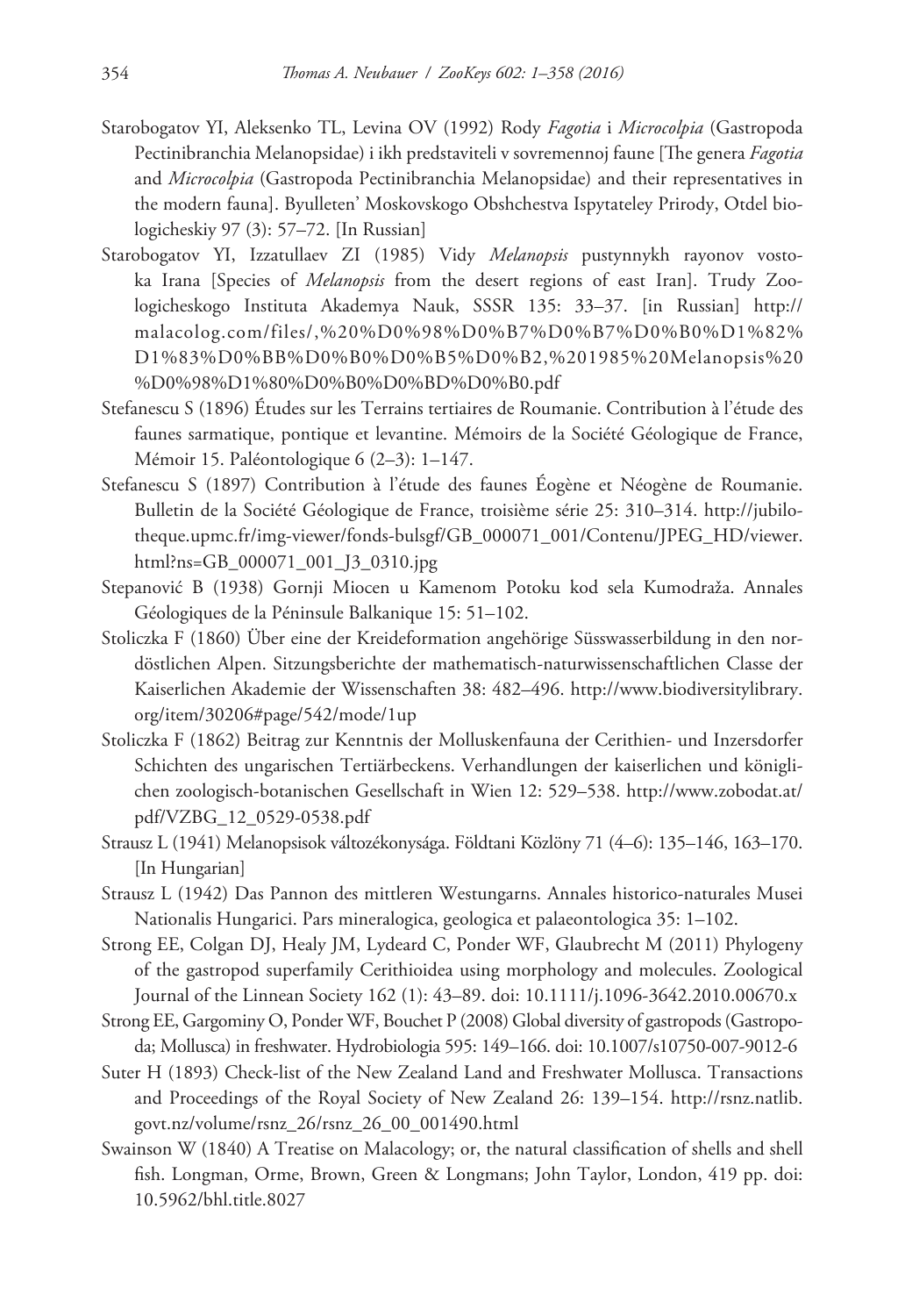Starobogatov YI, Aleksenko TL, Levina OV (1992) Rody *Fagotia* i *Microcolpia* (Gastropoda Pectinibranchia Melanopsidae) i ikh predstaviteli v sovremennoj faune [The genera *Fagotia* and *Microcolpia* (Gastropoda Pectinibranchia Melanopsidae) and their representatives in the modern fauna]. Byulleten' Moskovskogo Obshchestva Ispytateley Prirody, Otdel biologicheskiy 97 (3): 57–72. [In Russian]

Starobogatov YI, Izzatullaev ZI (1985) Vidy *Melanopsis* pustynnykh rayonov vostoka Irana [Species of *Melanopsis* from the desert regions of east Iran]. Trudy Zoologicheskogo Instituta Akademya Nauk, SSSR 135: 33–37. [in Russian] http://malacolog.com/files/,%20%D0%98%D0%B7%D0%B7%D0%B0%D1%82%D1%83%D0%BB%D0%BB%D0%B0%D0%B5%D0%B2,%201985%20Melanopsis%20%D0%98%D1%80%D0%B0%D0%BD%D0%B0.pdf

Stefanescu S (1896) Études sur les Terrains tertiaires de Roumanie. Contribution à l'étude des faunes sarmatique, pontique et levantine. Mémoirs de la Société Géologique de France, Mémoir 15. Paléontologique 6 (2–3): 1–147.

Stefanescu S (1897) Contribution à l'étude des faunes Éogène et Néogène de Roumanie. Bulletin de la Société Géologique de France, troisième série 25: 310–314. http://jubilotheque.upmc.fr/img-viewer/fonds-bulsgf/GB_000071_001/Contenu/JPEG_HD/viewer.html?ns=GB_000071_001_J3_0310.jpg

Stepanović B (1938) Gornji Miocen u Kamenom Potoku kod sela Kumodraža. Annales Géologiques de la Péninsule Balkanique 15: 51–102.

Stoliczka F (1860) Über eine der Kreideformation angehörige Süsswasserbildung in den nordöstlichen Alpen. Sitzungsberichte der mathematisch-naturwissenschaftlichen Classe der Kaiserlichen Akademie der Wissenschaften 38: 482–496. http://www.biodiversitylibrary.org/item/30206#page/542/mode/1up

Stoliczka F (1862) Beitrag zur Kenntnis der Molluskenfauna der Cerithien- und Inzersdorfer Schichten des ungarischen Tertiärbeckens. Verhandlungen der kaiserlichen und königlichen zoologisch-botanischen Gesellschaft in Wien 12: 529–538. http://www.zobodat.at/pdf/VZBG_12_0529-0538.pdf

Strausz L (1941) Melanopsisok változékonysága. Földtani Közlöny 71 (4–6): 135–146, 163–170. [In Hungarian]

Strausz L (1942) Das Pannon des mittleren Westungarns. Annales historico-naturales Musei Nationalis Hungarici. Pars mineralogica, geologica et palaeontologica 35: 1–102.

Strong EE, Colgan DJ, Healy JM, Lydeard C, Ponder WF, Glaubrecht M (2011) Phylogeny of the gastropod superfamily Cerithioidea using morphology and molecules. Zoological Journal of the Linnean Society 162 (1): 43–89. doi: 10.1111/j.1096-3642.2010.00670.x

Strong EE, Gargominy O, Ponder WF, Bouchet P (2008) Global diversity of gastropods (Gastropoda; Mollusca) in freshwater. Hydrobiologia 595: 149–166. doi: 10.1007/s10750-007-9012-6

Suter H (1893) Check-list of the New Zealand Land and Freshwater Mollusca. Transactions and Proceedings of the Royal Society of New Zealand 26: 139–154. http://rsnz.natlib.govt.nz/volume/rsnz_26/rsnz_26_00_001490.html

Swainson W (1840) A Treatise on Malacology; or, the natural classification of shells and shell fish. Longman, Orme, Brown, Green & Longmans; John Taylor, London, 419 pp. doi: 10.5962/bhl.title.8027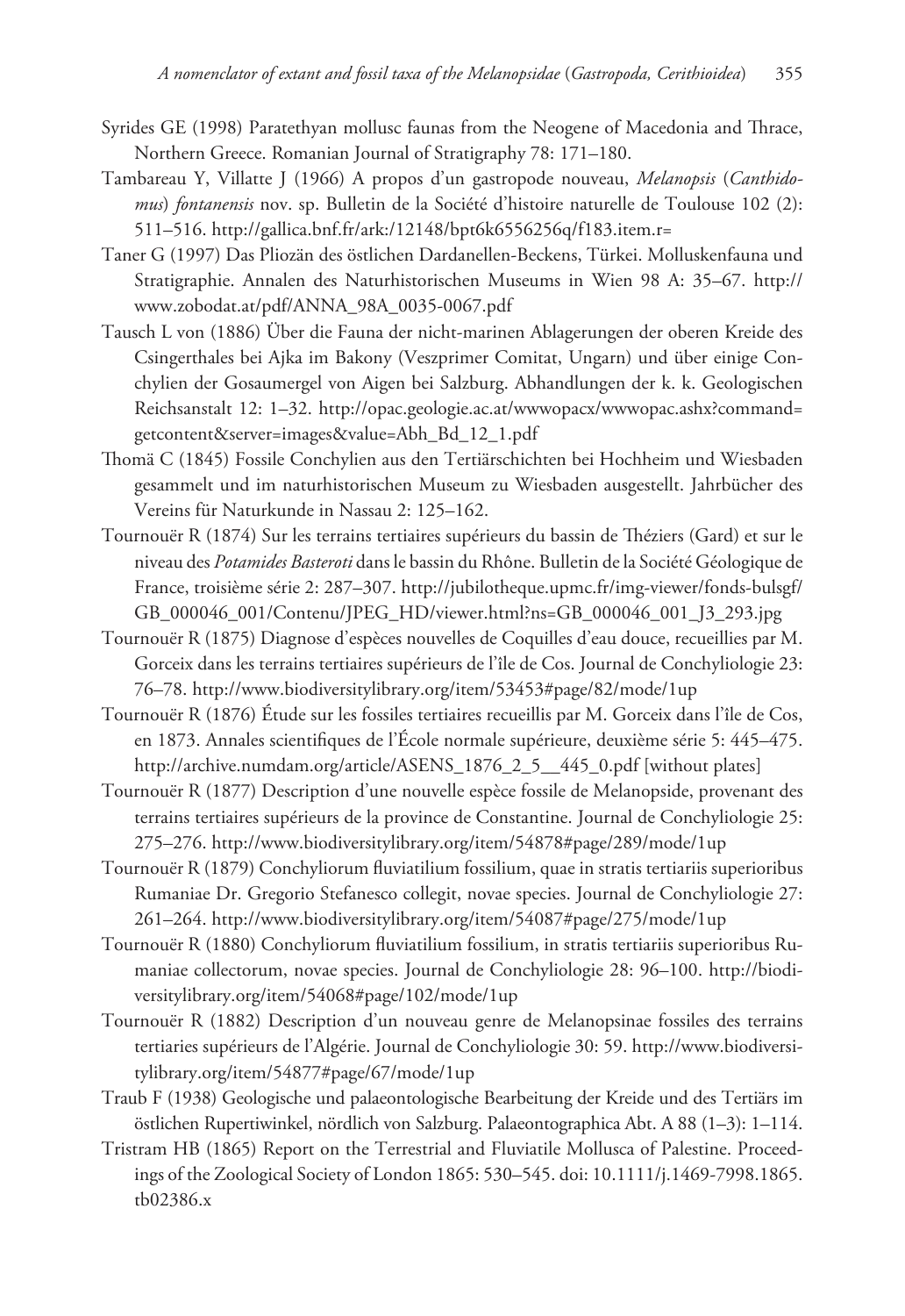Syrides GE (1998) Paratethyan mollusc faunas from the Neogene of Macedonia and Thrace, Northern Greece. Romanian Journal of Stratigraphy 78: 171–180.

Tambareau Y, Villatte J (1966) A propos d'un gastropode nouveau, *Melanopsis* (*Canthidomus*) *fontanensis* nov. sp. Bulletin de la Société d'histoire naturelle de Toulouse 102 (2): 511–516. http://gallica.bnf.fr/ark:/12148/bpt6k6556256q/f183.item.r=

Taner G (1997) Das Pliozän des östlichen Dardanellen-Beckens, Türkei. Molluskenfauna und Stratigraphie. Annalen des Naturhistorischen Museums in Wien 98 A: 35–67. http://www.zobodat.at/pdf/ANNA_98A_0035-0067.pdf

Tausch L von (1886) Über die Fauna der nicht-marinen Ablagerungen der oberen Kreide des Csingerthales bei Ajka im Bakony (Veszprimer Comitat, Ungarn) und über einige Conchylien der Gosaumergel von Aigen bei Salzburg. Abhandlungen der k. k. Geologischen Reichsanstalt 12: 1–32. http://opac.geologie.ac.at/wwwopacx/wwwopac.ashx?command=getcontent&server=images&value=Abh_Bd_12_1.pdf

Thomä C (1845) Fossile Conchylien aus den Tertiärschichten bei Hochheim und Wiesbaden gesammelt und im naturhistorischen Museum zu Wiesbaden ausgestellt. Jahrbücher des Vereins für Naturkunde in Nassau 2: 125–162.

Tournouër R (1874) Sur les terrains tertiaires supérieurs du bassin de Théziers (Gard) et sur le niveau des *Potamides Basteroti* dans le bassin du Rhône. Bulletin de la Société Géologique de France, troisième série 2: 287–307. http://jubilotheque.upmc.fr/img-viewer/fonds-bulsgf/GB_000046_001/Contenu/JPEG_HD/viewer.html?ns=GB_000046_001_J3_293.jpg

Tournouër R (1875) Diagnose d'espèces nouvelles de Coquilles d'eau douce, recueillies par M. Gorceix dans les terrains tertiaires supérieurs de l'île de Cos. Journal de Conchyliologie 23: 76–78. http://www.biodiversitylibrary.org/item/53453#page/82/mode/1up

Tournouër R (1876) Étude sur les fossiles tertiaires recueillis par M. Gorceix dans l'île de Cos, en 1873. Annales scientifiques de l'École normale supérieure, deuxième série 5: 445–475. http://archive.numdam.org/article/ASENS_1876_2_5__445_0.pdf [without plates]

Tournouër R (1877) Description d'une nouvelle espèce fossile de Melanopside, provenant des terrains tertiaires supérieurs de la province de Constantine. Journal de Conchyliologie 25: 275–276. http://www.biodiversitylibrary.org/item/54878#page/289/mode/1up

Tournouër R (1879) Conchyliorum fluviatilium fossilium, quae in stratis tertiariis superioribus Rumaniae Dr. Gregorio Stefanesco collegit, novae species. Journal de Conchyliologie 27: 261–264. http://www.biodiversitylibrary.org/item/54087#page/275/mode/1up

Tournouër R (1880) Conchyliorum fluviatilium fossilium, in stratis tertiariis superioribus Rumaniae collectorum, novae species. Journal de Conchyliologie 28: 96–100. http://biodiversitylibrary.org/item/54068#page/102/mode/1up

Tournouër R (1882) Description d'un nouveau genre de Melanopsinae fossiles des terrains tertiaries supérieurs de l'Algérie. Journal de Conchyliologie 30: 59. http://www.biodiversitylibrary.org/item/54877#page/67/mode/1up

Traub F (1938) Geologische und palaeontologische Bearbeitung der Kreide und des Tertiärs im östlichen Rupertiwinkel, nördlich von Salzburg. Palaeontographica Abt. A 88 (1–3): 1–114.

Tristram HB (1865) Report on the Terrestrial and Fluviatile Mollusca of Palestine. Proceedings of the Zoological Society of London 1865: 530–545. doi: 10.1111/j.1469-7998.1865.tb02386.x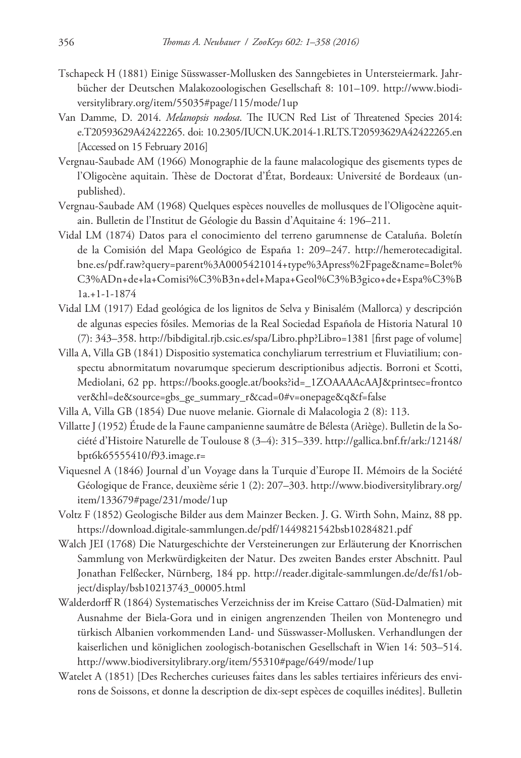Tschapeck H (1881) Einige Süsswasser-Mollusken des Sanngebietes in Untersteiermark. Jahrbücher der Deutschen Malakozoologischen Gesellschaft 8: 101–109. http://www.biodiversitylibrary.org/item/55035#page/115/mode/1up

Van Damme, D. 2014. *Melanopsis nodosa*. The IUCN Red List of Threatened Species 2014: e.T20593629A42422265. doi: 10.2305/IUCN.UK.2014-1.RLTS.T20593629A42422265.en [Accessed on 15 February 2016]

Vergnau-Saubade AM (1966) Monographie de la faune malacologique des gisements types de l'Oligocène aquitain. Thèse de Doctorat d'État, Bordeaux: Université de Bordeaux (unpublished).

Vergnau-Saubade AM (1968) Quelques espèces nouvelles de mollusques de l'Oligocène aquitain. Bulletin de l'Institut de Géologie du Bassin d'Aquitaine 4: 196–211.

Vidal LM (1874) Datos para el conocimiento del terreno garumnense de Cataluña. Boletín de la Comisión del Mapa Geológico de España 1: 209–247. http://hemerotecadigital.bne.es/pdf.raw?query=parent%3A0005421014+type%3Apress%2Fpage&name=Bolet%C3%ADn+de+la+Comisi%C3%B3n+del+Mapa+Geol%C3%B3gico+de+Espa%C3%B1a.+1-1-1874

Vidal LM (1917) Edad geológica de los lignitos de Selva y Binisalém (Mallorca) y descripción de algunas especies fósiles. Memorias de la Real Sociedad Española de Historia Natural 10 (7): 343–358. http://bibdigital.rjb.csic.es/spa/Libro.php?Libro=1381 [first page of volume]

Villa A, Villa GB (1841) Dispositio systematica conchyliarum terrestrium et Fluviatilium; conspectu abnormitatum novarumque specierum descriptionibus adjectis. Borroni et Scotti, Mediolani, 62 pp. https://books.google.at/books?id=_1ZOAAAAcAAJ&printsec=frontcover&hl=de&source=gbs_ge_summary_r&cad=0#v=onepage&q&f=false

Villa A, Villa GB (1854) Due nuove melanie. Giornale di Malacologia 2 (8): 113.

Villatte J (1952) Étude de la Faune campanienne saumâtre de Bélesta (Ariège). Bulletin de la Société d'Histoire Naturelle de Toulouse 8 (3–4): 315–339. http://gallica.bnf.fr/ark:/12148/bpt6k65555410/f93.image.r=

Viquesnel A (1846) Journal d'un Voyage dans la Turquie d'Europe II. Mémoirs de la Société Géologique de France, deuxième série 1 (2): 207–303. http://www.biodiversitylibrary.org/item/133679#page/231/mode/1up

Voltz F (1852) Geologische Bilder aus dem Mainzer Becken. J. G. Wirth Sohn, Mainz, 88 pp. https://download.digitale-sammlungen.de/pdf/1449821542bsb10284821.pdf

Walch JEI (1768) Die Naturgeschichte der Versteinerungen zur Erläuterung der Knorrischen Sammlung von Merkwürdigkeiten der Natur. Des zweiten Bandes erster Abschnitt. Paul Jonathan Felßecker, Nürnberg, 184 pp. http://reader.digitale-sammlungen.de/de/fs1/object/display/bsb10213743_00005.html

Walderdorff R (1864) Systematisches Verzeichniss der im Kreise Cattaro (Süd-Dalmatien) mit Ausnahme der Biela-Gora und in einigen angrenzenden Theilen von Montenegro und türkisch Albanien vorkommenden Land- und Süsswasser-Mollusken. Verhandlungen der kaiserlichen und königlichen zoologisch-botanischen Gesellschaft in Wien 14: 503–514. http://www.biodiversitylibrary.org/item/55310#page/649/mode/1up

Watelet A (1851) [Des Recherches curieuses faites dans les sables tertiaires inférieurs des environs de Soissons, et donne la description de dix-sept espèces de coquilles inédites]. Bulletin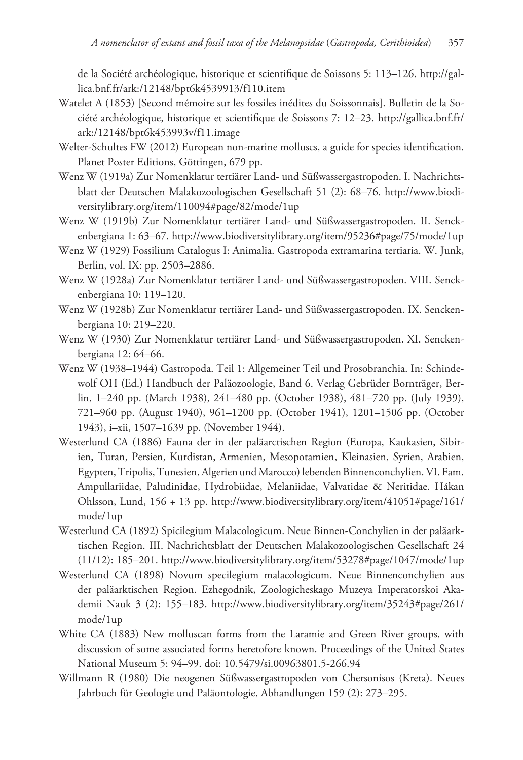de la Société archéologique, historique et scientifique de Soissons 5: 113–126. http://gallica.bnf.fr/ark:/12148/bpt6k4539913/f110.item

Watelet A (1853) [Second mémoire sur les fossiles inédites du Soissonnais]. Bulletin de la Société archéologique, historique et scientifique de Soissons 7: 12–23. http://gallica.bnf.fr/ark:/12148/bpt6k453993v/f11.image

Welter-Schultes FW (2012) European non-marine molluscs, a guide for species identification. Planet Poster Editions, Göttingen, 679 pp.

Wenz W (1919a) Zur Nomenklatur tertiärer Land- und Süßwassergastropoden. I. Nachrichtsblatt der Deutschen Malakozoologischen Gesellschaft 51 (2): 68–76. http://www.biodiversitylibrary.org/item/110094#page/82/mode/1up

Wenz W (1919b) Zur Nomenklatur tertiärer Land- und Süßwassergastropoden. II. Senckenbergiana 1: 63–67. http://www.biodiversitylibrary.org/item/95236#page/75/mode/1up

Wenz W (1929) Fossilium Catalogus I: Animalia. Gastropoda extramarina tertiaria. W. Junk, Berlin, vol. IX: pp. 2503–2886.

Wenz W (1928a) Zur Nomenklatur tertiärer Land- und Süßwassergastropoden. VIII. Senckenbergiana 10: 119–120.

Wenz W (1928b) Zur Nomenklatur tertiärer Land- und Süßwassergastropoden. IX. Senckenbergiana 10: 219–220.

Wenz W (1930) Zur Nomenklatur tertiärer Land- und Süßwassergastropoden. XI. Senckenbergiana 12: 64–66.

Wenz W (1938–1944) Gastropoda. Teil 1: Allgemeiner Teil und Prosobranchia. In: Schindewolf OH (Ed.) Handbuch der Paläozoologie, Band 6. Verlag Gebrüder Bornträger, Berlin, 1–240 pp. (March 1938), 241–480 pp. (October 1938), 481–720 pp. (July 1939), 721–960 pp. (August 1940), 961–1200 pp. (October 1941), 1201–1506 pp. (October 1943), i–xii, 1507–1639 pp. (November 1944).

Westerlund CA (1886) Fauna der in der paläarctischen Region (Europa, Kaukasien, Sibirien, Turan, Persien, Kurdistan, Armenien, Mesopotamien, Kleinasien, Syrien, Arabien, Egypten, Tripolis, Tunesien, Algerien und Marocco) lebenden Binnenconchylien. VI. Fam. Ampullariidae, Paludinidae, Hydrobiidae, Melaniidae, Valvatidae & Neritidae. Håkan Ohlsson, Lund, 156 + 13 pp. http://www.biodiversitylibrary.org/item/41051#page/161/mode/1up

Westerlund CA (1892) Spicilegium Malacologicum. Neue Binnen-Conchylien in der paläarktischen Region. III. Nachrichtsblatt der Deutschen Malakozoologischen Gesellschaft 24 (11/12): 185–201. http://www.biodiversitylibrary.org/item/53278#page/1047/mode/1up

Westerlund CA (1898) Novum specilegium malacologicum. Neue Binnenconchylien aus der paläarktischen Region. Ezhegodnik, Zoologicheskago Muzeya Imperatorskoi Akademii Nauk 3 (2): 155–183. http://www.biodiversitylibrary.org/item/35243#page/261/mode/1up

White CA (1883) New molluscan forms from the Laramie and Green River groups, with discussion of some associated forms heretofore known. Proceedings of the United States National Museum 5: 94–99. doi: 10.5479/si.00963801.5-266.94

Willmann R (1980) Die neogenen Süßwassergastropoden von Chersonisos (Kreta). Neues Jahrbuch für Geologie und Paläontologie, Abhandlungen 159 (2): 273–295.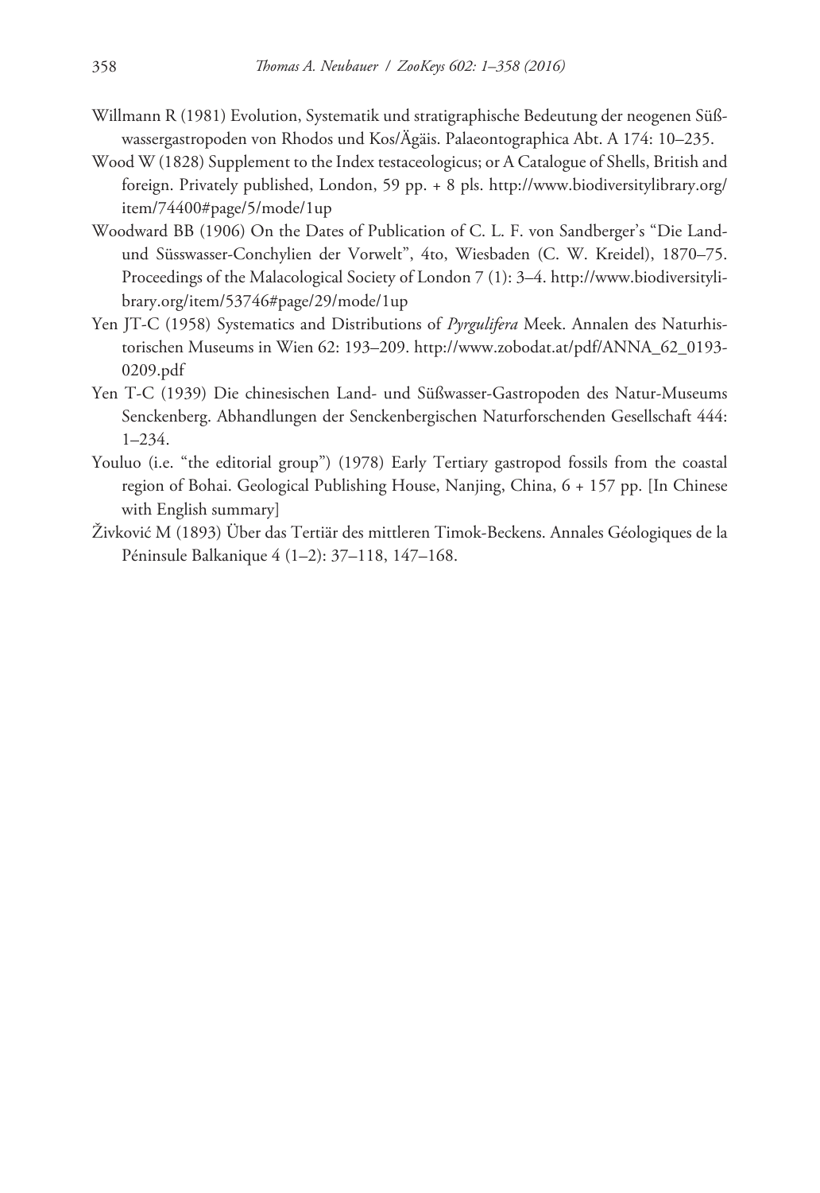Willmann R (1981) Evolution, Systematik und stratigraphische Bedeutung der neogenen Süßwassergastropoden von Rhodos und Kos/Ägäis. Palaeontographica Abt. A 174: 10–235.

Wood W (1828) Supplement to the Index testaceologicus; or A Catalogue of Shells, British and foreign. Privately published, London, 59 pp. + 8 pls. http://www.biodiversitylibrary.org/item/74400#page/5/mode/1up

Woodward BB (1906) On the Dates of Publication of C. L. F. von Sandberger's "Die Land- und Süsswasser-Conchylien der Vorwelt", 4to, Wiesbaden (C. W. Kreidel), 1870–75. Proceedings of the Malacological Society of London 7 (1): 3–4. http://www.biodiversitylibrary.org/item/53746#page/29/mode/1up

Yen JT-C (1958) Systematics and Distributions of *Pyrgulifera* Meek. Annalen des Naturhistorischen Museums in Wien 62: 193–209. http://www.zobodat.at/pdf/ANNA_62_0193-0209.pdf

Yen T-C (1939) Die chinesischen Land- und Süßwasser-Gastropoden des Natur-Museums Senckenberg. Abhandlungen der Senckenbergischen Naturforschenden Gesellschaft 444: 1–234.

Youluo (i.e. "the editorial group") (1978) Early Tertiary gastropod fossils from the coastal region of Bohai. Geological Publishing House, Nanjing, China, 6 + 157 pp. [In Chinese with English summary]

Živković M (1893) Über das Tertiär des mittleren Timok-Beckens. Annales Géologiques de la Péninsule Balkanique 4 (1–2): 37–118, 147–168.